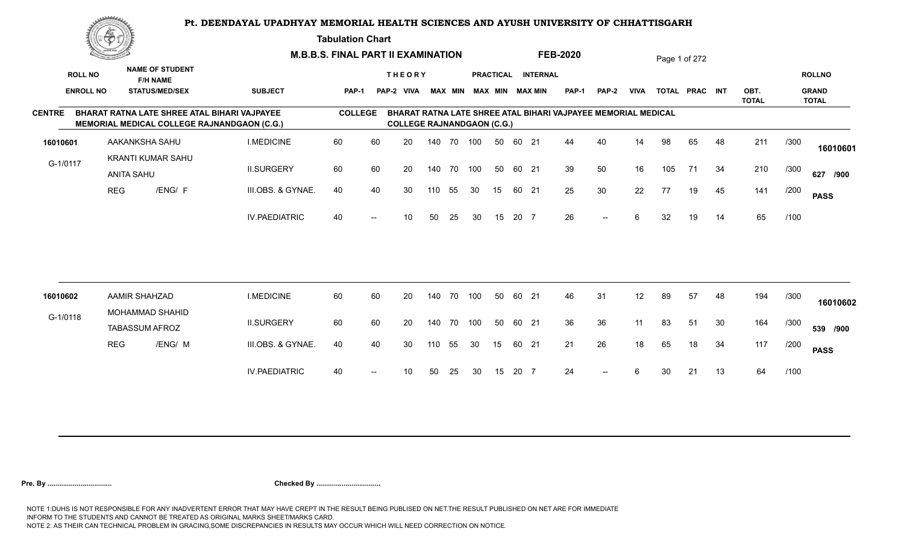# Pt. DEENDAYAL UPADHYAY MEMORIAL HEALTH SCIENCES AND AYUSH UNIVERSITY OF CHHATTISGARH

**Tabulation Chart**

**M.B.B.S. FINAL PART II EXAMINATION** **FEB-2020**

**CENTRE** BHARAT RATNA LATE SHREE ATAL BIHARI VAJPAYEE MEMORIAL MEDICAL COLLEGE RAJNANDGAON (C.G.)

**COLLEGE** BHARAT RATNA LATE SHREE ATAL BIHARI VAJPAYEE MEMORIAL MEDICAL COLLEGE RAJNANDGAON (C.G.)

| ROLL NO / ENROLL NO | NAME OF STUDENT / F/H NAME / STATUS/MED/SEX | SUBJECT | THEORY PAP-1 | THEORY PAP-2 | THEORY VIVA | THEORY MAX | THEORY MIN | PRACTICAL MAX | PRACTICAL MIN | INTERNAL MAX | INTERNAL MIN | PAP-1 | PAP-2 | VIVA | TOTAL | PRAC | INT | OBT. TOTAL | | ROLLNO / GRAND TOTAL |
|---|---|---|---|---|---|---|---|---|---|---|---|---|---|---|---|---|---|---|---|---|
| 16010601 | AAKANKSHA SAHU | I.MEDICINE | 60 | 60 | 20 | 140 | 70 | 100 | 50 | 60 | 21 | 44 | 40 | 14 | 98 | 65 | 48 | 211 | /300 | 16010601 |
| G-1/0117 | KRANTI KUMAR SAHU / ANITA SAHU | II.SURGERY | 60 | 60 | 20 | 140 | 70 | 100 | 50 | 60 | 21 | 39 | 50 | 16 | 105 | 71 | 34 | 210 | /300 | 627 /900 |
| | REG /ENG/ F | III.OBS. & GYNAE. | 40 | 40 | 30 | 110 | 55 | 30 | 15 | 60 | 21 | 25 | 30 | 22 | 77 | 19 | 45 | 141 | /200 | PASS |
| | | IV.PAEDIATRIC | 40 | -- | 10 | 50 | 25 | 30 | 15 | 20 | 7 | 26 | -- | 6 | 32 | 19 | 14 | 65 | /100 | |
| 16010602 | AAMIR SHAHZAD | I.MEDICINE | 60 | 60 | 20 | 140 | 70 | 100 | 50 | 60 | 21 | 46 | 31 | 12 | 89 | 57 | 48 | 194 | /300 | 16010602 |
| G-1/0118 | MOHAMMAD SHAHID / TABASSUM AFROZ | II.SURGERY | 60 | 60 | 20 | 140 | 70 | 100 | 50 | 60 | 21 | 36 | 36 | 11 | 83 | 51 | 30 | 164 | /300 | 539 /900 |
| | REG /ENG/ M | III.OBS. & GYNAE. | 40 | 40 | 30 | 110 | 55 | 30 | 15 | 60 | 21 | 21 | 26 | 18 | 65 | 18 | 34 | 117 | /200 | PASS |
| | | IV.PAEDIATRIC | 40 | -- | 10 | 50 | 25 | 30 | 15 | 20 | 7 | 24 | -- | 6 | 30 | 21 | 13 | 64 | /100 | |

**Pre. By .................................** **Checked By .................................**

NOTE 1:DUHS IS NOT RESPONSIBLE FOR ANY INADVERTENT ERROR THAT MAY HAVE CREPT IN THE RESULT BEING PUBLISED ON NET.THE RESULT PUBLISHED ON NET ARE FOR IMMEDIATE INFORM TO THE STUDENTS AND CANNOT BE TREATED AS ORIGINAL MARKS SHEET/MARKS CARD.
NOTE 2: AS THEIR CAN TECHNICAL PROBLEM IN GRACING,SOME DISCREPANCIES IN RESULTS MAY OCCUR WHICH WILL NEED CORRECTION ON NOTICE.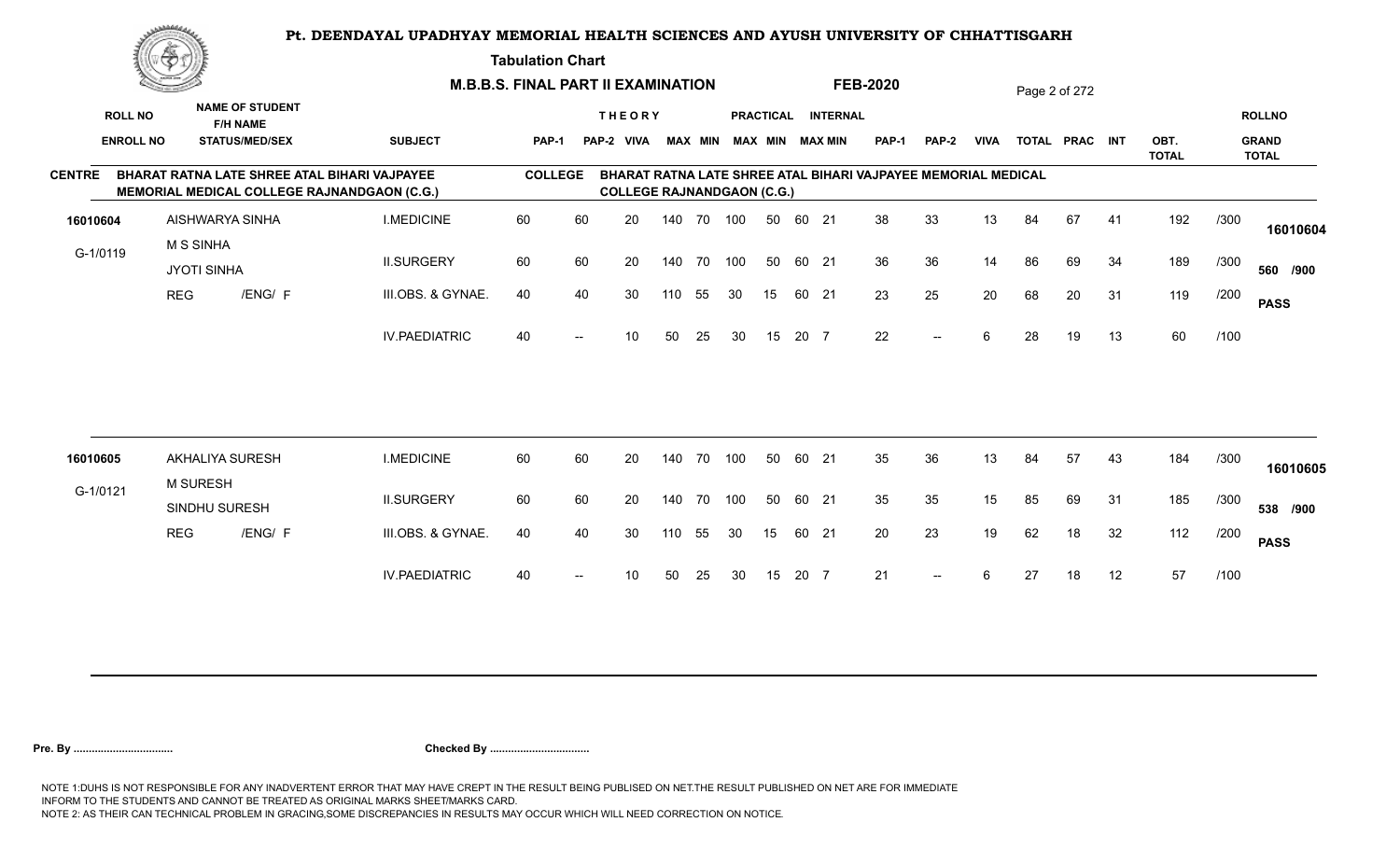# Pt. DEENDAYAL UPADHYAY MEMORIAL HEALTH SCIENCES AND AYUSH UNIVERSITY OF CHHATTISGARH

**Tabulation Chart**

**M.B.B.S. FINAL PART II EXAMINATION** **FEB-2020**

**CENTRE:** BHARAT RATNA LATE SHREE ATAL BIHARI VAJPAYEE MEMORIAL MEDICAL COLLEGE RAJNANDGAON (C.G.)

**COLLEGE:** BHARAT RATNA LATE SHREE ATAL BIHARI VAJPAYEE MEMORIAL MEDICAL COLLEGE RAJNANDGAON (C.G.)

| ROLL NO / ENROLL NO | NAME OF STUDENT / F/H NAME / STATUS/MED/SEX | SUBJECT | THEORY PAP-1 | THEORY PAP-2 | THEORY VIVA | THEORY MAX | THEORY MIN | PRACTICAL MAX | PRACTICAL MIN | INTERNAL MAX | INTERNAL MIN | PAP-1 | PAP-2 | VIVA | TOTAL | PRAC | INT | OBT. TOTAL | | ROLLNO / GRAND TOTAL |
|---|---|---|---|---|---|---|---|---|---|---|---|---|---|---|---|---|---|---|---|---|
| 16010604 | AISHWARYA SINHA | I.MEDICINE | 60 | 60 | 20 | 140 | 70 | 100 | 50 | 60 | 21 | 38 | 33 | 13 | 84 | 67 | 41 | 192 | /300 | 16010604 |
| G-1/0119 | M S SINHA | II.SURGERY | 60 | 60 | 20 | 140 | 70 | 100 | 50 | 60 | 21 | 36 | 36 | 14 | 86 | 69 | 34 | 189 | /300 | 560 /900 |
| | JYOTI SINHA | | | | | | | | | | | | | | | | | | | |
| | REG /ENG/ F | III.OBS. & GYNAE. | 40 | 40 | 30 | 110 | 55 | 30 | 15 | 60 | 21 | 23 | 25 | 20 | 68 | 20 | 31 | 119 | /200 | PASS |
| | | IV.PAEDIATRIC | 40 | -- | 10 | 50 | 25 | 30 | 15 | 20 | 7 | 22 | -- | 6 | 28 | 19 | 13 | 60 | /100 | |
| 16010605 | AKHALIYA SURESH | I.MEDICINE | 60 | 60 | 20 | 140 | 70 | 100 | 50 | 60 | 21 | 35 | 36 | 13 | 84 | 57 | 43 | 184 | /300 | 16010605 |
| G-1/0121 | M SURESH | II.SURGERY | 60 | 60 | 20 | 140 | 70 | 100 | 50 | 60 | 21 | 35 | 35 | 15 | 85 | 69 | 31 | 185 | /300 | 538 /900 |
| | SINDHU SURESH | | | | | | | | | | | | | | | | | | | |
| | REG /ENG/ F | III.OBS. & GYNAE. | 40 | 40 | 30 | 110 | 55 | 30 | 15 | 60 | 21 | 20 | 23 | 19 | 62 | 18 | 32 | 112 | /200 | PASS |
| | | IV.PAEDIATRIC | 40 | -- | 10 | 50 | 25 | 30 | 15 | 20 | 7 | 21 | -- | 6 | 27 | 18 | 12 | 57 | /100 | |

**Pre. By ................................** **Checked By ................................**

NOTE 1:DUHS IS NOT RESPONSIBLE FOR ANY INADVERTENT ERROR THAT MAY HAVE CREPT IN THE RESULT BEING PUBLISED ON NET.THE RESULT PUBLISHED ON NET ARE FOR IMMEDIATE INFORM TO THE STUDENTS AND CANNOT BE TREATED AS ORIGINAL MARKS SHEET/MARKS CARD.
NOTE 2: AS THEIR CAN TECHNICAL PROBLEM IN GRACING,SOME DISCREPANCIES IN RESULTS MAY OCCUR WHICH WILL NEED CORRECTION ON NOTICE.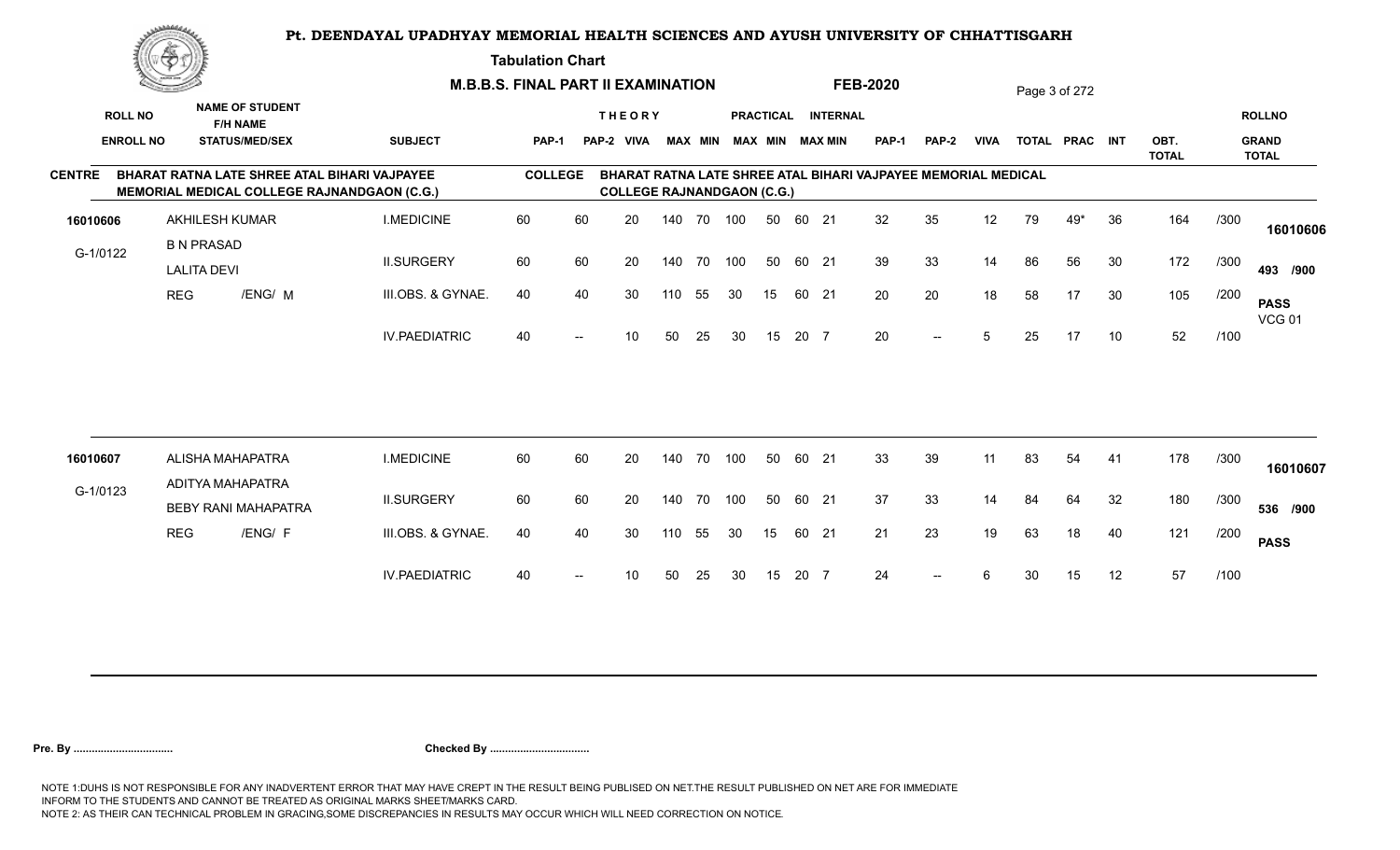# Pt. DEENDAYAL UPADHYAY MEMORIAL HEALTH SCIENCES AND AYUSH UNIVERSITY OF CHHATTISGARH

## Tabulation Chart

**M.B.B.S. FINAL PART II EXAMINATION** **FEB-2020**

**CENTRE** BHARAT RATNA LATE SHREE ATAL BIHARI VAJPAYEE MEMORIAL MEDICAL COLLEGE RAJNANDGAON (C.G.)

**COLLEGE** BHARAT RATNA LATE SHREE ATAL BIHARI VAJPAYEE MEMORIAL MEDICAL COLLEGE RAJNANDGAON (C.G.)

| ROLL NO / ENROLL NO | NAME OF STUDENT / F/H NAME / STATUS/MED/SEX | SUBJECT | THEORY PAP-1 | THEORY PAP-2 | THEORY VIVA | THEORY MAX | THEORY MIN | PRACTICAL MAX | PRACTICAL MIN | INTERNAL MAX | INTERNAL MIN | PAP-1 | PAP-2 | VIVA | TOTAL | PRAC | INT | OBT. TOTAL | | ROLLNO / GRAND TOTAL |
|---|---|---|---|---|---|---|---|---|---|---|---|---|---|---|---|---|---|---|---|---|
| 16010606 | AKHILESH KUMAR | I.MEDICINE | 60 | 60 | 20 | 140 | 70 | 100 | 50 | 60 | 21 | 32 | 35 | 12 | 79 | 49* | 36 | 164 | /300 | 16010606 |
| G-1/0122 | B N PRASAD / LALITA DEVI | II.SURGERY | 60 | 60 | 20 | 140 | 70 | 100 | 50 | 60 | 21 | 39 | 33 | 14 | 86 | 56 | 30 | 172 | /300 | 493 /900 |
| | REG /ENG/ M | III.OBS. & GYNAE. | 40 | 40 | 30 | 110 | 55 | 30 | 15 | 60 | 21 | 20 | 20 | 18 | 58 | 17 | 30 | 105 | /200 | PASS VCG 01 |
| | | IV.PAEDIATRIC | 40 | -- | 10 | 50 | 25 | 30 | 15 | 20 | 7 | 20 | -- | 5 | 25 | 17 | 10 | 52 | /100 | |
| 16010607 | ALISHA MAHAPATRA | I.MEDICINE | 60 | 60 | 20 | 140 | 70 | 100 | 50 | 60 | 21 | 33 | 39 | 11 | 83 | 54 | 41 | 178 | /300 | 16010607 |
| G-1/0123 | ADITYA MAHAPATRA / BEBY RANI MAHAPATRA | II.SURGERY | 60 | 60 | 20 | 140 | 70 | 100 | 50 | 60 | 21 | 37 | 33 | 14 | 84 | 64 | 32 | 180 | /300 | 536 /900 |
| | REG /ENG/ F | III.OBS. & GYNAE. | 40 | 40 | 30 | 110 | 55 | 30 | 15 | 60 | 21 | 21 | 23 | 19 | 63 | 18 | 40 | 121 | /200 | PASS |
| | | IV.PAEDIATRIC | 40 | -- | 10 | 50 | 25 | 30 | 15 | 20 | 7 | 24 | -- | 6 | 30 | 15 | 12 | 57 | /100 | |

**Pre. By .................................** **Checked By .................................**

NOTE 1:DUHS IS NOT RESPONSIBLE FOR ANY INADVERTENT ERROR THAT MAY HAVE CREPT IN THE RESULT BEING PUBLISED ON NET.THE RESULT PUBLISHED ON NET ARE FOR IMMEDIATE INFORM TO THE STUDENTS AND CANNOT BE TREATED AS ORIGINAL MARKS SHEET/MARKS CARD.
NOTE 2: AS THEIR CAN TECHNICAL PROBLEM IN GRACING,SOME DISCREPANCIES IN RESULTS MAY OCCUR WHICH WILL NEED CORRECTION ON NOTICE.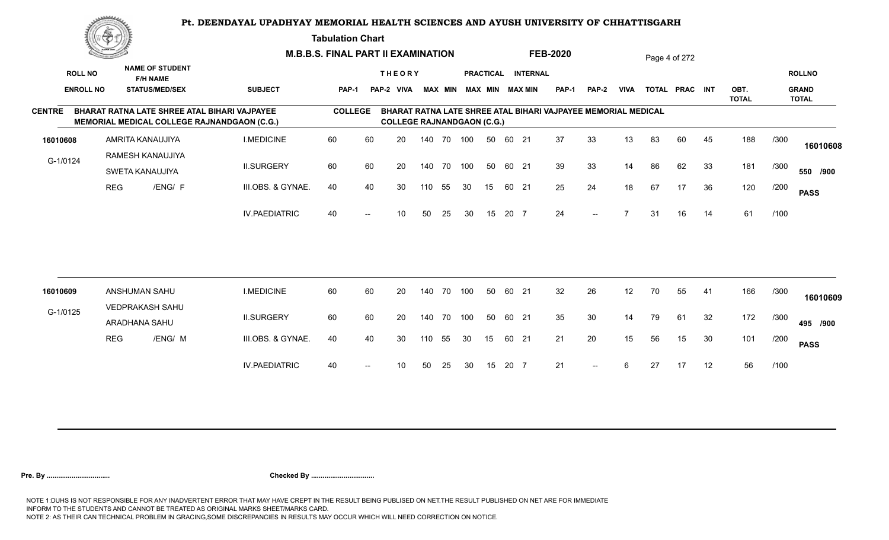# Pt. DEENDAYAL UPADHYAY MEMORIAL HEALTH SCIENCES AND AYUSH UNIVERSITY OF CHHATTISGARH

**Tabulation Chart**

**M.B.B.S. FINAL PART II EXAMINATION** | **FEB-2020**

**CENTRE:** BHARAT RATNA LATE SHREE ATAL BIHARI VAJPAYEE MEMORIAL MEDICAL COLLEGE RAJNANDGAON (C.G.)

**COLLEGE:** BHARAT RATNA LATE SHREE ATAL BIHARI VAJPAYEE MEMORIAL MEDICAL COLLEGE RAJNANDGAON (C.G.)

| ROLL NO / ENROLL NO | NAME OF STUDENT / F/H NAME / STATUS/MED/SEX | SUBJECT | THEORY PAP-1 | THEORY PAP-2 | THEORY VIVA | THEORY MAX | THEORY MIN | PRACTICAL MAX | PRACTICAL MIN | INTERNAL MAX | INTERNAL MIN | PAP-1 | PAP-2 | VIVA | TOTAL | PRAC | INT | OBT. TOTAL | | ROLLNO / GRAND TOTAL |
|---|---|---|---|---|---|---|---|---|---|---|---|---|---|---|---|---|---|---|---|---|
| 16010608 | AMRITA KANAUJIYA | I.MEDICINE | 60 | 60 | 20 | 140 | 70 | 100 | 50 | 60 | 21 | 37 | 33 | 13 | 83 | 60 | 45 | 188 | /300 | 16010608 |
| G-1/0124 | RAMESH KANAUJIYA / SWETA KANAUJIYA | II.SURGERY | 60 | 60 | 20 | 140 | 70 | 100 | 50 | 60 | 21 | 39 | 33 | 14 | 86 | 62 | 33 | 181 | /300 | 550 /900 |
| | REG /ENG/ F | III.OBS. & GYNAE. | 40 | 40 | 30 | 110 | 55 | 30 | 15 | 60 | 21 | 25 | 24 | 18 | 67 | 17 | 36 | 120 | /200 | PASS |
| | | IV.PAEDIATRIC | 40 | -- | 10 | 50 | 25 | 30 | 15 | 20 | 7 | 24 | -- | 7 | 31 | 16 | 14 | 61 | /100 | |
| 16010609 | ANSHUMAN SAHU | I.MEDICINE | 60 | 60 | 20 | 140 | 70 | 100 | 50 | 60 | 21 | 32 | 26 | 12 | 70 | 55 | 41 | 166 | /300 | 16010609 |
| G-1/0125 | VEDPRAKASH SAHU / ARADHANA SAHU | II.SURGERY | 60 | 60 | 20 | 140 | 70 | 100 | 50 | 60 | 21 | 35 | 30 | 14 | 79 | 61 | 32 | 172 | /300 | 495 /900 |
| | REG /ENG/ M | III.OBS. & GYNAE. | 40 | 40 | 30 | 110 | 55 | 30 | 15 | 60 | 21 | 21 | 20 | 15 | 56 | 15 | 30 | 101 | /200 | PASS |
| | | IV.PAEDIATRIC | 40 | -- | 10 | 50 | 25 | 30 | 15 | 20 | 7 | 21 | -- | 6 | 27 | 17 | 12 | 56 | /100 | |

**Pre. By .................................** **Checked By .................................**

NOTE 1:DUHS IS NOT RESPONSIBLE FOR ANY INADVERTENT ERROR THAT MAY HAVE CREPT IN THE RESULT BEING PUBLISED ON NET.THE RESULT PUBLISHED ON NET ARE FOR IMMEDIATE INFORM TO THE STUDENTS AND CANNOT BE TREATED AS ORIGINAL MARKS SHEET/MARKS CARD.
NOTE 2: AS THEIR CAN TECHNICAL PROBLEM IN GRACING,SOME DISCREPANCIES IN RESULTS MAY OCCUR WHICH WILL NEED CORRECTION ON NOTICE.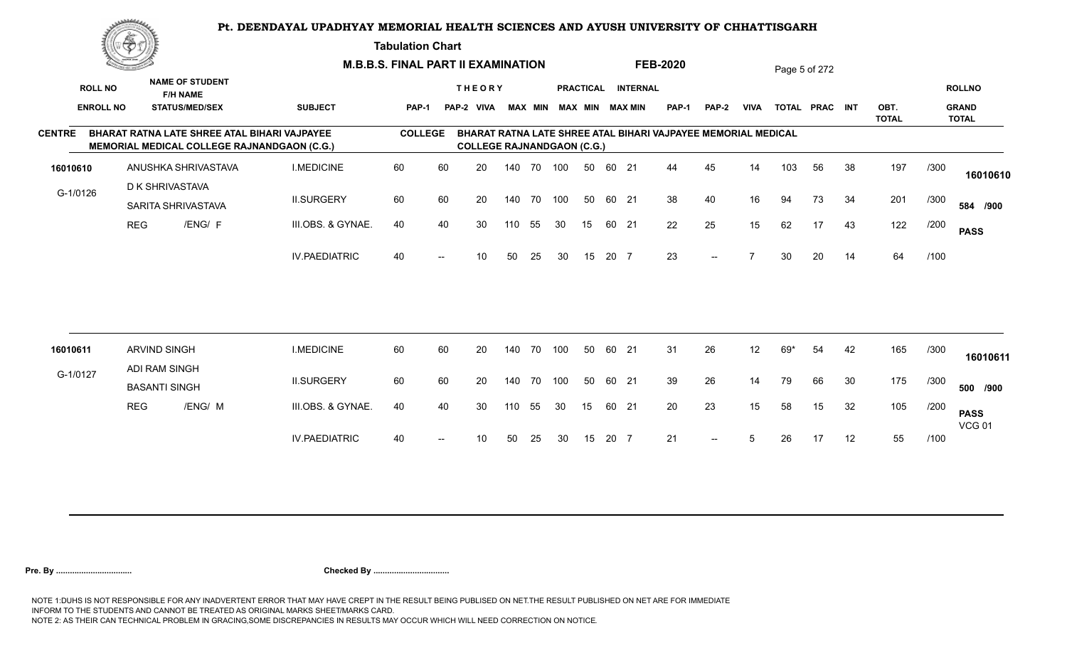# Pt. DEENDAYAL UPADHYAY MEMORIAL HEALTH SCIENCES AND AYUSH UNIVERSITY OF CHHATTISGARH

## Tabulation Chart

**M.B.B.S. FINAL PART II EXAMINATION** — **FEB-2020**

**CENTRE:** BHARAT RATNA LATE SHREE ATAL BIHARI VAJPAYEE MEMORIAL MEDICAL COLLEGE RAJNANDGAON (C.G.)

**COLLEGE:** BHARAT RATNA LATE SHREE ATAL BIHARI VAJPAYEE MEMORIAL MEDICAL COLLEGE RAJNANDGAON (C.G.)

| ROLL NO / ENROLL NO | NAME OF STUDENT / F/H NAME / STATUS/MED/SEX | SUBJECT | THEORY PAP-1 | THEORY PAP-2 | THEORY VIVA | MAX | MIN | PRACTICAL MAX | PRACTICAL MIN | INTERNAL MAX | INTERNAL MIN | PAP-1 | PAP-2 | VIVA | TOTAL | PRAC | INT | OBT. TOTAL | | ROLLNO / GRAND TOTAL |
|---|---|---|---|---|---|---|---|---|---|---|---|---|---|---|---|---|---|---|---|---|
| 16010610 | ANUSHKA SHRIVASTAVA | I.MEDICINE | 60 | 60 | 20 | 140 | 70 | 100 | 50 | 60 | 21 | 44 | 45 | 14 | 103 | 56 | 38 | 197 | /300 | 16010610 |
| G-1/0126 | D K SHRIVASTAVA / SARITA SHRIVASTAVA | II.SURGERY | 60 | 60 | 20 | 140 | 70 | 100 | 50 | 60 | 21 | 38 | 40 | 16 | 94 | 73 | 34 | 201 | /300 | 584 /900 |
| | REG /ENG/ F | III.OBS. & GYNAE. | 40 | 40 | 30 | 110 | 55 | 30 | 15 | 60 | 21 | 22 | 25 | 15 | 62 | 17 | 43 | 122 | /200 | PASS |
| | | IV.PAEDIATRIC | 40 | -- | 10 | 50 | 25 | 30 | 15 | 20 | 7 | 23 | -- | 7 | 30 | 20 | 14 | 64 | /100 | |
| 16010611 | ARVIND SINGH | I.MEDICINE | 60 | 60 | 20 | 140 | 70 | 100 | 50 | 60 | 21 | 31 | 26 | 12 | 69* | 54 | 42 | 165 | /300 | 16010611 |
| G-1/0127 | ADI RAM SINGH / BASANTI SINGH | II.SURGERY | 60 | 60 | 20 | 140 | 70 | 100 | 50 | 60 | 21 | 39 | 26 | 14 | 79 | 66 | 30 | 175 | /300 | 500 /900 |
| | REG /ENG/ M | III.OBS. & GYNAE. | 40 | 40 | 30 | 110 | 55 | 30 | 15 | 60 | 21 | 20 | 23 | 15 | 58 | 15 | 32 | 105 | /200 | PASS VCG 01 |
| | | IV.PAEDIATRIC | 40 | -- | 10 | 50 | 25 | 30 | 15 | 20 | 7 | 21 | -- | 5 | 26 | 17 | 12 | 55 | /100 | |

**Pre. By .................................** **Checked By .................................**

NOTE 1:DUHS IS NOT RESPONSIBLE FOR ANY INADVERTENT ERROR THAT MAY HAVE CREPT IN THE RESULT BEING PUBLISED ON NET.THE RESULT PUBLISHED ON NET ARE FOR IMMEDIATE INFORM TO THE STUDENTS AND CANNOT BE TREATED AS ORIGINAL MARKS SHEET/MARKS CARD.
NOTE 2: AS THEIR CAN TECHNICAL PROBLEM IN GRACING,SOME DISCREPANCIES IN RESULTS MAY OCCUR WHICH WILL NEED CORRECTION ON NOTICE.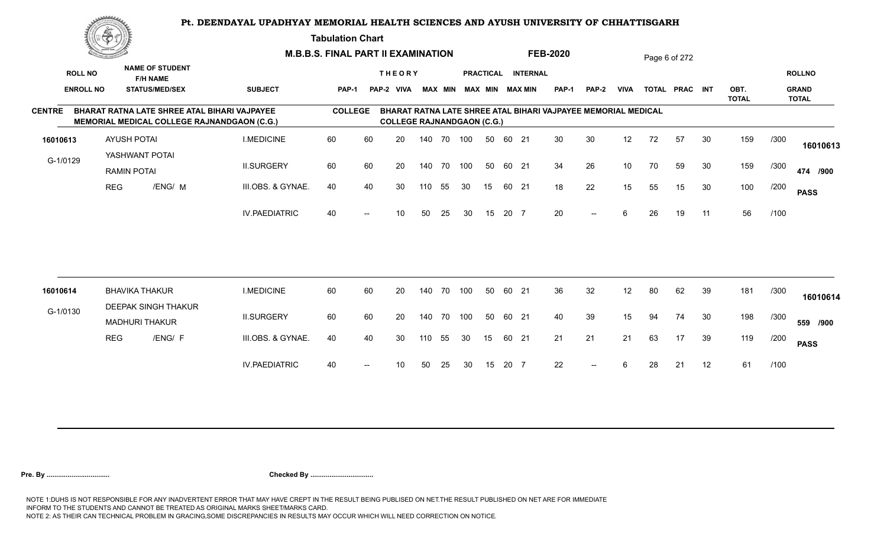# Pt. DEENDAYAL UPADHYAY MEMORIAL HEALTH SCIENCES AND AYUSH UNIVERSITY OF CHHATTISGARH

**Tabulation Chart**

**M.B.B.S. FINAL PART II EXAMINATION** **FEB-2020**

**CENTRE:** BHARAT RATNA LATE SHREE ATAL BIHARI VAJPAYEE MEMORIAL MEDICAL COLLEGE RAJNANDGAON (C.G.)

**COLLEGE:** BHARAT RATNA LATE SHREE ATAL BIHARI VAJPAYEE MEMORIAL MEDICAL COLLEGE RAJNANDGAON (C.G.)

| ROLL NO / ENROLL NO | NAME OF STUDENT / F/H NAME / STATUS/MED/SEX | SUBJECT | THEORY PAP-1 | THEORY PAP-2 | THEORY VIVA | THEORY MAX | THEORY MIN | PRACTICAL MAX | PRACTICAL MIN | INTERNAL MAX | INTERNAL MIN | PAP-1 | PAP-2 | VIVA | TOTAL | PRAC | INT | OBT. TOTAL | | ROLLNO / GRAND TOTAL |
|---|---|---|---|---|---|---|---|---|---|---|---|---|---|---|---|---|---|---|---|---|
| 16010613 | AYUSH POTAI | I.MEDICINE | 60 | 60 | 20 | 140 | 70 | 100 | 50 | 60 | 21 | 30 | 30 | 12 | 72 | 57 | 30 | 159 | /300 | 16010613 |
| G-1/0129 | YASHWANT POTAI / RAMIN POTAI | II.SURGERY | 60 | 60 | 20 | 140 | 70 | 100 | 50 | 60 | 21 | 34 | 26 | 10 | 70 | 59 | 30 | 159 | /300 | 474 /900 |
| | REG /ENG/ M | III.OBS. & GYNAE. | 40 | 40 | 30 | 110 | 55 | 30 | 15 | 60 | 21 | 18 | 22 | 15 | 55 | 15 | 30 | 100 | /200 | PASS |
| | | IV.PAEDIATRIC | 40 | -- | 10 | 50 | 25 | 30 | 15 | 20 | 7 | 20 | -- | 6 | 26 | 19 | 11 | 56 | /100 | |
| 16010614 | BHAVIKA THAKUR | I.MEDICINE | 60 | 60 | 20 | 140 | 70 | 100 | 50 | 60 | 21 | 36 | 32 | 12 | 80 | 62 | 39 | 181 | /300 | 16010614 |
| G-1/0130 | DEEPAK SINGH THAKUR / MADHURI THAKUR | II.SURGERY | 60 | 60 | 20 | 140 | 70 | 100 | 50 | 60 | 21 | 40 | 39 | 15 | 94 | 74 | 30 | 198 | /300 | 559 /900 |
| | REG /ENG/ F | III.OBS. & GYNAE. | 40 | 40 | 30 | 110 | 55 | 30 | 15 | 60 | 21 | 21 | 21 | 21 | 63 | 17 | 39 | 119 | /200 | PASS |
| | | IV.PAEDIATRIC | 40 | -- | 10 | 50 | 25 | 30 | 15 | 20 | 7 | 22 | -- | 6 | 28 | 21 | 12 | 61 | /100 | |

**Pre. By ................................** **Checked By ................................**

NOTE 1:DUHS IS NOT RESPONSIBLE FOR ANY INADVERTENT ERROR THAT MAY HAVE CREPT IN THE RESULT BEING PUBLISED ON NET.THE RESULT PUBLISHED ON NET ARE FOR IMMEDIATE INFORM TO THE STUDENTS AND CANNOT BE TREATED AS ORIGINAL MARKS SHEET/MARKS CARD.
NOTE 2: AS THEIR CAN TECHNICAL PROBLEM IN GRACING,SOME DISCREPANCIES IN RESULTS MAY OCCUR WHICH WILL NEED CORRECTION ON NOTICE.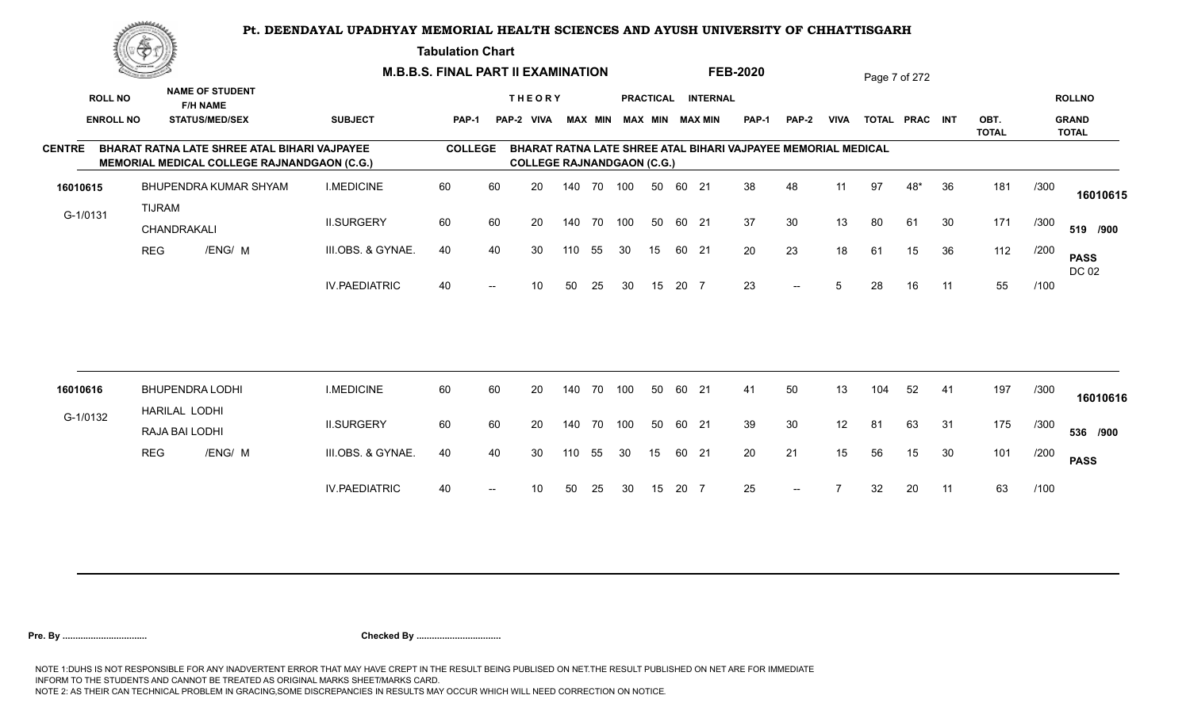# Pt. DEENDAYAL UPADHYAY MEMORIAL HEALTH SCIENCES AND AYUSH UNIVERSITY OF CHHATTISGARH

## Tabulation Chart

**M.B.B.S. FINAL PART II EXAMINATION** **FEB-2020**

**CENTRE:** BHARAT RATNA LATE SHREE ATAL BIHARI VAJPAYEE MEMORIAL MEDICAL COLLEGE RAJNANDGAON (C.G.)
**COLLEGE:** BHARAT RATNA LATE SHREE ATAL BIHARI VAJPAYEE MEMORIAL MEDICAL COLLEGE RAJNANDGAON (C.G.)

| ROLL NO / ENROLL NO | NAME OF STUDENT / F/H NAME / STATUS/MED/SEX | SUBJECT | THEORY PAP-1 | THEORY PAP-2 | VIVA | THEORY MAX | THEORY MIN | PRACTICAL MAX | PRACTICAL MIN | INTERNAL MAX | INTERNAL MIN | PAP-1 | PAP-2 | VIVA | TOTAL | PRAC | INT | OBT. TOTAL | | ROLLNO / GRAND TOTAL |
|---|---|---|---|---|---|---|---|---|---|---|---|---|---|---|---|---|---|---|---|---|
| 16010615 | BHUPENDRA KUMAR SHYAM | I.MEDICINE | 60 | 60 | 20 | 140 | 70 | 100 | 50 | 60 | 21 | 38 | 48 | 11 | 97 | 48* | 36 | 181 | /300 | 16010615 |
| G-1/0131 | TIJRAM / CHANDRAKALI | II.SURGERY | 60 | 60 | 20 | 140 | 70 | 100 | 50 | 60 | 21 | 37 | 30 | 13 | 80 | 61 | 30 | 171 | /300 | 519 /900 |
| | REG /ENG/ M | III.OBS. & GYNAE. | 40 | 40 | 30 | 110 | 55 | 30 | 15 | 60 | 21 | 20 | 23 | 18 | 61 | 15 | 36 | 112 | /200 | PASS DC 02 |
| | | IV.PAEDIATRIC | 40 | -- | 10 | 50 | 25 | 30 | 15 | 20 | 7 | 23 | -- | 5 | 28 | 16 | 11 | 55 | /100 | |
| 16010616 | BHUPENDRA LODHI | I.MEDICINE | 60 | 60 | 20 | 140 | 70 | 100 | 50 | 60 | 21 | 41 | 50 | 13 | 104 | 52 | 41 | 197 | /300 | 16010616 |
| G-1/0132 | HARILAL LODHI / RAJA BAI LODHI | II.SURGERY | 60 | 60 | 20 | 140 | 70 | 100 | 50 | 60 | 21 | 39 | 30 | 12 | 81 | 63 | 31 | 175 | /300 | 536 /900 |
| | REG /ENG/ M | III.OBS. & GYNAE. | 40 | 40 | 30 | 110 | 55 | 30 | 15 | 60 | 21 | 20 | 21 | 15 | 56 | 15 | 30 | 101 | /200 | PASS |
| | | IV.PAEDIATRIC | 40 | -- | 10 | 50 | 25 | 30 | 15 | 20 | 7 | 25 | -- | 7 | 32 | 20 | 11 | 63 | /100 | |

**Pre. By .................................** **Checked By .................................**

NOTE 1:DUHS IS NOT RESPONSIBLE FOR ANY INADVERTENT ERROR THAT MAY HAVE CREPT IN THE RESULT BEING PUBLISED ON NET.THE RESULT PUBLISHED ON NET ARE FOR IMMEDIATE INFORM TO THE STUDENTS AND CANNOT BE TREATED AS ORIGINAL MARKS SHEET/MARKS CARD.
NOTE 2: AS THEIR CAN TECHNICAL PROBLEM IN GRACING,SOME DISCREPANCIES IN RESULTS MAY OCCUR WHICH WILL NEED CORRECTION ON NOTICE.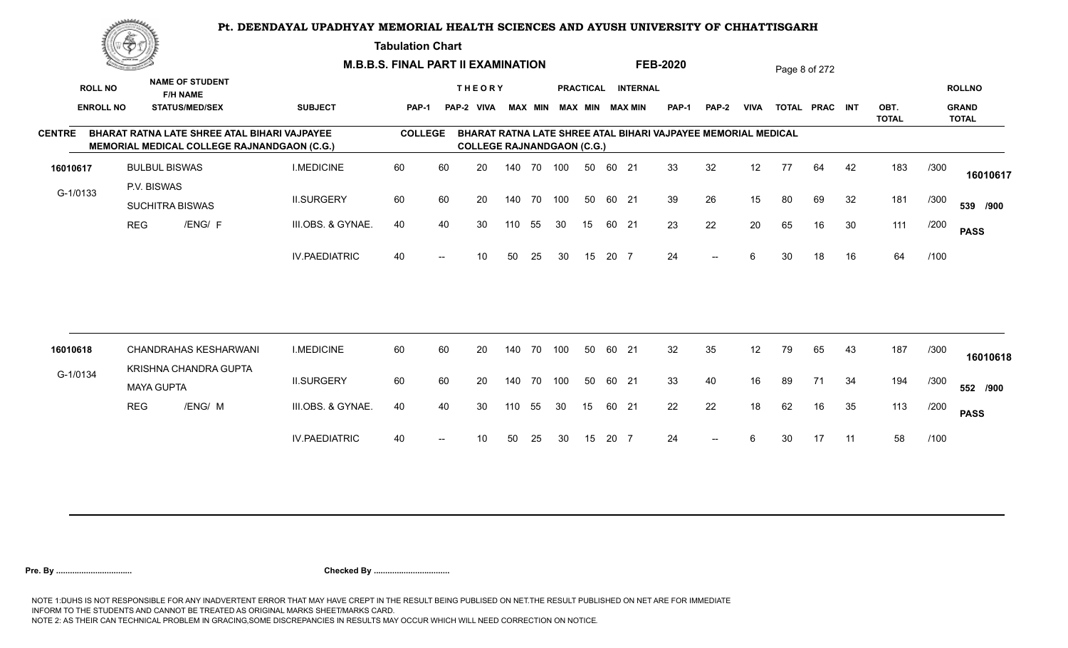# Pt. DEENDAYAL UPADHYAY MEMORIAL HEALTH SCIENCES AND AYUSH UNIVERSITY OF CHHATTISGARH

**Tabulation Chart**

**M.B.B.S. FINAL PART II EXAMINATION** — **FEB-2020**

**CENTRE**: BHARAT RATNA LATE SHREE ATAL BIHARI VAJPAYEE MEMORIAL MEDICAL COLLEGE RAJNANDGAON (C.G.)

**COLLEGE**: BHARAT RATNA LATE SHREE ATAL BIHARI VAJPAYEE MEMORIAL MEDICAL COLLEGE RAJNANDGAON (C.G.)

| ROLL NO / ENROLL NO | NAME OF STUDENT / F/H NAME / STATUS/MED/SEX | SUBJECT | THEORY PAP-1 | THEORY PAP-2 | VIVA | THEORY MAX | THEORY MIN | PRACTICAL MAX | PRACTICAL MIN | INTERNAL MAX | INTERNAL MIN | PAP-1 | PAP-2 | VIVA | TOTAL | PRAC | INT | OBT. TOTAL | | ROLLNO / GRAND TOTAL |
|---|---|---|---|---|---|---|---|---|---|---|---|---|---|---|---|---|---|---|---|---|
| 16010617 | BULBUL BISWAS | I.MEDICINE | 60 | 60 | 20 | 140 | 70 | 100 | 50 | 60 | 21 | 33 | 32 | 12 | 77 | 64 | 42 | 183 | /300 | 16010617 |
| G-1/0133 | P.V. BISWAS / SUCHITRA BISWAS | II.SURGERY | 60 | 60 | 20 | 140 | 70 | 100 | 50 | 60 | 21 | 39 | 26 | 15 | 80 | 69 | 32 | 181 | /300 | 539 /900 |
| | REG /ENG/ F | III.OBS. & GYNAE. | 40 | 40 | 30 | 110 | 55 | 30 | 15 | 60 | 21 | 23 | 22 | 20 | 65 | 16 | 30 | 111 | /200 | PASS |
| | | IV.PAEDIATRIC | 40 | -- | 10 | 50 | 25 | 30 | 15 | 20 | 7 | 24 | -- | 6 | 30 | 18 | 16 | 64 | /100 | |
| 16010618 | CHANDRAHAS KESHARWANI | I.MEDICINE | 60 | 60 | 20 | 140 | 70 | 100 | 50 | 60 | 21 | 32 | 35 | 12 | 79 | 65 | 43 | 187 | /300 | 16010618 |
| G-1/0134 | KRISHNA CHANDRA GUPTA / MAYA GUPTA | II.SURGERY | 60 | 60 | 20 | 140 | 70 | 100 | 50 | 60 | 21 | 33 | 40 | 16 | 89 | 71 | 34 | 194 | /300 | 552 /900 |
| | REG /ENG/ M | III.OBS. & GYNAE. | 40 | 40 | 30 | 110 | 55 | 30 | 15 | 60 | 21 | 22 | 22 | 18 | 62 | 16 | 35 | 113 | /200 | PASS |
| | | IV.PAEDIATRIC | 40 | -- | 10 | 50 | 25 | 30 | 15 | 20 | 7 | 24 | -- | 6 | 30 | 17 | 11 | 58 | /100 | |

**Pre. By .................................** **Checked By .................................**

NOTE 1:DUHS IS NOT RESPONSIBLE FOR ANY INADVERTENT ERROR THAT MAY HAVE CREPT IN THE RESULT BEING PUBLISED ON NET.THE RESULT PUBLISHED ON NET ARE FOR IMMEDIATE INFORM TO THE STUDENTS AND CANNOT BE TREATED AS ORIGINAL MARKS SHEET/MARKS CARD.
NOTE 2: AS THEIR CAN TECHNICAL PROBLEM IN GRACING,SOME DISCREPANCIES IN RESULTS MAY OCCUR WHICH WILL NEED CORRECTION ON NOTICE.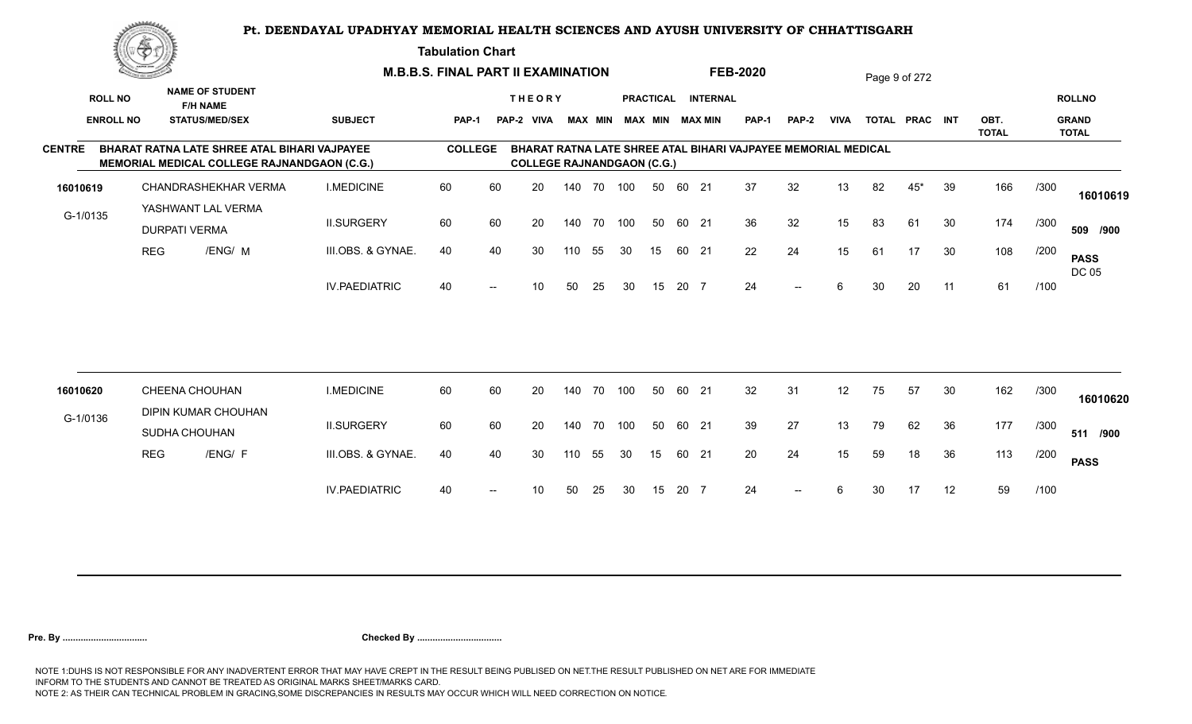# Pt. DEENDAYAL UPADHYAY MEMORIAL HEALTH SCIENCES AND AYUSH UNIVERSITY OF CHHATTISGARH

**Tabulation Chart**

**M.B.B.S. FINAL PART II EXAMINATION** &nbsp;&nbsp;&nbsp; **FEB-2020**

**CENTRE:** BHARAT RATNA LATE SHREE ATAL BIHARI VAJPAYEE MEMORIAL MEDICAL COLLEGE RAJNANDGAON (C.G.)

**COLLEGE:** BHARAT RATNA LATE SHREE ATAL BIHARI VAJPAYEE MEMORIAL MEDICAL COLLEGE RAJNANDGAON (C.G.)

| ROLL NO / ENROLL NO | NAME OF STUDENT / F/H NAME / STATUS/MED/SEX | SUBJECT | THEORY PAP-1 | THEORY PAP-2 | THEORY VIVA | THEORY MAX | THEORY MIN | PRACTICAL MAX | PRACTICAL MIN | INTERNAL MAX | INTERNAL MIN | PAP-1 | PAP-2 | VIVA | TOTAL | PRAC | INT | OBT. TOTAL | | ROLLNO / GRAND TOTAL |
|---|---|---|---|---|---|---|---|---|---|---|---|---|---|---|---|---|---|---|---|---|
| 16010619 | CHANDRASHEKHAR VERMA | I.MEDICINE | 60 | 60 | 20 | 140 | 70 | 100 | 50 | 60 | 21 | 37 | 32 | 13 | 82 | 45* | 39 | 166 | /300 | 16010619 |
| G-1/0135 | YASHWANT LAL VERMA | II.SURGERY | 60 | 60 | 20 | 140 | 70 | 100 | 50 | 60 | 21 | 36 | 32 | 15 | 83 | 61 | 30 | 174 | /300 | 509 /900 |
| | DURPATI VERMA | III.OBS. & GYNAE. | 40 | 40 | 30 | 110 | 55 | 30 | 15 | 60 | 21 | 22 | 24 | 15 | 61 | 17 | 30 | 108 | /200 | PASS DC 05 |
| | REG /ENG/ M | IV.PAEDIATRIC | 40 | -- | 10 | 50 | 25 | 30 | 15 | 20 | 7 | 24 | -- | 6 | 30 | 20 | 11 | 61 | /100 | |
| 16010620 | CHEENA CHOUHAN | I.MEDICINE | 60 | 60 | 20 | 140 | 70 | 100 | 50 | 60 | 21 | 32 | 31 | 12 | 75 | 57 | 30 | 162 | /300 | 16010620 |
| G-1/0136 | DIPIN KUMAR CHOUHAN | II.SURGERY | 60 | 60 | 20 | 140 | 70 | 100 | 50 | 60 | 21 | 39 | 27 | 13 | 79 | 62 | 36 | 177 | /300 | 511 /900 |
| | SUDHA CHOUHAN | III.OBS. & GYNAE. | 40 | 40 | 30 | 110 | 55 | 30 | 15 | 60 | 21 | 20 | 24 | 15 | 59 | 18 | 36 | 113 | /200 | PASS |
| | REG /ENG/ F | IV.PAEDIATRIC | 40 | -- | 10 | 50 | 25 | 30 | 15 | 20 | 7 | 24 | -- | 6 | 30 | 17 | 12 | 59 | /100 | |

**Pre. By .................................** &nbsp;&nbsp;&nbsp; **Checked By .................................**

NOTE 1:DUHS IS NOT RESPONSIBLE FOR ANY INADVERTENT ERROR THAT MAY HAVE CREPT IN THE RESULT BEING PUBLISED ON NET.THE RESULT PUBLISHED ON NET ARE FOR IMMEDIATE INFORM TO THE STUDENTS AND CANNOT BE TREATED AS ORIGINAL MARKS SHEET/MARKS CARD.
NOTE 2: AS THEIR CAN TECHNICAL PROBLEM IN GRACING,SOME DISCREPANCIES IN RESULTS MAY OCCUR WHICH WILL NEED CORRECTION ON NOTICE.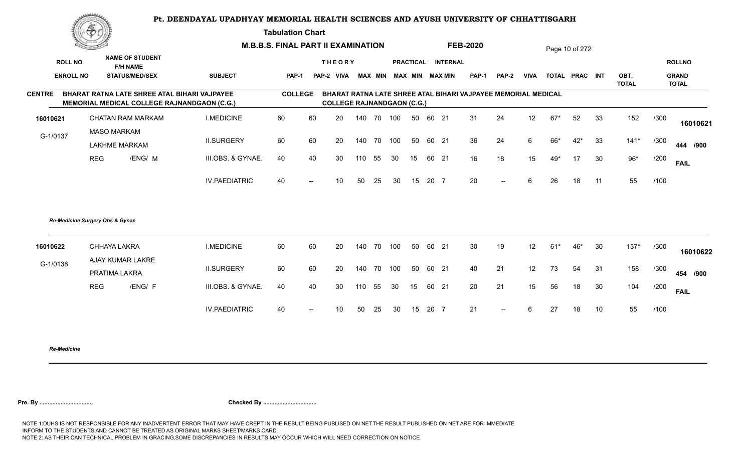# Pt. DEENDAYAL UPADHYAY MEMORIAL HEALTH SCIENCES AND AYUSH UNIVERSITY OF CHHATTISGARH

**Tabulation Chart**

**M.B.B.S. FINAL PART II EXAMINATION** **FEB-2020**

**CENTRE:** BHARAT RATNA LATE SHREE ATAL BIHARI VAJPAYEE MEMORIAL MEDICAL COLLEGE RAJNANDGAON (C.G.)

**COLLEGE:** BHARAT RATNA LATE SHREE ATAL BIHARI VAJPAYEE MEMORIAL MEDICAL COLLEGE RAJNANDGAON (C.G.)

| ROLL NO / ENROLL NO | NAME OF STUDENT / F/H NAME / STATUS/MED/SEX | SUBJECT | THEORY PAP-1 | THEORY PAP-2 | VIVA | MAX | MIN | PRACTICAL MAX | PRACTICAL MIN | INTERNAL MAX | INTERNAL MIN | PAP-1 | PAP-2 | VIVA | TOTAL | PRAC | INT | OBT. TOTAL | | ROLLNO / GRAND TOTAL |
|---|---|---|---|---|---|---|---|---|---|---|---|---|---|---|---|---|---|---|---|---|
| 16010621 | CHATAN RAM MARKAM | I.MEDICINE | 60 | 60 | 20 | 140 | 70 | 100 | 50 | 60 | 21 | 31 | 24 | 12 | 67* | 52 | 33 | 152 | /300 | 16010621 |
| G-1/0137 | MASO MARKAM / LAKHME MARKAM | II.SURGERY | 60 | 60 | 20 | 140 | 70 | 100 | 50 | 60 | 21 | 36 | 24 | 6 | 66* | 42* | 33 | 141* | /300 | 444 /900 |
| | REG /ENG/ M | III.OBS. & GYNAE. | 40 | 40 | 30 | 110 | 55 | 30 | 15 | 60 | 21 | 16 | 18 | 15 | 49* | 17 | 30 | 96* | /200 | FAIL |
| | | IV.PAEDIATRIC | 40 | -- | 10 | 50 | 25 | 30 | 15 | 20 | 7 | 20 | -- | 6 | 26 | 18 | 11 | 55 | /100 | |

*Re-Medicine Surgery Obs & Gynae*

| ROLL NO / ENROLL NO | NAME OF STUDENT / F/H NAME / STATUS/MED/SEX | SUBJECT | THEORY PAP-1 | THEORY PAP-2 | VIVA | MAX | MIN | PRACTICAL MAX | PRACTICAL MIN | INTERNAL MAX | INTERNAL MIN | PAP-1 | PAP-2 | VIVA | TOTAL | PRAC | INT | OBT. TOTAL | | ROLLNO / GRAND TOTAL |
|---|---|---|---|---|---|---|---|---|---|---|---|---|---|---|---|---|---|---|---|---|
| 16010622 | CHHAYA LAKRA | I.MEDICINE | 60 | 60 | 20 | 140 | 70 | 100 | 50 | 60 | 21 | 30 | 19 | 12 | 61* | 46* | 30 | 137* | /300 | 16010622 |
| G-1/0138 | AJAY KUMAR LAKRE / PRATIMA LAKRA | II.SURGERY | 60 | 60 | 20 | 140 | 70 | 100 | 50 | 60 | 21 | 40 | 21 | 12 | 73 | 54 | 31 | 158 | /300 | 454 /900 |
| | REG /ENG/ F | III.OBS. & GYNAE. | 40 | 40 | 30 | 110 | 55 | 30 | 15 | 60 | 21 | 20 | 21 | 15 | 56 | 18 | 30 | 104 | /200 | FAIL |
| | | IV.PAEDIATRIC | 40 | -- | 10 | 50 | 25 | 30 | 15 | 20 | 7 | 21 | -- | 6 | 27 | 18 | 10 | 55 | /100 | |

*Re-Medicine*

**Pre. By ................................** **Checked By ................................**

NOTE 1:DUHS IS NOT RESPONSIBLE FOR ANY INADVERTENT ERROR THAT MAY HAVE CREPT IN THE RESULT BEING PUBLISED ON NET.THE RESULT PUBLISHED ON NET ARE FOR IMMEDIATE INFORM TO THE STUDENTS AND CANNOT BE TREATED AS ORIGINAL MARKS SHEET/MARKS CARD.
NOTE 2: AS THEIR CAN TECHNICAL PROBLEM IN GRACING,SOME DISCREPANCIES IN RESULTS MAY OCCUR WHICH WILL NEED CORRECTION ON NOTICE.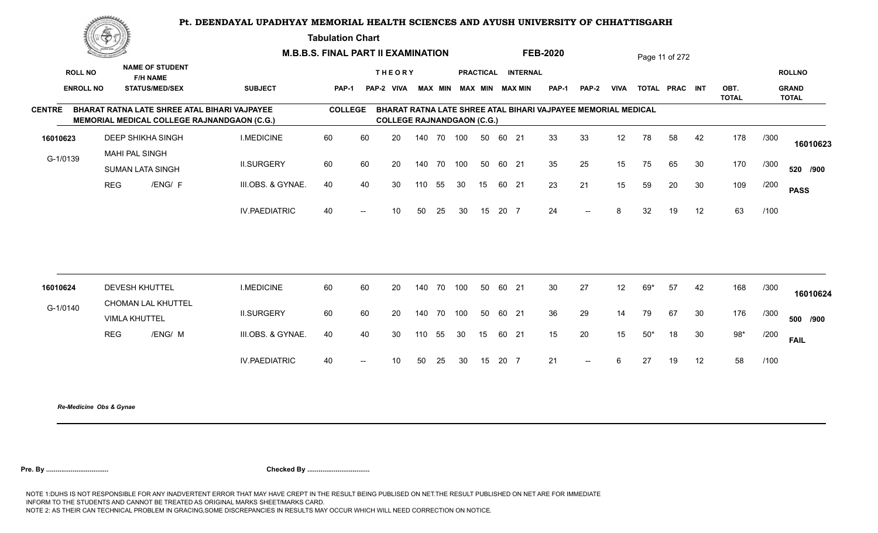# Pt. DEENDAYAL UPADHYAY MEMORIAL HEALTH SCIENCES AND AYUSH UNIVERSITY OF CHHATTISGARH

## Tabulation Chart

**M.B.B.S. FINAL PART II EXAMINATION** **FEB-2020**

**CENTRE** BHARAT RATNA LATE SHREE ATAL BIHARI VAJPAYEE MEMORIAL MEDICAL COLLEGE RAJNANDGAON (C.G.)

**COLLEGE** BHARAT RATNA LATE SHREE ATAL BIHARI VAJPAYEE MEMORIAL MEDICAL COLLEGE RAJNANDGAON (C.G.)

| ROLL NO / ENROLL NO | NAME OF STUDENT / F/H NAME / STATUS/MED/SEX | SUBJECT | THEORY PAP-1 | PAP-2 | VIVA | MAX | MIN | PRACTICAL MAX | MIN | INTERNAL MAX | MIN | PAP-1 | PAP-2 | VIVA | TOTAL | PRAC | INT | OBT. TOTAL | | ROLLNO / GRAND TOTAL |
|---|---|---|---|---|---|---|---|---|---|---|---|---|---|---|---|---|---|---|---|---|
| 16010623 | DEEP SHIKHA SINGH | I.MEDICINE | 60 | 60 | 20 | 140 | 70 | 100 | 50 | 60 | 21 | 33 | 33 | 12 | 78 | 58 | 42 | 178 | /300 | 16010623 |
| G-1/0139 | MAHI PAL SINGH / SUMAN LATA SINGH | II.SURGERY | 60 | 60 | 20 | 140 | 70 | 100 | 50 | 60 | 21 | 35 | 25 | 15 | 75 | 65 | 30 | 170 | /300 | 520 /900 |
| | REG /ENG/ F | III.OBS. & GYNAE. | 40 | 40 | 30 | 110 | 55 | 30 | 15 | 60 | 21 | 23 | 21 | 15 | 59 | 20 | 30 | 109 | /200 | PASS |
| | | IV.PAEDIATRIC | 40 | -- | 10 | 50 | 25 | 30 | 15 | 20 | 7 | 24 | -- | 8 | 32 | 19 | 12 | 63 | /100 | |
| 16010624 | DEVESH KHUTTEL | I.MEDICINE | 60 | 60 | 20 | 140 | 70 | 100 | 50 | 60 | 21 | 30 | 27 | 12 | 69* | 57 | 42 | 168 | /300 | 16010624 |
| G-1/0140 | CHOMAN LAL KHUTTEL / VIMLA KHUTTEL | II.SURGERY | 60 | 60 | 20 | 140 | 70 | 100 | 50 | 60 | 21 | 36 | 29 | 14 | 79 | 67 | 30 | 176 | /300 | 500 /900 |
| | REG /ENG/ M | III.OBS. & GYNAE. | 40 | 40 | 30 | 110 | 55 | 30 | 15 | 60 | 21 | 15 | 20 | 15 | 50* | 18 | 30 | 98* | /200 | FAIL |
| | | IV.PAEDIATRIC | 40 | -- | 10 | 50 | 25 | 30 | 15 | 20 | 7 | 21 | -- | 6 | 27 | 19 | 12 | 58 | /100 | |

*Re-Medicine Obs & Gynae*

**Pre. By ................................** **Checked By ................................**

NOTE 1:DUHS IS NOT RESPONSIBLE FOR ANY INADVERTENT ERROR THAT MAY HAVE CREPT IN THE RESULT BEING PUBLISED ON NET.THE RESULT PUBLISHED ON NET ARE FOR IMMEDIATE INFORM TO THE STUDENTS AND CANNOT BE TREATED AS ORIGINAL MARKS SHEET/MARKS CARD.
NOTE 2: AS THEIR CAN TECHNICAL PROBLEM IN GRACING,SOME DISCREPANCIES IN RESULTS MAY OCCUR WHICH WILL NEED CORRECTION ON NOTICE.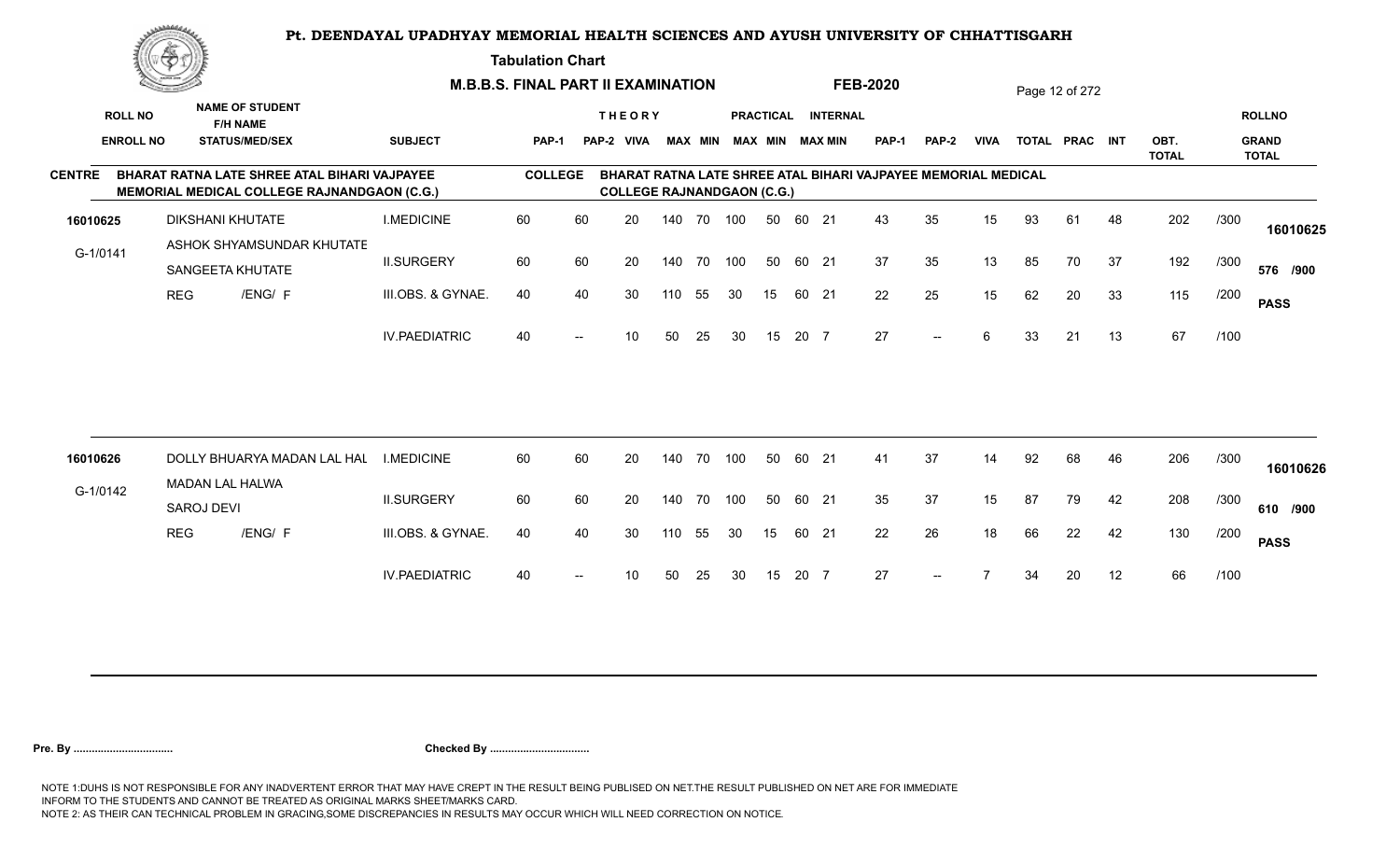# Pt. DEENDAYAL UPADHYAY MEMORIAL HEALTH SCIENCES AND AYUSH UNIVERSITY OF CHHATTISGARH

**Tabulation Chart**

**M.B.B.S. FINAL PART II EXAMINATION** **FEB-2020**

**CENTRE** BHARAT RATNA LATE SHREE ATAL BIHARI VAJPAYEE MEMORIAL MEDICAL COLLEGE RAJNANDGAON (C.G.)

**COLLEGE** BHARAT RATNA LATE SHREE ATAL BIHARI VAJPAYEE MEMORIAL MEDICAL COLLEGE RAJNANDGAON (C.G.)

| ROLL NO / ENROLL NO | NAME OF STUDENT / F/H NAME / STATUS/MED/SEX | SUBJECT | THEORY PAP-1 | THEORY PAP-2 | VIVA | MAX | MIN | PRACTICAL MAX | PRACTICAL MIN | INTERNAL MAX | INTERNAL MIN | PAP-1 | PAP-2 | VIVA | TOTAL | PRAC | INT | OBT. TOTAL | | ROLLNO / GRAND TOTAL |
|---|---|---|---|---|---|---|---|---|---|---|---|---|---|---|---|---|---|---|---|---|
| 16010625 | DIKSHANI KHUTATE | I.MEDICINE | 60 | 60 | 20 | 140 | 70 | 100 | 50 | 60 | 21 | 43 | 35 | 15 | 93 | 61 | 48 | 202 | /300 | 16010625 |
| G-1/0141 | ASHOK SHYAMSUNDAR KHUTATE / SANGEETA KHUTATE | II.SURGERY | 60 | 60 | 20 | 140 | 70 | 100 | 50 | 60 | 21 | 37 | 35 | 13 | 85 | 70 | 37 | 192 | /300 | 576 /900 |
| | REG /ENG/ F | III.OBS. & GYNAE. | 40 | 40 | 30 | 110 | 55 | 30 | 15 | 60 | 21 | 22 | 25 | 15 | 62 | 20 | 33 | 115 | /200 | PASS |
| | | IV.PAEDIATRIC | 40 | -- | 10 | 50 | 25 | 30 | 15 | 20 | 7 | 27 | -- | 6 | 33 | 21 | 13 | 67 | /100 | |
| 16010626 | DOLLY BHUARYA MADAN LAL HAL | I.MEDICINE | 60 | 60 | 20 | 140 | 70 | 100 | 50 | 60 | 21 | 41 | 37 | 14 | 92 | 68 | 46 | 206 | /300 | 16010626 |
| G-1/0142 | MADAN LAL HALWA / SAROJ DEVI | II.SURGERY | 60 | 60 | 20 | 140 | 70 | 100 | 50 | 60 | 21 | 35 | 37 | 15 | 87 | 79 | 42 | 208 | /300 | 610 /900 |
| | REG /ENG/ F | III.OBS. & GYNAE. | 40 | 40 | 30 | 110 | 55 | 30 | 15 | 60 | 21 | 22 | 26 | 18 | 66 | 22 | 42 | 130 | /200 | PASS |
| | | IV.PAEDIATRIC | 40 | -- | 10 | 50 | 25 | 30 | 15 | 20 | 7 | 27 | -- | 7 | 34 | 20 | 12 | 66 | /100 | |

**Pre. By .................................** **Checked By .................................**

NOTE 1:DUHS IS NOT RESPONSIBLE FOR ANY INADVERTENT ERROR THAT MAY HAVE CREPT IN THE RESULT BEING PUBLISED ON NET.THE RESULT PUBLISHED ON NET ARE FOR IMMEDIATE INFORM TO THE STUDENTS AND CANNOT BE TREATED AS ORIGINAL MARKS SHEET/MARKS CARD.
NOTE 2: AS THEIR CAN TECHNICAL PROBLEM IN GRACING,SOME DISCREPANCIES IN RESULTS MAY OCCUR WHICH WILL NEED CORRECTION ON NOTICE.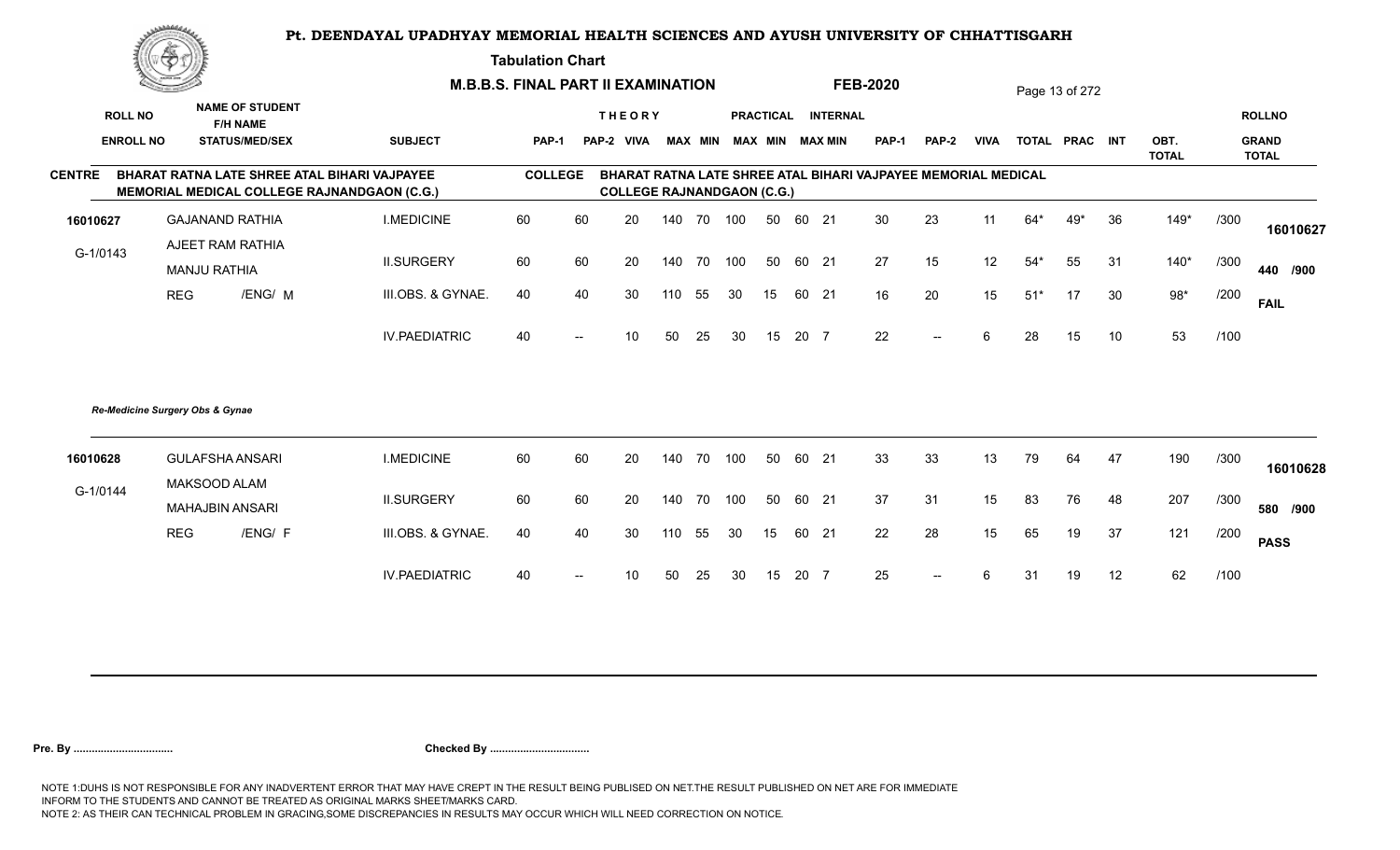# Pt. DEENDAYAL UPADHYAY MEMORIAL HEALTH SCIENCES AND AYUSH UNIVERSITY OF CHHATTISGARH

## Tabulation Chart

### M.B.B.S. FINAL PART II EXAMINATION — FEB-2020

**CENTRE:** BHARAT RATNA LATE SHREE ATAL BIHARI VAJPAYEE MEMORIAL MEDICAL COLLEGE RAJNANDGAON (C.G.)

**COLLEGE:** BHARAT RATNA LATE SHREE ATAL BIHARI VAJPAYEE MEMORIAL MEDICAL COLLEGE RAJNANDGAON (C.G.)

| ROLL NO / ENROLL NO | NAME OF STUDENT / F/H NAME / STATUS/MED/SEX | SUBJECT | THEORY PAP-1 | THEORY PAP-2 | VIVA | MAX | MIN | PRACTICAL MAX | PRACTICAL MIN | INTERNAL MAX | INTERNAL MIN | PAP-1 | PAP-2 | VIVA | TOTAL | PRAC | INT | OBT. TOTAL | | ROLLNO / GRAND TOTAL |
|---|---|---|---|---|---|---|---|---|---|---|---|---|---|---|---|---|---|---|---|---|
| 16010627 | GAJANAND RATHIA | I.MEDICINE | 60 | 60 | 20 | 140 | 70 | 100 | 50 | 60 | 21 | 30 | 23 | 11 | 64* | 49* | 36 | 149* | /300 | 16010627 |
| G-1/0143 | AJEET RAM RATHIA / MANJU RATHIA | II.SURGERY | 60 | 60 | 20 | 140 | 70 | 100 | 50 | 60 | 21 | 27 | 15 | 12 | 54* | 55 | 31 | 140* | /300 | 440 /900 |
| | REG /ENG/ M | III.OBS. & GYNAE. | 40 | 40 | 30 | 110 | 55 | 30 | 15 | 60 | 21 | 16 | 20 | 15 | 51* | 17 | 30 | 98* | /200 | FAIL |
| | | IV.PAEDIATRIC | 40 | -- | 10 | 50 | 25 | 30 | 15 | 20 | 7 | 22 | -- | 6 | 28 | 15 | 10 | 53 | /100 | |

*Re-Medicine Surgery Obs & Gynae*

| ROLL NO / ENROLL NO | NAME OF STUDENT / F/H NAME / STATUS/MED/SEX | SUBJECT | THEORY PAP-1 | THEORY PAP-2 | VIVA | MAX | MIN | PRACTICAL MAX | PRACTICAL MIN | INTERNAL MAX | INTERNAL MIN | PAP-1 | PAP-2 | VIVA | TOTAL | PRAC | INT | OBT. TOTAL | | ROLLNO / GRAND TOTAL |
|---|---|---|---|---|---|---|---|---|---|---|---|---|---|---|---|---|---|---|---|---|
| 16010628 | GULAFSHA ANSARI | I.MEDICINE | 60 | 60 | 20 | 140 | 70 | 100 | 50 | 60 | 21 | 33 | 33 | 13 | 79 | 64 | 47 | 190 | /300 | 16010628 |
| G-1/0144 | MAKSOOD ALAM / MAHAJBIN ANSARI | II.SURGERY | 60 | 60 | 20 | 140 | 70 | 100 | 50 | 60 | 21 | 37 | 31 | 15 | 83 | 76 | 48 | 207 | /300 | 580 /900 |
| | REG /ENG/ F | III.OBS. & GYNAE. | 40 | 40 | 30 | 110 | 55 | 30 | 15 | 60 | 21 | 22 | 28 | 15 | 65 | 19 | 37 | 121 | /200 | PASS |
| | | IV.PAEDIATRIC | 40 | -- | 10 | 50 | 25 | 30 | 15 | 20 | 7 | 25 | -- | 6 | 31 | 19 | 12 | 62 | /100 | |

**Pre. By ................................** **Checked By ................................**

NOTE 1:DUHS IS NOT RESPONSIBLE FOR ANY INADVERTENT ERROR THAT MAY HAVE CREPT IN THE RESULT BEING PUBLISED ON NET.THE RESULT PUBLISHED ON NET ARE FOR IMMEDIATE INFORM TO THE STUDENTS AND CANNOT BE TREATED AS ORIGINAL MARKS SHEET/MARKS CARD.
NOTE 2: AS THEIR CAN TECHNICAL PROBLEM IN GRACING,SOME DISCREPANCIES IN RESULTS MAY OCCUR WHICH WILL NEED CORRECTION ON NOTICE.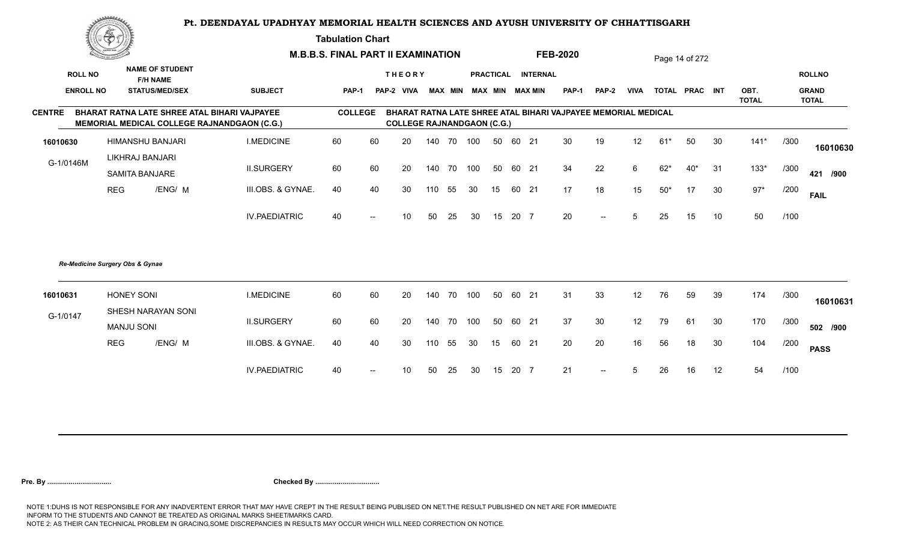# Pt. DEENDAYAL UPADHYAY MEMORIAL HEALTH SCIENCES AND AYUSH UNIVERSITY OF CHHATTISGARH

**Tabulation Chart**

**M.B.B.S. FINAL PART II EXAMINATION** **FEB-2020**

**CENTRE** BHARAT RATNA LATE SHREE ATAL BIHARI VAJPAYEE MEMORIAL MEDICAL COLLEGE RAJNANDGAON (C.G.) — **COLLEGE** BHARAT RATNA LATE SHREE ATAL BIHARI VAJPAYEE MEMORIAL MEDICAL COLLEGE RAJNANDGAON (C.G.)

| ROLL NO / ENROLL NO | NAME OF STUDENT / F/H NAME / STATUS/MED/SEX | SUBJECT | THEORY PAP-1 | THEORY PAP-2 | VIVA | MAX | MIN | PRACTICAL MAX | PRACTICAL MIN | INTERNAL MAX | INTERNAL MIN | PAP-1 | PAP-2 | VIVA | TOTAL | PRAC | INT | OBT. TOTAL | | ROLLNO / GRAND TOTAL |
|---|---|---|---|---|---|---|---|---|---|---|---|---|---|---|---|---|---|---|---|---|
| 16010630 | HIMANSHU BANJARI | I.MEDICINE | 60 | 60 | 20 | 140 | 70 | 100 | 50 | 60 | 21 | 30 | 19 | 12 | 61* | 50 | 30 | 141* | /300 | 16010630 |
| G-1/0146M | LIKHRAJ BANJARI / SAMITA BANJARE | II.SURGERY | 60 | 60 | 20 | 140 | 70 | 100 | 50 | 60 | 21 | 34 | 22 | 6 | 62* | 40* | 31 | 133* | /300 | 421 /900 |
| | REG /ENG/ M | III.OBS. & GYNAE. | 40 | 40 | 30 | 110 | 55 | 30 | 15 | 60 | 21 | 17 | 18 | 15 | 50* | 17 | 30 | 97* | /200 | FAIL |
| | | IV.PAEDIATRIC | 40 | -- | 10 | 50 | 25 | 30 | 15 | 20 | 7 | 20 | -- | 5 | 25 | 15 | 10 | 50 | /100 | |

*Re-Medicine Surgery Obs & Gynae*

| ROLL NO / ENROLL NO | NAME OF STUDENT / F/H NAME / STATUS/MED/SEX | SUBJECT | THEORY PAP-1 | THEORY PAP-2 | VIVA | MAX | MIN | PRACTICAL MAX | PRACTICAL MIN | INTERNAL MAX | INTERNAL MIN | PAP-1 | PAP-2 | VIVA | TOTAL | PRAC | INT | OBT. TOTAL | | ROLLNO / GRAND TOTAL |
|---|---|---|---|---|---|---|---|---|---|---|---|---|---|---|---|---|---|---|---|---|
| 16010631 | HONEY SONI | I.MEDICINE | 60 | 60 | 20 | 140 | 70 | 100 | 50 | 60 | 21 | 31 | 33 | 12 | 76 | 59 | 39 | 174 | /300 | 16010631 |
| G-1/0147 | SHESH NARAYAN SONI / MANJU SONI | II.SURGERY | 60 | 60 | 20 | 140 | 70 | 100 | 50 | 60 | 21 | 37 | 30 | 12 | 79 | 61 | 30 | 170 | /300 | 502 /900 |
| | REG /ENG/ M | III.OBS. & GYNAE. | 40 | 40 | 30 | 110 | 55 | 30 | 15 | 60 | 21 | 20 | 20 | 16 | 56 | 18 | 30 | 104 | /200 | PASS |
| | | IV.PAEDIATRIC | 40 | -- | 10 | 50 | 25 | 30 | 15 | 20 | 7 | 21 | -- | 5 | 26 | 16 | 12 | 54 | /100 | |

**Pre. By .................................** **Checked By .................................**

NOTE 1:DUHS IS NOT RESPONSIBLE FOR ANY INADVERTENT ERROR THAT MAY HAVE CREPT IN THE RESULT BEING PUBLISED ON NET.THE RESULT PUBLISHED ON NET ARE FOR IMMEDIATE INFORM TO THE STUDENTS AND CANNOT BE TREATED AS ORIGINAL MARKS SHEET/MARKS CARD.
NOTE 2: AS THEIR CAN TECHNICAL PROBLEM IN GRACING,SOME DISCREPANCIES IN RESULTS MAY OCCUR WHICH WILL NEED CORRECTION ON NOTICE.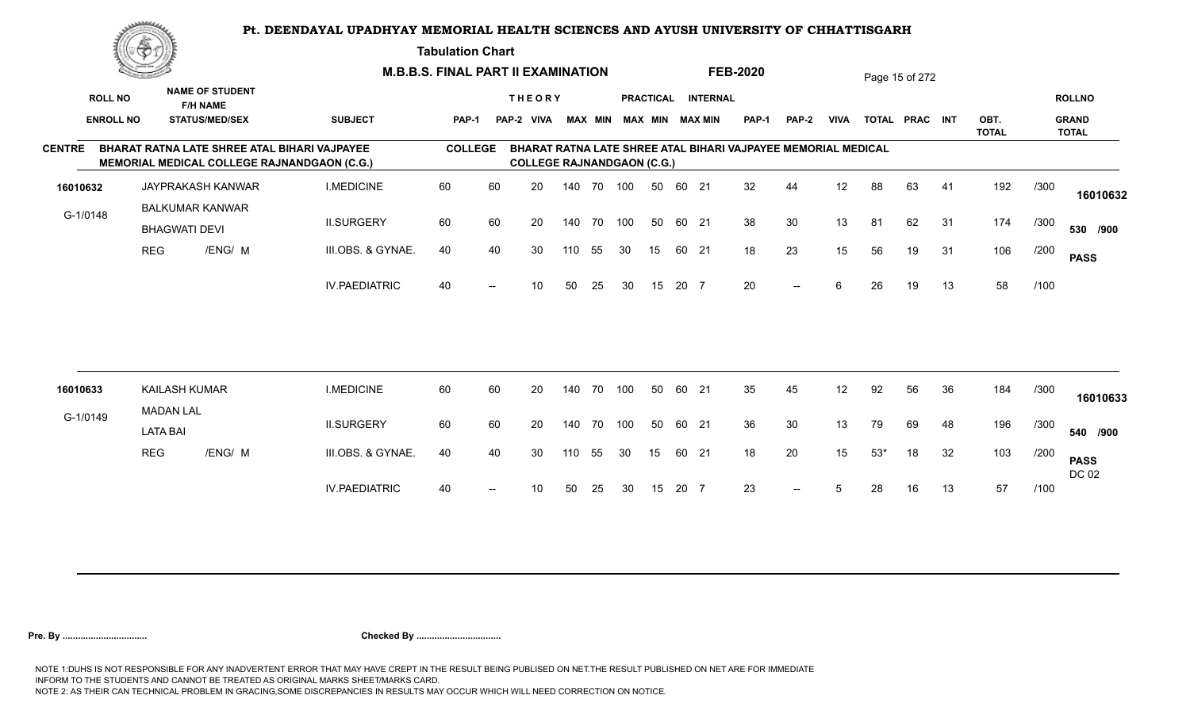# Pt. DEENDAYAL UPADHYAY MEMORIAL HEALTH SCIENCES AND AYUSH UNIVERSITY OF CHHATTISGARH

**Tabulation Chart**

**M.B.B.S. FINAL PART II EXAMINATION** **FEB-2020**

**CENTRE** BHARAT RATNA LATE SHREE ATAL BIHARI VAJPAYEE MEMORIAL MEDICAL COLLEGE RAJNANDGAON (C.G.)

**COLLEGE** BHARAT RATNA LATE SHREE ATAL BIHARI VAJPAYEE MEMORIAL MEDICAL COLLEGE RAJNANDGAON (C.G.)

| ROLL NO / ENROLL NO | NAME OF STUDENT / F/H NAME / STATUS/MED/SEX | SUBJECT | THEORY PAP-1 | THEORY PAP-2 | VIVA | THEORY MAX | THEORY MIN | PRACTICAL MAX | PRACTICAL MIN | INTERNAL MAX | INTERNAL MIN | PAP-1 | PAP-2 | VIVA | TOTAL | PRAC | INT | OBT. TOTAL | | ROLLNO / GRAND TOTAL |
|---|---|---|---|---|---|---|---|---|---|---|---|---|---|---|---|---|---|---|---|---|
| 16010632 | JAYPRAKASH KANWAR | I.MEDICINE | 60 | 60 | 20 | 140 | 70 | 100 | 50 | 60 | 21 | 32 | 44 | 12 | 88 | 63 | 41 | 192 | /300 | 16010632 |
| G-1/0148 | BALKUMAR KANWAR / BHAGWATI DEVI | II.SURGERY | 60 | 60 | 20 | 140 | 70 | 100 | 50 | 60 | 21 | 38 | 30 | 13 | 81 | 62 | 31 | 174 | /300 | 530 /900 |
| | REG /ENG/ M | III.OBS. & GYNAE. | 40 | 40 | 30 | 110 | 55 | 30 | 15 | 60 | 21 | 18 | 23 | 15 | 56 | 19 | 31 | 106 | /200 | PASS |
| | | IV.PAEDIATRIC | 40 | -- | 10 | 50 | 25 | 30 | 15 | 20 | 7 | 20 | -- | 6 | 26 | 19 | 13 | 58 | /100 | |
| 16010633 | KAILASH KUMAR | I.MEDICINE | 60 | 60 | 20 | 140 | 70 | 100 | 50 | 60 | 21 | 35 | 45 | 12 | 92 | 56 | 36 | 184 | /300 | 16010633 |
| G-1/0149 | MADAN LAL / LATA BAI | II.SURGERY | 60 | 60 | 20 | 140 | 70 | 100 | 50 | 60 | 21 | 36 | 30 | 13 | 79 | 69 | 48 | 196 | /300 | 540 /900 |
| | REG /ENG/ M | III.OBS. & GYNAE. | 40 | 40 | 30 | 110 | 55 | 30 | 15 | 60 | 21 | 18 | 20 | 15 | 53* | 18 | 32 | 103 | /200 | PASS DC 02 |
| | | IV.PAEDIATRIC | 40 | -- | 10 | 50 | 25 | 30 | 15 | 20 | 7 | 23 | -- | 5 | 28 | 16 | 13 | 57 | /100 | |

**Pre. By .................................** **Checked By .................................**

NOTE 1:DUHS IS NOT RESPONSIBLE FOR ANY INADVERTENT ERROR THAT MAY HAVE CREPT IN THE RESULT BEING PUBLISED ON NET.THE RESULT PUBLISHED ON NET ARE FOR IMMEDIATE INFORM TO THE STUDENTS AND CANNOT BE TREATED AS ORIGINAL MARKS SHEET/MARKS CARD.
NOTE 2: AS THEIR CAN TECHNICAL PROBLEM IN GRACING,SOME DISCREPANCIES IN RESULTS MAY OCCUR WHICH WILL NEED CORRECTION ON NOTICE.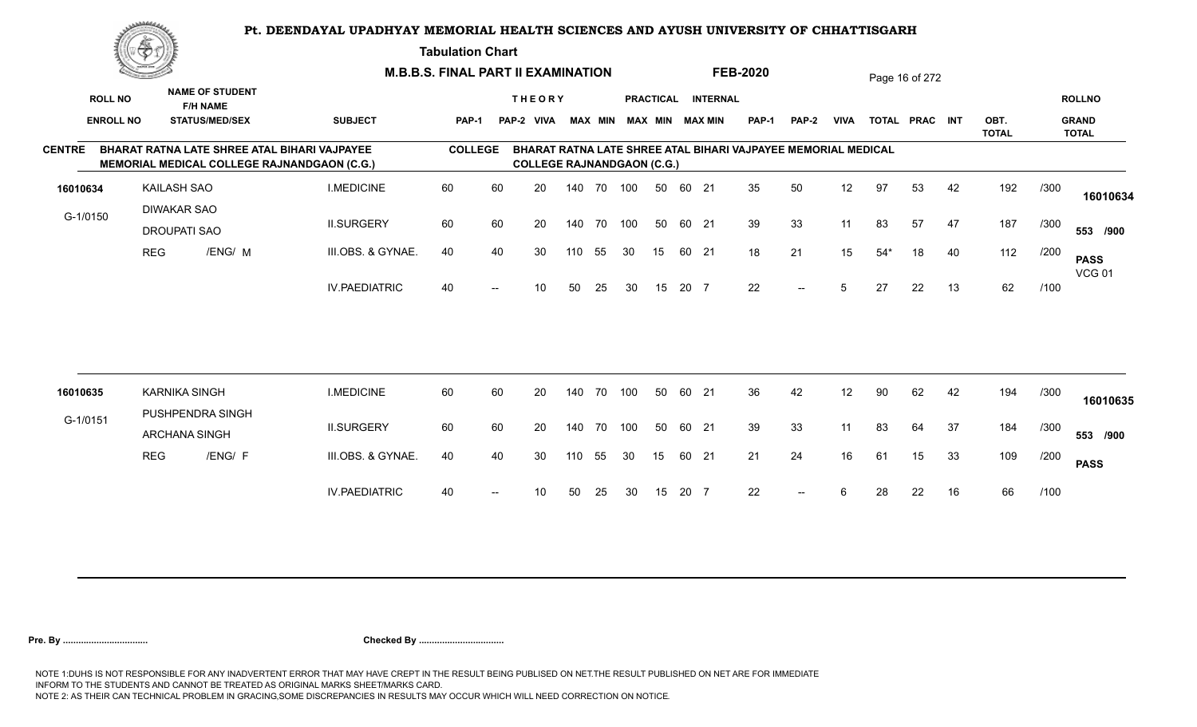# Pt. DEENDAYAL UPADHYAY MEMORIAL HEALTH SCIENCES AND AYUSH UNIVERSITY OF CHHATTISGARH

**Tabulation Chart**

**M.B.B.S. FINAL PART II EXAMINATION** **FEB-2020**

**CENTRE** BHARAT RATNA LATE SHREE ATAL BIHARI VAJPAYEE MEMORIAL MEDICAL COLLEGE RAJNANDGAON (C.G.)

**COLLEGE** BHARAT RATNA LATE SHREE ATAL BIHARI VAJPAYEE MEMORIAL MEDICAL COLLEGE RAJNANDGAON (C.G.)

| ROLL NO / ENROLL NO | NAME OF STUDENT / F/H NAME / STATUS/MED/SEX | SUBJECT | THEORY PAP-1 | THEORY PAP-2 | VIVA | MAX | MIN | PRACTICAL MAX | PRACTICAL MIN | INTERNAL MAX | INTERNAL MIN | PAP-1 | PAP-2 | VIVA | TOTAL | PRAC | INT | OBT. TOTAL | | ROLLNO / GRAND TOTAL |
|---|---|---|---|---|---|---|---|---|---|---|---|---|---|---|---|---|---|---|---|---|
| 16010634 | KAILASH SAO | I.MEDICINE | 60 | 60 | 20 | 140 | 70 | 100 | 50 | 60 | 21 | 35 | 50 | 12 | 97 | 53 | 42 | 192 | /300 | 16010634 |
| G-1/0150 | DIWAKAR SAO / DROUPATI SAO | II.SURGERY | 60 | 60 | 20 | 140 | 70 | 100 | 50 | 60 | 21 | 39 | 33 | 11 | 83 | 57 | 47 | 187 | /300 | 553 /900 |
| | REG /ENG/ M | III.OBS. & GYNAE. | 40 | 40 | 30 | 110 | 55 | 30 | 15 | 60 | 21 | 18 | 21 | 15 | 54* | 18 | 40 | 112 | /200 | PASS VCG 01 |
| | | IV.PAEDIATRIC | 40 | -- | 10 | 50 | 25 | 30 | 15 | 20 | 7 | 22 | -- | 5 | 27 | 22 | 13 | 62 | /100 | |
| 16010635 | KARNIKA SINGH | I.MEDICINE | 60 | 60 | 20 | 140 | 70 | 100 | 50 | 60 | 21 | 36 | 42 | 12 | 90 | 62 | 42 | 194 | /300 | 16010635 |
| G-1/0151 | PUSHPENDRA SINGH / ARCHANA SINGH | II.SURGERY | 60 | 60 | 20 | 140 | 70 | 100 | 50 | 60 | 21 | 39 | 33 | 11 | 83 | 64 | 37 | 184 | /300 | 553 /900 |
| | REG /ENG/ F | III.OBS. & GYNAE. | 40 | 40 | 30 | 110 | 55 | 30 | 15 | 60 | 21 | 21 | 24 | 16 | 61 | 15 | 33 | 109 | /200 | PASS |
| | | IV.PAEDIATRIC | 40 | -- | 10 | 50 | 25 | 30 | 15 | 20 | 7 | 22 | -- | 6 | 28 | 22 | 16 | 66 | /100 | |

**Pre. By .................................** **Checked By .................................**

NOTE 1:DUHS IS NOT RESPONSIBLE FOR ANY INADVERTENT ERROR THAT MAY HAVE CREPT IN THE RESULT BEING PUBLISED ON NET.THE RESULT PUBLISHED ON NET ARE FOR IMMEDIATE INFORM TO THE STUDENTS AND CANNOT BE TREATED AS ORIGINAL MARKS SHEET/MARKS CARD.
NOTE 2: AS THEIR CAN TECHNICAL PROBLEM IN GRACING,SOME DISCREPANCIES IN RESULTS MAY OCCUR WHICH WILL NEED CORRECTION ON NOTICE.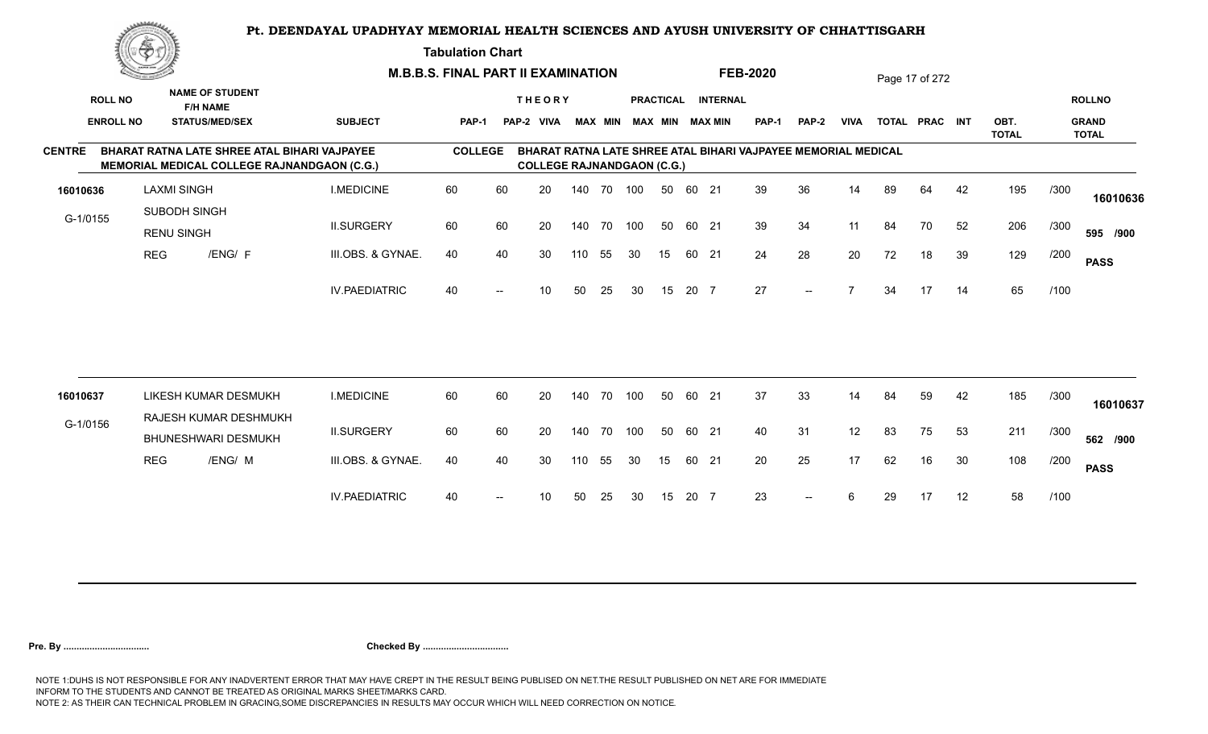# Pt. DEENDAYAL UPADHYAY MEMORIAL HEALTH SCIENCES AND AYUSH UNIVERSITY OF CHHATTISGARH

**Tabulation Chart**

**M.B.B.S. FINAL PART II EXAMINATION** **FEB-2020**

**CENTRE** BHARAT RATNA LATE SHREE ATAL BIHARI VAJPAYEE MEMORIAL MEDICAL COLLEGE RAJNANDGAON (C.G.)

**COLLEGE** BHARAT RATNA LATE SHREE ATAL BIHARI VAJPAYEE MEMORIAL MEDICAL COLLEGE RAJNANDGAON (C.G.)

| ROLL NO / ENROLL NO | NAME OF STUDENT / F/H NAME / STATUS/MED/SEX | SUBJECT | THEORY PAP-1 | THEORY PAP-2 | THEORY VIVA | THEORY MAX | THEORY MIN | PRACTICAL MAX | PRACTICAL MIN | INTERNAL MAX | INTERNAL MIN | PAP-1 | PAP-2 | VIVA | TOTAL | PRAC | INT | OBT. TOTAL | | ROLLNO / GRAND TOTAL |
|---|---|---|---|---|---|---|---|---|---|---|---|---|---|---|---|---|---|---|---|---|
| 16010636 | LAXMI SINGH | I.MEDICINE | 60 | 60 | 20 | 140 | 70 | 100 | 50 | 60 | 21 | 39 | 36 | 14 | 89 | 64 | 42 | 195 | /300 | 16010636 |
| G-1/0155 | SUBODH SINGH / RENU SINGH | II.SURGERY | 60 | 60 | 20 | 140 | 70 | 100 | 50 | 60 | 21 | 39 | 34 | 11 | 84 | 70 | 52 | 206 | /300 | 595 /900 |
| | REG /ENG/ F | III.OBS. & GYNAE. | 40 | 40 | 30 | 110 | 55 | 30 | 15 | 60 | 21 | 24 | 28 | 20 | 72 | 18 | 39 | 129 | /200 | PASS |
| | | IV.PAEDIATRIC | 40 | -- | 10 | 50 | 25 | 30 | 15 | 20 | 7 | 27 | -- | 7 | 34 | 17 | 14 | 65 | /100 | |
| 16010637 | LIKESH KUMAR DESMUKH | I.MEDICINE | 60 | 60 | 20 | 140 | 70 | 100 | 50 | 60 | 21 | 37 | 33 | 14 | 84 | 59 | 42 | 185 | /300 | 16010637 |
| G-1/0156 | RAJESH KUMAR DESHMUKH / BHUNESHWARI DESMUKH | II.SURGERY | 60 | 60 | 20 | 140 | 70 | 100 | 50 | 60 | 21 | 40 | 31 | 12 | 83 | 75 | 53 | 211 | /300 | 562 /900 |
| | REG /ENG/ M | III.OBS. & GYNAE. | 40 | 40 | 30 | 110 | 55 | 30 | 15 | 60 | 21 | 20 | 25 | 17 | 62 | 16 | 30 | 108 | /200 | PASS |
| | | IV.PAEDIATRIC | 40 | -- | 10 | 50 | 25 | 30 | 15 | 20 | 7 | 23 | -- | 6 | 29 | 17 | 12 | 58 | /100 | |

**Pre. By ................................** **Checked By ................................**

NOTE 1:DUHS IS NOT RESPONSIBLE FOR ANY INADVERTENT ERROR THAT MAY HAVE CREPT IN THE RESULT BEING PUBLISED ON NET.THE RESULT PUBLISHED ON NET ARE FOR IMMEDIATE INFORM TO THE STUDENTS AND CANNOT BE TREATED AS ORIGINAL MARKS SHEET/MARKS CARD.
NOTE 2: AS THEIR CAN TECHNICAL PROBLEM IN GRACING,SOME DISCREPANCIES IN RESULTS MAY OCCUR WHICH WILL NEED CORRECTION ON NOTICE.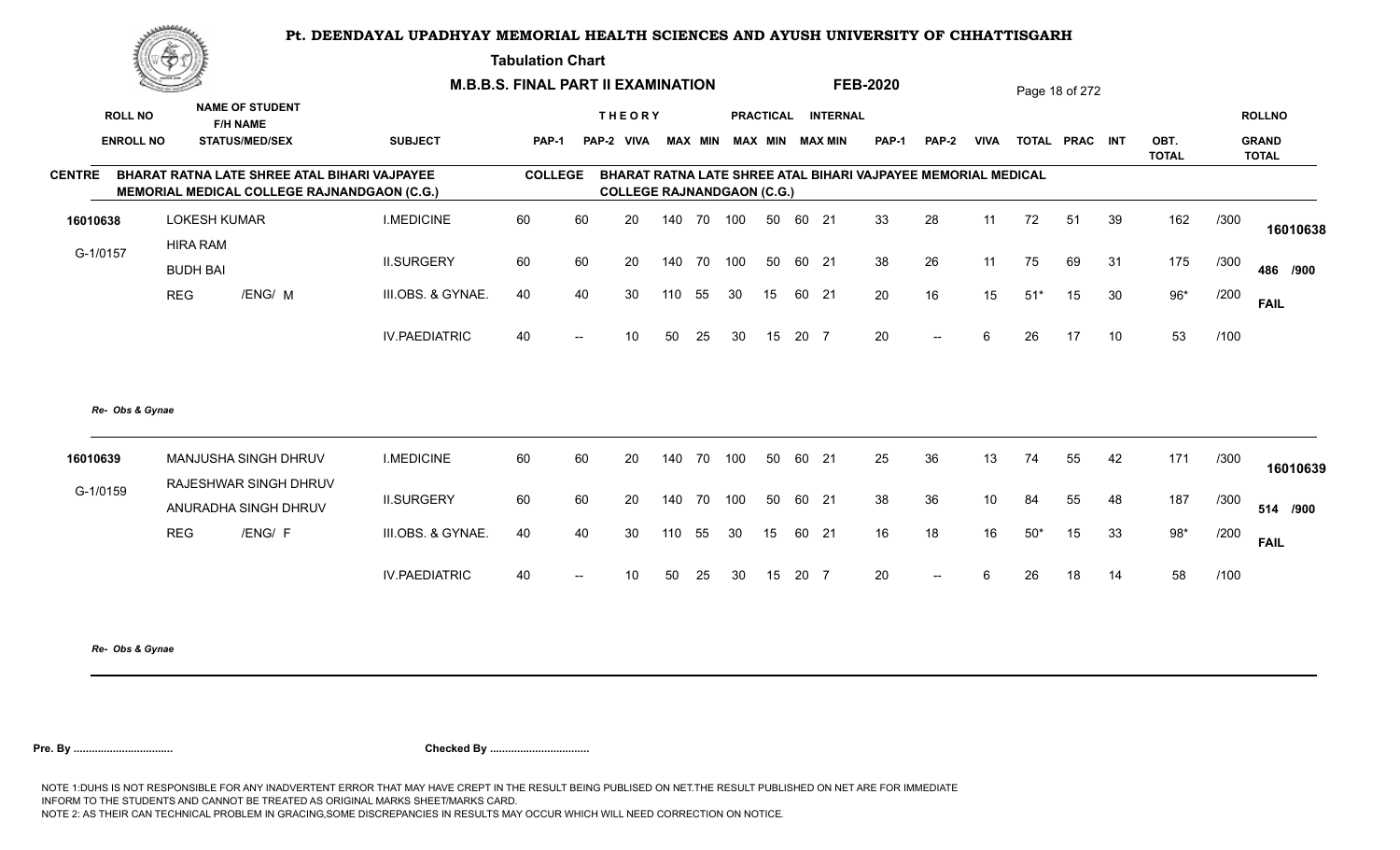# Pt. DEENDAYAL UPADHYAY MEMORIAL HEALTH SCIENCES AND AYUSH UNIVERSITY OF CHHATTISGARH

**Tabulation Chart**

**M.B.B.S. FINAL PART II EXAMINATION** **FEB-2020**

**CENTRE:** BHARAT RATNA LATE SHREE ATAL BIHARI VAJPAYEE MEMORIAL MEDICAL COLLEGE RAJNANDGAON (C.G.)

**COLLEGE:** BHARAT RATNA LATE SHREE ATAL BIHARI VAJPAYEE MEMORIAL MEDICAL COLLEGE RAJNANDGAON (C.G.)

| ROLL NO / ENROLL NO | NAME OF STUDENT / F/H NAME / STATUS/MED/SEX | SUBJECT | THEORY PAP-1 | PAP-2 | VIVA | MAX | MIN | PRACTICAL MAX | MIN | INTERNAL MAX | MIN | PAP-1 | PAP-2 | VIVA | TOTAL | PRAC | INT | OBT. TOTAL | | ROLLNO / GRAND TOTAL |
|---|---|---|---|---|---|---|---|---|---|---|---|---|---|---|---|---|---|---|---|---|
| 16010638 | LOKESH KUMAR | I.MEDICINE | 60 | 60 | 20 | 140 | 70 | 100 | 50 | 60 | 21 | 33 | 28 | 11 | 72 | 51 | 39 | 162 | /300 | 16010638 |
| G-1/0157 | HIRA RAM / BUDH BAI | II.SURGERY | 60 | 60 | 20 | 140 | 70 | 100 | 50 | 60 | 21 | 38 | 26 | 11 | 75 | 69 | 31 | 175 | /300 | 486 /900 |
| | REG /ENG/ M | III.OBS. & GYNAE. | 40 | 40 | 30 | 110 | 55 | 30 | 15 | 60 | 21 | 20 | 16 | 15 | 51* | 15 | 30 | 96* | /200 | FAIL |
| | | IV.PAEDIATRIC | 40 | -- | 10 | 50 | 25 | 30 | 15 | 20 | 7 | 20 | -- | 6 | 26 | 17 | 10 | 53 | /100 | |

*Re- Obs & Gynae*

| ROLL NO / ENROLL NO | NAME OF STUDENT / F/H NAME / STATUS/MED/SEX | SUBJECT | THEORY PAP-1 | PAP-2 | VIVA | MAX | MIN | PRACTICAL MAX | MIN | INTERNAL MAX | MIN | PAP-1 | PAP-2 | VIVA | TOTAL | PRAC | INT | OBT. TOTAL | | ROLLNO / GRAND TOTAL |
|---|---|---|---|---|---|---|---|---|---|---|---|---|---|---|---|---|---|---|---|---|
| 16010639 | MANJUSHA SINGH DHRUV | I.MEDICINE | 60 | 60 | 20 | 140 | 70 | 100 | 50 | 60 | 21 | 25 | 36 | 13 | 74 | 55 | 42 | 171 | /300 | 16010639 |
| G-1/0159 | RAJESHWAR SINGH DHRUV / ANURADHA SINGH DHRUV | II.SURGERY | 60 | 60 | 20 | 140 | 70 | 100 | 50 | 60 | 21 | 38 | 36 | 10 | 84 | 55 | 48 | 187 | /300 | 514 /900 |
| | REG /ENG/ F | III.OBS. & GYNAE. | 40 | 40 | 30 | 110 | 55 | 30 | 15 | 60 | 21 | 16 | 18 | 16 | 50* | 15 | 33 | 98* | /200 | FAIL |
| | | IV.PAEDIATRIC | 40 | -- | 10 | 50 | 25 | 30 | 15 | 20 | 7 | 20 | -- | 6 | 26 | 18 | 14 | 58 | /100 | |

*Re- Obs & Gynae*

**Pre. By .................................** **Checked By .................................**

NOTE 1:DUHS IS NOT RESPONSIBLE FOR ANY INADVERTENT ERROR THAT MAY HAVE CREPT IN THE RESULT BEING PUBLISED ON NET.THE RESULT PUBLISHED ON NET ARE FOR IMMEDIATE INFORM TO THE STUDENTS AND CANNOT BE TREATED AS ORIGINAL MARKS SHEET/MARKS CARD.
NOTE 2: AS THEIR CAN TECHNICAL PROBLEM IN GRACING,SOME DISCREPANCIES IN RESULTS MAY OCCUR WHICH WILL NEED CORRECTION ON NOTICE.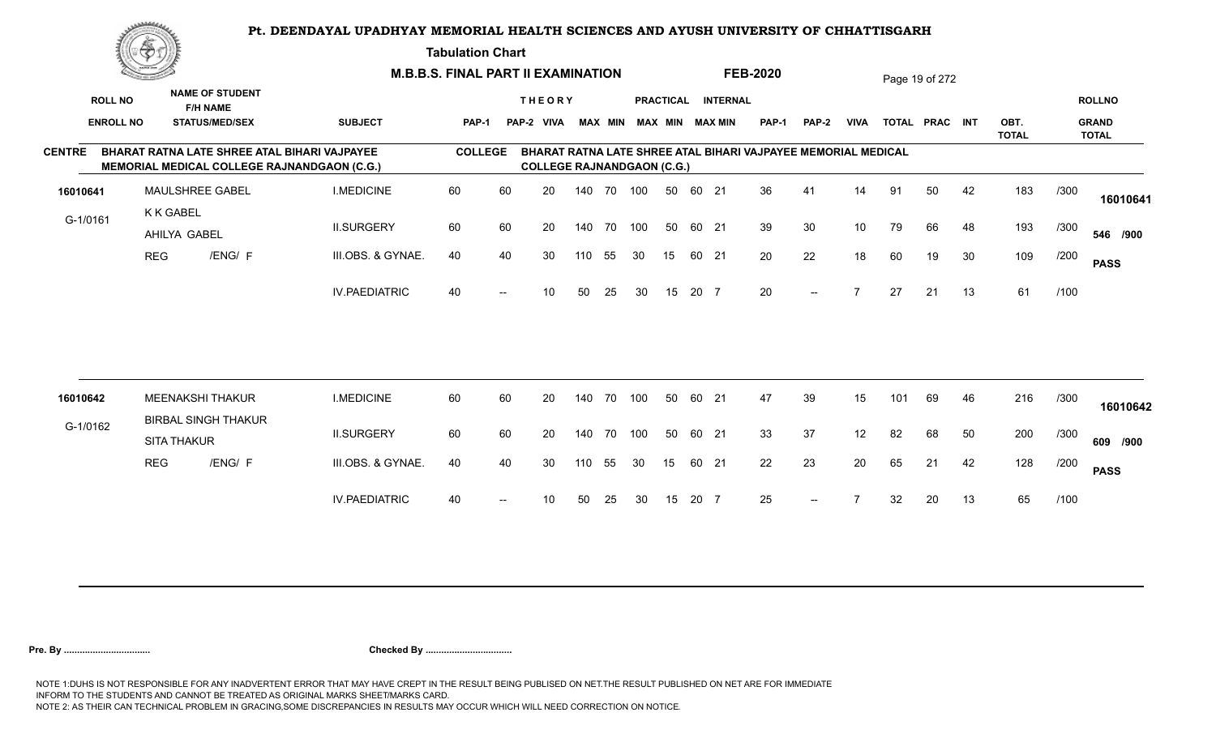# Pt. DEENDAYAL UPADHYAY MEMORIAL HEALTH SCIENCES AND AYUSH UNIVERSITY OF CHHATTISGARH

**Tabulation Chart**

**M.B.B.S. FINAL PART II EXAMINATION** **FEB-2020**

**CENTRE** BHARAT RATNA LATE SHREE ATAL BIHARI VAJPAYEE MEMORIAL MEDICAL COLLEGE RAJNANDGAON (C.G.)

**COLLEGE** BHARAT RATNA LATE SHREE ATAL BIHARI VAJPAYEE MEMORIAL MEDICAL COLLEGE RAJNANDGAON (C.G.)

| ROLL NO / ENROLL NO | NAME OF STUDENT / F/H NAME / STATUS/MED/SEX | SUBJECT | THEORY PAP-1 | THEORY PAP-2 | THEORY VIVA | THEORY MAX | THEORY MIN | PRACTICAL MAX | PRACTICAL MIN | INTERNAL MAX | INTERNAL MIN | PAP-1 | PAP-2 | VIVA | TOTAL | PRAC | INT | OBT. TOTAL | | ROLLNO / GRAND TOTAL |
|---|---|---|---|---|---|---|---|---|---|---|---|---|---|---|---|---|---|---|---|---|
| 16010641 | MAULSHREE GABEL | I.MEDICINE | 60 | 60 | 20 | 140 | 70 | 100 | 50 | 60 | 21 | 36 | 41 | 14 | 91 | 50 | 42 | 183 | /300 | 16010641 |
| G-1/0161 | K K GABEL / AHILYA GABEL | II.SURGERY | 60 | 60 | 20 | 140 | 70 | 100 | 50 | 60 | 21 | 39 | 30 | 10 | 79 | 66 | 48 | 193 | /300 | 546 /900 |
| | REG /ENG/ F | III.OBS. & GYNAE. | 40 | 40 | 30 | 110 | 55 | 30 | 15 | 60 | 21 | 20 | 22 | 18 | 60 | 19 | 30 | 109 | /200 | PASS |
| | | IV.PAEDIATRIC | 40 | -- | 10 | 50 | 25 | 30 | 15 | 20 | 7 | 20 | -- | 7 | 27 | 21 | 13 | 61 | /100 | |
| 16010642 | MEENAKSHI THAKUR | I.MEDICINE | 60 | 60 | 20 | 140 | 70 | 100 | 50 | 60 | 21 | 47 | 39 | 15 | 101 | 69 | 46 | 216 | /300 | 16010642 |
| G-1/0162 | BIRBAL SINGH THAKUR / SITA THAKUR | II.SURGERY | 60 | 60 | 20 | 140 | 70 | 100 | 50 | 60 | 21 | 33 | 37 | 12 | 82 | 68 | 50 | 200 | /300 | 609 /900 |
| | REG /ENG/ F | III.OBS. & GYNAE. | 40 | 40 | 30 | 110 | 55 | 30 | 15 | 60 | 21 | 22 | 23 | 20 | 65 | 21 | 42 | 128 | /200 | PASS |
| | | IV.PAEDIATRIC | 40 | -- | 10 | 50 | 25 | 30 | 15 | 20 | 7 | 25 | -- | 7 | 32 | 20 | 13 | 65 | /100 | |

**Pre. By .................................** **Checked By .................................**

NOTE 1:DUHS IS NOT RESPONSIBLE FOR ANY INADVERTENT ERROR THAT MAY HAVE CREPT IN THE RESULT BEING PUBLISED ON NET.THE RESULT PUBLISHED ON NET ARE FOR IMMEDIATE INFORM TO THE STUDENTS AND CANNOT BE TREATED AS ORIGINAL MARKS SHEET/MARKS CARD.
NOTE 2: AS THEIR CAN TECHNICAL PROBLEM IN GRACING,SOME DISCREPANCIES IN RESULTS MAY OCCUR WHICH WILL NEED CORRECTION ON NOTICE.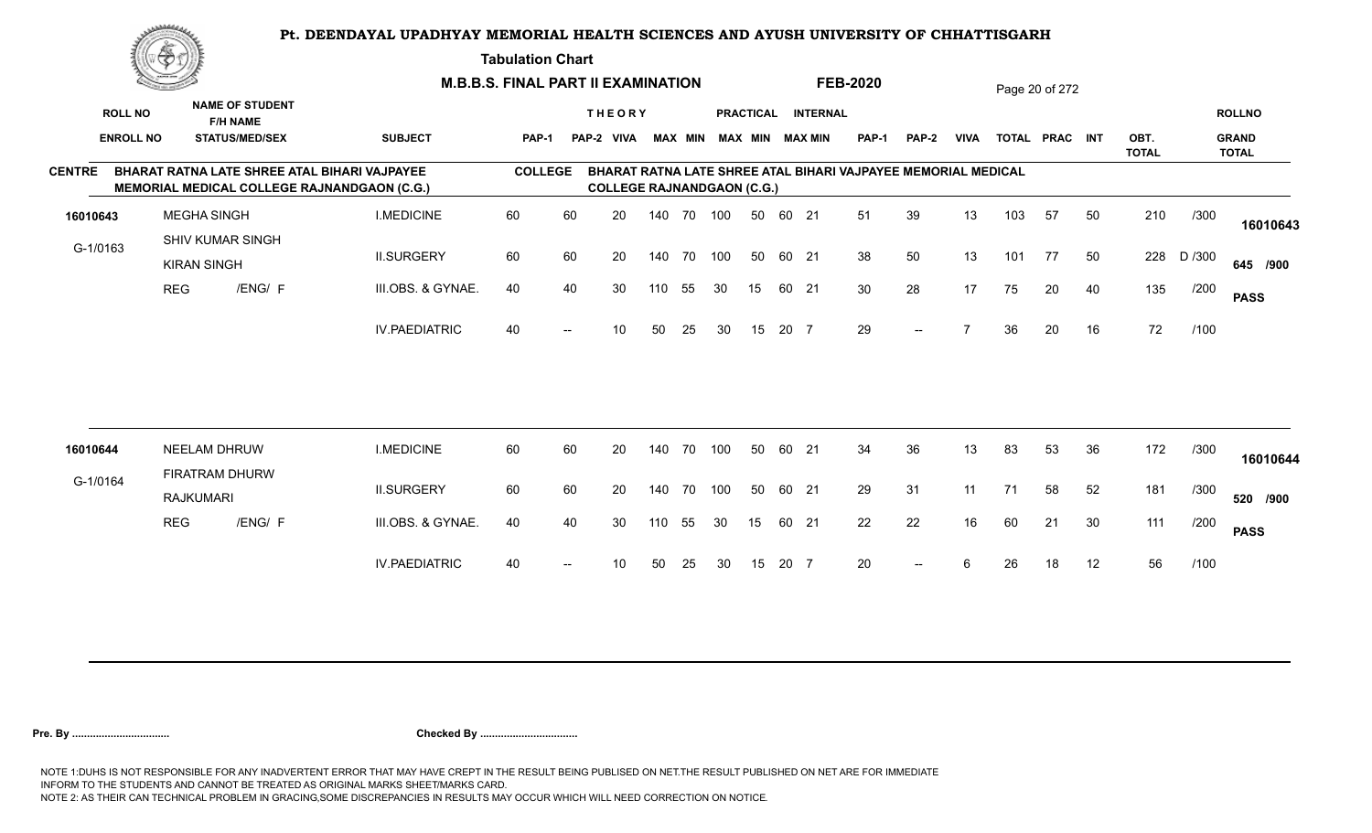# Pt. DEENDAYAL UPADHYAY MEMORIAL HEALTH SCIENCES AND AYUSH UNIVERSITY OF CHHATTISGARH

**Tabulation Chart**

**M.B.B.S. FINAL PART II EXAMINATION** **FEB-2020**

**CENTRE** BHARAT RATNA LATE SHREE ATAL BIHARI VAJPAYEE MEMORIAL MEDICAL COLLEGE RAJNANDGAON (C.G.)

**COLLEGE** BHARAT RATNA LATE SHREE ATAL BIHARI VAJPAYEE MEMORIAL MEDICAL COLLEGE RAJNANDGAON (C.G.)

| ROLL NO / ENROLL NO | NAME OF STUDENT / F/H NAME / STATUS/MED/SEX | SUBJECT | THEORY PAP-1 | THEORY PAP-2 | THEORY VIVA | THEORY MAX | THEORY MIN | PRACTICAL MAX | PRACTICAL MIN | INTERNAL MAX | INTERNAL MIN | PAP-1 | PAP-2 | VIVA | TOTAL | PRAC | INT | OBT. TOTAL | | ROLLNO / GRAND TOTAL |
|---|---|---|---|---|---|---|---|---|---|---|---|---|---|---|---|---|---|---|---|---|
| 16010643 | MEGHA SINGH | I.MEDICINE | 60 | 60 | 20 | 140 | 70 | 100 | 50 | 60 | 21 | 51 | 39 | 13 | 103 | 57 | 50 | 210 | /300 | 16010643 |
| G-1/0163 | SHIV KUMAR SINGH / KIRAN SINGH | II.SURGERY | 60 | 60 | 20 | 140 | 70 | 100 | 50 | 60 | 21 | 38 | 50 | 13 | 101 | 77 | 50 | 228 | D /300 | 645 /900 |
| | REG /ENG/ F | III.OBS. & GYNAE. | 40 | 40 | 30 | 110 | 55 | 30 | 15 | 60 | 21 | 30 | 28 | 17 | 75 | 20 | 40 | 135 | /200 | PASS |
| | | IV.PAEDIATRIC | 40 | -- | 10 | 50 | 25 | 30 | 15 | 20 | 7 | 29 | -- | 7 | 36 | 20 | 16 | 72 | /100 | |
| 16010644 | NEELAM DHRUW | I.MEDICINE | 60 | 60 | 20 | 140 | 70 | 100 | 50 | 60 | 21 | 34 | 36 | 13 | 83 | 53 | 36 | 172 | /300 | 16010644 |
| G-1/0164 | FIRATRAM DHURW / RAJKUMARI | II.SURGERY | 60 | 60 | 20 | 140 | 70 | 100 | 50 | 60 | 21 | 29 | 31 | 11 | 71 | 58 | 52 | 181 | /300 | 520 /900 |
| | REG /ENG/ F | III.OBS. & GYNAE. | 40 | 40 | 30 | 110 | 55 | 30 | 15 | 60 | 21 | 22 | 22 | 16 | 60 | 21 | 30 | 111 | /200 | PASS |
| | | IV.PAEDIATRIC | 40 | -- | 10 | 50 | 25 | 30 | 15 | 20 | 7 | 20 | -- | 6 | 26 | 18 | 12 | 56 | /100 | |

**Pre. By ................................** **Checked By ................................**

NOTE 1:DUHS IS NOT RESPONSIBLE FOR ANY INADVERTENT ERROR THAT MAY HAVE CREPT IN THE RESULT BEING PUBLISED ON NET.THE RESULT PUBLISHED ON NET ARE FOR IMMEDIATE INFORM TO THE STUDENTS AND CANNOT BE TREATED AS ORIGINAL MARKS SHEET/MARKS CARD.
NOTE 2: AS THEIR CAN TECHNICAL PROBLEM IN GRACING,SOME DISCREPANCIES IN RESULTS MAY OCCUR WHICH WILL NEED CORRECTION ON NOTICE.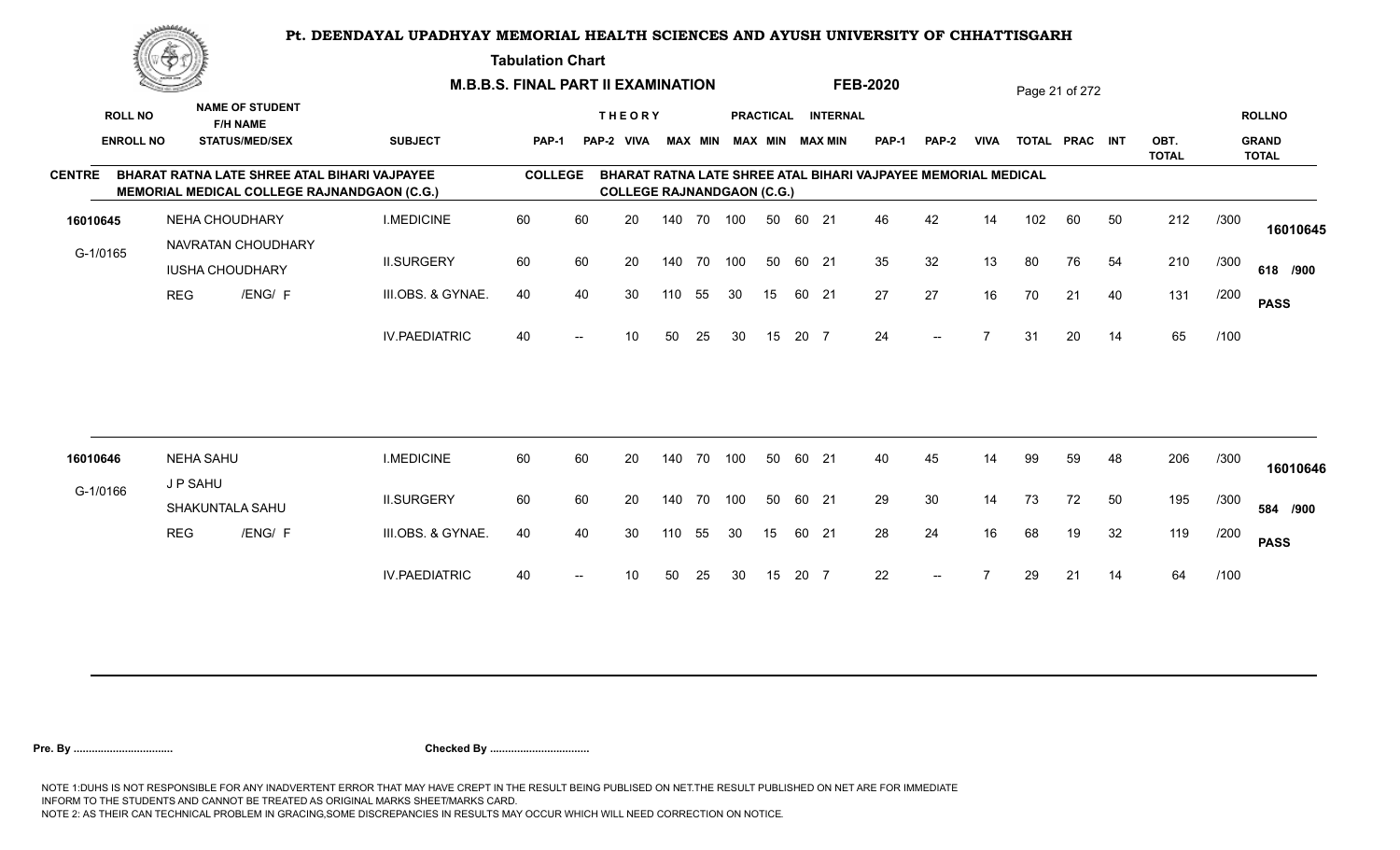# Pt. DEENDAYAL UPADHYAY MEMORIAL HEALTH SCIENCES AND AYUSH UNIVERSITY OF CHHATTISGARH

**Tabulation Chart**

**M.B.B.S. FINAL PART II EXAMINATION** **FEB-2020**

**CENTRE** BHARAT RATNA LATE SHREE ATAL BIHARI VAJPAYEE MEMORIAL MEDICAL COLLEGE RAJNANDGAON (C.G.)

**COLLEGE** BHARAT RATNA LATE SHREE ATAL BIHARI VAJPAYEE MEMORIAL MEDICAL COLLEGE RAJNANDGAON (C.G.)

| ROLL NO / ENROLL NO | NAME OF STUDENT / F/H NAME / STATUS/MED/SEX | SUBJECT | THEORY PAP-1 | THEORY PAP-2 | VIVA | THEORY MAX | THEORY MIN | PRACTICAL MAX | PRACTICAL MIN | INTERNAL MAX | INTERNAL MIN | PAP-1 | PAP-2 | VIVA | TOTAL | PRAC | INT | OBT. TOTAL | | ROLLNO / GRAND TOTAL |
|---|---|---|---|---|---|---|---|---|---|---|---|---|---|---|---|---|---|---|---|---|
| 16010645 | NEHA CHOUDHARY | I.MEDICINE | 60 | 60 | 20 | 140 | 70 | 100 | 50 | 60 | 21 | 46 | 42 | 14 | 102 | 60 | 50 | 212 | /300 | 16010645 |
| G-1/0165 | NAVRATAN CHOUDHARY / IUSHA CHOUDHARY | II.SURGERY | 60 | 60 | 20 | 140 | 70 | 100 | 50 | 60 | 21 | 35 | 32 | 13 | 80 | 76 | 54 | 210 | /300 | 618 /900 |
| | REG /ENG/ F | III.OBS. & GYNAE. | 40 | 40 | 30 | 110 | 55 | 30 | 15 | 60 | 21 | 27 | 27 | 16 | 70 | 21 | 40 | 131 | /200 | PASS |
| | | IV.PAEDIATRIC | 40 | -- | 10 | 50 | 25 | 30 | 15 | 20 | 7 | 24 | -- | 7 | 31 | 20 | 14 | 65 | /100 | |
| 16010646 | NEHA SAHU | I.MEDICINE | 60 | 60 | 20 | 140 | 70 | 100 | 50 | 60 | 21 | 40 | 45 | 14 | 99 | 59 | 48 | 206 | /300 | 16010646 |
| G-1/0166 | J P SAHU / SHAKUNTALA SAHU | II.SURGERY | 60 | 60 | 20 | 140 | 70 | 100 | 50 | 60 | 21 | 29 | 30 | 14 | 73 | 72 | 50 | 195 | /300 | 584 /900 |
| | REG /ENG/ F | III.OBS. & GYNAE. | 40 | 40 | 30 | 110 | 55 | 30 | 15 | 60 | 21 | 28 | 24 | 16 | 68 | 19 | 32 | 119 | /200 | PASS |
| | | IV.PAEDIATRIC | 40 | -- | 10 | 50 | 25 | 30 | 15 | 20 | 7 | 22 | -- | 7 | 29 | 21 | 14 | 64 | /100 | |

**Pre. By .................................** **Checked By .................................**

NOTE 1:DUHS IS NOT RESPONSIBLE FOR ANY INADVERTENT ERROR THAT MAY HAVE CREPT IN THE RESULT BEING PUBLISED ON NET.THE RESULT PUBLISHED ON NET ARE FOR IMMEDIATE INFORM TO THE STUDENTS AND CANNOT BE TREATED AS ORIGINAL MARKS SHEET/MARKS CARD.
NOTE 2: AS THEIR CAN TECHNICAL PROBLEM IN GRACING,SOME DISCREPANCIES IN RESULTS MAY OCCUR WHICH WILL NEED CORRECTION ON NOTICE.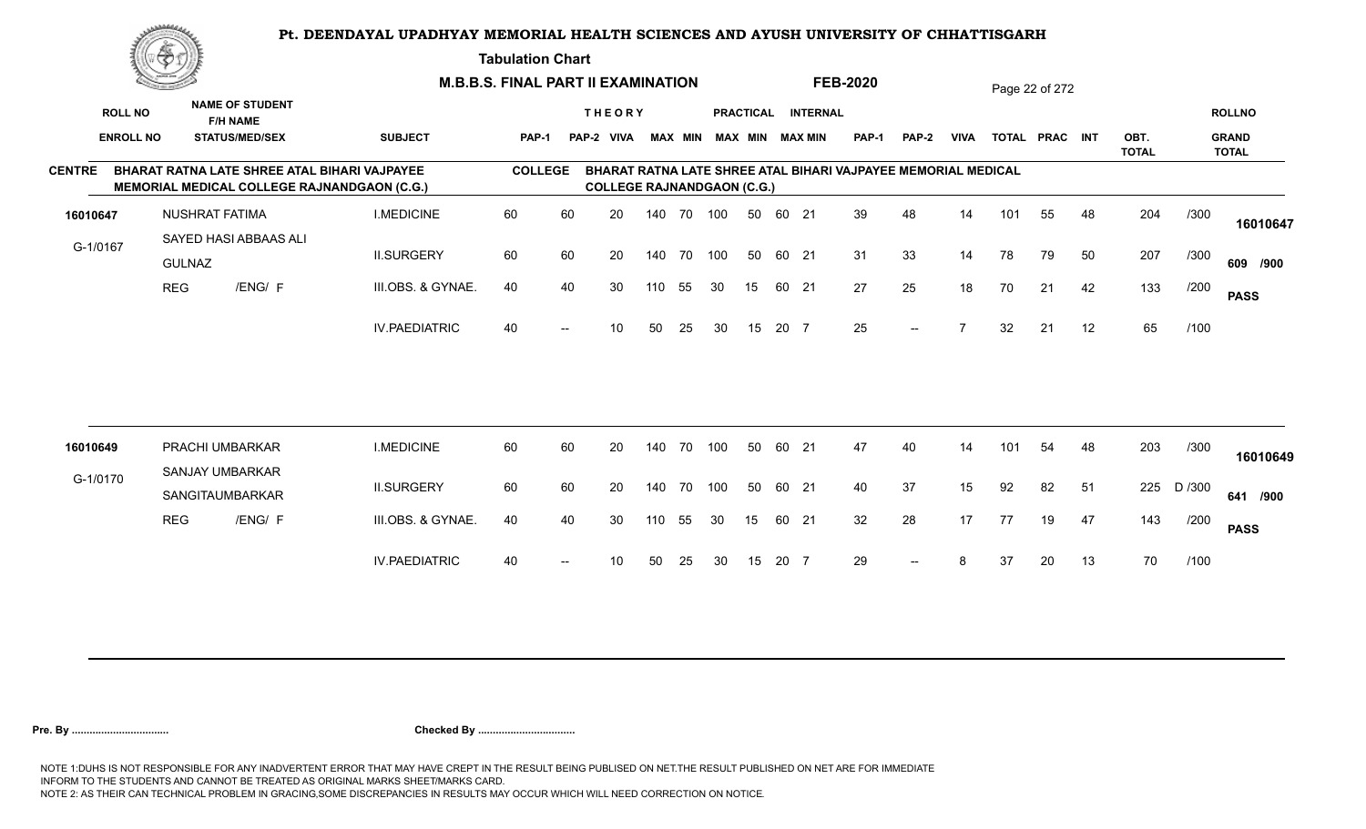# Pt. DEENDAYAL UPADHYAY MEMORIAL HEALTH SCIENCES AND AYUSH UNIVERSITY OF CHHATTISGARH

**Tabulation Chart**

**M.B.B.S. FINAL PART II EXAMINATION** **FEB-2020**

**CENTRE** BHARAT RATNA LATE SHREE ATAL BIHARI VAJPAYEE MEMORIAL MEDICAL COLLEGE RAJNANDGAON (C.G.)

**COLLEGE** BHARAT RATNA LATE SHREE ATAL BIHARI VAJPAYEE MEMORIAL MEDICAL COLLEGE RAJNANDGAON (C.G.)

| ROLL NO / ENROLL NO | NAME OF STUDENT / F/H NAME / STATUS/MED/SEX | SUBJECT | THEORY PAP-1 | THEORY PAP-2 | VIVA | MAX | MIN | PRACTICAL MAX | PRACTICAL MIN | INTERNAL MAX | INTERNAL MIN | PAP-1 | PAP-2 | VIVA | TOTAL | PRAC | INT | OBT. TOTAL | | ROLLNO / GRAND TOTAL |
|---|---|---|---|---|---|---|---|---|---|---|---|---|---|---|---|---|---|---|---|---|
| 16010647 | NUSHRAT FATIMA | I.MEDICINE | 60 | 60 | 20 | 140 | 70 | 100 | 50 | 60 | 21 | 39 | 48 | 14 | 101 | 55 | 48 | 204 | /300 | 16010647 |
| G-1/0167 | SAYED HASI ABBAAS ALI / GULNAZ | II.SURGERY | 60 | 60 | 20 | 140 | 70 | 100 | 50 | 60 | 21 | 31 | 33 | 14 | 78 | 79 | 50 | 207 | /300 | 609 /900 |
| | REG /ENG/ F | III.OBS. & GYNAE. | 40 | 40 | 30 | 110 | 55 | 30 | 15 | 60 | 21 | 27 | 25 | 18 | 70 | 21 | 42 | 133 | /200 | PASS |
| | | IV.PAEDIATRIC | 40 | -- | 10 | 50 | 25 | 30 | 15 | 20 | 7 | 25 | -- | 7 | 32 | 21 | 12 | 65 | /100 | |
| 16010649 | PRACHI UMBARKAR | I.MEDICINE | 60 | 60 | 20 | 140 | 70 | 100 | 50 | 60 | 21 | 47 | 40 | 14 | 101 | 54 | 48 | 203 | /300 | 16010649 |
| G-1/0170 | SANJAY UMBARKAR / SANGITAUMBARKAR | II.SURGERY | 60 | 60 | 20 | 140 | 70 | 100 | 50 | 60 | 21 | 40 | 37 | 15 | 92 | 82 | 51 | 225 | D /300 | 641 /900 |
| | REG /ENG/ F | III.OBS. & GYNAE. | 40 | 40 | 30 | 110 | 55 | 30 | 15 | 60 | 21 | 32 | 28 | 17 | 77 | 19 | 47 | 143 | /200 | PASS |
| | | IV.PAEDIATRIC | 40 | -- | 10 | 50 | 25 | 30 | 15 | 20 | 7 | 29 | -- | 8 | 37 | 20 | 13 | 70 | /100 | |

**Pre. By ................................** **Checked By ................................**

NOTE 1:DUHS IS NOT RESPONSIBLE FOR ANY INADVERTENT ERROR THAT MAY HAVE CREPT IN THE RESULT BEING PUBLISED ON NET.THE RESULT PUBLISHED ON NET ARE FOR IMMEDIATE INFORM TO THE STUDENTS AND CANNOT BE TREATED AS ORIGINAL MARKS SHEET/MARKS CARD.
NOTE 2: AS THEIR CAN TECHNICAL PROBLEM IN GRACING,SOME DISCREPANCIES IN RESULTS MAY OCCUR WHICH WILL NEED CORRECTION ON NOTICE.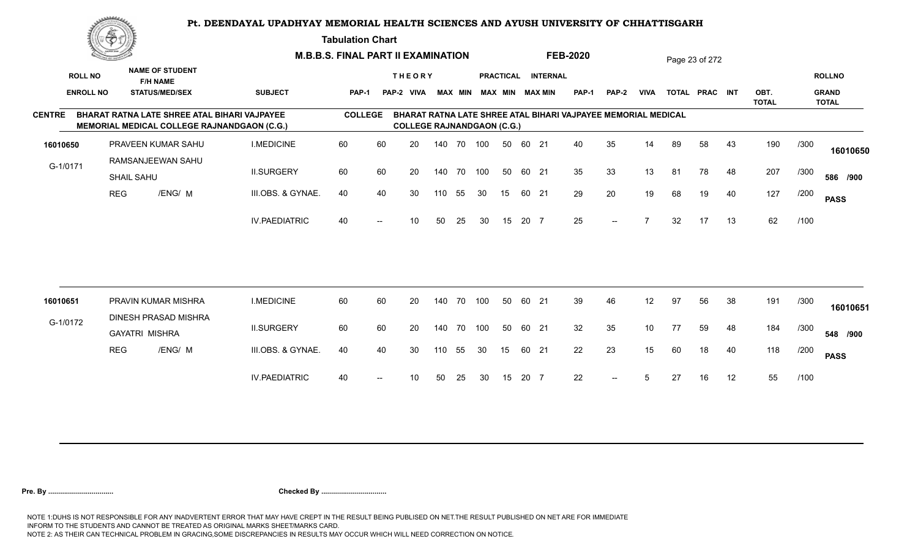# Pt. DEENDAYAL UPADHYAY MEMORIAL HEALTH SCIENCES AND AYUSH UNIVERSITY OF CHHATTISGARH

## Tabulation Chart

**M.B.B.S. FINAL PART II EXAMINATION** **FEB-2020**

**CENTRE** BHARAT RATNA LATE SHREE ATAL BIHARI VAJPAYEE MEMORIAL MEDICAL COLLEGE RAJNANDGAON (C.G.)

**COLLEGE** BHARAT RATNA LATE SHREE ATAL BIHARI VAJPAYEE MEMORIAL MEDICAL COLLEGE RAJNANDGAON (C.G.)

| ROLL NO / ENROLL NO | NAME OF STUDENT / F/H NAME / STATUS/MED/SEX | SUBJECT | THEORY PAP-1 | THEORY PAP-2 | THEORY VIVA | THEORY MAX | THEORY MIN | PRACTICAL MAX | PRACTICAL MIN | INTERNAL MAX | INTERNAL MIN | OBT. PAP-1 | OBT. PAP-2 | OBT. VIVA | OBT. TOTAL | OBT. PRAC | OBT. INT | OBT. TOTAL | | ROLLNO / GRAND TOTAL |
|---|---|---|---|---|---|---|---|---|---|---|---|---|---|---|---|---|---|---|---|---|
| 16010650 | PRAVEEN KUMAR SAHU | I.MEDICINE | 60 | 60 | 20 | 140 | 70 | 100 | 50 | 60 | 21 | 40 | 35 | 14 | 89 | 58 | 43 | 190 | /300 | 16010650 |
| G-1/0171 | RAMSANJEEWAN SAHU / SHAIL SAHU | II.SURGERY | 60 | 60 | 20 | 140 | 70 | 100 | 50 | 60 | 21 | 35 | 33 | 13 | 81 | 78 | 48 | 207 | /300 | 586 /900 |
| | REG /ENG/ M | III.OBS. & GYNAE. | 40 | 40 | 30 | 110 | 55 | 30 | 15 | 60 | 21 | 29 | 20 | 19 | 68 | 19 | 40 | 127 | /200 | PASS |
| | | IV.PAEDIATRIC | 40 | -- | 10 | 50 | 25 | 30 | 15 | 20 | 7 | 25 | -- | 7 | 32 | 17 | 13 | 62 | /100 | |
| 16010651 | PRAVIN KUMAR MISHRA | I.MEDICINE | 60 | 60 | 20 | 140 | 70 | 100 | 50 | 60 | 21 | 39 | 46 | 12 | 97 | 56 | 38 | 191 | /300 | 16010651 |
| G-1/0172 | DINESH PRASAD MISHRA / GAYATRI MISHRA | II.SURGERY | 60 | 60 | 20 | 140 | 70 | 100 | 50 | 60 | 21 | 32 | 35 | 10 | 77 | 59 | 48 | 184 | /300 | 548 /900 |
| | REG /ENG/ M | III.OBS. & GYNAE. | 40 | 40 | 30 | 110 | 55 | 30 | 15 | 60 | 21 | 22 | 23 | 15 | 60 | 18 | 40 | 118 | /200 | PASS |
| | | IV.PAEDIATRIC | 40 | -- | 10 | 50 | 25 | 30 | 15 | 20 | 7 | 22 | -- | 5 | 27 | 16 | 12 | 55 | /100 | |

**Pre. By .................................** **Checked By .................................**

NOTE 1:DUHS IS NOT RESPONSIBLE FOR ANY INADVERTENT ERROR THAT MAY HAVE CREPT IN THE RESULT BEING PUBLISED ON NET.THE RESULT PUBLISHED ON NET ARE FOR IMMEDIATE INFORM TO THE STUDENTS AND CANNOT BE TREATED AS ORIGINAL MARKS SHEET/MARKS CARD.
NOTE 2: AS THEIR CAN TECHNICAL PROBLEM IN GRACING,SOME DISCREPANCIES IN RESULTS MAY OCCUR WHICH WILL NEED CORRECTION ON NOTICE.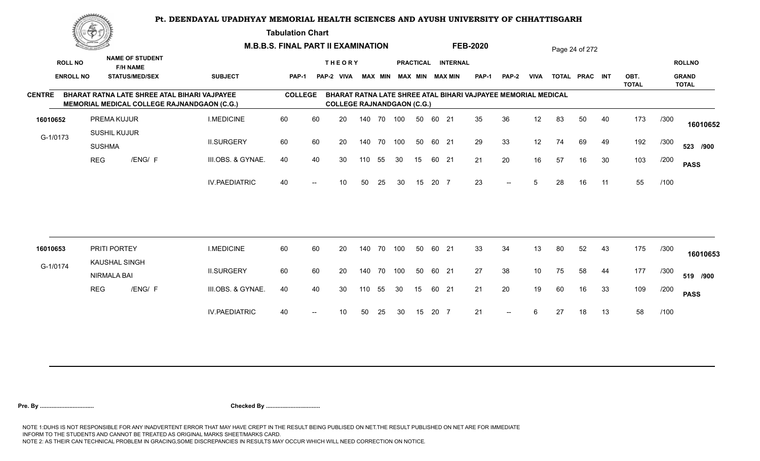# Pt. DEENDAYAL UPADHYAY MEMORIAL HEALTH SCIENCES AND AYUSH UNIVERSITY OF CHHATTISGARH

**Tabulation Chart**

**M.B.B.S. FINAL PART II EXAMINATION** **FEB-2020**

**CENTRE** BHARAT RATNA LATE SHREE ATAL BIHARI VAJPAYEE MEMORIAL MEDICAL COLLEGE RAJNANDGAON (C.G.)

**COLLEGE** BHARAT RATNA LATE SHREE ATAL BIHARI VAJPAYEE MEMORIAL MEDICAL COLLEGE RAJNANDGAON (C.G.)

| ROLL NO / ENROLL NO | NAME OF STUDENT / F/H NAME / STATUS/MED/SEX | SUBJECT | THEORY PAP-1 | THEORY PAP-2 | THEORY VIVA | THEORY MAX | THEORY MIN | PRACTICAL MAX | PRACTICAL MIN | INTERNAL MAX | INTERNAL MIN | PAP-1 | PAP-2 | VIVA | TOTAL | PRAC | INT | OBT. TOTAL | | ROLLNO / GRAND TOTAL |
|---|---|---|---|---|---|---|---|---|---|---|---|---|---|---|---|---|---|---|---|---|
| 16010652 | PREMA KUJUR | I.MEDICINE | 60 | 60 | 20 | 140 | 70 | 100 | 50 | 60 | 21 | 35 | 36 | 12 | 83 | 50 | 40 | 173 | /300 | 16010652 |
| G-1/0173 | SUSHIL KUJUR / SUSHMA | II.SURGERY | 60 | 60 | 20 | 140 | 70 | 100 | 50 | 60 | 21 | 29 | 33 | 12 | 74 | 69 | 49 | 192 | /300 | 523 /900 |
| | REG /ENG/ F | III.OBS. & GYNAE. | 40 | 40 | 30 | 110 | 55 | 30 | 15 | 60 | 21 | 21 | 20 | 16 | 57 | 16 | 30 | 103 | /200 | PASS |
| | | IV.PAEDIATRIC | 40 | -- | 10 | 50 | 25 | 30 | 15 | 20 | 7 | 23 | -- | 5 | 28 | 16 | 11 | 55 | /100 | |
| 16010653 | PRITI PORTEY | I.MEDICINE | 60 | 60 | 20 | 140 | 70 | 100 | 50 | 60 | 21 | 33 | 34 | 13 | 80 | 52 | 43 | 175 | /300 | 16010653 |
| G-1/0174 | KAUSHAL SINGH / NIRMALA BAI | II.SURGERY | 60 | 60 | 20 | 140 | 70 | 100 | 50 | 60 | 21 | 27 | 38 | 10 | 75 | 58 | 44 | 177 | /300 | 519 /900 |
| | REG /ENG/ F | III.OBS. & GYNAE. | 40 | 40 | 30 | 110 | 55 | 30 | 15 | 60 | 21 | 21 | 20 | 19 | 60 | 16 | 33 | 109 | /200 | PASS |
| | | IV.PAEDIATRIC | 40 | -- | 10 | 50 | 25 | 30 | 15 | 20 | 7 | 21 | -- | 6 | 27 | 18 | 13 | 58 | /100 | |

**Pre. By .................................** **Checked By .................................**

NOTE 1:DUHS IS NOT RESPONSIBLE FOR ANY INADVERTENT ERROR THAT MAY HAVE CREPT IN THE RESULT BEING PUBLISED ON NET.THE RESULT PUBLISHED ON NET ARE FOR IMMEDIATE INFORM TO THE STUDENTS AND CANNOT BE TREATED AS ORIGINAL MARKS SHEET/MARKS CARD.
NOTE 2: AS THEIR CAN TECHNICAL PROBLEM IN GRACING,SOME DISCREPANCIES IN RESULTS MAY OCCUR WHICH WILL NEED CORRECTION ON NOTICE.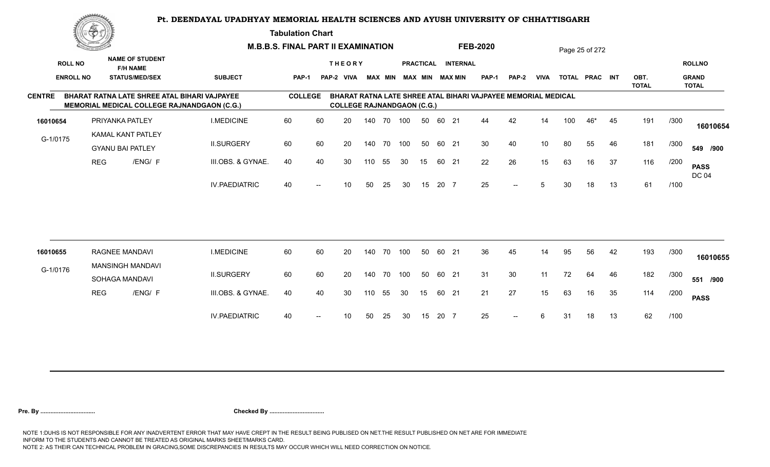# Pt. DEENDAYAL UPADHYAY MEMORIAL HEALTH SCIENCES AND AYUSH UNIVERSITY OF CHHATTISGARH

**Tabulation Chart**

**M.B.B.S. FINAL PART II EXAMINATION** **FEB-2020**

**CENTRE** BHARAT RATNA LATE SHREE ATAL BIHARI VAJPAYEE MEMORIAL MEDICAL COLLEGE RAJNANDGAON (C.G.)

**COLLEGE** BHARAT RATNA LATE SHREE ATAL BIHARI VAJPAYEE MEMORIAL MEDICAL COLLEGE RAJNANDGAON (C.G.)

| ROLL NO / ENROLL NO | NAME OF STUDENT / F/H NAME / STATUS/MED/SEX | SUBJECT | THEORY PAP-1 | THEORY PAP-2 | THEORY VIVA | THEORY MAX | THEORY MIN | PRACTICAL MAX | PRACTICAL MIN | INTERNAL MAX | INTERNAL MIN | PAP-1 | PAP-2 | VIVA | TOTAL | PRAC | INT | OBT. TOTAL | | ROLLNO / GRAND TOTAL |
|---|---|---|---|---|---|---|---|---|---|---|---|---|---|---|---|---|---|---|---|---|
| 16010654 | PRIYANKA PATLEY | I.MEDICINE | 60 | 60 | 20 | 140 | 70 | 100 | 50 | 60 | 21 | 44 | 42 | 14 | 100 | 46* | 45 | 191 | /300 | 16010654 |
| G-1/0175 | KAMAL KANT PATLEY / GYANU BAI PATLEY | II.SURGERY | 60 | 60 | 20 | 140 | 70 | 100 | 50 | 60 | 21 | 30 | 40 | 10 | 80 | 55 | 46 | 181 | /300 | 549 /900 |
| | REG /ENG/ F | III.OBS. & GYNAE. | 40 | 40 | 30 | 110 | 55 | 30 | 15 | 60 | 21 | 22 | 26 | 15 | 63 | 16 | 37 | 116 | /200 | PASS DC 04 |
| | | IV.PAEDIATRIC | 40 | -- | 10 | 50 | 25 | 30 | 15 | 20 | 7 | 25 | -- | 5 | 30 | 18 | 13 | 61 | /100 | |
| 16010655 | RAGNEE MANDAVI | I.MEDICINE | 60 | 60 | 20 | 140 | 70 | 100 | 50 | 60 | 21 | 36 | 45 | 14 | 95 | 56 | 42 | 193 | /300 | 16010655 |
| G-1/0176 | MANSINGH MANDAVI / SOHAGA MANDAVI | II.SURGERY | 60 | 60 | 20 | 140 | 70 | 100 | 50 | 60 | 21 | 31 | 30 | 11 | 72 | 64 | 46 | 182 | /300 | 551 /900 |
| | REG /ENG/ F | III.OBS. & GYNAE. | 40 | 40 | 30 | 110 | 55 | 30 | 15 | 60 | 21 | 21 | 27 | 15 | 63 | 16 | 35 | 114 | /200 | PASS |
| | | IV.PAEDIATRIC | 40 | -- | 10 | 50 | 25 | 30 | 15 | 20 | 7 | 25 | -- | 6 | 31 | 18 | 13 | 62 | /100 | |

**Pre. By .................................** **Checked By .................................**

NOTE 1:DUHS IS NOT RESPONSIBLE FOR ANY INADVERTENT ERROR THAT MAY HAVE CREPT IN THE RESULT BEING PUBLISED ON NET.THE RESULT PUBLISHED ON NET ARE FOR IMMEDIATE INFORM TO THE STUDENTS AND CANNOT BE TREATED AS ORIGINAL MARKS SHEET/MARKS CARD.
NOTE 2: AS THEIR CAN TECHNICAL PROBLEM IN GRACING,SOME DISCREPANCIES IN RESULTS MAY OCCUR WHICH WILL NEED CORRECTION ON NOTICE.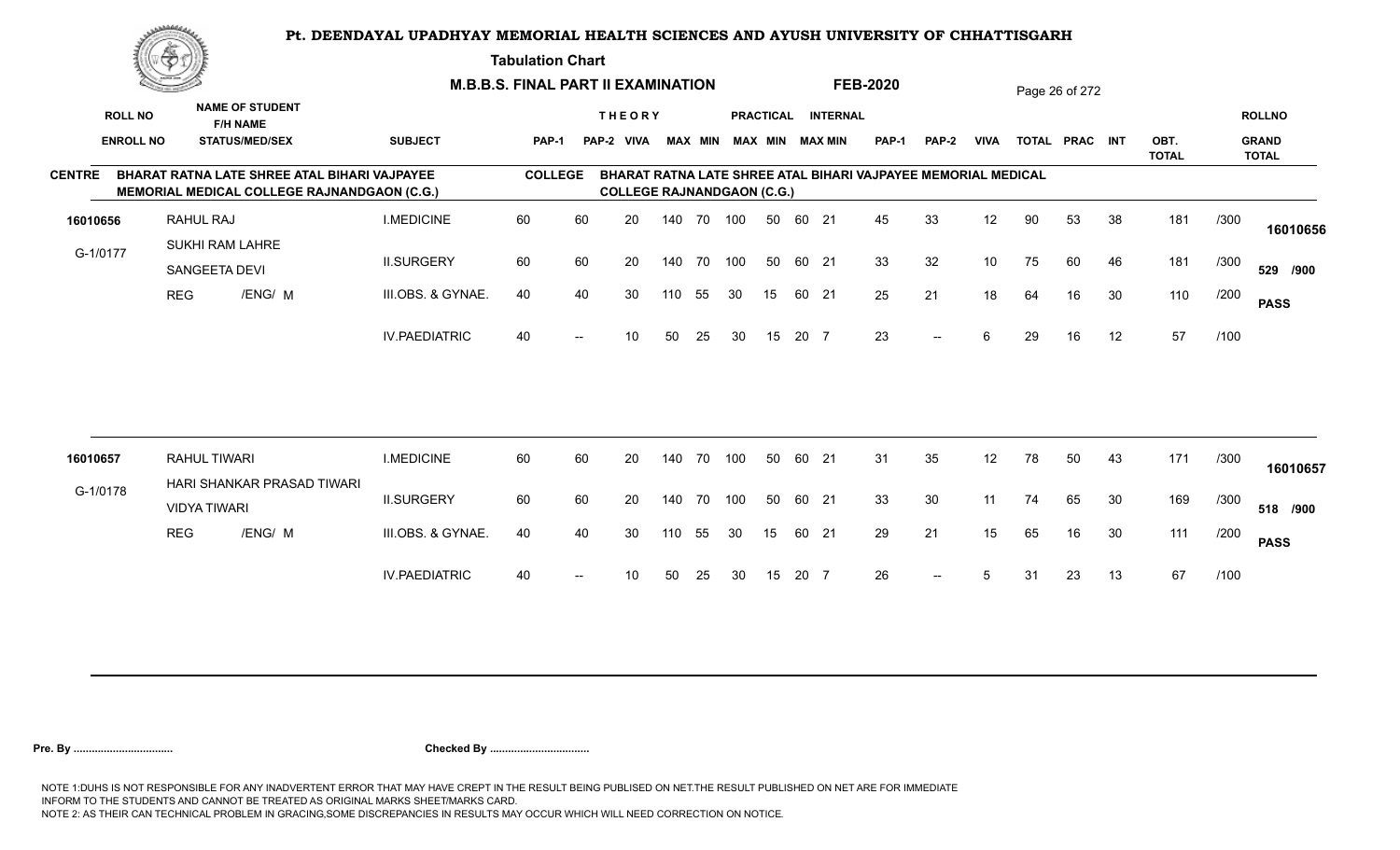# Pt. DEENDAYAL UPADHYAY MEMORIAL HEALTH SCIENCES AND AYUSH UNIVERSITY OF CHHATTISGARH

## Tabulation Chart

### M.B.B.S. FINAL PART II EXAMINATION — FEB-2020

**CENTRE:** BHARAT RATNA LATE SHREE ATAL BIHARI VAJPAYEE MEMORIAL MEDICAL COLLEGE RAJNANDGAON (C.G.)

**COLLEGE:** BHARAT RATNA LATE SHREE ATAL BIHARI VAJPAYEE MEMORIAL MEDICAL COLLEGE RAJNANDGAON (C.G.)

| ROLL NO / ENROLL NO | NAME OF STUDENT / F/H NAME / STATUS/MED/SEX | SUBJECT | THEORY PAP-1 | THEORY PAP-2 | THEORY VIVA | THEORY MAX | THEORY MIN | PRACTICAL MAX | PRACTICAL MIN | INTERNAL MAX | INTERNAL MIN | PAP-1 | PAP-2 | VIVA | TOTAL | PRAC | INT | OBT. TOTAL | | ROLLNO / GRAND TOTAL |
|---|---|---|---|---|---|---|---|---|---|---|---|---|---|---|---|---|---|---|---|---|
| 16010656 | RAHUL RAJ | I.MEDICINE | 60 | 60 | 20 | 140 | 70 | 100 | 50 | 60 | 21 | 45 | 33 | 12 | 90 | 53 | 38 | 181 | /300 | 16010656 |
| G-1/0177 | SUKHI RAM LAHRE / SANGEETA DEVI | II.SURGERY | 60 | 60 | 20 | 140 | 70 | 100 | 50 | 60 | 21 | 33 | 32 | 10 | 75 | 60 | 46 | 181 | /300 | 529 /900 |
| | REG /ENG/ M | III.OBS. & GYNAE. | 40 | 40 | 30 | 110 | 55 | 30 | 15 | 60 | 21 | 25 | 21 | 18 | 64 | 16 | 30 | 110 | /200 | PASS |
| | | IV.PAEDIATRIC | 40 | -- | 10 | 50 | 25 | 30 | 15 | 20 | 7 | 23 | -- | 6 | 29 | 16 | 12 | 57 | /100 | |
| 16010657 | RAHUL TIWARI | I.MEDICINE | 60 | 60 | 20 | 140 | 70 | 100 | 50 | 60 | 21 | 31 | 35 | 12 | 78 | 50 | 43 | 171 | /300 | 16010657 |
| G-1/0178 | HARI SHANKAR PRASAD TIWARI / VIDYA TIWARI | II.SURGERY | 60 | 60 | 20 | 140 | 70 | 100 | 50 | 60 | 21 | 33 | 30 | 11 | 74 | 65 | 30 | 169 | /300 | 518 /900 |
| | REG /ENG/ M | III.OBS. & GYNAE. | 40 | 40 | 30 | 110 | 55 | 30 | 15 | 60 | 21 | 29 | 21 | 15 | 65 | 16 | 30 | 111 | /200 | PASS |
| | | IV.PAEDIATRIC | 40 | -- | 10 | 50 | 25 | 30 | 15 | 20 | 7 | 26 | -- | 5 | 31 | 23 | 13 | 67 | /100 | |

**Pre. By .................................** **Checked By .................................**

NOTE 1:DUHS IS NOT RESPONSIBLE FOR ANY INADVERTENT ERROR THAT MAY HAVE CREPT IN THE RESULT BEING PUBLISED ON NET.THE RESULT PUBLISHED ON NET ARE FOR IMMEDIATE INFORM TO THE STUDENTS AND CANNOT BE TREATED AS ORIGINAL MARKS SHEET/MARKS CARD.

NOTE 2: AS THEIR CAN TECHNICAL PROBLEM IN GRACING,SOME DISCREPANCIES IN RESULTS MAY OCCUR WHICH WILL NEED CORRECTION ON NOTICE.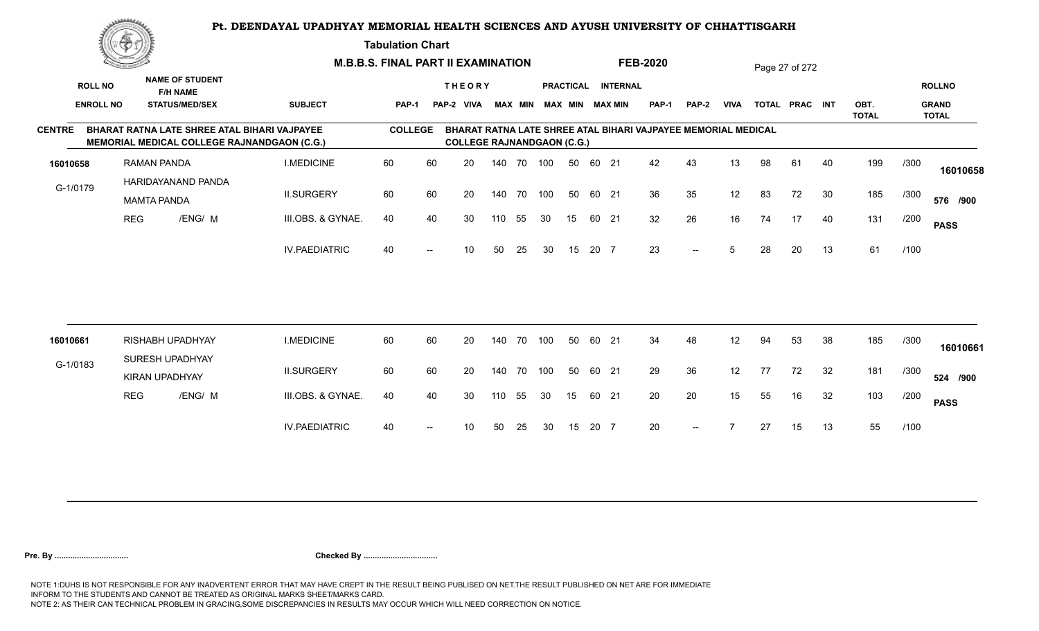# Pt. DEENDAYAL UPADHYAY MEMORIAL HEALTH SCIENCES AND AYUSH UNIVERSITY OF CHHATTISGARH

**Tabulation Chart**

**M.B.B.S. FINAL PART II EXAMINATION** **FEB-2020**

**CENTRE** BHARAT RATNA LATE SHREE ATAL BIHARI VAJPAYEE MEMORIAL MEDICAL COLLEGE RAJNANDGAON (C.G.)

**COLLEGE** BHARAT RATNA LATE SHREE ATAL BIHARI VAJPAYEE MEMORIAL MEDICAL COLLEGE RAJNANDGAON (C.G.)

| ROLL NO / ENROLL NO | NAME OF STUDENT / F/H NAME / STATUS/MED/SEX | SUBJECT | THEORY PAP-1 | THEORY PAP-2 | VIVA | PRACTICAL MAX | PRACTICAL MIN | INTERNAL MAX | INTERNAL MIN | MAX | MIN | PAP-1 | PAP-2 | VIVA | TOTAL | PRAC | INT | OBT. TOTAL | | ROLLNO / GRAND TOTAL |
|---|---|---|---|---|---|---|---|---|---|---|---|---|---|---|---|---|---|---|---|---|
| 16010658 | RAMAN PANDA | I.MEDICINE | 60 | 60 | 20 | 140 | 70 | 100 | 50 | 60 | 21 | 42 | 43 | 13 | 98 | 61 | 40 | 199 | /300 | 16010658 |
| G-1/0179 | HARIDAYANAND PANDA / MAMTA PANDA | II.SURGERY | 60 | 60 | 20 | 140 | 70 | 100 | 50 | 60 | 21 | 36 | 35 | 12 | 83 | 72 | 30 | 185 | /300 | 576 /900 |
| | REG /ENG/ M | III.OBS. & GYNAE. | 40 | 40 | 30 | 110 | 55 | 30 | 15 | 60 | 21 | 32 | 26 | 16 | 74 | 17 | 40 | 131 | /200 | PASS |
| | | IV.PAEDIATRIC | 40 | -- | 10 | 50 | 25 | 30 | 15 | 20 | 7 | 23 | -- | 5 | 28 | 20 | 13 | 61 | /100 | |
| 16010661 | RISHABH UPADHYAY | I.MEDICINE | 60 | 60 | 20 | 140 | 70 | 100 | 50 | 60 | 21 | 34 | 48 | 12 | 94 | 53 | 38 | 185 | /300 | 16010661 |
| G-1/0183 | SURESH UPADHYAY / KIRAN UPADHYAY | II.SURGERY | 60 | 60 | 20 | 140 | 70 | 100 | 50 | 60 | 21 | 29 | 36 | 12 | 77 | 72 | 32 | 181 | /300 | 524 /900 |
| | REG /ENG/ M | III.OBS. & GYNAE. | 40 | 40 | 30 | 110 | 55 | 30 | 15 | 60 | 21 | 20 | 20 | 15 | 55 | 16 | 32 | 103 | /200 | PASS |
| | | IV.PAEDIATRIC | 40 | -- | 10 | 50 | 25 | 30 | 15 | 20 | 7 | 20 | -- | 7 | 27 | 15 | 13 | 55 | /100 | |

**Pre. By .................................** **Checked By .................................**

NOTE 1:DUHS IS NOT RESPONSIBLE FOR ANY INADVERTENT ERROR THAT MAY HAVE CREPT IN THE RESULT BEING PUBLISED ON NET.THE RESULT PUBLISHED ON NET ARE FOR IMMEDIATE INFORM TO THE STUDENTS AND CANNOT BE TREATED AS ORIGINAL MARKS SHEET/MARKS CARD.
NOTE 2: AS THEIR CAN TECHNICAL PROBLEM IN GRACING,SOME DISCREPANCIES IN RESULTS MAY OCCUR WHICH WILL NEED CORRECTION ON NOTICE.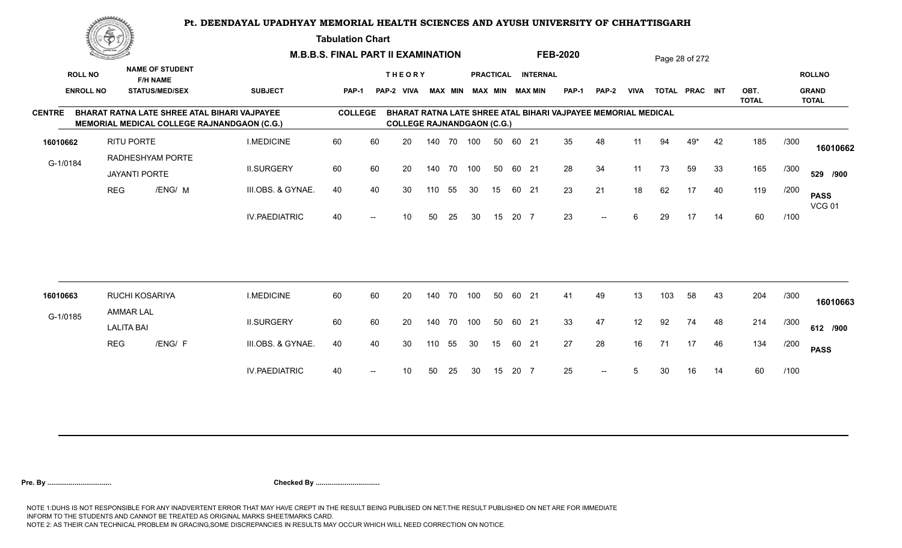# Pt. DEENDAYAL UPADHYAY MEMORIAL HEALTH SCIENCES AND AYUSH UNIVERSITY OF CHHATTISGARH

**Tabulation Chart**

**M.B.B.S. FINAL PART II EXAMINATION** **FEB-2020**

**CENTRE:** BHARAT RATNA LATE SHREE ATAL BIHARI VAJPAYEE MEMORIAL MEDICAL COLLEGE RAJNANDGAON (C.G.)

**COLLEGE:** BHARAT RATNA LATE SHREE ATAL BIHARI VAJPAYEE MEMORIAL MEDICAL COLLEGE RAJNANDGAON (C.G.)

| ROLL NO / ENROLL NO | NAME OF STUDENT / F/H NAME / STATUS/MED/SEX | SUBJECT | THEORY PAP-1 | THEORY PAP-2 | VIVA | THEORY MAX | THEORY MIN | PRACTICAL MAX | PRACTICAL MIN | INTERNAL MAX | INTERNAL MIN | PAP-1 | PAP-2 | VIVA | TOTAL | PRAC | INT | OBT. TOTAL | | ROLLNO / GRAND TOTAL |
|---|---|---|---|---|---|---|---|---|---|---|---|---|---|---|---|---|---|---|---|---|
| 16010662 | RITU PORTE | I.MEDICINE | 60 | 60 | 20 | 140 | 70 | 100 | 50 | 60 | 21 | 35 | 48 | 11 | 94 | 49* | 42 | 185 | /300 | 16010662 |
| G-1/0184 | RADHESHYAM PORTE / JAYANTI PORTE | II.SURGERY | 60 | 60 | 20 | 140 | 70 | 100 | 50 | 60 | 21 | 28 | 34 | 11 | 73 | 59 | 33 | 165 | /300 | 529 /900 |
| | REG /ENG/ M | III.OBS. & GYNAE. | 40 | 40 | 30 | 110 | 55 | 30 | 15 | 60 | 21 | 23 | 21 | 18 | 62 | 17 | 40 | 119 | /200 | PASS VCG 01 |
| | | IV.PAEDIATRIC | 40 | -- | 10 | 50 | 25 | 30 | 15 | 20 | 7 | 23 | -- | 6 | 29 | 17 | 14 | 60 | /100 | |
| 16010663 | RUCHI KOSARIYA | I.MEDICINE | 60 | 60 | 20 | 140 | 70 | 100 | 50 | 60 | 21 | 41 | 49 | 13 | 103 | 58 | 43 | 204 | /300 | 16010663 |
| G-1/0185 | AMMAR LAL / LALITA BAI | II.SURGERY | 60 | 60 | 20 | 140 | 70 | 100 | 50 | 60 | 21 | 33 | 47 | 12 | 92 | 74 | 48 | 214 | /300 | 612 /900 |
| | REG /ENG/ F | III.OBS. & GYNAE. | 40 | 40 | 30 | 110 | 55 | 30 | 15 | 60 | 21 | 27 | 28 | 16 | 71 | 17 | 46 | 134 | /200 | PASS |
| | | IV.PAEDIATRIC | 40 | -- | 10 | 50 | 25 | 30 | 15 | 20 | 7 | 25 | -- | 5 | 30 | 16 | 14 | 60 | /100 | |

**Pre. By .................................** **Checked By .................................**

NOTE 1:DUHS IS NOT RESPONSIBLE FOR ANY INADVERTENT ERROR THAT MAY HAVE CREPT IN THE RESULT BEING PUBLISED ON NET.THE RESULT PUBLISHED ON NET ARE FOR IMMEDIATE INFORM TO THE STUDENTS AND CANNOT BE TREATED AS ORIGINAL MARKS SHEET/MARKS CARD.
NOTE 2: AS THEIR CAN TECHNICAL PROBLEM IN GRACING,SOME DISCREPANCIES IN RESULTS MAY OCCUR WHICH WILL NEED CORRECTION ON NOTICE.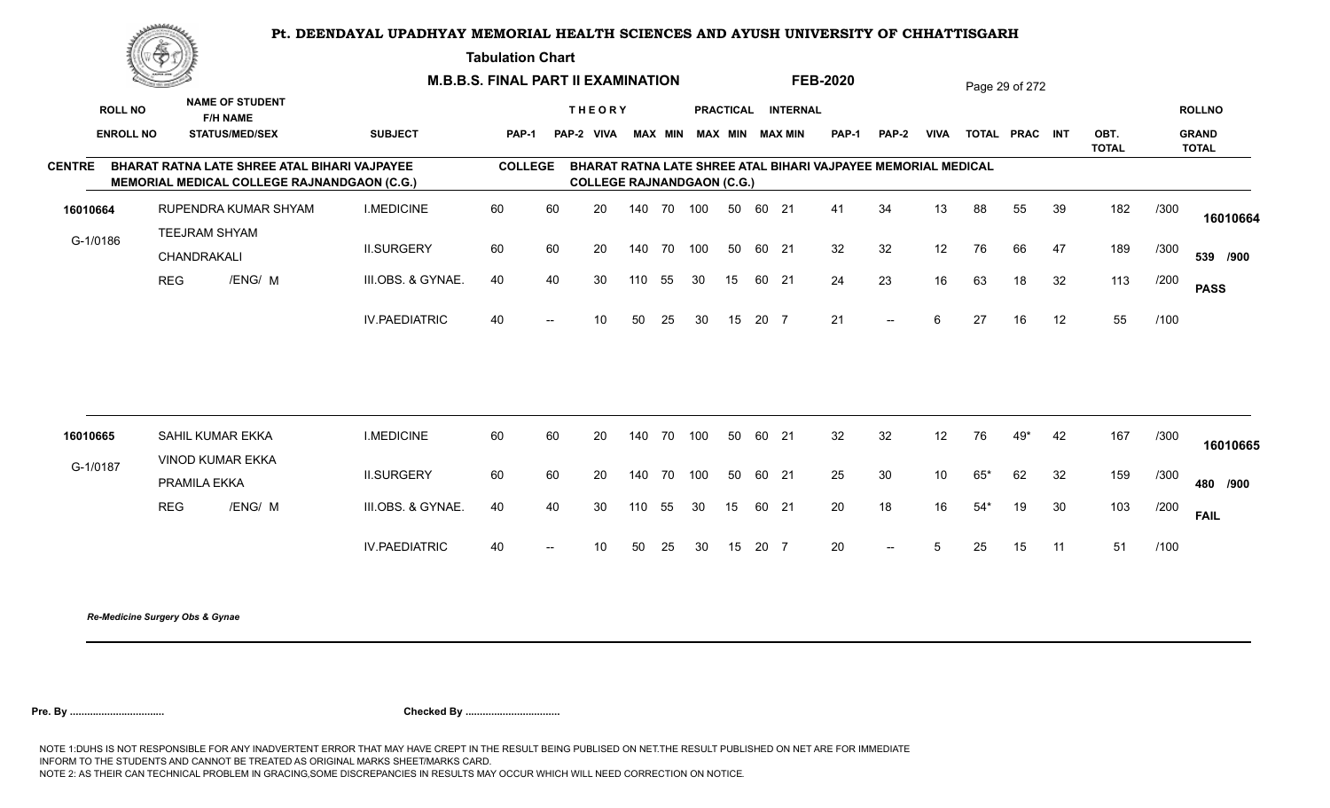# Pt. DEENDAYAL UPADHYAY MEMORIAL HEALTH SCIENCES AND AYUSH UNIVERSITY OF CHHATTISGARH

**Tabulation Chart**

**M.B.B.S. FINAL PART II EXAMINATION** — **FEB-2020**

**CENTRE:** BHARAT RATNA LATE SHREE ATAL BIHARI VAJPAYEE MEMORIAL MEDICAL COLLEGE RAJNANDGAON (C.G.)

**COLLEGE:** BHARAT RATNA LATE SHREE ATAL BIHARI VAJPAYEE MEMORIAL MEDICAL COLLEGE RAJNANDGAON (C.G.)

| ROLL NO / ENROLL NO | NAME OF STUDENT / F/H NAME / STATUS/MED/SEX | SUBJECT | THEORY PAP-1 | THEORY PAP-2 | THEORY VIVA | THEORY MAX | THEORY MIN | PRACTICAL MAX | PRACTICAL MIN | INTERNAL MAX | INTERNAL MIN | PAP-1 | PAP-2 | VIVA | TOTAL | PRAC | INT | OBT. TOTAL | | ROLLNO / GRAND TOTAL |
|---|---|---|---|---|---|---|---|---|---|---|---|---|---|---|---|---|---|---|---|---|
| 16010664 | RUPENDRA KUMAR SHYAM | I.MEDICINE | 60 | 60 | 20 | 140 | 70 | 100 | 50 | 60 | 21 | 41 | 34 | 13 | 88 | 55 | 39 | 182 | /300 | 16010664 |
| G-1/0186 | TEEJRAM SHYAM / CHANDRAKALI | II.SURGERY | 60 | 60 | 20 | 140 | 70 | 100 | 50 | 60 | 21 | 32 | 32 | 12 | 76 | 66 | 47 | 189 | /300 | 539 /900 |
| | REG /ENG/ M | III.OBS. & GYNAE. | 40 | 40 | 30 | 110 | 55 | 30 | 15 | 60 | 21 | 24 | 23 | 16 | 63 | 18 | 32 | 113 | /200 | PASS |
| | | IV.PAEDIATRIC | 40 | -- | 10 | 50 | 25 | 30 | 15 | 20 | 7 | 21 | -- | 6 | 27 | 16 | 12 | 55 | /100 | |
| 16010665 | SAHIL KUMAR EKKA | I.MEDICINE | 60 | 60 | 20 | 140 | 70 | 100 | 50 | 60 | 21 | 32 | 32 | 12 | 76 | 49* | 42 | 167 | /300 | 16010665 |
| G-1/0187 | VINOD KUMAR EKKA / PRAMILA EKKA | II.SURGERY | 60 | 60 | 20 | 140 | 70 | 100 | 50 | 60 | 21 | 25 | 30 | 10 | 65* | 62 | 32 | 159 | /300 | 480 /900 |
| | REG /ENG/ M | III.OBS. & GYNAE. | 40 | 40 | 30 | 110 | 55 | 30 | 15 | 60 | 21 | 20 | 18 | 16 | 54* | 19 | 30 | 103 | /200 | FAIL |
| | | IV.PAEDIATRIC | 40 | -- | 10 | 50 | 25 | 30 | 15 | 20 | 7 | 20 | -- | 5 | 25 | 15 | 11 | 51 | /100 | |

*Re-Medicine Surgery Obs & Gynae*

**Pre. By .................................** **Checked By .................................**

NOTE 1:DUHS IS NOT RESPONSIBLE FOR ANY INADVERTENT ERROR THAT MAY HAVE CREPT IN THE RESULT BEING PUBLISED ON NET.THE RESULT PUBLISHED ON NET ARE FOR IMMEDIATE INFORM TO THE STUDENTS AND CANNOT BE TREATED AS ORIGINAL MARKS SHEET/MARKS CARD.
NOTE 2: AS THEIR CAN TECHNICAL PROBLEM IN GRACING,SOME DISCREPANCIES IN RESULTS MAY OCCUR WHICH WILL NEED CORRECTION ON NOTICE.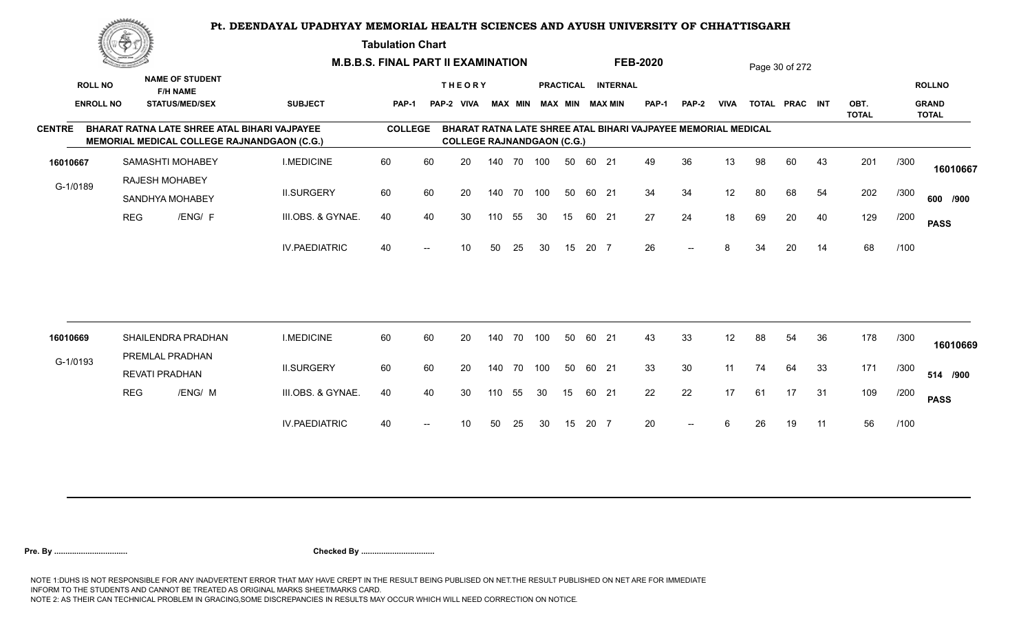# Pt. DEENDAYAL UPADHYAY MEMORIAL HEALTH SCIENCES AND AYUSH UNIVERSITY OF CHHATTISGARH

## Tabulation Chart

**M.B.B.S. FINAL PART II EXAMINATION** **FEB-2020**

**CENTRE** BHARAT RATNA LATE SHREE ATAL BIHARI VAJPAYEE MEMORIAL MEDICAL COLLEGE RAJNANDGAON (C.G.)

**COLLEGE** BHARAT RATNA LATE SHREE ATAL BIHARI VAJPAYEE MEMORIAL MEDICAL COLLEGE RAJNANDGAON (C.G.)

| ROLL NO / ENROLL NO | NAME OF STUDENT / F/H NAME / STATUS/MED/SEX | SUBJECT | THEORY PAP-1 | THEORY PAP-2 | VIVA | THEORY MAX | THEORY MIN | PRACTICAL MAX | PRACTICAL MIN | INTERNAL MAX | INTERNAL MIN | PAP-1 | PAP-2 | VIVA | TOTAL | PRAC | INT | OBT. TOTAL | | ROLLNO / GRAND TOTAL |
|---|---|---|---|---|---|---|---|---|---|---|---|---|---|---|---|---|---|---|---|---|
| 16010667 | SAMASHTI MOHABEY | I.MEDICINE | 60 | 60 | 20 | 140 | 70 | 100 | 50 | 60 | 21 | 49 | 36 | 13 | 98 | 60 | 43 | 201 | /300 | 16010667 |
| G-1/0189 | RAJESH MOHABEY / SANDHYA MOHABEY | II.SURGERY | 60 | 60 | 20 | 140 | 70 | 100 | 50 | 60 | 21 | 34 | 34 | 12 | 80 | 68 | 54 | 202 | /300 | 600 /900 |
| | REG /ENG/ F | III.OBS. & GYNAE. | 40 | 40 | 30 | 110 | 55 | 30 | 15 | 60 | 21 | 27 | 24 | 18 | 69 | 20 | 40 | 129 | /200 | PASS |
| | | IV.PAEDIATRIC | 40 | -- | 10 | 50 | 25 | 30 | 15 | 20 | 7 | 26 | -- | 8 | 34 | 20 | 14 | 68 | /100 | |
| 16010669 | SHAILENDRA PRADHAN | I.MEDICINE | 60 | 60 | 20 | 140 | 70 | 100 | 50 | 60 | 21 | 43 | 33 | 12 | 88 | 54 | 36 | 178 | /300 | 16010669 |
| G-1/0193 | PREMLAL PRADHAN / REVATI PRADHAN | II.SURGERY | 60 | 60 | 20 | 140 | 70 | 100 | 50 | 60 | 21 | 33 | 30 | 11 | 74 | 64 | 33 | 171 | /300 | 514 /900 |
| | REG /ENG/ M | III.OBS. & GYNAE. | 40 | 40 | 30 | 110 | 55 | 30 | 15 | 60 | 21 | 22 | 22 | 17 | 61 | 17 | 31 | 109 | /200 | PASS |
| | | IV.PAEDIATRIC | 40 | -- | 10 | 50 | 25 | 30 | 15 | 20 | 7 | 20 | -- | 6 | 26 | 19 | 11 | 56 | /100 | |

**Pre. By .................................** **Checked By .................................**

NOTE 1:DUHS IS NOT RESPONSIBLE FOR ANY INADVERTENT ERROR THAT MAY HAVE CREPT IN THE RESULT BEING PUBLISED ON NET.THE RESULT PUBLISHED ON NET ARE FOR IMMEDIATE INFORM TO THE STUDENTS AND CANNOT BE TREATED AS ORIGINAL MARKS SHEET/MARKS CARD.
NOTE 2: AS THEIR CAN TECHNICAL PROBLEM IN GRACING,SOME DISCREPANCIES IN RESULTS MAY OCCUR WHICH WILL NEED CORRECTION ON NOTICE.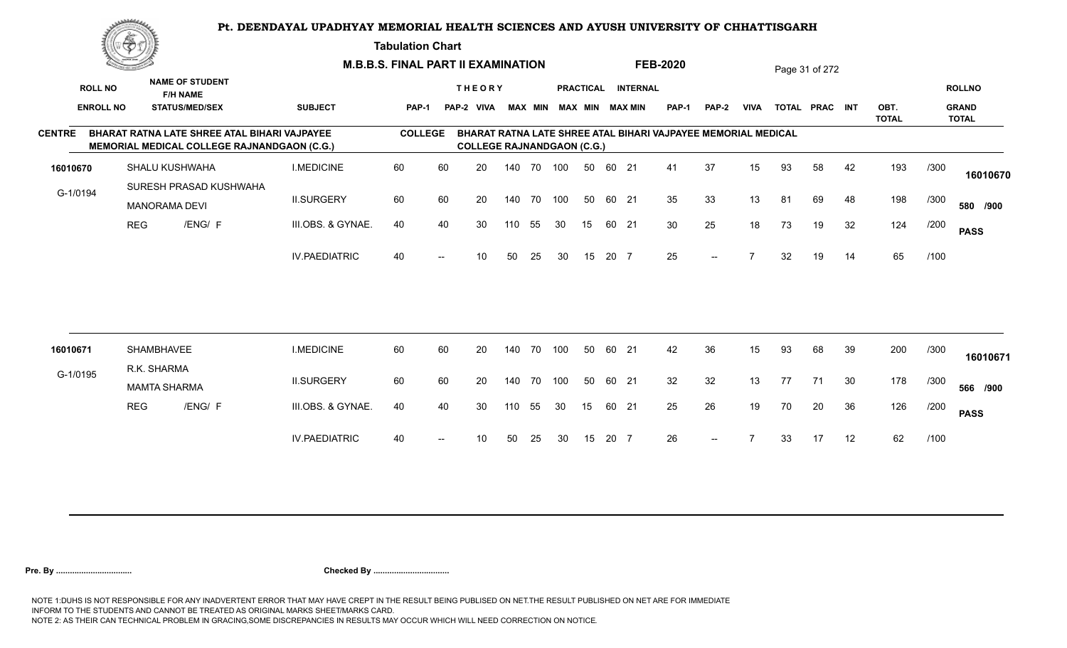# Pt. DEENDAYAL UPADHYAY MEMORIAL HEALTH SCIENCES AND AYUSH UNIVERSITY OF CHHATTISGARH

**Tabulation Chart**

**M.B.B.S. FINAL PART II EXAMINATION** **FEB-2020**

**CENTRE** BHARAT RATNA LATE SHREE ATAL BIHARI VAJPAYEE MEMORIAL MEDICAL COLLEGE RAJNANDGAON (C.G.) — **COLLEGE** BHARAT RATNA LATE SHREE ATAL BIHARI VAJPAYEE MEMORIAL MEDICAL COLLEGE RAJNANDGAON (C.G.)

| ROLL NO / ENROLL NO | NAME OF STUDENT / F/H NAME / STATUS/MED/SEX | SUBJECT | THEORY PAP-1 | THEORY PAP-2 | VIVA | MAX | MIN | PRACTICAL MAX | PRACTICAL MIN | INTERNAL MAX | INTERNAL MIN | PAP-1 | PAP-2 | VIVA | TOTAL | PRAC | INT | OBT. TOTAL | | ROLLNO / GRAND TOTAL |
|---|---|---|---|---|---|---|---|---|---|---|---|---|---|---|---|---|---|---|---|---|
| 16010670 | SHALU KUSHWAHA | I.MEDICINE | 60 | 60 | 20 | 140 | 70 | 100 | 50 | 60 | 21 | 41 | 37 | 15 | 93 | 58 | 42 | 193 | /300 | 16010670 |
| G-1/0194 | SURESH PRASAD KUSHWAHA / MANORAMA DEVI | II.SURGERY | 60 | 60 | 20 | 140 | 70 | 100 | 50 | 60 | 21 | 35 | 33 | 13 | 81 | 69 | 48 | 198 | /300 | 580 /900 |
| | REG /ENG/ F | III.OBS. & GYNAE. | 40 | 40 | 30 | 110 | 55 | 30 | 15 | 60 | 21 | 30 | 25 | 18 | 73 | 19 | 32 | 124 | /200 | PASS |
| | | IV.PAEDIATRIC | 40 | -- | 10 | 50 | 25 | 30 | 15 | 20 | 7 | 25 | -- | 7 | 32 | 19 | 14 | 65 | /100 | |
| 16010671 | SHAMBHAVEE | I.MEDICINE | 60 | 60 | 20 | 140 | 70 | 100 | 50 | 60 | 21 | 42 | 36 | 15 | 93 | 68 | 39 | 200 | /300 | 16010671 |
| G-1/0195 | R.K. SHARMA / MAMTA SHARMA | II.SURGERY | 60 | 60 | 20 | 140 | 70 | 100 | 50 | 60 | 21 | 32 | 32 | 13 | 77 | 71 | 30 | 178 | /300 | 566 /900 |
| | REG /ENG/ F | III.OBS. & GYNAE. | 40 | 40 | 30 | 110 | 55 | 30 | 15 | 60 | 21 | 25 | 26 | 19 | 70 | 20 | 36 | 126 | /200 | PASS |
| | | IV.PAEDIATRIC | 40 | -- | 10 | 50 | 25 | 30 | 15 | 20 | 7 | 26 | -- | 7 | 33 | 17 | 12 | 62 | /100 | |

**Pre. By .................................** **Checked By .................................**

NOTE 1:DUHS IS NOT RESPONSIBLE FOR ANY INADVERTENT ERROR THAT MAY HAVE CREPT IN THE RESULT BEING PUBLISED ON NET.THE RESULT PUBLISHED ON NET ARE FOR IMMEDIATE INFORM TO THE STUDENTS AND CANNOT BE TREATED AS ORIGINAL MARKS SHEET/MARKS CARD.
NOTE 2: AS THEIR CAN TECHNICAL PROBLEM IN GRACING,SOME DISCREPANCIES IN RESULTS MAY OCCUR WHICH WILL NEED CORRECTION ON NOTICE.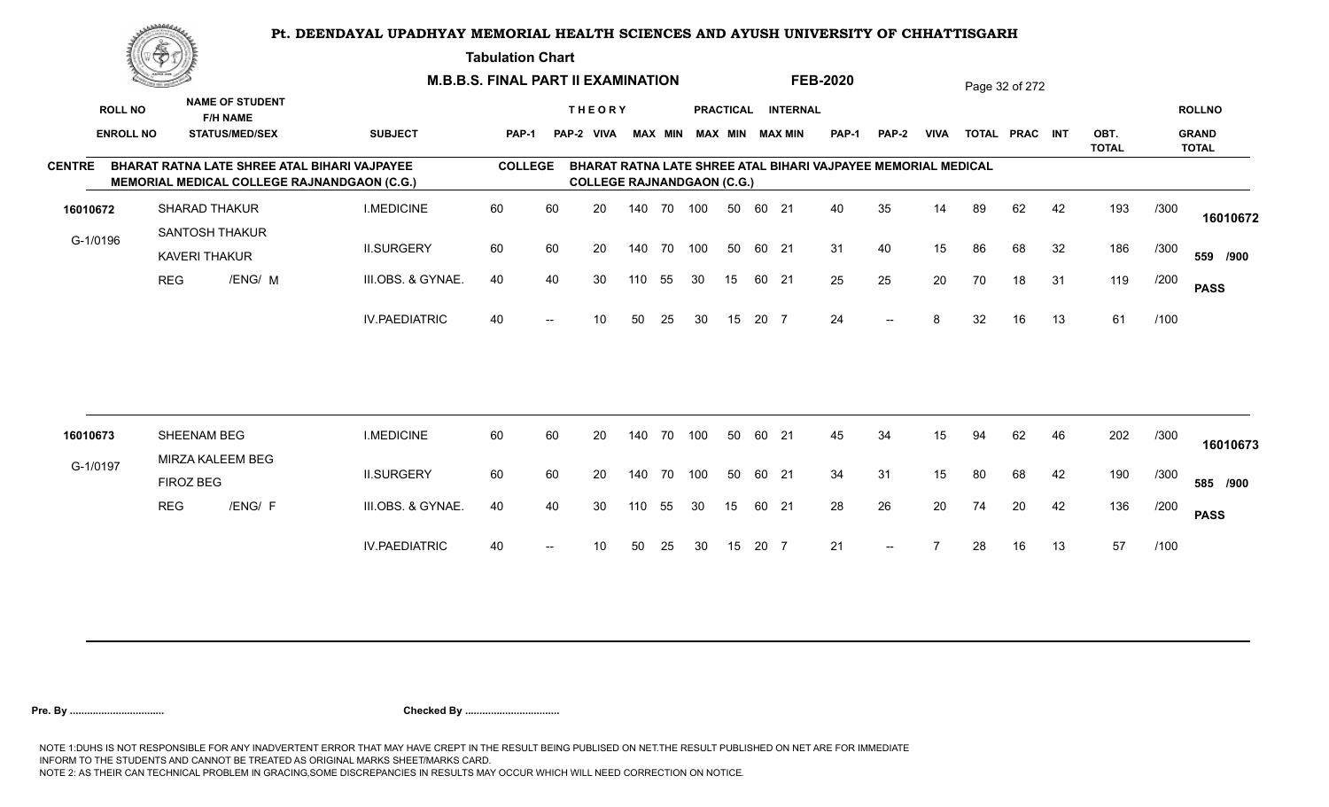# Pt. DEENDAYAL UPADHYAY MEMORIAL HEALTH SCIENCES AND AYUSH UNIVERSITY OF CHHATTISGARH

## Tabulation Chart

**M.B.B.S. FINAL PART II EXAMINATION** — **FEB-2020**

**CENTRE:** BHARAT RATNA LATE SHREE ATAL BIHARI VAJPAYEE MEMORIAL MEDICAL COLLEGE RAJNANDGAON (C.G.)

**COLLEGE:** BHARAT RATNA LATE SHREE ATAL BIHARI VAJPAYEE MEMORIAL MEDICAL COLLEGE RAJNANDGAON (C.G.)

| ROLL NO / ENROLL NO | NAME OF STUDENT / F/H NAME / STATUS/MED/SEX | SUBJECT | THEORY PAP-1 | THEORY PAP-2 | THEORY VIVA | MAX | MIN | PRACTICAL MAX | PRACTICAL MIN | INTERNAL MAX | INTERNAL MIN | PAP-1 | PAP-2 | VIVA | TOTAL | PRAC | INT | OBT. TOTAL | | ROLLNO / GRAND TOTAL |
|---|---|---|---|---|---|---|---|---|---|---|---|---|---|---|---|---|---|---|---|---|
| 16010672 | SHARAD THAKUR | I.MEDICINE | 60 | 60 | 20 | 140 | 70 | 100 | 50 | 60 | 21 | 40 | 35 | 14 | 89 | 62 | 42 | 193 | /300 | 16010672 |
| G-1/0196 | SANTOSH THAKUR / KAVERI THAKUR | II.SURGERY | 60 | 60 | 20 | 140 | 70 | 100 | 50 | 60 | 21 | 31 | 40 | 15 | 86 | 68 | 32 | 186 | /300 | 559 /900 |
| | REG /ENG/ M | III.OBS. & GYNAE. | 40 | 40 | 30 | 110 | 55 | 30 | 15 | 60 | 21 | 25 | 25 | 20 | 70 | 18 | 31 | 119 | /200 | PASS |
| | | IV.PAEDIATRIC | 40 | -- | 10 | 50 | 25 | 30 | 15 | 20 | 7 | 24 | -- | 8 | 32 | 16 | 13 | 61 | /100 | |
| 16010673 | SHEENAM BEG | I.MEDICINE | 60 | 60 | 20 | 140 | 70 | 100 | 50 | 60 | 21 | 45 | 34 | 15 | 94 | 62 | 46 | 202 | /300 | 16010673 |
| G-1/0197 | MIRZA KALEEM BEG / FIROZ BEG | II.SURGERY | 60 | 60 | 20 | 140 | 70 | 100 | 50 | 60 | 21 | 34 | 31 | 15 | 80 | 68 | 42 | 190 | /300 | 585 /900 |
| | REG /ENG/ F | III.OBS. & GYNAE. | 40 | 40 | 30 | 110 | 55 | 30 | 15 | 60 | 21 | 28 | 26 | 20 | 74 | 20 | 42 | 136 | /200 | PASS |
| | | IV.PAEDIATRIC | 40 | -- | 10 | 50 | 25 | 30 | 15 | 20 | 7 | 21 | -- | 7 | 28 | 16 | 13 | 57 | /100 | |

**Pre. By .................................** **Checked By .................................**

NOTE 1:DUHS IS NOT RESPONSIBLE FOR ANY INADVERTENT ERROR THAT MAY HAVE CREPT IN THE RESULT BEING PUBLISED ON NET.THE RESULT PUBLISHED ON NET ARE FOR IMMEDIATE INFORM TO THE STUDENTS AND CANNOT BE TREATED AS ORIGINAL MARKS SHEET/MARKS CARD.
NOTE 2: AS THEIR CAN TECHNICAL PROBLEM IN GRACING,SOME DISCREPANCIES IN RESULTS MAY OCCUR WHICH WILL NEED CORRECTION ON NOTICE.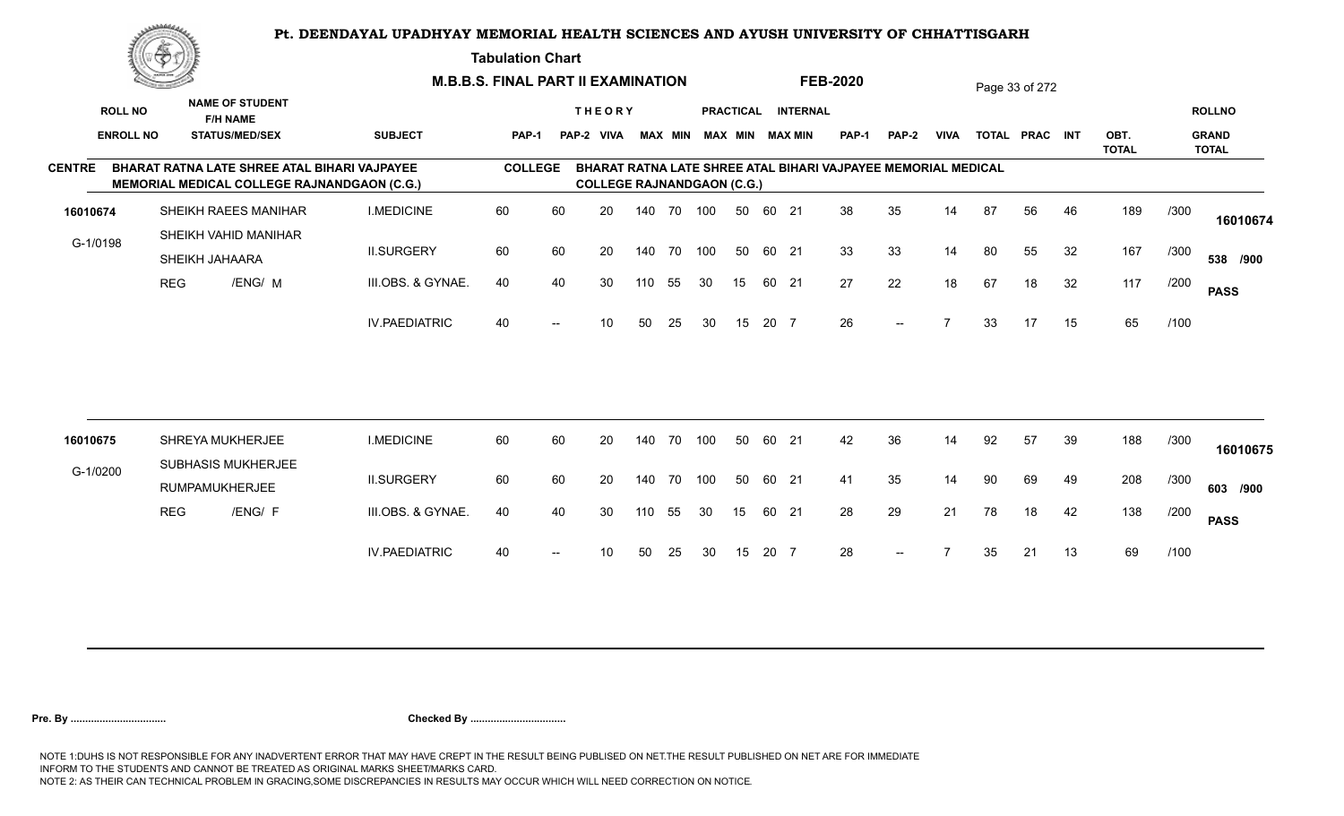# Pt. DEENDAYAL UPADHYAY MEMORIAL HEALTH SCIENCES AND AYUSH UNIVERSITY OF CHHATTISGARH

**Tabulation Chart**

**M.B.B.S. FINAL PART II EXAMINATION** **FEB-2020**

**CENTRE**: BHARAT RATNA LATE SHREE ATAL BIHARI VAJPAYEE MEMORIAL MEDICAL COLLEGE RAJNANDGAON (C.G.)

**COLLEGE**: BHARAT RATNA LATE SHREE ATAL BIHARI VAJPAYEE MEMORIAL MEDICAL COLLEGE RAJNANDGAON (C.G.)

| ROLL NO / ENROLL NO | NAME OF STUDENT / F/H NAME / STATUS/MED/SEX | SUBJECT | THEORY PAP-1 | THEORY PAP-2 | VIVA | MAX | MIN | PRACTICAL MAX | PRACTICAL MIN | INTERNAL MAX | INTERNAL MIN | PAP-1 | PAP-2 | VIVA | TOTAL | PRAC | INT | OBT. TOTAL | | ROLLNO / GRAND TOTAL |
|---|---|---|---|---|---|---|---|---|---|---|---|---|---|---|---|---|---|---|---|---|
| 16010674 | SHEIKH RAEES MANIHAR | I.MEDICINE | 60 | 60 | 20 | 140 | 70 | 100 | 50 | 60 | 21 | 38 | 35 | 14 | 87 | 56 | 46 | 189 | /300 | 16010674 |
| G-1/0198 | SHEIKH VAHID MANIHAR | II.SURGERY | 60 | 60 | 20 | 140 | 70 | 100 | 50 | 60 | 21 | 33 | 33 | 14 | 80 | 55 | 32 | 167 | /300 | 538 /900 |
| | SHEIKH JAHAARA | | | | | | | | | | | | | | | | | | | |
| | REG /ENG/ M | III.OBS. & GYNAE. | 40 | 40 | 30 | 110 | 55 | 30 | 15 | 60 | 21 | 27 | 22 | 18 | 67 | 18 | 32 | 117 | /200 | PASS |
| | | IV.PAEDIATRIC | 40 | -- | 10 | 50 | 25 | 30 | 15 | 20 | 7 | 26 | -- | 7 | 33 | 17 | 15 | 65 | /100 | |
| 16010675 | SHREYA MUKHERJEE | I.MEDICINE | 60 | 60 | 20 | 140 | 70 | 100 | 50 | 60 | 21 | 42 | 36 | 14 | 92 | 57 | 39 | 188 | /300 | 16010675 |
| G-1/0200 | SUBHASIS MUKHERJEE | II.SURGERY | 60 | 60 | 20 | 140 | 70 | 100 | 50 | 60 | 21 | 41 | 35 | 14 | 90 | 69 | 49 | 208 | /300 | 603 /900 |
| | RUMPAMUKHERJEE | | | | | | | | | | | | | | | | | | | |
| | REG /ENG/ F | III.OBS. & GYNAE. | 40 | 40 | 30 | 110 | 55 | 30 | 15 | 60 | 21 | 28 | 29 | 21 | 78 | 18 | 42 | 138 | /200 | PASS |
| | | IV.PAEDIATRIC | 40 | -- | 10 | 50 | 25 | 30 | 15 | 20 | 7 | 28 | -- | 7 | 35 | 21 | 13 | 69 | /100 | |

**Pre. By .................................** **Checked By .................................**

NOTE 1:DUHS IS NOT RESPONSIBLE FOR ANY INADVERTENT ERROR THAT MAY HAVE CREPT IN THE RESULT BEING PUBLISED ON NET.THE RESULT PUBLISHED ON NET ARE FOR IMMEDIATE INFORM TO THE STUDENTS AND CANNOT BE TREATED AS ORIGINAL MARKS SHEET/MARKS CARD.
NOTE 2: AS THEIR CAN TECHNICAL PROBLEM IN GRACING,SOME DISCREPANCIES IN RESULTS MAY OCCUR WHICH WILL NEED CORRECTION ON NOTICE.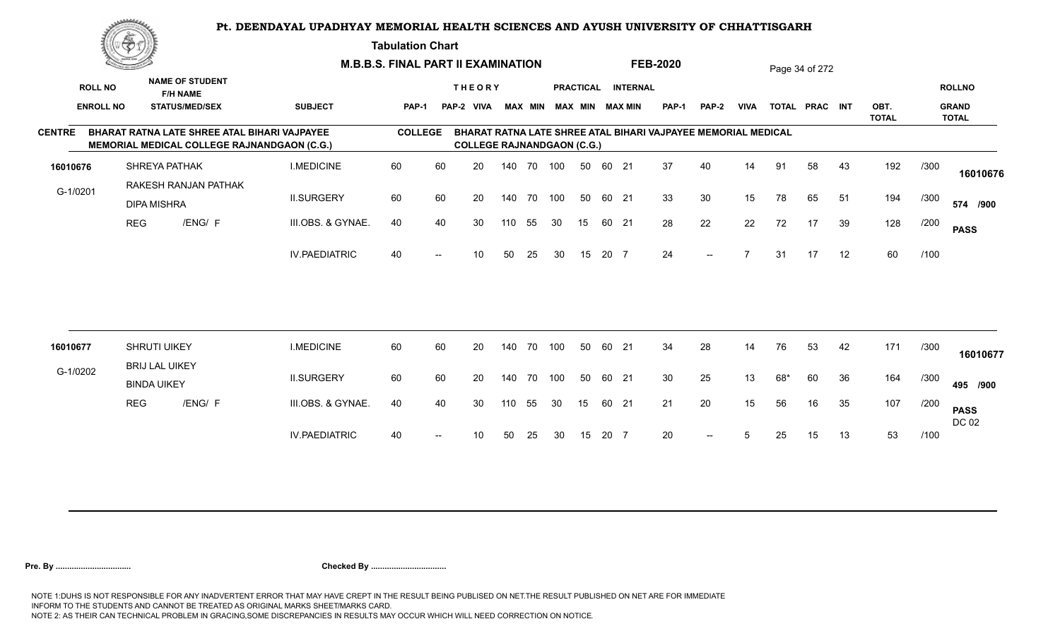# Pt. DEENDAYAL UPADHYAY MEMORIAL HEALTH SCIENCES AND AYUSH UNIVERSITY OF CHHATTISGARH

**Tabulation Chart**

**M.B.B.S. FINAL PART II EXAMINATION** **FEB-2020**

**CENTRE** BHARAT RATNA LATE SHREE ATAL BIHARI VAJPAYEE MEMORIAL MEDICAL COLLEGE RAJNANDGAON (C.G.)

**COLLEGE** BHARAT RATNA LATE SHREE ATAL BIHARI VAJPAYEE MEMORIAL MEDICAL COLLEGE RAJNANDGAON (C.G.)

| ROLL NO / ENROLL NO | NAME OF STUDENT / F/H NAME / STATUS/MED/SEX | SUBJECT | THEORY PAP-1 | THEORY PAP-2 | VIVA | MAX | MIN | PRACTICAL MAX | PRACTICAL MIN | INTERNAL MAX | INTERNAL MIN | PAP-1 | PAP-2 | VIVA | TOTAL | PRAC | INT | OBT. TOTAL | | ROLLNO / GRAND TOTAL |
|---|---|---|---|---|---|---|---|---|---|---|---|---|---|---|---|---|---|---|---|---|
| 16010676 | SHREYA PATHAK | I.MEDICINE | 60 | 60 | 20 | 140 | 70 | 100 | 50 | 60 | 21 | 37 | 40 | 14 | 91 | 58 | 43 | 192 | /300 | 16010676 |
| G-1/0201 | RAKESH RANJAN PATHAK / DIPA MISHRA | II.SURGERY | 60 | 60 | 20 | 140 | 70 | 100 | 50 | 60 | 21 | 33 | 30 | 15 | 78 | 65 | 51 | 194 | /300 | 574 /900 |
| | REG /ENG/ F | III.OBS. & GYNAE. | 40 | 40 | 30 | 110 | 55 | 30 | 15 | 60 | 21 | 28 | 22 | 22 | 72 | 17 | 39 | 128 | /200 | PASS |
| | | IV.PAEDIATRIC | 40 | -- | 10 | 50 | 25 | 30 | 15 | 20 | 7 | 24 | -- | 7 | 31 | 17 | 12 | 60 | /100 | |
| 16010677 | SHRUTI UIKEY | I.MEDICINE | 60 | 60 | 20 | 140 | 70 | 100 | 50 | 60 | 21 | 34 | 28 | 14 | 76 | 53 | 42 | 171 | /300 | 16010677 |
| G-1/0202 | BRIJ LAL UIKEY / BINDA UIKEY | II.SURGERY | 60 | 60 | 20 | 140 | 70 | 100 | 50 | 60 | 21 | 30 | 25 | 13 | 68* | 60 | 36 | 164 | /300 | 495 /900 |
| | REG /ENG/ F | III.OBS. & GYNAE. | 40 | 40 | 30 | 110 | 55 | 30 | 15 | 60 | 21 | 21 | 20 | 15 | 56 | 16 | 35 | 107 | /200 | PASS DC 02 |
| | | IV.PAEDIATRIC | 40 | -- | 10 | 50 | 25 | 30 | 15 | 20 | 7 | 20 | -- | 5 | 25 | 15 | 13 | 53 | /100 | |

**Pre. By .................................** **Checked By .................................**

NOTE 1:DUHS IS NOT RESPONSIBLE FOR ANY INADVERTENT ERROR THAT MAY HAVE CREPT IN THE RESULT BEING PUBLISED ON NET.THE RESULT PUBLISHED ON NET ARE FOR IMMEDIATE INFORM TO THE STUDENTS AND CANNOT BE TREATED AS ORIGINAL MARKS SHEET/MARKS CARD.
NOTE 2: AS THEIR CAN TECHNICAL PROBLEM IN GRACING,SOME DISCREPANCIES IN RESULTS MAY OCCUR WHICH WILL NEED CORRECTION ON NOTICE.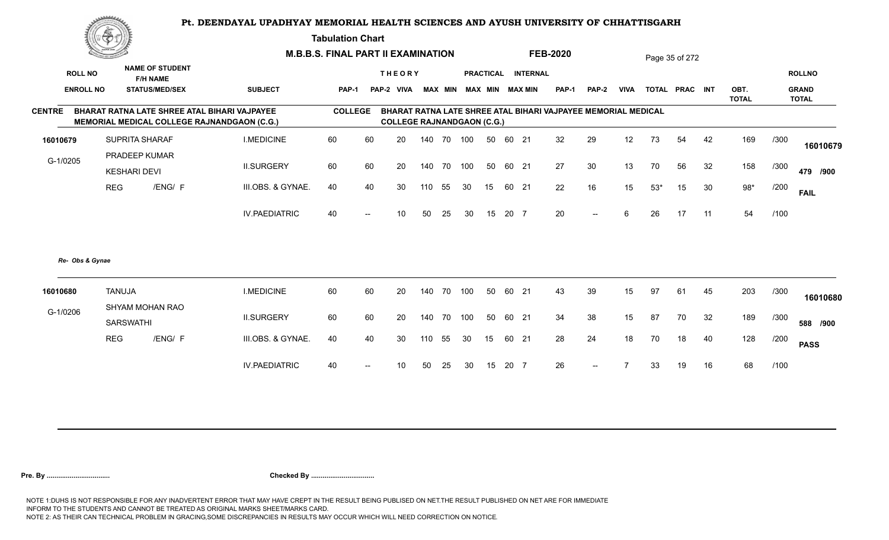# Pt. DEENDAYAL UPADHYAY MEMORIAL HEALTH SCIENCES AND AYUSH UNIVERSITY OF CHHATTISGARH

**Tabulation Chart**

**M.B.B.S. FINAL PART II EXAMINATION** **FEB-2020**

**CENTRE** BHARAT RATNA LATE SHREE ATAL BIHARI VAJPAYEE MEMORIAL MEDICAL COLLEGE RAJNANDGAON (C.G.)

**COLLEGE** BHARAT RATNA LATE SHREE ATAL BIHARI VAJPAYEE MEMORIAL MEDICAL COLLEGE RAJNANDGAON (C.G.)

| ROLL NO / ENROLL NO | NAME OF STUDENT / F/H NAME / STATUS/MEDI/SEX | SUBJECT | THEORY PAP-1 | THEORY PAP-2 | THEORY VIVA | MAX | MIN | PRACTICAL MAX | PRACTICAL MIN | INTERNAL MAX | INTERNAL MIN | PAP-1 | PAP-2 | VIVA | TOTAL | PRAC | INT | OBT. TOTAL | | ROLLNO / GRAND TOTAL |
|---|---|---|---|---|---|---|---|---|---|---|---|---|---|---|---|---|---|---|---|---|
| 16010679 | SUPRITA SHARAF | I.MEDICINE | 60 | 60 | 20 | 140 | 70 | 100 | 50 | 60 | 21 | 32 | 29 | 12 | 73 | 54 | 42 | 169 | /300 | 16010679 |
| G-1/0205 | PRADEEP KUMAR / KESHARI DEVI | II.SURGERY | 60 | 60 | 20 | 140 | 70 | 100 | 50 | 60 | 21 | 27 | 30 | 13 | 70 | 56 | 32 | 158 | /300 | 479 /900 |
| | REG /ENG/ F | III.OBS. & GYNAE. | 40 | 40 | 30 | 110 | 55 | 30 | 15 | 60 | 21 | 22 | 16 | 15 | 53* | 15 | 30 | 98* | /200 | FAIL |
| | | IV.PAEDIATRIC | 40 | -- | 10 | 50 | 25 | 30 | 15 | 20 | 7 | 20 | -- | 6 | 26 | 17 | 11 | 54 | /100 | |

*Re- Obs & Gynae*

| ROLL NO / ENROLL NO | NAME OF STUDENT / F/H NAME / STATUS/MEDI/SEX | SUBJECT | THEORY PAP-1 | THEORY PAP-2 | THEORY VIVA | MAX | MIN | PRACTICAL MAX | PRACTICAL MIN | INTERNAL MAX | INTERNAL MIN | PAP-1 | PAP-2 | VIVA | TOTAL | PRAC | INT | OBT. TOTAL | | ROLLNO / GRAND TOTAL |
|---|---|---|---|---|---|---|---|---|---|---|---|---|---|---|---|---|---|---|---|---|
| 16010680 | TANUJA | I.MEDICINE | 60 | 60 | 20 | 140 | 70 | 100 | 50 | 60 | 21 | 43 | 39 | 15 | 97 | 61 | 45 | 203 | /300 | 16010680 |
| G-1/0206 | SHYAM MOHAN RAO / SARSWATHI | II.SURGERY | 60 | 60 | 20 | 140 | 70 | 100 | 50 | 60 | 21 | 34 | 38 | 15 | 87 | 70 | 32 | 189 | /300 | 588 /900 |
| | REG /ENG/ F | III.OBS. & GYNAE. | 40 | 40 | 30 | 110 | 55 | 30 | 15 | 60 | 21 | 28 | 24 | 18 | 70 | 18 | 40 | 128 | /200 | PASS |
| | | IV.PAEDIATRIC | 40 | -- | 10 | 50 | 25 | 30 | 15 | 20 | 7 | 26 | -- | 7 | 33 | 19 | 16 | 68 | /100 | |

**Pre. By ................................** **Checked By ................................**

NOTE 1:DUHS IS NOT RESPONSIBLE FOR ANY INADVERTENT ERROR THAT MAY HAVE CREPT IN THE RESULT BEING PUBLISED ON NET.THE RESULT PUBLISHED ON NET ARE FOR IMMEDIATE INFORM TO THE STUDENTS AND CANNOT BE TREATED AS ORIGINAL MARKS SHEET/MARKS CARD.
NOTE 2: AS THEIR CAN TECHNICAL PROBLEM IN GRACING,SOME DISCREPANCIES IN RESULTS MAY OCCUR WHICH WILL NEED CORRECTION ON NOTICE.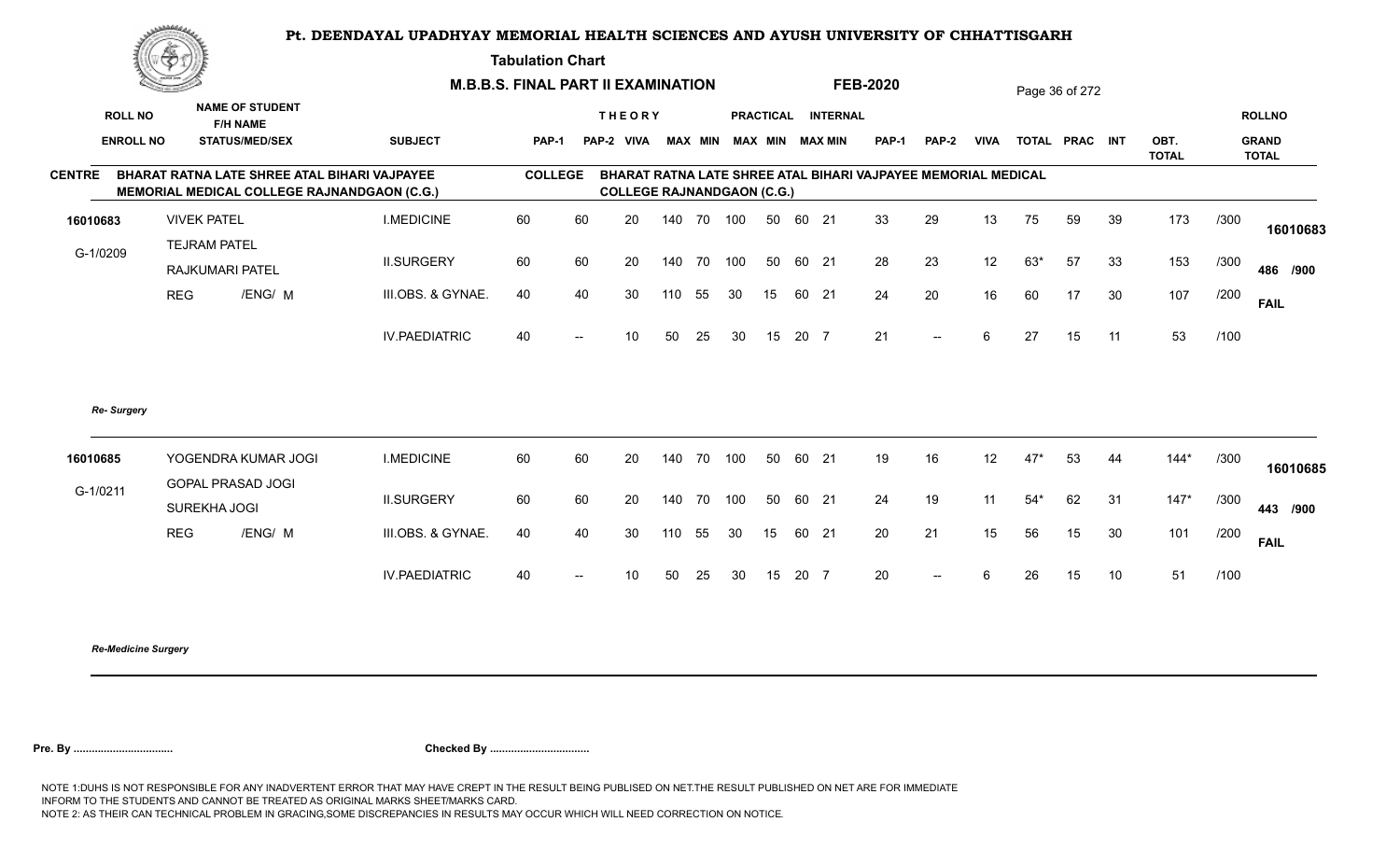# Pt. DEENDAYAL UPADHYAY MEMORIAL HEALTH SCIENCES AND AYUSH UNIVERSITY OF CHHATTISGARH

**Tabulation Chart**

**M.B.B.S. FINAL PART II EXAMINATION** **FEB-2020**

**CENTRE** BHARAT RATNA LATE SHREE ATAL BIHARI VAJPAYEE MEMORIAL MEDICAL COLLEGE RAJNANDGAON (C.G.)

**COLLEGE** BHARAT RATNA LATE SHREE ATAL BIHARI VAJPAYEE MEMORIAL MEDICAL COLLEGE RAJNANDGAON (C.G.)

| ROLL NO / ENROLL NO | NAME OF STUDENT / F/H NAME / STATUS/MED/SEX | SUBJECT | THEORY PAP-1 | THEORY PAP-2 | VIVA | THEORY MAX | THEORY MIN | PRACTICAL MAX | PRACTICAL MIN | INTERNAL MAX | INTERNAL MIN | PAP-1 | PAP-2 | VIVA | TOTAL | PRAC | INT | OBT. TOTAL | | ROLLNO / GRAND TOTAL |
|---|---|---|---|---|---|---|---|---|---|---|---|---|---|---|---|---|---|---|---|---|
| 16010683 | VIVEK PATEL | I.MEDICINE | 60 | 60 | 20 | 140 | 70 | 100 | 50 | 60 | 21 | 33 | 29 | 13 | 75 | 59 | 39 | 173 | /300 | 16010683 |
| G-1/0209 | TEJRAM PATEL / RAJKUMARI PATEL | II.SURGERY | 60 | 60 | 20 | 140 | 70 | 100 | 50 | 60 | 21 | 28 | 23 | 12 | 63* | 57 | 33 | 153 | /300 | 486 /900 |
| | REG /ENG/ M | III.OBS. & GYNAE. | 40 | 40 | 30 | 110 | 55 | 30 | 15 | 60 | 21 | 24 | 20 | 16 | 60 | 17 | 30 | 107 | /200 | FAIL |
| | | IV.PAEDIATRIC | 40 | -- | 10 | 50 | 25 | 30 | 15 | 20 | 7 | 21 | -- | 6 | 27 | 15 | 11 | 53 | /100 | |

*Re- Surgery*

| ROLL NO / ENROLL NO | NAME OF STUDENT / F/H NAME / STATUS/MED/SEX | SUBJECT | THEORY PAP-1 | THEORY PAP-2 | VIVA | THEORY MAX | THEORY MIN | PRACTICAL MAX | PRACTICAL MIN | INTERNAL MAX | INTERNAL MIN | PAP-1 | PAP-2 | VIVA | TOTAL | PRAC | INT | OBT. TOTAL | | ROLLNO / GRAND TOTAL |
|---|---|---|---|---|---|---|---|---|---|---|---|---|---|---|---|---|---|---|---|---|
| 16010685 | YOGENDRA KUMAR JOGI | I.MEDICINE | 60 | 60 | 20 | 140 | 70 | 100 | 50 | 60 | 21 | 19 | 16 | 12 | 47* | 53 | 44 | 144* | /300 | 16010685 |
| G-1/0211 | GOPAL PRASAD JOGI / SUREKHA JOGI | II.SURGERY | 60 | 60 | 20 | 140 | 70 | 100 | 50 | 60 | 21 | 24 | 19 | 11 | 54* | 62 | 31 | 147* | /300 | 443 /900 |
| | REG /ENG/ M | III.OBS. & GYNAE. | 40 | 40 | 30 | 110 | 55 | 30 | 15 | 60 | 21 | 20 | 21 | 15 | 56 | 15 | 30 | 101 | /200 | FAIL |
| | | IV.PAEDIATRIC | 40 | -- | 10 | 50 | 25 | 30 | 15 | 20 | 7 | 20 | -- | 6 | 26 | 15 | 10 | 51 | /100 | |

*Re-Medicine Surgery*

**Pre. By .................................** **Checked By .................................**

NOTE 1:DUHS IS NOT RESPONSIBLE FOR ANY INADVERTENT ERROR THAT MAY HAVE CREPT IN THE RESULT BEING PUBLISED ON NET.THE RESULT PUBLISHED ON NET ARE FOR IMMEDIATE INFORM TO THE STUDENTS AND CANNOT BE TREATED AS ORIGINAL MARKS SHEET/MARKS CARD.
NOTE 2: AS THEIR CAN TECHNICAL PROBLEM IN GRACING,SOME DISCREPANCIES IN RESULTS MAY OCCUR WHICH WILL NEED CORRECTION ON NOTICE.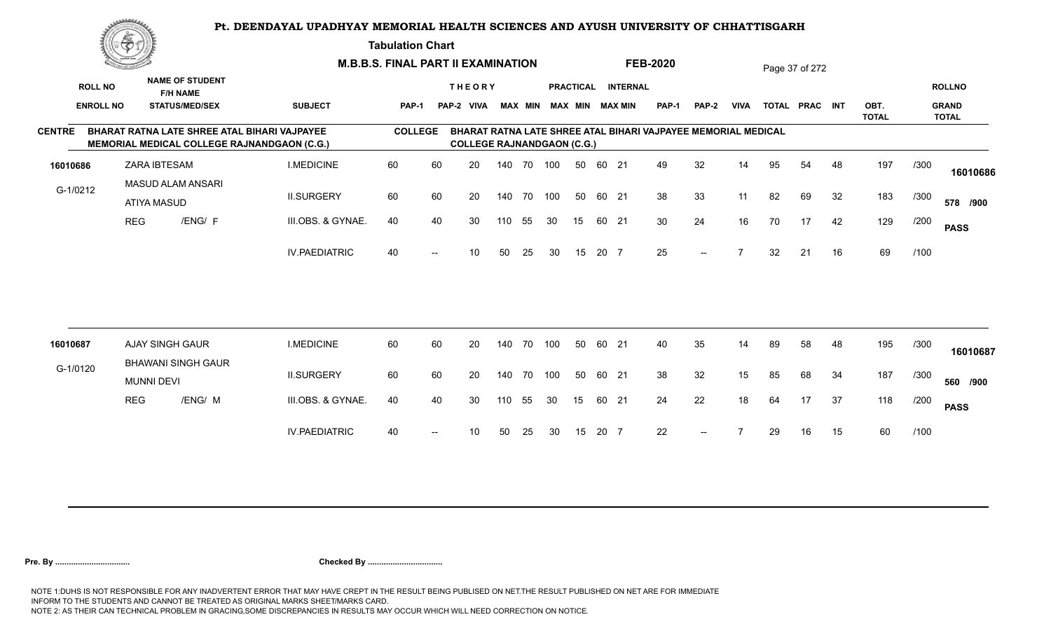# Pt. DEENDAYAL UPADHYAY MEMORIAL HEALTH SCIENCES AND AYUSH UNIVERSITY OF CHHATTISGARH

**Tabulation Chart**

**M.B.B.S. FINAL PART II EXAMINATION** **FEB-2020**

**CENTRE** BHARAT RATNA LATE SHREE ATAL BIHARI VAJPAYEE MEMORIAL MEDICAL COLLEGE RAJNANDGAON (C.G.)

**COLLEGE** BHARAT RATNA LATE SHREE ATAL BIHARI VAJPAYEE MEMORIAL MEDICAL COLLEGE RAJNANDGAON (C.G.)

| ROLL NO / ENROLL NO | NAME OF STUDENT / F/H NAME / STATUS/MED/SEX | SUBJECT | THEORY PAP-1 | PAP-2 | VIVA | MAX | MIN | PRACTICAL MAX | MIN | INTERNAL MAX | MIN | PAP-1 | PAP-2 | VIVA | TOTAL | PRAC | INT | OBT. TOTAL | | ROLLNO / GRAND TOTAL |
|---|---|---|---|---|---|---|---|---|---|---|---|---|---|---|---|---|---|---|---|---|
| 16010686 | ZARA IBTESAM | I.MEDICINE | 60 | 60 | 20 | 140 | 70 | 100 | 50 | 60 | 21 | 49 | 32 | 14 | 95 | 54 | 48 | 197 | /300 | 16010686 |
| G-1/0212 | MASUD ALAM ANSARI / ATIYA MASUD | II.SURGERY | 60 | 60 | 20 | 140 | 70 | 100 | 50 | 60 | 21 | 38 | 33 | 11 | 82 | 69 | 32 | 183 | /300 | 578 /900 |
| | REG /ENG/ F | III.OBS. & GYNAE. | 40 | 40 | 30 | 110 | 55 | 30 | 15 | 60 | 21 | 30 | 24 | 16 | 70 | 17 | 42 | 129 | /200 | PASS |
| | | IV.PAEDIATRIC | 40 | -- | 10 | 50 | 25 | 30 | 15 | 20 | 7 | 25 | -- | 7 | 32 | 21 | 16 | 69 | /100 | |
| 16010687 | AJAY SINGH GAUR | I.MEDICINE | 60 | 60 | 20 | 140 | 70 | 100 | 50 | 60 | 21 | 40 | 35 | 14 | 89 | 58 | 48 | 195 | /300 | 16010687 |
| G-1/0120 | BHAWANI SINGH GAUR / MUNNI DEVI | II.SURGERY | 60 | 60 | 20 | 140 | 70 | 100 | 50 | 60 | 21 | 38 | 32 | 15 | 85 | 68 | 34 | 187 | /300 | 560 /900 |
| | REG /ENG/ M | III.OBS. & GYNAE. | 40 | 40 | 30 | 110 | 55 | 30 | 15 | 60 | 21 | 24 | 22 | 18 | 64 | 17 | 37 | 118 | /200 | PASS |
| | | IV.PAEDIATRIC | 40 | -- | 10 | 50 | 25 | 30 | 15 | 20 | 7 | 22 | -- | 7 | 29 | 16 | 15 | 60 | /100 | |

**Pre. By .................................** **Checked By .................................**

NOTE 1:DUHS IS NOT RESPONSIBLE FOR ANY INADVERTENT ERROR THAT MAY HAVE CREPT IN THE RESULT BEING PUBLISED ON NET.THE RESULT PUBLISHED ON NET ARE FOR IMMEDIATE INFORM TO THE STUDENTS AND CANNOT BE TREATED AS ORIGINAL MARKS SHEET/MARKS CARD.
NOTE 2: AS THEIR CAN TECHNICAL PROBLEM IN GRACING,SOME DISCREPANCIES IN RESULTS MAY OCCUR WHICH WILL NEED CORRECTION ON NOTICE.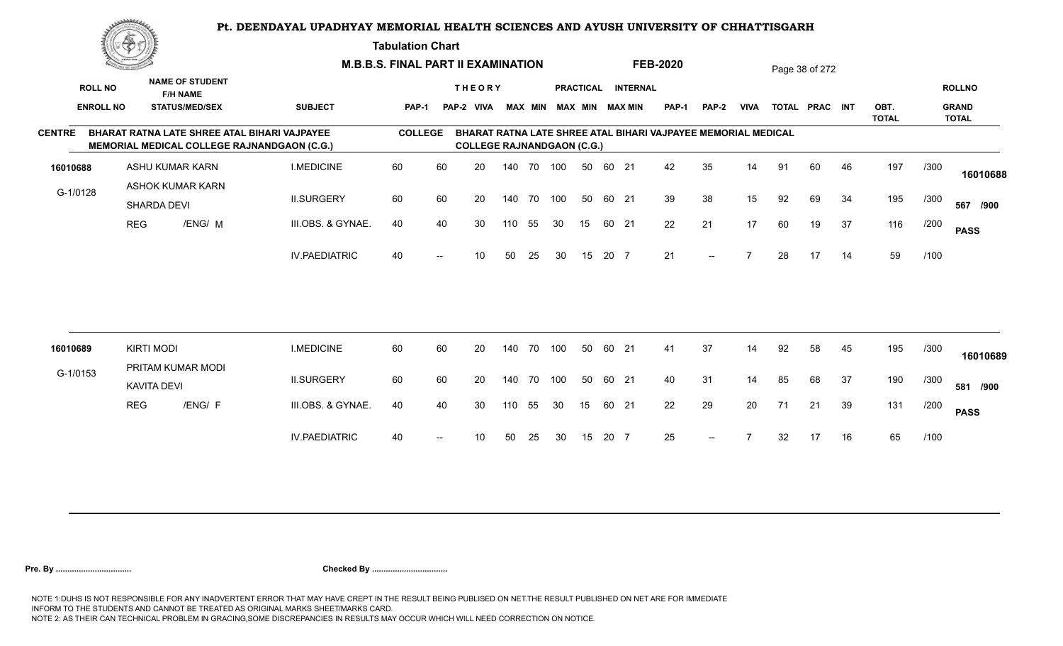# Pt. DEENDAYAL UPADHYAY MEMORIAL HEALTH SCIENCES AND AYUSH UNIVERSITY OF CHHATTISGARH

**Tabulation Chart**

**M.B.B.S. FINAL PART II EXAMINATION** **FEB-2020**

**CENTRE** BHARAT RATNA LATE SHREE ATAL BIHARI VAJPAYEE MEMORIAL MEDICAL COLLEGE RAJNANDGAON (C.G.)

**COLLEGE** BHARAT RATNA LATE SHREE ATAL BIHARI VAJPAYEE MEMORIAL MEDICAL COLLEGE RAJNANDGAON (C.G.)

| ROLL NO / ENROLL NO | NAME OF STUDENT / F/H NAME / STATUS/MEDI/SEX | SUBJECT | THEORY PAP-1 | THEORY PAP-2 | THEORY VIVA | THEORY MAX | THEORY MIN | PRACTICAL MAX | PRACTICAL MIN | INTERNAL MAX | INTERNAL MIN | PAP-1 | PAP-2 | VIVA | TOTAL | PRAC | INT | OBT. TOTAL | | ROLLNO / GRAND TOTAL |
|---|---|---|---|---|---|---|---|---|---|---|---|---|---|---|---|---|---|---|---|---|
| 16010688 | ASHU KUMAR KARN | I.MEDICINE | 60 | 60 | 20 | 140 | 70 | 100 | 50 | 60 | 21 | 42 | 35 | 14 | 91 | 60 | 46 | 197 | /300 | 16010688 |
| G-1/0128 | ASHOK KUMAR KARN | II.SURGERY | 60 | 60 | 20 | 140 | 70 | 100 | 50 | 60 | 21 | 39 | 38 | 15 | 92 | 69 | 34 | 195 | /300 | 567 /900 |
| | SHARDA DEVI | | | | | | | | | | | | | | | | | | | |
| | REG /ENG/ M | III.OBS. & GYNAE. | 40 | 40 | 30 | 110 | 55 | 30 | 15 | 60 | 21 | 22 | 21 | 17 | 60 | 19 | 37 | 116 | /200 | PASS |
| | | IV.PAEDIATRIC | 40 | -- | 10 | 50 | 25 | 30 | 15 | 20 | 7 | 21 | -- | 7 | 28 | 17 | 14 | 59 | /100 | |
| 16010689 | KIRTI MODI | I.MEDICINE | 60 | 60 | 20 | 140 | 70 | 100 | 50 | 60 | 21 | 41 | 37 | 14 | 92 | 58 | 45 | 195 | /300 | 16010689 |
| G-1/0153 | PRITAM KUMAR MODI | II.SURGERY | 60 | 60 | 20 | 140 | 70 | 100 | 50 | 60 | 21 | 40 | 31 | 14 | 85 | 68 | 37 | 190 | /300 | 581 /900 |
| | KAVITA DEVI | | | | | | | | | | | | | | | | | | | |
| | REG /ENG/ F | III.OBS. & GYNAE. | 40 | 40 | 30 | 110 | 55 | 30 | 15 | 60 | 21 | 22 | 29 | 20 | 71 | 21 | 39 | 131 | /200 | PASS |
| | | IV.PAEDIATRIC | 40 | -- | 10 | 50 | 25 | 30 | 15 | 20 | 7 | 25 | -- | 7 | 32 | 17 | 16 | 65 | /100 | |

**Pre. By .................................** **Checked By .................................**

NOTE 1:DUHS IS NOT RESPONSIBLE FOR ANY INADVERTENT ERROR THAT MAY HAVE CREPT IN THE RESULT BEING PUBLISED ON NET.THE RESULT PUBLISHED ON NET ARE FOR IMMEDIATE INFORM TO THE STUDENTS AND CANNOT BE TREATED AS ORIGINAL MARKS SHEET/MARKS CARD.
NOTE 2: AS THEIR CAN TECHNICAL PROBLEM IN GRACING,SOME DISCREPANCIES IN RESULTS MAY OCCUR WHICH WILL NEED CORRECTION ON NOTICE.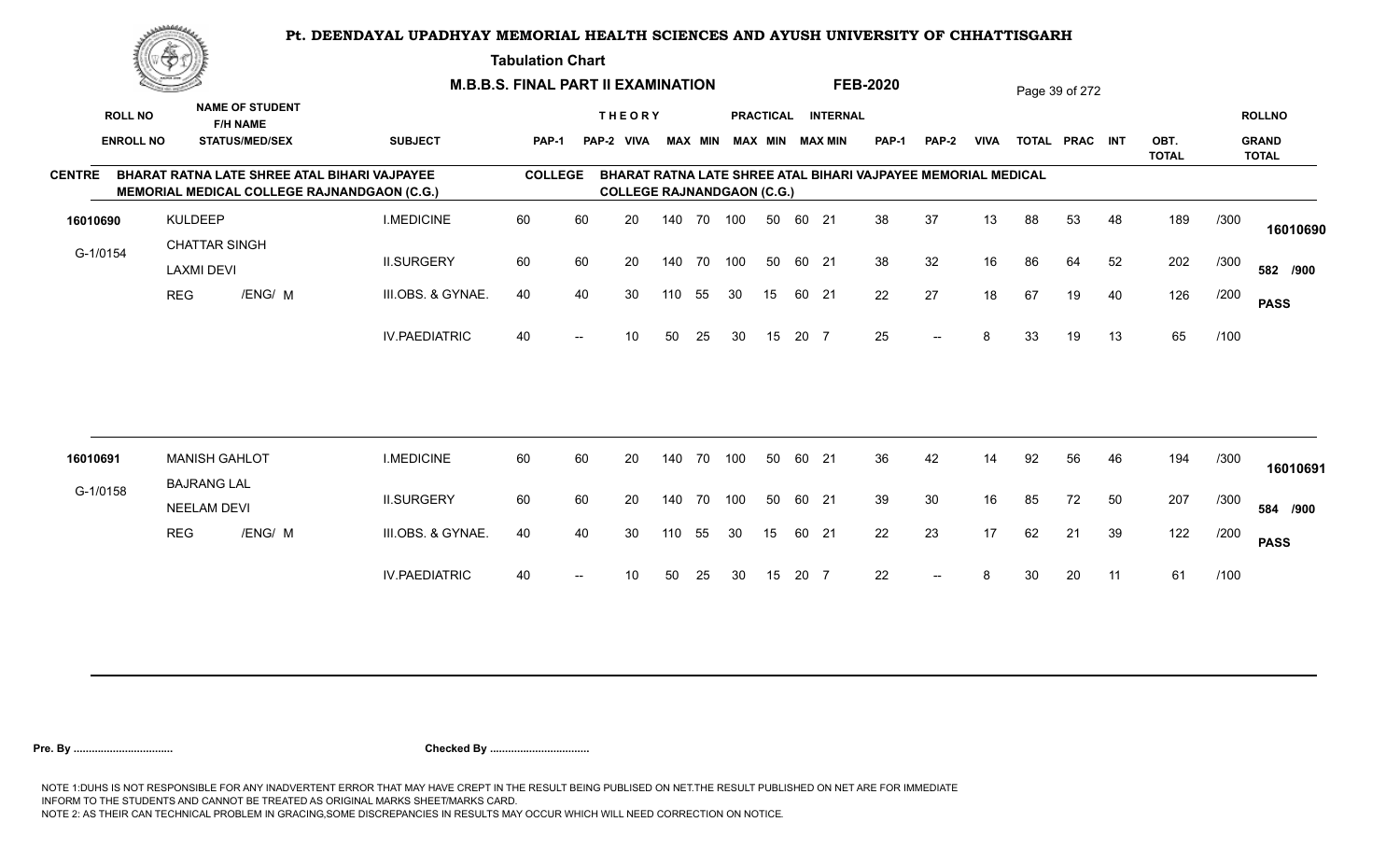# Pt. DEENDAYAL UPADHYAY MEMORIAL HEALTH SCIENCES AND AYUSH UNIVERSITY OF CHHATTISGARH

**Tabulation Chart**

**M.B.B.S. FINAL PART II EXAMINATION** **FEB-2020**

**CENTRE** BHARAT RATNA LATE SHREE ATAL BIHARI VAJPAYEE MEMORIAL MEDICAL COLLEGE RAJNANDGAON (C.G.) — **COLLEGE** BHARAT RATNA LATE SHREE ATAL BIHARI VAJPAYEE MEMORIAL MEDICAL COLLEGE RAJNANDGAON (C.G.)

| ROLL NO / ENROLL NO | NAME OF STUDENT / F/H NAME / STATUS/MED/SEX | SUBJECT | THEORY PAP-1 | THEORY PAP-2 | VIVA | THEORY MAX | THEORY MIN | PRACTICAL MAX | PRACTICAL MIN | INTERNAL MAX | INTERNAL MIN | PAP-1 | PAP-2 | VIVA | TOTAL | PRAC | INT | OBT. TOTAL | | ROLLNO / GRAND TOTAL |
|---|---|---|---|---|---|---|---|---|---|---|---|---|---|---|---|---|---|---|---|---|
| 16010690 | KULDEEP | I.MEDICINE | 60 | 60 | 20 | 140 | 70 | 100 | 50 | 60 | 21 | 38 | 37 | 13 | 88 | 53 | 48 | 189 | /300 | 16010690 |
| G-1/0154 | CHATTAR SINGH | II.SURGERY | 60 | 60 | 20 | 140 | 70 | 100 | 50 | 60 | 21 | 38 | 32 | 16 | 86 | 64 | 52 | 202 | /300 | 582 /900 |
| | LAXMI DEVI | | | | | | | | | | | | | | | | | | | |
| | REG /ENG/ M | III.OBS. & GYNAE. | 40 | 40 | 30 | 110 | 55 | 30 | 15 | 60 | 21 | 22 | 27 | 18 | 67 | 19 | 40 | 126 | /200 | PASS |
| | | IV.PAEDIATRIC | 40 | -- | 10 | 50 | 25 | 30 | 15 | 20 | 7 | 25 | -- | 8 | 33 | 19 | 13 | 65 | /100 | |
| 16010691 | MANISH GAHLOT | I.MEDICINE | 60 | 60 | 20 | 140 | 70 | 100 | 50 | 60 | 21 | 36 | 42 | 14 | 92 | 56 | 46 | 194 | /300 | 16010691 |
| G-1/0158 | BAJRANG LAL | II.SURGERY | 60 | 60 | 20 | 140 | 70 | 100 | 50 | 60 | 21 | 39 | 30 | 16 | 85 | 72 | 50 | 207 | /300 | 584 /900 |
| | NEELAM DEVI | | | | | | | | | | | | | | | | | | | |
| | REG /ENG/ M | III.OBS. & GYNAE. | 40 | 40 | 30 | 110 | 55 | 30 | 15 | 60 | 21 | 22 | 23 | 17 | 62 | 21 | 39 | 122 | /200 | PASS |
| | | IV.PAEDIATRIC | 40 | -- | 10 | 50 | 25 | 30 | 15 | 20 | 7 | 22 | -- | 8 | 30 | 20 | 11 | 61 | /100 | |

**Pre. By .................................** **Checked By .................................**

NOTE 1:DUHS IS NOT RESPONSIBLE FOR ANY INADVERTENT ERROR THAT MAY HAVE CREPT IN THE RESULT BEING PUBLISED ON NET.THE RESULT PUBLISHED ON NET ARE FOR IMMEDIATE INFORM TO THE STUDENTS AND CANNOT BE TREATED AS ORIGINAL MARKS SHEET/MARKS CARD.
NOTE 2: AS THEIR CAN TECHNICAL PROBLEM IN GRACING,SOME DISCREPANCIES IN RESULTS MAY OCCUR WHICH WILL NEED CORRECTION ON NOTICE.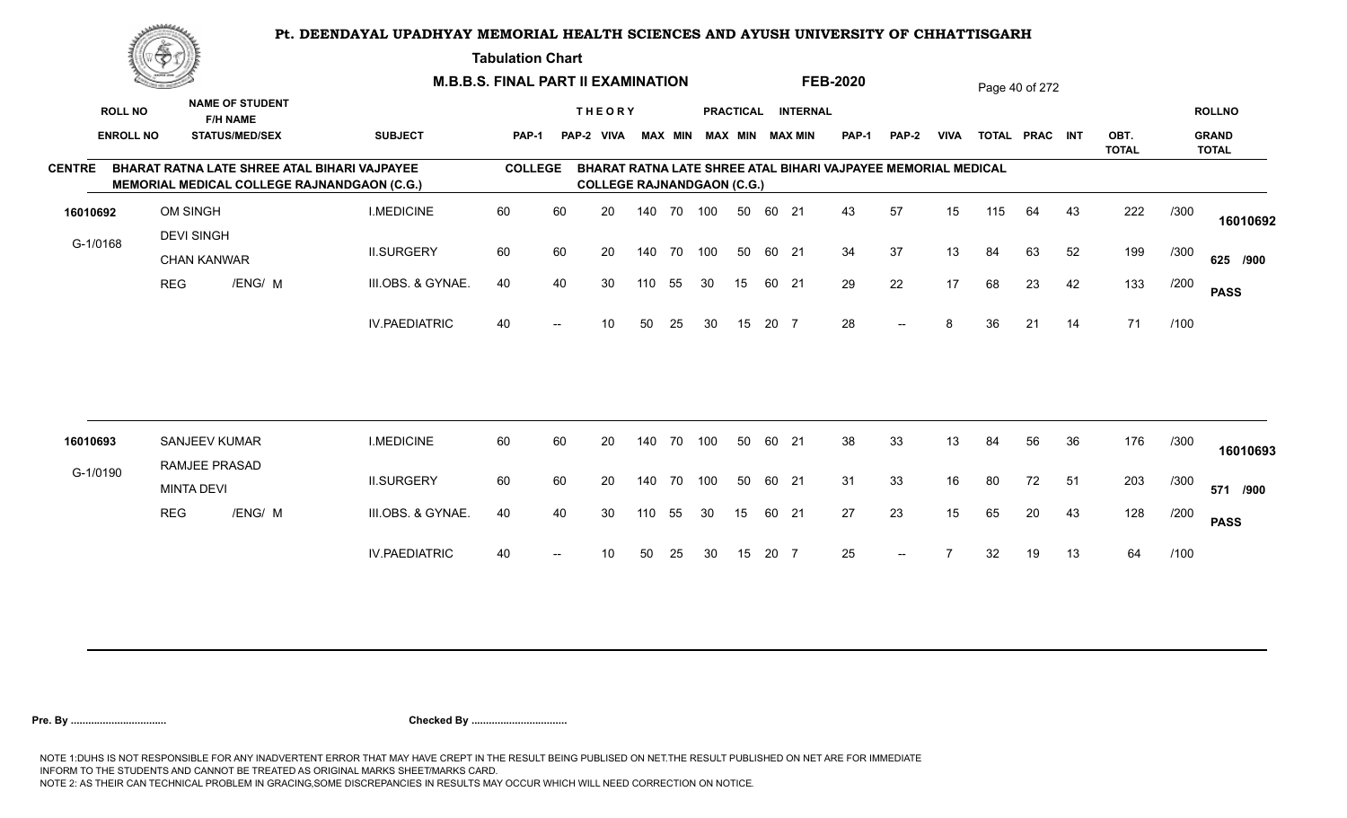# Pt. DEENDAYAL UPADHYAY MEMORIAL HEALTH SCIENCES AND AYUSH UNIVERSITY OF CHHATTISGARH

**Tabulation Chart**

**M.B.B.S. FINAL PART II EXAMINATION** **FEB-2020**

**CENTRE** BHARAT RATNA LATE SHREE ATAL BIHARI VAJPAYEE MEMORIAL MEDICAL COLLEGE RAJNANDGAON (C.G.)

**COLLEGE** BHARAT RATNA LATE SHREE ATAL BIHARI VAJPAYEE MEMORIAL MEDICAL COLLEGE RAJNANDGAON (C.G.)

| ROLL NO / ENROLL NO | NAME OF STUDENT / F/H NAME / STATUS/MED/SEX | SUBJECT | THEORY PAP-1 | THEORY PAP-2 | THEORY VIVA | THEORY MAX | THEORY MIN | PRACTICAL MAX | PRACTICAL MIN | INTERNAL MAX | INTERNAL MIN | PAP-1 | PAP-2 | VIVA | TOTAL | PRAC | INT | OBT. TOTAL | | ROLLNO / GRAND TOTAL |
|---|---|---|---|---|---|---|---|---|---|---|---|---|---|---|---|---|---|---|---|---|
| 16010692 | OM SINGH | I.MEDICINE | 60 | 60 | 20 | 140 | 70 | 100 | 50 | 60 | 21 | 43 | 57 | 15 | 115 | 64 | 43 | 222 | /300 | 16010692 |
| G-1/0168 | DEVI SINGH / CHAN KANWAR | II.SURGERY | 60 | 60 | 20 | 140 | 70 | 100 | 50 | 60 | 21 | 34 | 37 | 13 | 84 | 63 | 52 | 199 | /300 | 625 /900 |
| | REG /ENG/ M | III.OBS. & GYNAE. | 40 | 40 | 30 | 110 | 55 | 30 | 15 | 60 | 21 | 29 | 22 | 17 | 68 | 23 | 42 | 133 | /200 | PASS |
| | | IV.PAEDIATRIC | 40 | -- | 10 | 50 | 25 | 30 | 15 | 20 | 7 | 28 | -- | 8 | 36 | 21 | 14 | 71 | /100 | |
| 16010693 | SANJEEV KUMAR | I.MEDICINE | 60 | 60 | 20 | 140 | 70 | 100 | 50 | 60 | 21 | 38 | 33 | 13 | 84 | 56 | 36 | 176 | /300 | 16010693 |
| G-1/0190 | RAMJEE PRASAD / MINTA DEVI | II.SURGERY | 60 | 60 | 20 | 140 | 70 | 100 | 50 | 60 | 21 | 31 | 33 | 16 | 80 | 72 | 51 | 203 | /300 | 571 /900 |
| | REG /ENG/ M | III.OBS. & GYNAE. | 40 | 40 | 30 | 110 | 55 | 30 | 15 | 60 | 21 | 27 | 23 | 15 | 65 | 20 | 43 | 128 | /200 | PASS |
| | | IV.PAEDIATRIC | 40 | -- | 10 | 50 | 25 | 30 | 15 | 20 | 7 | 25 | -- | 7 | 32 | 19 | 13 | 64 | /100 | |

**Pre. By ................................** **Checked By ................................**

NOTE 1:DUHS IS NOT RESPONSIBLE FOR ANY INADVERTENT ERROR THAT MAY HAVE CREPT IN THE RESULT BEING PUBLISED ON NET.THE RESULT PUBLISHED ON NET ARE FOR IMMEDIATE INFORM TO THE STUDENTS AND CANNOT BE TREATED AS ORIGINAL MARKS SHEET/MARKS CARD.
NOTE 2: AS THEIR CAN TECHNICAL PROBLEM IN GRACING,SOME DISCREPANCIES IN RESULTS MAY OCCUR WHICH WILL NEED CORRECTION ON NOTICE.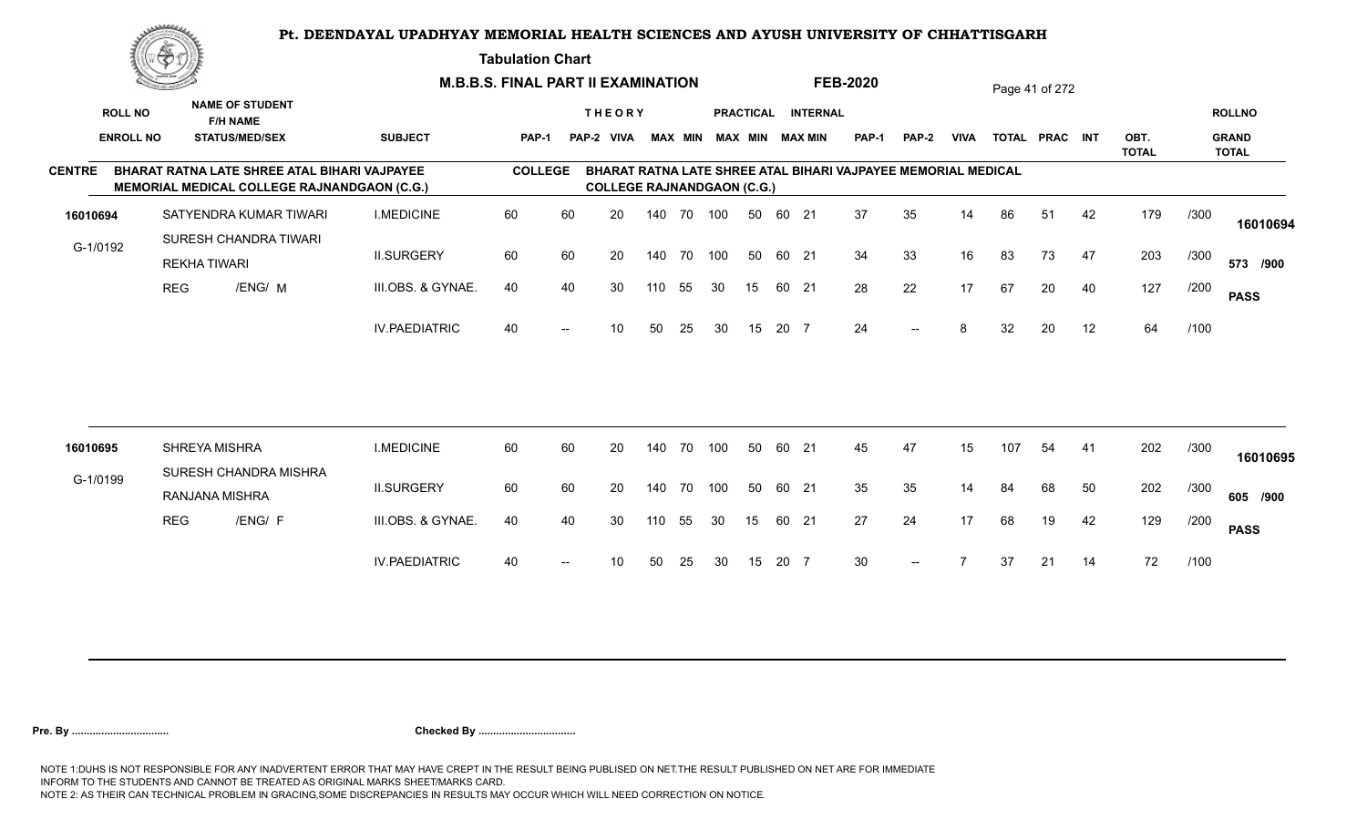# Pt. DEENDAYAL UPADHYAY MEMORIAL HEALTH SCIENCES AND AYUSH UNIVERSITY OF CHHATTISGARH

## Tabulation Chart

**M.B.B.S. FINAL PART II EXAMINATION** **FEB-2020**

**CENTRE** BHARAT RATNA LATE SHREE ATAL BIHARI VAJPAYEE MEMORIAL MEDICAL COLLEGE RAJNANDGAON (C.G.) — **COLLEGE** BHARAT RATNA LATE SHREE ATAL BIHARI VAJPAYEE MEMORIAL MEDICAL COLLEGE RAJNANDGAON (C.G.)

| ROLL NO / ENROLL NO | NAME OF STUDENT / F/H NAME / STATUS/MED/SEX | SUBJECT | THEORY PAP-1 | THEORY PAP-2 | VIVA | THEORY MAX | THEORY MIN | PRACTICAL MAX | PRACTICAL MIN | INTERNAL MAX | INTERNAL MIN | PAP-1 | PAP-2 | VIVA | TOTAL | PRAC | INT | OBT. TOTAL | | ROLLNO / GRAND TOTAL |
|---|---|---|---|---|---|---|---|---|---|---|---|---|---|---|---|---|---|---|---|---|
| 16010694 | SATYENDRA KUMAR TIWARI | I.MEDICINE | 60 | 60 | 20 | 140 | 70 | 100 | 50 | 60 | 21 | 37 | 35 | 14 | 86 | 51 | 42 | 179 | /300 | 16010694 |
| G-1/0192 | SURESH CHANDRA TIWARI / REKHA TIWARI | II.SURGERY | 60 | 60 | 20 | 140 | 70 | 100 | 50 | 60 | 21 | 34 | 33 | 16 | 83 | 73 | 47 | 203 | /300 | 573 /900 |
| | REG /ENG/ M | III.OBS. & GYNAE. | 40 | 40 | 30 | 110 | 55 | 30 | 15 | 60 | 21 | 28 | 22 | 17 | 67 | 20 | 40 | 127 | /200 | PASS |
| | | IV.PAEDIATRIC | 40 | -- | 10 | 50 | 25 | 30 | 15 | 20 | 7 | 24 | -- | 8 | 32 | 20 | 12 | 64 | /100 | |
| 16010695 | SHREYA MISHRA | I.MEDICINE | 60 | 60 | 20 | 140 | 70 | 100 | 50 | 60 | 21 | 45 | 47 | 15 | 107 | 54 | 41 | 202 | /300 | 16010695 |
| G-1/0199 | SURESH CHANDRA MISHRA / RANJANA MISHRA | II.SURGERY | 60 | 60 | 20 | 140 | 70 | 100 | 50 | 60 | 21 | 35 | 35 | 14 | 84 | 68 | 50 | 202 | /300 | 605 /900 |
| | REG /ENG/ F | III.OBS. & GYNAE. | 40 | 40 | 30 | 110 | 55 | 30 | 15 | 60 | 21 | 27 | 24 | 17 | 68 | 19 | 42 | 129 | /200 | PASS |
| | | IV.PAEDIATRIC | 40 | -- | 10 | 50 | 25 | 30 | 15 | 20 | 7 | 30 | -- | 7 | 37 | 21 | 14 | 72 | /100 | |

**Pre. By ................................** **Checked By ................................**

NOTE 1:DUHS IS NOT RESPONSIBLE FOR ANY INADVERTENT ERROR THAT MAY HAVE CREPT IN THE RESULT BEING PUBLISED ON NET.THE RESULT PUBLISHED ON NET ARE FOR IMMEDIATE INFORM TO THE STUDENTS AND CANNOT BE TREATED AS ORIGINAL MARKS SHEET/MARKS CARD.
NOTE 2: AS THEIR CAN TECHNICAL PROBLEM IN GRACING,SOME DISCREPANCIES IN RESULTS MAY OCCUR WHICH WILL NEED CORRECTION ON NOTICE.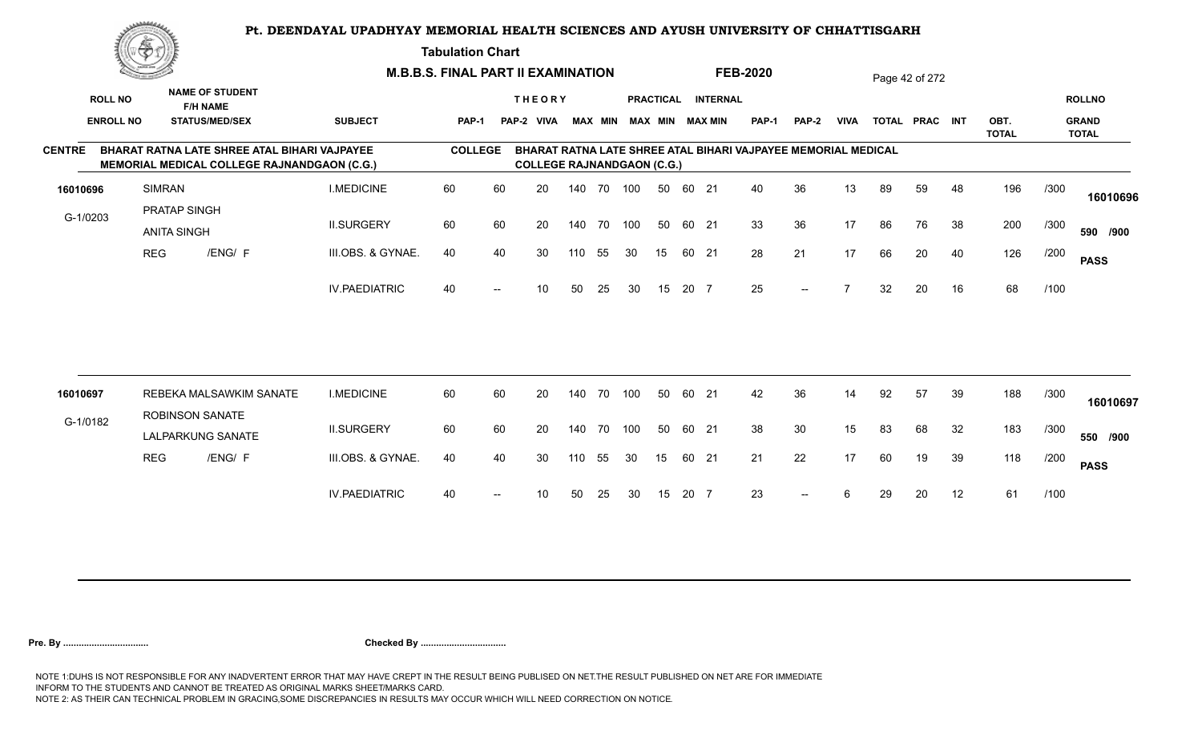# Pt. DEENDAYAL UPADHYAY MEMORIAL HEALTH SCIENCES AND AYUSH UNIVERSITY OF CHHATTISGARH

**Tabulation Chart**

**M.B.B.S. FINAL PART II EXAMINATION** — **FEB-2020**

**CENTRE:** BHARAT RATNA LATE SHREE ATAL BIHARI VAJPAYEE MEMORIAL MEDICAL COLLEGE RAJNANDGAON (C.G.)

**COLLEGE:** BHARAT RATNA LATE SHREE ATAL BIHARI VAJPAYEE MEMORIAL MEDICAL COLLEGE RAJNANDGAON (C.G.)

| ROLL NO / ENROLL NO | NAME OF STUDENT / F/H NAME / STATUS/MEDI/SEX | SUBJECT | THEORY PAP-1 | THEORY PAP-2 | THEORY VIVA | THEORY MAX | THEORY MIN | PRACTICAL MAX | PRACTICAL MIN | INTERNAL MAX | INTERNAL MIN | PAP-1 | PAP-2 | VIVA | TOTAL | PRAC | INT | OBT. TOTAL | | ROLLNO / GRAND TOTAL |
|---|---|---|---|---|---|---|---|---|---|---|---|---|---|---|---|---|---|---|---|---|
| 16010696 | SIMRAN | I.MEDICINE | 60 | 60 | 20 | 140 | 70 | 100 | 50 | 60 | 21 | 40 | 36 | 13 | 89 | 59 | 48 | 196 | /300 | 16010696 |
| G-1/0203 | PRATAP SINGH / ANITA SINGH | II.SURGERY | 60 | 60 | 20 | 140 | 70 | 100 | 50 | 60 | 21 | 33 | 36 | 17 | 86 | 76 | 38 | 200 | /300 | 590 /900 |
| | REG /ENG/ F | III.OBS. & GYNAE. | 40 | 40 | 30 | 110 | 55 | 30 | 15 | 60 | 21 | 28 | 21 | 17 | 66 | 20 | 40 | 126 | /200 | PASS |
| | | IV.PAEDIATRIC | 40 | -- | 10 | 50 | 25 | 30 | 15 | 20 | 7 | 25 | -- | 7 | 32 | 20 | 16 | 68 | /100 | |
| 16010697 | REBEKA MALSAWKIM SANATE | I.MEDICINE | 60 | 60 | 20 | 140 | 70 | 100 | 50 | 60 | 21 | 42 | 36 | 14 | 92 | 57 | 39 | 188 | /300 | 16010697 |
| G-1/0182 | ROBINSON SANATE / LALPARKUNG SANATE | II.SURGERY | 60 | 60 | 20 | 140 | 70 | 100 | 50 | 60 | 21 | 38 | 30 | 15 | 83 | 68 | 32 | 183 | /300 | 550 /900 |
| | REG /ENG/ F | III.OBS. & GYNAE. | 40 | 40 | 30 | 110 | 55 | 30 | 15 | 60 | 21 | 21 | 22 | 17 | 60 | 19 | 39 | 118 | /200 | PASS |
| | | IV.PAEDIATRIC | 40 | -- | 10 | 50 | 25 | 30 | 15 | 20 | 7 | 23 | -- | 6 | 29 | 20 | 12 | 61 | /100 | |

**Pre. By .................................** **Checked By .................................**

NOTE 1:DUHS IS NOT RESPONSIBLE FOR ANY INADVERTENT ERROR THAT MAY HAVE CREPT IN THE RESULT BEING PUBLISED ON NET.THE RESULT PUBLISHED ON NET ARE FOR IMMEDIATE INFORM TO THE STUDENTS AND CANNOT BE TREATED AS ORIGINAL MARKS SHEET/MARKS CARD.
NOTE 2: AS THEIR CAN TECHNICAL PROBLEM IN GRACING,SOME DISCREPANCIES IN RESULTS MAY OCCUR WHICH WILL NEED CORRECTION ON NOTICE.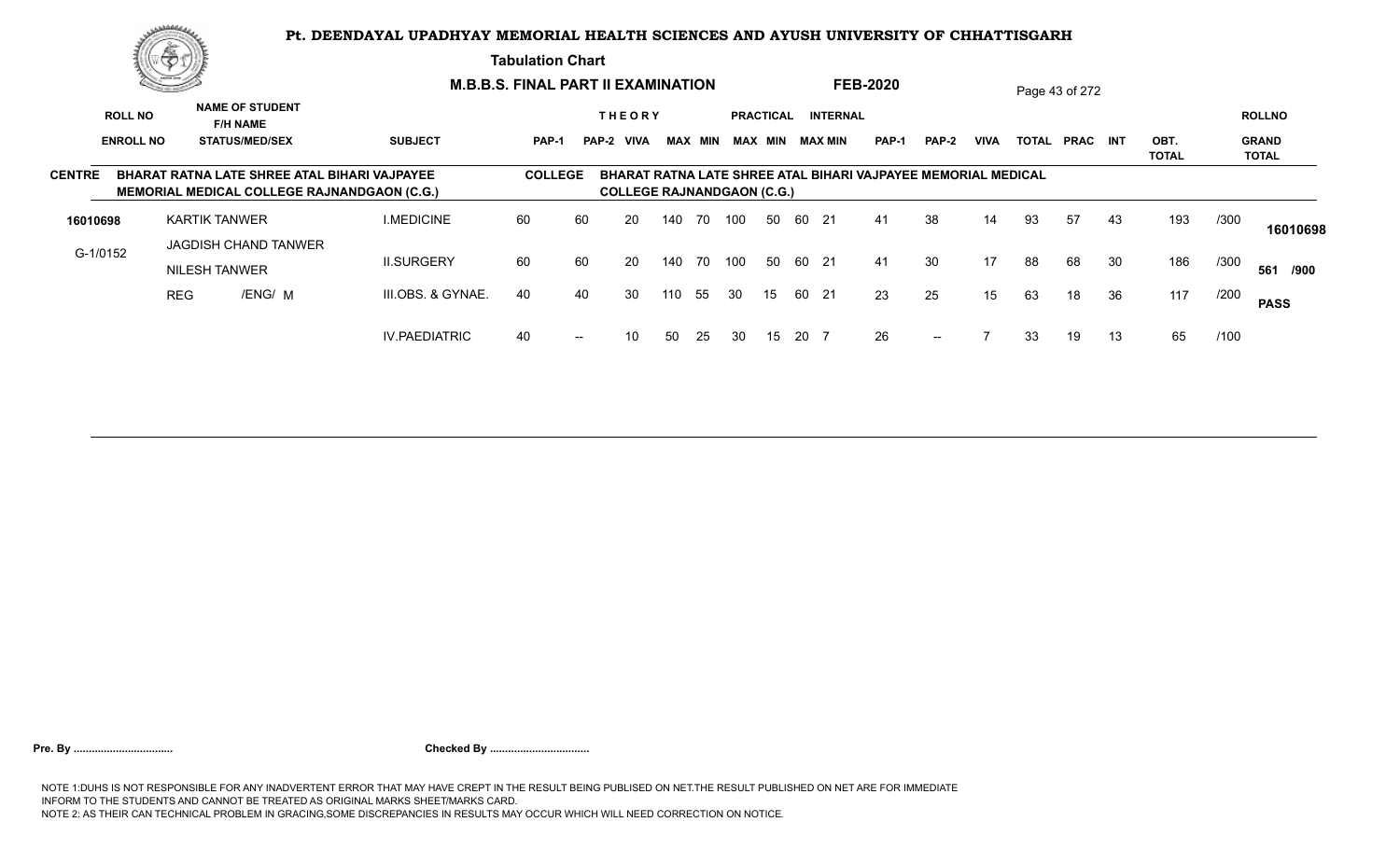# Pt. DEENDAYAL UPADHYAY MEMORIAL HEALTH SCIENCES AND AYUSH UNIVERSITY OF CHHATTISGARH

**Tabulation Chart**

**M.B.B.S. FINAL PART II EXAMINATION** **FEB-2020**

| ROLL NO / ENROLL NO | NAME OF STUDENT / F/H NAME / STATUS/MED/SEX | SUBJECT | THEORY PAP-1 | THEORY PAP-2 | THEORY VIVA | MAX | MIN | PRACTICAL MAX | PRACTICAL MIN | INTERNAL MAX | INTERNAL MIN | PAP-1 | PAP-2 | VIVA | TOTAL | PRAC | INT | OBT. TOTAL | | ROLLNO / GRAND TOTAL |
|---|---|---|---|---|---|---|---|---|---|---|---|---|---|---|---|---|---|---|---|---|
| **CENTRE** | BHARAT RATNA LATE SHREE ATAL BIHARI VAJPAYEE MEMORIAL MEDICAL COLLEGE RAJNANDGAON (C.G.) | COLLEGE | BHARAT RATNA LATE SHREE ATAL BIHARI VAJPAYEE MEMORIAL MEDICAL COLLEGE RAJNANDGAON (C.G.) | | | | | | | | | | | | | | | | | |
| **16010698** | KARTIK TANWER | I.MEDICINE | 60 | 60 | 20 | 140 | 70 | 100 | 50 | 60 | 21 | 41 | 38 | 14 | 93 | 57 | 43 | 193 | /300 | 16010698 |
| G-1/0152 | JAGDISH CHAND TANWER / NILESH TANWER | II.SURGERY | 60 | 60 | 20 | 140 | 70 | 100 | 50 | 60 | 21 | 41 | 30 | 17 | 88 | 68 | 30 | 186 | /300 | 561 /900 |
| | REG /ENG/ M | III.OBS. & GYNAE. | 40 | 40 | 30 | 110 | 55 | 30 | 15 | 60 | 21 | 23 | 25 | 15 | 63 | 18 | 36 | 117 | /200 | PASS |
| | | IV.PAEDIATRIC | 40 | -- | 10 | 50 | 25 | 30 | 15 | 20 | 7 | 26 | -- | 7 | 33 | 19 | 13 | 65 | /100 | |

**Pre. By .................................** **Checked By .................................**

NOTE 1:DUHS IS NOT RESPONSIBLE FOR ANY INADVERTENT ERROR THAT MAY HAVE CREPT IN THE RESULT BEING PUBLISED ON NET.THE RESULT PUBLISHED ON NET ARE FOR IMMEDIATE INFORM TO THE STUDENTS AND CANNOT BE TREATED AS ORIGINAL MARKS SHEET/MARKS CARD.
NOTE 2: AS THEIR CAN TECHNICAL PROBLEM IN GRACING,SOME DISCREPANCIES IN RESULTS MAY OCCUR WHICH WILL NEED CORRECTION ON NOTICE.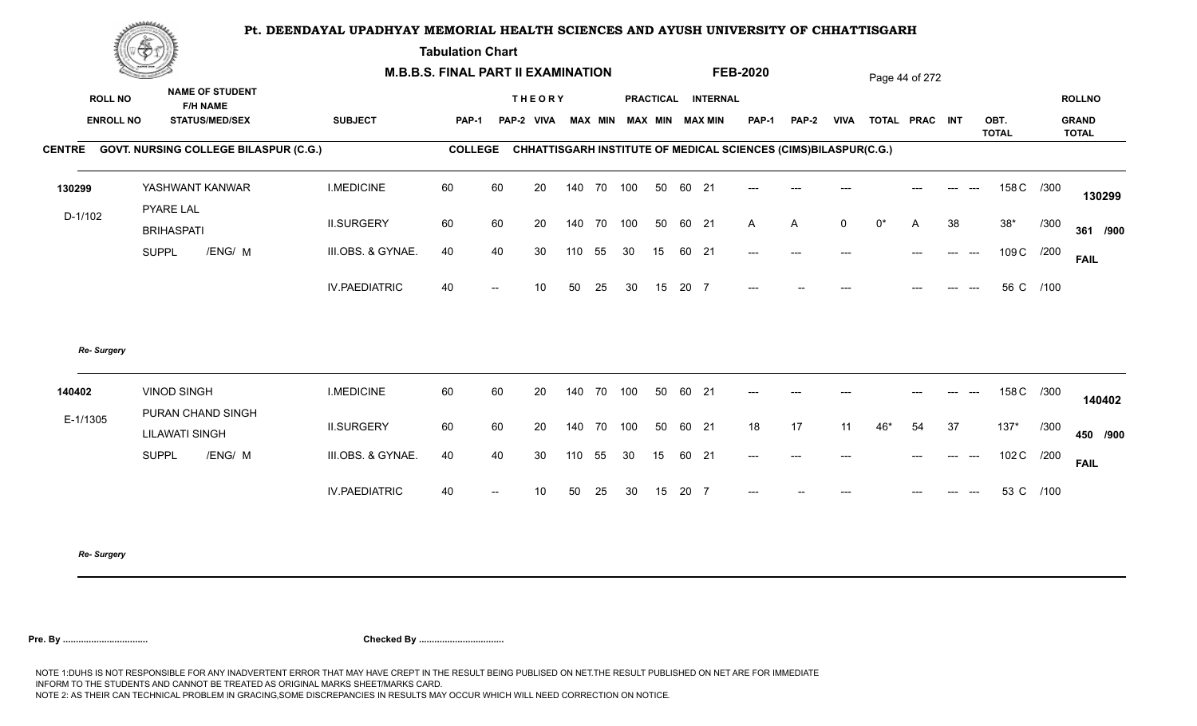# Pt. DEENDAYAL UPADHYAY MEMORIAL HEALTH SCIENCES AND AYUSH UNIVERSITY OF CHHATTISGARH

**Tabulation Chart**

**M.B.B.S. FINAL PART II EXAMINATION** **FEB-2020**

**CENTRE** GOVT. NURSING COLLEGE BILASPUR (C.G.) **COLLEGE** CHHATTISGARH INSTITUTE OF MEDICAL SCIENCES (CIMS)BILASPUR(C.G.)

| ROLL NO / ENROLL NO | NAME OF STUDENT / F/H NAME / STATUS/MED/SEX | SUBJECT | THEORY PAP-1 | PAP-2 | VIVA | MAX | MIN | PRACTICAL MAX | MIN | INTERNAL MAX | MIN | PAP-1 | PAP-2 | VIVA | TOTAL | PRAC | INT | OBT. TOTAL | | ROLLNO / GRAND TOTAL |
|---|---|---|---|---|---|---|---|---|---|---|---|---|---|---|---|---|---|---|---|---|
| 130299 | YASHWANT KANWAR | I.MEDICINE | 60 | 60 | 20 | 140 | 70 | 100 | 50 | 60 | 21 | --- | --- | --- | | --- | --- | 158 C | /300 | 130299 |
| D-1/102 | PYARE LAL / BRIHASPATI | II.SURGERY | 60 | 60 | 20 | 140 | 70 | 100 | 50 | 60 | 21 | A | A | 0 | 0* | A | 38 | 38* | /300 | 361 /900 |
| | SUPPL /ENG/ M | III.OBS. & GYNAE. | 40 | 40 | 30 | 110 | 55 | 30 | 15 | 60 | 21 | --- | --- | --- | | --- | --- | 109 C | /200 | FAIL |
| | | IV.PAEDIATRIC | 40 | -- | 10 | 50 | 25 | 30 | 15 | 20 | 7 | --- | -- | --- | | --- | --- | 56 C | /100 | |

*Re- Surgery*

| ROLL NO / ENROLL NO | NAME OF STUDENT / F/H NAME / STATUS/MED/SEX | SUBJECT | THEORY PAP-1 | PAP-2 | VIVA | MAX | MIN | PRACTICAL MAX | MIN | INTERNAL MAX | MIN | PAP-1 | PAP-2 | VIVA | TOTAL | PRAC | INT | OBT. TOTAL | | ROLLNO / GRAND TOTAL |
|---|---|---|---|---|---|---|---|---|---|---|---|---|---|---|---|---|---|---|---|---|
| 140402 | VINOD SINGH | I.MEDICINE | 60 | 60 | 20 | 140 | 70 | 100 | 50 | 60 | 21 | --- | --- | --- | | --- | --- | 158 C | /300 | 140402 |
| E-1/1305 | PURAN CHAND SINGH / LILAWATI SINGH | II.SURGERY | 60 | 60 | 20 | 140 | 70 | 100 | 50 | 60 | 21 | 18 | 17 | 11 | 46* | 54 | 37 | 137* | /300 | 450 /900 |
| | SUPPL /ENG/ M | III.OBS. & GYNAE. | 40 | 40 | 30 | 110 | 55 | 30 | 15 | 60 | 21 | --- | --- | --- | | --- | --- | 102 C | /200 | FAIL |
| | | IV.PAEDIATRIC | 40 | -- | 10 | 50 | 25 | 30 | 15 | 20 | 7 | --- | -- | --- | | --- | --- | 53 C | /100 | |

*Re- Surgery*

**Pre. By .................................** **Checked By .................................**

NOTE 1:DUHS IS NOT RESPONSIBLE FOR ANY INADVERTENT ERROR THAT MAY HAVE CREPT IN THE RESULT BEING PUBLISED ON NET.THE RESULT PUBLISHED ON NET ARE FOR IMMEDIATE INFORM TO THE STUDENTS AND CANNOT BE TREATED AS ORIGINAL MARKS SHEET/MARKS CARD.
NOTE 2: AS THEIR CAN TECHNICAL PROBLEM IN GRACING,SOME DISCREPANCIES IN RESULTS MAY OCCUR WHICH WILL NEED CORRECTION ON NOTICE.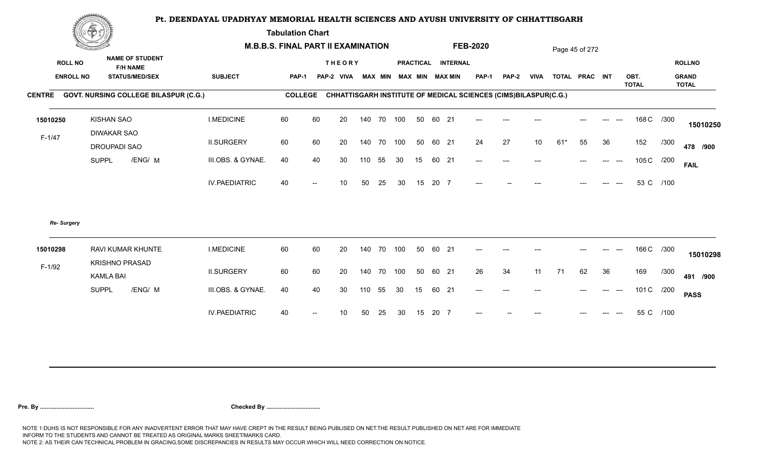# Pt. DEENDAYAL UPADHYAY MEMORIAL HEALTH SCIENCES AND AYUSH UNIVERSITY OF CHHATTISGARH

**Tabulation Chart**

**M.B.B.S. FINAL PART II EXAMINATION** **FEB-2020**

| ROLL NO / ENROLL NO | NAME OF STUDENT / F/H NAME / STATUS/MEDI/SEX | SUBJECT | THEORY PAP-1 | THEORY PAP-2 | THEORY VIVA | THEORY MAX | THEORY MIN | PRACTICAL MAX | PRACTICAL MIN | INTERNAL MAX | INTERNAL MIN | PAP-1 | PAP-2 | VIVA | TOTAL | PRAC | INT | OBT. TOTAL | | ROLLNO / GRAND TOTAL |
|---|---|---|---|---|---|---|---|---|---|---|---|---|---|---|---|---|---|---|---|---|

**CENTRE GOVT. NURSING COLLEGE BILASPUR (C.G.)** — **COLLEGE CHHATTISGARH INSTITUTE OF MEDICAL SCIENCES (CIMS)BILASPUR(C.G.)**

| ROLL NO / ENROLL NO | NAME OF STUDENT / F/H NAME / STATUS/MEDI/SEX | SUBJECT | PAP-1 | PAP-2 | VIVA | MAX | MIN | MAX | MIN | MAX | MIN | PAP-1 | PAP-2 | VIVA | TOTAL | PRAC | INT | OBT. TOTAL | | ROLLNO / GRAND TOTAL |
|---|---|---|---|---|---|---|---|---|---|---|---|---|---|---|---|---|---|---|---|---|
| 15010250 | KISHAN SAO | I.MEDICINE | 60 | 60 | 20 | 140 | 70 | 100 | 50 | 60 | 21 | --- | --- | --- | | --- | --- --- | 168 C | /300 | 15010250 |
| F-1/47 | DIWAKAR SAO / DROUPADI SAO | II.SURGERY | 60 | 60 | 20 | 140 | 70 | 100 | 50 | 60 | 21 | 24 | 27 | 10 | 61* | 55 | 36 | 152 | /300 | 478 /900 |
| | SUPPL /ENG/ M | III.OBS. & GYNAE. | 40 | 40 | 30 | 110 | 55 | 30 | 15 | 60 | 21 | --- | --- | --- | | --- | --- --- | 105 C | /200 | FAIL |
| | | IV.PAEDIATRIC | 40 | -- | 10 | 50 | 25 | 30 | 15 | 20 | 7 | --- | -- | --- | | --- | --- --- | 53 C | /100 | |

*Re- Surgery*

| ROLL NO / ENROLL NO | NAME OF STUDENT / F/H NAME / STATUS/MEDI/SEX | SUBJECT | PAP-1 | PAP-2 | VIVA | MAX | MIN | MAX | MIN | MAX | MIN | PAP-1 | PAP-2 | VIVA | TOTAL | PRAC | INT | OBT. TOTAL | | ROLLNO / GRAND TOTAL |
|---|---|---|---|---|---|---|---|---|---|---|---|---|---|---|---|---|---|---|---|---|
| 15010298 | RAVI KUMAR KHUNTE | I.MEDICINE | 60 | 60 | 20 | 140 | 70 | 100 | 50 | 60 | 21 | --- | --- | --- | | --- | --- --- | 166 C | /300 | 15010298 |
| F-1/92 | KRISHNO PRASAD / KAMLA BAI | II.SURGERY | 60 | 60 | 20 | 140 | 70 | 100 | 50 | 60 | 21 | 26 | 34 | 11 | 71 | 62 | 36 | 169 | /300 | 491 /900 |
| | SUPPL /ENG/ M | III.OBS. & GYNAE. | 40 | 40 | 30 | 110 | 55 | 30 | 15 | 60 | 21 | --- | --- | --- | | --- | --- --- | 101 C | /200 | PASS |
| | | IV.PAEDIATRIC | 40 | -- | 10 | 50 | 25 | 30 | 15 | 20 | 7 | --- | -- | --- | | --- | --- --- | 55 C | /100 | |

**Pre. By .................................** **Checked By .................................**

NOTE 1:DUHS IS NOT RESPONSIBLE FOR ANY INADVERTENT ERROR THAT MAY HAVE CREPT IN THE RESULT BEING PUBLISED ON NET.THE RESULT PUBLISHED ON NET ARE FOR IMMEDIATE INFORM TO THE STUDENTS AND CANNOT BE TREATED AS ORIGINAL MARKS SHEET/MARKS CARD.
NOTE 2: AS THEIR CAN TECHNICAL PROBLEM IN GRACING,SOME DISCREPANCIES IN RESULTS MAY OCCUR WHICH WILL NEED CORRECTION ON NOTICE.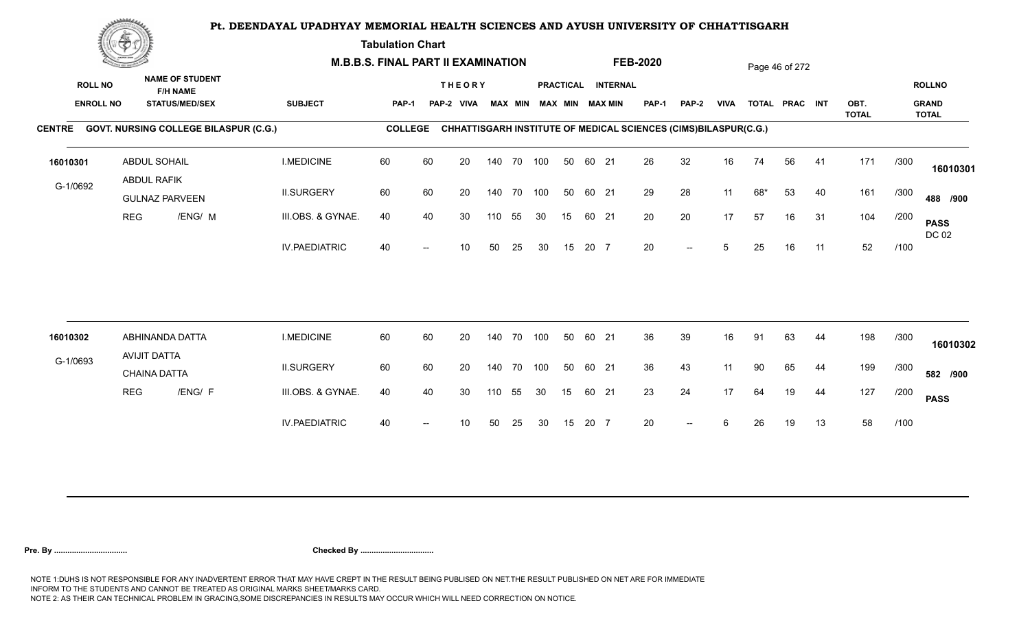# Pt. DEENDAYAL UPADHYAY MEMORIAL HEALTH SCIENCES AND AYUSH UNIVERSITY OF CHHATTISGARH

**Tabulation Chart**

**M.B.B.S. FINAL PART II EXAMINATION — FEB-2020**

**CENTRE:** GOVT. NURSING COLLEGE BILASPUR (C.G.)

**COLLEGE:** CHHATTISGARH INSTITUTE OF MEDICAL SCIENCES (CIMS)BILASPUR(C.G.)

| ROLL NO / ENROLL NO | NAME OF STUDENT / F/H NAME / STATUS/MED/SEX | SUBJECT | THEORY PAP-1 | THEORY PAP-2 | VIVA | THEORY MAX | THEORY MIN | PRACTICAL MAX | PRACTICAL MIN | INTERNAL MAX | INTERNAL MIN | PAP-1 | PAP-2 | VIVA | TOTAL | PRAC | INT | OBT. TOTAL | | ROLLNO / GRAND TOTAL |
|---|---|---|---|---|---|---|---|---|---|---|---|---|---|---|---|---|---|---|---|---|
| 16010301 | ABDUL SOHAIL | I.MEDICINE | 60 | 60 | 20 | 140 | 70 | 100 | 50 | 60 | 21 | 26 | 32 | 16 | 74 | 56 | 41 | 171 | /300 | 16010301 |
| G-1/0692 | ABDUL RAFIK / GULNAZ PARVEEN | II.SURGERY | 60 | 60 | 20 | 140 | 70 | 100 | 50 | 60 | 21 | 29 | 28 | 11 | 68* | 53 | 40 | 161 | /300 | 488 /900 |
| | REG /ENG/ M | III.OBS. & GYNAE. | 40 | 40 | 30 | 110 | 55 | 30 | 15 | 60 | 21 | 20 | 20 | 17 | 57 | 16 | 31 | 104 | /200 | PASS DC 02 |
| | | IV.PAEDIATRIC | 40 | -- | 10 | 50 | 25 | 30 | 15 | 20 | 7 | 20 | -- | 5 | 25 | 16 | 11 | 52 | /100 | |
| 16010302 | ABHINANDA DATTA | I.MEDICINE | 60 | 60 | 20 | 140 | 70 | 100 | 50 | 60 | 21 | 36 | 39 | 16 | 91 | 63 | 44 | 198 | /300 | 16010302 |
| G-1/0693 | AVIJIT DATTA / CHAINA DATTA | II.SURGERY | 60 | 60 | 20 | 140 | 70 | 100 | 50 | 60 | 21 | 36 | 43 | 11 | 90 | 65 | 44 | 199 | /300 | 582 /900 |
| | REG /ENG/ F | III.OBS. & GYNAE. | 40 | 40 | 30 | 110 | 55 | 30 | 15 | 60 | 21 | 23 | 24 | 17 | 64 | 19 | 44 | 127 | /200 | PASS |
| | | IV.PAEDIATRIC | 40 | -- | 10 | 50 | 25 | 30 | 15 | 20 | 7 | 20 | -- | 6 | 26 | 19 | 13 | 58 | /100 | |

**Pre. By ................................** **Checked By ................................**

NOTE 1:DUHS IS NOT RESPONSIBLE FOR ANY INADVERTENT ERROR THAT MAY HAVE CREPT IN THE RESULT BEING PUBLISED ON NET.THE RESULT PUBLISHED ON NET ARE FOR IMMEDIATE INFORM TO THE STUDENTS AND CANNOT BE TREATED AS ORIGINAL MARKS SHEET/MARKS CARD.
NOTE 2: AS THEIR CAN TECHNICAL PROBLEM IN GRACING,SOME DISCREPANCIES IN RESULTS MAY OCCUR WHICH WILL NEED CORRECTION ON NOTICE.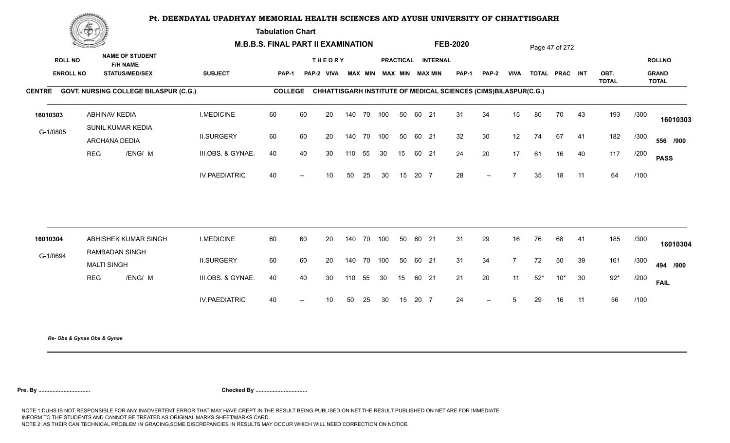# Pt. DEENDAYAL UPADHYAY MEMORIAL HEALTH SCIENCES AND AYUSH UNIVERSITY OF CHHATTISGARH

**Tabulation Chart**

**M.B.B.S. FINAL PART II EXAMINATION** **FEB-2020**

**CENTRE** GOVT. NURSING COLLEGE BILASPUR (C.G.) **COLLEGE** CHHATTISGARH INSTITUTE OF MEDICAL SCIENCES (CIMS)BILASPUR(C.G.)

| ROLL NO / ENROLL NO | NAME OF STUDENT / F/H NAME / STATUS/MED/SEX | SUBJECT | THEORY PAP-1 | PAP-2 | VIVA | MAX | MIN | PRACTICAL MAX | MIN | INTERNAL MAX | MIN | PAP-1 | PAP-2 | VIVA | TOTAL | PRAC | INT | OBT. TOTAL | | ROLLNO / GRAND TOTAL |
|---|---|---|---|---|---|---|---|---|---|---|---|---|---|---|---|---|---|---|---|---|
| 16010303 | ABHINAV KEDIA | I.MEDICINE | 60 | 60 | 20 | 140 | 70 | 100 | 50 | 60 | 21 | 31 | 34 | 15 | 80 | 70 | 43 | 193 | /300 | 16010303 |
| G-1/0805 | SUNIL KUMAR KEDIA / ARCHANA DEDIA | II.SURGERY | 60 | 60 | 20 | 140 | 70 | 100 | 50 | 60 | 21 | 32 | 30 | 12 | 74 | 67 | 41 | 182 | /300 | 556 /900 |
| | REG /ENG/ M | III.OBS. & GYNAE. | 40 | 40 | 30 | 110 | 55 | 30 | 15 | 60 | 21 | 24 | 20 | 17 | 61 | 16 | 40 | 117 | /200 | PASS |
| | | IV.PAEDIATRIC | 40 | -- | 10 | 50 | 25 | 30 | 15 | 20 | 7 | 28 | -- | 7 | 35 | 18 | 11 | 64 | /100 | |
| 16010304 | ABHISHEK KUMAR SINGH | I.MEDICINE | 60 | 60 | 20 | 140 | 70 | 100 | 50 | 60 | 21 | 31 | 29 | 16 | 76 | 68 | 41 | 185 | /300 | 16010304 |
| G-1/0694 | RAMBADAN SINGH / MALTI SINGH | II.SURGERY | 60 | 60 | 20 | 140 | 70 | 100 | 50 | 60 | 21 | 31 | 34 | 7 | 72 | 50 | 39 | 161 | /300 | 494 /900 |
| | REG /ENG/ M | III.OBS. & GYNAE. | 40 | 40 | 30 | 110 | 55 | 30 | 15 | 60 | 21 | 21 | 20 | 11 | 52* | 10* | 30 | 92* | /200 | FAIL |
| | | IV.PAEDIATRIC | 40 | -- | 10 | 50 | 25 | 30 | 15 | 20 | 7 | 24 | -- | 5 | 29 | 16 | 11 | 56 | /100 | |

*Re- Obs & Gynae Obs & Gynae*

**Pre. By ................................** **Checked By ................................**

NOTE 1:DUHS IS NOT RESPONSIBLE FOR ANY INADVERTENT ERROR THAT MAY HAVE CREPT IN THE RESULT BEING PUBLISED ON NET.THE RESULT PUBLISHED ON NET ARE FOR IMMEDIATE INFORM TO THE STUDENTS AND CANNOT BE TREATED AS ORIGINAL MARKS SHEET/MARKS CARD.
NOTE 2: AS THEIR CAN TECHNICAL PROBLEM IN GRACING,SOME DISCREPANCIES IN RESULTS MAY OCCUR WHICH WILL NEED CORRECTION ON NOTICE.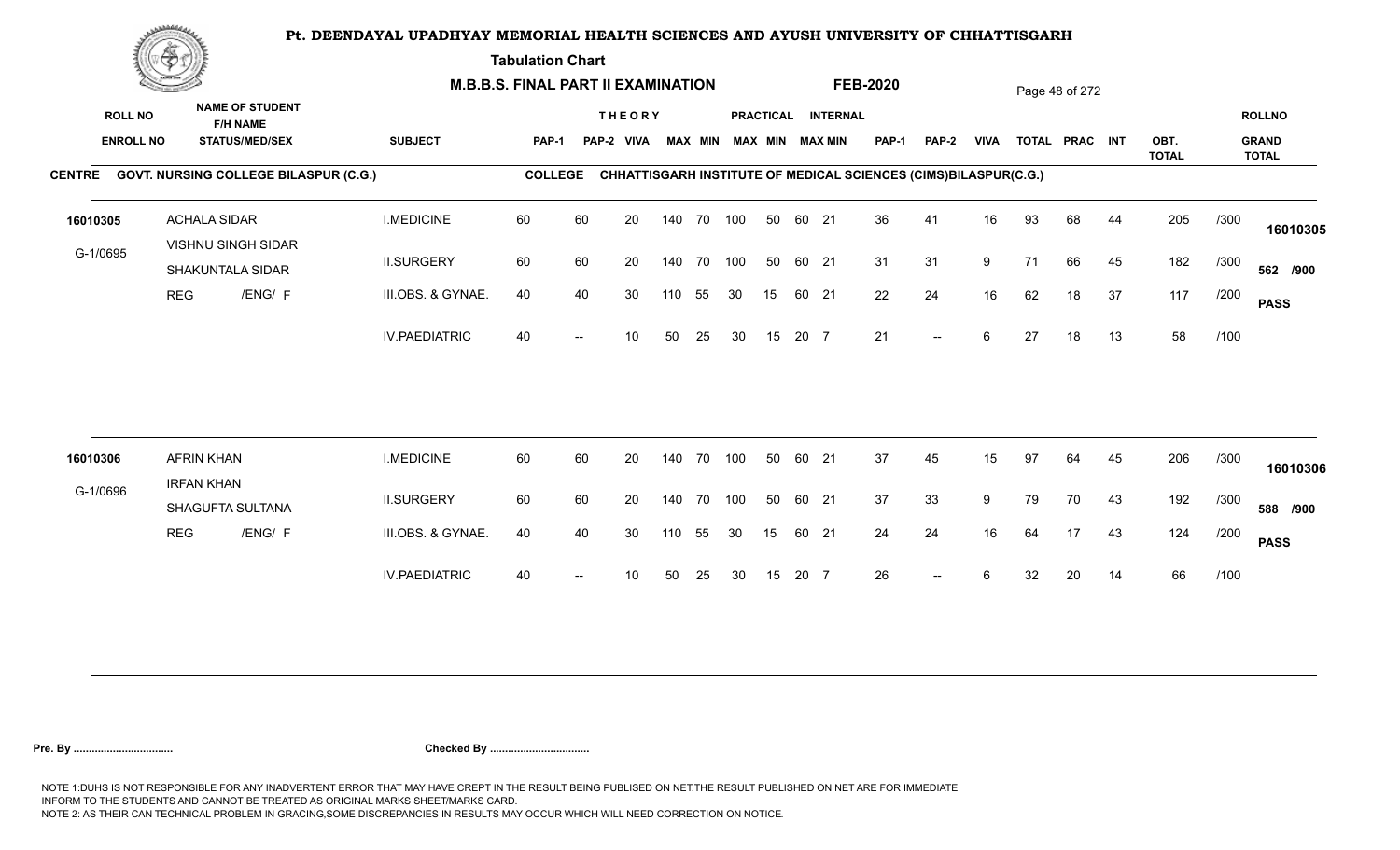# Pt. DEENDAYAL UPADHYAY MEMORIAL HEALTH SCIENCES AND AYUSH UNIVERSITY OF CHHATTISGARH

**Tabulation Chart**

**M.B.B.S. FINAL PART II EXAMINATION** — **FEB-2020**

**CENTRE** GOVT. NURSING COLLEGE BILASPUR (C.G.) — **COLLEGE** CHHATTISGARH INSTITUTE OF MEDICAL SCIENCES (CIMS)BILASPUR(C.G.)

| ROLL NO / ENROLL NO | NAME OF STUDENT / F/H NAME / STATUS/MEDI/SEX | SUBJECT | THEORY PAP-1 | PAP-2 | VIVA | MAX | MIN | PRACTICAL MAX | MIN | INTERNAL MAX | MIN | PAP-1 | PAP-2 | VIVA | TOTAL | PRAC | INT | OBT. TOTAL | | ROLLNO / GRAND TOTAL |
|---|---|---|---|---|---|---|---|---|---|---|---|---|---|---|---|---|---|---|---|---|
| 16010305 | ACHALA SIDAR | I.MEDICINE | 60 | 60 | 20 | 140 | 70 | 100 | 50 | 60 | 21 | 36 | 41 | 16 | 93 | 68 | 44 | 205 | /300 | 16010305 |
| G-1/0695 | VISHNU SINGH SIDAR / SHAKUNTALA SIDAR | II.SURGERY | 60 | 60 | 20 | 140 | 70 | 100 | 50 | 60 | 21 | 31 | 31 | 9 | 71 | 66 | 45 | 182 | /300 | 562 /900 |
| | REG /ENG/ F | III.OBS. & GYNAE. | 40 | 40 | 30 | 110 | 55 | 30 | 15 | 60 | 21 | 22 | 24 | 16 | 62 | 18 | 37 | 117 | /200 | PASS |
| | | IV.PAEDIATRIC | 40 | -- | 10 | 50 | 25 | 30 | 15 | 20 | 7 | 21 | -- | 6 | 27 | 18 | 13 | 58 | /100 | |
| 16010306 | AFRIN KHAN | I.MEDICINE | 60 | 60 | 20 | 140 | 70 | 100 | 50 | 60 | 21 | 37 | 45 | 15 | 97 | 64 | 45 | 206 | /300 | 16010306 |
| G-1/0696 | IRFAN KHAN / SHAGUFTA SULTANA | II.SURGERY | 60 | 60 | 20 | 140 | 70 | 100 | 50 | 60 | 21 | 37 | 33 | 9 | 79 | 70 | 43 | 192 | /300 | 588 /900 |
| | REG /ENG/ F | III.OBS. & GYNAE. | 40 | 40 | 30 | 110 | 55 | 30 | 15 | 60 | 21 | 24 | 24 | 16 | 64 | 17 | 43 | 124 | /200 | PASS |
| | | IV.PAEDIATRIC | 40 | -- | 10 | 50 | 25 | 30 | 15 | 20 | 7 | 26 | -- | 6 | 32 | 20 | 14 | 66 | /100 | |

**Pre. By .................................** **Checked By .................................**

NOTE 1:DUHS IS NOT RESPONSIBLE FOR ANY INADVERTENT ERROR THAT MAY HAVE CREPT IN THE RESULT BEING PUBLISED ON NET.THE RESULT PUBLISHED ON NET ARE FOR IMMEDIATE INFORM TO THE STUDENTS AND CANNOT BE TREATED AS ORIGINAL MARKS SHEET/MARKS CARD.
NOTE 2: AS THEIR CAN TECHNICAL PROBLEM IN GRACING,SOME DISCREPANCIES IN RESULTS MAY OCCUR WHICH WILL NEED CORRECTION ON NOTICE.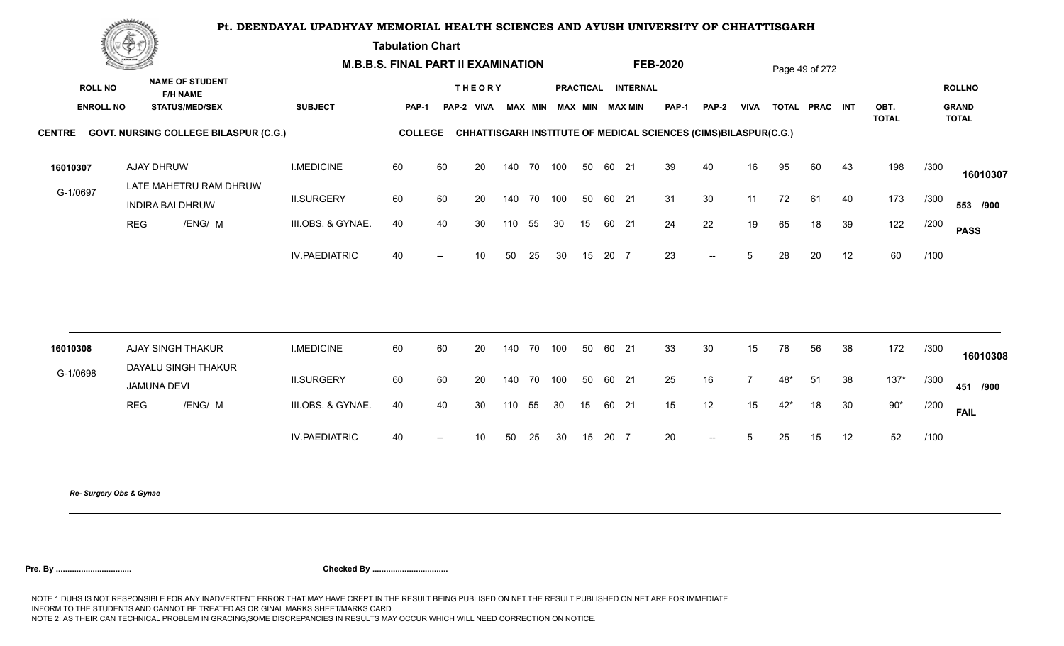# Pt. DEENDAYAL UPADHYAY MEMORIAL HEALTH SCIENCES AND AYUSH UNIVERSITY OF CHHATTISGARH

**Tabulation Chart**

**M.B.B.S. FINAL PART II EXAMINATION** **FEB-2020**

**CENTRE** GOVT. NURSING COLLEGE BILASPUR (C.G.) **COLLEGE** CHHATTISGARH INSTITUTE OF MEDICAL SCIENCES (CIMS)BILASPUR(C.G.)

| ROLL NO / ENROLL NO | NAME OF STUDENT / F/H NAME / STATUS/MED/SEX | SUBJECT | THEORY PAP-1 | PAP-2 | VIVA | MAX | MIN | PRACTICAL MAX | MIN | INTERNAL MAX | MIN | PAP-1 | PAP-2 | VIVA | TOTAL | PRAC | INT | OBT. TOTAL | | ROLLNO / GRAND TOTAL |
|---|---|---|---|---|---|---|---|---|---|---|---|---|---|---|---|---|---|---|---|---|
| 16010307 | AJAY DHRUW | I.MEDICINE | 60 | 60 | 20 | 140 | 70 | 100 | 50 | 60 | 21 | 39 | 40 | 16 | 95 | 60 | 43 | 198 | /300 | 16010307 |
| G-1/0697 | LATE MAHETRU RAM DHRUW / INDIRA BAI DHRUW | II.SURGERY | 60 | 60 | 20 | 140 | 70 | 100 | 50 | 60 | 21 | 31 | 30 | 11 | 72 | 61 | 40 | 173 | /300 | 553 /900 |
| | REG /ENG/ M | III.OBS. & GYNAE. | 40 | 40 | 30 | 110 | 55 | 30 | 15 | 60 | 21 | 24 | 22 | 19 | 65 | 18 | 39 | 122 | /200 | PASS |
| | | IV.PAEDIATRIC | 40 | -- | 10 | 50 | 25 | 30 | 15 | 20 | 7 | 23 | -- | 5 | 28 | 20 | 12 | 60 | /100 | |
| 16010308 | AJAY SINGH THAKUR | I.MEDICINE | 60 | 60 | 20 | 140 | 70 | 100 | 50 | 60 | 21 | 33 | 30 | 15 | 78 | 56 | 38 | 172 | /300 | 16010308 |
| G-1/0698 | DAYALU SINGH THAKUR / JAMUNA DEVI | II.SURGERY | 60 | 60 | 20 | 140 | 70 | 100 | 50 | 60 | 21 | 25 | 16 | 7 | 48* | 51 | 38 | 137* | /300 | 451 /900 |
| | REG /ENG/ M | III.OBS. & GYNAE. | 40 | 40 | 30 | 110 | 55 | 30 | 15 | 60 | 21 | 15 | 12 | 15 | 42* | 18 | 30 | 90* | /200 | FAIL |
| | | IV.PAEDIATRIC | 40 | -- | 10 | 50 | 25 | 30 | 15 | 20 | 7 | 20 | -- | 5 | 25 | 15 | 12 | 52 | /100 | |

*Re- Surgery Obs & Gynae*

**Pre. By ................................** **Checked By ................................**

NOTE 1:DUHS IS NOT RESPONSIBLE FOR ANY INADVERTENT ERROR THAT MAY HAVE CREPT IN THE RESULT BEING PUBLISED ON NET.THE RESULT PUBLISHED ON NET ARE FOR IMMEDIATE INFORM TO THE STUDENTS AND CANNOT BE TREATED AS ORIGINAL MARKS SHEET/MARKS CARD.
NOTE 2: AS THEIR CAN TECHNICAL PROBLEM IN GRACING,SOME DISCREPANCIES IN RESULTS MAY OCCUR WHICH WILL NEED CORRECTION ON NOTICE.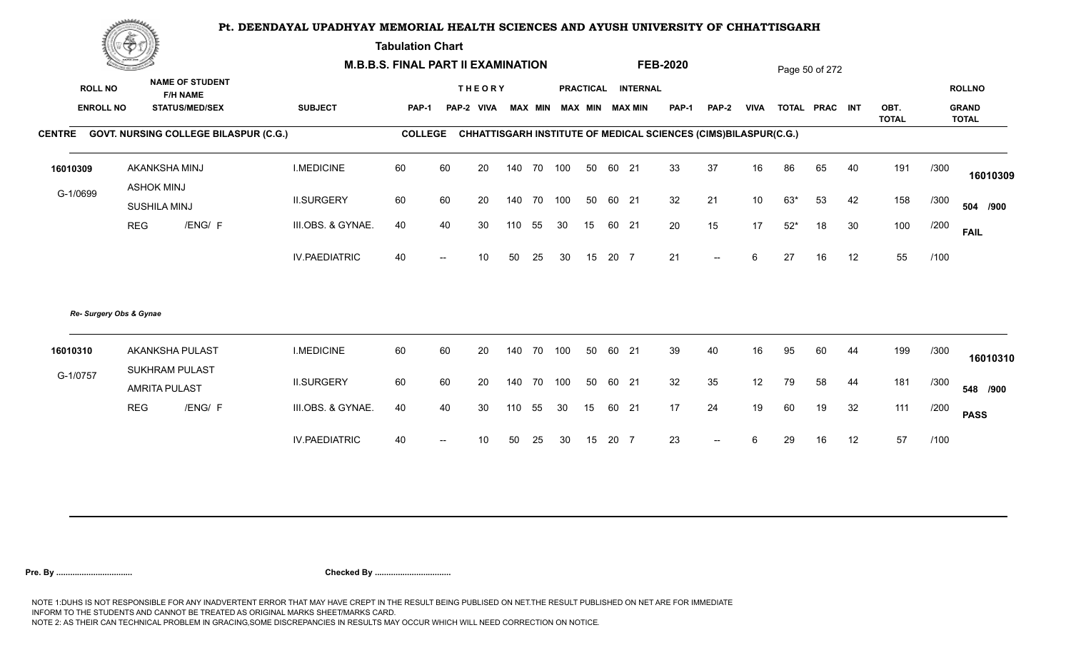# Pt. DEENDAYAL UPADHYAY MEMORIAL HEALTH SCIENCES AND AYUSH UNIVERSITY OF CHHATTISGARH

**Tabulation Chart**

**M.B.B.S. FINAL PART II EXAMINATION** **FEB-2020**

**CENTRE** GOVT. NURSING COLLEGE BILASPUR (C.G.) **COLLEGE** CHHATTISGARH INSTITUTE OF MEDICAL SCIENCES (CIMS)BILASPUR(C.G.)

| ROLL NO / ENROLL NO | NAME OF STUDENT / F/H NAME / STATUS/MED/SEX | SUBJECT | PAP-1 | PAP-2 | VIVA | THEORY MAX | THEORY MIN | PRACTICAL MAX | PRACTICAL MIN | INTERNAL MAX | INTERNAL MIN | PAP-1 | PAP-2 | VIVA | TOTAL | PRAC | INT | OBT. TOTAL | | ROLLNO / GRAND TOTAL |
|---|---|---|---|---|---|---|---|---|---|---|---|---|---|---|---|---|---|---|---|---|
| 16010309 | AKANKSHA MINJ | I.MEDICINE | 60 | 60 | 20 | 140 | 70 | 100 | 50 | 60 | 21 | 33 | 37 | 16 | 86 | 65 | 40 | 191 | /300 | 16010309 |
| G-1/0699 | ASHOK MINJ / SUSHILA MINJ | II.SURGERY | 60 | 60 | 20 | 140 | 70 | 100 | 50 | 60 | 21 | 32 | 21 | 10 | 63* | 53 | 42 | 158 | /300 | 504 /900 |
| | REG /ENG/ F | III.OBS. & GYNAE. | 40 | 40 | 30 | 110 | 55 | 30 | 15 | 60 | 21 | 20 | 15 | 17 | 52* | 18 | 30 | 100 | /200 | FAIL |
| | | IV.PAEDIATRIC | 40 | -- | 10 | 50 | 25 | 30 | 15 | 20 | 7 | 21 | -- | 6 | 27 | 16 | 12 | 55 | /100 | |

*Re- Surgery Obs & Gynae*

| ROLL NO / ENROLL NO | NAME OF STUDENT / F/H NAME / STATUS/MED/SEX | SUBJECT | PAP-1 | PAP-2 | VIVA | THEORY MAX | THEORY MIN | PRACTICAL MAX | PRACTICAL MIN | INTERNAL MAX | INTERNAL MIN | PAP-1 | PAP-2 | VIVA | TOTAL | PRAC | INT | OBT. TOTAL | | ROLLNO / GRAND TOTAL |
|---|---|---|---|---|---|---|---|---|---|---|---|---|---|---|---|---|---|---|---|---|
| 16010310 | AKANKSHA PULAST | I.MEDICINE | 60 | 60 | 20 | 140 | 70 | 100 | 50 | 60 | 21 | 39 | 40 | 16 | 95 | 60 | 44 | 199 | /300 | 16010310 |
| G-1/0757 | SUKHRAM PULAST / AMRITA PULAST | II.SURGERY | 60 | 60 | 20 | 140 | 70 | 100 | 50 | 60 | 21 | 32 | 35 | 12 | 79 | 58 | 44 | 181 | /300 | 548 /900 |
| | REG /ENG/ F | III.OBS. & GYNAE. | 40 | 40 | 30 | 110 | 55 | 30 | 15 | 60 | 21 | 17 | 24 | 19 | 60 | 19 | 32 | 111 | /200 | PASS |
| | | IV.PAEDIATRIC | 40 | -- | 10 | 50 | 25 | 30 | 15 | 20 | 7 | 23 | -- | 6 | 29 | 16 | 12 | 57 | /100 | |

**Pre. By ................................** **Checked By ................................**

NOTE 1:DUHS IS NOT RESPONSIBLE FOR ANY INADVERTENT ERROR THAT MAY HAVE CREPT IN THE RESULT BEING PUBLISED ON NET.THE RESULT PUBLISHED ON NET ARE FOR IMMEDIATE INFORM TO THE STUDENTS AND CANNOT BE TREATED AS ORIGINAL MARKS SHEET/MARKS CARD.
NOTE 2: AS THEIR CAN TECHNICAL PROBLEM IN GRACING,SOME DISCREPANCIES IN RESULTS MAY OCCUR WHICH WILL NEED CORRECTION ON NOTICE.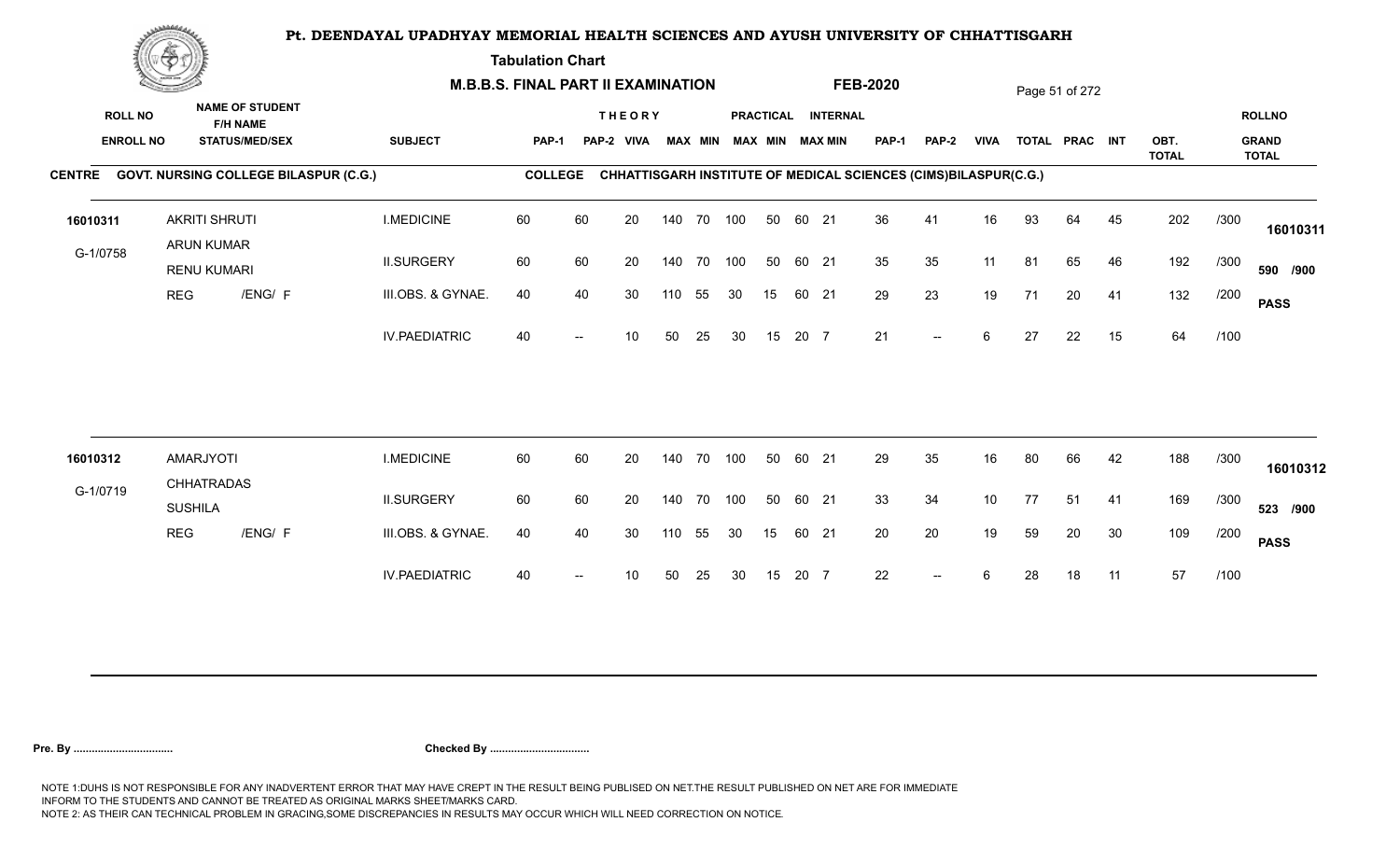# Pt. DEENDAYAL UPADHYAY MEMORIAL HEALTH SCIENCES AND AYUSH UNIVERSITY OF CHHATTISGARH

**Tabulation Chart**

**M.B.B.S. FINAL PART II EXAMINATION** **FEB-2020**

**CENTRE** GOVT. NURSING COLLEGE BILASPUR (C.G.) **COLLEGE** CHHATTISGARH INSTITUTE OF MEDICAL SCIENCES (CIMS)BILASPUR(C.G.)

| ROLL NO / ENROLL NO | NAME OF STUDENT / F/H NAME / STATUS/MED/SEX | SUBJECT | THEORY PAP-1 | THEORY PAP-2 | THEORY VIVA | THEORY MAX | THEORY MIN | PRACTICAL MAX | PRACTICAL MIN | INTERNAL MAX | INTERNAL MIN | PAP-1 | PAP-2 | VIVA | TOTAL | PRAC | INT | OBT. TOTAL | | ROLLNO / GRAND TOTAL |
|---|---|---|---|---|---|---|---|---|---|---|---|---|---|---|---|---|---|---|---|---|
| 16010311 | AKRITI SHRUTI | I.MEDICINE | 60 | 60 | 20 | 140 | 70 | 100 | 50 | 60 | 21 | 36 | 41 | 16 | 93 | 64 | 45 | 202 | /300 | 16010311 |
| G-1/0758 | ARUN KUMAR | II.SURGERY | 60 | 60 | 20 | 140 | 70 | 100 | 50 | 60 | 21 | 35 | 35 | 11 | 81 | 65 | 46 | 192 | /300 | 590 /900 |
| | RENU KUMARI | III.OBS. & GYNAE. | 40 | 40 | 30 | 110 | 55 | 30 | 15 | 60 | 21 | 29 | 23 | 19 | 71 | 20 | 41 | 132 | /200 | PASS |
| | REG /ENG/ F | IV.PAEDIATRIC | 40 | -- | 10 | 50 | 25 | 30 | 15 | 20 | 7 | 21 | -- | 6 | 27 | 22 | 15 | 64 | /100 | |
| 16010312 | AMARJYOTI | I.MEDICINE | 60 | 60 | 20 | 140 | 70 | 100 | 50 | 60 | 21 | 29 | 35 | 16 | 80 | 66 | 42 | 188 | /300 | 16010312 |
| G-1/0719 | CHHATRADAS | II.SURGERY | 60 | 60 | 20 | 140 | 70 | 100 | 50 | 60 | 21 | 33 | 34 | 10 | 77 | 51 | 41 | 169 | /300 | 523 /900 |
| | SUSHILA | III.OBS. & GYNAE. | 40 | 40 | 30 | 110 | 55 | 30 | 15 | 60 | 21 | 20 | 20 | 19 | 59 | 20 | 30 | 109 | /200 | PASS |
| | REG /ENG/ F | IV.PAEDIATRIC | 40 | -- | 10 | 50 | 25 | 30 | 15 | 20 | 7 | 22 | -- | 6 | 28 | 18 | 11 | 57 | /100 | |

**Pre. By ................................** **Checked By ................................**

NOTE 1:DUHS IS NOT RESPONSIBLE FOR ANY INADVERTENT ERROR THAT MAY HAVE CREPT IN THE RESULT BEING PUBLISED ON NET.THE RESULT PUBLISHED ON NET ARE FOR IMMEDIATE INFORM TO THE STUDENTS AND CANNOT BE TREATED AS ORIGINAL MARKS SHEET/MARKS CARD.
NOTE 2: AS THEIR CAN TECHNICAL PROBLEM IN GRACING,SOME DISCREPANCIES IN RESULTS MAY OCCUR WHICH WILL NEED CORRECTION ON NOTICE.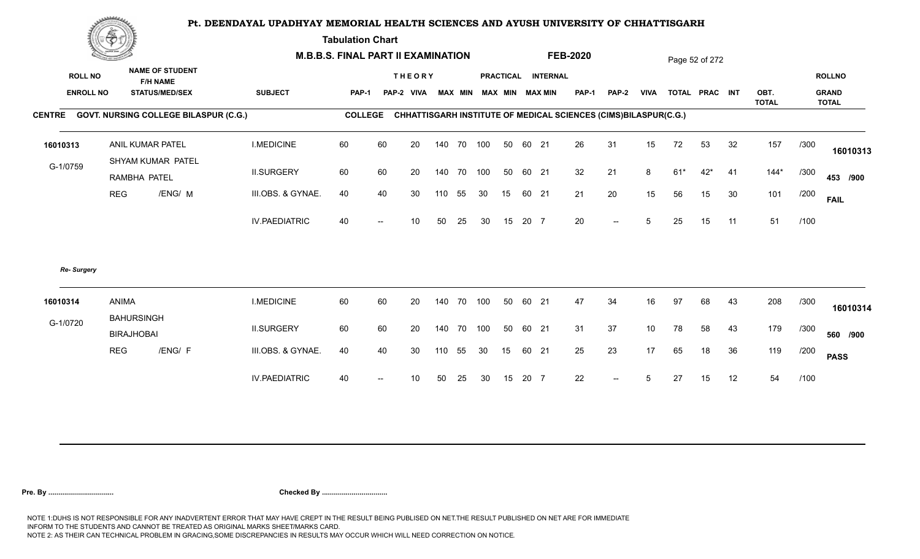# Pt. DEENDAYAL UPADHYAY MEMORIAL HEALTH SCIENCES AND AYUSH UNIVERSITY OF CHHATTISGARH

**Tabulation Chart**

**M.B.B.S. FINAL PART II EXAMINATION** **FEB-2020**

**CENTRE** GOVT. NURSING COLLEGE BILASPUR (C.G.) **COLLEGE** CHHATTISGARH INSTITUTE OF MEDICAL SCIENCES (CIMS)BILASPUR(C.G.)

| ROLL NO / ENROLL NO | NAME OF STUDENT / F/H NAME / STATUS/MED/SEX | SUBJECT | THEORY PAP-1 | THEORY PAP-2 | VIVA | MAX | MIN | PRACTICAL MAX | PRACTICAL MIN | INTERNAL MAX | INTERNAL MIN | PAP-1 | PAP-2 | VIVA | TOTAL | PRAC | INT | OBT. TOTAL | | ROLLNO / GRAND TOTAL |
|---|---|---|---|---|---|---|---|---|---|---|---|---|---|---|---|---|---|---|---|---|
| 16010313 | ANIL KUMAR PATEL | I.MEDICINE | 60 | 60 | 20 | 140 | 70 | 100 | 50 | 60 | 21 | 26 | 31 | 15 | 72 | 53 | 32 | 157 | /300 | 16010313 |
| G-1/0759 | SHYAM KUMAR PATEL / RAMBHA PATEL | II.SURGERY | 60 | 60 | 20 | 140 | 70 | 100 | 50 | 60 | 21 | 32 | 21 | 8 | 61* | 42* | 41 | 144* | /300 | 453 /900 |
| | REG /ENG/ M | III.OBS. & GYNAE. | 40 | 40 | 30 | 110 | 55 | 30 | 15 | 60 | 21 | 21 | 20 | 15 | 56 | 15 | 30 | 101 | /200 | FAIL |
| | | IV.PAEDIATRIC | 40 | -- | 10 | 50 | 25 | 30 | 15 | 20 | 7 | 20 | -- | 5 | 25 | 15 | 11 | 51 | /100 | |

*Re- Surgery*

| ROLL NO / ENROLL NO | NAME OF STUDENT / F/H NAME / STATUS/MED/SEX | SUBJECT | THEORY PAP-1 | THEORY PAP-2 | VIVA | MAX | MIN | PRACTICAL MAX | PRACTICAL MIN | INTERNAL MAX | INTERNAL MIN | PAP-1 | PAP-2 | VIVA | TOTAL | PRAC | INT | OBT. TOTAL | | ROLLNO / GRAND TOTAL |
|---|---|---|---|---|---|---|---|---|---|---|---|---|---|---|---|---|---|---|---|---|
| 16010314 | ANIMA | I.MEDICINE | 60 | 60 | 20 | 140 | 70 | 100 | 50 | 60 | 21 | 47 | 34 | 16 | 97 | 68 | 43 | 208 | /300 | 16010314 |
| G-1/0720 | BAHURSINGH / BIRAJHOBAI | II.SURGERY | 60 | 60 | 20 | 140 | 70 | 100 | 50 | 60 | 21 | 31 | 37 | 10 | 78 | 58 | 43 | 179 | /300 | 560 /900 |
| | REG /ENG/ F | III.OBS. & GYNAE. | 40 | 40 | 30 | 110 | 55 | 30 | 15 | 60 | 21 | 25 | 23 | 17 | 65 | 18 | 36 | 119 | /200 | PASS |
| | | IV.PAEDIATRIC | 40 | -- | 10 | 50 | 25 | 30 | 15 | 20 | 7 | 22 | -- | 5 | 27 | 15 | 12 | 54 | /100 | |

**Pre. By .................................** **Checked By .................................**

NOTE 1:DUHS IS NOT RESPONSIBLE FOR ANY INADVERTENT ERROR THAT MAY HAVE CREPT IN THE RESULT BEING PUBLISED ON NET.THE RESULT PUBLISHED ON NET ARE FOR IMMEDIATE INFORM TO THE STUDENTS AND CANNOT BE TREATED AS ORIGINAL MARKS SHEET/MARKS CARD.
NOTE 2: AS THEIR CAN TECHNICAL PROBLEM IN GRACING,SOME DISCREPANCIES IN RESULTS MAY OCCUR WHICH WILL NEED CORRECTION ON NOTICE.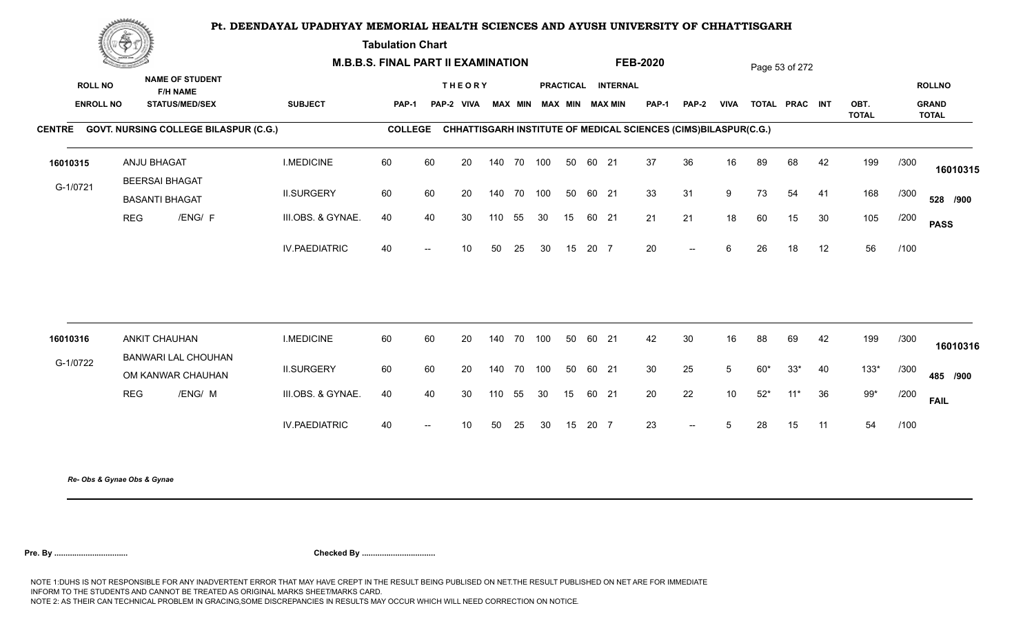# Pt. DEENDAYAL UPADHYAY MEMORIAL HEALTH SCIENCES AND AYUSH UNIVERSITY OF CHHATTISGARH

**Tabulation Chart**

**M.B.B.S. FINAL PART II EXAMINATION** **FEB-2020**

**CENTRE** GOVT. NURSING COLLEGE BILASPUR (C.G.) **COLLEGE** CHHATTISGARH INSTITUTE OF MEDICAL SCIENCES (CIMS)BILASPUR(C.G.)

| ROLL NO / ENROLL NO | NAME OF STUDENT / F/H NAME / STATUS/MED/SEX | SUBJECT | THEORY PAP-1 | PAP-2 | VIVA | MAX | MIN | PRACTICAL MAX | MIN | INTERNAL MAX | MIN | PAP-1 | PAP-2 | VIVA | TOTAL | PRAC | INT | OBT. TOTAL | | ROLLNO / GRAND TOTAL |
|---|---|---|---|---|---|---|---|---|---|---|---|---|---|---|---|---|---|---|---|---|
| 16010315 | ANJU BHAGAT | I.MEDICINE | 60 | 60 | 20 | 140 | 70 | 100 | 50 | 60 | 21 | 37 | 36 | 16 | 89 | 68 | 42 | 199 | /300 | 16010315 |
| G-1/0721 | BEERSAI BHAGAT / BASANTI BHAGAT | II.SURGERY | 60 | 60 | 20 | 140 | 70 | 100 | 50 | 60 | 21 | 33 | 31 | 9 | 73 | 54 | 41 | 168 | /300 | 528 /900 |
| | REG /ENG/ F | III.OBS. & GYNAE. | 40 | 40 | 30 | 110 | 55 | 30 | 15 | 60 | 21 | 21 | 21 | 18 | 60 | 15 | 30 | 105 | /200 | PASS |
| | | IV.PAEDIATRIC | 40 | -- | 10 | 50 | 25 | 30 | 15 | 20 | 7 | 20 | -- | 6 | 26 | 18 | 12 | 56 | /100 | |
| 16010316 | ANKIT CHAUHAN | I.MEDICINE | 60 | 60 | 20 | 140 | 70 | 100 | 50 | 60 | 21 | 42 | 30 | 16 | 88 | 69 | 42 | 199 | /300 | 16010316 |
| G-1/0722 | BANWARI LAL CHOUHAN / OM KANWAR CHAUHAN | II.SURGERY | 60 | 60 | 20 | 140 | 70 | 100 | 50 | 60 | 21 | 30 | 25 | 5 | 60* | 33* | 40 | 133* | /300 | 485 /900 |
| | REG /ENG/ M | III.OBS. & GYNAE. | 40 | 40 | 30 | 110 | 55 | 30 | 15 | 60 | 21 | 20 | 22 | 10 | 52* | 11* | 36 | 99* | /200 | FAIL |
| | | IV.PAEDIATRIC | 40 | -- | 10 | 50 | 25 | 30 | 15 | 20 | 7 | 23 | -- | 5 | 28 | 15 | 11 | 54 | /100 | |

*Re- Obs & Gynae Obs & Gynae*

**Pre. By .................................** **Checked By .................................**

NOTE 1:DUHS IS NOT RESPONSIBLE FOR ANY INADVERTENT ERROR THAT MAY HAVE CREPT IN THE RESULT BEING PUBLISED ON NET.THE RESULT PUBLISHED ON NET ARE FOR IMMEDIATE INFORM TO THE STUDENTS AND CANNOT BE TREATED AS ORIGINAL MARKS SHEET/MARKS CARD.
NOTE 2: AS THEIR CAN TECHNICAL PROBLEM IN GRACING,SOME DISCREPANCIES IN RESULTS MAY OCCUR WHICH WILL NEED CORRECTION ON NOTICE.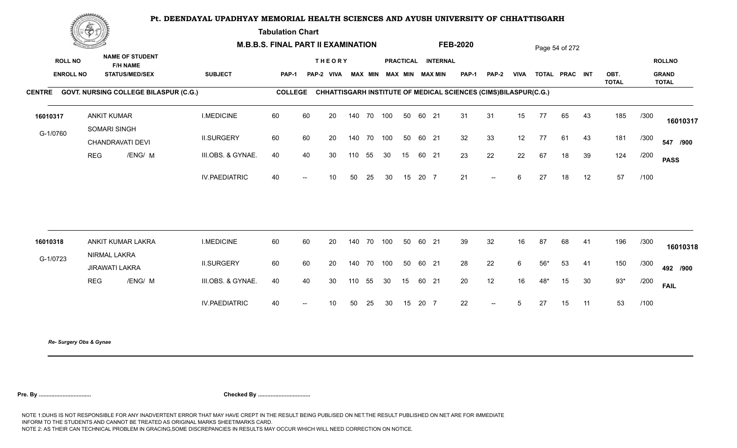# Pt. DEENDAYAL UPADHYAY MEMORIAL HEALTH SCIENCES AND AYUSH UNIVERSITY OF CHHATTISGARH

**Tabulation Chart**

**M.B.B.S. FINAL PART II EXAMINATION** **FEB-2020**

**CENTRE** GOVT. NURSING COLLEGE BILASPUR (C.G.) **COLLEGE** CHHATTISGARH INSTITUTE OF MEDICAL SCIENCES (CIMS)BILASPUR(C.G.)

| ROLL NO / ENROLL NO | NAME OF STUDENT / F/H NAME / STATUS/MED/SEX | SUBJECT | THEORY PAP-1 | PAP-2 | VIVA | MAX | MIN | PRACTICAL MAX | MIN | INTERNAL MAX | MIN | PAP-1 | PAP-2 | VIVA | TOTAL | PRAC | INT | OBT. TOTAL | | ROLLNO / GRAND TOTAL |
|---|---|---|---|---|---|---|---|---|---|---|---|---|---|---|---|---|---|---|---|---|
| 16010317 | ANKIT KUMAR | I.MEDICINE | 60 | 60 | 20 | 140 | 70 | 100 | 50 | 60 | 21 | 31 | 31 | 15 | 77 | 65 | 43 | 185 | /300 | 16010317 |
| G-1/0760 | SOMARI SINGH / CHANDRAVATI DEVI | II.SURGERY | 60 | 60 | 20 | 140 | 70 | 100 | 50 | 60 | 21 | 32 | 33 | 12 | 77 | 61 | 43 | 181 | /300 | 547 /900 |
| | REG /ENG/ M | III.OBS. & GYNAE. | 40 | 40 | 30 | 110 | 55 | 30 | 15 | 60 | 21 | 23 | 22 | 22 | 67 | 18 | 39 | 124 | /200 | PASS |
| | | IV.PAEDIATRIC | 40 | -- | 10 | 50 | 25 | 30 | 15 | 20 | 7 | 21 | -- | 6 | 27 | 18 | 12 | 57 | /100 | |
| 16010318 | ANKIT KUMAR LAKRA | I.MEDICINE | 60 | 60 | 20 | 140 | 70 | 100 | 50 | 60 | 21 | 39 | 32 | 16 | 87 | 68 | 41 | 196 | /300 | 16010318 |
| G-1/0723 | NIRMAL LAKRA / JIRAWATI LAKRA | II.SURGERY | 60 | 60 | 20 | 140 | 70 | 100 | 50 | 60 | 21 | 28 | 22 | 6 | 56* | 53 | 41 | 150 | /300 | 492 /900 |
| | REG /ENG/ M | III.OBS. & GYNAE. | 40 | 40 | 30 | 110 | 55 | 30 | 15 | 60 | 21 | 20 | 12 | 16 | 48* | 15 | 30 | 93* | /200 | FAIL |
| | | IV.PAEDIATRIC | 40 | -- | 10 | 50 | 25 | 30 | 15 | 20 | 7 | 22 | -- | 5 | 27 | 15 | 11 | 53 | /100 | |

*Re- Surgery Obs & Gynae*

**Pre. By ................................** **Checked By ................................**

NOTE 1:DUHS IS NOT RESPONSIBLE FOR ANY INADVERTENT ERROR THAT MAY HAVE CREPT IN THE RESULT BEING PUBLISED ON NET.THE RESULT PUBLISHED ON NET ARE FOR IMMEDIATE INFORM TO THE STUDENTS AND CANNOT BE TREATED AS ORIGINAL MARKS SHEET/MARKS CARD.
NOTE 2: AS THEIR CAN TECHNICAL PROBLEM IN GRACING,SOME DISCREPANCIES IN RESULTS MAY OCCUR WHICH WILL NEED CORRECTION ON NOTICE.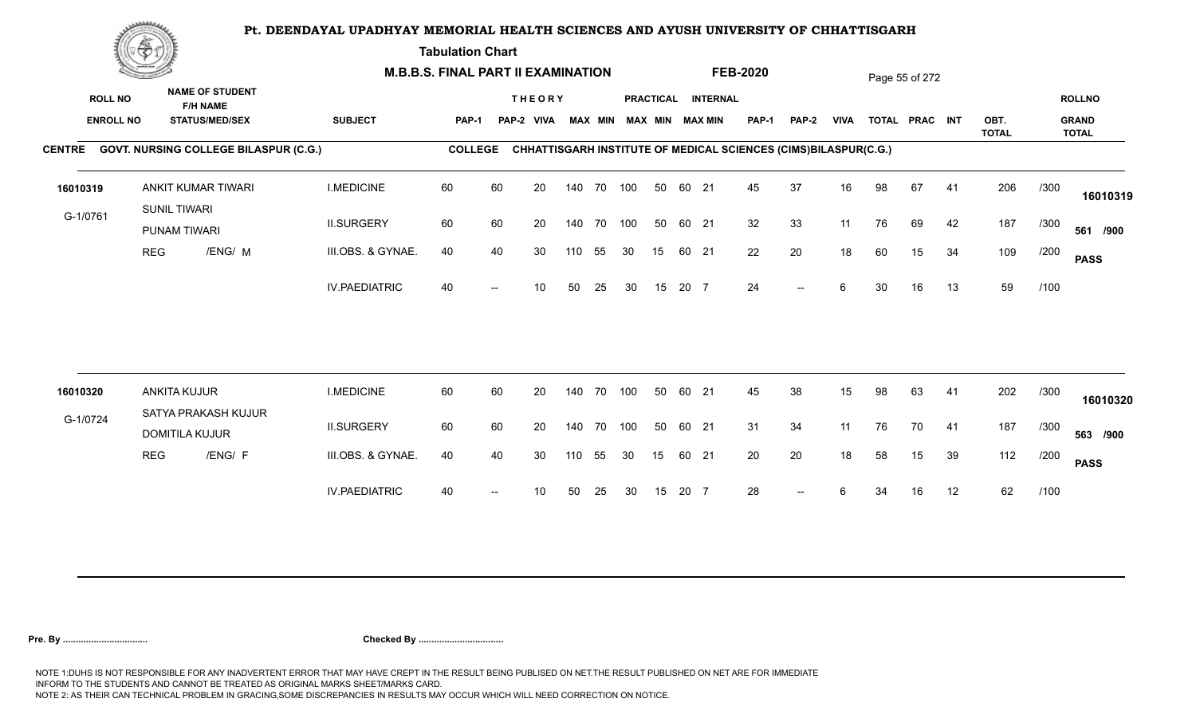# Pt. DEENDAYAL UPADHYAY MEMORIAL HEALTH SCIENCES AND AYUSH UNIVERSITY OF CHHATTISGARH

**Tabulation Chart**

**M.B.B.S. FINAL PART II EXAMINATION** **FEB-2020**

**CENTRE** GOVT. NURSING COLLEGE BILASPUR (C.G.) **COLLEGE** CHHATTISGARH INSTITUTE OF MEDICAL SCIENCES (CIMS)BILASPUR(C.G.)

| ROLL NO / ENROLL NO | NAME OF STUDENT / F/H NAME / STATUS/MED/SEX | SUBJECT | THEORY PAP-1 | PAP-2 | VIVA | MAX | MIN | PRACTICAL MAX | MIN | INTERNAL MAX | MIN | PAP-1 | PAP-2 | VIVA | TOTAL | PRAC | INT | OBT. TOTAL | | ROLLNO / GRAND TOTAL |
|---|---|---|---|---|---|---|---|---|---|---|---|---|---|---|---|---|---|---|---|---|
| 16010319 | ANKIT KUMAR TIWARI | I.MEDICINE | 60 | 60 | 20 | 140 | 70 | 100 | 50 | 60 | 21 | 45 | 37 | 16 | 98 | 67 | 41 | 206 | /300 | 16010319 |
| G-1/0761 | SUNIL TIWARI / PUNAM TIWARI | II.SURGERY | 60 | 60 | 20 | 140 | 70 | 100 | 50 | 60 | 21 | 32 | 33 | 11 | 76 | 69 | 42 | 187 | /300 | 561 /900 |
| | REG /ENG/ M | III.OBS. & GYNAE. | 40 | 40 | 30 | 110 | 55 | 30 | 15 | 60 | 21 | 22 | 20 | 18 | 60 | 15 | 34 | 109 | /200 | PASS |
| | | IV.PAEDIATRIC | 40 | -- | 10 | 50 | 25 | 30 | 15 | 20 | 7 | 24 | -- | 6 | 30 | 16 | 13 | 59 | /100 | |
| 16010320 | ANKITA KUJUR | I.MEDICINE | 60 | 60 | 20 | 140 | 70 | 100 | 50 | 60 | 21 | 45 | 38 | 15 | 98 | 63 | 41 | 202 | /300 | 16010320 |
| G-1/0724 | SATYA PRAKASH KUJUR / DOMITILA KUJUR | II.SURGERY | 60 | 60 | 20 | 140 | 70 | 100 | 50 | 60 | 21 | 31 | 34 | 11 | 76 | 70 | 41 | 187 | /300 | 563 /900 |
| | REG /ENG/ F | III.OBS. & GYNAE. | 40 | 40 | 30 | 110 | 55 | 30 | 15 | 60 | 21 | 20 | 20 | 18 | 58 | 15 | 39 | 112 | /200 | PASS |
| | | IV.PAEDIATRIC | 40 | -- | 10 | 50 | 25 | 30 | 15 | 20 | 7 | 28 | -- | 6 | 34 | 16 | 12 | 62 | /100 | |

**Pre. By ................................** **Checked By ................................**

NOTE 1:DUHS IS NOT RESPONSIBLE FOR ANY INADVERTENT ERROR THAT MAY HAVE CREPT IN THE RESULT BEING PUBLISED ON NET.THE RESULT PUBLISHED ON NET ARE FOR IMMEDIATE INFORM TO THE STUDENTS AND CANNOT BE TREATED AS ORIGINAL MARKS SHEET/MARKS CARD.
NOTE 2: AS THEIR CAN TECHNICAL PROBLEM IN GRACING,SOME DISCREPANCIES IN RESULTS MAY OCCUR WHICH WILL NEED CORRECTION ON NOTICE.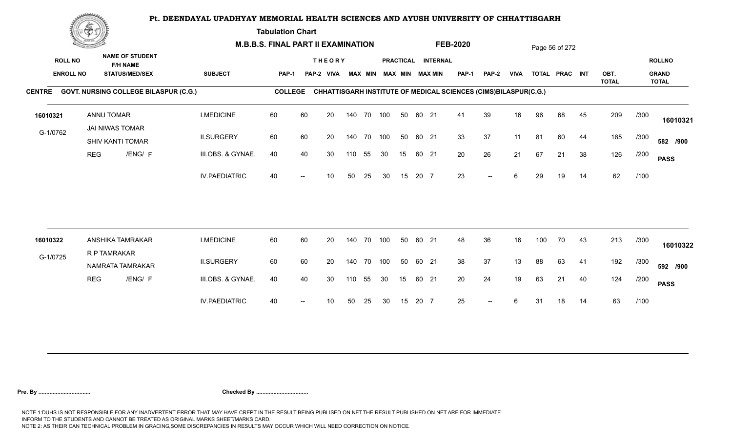# Pt. DEENDAYAL UPADHYAY MEMORIAL HEALTH SCIENCES AND AYUSH UNIVERSITY OF CHHATTISGARH

**Tabulation Chart**

**M.B.B.S. FINAL PART II EXAMINATION** — **FEB-2020**

**CENTRE** GOVT. NURSING COLLEGE BILASPUR (C.G.) — **COLLEGE** CHHATTISGARH INSTITUTE OF MEDICAL SCIENCES (CIMS)BILASPUR(C.G.)

| ROLL NO / ENROLL NO | NAME OF STUDENT / F/H NAME / STATUS/MED/SEX | SUBJECT | THEORY PAP-1 | THEORY PAP-2 | THEORY VIVA | THEORY MAX | THEORY MIN | PRACTICAL MAX | PRACTICAL MIN | INTERNAL MAX | INTERNAL MIN | PAP-1 | PAP-2 | VIVA | TOTAL | PRAC | INT | OBT. TOTAL | | ROLLNO / GRAND TOTAL |
|---|---|---|---|---|---|---|---|---|---|---|---|---|---|---|---|---|---|---|---|---|
| 16010321 | ANNU TOMAR | I.MEDICINE | 60 | 60 | 20 | 140 | 70 | 100 | 50 | 60 | 21 | 41 | 39 | 16 | 96 | 68 | 45 | 209 | /300 | 16010321 |
| G-1/0762 | JAI NIWAS TOMAR / SHIV KANTI TOMAR | II.SURGERY | 60 | 60 | 20 | 140 | 70 | 100 | 50 | 60 | 21 | 33 | 37 | 11 | 81 | 60 | 44 | 185 | /300 | 582 /900 |
| | REG /ENG/ F | III.OBS. & GYNAE. | 40 | 40 | 30 | 110 | 55 | 30 | 15 | 60 | 21 | 20 | 26 | 21 | 67 | 21 | 38 | 126 | /200 | PASS |
| | | IV.PAEDIATRIC | 40 | -- | 10 | 50 | 25 | 30 | 15 | 20 | 7 | 23 | -- | 6 | 29 | 19 | 14 | 62 | /100 | |
| 16010322 | ANSHIKA TAMRAKAR | I.MEDICINE | 60 | 60 | 20 | 140 | 70 | 100 | 50 | 60 | 21 | 48 | 36 | 16 | 100 | 70 | 43 | 213 | /300 | 16010322 |
| G-1/0725 | R P TAMRAKAR / NAMRATA TAMRAKAR | II.SURGERY | 60 | 60 | 20 | 140 | 70 | 100 | 50 | 60 | 21 | 38 | 37 | 13 | 88 | 63 | 41 | 192 | /300 | 592 /900 |
| | REG /ENG/ F | III.OBS. & GYNAE. | 40 | 40 | 30 | 110 | 55 | 30 | 15 | 60 | 21 | 20 | 24 | 19 | 63 | 21 | 40 | 124 | /200 | PASS |
| | | IV.PAEDIATRIC | 40 | -- | 10 | 50 | 25 | 30 | 15 | 20 | 7 | 25 | -- | 6 | 31 | 18 | 14 | 63 | /100 | |

**Pre. By ................................** **Checked By ................................**

NOTE 1:DUHS IS NOT RESPONSIBLE FOR ANY INADVERTENT ERROR THAT MAY HAVE CREPT IN THE RESULT BEING PUBLISED ON NET.THE RESULT PUBLISHED ON NET ARE FOR IMMEDIATE INFORM TO THE STUDENTS AND CANNOT BE TREATED AS ORIGINAL MARKS SHEET/MARKS CARD.
NOTE 2: AS THEIR CAN TECHNICAL PROBLEM IN GRACING,SOME DISCREPANCIES IN RESULTS MAY OCCUR WHICH WILL NEED CORRECTION ON NOTICE.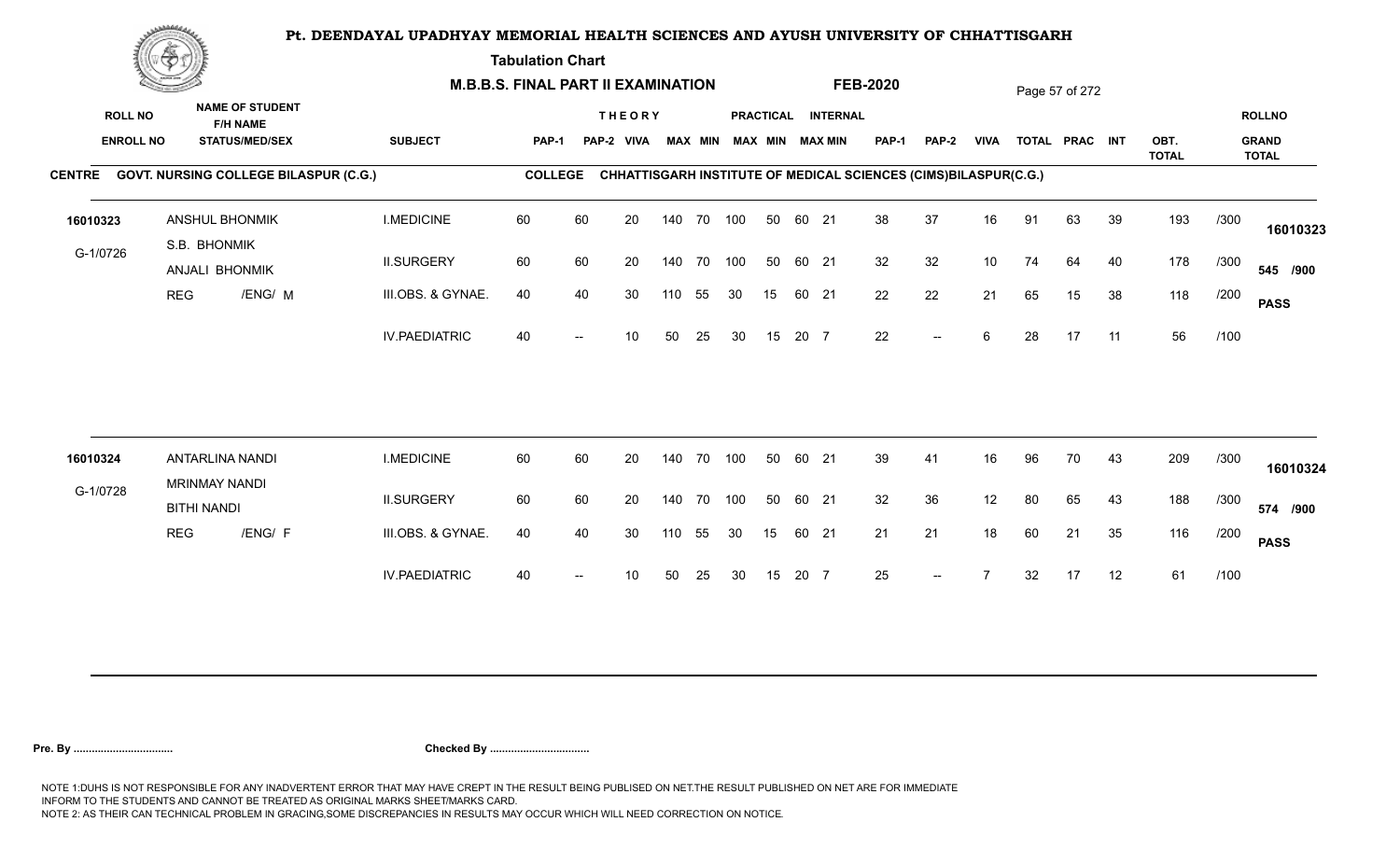# Pt. DEENDAYAL UPADHYAY MEMORIAL HEALTH SCIENCES AND AYUSH UNIVERSITY OF CHHATTISGARH

**Tabulation Chart**

**M.B.B.S. FINAL PART II EXAMINATION** **FEB-2020**

**CENTRE GOVT. NURSING COLLEGE BILASPUR (C.G.)** **COLLEGE CHHATTISGARH INSTITUTE OF MEDICAL SCIENCES (CIMS)BILASPUR(C.G.)**

| ROLL NO / ENROLL NO | NAME OF STUDENT / F/H NAME / STATUS/MED/SEX | SUBJECT | THEORY PAP-1 | PAP-2 | VIVA | MAX | MIN | PRACTICAL MAX | MIN | INTERNAL MAX | MIN | PAP-1 | PAP-2 | VIVA | TOTAL | PRAC | INT | OBT. TOTAL | | ROLLNO / GRAND TOTAL |
|---|---|---|---|---|---|---|---|---|---|---|---|---|---|---|---|---|---|---|---|---|
| 16010323 | ANSHUL BHONMIK | I.MEDICINE | 60 | 60 | 20 | 140 | 70 | 100 | 50 | 60 | 21 | 38 | 37 | 16 | 91 | 63 | 39 | 193 | /300 | 16010323 |
| G-1/0726 | S.B. BHONMIK / ANJALI BHONMIK | II.SURGERY | 60 | 60 | 20 | 140 | 70 | 100 | 50 | 60 | 21 | 32 | 32 | 10 | 74 | 64 | 40 | 178 | /300 | 545 /900 |
| | REG /ENG/ M | III.OBS. & GYNAE. | 40 | 40 | 30 | 110 | 55 | 30 | 15 | 60 | 21 | 22 | 22 | 21 | 65 | 15 | 38 | 118 | /200 | PASS |
| | | IV.PAEDIATRIC | 40 | -- | 10 | 50 | 25 | 30 | 15 | 20 | 7 | 22 | -- | 6 | 28 | 17 | 11 | 56 | /100 | |
| 16010324 | ANTARLINA NANDI | I.MEDICINE | 60 | 60 | 20 | 140 | 70 | 100 | 50 | 60 | 21 | 39 | 41 | 16 | 96 | 70 | 43 | 209 | /300 | 16010324 |
| G-1/0728 | MRINMAY NANDI / BITHI NANDI | II.SURGERY | 60 | 60 | 20 | 140 | 70 | 100 | 50 | 60 | 21 | 32 | 36 | 12 | 80 | 65 | 43 | 188 | /300 | 574 /900 |
| | REG /ENG/ F | III.OBS. & GYNAE. | 40 | 40 | 30 | 110 | 55 | 30 | 15 | 60 | 21 | 21 | 21 | 18 | 60 | 21 | 35 | 116 | /200 | PASS |
| | | IV.PAEDIATRIC | 40 | -- | 10 | 50 | 25 | 30 | 15 | 20 | 7 | 25 | -- | 7 | 32 | 17 | 12 | 61 | /100 | |

**Pre. By ................................** **Checked By ................................**

NOTE 1:DUHS IS NOT RESPONSIBLE FOR ANY INADVERTENT ERROR THAT MAY HAVE CREPT IN THE RESULT BEING PUBLISED ON NET.THE RESULT PUBLISHED ON NET ARE FOR IMMEDIATE INFORM TO THE STUDENTS AND CANNOT BE TREATED AS ORIGINAL MARKS SHEET/MARKS CARD.
NOTE 2: AS THEIR CAN TECHNICAL PROBLEM IN GRACING,SOME DISCREPANCIES IN RESULTS MAY OCCUR WHICH WILL NEED CORRECTION ON NOTICE.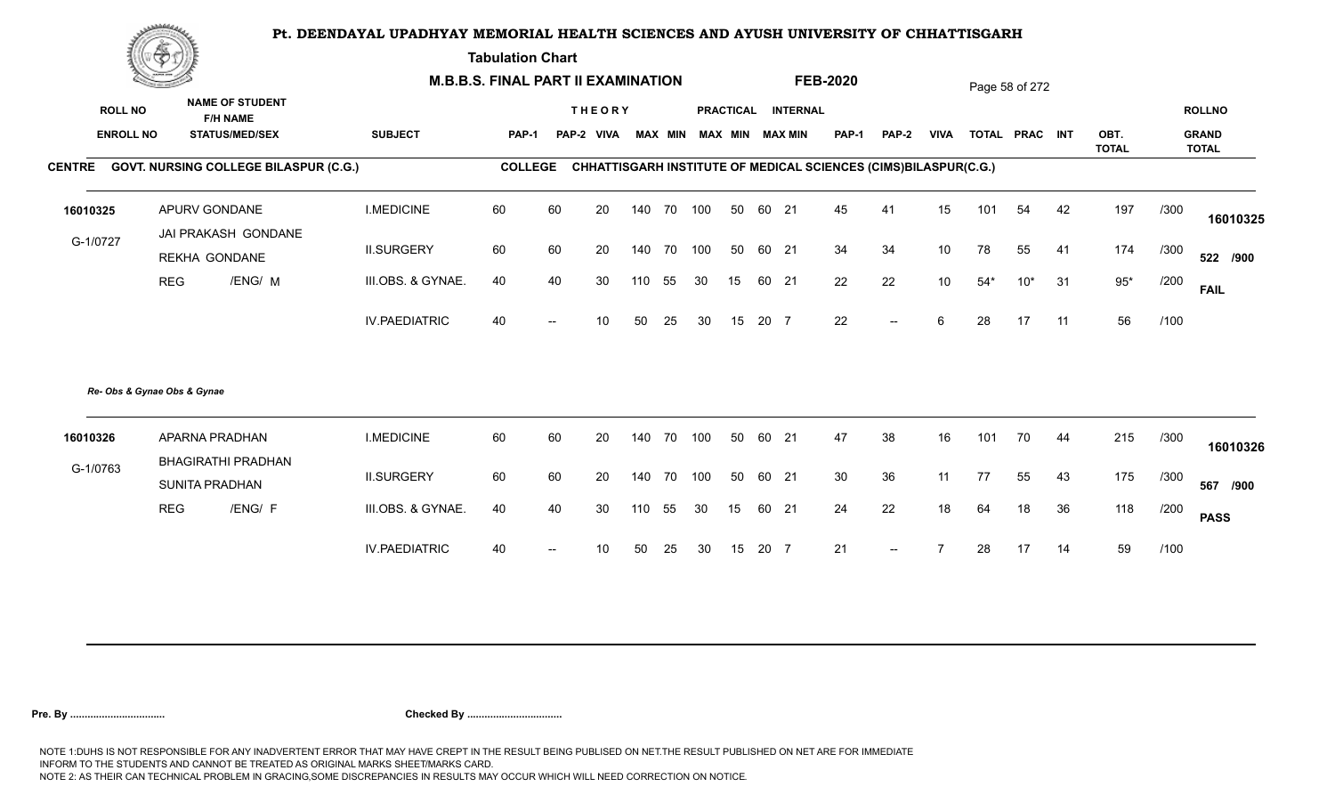# Pt. DEENDAYAL UPADHYAY MEMORIAL HEALTH SCIENCES AND AYUSH UNIVERSITY OF CHHATTISGARH

**Tabulation Chart**

**M.B.B.S. FINAL PART II EXAMINATION** **FEB-2020**

**CENTRE** GOVT. NURSING COLLEGE BILASPUR (C.G.) **COLLEGE** CHHATTISGARH INSTITUTE OF MEDICAL SCIENCES (CIMS)BILASPUR(C.G.)

| ROLL NO / ENROLL NO | NAME OF STUDENT / F/H NAME / STATUS/MED/SEX | SUBJECT | THEORY PAP-1 | THEORY PAP-2 | VIVA | THEORY MAX | THEORY MIN | PRACTICAL MAX | PRACTICAL MIN | INTERNAL MAX | INTERNAL MIN | PAP-1 | PAP-2 | VIVA | TOTAL | PRAC | INT | OBT. TOTAL | | ROLLNO / GRAND TOTAL |
|---|---|---|---|---|---|---|---|---|---|---|---|---|---|---|---|---|---|---|---|---|
| 16010325 | APURV GONDANE | I.MEDICINE | 60 | 60 | 20 | 140 | 70 | 100 | 50 | 60 | 21 | 45 | 41 | 15 | 101 | 54 | 42 | 197 | /300 | 16010325 |
| G-1/0727 | JAI PRAKASH GONDANE / REKHA GONDANE | II.SURGERY | 60 | 60 | 20 | 140 | 70 | 100 | 50 | 60 | 21 | 34 | 34 | 10 | 78 | 55 | 41 | 174 | /300 | 522 /900 |
| | REG /ENG/ M | III.OBS. & GYNAE. | 40 | 40 | 30 | 110 | 55 | 30 | 15 | 60 | 21 | 22 | 22 | 10 | 54* | 10* | 31 | 95* | /200 | FAIL |
| | | IV.PAEDIATRIC | 40 | -- | 10 | 50 | 25 | 30 | 15 | 20 | 7 | 22 | -- | 6 | 28 | 17 | 11 | 56 | /100 | |

*Re- Obs & Gynae Obs & Gynae*

| ROLL NO / ENROLL NO | NAME OF STUDENT / F/H NAME / STATUS/MED/SEX | SUBJECT | THEORY PAP-1 | THEORY PAP-2 | VIVA | THEORY MAX | THEORY MIN | PRACTICAL MAX | PRACTICAL MIN | INTERNAL MAX | INTERNAL MIN | PAP-1 | PAP-2 | VIVA | TOTAL | PRAC | INT | OBT. TOTAL | | ROLLNO / GRAND TOTAL |
|---|---|---|---|---|---|---|---|---|---|---|---|---|---|---|---|---|---|---|---|---|
| 16010326 | APARNA PRADHAN | I.MEDICINE | 60 | 60 | 20 | 140 | 70 | 100 | 50 | 60 | 21 | 47 | 38 | 16 | 101 | 70 | 44 | 215 | /300 | 16010326 |
| G-1/0763 | BHAGIRATHI PRADHAN / SUNITA PRADHAN | II.SURGERY | 60 | 60 | 20 | 140 | 70 | 100 | 50 | 60 | 21 | 30 | 36 | 11 | 77 | 55 | 43 | 175 | /300 | 567 /900 |
| | REG /ENG/ F | III.OBS. & GYNAE. | 40 | 40 | 30 | 110 | 55 | 30 | 15 | 60 | 21 | 24 | 22 | 18 | 64 | 18 | 36 | 118 | /200 | PASS |
| | | IV.PAEDIATRIC | 40 | -- | 10 | 50 | 25 | 30 | 15 | 20 | 7 | 21 | -- | 7 | 28 | 17 | 14 | 59 | /100 | |

**Pre. By ................................** **Checked By ................................**

NOTE 1:DUHS IS NOT RESPONSIBLE FOR ANY INADVERTENT ERROR THAT MAY HAVE CREPT IN THE RESULT BEING PUBLISED ON NET.THE RESULT PUBLISHED ON NET ARE FOR IMMEDIATE INFORM TO THE STUDENTS AND CANNOT BE TREATED AS ORIGINAL MARKS SHEET/MARKS CARD.
NOTE 2: AS THEIR CAN TECHNICAL PROBLEM IN GRACING,SOME DISCREPANCIES IN RESULTS MAY OCCUR WHICH WILL NEED CORRECTION ON NOTICE.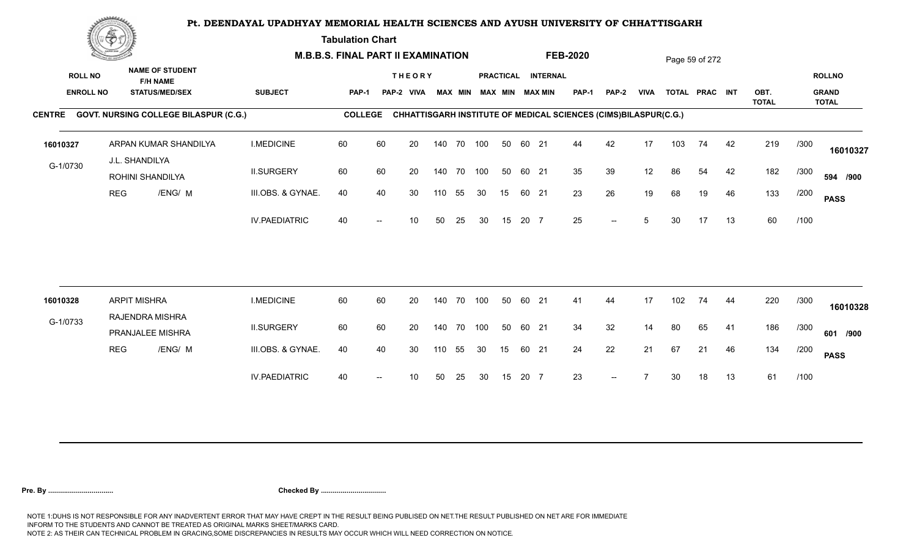# Pt. DEENDAYAL UPADHYAY MEMORIAL HEALTH SCIENCES AND AYUSH UNIVERSITY OF CHHATTISGARH

**Tabulation Chart**

**M.B.B.S. FINAL PART II EXAMINATION** **FEB-2020**

**CENTRE** GOVT. NURSING COLLEGE BILASPUR (C.G.) **COLLEGE** CHHATTISGARH INSTITUTE OF MEDICAL SCIENCES (CIMS)BILASPUR(C.G.)

| ROLL NO / ENROLL NO | NAME OF STUDENT / F/H NAME / STATUS/MED/SEX | SUBJECT | THEORY PAP-1 | PAP-2 | VIVA | MAX | MIN | PRACTICAL MAX | MIN | INTERNAL MAX | MIN | PAP-1 | PAP-2 | VIVA | TOTAL | PRAC | INT | OBT. TOTAL | | ROLLNO / GRAND TOTAL |
|---|---|---|---|---|---|---|---|---|---|---|---|---|---|---|---|---|---|---|---|---|
| 16010327 | ARPAN KUMAR SHANDILYA | I.MEDICINE | 60 | 60 | 20 | 140 | 70 | 100 | 50 | 60 | 21 | 44 | 42 | 17 | 103 | 74 | 42 | 219 | /300 | 16010327 |
| G-1/0730 | J.L. SHANDILYA / ROHINI SHANDILYA | II.SURGERY | 60 | 60 | 20 | 140 | 70 | 100 | 50 | 60 | 21 | 35 | 39 | 12 | 86 | 54 | 42 | 182 | /300 | 594 /900 |
| | REG /ENG/ M | III.OBS. & GYNAE. | 40 | 40 | 30 | 110 | 55 | 30 | 15 | 60 | 21 | 23 | 26 | 19 | 68 | 19 | 46 | 133 | /200 | PASS |
| | | IV.PAEDIATRIC | 40 | -- | 10 | 50 | 25 | 30 | 15 | 20 | 7 | 25 | -- | 5 | 30 | 17 | 13 | 60 | /100 | |
| 16010328 | ARPIT MISHRA | I.MEDICINE | 60 | 60 | 20 | 140 | 70 | 100 | 50 | 60 | 21 | 41 | 44 | 17 | 102 | 74 | 44 | 220 | /300 | 16010328 |
| G-1/0733 | RAJENDRA MISHRA / PRANJALEE MISHRA | II.SURGERY | 60 | 60 | 20 | 140 | 70 | 100 | 50 | 60 | 21 | 34 | 32 | 14 | 80 | 65 | 41 | 186 | /300 | 601 /900 |
| | REG /ENG/ M | III.OBS. & GYNAE. | 40 | 40 | 30 | 110 | 55 | 30 | 15 | 60 | 21 | 24 | 22 | 21 | 67 | 21 | 46 | 134 | /200 | PASS |
| | | IV.PAEDIATRIC | 40 | -- | 10 | 50 | 25 | 30 | 15 | 20 | 7 | 23 | -- | 7 | 30 | 18 | 13 | 61 | /100 | |

**Pre. By ................................** **Checked By ................................**

NOTE 1:DUHS IS NOT RESPONSIBLE FOR ANY INADVERTENT ERROR THAT MAY HAVE CREPT IN THE RESULT BEING PUBLISED ON NET.THE RESULT PUBLISHED ON NET ARE FOR IMMEDIATE INFORM TO THE STUDENTS AND CANNOT BE TREATED AS ORIGINAL MARKS SHEET/MARKS CARD.
NOTE 2: AS THEIR CAN TECHNICAL PROBLEM IN GRACING,SOME DISCREPANCIES IN RESULTS MAY OCCUR WHICH WILL NEED CORRECTION ON NOTICE.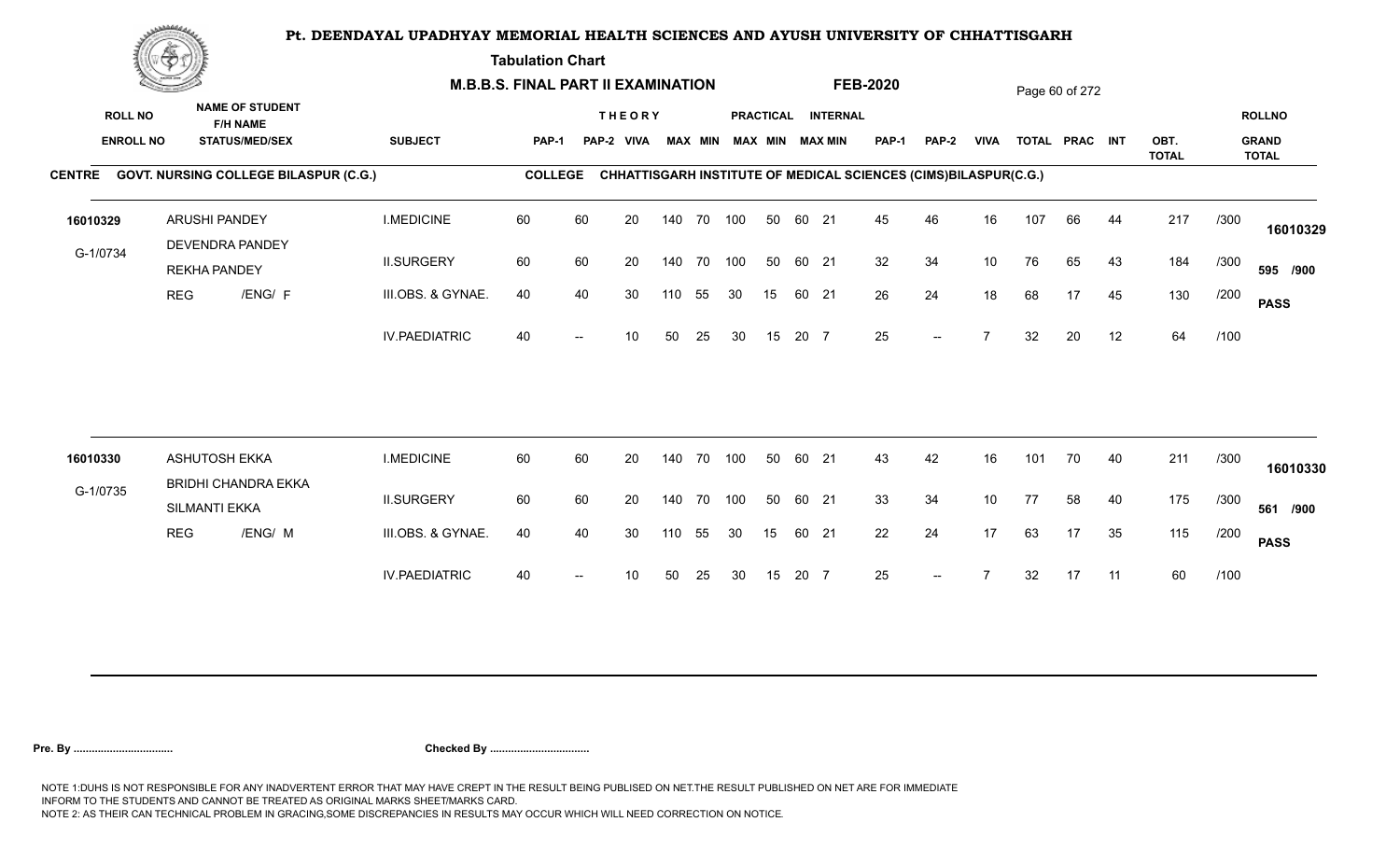# Pt. DEENDAYAL UPADHYAY MEMORIAL HEALTH SCIENCES AND AYUSH UNIVERSITY OF CHHATTISGARH

**Tabulation Chart**

**M.B.B.S. FINAL PART II EXAMINATION** **FEB-2020**

**CENTRE** GOVT. NURSING COLLEGE BILASPUR (C.G.) **COLLEGE** CHHATTISGARH INSTITUTE OF MEDICAL SCIENCES (CIMS)BILASPUR(C.G.)

| ROLL NO / ENROLL NO | NAME OF STUDENT / F/H NAME / STATUS/MED/SEX | SUBJECT | THEORY PAP-1 | PAP-2 | VIVA | MAX | MIN | PRACTICAL MAX | MIN | INTERNAL MAX | MIN | PAP-1 | PAP-2 | VIVA | TOTAL | PRAC | INT | OBT. TOTAL | | ROLLNO / GRAND TOTAL |
|---|---|---|---|---|---|---|---|---|---|---|---|---|---|---|---|---|---|---|---|---|
| 16010329 | ARUSHI PANDEY | I.MEDICINE | 60 | 60 | 20 | 140 | 70 | 100 | 50 | 60 | 21 | 45 | 46 | 16 | 107 | 66 | 44 | 217 | /300 | 16010329 |
| G-1/0734 | DEVENDRA PANDEY / REKHA PANDEY | II.SURGERY | 60 | 60 | 20 | 140 | 70 | 100 | 50 | 60 | 21 | 32 | 34 | 10 | 76 | 65 | 43 | 184 | /300 | 595 /900 |
| | REG /ENG/ F | III.OBS. & GYNAE. | 40 | 40 | 30 | 110 | 55 | 30 | 15 | 60 | 21 | 26 | 24 | 18 | 68 | 17 | 45 | 130 | /200 | PASS |
| | | IV.PAEDIATRIC | 40 | -- | 10 | 50 | 25 | 30 | 15 | 20 | 7 | 25 | -- | 7 | 32 | 20 | 12 | 64 | /100 | |
| 16010330 | ASHUTOSH EKKA | I.MEDICINE | 60 | 60 | 20 | 140 | 70 | 100 | 50 | 60 | 21 | 43 | 42 | 16 | 101 | 70 | 40 | 211 | /300 | 16010330 |
| G-1/0735 | BRIDHI CHANDRA EKKA / SILMANTI EKKA | II.SURGERY | 60 | 60 | 20 | 140 | 70 | 100 | 50 | 60 | 21 | 33 | 34 | 10 | 77 | 58 | 40 | 175 | /300 | 561 /900 |
| | REG /ENG/ M | III.OBS. & GYNAE. | 40 | 40 | 30 | 110 | 55 | 30 | 15 | 60 | 21 | 22 | 24 | 17 | 63 | 17 | 35 | 115 | /200 | PASS |
| | | IV.PAEDIATRIC | 40 | -- | 10 | 50 | 25 | 30 | 15 | 20 | 7 | 25 | -- | 7 | 32 | 17 | 11 | 60 | /100 | |

**Pre. By ................................** **Checked By ................................**

NOTE 1:DUHS IS NOT RESPONSIBLE FOR ANY INADVERTENT ERROR THAT MAY HAVE CREPT IN THE RESULT BEING PUBLISED ON NET.THE RESULT PUBLISHED ON NET ARE FOR IMMEDIATE INFORM TO THE STUDENTS AND CANNOT BE TREATED AS ORIGINAL MARKS SHEET/MARKS CARD.
NOTE 2: AS THEIR CAN TECHNICAL PROBLEM IN GRACING,SOME DISCREPANCIES IN RESULTS MAY OCCUR WHICH WILL NEED CORRECTION ON NOTICE.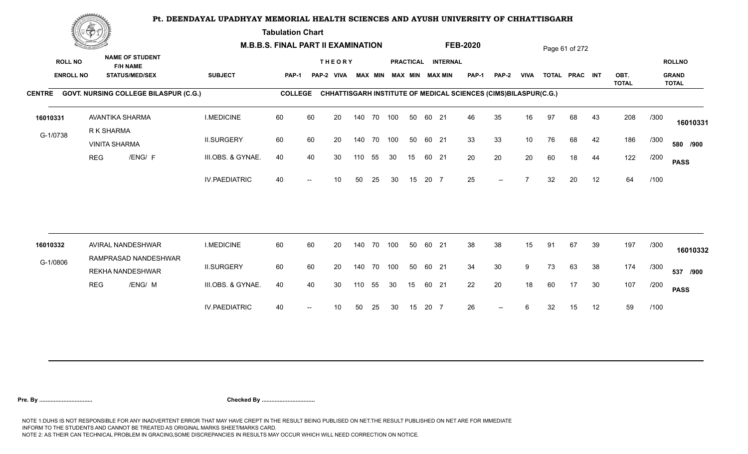# Pt. DEENDAYAL UPADHYAY MEMORIAL HEALTH SCIENCES AND AYUSH UNIVERSITY OF CHHATTISGARH

**Tabulation Chart**

**M.B.B.S. FINAL PART II EXAMINATION** **FEB-2020**

**CENTRE** GOVT. NURSING COLLEGE BILASPUR (C.G.) **COLLEGE** CHHATTISGARH INSTITUTE OF MEDICAL SCIENCES (CIMS)BILASPUR(C.G.)

| ROLL NO / ENROLL NO | NAME OF STUDENT / F/H NAME / STATUS/MED/SEX | SUBJECT | THEORY PAP-1 | PAP-2 | VIVA | MAX | MIN | PRACTICAL MAX | MIN | INTERNAL MAX | MIN | PAP-1 | PAP-2 | VIVA | TOTAL | PRAC | INT | OBT. TOTAL | | ROLLNO / GRAND TOTAL |
|---|---|---|---|---|---|---|---|---|---|---|---|---|---|---|---|---|---|---|---|---|
| 16010331 | AVANTIKA SHARMA | I.MEDICINE | 60 | 60 | 20 | 140 | 70 | 100 | 50 | 60 | 21 | 46 | 35 | 16 | 97 | 68 | 43 | 208 | /300 | 16010331 |
| G-1/0738 | R K SHARMA / VINITA SHARMA | II.SURGERY | 60 | 60 | 20 | 140 | 70 | 100 | 50 | 60 | 21 | 33 | 33 | 10 | 76 | 68 | 42 | 186 | /300 | 580 /900 |
| | REG /ENG/ F | III.OBS. & GYNAE. | 40 | 40 | 30 | 110 | 55 | 30 | 15 | 60 | 21 | 20 | 20 | 20 | 60 | 18 | 44 | 122 | /200 | PASS |
| | | IV.PAEDIATRIC | 40 | -- | 10 | 50 | 25 | 30 | 15 | 20 | 7 | 25 | -- | 7 | 32 | 20 | 12 | 64 | /100 | |
| 16010332 | AVIRAL NANDESHWAR | I.MEDICINE | 60 | 60 | 20 | 140 | 70 | 100 | 50 | 60 | 21 | 38 | 38 | 15 | 91 | 67 | 39 | 197 | /300 | 16010332 |
| G-1/0806 | RAMPRASAD NANDESHWAR / REKHA NANDESHWAR | II.SURGERY | 60 | 60 | 20 | 140 | 70 | 100 | 50 | 60 | 21 | 34 | 30 | 9 | 73 | 63 | 38 | 174 | /300 | 537 /900 |
| | REG /ENG/ M | III.OBS. & GYNAE. | 40 | 40 | 30 | 110 | 55 | 30 | 15 | 60 | 21 | 22 | 20 | 18 | 60 | 17 | 30 | 107 | /200 | PASS |
| | | IV.PAEDIATRIC | 40 | -- | 10 | 50 | 25 | 30 | 15 | 20 | 7 | 26 | -- | 6 | 32 | 15 | 12 | 59 | /100 | |

**Pre. By .................................** **Checked By .................................**

NOTE 1:DUHS IS NOT RESPONSIBLE FOR ANY INADVERTENT ERROR THAT MAY HAVE CREPT IN THE RESULT BEING PUBLISED ON NET.THE RESULT PUBLISHED ON NET ARE FOR IMMEDIATE INFORM TO THE STUDENTS AND CANNOT BE TREATED AS ORIGINAL MARKS SHEET/MARKS CARD.
NOTE 2: AS THEIR CAN TECHNICAL PROBLEM IN GRACING,SOME DISCREPANCIES IN RESULTS MAY OCCUR WHICH WILL NEED CORRECTION ON NOTICE.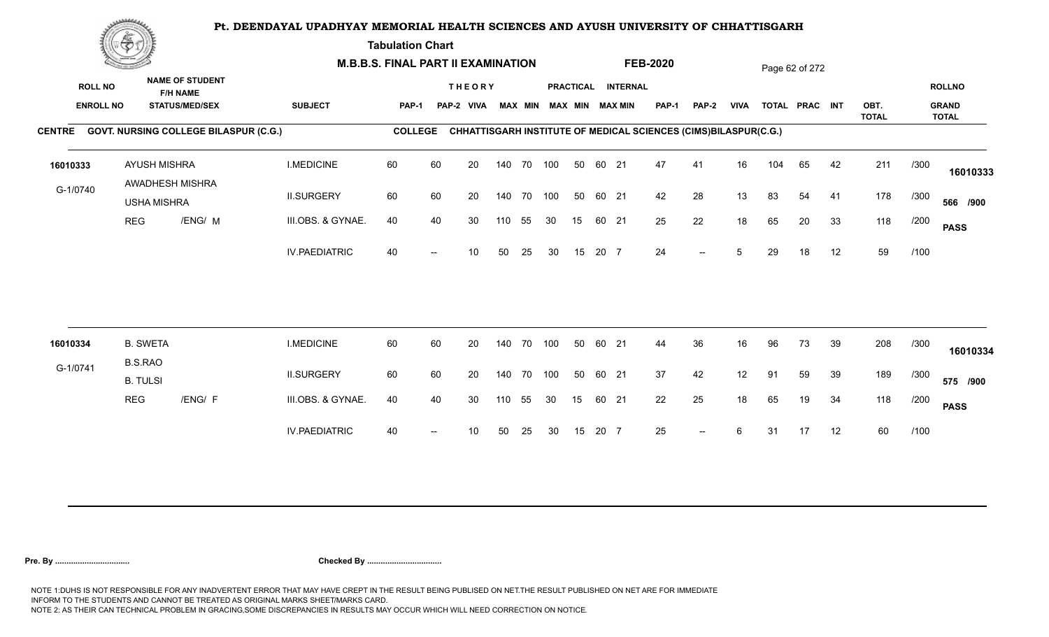# Pt. DEENDAYAL UPADHYAY MEMORIAL HEALTH SCIENCES AND AYUSH UNIVERSITY OF CHHATTISGARH

**Tabulation Chart**

**M.B.B.S. FINAL PART II EXAMINATION** **FEB-2020**

**CENTRE** GOVT. NURSING COLLEGE BILASPUR (C.G.) **COLLEGE** CHHATTISGARH INSTITUTE OF MEDICAL SCIENCES (CIMS)BILASPUR(C.G.)

| ROLL NO / ENROLL NO | NAME OF STUDENT / F/H NAME / STATUS/MED/SEX | SUBJECT | THEORY PAP-1 | PAP-2 | VIVA | MAX | MIN | PRACTICAL MAX | MIN | INTERNAL MAX | MIN | PAP-1 | PAP-2 | VIVA | TOTAL | PRAC | INT | OBT. TOTAL | | ROLLNO / GRAND TOTAL |
|---|---|---|---|---|---|---|---|---|---|---|---|---|---|---|---|---|---|---|---|---|
| 16010333 | AYUSH MISHRA | I.MEDICINE | 60 | 60 | 20 | 140 | 70 | 100 | 50 | 60 | 21 | 47 | 41 | 16 | 104 | 65 | 42 | 211 | /300 | 16010333 |
| G-1/0740 | AWADHESH MISHRA / USHA MISHRA | II.SURGERY | 60 | 60 | 20 | 140 | 70 | 100 | 50 | 60 | 21 | 42 | 28 | 13 | 83 | 54 | 41 | 178 | /300 | 566 /900 |
| | REG /ENG/ M | III.OBS. & GYNAE. | 40 | 40 | 30 | 110 | 55 | 30 | 15 | 60 | 21 | 25 | 22 | 18 | 65 | 20 | 33 | 118 | /200 | PASS |
| | | IV.PAEDIATRIC | 40 | -- | 10 | 50 | 25 | 30 | 15 | 20 | 7 | 24 | -- | 5 | 29 | 18 | 12 | 59 | /100 | |
| 16010334 | B. SWETA | I.MEDICINE | 60 | 60 | 20 | 140 | 70 | 100 | 50 | 60 | 21 | 44 | 36 | 16 | 96 | 73 | 39 | 208 | /300 | 16010334 |
| G-1/0741 | B.S.RAO / B. TULSI | II.SURGERY | 60 | 60 | 20 | 140 | 70 | 100 | 50 | 60 | 21 | 37 | 42 | 12 | 91 | 59 | 39 | 189 | /300 | 575 /900 |
| | REG /ENG/ F | III.OBS. & GYNAE. | 40 | 40 | 30 | 110 | 55 | 30 | 15 | 60 | 21 | 22 | 25 | 18 | 65 | 19 | 34 | 118 | /200 | PASS |
| | | IV.PAEDIATRIC | 40 | -- | 10 | 50 | 25 | 30 | 15 | 20 | 7 | 25 | -- | 6 | 31 | 17 | 12 | 60 | /100 | |

**Pre. By .................................** **Checked By .................................**

NOTE 1:DUHS IS NOT RESPONSIBLE FOR ANY INADVERTENT ERROR THAT MAY HAVE CREPT IN THE RESULT BEING PUBLISED ON NET.THE RESULT PUBLISHED ON NET ARE FOR IMMEDIATE INFORM TO THE STUDENTS AND CANNOT BE TREATED AS ORIGINAL MARKS SHEET/MARKS CARD.
NOTE 2: AS THEIR CAN TECHNICAL PROBLEM IN GRACING,SOME DISCREPANCIES IN RESULTS MAY OCCUR WHICH WILL NEED CORRECTION ON NOTICE.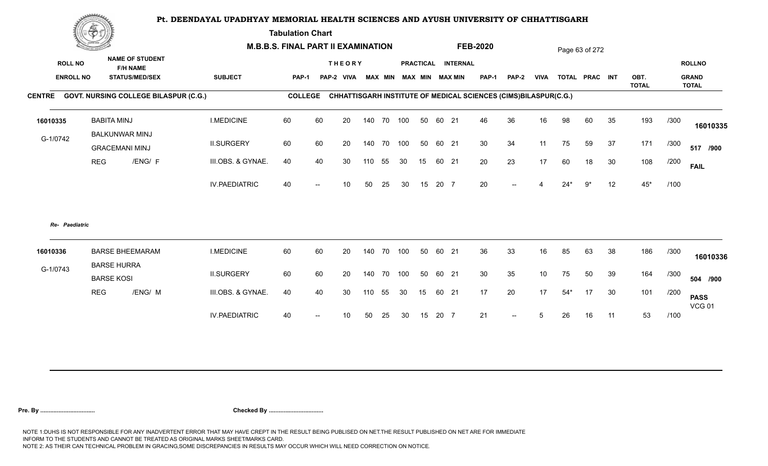# Pt. DEENDAYAL UPADHYAY MEMORIAL HEALTH SCIENCES AND AYUSH UNIVERSITY OF CHHATTISGARH

**Tabulation Chart**

**M.B.B.S. FINAL PART II EXAMINATION** **FEB-2020**

**CENTRE** GOVT. NURSING COLLEGE BILASPUR (C.G.) **COLLEGE** CHHATTISGARH INSTITUTE OF MEDICAL SCIENCES (CIMS)BILASPUR(C.G.)

| ROLL NO / ENROLL NO | NAME OF STUDENT / F/H NAME / STATUS/MED/SEX | SUBJECT | THEORY PAP-1 | THEORY PAP-2 | VIVA | PRACTICAL MAX | PRACTICAL MIN | INTERNAL MAX | INTERNAL MIN | MAX | MIN | PAP-1 | PAP-2 | VIVA | TOTAL | PRAC | INT | OBT. TOTAL | | ROLLNO / GRAND TOTAL |
|---|---|---|---|---|---|---|---|---|---|---|---|---|---|---|---|---|---|---|---|---|
| 16010335 | BABITA MINJ | I.MEDICINE | 60 | 60 | 20 | 140 | 70 | 100 | 50 | 60 | 21 | 46 | 36 | 16 | 98 | 60 | 35 | 193 | /300 | 16010335 |
| G-1/0742 | BALKUNWAR MINJ | II.SURGERY | 60 | 60 | 20 | 140 | 70 | 100 | 50 | 60 | 21 | 30 | 34 | 11 | 75 | 59 | 37 | 171 | /300 | 517 /900 |
| | GRACEMANI MINJ | III.OBS. & GYNAE. | 40 | 40 | 30 | 110 | 55 | 30 | 15 | 60 | 21 | 20 | 23 | 17 | 60 | 18 | 30 | 108 | /200 | FAIL |
| | REG /ENG/ F | IV.PAEDIATRIC | 40 | -- | 10 | 50 | 25 | 30 | 15 | 20 | 7 | 20 | -- | 4 | 24* | 9* | 12 | 45* | /100 | |

*Re- Paediatric*

| ROLL NO / ENROLL NO | NAME OF STUDENT / F/H NAME / STATUS/MED/SEX | SUBJECT | THEORY PAP-1 | THEORY PAP-2 | VIVA | PRACTICAL MAX | PRACTICAL MIN | INTERNAL MAX | INTERNAL MIN | MAX | MIN | PAP-1 | PAP-2 | VIVA | TOTAL | PRAC | INT | OBT. TOTAL | | ROLLNO / GRAND TOTAL |
|---|---|---|---|---|---|---|---|---|---|---|---|---|---|---|---|---|---|---|---|---|
| 16010336 | BARSE BHEEMARAM | I.MEDICINE | 60 | 60 | 20 | 140 | 70 | 100 | 50 | 60 | 21 | 36 | 33 | 16 | 85 | 63 | 38 | 186 | /300 | 16010336 |
| G-1/0743 | BARSE HURRA | II.SURGERY | 60 | 60 | 20 | 140 | 70 | 100 | 50 | 60 | 21 | 30 | 35 | 10 | 75 | 50 | 39 | 164 | /300 | 504 /900 |
| | BARSE KOSI | III.OBS. & GYNAE. | 40 | 40 | 30 | 110 | 55 | 30 | 15 | 60 | 21 | 17 | 20 | 17 | 54* | 17 | 30 | 101 | /200 | PASS VCG 01 |
| | REG /ENG/ M | IV.PAEDIATRIC | 40 | -- | 10 | 50 | 25 | 30 | 15 | 20 | 7 | 21 | -- | 5 | 26 | 16 | 11 | 53 | /100 | |

**Pre. By .................................** **Checked By .................................**

NOTE 1:DUHS IS NOT RESPONSIBLE FOR ANY INADVERTENT ERROR THAT MAY HAVE CREPT IN THE RESULT BEING PUBLISED ON NET.THE RESULT PUBLISHED ON NET ARE FOR IMMEDIATE INFORM TO THE STUDENTS AND CANNOT BE TREATED AS ORIGINAL MARKS SHEET/MARKS CARD.
NOTE 2: AS THEIR CAN TECHNICAL PROBLEM IN GRACING,SOME DISCREPANCIES IN RESULTS MAY OCCUR WHICH WILL NEED CORRECTION ON NOTICE.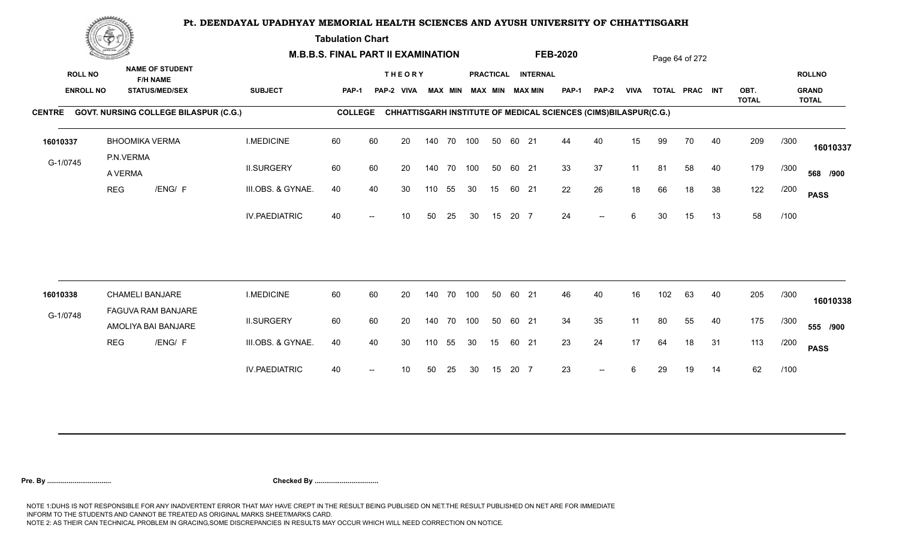# Pt. DEENDAYAL UPADHYAY MEMORIAL HEALTH SCIENCES AND AYUSH UNIVERSITY OF CHHATTISGARH

**Tabulation Chart**

**M.B.B.S. FINAL PART II EXAMINATION** **FEB-2020**

| ROLL NO / ENROLL NO | NAME OF STUDENT / F/H NAME / STATUS/MED/SEX | SUBJECT | THEORY PAP-1 | THEORY PAP-2 | THEORY VIVA | THEORY MAX | THEORY MIN | PRACTICAL MAX | PRACTICAL MIN | INTERNAL MAX | INTERNAL MIN | PAP-1 | PAP-2 | VIVA | TOTAL | PRAC | INT | OBT. TOTAL | | ROLLNO / GRAND TOTAL |
|---|---|---|---|---|---|---|---|---|---|---|---|---|---|---|---|---|---|---|---|---|
| **CENTRE** GOVT. NURSING COLLEGE BILASPUR (C.G.) | | **COLLEGE** CHHATTISGARH INSTITUTE OF MEDICAL SCIENCES (CIMS)BILASPUR(C.G.) | | | | | | | | | | | | | | | | | | |
| 16010337 | BHOOMIKA VERMA | I.MEDICINE | 60 | 60 | 20 | 140 | 70 | 100 | 50 | 60 | 21 | 44 | 40 | 15 | 99 | 70 | 40 | 209 | /300 | 16010337 |
| G-1/0745 | P.N.VERMA / A VERMA | II.SURGERY | 60 | 60 | 20 | 140 | 70 | 100 | 50 | 60 | 21 | 33 | 37 | 11 | 81 | 58 | 40 | 179 | /300 | 568 /900 |
| | REG /ENG/ F | III.OBS. & GYNAE. | 40 | 40 | 30 | 110 | 55 | 30 | 15 | 60 | 21 | 22 | 26 | 18 | 66 | 18 | 38 | 122 | /200 | PASS |
| | | IV.PAEDIATRIC | 40 | -- | 10 | 50 | 25 | 30 | 15 | 20 | 7 | 24 | -- | 6 | 30 | 15 | 13 | 58 | /100 | |
| 16010338 | CHAMELI BANJARE | I.MEDICINE | 60 | 60 | 20 | 140 | 70 | 100 | 50 | 60 | 21 | 46 | 40 | 16 | 102 | 63 | 40 | 205 | /300 | 16010338 |
| G-1/0748 | FAGUVA RAM BANJARE / AMOLIYA BAI BANJARE | II.SURGERY | 60 | 60 | 20 | 140 | 70 | 100 | 50 | 60 | 21 | 34 | 35 | 11 | 80 | 55 | 40 | 175 | /300 | 555 /900 |
| | REG /ENG/ F | III.OBS. & GYNAE. | 40 | 40 | 30 | 110 | 55 | 30 | 15 | 60 | 21 | 23 | 24 | 17 | 64 | 18 | 31 | 113 | /200 | PASS |
| | | IV.PAEDIATRIC | 40 | -- | 10 | 50 | 25 | 30 | 15 | 20 | 7 | 23 | -- | 6 | 29 | 19 | 14 | 62 | /100 | |

**Pre. By ................................** **Checked By ................................**

NOTE 1:DUHS IS NOT RESPONSIBLE FOR ANY INADVERTENT ERROR THAT MAY HAVE CREPT IN THE RESULT BEING PUBLISED ON NET.THE RESULT PUBLISHED ON NET ARE FOR IMMEDIATE INFORM TO THE STUDENTS AND CANNOT BE TREATED AS ORIGINAL MARKS SHEET/MARKS CARD.
NOTE 2: AS THEIR CAN TECHNICAL PROBLEM IN GRACING,SOME DISCREPANCIES IN RESULTS MAY OCCUR WHICH WILL NEED CORRECTION ON NOTICE.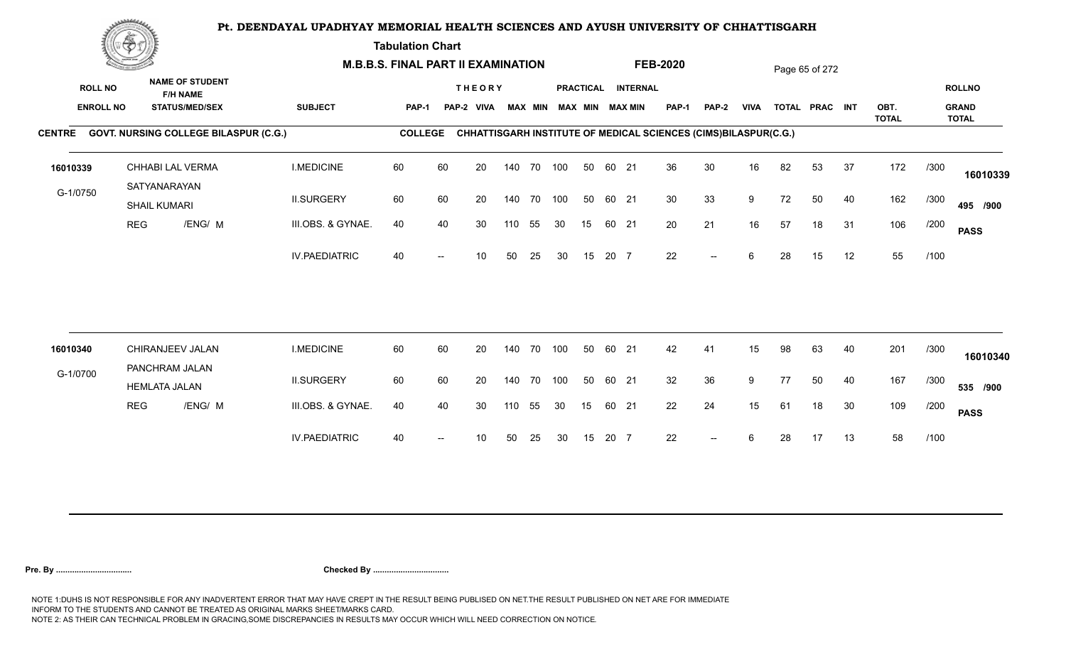# Pt. DEENDAYAL UPADHYAY MEMORIAL HEALTH SCIENCES AND AYUSH UNIVERSITY OF CHHATTISGARH

**Tabulation Chart**

**M.B.B.S. FINAL PART II EXAMINATION** **FEB-2020**

**CENTRE** GOVT. NURSING COLLEGE BILASPUR (C.G.) **COLLEGE** CHHATTISGARH INSTITUTE OF MEDICAL SCIENCES (CIMS)BILASPUR(C.G.)

| ROLL NO / ENROLL NO | NAME OF STUDENT / F/H NAME / STATUS/MED/SEX | SUBJECT | THEORY PAP-1 | PAP-2 | VIVA | MAX | MIN | PRACTICAL MAX | MIN | INTERNAL MAX | MIN | PAP-1 | PAP-2 | VIVA | TOTAL | PRAC | INT | OBT. TOTAL | | ROLLNO / GRAND TOTAL |
|---|---|---|---|---|---|---|---|---|---|---|---|---|---|---|---|---|---|---|---|---|
| 16010339 | CHHABI LAL VERMA | I.MEDICINE | 60 | 60 | 20 | 140 | 70 | 100 | 50 | 60 | 21 | 36 | 30 | 16 | 82 | 53 | 37 | 172 | /300 | 16010339 |
| G-1/0750 | SATYANARAYAN / SHAIL KUMARI | II.SURGERY | 60 | 60 | 20 | 140 | 70 | 100 | 50 | 60 | 21 | 30 | 33 | 9 | 72 | 50 | 40 | 162 | /300 | 495 /900 |
| | REG /ENG/ M | III.OBS. & GYNAE. | 40 | 40 | 30 | 110 | 55 | 30 | 15 | 60 | 21 | 20 | 21 | 16 | 57 | 18 | 31 | 106 | /200 | PASS |
| | | IV.PAEDIATRIC | 40 | -- | 10 | 50 | 25 | 30 | 15 | 20 | 7 | 22 | -- | 6 | 28 | 15 | 12 | 55 | /100 | |
| 16010340 | CHIRANJEEV JALAN | I.MEDICINE | 60 | 60 | 20 | 140 | 70 | 100 | 50 | 60 | 21 | 42 | 41 | 15 | 98 | 63 | 40 | 201 | /300 | 16010340 |
| G-1/0700 | PANCHRAM JALAN / HEMLATA JALAN | II.SURGERY | 60 | 60 | 20 | 140 | 70 | 100 | 50 | 60 | 21 | 32 | 36 | 9 | 77 | 50 | 40 | 167 | /300 | 535 /900 |
| | REG /ENG/ M | III.OBS. & GYNAE. | 40 | 40 | 30 | 110 | 55 | 30 | 15 | 60 | 21 | 22 | 24 | 15 | 61 | 18 | 30 | 109 | /200 | PASS |
| | | IV.PAEDIATRIC | 40 | -- | 10 | 50 | 25 | 30 | 15 | 20 | 7 | 22 | -- | 6 | 28 | 17 | 13 | 58 | /100 | |

**Pre. By ................................** **Checked By ................................**

NOTE 1:DUHS IS NOT RESPONSIBLE FOR ANY INADVERTENT ERROR THAT MAY HAVE CREPT IN THE RESULT BEING PUBLISED ON NET.THE RESULT PUBLISHED ON NET ARE FOR IMMEDIATE INFORM TO THE STUDENTS AND CANNOT BE TREATED AS ORIGINAL MARKS SHEET/MARKS CARD.
NOTE 2: AS THEIR CAN TECHNICAL PROBLEM IN GRACING,SOME DISCREPANCIES IN RESULTS MAY OCCUR WHICH WILL NEED CORRECTION ON NOTICE.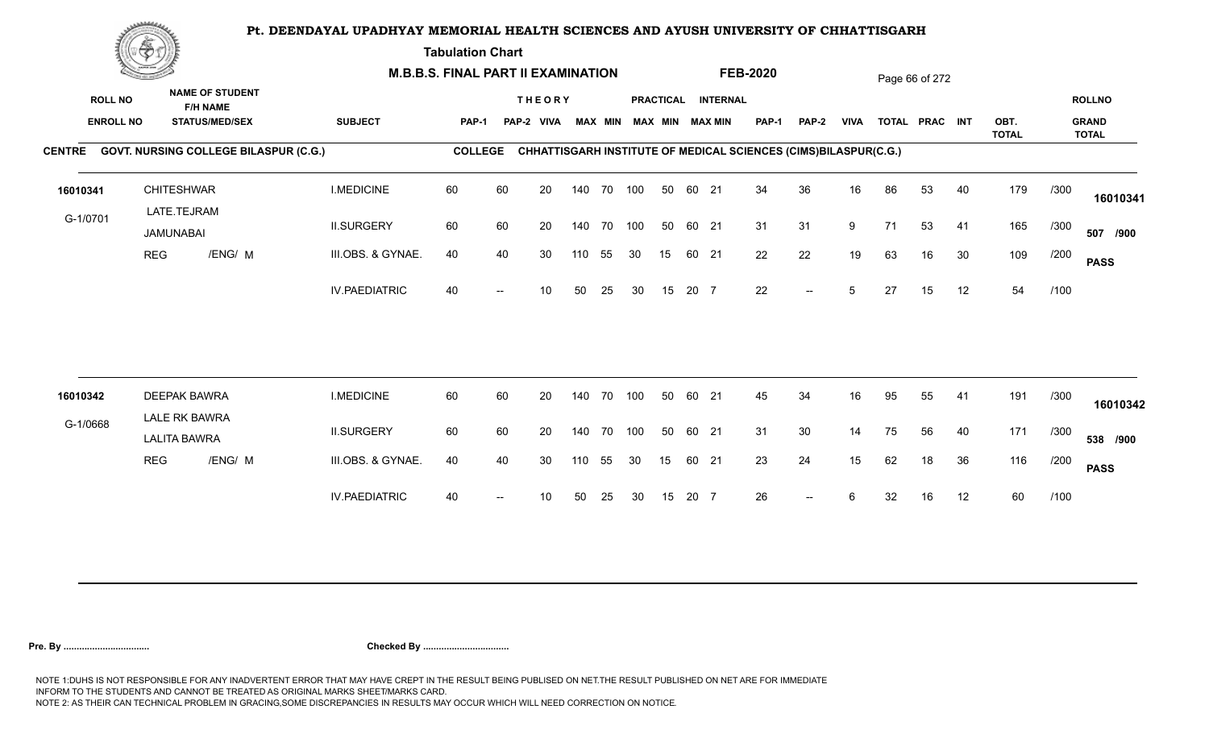# Pt. DEENDAYAL UPADHYAY MEMORIAL HEALTH SCIENCES AND AYUSH UNIVERSITY OF CHHATTISGARH

**Tabulation Chart**

**M.B.B.S. FINAL PART II EXAMINATION** **FEB-2020**

**CENTRE** GOVT. NURSING COLLEGE BILASPUR (C.G.) **COLLEGE** CHHATTISGARH INSTITUTE OF MEDICAL SCIENCES (CIMS)BILASPUR(C.G.)

| ROLL NO / ENROLL NO | NAME OF STUDENT / F/H NAME / STATUS/MED/SEX | SUBJECT | THEORY PAP-1 | THEORY PAP-2 | THEORY VIVA | THEORY MAX | THEORY MIN | PRACTICAL MAX | PRACTICAL MIN | INTERNAL MAX | INTERNAL MIN | PAP-1 | PAP-2 | VIVA | TOTAL | PRAC | INT | OBT. TOTAL | | ROLLNO / GRAND TOTAL |
|---|---|---|---|---|---|---|---|---|---|---|---|---|---|---|---|---|---|---|---|---|
| 16010341 | CHITESHWAR | I.MEDICINE | 60 | 60 | 20 | 140 | 70 | 100 | 50 | 60 | 21 | 34 | 36 | 16 | 86 | 53 | 40 | 179 | /300 | 16010341 |
| G-1/0701 | LATE.TEJRAM / JAMUNABAI | II.SURGERY | 60 | 60 | 20 | 140 | 70 | 100 | 50 | 60 | 21 | 31 | 31 | 9 | 71 | 53 | 41 | 165 | /300 | 507 /900 |
| | REG /ENG/ M | III.OBS. & GYNAE. | 40 | 40 | 30 | 110 | 55 | 30 | 15 | 60 | 21 | 22 | 22 | 19 | 63 | 16 | 30 | 109 | /200 | PASS |
| | | IV.PAEDIATRIC | 40 | -- | 10 | 50 | 25 | 30 | 15 | 20 | 7 | 22 | -- | 5 | 27 | 15 | 12 | 54 | /100 | |
| 16010342 | DEEPAK BAWRA | I.MEDICINE | 60 | 60 | 20 | 140 | 70 | 100 | 50 | 60 | 21 | 45 | 34 | 16 | 95 | 55 | 41 | 191 | /300 | 16010342 |
| G-1/0668 | LALE RK BAWRA / LALITA BAWRA | II.SURGERY | 60 | 60 | 20 | 140 | 70 | 100 | 50 | 60 | 21 | 31 | 30 | 14 | 75 | 56 | 40 | 171 | /300 | 538 /900 |
| | REG /ENG/ M | III.OBS. & GYNAE. | 40 | 40 | 30 | 110 | 55 | 30 | 15 | 60 | 21 | 23 | 24 | 15 | 62 | 18 | 36 | 116 | /200 | PASS |
| | | IV.PAEDIATRIC | 40 | -- | 10 | 50 | 25 | 30 | 15 | 20 | 7 | 26 | -- | 6 | 32 | 16 | 12 | 60 | /100 | |

**Pre. By ................................** **Checked By ................................**

NOTE 1:DUHS IS NOT RESPONSIBLE FOR ANY INADVERTENT ERROR THAT MAY HAVE CREPT IN THE RESULT BEING PUBLISED ON NET.THE RESULT PUBLISHED ON NET ARE FOR IMMEDIATE INFORM TO THE STUDENTS AND CANNOT BE TREATED AS ORIGINAL MARKS SHEET/MARKS CARD.
NOTE 2: AS THEIR CAN TECHNICAL PROBLEM IN GRACING,SOME DISCREPANCIES IN RESULTS MAY OCCUR WHICH WILL NEED CORRECTION ON NOTICE.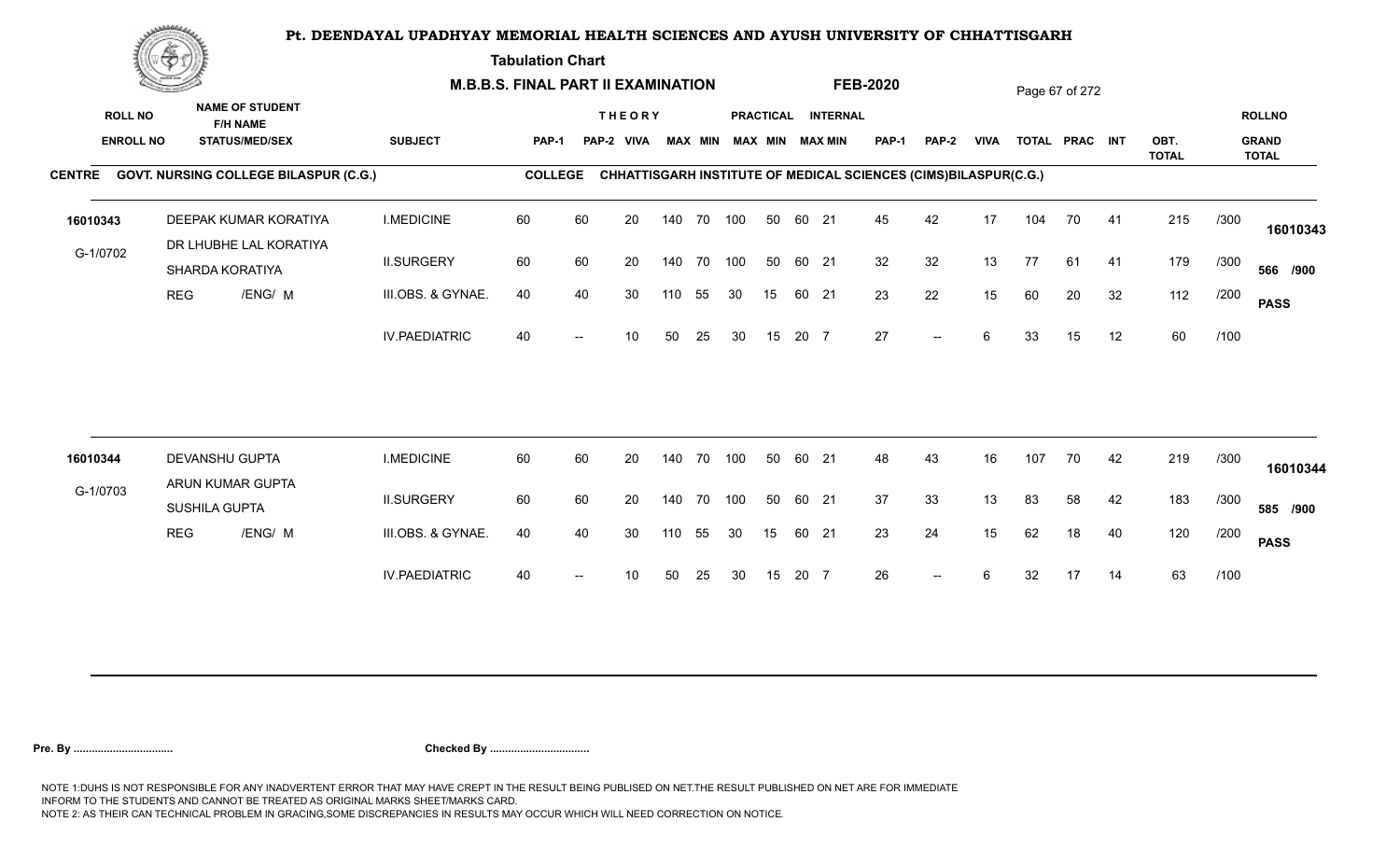# Pt. DEENDAYAL UPADHYAY MEMORIAL HEALTH SCIENCES AND AYUSH UNIVERSITY OF CHHATTISGARH

**Tabulation Chart**

**M.B.B.S. FINAL PART II EXAMINATION** **FEB-2020**

**CENTRE** GOVT. NURSING COLLEGE BILASPUR (C.G.) **COLLEGE** CHHATTISGARH INSTITUTE OF MEDICAL SCIENCES (CIMS)BILASPUR(C.G.)

| ROLL NO / ENROLL NO | NAME OF STUDENT / F/H NAME / STATUS/MED/SEX | SUBJECT | THEORY PAP-1 | PAP-2 | VIVA | MAX | MIN | PRACTICAL MAX | MIN | INTERNAL MAX | MIN | PAP-1 | PAP-2 | VIVA | TOTAL | PRAC | INT | OBT. TOTAL | | ROLLNO / GRAND TOTAL |
|---|---|---|---|---|---|---|---|---|---|---|---|---|---|---|---|---|---|---|---|---|
| 16010343 | DEEPAK KUMAR KORATIYA | I.MEDICINE | 60 | 60 | 20 | 140 | 70 | 100 | 50 | 60 | 21 | 45 | 42 | 17 | 104 | 70 | 41 | 215 | /300 | 16010343 |
| G-1/0702 | DR LHUBHE LAL KORATIYA / SHARDA KORATIYA | II.SURGERY | 60 | 60 | 20 | 140 | 70 | 100 | 50 | 60 | 21 | 32 | 32 | 13 | 77 | 61 | 41 | 179 | /300 | 566 /900 |
| | REG /ENG/ M | III.OBS. & GYNAE. | 40 | 40 | 30 | 110 | 55 | 30 | 15 | 60 | 21 | 23 | 22 | 15 | 60 | 20 | 32 | 112 | /200 | PASS |
| | | IV.PAEDIATRIC | 40 | -- | 10 | 50 | 25 | 30 | 15 | 20 | 7 | 27 | -- | 6 | 33 | 15 | 12 | 60 | /100 | |
| 16010344 | DEVANSHU GUPTA | I.MEDICINE | 60 | 60 | 20 | 140 | 70 | 100 | 50 | 60 | 21 | 48 | 43 | 16 | 107 | 70 | 42 | 219 | /300 | 16010344 |
| G-1/0703 | ARUN KUMAR GUPTA / SUSHILA GUPTA | II.SURGERY | 60 | 60 | 20 | 140 | 70 | 100 | 50 | 60 | 21 | 37 | 33 | 13 | 83 | 58 | 42 | 183 | /300 | 585 /900 |
| | REG /ENG/ M | III.OBS. & GYNAE. | 40 | 40 | 30 | 110 | 55 | 30 | 15 | 60 | 21 | 23 | 24 | 15 | 62 | 18 | 40 | 120 | /200 | PASS |
| | | IV.PAEDIATRIC | 40 | -- | 10 | 50 | 25 | 30 | 15 | 20 | 7 | 26 | -- | 6 | 32 | 17 | 14 | 63 | /100 | |

**Pre. By .................................** **Checked By .................................**

NOTE 1:DUHS IS NOT RESPONSIBLE FOR ANY INADVERTENT ERROR THAT MAY HAVE CREPT IN THE RESULT BEING PUBLISED ON NET.THE RESULT PUBLISHED ON NET ARE FOR IMMEDIATE INFORM TO THE STUDENTS AND CANNOT BE TREATED AS ORIGINAL MARKS SHEET/MARKS CARD.
NOTE 2: AS THEIR CAN TECHNICAL PROBLEM IN GRACING,SOME DISCREPANCIES IN RESULTS MAY OCCUR WHICH WILL NEED CORRECTION ON NOTICE.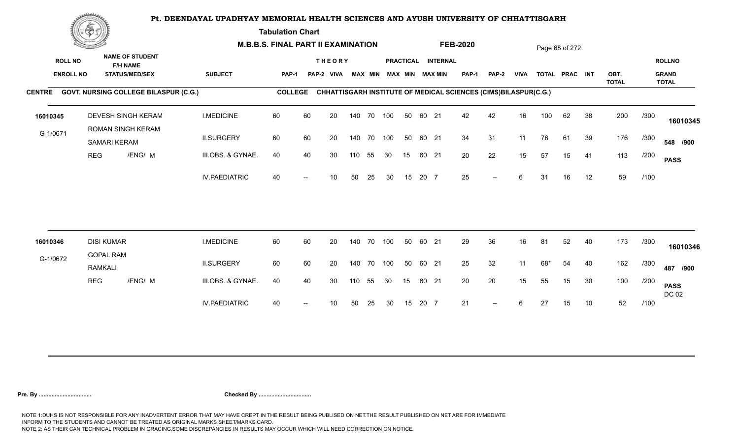# Pt. DEENDAYAL UPADHYAY MEMORIAL HEALTH SCIENCES AND AYUSH UNIVERSITY OF CHHATTISGARH

**Tabulation Chart**

**M.B.B.S. FINAL PART II EXAMINATION** **FEB-2020**

**CENTRE** GOVT. NURSING COLLEGE BILASPUR (C.G.) **COLLEGE** CHHATTISGARH INSTITUTE OF MEDICAL SCIENCES (CIMS)BILASPUR(C.G.)

| ROLL NO / ENROLL NO | NAME OF STUDENT / F/H NAME / STATUS/MED/SEX | SUBJECT | THEORY PAP-1 | THEORY PAP-2 | VIVA | PRACTICAL MAX | PRACTICAL MIN | INTERNAL MAX | INTERNAL MIN | MAX | MIN | PAP-1 | PAP-2 | VIVA | TOTAL | PRAC | INT | OBT. TOTAL | | ROLLNO / GRAND TOTAL |
|---|---|---|---|---|---|---|---|---|---|---|---|---|---|---|---|---|---|---|---|---|
| 16010345 | DEVESH SINGH KERAM | I.MEDICINE | 60 | 60 | 20 | 140 | 70 | 100 | 50 | 60 | 21 | 42 | 42 | 16 | 100 | 62 | 38 | 200 | /300 | 16010345 |
| G-1/0671 | ROMAN SINGH KERAM / SAMARI KERAM | II.SURGERY | 60 | 60 | 20 | 140 | 70 | 100 | 50 | 60 | 21 | 34 | 31 | 11 | 76 | 61 | 39 | 176 | /300 | 548 /900 |
| | REG /ENG/ M | III.OBS. & GYNAE. | 40 | 40 | 30 | 110 | 55 | 30 | 15 | 60 | 21 | 20 | 22 | 15 | 57 | 15 | 41 | 113 | /200 | PASS |
| | | IV.PAEDIATRIC | 40 | -- | 10 | 50 | 25 | 30 | 15 | 20 | 7 | 25 | -- | 6 | 31 | 16 | 12 | 59 | /100 | |
| 16010346 | DISI KUMAR | I.MEDICINE | 60 | 60 | 20 | 140 | 70 | 100 | 50 | 60 | 21 | 29 | 36 | 16 | 81 | 52 | 40 | 173 | /300 | 16010346 |
| G-1/0672 | GOPAL RAM / RAMKALI | II.SURGERY | 60 | 60 | 20 | 140 | 70 | 100 | 50 | 60 | 21 | 25 | 32 | 11 | 68* | 54 | 40 | 162 | /300 | 487 /900 |
| | REG /ENG/ M | III.OBS. & GYNAE. | 40 | 40 | 30 | 110 | 55 | 30 | 15 | 60 | 21 | 20 | 20 | 15 | 55 | 15 | 30 | 100 | /200 | PASS DC 02 |
| | | IV.PAEDIATRIC | 40 | -- | 10 | 50 | 25 | 30 | 15 | 20 | 7 | 21 | -- | 6 | 27 | 15 | 10 | 52 | /100 | |

**Pre. By ................................** **Checked By ................................**

NOTE 1:DUHS IS NOT RESPONSIBLE FOR ANY INADVERTENT ERROR THAT MAY HAVE CREPT IN THE RESULT BEING PUBLISED ON NET.THE RESULT PUBLISHED ON NET ARE FOR IMMEDIATE INFORM TO THE STUDENTS AND CANNOT BE TREATED AS ORIGINAL MARKS SHEET/MARKS CARD.
NOTE 2: AS THEIR CAN TECHNICAL PROBLEM IN GRACING,SOME DISCREPANCIES IN RESULTS MAY OCCUR WHICH WILL NEED CORRECTION ON NOTICE.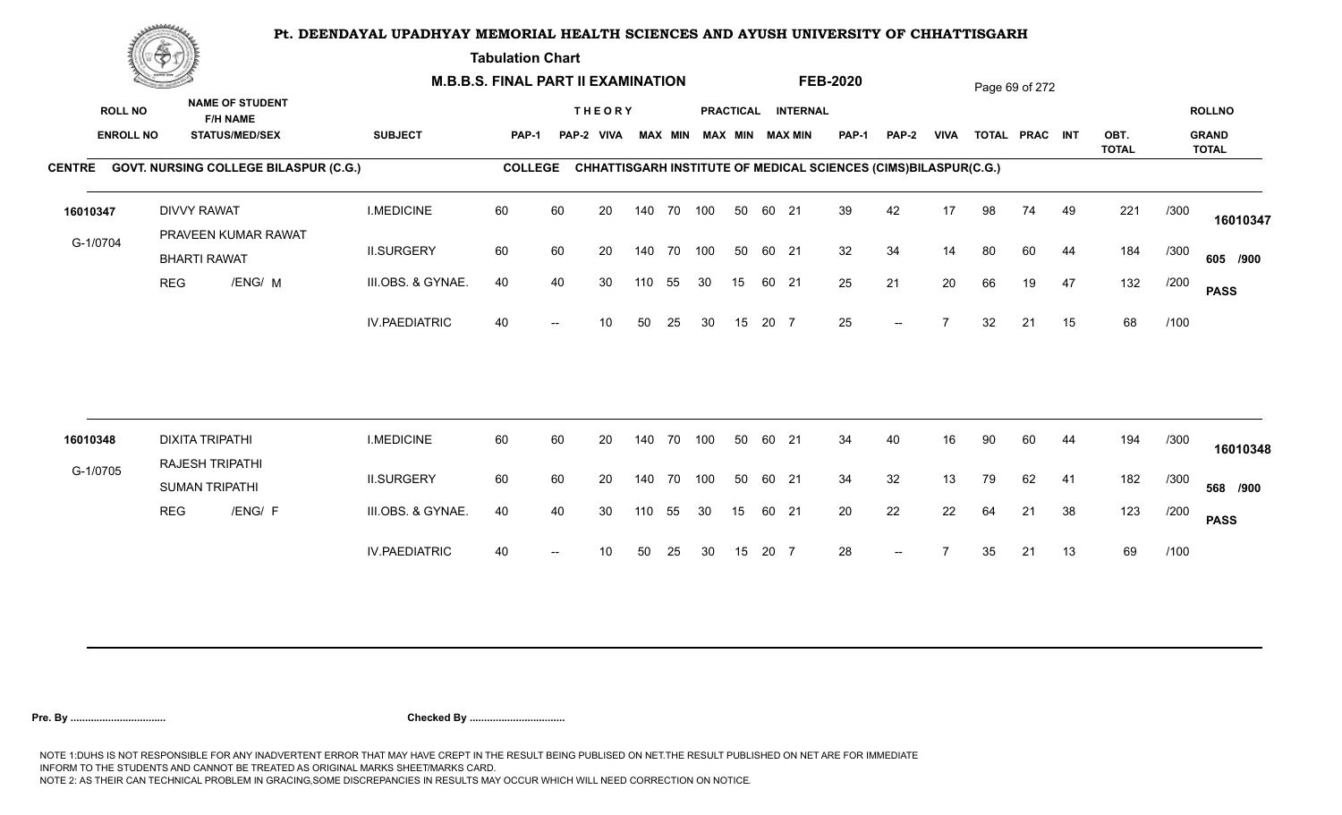# Pt. DEENDAYAL UPADHYAY MEMORIAL HEALTH SCIENCES AND AYUSH UNIVERSITY OF CHHATTISGARH

**Tabulation Chart**

**M.B.B.S. FINAL PART II EXAMINATION** **FEB-2020**

**CENTRE** GOVT. NURSING COLLEGE BILASPUR (C.G.) **COLLEGE** CHHATTISGARH INSTITUTE OF MEDICAL SCIENCES (CIMS)BILASPUR(C.G.)

| ROLL NO / ENROLL NO | NAME OF STUDENT / F/H NAME / STATUS/MED/SEX | SUBJECT | THEORY PAP-1 | PAP-2 | VIVA | MAX | MIN | PRACTICAL MAX | MIN | INTERNAL MAX | MIN | PAP-1 | PAP-2 | VIVA | TOTAL | PRAC | INT | OBT. TOTAL | | ROLLNO / GRAND TOTAL |
|---|---|---|---|---|---|---|---|---|---|---|---|---|---|---|---|---|---|---|---|---|
| 16010347 | DIVVY RAWAT | I.MEDICINE | 60 | 60 | 20 | 140 | 70 | 100 | 50 | 60 | 21 | 39 | 42 | 17 | 98 | 74 | 49 | 221 | /300 | 16010347 |
| G-1/0704 | PRAVEEN KUMAR RAWAT / BHARTI RAWAT | II.SURGERY | 60 | 60 | 20 | 140 | 70 | 100 | 50 | 60 | 21 | 32 | 34 | 14 | 80 | 60 | 44 | 184 | /300 | 605 /900 |
| | REG /ENG/ M | III.OBS. & GYNAE. | 40 | 40 | 30 | 110 | 55 | 30 | 15 | 60 | 21 | 25 | 21 | 20 | 66 | 19 | 47 | 132 | /200 | PASS |
| | | IV.PAEDIATRIC | 40 | -- | 10 | 50 | 25 | 30 | 15 | 20 | 7 | 25 | -- | 7 | 32 | 21 | 15 | 68 | /100 | |
| 16010348 | DIXITA TRIPATHI | I.MEDICINE | 60 | 60 | 20 | 140 | 70 | 100 | 50 | 60 | 21 | 34 | 40 | 16 | 90 | 60 | 44 | 194 | /300 | 16010348 |
| G-1/0705 | RAJESH TRIPATHI / SUMAN TRIPATHI | II.SURGERY | 60 | 60 | 20 | 140 | 70 | 100 | 50 | 60 | 21 | 34 | 32 | 13 | 79 | 62 | 41 | 182 | /300 | 568 /900 |
| | REG /ENG/ F | III.OBS. & GYNAE. | 40 | 40 | 30 | 110 | 55 | 30 | 15 | 60 | 21 | 20 | 22 | 22 | 64 | 21 | 38 | 123 | /200 | PASS |
| | | IV.PAEDIATRIC | 40 | -- | 10 | 50 | 25 | 30 | 15 | 20 | 7 | 28 | -- | 7 | 35 | 21 | 13 | 69 | /100 | |

**Pre. By ................................** **Checked By ................................**

NOTE 1:DUHS IS NOT RESPONSIBLE FOR ANY INADVERTENT ERROR THAT MAY HAVE CREPT IN THE RESULT BEING PUBLISED ON NET.THE RESULT PUBLISHED ON NET ARE FOR IMMEDIATE INFORM TO THE STUDENTS AND CANNOT BE TREATED AS ORIGINAL MARKS SHEET/MARKS CARD.
NOTE 2: AS THEIR CAN TECHNICAL PROBLEM IN GRACING,SOME DISCREPANCIES IN RESULTS MAY OCCUR WHICH WILL NEED CORRECTION ON NOTICE.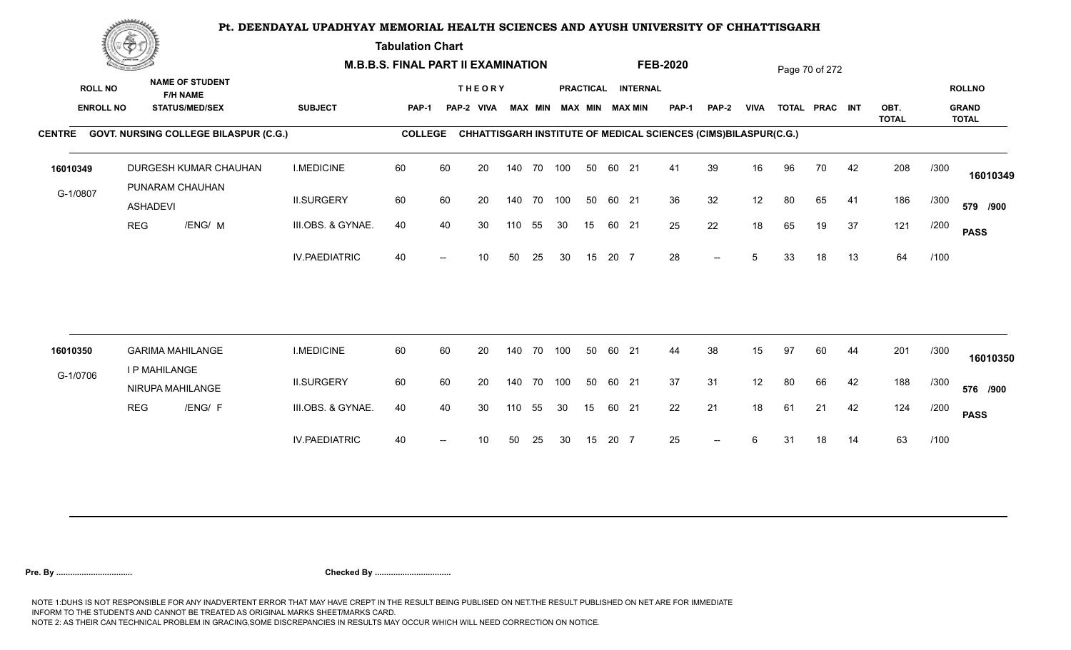# Pt. DEENDAYAL UPADHYAY MEMORIAL HEALTH SCIENCES AND AYUSH UNIVERSITY OF CHHATTISGARH

**Tabulation Chart**

**M.B.B.S. FINAL PART II EXAMINATION** &nbsp;&nbsp;&nbsp; **FEB-2020**

**CENTRE** GOVT. NURSING COLLEGE BILASPUR (C.G.) &nbsp;&nbsp;&nbsp; **COLLEGE** CHHATTISGARH INSTITUTE OF MEDICAL SCIENCES (CIMS)BILASPUR(C.G.)

| ROLL NO / ENROLL NO | NAME OF STUDENT / F/H NAME / STATUS/MED/SEX | SUBJECT | THEORY PAP-1 | THEORY PAP-2 | THEORY VIVA | THEORY MAX | THEORY MIN | PRACTICAL MAX | PRACTICAL MIN | INTERNAL MAX | INTERNAL MIN | PAP-1 | PAP-2 | VIVA | TOTAL | PRAC | INT | OBT. TOTAL | | ROLLNO / GRAND TOTAL |
|---|---|---|---|---|---|---|---|---|---|---|---|---|---|---|---|---|---|---|---|---|
| 16010349 | DURGESH KUMAR CHAUHAN | I.MEDICINE | 60 | 60 | 20 | 140 | 70 | 100 | 50 | 60 | 21 | 41 | 39 | 16 | 96 | 70 | 42 | 208 | /300 | 16010349 |
| G-1/0807 | PUNARAM CHAUHAN / ASHADEVI | II.SURGERY | 60 | 60 | 20 | 140 | 70 | 100 | 50 | 60 | 21 | 36 | 32 | 12 | 80 | 65 | 41 | 186 | /300 | 579 /900 |
| | REG /ENG/ M | III.OBS. & GYNAE. | 40 | 40 | 30 | 110 | 55 | 30 | 15 | 60 | 21 | 25 | 22 | 18 | 65 | 19 | 37 | 121 | /200 | PASS |
| | | IV.PAEDIATRIC | 40 | -- | 10 | 50 | 25 | 30 | 15 | 20 | 7 | 28 | -- | 5 | 33 | 18 | 13 | 64 | /100 | |
| 16010350 | GARIMA MAHILANGE | I.MEDICINE | 60 | 60 | 20 | 140 | 70 | 100 | 50 | 60 | 21 | 44 | 38 | 15 | 97 | 60 | 44 | 201 | /300 | 16010350 |
| G-1/0706 | I P MAHILANGE / NIRUPA MAHILANGE | II.SURGERY | 60 | 60 | 20 | 140 | 70 | 100 | 50 | 60 | 21 | 37 | 31 | 12 | 80 | 66 | 42 | 188 | /300 | 576 /900 |
| | REG /ENG/ F | III.OBS. & GYNAE. | 40 | 40 | 30 | 110 | 55 | 30 | 15 | 60 | 21 | 22 | 21 | 18 | 61 | 21 | 42 | 124 | /200 | PASS |
| | | IV.PAEDIATRIC | 40 | -- | 10 | 50 | 25 | 30 | 15 | 20 | 7 | 25 | -- | 6 | 31 | 18 | 14 | 63 | /100 | |

**Pre. By ................................** &nbsp;&nbsp;&nbsp; **Checked By ................................**

NOTE 1:DUHS IS NOT RESPONSIBLE FOR ANY INADVERTENT ERROR THAT MAY HAVE CREPT IN THE RESULT BEING PUBLISED ON NET.THE RESULT PUBLISHED ON NET ARE FOR IMMEDIATE INFORM TO THE STUDENTS AND CANNOT BE TREATED AS ORIGINAL MARKS SHEET/MARKS CARD.
NOTE 2: AS THEIR CAN TECHNICAL PROBLEM IN GRACING,SOME DISCREPANCIES IN RESULTS MAY OCCUR WHICH WILL NEED CORRECTION ON NOTICE.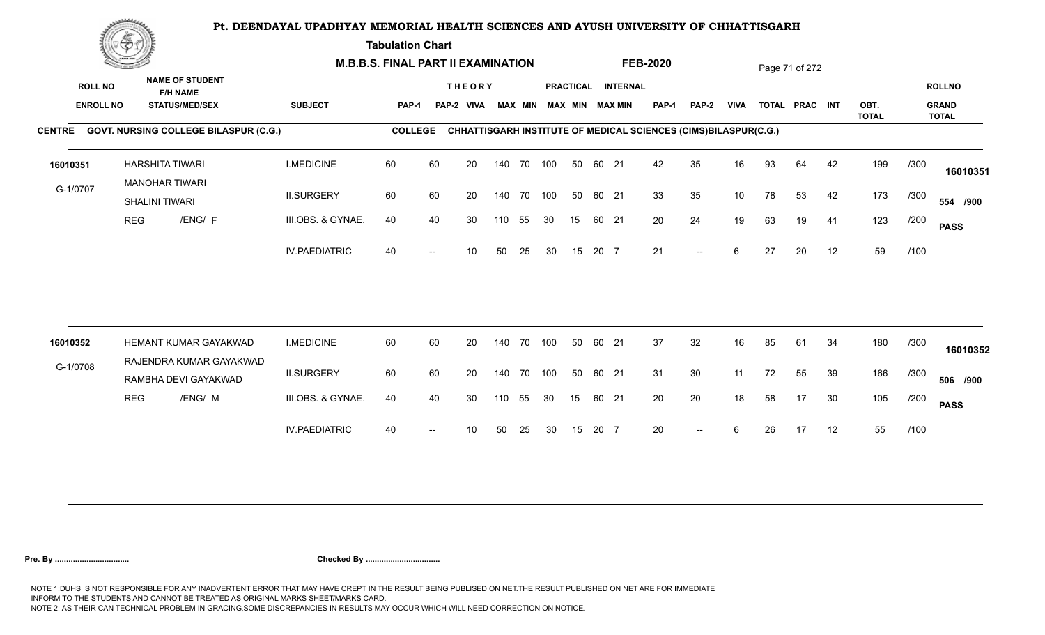# Pt. DEENDAYAL UPADHYAY MEMORIAL HEALTH SCIENCES AND AYUSH UNIVERSITY OF CHHATTISGARH

**Tabulation Chart**

**M.B.B.S. FINAL PART II EXAMINATION** **FEB-2020**

**CENTRE** GOVT. NURSING COLLEGE BILASPUR (C.G.) **COLLEGE** CHHATTISGARH INSTITUTE OF MEDICAL SCIENCES (CIMS)BILASPUR(C.G.)

| ROLL NO / ENROLL NO | NAME OF STUDENT / F/H NAME / STATUS/MED/SEX | SUBJECT | THEORY PAP-1 | PAP-2 | VIVA | MAX | MIN | PRACTICAL MAX | MIN | INTERNAL MAX | MIN | PAP-1 | PAP-2 | VIVA | TOTAL | PRAC | INT | OBT. TOTAL | | ROLLNO / GRAND TOTAL |
|---|---|---|---|---|---|---|---|---|---|---|---|---|---|---|---|---|---|---|---|---|
| 16010351 | HARSHITA TIWARI | I.MEDICINE | 60 | 60 | 20 | 140 | 70 | 100 | 50 | 60 | 21 | 42 | 35 | 16 | 93 | 64 | 42 | 199 | /300 | 16010351 |
| G-1/0707 | MANOHAR TIWARI / SHALINI TIWARI | II.SURGERY | 60 | 60 | 20 | 140 | 70 | 100 | 50 | 60 | 21 | 33 | 35 | 10 | 78 | 53 | 42 | 173 | /300 | 554 /900 |
| | REG /ENG/ F | III.OBS. & GYNAE. | 40 | 40 | 30 | 110 | 55 | 30 | 15 | 60 | 21 | 20 | 24 | 19 | 63 | 19 | 41 | 123 | /200 | PASS |
| | | IV.PAEDIATRIC | 40 | -- | 10 | 50 | 25 | 30 | 15 | 20 | 7 | 21 | -- | 6 | 27 | 20 | 12 | 59 | /100 | |
| 16010352 | HEMANT KUMAR GAYAKWAD | I.MEDICINE | 60 | 60 | 20 | 140 | 70 | 100 | 50 | 60 | 21 | 37 | 32 | 16 | 85 | 61 | 34 | 180 | /300 | 16010352 |
| G-1/0708 | RAJENDRA KUMAR GAYAKWAD / RAMBHA DEVI GAYAKWAD | II.SURGERY | 60 | 60 | 20 | 140 | 70 | 100 | 50 | 60 | 21 | 31 | 30 | 11 | 72 | 55 | 39 | 166 | /300 | 506 /900 |
| | REG /ENG/ M | III.OBS. & GYNAE. | 40 | 40 | 30 | 110 | 55 | 30 | 15 | 60 | 21 | 20 | 20 | 18 | 58 | 17 | 30 | 105 | /200 | PASS |
| | | IV.PAEDIATRIC | 40 | -- | 10 | 50 | 25 | 30 | 15 | 20 | 7 | 20 | -- | 6 | 26 | 17 | 12 | 55 | /100 | |

**Pre. By ................................** **Checked By ................................**

NOTE 1:DUHS IS NOT RESPONSIBLE FOR ANY INADVERTENT ERROR THAT MAY HAVE CREPT IN THE RESULT BEING PUBLISED ON NET.THE RESULT PUBLISHED ON NET ARE FOR IMMEDIATE INFORM TO THE STUDENTS AND CANNOT BE TREATED AS ORIGINAL MARKS SHEET/MARKS CARD.
NOTE 2: AS THEIR CAN TECHNICAL PROBLEM IN GRACING,SOME DISCREPANCIES IN RESULTS MAY OCCUR WHICH WILL NEED CORRECTION ON NOTICE.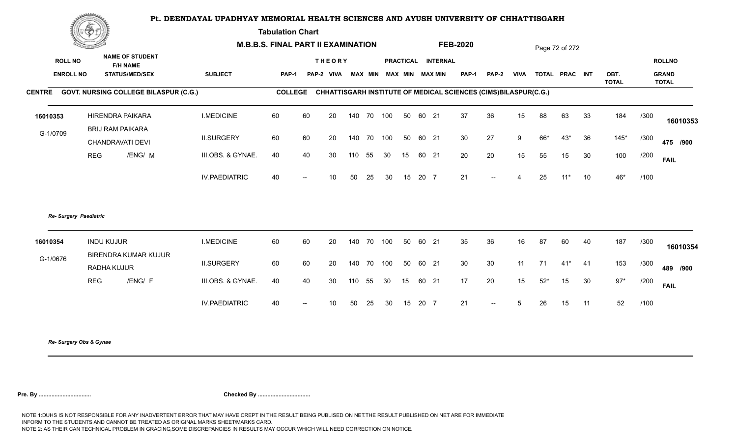# Pt. DEENDAYAL UPADHYAY MEMORIAL HEALTH SCIENCES AND AYUSH UNIVERSITY OF CHHATTISGARH

**Tabulation Chart**

**M.B.B.S. FINAL PART II EXAMINATION** **FEB-2020**

**CENTRE** GOVT. NURSING COLLEGE BILASPUR (C.G.) **COLLEGE** CHHATTISGARH INSTITUTE OF MEDICAL SCIENCES (CIMS)BILASPUR(C.G.)

| ROLL NO / ENROLL NO | NAME OF STUDENT / F/H NAME / STATUS/MEDI/SEX | SUBJECT | THEORY PAP-1 | PAP-2 | VIVA | MAX | MIN | PRACTICAL MAX | MIN | INTERNAL MAX | MIN | PAP-1 | PAP-2 | VIVA | TOTAL | PRAC | INT | OBT. TOTAL | | ROLLNO / GRAND TOTAL |
|---|---|---|---|---|---|---|---|---|---|---|---|---|---|---|---|---|---|---|---|---|
| 16010353 | HIRENDRA PAIKARA | I.MEDICINE | 60 | 60 | 20 | 140 | 70 | 100 | 50 | 60 | 21 | 37 | 36 | 15 | 88 | 63 | 33 | 184 | /300 | 16010353 |
| G-1/0709 | BRIJ RAM PAIKARA / CHANDRAVATI DEVI | II.SURGERY | 60 | 60 | 20 | 140 | 70 | 100 | 50 | 60 | 21 | 30 | 27 | 9 | 66* | 43* | 36 | 145* | /300 | 475 /900 |
| | REG /ENG/ M | III.OBS. & GYNAE. | 40 | 40 | 30 | 110 | 55 | 30 | 15 | 60 | 21 | 20 | 20 | 15 | 55 | 15 | 30 | 100 | /200 | FAIL |
| | | IV.PAEDIATRIC | 40 | -- | 10 | 50 | 25 | 30 | 15 | 20 | 7 | 21 | -- | 4 | 25 | 11* | 10 | 46* | /100 | |

*Re- Surgery Paediatric*

| ROLL NO / ENROLL NO | NAME OF STUDENT / F/H NAME / STATUS/MEDI/SEX | SUBJECT | THEORY PAP-1 | PAP-2 | VIVA | MAX | MIN | PRACTICAL MAX | MIN | INTERNAL MAX | MIN | PAP-1 | PAP-2 | VIVA | TOTAL | PRAC | INT | OBT. TOTAL | | ROLLNO / GRAND TOTAL |
|---|---|---|---|---|---|---|---|---|---|---|---|---|---|---|---|---|---|---|---|---|
| 16010354 | INDU KUJUR | I.MEDICINE | 60 | 60 | 20 | 140 | 70 | 100 | 50 | 60 | 21 | 35 | 36 | 16 | 87 | 60 | 40 | 187 | /300 | 16010354 |
| G-1/0676 | BIRENDRA KUMAR KUJUR / RADHA KUJUR | II.SURGERY | 60 | 60 | 20 | 140 | 70 | 100 | 50 | 60 | 21 | 30 | 30 | 11 | 71 | 41* | 41 | 153 | /300 | 489 /900 |
| | REG /ENG/ F | III.OBS. & GYNAE. | 40 | 40 | 30 | 110 | 55 | 30 | 15 | 60 | 21 | 17 | 20 | 15 | 52* | 15 | 30 | 97* | /200 | FAIL |
| | | IV.PAEDIATRIC | 40 | -- | 10 | 50 | 25 | 30 | 15 | 20 | 7 | 21 | -- | 5 | 26 | 15 | 11 | 52 | /100 | |

*Re- Surgery Obs & Gynae*

**Pre. By ................................** **Checked By ................................**

NOTE 1:DUHS IS NOT RESPONSIBLE FOR ANY INADVERTENT ERROR THAT MAY HAVE CREPT IN THE RESULT BEING PUBLISED ON NET.THE RESULT PUBLISHED ON NET ARE FOR IMMEDIATE INFORM TO THE STUDENTS AND CANNOT BE TREATED AS ORIGINAL MARKS SHEET/MARKS CARD.
NOTE 2: AS THEIR CAN TECHNICAL PROBLEM IN GRACING,SOME DISCREPANCIES IN RESULTS MAY OCCUR WHICH WILL NEED CORRECTION ON NOTICE.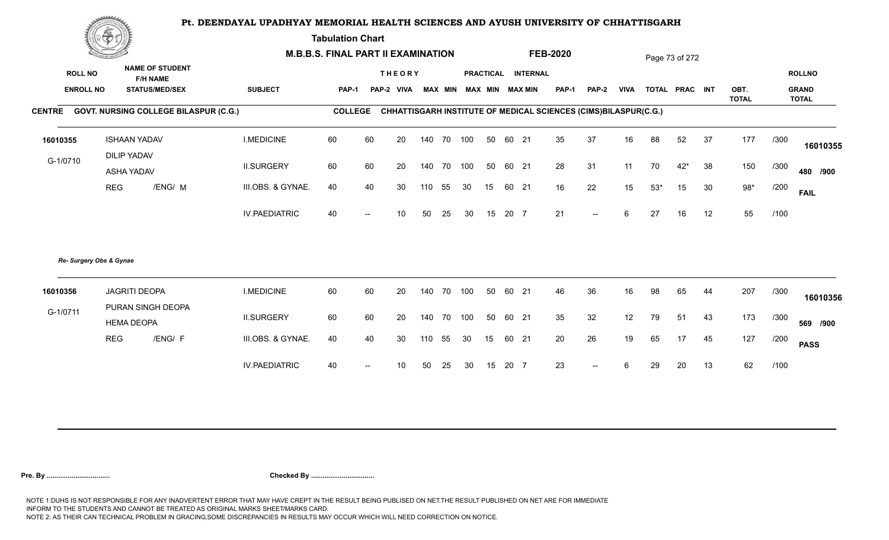# Pt. DEENDAYAL UPADHYAY MEMORIAL HEALTH SCIENCES AND AYUSH UNIVERSITY OF CHHATTISGARH

**Tabulation Chart**

**M.B.B.S. FINAL PART II EXAMINATION** **FEB-2020**

**CENTRE GOVT. NURSING COLLEGE BILASPUR (C.G.)** **COLLEGE CHHATTISGARH INSTITUTE OF MEDICAL SCIENCES (CIMS)BILASPUR(C.G.)**

| ROLL NO / ENROLL NO | NAME OF STUDENT / F/H NAME / STATUS/MEDI/SEX | SUBJECT | THEORY PAP-1 | PAP-2 | VIVA | MAX | MIN | PRACTICAL MAX | MIN | INTERNAL MAX | MIN | PAP-1 | PAP-2 | VIVA | TOTAL | PRAC | INT | OBT. TOTAL | | ROLLNO / GRAND TOTAL |
|---|---|---|---|---|---|---|---|---|---|---|---|---|---|---|---|---|---|---|---|---|
| 16010355 | ISHAAN YADAV | I.MEDICINE | 60 | 60 | 20 | 140 | 70 | 100 | 50 | 60 | 21 | 35 | 37 | 16 | 88 | 52 | 37 | 177 | /300 | 16010355 |
| G-1/0710 | DILIP YADAV / ASHA YADAV | II.SURGERY | 60 | 60 | 20 | 140 | 70 | 100 | 50 | 60 | 21 | 28 | 31 | 11 | 70 | 42* | 38 | 150 | /300 | 480 /900 |
| | REG /ENG/ M | III.OBS. & GYNAE. | 40 | 40 | 30 | 110 | 55 | 30 | 15 | 60 | 21 | 16 | 22 | 15 | 53* | 15 | 30 | 98* | /200 | FAIL |
| | | IV.PAEDIATRIC | 40 | -- | 10 | 50 | 25 | 30 | 15 | 20 | 7 | 21 | -- | 6 | 27 | 16 | 12 | 55 | /100 | |

*Re- Surgery Obs & Gynae*

| ROLL NO / ENROLL NO | NAME OF STUDENT / F/H NAME / STATUS/MEDI/SEX | SUBJECT | THEORY PAP-1 | PAP-2 | VIVA | MAX | MIN | PRACTICAL MAX | MIN | INTERNAL MAX | MIN | PAP-1 | PAP-2 | VIVA | TOTAL | PRAC | INT | OBT. TOTAL | | ROLLNO / GRAND TOTAL |
|---|---|---|---|---|---|---|---|---|---|---|---|---|---|---|---|---|---|---|---|---|
| 16010356 | JAGRITI DEOPA | I.MEDICINE | 60 | 60 | 20 | 140 | 70 | 100 | 50 | 60 | 21 | 46 | 36 | 16 | 98 | 65 | 44 | 207 | /300 | 16010356 |
| G-1/0711 | PURAN SINGH DEOPA / HEMA DEOPA | II.SURGERY | 60 | 60 | 20 | 140 | 70 | 100 | 50 | 60 | 21 | 35 | 32 | 12 | 79 | 51 | 43 | 173 | /300 | 569 /900 |
| | REG /ENG/ F | III.OBS. & GYNAE. | 40 | 40 | 30 | 110 | 55 | 30 | 15 | 60 | 21 | 20 | 26 | 19 | 65 | 17 | 45 | 127 | /200 | PASS |
| | | IV.PAEDIATRIC | 40 | -- | 10 | 50 | 25 | 30 | 15 | 20 | 7 | 23 | -- | 6 | 29 | 20 | 13 | 62 | /100 | |

**Pre. By .................................** **Checked By .................................**

NOTE 1:DUHS IS NOT RESPONSIBLE FOR ANY INADVERTENT ERROR THAT MAY HAVE CREPT IN THE RESULT BEING PUBLISED ON NET.THE RESULT PUBLISHED ON NET ARE FOR IMMEDIATE INFORM TO THE STUDENTS AND CANNOT BE TREATED AS ORIGINAL MARKS SHEET/MARKS CARD.
NOTE 2: AS THEIR CAN TECHNICAL PROBLEM IN GRACING,SOME DISCREPANCIES IN RESULTS MAY OCCUR WHICH WILL NEED CORRECTION ON NOTICE.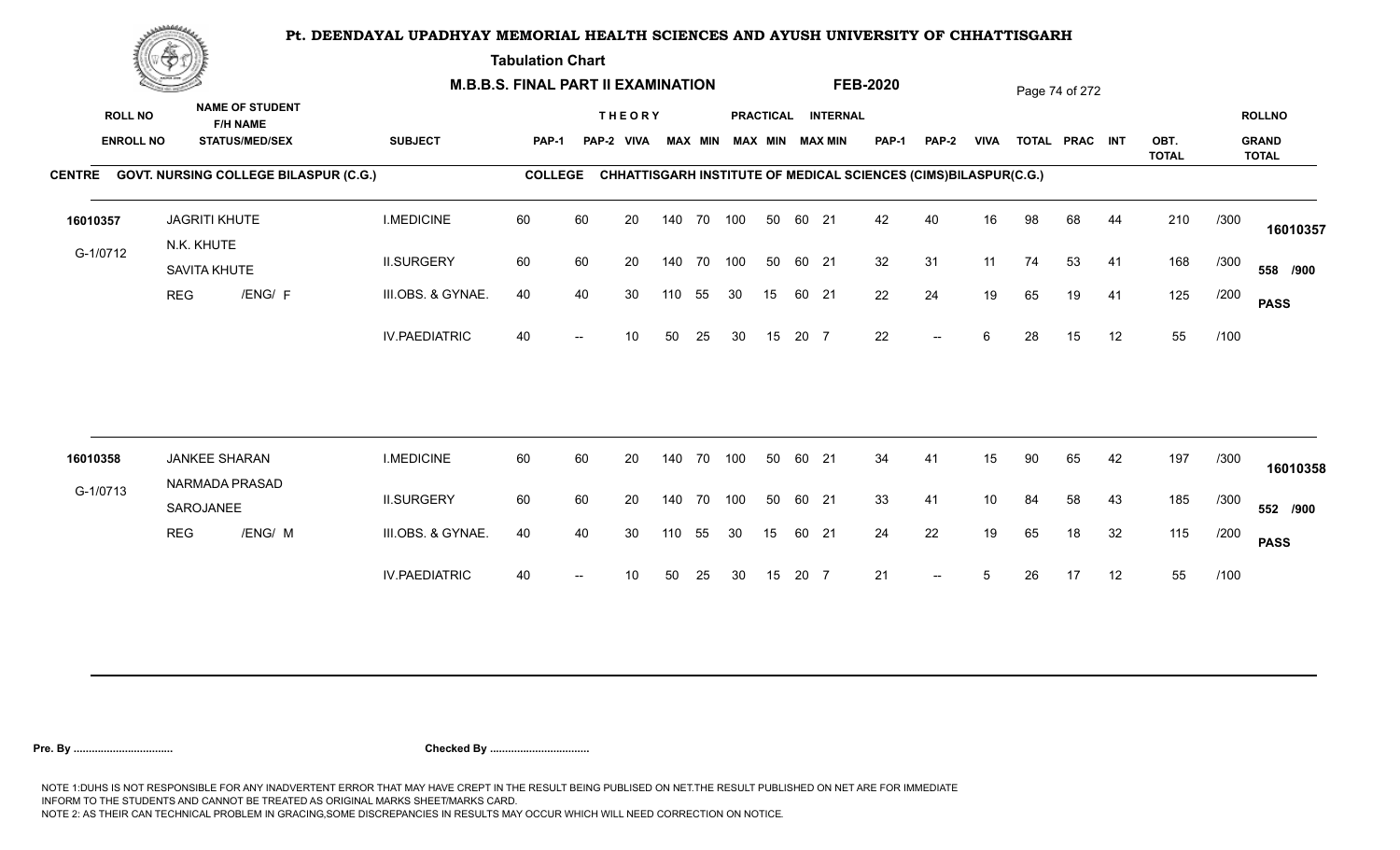# Pt. DEENDAYAL UPADHYAY MEMORIAL HEALTH SCIENCES AND AYUSH UNIVERSITY OF CHHATTISGARH

**Tabulation Chart**

**M.B.B.S. FINAL PART II EXAMINATION** **FEB-2020**

**CENTRE** GOVT. NURSING COLLEGE BILASPUR (C.G.) **COLLEGE** CHHATTISGARH INSTITUTE OF MEDICAL SCIENCES (CIMS)BILASPUR(C.G.)

| ROLL NO / ENROLL NO | NAME OF STUDENT / F/H NAME / STATUS/MED/SEX | SUBJECT | THEORY PAP-1 | PAP-2 | VIVA | MAX | MIN | PRACTICAL MAX | MIN | INTERNAL MAX | MIN | PAP-1 | PAP-2 | VIVA | TOTAL | PRAC | INT | OBT. TOTAL | | ROLLNO / GRAND TOTAL |
|---|---|---|---|---|---|---|---|---|---|---|---|---|---|---|---|---|---|---|---|---|
| 16010357 | JAGRITI KHUTE | I.MEDICINE | 60 | 60 | 20 | 140 | 70 | 100 | 50 | 60 | 21 | 42 | 40 | 16 | 98 | 68 | 44 | 210 | /300 | 16010357 |
| G-1/0712 | N.K. KHUTE / SAVITA KHUTE | II.SURGERY | 60 | 60 | 20 | 140 | 70 | 100 | 50 | 60 | 21 | 32 | 31 | 11 | 74 | 53 | 41 | 168 | /300 | 558 /900 |
| | REG /ENG/ F | III.OBS. & GYNAE. | 40 | 40 | 30 | 110 | 55 | 30 | 15 | 60 | 21 | 22 | 24 | 19 | 65 | 19 | 41 | 125 | /200 | PASS |
| | | IV.PAEDIATRIC | 40 | -- | 10 | 50 | 25 | 30 | 15 | 20 | 7 | 22 | -- | 6 | 28 | 15 | 12 | 55 | /100 | |
| 16010358 | JANKEE SHARAN | I.MEDICINE | 60 | 60 | 20 | 140 | 70 | 100 | 50 | 60 | 21 | 34 | 41 | 15 | 90 | 65 | 42 | 197 | /300 | 16010358 |
| G-1/0713 | NARMADA PRASAD / SAROJANEE | II.SURGERY | 60 | 60 | 20 | 140 | 70 | 100 | 50 | 60 | 21 | 33 | 41 | 10 | 84 | 58 | 43 | 185 | /300 | 552 /900 |
| | REG /ENG/ M | III.OBS. & GYNAE. | 40 | 40 | 30 | 110 | 55 | 30 | 15 | 60 | 21 | 24 | 22 | 19 | 65 | 18 | 32 | 115 | /200 | PASS |
| | | IV.PAEDIATRIC | 40 | -- | 10 | 50 | 25 | 30 | 15 | 20 | 7 | 21 | -- | 5 | 26 | 17 | 12 | 55 | /100 | |

**Pre. By ................................** **Checked By ................................**

NOTE 1:DUHS IS NOT RESPONSIBLE FOR ANY INADVERTENT ERROR THAT MAY HAVE CREPT IN THE RESULT BEING PUBLISED ON NET.THE RESULT PUBLISHED ON NET ARE FOR IMMEDIATE INFORM TO THE STUDENTS AND CANNOT BE TREATED AS ORIGINAL MARKS SHEET/MARKS CARD.
NOTE 2: AS THEIR CAN TECHNICAL PROBLEM IN GRACING,SOME DISCREPANCIES IN RESULTS MAY OCCUR WHICH WILL NEED CORRECTION ON NOTICE.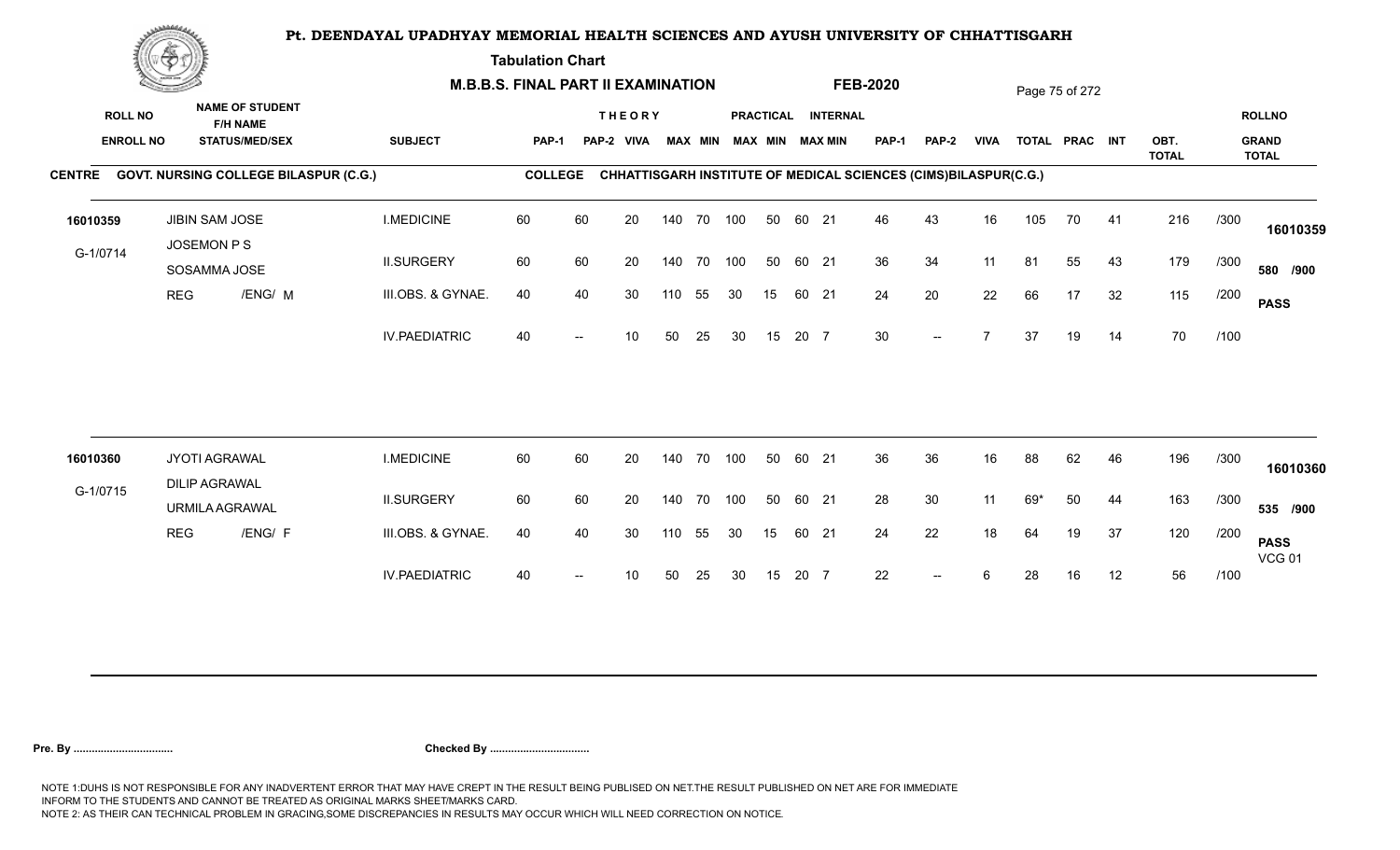# Pt. DEENDAYAL UPADHYAY MEMORIAL HEALTH SCIENCES AND AYUSH UNIVERSITY OF CHHATTISGARH

**Tabulation Chart**

**M.B.B.S. FINAL PART II EXAMINATION** **FEB-2020**

**CENTRE** GOVT. NURSING COLLEGE BILASPUR (C.G.) **COLLEGE** CHHATTISGARH INSTITUTE OF MEDICAL SCIENCES (CIMS)BILASPUR(C.G.)

| ROLL NO / ENROLL NO | NAME OF STUDENT / F/H NAME / STATUS/MED/SEX | SUBJECT | THEORY PAP-1 | PAP-2 | VIVA | MAX | MIN | PRACTICAL MAX | MIN | INTERNAL MAX | MIN | PAP-1 | PAP-2 | VIVA | TOTAL | PRAC | INT | OBT. TOTAL | | ROLLNO / GRAND TOTAL |
|---|---|---|---|---|---|---|---|---|---|---|---|---|---|---|---|---|---|---|---|---|
| 16010359 | JIBIN SAM JOSE | I.MEDICINE | 60 | 60 | 20 | 140 | 70 | 100 | 50 | 60 | 21 | 46 | 43 | 16 | 105 | 70 | 41 | 216 | /300 | 16010359 |
| G-1/0714 | JOSEMON P S / SOSAMMA JOSE | II.SURGERY | 60 | 60 | 20 | 140 | 70 | 100 | 50 | 60 | 21 | 36 | 34 | 11 | 81 | 55 | 43 | 179 | /300 | 580 /900 |
| | REG /ENG/ M | III.OBS. & GYNAE. | 40 | 40 | 30 | 110 | 55 | 30 | 15 | 60 | 21 | 24 | 20 | 22 | 66 | 17 | 32 | 115 | /200 | PASS |
| | | IV.PAEDIATRIC | 40 | -- | 10 | 50 | 25 | 30 | 15 | 20 | 7 | 30 | -- | 7 | 37 | 19 | 14 | 70 | /100 | |
| 16010360 | JYOTI AGRAWAL | I.MEDICINE | 60 | 60 | 20 | 140 | 70 | 100 | 50 | 60 | 21 | 36 | 36 | 16 | 88 | 62 | 46 | 196 | /300 | 16010360 |
| G-1/0715 | DILIP AGRAWAL / URMILA AGRAWAL | II.SURGERY | 60 | 60 | 20 | 140 | 70 | 100 | 50 | 60 | 21 | 28 | 30 | 11 | 69* | 50 | 44 | 163 | /300 | 535 /900 |
| | REG /ENG/ F | III.OBS. & GYNAE. | 40 | 40 | 30 | 110 | 55 | 30 | 15 | 60 | 21 | 24 | 22 | 18 | 64 | 19 | 37 | 120 | /200 | PASS VCG 01 |
| | | IV.PAEDIATRIC | 40 | -- | 10 | 50 | 25 | 30 | 15 | 20 | 7 | 22 | -- | 6 | 28 | 16 | 12 | 56 | /100 | |

**Pre. By .................................** **Checked By .................................**

NOTE 1:DUHS IS NOT RESPONSIBLE FOR ANY INADVERTENT ERROR THAT MAY HAVE CREPT IN THE RESULT BEING PUBLISED ON NET.THE RESULT PUBLISHED ON NET ARE FOR IMMEDIATE INFORM TO THE STUDENTS AND CANNOT BE TREATED AS ORIGINAL MARKS SHEET/MARKS CARD.
NOTE 2: AS THEIR CAN TECHNICAL PROBLEM IN GRACING,SOME DISCREPANCIES IN RESULTS MAY OCCUR WHICH WILL NEED CORRECTION ON NOTICE.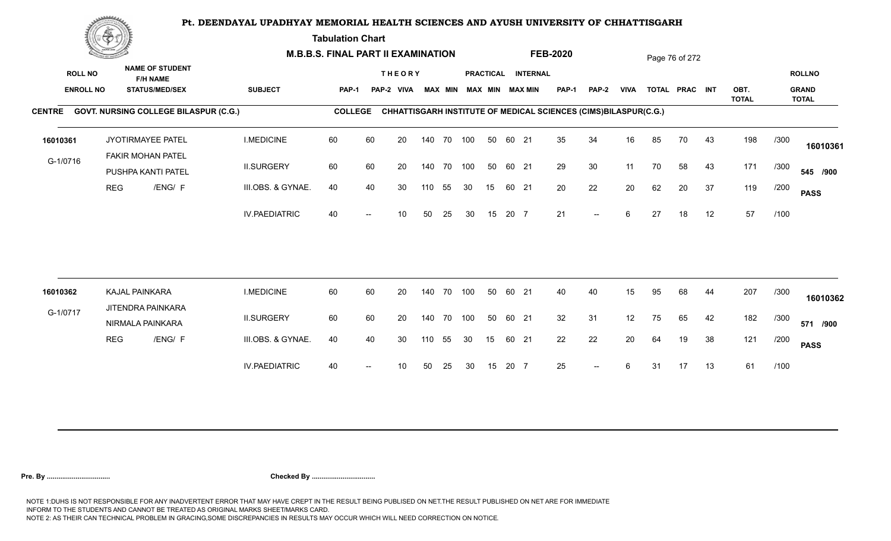# Pt. DEENDAYAL UPADHYAY MEMORIAL HEALTH SCIENCES AND AYUSH UNIVERSITY OF CHHATTISGARH

**Tabulation Chart**

**M.B.B.S. FINAL PART II EXAMINATION** — **FEB-2020**

**CENTRE** GOVT. NURSING COLLEGE BILASPUR (C.G.) — **COLLEGE** CHHATTISGARH INSTITUTE OF MEDICAL SCIENCES (CIMS)BILASPUR(C.G.)

| ROLL NO / ENROLL NO | NAME OF STUDENT / F/H NAME / STATUS/MED/SEX | SUBJECT | THEORY PAP-1 | THEORY PAP-2 | THEORY VIVA | THEORY MAX | THEORY MIN | PRACTICAL MAX | PRACTICAL MIN | INTERNAL MAX | INTERNAL MIN | PAP-1 | PAP-2 | VIVA | TOTAL | PRAC | INT | OBT. TOTAL | | ROLLNO / GRAND TOTAL |
|---|---|---|---|---|---|---|---|---|---|---|---|---|---|---|---|---|---|---|---|---|
| 16010361 | JYOTIRMAYEE PATEL | I.MEDICINE | 60 | 60 | 20 | 140 | 70 | 100 | 50 | 60 | 21 | 35 | 34 | 16 | 85 | 70 | 43 | 198 | /300 | 16010361 |
| G-1/0716 | FAKIR MOHAN PATEL | II.SURGERY | 60 | 60 | 20 | 140 | 70 | 100 | 50 | 60 | 21 | 29 | 30 | 11 | 70 | 58 | 43 | 171 | /300 | 545 /900 |
| | PUSHPA KANTI PATEL | III.OBS. & GYNAE. | 40 | 40 | 30 | 110 | 55 | 30 | 15 | 60 | 21 | 20 | 22 | 20 | 62 | 20 | 37 | 119 | /200 | PASS |
| | REG /ENG/ F | IV.PAEDIATRIC | 40 | -- | 10 | 50 | 25 | 30 | 15 | 20 | 7 | 21 | -- | 6 | 27 | 18 | 12 | 57 | /100 | |
| 16010362 | KAJAL PAINKARA | I.MEDICINE | 60 | 60 | 20 | 140 | 70 | 100 | 50 | 60 | 21 | 40 | 40 | 15 | 95 | 68 | 44 | 207 | /300 | 16010362 |
| G-1/0717 | JITENDRA PAINKARA | II.SURGERY | 60 | 60 | 20 | 140 | 70 | 100 | 50 | 60 | 21 | 32 | 31 | 12 | 75 | 65 | 42 | 182 | /300 | 571 /900 |
| | NIRMALA PAINKARA | III.OBS. & GYNAE. | 40 | 40 | 30 | 110 | 55 | 30 | 15 | 60 | 21 | 22 | 22 | 20 | 64 | 19 | 38 | 121 | /200 | PASS |
| | REG /ENG/ F | IV.PAEDIATRIC | 40 | -- | 10 | 50 | 25 | 30 | 15 | 20 | 7 | 25 | -- | 6 | 31 | 17 | 13 | 61 | /100 | |

**Pre. By ................................** **Checked By ................................**

NOTE 1:DUHS IS NOT RESPONSIBLE FOR ANY INADVERTENT ERROR THAT MAY HAVE CREPT IN THE RESULT BEING PUBLISED ON NET.THE RESULT PUBLISHED ON NET ARE FOR IMMEDIATE INFORM TO THE STUDENTS AND CANNOT BE TREATED AS ORIGINAL MARKS SHEET/MARKS CARD.
NOTE 2: AS THEIR CAN TECHNICAL PROBLEM IN GRACING,SOME DISCREPANCIES IN RESULTS MAY OCCUR WHICH WILL NEED CORRECTION ON NOTICE.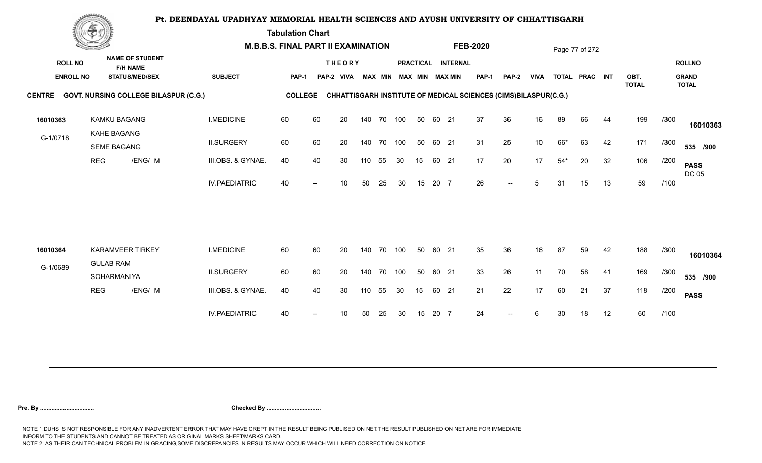# Pt. DEENDAYAL UPADHYAY MEMORIAL HEALTH SCIENCES AND AYUSH UNIVERSITY OF CHHATTISGARH

**Tabulation Chart**

**M.B.B.S. FINAL PART II EXAMINATION** **FEB-2020**

**CENTRE** GOVT. NURSING COLLEGE BILASPUR (C.G.) **COLLEGE** CHHATTISGARH INSTITUTE OF MEDICAL SCIENCES (CIMS)BILASPUR(C.G.)

| ROLL NO / ENROLL NO | NAME OF STUDENT / F/H NAME / STATUS/MED/SEX | SUBJECT | THEORY PAP-1 | PAP-2 | VIVA | MAX | MIN | PRACTICAL MAX | MIN | INTERNAL MAX | MIN | PAP-1 | PAP-2 | VIVA | TOTAL | PRAC | INT | OBT. TOTAL | | ROLLNO / GRAND TOTAL |
|---|---|---|---|---|---|---|---|---|---|---|---|---|---|---|---|---|---|---|---|---|
| 16010363 | KAMKU BAGANG | I.MEDICINE | 60 | 60 | 20 | 140 | 70 | 100 | 50 | 60 | 21 | 37 | 36 | 16 | 89 | 66 | 44 | 199 | /300 | 16010363 |
| G-1/0718 | KAHE BAGANG / SEME BAGANG | II.SURGERY | 60 | 60 | 20 | 140 | 70 | 100 | 50 | 60 | 21 | 31 | 25 | 10 | 66* | 63 | 42 | 171 | /300 | 535 /900 |
| | REG /ENG/ M | III.OBS. & GYNAE. | 40 | 40 | 30 | 110 | 55 | 30 | 15 | 60 | 21 | 17 | 20 | 17 | 54* | 20 | 32 | 106 | /200 | PASS DC 05 |
| | | IV.PAEDIATRIC | 40 | -- | 10 | 50 | 25 | 30 | 15 | 20 | 7 | 26 | -- | 5 | 31 | 15 | 13 | 59 | /100 | |
| 16010364 | KARAMVEER TIRKEY | I.MEDICINE | 60 | 60 | 20 | 140 | 70 | 100 | 50 | 60 | 21 | 35 | 36 | 16 | 87 | 59 | 42 | 188 | /300 | 16010364 |
| G-1/0689 | GULAB RAM / SOHARMANIYA | II.SURGERY | 60 | 60 | 20 | 140 | 70 | 100 | 50 | 60 | 21 | 33 | 26 | 11 | 70 | 58 | 41 | 169 | /300 | 535 /900 |
| | REG /ENG/ M | III.OBS. & GYNAE. | 40 | 40 | 30 | 110 | 55 | 30 | 15 | 60 | 21 | 21 | 22 | 17 | 60 | 21 | 37 | 118 | /200 | PASS |
| | | IV.PAEDIATRIC | 40 | -- | 10 | 50 | 25 | 30 | 15 | 20 | 7 | 24 | -- | 6 | 30 | 18 | 12 | 60 | /100 | |

**Pre. By .................................** **Checked By .................................**

NOTE 1:DUHS IS NOT RESPONSIBLE FOR ANY INADVERTENT ERROR THAT MAY HAVE CREPT IN THE RESULT BEING PUBLISED ON NET.THE RESULT PUBLISHED ON NET ARE FOR IMMEDIATE INFORM TO THE STUDENTS AND CANNOT BE TREATED AS ORIGINAL MARKS SHEET/MARKS CARD.
NOTE 2: AS THEIR CAN TECHNICAL PROBLEM IN GRACING,SOME DISCREPANCIES IN RESULTS MAY OCCUR WHICH WILL NEED CORRECTION ON NOTICE.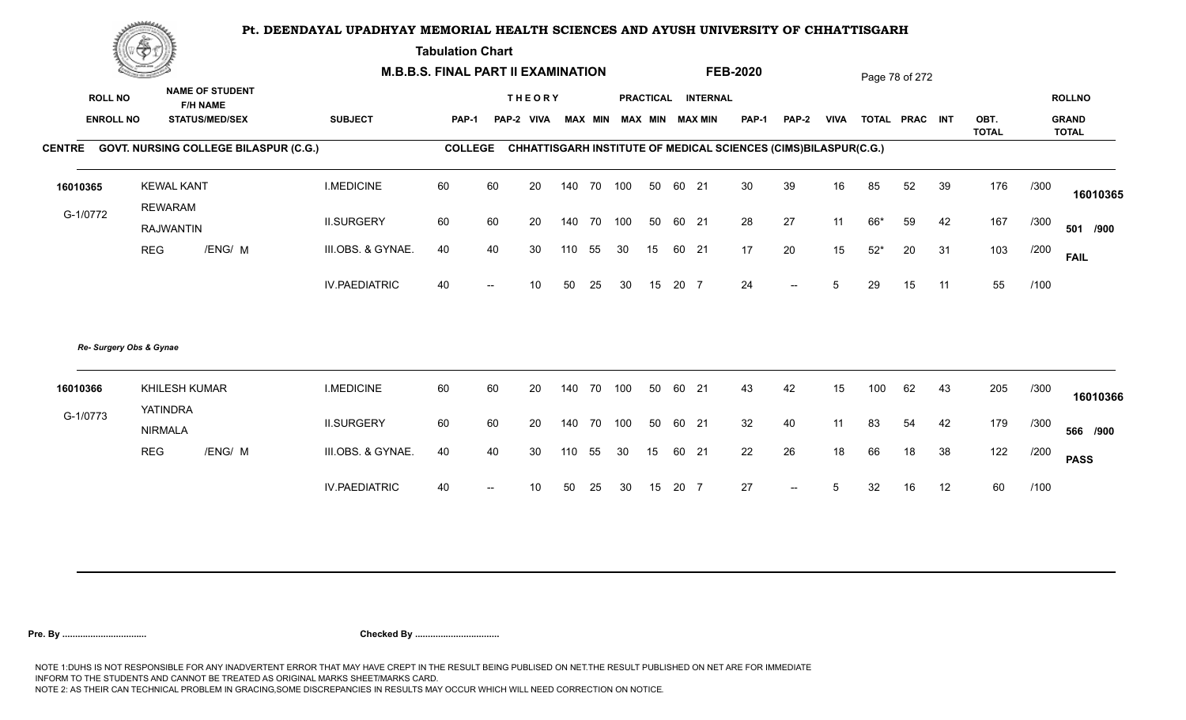# Pt. DEENDAYAL UPADHYAY MEMORIAL HEALTH SCIENCES AND AYUSH UNIVERSITY OF CHHATTISGARH

**Tabulation Chart**

**M.B.B.S. FINAL PART II EXAMINATION** **FEB-2020**

**CENTRE** GOVT. NURSING COLLEGE BILASPUR (C.G.) **COLLEGE** CHHATTISGARH INSTITUTE OF MEDICAL SCIENCES (CIMS)BILASPUR(C.G.)

| ROLL NO / ENROLL NO | NAME OF STUDENT / F/H NAME / STATUS/MED/SEX | SUBJECT | THEORY PAP-1 | PAP-2 | VIVA | MAX | MIN | PRACTICAL MAX | MIN | INTERNAL MAX | MIN | PAP-1 | PAP-2 | VIVA | TOTAL | PRAC | INT | OBT. TOTAL | | ROLLNO / GRAND TOTAL |
|---|---|---|---|---|---|---|---|---|---|---|---|---|---|---|---|---|---|---|---|---|
| 16010365 | KEWAL KANT | I.MEDICINE | 60 | 60 | 20 | 140 | 70 | 100 | 50 | 60 | 21 | 30 | 39 | 16 | 85 | 52 | 39 | 176 | /300 | 16010365 |
| G-1/0772 | REWARAM / RAJWANTIN | II.SURGERY | 60 | 60 | 20 | 140 | 70 | 100 | 50 | 60 | 21 | 28 | 27 | 11 | 66* | 59 | 42 | 167 | /300 | 501 /900 |
| | REG /ENG/ M | III.OBS. & GYNAE. | 40 | 40 | 30 | 110 | 55 | 30 | 15 | 60 | 21 | 17 | 20 | 15 | 52* | 20 | 31 | 103 | /200 | FAIL |
| | | IV.PAEDIATRIC | 40 | -- | 10 | 50 | 25 | 30 | 15 | 20 | 7 | 24 | -- | 5 | 29 | 15 | 11 | 55 | /100 | |

*Re- Surgery Obs & Gynae*

| ROLL NO / ENROLL NO | NAME OF STUDENT / F/H NAME / STATUS/MED/SEX | SUBJECT | THEORY PAP-1 | PAP-2 | VIVA | MAX | MIN | PRACTICAL MAX | MIN | INTERNAL MAX | MIN | PAP-1 | PAP-2 | VIVA | TOTAL | PRAC | INT | OBT. TOTAL | | ROLLNO / GRAND TOTAL |
|---|---|---|---|---|---|---|---|---|---|---|---|---|---|---|---|---|---|---|---|---|
| 16010366 | KHILESH KUMAR | I.MEDICINE | 60 | 60 | 20 | 140 | 70 | 100 | 50 | 60 | 21 | 43 | 42 | 15 | 100 | 62 | 43 | 205 | /300 | 16010366 |
| G-1/0773 | YATINDRA / NIRMALA | II.SURGERY | 60 | 60 | 20 | 140 | 70 | 100 | 50 | 60 | 21 | 32 | 40 | 11 | 83 | 54 | 42 | 179 | /300 | 566 /900 |
| | REG /ENG/ M | III.OBS. & GYNAE. | 40 | 40 | 30 | 110 | 55 | 30 | 15 | 60 | 21 | 22 | 26 | 18 | 66 | 18 | 38 | 122 | /200 | PASS |
| | | IV.PAEDIATRIC | 40 | -- | 10 | 50 | 25 | 30 | 15 | 20 | 7 | 27 | -- | 5 | 32 | 16 | 12 | 60 | /100 | |

**Pre. By ................................** **Checked By ................................**

NOTE 1:DUHS IS NOT RESPONSIBLE FOR ANY INADVERTENT ERROR THAT MAY HAVE CREPT IN THE RESULT BEING PUBLISED ON NET.THE RESULT PUBLISHED ON NET ARE FOR IMMEDIATE INFORM TO THE STUDENTS AND CANNOT BE TREATED AS ORIGINAL MARKS SHEET/MARKS CARD.
NOTE 2: AS THEIR CAN TECHNICAL PROBLEM IN GRACING,SOME DISCREPANCIES IN RESULTS MAY OCCUR WHICH WILL NEED CORRECTION ON NOTICE.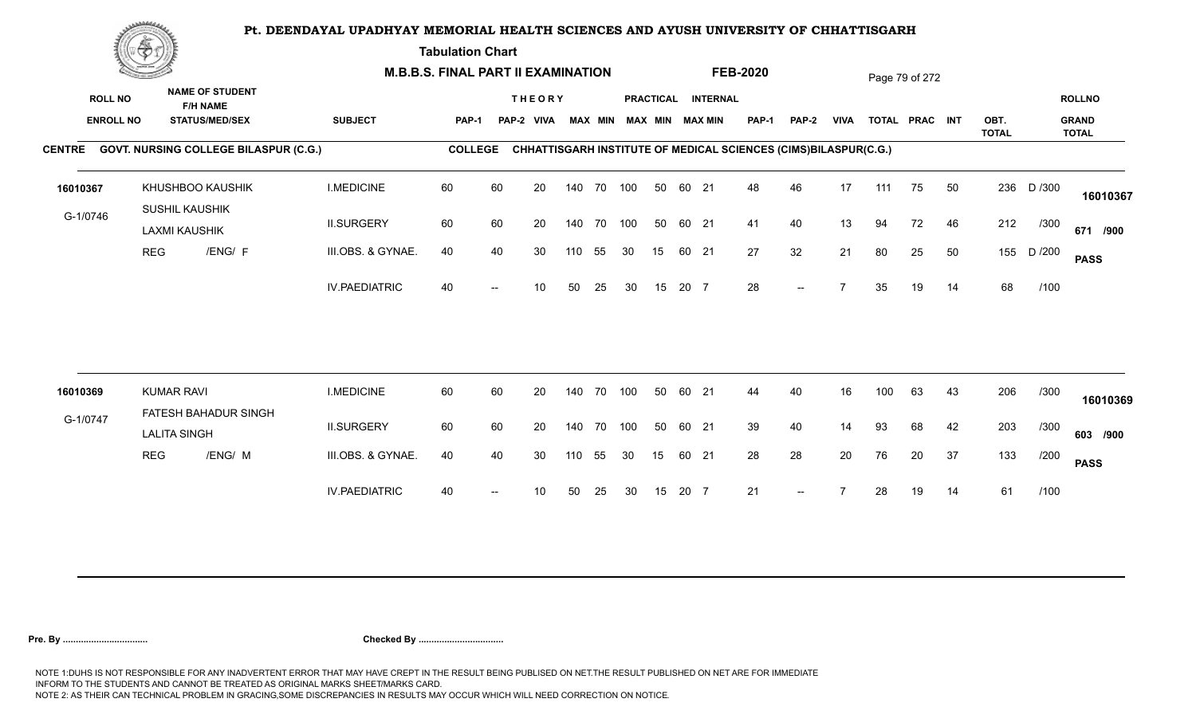# Pt. DEENDAYAL UPADHYAY MEMORIAL HEALTH SCIENCES AND AYUSH UNIVERSITY OF CHHATTISGARH

**Tabulation Chart**

**M.B.B.S. FINAL PART II EXAMINATION** **FEB-2020**

**CENTRE** GOVT. NURSING COLLEGE BILASPUR (C.G.) **COLLEGE** CHHATTISGARH INSTITUTE OF MEDICAL SCIENCES (CIMS)BILASPUR(C.G.)

| ROLL NO / ENROLL NO | NAME OF STUDENT / F/H NAME / STATUS/MED/SEX | SUBJECT | THEORY PAP-1 | THEORY PAP-2 | THEORY VIVA | THEORY MAX | THEORY MIN | PRACTICAL MAX | PRACTICAL MIN | INTERNAL MAX | INTERNAL MIN | PAP-1 | PAP-2 | VIVA | TOTAL | PRAC | INT | OBT. TOTAL | | ROLLNO / GRAND TOTAL |
|---|---|---|---|---|---|---|---|---|---|---|---|---|---|---|---|---|---|---|---|---|
| 16010367 | KHUSHBOO KAUSHIK | I.MEDICINE | 60 | 60 | 20 | 140 | 70 | 100 | 50 | 60 | 21 | 48 | 46 | 17 | 111 | 75 | 50 | 236 | D /300 | 16010367 |
| G-1/0746 | SUSHIL KAUSHIK / LAXMI KAUSHIK | II.SURGERY | 60 | 60 | 20 | 140 | 70 | 100 | 50 | 60 | 21 | 41 | 40 | 13 | 94 | 72 | 46 | 212 | /300 | 671 /900 |
| | REG /ENG/ F | III.OBS. & GYNAE. | 40 | 40 | 30 | 110 | 55 | 30 | 15 | 60 | 21 | 27 | 32 | 21 | 80 | 25 | 50 | 155 | D /200 | PASS |
| | | IV.PAEDIATRIC | 40 | -- | 10 | 50 | 25 | 30 | 15 | 20 | 7 | 28 | -- | 7 | 35 | 19 | 14 | 68 | /100 | |
| 16010369 | KUMAR RAVI | I.MEDICINE | 60 | 60 | 20 | 140 | 70 | 100 | 50 | 60 | 21 | 44 | 40 | 16 | 100 | 63 | 43 | 206 | /300 | 16010369 |
| G-1/0747 | FATESH BAHADUR SINGH / LALITA SINGH | II.SURGERY | 60 | 60 | 20 | 140 | 70 | 100 | 50 | 60 | 21 | 39 | 40 | 14 | 93 | 68 | 42 | 203 | /300 | 603 /900 |
| | REG /ENG/ M | III.OBS. & GYNAE. | 40 | 40 | 30 | 110 | 55 | 30 | 15 | 60 | 21 | 28 | 28 | 20 | 76 | 20 | 37 | 133 | /200 | PASS |
| | | IV.PAEDIATRIC | 40 | -- | 10 | 50 | 25 | 30 | 15 | 20 | 7 | 21 | -- | 7 | 28 | 19 | 14 | 61 | /100 | |

**Pre. By ................................** **Checked By ................................**

NOTE 1:DUHS IS NOT RESPONSIBLE FOR ANY INADVERTENT ERROR THAT MAY HAVE CREPT IN THE RESULT BEING PUBLISED ON NET.THE RESULT PUBLISHED ON NET ARE FOR IMMEDIATE INFORM TO THE STUDENTS AND CANNOT BE TREATED AS ORIGINAL MARKS SHEET/MARKS CARD.
NOTE 2: AS THEIR CAN TECHNICAL PROBLEM IN GRACING,SOME DISCREPANCIES IN RESULTS MAY OCCUR WHICH WILL NEED CORRECTION ON NOTICE.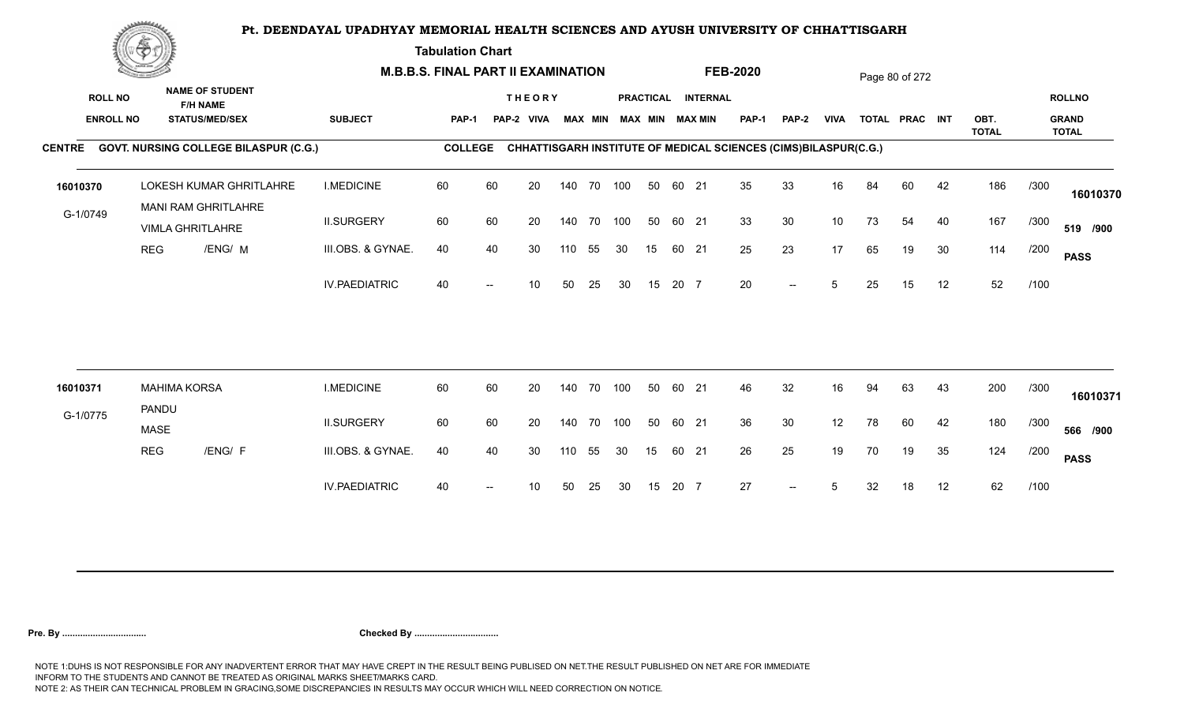# Pt. DEENDAYAL UPADHYAY MEMORIAL HEALTH SCIENCES AND AYUSH UNIVERSITY OF CHHATTISGARH

**Tabulation Chart**

**M.B.B.S. FINAL PART II EXAMINATION** **FEB-2020**

**CENTRE** GOVT. NURSING COLLEGE BILASPUR (C.G.) **COLLEGE** CHHATTISGARH INSTITUTE OF MEDICAL SCIENCES (CIMS)BILASPUR(C.G.)

| ROLL NO / ENROLL NO | NAME OF STUDENT / F/H NAME / STATUS/MED/SEX | SUBJECT | THEORY PAP-1 | PAP-2 | VIVA | MAX | MIN | PRACTICAL MAX | MIN | INTERNAL MAX | MIN | PAP-1 | PAP-2 | VIVA | TOTAL | PRAC | INT | OBT. TOTAL | | ROLLNO / GRAND TOTAL |
|---|---|---|---|---|---|---|---|---|---|---|---|---|---|---|---|---|---|---|---|---|
| 16010370 | LOKESH KUMAR GHRITLAHRE | I.MEDICINE | 60 | 60 | 20 | 140 | 70 | 100 | 50 | 60 | 21 | 35 | 33 | 16 | 84 | 60 | 42 | 186 | /300 | 16010370 |
| G-1/0749 | MANI RAM GHRITLAHRE / VIMLA GHRITLAHRE | II.SURGERY | 60 | 60 | 20 | 140 | 70 | 100 | 50 | 60 | 21 | 33 | 30 | 10 | 73 | 54 | 40 | 167 | /300 | 519 /900 |
| | REG /ENG/ M | III.OBS. & GYNAE. | 40 | 40 | 30 | 110 | 55 | 30 | 15 | 60 | 21 | 25 | 23 | 17 | 65 | 19 | 30 | 114 | /200 | PASS |
| | | IV.PAEDIATRIC | 40 | -- | 10 | 50 | 25 | 30 | 15 | 20 | 7 | 20 | -- | 5 | 25 | 15 | 12 | 52 | /100 | |
| 16010371 | MAHIMA KORSA | I.MEDICINE | 60 | 60 | 20 | 140 | 70 | 100 | 50 | 60 | 21 | 46 | 32 | 16 | 94 | 63 | 43 | 200 | /300 | 16010371 |
| G-1/0775 | PANDU / MASE | II.SURGERY | 60 | 60 | 20 | 140 | 70 | 100 | 50 | 60 | 21 | 36 | 30 | 12 | 78 | 60 | 42 | 180 | /300 | 566 /900 |
| | REG /ENG/ F | III.OBS. & GYNAE. | 40 | 40 | 30 | 110 | 55 | 30 | 15 | 60 | 21 | 26 | 25 | 19 | 70 | 19 | 35 | 124 | /200 | PASS |
| | | IV.PAEDIATRIC | 40 | -- | 10 | 50 | 25 | 30 | 15 | 20 | 7 | 27 | -- | 5 | 32 | 18 | 12 | 62 | /100 | |

**Pre. By .................................** **Checked By .................................**

NOTE 1:DUHS IS NOT RESPONSIBLE FOR ANY INADVERTENT ERROR THAT MAY HAVE CREPT IN THE RESULT BEING PUBLISED ON NET.THE RESULT PUBLISHED ON NET ARE FOR IMMEDIATE INFORM TO THE STUDENTS AND CANNOT BE TREATED AS ORIGINAL MARKS SHEET/MARKS CARD.
NOTE 2: AS THEIR CAN TECHNICAL PROBLEM IN GRACING,SOME DISCREPANCIES IN RESULTS MAY OCCUR WHICH WILL NEED CORRECTION ON NOTICE.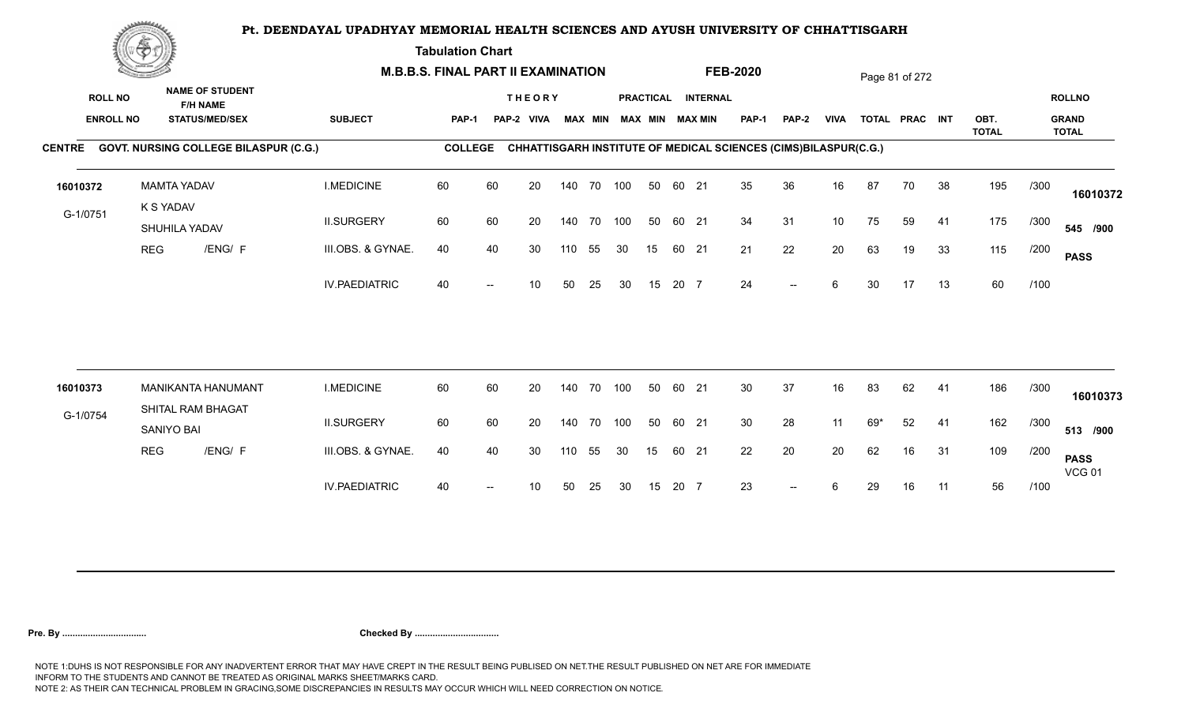# Pt. DEENDAYAL UPADHYAY MEMORIAL HEALTH SCIENCES AND AYUSH UNIVERSITY OF CHHATTISGARH

**Tabulation Chart**

**M.B.B.S. FINAL PART II EXAMINATION** **FEB-2020**

**CENTRE** GOVT. NURSING COLLEGE BILASPUR (C.G.) **COLLEGE** CHHATTISGARH INSTITUTE OF MEDICAL SCIENCES (CIMS)BILASPUR(C.G.)

| ROLL NO / ENROLL NO | NAME OF STUDENT / F/H NAME / STATUS/MED/SEX | SUBJECT | THEORY PAP-1 | PAP-2 | VIVA | MAX | MIN | PRACTICAL MAX | MIN | INTERNAL MAX | MIN | PAP-1 | PAP-2 | VIVA | TOTAL | PRAC | INT | OBT. TOTAL | | ROLLNO / GRAND TOTAL |
|---|---|---|---|---|---|---|---|---|---|---|---|---|---|---|---|---|---|---|---|---|
| 16010372 | MAMTA YADAV | I.MEDICINE | 60 | 60 | 20 | 140 | 70 | 100 | 50 | 60 | 21 | 35 | 36 | 16 | 87 | 70 | 38 | 195 | /300 | 16010372 |
| G-1/0751 | K S YADAV / SHUHILA YADAV | II.SURGERY | 60 | 60 | 20 | 140 | 70 | 100 | 50 | 60 | 21 | 34 | 31 | 10 | 75 | 59 | 41 | 175 | /300 | 545 /900 |
| | REG /ENG/ F | III.OBS. & GYNAE. | 40 | 40 | 30 | 110 | 55 | 30 | 15 | 60 | 21 | 21 | 22 | 20 | 63 | 19 | 33 | 115 | /200 | PASS |
| | | IV.PAEDIATRIC | 40 | -- | 10 | 50 | 25 | 30 | 15 | 20 | 7 | 24 | -- | 6 | 30 | 17 | 13 | 60 | /100 | |
| 16010373 | MANIKANTA HANUMANT | I.MEDICINE | 60 | 60 | 20 | 140 | 70 | 100 | 50 | 60 | 21 | 30 | 37 | 16 | 83 | 62 | 41 | 186 | /300 | 16010373 |
| G-1/0754 | SHITAL RAM BHAGAT / SANIYO BAI | II.SURGERY | 60 | 60 | 20 | 140 | 70 | 100 | 50 | 60 | 21 | 30 | 28 | 11 | 69* | 52 | 41 | 162 | /300 | 513 /900 |
| | REG /ENG/ F | III.OBS. & GYNAE. | 40 | 40 | 30 | 110 | 55 | 30 | 15 | 60 | 21 | 22 | 20 | 20 | 62 | 16 | 31 | 109 | /200 | PASS VCG 01 |
| | | IV.PAEDIATRIC | 40 | -- | 10 | 50 | 25 | 30 | 15 | 20 | 7 | 23 | -- | 6 | 29 | 16 | 11 | 56 | /100 | |

**Pre. By .................................** **Checked By .................................**

NOTE 1:DUHS IS NOT RESPONSIBLE FOR ANY INADVERTENT ERROR THAT MAY HAVE CREPT IN THE RESULT BEING PUBLISED ON NET.THE RESULT PUBLISHED ON NET ARE FOR IMMEDIATE INFORM TO THE STUDENTS AND CANNOT BE TREATED AS ORIGINAL MARKS SHEET/MARKS CARD.
NOTE 2: AS THEIR CAN TECHNICAL PROBLEM IN GRACING,SOME DISCREPANCIES IN RESULTS MAY OCCUR WHICH WILL NEED CORRECTION ON NOTICE.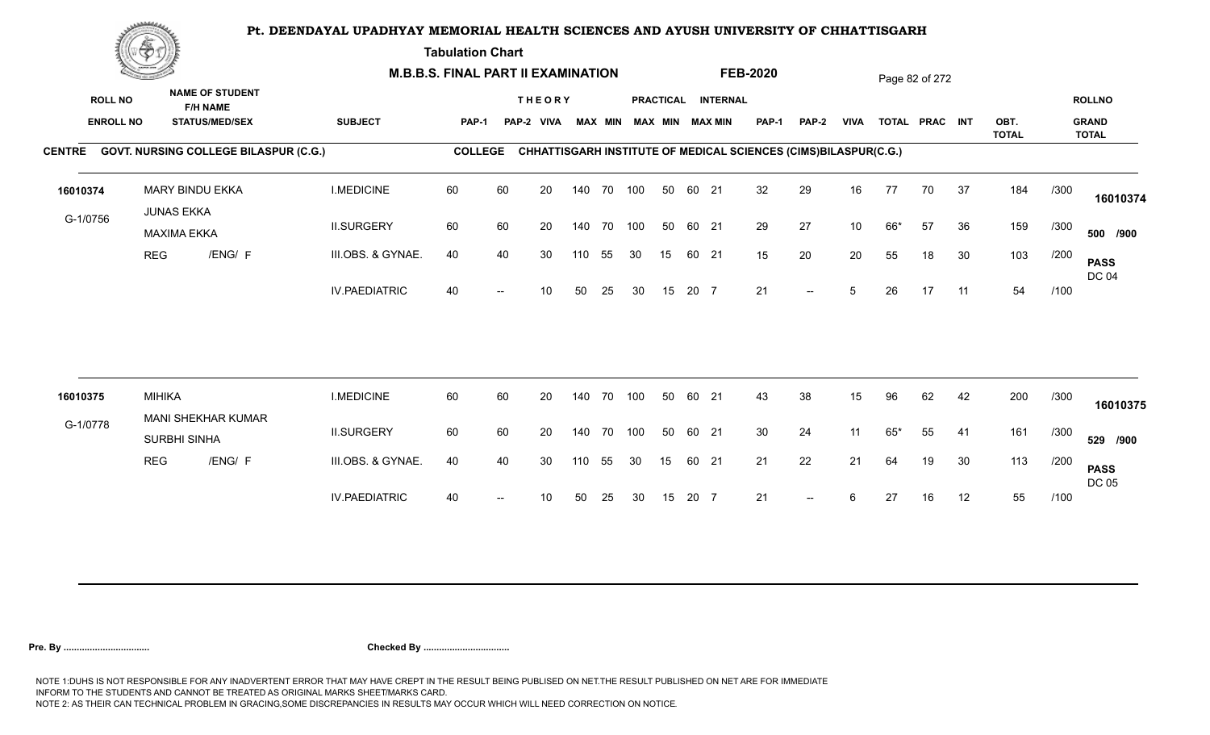# Pt. DEENDAYAL UPADHYAY MEMORIAL HEALTH SCIENCES AND AYUSH UNIVERSITY OF CHHATTISGARH

**Tabulation Chart**

**M.B.B.S. FINAL PART II EXAMINATION** **FEB-2020**

**CENTRE: GOVT. NURSING COLLEGE BILASPUR (C.G.)**

**COLLEGE: CHHATTISGARH INSTITUTE OF MEDICAL SCIENCES (CIMS)BILASPUR(C.G.)**

| ROLL NO / ENROLL NO | NAME OF STUDENT / F/H NAME / STATUS/MED/SEX | SUBJECT | THEORY PAP-1 | THEORY PAP-2 | THEORY VIVA | THEORY MAX | THEORY MIN | PRACTICAL MAX | PRACTICAL MIN | INTERNAL MAX | INTERNAL MIN | PAP-1 | PAP-2 | VIVA | TOTAL | PRAC | INT | OBT. TOTAL | | GRAND TOTAL |
|---|---|---|---|---|---|---|---|---|---|---|---|---|---|---|---|---|---|---|---|---|
| 16010374 | MARY BINDU EKKA | I.MEDICINE | 60 | 60 | 20 | 140 | 70 | 100 | 50 | 60 | 21 | 32 | 29 | 16 | 77 | 70 | 37 | 184 | /300 | 16010374 |
| G-1/0756 | JUNAS EKKA | II.SURGERY | 60 | 60 | 20 | 140 | 70 | 100 | 50 | 60 | 21 | 29 | 27 | 10 | 66* | 57 | 36 | 159 | /300 | 500 /900 |
| | MAXIMA EKKA | III.OBS. & GYNAE. | 40 | 40 | 30 | 110 | 55 | 30 | 15 | 60 | 21 | 15 | 20 | 20 | 55 | 18 | 30 | 103 | /200 | PASS |
| | REG /ENG/ F | IV.PAEDIATRIC | 40 | -- | 10 | 50 | 25 | 30 | 15 | 20 | 7 | 21 | -- | 5 | 26 | 17 | 11 | 54 | /100 | DC 04 |
| 16010375 | MIHIKA | I.MEDICINE | 60 | 60 | 20 | 140 | 70 | 100 | 50 | 60 | 21 | 43 | 38 | 15 | 96 | 62 | 42 | 200 | /300 | 16010375 |
| G-1/0778 | MANI SHEKHAR KUMAR | II.SURGERY | 60 | 60 | 20 | 140 | 70 | 100 | 50 | 60 | 21 | 30 | 24 | 11 | 65* | 55 | 41 | 161 | /300 | 529 /900 |
| | SURBHI SINHA | III.OBS. & GYNAE. | 40 | 40 | 30 | 110 | 55 | 30 | 15 | 60 | 21 | 21 | 22 | 21 | 64 | 19 | 30 | 113 | /200 | PASS |
| | REG /ENG/ F | IV.PAEDIATRIC | 40 | -- | 10 | 50 | 25 | 30 | 15 | 20 | 7 | 21 | -- | 6 | 27 | 16 | 12 | 55 | /100 | DC 05 |

**Pre. By ................................** **Checked By ................................**

NOTE 1:DUHS IS NOT RESPONSIBLE FOR ANY INADVERTENT ERROR THAT MAY HAVE CREPT IN THE RESULT BEING PUBLISED ON NET.THE RESULT PUBLISHED ON NET ARE FOR IMMEDIATE INFORM TO THE STUDENTS AND CANNOT BE TREATED AS ORIGINAL MARKS SHEET/MARKS CARD.
NOTE 2: AS THEIR CAN TECHNICAL PROBLEM IN GRACING,SOME DISCREPANCIES IN RESULTS MAY OCCUR WHICH WILL NEED CORRECTION ON NOTICE.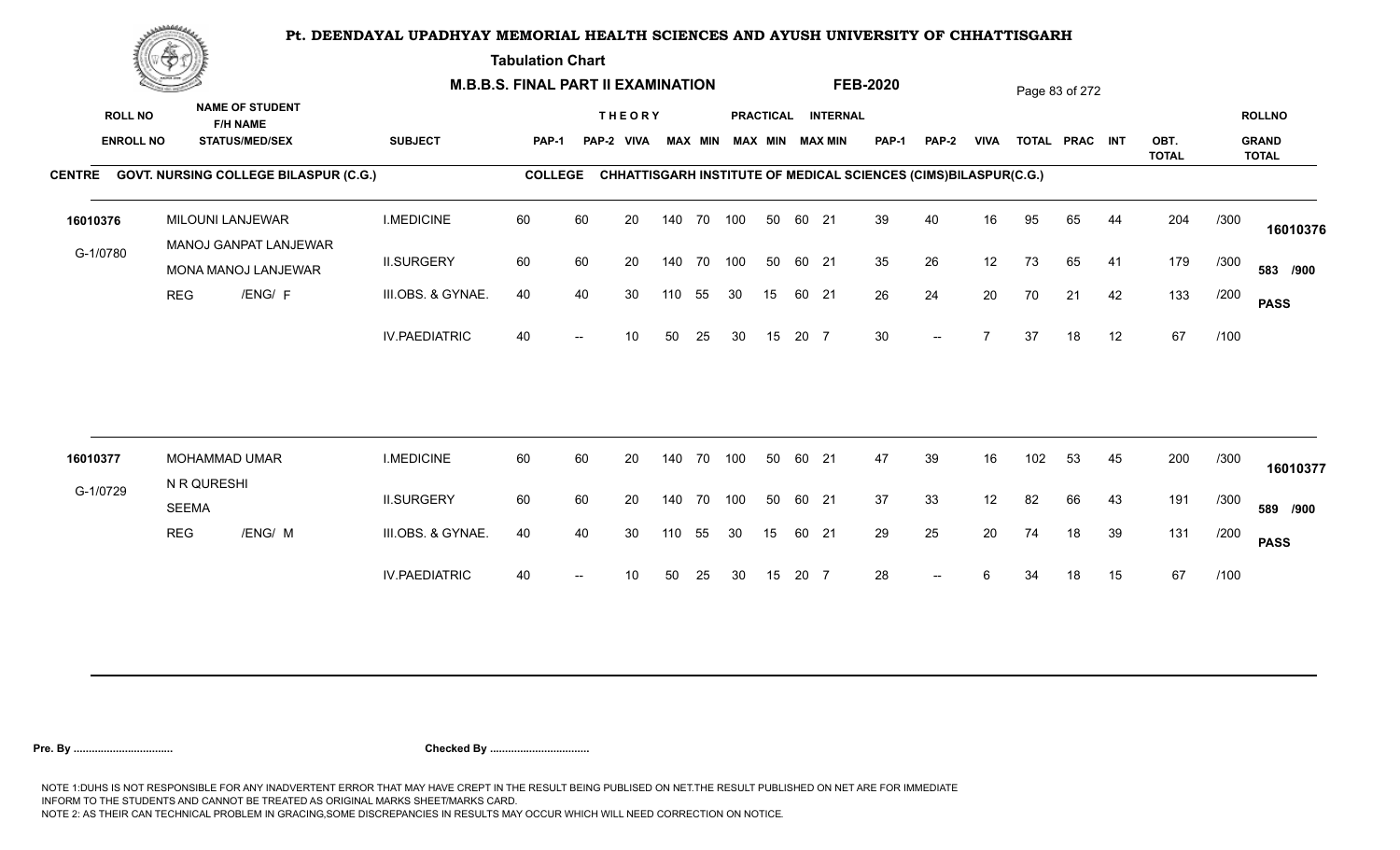# Pt. DEENDAYAL UPADHYAY MEMORIAL HEALTH SCIENCES AND AYUSH UNIVERSITY OF CHHATTISGARH

**Tabulation Chart**

**M.B.B.S. FINAL PART II EXAMINATION** **FEB-2020**

**CENTRE** GOVT. NURSING COLLEGE BILASPUR (C.G.) **COLLEGE** CHHATTISGARH INSTITUTE OF MEDICAL SCIENCES (CIMS)BILASPUR(C.G.)

| ROLL NO / ENROLL NO | NAME OF STUDENT / F/H NAME / STATUS/MED/SEX | SUBJECT | THEORY PAP-1 | PAP-2 | VIVA | MAX | MIN | PRACTICAL MAX | MIN | INTERNAL MAX | MIN | PAP-1 | PAP-2 | VIVA | TOTAL | PRAC | INT | OBT. TOTAL | | ROLLNO / GRAND TOTAL |
|---|---|---|---|---|---|---|---|---|---|---|---|---|---|---|---|---|---|---|---|---|
| 16010376 | MILOUNI LANJEWAR | I.MEDICINE | 60 | 60 | 20 | 140 | 70 | 100 | 50 | 60 | 21 | 39 | 40 | 16 | 95 | 65 | 44 | 204 | /300 | 16010376 |
| G-1/0780 | MANOJ GANPAT LANJEWAR / MONA MANOJ LANJEWAR | II.SURGERY | 60 | 60 | 20 | 140 | 70 | 100 | 50 | 60 | 21 | 35 | 26 | 12 | 73 | 65 | 41 | 179 | /300 | 583 /900 |
| | REG /ENG/ F | III.OBS. & GYNAE. | 40 | 40 | 30 | 110 | 55 | 30 | 15 | 60 | 21 | 26 | 24 | 20 | 70 | 21 | 42 | 133 | /200 | PASS |
| | | IV.PAEDIATRIC | 40 | -- | 10 | 50 | 25 | 30 | 15 | 20 | 7 | 30 | -- | 7 | 37 | 18 | 12 | 67 | /100 | |
| 16010377 | MOHAMMAD UMAR | I.MEDICINE | 60 | 60 | 20 | 140 | 70 | 100 | 50 | 60 | 21 | 47 | 39 | 16 | 102 | 53 | 45 | 200 | /300 | 16010377 |
| G-1/0729 | N R QURESHI / SEEMA | II.SURGERY | 60 | 60 | 20 | 140 | 70 | 100 | 50 | 60 | 21 | 37 | 33 | 12 | 82 | 66 | 43 | 191 | /300 | 589 /900 |
| | REG /ENG/ M | III.OBS. & GYNAE. | 40 | 40 | 30 | 110 | 55 | 30 | 15 | 60 | 21 | 29 | 25 | 20 | 74 | 18 | 39 | 131 | /200 | PASS |
| | | IV.PAEDIATRIC | 40 | -- | 10 | 50 | 25 | 30 | 15 | 20 | 7 | 28 | -- | 6 | 34 | 18 | 15 | 67 | /100 | |

**Pre. By .................................** **Checked By .................................**

NOTE 1:DUHS IS NOT RESPONSIBLE FOR ANY INADVERTENT ERROR THAT MAY HAVE CREPT IN THE RESULT BEING PUBLISED ON NET.THE RESULT PUBLISHED ON NET ARE FOR IMMEDIATE INFORM TO THE STUDENTS AND CANNOT BE TREATED AS ORIGINAL MARKS SHEET/MARKS CARD.
NOTE 2: AS THEIR CAN TECHNICAL PROBLEM IN GRACING,SOME DISCREPANCIES IN RESULTS MAY OCCUR WHICH WILL NEED CORRECTION ON NOTICE.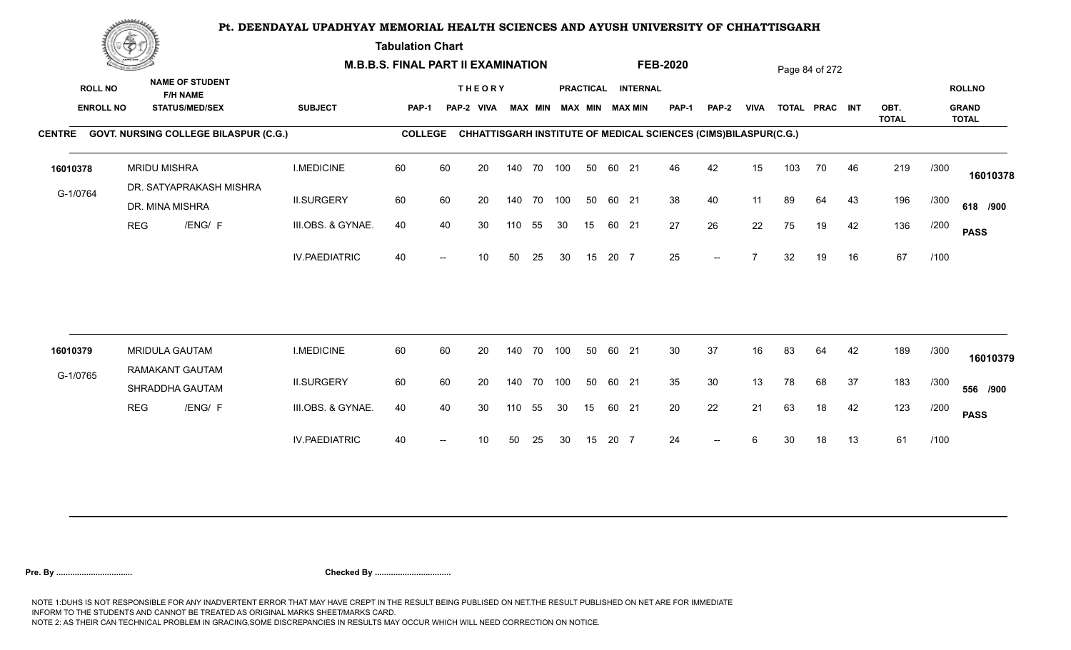# Pt. DEENDAYAL UPADHYAY MEMORIAL HEALTH SCIENCES AND AYUSH UNIVERSITY OF CHHATTISGARH

**Tabulation Chart**

**M.B.B.S. FINAL PART II EXAMINATION** **FEB-2020**

| ROLL NO / ENROLL NO | NAME OF STUDENT / F/H NAME / STATUS/MED/SEX | SUBJECT | THEORY PAP-1 | PAP-2 | VIVA | MAX | MIN | PRACTICAL MAX | MIN | INTERNAL MAX | MIN | PAP-1 | PAP-2 | VIVA | TOTAL | PRAC | INT | OBT. TOTAL | | ROLLNO / GRAND TOTAL |
|---|---|---|---|---|---|---|---|---|---|---|---|---|---|---|---|---|---|---|---|---|
| **CENTRE** GOVT. NURSING COLLEGE BILASPUR (C.G.) | | **COLLEGE** CHHATTISGARH INSTITUTE OF MEDICAL SCIENCES (CIMS)BILASPUR(C.G.) | | | | | | | | | | | | | | | | | | |
| 16010378 | MRIDU MISHRA | I.MEDICINE | 60 | 60 | 20 | 140 | 70 | 100 | 50 | 60 | 21 | 46 | 42 | 15 | 103 | 70 | 46 | 219 | /300 | 16010378 |
| G-1/0764 | DR. SATYAPRAKASH MISHRA / DR. MINA MISHRA | II.SURGERY | 60 | 60 | 20 | 140 | 70 | 100 | 50 | 60 | 21 | 38 | 40 | 11 | 89 | 64 | 43 | 196 | /300 | 618 /900 |
| | REG /ENG/ F | III.OBS. & GYNAE. | 40 | 40 | 30 | 110 | 55 | 30 | 15 | 60 | 21 | 27 | 26 | 22 | 75 | 19 | 42 | 136 | /200 | PASS |
| | | IV.PAEDIATRIC | 40 | -- | 10 | 50 | 25 | 30 | 15 | 20 | 7 | 25 | -- | 7 | 32 | 19 | 16 | 67 | /100 | |
| 16010379 | MRIDULA GAUTAM | I.MEDICINE | 60 | 60 | 20 | 140 | 70 | 100 | 50 | 60 | 21 | 30 | 37 | 16 | 83 | 64 | 42 | 189 | /300 | 16010379 |
| G-1/0765 | RAMAKANT GAUTAM / SHRADDHA GAUTAM | II.SURGERY | 60 | 60 | 20 | 140 | 70 | 100 | 50 | 60 | 21 | 35 | 30 | 13 | 78 | 68 | 37 | 183 | /300 | 556 /900 |
| | REG /ENG/ F | III.OBS. & GYNAE. | 40 | 40 | 30 | 110 | 55 | 30 | 15 | 60 | 21 | 20 | 22 | 21 | 63 | 18 | 42 | 123 | /200 | PASS |
| | | IV.PAEDIATRIC | 40 | -- | 10 | 50 | 25 | 30 | 15 | 20 | 7 | 24 | -- | 6 | 30 | 18 | 13 | 61 | /100 | |

**Pre. By .................................** **Checked By .................................**

NOTE 1:DUHS IS NOT RESPONSIBLE FOR ANY INADVERTENT ERROR THAT MAY HAVE CREPT IN THE RESULT BEING PUBLISED ON NET.THE RESULT PUBLISHED ON NET ARE FOR IMMEDIATE INFORM TO THE STUDENTS AND CANNOT BE TREATED AS ORIGINAL MARKS SHEET/MARKS CARD.
NOTE 2: AS THEIR CAN TECHNICAL PROBLEM IN GRACING,SOME DISCREPANCIES IN RESULTS MAY OCCUR WHICH WILL NEED CORRECTION ON NOTICE.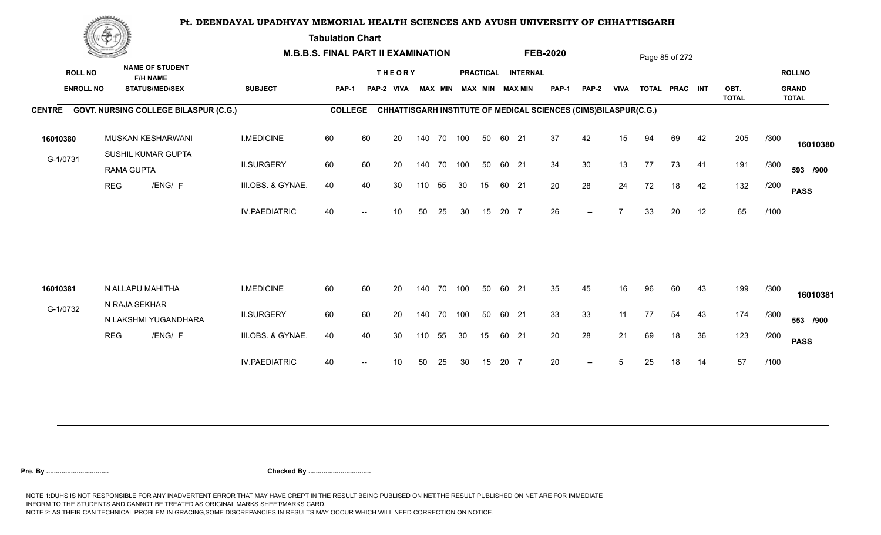# Pt. DEENDAYAL UPADHYAY MEMORIAL HEALTH SCIENCES AND AYUSH UNIVERSITY OF CHHATTISGARH

## Tabulation Chart

### M.B.B.S. FINAL PART II EXAMINATION — FEB-2020

**CENTRE** GOVT. NURSING COLLEGE BILASPUR (C.G.) — **COLLEGE** CHHATTISGARH INSTITUTE OF MEDICAL SCIENCES (CIMS)BILASPUR(C.G.)

| ROLL NO / ENROLL NO | NAME OF STUDENT / F/H NAME / STATUS/MED/SEX | SUBJECT | THEORY PAP-1 | THEORY PAP-2 | THEORY VIVA | THEORY MAX | THEORY MIN | PRACTICAL MAX | PRACTICAL MIN | INTERNAL MAX | INTERNAL MIN | PAP-1 | PAP-2 | VIVA | TOTAL | PRAC | INT | OBT. TOTAL | | ROLLNO / GRAND TOTAL |
|---|---|---|---|---|---|---|---|---|---|---|---|---|---|---|---|---|---|---|---|---|
| 16010380 | MUSKAN KESHARWANI | I.MEDICINE | 60 | 60 | 20 | 140 | 70 | 100 | 50 | 60 | 21 | 37 | 42 | 15 | 94 | 69 | 42 | 205 | /300 | 16010380 |
| G-1/0731 | SUSHIL KUMAR GUPTA / RAMA GUPTA | II.SURGERY | 60 | 60 | 20 | 140 | 70 | 100 | 50 | 60 | 21 | 34 | 30 | 13 | 77 | 73 | 41 | 191 | /300 | 593 /900 |
| | REG /ENG/ F | III.OBS. & GYNAE. | 40 | 40 | 30 | 110 | 55 | 30 | 15 | 60 | 21 | 20 | 28 | 24 | 72 | 18 | 42 | 132 | /200 | PASS |
| | | IV.PAEDIATRIC | 40 | -- | 10 | 50 | 25 | 30 | 15 | 20 | 7 | 26 | -- | 7 | 33 | 20 | 12 | 65 | /100 | |
| 16010381 | N ALLAPU MAHITHA | I.MEDICINE | 60 | 60 | 20 | 140 | 70 | 100 | 50 | 60 | 21 | 35 | 45 | 16 | 96 | 60 | 43 | 199 | /300 | 16010381 |
| G-1/0732 | N RAJA SEKHAR / N LAKSHMI YUGANDHARA | II.SURGERY | 60 | 60 | 20 | 140 | 70 | 100 | 50 | 60 | 21 | 33 | 33 | 11 | 77 | 54 | 43 | 174 | /300 | 553 /900 |
| | REG /ENG/ F | III.OBS. & GYNAE. | 40 | 40 | 30 | 110 | 55 | 30 | 15 | 60 | 21 | 20 | 28 | 21 | 69 | 18 | 36 | 123 | /200 | PASS |
| | | IV.PAEDIATRIC | 40 | -- | 10 | 50 | 25 | 30 | 15 | 20 | 7 | 20 | -- | 5 | 25 | 18 | 14 | 57 | /100 | |

**Pre. By ................................** **Checked By ................................**

NOTE 1:DUHS IS NOT RESPONSIBLE FOR ANY INADVERTENT ERROR THAT MAY HAVE CREPT IN THE RESULT BEING PUBLISED ON NET.THE RESULT PUBLISHED ON NET ARE FOR IMMEDIATE INFORM TO THE STUDENTS AND CANNOT BE TREATED AS ORIGINAL MARKS SHEET/MARKS CARD.
NOTE 2: AS THEIR CAN TECHNICAL PROBLEM IN GRACING,SOME DISCREPANCIES IN RESULTS MAY OCCUR WHICH WILL NEED CORRECTION ON NOTICE.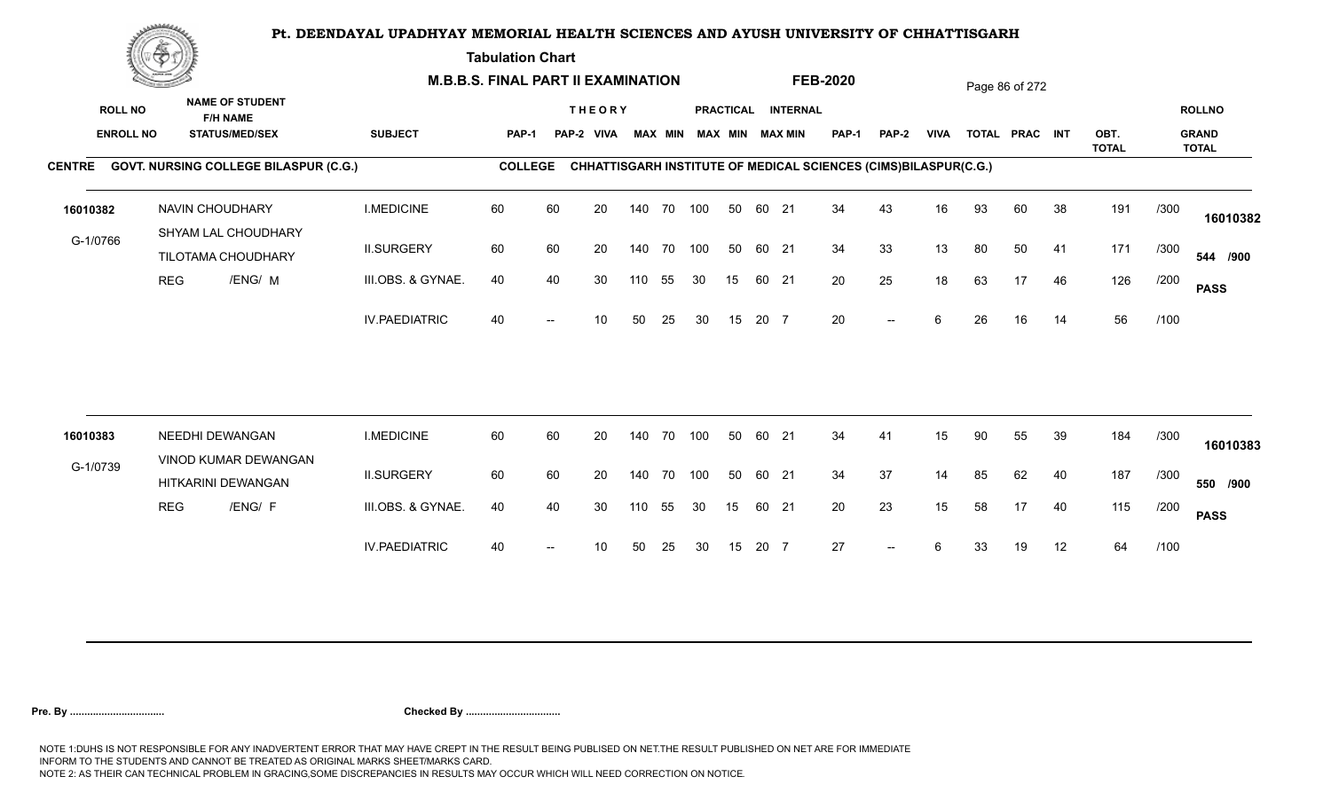# Pt. DEENDAYAL UPADHYAY MEMORIAL HEALTH SCIENCES AND AYUSH UNIVERSITY OF CHHATTISGARH

**Tabulation Chart**

**M.B.B.S. FINAL PART II EXAMINATION** **FEB-2020**

**CENTRE** GOVT. NURSING COLLEGE BILASPUR (C.G.) **COLLEGE** CHHATTISGARH INSTITUTE OF MEDICAL SCIENCES (CIMS)BILASPUR(C.G.)

| ROLL NO / ENROLL NO | NAME OF STUDENT / F/H NAME / STATUS/MED/SEX | SUBJECT | THEORY PAP-1 | THEORY PAP-2 | THEORY VIVA | THEORY MAX | THEORY MIN | PRACTICAL MAX | PRACTICAL MIN | INTERNAL MAX | INTERNAL MIN | PAP-1 | PAP-2 | VIVA | TOTAL | PRAC | INT | OBT. TOTAL | | ROLLNO / GRAND TOTAL |
|---|---|---|---|---|---|---|---|---|---|---|---|---|---|---|---|---|---|---|---|---|
| 16010382 | NAVIN CHOUDHARY | I.MEDICINE | 60 | 60 | 20 | 140 | 70 | 100 | 50 | 60 | 21 | 34 | 43 | 16 | 93 | 60 | 38 | 191 | /300 | 16010382 |
| G-1/0766 | SHYAM LAL CHOUDHARY / TILOTAMA CHOUDHARY | II.SURGERY | 60 | 60 | 20 | 140 | 70 | 100 | 50 | 60 | 21 | 34 | 33 | 13 | 80 | 50 | 41 | 171 | /300 | 544 /900 |
| | REG /ENG/ M | III.OBS. & GYNAE. | 40 | 40 | 30 | 110 | 55 | 30 | 15 | 60 | 21 | 20 | 25 | 18 | 63 | 17 | 46 | 126 | /200 | PASS |
| | | IV.PAEDIATRIC | 40 | -- | 10 | 50 | 25 | 30 | 15 | 20 | 7 | 20 | -- | 6 | 26 | 16 | 14 | 56 | /100 | |
| 16010383 | NEEDHI DEWANGAN | I.MEDICINE | 60 | 60 | 20 | 140 | 70 | 100 | 50 | 60 | 21 | 34 | 41 | 15 | 90 | 55 | 39 | 184 | /300 | 16010383 |
| G-1/0739 | VINOD KUMAR DEWANGAN / HITKARINI DEWANGAN | II.SURGERY | 60 | 60 | 20 | 140 | 70 | 100 | 50 | 60 | 21 | 34 | 37 | 14 | 85 | 62 | 40 | 187 | /300 | 550 /900 |
| | REG /ENG/ F | III.OBS. & GYNAE. | 40 | 40 | 30 | 110 | 55 | 30 | 15 | 60 | 21 | 20 | 23 | 15 | 58 | 17 | 40 | 115 | /200 | PASS |
| | | IV.PAEDIATRIC | 40 | -- | 10 | 50 | 25 | 30 | 15 | 20 | 7 | 27 | -- | 6 | 33 | 19 | 12 | 64 | /100 | |

**Pre. By ................................** **Checked By ................................**

NOTE 1:DUHS IS NOT RESPONSIBLE FOR ANY INADVERTENT ERROR THAT MAY HAVE CREPT IN THE RESULT BEING PUBLISED ON NET.THE RESULT PUBLISHED ON NET ARE FOR IMMEDIATE INFORM TO THE STUDENTS AND CANNOT BE TREATED AS ORIGINAL MARKS SHEET/MARKS CARD.
NOTE 2: AS THEIR CAN TECHNICAL PROBLEM IN GRACING,SOME DISCREPANCIES IN RESULTS MAY OCCUR WHICH WILL NEED CORRECTION ON NOTICE.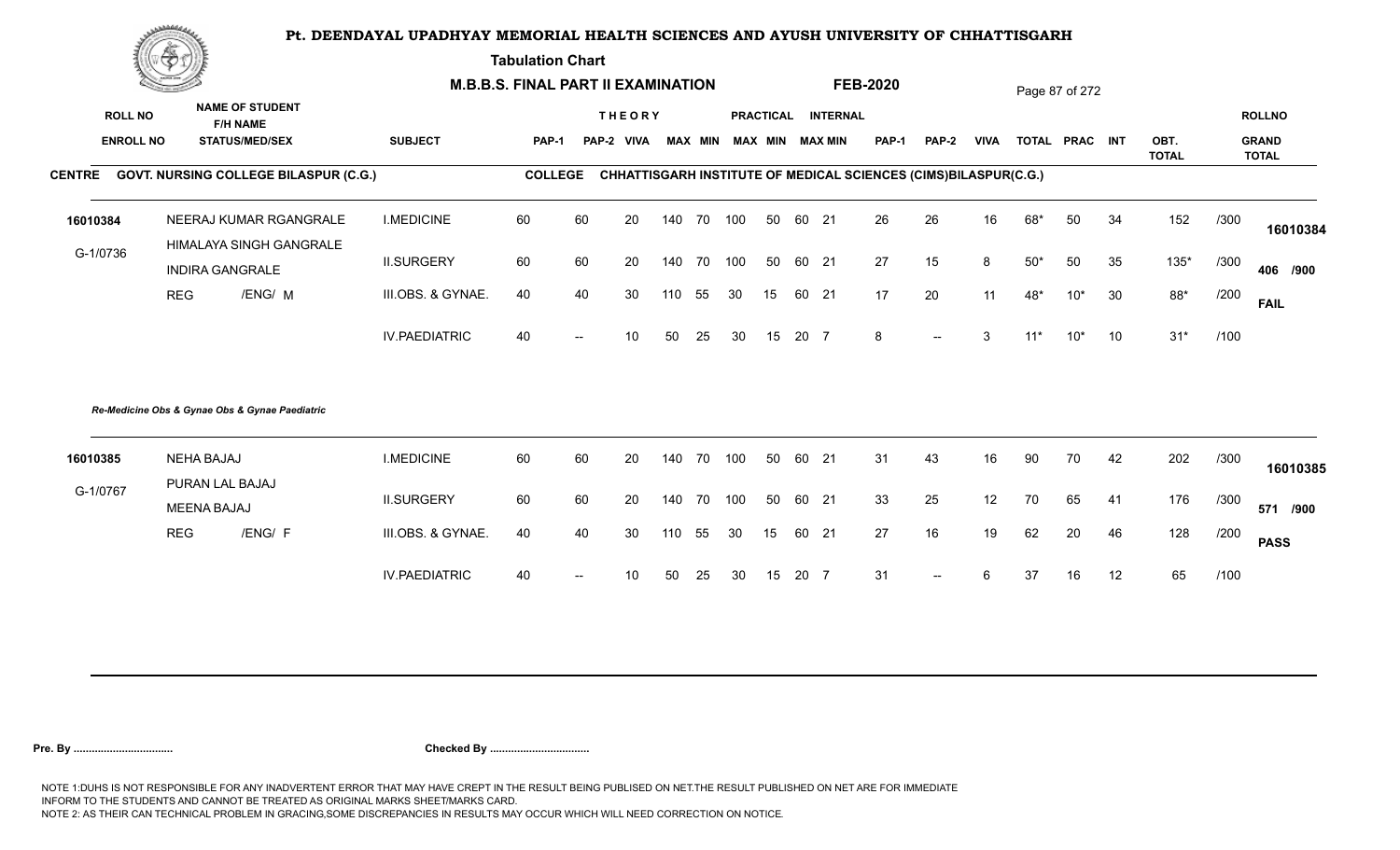# Pt. DEENDAYAL UPADHYAY MEMORIAL HEALTH SCIENCES AND AYUSH UNIVERSITY OF CHHATTISGARH

**Tabulation Chart**

**M.B.B.S. FINAL PART II EXAMINATION — FEB-2020**

**CENTRE** GOVT. NURSING COLLEGE BILASPUR (C.G.) **COLLEGE** CHHATTISGARH INSTITUTE OF MEDICAL SCIENCES (CIMS)BILASPUR(C.G.)

| ROLL NO / ENROLL NO | NAME OF STUDENT / F/H NAME / STATUS/MED/SEX | SUBJECT | THEORY PAP-1 | PAP-2 | VIVA | MAX | MIN | PRACTICAL MAX | MIN | INTERNAL MAX | MIN | PAP-1 | PAP-2 | VIVA | TOTAL | PRAC | INT | OBT. TOTAL | | ROLLNO / GRAND TOTAL |
|---|---|---|---|---|---|---|---|---|---|---|---|---|---|---|---|---|---|---|---|---|
| 16010384 | NEERAJ KUMAR RGANGRALE | I.MEDICINE | 60 | 60 | 20 | 140 | 70 | 100 | 50 | 60 | 21 | 26 | 26 | 16 | 68* | 50 | 34 | 152 | /300 | 16010384 |
| G-1/0736 | HIMALAYA SINGH GANGRALE / INDIRA GANGRALE | II.SURGERY | 60 | 60 | 20 | 140 | 70 | 100 | 50 | 60 | 21 | 27 | 15 | 8 | 50* | 50 | 35 | 135* | /300 | 406 /900 |
| | REG /ENG/ M | III.OBS. & GYNAE. | 40 | 40 | 30 | 110 | 55 | 30 | 15 | 60 | 21 | 17 | 20 | 11 | 48* | 10* | 30 | 88* | /200 | FAIL |
| | | IV.PAEDIATRIC | 40 | -- | 10 | 50 | 25 | 30 | 15 | 20 | 7 | 8 | -- | 3 | 11* | 10* | 10 | 31* | /100 | |

*Re-Medicine Obs & Gynae Obs & Gynae Paediatric*

| ROLL NO / ENROLL NO | NAME OF STUDENT / F/H NAME / STATUS/MED/SEX | SUBJECT | THEORY PAP-1 | PAP-2 | VIVA | MAX | MIN | PRACTICAL MAX | MIN | INTERNAL MAX | MIN | PAP-1 | PAP-2 | VIVA | TOTAL | PRAC | INT | OBT. TOTAL | | ROLLNO / GRAND TOTAL |
|---|---|---|---|---|---|---|---|---|---|---|---|---|---|---|---|---|---|---|---|---|
| 16010385 | NEHA BAJAJ | I.MEDICINE | 60 | 60 | 20 | 140 | 70 | 100 | 50 | 60 | 21 | 31 | 43 | 16 | 90 | 70 | 42 | 202 | /300 | 16010385 |
| G-1/0767 | PURAN LAL BAJAJ / MEENA BAJAJ | II.SURGERY | 60 | 60 | 20 | 140 | 70 | 100 | 50 | 60 | 21 | 33 | 25 | 12 | 70 | 65 | 41 | 176 | /300 | 571 /900 |
| | REG /ENG/ F | III.OBS. & GYNAE. | 40 | 40 | 30 | 110 | 55 | 30 | 15 | 60 | 21 | 27 | 16 | 19 | 62 | 20 | 46 | 128 | /200 | PASS |
| | | IV.PAEDIATRIC | 40 | -- | 10 | 50 | 25 | 30 | 15 | 20 | 7 | 31 | -- | 6 | 37 | 16 | 12 | 65 | /100 | |

**Pre. By .................................** **Checked By .................................**

NOTE 1:DUHS IS NOT RESPONSIBLE FOR ANY INADVERTENT ERROR THAT MAY HAVE CREPT IN THE RESULT BEING PUBLISED ON NET.THE RESULT PUBLISHED ON NET ARE FOR IMMEDIATE INFORM TO THE STUDENTS AND CANNOT BE TREATED AS ORIGINAL MARKS SHEET/MARKS CARD.
NOTE 2: AS THEIR CAN TECHNICAL PROBLEM IN GRACING,SOME DISCREPANCIES IN RESULTS MAY OCCUR WHICH WILL NEED CORRECTION ON NOTICE.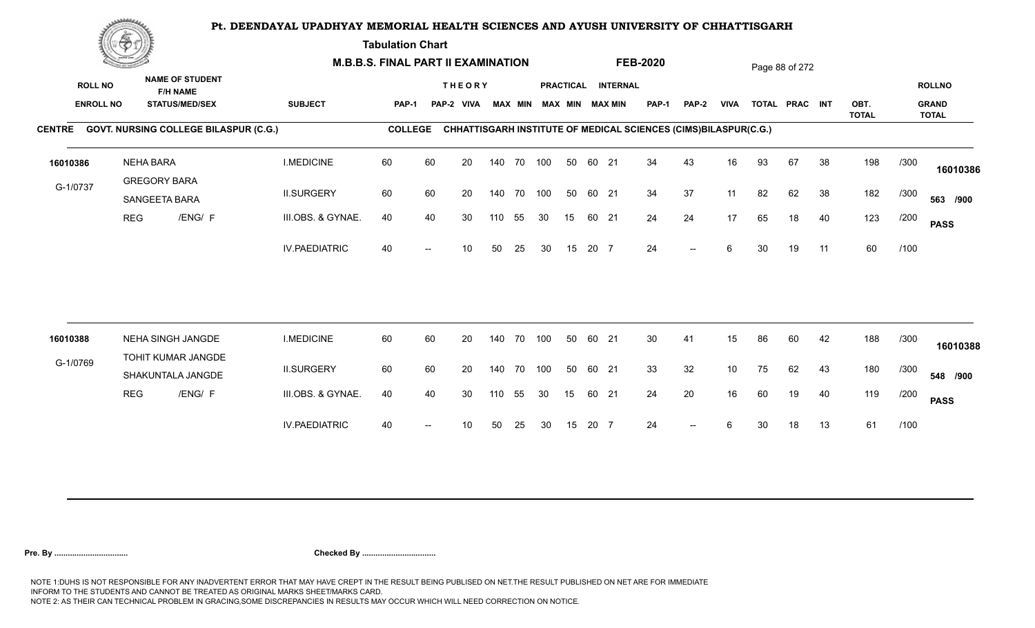# Pt. DEENDAYAL UPADHYAY MEMORIAL HEALTH SCIENCES AND AYUSH UNIVERSITY OF CHHATTISGARH

**Tabulation Chart**

**M.B.B.S. FINAL PART II EXAMINATION** **FEB-2020**

**CENTRE** GOVT. NURSING COLLEGE BILASPUR (C.G.) **COLLEGE** CHHATTISGARH INSTITUTE OF MEDICAL SCIENCES (CIMS)BILASPUR(C.G.)

| ROLL NO / ENROLL NO | NAME OF STUDENT / F/H NAME / STATUS/MED/SEX | SUBJECT | THEORY PAP-1 | PAP-2 | VIVA | MAX | MIN | PRACTICAL MAX | MIN | INTERNAL MAX | MIN | PAP-1 | PAP-2 | VIVA | TOTAL | PRAC | INT | OBT. TOTAL | | ROLLNO / GRAND TOTAL |
|---|---|---|---|---|---|---|---|---|---|---|---|---|---|---|---|---|---|---|---|---|
| 16010386 | NEHA BARA | I.MEDICINE | 60 | 60 | 20 | 140 | 70 | 100 | 50 | 60 | 21 | 34 | 43 | 16 | 93 | 67 | 38 | 198 | /300 | 16010386 |
| G-1/0737 | GREGORY BARA / SANGEETA BARA | II.SURGERY | 60 | 60 | 20 | 140 | 70 | 100 | 50 | 60 | 21 | 34 | 37 | 11 | 82 | 62 | 38 | 182 | /300 | 563 /900 |
| | REG /ENG/ F | III.OBS. & GYNAE. | 40 | 40 | 30 | 110 | 55 | 30 | 15 | 60 | 21 | 24 | 24 | 17 | 65 | 18 | 40 | 123 | /200 | PASS |
| | | IV.PAEDIATRIC | 40 | -- | 10 | 50 | 25 | 30 | 15 | 20 | 7 | 24 | -- | 6 | 30 | 19 | 11 | 60 | /100 | |
| 16010388 | NEHA SINGH JANGDE | I.MEDICINE | 60 | 60 | 20 | 140 | 70 | 100 | 50 | 60 | 21 | 30 | 41 | 15 | 86 | 60 | 42 | 188 | /300 | 16010388 |
| G-1/0769 | TOHIT KUMAR JANGDE / SHAKUNTALA JANGDE | II.SURGERY | 60 | 60 | 20 | 140 | 70 | 100 | 50 | 60 | 21 | 33 | 32 | 10 | 75 | 62 | 43 | 180 | /300 | 548 /900 |
| | REG /ENG/ F | III.OBS. & GYNAE. | 40 | 40 | 30 | 110 | 55 | 30 | 15 | 60 | 21 | 24 | 20 | 16 | 60 | 19 | 40 | 119 | /200 | PASS |
| | | IV.PAEDIATRIC | 40 | -- | 10 | 50 | 25 | 30 | 15 | 20 | 7 | 24 | -- | 6 | 30 | 18 | 13 | 61 | /100 | |

**Pre. By .................................** **Checked By .................................**

NOTE 1:DUHS IS NOT RESPONSIBLE FOR ANY INADVERTENT ERROR THAT MAY HAVE CREPT IN THE RESULT BEING PUBLISED ON NET.THE RESULT PUBLISHED ON NET ARE FOR IMMEDIATE INFORM TO THE STUDENTS AND CANNOT BE TREATED AS ORIGINAL MARKS SHEET/MARKS CARD.
NOTE 2: AS THEIR CAN TECHNICAL PROBLEM IN GRACING,SOME DISCREPANCIES IN RESULTS MAY OCCUR WHICH WILL NEED CORRECTION ON NOTICE.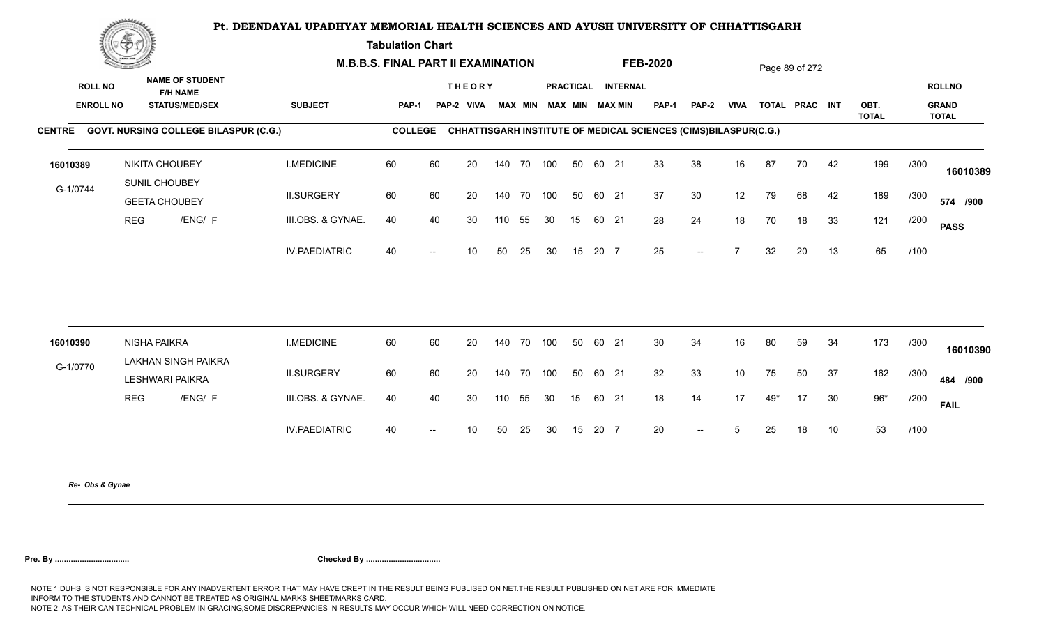# Pt. DEENDAYAL UPADHYAY MEMORIAL HEALTH SCIENCES AND AYUSH UNIVERSITY OF CHHATTISGARH

**Tabulation Chart**

**M.B.B.S. FINAL PART II EXAMINATION** **FEB-2020**

**CENTRE** GOVT. NURSING COLLEGE BILASPUR (C.G.) **COLLEGE** CHHATTISGARH INSTITUTE OF MEDICAL SCIENCES (CIMS)BILASPUR(C.G.)

| ROLL NO / ENROLL NO | NAME OF STUDENT / F/H NAME / STATUS/MED/SEX | SUBJECT | THEORY PAP-1 | PAP-2 | VIVA | MAX | MIN | PRACTICAL MAX | MIN | INTERNAL MAX | MIN | PAP-1 | PAP-2 | VIVA | TOTAL | PRAC | INT | OBT. TOTAL | | ROLLNO / GRAND TOTAL |
|---|---|---|---|---|---|---|---|---|---|---|---|---|---|---|---|---|---|---|---|---|
| 16010389 | NIKITA CHOUBEY | I.MEDICINE | 60 | 60 | 20 | 140 | 70 | 100 | 50 | 60 | 21 | 33 | 38 | 16 | 87 | 70 | 42 | 199 | /300 | 16010389 |
| G-1/0744 | SUNIL CHOUBEY / GEETA CHOUBEY | II.SURGERY | 60 | 60 | 20 | 140 | 70 | 100 | 50 | 60 | 21 | 37 | 30 | 12 | 79 | 68 | 42 | 189 | /300 | 574 /900 |
| | REG /ENG/ F | III.OBS. & GYNAE. | 40 | 40 | 30 | 110 | 55 | 30 | 15 | 60 | 21 | 28 | 24 | 18 | 70 | 18 | 33 | 121 | /200 | PASS |
| | | IV.PAEDIATRIC | 40 | -- | 10 | 50 | 25 | 30 | 15 | 20 | 7 | 25 | -- | 7 | 32 | 20 | 13 | 65 | /100 | |
| 16010390 | NISHA PAIKRA | I.MEDICINE | 60 | 60 | 20 | 140 | 70 | 100 | 50 | 60 | 21 | 30 | 34 | 16 | 80 | 59 | 34 | 173 | /300 | 16010390 |
| G-1/0770 | LAKHAN SINGH PAIKRA / LESHWARI PAIKRA | II.SURGERY | 60 | 60 | 20 | 140 | 70 | 100 | 50 | 60 | 21 | 32 | 33 | 10 | 75 | 50 | 37 | 162 | /300 | 484 /900 |
| | REG /ENG/ F | III.OBS. & GYNAE. | 40 | 40 | 30 | 110 | 55 | 30 | 15 | 60 | 21 | 18 | 14 | 17 | 49* | 17 | 30 | 96* | /200 | FAIL |
| | | IV.PAEDIATRIC | 40 | -- | 10 | 50 | 25 | 30 | 15 | 20 | 7 | 20 | -- | 5 | 25 | 18 | 10 | 53 | /100 | |

*Re- Obs & Gynae*

**Pre. By ................................** **Checked By ................................**

NOTE 1:DUHS IS NOT RESPONSIBLE FOR ANY INADVERTENT ERROR THAT MAY HAVE CREPT IN THE RESULT BEING PUBLISED ON NET.THE RESULT PUBLISHED ON NET ARE FOR IMMEDIATE INFORM TO THE STUDENTS AND CANNOT BE TREATED AS ORIGINAL MARKS SHEET/MARKS CARD.
NOTE 2: AS THEIR CAN TECHNICAL PROBLEM IN GRACING,SOME DISCREPANCIES IN RESULTS MAY OCCUR WHICH WILL NEED CORRECTION ON NOTICE.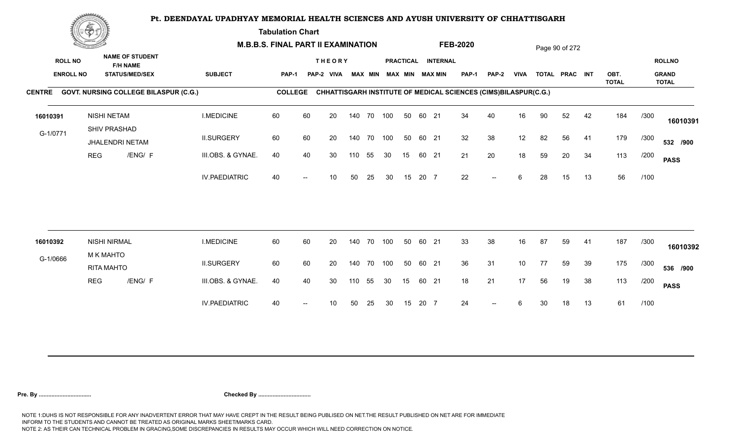# Pt. DEENDAYAL UPADHYAY MEMORIAL HEALTH SCIENCES AND AYUSH UNIVERSITY OF CHHATTISGARH

**Tabulation Chart**

**M.B.B.S. FINAL PART II EXAMINATION** **FEB-2020**

**CENTRE** GOVT. NURSING COLLEGE BILASPUR (C.G.) **COLLEGE** CHHATTISGARH INSTITUTE OF MEDICAL SCIENCES (CIMS)BILASPUR(C.G.)

| ROLL NO / ENROLL NO | NAME OF STUDENT / F/H NAME / STATUS/MED/SEX | SUBJECT | THEORY PAP-1 | THEORY PAP-2 | VIVA | THEORY MAX | THEORY MIN | PRACTICAL MAX | PRACTICAL MIN | INTERNAL MAX | INTERNAL MIN | PAP-1 | PAP-2 | VIVA | TOTAL | PRAC | INT | OBT. TOTAL | | ROLLNO / GRAND TOTAL |
|---|---|---|---|---|---|---|---|---|---|---|---|---|---|---|---|---|---|---|---|---|
| 16010391 | NISHI NETAM | I.MEDICINE | 60 | 60 | 20 | 140 | 70 | 100 | 50 | 60 | 21 | 34 | 40 | 16 | 90 | 52 | 42 | 184 | /300 | 16010391 |
| G-1/0771 | SHIV PRASHAD / JHALENDRI NETAM | II.SURGERY | 60 | 60 | 20 | 140 | 70 | 100 | 50 | 60 | 21 | 32 | 38 | 12 | 82 | 56 | 41 | 179 | /300 | 532 /900 |
| | REG /ENG/ F | III.OBS. & GYNAE. | 40 | 40 | 30 | 110 | 55 | 30 | 15 | 60 | 21 | 21 | 20 | 18 | 59 | 20 | 34 | 113 | /200 | PASS |
| | | IV.PAEDIATRIC | 40 | -- | 10 | 50 | 25 | 30 | 15 | 20 | 7 | 22 | -- | 6 | 28 | 15 | 13 | 56 | /100 | |
| 16010392 | NISHI NIRMAL | I.MEDICINE | 60 | 60 | 20 | 140 | 70 | 100 | 50 | 60 | 21 | 33 | 38 | 16 | 87 | 59 | 41 | 187 | /300 | 16010392 |
| G-1/0666 | M K MAHTO / RITA MAHTO | II.SURGERY | 60 | 60 | 20 | 140 | 70 | 100 | 50 | 60 | 21 | 36 | 31 | 10 | 77 | 59 | 39 | 175 | /300 | 536 /900 |
| | REG /ENG/ F | III.OBS. & GYNAE. | 40 | 40 | 30 | 110 | 55 | 30 | 15 | 60 | 21 | 18 | 21 | 17 | 56 | 19 | 38 | 113 | /200 | PASS |
| | | IV.PAEDIATRIC | 40 | -- | 10 | 50 | 25 | 30 | 15 | 20 | 7 | 24 | -- | 6 | 30 | 18 | 13 | 61 | /100 | |

**Pre. By .................................** **Checked By .................................**

NOTE 1:DUHS IS NOT RESPONSIBLE FOR ANY INADVERTENT ERROR THAT MAY HAVE CREPT IN THE RESULT BEING PUBLISED ON NET.THE RESULT PUBLISHED ON NET ARE FOR IMMEDIATE INFORM TO THE STUDENTS AND CANNOT BE TREATED AS ORIGINAL MARKS SHEET/MARKS CARD.
NOTE 2: AS THEIR CAN TECHNICAL PROBLEM IN GRACING,SOME DISCREPANCIES IN RESULTS MAY OCCUR WHICH WILL NEED CORRECTION ON NOTICE.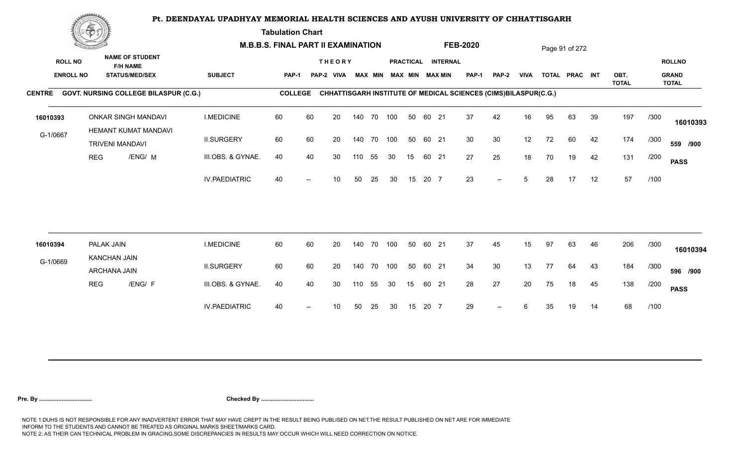# Pt. DEENDAYAL UPADHYAY MEMORIAL HEALTH SCIENCES AND AYUSH UNIVERSITY OF CHHATTISGARH

**Tabulation Chart**

**M.B.B.S. FINAL PART II EXAMINATION** **FEB-2020**

**CENTRE** GOVT. NURSING COLLEGE BILASPUR (C.G.) **COLLEGE** CHHATTISGARH INSTITUTE OF MEDICAL SCIENCES (CIMS)BILASPUR(C.G.)

| ROLL NO / ENROLL NO | NAME OF STUDENT / F/H NAME / STATUS/MED/SEX | SUBJECT | THEORY PAP-1 | PAP-2 | VIVA | MAX | MIN | PRACTICAL MAX | MIN | INTERNAL MAX | MIN | PAP-1 | PAP-2 | VIVA | TOTAL | PRAC | INT | OBT. TOTAL | | ROLLNO / GRAND TOTAL |
|---|---|---|---|---|---|---|---|---|---|---|---|---|---|---|---|---|---|---|---|---|
| 16010393 | ONKAR SINGH MANDAVI | I.MEDICINE | 60 | 60 | 20 | 140 | 70 | 100 | 50 | 60 | 21 | 37 | 42 | 16 | 95 | 63 | 39 | 197 | /300 | 16010393 |
| G-1/0667 | HEMANT KUMAT MANDAVI / TRIVENI MANDAVI | II.SURGERY | 60 | 60 | 20 | 140 | 70 | 100 | 50 | 60 | 21 | 30 | 30 | 12 | 72 | 60 | 42 | 174 | /300 | 559 /900 |
| | REG /ENG/ M | III.OBS. & GYNAE. | 40 | 40 | 30 | 110 | 55 | 30 | 15 | 60 | 21 | 27 | 25 | 18 | 70 | 19 | 42 | 131 | /200 | PASS |
| | | IV.PAEDIATRIC | 40 | -- | 10 | 50 | 25 | 30 | 15 | 20 | 7 | 23 | -- | 5 | 28 | 17 | 12 | 57 | /100 | |
| 16010394 | PALAK JAIN | I.MEDICINE | 60 | 60 | 20 | 140 | 70 | 100 | 50 | 60 | 21 | 37 | 45 | 15 | 97 | 63 | 46 | 206 | /300 | 16010394 |
| G-1/0669 | KANCHAN JAIN / ARCHANA JAIN | II.SURGERY | 60 | 60 | 20 | 140 | 70 | 100 | 50 | 60 | 21 | 34 | 30 | 13 | 77 | 64 | 43 | 184 | /300 | 596 /900 |
| | REG /ENG/ F | III.OBS. & GYNAE. | 40 | 40 | 30 | 110 | 55 | 30 | 15 | 60 | 21 | 28 | 27 | 20 | 75 | 18 | 45 | 138 | /200 | PASS |
| | | IV.PAEDIATRIC | 40 | -- | 10 | 50 | 25 | 30 | 15 | 20 | 7 | 29 | -- | 6 | 35 | 19 | 14 | 68 | /100 | |

**Pre. By .................................** **Checked By .................................**

NOTE 1:DUHS IS NOT RESPONSIBLE FOR ANY INADVERTENT ERROR THAT MAY HAVE CREPT IN THE RESULT BEING PUBLISED ON NET.THE RESULT PUBLISHED ON NET ARE FOR IMMEDIATE INFORM TO THE STUDENTS AND CANNOT BE TREATED AS ORIGINAL MARKS SHEET/MARKS CARD.
NOTE 2: AS THEIR CAN TECHNICAL PROBLEM IN GRACING,SOME DISCREPANCIES IN RESULTS MAY OCCUR WHICH WILL NEED CORRECTION ON NOTICE.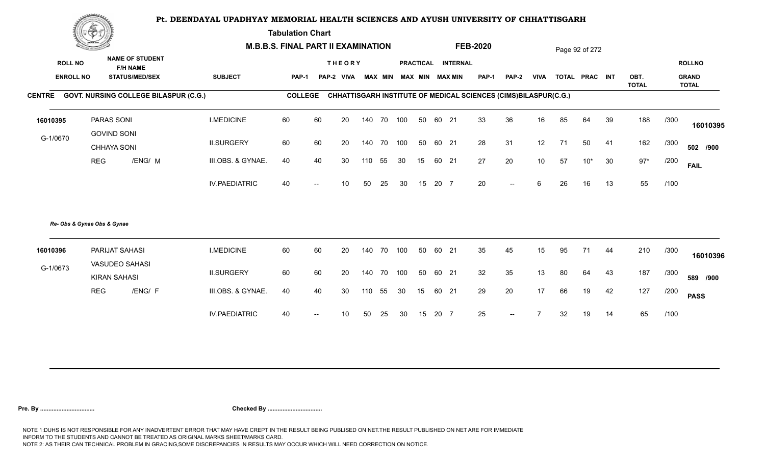# Pt. DEENDAYAL UPADHYAY MEMORIAL HEALTH SCIENCES AND AYUSH UNIVERSITY OF CHHATTISGARH

**Tabulation Chart**

**M.B.B.S. FINAL PART II EXAMINATION** **FEB-2020**

**CENTRE** GOVT. NURSING COLLEGE BILASPUR (C.G.) **COLLEGE** CHHATTISGARH INSTITUTE OF MEDICAL SCIENCES (CIMS)BILASPUR(C.G.)

| ROLL NO / ENROLL NO | NAME OF STUDENT / F/H NAME / STATUS/MED/SEX | SUBJECT | THEORY PAP-1 | PAP-2 | VIVA | MAX | MIN | PRACTICAL MAX | MIN | INTERNAL MAX | MIN | PAP-1 | PAP-2 | VIVA | TOTAL | PRAC | INT | OBT. TOTAL | | ROLLNO / GRAND TOTAL |
|---|---|---|---|---|---|---|---|---|---|---|---|---|---|---|---|---|---|---|---|---|
| 16010395 | PARAS SONI | I.MEDICINE | 60 | 60 | 20 | 140 | 70 | 100 | 50 | 60 | 21 | 33 | 36 | 16 | 85 | 64 | 39 | 188 | /300 | 16010395 |
| G-1/0670 | GOVIND SONI / CHHAYA SONI | II.SURGERY | 60 | 60 | 20 | 140 | 70 | 100 | 50 | 60 | 21 | 28 | 31 | 12 | 71 | 50 | 41 | 162 | /300 | 502 /900 |
| | REG /ENG/ M | III.OBS. & GYNAE. | 40 | 40 | 30 | 110 | 55 | 30 | 15 | 60 | 21 | 27 | 20 | 10 | 57 | 10* | 30 | 97* | /200 | FAIL |
| | | IV.PAEDIATRIC | 40 | -- | 10 | 50 | 25 | 30 | 15 | 20 | 7 | 20 | -- | 6 | 26 | 16 | 13 | 55 | /100 | |

*Re- Obs & Gynae Obs & Gynae*

| ROLL NO / ENROLL NO | NAME OF STUDENT / F/H NAME / STATUS/MED/SEX | SUBJECT | THEORY PAP-1 | PAP-2 | VIVA | MAX | MIN | PRACTICAL MAX | MIN | INTERNAL MAX | MIN | PAP-1 | PAP-2 | VIVA | TOTAL | PRAC | INT | OBT. TOTAL | | ROLLNO / GRAND TOTAL |
|---|---|---|---|---|---|---|---|---|---|---|---|---|---|---|---|---|---|---|---|---|
| 16010396 | PARIJAT SAHASI | I.MEDICINE | 60 | 60 | 20 | 140 | 70 | 100 | 50 | 60 | 21 | 35 | 45 | 15 | 95 | 71 | 44 | 210 | /300 | 16010396 |
| G-1/0673 | VASUDEO SAHASI / KIRAN SAHASI | II.SURGERY | 60 | 60 | 20 | 140 | 70 | 100 | 50 | 60 | 21 | 32 | 35 | 13 | 80 | 64 | 43 | 187 | /300 | 589 /900 |
| | REG /ENG/ F | III.OBS. & GYNAE. | 40 | 40 | 30 | 110 | 55 | 30 | 15 | 60 | 21 | 29 | 20 | 17 | 66 | 19 | 42 | 127 | /200 | PASS |
| | | IV.PAEDIATRIC | 40 | -- | 10 | 50 | 25 | 30 | 15 | 20 | 7 | 25 | -- | 7 | 32 | 19 | 14 | 65 | /100 | |

**Pre. By .................................** **Checked By .................................**

NOTE 1:DUHS IS NOT RESPONSIBLE FOR ANY INADVERTENT ERROR THAT MAY HAVE CREPT IN THE RESULT BEING PUBLISED ON NET.THE RESULT PUBLISHED ON NET ARE FOR IMMEDIATE INFORM TO THE STUDENTS AND CANNOT BE TREATED AS ORIGINAL MARKS SHEET/MARKS CARD.
NOTE 2: AS THEIR CAN TECHNICAL PROBLEM IN GRACING,SOME DISCREPANCIES IN RESULTS MAY OCCUR WHICH WILL NEED CORRECTION ON NOTICE.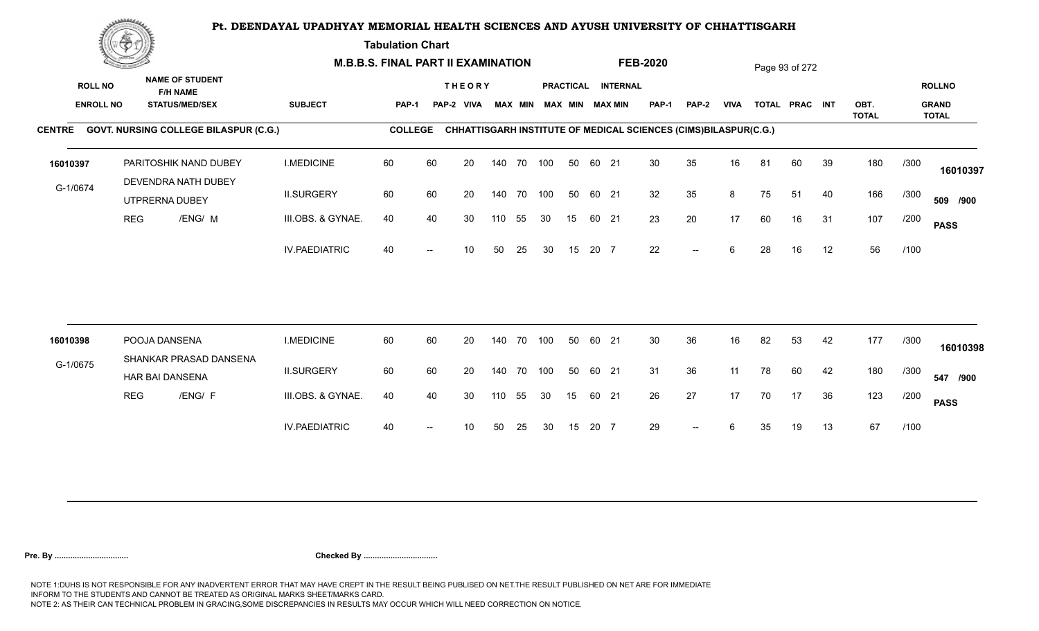# Pt. DEENDAYAL UPADHYAY MEMORIAL HEALTH SCIENCES AND AYUSH UNIVERSITY OF CHHATTISGARH

**Tabulation Chart**

**M.B.B.S. FINAL PART II EXAMINATION** **FEB-2020**

**CENTRE** GOVT. NURSING COLLEGE BILASPUR (C.G.) **COLLEGE** CHHATTISGARH INSTITUTE OF MEDICAL SCIENCES (CIMS)BILASPUR(C.G.)

| ROLL NO / ENROLL NO | NAME OF STUDENT / F/H NAME / STATUS/MED/SEX | SUBJECT | THEORY PAP-1 | THEORY PAP-2 | THEORY VIVA | THEORY MAX | THEORY MIN | PRACTICAL MAX | PRACTICAL MIN | INTERNAL MAX | INTERNAL MIN | PAP-1 | PAP-2 | VIVA | TOTAL | PRAC | INT | OBT. TOTAL | | ROLLNO / GRAND TOTAL |
|---|---|---|---|---|---|---|---|---|---|---|---|---|---|---|---|---|---|---|---|---|
| 16010397 | PARITOSHIK NAND DUBEY | I.MEDICINE | 60 | 60 | 20 | 140 | 70 | 100 | 50 | 60 | 21 | 30 | 35 | 16 | 81 | 60 | 39 | 180 | /300 | 16010397 |
| G-1/0674 | DEVENDRA NATH DUBEY / UTPRERNA DUBEY | II.SURGERY | 60 | 60 | 20 | 140 | 70 | 100 | 50 | 60 | 21 | 32 | 35 | 8 | 75 | 51 | 40 | 166 | /300 | 509 /900 |
| | REG /ENG/ M | III.OBS. & GYNAE. | 40 | 40 | 30 | 110 | 55 | 30 | 15 | 60 | 21 | 23 | 20 | 17 | 60 | 16 | 31 | 107 | /200 | PASS |
| | | IV.PAEDIATRIC | 40 | -- | 10 | 50 | 25 | 30 | 15 | 20 | 7 | 22 | -- | 6 | 28 | 16 | 12 | 56 | /100 | |
| 16010398 | POOJA DANSENA | I.MEDICINE | 60 | 60 | 20 | 140 | 70 | 100 | 50 | 60 | 21 | 30 | 36 | 16 | 82 | 53 | 42 | 177 | /300 | 16010398 |
| G-1/0675 | SHANKAR PRASAD DANSENA / HAR BAI DANSENA | II.SURGERY | 60 | 60 | 20 | 140 | 70 | 100 | 50 | 60 | 21 | 31 | 36 | 11 | 78 | 60 | 42 | 180 | /300 | 547 /900 |
| | REG /ENG/ F | III.OBS. & GYNAE. | 40 | 40 | 30 | 110 | 55 | 30 | 15 | 60 | 21 | 26 | 27 | 17 | 70 | 17 | 36 | 123 | /200 | PASS |
| | | IV.PAEDIATRIC | 40 | -- | 10 | 50 | 25 | 30 | 15 | 20 | 7 | 29 | -- | 6 | 35 | 19 | 13 | 67 | /100 | |

**Pre. By ................................** **Checked By ................................**

NOTE 1:DUHS IS NOT RESPONSIBLE FOR ANY INADVERTENT ERROR THAT MAY HAVE CREPT IN THE RESULT BEING PUBLISED ON NET.THE RESULT PUBLISHED ON NET ARE FOR IMMEDIATE INFORM TO THE STUDENTS AND CANNOT BE TREATED AS ORIGINAL MARKS SHEET/MARKS CARD.
NOTE 2: AS THEIR CAN TECHNICAL PROBLEM IN GRACING,SOME DISCREPANCIES IN RESULTS MAY OCCUR WHICH WILL NEED CORRECTION ON NOTICE.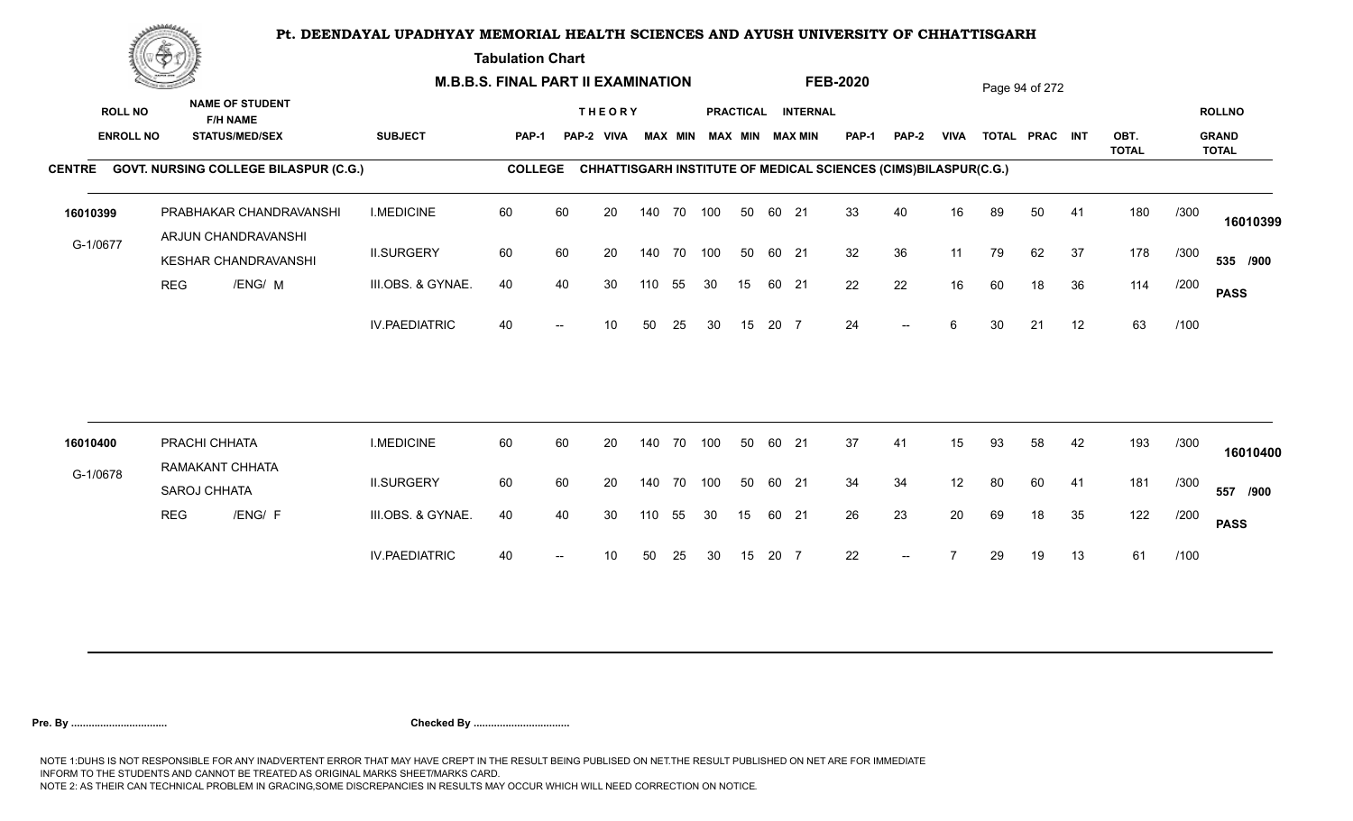# Pt. DEENDAYAL UPADHYAY MEMORIAL HEALTH SCIENCES AND AYUSH UNIVERSITY OF CHHATTISGARH

**Tabulation Chart**

**M.B.B.S. FINAL PART II EXAMINATION** **FEB-2020**

**CENTRE** GOVT. NURSING COLLEGE BILASPUR (C.G.) **COLLEGE** CHHATTISGARH INSTITUTE OF MEDICAL SCIENCES (CIMS)BILASPUR(C.G.)

| ROLL NO / ENROLL NO | NAME OF STUDENT / F/H NAME / STATUS/MED/SEX | SUBJECT | THEORY PAP-1 | PAP-2 | VIVA | MAX | MIN | PRACTICAL MAX | MIN | INTERNAL MAX | MIN | PAP-1 | PAP-2 | VIVA | TOTAL | PRAC | INT | OBT. TOTAL | | ROLLNO / GRAND TOTAL |
|---|---|---|---|---|---|---|---|---|---|---|---|---|---|---|---|---|---|---|---|---|
| 16010399 | PRABHAKAR CHANDRAVANSHI | I.MEDICINE | 60 | 60 | 20 | 140 | 70 | 100 | 50 | 60 | 21 | 33 | 40 | 16 | 89 | 50 | 41 | 180 | /300 | 16010399 |
| G-1/0677 | ARJUN CHANDRAVANSHI / KESHAR CHANDRAVANSHI | II.SURGERY | 60 | 60 | 20 | 140 | 70 | 100 | 50 | 60 | 21 | 32 | 36 | 11 | 79 | 62 | 37 | 178 | /300 | 535 /900 |
| | REG /ENG/ M | III.OBS. & GYNAE. | 40 | 40 | 30 | 110 | 55 | 30 | 15 | 60 | 21 | 22 | 22 | 16 | 60 | 18 | 36 | 114 | /200 | PASS |
| | | IV.PAEDIATRIC | 40 | -- | 10 | 50 | 25 | 30 | 15 | 20 | 7 | 24 | -- | 6 | 30 | 21 | 12 | 63 | /100 | |
| 16010400 | PRACHI CHHATA | I.MEDICINE | 60 | 60 | 20 | 140 | 70 | 100 | 50 | 60 | 21 | 37 | 41 | 15 | 93 | 58 | 42 | 193 | /300 | 16010400 |
| G-1/0678 | RAMAKANT CHHATA / SAROJ CHHATA | II.SURGERY | 60 | 60 | 20 | 140 | 70 | 100 | 50 | 60 | 21 | 34 | 34 | 12 | 80 | 60 | 41 | 181 | /300 | 557 /900 |
| | REG /ENG/ F | III.OBS. & GYNAE. | 40 | 40 | 30 | 110 | 55 | 30 | 15 | 60 | 21 | 26 | 23 | 20 | 69 | 18 | 35 | 122 | /200 | PASS |
| | | IV.PAEDIATRIC | 40 | -- | 10 | 50 | 25 | 30 | 15 | 20 | 7 | 22 | -- | 7 | 29 | 19 | 13 | 61 | /100 | |

**Pre. By ................................** **Checked By ................................**

NOTE 1:DUHS IS NOT RESPONSIBLE FOR ANY INADVERTENT ERROR THAT MAY HAVE CREPT IN THE RESULT BEING PUBLISED ON NET.THE RESULT PUBLISHED ON NET ARE FOR IMMEDIATE INFORM TO THE STUDENTS AND CANNOT BE TREATED AS ORIGINAL MARKS SHEET/MARKS CARD.
NOTE 2: AS THEIR CAN TECHNICAL PROBLEM IN GRACING,SOME DISCREPANCIES IN RESULTS MAY OCCUR WHICH WILL NEED CORRECTION ON NOTICE.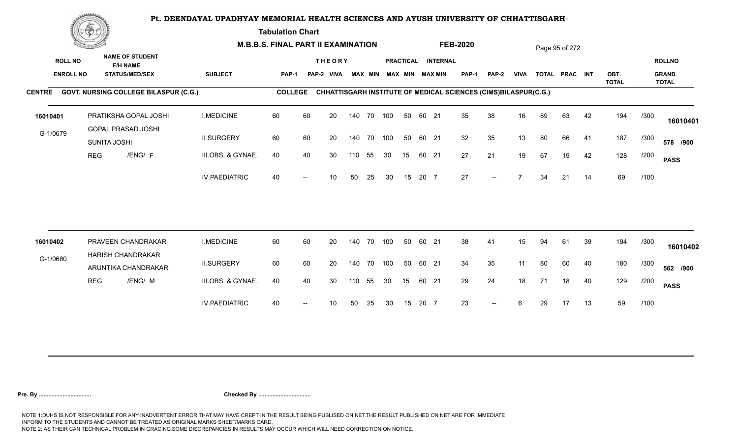# Pt. DEENDAYAL UPADHYAY MEMORIAL HEALTH SCIENCES AND AYUSH UNIVERSITY OF CHHATTISGARH

**Tabulation Chart**

**M.B.B.S. FINAL PART II EXAMINATION** **FEB-2020**

**CENTRE** GOVT. NURSING COLLEGE BILASPUR (C.G.) **COLLEGE** CHHATTISGARH INSTITUTE OF MEDICAL SCIENCES (CIMS)BILASPUR(C.G.)

| ROLL NO / ENROLL NO | NAME OF STUDENT / F/H NAME / STATUS/MED/SEX | SUBJECT | THEORY PAP-1 | PAP-2 | VIVA | MAX | MIN | PRACTICAL MAX | MIN | INTERNAL MAX | MIN | PAP-1 | PAP-2 | VIVA | TOTAL | PRAC | INT | OBT. TOTAL | | ROLLNO / GRAND TOTAL |
|---|---|---|---|---|---|---|---|---|---|---|---|---|---|---|---|---|---|---|---|---|
| 16010401 | PRATIKSHA GOPAL JOSHI | I.MEDICINE | 60 | 60 | 20 | 140 | 70 | 100 | 50 | 60 | 21 | 35 | 38 | 16 | 89 | 63 | 42 | 194 | /300 | 16010401 |
| G-1/0679 | GOPAL PRASAD JOSHI / SUNITA JOSHI | II.SURGERY | 60 | 60 | 20 | 140 | 70 | 100 | 50 | 60 | 21 | 32 | 35 | 13 | 80 | 66 | 41 | 187 | /300 | 578 /900 |
| | REG /ENG/ F | III.OBS. & GYNAE. | 40 | 40 | 30 | 110 | 55 | 30 | 15 | 60 | 21 | 27 | 21 | 19 | 67 | 19 | 42 | 128 | /200 | PASS |
| | | IV.PAEDIATRIC | 40 | -- | 10 | 50 | 25 | 30 | 15 | 20 | 7 | 27 | -- | 7 | 34 | 21 | 14 | 69 | /100 | |
| 16010402 | PRAVEEN CHANDRAKAR | I.MEDICINE | 60 | 60 | 20 | 140 | 70 | 100 | 50 | 60 | 21 | 38 | 41 | 15 | 94 | 61 | 39 | 194 | /300 | 16010402 |
| G-1/0680 | HARISH CHANDRAKAR / ARUNTIKA CHANDRAKAR | II.SURGERY | 60 | 60 | 20 | 140 | 70 | 100 | 50 | 60 | 21 | 34 | 35 | 11 | 80 | 60 | 40 | 180 | /300 | 562 /900 |
| | REG /ENG/ M | III.OBS. & GYNAE. | 40 | 40 | 30 | 110 | 55 | 30 | 15 | 60 | 21 | 29 | 24 | 18 | 71 | 18 | 40 | 129 | /200 | PASS |
| | | IV.PAEDIATRIC | 40 | -- | 10 | 50 | 25 | 30 | 15 | 20 | 7 | 23 | -- | 6 | 29 | 17 | 13 | 59 | /100 | |

**Pre. By .................................** **Checked By .................................**

NOTE 1:DUHS IS NOT RESPONSIBLE FOR ANY INADVERTENT ERROR THAT MAY HAVE CREPT IN THE RESULT BEING PUBLISED ON NET.THE RESULT PUBLISHED ON NET ARE FOR IMMEDIATE INFORM TO THE STUDENTS AND CANNOT BE TREATED AS ORIGINAL MARKS SHEET/MARKS CARD.
NOTE 2: AS THEIR CAN TECHNICAL PROBLEM IN GRACING,SOME DISCREPANCIES IN RESULTS MAY OCCUR WHICH WILL NEED CORRECTION ON NOTICE.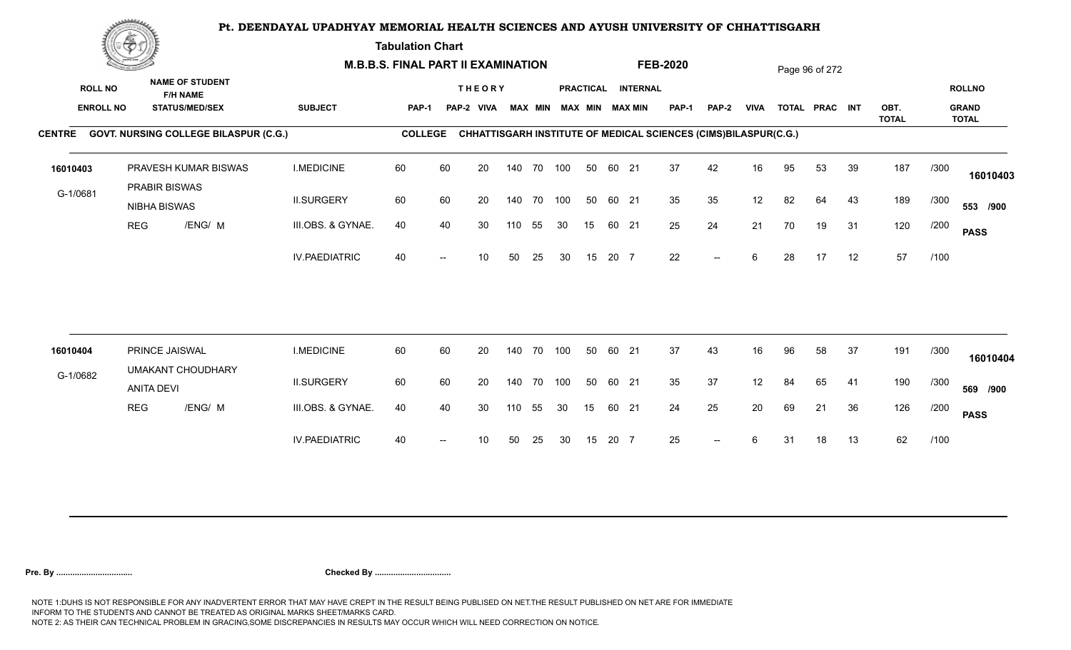# Pt. DEENDAYAL UPADHYAY MEMORIAL HEALTH SCIENCES AND AYUSH UNIVERSITY OF CHHATTISGARH

**Tabulation Chart**

**M.B.B.S. FINAL PART II EXAMINATION** **FEB-2020**

**CENTRE** GOVT. NURSING COLLEGE BILASPUR (C.G.) **COLLEGE** CHHATTISGARH INSTITUTE OF MEDICAL SCIENCES (CIMS)BILASPUR(C.G.)

| ROLL NO / ENROLL NO | NAME OF STUDENT / F/H NAME / STATUS/MED/SEX | SUBJECT | THEORY PAP-1 | THEORY PAP-2 | THEORY VIVA | THEORY MAX | THEORY MIN | PRACTICAL MAX | PRACTICAL MIN | INTERNAL MAX | INTERNAL MIN | PAP-1 | PAP-2 | VIVA | TOTAL | PRAC | INT | OBT. TOTAL | | ROLLNO / GRAND TOTAL |
|---|---|---|---|---|---|---|---|---|---|---|---|---|---|---|---|---|---|---|---|---|
| 16010403 | PRAVESH KUMAR BISWAS | I.MEDICINE | 60 | 60 | 20 | 140 | 70 | 100 | 50 | 60 | 21 | 37 | 42 | 16 | 95 | 53 | 39 | 187 | /300 | 16010403 |
| G-1/0681 | PRABIR BISWAS | II.SURGERY | 60 | 60 | 20 | 140 | 70 | 100 | 50 | 60 | 21 | 35 | 35 | 12 | 82 | 64 | 43 | 189 | /300 | 553 /900 |
| | NIBHA BISWAS | III.OBS. & GYNAE. | 40 | 40 | 30 | 110 | 55 | 30 | 15 | 60 | 21 | 25 | 24 | 21 | 70 | 19 | 31 | 120 | /200 | PASS |
| | REG /ENG/ M | IV.PAEDIATRIC | 40 | -- | 10 | 50 | 25 | 30 | 15 | 20 | 7 | 22 | -- | 6 | 28 | 17 | 12 | 57 | /100 | |
| 16010404 | PRINCE JAISWAL | I.MEDICINE | 60 | 60 | 20 | 140 | 70 | 100 | 50 | 60 | 21 | 37 | 43 | 16 | 96 | 58 | 37 | 191 | /300 | 16010404 |
| G-1/0682 | UMAKANT CHOUDHARY | II.SURGERY | 60 | 60 | 20 | 140 | 70 | 100 | 50 | 60 | 21 | 35 | 37 | 12 | 84 | 65 | 41 | 190 | /300 | 569 /900 |
| | ANITA DEVI | III.OBS. & GYNAE. | 40 | 40 | 30 | 110 | 55 | 30 | 15 | 60 | 21 | 24 | 25 | 20 | 69 | 21 | 36 | 126 | /200 | PASS |
| | REG /ENG/ M | IV.PAEDIATRIC | 40 | -- | 10 | 50 | 25 | 30 | 15 | 20 | 7 | 25 | -- | 6 | 31 | 18 | 13 | 62 | /100 | |

**Pre. By ................................** **Checked By ................................**

NOTE 1:DUHS IS NOT RESPONSIBLE FOR ANY INADVERTENT ERROR THAT MAY HAVE CREPT IN THE RESULT BEING PUBLISED ON NET.THE RESULT PUBLISHED ON NET ARE FOR IMMEDIATE INFORM TO THE STUDENTS AND CANNOT BE TREATED AS ORIGINAL MARKS SHEET/MARKS CARD.
NOTE 2: AS THEIR CAN TECHNICAL PROBLEM IN GRACING,SOME DISCREPANCIES IN RESULTS MAY OCCUR WHICH WILL NEED CORRECTION ON NOTICE.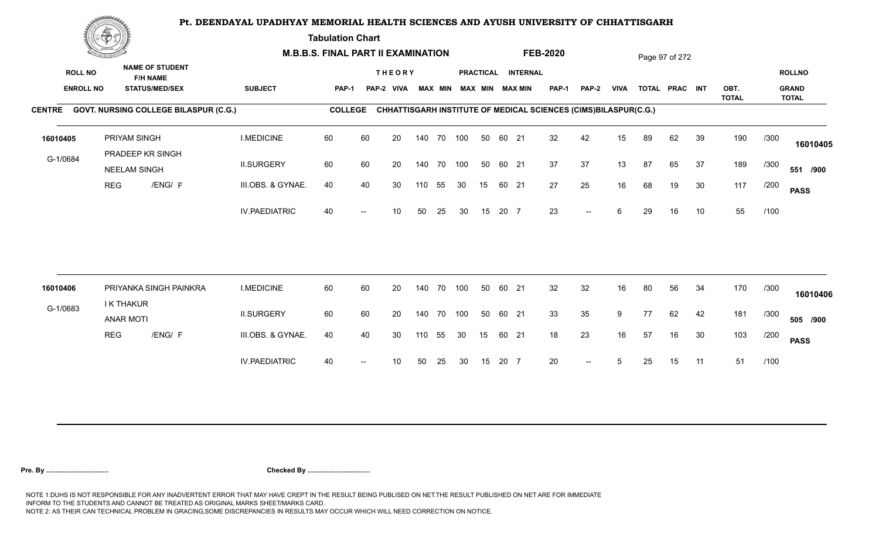# Pt. DEENDAYAL UPADHYAY MEMORIAL HEALTH SCIENCES AND AYUSH UNIVERSITY OF CHHATTISGARH

**Tabulation Chart**

**M.B.B.S. FINAL PART II EXAMINATION** **FEB-2020**

**CENTRE** GOVT. NURSING COLLEGE BILASPUR (C.G.) **COLLEGE** CHHATTISGARH INSTITUTE OF MEDICAL SCIENCES (CIMS)BILASPUR(C.G.)

| ROLL NO / ENROLL NO | NAME OF STUDENT / F/H NAME / STATUS/MED/SEX | SUBJECT | THEORY PAP-1 | PAP-2 | VIVA | MAX | MIN | PRACTICAL MAX | MIN | INTERNAL MAX | MIN | PAP-1 | PAP-2 | VIVA | TOTAL | PRAC | INT | OBT. TOTAL | | ROLLNO / GRAND TOTAL |
|---|---|---|---|---|---|---|---|---|---|---|---|---|---|---|---|---|---|---|---|---|
| 16010405 | PRIYAM SINGH | I.MEDICINE | 60 | 60 | 20 | 140 | 70 | 100 | 50 | 60 | 21 | 32 | 42 | 15 | 89 | 62 | 39 | 190 | /300 | 16010405 |
| G-1/0684 | PRADEEP KR SINGH / NEELAM SINGH | II.SURGERY | 60 | 60 | 20 | 140 | 70 | 100 | 50 | 60 | 21 | 37 | 37 | 13 | 87 | 65 | 37 | 189 | /300 | 551 /900 |
| | REG /ENG/ F | III.OBS. & GYNAE. | 40 | 40 | 30 | 110 | 55 | 30 | 15 | 60 | 21 | 27 | 25 | 16 | 68 | 19 | 30 | 117 | /200 | PASS |
| | | IV.PAEDIATRIC | 40 | -- | 10 | 50 | 25 | 30 | 15 | 20 | 7 | 23 | -- | 6 | 29 | 16 | 10 | 55 | /100 | |
| 16010406 | PRIYANKA SINGH PAINKRA | I.MEDICINE | 60 | 60 | 20 | 140 | 70 | 100 | 50 | 60 | 21 | 32 | 32 | 16 | 80 | 56 | 34 | 170 | /300 | 16010406 |
| G-1/0683 | I K THAKUR / ANAR MOTI | II.SURGERY | 60 | 60 | 20 | 140 | 70 | 100 | 50 | 60 | 21 | 33 | 35 | 9 | 77 | 62 | 42 | 181 | /300 | 505 /900 |
| | REG /ENG/ F | III.OBS. & GYNAE. | 40 | 40 | 30 | 110 | 55 | 30 | 15 | 60 | 21 | 18 | 23 | 16 | 57 | 16 | 30 | 103 | /200 | PASS |
| | | IV.PAEDIATRIC | 40 | -- | 10 | 50 | 25 | 30 | 15 | 20 | 7 | 20 | -- | 5 | 25 | 15 | 11 | 51 | /100 | |

**Pre. By .................................** **Checked By .................................**

NOTE 1:DUHS IS NOT RESPONSIBLE FOR ANY INADVERTENT ERROR THAT MAY HAVE CREPT IN THE RESULT BEING PUBLISED ON NET.THE RESULT PUBLISHED ON NET ARE FOR IMMEDIATE INFORM TO THE STUDENTS AND CANNOT BE TREATED AS ORIGINAL MARKS SHEET/MARKS CARD.
NOTE 2: AS THEIR CAN TECHNICAL PROBLEM IN GRACING,SOME DISCREPANCIES IN RESULTS MAY OCCUR WHICH WILL NEED CORRECTION ON NOTICE.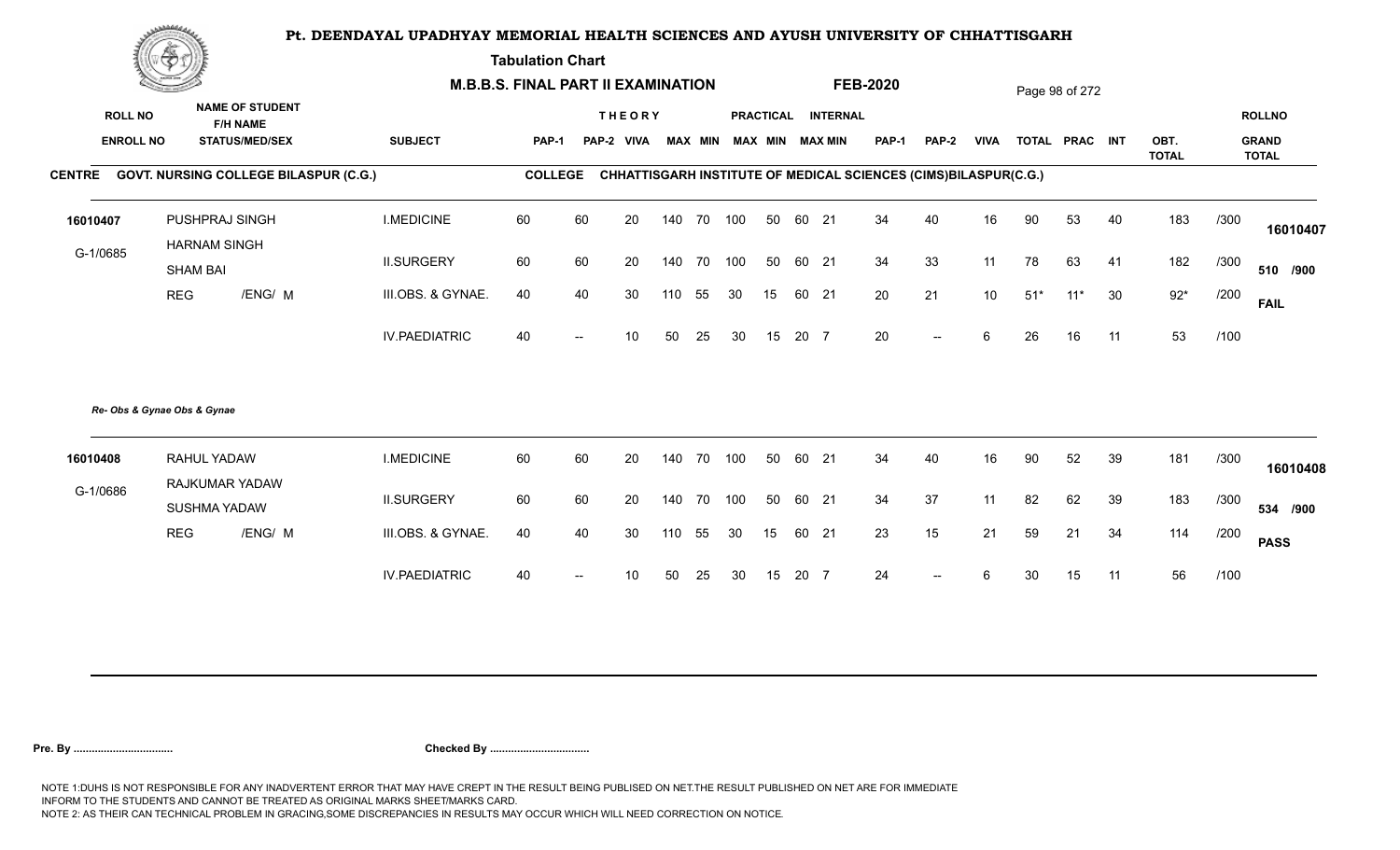# Pt. DEENDAYAL UPADHYAY MEMORIAL HEALTH SCIENCES AND AYUSH UNIVERSITY OF CHHATTISGARH

**Tabulation Chart**

**M.B.B.S. FINAL PART II EXAMINATION** **FEB-2020**

**CENTRE** GOVT. NURSING COLLEGE BILASPUR (C.G.) **COLLEGE** CHHATTISGARH INSTITUTE OF MEDICAL SCIENCES (CIMS)BILASPUR(C.G.)

| ROLL NO / ENROLL NO | NAME OF STUDENT / F/H NAME / STATUS/MED/SEX | SUBJECT | THEORY PAP-1 | PAP-2 | VIVA | MAX | MIN | PRACTICAL MAX | MIN | INTERNAL MAX | MIN | PAP-1 | PAP-2 | VIVA | TOTAL | PRAC | INT | OBT. TOTAL | | ROLLNO / GRAND TOTAL |
|---|---|---|---|---|---|---|---|---|---|---|---|---|---|---|---|---|---|---|---|---|
| 16010407 | PUSHPRAJ SINGH | I.MEDICINE | 60 | 60 | 20 | 140 | 70 | 100 | 50 | 60 | 21 | 34 | 40 | 16 | 90 | 53 | 40 | 183 | /300 | 16010407 |
| G-1/0685 | HARNAM SINGH / SHAM BAI | II.SURGERY | 60 | 60 | 20 | 140 | 70 | 100 | 50 | 60 | 21 | 34 | 33 | 11 | 78 | 63 | 41 | 182 | /300 | 510 /900 |
| | REG /ENG/ M | III.OBS. & GYNAE. | 40 | 40 | 30 | 110 | 55 | 30 | 15 | 60 | 21 | 20 | 21 | 10 | 51* | 11* | 30 | 92* | /200 | FAIL |
| | | IV.PAEDIATRIC | 40 | -- | 10 | 50 | 25 | 30 | 15 | 20 | 7 | 20 | -- | 6 | 26 | 16 | 11 | 53 | /100 | |

*Re- Obs & Gynae Obs & Gynae*

| ROLL NO / ENROLL NO | NAME OF STUDENT / F/H NAME / STATUS/MED/SEX | SUBJECT | THEORY PAP-1 | PAP-2 | VIVA | MAX | MIN | PRACTICAL MAX | MIN | INTERNAL MAX | MIN | PAP-1 | PAP-2 | VIVA | TOTAL | PRAC | INT | OBT. TOTAL | | ROLLNO / GRAND TOTAL |
|---|---|---|---|---|---|---|---|---|---|---|---|---|---|---|---|---|---|---|---|---|
| 16010408 | RAHUL YADAW | I.MEDICINE | 60 | 60 | 20 | 140 | 70 | 100 | 50 | 60 | 21 | 34 | 40 | 16 | 90 | 52 | 39 | 181 | /300 | 16010408 |
| G-1/0686 | RAJKUMAR YADAW / SUSHMA YADAW | II.SURGERY | 60 | 60 | 20 | 140 | 70 | 100 | 50 | 60 | 21 | 34 | 37 | 11 | 82 | 62 | 39 | 183 | /300 | 534 /900 |
| | REG /ENG/ M | III.OBS. & GYNAE. | 40 | 40 | 30 | 110 | 55 | 30 | 15 | 60 | 21 | 23 | 15 | 21 | 59 | 21 | 34 | 114 | /200 | PASS |
| | | IV.PAEDIATRIC | 40 | -- | 10 | 50 | 25 | 30 | 15 | 20 | 7 | 24 | -- | 6 | 30 | 15 | 11 | 56 | /100 | |

**Pre. By .................................** **Checked By .................................**

NOTE 1:DUHS IS NOT RESPONSIBLE FOR ANY INADVERTENT ERROR THAT MAY HAVE CREPT IN THE RESULT BEING PUBLISED ON NET.THE RESULT PUBLISHED ON NET ARE FOR IMMEDIATE INFORM TO THE STUDENTS AND CANNOT BE TREATED AS ORIGINAL MARKS SHEET/MARKS CARD.
NOTE 2: AS THEIR CAN TECHNICAL PROBLEM IN GRACING,SOME DISCREPANCIES IN RESULTS MAY OCCUR WHICH WILL NEED CORRECTION ON NOTICE.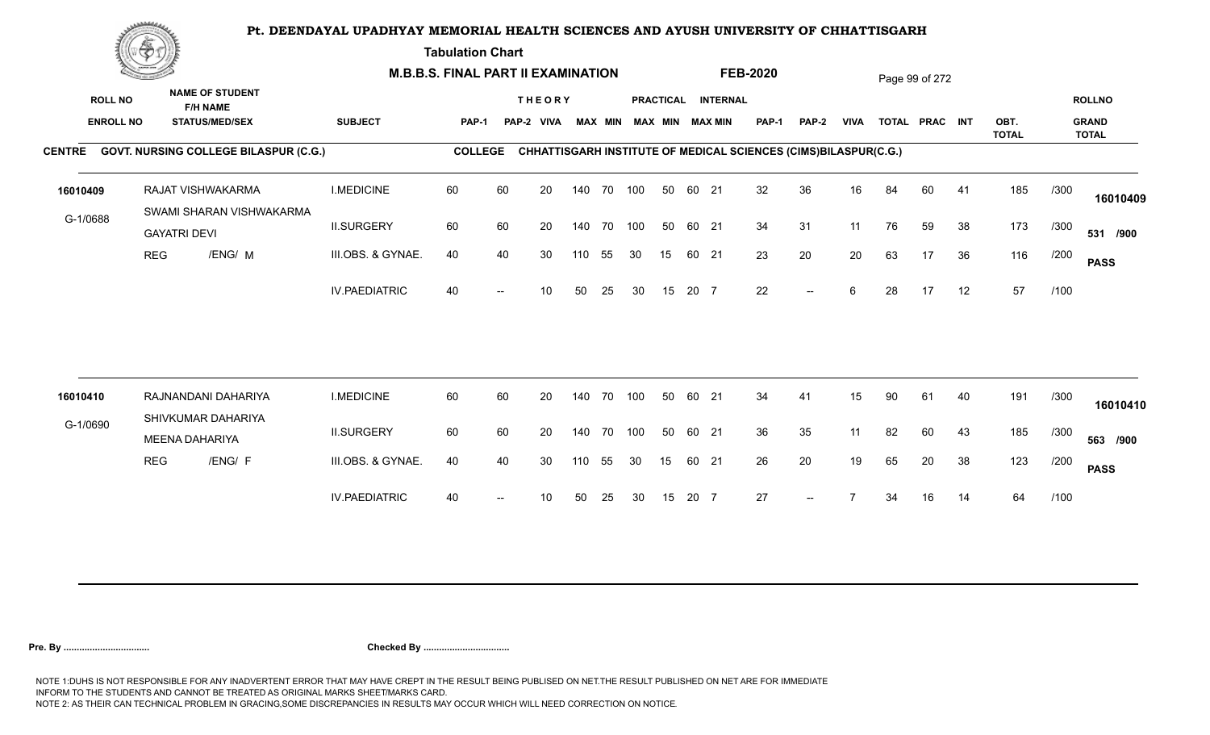# Pt. DEENDAYAL UPADHYAY MEMORIAL HEALTH SCIENCES AND AYUSH UNIVERSITY OF CHHATTISGARH

**Tabulation Chart**

**M.B.B.S. FINAL PART II EXAMINATION** **FEB-2020**

**CENTRE** GOVT. NURSING COLLEGE BILASPUR (C.G.) **COLLEGE** CHHATTISGARH INSTITUTE OF MEDICAL SCIENCES (CIMS)BILASPUR(C.G.)

| ROLL NO / ENROLL NO | NAME OF STUDENT / F/H NAME / STATUS/MED/SEX | SUBJECT | THEORY PAP-1 | PAP-2 | VIVA | MAX | MIN | PRACTICAL MAX | MIN | INTERNAL MAX | MIN | PAP-1 | PAP-2 | VIVA | TOTAL | PRAC | INT | OBT. TOTAL | | ROLLNO / GRAND TOTAL |
|---|---|---|---|---|---|---|---|---|---|---|---|---|---|---|---|---|---|---|---|---|
| 16010409 | RAJAT VISHWAKARMA | I.MEDICINE | 60 | 60 | 20 | 140 | 70 | 100 | 50 | 60 | 21 | 32 | 36 | 16 | 84 | 60 | 41 | 185 | /300 | 16010409 |
| G-1/0688 | SWAMI SHARAN VISHWAKARMA / GAYATRI DEVI | II.SURGERY | 60 | 60 | 20 | 140 | 70 | 100 | 50 | 60 | 21 | 34 | 31 | 11 | 76 | 59 | 38 | 173 | /300 | 531 /900 |
| | REG /ENG/ M | III.OBS. & GYNAE. | 40 | 40 | 30 | 110 | 55 | 30 | 15 | 60 | 21 | 23 | 20 | 20 | 63 | 17 | 36 | 116 | /200 | PASS |
| | | IV.PAEDIATRIC | 40 | -- | 10 | 50 | 25 | 30 | 15 | 20 | 7 | 22 | -- | 6 | 28 | 17 | 12 | 57 | /100 | |
| 16010410 | RAJNANDANI DAHARIYA | I.MEDICINE | 60 | 60 | 20 | 140 | 70 | 100 | 50 | 60 | 21 | 34 | 41 | 15 | 90 | 61 | 40 | 191 | /300 | 16010410 |
| G-1/0690 | SHIVKUMAR DAHARIYA / MEENA DAHARIYA | II.SURGERY | 60 | 60 | 20 | 140 | 70 | 100 | 50 | 60 | 21 | 36 | 35 | 11 | 82 | 60 | 43 | 185 | /300 | 563 /900 |
| | REG /ENG/ F | III.OBS. & GYNAE. | 40 | 40 | 30 | 110 | 55 | 30 | 15 | 60 | 21 | 26 | 20 | 19 | 65 | 20 | 38 | 123 | /200 | PASS |
| | | IV.PAEDIATRIC | 40 | -- | 10 | 50 | 25 | 30 | 15 | 20 | 7 | 27 | -- | 7 | 34 | 16 | 14 | 64 | /100 | |

**Pre. By ................................** **Checked By ................................**

NOTE 1:DUHS IS NOT RESPONSIBLE FOR ANY INADVERTENT ERROR THAT MAY HAVE CREPT IN THE RESULT BEING PUBLISED ON NET.THE RESULT PUBLISHED ON NET ARE FOR IMMEDIATE INFORM TO THE STUDENTS AND CANNOT BE TREATED AS ORIGINAL MARKS SHEET/MARKS CARD.
NOTE 2: AS THEIR CAN TECHNICAL PROBLEM IN GRACING,SOME DISCREPANCIES IN RESULTS MAY OCCUR WHICH WILL NEED CORRECTION ON NOTICE.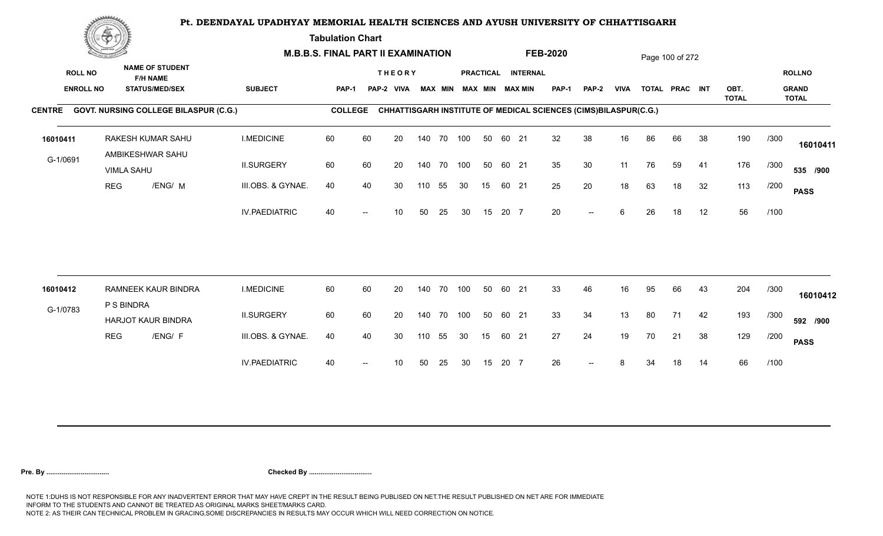# Pt. DEENDAYAL UPADHYAY MEMORIAL HEALTH SCIENCES AND AYUSH UNIVERSITY OF CHHATTISGARH

**Tabulation Chart**

**M.B.B.S. FINAL PART II EXAMINATION** **FEB-2020**

**CENTRE** GOVT. NURSING COLLEGE BILASPUR (C.G.) **COLLEGE** CHHATTISGARH INSTITUTE OF MEDICAL SCIENCES (CIMS)BILASPUR(C.G.)

| ROLL NO / ENROLL NO | NAME OF STUDENT / F/H NAME / STATUS/MED/SEX | SUBJECT | THEORY PAP-1 | PAP-2 | VIVA | MAX | MIN | PRACTICAL MAX | MIN | INTERNAL MAX | MIN | PAP-1 | PAP-2 | VIVA | TOTAL | PRAC | INT | OBT. TOTAL | | ROLLNO / GRAND TOTAL |
|---|---|---|---|---|---|---|---|---|---|---|---|---|---|---|---|---|---|---|---|---|
| 16010411 | RAKESH KUMAR SAHU | I.MEDICINE | 60 | 60 | 20 | 140 | 70 | 100 | 50 | 60 | 21 | 32 | 38 | 16 | 86 | 66 | 38 | 190 | /300 | 16010411 |
| G-1/0691 | AMBIKESHWAR SAHU / VIMLA SAHU | II.SURGERY | 60 | 60 | 20 | 140 | 70 | 100 | 50 | 60 | 21 | 35 | 30 | 11 | 76 | 59 | 41 | 176 | /300 | 535 /900 |
| | REG /ENG/ M | III.OBS. & GYNAE. | 40 | 40 | 30 | 110 | 55 | 30 | 15 | 60 | 21 | 25 | 20 | 18 | 63 | 18 | 32 | 113 | /200 | PASS |
| | | IV.PAEDIATRIC | 40 | -- | 10 | 50 | 25 | 30 | 15 | 20 | 7 | 20 | -- | 6 | 26 | 18 | 12 | 56 | /100 | |
| 16010412 | RAMNEEK KAUR BINDRA | I.MEDICINE | 60 | 60 | 20 | 140 | 70 | 100 | 50 | 60 | 21 | 33 | 46 | 16 | 95 | 66 | 43 | 204 | /300 | 16010412 |
| G-1/0783 | P S BINDRA / HARJOT KAUR BINDRA | II.SURGERY | 60 | 60 | 20 | 140 | 70 | 100 | 50 | 60 | 21 | 33 | 34 | 13 | 80 | 71 | 42 | 193 | /300 | 592 /900 |
| | REG /ENG/ F | III.OBS. & GYNAE. | 40 | 40 | 30 | 110 | 55 | 30 | 15 | 60 | 21 | 27 | 24 | 19 | 70 | 21 | 38 | 129 | /200 | PASS |
| | | IV.PAEDIATRIC | 40 | -- | 10 | 50 | 25 | 30 | 15 | 20 | 7 | 26 | -- | 8 | 34 | 18 | 14 | 66 | /100 | |

**Pre. By ................................** **Checked By ................................**

NOTE 1:DUHS IS NOT RESPONSIBLE FOR ANY INADVERTENT ERROR THAT MAY HAVE CREPT IN THE RESULT BEING PUBLISED ON NET.THE RESULT PUBLISHED ON NET ARE FOR IMMEDIATE INFORM TO THE STUDENTS AND CANNOT BE TREATED AS ORIGINAL MARKS SHEET/MARKS CARD.
NOTE 2: AS THEIR CAN TECHNICAL PROBLEM IN GRACING,SOME DISCREPANCIES IN RESULTS MAY OCCUR WHICH WILL NEED CORRECTION ON NOTICE.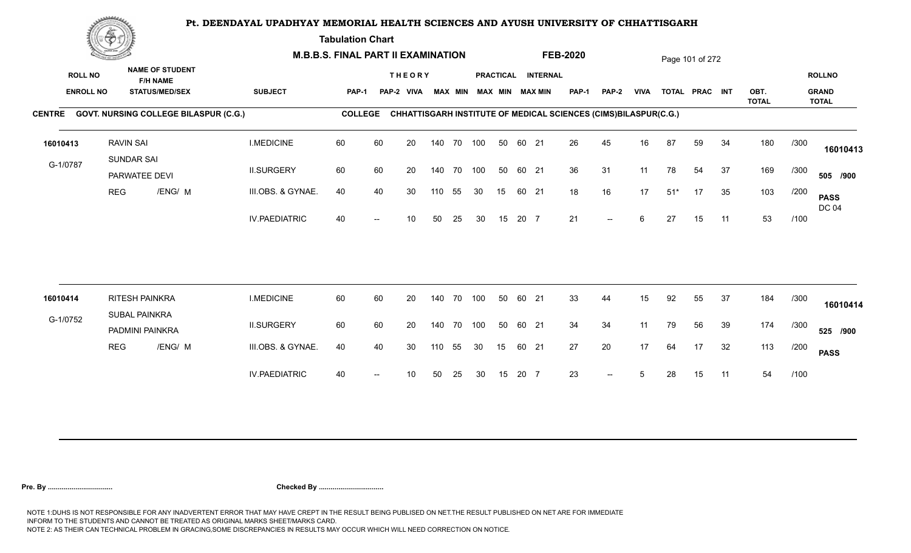# Pt. DEENDAYAL UPADHYAY MEMORIAL HEALTH SCIENCES AND AYUSH UNIVERSITY OF CHHATTISGARH

**Tabulation Chart**

**M.B.B.S. FINAL PART II EXAMINATION** **FEB-2020**

**CENTRE** GOVT. NURSING COLLEGE BILASPUR (C.G.) **COLLEGE** CHHATTISGARH INSTITUTE OF MEDICAL SCIENCES (CIMS)BILASPUR(C.G.)

| ROLL NO / ENROLL NO | NAME OF STUDENT / F/H NAME / STATUS/MED/SEX | SUBJECT | THEORY PAP-1 | PAP-2 | VIVA | MAX | MIN | PRACTICAL MAX | MIN | INTERNAL MAX | MIN | PAP-1 | PAP-2 | VIVA | TOTAL | PRAC | INT | OBT. TOTAL | | ROLLNO / GRAND TOTAL |
|---|---|---|---|---|---|---|---|---|---|---|---|---|---|---|---|---|---|---|---|---|
| 16010413 | RAVIN SAI | I.MEDICINE | 60 | 60 | 20 | 140 | 70 | 100 | 50 | 60 | 21 | 26 | 45 | 16 | 87 | 59 | 34 | 180 | /300 | 16010413 |
| G-1/0787 | SUNDAR SAI / PARWATEE DEVI | II.SURGERY | 60 | 60 | 20 | 140 | 70 | 100 | 50 | 60 | 21 | 36 | 31 | 11 | 78 | 54 | 37 | 169 | /300 | 505 /900 |
| | REG /ENG/ M | III.OBS. & GYNAE. | 40 | 40 | 30 | 110 | 55 | 30 | 15 | 60 | 21 | 18 | 16 | 17 | 51* | 17 | 35 | 103 | /200 | PASS DC 04 |
| | | IV.PAEDIATRIC | 40 | -- | 10 | 50 | 25 | 30 | 15 | 20 | 7 | 21 | -- | 6 | 27 | 15 | 11 | 53 | /100 | |
| 16010414 | RITESH PAINKRA | I.MEDICINE | 60 | 60 | 20 | 140 | 70 | 100 | 50 | 60 | 21 | 33 | 44 | 15 | 92 | 55 | 37 | 184 | /300 | 16010414 |
| G-1/0752 | SUBAL PAINKRA / PADMINI PAINKRA | II.SURGERY | 60 | 60 | 20 | 140 | 70 | 100 | 50 | 60 | 21 | 34 | 34 | 11 | 79 | 56 | 39 | 174 | /300 | 525 /900 |
| | REG /ENG/ M | III.OBS. & GYNAE. | 40 | 40 | 30 | 110 | 55 | 30 | 15 | 60 | 21 | 27 | 20 | 17 | 64 | 17 | 32 | 113 | /200 | PASS |
| | | IV.PAEDIATRIC | 40 | -- | 10 | 50 | 25 | 30 | 15 | 20 | 7 | 23 | -- | 5 | 28 | 15 | 11 | 54 | /100 | |

**Pre. By ................................** **Checked By ................................**

NOTE 1:DUHS IS NOT RESPONSIBLE FOR ANY INADVERTENT ERROR THAT MAY HAVE CREPT IN THE RESULT BEING PUBLISED ON NET.THE RESULT PUBLISHED ON NET ARE FOR IMMEDIATE INFORM TO THE STUDENTS AND CANNOT BE TREATED AS ORIGINAL MARKS SHEET/MARKS CARD.
NOTE 2: AS THEIR CAN TECHNICAL PROBLEM IN GRACING,SOME DISCREPANCIES IN RESULTS MAY OCCUR WHICH WILL NEED CORRECTION ON NOTICE.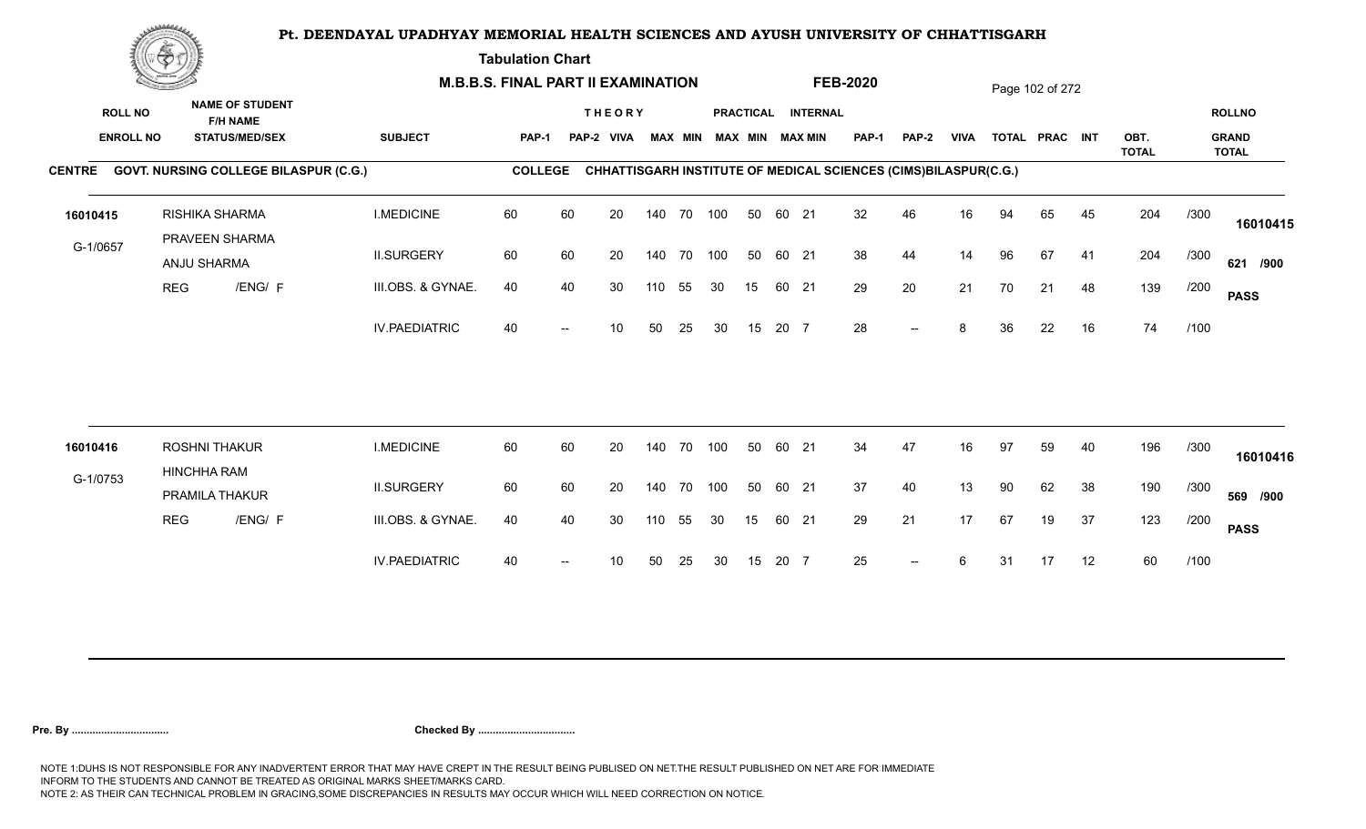# Pt. DEENDAYAL UPADHYAY MEMORIAL HEALTH SCIENCES AND AYUSH UNIVERSITY OF CHHATTISGARH

**Tabulation Chart**

**M.B.B.S. FINAL PART II EXAMINATION** **FEB-2020**

**CENTRE** GOVT. NURSING COLLEGE BILASPUR (C.G.) **COLLEGE** CHHATTISGARH INSTITUTE OF MEDICAL SCIENCES (CIMS)BILASPUR(C.G.)

| ROLL NO / ENROLL NO | NAME OF STUDENT / F/H NAME / STATUS/MED/SEX | SUBJECT | THEORY PAP-1 | PAP-2 | VIVA | MAX | MIN | PRACTICAL MAX | MIN | INTERNAL MAX | MIN | PAP-1 | PAP-2 | VIVA | TOTAL | PRAC | INT | OBT. TOTAL | | ROLLNO / GRAND TOTAL |
|---|---|---|---|---|---|---|---|---|---|---|---|---|---|---|---|---|---|---|---|---|
| 16010415 | RISHIKA SHARMA | I.MEDICINE | 60 | 60 | 20 | 140 | 70 | 100 | 50 | 60 | 21 | 32 | 46 | 16 | 94 | 65 | 45 | 204 | /300 | 16010415 |
| G-1/0657 | PRAVEEN SHARMA / ANJU SHARMA | II.SURGERY | 60 | 60 | 20 | 140 | 70 | 100 | 50 | 60 | 21 | 38 | 44 | 14 | 96 | 67 | 41 | 204 | /300 | 621 /900 |
| | REG /ENG/ F | III.OBS. & GYNAE. | 40 | 40 | 30 | 110 | 55 | 30 | 15 | 60 | 21 | 29 | 20 | 21 | 70 | 21 | 48 | 139 | /200 | PASS |
| | | IV.PAEDIATRIC | 40 | -- | 10 | 50 | 25 | 30 | 15 | 20 | 7 | 28 | -- | 8 | 36 | 22 | 16 | 74 | /100 | |
| 16010416 | ROSHNI THAKUR | I.MEDICINE | 60 | 60 | 20 | 140 | 70 | 100 | 50 | 60 | 21 | 34 | 47 | 16 | 97 | 59 | 40 | 196 | /300 | 16010416 |
| G-1/0753 | HINCHHA RAM / PRAMILA THAKUR | II.SURGERY | 60 | 60 | 20 | 140 | 70 | 100 | 50 | 60 | 21 | 37 | 40 | 13 | 90 | 62 | 38 | 190 | /300 | 569 /900 |
| | REG /ENG/ F | III.OBS. & GYNAE. | 40 | 40 | 30 | 110 | 55 | 30 | 15 | 60 | 21 | 29 | 21 | 17 | 67 | 19 | 37 | 123 | /200 | PASS |
| | | IV.PAEDIATRIC | 40 | -- | 10 | 50 | 25 | 30 | 15 | 20 | 7 | 25 | -- | 6 | 31 | 17 | 12 | 60 | /100 | |

**Pre. By ................................** **Checked By ................................**

NOTE 1:DUHS IS NOT RESPONSIBLE FOR ANY INADVERTENT ERROR THAT MAY HAVE CREPT IN THE RESULT BEING PUBLISED ON NET.THE RESULT PUBLISHED ON NET ARE FOR IMMEDIATE INFORM TO THE STUDENTS AND CANNOT BE TREATED AS ORIGINAL MARKS SHEET/MARKS CARD.
NOTE 2: AS THEIR CAN TECHNICAL PROBLEM IN GRACING,SOME DISCREPANCIES IN RESULTS MAY OCCUR WHICH WILL NEED CORRECTION ON NOTICE.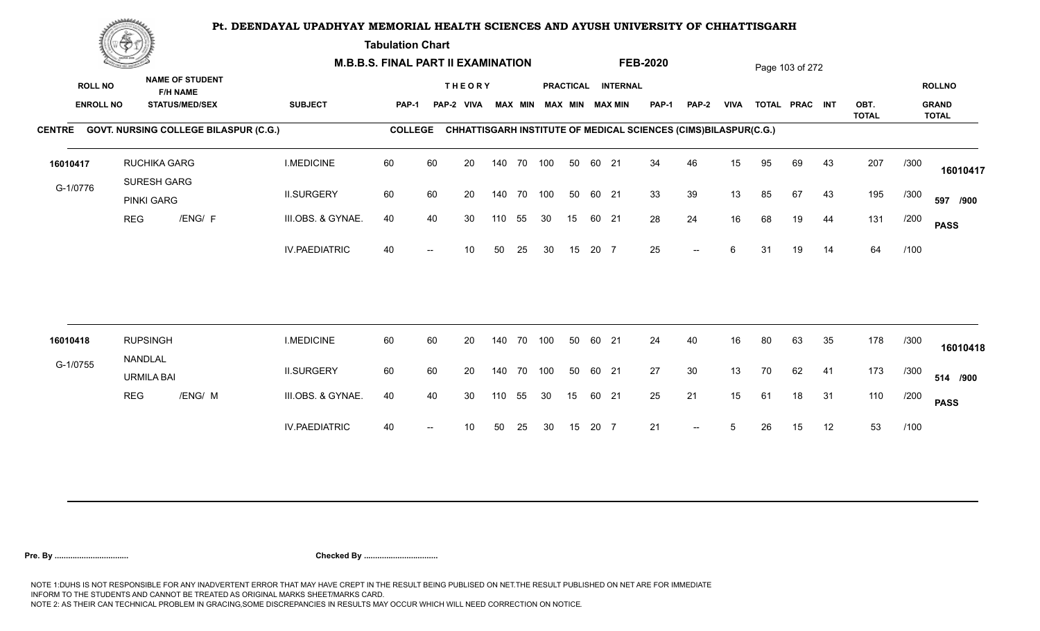# Pt. DEENDAYAL UPADHYAY MEMORIAL HEALTH SCIENCES AND AYUSH UNIVERSITY OF CHHATTISGARH

**Tabulation Chart**

**M.B.B.S. FINAL PART II EXAMINATION** **FEB-2020**

**CENTRE** GOVT. NURSING COLLEGE BILASPUR (C.G.) **COLLEGE** CHHATTISGARH INSTITUTE OF MEDICAL SCIENCES (CIMS)BILASPUR(C.G.)

| ROLL NO / ENROLL NO | NAME OF STUDENT / F/H NAME / STATUS/MED/SEX | SUBJECT | THEORY PAP-1 | PAP-2 | VIVA | MAX | MIN | PRACTICAL MAX | MIN | INTERNAL MAX | MIN | PAP-1 | PAP-2 | VIVA | TOTAL | PRAC | INT | OBT. TOTAL | | ROLLNO / GRAND TOTAL |
|---|---|---|---|---|---|---|---|---|---|---|---|---|---|---|---|---|---|---|---|---|
| 16010417 | RUCHIKA GARG | I.MEDICINE | 60 | 60 | 20 | 140 | 70 | 100 | 50 | 60 | 21 | 34 | 46 | 15 | 95 | 69 | 43 | 207 | /300 | 16010417 |
| G-1/0776 | SURESH GARG / PINKI GARG | II.SURGERY | 60 | 60 | 20 | 140 | 70 | 100 | 50 | 60 | 21 | 33 | 39 | 13 | 85 | 67 | 43 | 195 | /300 | 597 /900 |
| | REG /ENG/ F | III.OBS. & GYNAE. | 40 | 40 | 30 | 110 | 55 | 30 | 15 | 60 | 21 | 28 | 24 | 16 | 68 | 19 | 44 | 131 | /200 | PASS |
| | | IV.PAEDIATRIC | 40 | -- | 10 | 50 | 25 | 30 | 15 | 20 | 7 | 25 | -- | 6 | 31 | 19 | 14 | 64 | /100 | |
| 16010418 | RUPSINGH | I.MEDICINE | 60 | 60 | 20 | 140 | 70 | 100 | 50 | 60 | 21 | 24 | 40 | 16 | 80 | 63 | 35 | 178 | /300 | 16010418 |
| G-1/0755 | NANDLAL / URMILA BAI | II.SURGERY | 60 | 60 | 20 | 140 | 70 | 100 | 50 | 60 | 21 | 27 | 30 | 13 | 70 | 62 | 41 | 173 | /300 | 514 /900 |
| | REG /ENG/ M | III.OBS. & GYNAE. | 40 | 40 | 30 | 110 | 55 | 30 | 15 | 60 | 21 | 25 | 21 | 15 | 61 | 18 | 31 | 110 | /200 | PASS |
| | | IV.PAEDIATRIC | 40 | -- | 10 | 50 | 25 | 30 | 15 | 20 | 7 | 21 | -- | 5 | 26 | 15 | 12 | 53 | /100 | |

**Pre. By .................................** **Checked By .................................**

NOTE 1:DUHS IS NOT RESPONSIBLE FOR ANY INADVERTENT ERROR THAT MAY HAVE CREPT IN THE RESULT BEING PUBLISED ON NET.THE RESULT PUBLISHED ON NET ARE FOR IMMEDIATE INFORM TO THE STUDENTS AND CANNOT BE TREATED AS ORIGINAL MARKS SHEET/MARKS CARD.
NOTE 2: AS THEIR CAN TECHNICAL PROBLEM IN GRACING,SOME DISCREPANCIES IN RESULTS MAY OCCUR WHICH WILL NEED CORRECTION ON NOTICE.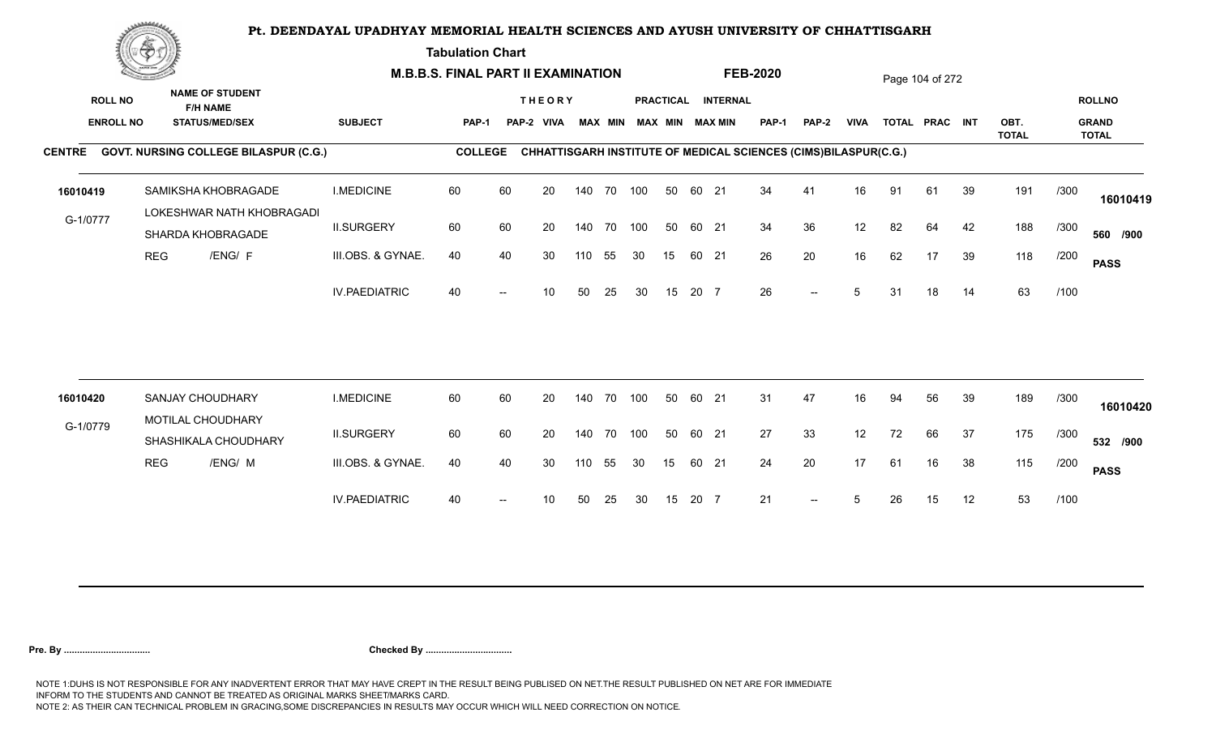# Pt. DEENDAYAL UPADHYAY MEMORIAL HEALTH SCIENCES AND AYUSH UNIVERSITY OF CHHATTISGARH

**Tabulation Chart**

**M.B.B.S. FINAL PART II EXAMINATION** **FEB-2020**

**CENTRE** GOVT. NURSING COLLEGE BILASPUR (C.G.) **COLLEGE** CHHATTISGARH INSTITUTE OF MEDICAL SCIENCES (CIMS)BILASPUR(C.G.)

| ROLL NO / ENROLL NO | NAME OF STUDENT / F/H NAME / STATUS/MED/SEX | SUBJECT | THEORY PAP-1 | PAP-2 | VIVA | MAX | MIN | PRACTICAL MAX | MIN | INTERNAL MAX | MIN | PAP-1 | PAP-2 | VIVA | TOTAL | PRAC | INT | OBT. TOTAL | | ROLLNO / GRAND TOTAL |
|---|---|---|---|---|---|---|---|---|---|---|---|---|---|---|---|---|---|---|---|---|
| 16010419 | SAMIKSHA KHOBRAGADE | I.MEDICINE | 60 | 60 | 20 | 140 | 70 | 100 | 50 | 60 | 21 | 34 | 41 | 16 | 91 | 61 | 39 | 191 | /300 | 16010419 |
| G-1/0777 | LOKESHWAR NATH KHOBRAGADI / SHARDA KHOBRAGADE | II.SURGERY | 60 | 60 | 20 | 140 | 70 | 100 | 50 | 60 | 21 | 34 | 36 | 12 | 82 | 64 | 42 | 188 | /300 | 560 /900 |
| | REG /ENG/ F | III.OBS. & GYNAE. | 40 | 40 | 30 | 110 | 55 | 30 | 15 | 60 | 21 | 26 | 20 | 16 | 62 | 17 | 39 | 118 | /200 | PASS |
| | | IV.PAEDIATRIC | 40 | -- | 10 | 50 | 25 | 30 | 15 | 20 | 7 | 26 | -- | 5 | 31 | 18 | 14 | 63 | /100 | |
| 16010420 | SANJAY CHOUDHARY | I.MEDICINE | 60 | 60 | 20 | 140 | 70 | 100 | 50 | 60 | 21 | 31 | 47 | 16 | 94 | 56 | 39 | 189 | /300 | 16010420 |
| G-1/0779 | MOTILAL CHOUDHARY / SHASHIKALA CHOUDHARY | II.SURGERY | 60 | 60 | 20 | 140 | 70 | 100 | 50 | 60 | 21 | 27 | 33 | 12 | 72 | 66 | 37 | 175 | /300 | 532 /900 |
| | REG /ENG/ M | III.OBS. & GYNAE. | 40 | 40 | 30 | 110 | 55 | 30 | 15 | 60 | 21 | 24 | 20 | 17 | 61 | 16 | 38 | 115 | /200 | PASS |
| | | IV.PAEDIATRIC | 40 | -- | 10 | 50 | 25 | 30 | 15 | 20 | 7 | 21 | -- | 5 | 26 | 15 | 12 | 53 | /100 | |

**Pre. By .................................** **Checked By .................................**

NOTE 1:DUHS IS NOT RESPONSIBLE FOR ANY INADVERTENT ERROR THAT MAY HAVE CREPT IN THE RESULT BEING PUBLISED ON NET.THE RESULT PUBLISHED ON NET ARE FOR IMMEDIATE INFORM TO THE STUDENTS AND CANNOT BE TREATED AS ORIGINAL MARKS SHEET/MARKS CARD.
NOTE 2: AS THEIR CAN TECHNICAL PROBLEM IN GRACING,SOME DISCREPANCIES IN RESULTS MAY OCCUR WHICH WILL NEED CORRECTION ON NOTICE.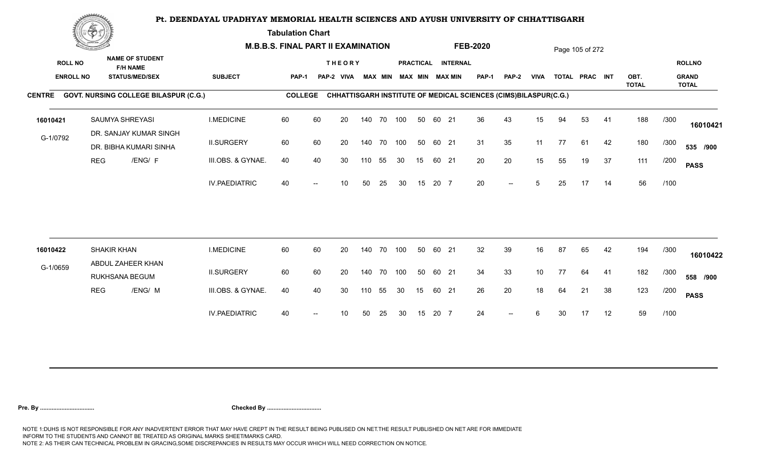# Pt. DEENDAYAL UPADHYAY MEMORIAL HEALTH SCIENCES AND AYUSH UNIVERSITY OF CHHATTISGARH

**Tabulation Chart**

**M.B.B.S. FINAL PART II EXAMINATION** **FEB-2020**

**CENTRE** GOVT. NURSING COLLEGE BILASPUR (C.G.) **COLLEGE** CHHATTISGARH INSTITUTE OF MEDICAL SCIENCES (CIMS)BILASPUR(C.G.)

| ROLL NO / ENROLL NO | NAME OF STUDENT / F/H NAME / STATUS/MED/SEX | SUBJECT | THEORY PAP-1 | PAP-2 | VIVA | MAX | MIN | PRACTICAL MAX | MIN | INTERNAL MAX | MIN | PAP-1 | PAP-2 | VIVA | TOTAL | PRAC | INT | OBT. TOTAL | | ROLLNO / GRAND TOTAL |
|---|---|---|---|---|---|---|---|---|---|---|---|---|---|---|---|---|---|---|---|---|
| 16010421 | SAUMYA SHREYASI | I.MEDICINE | 60 | 60 | 20 | 140 | 70 | 100 | 50 | 60 | 21 | 36 | 43 | 15 | 94 | 53 | 41 | 188 | /300 | 16010421 |
| G-1/0792 | DR. SANJAY KUMAR SINGH / DR. BIBHA KUMARI SINHA | II.SURGERY | 60 | 60 | 20 | 140 | 70 | 100 | 50 | 60 | 21 | 31 | 35 | 11 | 77 | 61 | 42 | 180 | /300 | 535 /900 |
| | REG /ENG/ F | III.OBS. & GYNAE. | 40 | 40 | 30 | 110 | 55 | 30 | 15 | 60 | 21 | 20 | 20 | 15 | 55 | 19 | 37 | 111 | /200 | PASS |
| | | IV.PAEDIATRIC | 40 | -- | 10 | 50 | 25 | 30 | 15 | 20 | 7 | 20 | -- | 5 | 25 | 17 | 14 | 56 | /100 | |
| 16010422 | SHAKIR KHAN | I.MEDICINE | 60 | 60 | 20 | 140 | 70 | 100 | 50 | 60 | 21 | 32 | 39 | 16 | 87 | 65 | 42 | 194 | /300 | 16010422 |
| G-1/0659 | ABDUL ZAHEER KHAN / RUKHSANA BEGUM | II.SURGERY | 60 | 60 | 20 | 140 | 70 | 100 | 50 | 60 | 21 | 34 | 33 | 10 | 77 | 64 | 41 | 182 | /300 | 558 /900 |
| | REG /ENG/ M | III.OBS. & GYNAE. | 40 | 40 | 30 | 110 | 55 | 30 | 15 | 60 | 21 | 26 | 20 | 18 | 64 | 21 | 38 | 123 | /200 | PASS |
| | | IV.PAEDIATRIC | 40 | -- | 10 | 50 | 25 | 30 | 15 | 20 | 7 | 24 | -- | 6 | 30 | 17 | 12 | 59 | /100 | |

**Pre. By ................................** **Checked By ................................**

NOTE 1:DUHS IS NOT RESPONSIBLE FOR ANY INADVERTENT ERROR THAT MAY HAVE CREPT IN THE RESULT BEING PUBLISED ON NET.THE RESULT PUBLISHED ON NET ARE FOR IMMEDIATE INFORM TO THE STUDENTS AND CANNOT BE TREATED AS ORIGINAL MARKS SHEET/MARKS CARD.
NOTE 2: AS THEIR CAN TECHNICAL PROBLEM IN GRACING,SOME DISCREPANCIES IN RESULTS MAY OCCUR WHICH WILL NEED CORRECTION ON NOTICE.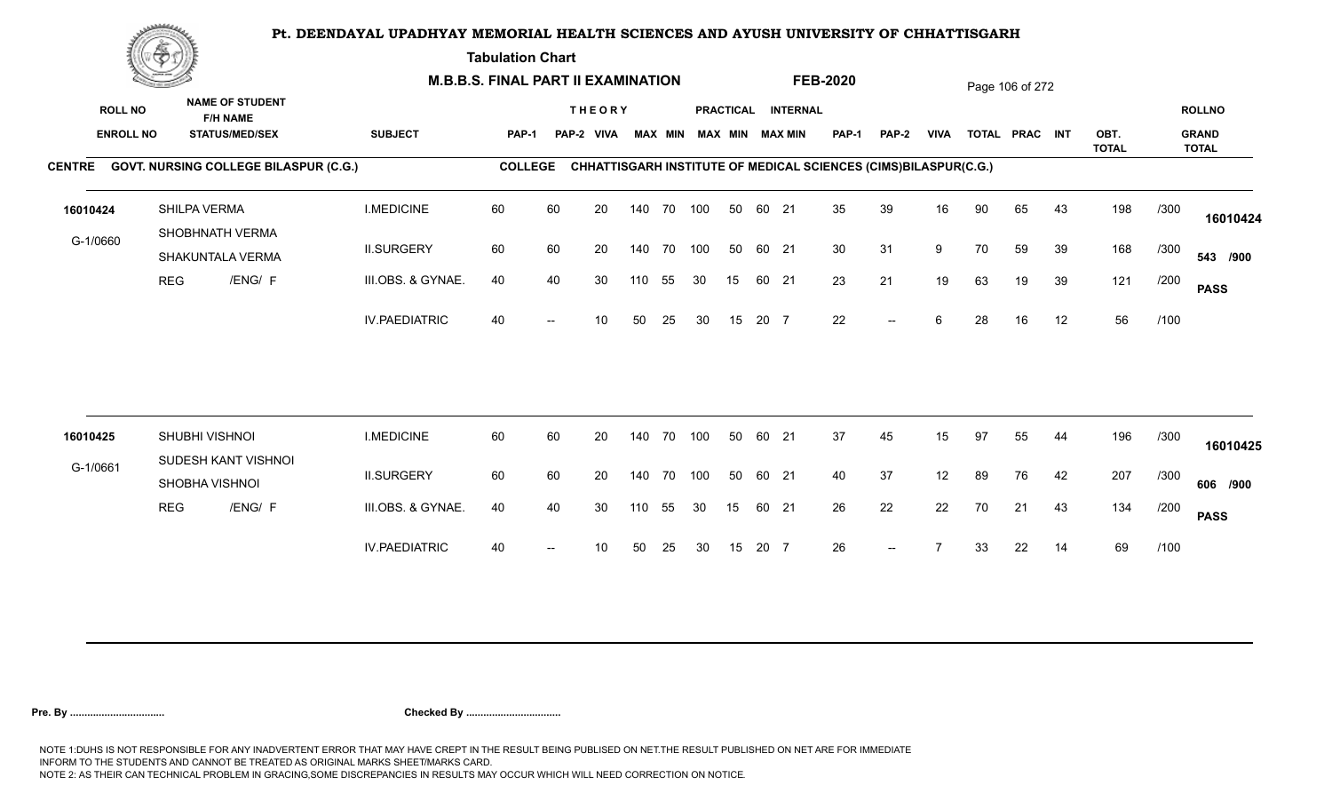# Pt. DEENDAYAL UPADHYAY MEMORIAL HEALTH SCIENCES AND AYUSH UNIVERSITY OF CHHATTISGARH

**Tabulation Chart**

**M.B.B.S. FINAL PART II EXAMINATION** **FEB-2020**

**CENTRE** GOVT. NURSING COLLEGE BILASPUR (C.G.) **COLLEGE** CHHATTISGARH INSTITUTE OF MEDICAL SCIENCES (CIMS)BILASPUR(C.G.)

| ROLL NO / ENROLL NO | NAME OF STUDENT / F/H NAME / STATUS/MED/SEX | SUBJECT | THEORY PAP-1 | PAP-2 | VIVA | MAX | MIN | PRACTICAL MAX | MIN | INTERNAL MAX | MIN | PAP-1 | PAP-2 | VIVA | TOTAL | PRAC | INT | OBT. TOTAL | | ROLLNO / GRAND TOTAL |
|---|---|---|---|---|---|---|---|---|---|---|---|---|---|---|---|---|---|---|---|---|
| 16010424 | SHILPA VERMA | I.MEDICINE | 60 | 60 | 20 | 140 | 70 | 100 | 50 | 60 | 21 | 35 | 39 | 16 | 90 | 65 | 43 | 198 | /300 | 16010424 |
| G-1/0660 | SHOBHNATH VERMA / SHAKUNTALA VERMA | II.SURGERY | 60 | 60 | 20 | 140 | 70 | 100 | 50 | 60 | 21 | 30 | 31 | 9 | 70 | 59 | 39 | 168 | /300 | 543 /900 |
| | REG /ENG/ F | III.OBS. & GYNAE. | 40 | 40 | 30 | 110 | 55 | 30 | 15 | 60 | 21 | 23 | 21 | 19 | 63 | 19 | 39 | 121 | /200 | PASS |
| | | IV.PAEDIATRIC | 40 | -- | 10 | 50 | 25 | 30 | 15 | 20 | 7 | 22 | -- | 6 | 28 | 16 | 12 | 56 | /100 | |
| 16010425 | SHUBHI VISHNOI | I.MEDICINE | 60 | 60 | 20 | 140 | 70 | 100 | 50 | 60 | 21 | 37 | 45 | 15 | 97 | 55 | 44 | 196 | /300 | 16010425 |
| G-1/0661 | SUDESH KANT VISHNOI / SHOBHA VISHNOI | II.SURGERY | 60 | 60 | 20 | 140 | 70 | 100 | 50 | 60 | 21 | 40 | 37 | 12 | 89 | 76 | 42 | 207 | /300 | 606 /900 |
| | REG /ENG/ F | III.OBS. & GYNAE. | 40 | 40 | 30 | 110 | 55 | 30 | 15 | 60 | 21 | 26 | 22 | 22 | 70 | 21 | 43 | 134 | /200 | PASS |
| | | IV.PAEDIATRIC | 40 | -- | 10 | 50 | 25 | 30 | 15 | 20 | 7 | 26 | -- | 7 | 33 | 22 | 14 | 69 | /100 | |

**Pre. By .................................** **Checked By .................................**

NOTE 1:DUHS IS NOT RESPONSIBLE FOR ANY INADVERTENT ERROR THAT MAY HAVE CREPT IN THE RESULT BEING PUBLISED ON NET.THE RESULT PUBLISHED ON NET ARE FOR IMMEDIATE INFORM TO THE STUDENTS AND CANNOT BE TREATED AS ORIGINAL MARKS SHEET/MARKS CARD.
NOTE 2: AS THEIR CAN TECHNICAL PROBLEM IN GRACING,SOME DISCREPANCIES IN RESULTS MAY OCCUR WHICH WILL NEED CORRECTION ON NOTICE.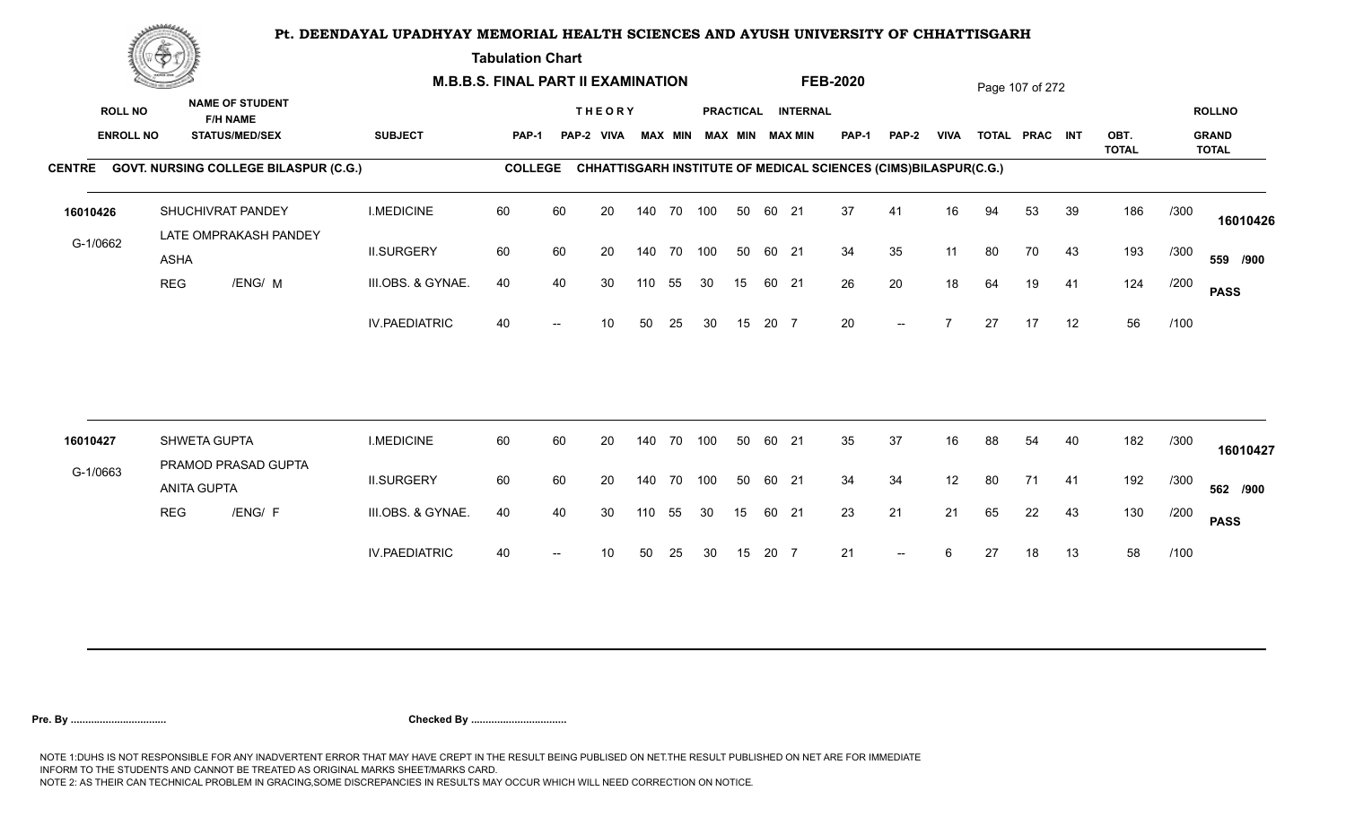# Pt. DEENDAYAL UPADHYAY MEMORIAL HEALTH SCIENCES AND AYUSH UNIVERSITY OF CHHATTISGARH

**Tabulation Chart**

**M.B.B.S. FINAL PART II EXAMINATION** **FEB-2020**

**CENTRE** GOVT. NURSING COLLEGE BILASPUR (C.G.) **COLLEGE** CHHATTISGARH INSTITUTE OF MEDICAL SCIENCES (CIMS)BILASPUR(C.G.)

| ROLL NO / ENROLL NO | NAME OF STUDENT / F/H NAME / STATUS/MED/SEX | SUBJECT | THEORY PAP-1 | THEORY PAP-2 | THEORY VIVA | THEORY MAX | THEORY MIN | PRACTICAL MAX | PRACTICAL MIN | INTERNAL MAX | INTERNAL MIN | PAP-1 | PAP-2 | VIVA | TOTAL | PRAC | INT | OBT. TOTAL | | ROLLNO / GRAND TOTAL |
|---|---|---|---|---|---|---|---|---|---|---|---|---|---|---|---|---|---|---|---|---|
| 16010426 | SHUCHIVRAT PANDEY | I.MEDICINE | 60 | 60 | 20 | 140 | 70 | 100 | 50 | 60 | 21 | 37 | 41 | 16 | 94 | 53 | 39 | 186 | /300 | 16010426 |
| G-1/0662 | LATE OMPRAKASH PANDEY / ASHA | II.SURGERY | 60 | 60 | 20 | 140 | 70 | 100 | 50 | 60 | 21 | 34 | 35 | 11 | 80 | 70 | 43 | 193 | /300 | 559 /900 |
| | REG /ENG/ M | III.OBS. & GYNAE. | 40 | 40 | 30 | 110 | 55 | 30 | 15 | 60 | 21 | 26 | 20 | 18 | 64 | 19 | 41 | 124 | /200 | PASS |
| | | IV.PAEDIATRIC | 40 | -- | 10 | 50 | 25 | 30 | 15 | 20 | 7 | 20 | -- | 7 | 27 | 17 | 12 | 56 | /100 | |
| 16010427 | SHWETA GUPTA | I.MEDICINE | 60 | 60 | 20 | 140 | 70 | 100 | 50 | 60 | 21 | 35 | 37 | 16 | 88 | 54 | 40 | 182 | /300 | 16010427 |
| G-1/0663 | PRAMOD PRASAD GUPTA / ANITA GUPTA | II.SURGERY | 60 | 60 | 20 | 140 | 70 | 100 | 50 | 60 | 21 | 34 | 34 | 12 | 80 | 71 | 41 | 192 | /300 | 562 /900 |
| | REG /ENG/ F | III.OBS. & GYNAE. | 40 | 40 | 30 | 110 | 55 | 30 | 15 | 60 | 21 | 23 | 21 | 21 | 65 | 22 | 43 | 130 | /200 | PASS |
| | | IV.PAEDIATRIC | 40 | -- | 10 | 50 | 25 | 30 | 15 | 20 | 7 | 21 | -- | 6 | 27 | 18 | 13 | 58 | /100 | |

**Pre. By ................................** **Checked By ................................**

NOTE 1:DUHS IS NOT RESPONSIBLE FOR ANY INADVERTENT ERROR THAT MAY HAVE CREPT IN THE RESULT BEING PUBLISED ON NET.THE RESULT PUBLISHED ON NET ARE FOR IMMEDIATE INFORM TO THE STUDENTS AND CANNOT BE TREATED AS ORIGINAL MARKS SHEET/MARKS CARD.
NOTE 2: AS THEIR CAN TECHNICAL PROBLEM IN GRACING,SOME DISCREPANCIES IN RESULTS MAY OCCUR WHICH WILL NEED CORRECTION ON NOTICE.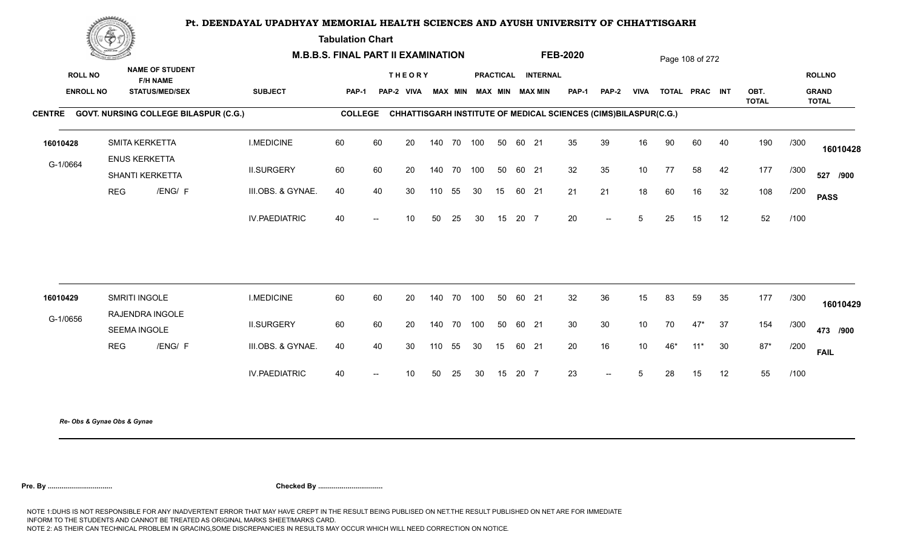# Pt. DEENDAYAL UPADHYAY MEMORIAL HEALTH SCIENCES AND AYUSH UNIVERSITY OF CHHATTISGARH

**Tabulation Chart**

**M.B.B.S. FINAL PART II EXAMINATION** **FEB-2020**

**CENTRE** GOVT. NURSING COLLEGE BILASPUR (C.G.) **COLLEGE** CHHATTISGARH INSTITUTE OF MEDICAL SCIENCES (CIMS)BILASPUR(C.G.)

| ROLL NO / ENROLL NO | NAME OF STUDENT / F/H NAME / STATUS/MED/SEX | SUBJECT | THEORY PAP-1 | PAP-2 | VIVA | MAX | MIN | PRACTICAL MAX | MIN | INTERNAL MAX | MIN | PAP-1 | PAP-2 | VIVA | TOTAL | PRAC | INT | OBT. TOTAL | | ROLLNO / GRAND TOTAL |
|---|---|---|---|---|---|---|---|---|---|---|---|---|---|---|---|---|---|---|---|---|
| 16010428 | SMITA KERKETTA | I.MEDICINE | 60 | 60 | 20 | 140 | 70 | 100 | 50 | 60 | 21 | 35 | 39 | 16 | 90 | 60 | 40 | 190 | /300 | 16010428 |
| G-1/0664 | ENUS KERKETTA / SHANTI KERKETTA | II.SURGERY | 60 | 60 | 20 | 140 | 70 | 100 | 50 | 60 | 21 | 32 | 35 | 10 | 77 | 58 | 42 | 177 | /300 | 527 /900 |
| | REG /ENG/ F | III.OBS. & GYNAE. | 40 | 40 | 30 | 110 | 55 | 30 | 15 | 60 | 21 | 21 | 21 | 18 | 60 | 16 | 32 | 108 | /200 | PASS |
| | | IV.PAEDIATRIC | 40 | -- | 10 | 50 | 25 | 30 | 15 | 20 | 7 | 20 | -- | 5 | 25 | 15 | 12 | 52 | /100 | |
| 16010429 | SMRITI INGOLE | I.MEDICINE | 60 | 60 | 20 | 140 | 70 | 100 | 50 | 60 | 21 | 32 | 36 | 15 | 83 | 59 | 35 | 177 | /300 | 16010429 |
| G-1/0656 | RAJENDRA INGOLE / SEEMA INGOLE | II.SURGERY | 60 | 60 | 20 | 140 | 70 | 100 | 50 | 60 | 21 | 30 | 30 | 10 | 70 | 47* | 37 | 154 | /300 | 473 /900 |
| | REG /ENG/ F | III.OBS. & GYNAE. | 40 | 40 | 30 | 110 | 55 | 30 | 15 | 60 | 21 | 20 | 16 | 10 | 46* | 11* | 30 | 87* | /200 | FAIL |
| | | IV.PAEDIATRIC | 40 | -- | 10 | 50 | 25 | 30 | 15 | 20 | 7 | 23 | -- | 5 | 28 | 15 | 12 | 55 | /100 | |

*Re- Obs & Gynae Obs & Gynae*

**Pre. By ................................** **Checked By ................................**

NOTE 1:DUHS IS NOT RESPONSIBLE FOR ANY INADVERTENT ERROR THAT MAY HAVE CREPT IN THE RESULT BEING PUBLISED ON NET.THE RESULT PUBLISHED ON NET ARE FOR IMMEDIATE INFORM TO THE STUDENTS AND CANNOT BE TREATED AS ORIGINAL MARKS SHEET/MARKS CARD.
NOTE 2: AS THEIR CAN TECHNICAL PROBLEM IN GRACING,SOME DISCREPANCIES IN RESULTS MAY OCCUR WHICH WILL NEED CORRECTION ON NOTICE.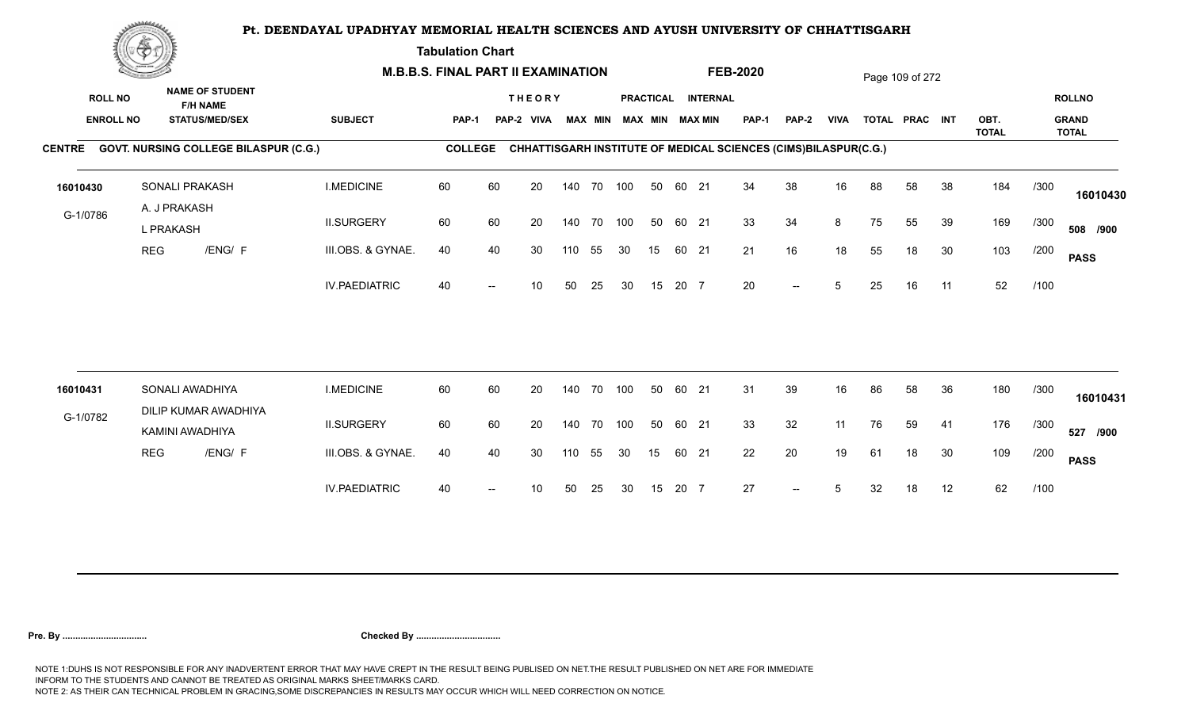# Pt. DEENDAYAL UPADHYAY MEMORIAL HEALTH SCIENCES AND AYUSH UNIVERSITY OF CHHATTISGARH

**Tabulation Chart**

**M.B.B.S. FINAL PART II EXAMINATION** **FEB-2020**

**CENTRE** GOVT. NURSING COLLEGE BILASPUR (C.G.) **COLLEGE** CHHATTISGARH INSTITUTE OF MEDICAL SCIENCES (CIMS)BILASPUR(C.G.)

| ROLL NO / ENROLL NO | NAME OF STUDENT / F/H NAME / STATUS/MED/SEX | SUBJECT | THEORY PAP-1 | PAP-2 | VIVA | MAX | MIN | PRACTICAL MAX | MIN | INTERNAL MAX | MIN | PAP-1 | PAP-2 | VIVA | TOTAL | PRAC | INT | OBT. TOTAL | | ROLLNO / GRAND TOTAL |
|---|---|---|---|---|---|---|---|---|---|---|---|---|---|---|---|---|---|---|---|---|
| 16010430 | SONALI PRAKASH | I.MEDICINE | 60 | 60 | 20 | 140 | 70 | 100 | 50 | 60 | 21 | 34 | 38 | 16 | 88 | 58 | 38 | 184 | /300 | 16010430 |
| G-1/0786 | A. J PRAKASH / L PRAKASH | II.SURGERY | 60 | 60 | 20 | 140 | 70 | 100 | 50 | 60 | 21 | 33 | 34 | 8 | 75 | 55 | 39 | 169 | /300 | 508 /900 |
| | REG /ENG/ F | III.OBS. & GYNAE. | 40 | 40 | 30 | 110 | 55 | 30 | 15 | 60 | 21 | 21 | 16 | 18 | 55 | 18 | 30 | 103 | /200 | PASS |
| | | IV.PAEDIATRIC | 40 | -- | 10 | 50 | 25 | 30 | 15 | 20 | 7 | 20 | -- | 5 | 25 | 16 | 11 | 52 | /100 | |
| 16010431 | SONALI AWADHIYA | I.MEDICINE | 60 | 60 | 20 | 140 | 70 | 100 | 50 | 60 | 21 | 31 | 39 | 16 | 86 | 58 | 36 | 180 | /300 | 16010431 |
| G-1/0782 | DILIP KUMAR AWADHIYA / KAMINI AWADHIYA | II.SURGERY | 60 | 60 | 20 | 140 | 70 | 100 | 50 | 60 | 21 | 33 | 32 | 11 | 76 | 59 | 41 | 176 | /300 | 527 /900 |
| | REG /ENG/ F | III.OBS. & GYNAE. | 40 | 40 | 30 | 110 | 55 | 30 | 15 | 60 | 21 | 22 | 20 | 19 | 61 | 18 | 30 | 109 | /200 | PASS |
| | | IV.PAEDIATRIC | 40 | -- | 10 | 50 | 25 | 30 | 15 | 20 | 7 | 27 | -- | 5 | 32 | 18 | 12 | 62 | /100 | |

**Pre. By .................................** **Checked By .................................**

NOTE 1:DUHS IS NOT RESPONSIBLE FOR ANY INADVERTENT ERROR THAT MAY HAVE CREPT IN THE RESULT BEING PUBLISED ON NET.THE RESULT PUBLISHED ON NET ARE FOR IMMEDIATE INFORM TO THE STUDENTS AND CANNOT BE TREATED AS ORIGINAL MARKS SHEET/MARKS CARD.
NOTE 2: AS THEIR CAN TECHNICAL PROBLEM IN GRACING,SOME DISCREPANCIES IN RESULTS MAY OCCUR WHICH WILL NEED CORRECTION ON NOTICE.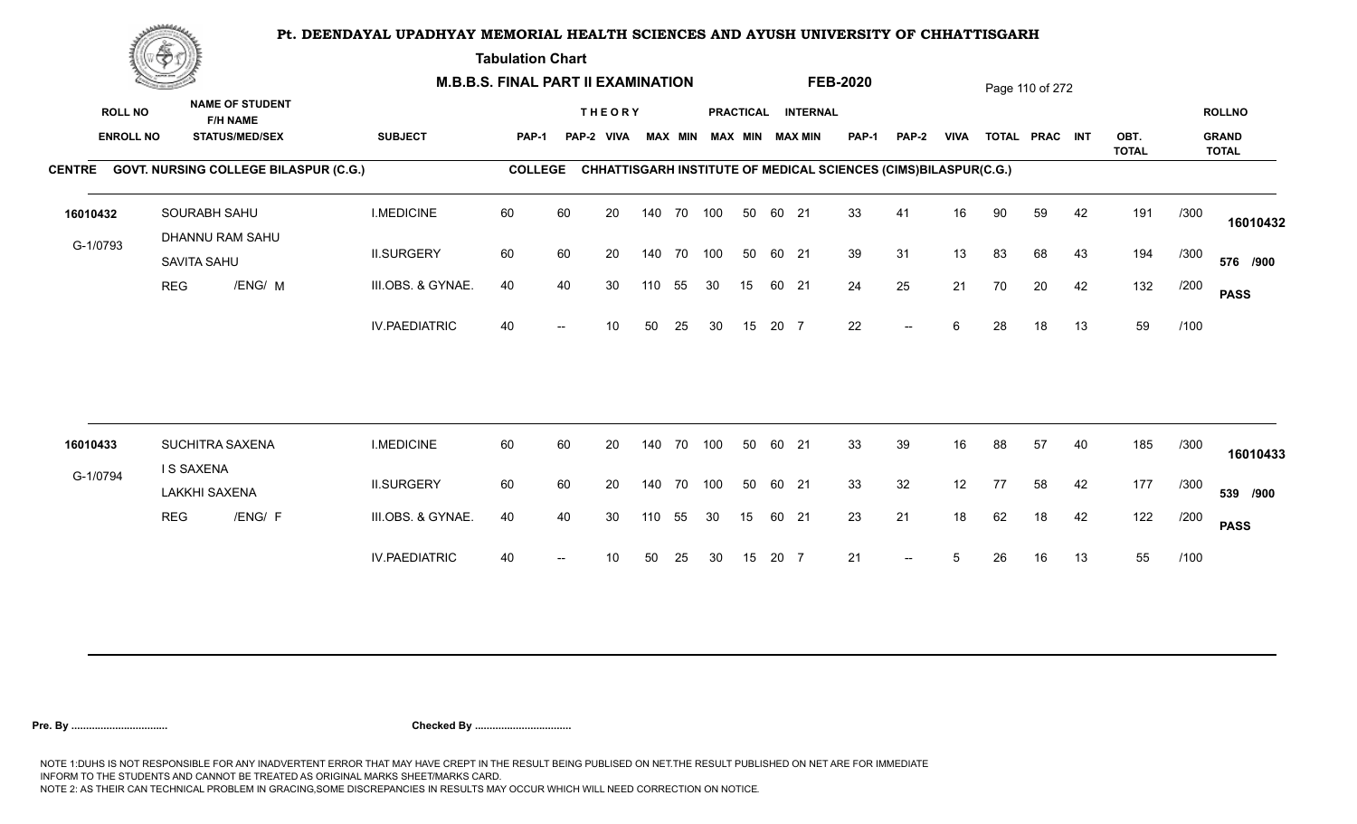# Pt. DEENDAYAL UPADHYAY MEMORIAL HEALTH SCIENCES AND AYUSH UNIVERSITY OF CHHATTISGARH

**Tabulation Chart**

**M.B.B.S. FINAL PART II EXAMINATION** **FEB-2020**

| ROLL NO / ENROLL NO | NAME OF STUDENT / F/H NAME / STATUS/MEDI/SEX | SUBJECT | THEORY PAP-1 | THEORY PAP-2 | THEORY VIVA | THEORY MAX | THEORY MIN | PRACTICAL MAX | PRACTICAL MIN | INTERNAL MAX | INTERNAL MIN | PAP-1 | PAP-2 | VIVA | TOTAL | PRAC | INT | OBT. TOTAL | | ROLLNO / GRAND TOTAL |
|---|---|---|---|---|---|---|---|---|---|---|---|---|---|---|---|---|---|---|---|---|

**CENTRE GOVT. NURSING COLLEGE BILASPUR (C.G.)** — **COLLEGE CHHATTISGARH INSTITUTE OF MEDICAL SCIENCES (CIMS)BILASPUR(C.G.)**

| ROLL NO / ENROLL NO | NAME OF STUDENT / F/H NAME / STATUS/MEDI/SEX | SUBJECT | THEORY PAP-1 | THEORY PAP-2 | THEORY VIVA | THEORY MAX | THEORY MIN | PRACTICAL MAX | PRACTICAL MIN | INTERNAL MAX | INTERNAL MIN | PAP-1 | PAP-2 | VIVA | TOTAL | PRAC | INT | OBT. TOTAL | | ROLLNO / GRAND TOTAL |
|---|---|---|---|---|---|---|---|---|---|---|---|---|---|---|---|---|---|---|---|---|
| 16010432 | SOURABH SAHU | I.MEDICINE | 60 | 60 | 20 | 140 | 70 | 100 | 50 | 60 | 21 | 33 | 41 | 16 | 90 | 59 | 42 | 191 | /300 | 16010432 |
| G-1/0793 | DHANNU RAM SAHU / SAVITA SAHU | II.SURGERY | 60 | 60 | 20 | 140 | 70 | 100 | 50 | 60 | 21 | 39 | 31 | 13 | 83 | 68 | 43 | 194 | /300 | 576 /900 |
| | REG /ENG/ M | III.OBS. & GYNAE. | 40 | 40 | 30 | 110 | 55 | 30 | 15 | 60 | 21 | 24 | 25 | 21 | 70 | 20 | 42 | 132 | /200 | PASS |
| | | IV.PAEDIATRIC | 40 | -- | 10 | 50 | 25 | 30 | 15 | 20 | 7 | 22 | -- | 6 | 28 | 18 | 13 | 59 | /100 | |
| 16010433 | SUCHITRA SAXENA | I.MEDICINE | 60 | 60 | 20 | 140 | 70 | 100 | 50 | 60 | 21 | 33 | 39 | 16 | 88 | 57 | 40 | 185 | /300 | 16010433 |
| G-1/0794 | I S SAXENA / LAKKHI SAXENA | II.SURGERY | 60 | 60 | 20 | 140 | 70 | 100 | 50 | 60 | 21 | 33 | 32 | 12 | 77 | 58 | 42 | 177 | /300 | 539 /900 |
| | REG /ENG/ F | III.OBS. & GYNAE. | 40 | 40 | 30 | 110 | 55 | 30 | 15 | 60 | 21 | 23 | 21 | 18 | 62 | 18 | 42 | 122 | /200 | PASS |
| | | IV.PAEDIATRIC | 40 | -- | 10 | 50 | 25 | 30 | 15 | 20 | 7 | 21 | -- | 5 | 26 | 16 | 13 | 55 | /100 | |

**Pre. By .................................** **Checked By .................................**

NOTE 1:DUHS IS NOT RESPONSIBLE FOR ANY INADVERTENT ERROR THAT MAY HAVE CREPT IN THE RESULT BEING PUBLISED ON NET.THE RESULT PUBLISHED ON NET ARE FOR IMMEDIATE INFORM TO THE STUDENTS AND CANNOT BE TREATED AS ORIGINAL MARKS SHEET/MARKS CARD.
NOTE 2: AS THEIR CAN TECHNICAL PROBLEM IN GRACING,SOME DISCREPANCIES IN RESULTS MAY OCCUR WHICH WILL NEED CORRECTION ON NOTICE.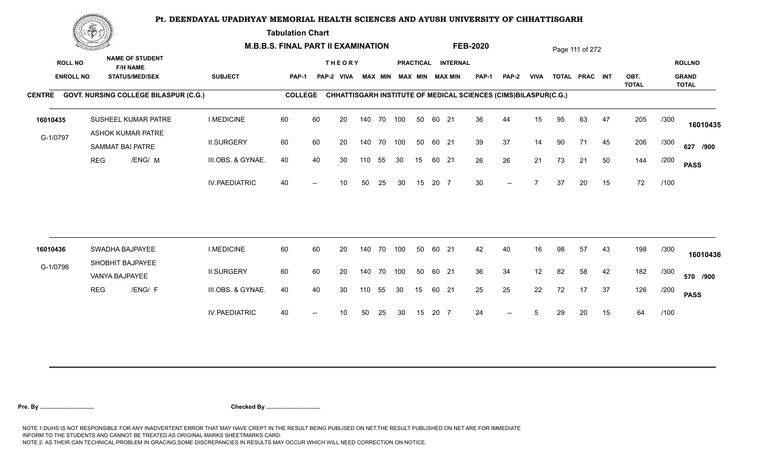# Pt. DEENDAYAL UPADHYAY MEMORIAL HEALTH SCIENCES AND AYUSH UNIVERSITY OF CHHATTISGARH

**Tabulation Chart**

**M.B.B.S. FINAL PART II EXAMINATION** **FEB-2020**

**CENTRE** GOVT. NURSING COLLEGE BILASPUR (C.G.) **COLLEGE** CHHATTISGARH INSTITUTE OF MEDICAL SCIENCES (CIMS)BILASPUR(C.G.)

| ROLL NO / ENROLL NO | NAME OF STUDENT / F/H NAME / STATUS/MED/SEX | SUBJECT | THEORY PAP-1 | THEORY PAP-2 | VIVA | MAX | MIN | PRACTICAL MAX | PRACTICAL MIN | INTERNAL MAX | INTERNAL MIN | PAP-1 | PAP-2 | VIVA | TOTAL | PRAC | INT | OBT. TOTAL | | ROLLNO / GRAND TOTAL |
|---|---|---|---|---|---|---|---|---|---|---|---|---|---|---|---|---|---|---|---|---|
| 16010435 | SUSHEEL KUMAR PATRE | I.MEDICINE | 60 | 60 | 20 | 140 | 70 | 100 | 50 | 60 | 21 | 36 | 44 | 15 | 95 | 63 | 47 | 205 | /300 | 16010435 |
| G-1/0797 | ASHOK KUMAR PATRE / SAMMAT BAI PATRE | II.SURGERY | 60 | 60 | 20 | 140 | 70 | 100 | 50 | 60 | 21 | 39 | 37 | 14 | 90 | 71 | 45 | 206 | /300 | 627 /900 |
| | REG /ENG/ M | III.OBS. & GYNAE. | 40 | 40 | 30 | 110 | 55 | 30 | 15 | 60 | 21 | 26 | 26 | 21 | 73 | 21 | 50 | 144 | /200 | PASS |
| | | IV.PAEDIATRIC | 40 | -- | 10 | 50 | 25 | 30 | 15 | 20 | 7 | 30 | -- | 7 | 37 | 20 | 15 | 72 | /100 | |
| 16010436 | SWADHA BAJPAYEE | I.MEDICINE | 60 | 60 | 20 | 140 | 70 | 100 | 50 | 60 | 21 | 42 | 40 | 16 | 98 | 57 | 43 | 198 | /300 | 16010436 |
| G-1/0798 | SHOBHIT BAJPAYEE / VANYA BAJPAYEE | II.SURGERY | 60 | 60 | 20 | 140 | 70 | 100 | 50 | 60 | 21 | 36 | 34 | 12 | 82 | 58 | 42 | 182 | /300 | 570 /900 |
| | REG /ENG/ F | III.OBS. & GYNAE. | 40 | 40 | 30 | 110 | 55 | 30 | 15 | 60 | 21 | 25 | 25 | 22 | 72 | 17 | 37 | 126 | /200 | PASS |
| | | IV.PAEDIATRIC | 40 | -- | 10 | 50 | 25 | 30 | 15 | 20 | 7 | 24 | -- | 5 | 29 | 20 | 15 | 64 | /100 | |

**Pre. By ................................** **Checked By ................................**

NOTE 1:DUHS IS NOT RESPONSIBLE FOR ANY INADVERTENT ERROR THAT MAY HAVE CREPT IN THE RESULT BEING PUBLISED ON NET.THE RESULT PUBLISHED ON NET ARE FOR IMMEDIATE INFORM TO THE STUDENTS AND CANNOT BE TREATED AS ORIGINAL MARKS SHEET/MARKS CARD.
NOTE 2: AS THEIR CAN TECHNICAL PROBLEM IN GRACING,SOME DISCREPANCIES IN RESULTS MAY OCCUR WHICH WILL NEED CORRECTION ON NOTICE.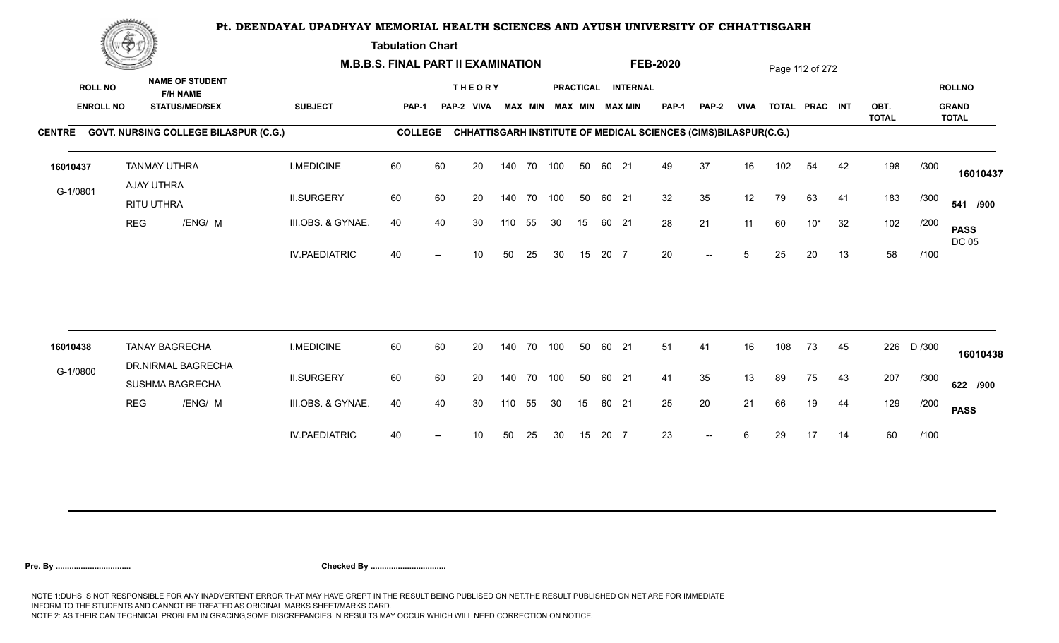# Pt. DEENDAYAL UPADHYAY MEMORIAL HEALTH SCIENCES AND AYUSH UNIVERSITY OF CHHATTISGARH

**Tabulation Chart**

**M.B.B.S. FINAL PART II EXAMINATION** **FEB-2020**

**CENTRE** GOVT. NURSING COLLEGE BILASPUR (C.G.) **COLLEGE** CHHATTISGARH INSTITUTE OF MEDICAL SCIENCES (CIMS)BILASPUR(C.G.)

| ROLL NO / ENROLL NO | NAME OF STUDENT / F/H NAME / STATUS/MEDI/SEX | SUBJECT | THEORY PAP-1 | THEORY PAP-2 | THEORY VIVA | THEORY MAX | THEORY MIN | PRACTICAL MAX | PRACTICAL MIN | INTERNAL MAX | INTERNAL MIN | PAP-1 | PAP-2 | VIVA | TOTAL | PRAC | INT | OBT. TOTAL | | ROLLNO / GRAND TOTAL |
|---|---|---|---|---|---|---|---|---|---|---|---|---|---|---|---|---|---|---|---|---|
| 16010437 | TANMAY UTHRA | I.MEDICINE | 60 | 60 | 20 | 140 | 70 | 100 | 50 | 60 | 21 | 49 | 37 | 16 | 102 | 54 | 42 | 198 | /300 | 16010437 |
| G-1/0801 | AJAY UTHRA / RITU UTHRA | II.SURGERY | 60 | 60 | 20 | 140 | 70 | 100 | 50 | 60 | 21 | 32 | 35 | 12 | 79 | 63 | 41 | 183 | /300 | 541 /900 |
| | REG /ENG/ M | III.OBS. & GYNAE. | 40 | 40 | 30 | 110 | 55 | 30 | 15 | 60 | 21 | 28 | 21 | 11 | 60 | 10* | 32 | 102 | /200 | PASS DC 05 |
| | | IV.PAEDIATRIC | 40 | -- | 10 | 50 | 25 | 30 | 15 | 20 | 7 | 20 | -- | 5 | 25 | 20 | 13 | 58 | /100 | |
| 16010438 | TANAY BAGRECHA | I.MEDICINE | 60 | 60 | 20 | 140 | 70 | 100 | 50 | 60 | 21 | 51 | 41 | 16 | 108 | 73 | 45 | 226 | D /300 | 16010438 |
| G-1/0800 | DR.NIRMAL BAGRECHA / SUSHMA BAGRECHA | II.SURGERY | 60 | 60 | 20 | 140 | 70 | 100 | 50 | 60 | 21 | 41 | 35 | 13 | 89 | 75 | 43 | 207 | /300 | 622 /900 |
| | REG /ENG/ M | III.OBS. & GYNAE. | 40 | 40 | 30 | 110 | 55 | 30 | 15 | 60 | 21 | 25 | 20 | 21 | 66 | 19 | 44 | 129 | /200 | PASS |
| | | IV.PAEDIATRIC | 40 | -- | 10 | 50 | 25 | 30 | 15 | 20 | 7 | 23 | -- | 6 | 29 | 17 | 14 | 60 | /100 | |

**Pre. By .................................** **Checked By .................................**

NOTE 1:DUHS IS NOT RESPONSIBLE FOR ANY INADVERTENT ERROR THAT MAY HAVE CREPT IN THE RESULT BEING PUBLISED ON NET.THE RESULT PUBLISHED ON NET ARE FOR IMMEDIATE INFORM TO THE STUDENTS AND CANNOT BE TREATED AS ORIGINAL MARKS SHEET/MARKS CARD.
NOTE 2: AS THEIR CAN TECHNICAL PROBLEM IN GRACING,SOME DISCREPANCIES IN RESULTS MAY OCCUR WHICH WILL NEED CORRECTION ON NOTICE.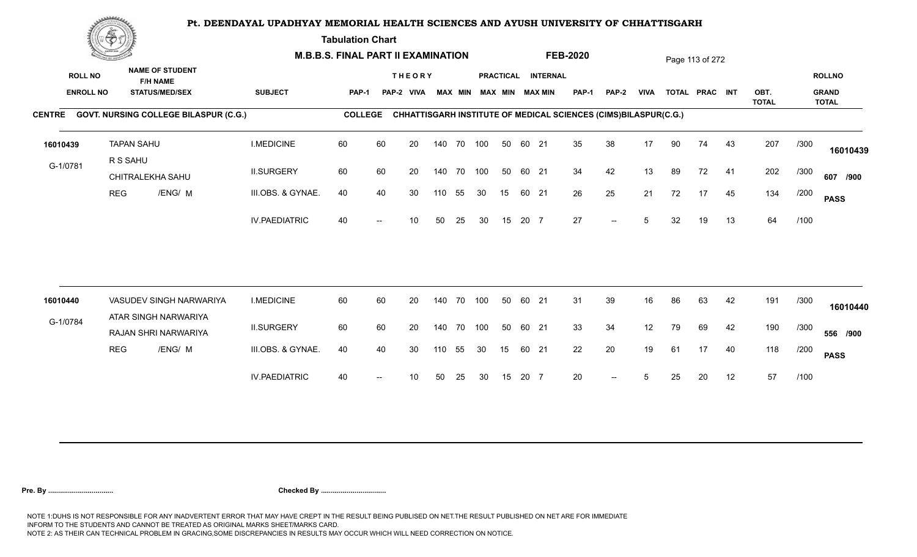# Pt. DEENDAYAL UPADHYAY MEMORIAL HEALTH SCIENCES AND AYUSH UNIVERSITY OF CHHATTISGARH

**Tabulation Chart**

**M.B.B.S. FINAL PART II EXAMINATION** **FEB-2020**

**CENTRE** GOVT. NURSING COLLEGE BILASPUR (C.G.) **COLLEGE** CHHATTISGARH INSTITUTE OF MEDICAL SCIENCES (CIMS)BILASPUR(C.G.)

| ROLL NO / ENROLL NO | NAME OF STUDENT / F/H NAME / STATUS/MED/SEX | SUBJECT | THEORY PAP-1 | PAP-2 | VIVA | MAX | MIN | PRACTICAL MAX | MIN | INTERNAL MAX | MIN | PAP-1 | PAP-2 | VIVA | TOTAL | PRAC | INT | OBT. TOTAL | | ROLLNO / GRAND TOTAL |
|---|---|---|---|---|---|---|---|---|---|---|---|---|---|---|---|---|---|---|---|---|
| 16010439 | TAPAN SAHU | I.MEDICINE | 60 | 60 | 20 | 140 | 70 | 100 | 50 | 60 | 21 | 35 | 38 | 17 | 90 | 74 | 43 | 207 | /300 | 16010439 |
| G-1/0781 | R S SAHU / CHITRALEKHA SAHU | II.SURGERY | 60 | 60 | 20 | 140 | 70 | 100 | 50 | 60 | 21 | 34 | 42 | 13 | 89 | 72 | 41 | 202 | /300 | 607 /900 |
| | REG /ENG/ M | III.OBS. & GYNAE. | 40 | 40 | 30 | 110 | 55 | 30 | 15 | 60 | 21 | 26 | 25 | 21 | 72 | 17 | 45 | 134 | /200 | PASS |
| | | IV.PAEDIATRIC | 40 | -- | 10 | 50 | 25 | 30 | 15 | 20 | 7 | 27 | -- | 5 | 32 | 19 | 13 | 64 | /100 | |
| 16010440 | VASUDEV SINGH NARWARIYA | I.MEDICINE | 60 | 60 | 20 | 140 | 70 | 100 | 50 | 60 | 21 | 31 | 39 | 16 | 86 | 63 | 42 | 191 | /300 | 16010440 |
| G-1/0784 | ATAR SINGH NARWARIYA / RAJAN SHRI NARWARIYA | II.SURGERY | 60 | 60 | 20 | 140 | 70 | 100 | 50 | 60 | 21 | 33 | 34 | 12 | 79 | 69 | 42 | 190 | /300 | 556 /900 |
| | REG /ENG/ M | III.OBS. & GYNAE. | 40 | 40 | 30 | 110 | 55 | 30 | 15 | 60 | 21 | 22 | 20 | 19 | 61 | 17 | 40 | 118 | /200 | PASS |
| | | IV.PAEDIATRIC | 40 | -- | 10 | 50 | 25 | 30 | 15 | 20 | 7 | 20 | -- | 5 | 25 | 20 | 12 | 57 | /100 | |

**Pre. By .................................** **Checked By .................................**

NOTE 1:DUHS IS NOT RESPONSIBLE FOR ANY INADVERTENT ERROR THAT MAY HAVE CREPT IN THE RESULT BEING PUBLISED ON NET.THE RESULT PUBLISHED ON NET ARE FOR IMMEDIATE INFORM TO THE STUDENTS AND CANNOT BE TREATED AS ORIGINAL MARKS SHEET/MARKS CARD.
NOTE 2: AS THEIR CAN TECHNICAL PROBLEM IN GRACING,SOME DISCREPANCIES IN RESULTS MAY OCCUR WHICH WILL NEED CORRECTION ON NOTICE.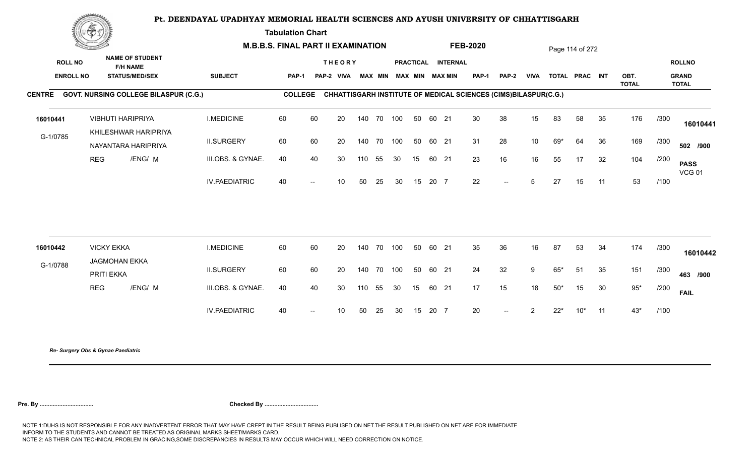# Pt. DEENDAYAL UPADHYAY MEMORIAL HEALTH SCIENCES AND AYUSH UNIVERSITY OF CHHATTISGARH

**Tabulation Chart**

**M.B.B.S. FINAL PART II EXAMINATION — FEB-2020**

**CENTRE:** GOVT. NURSING COLLEGE BILASPUR (C.G.) — **COLLEGE:** CHHATTISGARH INSTITUTE OF MEDICAL SCIENCES (CIMS)BILASPUR(C.G.)

| ROLL NO / ENROLL NO | NAME OF STUDENT / F/H NAME / STATUS/MED/SEX | SUBJECT | THEORY PAP-1 | THEORY PAP-2 | THEORY VIVA | PRACTICAL MAX | PRACTICAL MIN | PRACTICAL MAX | PRACTICAL MIN | INTERNAL MAX | INTERNAL MIN | PAP-1 | PAP-2 | VIVA | TOTAL | PRAC | INT | OBT. TOTAL | | ROLLNO / GRAND TOTAL |
|---|---|---|---|---|---|---|---|---|---|---|---|---|---|---|---|---|---|---|---|---|
| 16010441 | VIBHUTI HARIPRIYA | I.MEDICINE | 60 | 60 | 20 | 140 | 70 | 100 | 50 | 60 | 21 | 30 | 38 | 15 | 83 | 58 | 35 | 176 | /300 | 16010441 |
| G-1/0785 | KHILESHWAR HARIPRIYA | II.SURGERY | 60 | 60 | 20 | 140 | 70 | 100 | 50 | 60 | 21 | 31 | 28 | 10 | 69* | 64 | 36 | 169 | /300 | 502 /900 |
| | NAYANTARA HARIPRIYA | III.OBS. & GYNAE. | 40 | 40 | 30 | 110 | 55 | 30 | 15 | 60 | 21 | 23 | 16 | 16 | 55 | 17 | 32 | 104 | /200 | PASS VCG 01 |
| | REG /ENG/ M | IV.PAEDIATRIC | 40 | -- | 10 | 50 | 25 | 30 | 15 | 20 | 7 | 22 | -- | 5 | 27 | 15 | 11 | 53 | /100 | |
| 16010442 | VICKY EKKA | I.MEDICINE | 60 | 60 | 20 | 140 | 70 | 100 | 50 | 60 | 21 | 35 | 36 | 16 | 87 | 53 | 34 | 174 | /300 | 16010442 |
| G-1/0788 | JAGMOHAN EKKA | II.SURGERY | 60 | 60 | 20 | 140 | 70 | 100 | 50 | 60 | 21 | 24 | 32 | 9 | 65* | 51 | 35 | 151 | /300 | 463 /900 |
| | PRITI EKKA | III.OBS. & GYNAE. | 40 | 40 | 30 | 110 | 55 | 30 | 15 | 60 | 21 | 17 | 15 | 18 | 50* | 15 | 30 | 95* | /200 | FAIL |
| | REG /ENG/ M | IV.PAEDIATRIC | 40 | -- | 10 | 50 | 25 | 30 | 15 | 20 | 7 | 20 | -- | 2 | 22* | 10* | 11 | 43* | /100 | |

*Re- Surgery Obs & Gynae Paediatric*

**Pre. By ................................** **Checked By ................................**

NOTE 1:DUHS IS NOT RESPONSIBLE FOR ANY INADVERTENT ERROR THAT MAY HAVE CREPT IN THE RESULT BEING PUBLISED ON NET.THE RESULT PUBLISHED ON NET ARE FOR IMMEDIATE INFORM TO THE STUDENTS AND CANNOT BE TREATED AS ORIGINAL MARKS SHEET/MARKS CARD.
NOTE 2: AS THEIR CAN TECHNICAL PROBLEM IN GRACING,SOME DISCREPANCIES IN RESULTS MAY OCCUR WHICH WILL NEED CORRECTION ON NOTICE.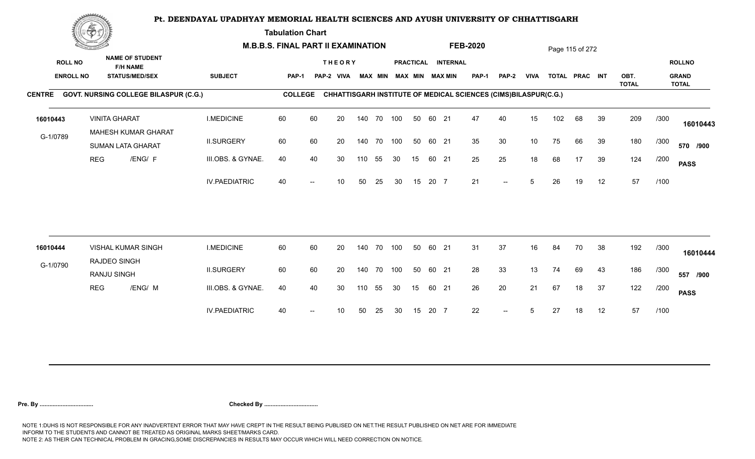# Pt. DEENDAYAL UPADHYAY MEMORIAL HEALTH SCIENCES AND AYUSH UNIVERSITY OF CHHATTISGARH

**Tabulation Chart**

**M.B.B.S. FINAL PART II EXAMINATION** **FEB-2020**

| ROLL NO / ENROLL NO | NAME OF STUDENT / F/H NAME / STATUS/MED/SEX | SUBJECT | THEORY PAP-1 | THEORY PAP-2 | THEORY VIVA | MAX | MIN | PRACTICAL MAX | PRACTICAL MIN | INTERNAL MAX | INTERNAL MIN | PAP-1 | PAP-2 | VIVA | TOTAL | PRAC | INT | OBT. TOTAL | | ROLLNO / GRAND TOTAL |
|---|---|---|---|---|---|---|---|---|---|---|---|---|---|---|---|---|---|---|---|---|
| **CENTRE** GOVT. NURSING COLLEGE BILASPUR (C.G.) | | **COLLEGE** CHHATTISGARH INSTITUTE OF MEDICAL SCIENCES (CIMS)BILASPUR(C.G.) | | | | | | | | | | | | | | | | | | |
| 16010443 | VINITA GHARAT | I.MEDICINE | 60 | 60 | 20 | 140 | 70 | 100 | 50 | 60 | 21 | 47 | 40 | 15 | 102 | 68 | 39 | 209 | /300 | 16010443 |
| G-1/0789 | MAHESH KUMAR GHARAT / SUMAN LATA GHARAT | II.SURGERY | 60 | 60 | 20 | 140 | 70 | 100 | 50 | 60 | 21 | 35 | 30 | 10 | 75 | 66 | 39 | 180 | /300 | 570 /900 |
| | REG /ENG/ F | III.OBS. & GYNAE. | 40 | 40 | 30 | 110 | 55 | 30 | 15 | 60 | 21 | 25 | 25 | 18 | 68 | 17 | 39 | 124 | /200 | PASS |
| | | IV.PAEDIATRIC | 40 | -- | 10 | 50 | 25 | 30 | 15 | 20 | 7 | 21 | -- | 5 | 26 | 19 | 12 | 57 | /100 | |
| 16010444 | VISHAL KUMAR SINGH | I.MEDICINE | 60 | 60 | 20 | 140 | 70 | 100 | 50 | 60 | 21 | 31 | 37 | 16 | 84 | 70 | 38 | 192 | /300 | 16010444 |
| G-1/0790 | RAJDEO SINGH / RANJU SINGH | II.SURGERY | 60 | 60 | 20 | 140 | 70 | 100 | 50 | 60 | 21 | 28 | 33 | 13 | 74 | 69 | 43 | 186 | /300 | 557 /900 |
| | REG /ENG/ M | III.OBS. & GYNAE. | 40 | 40 | 30 | 110 | 55 | 30 | 15 | 60 | 21 | 26 | 20 | 21 | 67 | 18 | 37 | 122 | /200 | PASS |
| | | IV.PAEDIATRIC | 40 | -- | 10 | 50 | 25 | 30 | 15 | 20 | 7 | 22 | -- | 5 | 27 | 18 | 12 | 57 | /100 | |

**Pre. By .................................** **Checked By .................................**

NOTE 1:DUHS IS NOT RESPONSIBLE FOR ANY INADVERTENT ERROR THAT MAY HAVE CREPT IN THE RESULT BEING PUBLISED ON NET.THE RESULT PUBLISHED ON NET ARE FOR IMMEDIATE INFORM TO THE STUDENTS AND CANNOT BE TREATED AS ORIGINAL MARKS SHEET/MARKS CARD.
NOTE 2: AS THEIR CAN TECHNICAL PROBLEM IN GRACING,SOME DISCREPANCIES IN RESULTS MAY OCCUR WHICH WILL NEED CORRECTION ON NOTICE.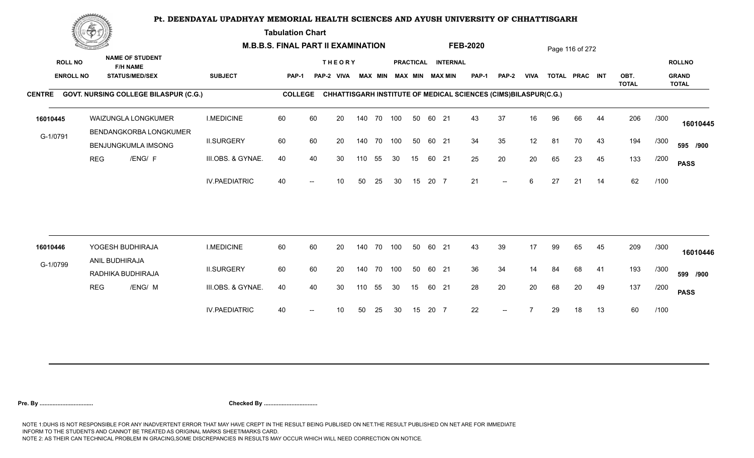# Pt. DEENDAYAL UPADHYAY MEMORIAL HEALTH SCIENCES AND AYUSH UNIVERSITY OF CHHATTISGARH

**Tabulation Chart**

**M.B.B.S. FINAL PART II EXAMINATION** **FEB-2020**

**CENTRE** GOVT. NURSING COLLEGE BILASPUR (C.G.) **COLLEGE** CHHATTISGARH INSTITUTE OF MEDICAL SCIENCES (CIMS)BILASPUR(C.G.)

| ROLL NO / ENROLL NO | NAME OF STUDENT / F/H NAME / STATUS/MED/SEX | SUBJECT | THEORY PAP-1 | PAP-2 | VIVA | MAX | MIN | PRACTICAL MAX | MIN | INTERNAL MAX | MIN | PAP-1 | PAP-2 | VIVA | TOTAL | PRAC | INT | OBT. TOTAL | | ROLLNO / GRAND TOTAL |
|---|---|---|---|---|---|---|---|---|---|---|---|---|---|---|---|---|---|---|---|---|
| 16010445 | WAIZUNGLA LONGKUMER | I.MEDICINE | 60 | 60 | 20 | 140 | 70 | 100 | 50 | 60 | 21 | 43 | 37 | 16 | 96 | 66 | 44 | 206 | /300 | 16010445 |
| G-1/0791 | BENDANGKORBA LONGKUMER / BENJUNGKUMLA IMSONG | II.SURGERY | 60 | 60 | 20 | 140 | 70 | 100 | 50 | 60 | 21 | 34 | 35 | 12 | 81 | 70 | 43 | 194 | /300 | 595 /900 |
| | REG /ENG/ F | III.OBS. & GYNAE. | 40 | 40 | 30 | 110 | 55 | 30 | 15 | 60 | 21 | 25 | 20 | 20 | 65 | 23 | 45 | 133 | /200 | PASS |
| | | IV.PAEDIATRIC | 40 | -- | 10 | 50 | 25 | 30 | 15 | 20 | 7 | 21 | -- | 6 | 27 | 21 | 14 | 62 | /100 | |
| 16010446 | YOGESH BUDHIRAJA | I.MEDICINE | 60 | 60 | 20 | 140 | 70 | 100 | 50 | 60 | 21 | 43 | 39 | 17 | 99 | 65 | 45 | 209 | /300 | 16010446 |
| G-1/0799 | ANIL BUDHIRAJA / RADHIKA BUDHIRAJA | II.SURGERY | 60 | 60 | 20 | 140 | 70 | 100 | 50 | 60 | 21 | 36 | 34 | 14 | 84 | 68 | 41 | 193 | /300 | 599 /900 |
| | REG /ENG/ M | III.OBS. & GYNAE. | 40 | 40 | 30 | 110 | 55 | 30 | 15 | 60 | 21 | 28 | 20 | 20 | 68 | 20 | 49 | 137 | /200 | PASS |
| | | IV.PAEDIATRIC | 40 | -- | 10 | 50 | 25 | 30 | 15 | 20 | 7 | 22 | -- | 7 | 29 | 18 | 13 | 60 | /100 | |

**Pre. By ................................** **Checked By ................................**

NOTE 1:DUHS IS NOT RESPONSIBLE FOR ANY INADVERTENT ERROR THAT MAY HAVE CREPT IN THE RESULT BEING PUBLISED ON NET.THE RESULT PUBLISHED ON NET ARE FOR IMMEDIATE INFORM TO THE STUDENTS AND CANNOT BE TREATED AS ORIGINAL MARKS SHEET/MARKS CARD.
NOTE 2: AS THEIR CAN TECHNICAL PROBLEM IN GRACING,SOME DISCREPANCIES IN RESULTS MAY OCCUR WHICH WILL NEED CORRECTION ON NOTICE.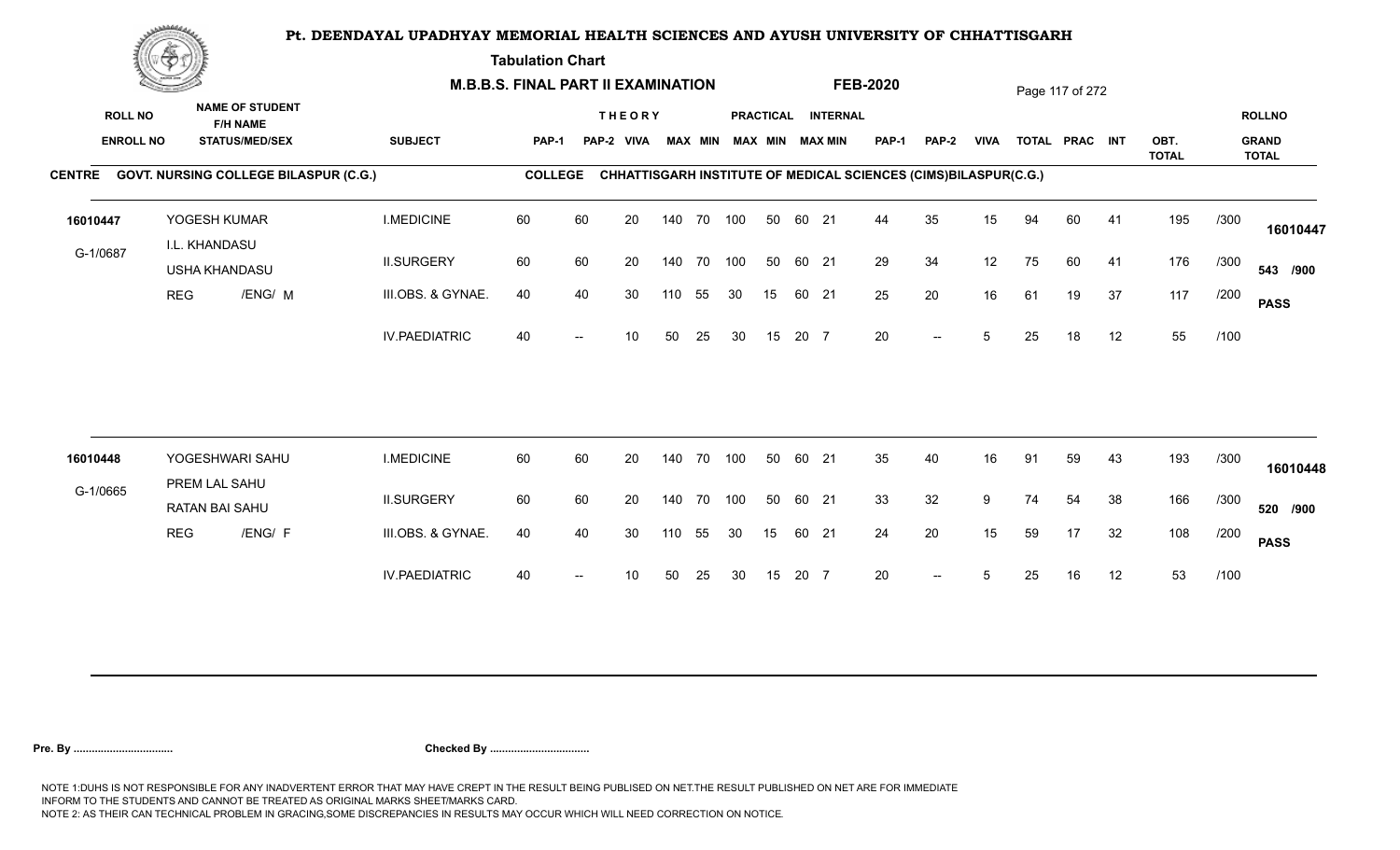# Pt. DEENDAYAL UPADHYAY MEMORIAL HEALTH SCIENCES AND AYUSH UNIVERSITY OF CHHATTISGARH

**Tabulation Chart**

**M.B.B.S. FINAL PART II EXAMINATION** **FEB-2020**

**CENTRE** GOVT. NURSING COLLEGE BILASPUR (C.G.) **COLLEGE** CHHATTISGARH INSTITUTE OF MEDICAL SCIENCES (CIMS)BILASPUR(C.G.)

| ROLL NO / ENROLL NO | NAME OF STUDENT / F/H NAME / STATUS/MED/SEX | SUBJECT | THEORY PAP-1 | PAP-2 | VIVA | MAX | MIN | PRACTICAL MAX | MIN | INTERNAL MAX | MIN | PAP-1 | PAP-2 | VIVA | TOTAL | PRAC | INT | OBT. TOTAL | | ROLLNO / GRAND TOTAL |
|---|---|---|---|---|---|---|---|---|---|---|---|---|---|---|---|---|---|---|---|---|
| 16010447 | YOGESH KUMAR | I.MEDICINE | 60 | 60 | 20 | 140 | 70 | 100 | 50 | 60 | 21 | 44 | 35 | 15 | 94 | 60 | 41 | 195 | /300 | 16010447 |
| G-1/0687 | I.L. KHANDASU / USHA KHANDASU | II.SURGERY | 60 | 60 | 20 | 140 | 70 | 100 | 50 | 60 | 21 | 29 | 34 | 12 | 75 | 60 | 41 | 176 | /300 | 543 /900 |
| | REG /ENG/ M | III.OBS. & GYNAE. | 40 | 40 | 30 | 110 | 55 | 30 | 15 | 60 | 21 | 25 | 20 | 16 | 61 | 19 | 37 | 117 | /200 | PASS |
| | | IV.PAEDIATRIC | 40 | -- | 10 | 50 | 25 | 30 | 15 | 20 | 7 | 20 | -- | 5 | 25 | 18 | 12 | 55 | /100 | |
| 16010448 | YOGESHWARI SAHU | I.MEDICINE | 60 | 60 | 20 | 140 | 70 | 100 | 50 | 60 | 21 | 35 | 40 | 16 | 91 | 59 | 43 | 193 | /300 | 16010448 |
| G-1/0665 | PREM LAL SAHU / RATAN BAI SAHU | II.SURGERY | 60 | 60 | 20 | 140 | 70 | 100 | 50 | 60 | 21 | 33 | 32 | 9 | 74 | 54 | 38 | 166 | /300 | 520 /900 |
| | REG /ENG/ F | III.OBS. & GYNAE. | 40 | 40 | 30 | 110 | 55 | 30 | 15 | 60 | 21 | 24 | 20 | 15 | 59 | 17 | 32 | 108 | /200 | PASS |
| | | IV.PAEDIATRIC | 40 | -- | 10 | 50 | 25 | 30 | 15 | 20 | 7 | 20 | -- | 5 | 25 | 16 | 12 | 53 | /100 | |

**Pre. By ..................................** **Checked By ..................................**

NOTE 1:DUHS IS NOT RESPONSIBLE FOR ANY INADVERTENT ERROR THAT MAY HAVE CREPT IN THE RESULT BEING PUBLISED ON NET.THE RESULT PUBLISHED ON NET ARE FOR IMMEDIATE INFORM TO THE STUDENTS AND CANNOT BE TREATED AS ORIGINAL MARKS SHEET/MARKS CARD.
NOTE 2: AS THEIR CAN TECHNICAL PROBLEM IN GRACING,SOME DISCREPANCIES IN RESULTS MAY OCCUR WHICH WILL NEED CORRECTION ON NOTICE.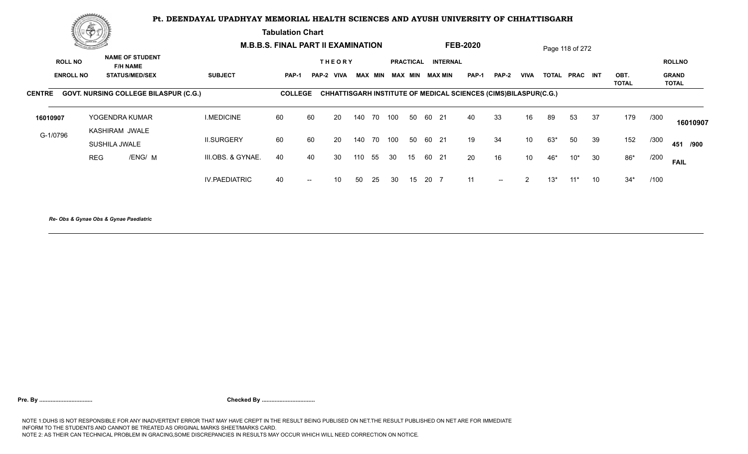# Pt. DEENDAYAL UPADHYAY MEMORIAL HEALTH SCIENCES AND AYUSH UNIVERSITY OF CHHATTISGARH

**Tabulation Chart**

**M.B.B.S. FINAL PART II EXAMINATION** **FEB-2020**

| ROLL NO / ENROLL NO | NAME OF STUDENT / F/H NAME / STATUS/MED/SEX | SUBJECT | THEORY PAP-1 | THEORY PAP-2 | THEORY VIVA | THEORY MAX | THEORY MIN | PRACTICAL MAX | PRACTICAL MIN | INTERNAL MAX | INTERNAL MIN | PAP-1 | PAP-2 | VIVA | TOTAL | PRAC | INT | OBT. TOTAL | | ROLLNO / GRAND TOTAL |
|---|---|---|---|---|---|---|---|---|---|---|---|---|---|---|---|---|---|---|---|---|
| **CENTRE: GOVT. NURSING COLLEGE BILASPUR (C.G.)** | | **COLLEGE: CHHATTISGARH INSTITUTE OF MEDICAL SCIENCES (CIMS)BILASPUR(C.G.)** | | | | | | | | | | | | | | | | | | |
| 16010907 | YOGENDRA KUMAR | I.MEDICINE | 60 | 60 | 20 | 140 | 70 | 100 | 50 | 60 | 21 | 40 | 33 | 16 | 89 | 53 | 37 | 179 | /300 | 16010907 |
| G-1/0796 | KASHIRAM JWALE / SUSHILA JWALE | II.SURGERY | 60 | 60 | 20 | 140 | 70 | 100 | 50 | 60 | 21 | 19 | 34 | 10 | 63* | 50 | 39 | 152 | /300 | 451 /900 |
| | REG /ENG/ M | III.OBS. & GYNAE. | 40 | 40 | 30 | 110 | 55 | 30 | 15 | 60 | 21 | 20 | 16 | 10 | 46* | 10* | 30 | 86* | /200 | FAIL |
| | | IV.PAEDIATRIC | 40 | -- | 10 | 50 | 25 | 30 | 15 | 20 | 7 | 11 | -- | 2 | 13* | 11* | 10 | 34* | /100 | |

*Re- Obs & Gynae Obs & Gynae Paediatric*

**Pre. By .................................** **Checked By .................................**

NOTE 1:DUHS IS NOT RESPONSIBLE FOR ANY INADVERTENT ERROR THAT MAY HAVE CREPT IN THE RESULT BEING PUBLISED ON NET.THE RESULT PUBLISHED ON NET ARE FOR IMMEDIATE INFORM TO THE STUDENTS AND CANNOT BE TREATED AS ORIGINAL MARKS SHEET/MARKS CARD.
NOTE 2: AS THEIR CAN TECHNICAL PROBLEM IN GRACING,SOME DISCREPANCIES IN RESULTS MAY OCCUR WHICH WILL NEED CORRECTION ON NOTICE.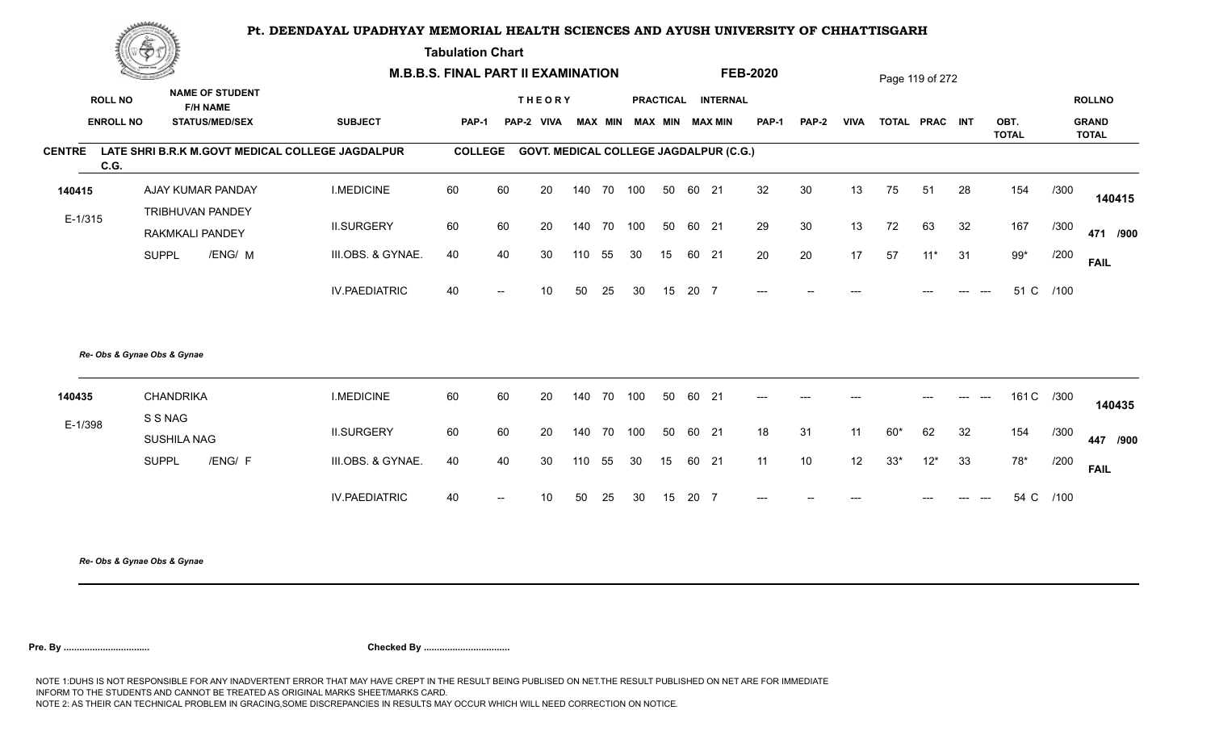# Pt. DEENDAYAL UPADHYAY MEMORIAL HEALTH SCIENCES AND AYUSH UNIVERSITY OF CHHATTISGARH

**Tabulation Chart**

**M.B.B.S. FINAL PART II EXAMINATION — FEB-2020**

| ROLL NO / ENROLL NO | NAME OF STUDENT / F/H NAME / STATUS/MED/SEX | SUBJECT | THEORY PAP-1 | PAP-2 | VIVA | MAX | MIN | PRACTICAL MAX | MIN | INTERNAL MAX | MIN | PAP-1 | PAP-2 | VIVA | TOTAL | PRAC | INT | OBT. TOTAL | | ROLLNO / GRAND TOTAL |
|---|---|---|---|---|---|---|---|---|---|---|---|---|---|---|---|---|---|---|---|---|
| **CENTRE** | LATE SHRI B.R.K M.GOVT MEDICAL COLLEGE JAGDALPUR C.G. | COLLEGE | GOVT. MEDICAL COLLEGE JAGDALPUR (C.G.) | | | | | | | | | | | | | | | | | |
| 140415 | AJAY KUMAR PANDAY | I.MEDICINE | 60 | 60 | 20 | 140 | 70 | 100 | 50 | 60 | 21 | 32 | 30 | 13 | 75 | 51 | 28 | 154 | /300 | 140415 |
| E-1/315 | TRIBHUVAN PANDEY / RAKMKALI PANDEY | II.SURGERY | 60 | 60 | 20 | 140 | 70 | 100 | 50 | 60 | 21 | 29 | 30 | 13 | 72 | 63 | 32 | 167 | /300 | 471 /900 |
| | SUPPL /ENG/ M | III.OBS. & GYNAE. | 40 | 40 | 30 | 110 | 55 | 30 | 15 | 60 | 21 | 20 | 20 | 17 | 57 | 11* | 31 | 99* | /200 | FAIL |
| | | IV.PAEDIATRIC | 40 | -- | 10 | 50 | 25 | 30 | 15 | 20 | 7 | --- | -- | --- | | --- | --- --- | 51 C | /100 | |

*Re- Obs & Gynae Obs & Gynae*

| ROLL NO / ENROLL NO | NAME OF STUDENT / F/H NAME / STATUS/MED/SEX | SUBJECT | THEORY PAP-1 | PAP-2 | VIVA | MAX | MIN | PRACTICAL MAX | MIN | INTERNAL MAX | MIN | PAP-1 | PAP-2 | VIVA | TOTAL | PRAC | INT | OBT. TOTAL | | ROLLNO / GRAND TOTAL |
|---|---|---|---|---|---|---|---|---|---|---|---|---|---|---|---|---|---|---|---|---|
| 140435 | CHANDRIKA | I.MEDICINE | 60 | 60 | 20 | 140 | 70 | 100 | 50 | 60 | 21 | --- | --- | --- | | --- | --- --- | 161 C | /300 | 140435 |
| E-1/398 | S S NAG / SUSHILA NAG | II.SURGERY | 60 | 60 | 20 | 140 | 70 | 100 | 50 | 60 | 21 | 18 | 31 | 11 | 60* | 62 | 32 | 154 | /300 | 447 /900 |
| | SUPPL /ENG/ F | III.OBS. & GYNAE. | 40 | 40 | 30 | 110 | 55 | 30 | 15 | 60 | 21 | 11 | 10 | 12 | 33* | 12* | 33 | 78* | /200 | FAIL |
| | | IV.PAEDIATRIC | 40 | -- | 10 | 50 | 25 | 30 | 15 | 20 | 7 | --- | -- | --- | | --- | --- --- | 54 C | /100 | |

*Re- Obs & Gynae Obs & Gynae*

**Pre. By ................................** **Checked By ................................**

NOTE 1:DUHS IS NOT RESPONSIBLE FOR ANY INADVERTENT ERROR THAT MAY HAVE CREPT IN THE RESULT BEING PUBLISED ON NET.THE RESULT PUBLISHED ON NET ARE FOR IMMEDIATE INFORM TO THE STUDENTS AND CANNOT BE TREATED AS ORIGINAL MARKS SHEET/MARKS CARD.
NOTE 2: AS THEIR CAN TECHNICAL PROBLEM IN GRACING,SOME DISCREPANCIES IN RESULTS MAY OCCUR WHICH WILL NEED CORRECTION ON NOTICE.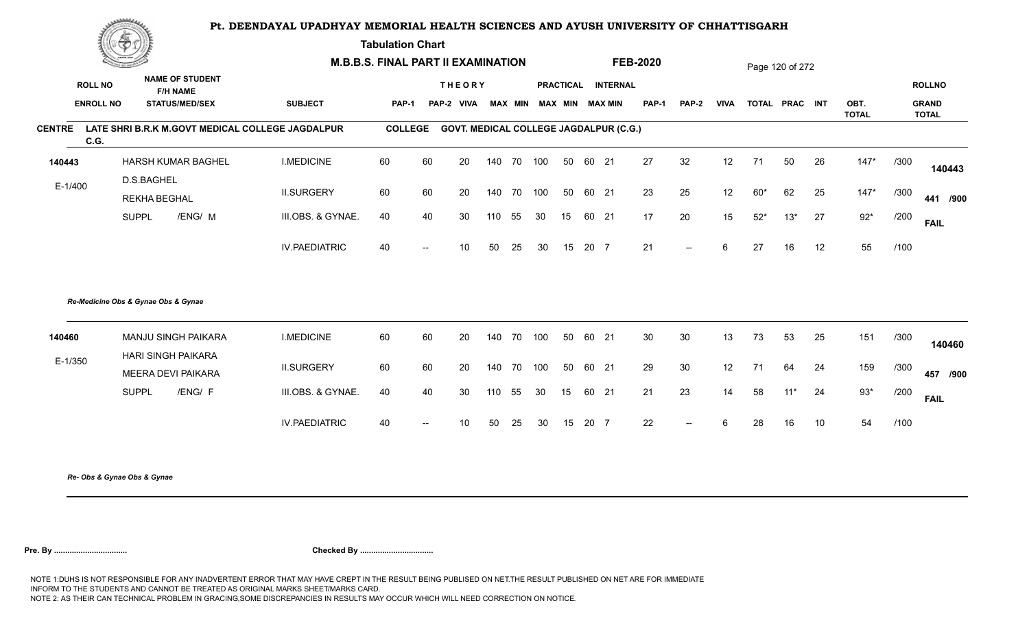# Pt. DEENDAYAL UPADHYAY MEMORIAL HEALTH SCIENCES AND AYUSH UNIVERSITY OF CHHATTISGARH

**Tabulation Chart**

**M.B.B.S. FINAL PART II EXAMINATION** **FEB-2020**

| ROLL NO / ENROLL NO | NAME OF STUDENT / F/H NAME / STATUS/MED/SEX | SUBJECT | THEORY PAP-1 | THEORY PAP-2 | VIVA | THEORY MAX | THEORY MIN | PRACTICAL MAX | PRACTICAL MIN | INTERNAL MAX | INTERNAL MIN | PAP-1 | PAP-2 | VIVA | TOTAL | PRAC | INT | OBT. TOTAL | | ROLLNO / GRAND TOTAL |
|---|---|---|---|---|---|---|---|---|---|---|---|---|---|---|---|---|---|---|---|---|
| **CENTRE** LATE SHRI B.R.K M.GOVT MEDICAL COLLEGE JAGDALPUR C.G. | | **COLLEGE** GOVT. MEDICAL COLLEGE JAGDALPUR (C.G.) | | | | | | | | | | | | | | | | | | |
| 140443 | HARSH KUMAR BAGHEL | I.MEDICINE | 60 | 60 | 20 | 140 | 70 | 100 | 50 | 60 | 21 | 27 | 32 | 12 | 71 | 50 | 26 | 147* | /300 | 140443 |
| E-1/400 | D.S.BAGHEL / REKHA BEGHAL | II.SURGERY | 60 | 60 | 20 | 140 | 70 | 100 | 50 | 60 | 21 | 23 | 25 | 12 | 60* | 62 | 25 | 147* | /300 | 441 /900 |
| | SUPPL /ENG/ M | III.OBS. & GYNAE. | 40 | 40 | 30 | 110 | 55 | 30 | 15 | 60 | 21 | 17 | 20 | 15 | 52* | 13* | 27 | 92* | /200 | FAIL |
| | | IV.PAEDIATRIC | 40 | -- | 10 | 50 | 25 | 30 | 15 | 20 | 7 | 21 | -- | 6 | 27 | 16 | 12 | 55 | /100 | |
| | *Re-Medicine Obs & Gynae Obs & Gynae* | | | | | | | | | | | | | | | | | | | |
| 140460 | MANJU SINGH PAIKARA | I.MEDICINE | 60 | 60 | 20 | 140 | 70 | 100 | 50 | 60 | 21 | 30 | 30 | 13 | 73 | 53 | 25 | 151 | /300 | 140460 |
| E-1/350 | HARI SINGH PAIKARA / MEERA DEVI PAIKARA | II.SURGERY | 60 | 60 | 20 | 140 | 70 | 100 | 50 | 60 | 21 | 29 | 30 | 12 | 71 | 64 | 24 | 159 | /300 | 457 /900 |
| | SUPPL /ENG/ F | III.OBS. & GYNAE. | 40 | 40 | 30 | 110 | 55 | 30 | 15 | 60 | 21 | 21 | 23 | 14 | 58 | 11* | 24 | 93* | /200 | FAIL |
| | | IV.PAEDIATRIC | 40 | -- | 10 | 50 | 25 | 30 | 15 | 20 | 7 | 22 | -- | 6 | 28 | 16 | 10 | 54 | /100 | |
| | *Re- Obs & Gynae Obs & Gynae* | | | | | | | | | | | | | | | | | | | |

**Pre. By .................................** **Checked By .................................**

NOTE 1:DUHS IS NOT RESPONSIBLE FOR ANY INADVERTENT ERROR THAT MAY HAVE CREPT IN THE RESULT BEING PUBLISED ON NET.THE RESULT PUBLISHED ON NET ARE FOR IMMEDIATE INFORM TO THE STUDENTS AND CANNOT BE TREATED AS ORIGINAL MARKS SHEET/MARKS CARD.
NOTE 2: AS THEIR CAN TECHNICAL PROBLEM IN GRACING,SOME DISCREPANCIES IN RESULTS MAY OCCUR WHICH WILL NEED CORRECTION ON NOTICE.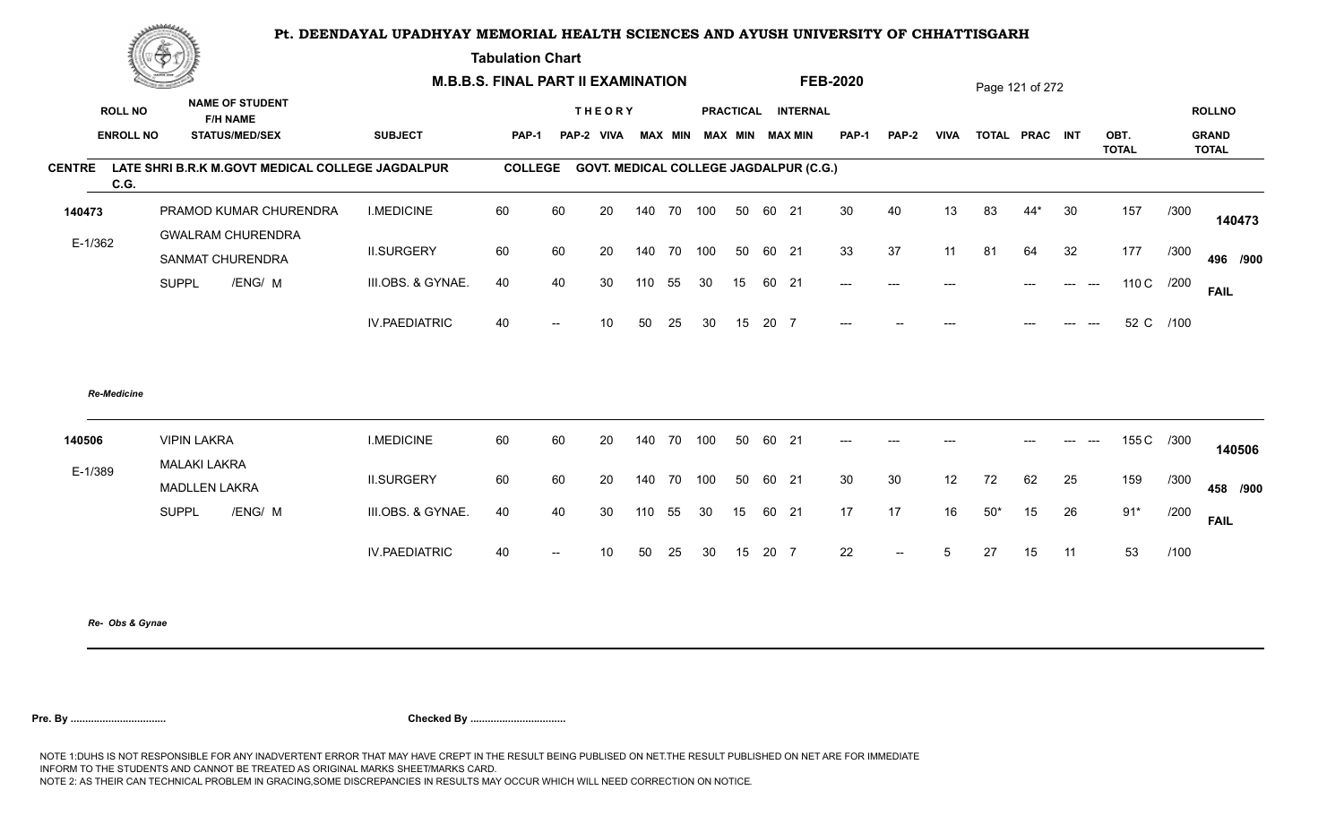# Pt. DEENDAYAL UPADHYAY MEMORIAL HEALTH SCIENCES AND AYUSH UNIVERSITY OF CHHATTISGARH

**Tabulation Chart**

**M.B.B.S. FINAL PART II EXAMINATION** **FEB-2020**

**CENTRE** LATE SHRI B.R.K M.GOVT MEDICAL COLLEGE JAGDALPUR C.G. **COLLEGE** GOVT. MEDICAL COLLEGE JAGDALPUR (C.G.)

| ROLL NO / ENROLL NO | NAME OF STUDENT / F/H NAME / STATUS/MED/SEX | SUBJECT | THEORY PAP-1 | THEORY PAP-2 | THEORY VIVA | THEORY MAX | THEORY MIN | PRACTICAL MAX | PRACTICAL MIN | INTERNAL MAX | INTERNAL MIN | PAP-1 | PAP-2 | VIVA | TOTAL | PRAC | INT | OBT. TOTAL | | ROLLNO / GRAND TOTAL |
|---|---|---|---|---|---|---|---|---|---|---|---|---|---|---|---|---|---|---|---|---|
| 140473 | PRAMOD KUMAR CHURENDRA | I.MEDICINE | 60 | 60 | 20 | 140 | 70 | 100 | 50 | 60 | 21 | 30 | 40 | 13 | 83 | 44* | 30 | 157 | /300 | 140473 |
| E-1/362 | GWALRAM CHURENDRA / SANMAT CHURENDRA | II.SURGERY | 60 | 60 | 20 | 140 | 70 | 100 | 50 | 60 | 21 | 33 | 37 | 11 | 81 | 64 | 32 | 177 | /300 | 496 /900 |
| | SUPPL /ENG/ M | III.OBS. & GYNAE. | 40 | 40 | 30 | 110 | 55 | 30 | 15 | 60 | 21 | --- | --- | --- | | --- | --- --- | 110 C | /200 | FAIL |
| | | IV.PAEDIATRIC | 40 | -- | 10 | 50 | 25 | 30 | 15 | 20 | 7 | --- | -- | --- | | --- | --- --- | 52 C | /100 | |

*Re-Medicine*

| ROLL NO / ENROLL NO | NAME OF STUDENT / F/H NAME / STATUS/MED/SEX | SUBJECT | THEORY PAP-1 | THEORY PAP-2 | THEORY VIVA | THEORY MAX | THEORY MIN | PRACTICAL MAX | PRACTICAL MIN | INTERNAL MAX | INTERNAL MIN | PAP-1 | PAP-2 | VIVA | TOTAL | PRAC | INT | OBT. TOTAL | | ROLLNO / GRAND TOTAL |
|---|---|---|---|---|---|---|---|---|---|---|---|---|---|---|---|---|---|---|---|---|
| 140506 | VIPIN LAKRA | I.MEDICINE | 60 | 60 | 20 | 140 | 70 | 100 | 50 | 60 | 21 | --- | --- | --- | | --- | --- --- | 155 C | /300 | 140506 |
| E-1/389 | MALAKI LAKRA / MADLLEN LAKRA | II.SURGERY | 60 | 60 | 20 | 140 | 70 | 100 | 50 | 60 | 21 | 30 | 30 | 12 | 72 | 62 | 25 | 159 | /300 | 458 /900 |
| | SUPPL /ENG/ M | III.OBS. & GYNAE. | 40 | 40 | 30 | 110 | 55 | 30 | 15 | 60 | 21 | 17 | 17 | 16 | 50* | 15 | 26 | 91* | /200 | FAIL |
| | | IV.PAEDIATRIC | 40 | -- | 10 | 50 | 25 | 30 | 15 | 20 | 7 | 22 | -- | 5 | 27 | 15 | 11 | 53 | /100 | |

*Re- Obs & Gynae*

**Pre. By ................................** **Checked By ................................**

NOTE 1:DUHS IS NOT RESPONSIBLE FOR ANY INADVERTENT ERROR THAT MAY HAVE CREPT IN THE RESULT BEING PUBLISED ON NET.THE RESULT PUBLISHED ON NET ARE FOR IMMEDIATE INFORM TO THE STUDENTS AND CANNOT BE TREATED AS ORIGINAL MARKS SHEET/MARKS CARD.
NOTE 2: AS THEIR CAN TECHNICAL PROBLEM IN GRACING,SOME DISCREPANCIES IN RESULTS MAY OCCUR WHICH WILL NEED CORRECTION ON NOTICE.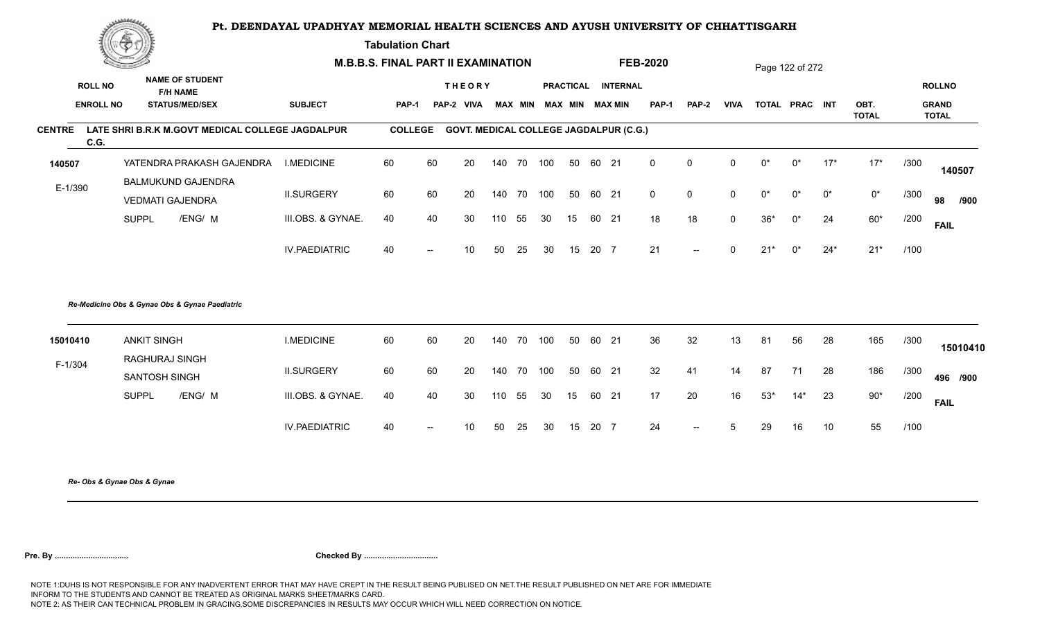# Pt. DEENDAYAL UPADHYAY MEMORIAL HEALTH SCIENCES AND AYUSH UNIVERSITY OF CHHATTISGARH

**Tabulation Chart**

**M.B.B.S. FINAL PART II EXAMINATION** **FEB-2020**

**CENTRE** LATE SHRI B.R.K M.GOVT MEDICAL COLLEGE JAGDALPUR C.G. **COLLEGE** GOVT. MEDICAL COLLEGE JAGDALPUR (C.G.)

| ROLL NO / ENROLL NO | NAME OF STUDENT / F/H NAME / STATUS/MED/SEX | SUBJECT | THEORY PAP-1 | PAP-2 | VIVA | MAX | MIN | PRACTICAL MAX | MIN | INTERNAL MAX | MIN | PAP-1 | PAP-2 | VIVA | TOTAL | PRAC | INT | OBT. TOTAL | | ROLLNO / GRAND TOTAL |
|---|---|---|---|---|---|---|---|---|---|---|---|---|---|---|---|---|---|---|---|---|
| 140507 | YATENDRA PRAKASH GAJENDRA | I.MEDICINE | 60 | 60 | 20 | 140 | 70 | 100 | 50 | 60 | 21 | 0 | 0 | 0 | 0* | 0* | 17* | 17* | /300 | 140507 |
| E-1/390 | BALMUKUND GAJENDRA / VEDMATI GAJENDRA | II.SURGERY | 60 | 60 | 20 | 140 | 70 | 100 | 50 | 60 | 21 | 0 | 0 | 0 | 0* | 0* | 0* | 0* | /300 | 98 /900 |
| | SUPPL /ENG/ M | III.OBS. & GYNAE. | 40 | 40 | 30 | 110 | 55 | 30 | 15 | 60 | 21 | 18 | 18 | 0 | 36* | 0* | 24 | 60* | /200 | FAIL |
| | | IV.PAEDIATRIC | 40 | -- | 10 | 50 | 25 | 30 | 15 | 20 | 7 | 21 | -- | 0 | 21* | 0* | 24* | 21* | /100 | |

*Re-Medicine Obs & Gynae Obs & Gynae Paediatric*

| ROLL NO / ENROLL NO | NAME OF STUDENT / F/H NAME / STATUS/MED/SEX | SUBJECT | THEORY PAP-1 | PAP-2 | VIVA | MAX | MIN | PRACTICAL MAX | MIN | INTERNAL MAX | MIN | PAP-1 | PAP-2 | VIVA | TOTAL | PRAC | INT | OBT. TOTAL | | ROLLNO / GRAND TOTAL |
|---|---|---|---|---|---|---|---|---|---|---|---|---|---|---|---|---|---|---|---|---|
| 15010410 | ANKIT SINGH | I.MEDICINE | 60 | 60 | 20 | 140 | 70 | 100 | 50 | 60 | 21 | 36 | 32 | 13 | 81 | 56 | 28 | 165 | /300 | 15010410 |
| F-1/304 | RAGHURAJ SINGH / SANTOSH SINGH | II.SURGERY | 60 | 60 | 20 | 140 | 70 | 100 | 50 | 60 | 21 | 32 | 41 | 14 | 87 | 71 | 28 | 186 | /300 | 496 /900 |
| | SUPPL /ENG/ M | III.OBS. & GYNAE. | 40 | 40 | 30 | 110 | 55 | 30 | 15 | 60 | 21 | 17 | 20 | 16 | 53* | 14* | 23 | 90* | /200 | FAIL |
| | | IV.PAEDIATRIC | 40 | -- | 10 | 50 | 25 | 30 | 15 | 20 | 7 | 24 | -- | 5 | 29 | 16 | 10 | 55 | /100 | |

*Re- Obs & Gynae Obs & Gynae*

**Pre. By .................................** **Checked By .................................**

NOTE 1:DUHS IS NOT RESPONSIBLE FOR ANY INADVERTENT ERROR THAT MAY HAVE CREPT IN THE RESULT BEING PUBLISED ON NET.THE RESULT PUBLISHED ON NET ARE FOR IMMEDIATE INFORM TO THE STUDENTS AND CANNOT BE TREATED AS ORIGINAL MARKS SHEET/MARKS CARD.
NOTE 2: AS THEIR CAN TECHNICAL PROBLEM IN GRACING,SOME DISCREPANCIES IN RESULTS MAY OCCUR WHICH WILL NEED CORRECTION ON NOTICE.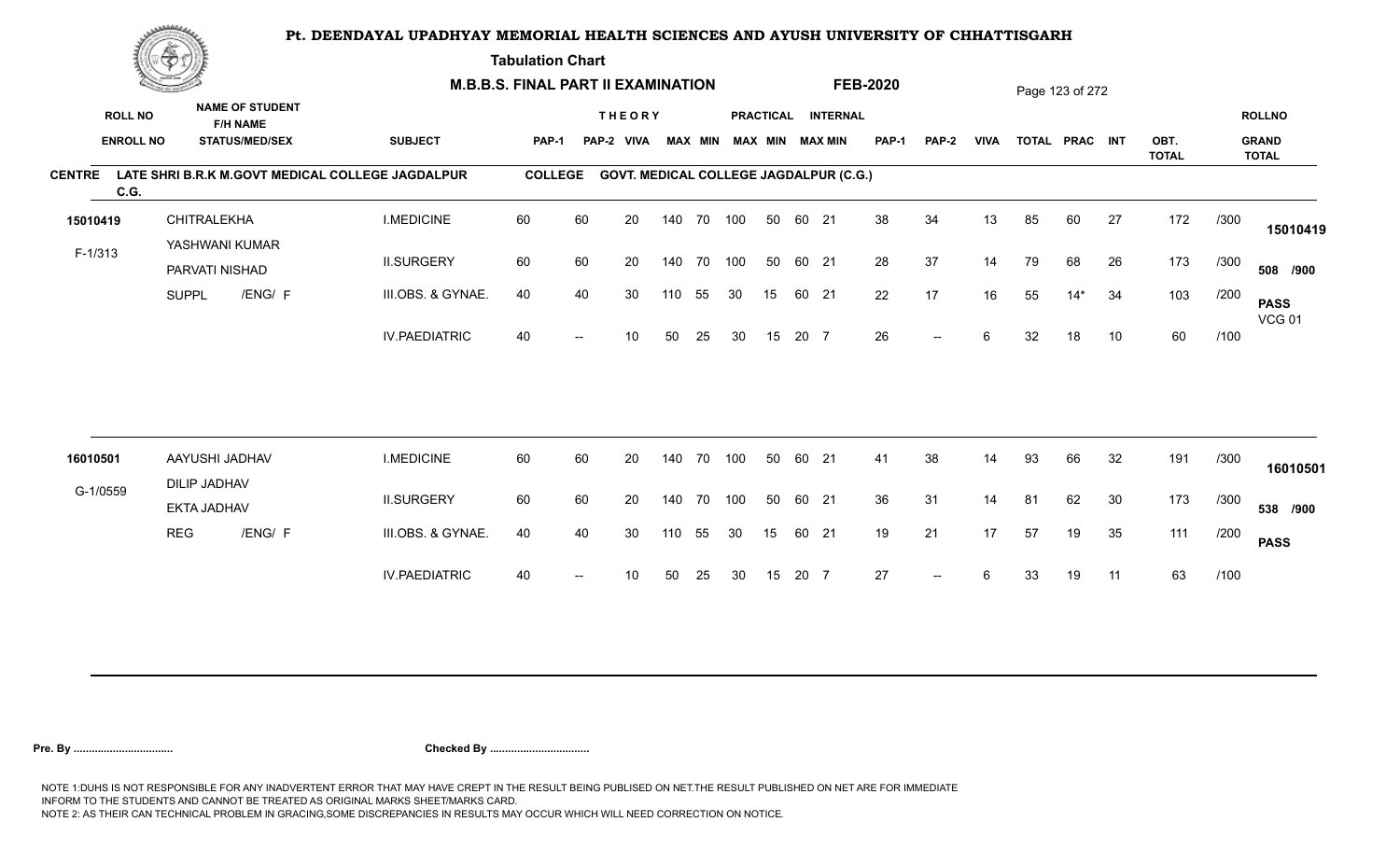# Pt. DEENDAYAL UPADHYAY MEMORIAL HEALTH SCIENCES AND AYUSH UNIVERSITY OF CHHATTISGARH

**Tabulation Chart**

**M.B.B.S. FINAL PART II EXAMINATION FEB-2020**

Page 123 of 272

**CENTRE** LATE SHRI B.R.K M.GOVT MEDICAL COLLEGE JAGDALPUR C.G. **COLLEGE** GOVT. MEDICAL COLLEGE JAGDALPUR (C.G.)

| ROLL NO / ENROLL NO | NAME OF STUDENT / F/H NAME / STATUS/MED/SEX | SUBJECT | THEORY PAP-1 | PAP-2 | VIVA | MAX | MIN | PRACTICAL MAX | MIN | INTERNAL MAX | MIN | PAP-1 | PAP-2 | VIVA | TOTAL | PRAC | INT | OBT. TOTAL | | ROLLNO / GRAND TOTAL |
|---|---|---|---|---|---|---|---|---|---|---|---|---|---|---|---|---|---|---|---|---|
| 15010419 | CHITRALEKHA | I.MEDICINE | 60 | 60 | 20 | 140 | 70 | 100 | 50 | 60 | 21 | 38 | 34 | 13 | 85 | 60 | 27 | 172 | /300 | 15010419 |
| F-1/313 | YASHWANI KUMAR / PARVATI NISHAD | II.SURGERY | 60 | 60 | 20 | 140 | 70 | 100 | 50 | 60 | 21 | 28 | 37 | 14 | 79 | 68 | 26 | 173 | /300 | 508 /900 |
| | SUPPL /ENG/ F | III.OBS. & GYNAE. | 40 | 40 | 30 | 110 | 55 | 30 | 15 | 60 | 21 | 22 | 17 | 16 | 55 | 14* | 34 | 103 | /200 | PASS VCG 01 |
| | | IV.PAEDIATRIC | 40 | -- | 10 | 50 | 25 | 30 | 15 | 20 | 7 | 26 | -- | 6 | 32 | 18 | 10 | 60 | /100 | |
| 16010501 | AAYUSHI JADHAV | I.MEDICINE | 60 | 60 | 20 | 140 | 70 | 100 | 50 | 60 | 21 | 41 | 38 | 14 | 93 | 66 | 32 | 191 | /300 | 16010501 |
| G-1/0559 | DILIP JADHAV / EKTA JADHAV | II.SURGERY | 60 | 60 | 20 | 140 | 70 | 100 | 50 | 60 | 21 | 36 | 31 | 14 | 81 | 62 | 30 | 173 | /300 | 538 /900 |
| | REG /ENG/ F | III.OBS. & GYNAE. | 40 | 40 | 30 | 110 | 55 | 30 | 15 | 60 | 21 | 19 | 21 | 17 | 57 | 19 | 35 | 111 | /200 | PASS |
| | | IV.PAEDIATRIC | 40 | -- | 10 | 50 | 25 | 30 | 15 | 20 | 7 | 27 | -- | 6 | 33 | 19 | 11 | 63 | /100 | |

**Pre. By .................................** **Checked By .................................**

NOTE 1:DUHS IS NOT RESPONSIBLE FOR ANY INADVERTENT ERROR THAT MAY HAVE CREPT IN THE RESULT BEING PUBLISED ON NET.THE RESULT PUBLISHED ON NET ARE FOR IMMEDIATE INFORM TO THE STUDENTS AND CANNOT BE TREATED AS ORIGINAL MARKS SHEET/MARKS CARD.
NOTE 2: AS THEIR CAN TECHNICAL PROBLEM IN GRACING,SOME DISCREPANCIES IN RESULTS MAY OCCUR WHICH WILL NEED CORRECTION ON NOTICE.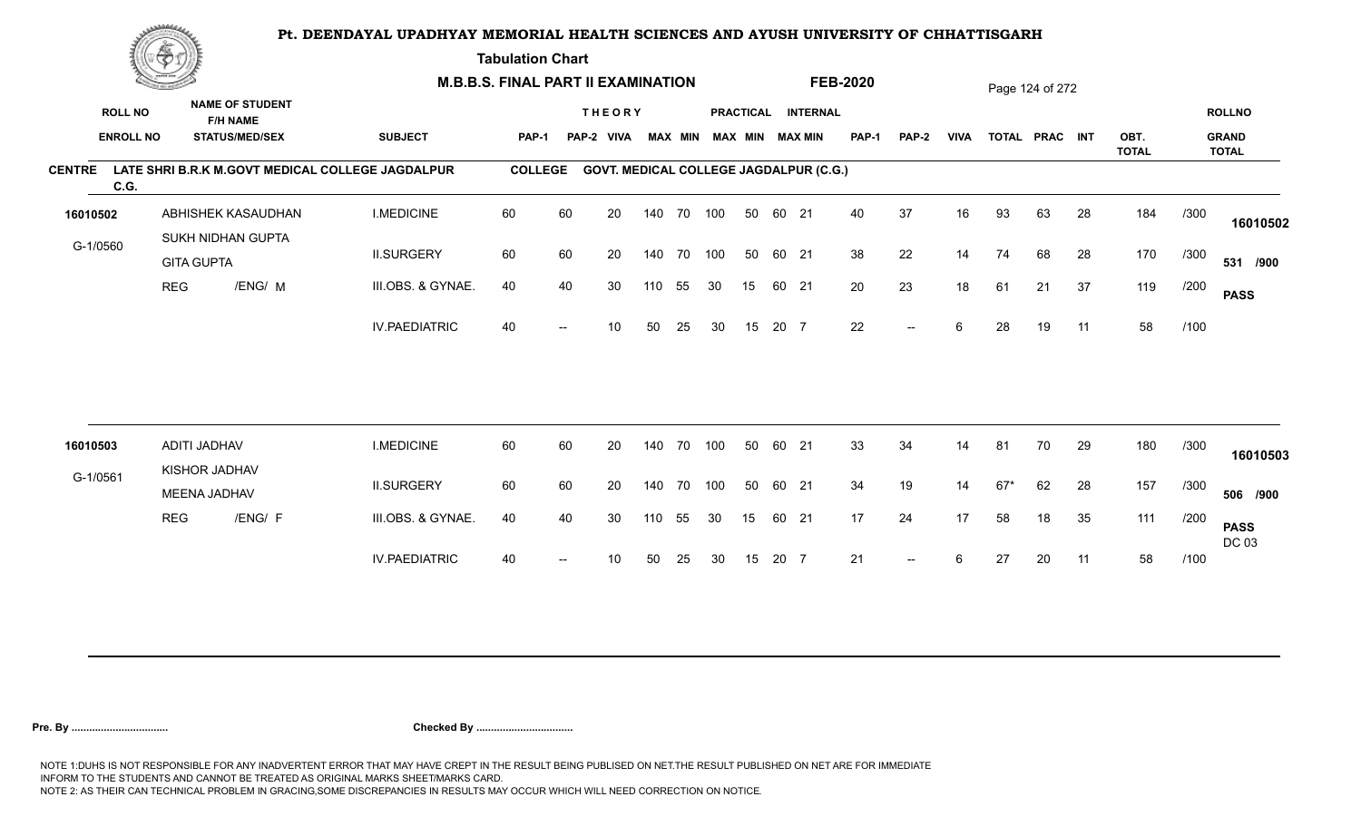# Pt. DEENDAYAL UPADHYAY MEMORIAL HEALTH SCIENCES AND AYUSH UNIVERSITY OF CHHATTISGARH

**Tabulation Chart**

**M.B.B.S. FINAL PART II EXAMINATION** **FEB-2020**

**CENTRE** LATE SHRI B.R.K M.GOVT MEDICAL COLLEGE JAGDALPUR C.G. **COLLEGE** GOVT. MEDICAL COLLEGE JAGDALPUR (C.G.)

| ROLL NO / ENROLL NO | NAME OF STUDENT / F/H NAME / STATUS/MED/SEX | SUBJECT | THEORY PAP-1 | PAP-2 | VIVA | MAX | MIN | PRACTICAL MAX | MIN | INTERNAL MAX | MIN | PAP-1 | PAP-2 | VIVA | TOTAL | PRAC | INT | OBT. TOTAL | | ROLLNO / GRAND TOTAL |
|---|---|---|---|---|---|---|---|---|---|---|---|---|---|---|---|---|---|---|---|---|
| 16010502 | ABHISHEK KASAUDHAN | I.MEDICINE | 60 | 60 | 20 | 140 | 70 | 100 | 50 | 60 | 21 | 40 | 37 | 16 | 93 | 63 | 28 | 184 | /300 | 16010502 |
| G-1/0560 | SUKH NIDHAN GUPTA / GITA GUPTA | II.SURGERY | 60 | 60 | 20 | 140 | 70 | 100 | 50 | 60 | 21 | 38 | 22 | 14 | 74 | 68 | 28 | 170 | /300 | 531 /900 |
| | REG /ENG/ M | III.OBS. & GYNAE. | 40 | 40 | 30 | 110 | 55 | 30 | 15 | 60 | 21 | 20 | 23 | 18 | 61 | 21 | 37 | 119 | /200 | PASS |
| | | IV.PAEDIATRIC | 40 | -- | 10 | 50 | 25 | 30 | 15 | 20 | 7 | 22 | -- | 6 | 28 | 19 | 11 | 58 | /100 | |
| 16010503 | ADITI JADHAV | I.MEDICINE | 60 | 60 | 20 | 140 | 70 | 100 | 50 | 60 | 21 | 33 | 34 | 14 | 81 | 70 | 29 | 180 | /300 | 16010503 |
| G-1/0561 | KISHOR JADHAV / MEENA JADHAV | II.SURGERY | 60 | 60 | 20 | 140 | 70 | 100 | 50 | 60 | 21 | 34 | 19 | 14 | 67* | 62 | 28 | 157 | /300 | 506 /900 |
| | REG /ENG/ F | III.OBS. & GYNAE. | 40 | 40 | 30 | 110 | 55 | 30 | 15 | 60 | 21 | 17 | 24 | 17 | 58 | 18 | 35 | 111 | /200 | PASS DC 03 |
| | | IV.PAEDIATRIC | 40 | -- | 10 | 50 | 25 | 30 | 15 | 20 | 7 | 21 | -- | 6 | 27 | 20 | 11 | 58 | /100 | |

**Pre. By .................................** **Checked By .................................**

NOTE 1:DUHS IS NOT RESPONSIBLE FOR ANY INADVERTENT ERROR THAT MAY HAVE CREPT IN THE RESULT BEING PUBLISED ON NET.THE RESULT PUBLISHED ON NET ARE FOR IMMEDIATE INFORM TO THE STUDENTS AND CANNOT BE TREATED AS ORIGINAL MARKS SHEET/MARKS CARD.
NOTE 2: AS THEIR CAN TECHNICAL PROBLEM IN GRACING,SOME DISCREPANCIES IN RESULTS MAY OCCUR WHICH WILL NEED CORRECTION ON NOTICE.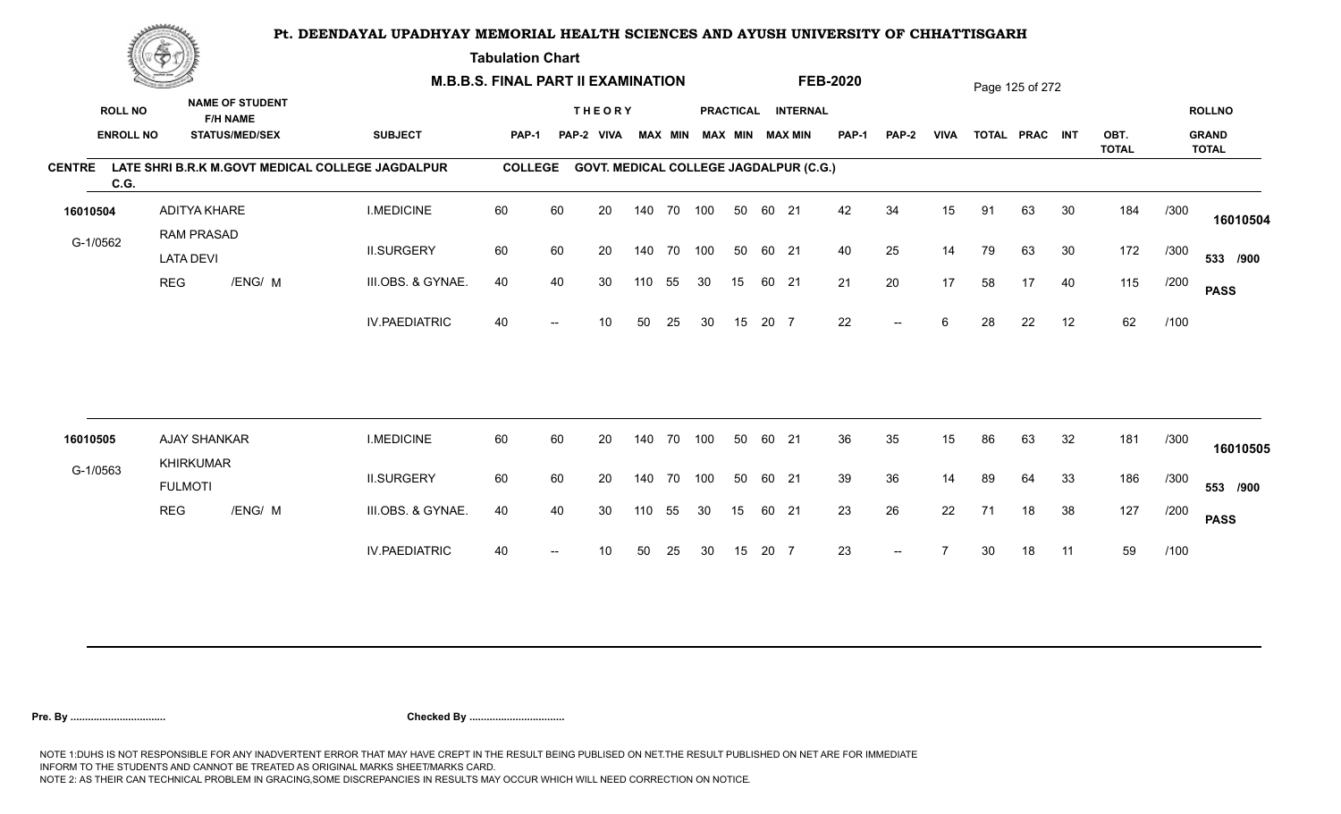# Pt. DEENDAYAL UPADHYAY MEMORIAL HEALTH SCIENCES AND AYUSH UNIVERSITY OF CHHATTISGARH

**Tabulation Chart**

**M.B.B.S. FINAL PART II EXAMINATION** **FEB-2020**

**CENTRE** LATE SHRI B.R.K M.GOVT MEDICAL COLLEGE JAGDALPUR C.G. **COLLEGE** GOVT. MEDICAL COLLEGE JAGDALPUR (C.G.)

| ROLL NO / ENROLL NO | NAME OF STUDENT / F/H NAME / STATUS/MED/SEX | SUBJECT | THEORY PAP-1 | PAP-2 | VIVA | MAX | MIN | PRACTICAL MAX | MIN | INTERNAL MAX | MIN | PAP-1 | PAP-2 | VIVA | TOTAL | PRAC | INT | OBT. TOTAL | | ROLLNO / GRAND TOTAL |
|---|---|---|---|---|---|---|---|---|---|---|---|---|---|---|---|---|---|---|---|---|
| 16010504 | ADITYA KHARE | I.MEDICINE | 60 | 60 | 20 | 140 | 70 | 100 | 50 | 60 | 21 | 42 | 34 | 15 | 91 | 63 | 30 | 184 | /300 | 16010504 |
| G-1/0562 | RAM PRASAD / LATA DEVI | II.SURGERY | 60 | 60 | 20 | 140 | 70 | 100 | 50 | 60 | 21 | 40 | 25 | 14 | 79 | 63 | 30 | 172 | /300 | 533 /900 |
| | REG /ENG/ M | III.OBS. & GYNAE. | 40 | 40 | 30 | 110 | 55 | 30 | 15 | 60 | 21 | 21 | 20 | 17 | 58 | 17 | 40 | 115 | /200 | PASS |
| | | IV.PAEDIATRIC | 40 | -- | 10 | 50 | 25 | 30 | 15 | 20 | 7 | 22 | -- | 6 | 28 | 22 | 12 | 62 | /100 | |
| 16010505 | AJAY SHANKAR | I.MEDICINE | 60 | 60 | 20 | 140 | 70 | 100 | 50 | 60 | 21 | 36 | 35 | 15 | 86 | 63 | 32 | 181 | /300 | 16010505 |
| G-1/0563 | KHIRKUMAR / FULMOTI | II.SURGERY | 60 | 60 | 20 | 140 | 70 | 100 | 50 | 60 | 21 | 39 | 36 | 14 | 89 | 64 | 33 | 186 | /300 | 553 /900 |
| | REG /ENG/ M | III.OBS. & GYNAE. | 40 | 40 | 30 | 110 | 55 | 30 | 15 | 60 | 21 | 23 | 26 | 22 | 71 | 18 | 38 | 127 | /200 | PASS |
| | | IV.PAEDIATRIC | 40 | -- | 10 | 50 | 25 | 30 | 15 | 20 | 7 | 23 | -- | 7 | 30 | 18 | 11 | 59 | /100 | |

**Pre. By .................................** **Checked By .................................**

NOTE 1:DUHS IS NOT RESPONSIBLE FOR ANY INADVERTENT ERROR THAT MAY HAVE CREPT IN THE RESULT BEING PUBLISED ON NET.THE RESULT PUBLISHED ON NET ARE FOR IMMEDIATE INFORM TO THE STUDENTS AND CANNOT BE TREATED AS ORIGINAL MARKS SHEET/MARKS CARD.
NOTE 2: AS THEIR CAN TECHNICAL PROBLEM IN GRACING,SOME DISCREPANCIES IN RESULTS MAY OCCUR WHICH WILL NEED CORRECTION ON NOTICE.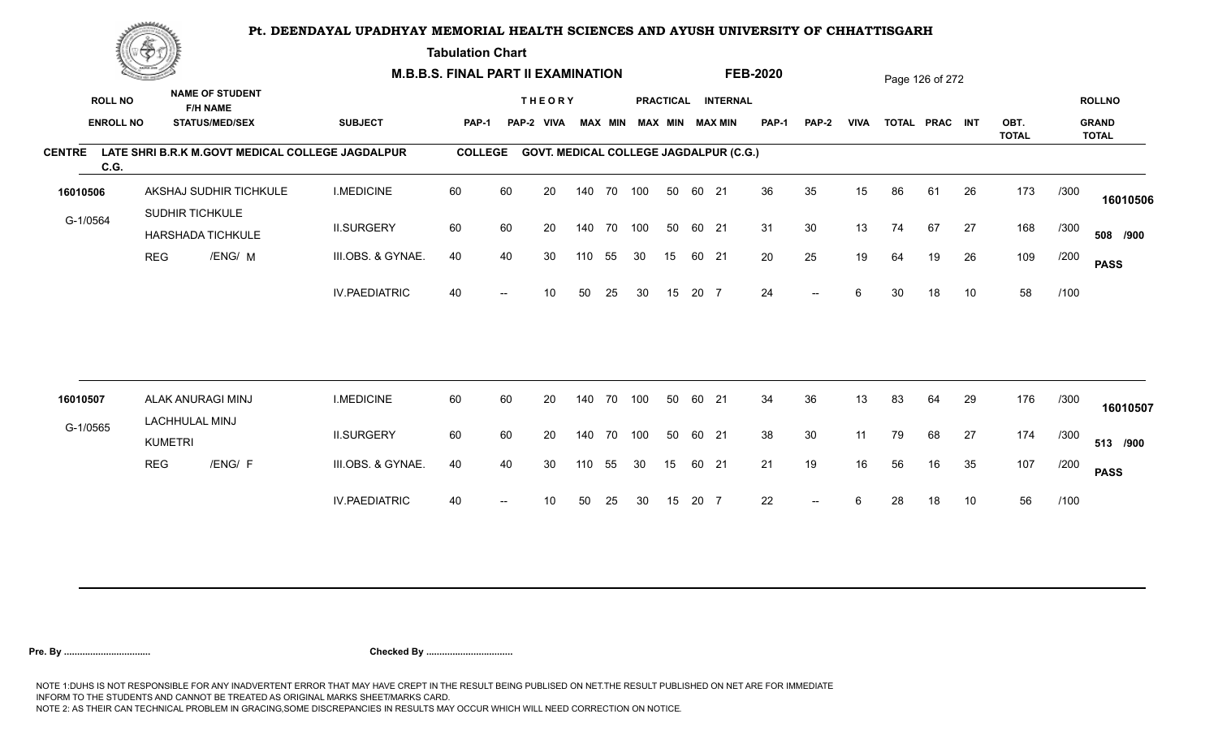# Pt. DEENDAYAL UPADHYAY MEMORIAL HEALTH SCIENCES AND AYUSH UNIVERSITY OF CHHATTISGARH

**Tabulation Chart**

**M.B.B.S. FINAL PART II EXAMINATION** **FEB-2020**

**CENTRE** LATE SHRI B.R.K M.GOVT MEDICAL COLLEGE JAGDALPUR C.G. **COLLEGE** GOVT. MEDICAL COLLEGE JAGDALPUR (C.G.)

| ROLL NO / ENROLL NO | NAME OF STUDENT / F/H NAME / STATUS/MED/SEX | SUBJECT | THEORY PAP-1 | THEORY PAP-2 | THEORY VIVA | THEORY MAX | THEORY MIN | PRACTICAL MAX | PRACTICAL MIN | INTERNAL MAX | INTERNAL MIN | PAP-1 | PAP-2 | VIVA | TOTAL | PRAC | INT | OBT. TOTAL | | ROLLNO / GRAND TOTAL |
|---|---|---|---|---|---|---|---|---|---|---|---|---|---|---|---|---|---|---|---|---|
| 16010506 | AKSHAJ SUDHIR TICHKULE | I.MEDICINE | 60 | 60 | 20 | 140 | 70 | 100 | 50 | 60 | 21 | 36 | 35 | 15 | 86 | 61 | 26 | 173 | /300 | 16010506 |
| G-1/0564 | SUDHIR TICHKULE / HARSHADA TICHKULE | II.SURGERY | 60 | 60 | 20 | 140 | 70 | 100 | 50 | 60 | 21 | 31 | 30 | 13 | 74 | 67 | 27 | 168 | /300 | 508 /900 |
| | REG /ENG/ M | III.OBS. & GYNAE. | 40 | 40 | 30 | 110 | 55 | 30 | 15 | 60 | 21 | 20 | 25 | 19 | 64 | 19 | 26 | 109 | /200 | PASS |
| | | IV.PAEDIATRIC | 40 | -- | 10 | 50 | 25 | 30 | 15 | 20 | 7 | 24 | -- | 6 | 30 | 18 | 10 | 58 | /100 | |
| 16010507 | ALAK ANURAGI MINJ | I.MEDICINE | 60 | 60 | 20 | 140 | 70 | 100 | 50 | 60 | 21 | 34 | 36 | 13 | 83 | 64 | 29 | 176 | /300 | 16010507 |
| G-1/0565 | LACHHULAL MINJ / KUMETRI | II.SURGERY | 60 | 60 | 20 | 140 | 70 | 100 | 50 | 60 | 21 | 38 | 30 | 11 | 79 | 68 | 27 | 174 | /300 | 513 /900 |
| | REG /ENG/ F | III.OBS. & GYNAE. | 40 | 40 | 30 | 110 | 55 | 30 | 15 | 60 | 21 | 21 | 19 | 16 | 56 | 16 | 35 | 107 | /200 | PASS |
| | | IV.PAEDIATRIC | 40 | -- | 10 | 50 | 25 | 30 | 15 | 20 | 7 | 22 | -- | 6 | 28 | 18 | 10 | 56 | /100 | |

**Pre. By .................................** **Checked By .................................**

NOTE 1:DUHS IS NOT RESPONSIBLE FOR ANY INADVERTENT ERROR THAT MAY HAVE CREPT IN THE RESULT BEING PUBLISED ON NET.THE RESULT PUBLISHED ON NET ARE FOR IMMEDIATE INFORM TO THE STUDENTS AND CANNOT BE TREATED AS ORIGINAL MARKS SHEET/MARKS CARD.
NOTE 2: AS THEIR CAN TECHNICAL PROBLEM IN GRACING,SOME DISCREPANCIES IN RESULTS MAY OCCUR WHICH WILL NEED CORRECTION ON NOTICE.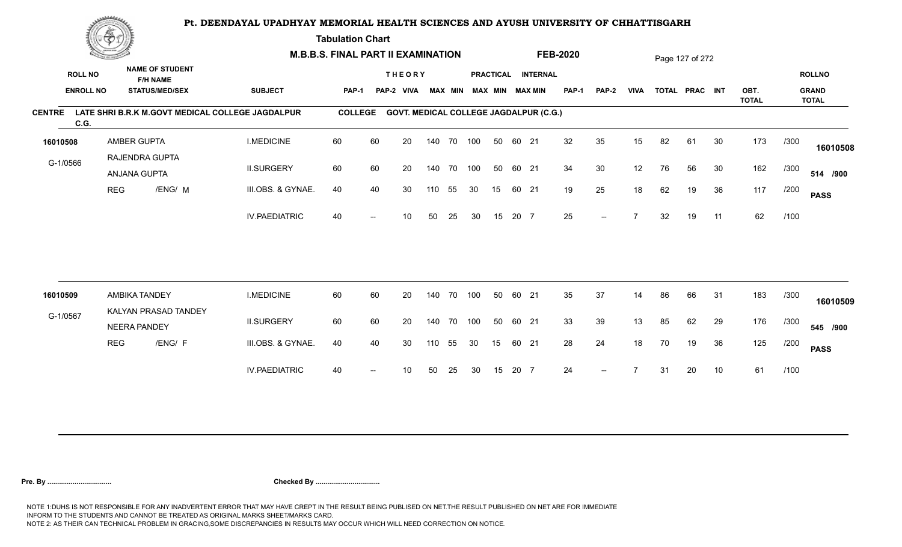# Pt. DEENDAYAL UPADHYAY MEMORIAL HEALTH SCIENCES AND AYUSH UNIVERSITY OF CHHATTISGARH

**Tabulation Chart**

**M.B.B.S. FINAL PART II EXAMINATION** **FEB-2020**

**CENTRE** LATE SHRI B.R.K M.GOVT MEDICAL COLLEGE JAGDALPUR C.G. **COLLEGE** GOVT. MEDICAL COLLEGE JAGDALPUR (C.G.)

| ROLL NO / ENROLL NO | NAME OF STUDENT / F/H NAME / STATUS/MED/SEX | SUBJECT | THEORY PAP-1 | THEORY PAP-2 | THEORY VIVA | THEORY MAX | THEORY MIN | PRACTICAL MAX | PRACTICAL MIN | INTERNAL MAX | INTERNAL MIN | PAP-1 | PAP-2 | VIVA | TOTAL | PRAC | INT | OBT. TOTAL | | ROLLNO / GRAND TOTAL |
|---|---|---|---|---|---|---|---|---|---|---|---|---|---|---|---|---|---|---|---|---|
| 16010508 | AMBER GUPTA | I.MEDICINE | 60 | 60 | 20 | 140 | 70 | 100 | 50 | 60 | 21 | 32 | 35 | 15 | 82 | 61 | 30 | 173 | /300 | 16010508 |
| G-1/0566 | RAJENDRA GUPTA / ANJANA GUPTA | II.SURGERY | 60 | 60 | 20 | 140 | 70 | 100 | 50 | 60 | 21 | 34 | 30 | 12 | 76 | 56 | 30 | 162 | /300 | 514 /900 |
| | REG /ENG/ M | III.OBS. & GYNAE. | 40 | 40 | 30 | 110 | 55 | 30 | 15 | 60 | 21 | 19 | 25 | 18 | 62 | 19 | 36 | 117 | /200 | PASS |
| | | IV.PAEDIATRIC | 40 | -- | 10 | 50 | 25 | 30 | 15 | 20 | 7 | 25 | -- | 7 | 32 | 19 | 11 | 62 | /100 | |
| 16010509 | AMBIKA TANDEY | I.MEDICINE | 60 | 60 | 20 | 140 | 70 | 100 | 50 | 60 | 21 | 35 | 37 | 14 | 86 | 66 | 31 | 183 | /300 | 16010509 |
| G-1/0567 | KALYAN PRASAD TANDEY / NEERA PANDEY | II.SURGERY | 60 | 60 | 20 | 140 | 70 | 100 | 50 | 60 | 21 | 33 | 39 | 13 | 85 | 62 | 29 | 176 | /300 | 545 /900 |
| | REG /ENG/ F | III.OBS. & GYNAE. | 40 | 40 | 30 | 110 | 55 | 30 | 15 | 60 | 21 | 28 | 24 | 18 | 70 | 19 | 36 | 125 | /200 | PASS |
| | | IV.PAEDIATRIC | 40 | -- | 10 | 50 | 25 | 30 | 15 | 20 | 7 | 24 | -- | 7 | 31 | 20 | 10 | 61 | /100 | |

**Pre. By .................................** **Checked By .................................**

NOTE 1:DUHS IS NOT RESPONSIBLE FOR ANY INADVERTENT ERROR THAT MAY HAVE CREPT IN THE RESULT BEING PUBLISED ON NET.THE RESULT PUBLISHED ON NET ARE FOR IMMEDIATE INFORM TO THE STUDENTS AND CANNOT BE TREATED AS ORIGINAL MARKS SHEET/MARKS CARD.
NOTE 2: AS THEIR CAN TECHNICAL PROBLEM IN GRACING,SOME DISCREPANCIES IN RESULTS MAY OCCUR WHICH WILL NEED CORRECTION ON NOTICE.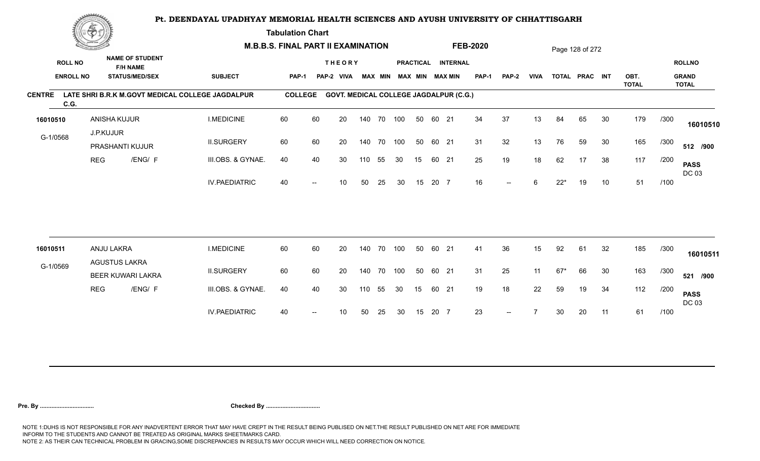# Pt. DEENDAYAL UPADHYAY MEMORIAL HEALTH SCIENCES AND AYUSH UNIVERSITY OF CHHATTISGARH

**Tabulation Chart**

**M.B.B.S. FINAL PART II EXAMINATION** **FEB-2020**

**CENTRE** LATE SHRI B.R.K M.GOVT MEDICAL COLLEGE JAGDALPUR C.G. **COLLEGE** GOVT. MEDICAL COLLEGE JAGDALPUR (C.G.)

| ROLL NO / ENROLL NO | NAME OF STUDENT / F/H NAME / STATUS/MEDI/SEX | SUBJECT | THEORY PAP-1 | THEORY PAP-2 | VIVA | PRACTICAL MAX | PRACTICAL MIN | INTERNAL MAX | INTERNAL MIN | MAX | MIN | PAP-1 | PAP-2 | VIVA | TOTAL | PRAC | INT | OBT. TOTAL | | ROLLNO / GRAND TOTAL |
|---|---|---|---|---|---|---|---|---|---|---|---|---|---|---|---|---|---|---|---|---|
| 16010510 | ANISHA KUJUR | I.MEDICINE | 60 | 60 | 20 | 140 | 70 | 100 | 50 | 60 | 21 | 34 | 37 | 13 | 84 | 65 | 30 | 179 | /300 | 16010510 |
| G-1/0568 | J.P.KUJUR / PRASHANTI KUJUR | II.SURGERY | 60 | 60 | 20 | 140 | 70 | 100 | 50 | 60 | 21 | 31 | 32 | 13 | 76 | 59 | 30 | 165 | /300 | 512 /900 |
| | REG /ENG/ F | III.OBS. & GYNAE. | 40 | 40 | 30 | 110 | 55 | 30 | 15 | 60 | 21 | 25 | 19 | 18 | 62 | 17 | 38 | 117 | /200 | PASS DC 03 |
| | | IV.PAEDIATRIC | 40 | -- | 10 | 50 | 25 | 30 | 15 | 20 | 7 | 16 | -- | 6 | 22* | 19 | 10 | 51 | /100 | |
| 16010511 | ANJU LAKRA | I.MEDICINE | 60 | 60 | 20 | 140 | 70 | 100 | 50 | 60 | 21 | 41 | 36 | 15 | 92 | 61 | 32 | 185 | /300 | 16010511 |
| G-1/0569 | AGUSTUS LAKRA / BEER KUWARI LAKRA | II.SURGERY | 60 | 60 | 20 | 140 | 70 | 100 | 50 | 60 | 21 | 31 | 25 | 11 | 67* | 66 | 30 | 163 | /300 | 521 /900 |
| | REG /ENG/ F | III.OBS. & GYNAE. | 40 | 40 | 30 | 110 | 55 | 30 | 15 | 60 | 21 | 19 | 18 | 22 | 59 | 19 | 34 | 112 | /200 | PASS DC 03 |
| | | IV.PAEDIATRIC | 40 | -- | 10 | 50 | 25 | 30 | 15 | 20 | 7 | 23 | -- | 7 | 30 | 20 | 11 | 61 | /100 | |

**Pre. By .................................** **Checked By .................................**

NOTE 1:DUHS IS NOT RESPONSIBLE FOR ANY INADVERTENT ERROR THAT MAY HAVE CREPT IN THE RESULT BEING PUBLISED ON NET.THE RESULT PUBLISHED ON NET ARE FOR IMMEDIATE INFORM TO THE STUDENTS AND CANNOT BE TREATED AS ORIGINAL MARKS SHEET/MARKS CARD.
NOTE 2: AS THEIR CAN TECHNICAL PROBLEM IN GRACING,SOME DISCREPANCIES IN RESULTS MAY OCCUR WHICH WILL NEED CORRECTION ON NOTICE.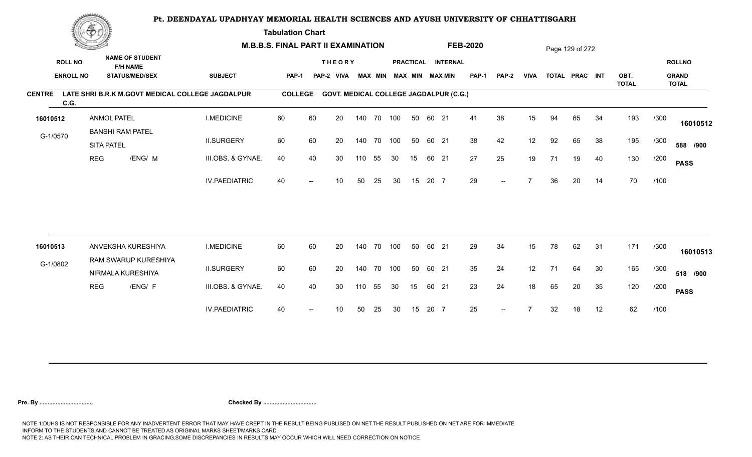# Pt. DEENDAYAL UPADHYAY MEMORIAL HEALTH SCIENCES AND AYUSH UNIVERSITY OF CHHATTISGARH

**Tabulation Chart**

**M.B.B.S. FINAL PART II EXAMINATION** **FEB-2020**

**CENTRE** LATE SHRI B.R.K M.GOVT MEDICAL COLLEGE JAGDALPUR C.G. **COLLEGE** GOVT. MEDICAL COLLEGE JAGDALPUR (C.G.)

| ROLL NO / ENROLL NO | NAME OF STUDENT / F/H NAME / STATUS/MED/SEX | SUBJECT | THEORY PAP-1 | THEORY PAP-2 | THEORY VIVA | THEORY MAX | THEORY MIN | PRACTICAL MAX | PRACTICAL MIN | INTERNAL MAX | INTERNAL MIN | PAP-1 | PAP-2 | VIVA | TOTAL | PRAC | INT | OBT. TOTAL | | ROLLNO / GRAND TOTAL |
|---|---|---|---|---|---|---|---|---|---|---|---|---|---|---|---|---|---|---|---|---|
| 16010512 | ANMOL PATEL | I.MEDICINE | 60 | 60 | 20 | 140 | 70 | 100 | 50 | 60 | 21 | 41 | 38 | 15 | 94 | 65 | 34 | 193 | /300 | 16010512 |
| G-1/0570 | BANSHI RAM PATEL / SITA PATEL | II.SURGERY | 60 | 60 | 20 | 140 | 70 | 100 | 50 | 60 | 21 | 38 | 42 | 12 | 92 | 65 | 38 | 195 | /300 | 588 /900 |
| | REG /ENG/ M | III.OBS. & GYNAE. | 40 | 40 | 30 | 110 | 55 | 30 | 15 | 60 | 21 | 27 | 25 | 19 | 71 | 19 | 40 | 130 | /200 | PASS |
| | | IV.PAEDIATRIC | 40 | -- | 10 | 50 | 25 | 30 | 15 | 20 | 7 | 29 | -- | 7 | 36 | 20 | 14 | 70 | /100 | |
| 16010513 | ANVEKSHA KURESHIYA | I.MEDICINE | 60 | 60 | 20 | 140 | 70 | 100 | 50 | 60 | 21 | 29 | 34 | 15 | 78 | 62 | 31 | 171 | /300 | 16010513 |
| G-1/0802 | RAM SWARUP KURESHIYA / NIRMALA KURESHIYA | II.SURGERY | 60 | 60 | 20 | 140 | 70 | 100 | 50 | 60 | 21 | 35 | 24 | 12 | 71 | 64 | 30 | 165 | /300 | 518 /900 |
| | REG /ENG/ F | III.OBS. & GYNAE. | 40 | 40 | 30 | 110 | 55 | 30 | 15 | 60 | 21 | 23 | 24 | 18 | 65 | 20 | 35 | 120 | /200 | PASS |
| | | IV.PAEDIATRIC | 40 | -- | 10 | 50 | 25 | 30 | 15 | 20 | 7 | 25 | -- | 7 | 32 | 18 | 12 | 62 | /100 | |

**Pre. By .................................** **Checked By .................................**

NOTE 1:DUHS IS NOT RESPONSIBLE FOR ANY INADVERTENT ERROR THAT MAY HAVE CREPT IN THE RESULT BEING PUBLISED ON NET.THE RESULT PUBLISHED ON NET ARE FOR IMMEDIATE INFORM TO THE STUDENTS AND CANNOT BE TREATED AS ORIGINAL MARKS SHEET/MARKS CARD.
NOTE 2: AS THEIR CAN TECHNICAL PROBLEM IN GRACING,SOME DISCREPANCIES IN RESULTS MAY OCCUR WHICH WILL NEED CORRECTION ON NOTICE.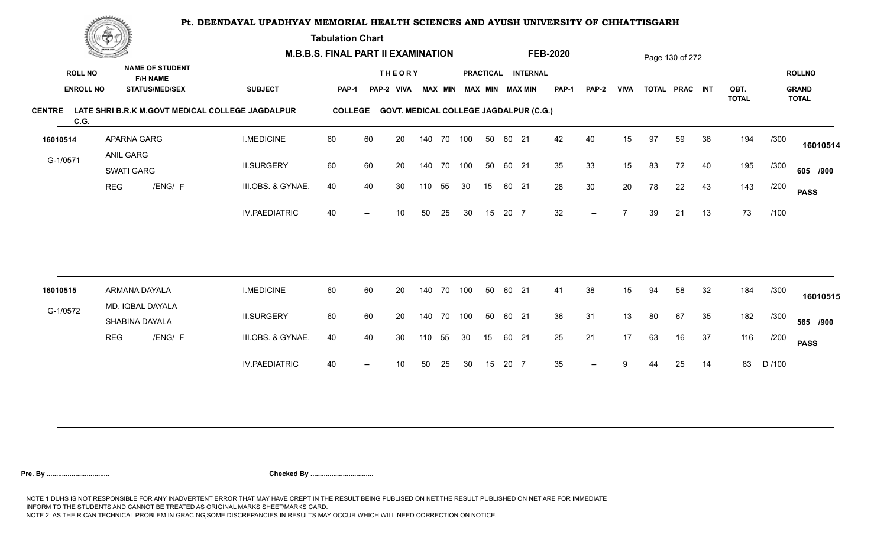# Pt. DEENDAYAL UPADHYAY MEMORIAL HEALTH SCIENCES AND AYUSH UNIVERSITY OF CHHATTISGARH

**Tabulation Chart**

**M.B.B.S. FINAL PART II EXAMINATION** **FEB-2020**

**CENTRE** LATE SHRI B.R.K M.GOVT MEDICAL COLLEGE JAGDALPUR C.G. **COLLEGE** GOVT. MEDICAL COLLEGE JAGDALPUR (C.G.)

| ROLL NO / ENROLL NO | NAME OF STUDENT / F/H NAME / STATUS/MED/SEX | SUBJECT | THEORY PAP-1 | THEORY PAP-2 | VIVA | MAX | MIN | PRACTICAL MAX | PRACTICAL MIN | INTERNAL MAX | INTERNAL MIN | PAP-1 | PAP-2 | VIVA | TOTAL | PRAC | INT | OBT. TOTAL | | ROLLNO / GRAND TOTAL |
|---|---|---|---|---|---|---|---|---|---|---|---|---|---|---|---|---|---|---|---|---|
| 16010514 | APARNA GARG | I.MEDICINE | 60 | 60 | 20 | 140 | 70 | 100 | 50 | 60 | 21 | 42 | 40 | 15 | 97 | 59 | 38 | 194 | /300 | 16010514 |
| G-1/0571 | ANIL GARG / SWATI GARG | II.SURGERY | 60 | 60 | 20 | 140 | 70 | 100 | 50 | 60 | 21 | 35 | 33 | 15 | 83 | 72 | 40 | 195 | /300 | 605 /900 |
| | REG /ENG/ F | III.OBS. & GYNAE. | 40 | 40 | 30 | 110 | 55 | 30 | 15 | 60 | 21 | 28 | 30 | 20 | 78 | 22 | 43 | 143 | /200 | PASS |
| | | IV.PAEDIATRIC | 40 | -- | 10 | 50 | 25 | 30 | 15 | 20 | 7 | 32 | -- | 7 | 39 | 21 | 13 | 73 | /100 | |
| 16010515 | ARMANA DAYALA | I.MEDICINE | 60 | 60 | 20 | 140 | 70 | 100 | 50 | 60 | 21 | 41 | 38 | 15 | 94 | 58 | 32 | 184 | /300 | 16010515 |
| G-1/0572 | MD. IQBAL DAYALA / SHABINA DAYALA | II.SURGERY | 60 | 60 | 20 | 140 | 70 | 100 | 50 | 60 | 21 | 36 | 31 | 13 | 80 | 67 | 35 | 182 | /300 | 565 /900 |
| | REG /ENG/ F | III.OBS. & GYNAE. | 40 | 40 | 30 | 110 | 55 | 30 | 15 | 60 | 21 | 25 | 21 | 17 | 63 | 16 | 37 | 116 | /200 | PASS |
| | | IV.PAEDIATRIC | 40 | -- | 10 | 50 | 25 | 30 | 15 | 20 | 7 | 35 | -- | 9 | 44 | 25 | 14 | 83 | D /100 | |

**Pre. By ................................** **Checked By ................................**

NOTE 1:DUHS IS NOT RESPONSIBLE FOR ANY INADVERTENT ERROR THAT MAY HAVE CREPT IN THE RESULT BEING PUBLISED ON NET.THE RESULT PUBLISHED ON NET ARE FOR IMMEDIATE INFORM TO THE STUDENTS AND CANNOT BE TREATED AS ORIGINAL MARKS SHEET/MARKS CARD.
NOTE 2: AS THEIR CAN TECHNICAL PROBLEM IN GRACING,SOME DISCREPANCIES IN RESULTS MAY OCCUR WHICH WILL NEED CORRECTION ON NOTICE.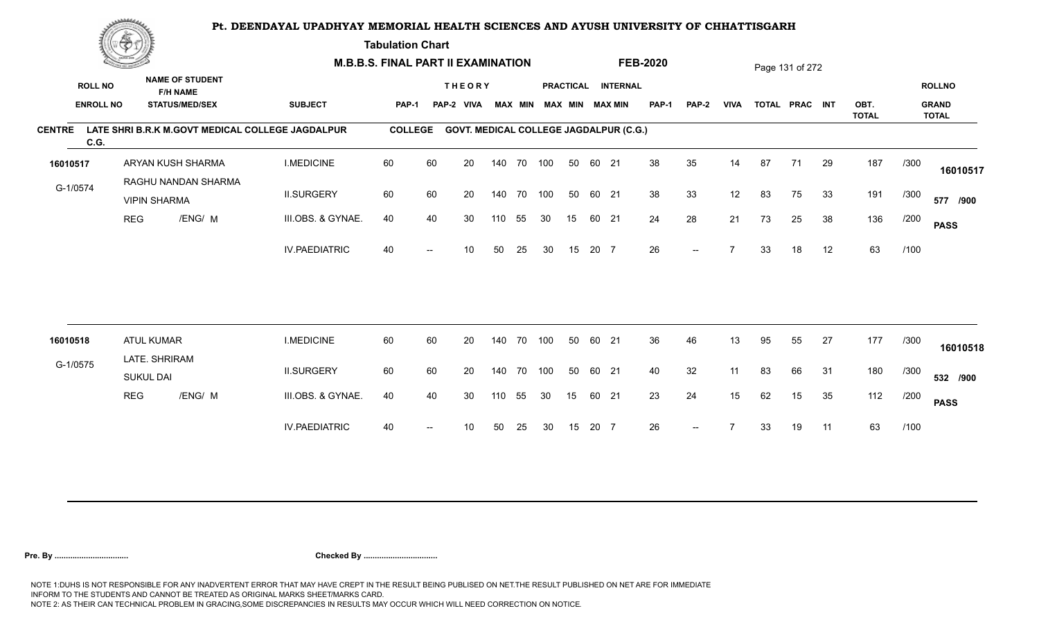# Pt. DEENDAYAL UPADHYAY MEMORIAL HEALTH SCIENCES AND AYUSH UNIVERSITY OF CHHATTISGARH

**Tabulation Chart**

**M.B.B.S. FINAL PART II EXAMINATION** **FEB-2020**

**CENTRE** LATE SHRI B.R.K M.GOVT MEDICAL COLLEGE JAGDALPUR C.G. **COLLEGE** GOVT. MEDICAL COLLEGE JAGDALPUR (C.G.)

| ROLL NO / ENROLL NO | NAME OF STUDENT / F/H NAME / STATUS/MED/SEX | SUBJECT | THEORY PAP-1 | THEORY PAP-2 | THEORY VIVA | THEORY MAX | THEORY MIN | PRACTICAL MAX | PRACTICAL MIN | INTERNAL MAX | INTERNAL MIN | PAP-1 | PAP-2 | VIVA | TOTAL | PRAC | INT | OBT. TOTAL | | ROLLNO / GRAND TOTAL |
|---|---|---|---|---|---|---|---|---|---|---|---|---|---|---|---|---|---|---|---|---|
| 16010517 | ARYAN KUSH SHARMA | I.MEDICINE | 60 | 60 | 20 | 140 | 70 | 100 | 50 | 60 | 21 | 38 | 35 | 14 | 87 | 71 | 29 | 187 | /300 | 16010517 |
| G-1/0574 | RAGHU NANDAN SHARMA | II.SURGERY | 60 | 60 | 20 | 140 | 70 | 100 | 50 | 60 | 21 | 38 | 33 | 12 | 83 | 75 | 33 | 191 | /300 | 577 /900 |
| | VIPIN SHARMA | III.OBS. & GYNAE. | 40 | 40 | 30 | 110 | 55 | 30 | 15 | 60 | 21 | 24 | 28 | 21 | 73 | 25 | 38 | 136 | /200 | PASS |
| | REG /ENG/ M | IV.PAEDIATRIC | 40 | -- | 10 | 50 | 25 | 30 | 15 | 20 | 7 | 26 | -- | 7 | 33 | 18 | 12 | 63 | /100 | |
| 16010518 | ATUL KUMAR | I.MEDICINE | 60 | 60 | 20 | 140 | 70 | 100 | 50 | 60 | 21 | 36 | 46 | 13 | 95 | 55 | 27 | 177 | /300 | 16010518 |
| G-1/0575 | LATE. SHRIRAM | II.SURGERY | 60 | 60 | 20 | 140 | 70 | 100 | 50 | 60 | 21 | 40 | 32 | 11 | 83 | 66 | 31 | 180 | /300 | 532 /900 |
| | SUKUL DAI | III.OBS. & GYNAE. | 40 | 40 | 30 | 110 | 55 | 30 | 15 | 60 | 21 | 23 | 24 | 15 | 62 | 15 | 35 | 112 | /200 | PASS |
| | REG /ENG/ M | IV.PAEDIATRIC | 40 | -- | 10 | 50 | 25 | 30 | 15 | 20 | 7 | 26 | -- | 7 | 33 | 19 | 11 | 63 | /100 | |

**Pre. By .................................** **Checked By .................................**

NOTE 1:DUHS IS NOT RESPONSIBLE FOR ANY INADVERTENT ERROR THAT MAY HAVE CREPT IN THE RESULT BEING PUBLISED ON NET.THE RESULT PUBLISHED ON NET ARE FOR IMMEDIATE INFORM TO THE STUDENTS AND CANNOT BE TREATED AS ORIGINAL MARKS SHEET/MARKS CARD.
NOTE 2: AS THEIR CAN TECHNICAL PROBLEM IN GRACING,SOME DISCREPANCIES IN RESULTS MAY OCCUR WHICH WILL NEED CORRECTION ON NOTICE.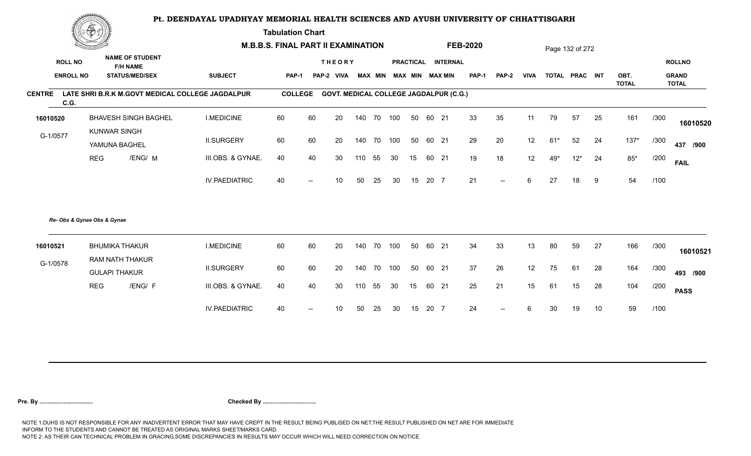# Pt. DEENDAYAL UPADHYAY MEMORIAL HEALTH SCIENCES AND AYUSH UNIVERSITY OF CHHATTISGARH

**Tabulation Chart**

**M.B.B.S. FINAL PART II EXAMINATION** **FEB-2020**

**CENTRE** LATE SHRI B.R.K M.GOVT MEDICAL COLLEGE JAGDALPUR C.G. **COLLEGE** GOVT. MEDICAL COLLEGE JAGDALPUR (C.G.)

| ROLL NO / ENROLL NO | NAME OF STUDENT / F/H NAME / STATUS/MED/SEX | SUBJECT | THEORY PAP-1 | PAP-2 | VIVA | MAX | MIN | PRACTICAL MAX | MIN | INTERNAL MAX | MIN | PAP-1 | PAP-2 | VIVA | TOTAL | PRAC | INT | OBT. TOTAL | | ROLLNO / GRAND TOTAL |
|---|---|---|---|---|---|---|---|---|---|---|---|---|---|---|---|---|---|---|---|---|
| 16010520 | BHAVESH SINGH BAGHEL | I.MEDICINE | 60 | 60 | 20 | 140 | 70 | 100 | 50 | 60 | 21 | 33 | 35 | 11 | 79 | 57 | 25 | 161 | /300 | 16010520 |
| G-1/0577 | KUNWAR SINGH / YAMUNA BAGHEL | II.SURGERY | 60 | 60 | 20 | 140 | 70 | 100 | 50 | 60 | 21 | 29 | 20 | 12 | 61* | 52 | 24 | 137* | /300 | 437 /900 |
| | REG /ENG/ M | III.OBS. & GYNAE. | 40 | 40 | 30 | 110 | 55 | 30 | 15 | 60 | 21 | 19 | 18 | 12 | 49* | 12* | 24 | 85* | /200 | FAIL |
| | | IV.PAEDIATRIC | 40 | -- | 10 | 50 | 25 | 30 | 15 | 20 | 7 | 21 | -- | 6 | 27 | 18 | 9 | 54 | /100 | |

*Re- Obs & Gynae Obs & Gynae*

| ROLL NO / ENROLL NO | NAME OF STUDENT / F/H NAME / STATUS/MED/SEX | SUBJECT | THEORY PAP-1 | PAP-2 | VIVA | MAX | MIN | PRACTICAL MAX | MIN | INTERNAL MAX | MIN | PAP-1 | PAP-2 | VIVA | TOTAL | PRAC | INT | OBT. TOTAL | | ROLLNO / GRAND TOTAL |
|---|---|---|---|---|---|---|---|---|---|---|---|---|---|---|---|---|---|---|---|---|
| 16010521 | BHUMIKA THAKUR | I.MEDICINE | 60 | 60 | 20 | 140 | 70 | 100 | 50 | 60 | 21 | 34 | 33 | 13 | 80 | 59 | 27 | 166 | /300 | 16010521 |
| G-1/0578 | RAM NATH THAKUR / GULAPI THAKUR | II.SURGERY | 60 | 60 | 20 | 140 | 70 | 100 | 50 | 60 | 21 | 37 | 26 | 12 | 75 | 61 | 28 | 164 | /300 | 493 /900 |
| | REG /ENG/ F | III.OBS. & GYNAE. | 40 | 40 | 30 | 110 | 55 | 30 | 15 | 60 | 21 | 25 | 21 | 15 | 61 | 15 | 28 | 104 | /200 | PASS |
| | | IV.PAEDIATRIC | 40 | -- | 10 | 50 | 25 | 30 | 15 | 20 | 7 | 24 | -- | 6 | 30 | 19 | 10 | 59 | /100 | |

**Pre. By ................................** **Checked By ................................**

NOTE 1:DUHS IS NOT RESPONSIBLE FOR ANY INADVERTENT ERROR THAT MAY HAVE CREPT IN THE RESULT BEING PUBLISED ON NET.THE RESULT PUBLISHED ON NET ARE FOR IMMEDIATE INFORM TO THE STUDENTS AND CANNOT BE TREATED AS ORIGINAL MARKS SHEET/MARKS CARD.
NOTE 2: AS THEIR CAN TECHNICAL PROBLEM IN GRACING,SOME DISCREPANCIES IN RESULTS MAY OCCUR WHICH WILL NEED CORRECTION ON NOTICE.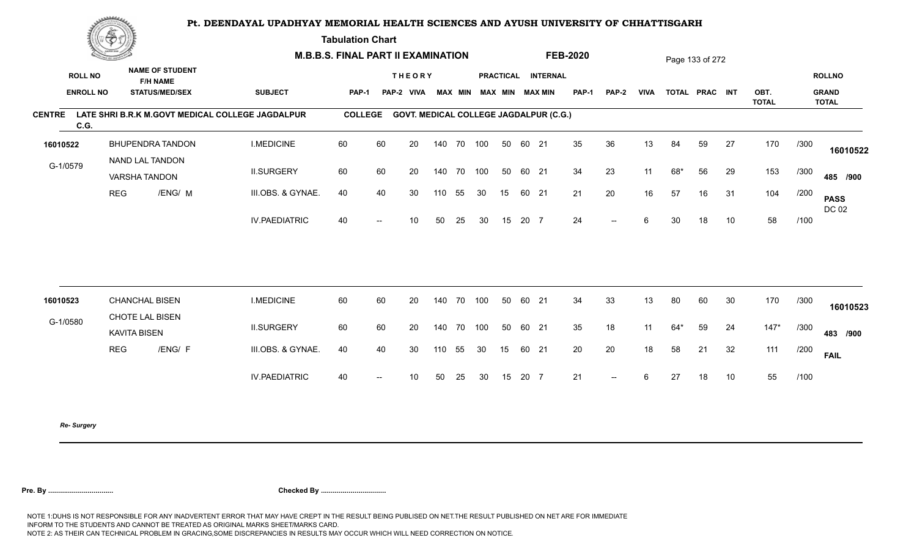# Pt. DEENDAYAL UPADHYAY MEMORIAL HEALTH SCIENCES AND AYUSH UNIVERSITY OF CHHATTISGARH

**Tabulation Chart**

**M.B.B.S. FINAL PART II EXAMINATION** **FEB-2020**

**CENTRE** LATE SHRI B.R.K M.GOVT MEDICAL COLLEGE JAGDALPUR C.G. **COLLEGE** GOVT. MEDICAL COLLEGE JAGDALPUR (C.G.)

| ROLL NO / ENROLL NO | NAME OF STUDENT / F/H NAME / STATUS/MED/SEX | SUBJECT | THEORY PAP-1 | THEORY PAP-2 | VIVA | PRACTICAL MAX | PRACTICAL MIN | INTERNAL MAX | INTERNAL MIN | INTERNAL MAX | INTERNAL MIN | PAP-1 | PAP-2 | VIVA | TOTAL | PRAC | INT | OBT. TOTAL | | ROLLNO / GRAND TOTAL |
|---|---|---|---|---|---|---|---|---|---|---|---|---|---|---|---|---|---|---|---|---|
| 16010522 | BHUPENDRA TANDON | I.MEDICINE | 60 | 60 | 20 | 140 | 70 | 100 | 50 | 60 | 21 | 35 | 36 | 13 | 84 | 59 | 27 | 170 | /300 | 16010522 |
| G-1/0579 | NAND LAL TANDON / VARSHA TANDON | II.SURGERY | 60 | 60 | 20 | 140 | 70 | 100 | 50 | 60 | 21 | 34 | 23 | 11 | 68* | 56 | 29 | 153 | /300 | 485 /900 |
| | REG /ENG/ M | III.OBS. & GYNAE. | 40 | 40 | 30 | 110 | 55 | 30 | 15 | 60 | 21 | 21 | 20 | 16 | 57 | 16 | 31 | 104 | /200 | PASS DC 02 |
| | | IV.PAEDIATRIC | 40 | -- | 10 | 50 | 25 | 30 | 15 | 20 | 7 | 24 | -- | 6 | 30 | 18 | 10 | 58 | /100 | |
| 16010523 | CHANCHAL BISEN | I.MEDICINE | 60 | 60 | 20 | 140 | 70 | 100 | 50 | 60 | 21 | 34 | 33 | 13 | 80 | 60 | 30 | 170 | /300 | 16010523 |
| G-1/0580 | CHOTE LAL BISEN / KAVITA BISEN | II.SURGERY | 60 | 60 | 20 | 140 | 70 | 100 | 50 | 60 | 21 | 35 | 18 | 11 | 64* | 59 | 24 | 147* | /300 | 483 /900 |
| | REG /ENG/ F | III.OBS. & GYNAE. | 40 | 40 | 30 | 110 | 55 | 30 | 15 | 60 | 21 | 20 | 20 | 18 | 58 | 21 | 32 | 111 | /200 | FAIL |
| | | IV.PAEDIATRIC | 40 | -- | 10 | 50 | 25 | 30 | 15 | 20 | 7 | 21 | -- | 6 | 27 | 18 | 10 | 55 | /100 | |

*Re- Surgery*

**Pre. By ................................** **Checked By ................................**

NOTE 1:DUHS IS NOT RESPONSIBLE FOR ANY INADVERTENT ERROR THAT MAY HAVE CREPT IN THE RESULT BEING PUBLISED ON NET.THE RESULT PUBLISHED ON NET ARE FOR IMMEDIATE INFORM TO THE STUDENTS AND CANNOT BE TREATED AS ORIGINAL MARKS SHEET/MARKS CARD.
NOTE 2: AS THEIR CAN TECHNICAL PROBLEM IN GRACING,SOME DISCREPANCIES IN RESULTS MAY OCCUR WHICH WILL NEED CORRECTION ON NOTICE.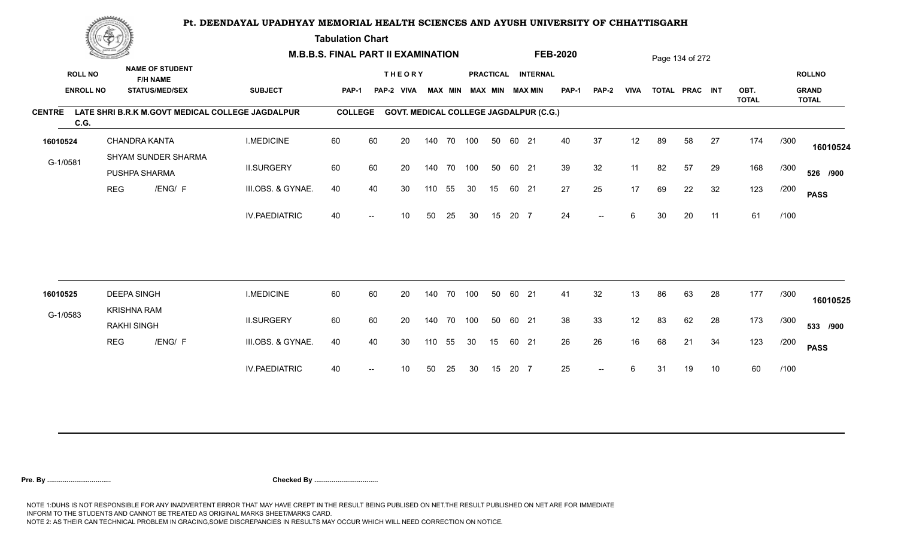# Pt. DEENDAYAL UPADHYAY MEMORIAL HEALTH SCIENCES AND AYUSH UNIVERSITY OF CHHATTISGARH

**Tabulation Chart**

**M.B.B.S. FINAL PART II EXAMINATION** **FEB-2020**

**CENTRE** LATE SHRI B.R.K M.GOVT MEDICAL COLLEGE JAGDALPUR C.G. **COLLEGE** GOVT. MEDICAL COLLEGE JAGDALPUR (C.G.)

| ROLL NO / ENROLL NO | NAME OF STUDENT / F/H NAME / STATUS/MED/SEX | SUBJECT | THEORY PAP-1 | THEORY PAP-2 | THEORY VIVA | THEORY MAX | THEORY MIN | PRACTICAL MAX | PRACTICAL MIN | INTERNAL MAX | INTERNAL MIN | PAP-1 | PAP-2 | VIVA | TOTAL | PRAC | INT | OBT. TOTAL | | ROLLNO / GRAND TOTAL |
|---|---|---|---|---|---|---|---|---|---|---|---|---|---|---|---|---|---|---|---|---|
| 16010524 | CHANDRA KANTA | I.MEDICINE | 60 | 60 | 20 | 140 | 70 | 100 | 50 | 60 | 21 | 40 | 37 | 12 | 89 | 58 | 27 | 174 | /300 | 16010524 |
| G-1/0581 | SHYAM SUNDER SHARMA / PUSHPA SHARMA | II.SURGERY | 60 | 60 | 20 | 140 | 70 | 100 | 50 | 60 | 21 | 39 | 32 | 11 | 82 | 57 | 29 | 168 | /300 | 526 /900 |
| | REG /ENG/ F | III.OBS. & GYNAE. | 40 | 40 | 30 | 110 | 55 | 30 | 15 | 60 | 21 | 27 | 25 | 17 | 69 | 22 | 32 | 123 | /200 | PASS |
| | | IV.PAEDIATRIC | 40 | -- | 10 | 50 | 25 | 30 | 15 | 20 | 7 | 24 | -- | 6 | 30 | 20 | 11 | 61 | /100 | |
| 16010525 | DEEPA SINGH | I.MEDICINE | 60 | 60 | 20 | 140 | 70 | 100 | 50 | 60 | 21 | 41 | 32 | 13 | 86 | 63 | 28 | 177 | /300 | 16010525 |
| G-1/0583 | KRISHNA RAM / RAKHI SINGH | II.SURGERY | 60 | 60 | 20 | 140 | 70 | 100 | 50 | 60 | 21 | 38 | 33 | 12 | 83 | 62 | 28 | 173 | /300 | 533 /900 |
| | REG /ENG/ F | III.OBS. & GYNAE. | 40 | 40 | 30 | 110 | 55 | 30 | 15 | 60 | 21 | 26 | 26 | 16 | 68 | 21 | 34 | 123 | /200 | PASS |
| | | IV.PAEDIATRIC | 40 | -- | 10 | 50 | 25 | 30 | 15 | 20 | 7 | 25 | -- | 6 | 31 | 19 | 10 | 60 | /100 | |

**Pre. By ................................** **Checked By ................................**

NOTE 1:DUHS IS NOT RESPONSIBLE FOR ANY INADVERTENT ERROR THAT MAY HAVE CREPT IN THE RESULT BEING PUBLISED ON NET.THE RESULT PUBLISHED ON NET ARE FOR IMMEDIATE INFORM TO THE STUDENTS AND CANNOT BE TREATED AS ORIGINAL MARKS SHEET/MARKS CARD.
NOTE 2: AS THEIR CAN TECHNICAL PROBLEM IN GRACING,SOME DISCREPANCIES IN RESULTS MAY OCCUR WHICH WILL NEED CORRECTION ON NOTICE.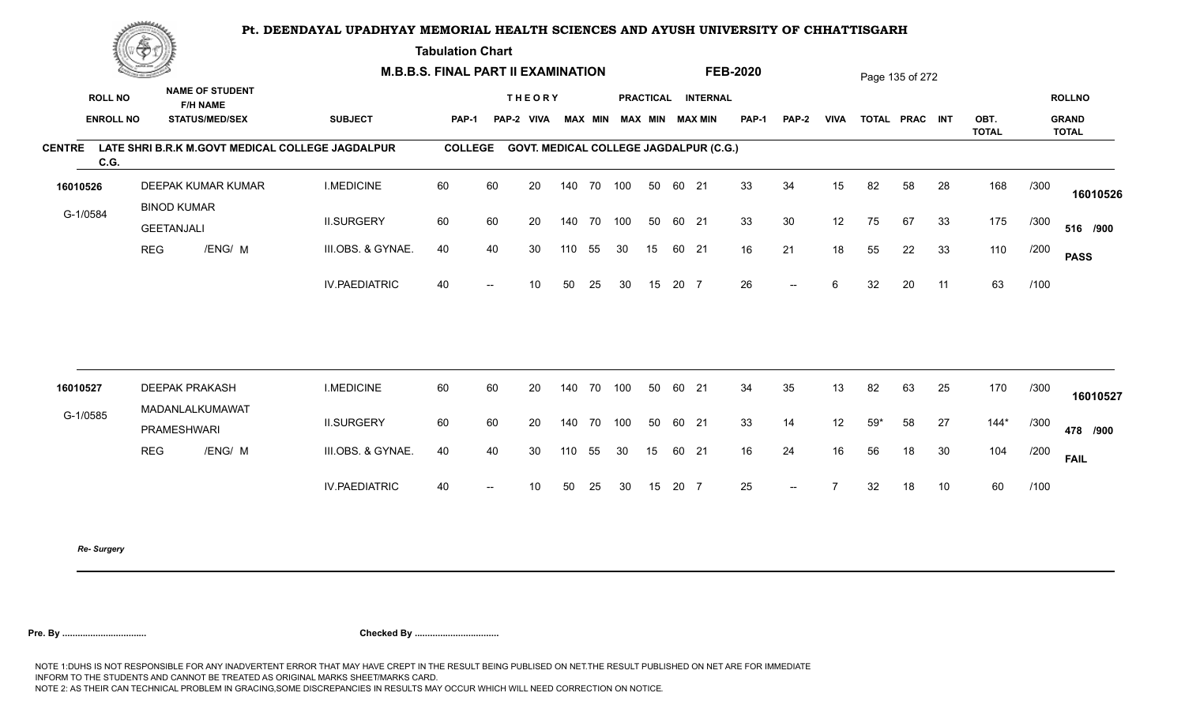# Pt. DEENDAYAL UPADHYAY MEMORIAL HEALTH SCIENCES AND AYUSH UNIVERSITY OF CHHATTISGARH

**Tabulation Chart**

**M.B.B.S. FINAL PART II EXAMINATION** **FEB-2020**

**CENTRE** LATE SHRI B.R.K M.GOVT MEDICAL COLLEGE JAGDALPUR C.G. **COLLEGE** GOVT. MEDICAL COLLEGE JAGDALPUR (C.G.)

| ROLL NO / ENROLL NO | NAME OF STUDENT / F/H NAME / STATUS/MED/SEX | SUBJECT | THEORY PAP-1 | THEORY PAP-2 | THEORY VIVA | THEORY MAX | THEORY MIN | PRACTICAL MAX | PRACTICAL MIN | INTERNAL MAX | INTERNAL MIN | PAP-1 | PAP-2 | VIVA | TOTAL | PRAC | INT | OBT. TOTAL | | ROLLNO / GRAND TOTAL |
|---|---|---|---|---|---|---|---|---|---|---|---|---|---|---|---|---|---|---|---|---|
| 16010526 | DEEPAK KUMAR KUMAR | I.MEDICINE | 60 | 60 | 20 | 140 | 70 | 100 | 50 | 60 | 21 | 33 | 34 | 15 | 82 | 58 | 28 | 168 | /300 | 16010526 |
| G-1/0584 | BINOD KUMAR / GEETANJALI | II.SURGERY | 60 | 60 | 20 | 140 | 70 | 100 | 50 | 60 | 21 | 33 | 30 | 12 | 75 | 67 | 33 | 175 | /300 | 516 /900 |
| | REG /ENG/ M | III.OBS. & GYNAE. | 40 | 40 | 30 | 110 | 55 | 30 | 15 | 60 | 21 | 16 | 21 | 18 | 55 | 22 | 33 | 110 | /200 | PASS |
| | | IV.PAEDIATRIC | 40 | -- | 10 | 50 | 25 | 30 | 15 | 20 | 7 | 26 | -- | 6 | 32 | 20 | 11 | 63 | /100 | |
| 16010527 | DEEPAK PRAKASH | I.MEDICINE | 60 | 60 | 20 | 140 | 70 | 100 | 50 | 60 | 21 | 34 | 35 | 13 | 82 | 63 | 25 | 170 | /300 | 16010527 |
| G-1/0585 | MADANLALKUMAWAT / PRAMESHWARI | II.SURGERY | 60 | 60 | 20 | 140 | 70 | 100 | 50 | 60 | 21 | 33 | 14 | 12 | 59* | 58 | 27 | 144* | /300 | 478 /900 |
| | REG /ENG/ M | III.OBS. & GYNAE. | 40 | 40 | 30 | 110 | 55 | 30 | 15 | 60 | 21 | 16 | 24 | 16 | 56 | 18 | 30 | 104 | /200 | FAIL |
| | | IV.PAEDIATRIC | 40 | -- | 10 | 50 | 25 | 30 | 15 | 20 | 7 | 25 | -- | 7 | 32 | 18 | 10 | 60 | /100 | |

*Re- Surgery*

**Pre. By .................................** **Checked By .................................**

NOTE 1:DUHS IS NOT RESPONSIBLE FOR ANY INADVERTENT ERROR THAT MAY HAVE CREPT IN THE RESULT BEING PUBLISED ON NET.THE RESULT PUBLISHED ON NET ARE FOR IMMEDIATE INFORM TO THE STUDENTS AND CANNOT BE TREATED AS ORIGINAL MARKS SHEET/MARKS CARD.
NOTE 2: AS THEIR CAN TECHNICAL PROBLEM IN GRACING,SOME DISCREPANCIES IN RESULTS MAY OCCUR WHICH WILL NEED CORRECTION ON NOTICE.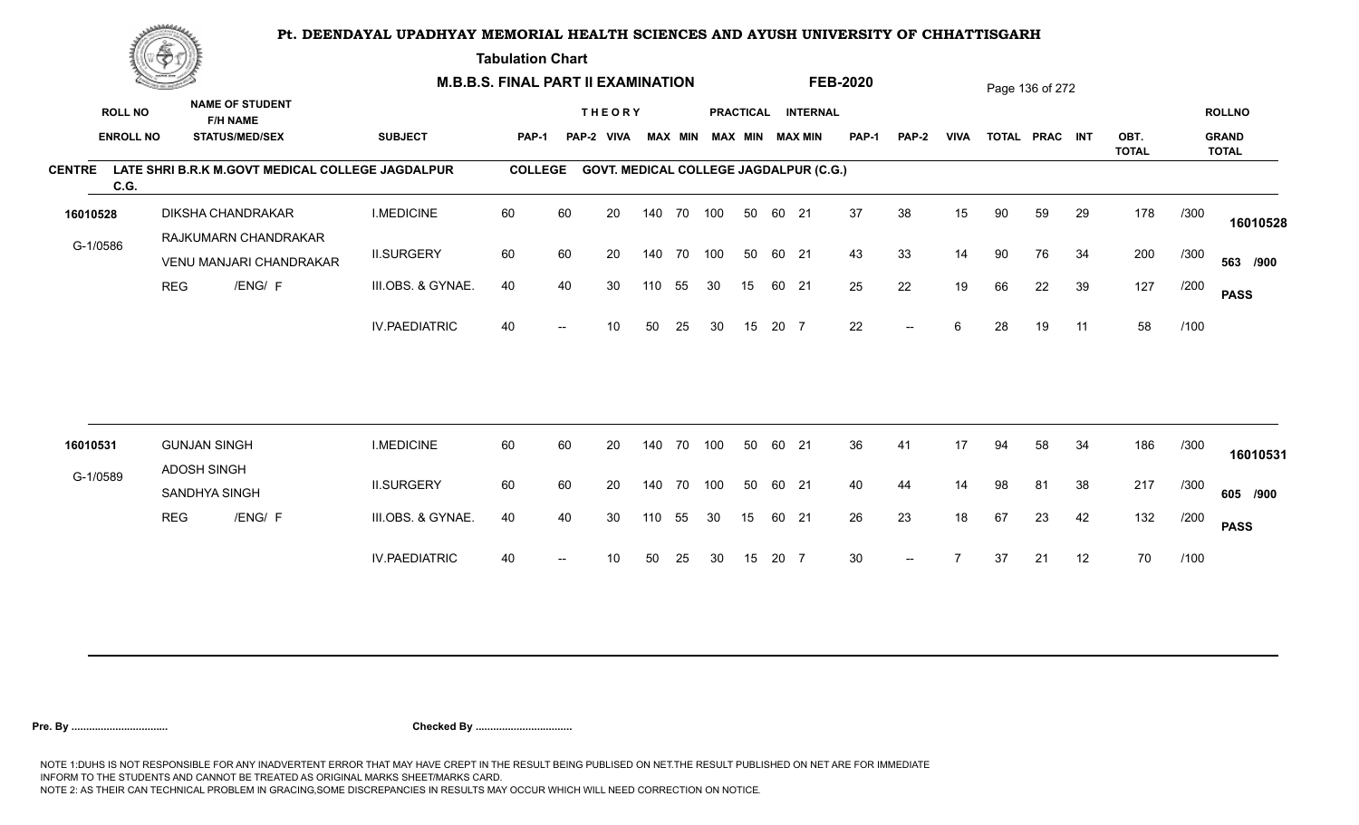# Pt. DEENDAYAL UPADHYAY MEMORIAL HEALTH SCIENCES AND AYUSH UNIVERSITY OF CHHATTISGARH

**Tabulation Chart**

**M.B.B.S. FINAL PART II EXAMINATION** **FEB-2020**

**CENTRE** LATE SHRI B.R.K M.GOVT MEDICAL COLLEGE JAGDALPUR C.G. **COLLEGE** GOVT. MEDICAL COLLEGE JAGDALPUR (C.G.)

| ROLL NO / ENROLL NO | NAME OF STUDENT / F/H NAME / STATUS/MED/SEX | SUBJECT | THEORY PAP-1 | THEORY PAP-2 | THEORY VIVA | THEORY MAX | THEORY MIN | PRACTICAL MAX | PRACTICAL MIN | INTERNAL MAX | INTERNAL MIN | PAP-1 | PAP-2 | VIVA | TOTAL | PRAC | INT | OBT. TOTAL | | ROLLNO / GRAND TOTAL |
|---|---|---|---|---|---|---|---|---|---|---|---|---|---|---|---|---|---|---|---|---|
| 16010528 | DIKSHA CHANDRAKAR | I.MEDICINE | 60 | 60 | 20 | 140 | 70 | 100 | 50 | 60 | 21 | 37 | 38 | 15 | 90 | 59 | 29 | 178 | /300 | 16010528 |
| G-1/0586 | RAJKUMARN CHANDRAKAR / VENU MANJARI CHANDRAKAR | II.SURGERY | 60 | 60 | 20 | 140 | 70 | 100 | 50 | 60 | 21 | 43 | 33 | 14 | 90 | 76 | 34 | 200 | /300 | 563 /900 |
| | REG /ENG/ F | III.OBS. & GYNAE. | 40 | 40 | 30 | 110 | 55 | 30 | 15 | 60 | 21 | 25 | 22 | 19 | 66 | 22 | 39 | 127 | /200 | PASS |
| | | IV.PAEDIATRIC | 40 | -- | 10 | 50 | 25 | 30 | 15 | 20 | 7 | 22 | -- | 6 | 28 | 19 | 11 | 58 | /100 | |
| 16010531 | GUNJAN SINGH | I.MEDICINE | 60 | 60 | 20 | 140 | 70 | 100 | 50 | 60 | 21 | 36 | 41 | 17 | 94 | 58 | 34 | 186 | /300 | 16010531 |
| G-1/0589 | ADOSH SINGH / SANDHYA SINGH | II.SURGERY | 60 | 60 | 20 | 140 | 70 | 100 | 50 | 60 | 21 | 40 | 44 | 14 | 98 | 81 | 38 | 217 | /300 | 605 /900 |
| | REG /ENG/ F | III.OBS. & GYNAE. | 40 | 40 | 30 | 110 | 55 | 30 | 15 | 60 | 21 | 26 | 23 | 18 | 67 | 23 | 42 | 132 | /200 | PASS |
| | | IV.PAEDIATRIC | 40 | -- | 10 | 50 | 25 | 30 | 15 | 20 | 7 | 30 | -- | 7 | 37 | 21 | 12 | 70 | /100 | |

**Pre. By .................................** **Checked By .................................**

NOTE 1:DUHS IS NOT RESPONSIBLE FOR ANY INADVERTENT ERROR THAT MAY HAVE CREPT IN THE RESULT BEING PUBLISED ON NET.THE RESULT PUBLISHED ON NET ARE FOR IMMEDIATE INFORM TO THE STUDENTS AND CANNOT BE TREATED AS ORIGINAL MARKS SHEET/MARKS CARD.
NOTE 2: AS THEIR CAN TECHNICAL PROBLEM IN GRACING,SOME DISCREPANCIES IN RESULTS MAY OCCUR WHICH WILL NEED CORRECTION ON NOTICE.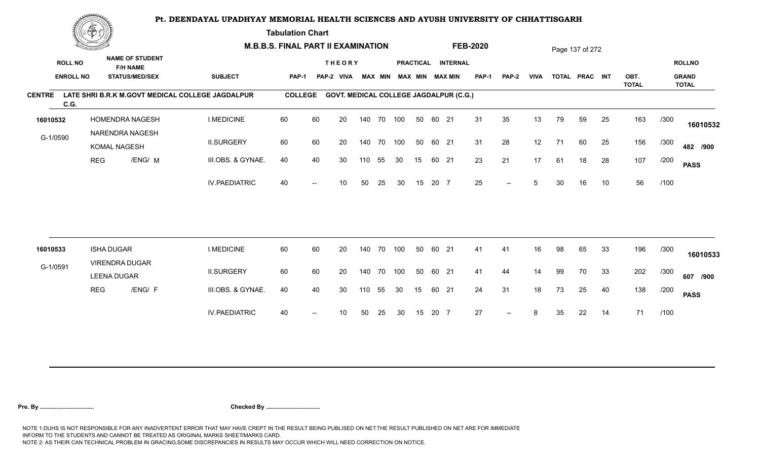# Pt. DEENDAYAL UPADHYAY MEMORIAL HEALTH SCIENCES AND AYUSH UNIVERSITY OF CHHATTISGARH

**Tabulation Chart**

**M.B.B.S. FINAL PART II EXAMINATION** **FEB-2020**

**CENTRE** LATE SHRI B.R.K M.GOVT MEDICAL COLLEGE JAGDALPUR C.G. **COLLEGE** GOVT. MEDICAL COLLEGE JAGDALPUR (C.G.)

| ROLL NO / ENROLL NO | NAME OF STUDENT / F/H NAME / STATUS/MED/SEX | SUBJECT | THEORY PAP-1 | THEORY PAP-2 | THEORY VIVA | THEORY MAX | THEORY MIN | PRACTICAL MAX | PRACTICAL MIN | INTERNAL MAX | INTERNAL MIN | PAP-1 | PAP-2 | VIVA | TOTAL | PRAC | INT | OBT. TOTAL | | ROLLNO / GRAND TOTAL |
|---|---|---|---|---|---|---|---|---|---|---|---|---|---|---|---|---|---|---|---|---|
| 16010532 | HOMENDRA NAGESH | I.MEDICINE | 60 | 60 | 20 | 140 | 70 | 100 | 50 | 60 | 21 | 31 | 35 | 13 | 79 | 59 | 25 | 163 | /300 | 16010532 |
| G-1/0590 | NARENDRA NAGESH / KOMAL NAGESH | II.SURGERY | 60 | 60 | 20 | 140 | 70 | 100 | 50 | 60 | 21 | 31 | 28 | 12 | 71 | 60 | 25 | 156 | /300 | 482 /900 |
| | REG /ENG/ M | III.OBS. & GYNAE. | 40 | 40 | 30 | 110 | 55 | 30 | 15 | 60 | 21 | 23 | 21 | 17 | 61 | 18 | 28 | 107 | /200 | PASS |
| | | IV.PAEDIATRIC | 40 | -- | 10 | 50 | 25 | 30 | 15 | 20 | 7 | 25 | -- | 5 | 30 | 16 | 10 | 56 | /100 | |
| 16010533 | ISHA DUGAR | I.MEDICINE | 60 | 60 | 20 | 140 | 70 | 100 | 50 | 60 | 21 | 41 | 41 | 16 | 98 | 65 | 33 | 196 | /300 | 16010533 |
| G-1/0591 | VIRENDRA DUGAR / LEENA DUGAR | II.SURGERY | 60 | 60 | 20 | 140 | 70 | 100 | 50 | 60 | 21 | 41 | 44 | 14 | 99 | 70 | 33 | 202 | /300 | 607 /900 |
| | REG /ENG/ F | III.OBS. & GYNAE. | 40 | 40 | 30 | 110 | 55 | 30 | 15 | 60 | 21 | 24 | 31 | 18 | 73 | 25 | 40 | 138 | /200 | PASS |
| | | IV.PAEDIATRIC | 40 | -- | 10 | 50 | 25 | 30 | 15 | 20 | 7 | 27 | -- | 8 | 35 | 22 | 14 | 71 | /100 | |

**Pre. By ................................** **Checked By ................................**

NOTE 1:DUHS IS NOT RESPONSIBLE FOR ANY INADVERTENT ERROR THAT MAY HAVE CREPT IN THE RESULT BEING PUBLISED ON NET.THE RESULT PUBLISHED ON NET ARE FOR IMMEDIATE INFORM TO THE STUDENTS AND CANNOT BE TREATED AS ORIGINAL MARKS SHEET/MARKS CARD.
NOTE 2: AS THEIR CAN TECHNICAL PROBLEM IN GRACING,SOME DISCREPANCIES IN RESULTS MAY OCCUR WHICH WILL NEED CORRECTION ON NOTICE.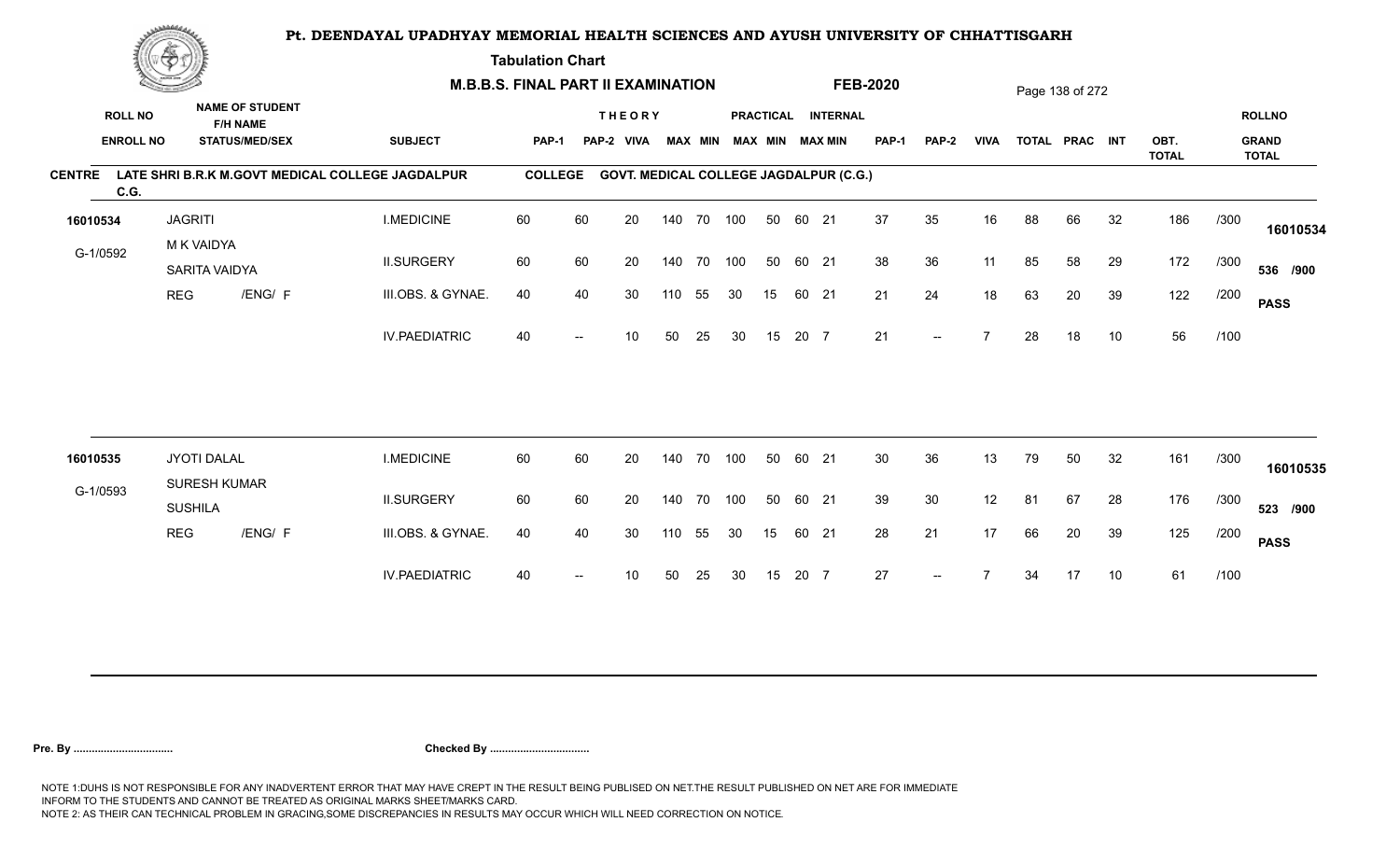# Pt. DEENDAYAL UPADHYAY MEMORIAL HEALTH SCIENCES AND AYUSH UNIVERSITY OF CHHATTISGARH

**Tabulation Chart**

**M.B.B.S. FINAL PART II EXAMINATION** **FEB-2020**

**CENTRE** LATE SHRI B.R.K M.GOVT MEDICAL COLLEGE JAGDALPUR C.G. **COLLEGE** GOVT. MEDICAL COLLEGE JAGDALPUR (C.G.)

| ROLL NO / ENROLL NO | NAME OF STUDENT / F/H NAME / STATUS/MEDICAL/SEX | SUBJECT | THEORY PAP-1 | THEORY PAP-2 | THEORY VIVA | THEORY MAX | THEORY MIN | PRACTICAL MAX | PRACTICAL MIN | INTERNAL MAX | INTERNAL MIN | PAP-1 | PAP-2 | VIVA | TOTAL | PRAC | INT | OBT. TOTAL | | ROLLNO / GRAND TOTAL |
|---|---|---|---|---|---|---|---|---|---|---|---|---|---|---|---|---|---|---|---|---|
| 16010534 | JAGRITI | I.MEDICINE | 60 | 60 | 20 | 140 | 70 | 100 | 50 | 60 | 21 | 37 | 35 | 16 | 88 | 66 | 32 | 186 | /300 | 16010534 |
| G-1/0592 | M K VAIDYA | II.SURGERY | 60 | 60 | 20 | 140 | 70 | 100 | 50 | 60 | 21 | 38 | 36 | 11 | 85 | 58 | 29 | 172 | /300 | 536 /900 |
| | SARITA VAIDYA | III.OBS. & GYNAE. | 40 | 40 | 30 | 110 | 55 | 30 | 15 | 60 | 21 | 21 | 24 | 18 | 63 | 20 | 39 | 122 | /200 | PASS |
| | REG /ENG/ F | IV.PAEDIATRIC | 40 | -- | 10 | 50 | 25 | 30 | 15 | 20 | 7 | 21 | -- | 7 | 28 | 18 | 10 | 56 | /100 | |
| 16010535 | JYOTI DALAL | I.MEDICINE | 60 | 60 | 20 | 140 | 70 | 100 | 50 | 60 | 21 | 30 | 36 | 13 | 79 | 50 | 32 | 161 | /300 | 16010535 |
| G-1/0593 | SURESH KUMAR | II.SURGERY | 60 | 60 | 20 | 140 | 70 | 100 | 50 | 60 | 21 | 39 | 30 | 12 | 81 | 67 | 28 | 176 | /300 | 523 /900 |
| | SUSHILA | III.OBS. & GYNAE. | 40 | 40 | 30 | 110 | 55 | 30 | 15 | 60 | 21 | 28 | 21 | 17 | 66 | 20 | 39 | 125 | /200 | PASS |
| | REG /ENG/ F | IV.PAEDIATRIC | 40 | -- | 10 | 50 | 25 | 30 | 15 | 20 | 7 | 27 | -- | 7 | 34 | 17 | 10 | 61 | /100 | |

**Pre. By .................................** **Checked By .................................**

NOTE 1:DUHS IS NOT RESPONSIBLE FOR ANY INADVERTENT ERROR THAT MAY HAVE CREPT IN THE RESULT BEING PUBLISED ON NET.THE RESULT PUBLISHED ON NET ARE FOR IMMEDIATE INFORM TO THE STUDENTS AND CANNOT BE TREATED AS ORIGINAL MARKS SHEET/MARKS CARD.
NOTE 2: AS THEIR CAN TECHNICAL PROBLEM IN GRACING,SOME DISCREPANCIES IN RESULTS MAY OCCUR WHICH WILL NEED CORRECTION ON NOTICE.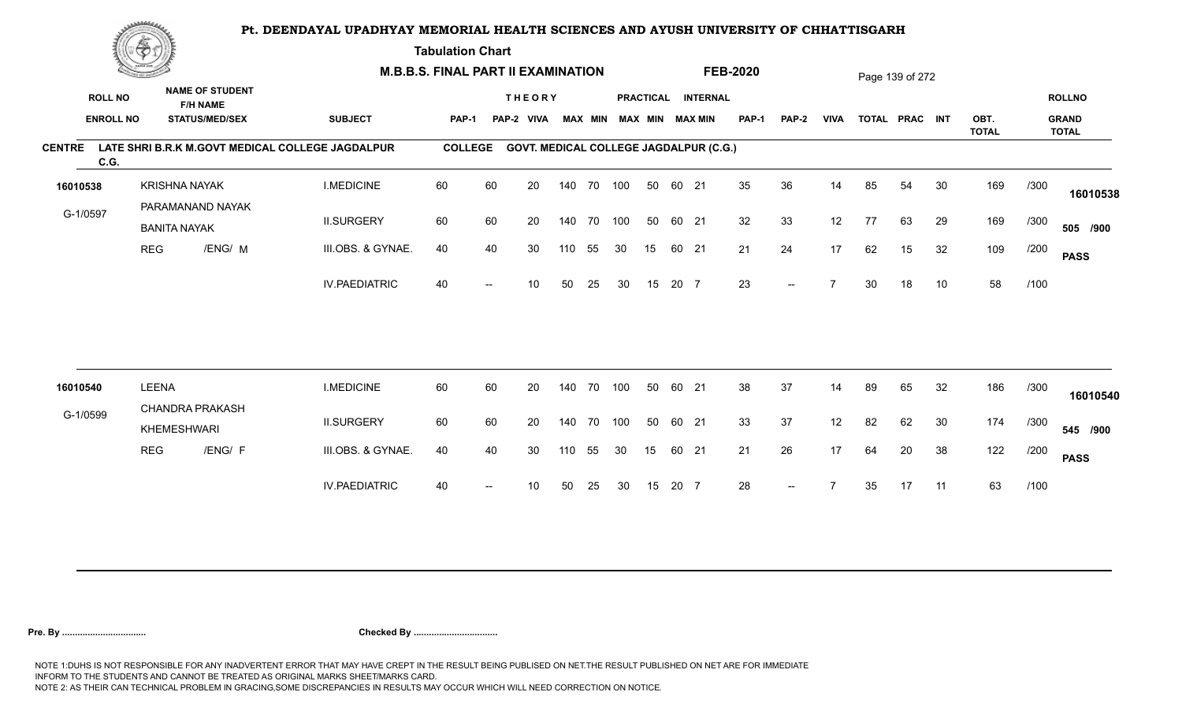# Pt. DEENDAYAL UPADHYAY MEMORIAL HEALTH SCIENCES AND AYUSH UNIVERSITY OF CHHATTISGARH

**Tabulation Chart**

**M.B.B.S. FINAL PART II EXAMINATION** **FEB-2020**

**CENTRE** LATE SHRI B.R.K M.GOVT MEDICAL COLLEGE JAGDALPUR C.G. **COLLEGE** GOVT. MEDICAL COLLEGE JAGDALPUR (C.G.)

| ROLL NO / ENROLL NO | NAME OF STUDENT / F/H NAME / STATUS/MED/SEX | SUBJECT | THEORY PAP-1 | THEORY PAP-2 | THEORY VIVA | THEORY MAX | THEORY MIN | PRACTICAL MAX | PRACTICAL MIN | INTERNAL MAX | INTERNAL MIN | PAP-1 | PAP-2 | VIVA | TOTAL | PRAC | INT | OBT. TOTAL | | ROLLNO / GRAND TOTAL |
|---|---|---|---|---|---|---|---|---|---|---|---|---|---|---|---|---|---|---|---|---|
| 16010538 | KRISHNA NAYAK | I.MEDICINE | 60 | 60 | 20 | 140 | 70 | 100 | 50 | 60 | 21 | 35 | 36 | 14 | 85 | 54 | 30 | 169 | /300 | 16010538 |
| G-1/0597 | PARAMANAND NAYAK / BANITA NAYAK | II.SURGERY | 60 | 60 | 20 | 140 | 70 | 100 | 50 | 60 | 21 | 32 | 33 | 12 | 77 | 63 | 29 | 169 | /300 | 505 /900 |
| | REG /ENG/ M | III.OBS. & GYNAE. | 40 | 40 | 30 | 110 | 55 | 30 | 15 | 60 | 21 | 21 | 24 | 17 | 62 | 15 | 32 | 109 | /200 | PASS |
| | | IV.PAEDIATRIC | 40 | -- | 10 | 50 | 25 | 30 | 15 | 20 | 7 | 23 | -- | 7 | 30 | 18 | 10 | 58 | /100 | |
| 16010540 | LEENA | I.MEDICINE | 60 | 60 | 20 | 140 | 70 | 100 | 50 | 60 | 21 | 38 | 37 | 14 | 89 | 65 | 32 | 186 | /300 | 16010540 |
| G-1/0599 | CHANDRA PRAKASH / KHEMESHWARI | II.SURGERY | 60 | 60 | 20 | 140 | 70 | 100 | 50 | 60 | 21 | 33 | 37 | 12 | 82 | 62 | 30 | 174 | /300 | 545 /900 |
| | REG /ENG/ F | III.OBS. & GYNAE. | 40 | 40 | 30 | 110 | 55 | 30 | 15 | 60 | 21 | 21 | 26 | 17 | 64 | 20 | 38 | 122 | /200 | PASS |
| | | IV.PAEDIATRIC | 40 | -- | 10 | 50 | 25 | 30 | 15 | 20 | 7 | 28 | -- | 7 | 35 | 17 | 11 | 63 | /100 | |

**Pre. By ................................** **Checked By ................................**

NOTE 1:DUHS IS NOT RESPONSIBLE FOR ANY INADVERTENT ERROR THAT MAY HAVE CREPT IN THE RESULT BEING PUBLISED ON NET.THE RESULT PUBLISHED ON NET ARE FOR IMMEDIATE INFORM TO THE STUDENTS AND CANNOT BE TREATED AS ORIGINAL MARKS SHEET/MARKS CARD.
NOTE 2: AS THEIR CAN TECHNICAL PROBLEM IN GRACING,SOME DISCREPANCIES IN RESULTS MAY OCCUR WHICH WILL NEED CORRECTION ON NOTICE.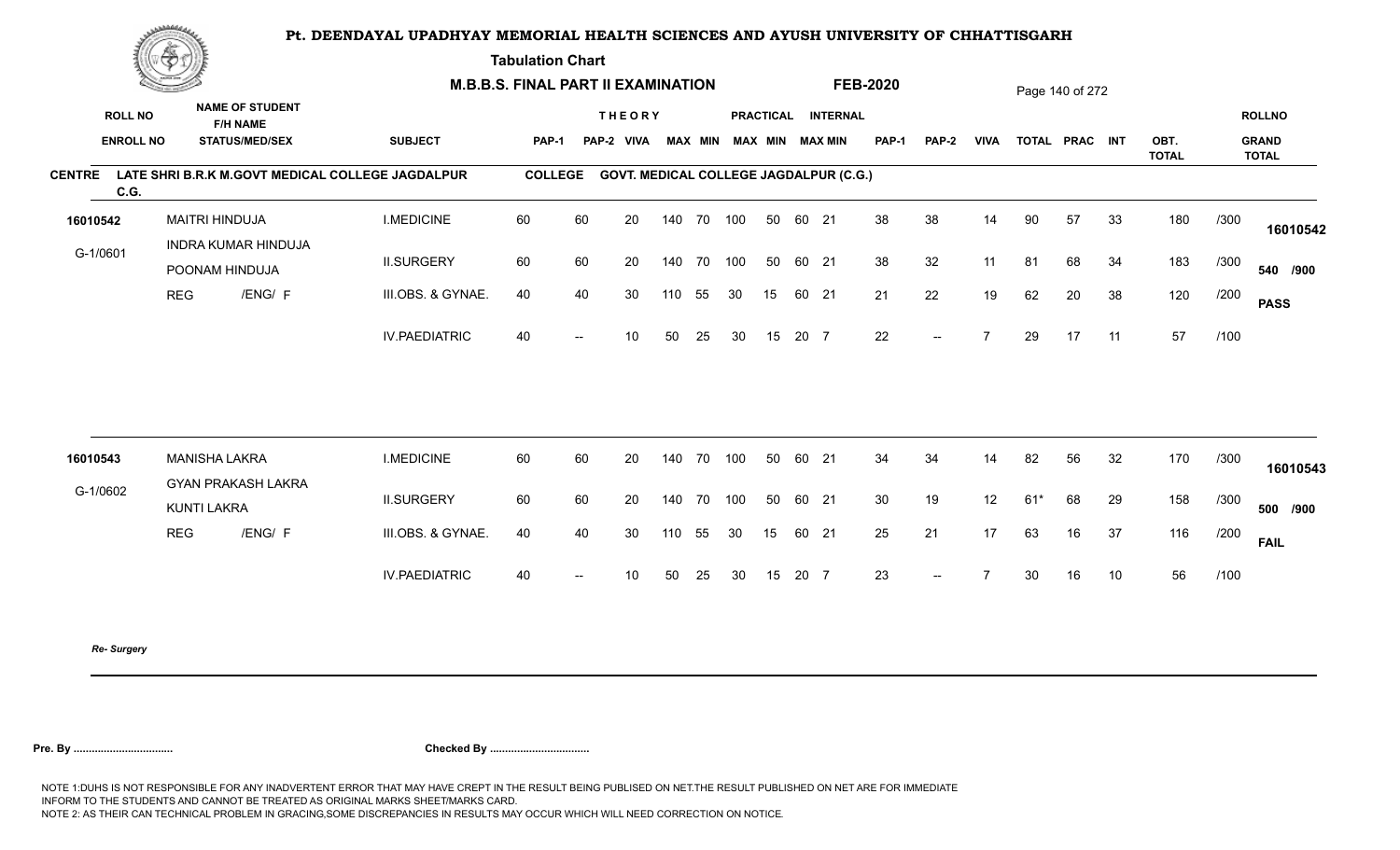# Pt. DEENDAYAL UPADHYAY MEMORIAL HEALTH SCIENCES AND AYUSH UNIVERSITY OF CHHATTISGARH

**Tabulation Chart**

**M.B.B.S. FINAL PART II EXAMINATION** **FEB-2020**

**CENTRE** LATE SHRI B.R.K M.GOVT MEDICAL COLLEGE JAGDALPUR C.G. **COLLEGE** GOVT. MEDICAL COLLEGE JAGDALPUR (C.G.)

| ROLL NO / ENROLL NO | NAME OF STUDENT / F/H NAME / STATUS/MEDI/SEX | SUBJECT | THEORY PAP-1 | THEORY PAP-2 | THEORY VIVA | THEORY MAX | THEORY MIN | PRACTICAL MAX | PRACTICAL MIN | INTERNAL MAX | INTERNAL MIN | PAP-1 | PAP-2 | VIVA | TOTAL | PRAC | INT | OBT. TOTAL | | ROLLNO / GRAND TOTAL |
|---|---|---|---|---|---|---|---|---|---|---|---|---|---|---|---|---|---|---|---|---|
| 16010542 | MAITRI HINDUJA | I.MEDICINE | 60 | 60 | 20 | 140 | 70 | 100 | 50 | 60 | 21 | 38 | 38 | 14 | 90 | 57 | 33 | 180 | /300 | 16010542 |
| G-1/0601 | INDRA KUMAR HINDUJA / POONAM HINDUJA | II.SURGERY | 60 | 60 | 20 | 140 | 70 | 100 | 50 | 60 | 21 | 38 | 32 | 11 | 81 | 68 | 34 | 183 | /300 | 540 /900 |
| | REG /ENG/ F | III.OBS. & GYNAE. | 40 | 40 | 30 | 110 | 55 | 30 | 15 | 60 | 21 | 21 | 22 | 19 | 62 | 20 | 38 | 120 | /200 | PASS |
| | | IV.PAEDIATRIC | 40 | -- | 10 | 50 | 25 | 30 | 15 | 20 | 7 | 22 | -- | 7 | 29 | 17 | 11 | 57 | /100 | |
| 16010543 | MANISHA LAKRA | I.MEDICINE | 60 | 60 | 20 | 140 | 70 | 100 | 50 | 60 | 21 | 34 | 34 | 14 | 82 | 56 | 32 | 170 | /300 | 16010543 |
| G-1/0602 | GYAN PRAKASH LAKRA / KUNTI LAKRA | II.SURGERY | 60 | 60 | 20 | 140 | 70 | 100 | 50 | 60 | 21 | 30 | 19 | 12 | 61* | 68 | 29 | 158 | /300 | 500 /900 |
| | REG /ENG/ F | III.OBS. & GYNAE. | 40 | 40 | 30 | 110 | 55 | 30 | 15 | 60 | 21 | 25 | 21 | 17 | 63 | 16 | 37 | 116 | /200 | FAIL |
| | | IV.PAEDIATRIC | 40 | -- | 10 | 50 | 25 | 30 | 15 | 20 | 7 | 23 | -- | 7 | 30 | 16 | 10 | 56 | /100 | |

*Re- Surgery*

**Pre. By .................................** **Checked By .................................**

NOTE 1:DUHS IS NOT RESPONSIBLE FOR ANY INADVERTENT ERROR THAT MAY HAVE CREPT IN THE RESULT BEING PUBLISED ON NET.THE RESULT PUBLISHED ON NET ARE FOR IMMEDIATE INFORM TO THE STUDENTS AND CANNOT BE TREATED AS ORIGINAL MARKS SHEET/MARKS CARD.
NOTE 2: AS THEIR CAN TECHNICAL PROBLEM IN GRACING,SOME DISCREPANCIES IN RESULTS MAY OCCUR WHICH WILL NEED CORRECTION ON NOTICE.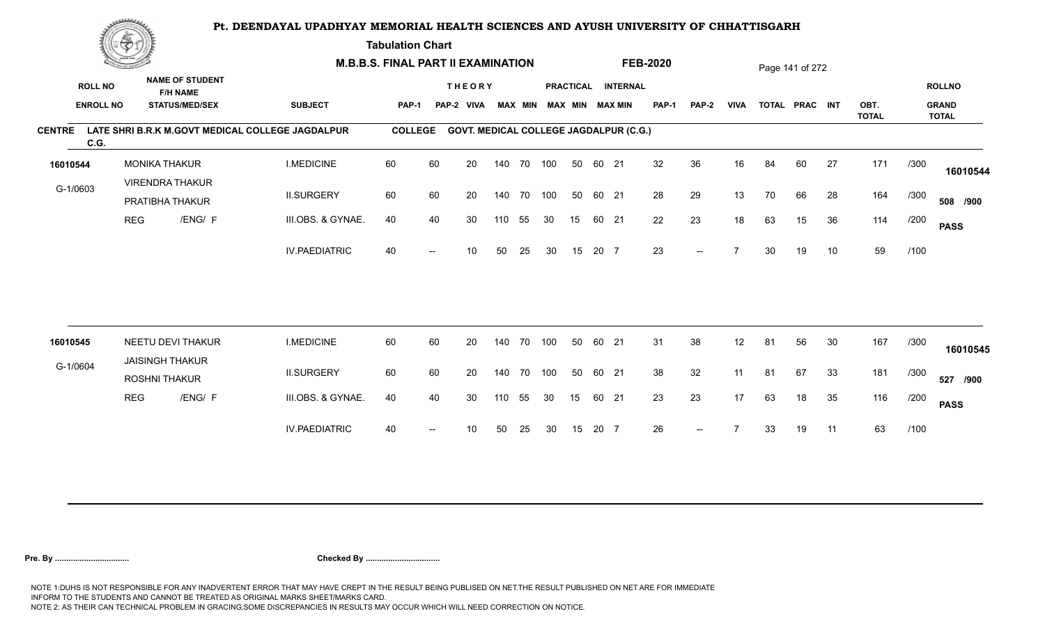# Pt. DEENDAYAL UPADHYAY MEMORIAL HEALTH SCIENCES AND AYUSH UNIVERSITY OF CHHATTISGARH

**Tabulation Chart**

**M.B.B.S. FINAL PART II EXAMINATION** **FEB-2020**

**CENTRE** LATE SHRI B.R.K M.GOVT MEDICAL COLLEGE JAGDALPUR C.G. **COLLEGE** GOVT. MEDICAL COLLEGE JAGDALPUR (C.G.)

| ROLL NO / ENROLL NO | NAME OF STUDENT / F/H NAME / STATUS/MED/SEX | SUBJECT | THEORY PAP-1 | PAP-2 | VIVA | MAX | MIN | PRACTICAL MAX | MIN | INTERNAL MAX | MIN | PAP-1 | PAP-2 | VIVA | TOTAL | PRAC | INT | OBT. TOTAL | | ROLLNO / GRAND TOTAL |
|---|---|---|---|---|---|---|---|---|---|---|---|---|---|---|---|---|---|---|---|---|
| 16010544 | MONIKA THAKUR | I.MEDICINE | 60 | 60 | 20 | 140 | 70 | 100 | 50 | 60 | 21 | 32 | 36 | 16 | 84 | 60 | 27 | 171 | /300 | 16010544 |
| G-1/0603 | VIRENDRA THAKUR / PRATIBHA THAKUR | II.SURGERY | 60 | 60 | 20 | 140 | 70 | 100 | 50 | 60 | 21 | 28 | 29 | 13 | 70 | 66 | 28 | 164 | /300 | 508 /900 |
| | REG /ENG/ F | III.OBS. & GYNAE. | 40 | 40 | 30 | 110 | 55 | 30 | 15 | 60 | 21 | 22 | 23 | 18 | 63 | 15 | 36 | 114 | /200 | PASS |
| | | IV.PAEDIATRIC | 40 | -- | 10 | 50 | 25 | 30 | 15 | 20 | 7 | 23 | -- | 7 | 30 | 19 | 10 | 59 | /100 | |
| 16010545 | NEETU DEVI THAKUR | I.MEDICINE | 60 | 60 | 20 | 140 | 70 | 100 | 50 | 60 | 21 | 31 | 38 | 12 | 81 | 56 | 30 | 167 | /300 | 16010545 |
| G-1/0604 | JAISINGH THAKUR / ROSHNI THAKUR | II.SURGERY | 60 | 60 | 20 | 140 | 70 | 100 | 50 | 60 | 21 | 38 | 32 | 11 | 81 | 67 | 33 | 181 | /300 | 527 /900 |
| | REG /ENG/ F | III.OBS. & GYNAE. | 40 | 40 | 30 | 110 | 55 | 30 | 15 | 60 | 21 | 23 | 23 | 17 | 63 | 18 | 35 | 116 | /200 | PASS |
| | | IV.PAEDIATRIC | 40 | -- | 10 | 50 | 25 | 30 | 15 | 20 | 7 | 26 | -- | 7 | 33 | 19 | 11 | 63 | /100 | |

**Pre. By .................................** **Checked By .................................**

NOTE 1:DUHS IS NOT RESPONSIBLE FOR ANY INADVERTENT ERROR THAT MAY HAVE CREPT IN THE RESULT BEING PUBLISED ON NET.THE RESULT PUBLISHED ON NET ARE FOR IMMEDIATE INFORM TO THE STUDENTS AND CANNOT BE TREATED AS ORIGINAL MARKS SHEET/MARKS CARD.
NOTE 2: AS THEIR CAN TECHNICAL PROBLEM IN GRACING,SOME DISCREPANCIES IN RESULTS MAY OCCUR WHICH WILL NEED CORRECTION ON NOTICE.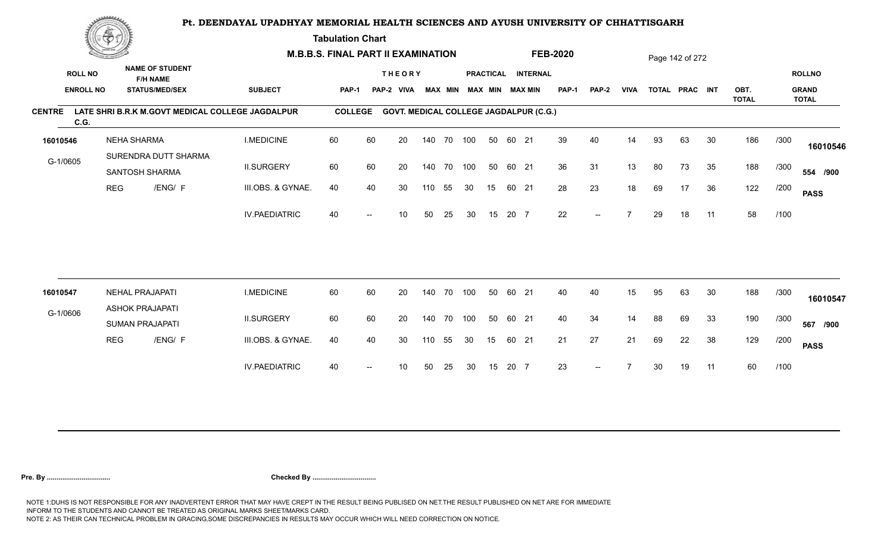# Pt. DEENDAYAL UPADHYAY MEMORIAL HEALTH SCIENCES AND AYUSH UNIVERSITY OF CHHATTISGARH

**Tabulation Chart**

**M.B.B.S. FINAL PART II EXAMINATION** &nbsp;&nbsp; **FEB-2020**

**CENTRE** LATE SHRI B.R.K M.GOVT MEDICAL COLLEGE JAGDALPUR C.G. &nbsp;&nbsp; **COLLEGE** GOVT. MEDICAL COLLEGE JAGDALPUR (C.G.)

| ROLL NO / ENROLL NO | NAME OF STUDENT / F/H NAME / STATUS/MED/SEX | SUBJECT | THEORY PAP-1 | THEORY PAP-2 | VIVA | MAX | MIN | PRACTICAL MAX | PRACTICAL MIN | INTERNAL MAX | INTERNAL MIN | PAP-1 | PAP-2 | VIVA | TOTAL | PRAC | INT | OBT. TOTAL | | ROLLNO / GRAND TOTAL |
|---|---|---|---|---|---|---|---|---|---|---|---|---|---|---|---|---|---|---|---|---|
| 16010546 | NEHA SHARMA | I.MEDICINE | 60 | 60 | 20 | 140 | 70 | 100 | 50 | 60 | 21 | 39 | 40 | 14 | 93 | 63 | 30 | 186 | /300 | 16010546 |
| G-1/0605 | SURENDRA DUTT SHARMA / SANTOSH SHARMA | II.SURGERY | 60 | 60 | 20 | 140 | 70 | 100 | 50 | 60 | 21 | 36 | 31 | 13 | 80 | 73 | 35 | 188 | /300 | 554 /900 |
| | REG /ENG/ F | III.OBS. & GYNAE. | 40 | 40 | 30 | 110 | 55 | 30 | 15 | 60 | 21 | 28 | 23 | 18 | 69 | 17 | 36 | 122 | /200 | PASS |
| | | IV.PAEDIATRIC | 40 | -- | 10 | 50 | 25 | 30 | 15 | 20 | 7 | 22 | -- | 7 | 29 | 18 | 11 | 58 | /100 | |
| 16010547 | NEHAL PRAJAPATI | I.MEDICINE | 60 | 60 | 20 | 140 | 70 | 100 | 50 | 60 | 21 | 40 | 40 | 15 | 95 | 63 | 30 | 188 | /300 | 16010547 |
| G-1/0606 | ASHOK PRAJAPATI / SUMAN PRAJAPATI | II.SURGERY | 60 | 60 | 20 | 140 | 70 | 100 | 50 | 60 | 21 | 40 | 34 | 14 | 88 | 69 | 33 | 190 | /300 | 567 /900 |
| | REG /ENG/ F | III.OBS. & GYNAE. | 40 | 40 | 30 | 110 | 55 | 30 | 15 | 60 | 21 | 21 | 27 | 21 | 69 | 22 | 38 | 129 | /200 | PASS |
| | | IV.PAEDIATRIC | 40 | -- | 10 | 50 | 25 | 30 | 15 | 20 | 7 | 23 | -- | 7 | 30 | 19 | 11 | 60 | /100 | |

**Pre. By ................................** &nbsp;&nbsp; **Checked By ................................**

NOTE 1:DUHS IS NOT RESPONSIBLE FOR ANY INADVERTENT ERROR THAT MAY HAVE CREPT IN THE RESULT BEING PUBLISED ON NET.THE RESULT PUBLISHED ON NET ARE FOR IMMEDIATE INFORM TO THE STUDENTS AND CANNOT BE TREATED AS ORIGINAL MARKS SHEET/MARKS CARD.
NOTE 2: AS THEIR CAN TECHNICAL PROBLEM IN GRACING,SOME DISCREPANCIES IN RESULTS MAY OCCUR WHICH WILL NEED CORRECTION ON NOTICE.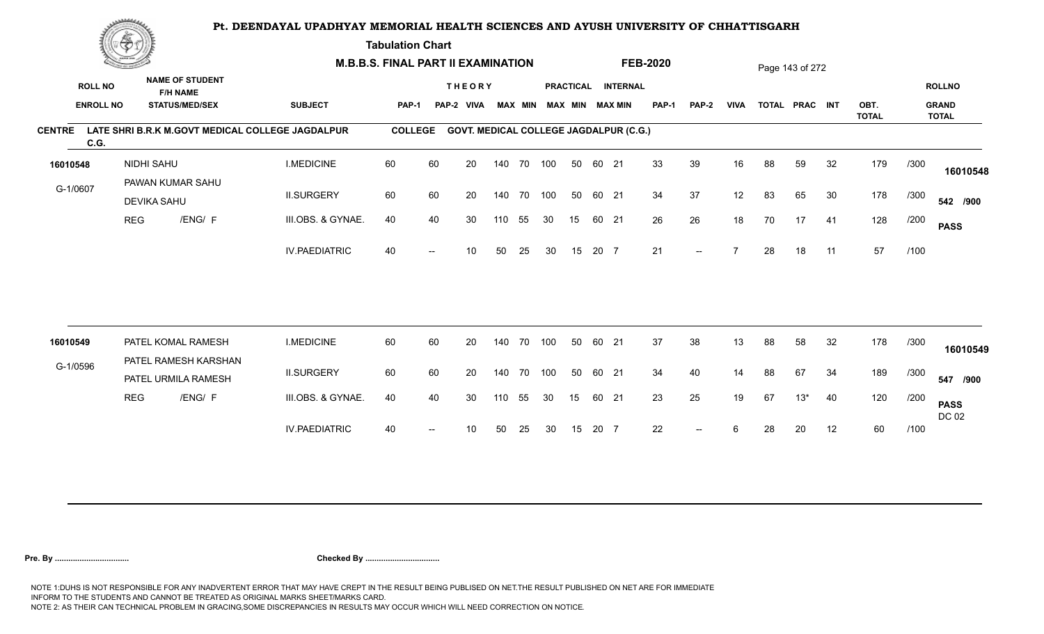# Pt. DEENDAYAL UPADHYAY MEMORIAL HEALTH SCIENCES AND AYUSH UNIVERSITY OF CHHATTISGARH

**Tabulation Chart**

**M.B.B.S. FINAL PART II EXAMINATION** **FEB-2020**

**CENTRE** LATE SHRI B.R.K M.GOVT MEDICAL COLLEGE JAGDALPUR C.G. **COLLEGE** GOVT. MEDICAL COLLEGE JAGDALPUR (C.G.)

| ROLL NO / ENROLL NO | NAME OF STUDENT / F/H NAME / STATUS/MED/SEX | SUBJECT | THEORY PAP-1 | THEORY PAP-2 | THEORY VIVA | THEORY MAX | THEORY MIN | PRACTICAL MAX | PRACTICAL MIN | INTERNAL MAX | INTERNAL MIN | PAP-1 | PAP-2 | VIVA | TOTAL | PRAC | INT | OBT. TOTAL | | ROLLNO / GRAND TOTAL |
|---|---|---|---|---|---|---|---|---|---|---|---|---|---|---|---|---|---|---|---|---|
| 16010548 | NIDHI SAHU | I.MEDICINE | 60 | 60 | 20 | 140 | 70 | 100 | 50 | 60 | 21 | 33 | 39 | 16 | 88 | 59 | 32 | 179 | /300 | 16010548 |
| G-1/0607 | PAWAN KUMAR SAHU / DEVIKA SAHU | II.SURGERY | 60 | 60 | 20 | 140 | 70 | 100 | 50 | 60 | 21 | 34 | 37 | 12 | 83 | 65 | 30 | 178 | /300 | 542 /900 |
| | REG /ENG/ F | III.OBS. & GYNAE. | 40 | 40 | 30 | 110 | 55 | 30 | 15 | 60 | 21 | 26 | 26 | 18 | 70 | 17 | 41 | 128 | /200 | PASS |
| | | IV.PAEDIATRIC | 40 | -- | 10 | 50 | 25 | 30 | 15 | 20 | 7 | 21 | -- | 7 | 28 | 18 | 11 | 57 | /100 | |
| 16010549 | PATEL KOMAL RAMESH | I.MEDICINE | 60 | 60 | 20 | 140 | 70 | 100 | 50 | 60 | 21 | 37 | 38 | 13 | 88 | 58 | 32 | 178 | /300 | 16010549 |
| G-1/0596 | PATEL RAMESH KARSHAN / PATEL URMILA RAMESH | II.SURGERY | 60 | 60 | 20 | 140 | 70 | 100 | 50 | 60 | 21 | 34 | 40 | 14 | 88 | 67 | 34 | 189 | /300 | 547 /900 |
| | REG /ENG/ F | III.OBS. & GYNAE. | 40 | 40 | 30 | 110 | 55 | 30 | 15 | 60 | 21 | 23 | 25 | 19 | 67 | 13* | 40 | 120 | /200 | PASS DC 02 |
| | | IV.PAEDIATRIC | 40 | -- | 10 | 50 | 25 | 30 | 15 | 20 | 7 | 22 | -- | 6 | 28 | 20 | 12 | 60 | /100 | |

**Pre. By .................................** **Checked By .................................**

NOTE 1:DUHS IS NOT RESPONSIBLE FOR ANY INADVERTENT ERROR THAT MAY HAVE CREPT IN THE RESULT BEING PUBLISED ON NET.THE RESULT PUBLISHED ON NET ARE FOR IMMEDIATE INFORM TO THE STUDENTS AND CANNOT BE TREATED AS ORIGINAL MARKS SHEET/MARKS CARD.
NOTE 2: AS THEIR CAN TECHNICAL PROBLEM IN GRACING,SOME DISCREPANCIES IN RESULTS MAY OCCUR WHICH WILL NEED CORRECTION ON NOTICE.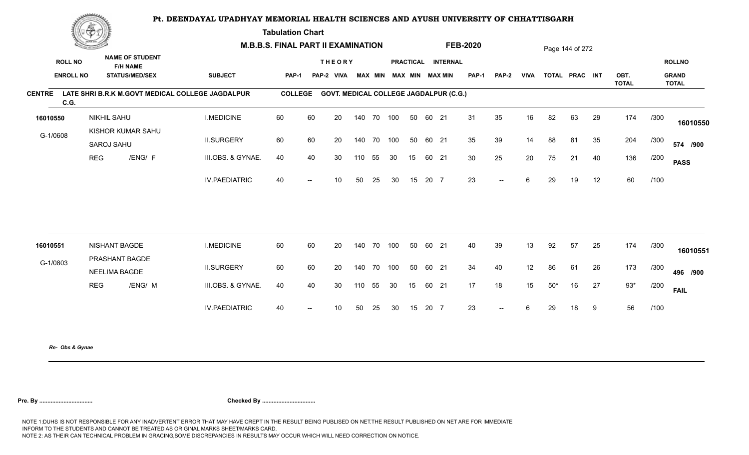# Pt. DEENDAYAL UPADHYAY MEMORIAL HEALTH SCIENCES AND AYUSH UNIVERSITY OF CHHATTISGARH

**Tabulation Chart**

**M.B.B.S. FINAL PART II EXAMINATION** **FEB-2020**

**CENTRE** LATE SHRI B.R.K M.GOVT MEDICAL COLLEGE JAGDALPUR C.G. **COLLEGE** GOVT. MEDICAL COLLEGE JAGDALPUR (C.G.)

| ROLL NO / ENROLL NO | NAME OF STUDENT / F/H NAME / STATUS/MED/SEX | SUBJECT | THEORY PAP-1 | THEORY PAP-2 | VIVA | MAX | MIN | PRACTICAL MAX | PRACTICAL MIN | INTERNAL MAX | INTERNAL MIN | PAP-1 | PAP-2 | VIVA | TOTAL | PRAC | INT | OBT. TOTAL | | ROLLNO / GRAND TOTAL |
|---|---|---|---|---|---|---|---|---|---|---|---|---|---|---|---|---|---|---|---|---|
| 16010550 | NIKHIL SAHU | I.MEDICINE | 60 | 60 | 20 | 140 | 70 | 100 | 50 | 60 | 21 | 31 | 35 | 16 | 82 | 63 | 29 | 174 | /300 | 16010550 |
| G-1/0608 | KISHOR KUMAR SAHU / SAROJ SAHU | II.SURGERY | 60 | 60 | 20 | 140 | 70 | 100 | 50 | 60 | 21 | 35 | 39 | 14 | 88 | 81 | 35 | 204 | /300 | 574 /900 |
| | REG /ENG/ F | III.OBS. & GYNAE. | 40 | 40 | 30 | 110 | 55 | 30 | 15 | 60 | 21 | 30 | 25 | 20 | 75 | 21 | 40 | 136 | /200 | PASS |
| | | IV.PAEDIATRIC | 40 | -- | 10 | 50 | 25 | 30 | 15 | 20 | 7 | 23 | -- | 6 | 29 | 19 | 12 | 60 | /100 | |
| 16010551 | NISHANT BAGDE | I.MEDICINE | 60 | 60 | 20 | 140 | 70 | 100 | 50 | 60 | 21 | 40 | 39 | 13 | 92 | 57 | 25 | 174 | /300 | 16010551 |
| G-1/0803 | PRASHANT BAGDE / NEELIMA BAGDE | II.SURGERY | 60 | 60 | 20 | 140 | 70 | 100 | 50 | 60 | 21 | 34 | 40 | 12 | 86 | 61 | 26 | 173 | /300 | 496 /900 |
| | REG /ENG/ M | III.OBS. & GYNAE. | 40 | 40 | 30 | 110 | 55 | 30 | 15 | 60 | 21 | 17 | 18 | 15 | 50* | 16 | 27 | 93* | /200 | FAIL |
| | | IV.PAEDIATRIC | 40 | -- | 10 | 50 | 25 | 30 | 15 | 20 | 7 | 23 | -- | 6 | 29 | 18 | 9 | 56 | /100 | |

*Re- Obs & Gynae*

**Pre. By .................................** **Checked By .................................**

NOTE 1:DUHS IS NOT RESPONSIBLE FOR ANY INADVERTENT ERROR THAT MAY HAVE CREPT IN THE RESULT BEING PUBLISED ON NET.THE RESULT PUBLISHED ON NET ARE FOR IMMEDIATE INFORM TO THE STUDENTS AND CANNOT BE TREATED AS ORIGINAL MARKS SHEET/MARKS CARD.
NOTE 2: AS THEIR CAN TECHNICAL PROBLEM IN GRACING,SOME DISCREPANCIES IN RESULTS MAY OCCUR WHICH WILL NEED CORRECTION ON NOTICE.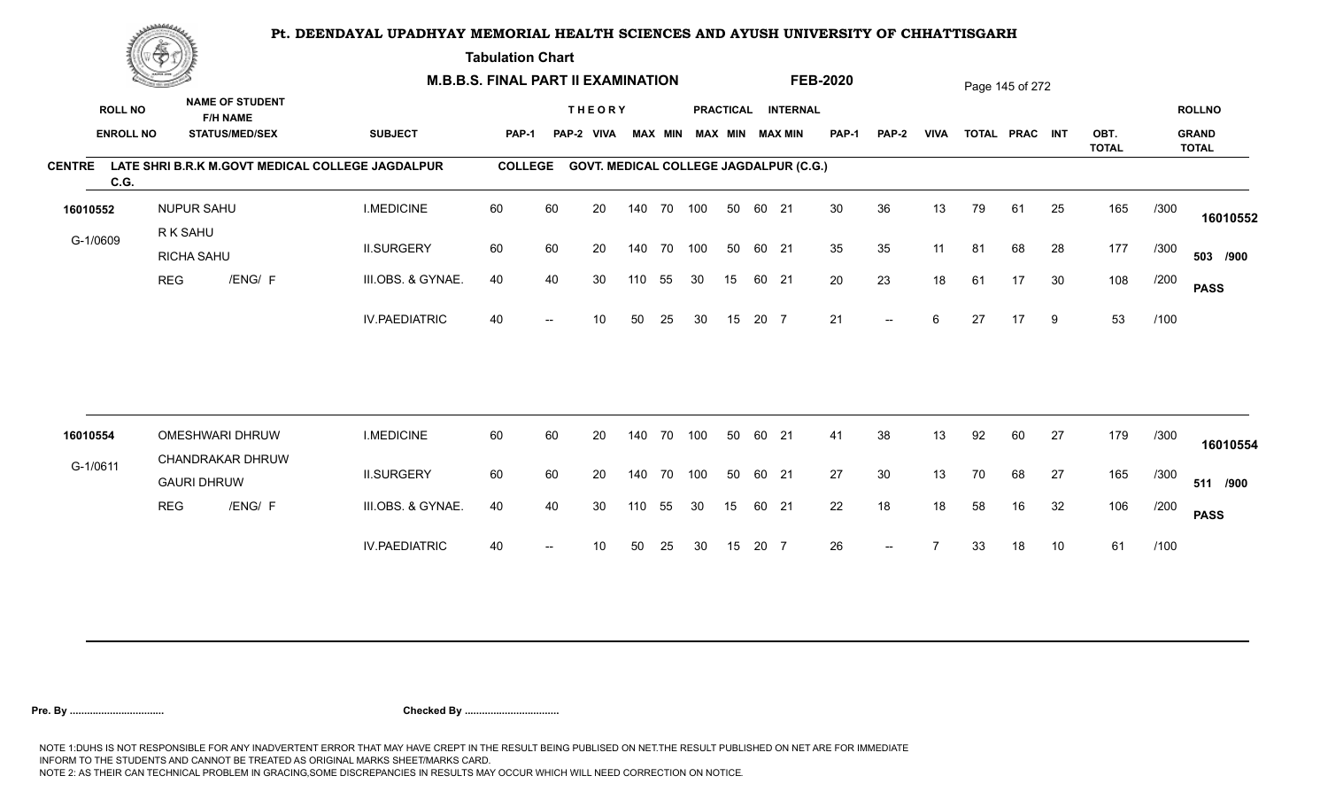# Pt. DEENDAYAL UPADHYAY MEMORIAL HEALTH SCIENCES AND AYUSH UNIVERSITY OF CHHATTISGARH

**Tabulation Chart**

**M.B.B.S. FINAL PART II EXAMINATION** **FEB-2020**

**CENTRE** LATE SHRI B.R.K M.GOVT MEDICAL COLLEGE JAGDALPUR C.G. **COLLEGE** GOVT. MEDICAL COLLEGE JAGDALPUR (C.G.)

| ROLL NO / ENROLL NO | NAME OF STUDENT / F/H NAME / STATUS/MEDI/SEX | SUBJECT | THEORY PAP-1 | THEORY PAP-2 | THEORY VIVA | THEORY MAX | THEORY MIN | PRACTICAL MAX | PRACTICAL MIN | INTERNAL MAX | INTERNAL MIN | PAP-1 | PAP-2 | VIVA | TOTAL | PRAC | INT | OBT. TOTAL | | ROLLNO / GRAND TOTAL |
|---|---|---|---|---|---|---|---|---|---|---|---|---|---|---|---|---|---|---|---|---|
| 16010552 | NUPUR SAHU | I.MEDICINE | 60 | 60 | 20 | 140 | 70 | 100 | 50 | 60 | 21 | 30 | 36 | 13 | 79 | 61 | 25 | 165 | /300 | 16010552 |
| G-1/0609 | R K SAHU / RICHA SAHU | II.SURGERY | 60 | 60 | 20 | 140 | 70 | 100 | 50 | 60 | 21 | 35 | 35 | 11 | 81 | 68 | 28 | 177 | /300 | 503 /900 |
| | REG /ENG/ F | III.OBS. & GYNAE. | 40 | 40 | 30 | 110 | 55 | 30 | 15 | 60 | 21 | 20 | 23 | 18 | 61 | 17 | 30 | 108 | /200 | PASS |
| | | IV.PAEDIATRIC | 40 | -- | 10 | 50 | 25 | 30 | 15 | 20 | 7 | 21 | -- | 6 | 27 | 17 | 9 | 53 | /100 | |
| 16010554 | OMESHWARI DHRUW | I.MEDICINE | 60 | 60 | 20 | 140 | 70 | 100 | 50 | 60 | 21 | 41 | 38 | 13 | 92 | 60 | 27 | 179 | /300 | 16010554 |
| G-1/0611 | CHANDRAKAR DHRUW / GAURI DHRUW | II.SURGERY | 60 | 60 | 20 | 140 | 70 | 100 | 50 | 60 | 21 | 27 | 30 | 13 | 70 | 68 | 27 | 165 | /300 | 511 /900 |
| | REG /ENG/ F | III.OBS. & GYNAE. | 40 | 40 | 30 | 110 | 55 | 30 | 15 | 60 | 21 | 22 | 18 | 18 | 58 | 16 | 32 | 106 | /200 | PASS |
| | | IV.PAEDIATRIC | 40 | -- | 10 | 50 | 25 | 30 | 15 | 20 | 7 | 26 | -- | 7 | 33 | 18 | 10 | 61 | /100 | |

**Pre. By ................................** **Checked By ................................**

NOTE 1:DUHS IS NOT RESPONSIBLE FOR ANY INADVERTENT ERROR THAT MAY HAVE CREPT IN THE RESULT BEING PUBLISED ON NET.THE RESULT PUBLISHED ON NET ARE FOR IMMEDIATE INFORM TO THE STUDENTS AND CANNOT BE TREATED AS ORIGINAL MARKS SHEET/MARKS CARD.
NOTE 2: AS THEIR CAN TECHNICAL PROBLEM IN GRACING,SOME DISCREPANCIES IN RESULTS MAY OCCUR WHICH WILL NEED CORRECTION ON NOTICE.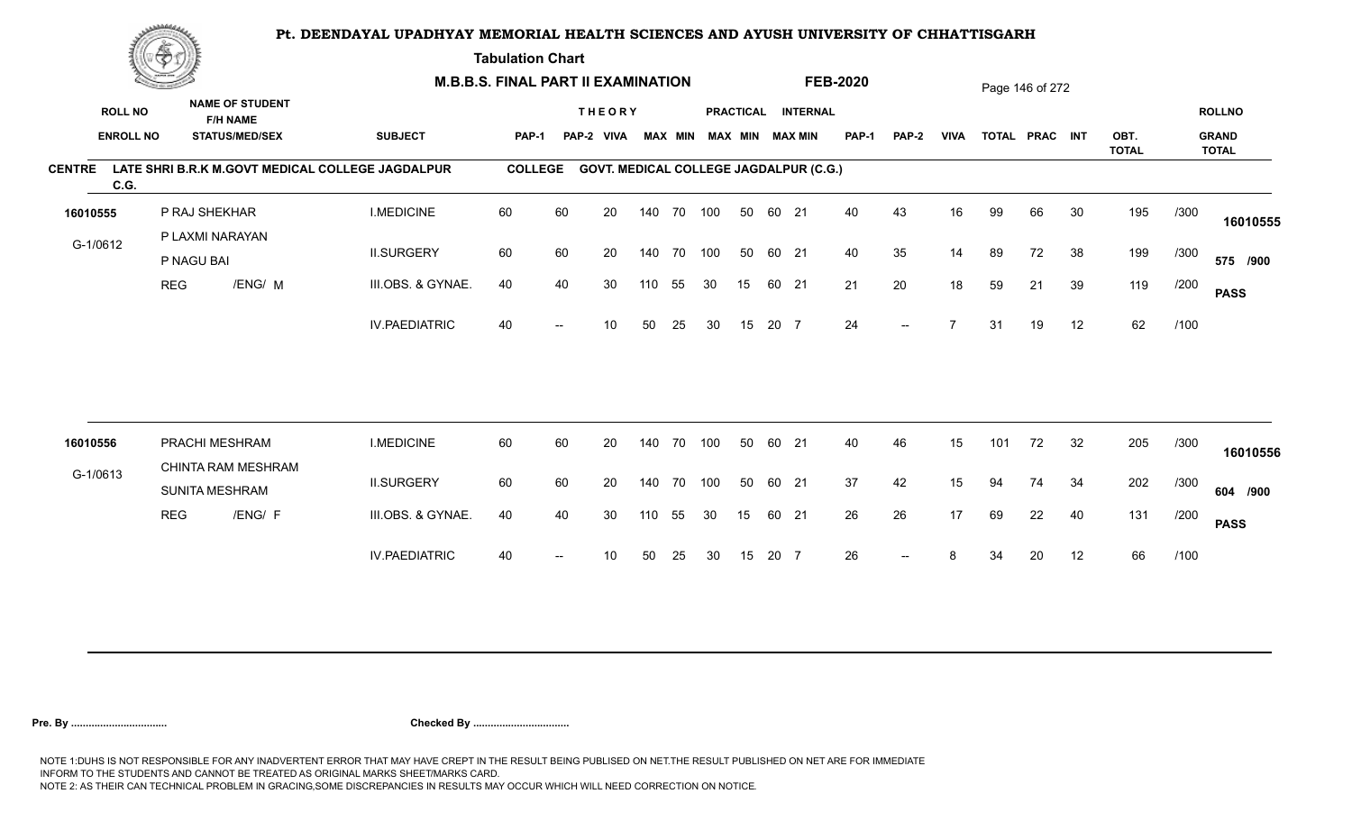# Pt. DEENDAYAL UPADHYAY MEMORIAL HEALTH SCIENCES AND AYUSH UNIVERSITY OF CHHATTISGARH

**Tabulation Chart**

**M.B.B.S. FINAL PART II EXAMINATION** **FEB-2020**

**CENTRE** LATE SHRI B.R.K M.GOVT MEDICAL COLLEGE JAGDALPUR C.G. **COLLEGE** GOVT. MEDICAL COLLEGE JAGDALPUR (C.G.)

| ROLL NO / ENROLL NO | NAME OF STUDENT / F/H NAME / STATUS/MED/SEX | SUBJECT | THEORY PAP-1 | THEORY PAP-2 | THEORY VIVA | THEORY MAX | THEORY MIN | PRACTICAL MAX | PRACTICAL MIN | INTERNAL MAX | INTERNAL MIN | PAP-1 | PAP-2 | VIVA | TOTAL | PRAC | INT | OBT. TOTAL | | ROLLNO / GRAND TOTAL |
|---|---|---|---|---|---|---|---|---|---|---|---|---|---|---|---|---|---|---|---|---|
| 16010555 | P RAJ SHEKHAR | I.MEDICINE | 60 | 60 | 20 | 140 | 70 | 100 | 50 | 60 | 21 | 40 | 43 | 16 | 99 | 66 | 30 | 195 | /300 | 16010555 |
| G-1/0612 | P LAXMI NARAYAN / P NAGU BAI | II.SURGERY | 60 | 60 | 20 | 140 | 70 | 100 | 50 | 60 | 21 | 40 | 35 | 14 | 89 | 72 | 38 | 199 | /300 | 575 /900 |
| | REG /ENG/ M | III.OBS. & GYNAE. | 40 | 40 | 30 | 110 | 55 | 30 | 15 | 60 | 21 | 21 | 20 | 18 | 59 | 21 | 39 | 119 | /200 | PASS |
| | | IV.PAEDIATRIC | 40 | -- | 10 | 50 | 25 | 30 | 15 | 20 | 7 | 24 | -- | 7 | 31 | 19 | 12 | 62 | /100 | |
| 16010556 | PRACHI MESHRAM | I.MEDICINE | 60 | 60 | 20 | 140 | 70 | 100 | 50 | 60 | 21 | 40 | 46 | 15 | 101 | 72 | 32 | 205 | /300 | 16010556 |
| G-1/0613 | CHINTA RAM MESHRAM / SUNITA MESHRAM | II.SURGERY | 60 | 60 | 20 | 140 | 70 | 100 | 50 | 60 | 21 | 37 | 42 | 15 | 94 | 74 | 34 | 202 | /300 | 604 /900 |
| | REG /ENG/ F | III.OBS. & GYNAE. | 40 | 40 | 30 | 110 | 55 | 30 | 15 | 60 | 21 | 26 | 26 | 17 | 69 | 22 | 40 | 131 | /200 | PASS |
| | | IV.PAEDIATRIC | 40 | -- | 10 | 50 | 25 | 30 | 15 | 20 | 7 | 26 | -- | 8 | 34 | 20 | 12 | 66 | /100 | |

**Pre. By .................................** **Checked By .................................**

NOTE 1:DUHS IS NOT RESPONSIBLE FOR ANY INADVERTENT ERROR THAT MAY HAVE CREPT IN THE RESULT BEING PUBLISED ON NET.THE RESULT PUBLISHED ON NET ARE FOR IMMEDIATE INFORM TO THE STUDENTS AND CANNOT BE TREATED AS ORIGINAL MARKS SHEET/MARKS CARD.
NOTE 2: AS THEIR CAN TECHNICAL PROBLEM IN GRACING,SOME DISCREPANCIES IN RESULTS MAY OCCUR WHICH WILL NEED CORRECTION ON NOTICE.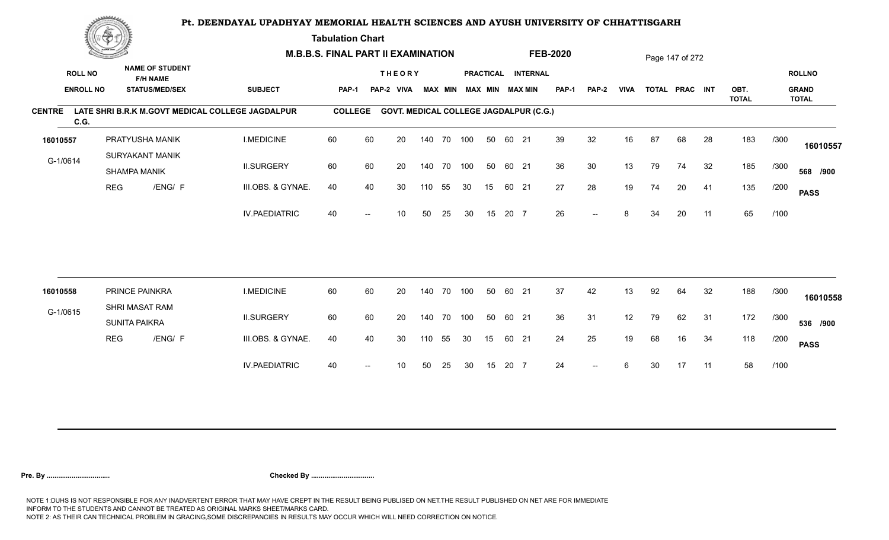# Pt. DEENDAYAL UPADHYAY MEMORIAL HEALTH SCIENCES AND AYUSH UNIVERSITY OF CHHATTISGARH

## Tabulation Chart

### M.B.B.S. FINAL PART II EXAMINATION — FEB-2020

**CENTRE:** LATE SHRI B.R.K M.GOVT MEDICAL COLLEGE JAGDALPUR C.G. — **COLLEGE:** GOVT. MEDICAL COLLEGE JAGDALPUR (C.G.)

| ROLL NO / ENROLL NO | NAME OF STUDENT / F/H NAME / STATUS/MED/SEX | SUBJECT | THEORY PAP-1 | THEORY PAP-2 | THEORY VIVA | THEORY MAX | THEORY MIN | PRACTICAL MAX | PRACTICAL MIN | INTERNAL MAX | INTERNAL MIN | PAP-1 | PAP-2 | VIVA | TOTAL | PRAC | INT | OBT. TOTAL | | ROLLNO / GRAND TOTAL |
|---|---|---|---|---|---|---|---|---|---|---|---|---|---|---|---|---|---|---|---|---|
| 16010557 | PRATYUSHA MANIK | I.MEDICINE | 60 | 60 | 20 | 140 | 70 | 100 | 50 | 60 | 21 | 39 | 32 | 16 | 87 | 68 | 28 | 183 | /300 | 16010557 |
| G-1/0614 | SURYAKANT MANIK / SHAMPA MANIK | II.SURGERY | 60 | 60 | 20 | 140 | 70 | 100 | 50 | 60 | 21 | 36 | 30 | 13 | 79 | 74 | 32 | 185 | /300 | 568 /900 |
| | REG /ENG/ F | III.OBS. & GYNAE. | 40 | 40 | 30 | 110 | 55 | 30 | 15 | 60 | 21 | 27 | 28 | 19 | 74 | 20 | 41 | 135 | /200 | PASS |
| | | IV.PAEDIATRIC | 40 | -- | 10 | 50 | 25 | 30 | 15 | 20 | 7 | 26 | -- | 8 | 34 | 20 | 11 | 65 | /100 | |
| 16010558 | PRINCE PAINKRA | I.MEDICINE | 60 | 60 | 20 | 140 | 70 | 100 | 50 | 60 | 21 | 37 | 42 | 13 | 92 | 64 | 32 | 188 | /300 | 16010558 |
| G-1/0615 | SHRI MASAT RAM / SUNITA PAIKRA | II.SURGERY | 60 | 60 | 20 | 140 | 70 | 100 | 50 | 60 | 21 | 36 | 31 | 12 | 79 | 62 | 31 | 172 | /300 | 536 /900 |
| | REG /ENG/ F | III.OBS. & GYNAE. | 40 | 40 | 30 | 110 | 55 | 30 | 15 | 60 | 21 | 24 | 25 | 19 | 68 | 16 | 34 | 118 | /200 | PASS |
| | | IV.PAEDIATRIC | 40 | -- | 10 | 50 | 25 | 30 | 15 | 20 | 7 | 24 | -- | 6 | 30 | 17 | 11 | 58 | /100 | |

**Pre. By ................................. Checked By .................................**

NOTE 1:DUHS IS NOT RESPONSIBLE FOR ANY INADVERTENT ERROR THAT MAY HAVE CREPT IN THE RESULT BEING PUBLISED ON NET.THE RESULT PUBLISHED ON NET ARE FOR IMMEDIATE INFORM TO THE STUDENTS AND CANNOT BE TREATED AS ORIGINAL MARKS SHEET/MARKS CARD.
NOTE 2: AS THEIR CAN TECHNICAL PROBLEM IN GRACING,SOME DISCREPANCIES IN RESULTS MAY OCCUR WHICH WILL NEED CORRECTION ON NOTICE.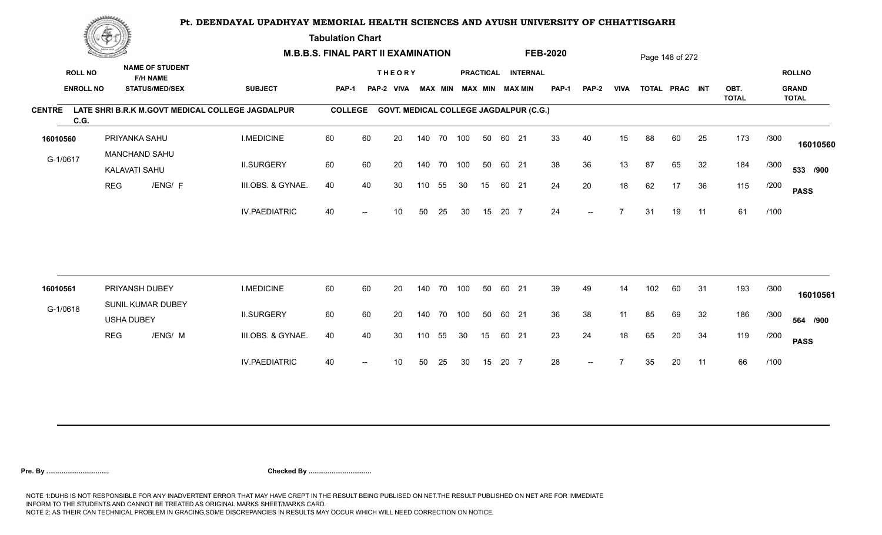# Pt. DEENDAYAL UPADHYAY MEMORIAL HEALTH SCIENCES AND AYUSH UNIVERSITY OF CHHATTISGARH

**Tabulation Chart**

**M.B.B.S. FINAL PART II EXAMINATION** **FEB-2020**

**CENTRE** LATE SHRI B.R.K M.GOVT MEDICAL COLLEGE JAGDALPUR C.G. **COLLEGE** GOVT. MEDICAL COLLEGE JAGDALPUR (C.G.)

| ROLL NO / ENROLL NO | NAME OF STUDENT / F/H NAME / STATUS/MED/SEX | SUBJECT | THEORY PAP-1 | PAP-2 | VIVA | MAX | MIN | PRACTICAL MAX | MIN | INTERNAL MAX | MIN | PAP-1 | PAP-2 | VIVA | TOTAL | PRAC | INT | OBT. TOTAL | | ROLLNO / GRAND TOTAL |
|---|---|---|---|---|---|---|---|---|---|---|---|---|---|---|---|---|---|---|---|---|
| 16010560 | PRIYANKA SAHU | I.MEDICINE | 60 | 60 | 20 | 140 | 70 | 100 | 50 | 60 | 21 | 33 | 40 | 15 | 88 | 60 | 25 | 173 | /300 | 16010560 |
| G-1/0617 | MANCHAND SAHU / KALAVATI SAHU | II.SURGERY | 60 | 60 | 20 | 140 | 70 | 100 | 50 | 60 | 21 | 38 | 36 | 13 | 87 | 65 | 32 | 184 | /300 | 533 /900 |
| | REG /ENG/ F | III.OBS. & GYNAE. | 40 | 40 | 30 | 110 | 55 | 30 | 15 | 60 | 21 | 24 | 20 | 18 | 62 | 17 | 36 | 115 | /200 | PASS |
| | | IV.PAEDIATRIC | 40 | -- | 10 | 50 | 25 | 30 | 15 | 20 | 7 | 24 | -- | 7 | 31 | 19 | 11 | 61 | /100 | |
| 16010561 | PRIYANSH DUBEY | I.MEDICINE | 60 | 60 | 20 | 140 | 70 | 100 | 50 | 60 | 21 | 39 | 49 | 14 | 102 | 60 | 31 | 193 | /300 | 16010561 |
| G-1/0618 | SUNIL KUMAR DUBEY / USHA DUBEY | II.SURGERY | 60 | 60 | 20 | 140 | 70 | 100 | 50 | 60 | 21 | 36 | 38 | 11 | 85 | 69 | 32 | 186 | /300 | 564 /900 |
| | REG /ENG/ M | III.OBS. & GYNAE. | 40 | 40 | 30 | 110 | 55 | 30 | 15 | 60 | 21 | 23 | 24 | 18 | 65 | 20 | 34 | 119 | /200 | PASS |
| | | IV.PAEDIATRIC | 40 | -- | 10 | 50 | 25 | 30 | 15 | 20 | 7 | 28 | -- | 7 | 35 | 20 | 11 | 66 | /100 | |

**Pre. By ................................** **Checked By ................................**

NOTE 1:DUHS IS NOT RESPONSIBLE FOR ANY INADVERTENT ERROR THAT MAY HAVE CREPT IN THE RESULT BEING PUBLISED ON NET.THE RESULT PUBLISHED ON NET ARE FOR IMMEDIATE INFORM TO THE STUDENTS AND CANNOT BE TREATED AS ORIGINAL MARKS SHEET/MARKS CARD.
NOTE 2: AS THEIR CAN TECHNICAL PROBLEM IN GRACING,SOME DISCREPANCIES IN RESULTS MAY OCCUR WHICH WILL NEED CORRECTION ON NOTICE.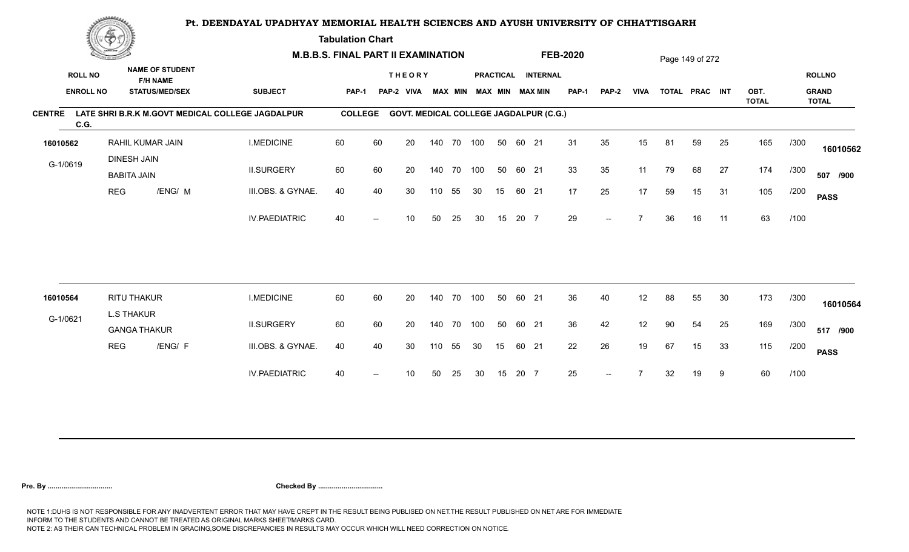# Pt. DEENDAYAL UPADHYAY MEMORIAL HEALTH SCIENCES AND AYUSH UNIVERSITY OF CHHATTISGARH

**Tabulation Chart**

**M.B.B.S. FINAL PART II EXAMINATION** **FEB-2020**

**CENTRE** LATE SHRI B.R.K M.GOVT MEDICAL COLLEGE JAGDALPUR C.G. **COLLEGE** GOVT. MEDICAL COLLEGE JAGDALPUR (C.G.)

| ROLL NO / ENROLL NO | NAME OF STUDENT / F/H NAME / STATUS/MED/SEX | SUBJECT | THEORY PAP-1 | THEORY PAP-2 | THEORY VIVA | THEORY MAX | THEORY MIN | PRACTICAL MAX | PRACTICAL MIN | INTERNAL MAX | INTERNAL MIN | PAP-1 | PAP-2 | VIVA | TOTAL | PRAC | INT | OBT. TOTAL | | ROLLNO / GRAND TOTAL |
|---|---|---|---|---|---|---|---|---|---|---|---|---|---|---|---|---|---|---|---|---|
| 16010562 | RAHIL KUMAR JAIN | I.MEDICINE | 60 | 60 | 20 | 140 | 70 | 100 | 50 | 60 | 21 | 31 | 35 | 15 | 81 | 59 | 25 | 165 | /300 | 16010562 |
| G-1/0619 | DINESH JAIN / BABITA JAIN | II.SURGERY | 60 | 60 | 20 | 140 | 70 | 100 | 50 | 60 | 21 | 33 | 35 | 11 | 79 | 68 | 27 | 174 | /300 | 507 /900 |
| | REG /ENG/ M | III.OBS. & GYNAE. | 40 | 40 | 30 | 110 | 55 | 30 | 15 | 60 | 21 | 17 | 25 | 17 | 59 | 15 | 31 | 105 | /200 | PASS |
| | | IV.PAEDIATRIC | 40 | -- | 10 | 50 | 25 | 30 | 15 | 20 | 7 | 29 | -- | 7 | 36 | 16 | 11 | 63 | /100 | |
| 16010564 | RITU THAKUR | I.MEDICINE | 60 | 60 | 20 | 140 | 70 | 100 | 50 | 60 | 21 | 36 | 40 | 12 | 88 | 55 | 30 | 173 | /300 | 16010564 |
| G-1/0621 | L.S THAKUR / GANGA THAKUR | II.SURGERY | 60 | 60 | 20 | 140 | 70 | 100 | 50 | 60 | 21 | 36 | 42 | 12 | 90 | 54 | 25 | 169 | /300 | 517 /900 |
| | REG /ENG/ F | III.OBS. & GYNAE. | 40 | 40 | 30 | 110 | 55 | 30 | 15 | 60 | 21 | 22 | 26 | 19 | 67 | 15 | 33 | 115 | /200 | PASS |
| | | IV.PAEDIATRIC | 40 | -- | 10 | 50 | 25 | 30 | 15 | 20 | 7 | 25 | -- | 7 | 32 | 19 | 9 | 60 | /100 | |

**Pre. By .................................** **Checked By .................................**

NOTE 1:DUHS IS NOT RESPONSIBLE FOR ANY INADVERTENT ERROR THAT MAY HAVE CREPT IN THE RESULT BEING PUBLISED ON NET.THE RESULT PUBLISHED ON NET ARE FOR IMMEDIATE INFORM TO THE STUDENTS AND CANNOT BE TREATED AS ORIGINAL MARKS SHEET/MARKS CARD.
NOTE 2: AS THEIR CAN TECHNICAL PROBLEM IN GRACING,SOME DISCREPANCIES IN RESULTS MAY OCCUR WHICH WILL NEED CORRECTION ON NOTICE.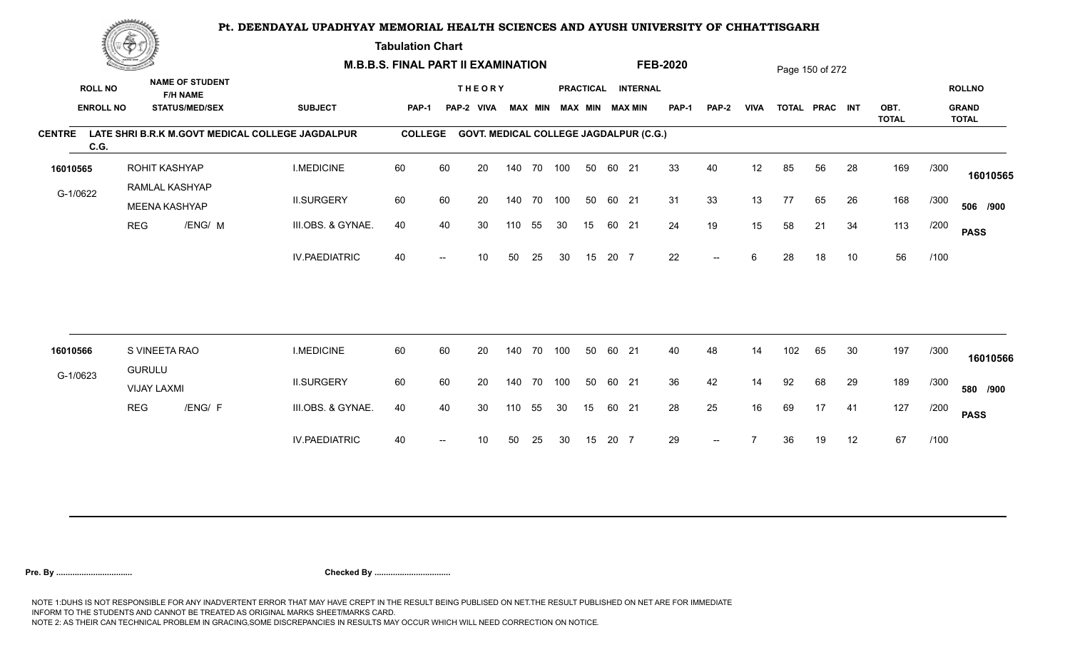# Pt. DEENDAYAL UPADHYAY MEMORIAL HEALTH SCIENCES AND AYUSH UNIVERSITY OF CHHATTISGARH

**Tabulation Chart**

**M.B.B.S. FINAL PART II EXAMINATION — FEB-2020**

**CENTRE** LATE SHRI B.R.K M.GOVT MEDICAL COLLEGE JAGDALPUR C.G. — **COLLEGE** GOVT. MEDICAL COLLEGE JAGDALPUR (C.G.)

| ROLL NO / ENROLL NO | NAME OF STUDENT / F/H NAME / STATUS/MED/SEX | SUBJECT | THEORY PAP-1 | THEORY PAP-2 | THEORY VIVA | THEORY MAX | THEORY MIN | PRACTICAL MAX | PRACTICAL MIN | INTERNAL MAX | INTERNAL MIN | PAP-1 | PAP-2 | VIVA | TOTAL | PRAC | INT | OBT. TOTAL | | ROLLNO / GRAND TOTAL |
|---|---|---|---|---|---|---|---|---|---|---|---|---|---|---|---|---|---|---|---|---|
| 16010565 | ROHIT KASHYAP | I.MEDICINE | 60 | 60 | 20 | 140 | 70 | 100 | 50 | 60 | 21 | 33 | 40 | 12 | 85 | 56 | 28 | 169 | /300 | 16010565 |
| G-1/0622 | RAMLAL KASHYAP / MEENA KASHYAP | II.SURGERY | 60 | 60 | 20 | 140 | 70 | 100 | 50 | 60 | 21 | 31 | 33 | 13 | 77 | 65 | 26 | 168 | /300 | 506 /900 |
| | REG /ENG/ M | III.OBS. & GYNAE. | 40 | 40 | 30 | 110 | 55 | 30 | 15 | 60 | 21 | 24 | 19 | 15 | 58 | 21 | 34 | 113 | /200 | PASS |
| | | IV.PAEDIATRIC | 40 | -- | 10 | 50 | 25 | 30 | 15 | 20 | 7 | 22 | -- | 6 | 28 | 18 | 10 | 56 | /100 | |
| 16010566 | S VINEETA RAO | I.MEDICINE | 60 | 60 | 20 | 140 | 70 | 100 | 50 | 60 | 21 | 40 | 48 | 14 | 102 | 65 | 30 | 197 | /300 | 16010566 |
| G-1/0623 | GURULU / VIJAY LAXMI | II.SURGERY | 60 | 60 | 20 | 140 | 70 | 100 | 50 | 60 | 21 | 36 | 42 | 14 | 92 | 68 | 29 | 189 | /300 | 580 /900 |
| | REG /ENG/ F | III.OBS. & GYNAE. | 40 | 40 | 30 | 110 | 55 | 30 | 15 | 60 | 21 | 28 | 25 | 16 | 69 | 17 | 41 | 127 | /200 | PASS |
| | | IV.PAEDIATRIC | 40 | -- | 10 | 50 | 25 | 30 | 15 | 20 | 7 | 29 | -- | 7 | 36 | 19 | 12 | 67 | /100 | |

**Pre. By .................................** **Checked By .................................**

NOTE 1:DUHS IS NOT RESPONSIBLE FOR ANY INADVERTENT ERROR THAT MAY HAVE CREPT IN THE RESULT BEING PUBLISED ON NET.THE RESULT PUBLISHED ON NET ARE FOR IMMEDIATE INFORM TO THE STUDENTS AND CANNOT BE TREATED AS ORIGINAL MARKS SHEET/MARKS CARD.
NOTE 2: AS THEIR CAN TECHNICAL PROBLEM IN GRACING,SOME DISCREPANCIES IN RESULTS MAY OCCUR WHICH WILL NEED CORRECTION ON NOTICE.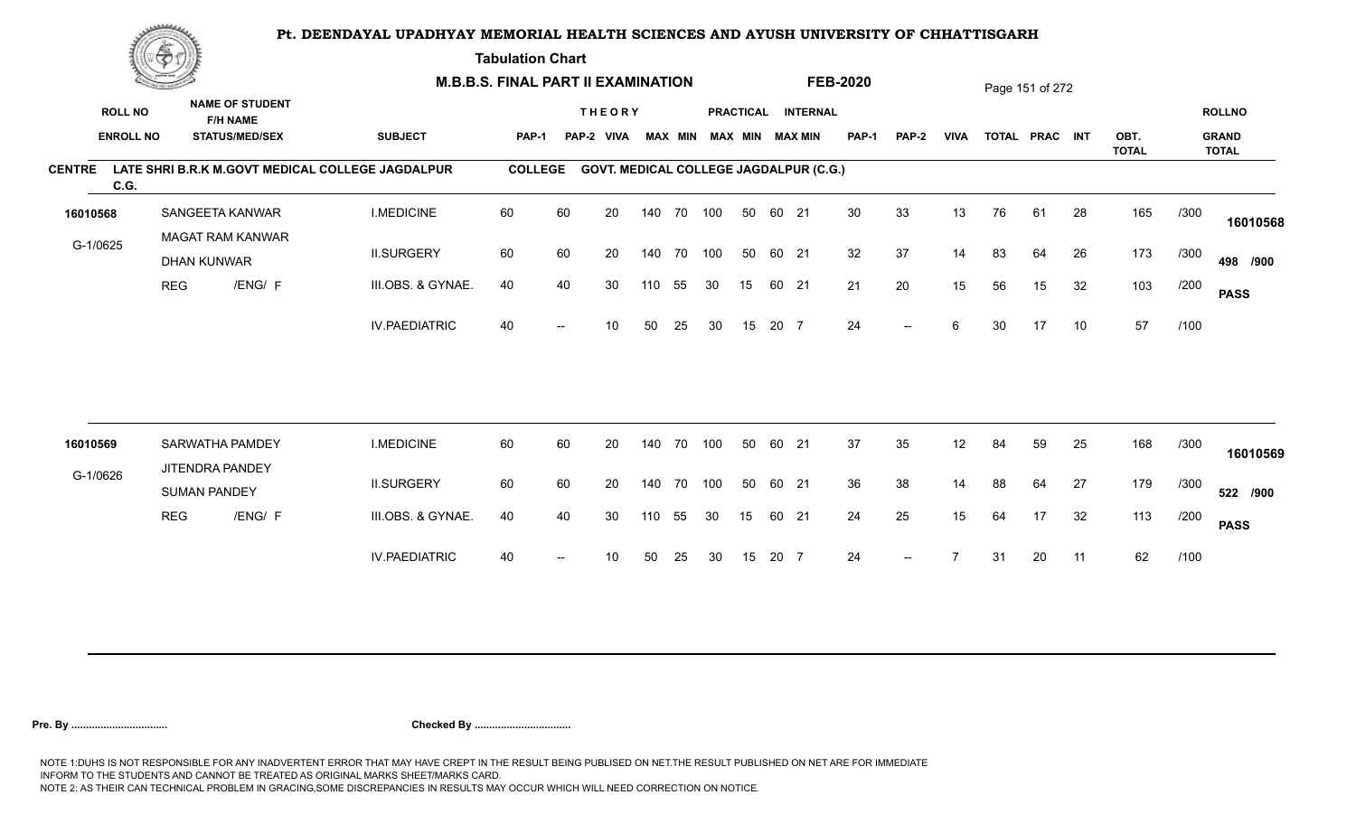# Pt. DEENDAYAL UPADHYAY MEMORIAL HEALTH SCIENCES AND AYUSH UNIVERSITY OF CHHATTISGARH

**Tabulation Chart**

**M.B.B.S. FINAL PART II EXAMINATION** **FEB-2020**

**CENTRE** LATE SHRI B.R.K M.GOVT MEDICAL COLLEGE JAGDALPUR C.G. **COLLEGE** GOVT. MEDICAL COLLEGE JAGDALPUR (C.G.)

| ROLL NO / ENROLL NO | NAME OF STUDENT / F/H NAME / STATUS/MED/SEX | SUBJECT | THEORY PAP-1 | THEORY PAP-2 | THEORY VIVA | THEORY MAX | THEORY MIN | PRACTICAL MAX | PRACTICAL MIN | INTERNAL MAX | INTERNAL MIN | PAP-1 | PAP-2 | VIVA | TOTAL | PRAC | INT | OBT. TOTAL | | ROLLNO / GRAND TOTAL |
|---|---|---|---|---|---|---|---|---|---|---|---|---|---|---|---|---|---|---|---|---|
| 16010568 | SANGEETA KANWAR | I.MEDICINE | 60 | 60 | 20 | 140 | 70 | 100 | 50 | 60 | 21 | 30 | 33 | 13 | 76 | 61 | 28 | 165 | /300 | 16010568 |
| G-1/0625 | MAGAT RAM KANWAR / DHAN KUNWAR | II.SURGERY | 60 | 60 | 20 | 140 | 70 | 100 | 50 | 60 | 21 | 32 | 37 | 14 | 83 | 64 | 26 | 173 | /300 | 498 /900 |
| | REG /ENG/ F | III.OBS. & GYNAE. | 40 | 40 | 30 | 110 | 55 | 30 | 15 | 60 | 21 | 21 | 20 | 15 | 56 | 15 | 32 | 103 | /200 | PASS |
| | | IV.PAEDIATRIC | 40 | -- | 10 | 50 | 25 | 30 | 15 | 20 | 7 | 24 | -- | 6 | 30 | 17 | 10 | 57 | /100 | |
| 16010569 | SARWATHA PAMDEY | I.MEDICINE | 60 | 60 | 20 | 140 | 70 | 100 | 50 | 60 | 21 | 37 | 35 | 12 | 84 | 59 | 25 | 168 | /300 | 16010569 |
| G-1/0626 | JITENDRA PANDEY / SUMAN PANDEY | II.SURGERY | 60 | 60 | 20 | 140 | 70 | 100 | 50 | 60 | 21 | 36 | 38 | 14 | 88 | 64 | 27 | 179 | /300 | 522 /900 |
| | REG /ENG/ F | III.OBS. & GYNAE. | 40 | 40 | 30 | 110 | 55 | 30 | 15 | 60 | 21 | 24 | 25 | 15 | 64 | 17 | 32 | 113 | /200 | PASS |
| | | IV.PAEDIATRIC | 40 | -- | 10 | 50 | 25 | 30 | 15 | 20 | 7 | 24 | -- | 7 | 31 | 20 | 11 | 62 | /100 | |

**Pre. By ................................** **Checked By ................................**

NOTE 1:DUHS IS NOT RESPONSIBLE FOR ANY INADVERTENT ERROR THAT MAY HAVE CREPT IN THE RESULT BEING PUBLISED ON NET.THE RESULT PUBLISHED ON NET ARE FOR IMMEDIATE INFORM TO THE STUDENTS AND CANNOT BE TREATED AS ORIGINAL MARKS SHEET/MARKS CARD.
NOTE 2: AS THEIR CAN TECHNICAL PROBLEM IN GRACING,SOME DISCREPANCIES IN RESULTS MAY OCCUR WHICH WILL NEED CORRECTION ON NOTICE.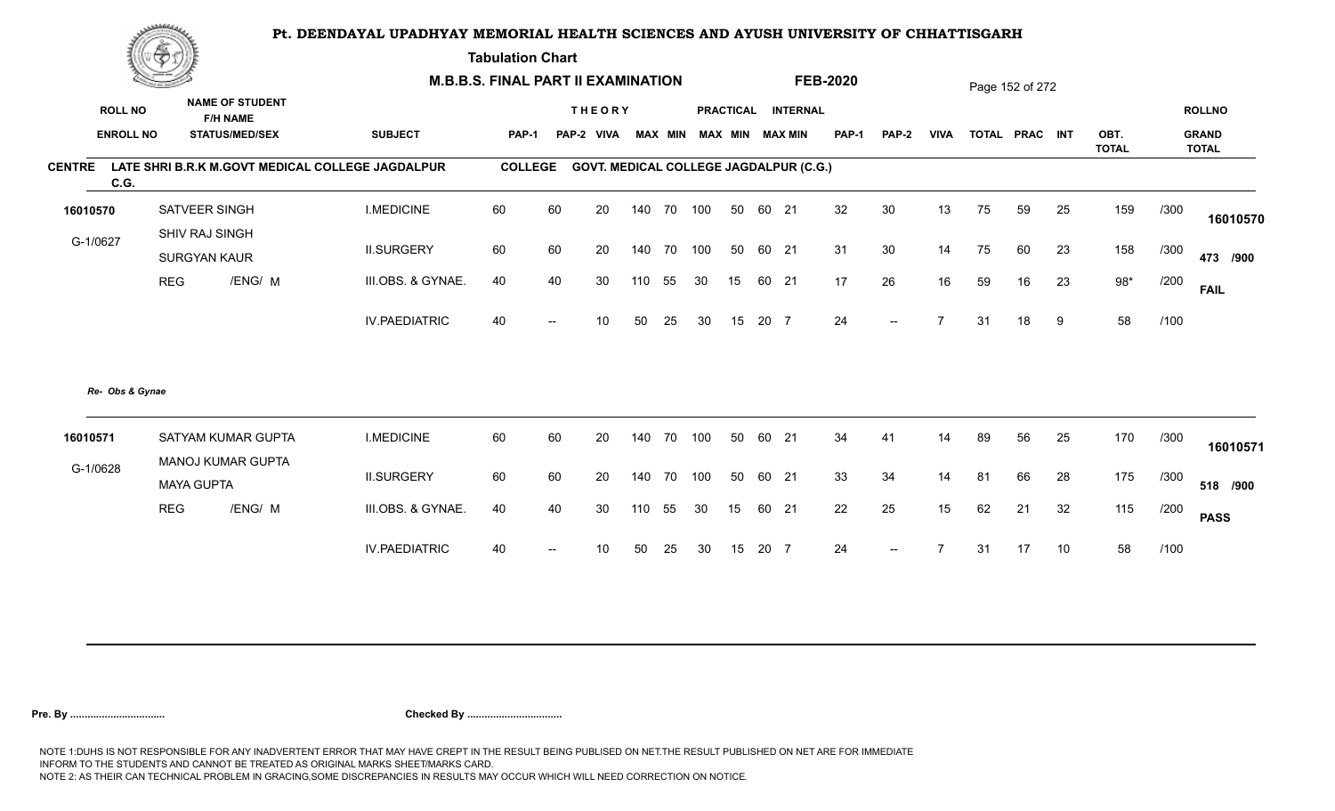# Pt. DEENDAYAL UPADHYAY MEMORIAL HEALTH SCIENCES AND AYUSH UNIVERSITY OF CHHATTISGARH

**Tabulation Chart**

**M.B.B.S. FINAL PART II EXAMINATION** — **FEB-2020**

**CENTRE** LATE SHRI B.R.K M.GOVT MEDICAL COLLEGE JAGDALPUR C.G. — **COLLEGE** GOVT. MEDICAL COLLEGE JAGDALPUR (C.G.)

| ROLL NO / ENROLL NO | NAME OF STUDENT / F/H NAME / STATUS/MED/SEX | SUBJECT | THEORY PAP-1 | THEORY PAP-2 | VIVA | MAX | MIN | PRACTICAL MAX | PRACTICAL MIN | INTERNAL MAX | INTERNAL MIN | PAP-1 | PAP-2 | VIVA | TOTAL | PRAC | INT | OBT. TOTAL | | ROLLNO / GRAND TOTAL |
|---|---|---|---|---|---|---|---|---|---|---|---|---|---|---|---|---|---|---|---|---|
| 16010570 | SATVEER SINGH | I.MEDICINE | 60 | 60 | 20 | 140 | 70 | 100 | 50 | 60 | 21 | 32 | 30 | 13 | 75 | 59 | 25 | 159 | /300 | 16010570 |
| G-1/0627 | SHIV RAJ SINGH / SURGYAN KAUR | II.SURGERY | 60 | 60 | 20 | 140 | 70 | 100 | 50 | 60 | 21 | 31 | 30 | 14 | 75 | 60 | 23 | 158 | /300 | 473 /900 |
| | REG /ENG/ M | III.OBS. & GYNAE. | 40 | 40 | 30 | 110 | 55 | 30 | 15 | 60 | 21 | 17 | 26 | 16 | 59 | 16 | 23 | 98* | /200 | FAIL |
| | | IV.PAEDIATRIC | 40 | -- | 10 | 50 | 25 | 30 | 15 | 20 | 7 | 24 | -- | 7 | 31 | 18 | 9 | 58 | /100 | |

*Re- Obs & Gynae*

| ROLL NO / ENROLL NO | NAME OF STUDENT / F/H NAME / STATUS/MED/SEX | SUBJECT | THEORY PAP-1 | THEORY PAP-2 | VIVA | MAX | MIN | PRACTICAL MAX | PRACTICAL MIN | INTERNAL MAX | INTERNAL MIN | PAP-1 | PAP-2 | VIVA | TOTAL | PRAC | INT | OBT. TOTAL | | ROLLNO / GRAND TOTAL |
|---|---|---|---|---|---|---|---|---|---|---|---|---|---|---|---|---|---|---|---|---|
| 16010571 | SATYAM KUMAR GUPTA | I.MEDICINE | 60 | 60 | 20 | 140 | 70 | 100 | 50 | 60 | 21 | 34 | 41 | 14 | 89 | 56 | 25 | 170 | /300 | 16010571 |
| G-1/0628 | MANOJ KUMAR GUPTA / MAYA GUPTA | II.SURGERY | 60 | 60 | 20 | 140 | 70 | 100 | 50 | 60 | 21 | 33 | 34 | 14 | 81 | 66 | 28 | 175 | /300 | 518 /900 |
| | REG /ENG/ M | III.OBS. & GYNAE. | 40 | 40 | 30 | 110 | 55 | 30 | 15 | 60 | 21 | 22 | 25 | 15 | 62 | 21 | 32 | 115 | /200 | PASS |
| | | IV.PAEDIATRIC | 40 | -- | 10 | 50 | 25 | 30 | 15 | 20 | 7 | 24 | -- | 7 | 31 | 17 | 10 | 58 | /100 | |

**Pre. By ................................** **Checked By ................................**

NOTE 1:DUHS IS NOT RESPONSIBLE FOR ANY INADVERTENT ERROR THAT MAY HAVE CREPT IN THE RESULT BEING PUBLISED ON NET.THE RESULT PUBLISHED ON NET ARE FOR IMMEDIATE INFORM TO THE STUDENTS AND CANNOT BE TREATED AS ORIGINAL MARKS SHEET/MARKS CARD.
NOTE 2: AS THEIR CAN TECHNICAL PROBLEM IN GRACING,SOME DISCREPANCIES IN RESULTS MAY OCCUR WHICH WILL NEED CORRECTION ON NOTICE.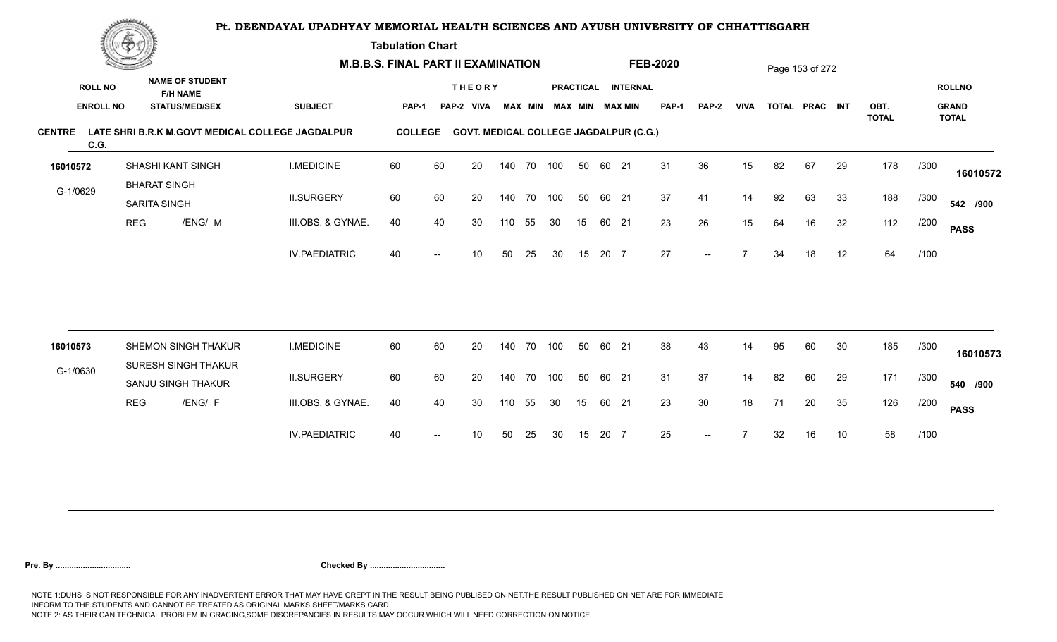# Pt. DEENDAYAL UPADHYAY MEMORIAL HEALTH SCIENCES AND AYUSH UNIVERSITY OF CHHATTISGARH

**Tabulation Chart**

**M.B.B.S. FINAL PART II EXAMINATION** **FEB-2020**

**CENTRE** LATE SHRI B.R.K M.GOVT MEDICAL COLLEGE JAGDALPUR C.G. **COLLEGE** GOVT. MEDICAL COLLEGE JAGDALPUR (C.G.)

| ROLL NO / ENROLL NO | NAME OF STUDENT / F/H NAME / STATUS/MED/SEX | SUBJECT | THEORY PAP-1 | THEORY PAP-2 | THEORY VIVA | THEORY MAX | THEORY MIN | PRACTICAL MAX | PRACTICAL MIN | INTERNAL MAX | INTERNAL MIN | PAP-1 | PAP-2 | VIVA | TOTAL | PRAC | INT | OBT. TOTAL | | ROLLNO / GRAND TOTAL |
|---|---|---|---|---|---|---|---|---|---|---|---|---|---|---|---|---|---|---|---|---|
| 16010572 | SHASHI KANT SINGH | I.MEDICINE | 60 | 60 | 20 | 140 | 70 | 100 | 50 | 60 | 21 | 31 | 36 | 15 | 82 | 67 | 29 | 178 | /300 | 16010572 |
| G-1/0629 | BHARAT SINGH / SARITA SINGH | II.SURGERY | 60 | 60 | 20 | 140 | 70 | 100 | 50 | 60 | 21 | 37 | 41 | 14 | 92 | 63 | 33 | 188 | /300 | 542 /900 |
| | REG /ENG/ M | III.OBS. & GYNAE. | 40 | 40 | 30 | 110 | 55 | 30 | 15 | 60 | 21 | 23 | 26 | 15 | 64 | 16 | 32 | 112 | /200 | PASS |
| | | IV.PAEDIATRIC | 40 | -- | 10 | 50 | 25 | 30 | 15 | 20 | 7 | 27 | -- | 7 | 34 | 18 | 12 | 64 | /100 | |
| 16010573 | SHEMON SINGH THAKUR | I.MEDICINE | 60 | 60 | 20 | 140 | 70 | 100 | 50 | 60 | 21 | 38 | 43 | 14 | 95 | 60 | 30 | 185 | /300 | 16010573 |
| G-1/0630 | SURESH SINGH THAKUR / SANJU SINGH THAKUR | II.SURGERY | 60 | 60 | 20 | 140 | 70 | 100 | 50 | 60 | 21 | 31 | 37 | 14 | 82 | 60 | 29 | 171 | /300 | 540 /900 |
| | REG /ENG/ F | III.OBS. & GYNAE. | 40 | 40 | 30 | 110 | 55 | 30 | 15 | 60 | 21 | 23 | 30 | 18 | 71 | 20 | 35 | 126 | /200 | PASS |
| | | IV.PAEDIATRIC | 40 | -- | 10 | 50 | 25 | 30 | 15 | 20 | 7 | 25 | -- | 7 | 32 | 16 | 10 | 58 | /100 | |

**Pre. By .................................** **Checked By .................................**

NOTE 1:DUHS IS NOT RESPONSIBLE FOR ANY INADVERTENT ERROR THAT MAY HAVE CREPT IN THE RESULT BEING PUBLISED ON NET.THE RESULT PUBLISHED ON NET ARE FOR IMMEDIATE INFORM TO THE STUDENTS AND CANNOT BE TREATED AS ORIGINAL MARKS SHEET/MARKS CARD.
NOTE 2: AS THEIR CAN TECHNICAL PROBLEM IN GRACING,SOME DISCREPANCIES IN RESULTS MAY OCCUR WHICH WILL NEED CORRECTION ON NOTICE.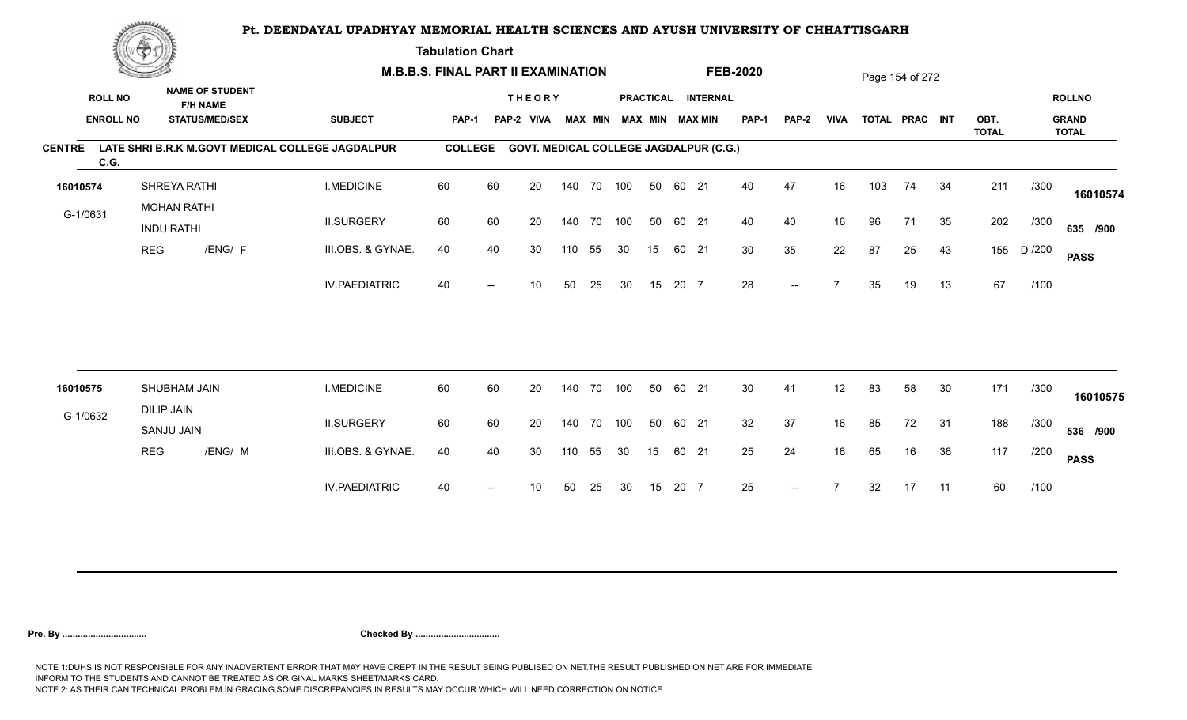# Pt. DEENDAYAL UPADHYAY MEMORIAL HEALTH SCIENCES AND AYUSH UNIVERSITY OF CHHATTISGARH

**Tabulation Chart**

**M.B.B.S. FINAL PART II EXAMINATION** **FEB-2020**

**CENTRE** LATE SHRI B.R.K M.GOVT MEDICAL COLLEGE JAGDALPUR C.G. **COLLEGE** GOVT. MEDICAL COLLEGE JAGDALPUR (C.G.)

| ROLL NO / ENROLL NO | NAME OF STUDENT / F/H NAME / STATUS/MED/SEX | SUBJECT | THEORY PAP-1 | THEORY PAP-2 | THEORY VIVA | THEORY MAX | THEORY MIN | PRACTICAL MAX | PRACTICAL MIN | INTERNAL MAX | INTERNAL MIN | PAP-1 | PAP-2 | VIVA | TOTAL | PRAC | INT | OBT. TOTAL | | ROLLNO / GRAND TOTAL |
|---|---|---|---|---|---|---|---|---|---|---|---|---|---|---|---|---|---|---|---|---|
| 16010574 | SHREYA RATHI | I.MEDICINE | 60 | 60 | 20 | 140 | 70 | 100 | 50 | 60 | 21 | 40 | 47 | 16 | 103 | 74 | 34 | 211 | /300 | 16010574 |
| G-1/0631 | MOHAN RATHI / INDU RATHI | II.SURGERY | 60 | 60 | 20 | 140 | 70 | 100 | 50 | 60 | 21 | 40 | 40 | 16 | 96 | 71 | 35 | 202 | /300 | 635 /900 |
| | REG /ENG/ F | III.OBS. & GYNAE. | 40 | 40 | 30 | 110 | 55 | 30 | 15 | 60 | 21 | 30 | 35 | 22 | 87 | 25 | 43 | 155 | D /200 | PASS |
| | | IV.PAEDIATRIC | 40 | -- | 10 | 50 | 25 | 30 | 15 | 20 | 7 | 28 | -- | 7 | 35 | 19 | 13 | 67 | /100 | |
| 16010575 | SHUBHAM JAIN | I.MEDICINE | 60 | 60 | 20 | 140 | 70 | 100 | 50 | 60 | 21 | 30 | 41 | 12 | 83 | 58 | 30 | 171 | /300 | 16010575 |
| G-1/0632 | DILIP JAIN / SANJU JAIN | II.SURGERY | 60 | 60 | 20 | 140 | 70 | 100 | 50 | 60 | 21 | 32 | 37 | 16 | 85 | 72 | 31 | 188 | /300 | 536 /900 |
| | REG /ENG/ M | III.OBS. & GYNAE. | 40 | 40 | 30 | 110 | 55 | 30 | 15 | 60 | 21 | 25 | 24 | 16 | 65 | 16 | 36 | 117 | /200 | PASS |
| | | IV.PAEDIATRIC | 40 | -- | 10 | 50 | 25 | 30 | 15 | 20 | 7 | 25 | -- | 7 | 32 | 17 | 11 | 60 | /100 | |

**Pre. By .................................** **Checked By .................................**

NOTE 1:DUHS IS NOT RESPONSIBLE FOR ANY INADVERTENT ERROR THAT MAY HAVE CREPT IN THE RESULT BEING PUBLISED ON NET.THE RESULT PUBLISHED ON NET ARE FOR IMMEDIATE INFORM TO THE STUDENTS AND CANNOT BE TREATED AS ORIGINAL MARKS SHEET/MARKS CARD.
NOTE 2: AS THEIR CAN TECHNICAL PROBLEM IN GRACING,SOME DISCREPANCIES IN RESULTS MAY OCCUR WHICH WILL NEED CORRECTION ON NOTICE.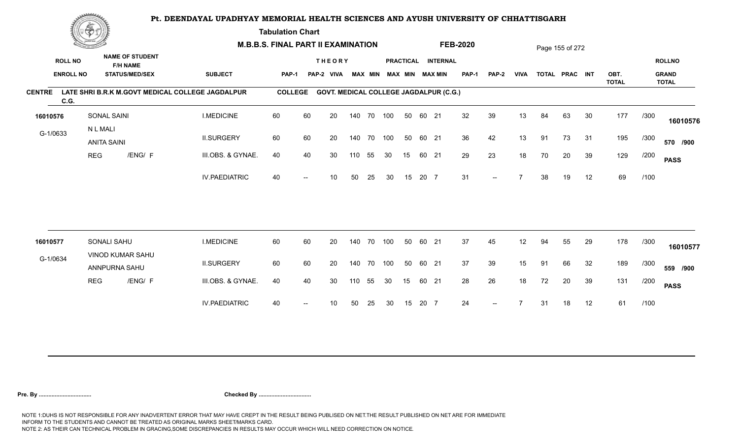# Pt. DEENDAYAL UPADHYAY MEMORIAL HEALTH SCIENCES AND AYUSH UNIVERSITY OF CHHATTISGARH

**Tabulation Chart**

**M.B.B.S. FINAL PART II EXAMINATION** **FEB-2020**

**CENTRE** LATE SHRI B.R.K M.GOVT MEDICAL COLLEGE JAGDALPUR C.G. **COLLEGE** GOVT. MEDICAL COLLEGE JAGDALPUR (C.G.)

| ROLL NO / ENROLL NO | NAME OF STUDENT / F/H NAME / STATUS/MED/SEX | SUBJECT | THEORY PAP-1 | THEORY PAP-2 | THEORY VIVA | THEORY MAX | THEORY MIN | PRACTICAL MAX | PRACTICAL MIN | INTERNAL MAX | INTERNAL MIN | PAP-1 | PAP-2 | VIVA | TOTAL | PRAC | INT | OBT. TOTAL | | ROLLNO / GRAND TOTAL |
|---|---|---|---|---|---|---|---|---|---|---|---|---|---|---|---|---|---|---|---|---|
| 16010576 | SONAL SAINI | I.MEDICINE | 60 | 60 | 20 | 140 | 70 | 100 | 50 | 60 | 21 | 32 | 39 | 13 | 84 | 63 | 30 | 177 | /300 | 16010576 |
| G-1/0633 | N L MALI / ANITA SAINI | II.SURGERY | 60 | 60 | 20 | 140 | 70 | 100 | 50 | 60 | 21 | 36 | 42 | 13 | 91 | 73 | 31 | 195 | /300 | 570 /900 |
| | REG /ENG/ F | III.OBS. & GYNAE. | 40 | 40 | 30 | 110 | 55 | 30 | 15 | 60 | 21 | 29 | 23 | 18 | 70 | 20 | 39 | 129 | /200 | PASS |
| | | IV.PAEDIATRIC | 40 | -- | 10 | 50 | 25 | 30 | 15 | 20 | 7 | 31 | -- | 7 | 38 | 19 | 12 | 69 | /100 | |
| 16010577 | SONALI SAHU | I.MEDICINE | 60 | 60 | 20 | 140 | 70 | 100 | 50 | 60 | 21 | 37 | 45 | 12 | 94 | 55 | 29 | 178 | /300 | 16010577 |
| G-1/0634 | VINOD KUMAR SAHU / ANNPURNA SAHU | II.SURGERY | 60 | 60 | 20 | 140 | 70 | 100 | 50 | 60 | 21 | 37 | 39 | 15 | 91 | 66 | 32 | 189 | /300 | 559 /900 |
| | REG /ENG/ F | III.OBS. & GYNAE. | 40 | 40 | 30 | 110 | 55 | 30 | 15 | 60 | 21 | 28 | 26 | 18 | 72 | 20 | 39 | 131 | /200 | PASS |
| | | IV.PAEDIATRIC | 40 | -- | 10 | 50 | 25 | 30 | 15 | 20 | 7 | 24 | -- | 7 | 31 | 18 | 12 | 61 | /100 | |

**Pre. By ................................** **Checked By ................................**

NOTE 1:DUHS IS NOT RESPONSIBLE FOR ANY INADVERTENT ERROR THAT MAY HAVE CREPT IN THE RESULT BEING PUBLISED ON NET.THE RESULT PUBLISHED ON NET ARE FOR IMMEDIATE INFORM TO THE STUDENTS AND CANNOT BE TREATED AS ORIGINAL MARKS SHEET/MARKS CARD.
NOTE 2: AS THEIR CAN TECHNICAL PROBLEM IN GRACING,SOME DISCREPANCIES IN RESULTS MAY OCCUR WHICH WILL NEED CORRECTION ON NOTICE.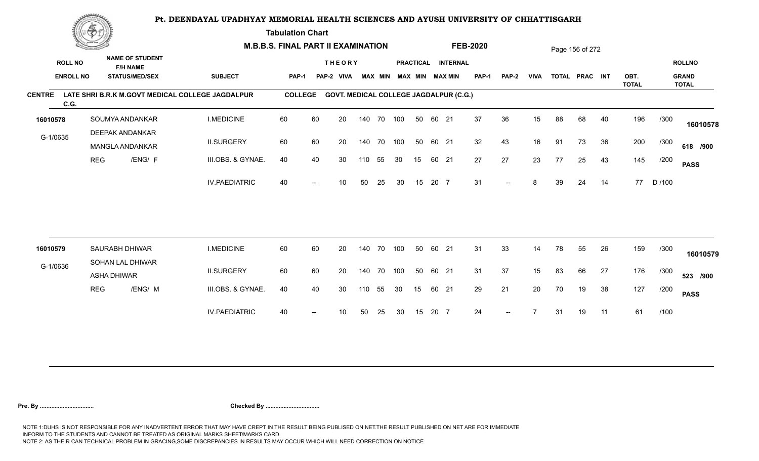# Pt. DEENDAYAL UPADHYAY MEMORIAL HEALTH SCIENCES AND AYUSH UNIVERSITY OF CHHATTISGARH

**Tabulation Chart**

**M.B.B.S. FINAL PART II EXAMINATION** **FEB-2020**

**CENTRE** LATE SHRI B.R.K M.GOVT MEDICAL COLLEGE JAGDALPUR C.G. **COLLEGE** GOVT. MEDICAL COLLEGE JAGDALPUR (C.G.)

| ROLL NO / ENROLL NO | NAME OF STUDENT / F/H NAME / STATUS/MED/SEX | SUBJECT | THEORY PAP-1 | THEORY PAP-2 | VIVA | MAX | MIN | PRACTICAL MAX | PRACTICAL MIN | INTERNAL MAX | INTERNAL MIN | PAP-1 | PAP-2 | VIVA | TOTAL | PRAC | INT | OBT. TOTAL | | ROLLNO / GRAND TOTAL |
|---|---|---|---|---|---|---|---|---|---|---|---|---|---|---|---|---|---|---|---|---|
| 16010578 | SOUMYA ANDANKAR | I.MEDICINE | 60 | 60 | 20 | 140 | 70 | 100 | 50 | 60 | 21 | 37 | 36 | 15 | 88 | 68 | 40 | 196 | /300 | 16010578 |
| G-1/0635 | DEEPAK ANDANKAR | II.SURGERY | 60 | 60 | 20 | 140 | 70 | 100 | 50 | 60 | 21 | 32 | 43 | 16 | 91 | 73 | 36 | 200 | /300 | 618 /900 |
| | MANGLA ANDANKAR | | | | | | | | | | | | | | | | | | | |
| | REG /ENG/ F | III.OBS. & GYNAE. | 40 | 40 | 30 | 110 | 55 | 30 | 15 | 60 | 21 | 27 | 27 | 23 | 77 | 25 | 43 | 145 | /200 | PASS |
| | | IV.PAEDIATRIC | 40 | -- | 10 | 50 | 25 | 30 | 15 | 20 | 7 | 31 | -- | 8 | 39 | 24 | 14 | 77 | D /100 | |
| 16010579 | SAURABH DHIWAR | I.MEDICINE | 60 | 60 | 20 | 140 | 70 | 100 | 50 | 60 | 21 | 31 | 33 | 14 | 78 | 55 | 26 | 159 | /300 | 16010579 |
| G-1/0636 | SOHAN LAL DHIWAR | II.SURGERY | 60 | 60 | 20 | 140 | 70 | 100 | 50 | 60 | 21 | 31 | 37 | 15 | 83 | 66 | 27 | 176 | /300 | 523 /900 |
| | ASHA DHIWAR | | | | | | | | | | | | | | | | | | | |
| | REG /ENG/ M | III.OBS. & GYNAE. | 40 | 40 | 30 | 110 | 55 | 30 | 15 | 60 | 21 | 29 | 21 | 20 | 70 | 19 | 38 | 127 | /200 | PASS |
| | | IV.PAEDIATRIC | 40 | -- | 10 | 50 | 25 | 30 | 15 | 20 | 7 | 24 | -- | 7 | 31 | 19 | 11 | 61 | /100 | |

**Pre. By .................................** **Checked By .................................**

NOTE 1:DUHS IS NOT RESPONSIBLE FOR ANY INADVERTENT ERROR THAT MAY HAVE CREPT IN THE RESULT BEING PUBLISED ON NET.THE RESULT PUBLISHED ON NET ARE FOR IMMEDIATE INFORM TO THE STUDENTS AND CANNOT BE TREATED AS ORIGINAL MARKS SHEET/MARKS CARD.
NOTE 2: AS THEIR CAN TECHNICAL PROBLEM IN GRACING,SOME DISCREPANCIES IN RESULTS MAY OCCUR WHICH WILL NEED CORRECTION ON NOTICE.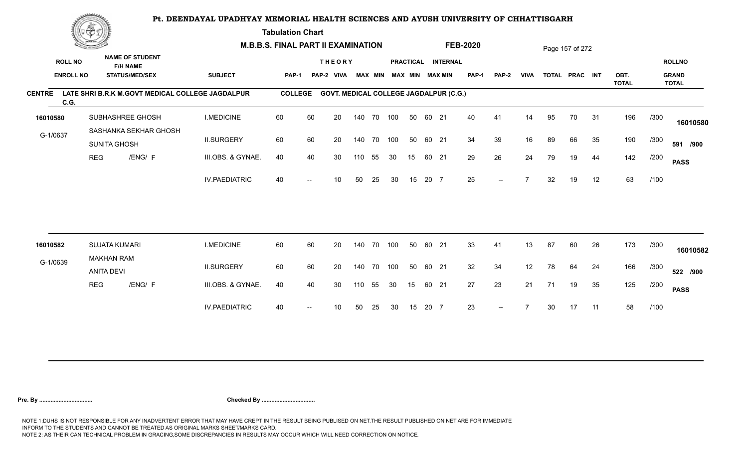# Pt. DEENDAYAL UPADHYAY MEMORIAL HEALTH SCIENCES AND AYUSH UNIVERSITY OF CHHATTISGARH

**Tabulation Chart**

**M.B.B.S. FINAL PART II EXAMINATION** **FEB-2020**

**CENTRE** LATE SHRI B.R.K M.GOVT MEDICAL COLLEGE JAGDALPUR C.G. **COLLEGE** GOVT. MEDICAL COLLEGE JAGDALPUR (C.G.)

| ROLL NO / ENROLL NO | NAME OF STUDENT / F/H NAME / STATUS/MED/SEX | SUBJECT | THEORY PAP-1 | PAP-2 | VIVA | MAX | MIN | PRACTICAL MAX | MIN | INTERNAL MAX | MIN | PAP-1 | PAP-2 | VIVA | TOTAL | PRAC | INT | OBT. TOTAL | | ROLLNO / GRAND TOTAL |
|---|---|---|---|---|---|---|---|---|---|---|---|---|---|---|---|---|---|---|---|---|
| 16010580 | SUBHASHREE GHOSH | I.MEDICINE | 60 | 60 | 20 | 140 | 70 | 100 | 50 | 60 | 21 | 40 | 41 | 14 | 95 | 70 | 31 | 196 | /300 | 16010580 |
| G-1/0637 | SASHANKA SEKHAR GHOSH / SUNITA GHOSH | II.SURGERY | 60 | 60 | 20 | 140 | 70 | 100 | 50 | 60 | 21 | 34 | 39 | 16 | 89 | 66 | 35 | 190 | /300 | 591 /900 |
| | REG /ENG/ F | III.OBS. & GYNAE. | 40 | 40 | 30 | 110 | 55 | 30 | 15 | 60 | 21 | 29 | 26 | 24 | 79 | 19 | 44 | 142 | /200 | PASS |
| | | IV.PAEDIATRIC | 40 | -- | 10 | 50 | 25 | 30 | 15 | 20 | 7 | 25 | -- | 7 | 32 | 19 | 12 | 63 | /100 | |
| 16010582 | SUJATA KUMARI | I.MEDICINE | 60 | 60 | 20 | 140 | 70 | 100 | 50 | 60 | 21 | 33 | 41 | 13 | 87 | 60 | 26 | 173 | /300 | 16010582 |
| G-1/0639 | MAKHAN RAM / ANITA DEVI | II.SURGERY | 60 | 60 | 20 | 140 | 70 | 100 | 50 | 60 | 21 | 32 | 34 | 12 | 78 | 64 | 24 | 166 | /300 | 522 /900 |
| | REG /ENG/ F | III.OBS. & GYNAE. | 40 | 40 | 30 | 110 | 55 | 30 | 15 | 60 | 21 | 27 | 23 | 21 | 71 | 19 | 35 | 125 | /200 | PASS |
| | | IV.PAEDIATRIC | 40 | -- | 10 | 50 | 25 | 30 | 15 | 20 | 7 | 23 | -- | 7 | 30 | 17 | 11 | 58 | /100 | |

**Pre. By ................................** **Checked By ................................**

NOTE 1:DUHS IS NOT RESPONSIBLE FOR ANY INADVERTENT ERROR THAT MAY HAVE CREPT IN THE RESULT BEING PUBLISED ON NET.THE RESULT PUBLISHED ON NET ARE FOR IMMEDIATE INFORM TO THE STUDENTS AND CANNOT BE TREATED AS ORIGINAL MARKS SHEET/MARKS CARD.
NOTE 2: AS THEIR CAN TECHNICAL PROBLEM IN GRACING,SOME DISCREPANCIES IN RESULTS MAY OCCUR WHICH WILL NEED CORRECTION ON NOTICE.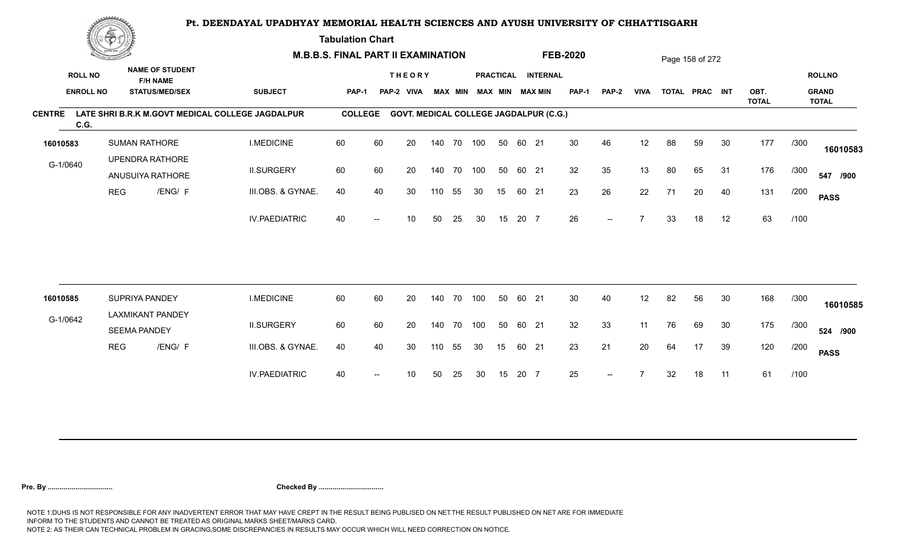# Pt. DEENDAYAL UPADHYAY MEMORIAL HEALTH SCIENCES AND AYUSH UNIVERSITY OF CHHATTISGARH

**Tabulation Chart**

**M.B.B.S. FINAL PART II EXAMINATION** **FEB-2020**

**CENTRE** LATE SHRI B.R.K M.GOVT MEDICAL COLLEGE JAGDALPUR C.G. **COLLEGE** GOVT. MEDICAL COLLEGE JAGDALPUR (C.G.)

| ROLL NO / ENROLL NO | NAME OF STUDENT / F/H NAME / STATUS/MED/SEX | SUBJECT | THEORY PAP-1 | THEORY PAP-2 | THEORY VIVA | THEORY MAX | THEORY MIN | PRACTICAL MAX | PRACTICAL MIN | INTERNAL MAX | INTERNAL MIN | PAP-1 | PAP-2 | VIVA | TOTAL | PRAC | INT | OBT. TOTAL | | ROLLNO / GRAND TOTAL |
|---|---|---|---|---|---|---|---|---|---|---|---|---|---|---|---|---|---|---|---|---|
| 16010583 | SUMAN RATHORE | I.MEDICINE | 60 | 60 | 20 | 140 | 70 | 100 | 50 | 60 | 21 | 30 | 46 | 12 | 88 | 59 | 30 | 177 | /300 | 16010583 |
| G-1/0640 | UPENDRA RATHORE / ANUSUIYA RATHORE | II.SURGERY | 60 | 60 | 20 | 140 | 70 | 100 | 50 | 60 | 21 | 32 | 35 | 13 | 80 | 65 | 31 | 176 | /300 | 547 /900 |
| | REG /ENG/ F | III.OBS. & GYNAE. | 40 | 40 | 30 | 110 | 55 | 30 | 15 | 60 | 21 | 23 | 26 | 22 | 71 | 20 | 40 | 131 | /200 | PASS |
| | | IV.PAEDIATRIC | 40 | -- | 10 | 50 | 25 | 30 | 15 | 20 | 7 | 26 | -- | 7 | 33 | 18 | 12 | 63 | /100 | |
| 16010585 | SUPRIYA PANDEY | I.MEDICINE | 60 | 60 | 20 | 140 | 70 | 100 | 50 | 60 | 21 | 30 | 40 | 12 | 82 | 56 | 30 | 168 | /300 | 16010585 |
| G-1/0642 | LAXMIKANT PANDEY / SEEMA PANDEY | II.SURGERY | 60 | 60 | 20 | 140 | 70 | 100 | 50 | 60 | 21 | 32 | 33 | 11 | 76 | 69 | 30 | 175 | /300 | 524 /900 |
| | REG /ENG/ F | III.OBS. & GYNAE. | 40 | 40 | 30 | 110 | 55 | 30 | 15 | 60 | 21 | 23 | 21 | 20 | 64 | 17 | 39 | 120 | /200 | PASS |
| | | IV.PAEDIATRIC | 40 | -- | 10 | 50 | 25 | 30 | 15 | 20 | 7 | 25 | -- | 7 | 32 | 18 | 11 | 61 | /100 | |

**Pre. By .................................** **Checked By .................................**

NOTE 1:DUHS IS NOT RESPONSIBLE FOR ANY INADVERTENT ERROR THAT MAY HAVE CREPT IN THE RESULT BEING PUBLISED ON NET.THE RESULT PUBLISHED ON NET ARE FOR IMMEDIATE INFORM TO THE STUDENTS AND CANNOT BE TREATED AS ORIGINAL MARKS SHEET/MARKS CARD.
NOTE 2: AS THEIR CAN TECHNICAL PROBLEM IN GRACING,SOME DISCREPANCIES IN RESULTS MAY OCCUR WHICH WILL NEED CORRECTION ON NOTICE.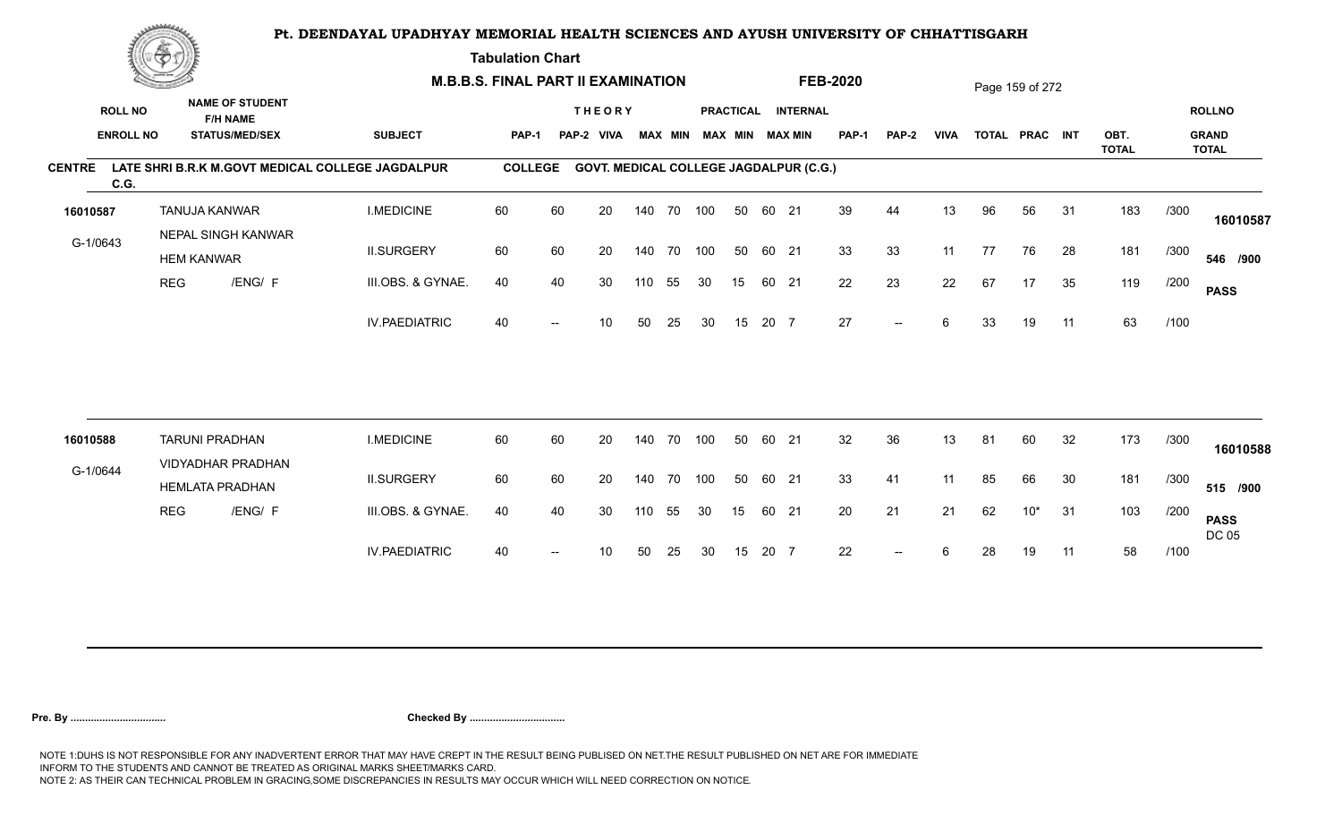# Pt. DEENDAYAL UPADHYAY MEMORIAL HEALTH SCIENCES AND AYUSH UNIVERSITY OF CHHATTISGARH

**Tabulation Chart**

**M.B.B.S. FINAL PART II EXAMINATION** **FEB-2020**

**CENTRE** LATE SHRI B.R.K M.GOVT MEDICAL COLLEGE JAGDALPUR C.G. **COLLEGE** GOVT. MEDICAL COLLEGE JAGDALPUR (C.G.)

| ROLL NO / ENROLL NO | NAME OF STUDENT / F/H NAME / STATUS/MEDI/SEX | SUBJECT | THEORY PAP-1 | THEORY PAP-2 | THEORY VIVA | THEORY MAX | THEORY MIN | PRACTICAL MAX | PRACTICAL MIN | INTERNAL MAX | INTERNAL MIN | PAP-1 | PAP-2 | VIVA | TOTAL | PRAC | INT | OBT. TOTAL | | ROLLNO / GRAND TOTAL |
|---|---|---|---|---|---|---|---|---|---|---|---|---|---|---|---|---|---|---|---|---|
| 16010587 | TANUJA KANWAR | I.MEDICINE | 60 | 60 | 20 | 140 | 70 | 100 | 50 | 60 | 21 | 39 | 44 | 13 | 96 | 56 | 31 | 183 | /300 | 16010587 |
| G-1/0643 | NEPAL SINGH KANWAR / HEM KANWAR | II.SURGERY | 60 | 60 | 20 | 140 | 70 | 100 | 50 | 60 | 21 | 33 | 33 | 11 | 77 | 76 | 28 | 181 | /300 | 546 /900 |
| | REG /ENG/ F | III.OBS. & GYNAE. | 40 | 40 | 30 | 110 | 55 | 30 | 15 | 60 | 21 | 22 | 23 | 22 | 67 | 17 | 35 | 119 | /200 | PASS |
| | | IV.PAEDIATRIC | 40 | -- | 10 | 50 | 25 | 30 | 15 | 20 | 7 | 27 | -- | 6 | 33 | 19 | 11 | 63 | /100 | |
| 16010588 | TARUNI PRADHAN | I.MEDICINE | 60 | 60 | 20 | 140 | 70 | 100 | 50 | 60 | 21 | 32 | 36 | 13 | 81 | 60 | 32 | 173 | /300 | 16010588 |
| G-1/0644 | VIDYADHAR PRADHAN / HEMLATA PRADHAN | II.SURGERY | 60 | 60 | 20 | 140 | 70 | 100 | 50 | 60 | 21 | 33 | 41 | 11 | 85 | 66 | 30 | 181 | /300 | 515 /900 |
| | REG /ENG/ F | III.OBS. & GYNAE. | 40 | 40 | 30 | 110 | 55 | 30 | 15 | 60 | 21 | 20 | 21 | 21 | 62 | 10* | 31 | 103 | /200 | PASS DC 05 |
| | | IV.PAEDIATRIC | 40 | -- | 10 | 50 | 25 | 30 | 15 | 20 | 7 | 22 | -- | 6 | 28 | 19 | 11 | 58 | /100 | |

**Pre. By .................................** **Checked By .................................**

NOTE 1:DUHS IS NOT RESPONSIBLE FOR ANY INADVERTENT ERROR THAT MAY HAVE CREPT IN THE RESULT BEING PUBLISED ON NET.THE RESULT PUBLISHED ON NET ARE FOR IMMEDIATE INFORM TO THE STUDENTS AND CANNOT BE TREATED AS ORIGINAL MARKS SHEET/MARKS CARD.
NOTE 2: AS THEIR CAN TECHNICAL PROBLEM IN GRACING,SOME DISCREPANCIES IN RESULTS MAY OCCUR WHICH WILL NEED CORRECTION ON NOTICE.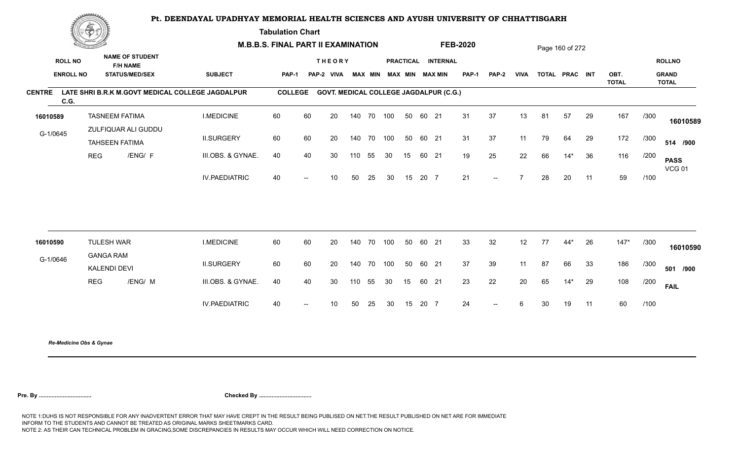# Pt. DEENDAYAL UPADHYAY MEMORIAL HEALTH SCIENCES AND AYUSH UNIVERSITY OF CHHATTISGARH

**Tabulation Chart**

**M.B.B.S. FINAL PART II EXAMINATION** **FEB-2020**

**CENTRE** LATE SHRI B.R.K M.GOVT MEDICAL COLLEGE JAGDALPUR C.G. **COLLEGE** GOVT. MEDICAL COLLEGE JAGDALPUR (C.G.)

| ROLL NO / ENROLL NO | NAME OF STUDENT / F/H NAME / STATUS/MED/SEX | SUBJECT | THEORY PAP-1 | THEORY PAP-2 | VIVA | MAX | MIN | PRACTICAL MAX | PRACTICAL MIN | INTERNAL MAX | INTERNAL MIN | PAP-1 | PAP-2 | VIVA | TOTAL | PRAC | INT | OBT. TOTAL | | ROLLNO / GRAND TOTAL |
|---|---|---|---|---|---|---|---|---|---|---|---|---|---|---|---|---|---|---|---|---|
| 16010589 | TASNEEM FATIMA | I.MEDICINE | 60 | 60 | 20 | 140 | 70 | 100 | 50 | 60 | 21 | 31 | 37 | 13 | 81 | 57 | 29 | 167 | /300 | 16010589 |
| G-1/0645 | ZULFIQUAR ALI GUDDU / TAHSEEN FATIMA | II.SURGERY | 60 | 60 | 20 | 140 | 70 | 100 | 50 | 60 | 21 | 31 | 37 | 11 | 79 | 64 | 29 | 172 | /300 | 514 /900 |
| | REG /ENG/ F | III.OBS. & GYNAE. | 40 | 40 | 30 | 110 | 55 | 30 | 15 | 60 | 21 | 19 | 25 | 22 | 66 | 14* | 36 | 116 | /200 | PASS VCG 01 |
| | | IV.PAEDIATRIC | 40 | -- | 10 | 50 | 25 | 30 | 15 | 20 | 7 | 21 | -- | 7 | 28 | 20 | 11 | 59 | /100 | |
| 16010590 | TULESH WAR | I.MEDICINE | 60 | 60 | 20 | 140 | 70 | 100 | 50 | 60 | 21 | 33 | 32 | 12 | 77 | 44* | 26 | 147* | /300 | 16010590 |
| G-1/0646 | GANGA RAM / KALENDI DEVI | II.SURGERY | 60 | 60 | 20 | 140 | 70 | 100 | 50 | 60 | 21 | 37 | 39 | 11 | 87 | 66 | 33 | 186 | /300 | 501 /900 |
| | REG /ENG/ M | III.OBS. & GYNAE. | 40 | 40 | 30 | 110 | 55 | 30 | 15 | 60 | 21 | 23 | 22 | 20 | 65 | 14* | 29 | 108 | /200 | FAIL |
| | | IV.PAEDIATRIC | 40 | -- | 10 | 50 | 25 | 30 | 15 | 20 | 7 | 24 | -- | 6 | 30 | 19 | 11 | 60 | /100 | |

*Re-Medicine Obs & Gynae*

**Pre. By .................................** **Checked By .................................**

NOTE 1:DUHS IS NOT RESPONSIBLE FOR ANY INADVERTENT ERROR THAT MAY HAVE CREPT IN THE RESULT BEING PUBLISED ON NET.THE RESULT PUBLISHED ON NET ARE FOR IMMEDIATE INFORM TO THE STUDENTS AND CANNOT BE TREATED AS ORIGINAL MARKS SHEET/MARKS CARD.
NOTE 2: AS THEIR CAN TECHNICAL PROBLEM IN GRACING,SOME DISCREPANCIES IN RESULTS MAY OCCUR WHICH WILL NEED CORRECTION ON NOTICE.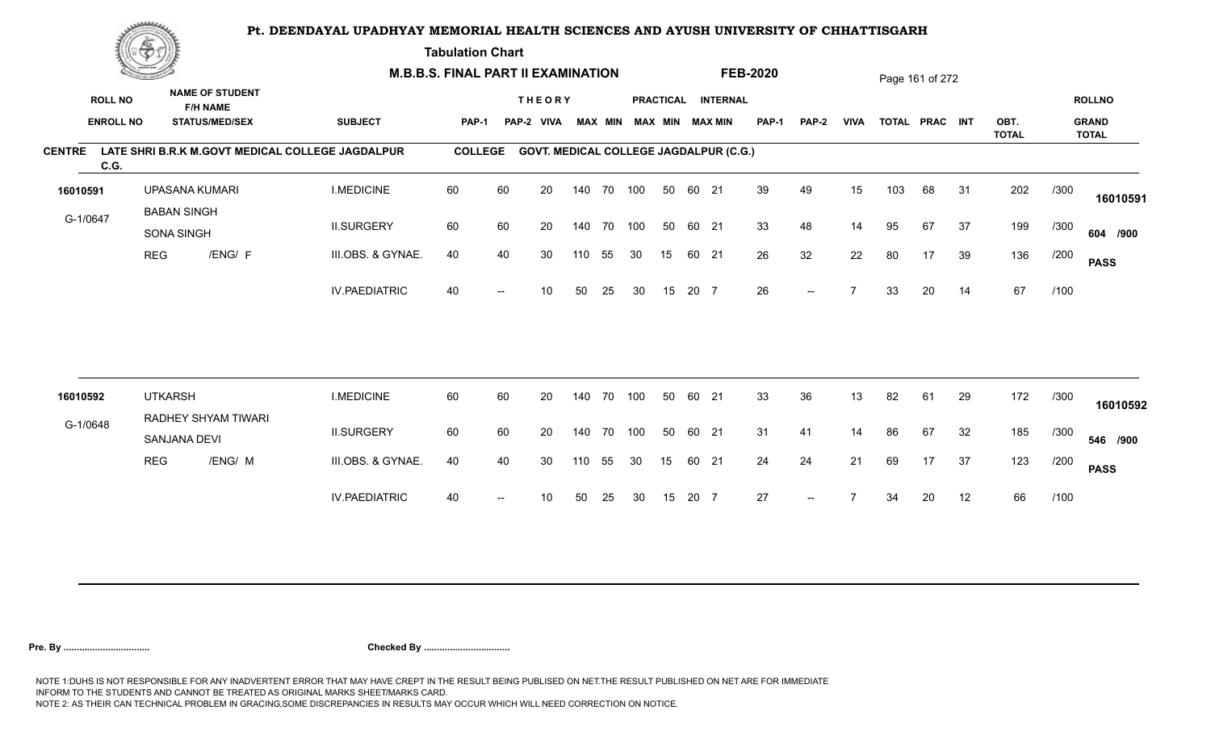# Pt. DEENDAYAL UPADHYAY MEMORIAL HEALTH SCIENCES AND AYUSH UNIVERSITY OF CHHATTISGARH

**Tabulation Chart**

**M.B.B.S. FINAL PART II EXAMINATION** **FEB-2020**

**CENTRE** LATE SHRI B.R.K M.GOVT MEDICAL COLLEGE JAGDALPUR C.G. **COLLEGE** GOVT. MEDICAL COLLEGE JAGDALPUR (C.G.)

| ROLL NO / ENROLL NO | NAME OF STUDENT / F/H NAME / STATUS/MED/SEX | SUBJECT | THEORY PAP-1 | THEORY PAP-2 | THEORY VIVA | MAX | MIN | PRACTICAL MAX | PRACTICAL MIN | INTERNAL MAX | INTERNAL MIN | PAP-1 | PAP-2 | VIVA | TOTAL | PRAC | INT | OBT. TOTAL | | ROLLNO / GRAND TOTAL |
|---|---|---|---|---|---|---|---|---|---|---|---|---|---|---|---|---|---|---|---|---|
| 16010591 | UPASANA KUMARI | I.MEDICINE | 60 | 60 | 20 | 140 | 70 | 100 | 50 | 60 | 21 | 39 | 49 | 15 | 103 | 68 | 31 | 202 | /300 | 16010591 |
| G-1/0647 | BABAN SINGH / SONA SINGH | II.SURGERY | 60 | 60 | 20 | 140 | 70 | 100 | 50 | 60 | 21 | 33 | 48 | 14 | 95 | 67 | 37 | 199 | /300 | 604 /900 |
| | REG /ENG/ F | III.OBS. & GYNAE. | 40 | 40 | 30 | 110 | 55 | 30 | 15 | 60 | 21 | 26 | 32 | 22 | 80 | 17 | 39 | 136 | /200 | PASS |
| | | IV.PAEDIATRIC | 40 | -- | 10 | 50 | 25 | 30 | 15 | 20 | 7 | 26 | -- | 7 | 33 | 20 | 14 | 67 | /100 | |
| 16010592 | UTKARSH | I.MEDICINE | 60 | 60 | 20 | 140 | 70 | 100 | 50 | 60 | 21 | 33 | 36 | 13 | 82 | 61 | 29 | 172 | /300 | 16010592 |
| G-1/0648 | RADHEY SHYAM TIWARI / SANJANA DEVI | II.SURGERY | 60 | 60 | 20 | 140 | 70 | 100 | 50 | 60 | 21 | 31 | 41 | 14 | 86 | 67 | 32 | 185 | /300 | 546 /900 |
| | REG /ENG/ M | III.OBS. & GYNAE. | 40 | 40 | 30 | 110 | 55 | 30 | 15 | 60 | 21 | 24 | 24 | 21 | 69 | 17 | 37 | 123 | /200 | PASS |
| | | IV.PAEDIATRIC | 40 | -- | 10 | 50 | 25 | 30 | 15 | 20 | 7 | 27 | -- | 7 | 34 | 20 | 12 | 66 | /100 | |

**Pre. By .................................** **Checked By .................................**

NOTE 1:DUHS IS NOT RESPONSIBLE FOR ANY INADVERTENT ERROR THAT MAY HAVE CREPT IN THE RESULT BEING PUBLISED ON NET.THE RESULT PUBLISHED ON NET ARE FOR IMMEDIATE INFORM TO THE STUDENTS AND CANNOT BE TREATED AS ORIGINAL MARKS SHEET/MARKS CARD.
NOTE 2: AS THEIR CAN TECHNICAL PROBLEM IN GRACING,SOME DISCREPANCIES IN RESULTS MAY OCCUR WHICH WILL NEED CORRECTION ON NOTICE.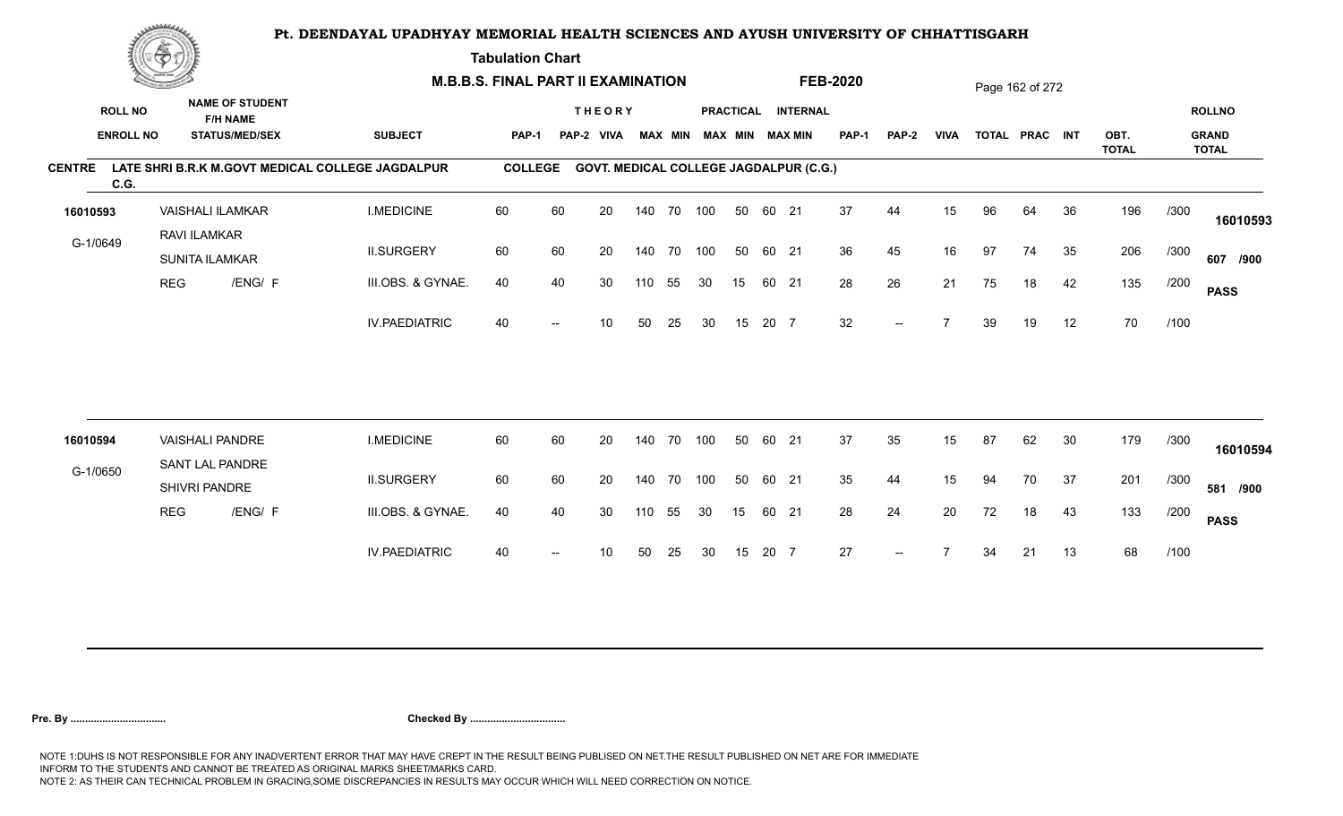# Pt. DEENDAYAL UPADHYAY MEMORIAL HEALTH SCIENCES AND AYUSH UNIVERSITY OF CHHATTISGARH

**Tabulation Chart**

**M.B.B.S. FINAL PART II EXAMINATION** **FEB-2020**

**CENTRE** LATE SHRI B.R.K M.GOVT MEDICAL COLLEGE JAGDALPUR C.G. **COLLEGE** GOVT. MEDICAL COLLEGE JAGDALPUR (C.G.)

| ROLL NO / ENROLL NO | NAME OF STUDENT / F/H NAME / STATUS/MED/SEX | SUBJECT | THEORY PAP-1 | THEORY PAP-2 | VIVA | MAX | MIN | PRACTICAL MAX | PRACTICAL MIN | INTERNAL MAX | INTERNAL MIN | PAP-1 | PAP-2 | VIVA | TOTAL | PRAC | INT | OBT. TOTAL | | ROLLNO / GRAND TOTAL |
|---|---|---|---|---|---|---|---|---|---|---|---|---|---|---|---|---|---|---|---|---|
| 16010593 | VAISHALI ILAMKAR | I.MEDICINE | 60 | 60 | 20 | 140 | 70 | 100 | 50 | 60 | 21 | 37 | 44 | 15 | 96 | 64 | 36 | 196 | /300 | 16010593 |
| G-1/0649 | RAVI ILAMKAR / SUNITA ILAMKAR | II.SURGERY | 60 | 60 | 20 | 140 | 70 | 100 | 50 | 60 | 21 | 36 | 45 | 16 | 97 | 74 | 35 | 206 | /300 | 607 /900 |
| | REG /ENG/ F | III.OBS. & GYNAE. | 40 | 40 | 30 | 110 | 55 | 30 | 15 | 60 | 21 | 28 | 26 | 21 | 75 | 18 | 42 | 135 | /200 | PASS |
| | | IV.PAEDIATRIC | 40 | -- | 10 | 50 | 25 | 30 | 15 | 20 | 7 | 32 | -- | 7 | 39 | 19 | 12 | 70 | /100 | |
| 16010594 | VAISHALI PANDRE | I.MEDICINE | 60 | 60 | 20 | 140 | 70 | 100 | 50 | 60 | 21 | 37 | 35 | 15 | 87 | 62 | 30 | 179 | /300 | 16010594 |
| G-1/0650 | SANT LAL PANDRE / SHIVRI PANDRE | II.SURGERY | 60 | 60 | 20 | 140 | 70 | 100 | 50 | 60 | 21 | 35 | 44 | 15 | 94 | 70 | 37 | 201 | /300 | 581 /900 |
| | REG /ENG/ F | III.OBS. & GYNAE. | 40 | 40 | 30 | 110 | 55 | 30 | 15 | 60 | 21 | 28 | 24 | 20 | 72 | 18 | 43 | 133 | /200 | PASS |
| | | IV.PAEDIATRIC | 40 | -- | 10 | 50 | 25 | 30 | 15 | 20 | 7 | 27 | -- | 7 | 34 | 21 | 13 | 68 | /100 | |

**Pre. By ................................** **Checked By ................................**

NOTE 1:DUHS IS NOT RESPONSIBLE FOR ANY INADVERTENT ERROR THAT MAY HAVE CREPT IN THE RESULT BEING PUBLISED ON NET.THE RESULT PUBLISHED ON NET ARE FOR IMMEDIATE INFORM TO THE STUDENTS AND CANNOT BE TREATED AS ORIGINAL MARKS SHEET/MARKS CARD.
NOTE 2: AS THEIR CAN TECHNICAL PROBLEM IN GRACING,SOME DISCREPANCIES IN RESULTS MAY OCCUR WHICH WILL NEED CORRECTION ON NOTICE.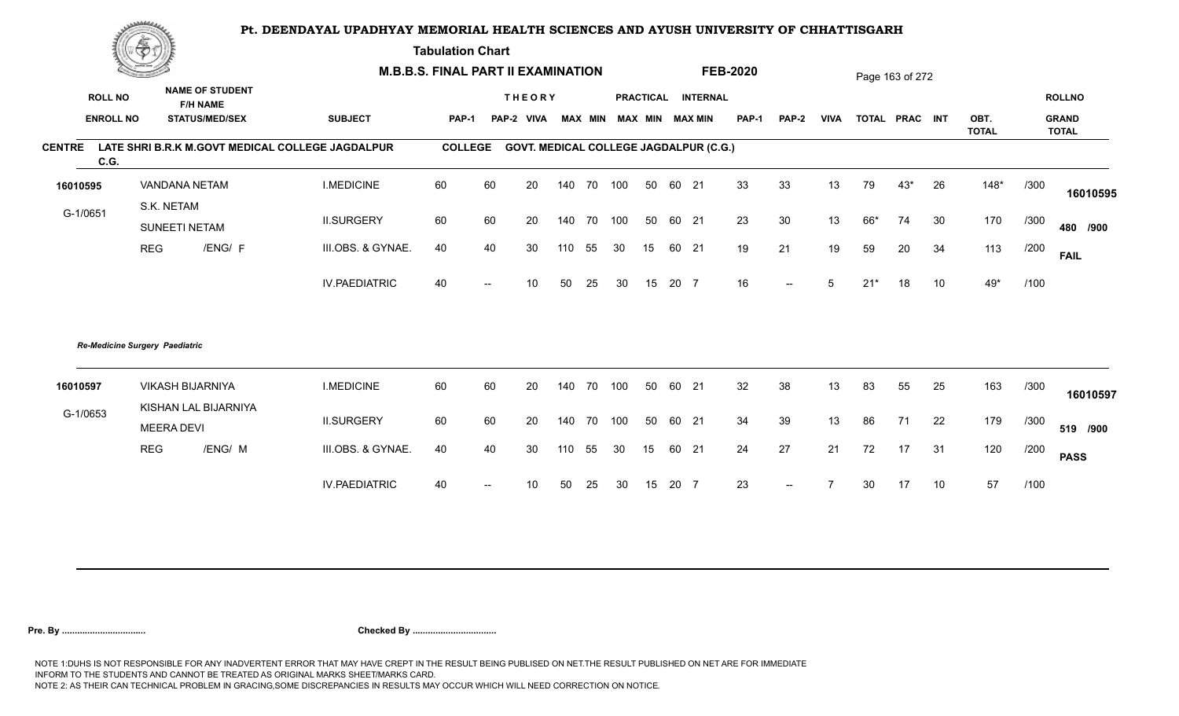# Pt. DEENDAYAL UPADHYAY MEMORIAL HEALTH SCIENCES AND AYUSH UNIVERSITY OF CHHATTISGARH

**Tabulation Chart**

**M.B.B.S. FINAL PART II EXAMINATION** **FEB-2020**

**CENTRE** LATE SHRI B.R.K M.GOVT MEDICAL COLLEGE JAGDALPUR C.G. **COLLEGE** GOVT. MEDICAL COLLEGE JAGDALPUR (C.G.)

| ROLL NO / ENROLL NO | NAME OF STUDENT / F/H NAME / STATUS/MED/SEX | SUBJECT | THEORY PAP-1 | THEORY PAP-2 | VIVA | MAX | MIN | PRACTICAL MAX | PRACTICAL MIN | INTERNAL MAX | INTERNAL MIN | PAP-1 | PAP-2 | VIVA | TOTAL | PRAC | INT | OBT. TOTAL | | ROLLNO / GRAND TOTAL |
|---|---|---|---|---|---|---|---|---|---|---|---|---|---|---|---|---|---|---|---|---|
| 16010595 | VANDANA NETAM | I.MEDICINE | 60 | 60 | 20 | 140 | 70 | 100 | 50 | 60 | 21 | 33 | 33 | 13 | 79 | 43* | 26 | 148* | /300 | 16010595 |
| G-1/0651 | S.K. NETAM / SUNEETI NETAM | II.SURGERY | 60 | 60 | 20 | 140 | 70 | 100 | 50 | 60 | 21 | 23 | 30 | 13 | 66* | 74 | 30 | 170 | /300 | 480 /900 |
| | REG /ENG/ F | III.OBS. & GYNAE. | 40 | 40 | 30 | 110 | 55 | 30 | 15 | 60 | 21 | 19 | 21 | 19 | 59 | 20 | 34 | 113 | /200 | FAIL |
| | | IV.PAEDIATRIC | 40 | -- | 10 | 50 | 25 | 30 | 15 | 20 | 7 | 16 | -- | 5 | 21* | 18 | 10 | 49* | /100 | |

*Re-Medicine Surgery Paediatric*

| ROLL NO / ENROLL NO | NAME OF STUDENT / F/H NAME / STATUS/MED/SEX | SUBJECT | THEORY PAP-1 | THEORY PAP-2 | VIVA | MAX | MIN | PRACTICAL MAX | PRACTICAL MIN | INTERNAL MAX | INTERNAL MIN | PAP-1 | PAP-2 | VIVA | TOTAL | PRAC | INT | OBT. TOTAL | | ROLLNO / GRAND TOTAL |
|---|---|---|---|---|---|---|---|---|---|---|---|---|---|---|---|---|---|---|---|---|
| 16010597 | VIKASH BIJARNIYA | I.MEDICINE | 60 | 60 | 20 | 140 | 70 | 100 | 50 | 60 | 21 | 32 | 38 | 13 | 83 | 55 | 25 | 163 | /300 | 16010597 |
| G-1/0653 | KISHAN LAL BIJARNIYA / MEERA DEVI | II.SURGERY | 60 | 60 | 20 | 140 | 70 | 100 | 50 | 60 | 21 | 34 | 39 | 13 | 86 | 71 | 22 | 179 | /300 | 519 /900 |
| | REG /ENG/ M | III.OBS. & GYNAE. | 40 | 40 | 30 | 110 | 55 | 30 | 15 | 60 | 21 | 24 | 27 | 21 | 72 | 17 | 31 | 120 | /200 | PASS |
| | | IV.PAEDIATRIC | 40 | -- | 10 | 50 | 25 | 30 | 15 | 20 | 7 | 23 | -- | 7 | 30 | 17 | 10 | 57 | /100 | |

**Pre. By .................................** **Checked By .................................**

NOTE 1:DUHS IS NOT RESPONSIBLE FOR ANY INADVERTENT ERROR THAT MAY HAVE CREPT IN THE RESULT BEING PUBLISED ON NET.THE RESULT PUBLISHED ON NET ARE FOR IMMEDIATE INFORM TO THE STUDENTS AND CANNOT BE TREATED AS ORIGINAL MARKS SHEET/MARKS CARD.
NOTE 2: AS THEIR CAN TECHNICAL PROBLEM IN GRACING,SOME DISCREPANCIES IN RESULTS MAY OCCUR WHICH WILL NEED CORRECTION ON NOTICE.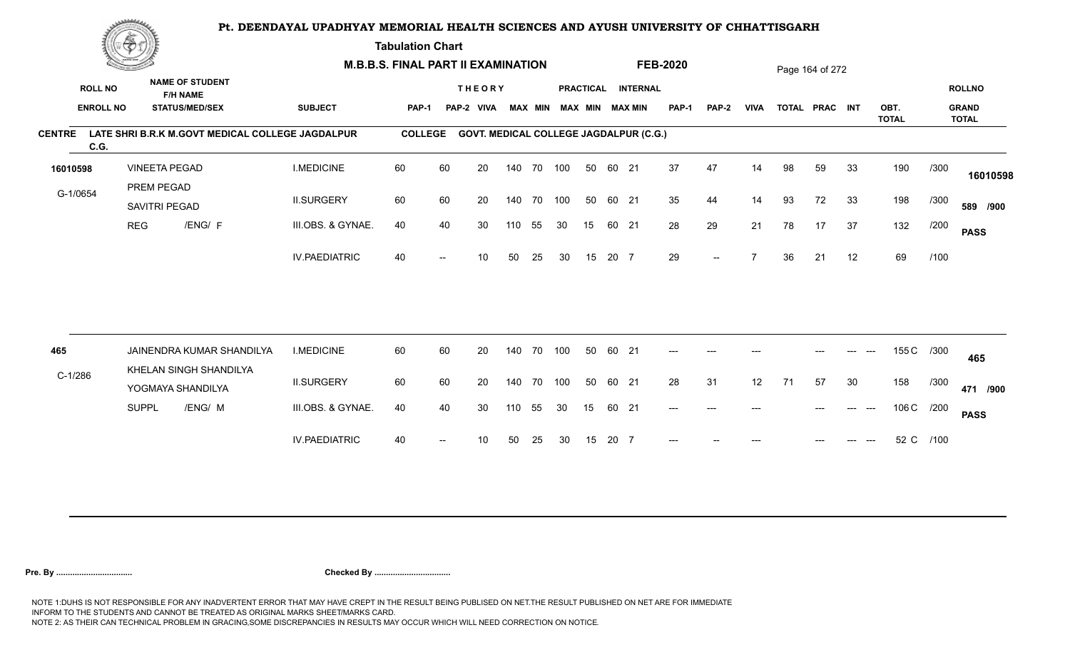# Pt. DEENDAYAL UPADHYAY MEMORIAL HEALTH SCIENCES AND AYUSH UNIVERSITY OF CHHATTISGARH

**Tabulation Chart**

**M.B.B.S. FINAL PART II EXAMINATION** **FEB-2020**

**CENTRE** LATE SHRI B.R.K M.GOVT MEDICAL COLLEGE JAGDALPUR C.G. **COLLEGE** GOVT. MEDICAL COLLEGE JAGDALPUR (C.G.)

| ROLL NO / ENROLL NO | NAME OF STUDENT / F/H NAME / STATUS/MED/SEX | SUBJECT | THEORY PAP-1 | THEORY PAP-2 | THEORY VIVA | MAX | MIN | PRACTICAL MAX | PRACTICAL MIN | INTERNAL MAX | INTERNAL MIN | PAP-1 | PAP-2 | VIVA | TOTAL | PRAC | INT | OBT. TOTAL | | ROLLNO / GRAND TOTAL |
|---|---|---|---|---|---|---|---|---|---|---|---|---|---|---|---|---|---|---|---|---|
| 16010598 | VINEETA PEGAD | I.MEDICINE | 60 | 60 | 20 | 140 | 70 | 100 | 50 | 60 | 21 | 37 | 47 | 14 | 98 | 59 | 33 | 190 | /300 | 16010598 |
| G-1/0654 | PREM PEGAD / SAVITRI PEGAD | II.SURGERY | 60 | 60 | 20 | 140 | 70 | 100 | 50 | 60 | 21 | 35 | 44 | 14 | 93 | 72 | 33 | 198 | /300 | 589 /900 |
| | REG /ENG/ F | III.OBS. & GYNAE. | 40 | 40 | 30 | 110 | 55 | 30 | 15 | 60 | 21 | 28 | 29 | 21 | 78 | 17 | 37 | 132 | /200 | PASS |
| | | IV.PAEDIATRIC | 40 | -- | 10 | 50 | 25 | 30 | 15 | 20 | 7 | 29 | -- | 7 | 36 | 21 | 12 | 69 | /100 | |
| 465 | JAINENDRA KUMAR SHANDILYA | I.MEDICINE | 60 | 60 | 20 | 140 | 70 | 100 | 50 | 60 | 21 | --- | --- | --- | | --- | --- --- | 155 C | /300 | 465 |
| C-1/286 | KHELAN SINGH SHANDILYA / YOGMAYA SHANDILYA | II.SURGERY | 60 | 60 | 20 | 140 | 70 | 100 | 50 | 60 | 21 | 28 | 31 | 12 | 71 | 57 | 30 | 158 | /300 | 471 /900 |
| | SUPPL /ENG/ M | III.OBS. & GYNAE. | 40 | 40 | 30 | 110 | 55 | 30 | 15 | 60 | 21 | --- | --- | --- | | --- | --- --- | 106 C | /200 | PASS |
| | | IV.PAEDIATRIC | 40 | -- | 10 | 50 | 25 | 30 | 15 | 20 | 7 | --- | -- | --- | | --- | --- --- | 52 C | /100 | |

**Pre. By ................................** **Checked By ................................**

NOTE 1:DUHS IS NOT RESPONSIBLE FOR ANY INADVERTENT ERROR THAT MAY HAVE CREPT IN THE RESULT BEING PUBLISED ON NET.THE RESULT PUBLISHED ON NET ARE FOR IMMEDIATE INFORM TO THE STUDENTS AND CANNOT BE TREATED AS ORIGINAL MARKS SHEET/MARKS CARD.
NOTE 2: AS THEIR CAN TECHNICAL PROBLEM IN GRACING,SOME DISCREPANCIES IN RESULTS MAY OCCUR WHICH WILL NEED CORRECTION ON NOTICE.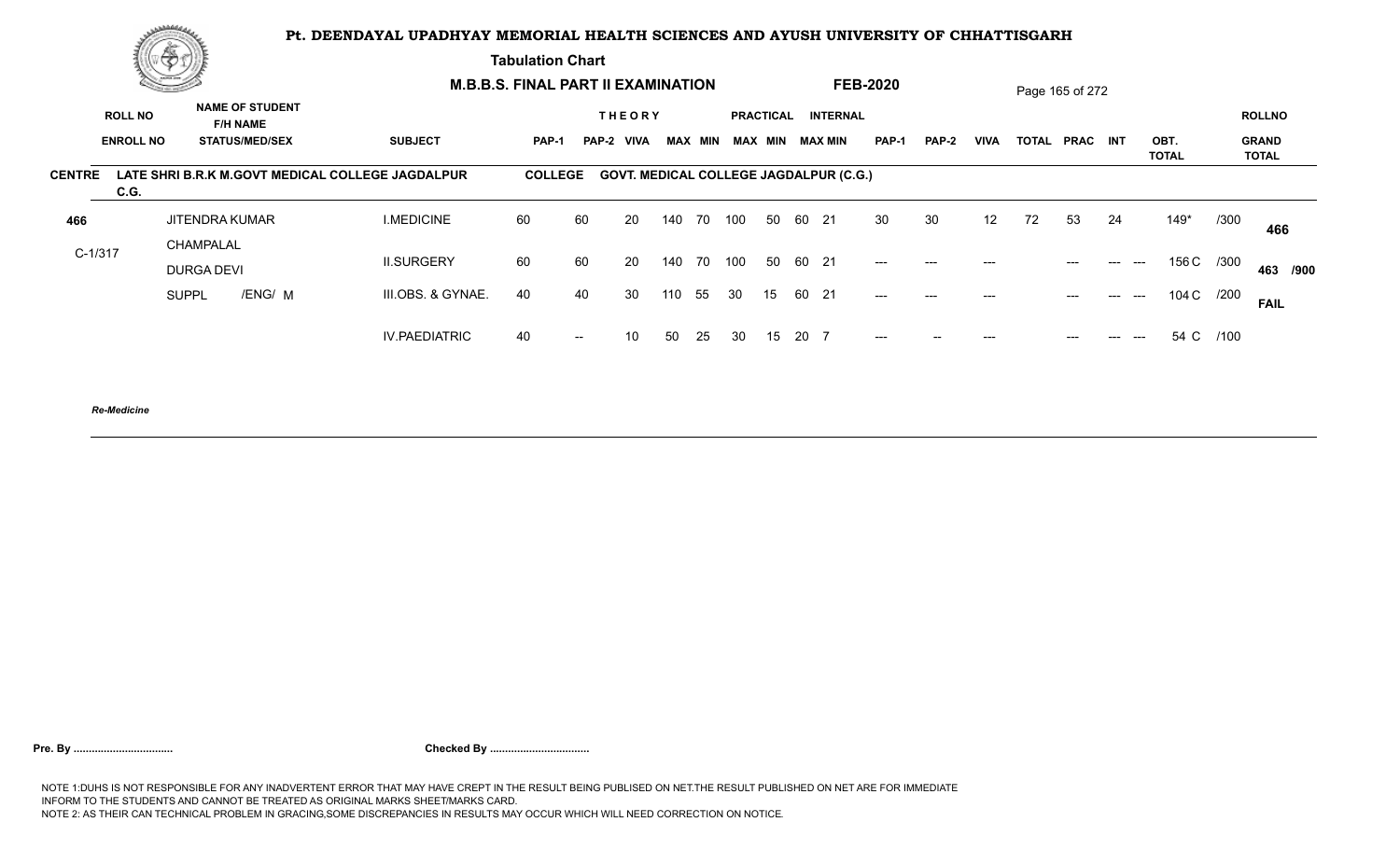# Pt. DEENDAYAL UPADHYAY MEMORIAL HEALTH SCIENCES AND AYUSH UNIVERSITY OF CHHATTISGARH

**Tabulation Chart**

**M.B.B.S. FINAL PART II EXAMINATION** **FEB-2020**

Page 165 of 272

**CENTRE** LATE SHRI B.R.K M.GOVT MEDICAL COLLEGE JAGDALPUR C.G. **COLLEGE** GOVT. MEDICAL COLLEGE JAGDALPUR (C.G.)

| ROLL NO / ENROLL NO | NAME OF STUDENT / F/H NAME / STATUS/MED/SEX | SUBJECT | THEORY PAP-1 | THEORY PAP-2 | THEORY VIVA | THEORY MAX | THEORY MIN | PRACTICAL MAX | PRACTICAL MIN | INTERNAL MAX | INTERNAL MIN | PAP-1 | PAP-2 | VIVA | TOTAL | PRAC | INT | OBT. TOTAL | | ROLLNO / GRAND TOTAL |
|---|---|---|---|---|---|---|---|---|---|---|---|---|---|---|---|---|---|---|---|---|
| 466 | JITENDRA KUMAR | I.MEDICINE | 60 | 60 | 20 | 140 | 70 | 100 | 50 | 60 | 21 | 30 | 30 | 12 | 72 | 53 | 24 | 149* | /300 | 466 |
| C-1/317 | CHAMPALAL / DURGA DEVI | II.SURGERY | 60 | 60 | 20 | 140 | 70 | 100 | 50 | 60 | 21 | --- | --- | --- | | --- | --- --- | 156 C | /300 | 463 /900 |
| | SUPPL /ENG/ M | III.OBS. & GYNAE. | 40 | 40 | 30 | 110 | 55 | 30 | 15 | 60 | 21 | --- | --- | --- | | --- | --- --- | 104 C | /200 | FAIL |
| | | IV.PAEDIATRIC | 40 | -- | 10 | 50 | 25 | 30 | 15 | 20 | 7 | --- | -- | --- | | --- | --- --- | 54 C | /100 | |

*Re-Medicine*

**Pre. By ................................** **Checked By ................................**

NOTE 1:DUHS IS NOT RESPONSIBLE FOR ANY INADVERTENT ERROR THAT MAY HAVE CREPT IN THE RESULT BEING PUBLISED ON NET.THE RESULT PUBLISHED ON NET ARE FOR IMMEDIATE INFORM TO THE STUDENTS AND CANNOT BE TREATED AS ORIGINAL MARKS SHEET/MARKS CARD.
NOTE 2: AS THEIR CAN TECHNICAL PROBLEM IN GRACING,SOME DISCREPANCIES IN RESULTS MAY OCCUR WHICH WILL NEED CORRECTION ON NOTICE.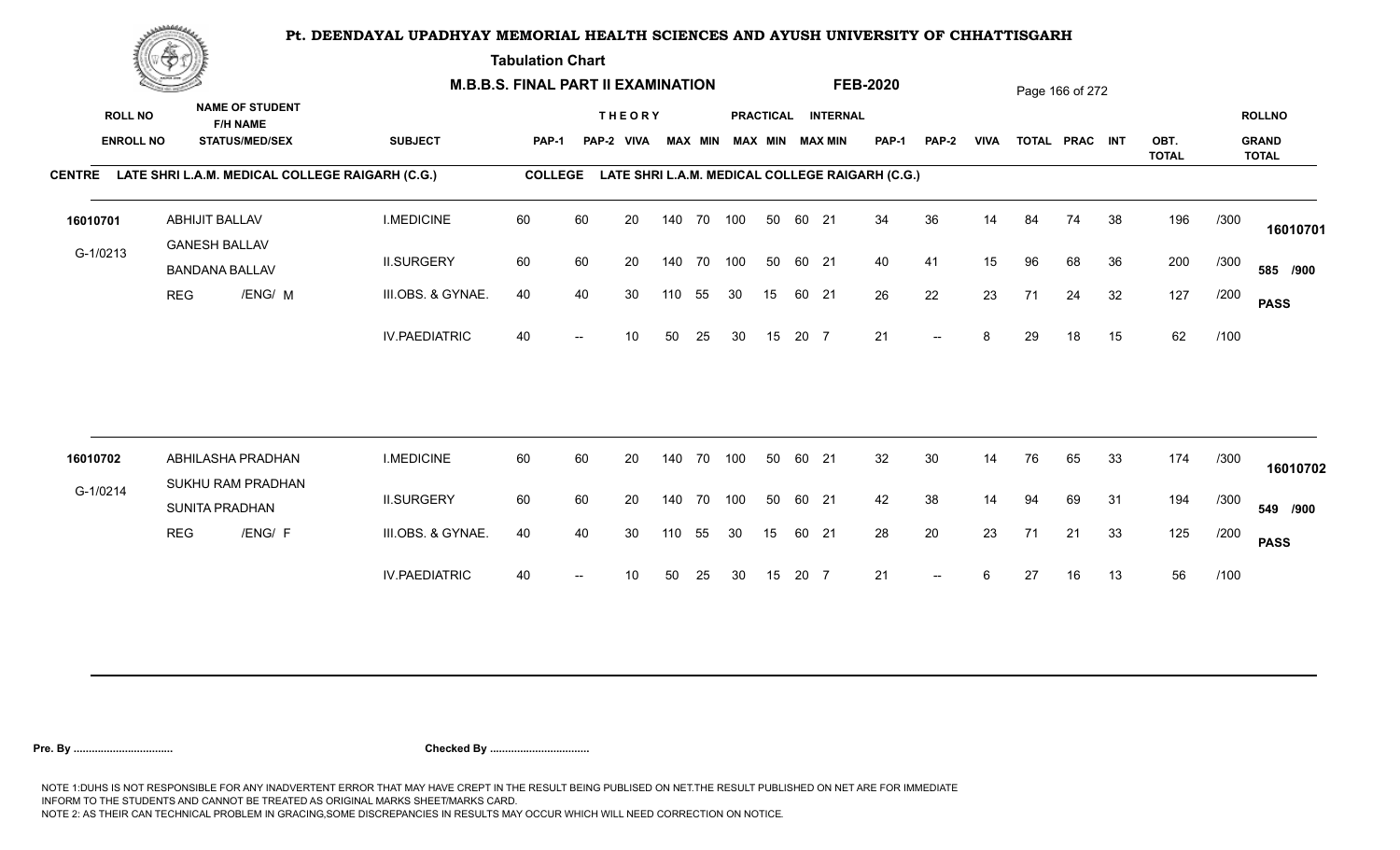# Pt. DEENDAYAL UPADHYAY MEMORIAL HEALTH SCIENCES AND AYUSH UNIVERSITY OF CHHATTISGARH

**Tabulation Chart**

**M.B.B.S. FINAL PART II EXAMINATION** **FEB-2020**

**CENTRE** LATE SHRI L.A.M. MEDICAL COLLEGE RAIGARH (C.G.) **COLLEGE** LATE SHRI L.A.M. MEDICAL COLLEGE RAIGARH (C.G.)

| ROLL NO / ENROLL NO | NAME OF STUDENT / F/H NAME / STATUS/MED/SEX | SUBJECT | THEORY PAP-1 | PAP-2 | VIVA | MAX | MIN | PRACTICAL MAX | MIN | INTERNAL MAX | MIN | PAP-1 | PAP-2 | VIVA | TOTAL | PRAC | INT | OBT. TOTAL | | ROLLNO / GRAND TOTAL |
|---|---|---|---|---|---|---|---|---|---|---|---|---|---|---|---|---|---|---|---|---|
| 16010701 | ABHIJIT BALLAV | I.MEDICINE | 60 | 60 | 20 | 140 | 70 | 100 | 50 | 60 | 21 | 34 | 36 | 14 | 84 | 74 | 38 | 196 | /300 | 16010701 |
| G-1/0213 | GANESH BALLAV / BANDANA BALLAV | II.SURGERY | 60 | 60 | 20 | 140 | 70 | 100 | 50 | 60 | 21 | 40 | 41 | 15 | 96 | 68 | 36 | 200 | /300 | 585 /900 |
| | REG /ENG/ M | III.OBS. & GYNAE. | 40 | 40 | 30 | 110 | 55 | 30 | 15 | 60 | 21 | 26 | 22 | 23 | 71 | 24 | 32 | 127 | /200 | PASS |
| | | IV.PAEDIATRIC | 40 | -- | 10 | 50 | 25 | 30 | 15 | 20 | 7 | 21 | -- | 8 | 29 | 18 | 15 | 62 | /100 | |
| 16010702 | ABHILASHA PRADHAN | I.MEDICINE | 60 | 60 | 20 | 140 | 70 | 100 | 50 | 60 | 21 | 32 | 30 | 14 | 76 | 65 | 33 | 174 | /300 | 16010702 |
| G-1/0214 | SUKHU RAM PRADHAN / SUNITA PRADHAN | II.SURGERY | 60 | 60 | 20 | 140 | 70 | 100 | 50 | 60 | 21 | 42 | 38 | 14 | 94 | 69 | 31 | 194 | /300 | 549 /900 |
| | REG /ENG/ F | III.OBS. & GYNAE. | 40 | 40 | 30 | 110 | 55 | 30 | 15 | 60 | 21 | 28 | 20 | 23 | 71 | 21 | 33 | 125 | /200 | PASS |
| | | IV.PAEDIATRIC | 40 | -- | 10 | 50 | 25 | 30 | 15 | 20 | 7 | 21 | -- | 6 | 27 | 16 | 13 | 56 | /100 | |

**Pre. By .................................** **Checked By .................................**

NOTE 1:DUHS IS NOT RESPONSIBLE FOR ANY INADVERTENT ERROR THAT MAY HAVE CREPT IN THE RESULT BEING PUBLISED ON NET.THE RESULT PUBLISHED ON NET ARE FOR IMMEDIATE INFORM TO THE STUDENTS AND CANNOT BE TREATED AS ORIGINAL MARKS SHEET/MARKS CARD.
NOTE 2: AS THEIR CAN TECHNICAL PROBLEM IN GRACING,SOME DISCREPANCIES IN RESULTS MAY OCCUR WHICH WILL NEED CORRECTION ON NOTICE.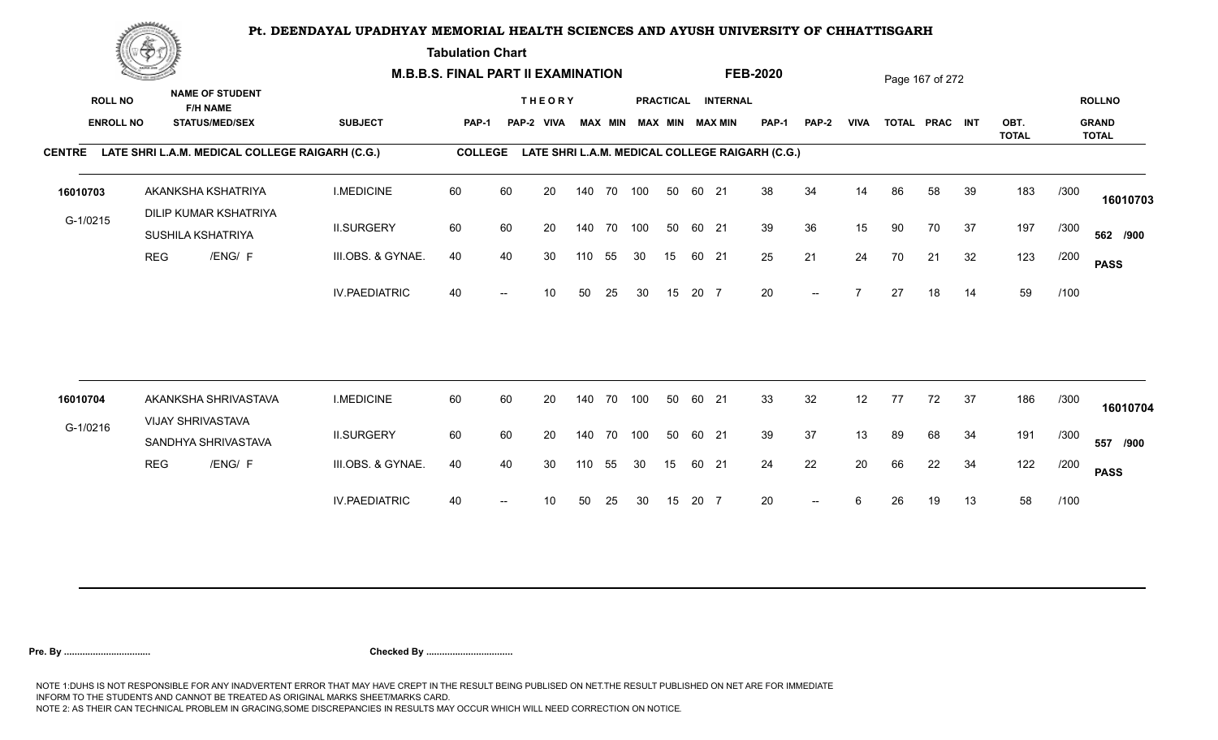# Pt. DEENDAYAL UPADHYAY MEMORIAL HEALTH SCIENCES AND AYUSH UNIVERSITY OF CHHATTISGARH

**Tabulation Chart**

**M.B.B.S. FINAL PART II EXAMINATION** **FEB-2020**

**CENTRE** LATE SHRI L.A.M. MEDICAL COLLEGE RAIGARH (C.G.) **COLLEGE** LATE SHRI L.A.M. MEDICAL COLLEGE RAIGARH (C.G.)

| ROLL NO / ENROLL NO | NAME OF STUDENT / F/H NAME / STATUS/MED/SEX | SUBJECT | THEORY PAP-1 | THEORY PAP-2 | THEORY VIVA | MAX | MIN | PRACTICAL MAX | PRACTICAL MIN | INTERNAL MAX | INTERNAL MIN | PAP-1 | PAP-2 | VIVA | TOTAL | PRAC | INT | OBT. TOTAL | | ROLLNO / GRAND TOTAL |
|---|---|---|---|---|---|---|---|---|---|---|---|---|---|---|---|---|---|---|---|---|
| 16010703 | AKANKSHA KSHATRIYA | I.MEDICINE | 60 | 60 | 20 | 140 | 70 | 100 | 50 | 60 | 21 | 38 | 34 | 14 | 86 | 58 | 39 | 183 | /300 | 16010703 |
| G-1/0215 | DILIP KUMAR KSHATRIYA / SUSHILA KSHATRIYA | II.SURGERY | 60 | 60 | 20 | 140 | 70 | 100 | 50 | 60 | 21 | 39 | 36 | 15 | 90 | 70 | 37 | 197 | /300 | 562 /900 |
| | REG /ENG/ F | III.OBS. & GYNAE. | 40 | 40 | 30 | 110 | 55 | 30 | 15 | 60 | 21 | 25 | 21 | 24 | 70 | 21 | 32 | 123 | /200 | PASS |
| | | IV.PAEDIATRIC | 40 | -- | 10 | 50 | 25 | 30 | 15 | 20 | 7 | 20 | -- | 7 | 27 | 18 | 14 | 59 | /100 | |
| 16010704 | AKANKSHA SHRIVASTAVA | I.MEDICINE | 60 | 60 | 20 | 140 | 70 | 100 | 50 | 60 | 21 | 33 | 32 | 12 | 77 | 72 | 37 | 186 | /300 | 16010704 |
| G-1/0216 | VIJAY SHRIVASTAVA / SANDHYA SHRIVASTAVA | II.SURGERY | 60 | 60 | 20 | 140 | 70 | 100 | 50 | 60 | 21 | 39 | 37 | 13 | 89 | 68 | 34 | 191 | /300 | 557 /900 |
| | REG /ENG/ F | III.OBS. & GYNAE. | 40 | 40 | 30 | 110 | 55 | 30 | 15 | 60 | 21 | 24 | 22 | 20 | 66 | 22 | 34 | 122 | /200 | PASS |
| | | IV.PAEDIATRIC | 40 | -- | 10 | 50 | 25 | 30 | 15 | 20 | 7 | 20 | -- | 6 | 26 | 19 | 13 | 58 | /100 | |

**Pre. By .................................** **Checked By .................................**

NOTE 1:DUHS IS NOT RESPONSIBLE FOR ANY INADVERTENT ERROR THAT MAY HAVE CREPT IN THE RESULT BEING PUBLISED ON NET.THE RESULT PUBLISHED ON NET ARE FOR IMMEDIATE INFORM TO THE STUDENTS AND CANNOT BE TREATED AS ORIGINAL MARKS SHEET/MARKS CARD.
NOTE 2: AS THEIR CAN TECHNICAL PROBLEM IN GRACING,SOME DISCREPANCIES IN RESULTS MAY OCCUR WHICH WILL NEED CORRECTION ON NOTICE.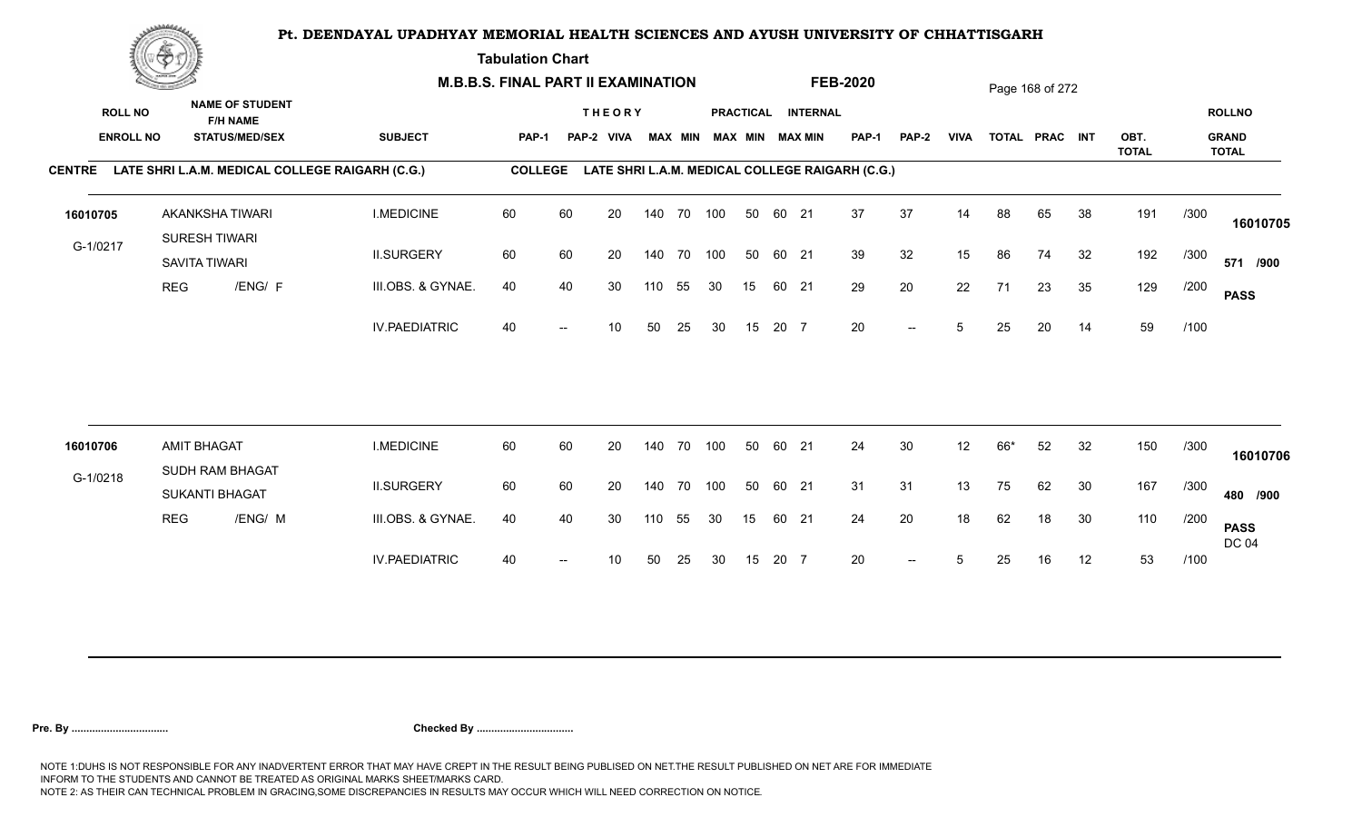# Pt. DEENDAYAL UPADHYAY MEMORIAL HEALTH SCIENCES AND AYUSH UNIVERSITY OF CHHATTISGARH

**Tabulation Chart**

**M.B.B.S. FINAL PART II EXAMINATION** **FEB-2020**

**CENTRE** LATE SHRI L.A.M. MEDICAL COLLEGE RAIGARH (C.G.) **COLLEGE** LATE SHRI L.A.M. MEDICAL COLLEGE RAIGARH (C.G.)

| ROLL NO / ENROLL NO | NAME OF STUDENT / F/H NAME / STATUS/MED/SEX | SUBJECT | THEORY PAP-1 | THEORY PAP-2 | VIVA | THEORY MAX | THEORY MIN | PRACTICAL MAX | PRACTICAL MIN | INTERNAL MAX | INTERNAL MIN | PAP-1 | PAP-2 | VIVA | TOTAL | PRAC | INT | OBT. TOTAL | | ROLLNO / GRAND TOTAL |
|---|---|---|---|---|---|---|---|---|---|---|---|---|---|---|---|---|---|---|---|---|
| 16010705 | AKANKSHA TIWARI | I.MEDICINE | 60 | 60 | 20 | 140 | 70 | 100 | 50 | 60 | 21 | 37 | 37 | 14 | 88 | 65 | 38 | 191 | /300 | 16010705 |
| G-1/0217 | SURESH TIWARI / SAVITA TIWARI | II.SURGERY | 60 | 60 | 20 | 140 | 70 | 100 | 50 | 60 | 21 | 39 | 32 | 15 | 86 | 74 | 32 | 192 | /300 | 571 /900 |
| | REG /ENG/ F | III.OBS. & GYNAE. | 40 | 40 | 30 | 110 | 55 | 30 | 15 | 60 | 21 | 29 | 20 | 22 | 71 | 23 | 35 | 129 | /200 | PASS |
| | | IV.PAEDIATRIC | 40 | -- | 10 | 50 | 25 | 30 | 15 | 20 | 7 | 20 | -- | 5 | 25 | 20 | 14 | 59 | /100 | |
| 16010706 | AMIT BHAGAT | I.MEDICINE | 60 | 60 | 20 | 140 | 70 | 100 | 50 | 60 | 21 | 24 | 30 | 12 | 66* | 52 | 32 | 150 | /300 | 16010706 |
| G-1/0218 | SUDH RAM BHAGAT / SUKANTI BHAGAT | II.SURGERY | 60 | 60 | 20 | 140 | 70 | 100 | 50 | 60 | 21 | 31 | 31 | 13 | 75 | 62 | 30 | 167 | /300 | 480 /900 |
| | REG /ENG/ M | III.OBS. & GYNAE. | 40 | 40 | 30 | 110 | 55 | 30 | 15 | 60 | 21 | 24 | 20 | 18 | 62 | 18 | 30 | 110 | /200 | PASS DC 04 |
| | | IV.PAEDIATRIC | 40 | -- | 10 | 50 | 25 | 30 | 15 | 20 | 7 | 20 | -- | 5 | 25 | 16 | 12 | 53 | /100 | |

**Pre. By .................................** **Checked By .................................**

NOTE 1:DUHS IS NOT RESPONSIBLE FOR ANY INADVERTENT ERROR THAT MAY HAVE CREPT IN THE RESULT BEING PUBLISED ON NET.THE RESULT PUBLISHED ON NET ARE FOR IMMEDIATE INFORM TO THE STUDENTS AND CANNOT BE TREATED AS ORIGINAL MARKS SHEET/MARKS CARD.
NOTE 2: AS THEIR CAN TECHNICAL PROBLEM IN GRACING,SOME DISCREPANCIES IN RESULTS MAY OCCUR WHICH WILL NEED CORRECTION ON NOTICE.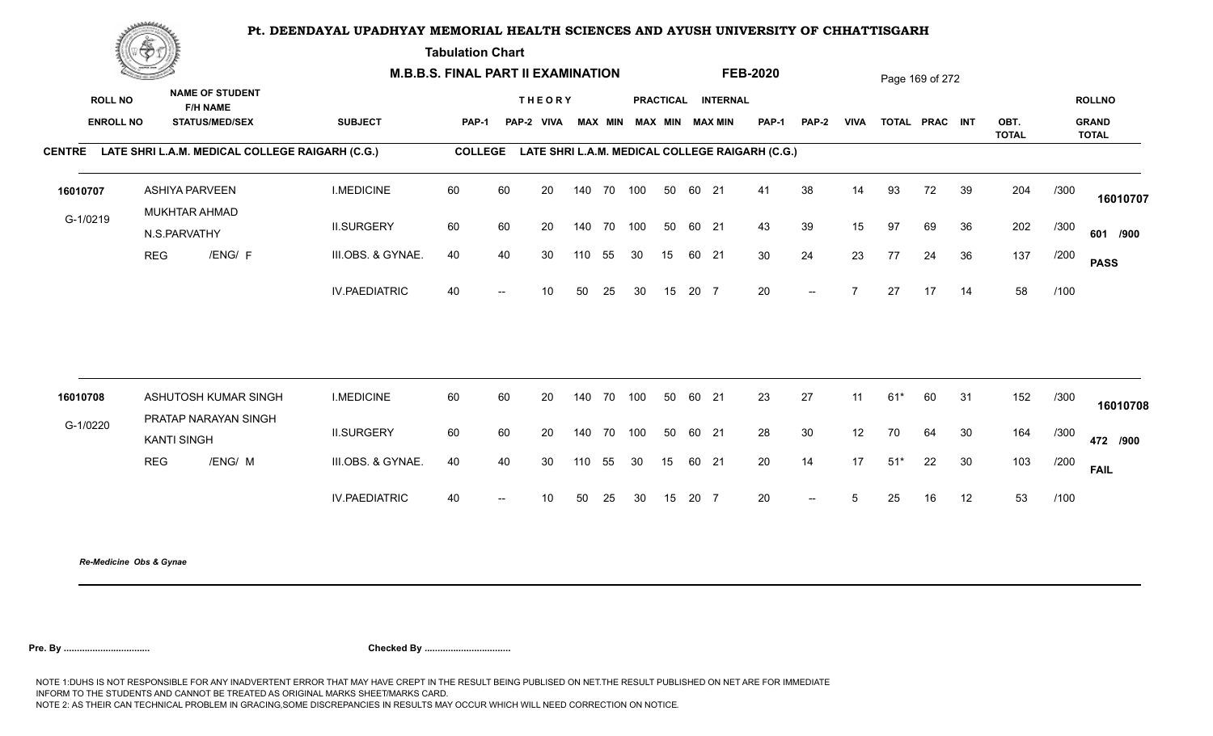# Pt. DEENDAYAL UPADHYAY MEMORIAL HEALTH SCIENCES AND AYUSH UNIVERSITY OF CHHATTISGARH

**Tabulation Chart**

**M.B.B.S. FINAL PART II EXAMINATION** **FEB-2020**

**CENTRE** LATE SHRI L.A.M. MEDICAL COLLEGE RAIGARH (C.G.) **COLLEGE** LATE SHRI L.A.M. MEDICAL COLLEGE RAIGARH (C.G.)

| ROLL NO / ENROLL NO | NAME OF STUDENT / F/H NAME / STATUS/MED/SEX | SUBJECT | THEORY PAP-1 | PAP-2 | VIVA | MAX | MIN | PRACTICAL MAX | MIN | INTERNAL MAX | MIN | PAP-1 | PAP-2 | VIVA | TOTAL | PRAC | INT | OBT. TOTAL | | ROLLNO / GRAND TOTAL |
|---|---|---|---|---|---|---|---|---|---|---|---|---|---|---|---|---|---|---|---|---|
| 16010707 | ASHIYA PARVEEN | I.MEDICINE | 60 | 60 | 20 | 140 | 70 | 100 | 50 | 60 | 21 | 41 | 38 | 14 | 93 | 72 | 39 | 204 | /300 | 16010707 |
| G-1/0219 | MUKHTAR AHMAD / N.SPARVATHY | II.SURGERY | 60 | 60 | 20 | 140 | 70 | 100 | 50 | 60 | 21 | 43 | 39 | 15 | 97 | 69 | 36 | 202 | /300 | 601 /900 |
| | REG /ENG/ F | III.OBS. & GYNAE. | 40 | 40 | 30 | 110 | 55 | 30 | 15 | 60 | 21 | 30 | 24 | 23 | 77 | 24 | 36 | 137 | /200 | PASS |
| | | IV.PAEDIATRIC | 40 | -- | 10 | 50 | 25 | 30 | 15 | 20 | 7 | 20 | -- | 7 | 27 | 17 | 14 | 58 | /100 | |
| 16010708 | ASHUTOSH KUMAR SINGH | I.MEDICINE | 60 | 60 | 20 | 140 | 70 | 100 | 50 | 60 | 21 | 23 | 27 | 11 | 61* | 60 | 31 | 152 | /300 | 16010708 |
| G-1/0220 | PRATAP NARAYAN SINGH / KANTI SINGH | II.SURGERY | 60 | 60 | 20 | 140 | 70 | 100 | 50 | 60 | 21 | 28 | 30 | 12 | 70 | 64 | 30 | 164 | /300 | 472 /900 |
| | REG /ENG/ M | III.OBS. & GYNAE. | 40 | 40 | 30 | 110 | 55 | 30 | 15 | 60 | 21 | 20 | 14 | 17 | 51* | 22 | 30 | 103 | /200 | FAIL |
| | | IV.PAEDIATRIC | 40 | -- | 10 | 50 | 25 | 30 | 15 | 20 | 7 | 20 | -- | 5 | 25 | 16 | 12 | 53 | /100 | |

*Re-Medicine Obs & Gynae*

**Pre. By ................................** **Checked By ................................**

NOTE 1:DUHS IS NOT RESPONSIBLE FOR ANY INADVERTENT ERROR THAT MAY HAVE CREPT IN THE RESULT BEING PUBLISED ON NET.THE RESULT PUBLISHED ON NET ARE FOR IMMEDIATE INFORM TO THE STUDENTS AND CANNOT BE TREATED AS ORIGINAL MARKS SHEET/MARKS CARD.
NOTE 2: AS THEIR CAN TECHNICAL PROBLEM IN GRACING,SOME DISCREPANCIES IN RESULTS MAY OCCUR WHICH WILL NEED CORRECTION ON NOTICE.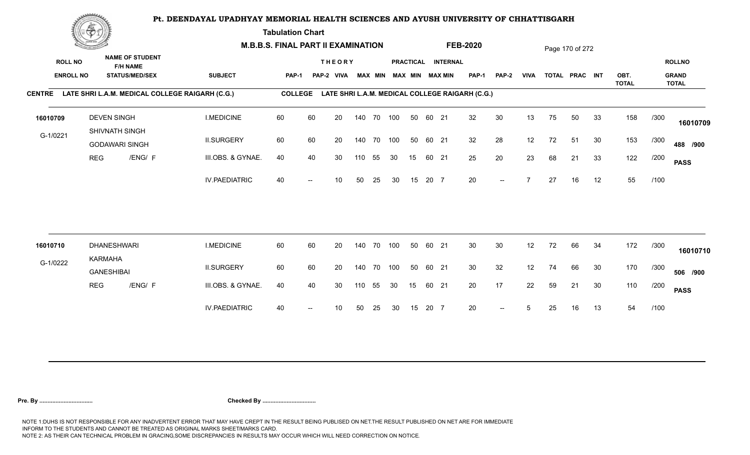# Pt. DEENDAYAL UPADHYAY MEMORIAL HEALTH SCIENCES AND AYUSH UNIVERSITY OF CHHATTISGARH

**Tabulation Chart**

**M.B.B.S. FINAL PART II EXAMINATION** **FEB-2020**

**CENTRE** LATE SHRI L.A.M. MEDICAL COLLEGE RAIGARH (C.G.) **COLLEGE** LATE SHRI L.A.M. MEDICAL COLLEGE RAIGARH (C.G.)

| ROLL NO / ENROLL NO | NAME OF STUDENT / F/H NAME / STATUS/MED/SEX | SUBJECT | THEORY PAP-1 | THEORY PAP-2 | THEORY VIVA | THEORY MAX | THEORY MIN | PRACTICAL MAX | PRACTICAL MIN | INTERNAL MAX | INTERNAL MIN | PAP-1 | PAP-2 | VIVA | TOTAL | PRAC | INT | OBT. TOTAL | | ROLLNO / GRAND TOTAL |
|---|---|---|---|---|---|---|---|---|---|---|---|---|---|---|---|---|---|---|---|---|
| 16010709 | DEVEN SINGH | I.MEDICINE | 60 | 60 | 20 | 140 | 70 | 100 | 50 | 60 | 21 | 32 | 30 | 13 | 75 | 50 | 33 | 158 | /300 | 16010709 |
| G-1/0221 | SHIVNATH SINGH / GODAWARI SINGH | II.SURGERY | 60 | 60 | 20 | 140 | 70 | 100 | 50 | 60 | 21 | 32 | 28 | 12 | 72 | 51 | 30 | 153 | /300 | 488 /900 |
| | REG /ENG/ F | III.OBS. & GYNAE. | 40 | 40 | 30 | 110 | 55 | 30 | 15 | 60 | 21 | 25 | 20 | 23 | 68 | 21 | 33 | 122 | /200 | PASS |
| | | IV.PAEDIATRIC | 40 | -- | 10 | 50 | 25 | 30 | 15 | 20 | 7 | 20 | -- | 7 | 27 | 16 | 12 | 55 | /100 | |
| 16010710 | DHANESHWARI | I.MEDICINE | 60 | 60 | 20 | 140 | 70 | 100 | 50 | 60 | 21 | 30 | 30 | 12 | 72 | 66 | 34 | 172 | /300 | 16010710 |
| G-1/0222 | KARMAHA / GANESHIBAI | II.SURGERY | 60 | 60 | 20 | 140 | 70 | 100 | 50 | 60 | 21 | 30 | 32 | 12 | 74 | 66 | 30 | 170 | /300 | 506 /900 |
| | REG /ENG/ F | III.OBS. & GYNAE. | 40 | 40 | 30 | 110 | 55 | 30 | 15 | 60 | 21 | 20 | 17 | 22 | 59 | 21 | 30 | 110 | /200 | PASS |
| | | IV.PAEDIATRIC | 40 | -- | 10 | 50 | 25 | 30 | 15 | 20 | 7 | 20 | -- | 5 | 25 | 16 | 13 | 54 | /100 | |

**Pre. By ................................** **Checked By ................................**

NOTE 1:DUHS IS NOT RESPONSIBLE FOR ANY INADVERTENT ERROR THAT MAY HAVE CREPT IN THE RESULT BEING PUBLISED ON NET.THE RESULT PUBLISHED ON NET ARE FOR IMMEDIATE INFORM TO THE STUDENTS AND CANNOT BE TREATED AS ORIGINAL MARKS SHEET/MARKS CARD.
NOTE 2: AS THEIR CAN TECHNICAL PROBLEM IN GRACING,SOME DISCREPANCIES IN RESULTS MAY OCCUR WHICH WILL NEED CORRECTION ON NOTICE.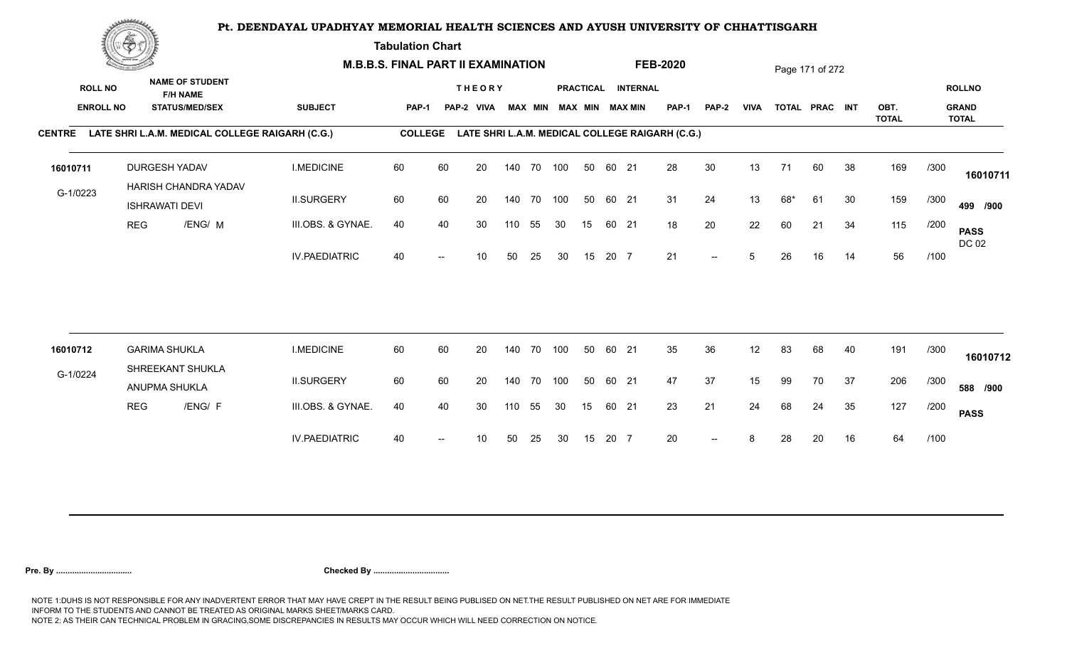# Pt. DEENDAYAL UPADHYAY MEMORIAL HEALTH SCIENCES AND AYUSH UNIVERSITY OF CHHATTISGARH

**Tabulation Chart**

**M.B.B.S. FINAL PART II EXAMINATION** **FEB-2020**

**CENTRE** LATE SHRI L.A.M. MEDICAL COLLEGE RAIGARH (C.G.) **COLLEGE** LATE SHRI L.A.M. MEDICAL COLLEGE RAIGARH (C.G.)

| ROLL NO / ENROLL NO | NAME OF STUDENT / F/H NAME / STATUS/MED/SEX | SUBJECT | THEORY PAP-1 | PAP-2 | VIVA | MAX | MIN | PRACTICAL MAX | MIN | INTERNAL MAX | MIN | PAP-1 | PAP-2 | VIVA | TOTAL | PRAC | INT | OBT. TOTAL | | ROLLNO / GRAND TOTAL |
|---|---|---|---|---|---|---|---|---|---|---|---|---|---|---|---|---|---|---|---|---|
| 16010711 | DURGESH YADAV | I.MEDICINE | 60 | 60 | 20 | 140 | 70 | 100 | 50 | 60 | 21 | 28 | 30 | 13 | 71 | 60 | 38 | 169 | /300 | 16010711 |
| G-1/0223 | HARISH CHANDRA YADAV / ISHRAWATI DEVI | II.SURGERY | 60 | 60 | 20 | 140 | 70 | 100 | 50 | 60 | 21 | 31 | 24 | 13 | 68* | 61 | 30 | 159 | /300 | 499 /900 |
| | REG /ENG/ M | III.OBS. & GYNAE. | 40 | 40 | 30 | 110 | 55 | 30 | 15 | 60 | 21 | 18 | 20 | 22 | 60 | 21 | 34 | 115 | /200 | PASS DC 02 |
| | | IV.PAEDIATRIC | 40 | -- | 10 | 50 | 25 | 30 | 15 | 20 | 7 | 21 | -- | 5 | 26 | 16 | 14 | 56 | /100 | |
| 16010712 | GARIMA SHUKLA | I.MEDICINE | 60 | 60 | 20 | 140 | 70 | 100 | 50 | 60 | 21 | 35 | 36 | 12 | 83 | 68 | 40 | 191 | /300 | 16010712 |
| G-1/0224 | SHREEKANT SHUKLA / ANUPMA SHUKLA | II.SURGERY | 60 | 60 | 20 | 140 | 70 | 100 | 50 | 60 | 21 | 47 | 37 | 15 | 99 | 70 | 37 | 206 | /300 | 588 /900 |
| | REG /ENG/ F | III.OBS. & GYNAE. | 40 | 40 | 30 | 110 | 55 | 30 | 15 | 60 | 21 | 23 | 21 | 24 | 68 | 24 | 35 | 127 | /200 | PASS |
| | | IV.PAEDIATRIC | 40 | -- | 10 | 50 | 25 | 30 | 15 | 20 | 7 | 20 | -- | 8 | 28 | 20 | 16 | 64 | /100 | |

**Pre. By ................................** **Checked By ................................**

NOTE 1:DUHS IS NOT RESPONSIBLE FOR ANY INADVERTENT ERROR THAT MAY HAVE CREPT IN THE RESULT BEING PUBLISED ON NET.THE RESULT PUBLISHED ON NET ARE FOR IMMEDIATE INFORM TO THE STUDENTS AND CANNOT BE TREATED AS ORIGINAL MARKS SHEET/MARKS CARD.
NOTE 2: AS THEIR CAN TECHNICAL PROBLEM IN GRACING,SOME DISCREPANCIES IN RESULTS MAY OCCUR WHICH WILL NEED CORRECTION ON NOTICE.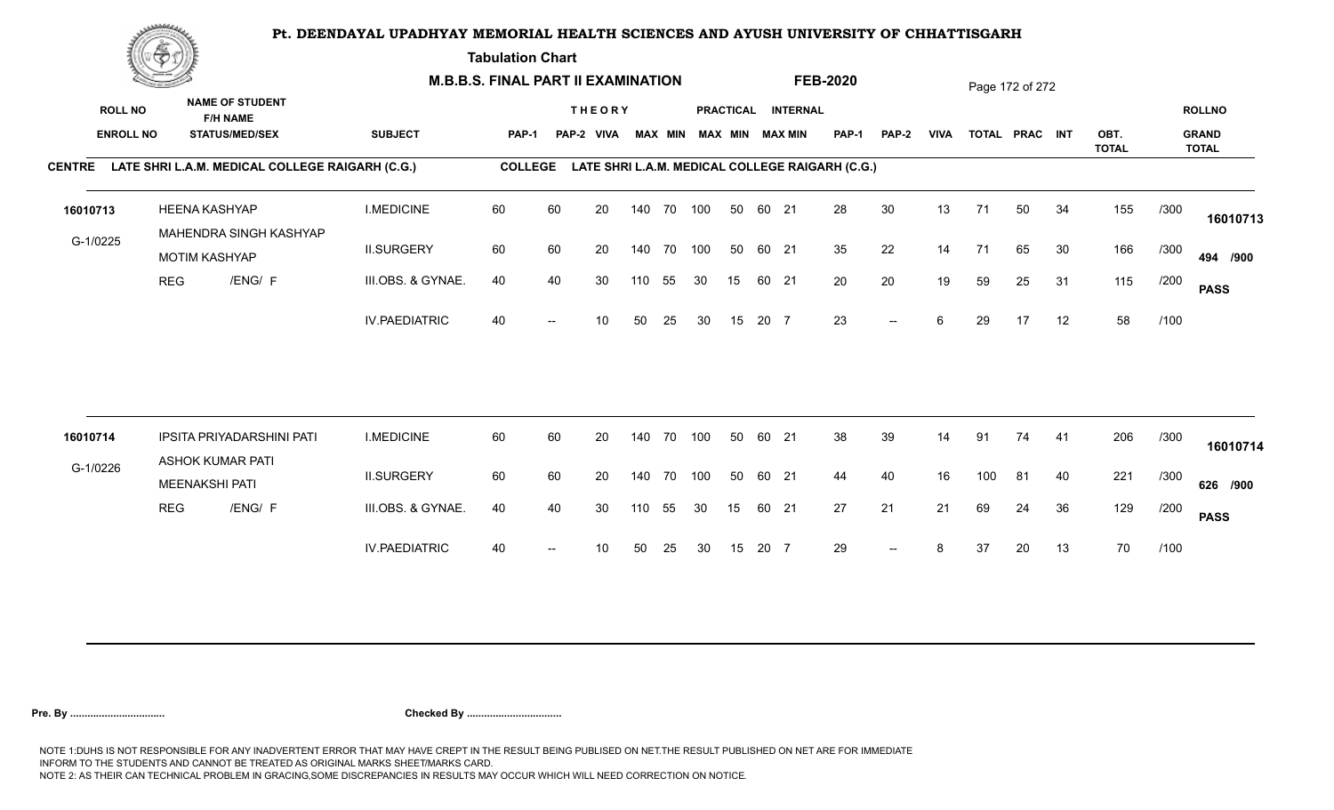# Pt. DEENDAYAL UPADHYAY MEMORIAL HEALTH SCIENCES AND AYUSH UNIVERSITY OF CHHATTISGARH

**Tabulation Chart**

**M.B.B.S. FINAL PART II EXAMINATION** **FEB-2020**

**CENTRE** LATE SHRI L.A.M. MEDICAL COLLEGE RAIGARH (C.G.) **COLLEGE** LATE SHRI L.A.M. MEDICAL COLLEGE RAIGARH (C.G.)

| ROLL NO / ENROLL NO | NAME OF STUDENT / F/H NAME / STATUS/MED/SEX | SUBJECT | THEORY PAP-1 | THEORY PAP-2 | THEORY VIVA | MAX | MIN | PRACTICAL MAX | PRACTICAL MIN | INTERNAL MAX | INTERNAL MIN | PAP-1 | PAP-2 | VIVA | TOTAL | PRAC | INT | OBT. TOTAL | | ROLLNO / GRAND TOTAL |
|---|---|---|---|---|---|---|---|---|---|---|---|---|---|---|---|---|---|---|---|---|
| 16010713 | HEENA KASHYAP | I.MEDICINE | 60 | 60 | 20 | 140 | 70 | 100 | 50 | 60 | 21 | 28 | 30 | 13 | 71 | 50 | 34 | 155 | /300 | 16010713 |
| G-1/0225 | MAHENDRA SINGH KASHYAP / MOTIM KASHYAP | II.SURGERY | 60 | 60 | 20 | 140 | 70 | 100 | 50 | 60 | 21 | 35 | 22 | 14 | 71 | 65 | 30 | 166 | /300 | 494 /900 |
| | REG /ENG/ F | III.OBS. & GYNAE. | 40 | 40 | 30 | 110 | 55 | 30 | 15 | 60 | 21 | 20 | 20 | 19 | 59 | 25 | 31 | 115 | /200 | PASS |
| | | IV.PAEDIATRIC | 40 | -- | 10 | 50 | 25 | 30 | 15 | 20 | 7 | 23 | -- | 6 | 29 | 17 | 12 | 58 | /100 | |
| 16010714 | IPSITA PRIYADARSHINI PATI | I.MEDICINE | 60 | 60 | 20 | 140 | 70 | 100 | 50 | 60 | 21 | 38 | 39 | 14 | 91 | 74 | 41 | 206 | /300 | 16010714 |
| G-1/0226 | ASHOK KUMAR PATI / MEENAKSHI PATI | II.SURGERY | 60 | 60 | 20 | 140 | 70 | 100 | 50 | 60 | 21 | 44 | 40 | 16 | 100 | 81 | 40 | 221 | /300 | 626 /900 |
| | REG /ENG/ F | III.OBS. & GYNAE. | 40 | 40 | 30 | 110 | 55 | 30 | 15 | 60 | 21 | 27 | 21 | 21 | 69 | 24 | 36 | 129 | /200 | PASS |
| | | IV.PAEDIATRIC | 40 | -- | 10 | 50 | 25 | 30 | 15 | 20 | 7 | 29 | -- | 8 | 37 | 20 | 13 | 70 | /100 | |

**Pre. By ................................** **Checked By ................................**

NOTE 1:DUHS IS NOT RESPONSIBLE FOR ANY INADVERTENT ERROR THAT MAY HAVE CREPT IN THE RESULT BEING PUBLISED ON NET.THE RESULT PUBLISHED ON NET ARE FOR IMMEDIATE INFORM TO THE STUDENTS AND CANNOT BE TREATED AS ORIGINAL MARKS SHEET/MARKS CARD.
NOTE 2: AS THEIR CAN TECHNICAL PROBLEM IN GRACING,SOME DISCREPANCIES IN RESULTS MAY OCCUR WHICH WILL NEED CORRECTION ON NOTICE.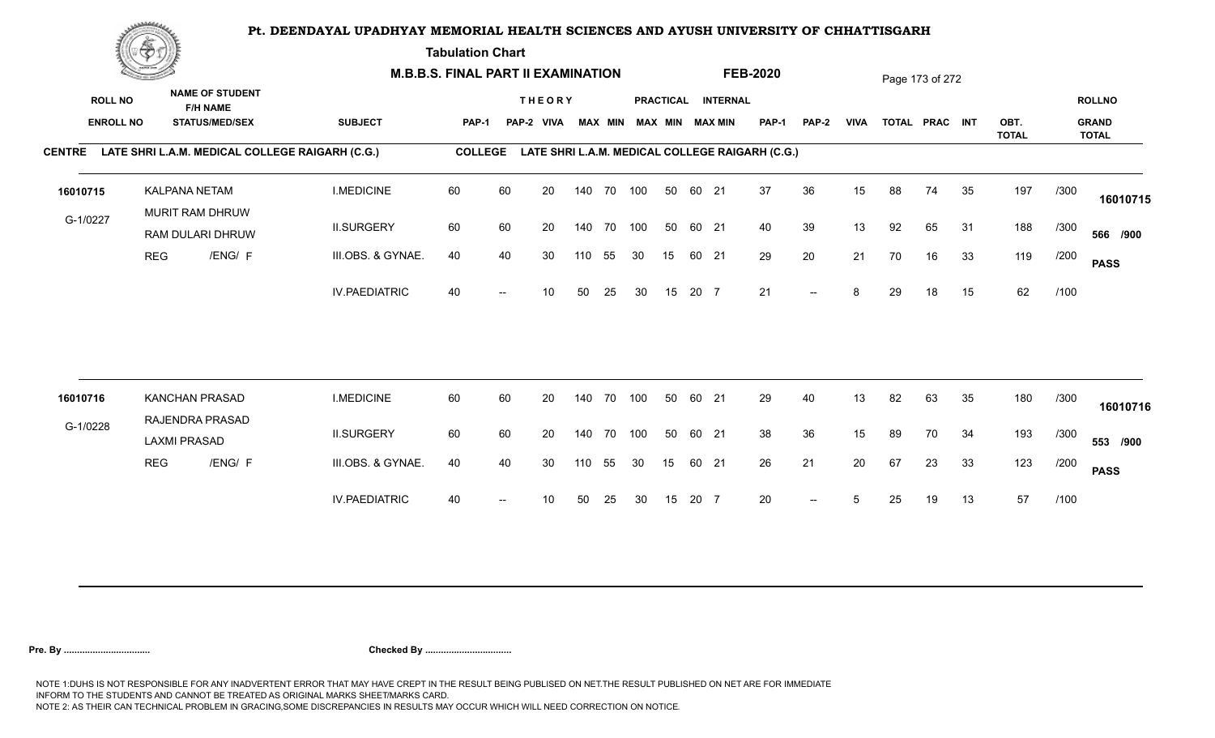# Pt. DEENDAYAL UPADHYAY MEMORIAL HEALTH SCIENCES AND AYUSH UNIVERSITY OF CHHATTISGARH

**Tabulation Chart**

**M.B.B.S. FINAL PART II EXAMINATION** **FEB-2020**

**CENTRE** LATE SHRI L.A.M. MEDICAL COLLEGE RAIGARH (C.G.) **COLLEGE** LATE SHRI L.A.M. MEDICAL COLLEGE RAIGARH (C.G.)

| ROLL NO / ENROLL NO | NAME OF STUDENT / F/H NAME / STATUS/MED/SEX | SUBJECT | THEORY PAP-1 | PAP-2 | VIVA | MAX | MIN | PRACTICAL MAX | MIN | INTERNAL MAX | MIN | PAP-1 | PAP-2 | VIVA | TOTAL | PRAC | INT | OBT. TOTAL | | ROLLNO / GRAND TOTAL |
|---|---|---|---|---|---|---|---|---|---|---|---|---|---|---|---|---|---|---|---|---|
| 16010715 | KALPANA NETAM | I.MEDICINE | 60 | 60 | 20 | 140 | 70 | 100 | 50 | 60 | 21 | 37 | 36 | 15 | 88 | 74 | 35 | 197 | /300 | 16010715 |
| G-1/0227 | MURIT RAM DHRUW / RAM DULARI DHRUW | II.SURGERY | 60 | 60 | 20 | 140 | 70 | 100 | 50 | 60 | 21 | 40 | 39 | 13 | 92 | 65 | 31 | 188 | /300 | 566 /900 |
| | REG /ENG/ F | III.OBS. & GYNAE. | 40 | 40 | 30 | 110 | 55 | 30 | 15 | 60 | 21 | 29 | 20 | 21 | 70 | 16 | 33 | 119 | /200 | PASS |
| | | IV.PAEDIATRIC | 40 | -- | 10 | 50 | 25 | 30 | 15 | 20 | 7 | 21 | -- | 8 | 29 | 18 | 15 | 62 | /100 | |
| 16010716 | KANCHAN PRASAD | I.MEDICINE | 60 | 60 | 20 | 140 | 70 | 100 | 50 | 60 | 21 | 29 | 40 | 13 | 82 | 63 | 35 | 180 | /300 | 16010716 |
| G-1/0228 | RAJENDRA PRASAD / LAXMI PRASAD | II.SURGERY | 60 | 60 | 20 | 140 | 70 | 100 | 50 | 60 | 21 | 38 | 36 | 15 | 89 | 70 | 34 | 193 | /300 | 553 /900 |
| | REG /ENG/ F | III.OBS. & GYNAE. | 40 | 40 | 30 | 110 | 55 | 30 | 15 | 60 | 21 | 26 | 21 | 20 | 67 | 23 | 33 | 123 | /200 | PASS |
| | | IV.PAEDIATRIC | 40 | -- | 10 | 50 | 25 | 30 | 15 | 20 | 7 | 20 | -- | 5 | 25 | 19 | 13 | 57 | /100 | |

**Pre. By ................................** **Checked By ................................**

NOTE 1:DUHS IS NOT RESPONSIBLE FOR ANY INADVERTENT ERROR THAT MAY HAVE CREPT IN THE RESULT BEING PUBLISED ON NET.THE RESULT PUBLISHED ON NET ARE FOR IMMEDIATE INFORM TO THE STUDENTS AND CANNOT BE TREATED AS ORIGINAL MARKS SHEET/MARKS CARD.
NOTE 2: AS THEIR CAN TECHNICAL PROBLEM IN GRACING,SOME DISCREPANCIES IN RESULTS MAY OCCUR WHICH WILL NEED CORRECTION ON NOTICE.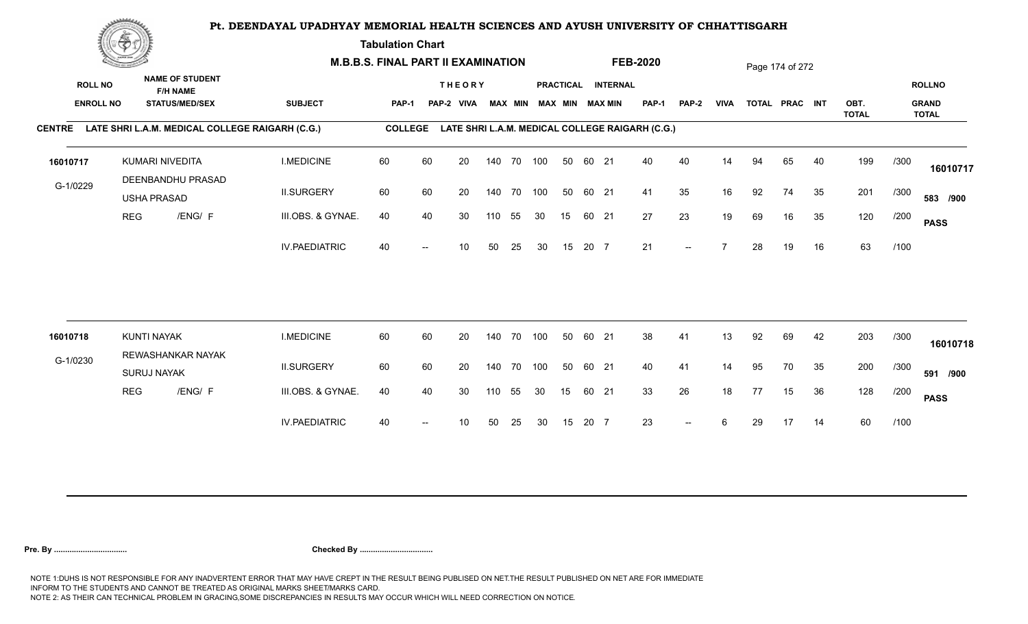# Pt. DEENDAYAL UPADHYAY MEMORIAL HEALTH SCIENCES AND AYUSH UNIVERSITY OF CHHATTISGARH

**Tabulation Chart**

**M.B.B.S. FINAL PART II EXAMINATION** **FEB-2020**

**CENTRE** LATE SHRI L.A.M. MEDICAL COLLEGE RAIGARH (C.G.) **COLLEGE** LATE SHRI L.A.M. MEDICAL COLLEGE RAIGARH (C.G.)

| ROLL NO / ENROLL NO | NAME OF STUDENT / F/H NAME / STATUS/MED/SEX | SUBJECT | THEORY PAP-1 | THEORY PAP-2 | THEORY VIVA | THEORY MAX | THEORY MIN | PRACTICAL MAX | PRACTICAL MIN | INTERNAL MAX | INTERNAL MIN | PAP-1 | PAP-2 | VIVA | TOTAL | PRAC | INT | OBT. TOTAL | | ROLLNO / GRAND TOTAL |
|---|---|---|---|---|---|---|---|---|---|---|---|---|---|---|---|---|---|---|---|---|
| 16010717 | KUMARI NIVEDITA | I.MEDICINE | 60 | 60 | 20 | 140 | 70 | 100 | 50 | 60 | 21 | 40 | 40 | 14 | 94 | 65 | 40 | 199 | /300 | 16010717 |
| G-1/0229 | DEENBANDHU PRASAD / USHA PRASAD | II.SURGERY | 60 | 60 | 20 | 140 | 70 | 100 | 50 | 60 | 21 | 41 | 35 | 16 | 92 | 74 | 35 | 201 | /300 | 583 /900 |
| | REG /ENG/ F | III.OBS. & GYNAE. | 40 | 40 | 30 | 110 | 55 | 30 | 15 | 60 | 21 | 27 | 23 | 19 | 69 | 16 | 35 | 120 | /200 | PASS |
| | | IV.PAEDIATRIC | 40 | -- | 10 | 50 | 25 | 30 | 15 | 20 | 7 | 21 | -- | 7 | 28 | 19 | 16 | 63 | /100 | |
| 16010718 | KUNTI NAYAK | I.MEDICINE | 60 | 60 | 20 | 140 | 70 | 100 | 50 | 60 | 21 | 38 | 41 | 13 | 92 | 69 | 42 | 203 | /300 | 16010718 |
| G-1/0230 | REWASHANKAR NAYAK / SURUJ NAYAK | II.SURGERY | 60 | 60 | 20 | 140 | 70 | 100 | 50 | 60 | 21 | 40 | 41 | 14 | 95 | 70 | 35 | 200 | /300 | 591 /900 |
| | REG /ENG/ F | III.OBS. & GYNAE. | 40 | 40 | 30 | 110 | 55 | 30 | 15 | 60 | 21 | 33 | 26 | 18 | 77 | 15 | 36 | 128 | /200 | PASS |
| | | IV.PAEDIATRIC | 40 | -- | 10 | 50 | 25 | 30 | 15 | 20 | 7 | 23 | -- | 6 | 29 | 17 | 14 | 60 | /100 | |

**Pre. By ................................** **Checked By ................................**

NOTE 1:DUHS IS NOT RESPONSIBLE FOR ANY INADVERTENT ERROR THAT MAY HAVE CREPT IN THE RESULT BEING PUBLISED ON NET.THE RESULT PUBLISHED ON NET ARE FOR IMMEDIATE INFORM TO THE STUDENTS AND CANNOT BE TREATED AS ORIGINAL MARKS SHEET/MARKS CARD.
NOTE 2: AS THEIR CAN TECHNICAL PROBLEM IN GRACING,SOME DISCREPANCIES IN RESULTS MAY OCCUR WHICH WILL NEED CORRECTION ON NOTICE.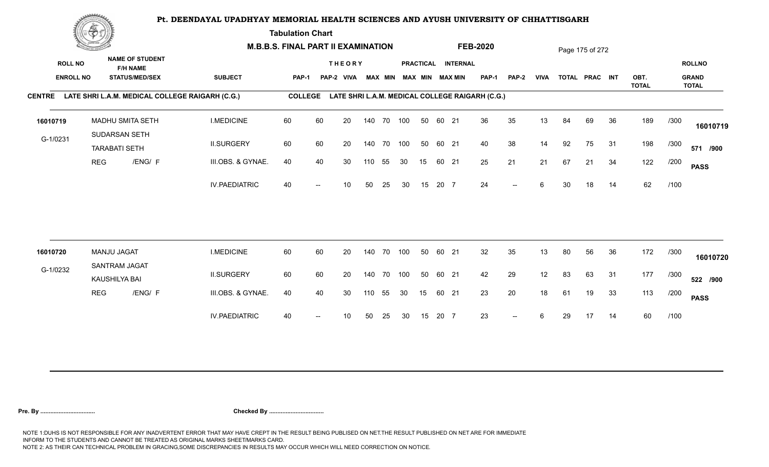# Pt. DEENDAYAL UPADHYAY MEMORIAL HEALTH SCIENCES AND AYUSH UNIVERSITY OF CHHATTISGARH

**Tabulation Chart**

**M.B.B.S. FINAL PART II EXAMINATION** **FEB-2020**

**CENTRE** LATE SHRI L.A.M. MEDICAL COLLEGE RAIGARH (C.G.) **COLLEGE** LATE SHRI L.A.M. MEDICAL COLLEGE RAIGARH (C.G.)

| ROLL NO / ENROLL NO | NAME OF STUDENT / F/H NAME / STATUS/MED/SEX | SUBJECT | THEORY PAP-1 | THEORY PAP-2 | THEORY VIVA | THEORY MAX | THEORY MIN | PRACTICAL MAX | PRACTICAL MIN | INTERNAL MAX | INTERNAL MIN | PAP-1 | PAP-2 | VIVA | TOTAL | PRAC | INT | OBT. TOTAL | | ROLLNO / GRAND TOTAL |
|---|---|---|---|---|---|---|---|---|---|---|---|---|---|---|---|---|---|---|---|---|
| 16010719 | MADHU SMITA SETH | I.MEDICINE | 60 | 60 | 20 | 140 | 70 | 100 | 50 | 60 | 21 | 36 | 35 | 13 | 84 | 69 | 36 | 189 | /300 | 16010719 |
| G-1/0231 | SUDARSAN SETH / TARABATI SETH | II.SURGERY | 60 | 60 | 20 | 140 | 70 | 100 | 50 | 60 | 21 | 40 | 38 | 14 | 92 | 75 | 31 | 198 | /300 | 571 /900 |
| | REG /ENG/ F | III.OBS. & GYNAE. | 40 | 40 | 30 | 110 | 55 | 30 | 15 | 60 | 21 | 25 | 21 | 21 | 67 | 21 | 34 | 122 | /200 | PASS |
| | | IV.PAEDIATRIC | 40 | -- | 10 | 50 | 25 | 30 | 15 | 20 | 7 | 24 | -- | 6 | 30 | 18 | 14 | 62 | /100 | |
| 16010720 | MANJU JAGAT | I.MEDICINE | 60 | 60 | 20 | 140 | 70 | 100 | 50 | 60 | 21 | 32 | 35 | 13 | 80 | 56 | 36 | 172 | /300 | 16010720 |
| G-1/0232 | SANTRAM JAGAT / KAUSHILYA BAI | II.SURGERY | 60 | 60 | 20 | 140 | 70 | 100 | 50 | 60 | 21 | 42 | 29 | 12 | 83 | 63 | 31 | 177 | /300 | 522 /900 |
| | REG /ENG/ F | III.OBS. & GYNAE. | 40 | 40 | 30 | 110 | 55 | 30 | 15 | 60 | 21 | 23 | 20 | 18 | 61 | 19 | 33 | 113 | /200 | PASS |
| | | IV.PAEDIATRIC | 40 | -- | 10 | 50 | 25 | 30 | 15 | 20 | 7 | 23 | -- | 6 | 29 | 17 | 14 | 60 | /100 | |

**Pre. By ................................** **Checked By ................................**

NOTE 1:DUHS IS NOT RESPONSIBLE FOR ANY INADVERTENT ERROR THAT MAY HAVE CREPT IN THE RESULT BEING PUBLISED ON NET.THE RESULT PUBLISHED ON NET ARE FOR IMMEDIATE INFORM TO THE STUDENTS AND CANNOT BE TREATED AS ORIGINAL MARKS SHEET/MARKS CARD.
NOTE 2: AS THEIR CAN TECHNICAL PROBLEM IN GRACING,SOME DISCREPANCIES IN RESULTS MAY OCCUR WHICH WILL NEED CORRECTION ON NOTICE.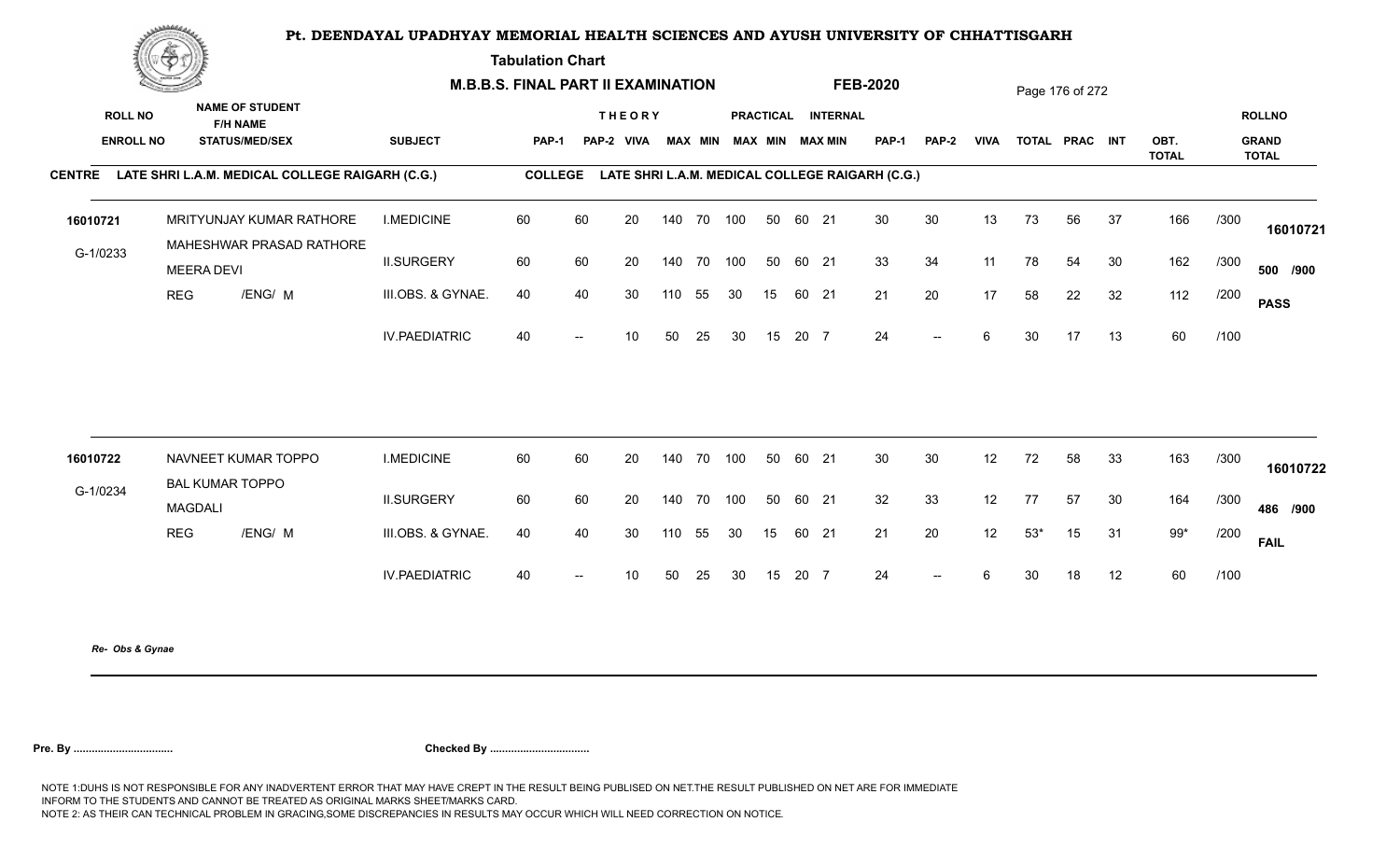# Pt. DEENDAYAL UPADHYAY MEMORIAL HEALTH SCIENCES AND AYUSH UNIVERSITY OF CHHATTISGARH

**Tabulation Chart**

**M.B.B.S. FINAL PART II EXAMINATION** **FEB-2020**

**CENTRE** LATE SHRI L.A.M. MEDICAL COLLEGE RAIGARH (C.G.) **COLLEGE** LATE SHRI L.A.M. MEDICAL COLLEGE RAIGARH (C.G.)

| ROLL NO / ENROLL NO | NAME OF STUDENT / F/H NAME / STATUS/MED/SEX | SUBJECT | THEORY PAP-1 | THEORY PAP-2 | THEORY VIVA | THEORY MAX | THEORY MIN | PRACTICAL MAX | PRACTICAL MIN | INTERNAL MAX | INTERNAL MIN | PAP-1 | PAP-2 | VIVA | TOTAL | PRAC | INT | OBT. TOTAL | | ROLLNO / GRAND TOTAL |
|---|---|---|---|---|---|---|---|---|---|---|---|---|---|---|---|---|---|---|---|---|
| 16010721 | MRITYUNJAY KUMAR RATHORE | I.MEDICINE | 60 | 60 | 20 | 140 | 70 | 100 | 50 | 60 | 21 | 30 | 30 | 13 | 73 | 56 | 37 | 166 | /300 | 16010721 |
| G-1/0233 | MAHESHWAR PRASAD RATHORE / MEERA DEVI | II.SURGERY | 60 | 60 | 20 | 140 | 70 | 100 | 50 | 60 | 21 | 33 | 34 | 11 | 78 | 54 | 30 | 162 | /300 | 500 /900 |
| | REG /ENG/ M | III.OBS. & GYNAE. | 40 | 40 | 30 | 110 | 55 | 30 | 15 | 60 | 21 | 21 | 20 | 17 | 58 | 22 | 32 | 112 | /200 | PASS |
| | | IV.PAEDIATRIC | 40 | -- | 10 | 50 | 25 | 30 | 15 | 20 | 7 | 24 | -- | 6 | 30 | 17 | 13 | 60 | /100 | |
| 16010722 | NAVNEET KUMAR TOPPO | I.MEDICINE | 60 | 60 | 20 | 140 | 70 | 100 | 50 | 60 | 21 | 30 | 30 | 12 | 72 | 58 | 33 | 163 | /300 | 16010722 |
| G-1/0234 | BAL KUMAR TOPPO / MAGDALI | II.SURGERY | 60 | 60 | 20 | 140 | 70 | 100 | 50 | 60 | 21 | 32 | 33 | 12 | 77 | 57 | 30 | 164 | /300 | 486 /900 |
| | REG /ENG/ M | III.OBS. & GYNAE. | 40 | 40 | 30 | 110 | 55 | 30 | 15 | 60 | 21 | 21 | 20 | 12 | 53* | 15 | 31 | 99* | /200 | FAIL |
| | | IV.PAEDIATRIC | 40 | -- | 10 | 50 | 25 | 30 | 15 | 20 | 7 | 24 | -- | 6 | 30 | 18 | 12 | 60 | /100 | |

*Re- Obs & Gynae*

**Pre. By ................................** **Checked By ................................**

NOTE 1:DUHS IS NOT RESPONSIBLE FOR ANY INADVERTENT ERROR THAT MAY HAVE CREPT IN THE RESULT BEING PUBLISED ON NET.THE RESULT PUBLISHED ON NET ARE FOR IMMEDIATE INFORM TO THE STUDENTS AND CANNOT BE TREATED AS ORIGINAL MARKS SHEET/MARKS CARD.
NOTE 2: AS THEIR CAN TECHNICAL PROBLEM IN GRACING,SOME DISCREPANCIES IN RESULTS MAY OCCUR WHICH WILL NEED CORRECTION ON NOTICE.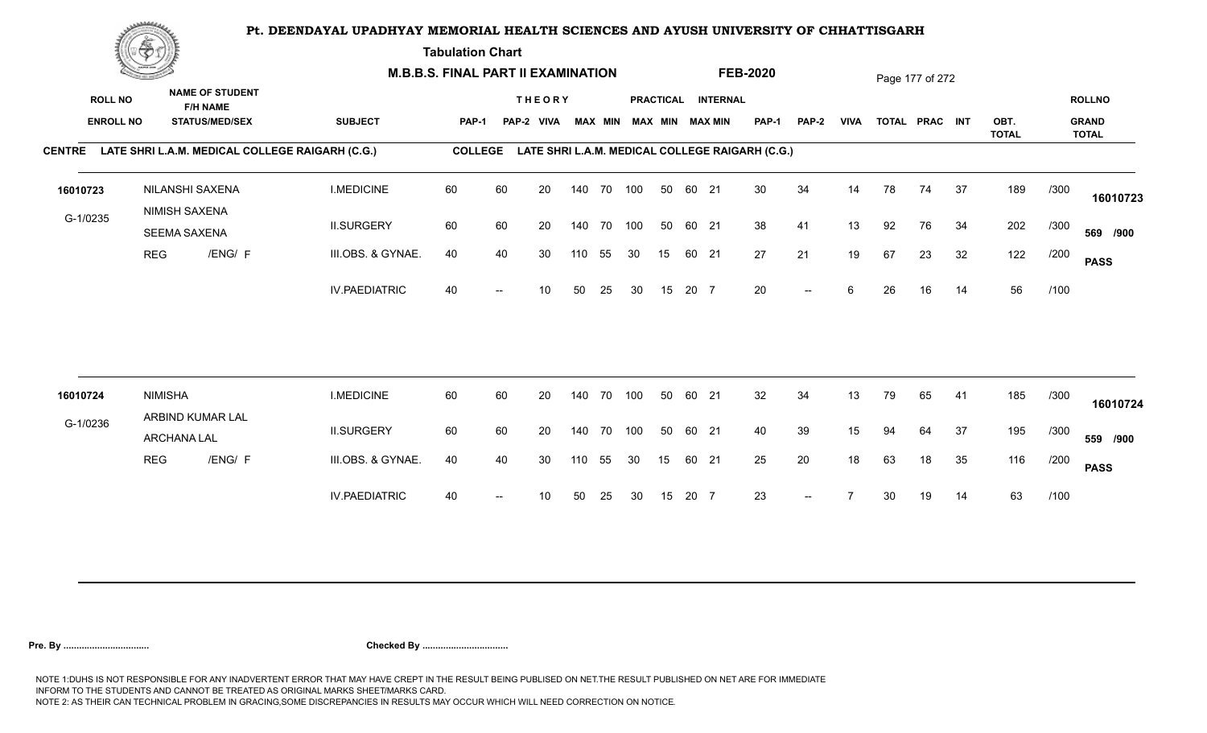# Pt. DEENDAYAL UPADHYAY MEMORIAL HEALTH SCIENCES AND AYUSH UNIVERSITY OF CHHATTISGARH

**Tabulation Chart**

**M.B.B.S. FINAL PART II EXAMINATION — FEB-2020**

**CENTRE** LATE SHRI L.A.M. MEDICAL COLLEGE RAIGARH (C.G.) — **COLLEGE** LATE SHRI L.A.M. MEDICAL COLLEGE RAIGARH (C.G.)

| ROLL NO / ENROLL NO | NAME OF STUDENT / F/H NAME / STATUS/MED/SEX | SUBJECT | THEORY PAP-1 | PAP-2 | VIVA | MAX | MIN | PRACTICAL MAX | MIN | INTERNAL MAX | MIN | PAP-1 | PAP-2 | VIVA | TOTAL | PRAC | INT | OBT. TOTAL | | ROLLNO / GRAND TOTAL |
|---|---|---|---|---|---|---|---|---|---|---|---|---|---|---|---|---|---|---|---|---|
| 16010723 | NILANSHI SAXENA | I.MEDICINE | 60 | 60 | 20 | 140 | 70 | 100 | 50 | 60 | 21 | 30 | 34 | 14 | 78 | 74 | 37 | 189 | /300 | 16010723 |
| G-1/0235 | NIMISH SAXENA / SEEMA SAXENA | II.SURGERY | 60 | 60 | 20 | 140 | 70 | 100 | 50 | 60 | 21 | 38 | 41 | 13 | 92 | 76 | 34 | 202 | /300 | 569 /900 |
| | REG /ENG/ F | III.OBS. & GYNAE. | 40 | 40 | 30 | 110 | 55 | 30 | 15 | 60 | 21 | 27 | 21 | 19 | 67 | 23 | 32 | 122 | /200 | PASS |
| | | IV.PAEDIATRIC | 40 | -- | 10 | 50 | 25 | 30 | 15 | 20 | 7 | 20 | -- | 6 | 26 | 16 | 14 | 56 | /100 | |
| 16010724 | NIMISHA | I.MEDICINE | 60 | 60 | 20 | 140 | 70 | 100 | 50 | 60 | 21 | 32 | 34 | 13 | 79 | 65 | 41 | 185 | /300 | 16010724 |
| G-1/0236 | ARBIND KUMAR LAL / ARCHANA LAL | II.SURGERY | 60 | 60 | 20 | 140 | 70 | 100 | 50 | 60 | 21 | 40 | 39 | 15 | 94 | 64 | 37 | 195 | /300 | 559 /900 |
| | REG /ENG/ F | III.OBS. & GYNAE. | 40 | 40 | 30 | 110 | 55 | 30 | 15 | 60 | 21 | 25 | 20 | 18 | 63 | 18 | 35 | 116 | /200 | PASS |
| | | IV.PAEDIATRIC | 40 | -- | 10 | 50 | 25 | 30 | 15 | 20 | 7 | 23 | -- | 7 | 30 | 19 | 14 | 63 | /100 | |

**Pre. By ................................** **Checked By ................................**

NOTE 1:DUHS IS NOT RESPONSIBLE FOR ANY INADVERTENT ERROR THAT MAY HAVE CREPT IN THE RESULT BEING PUBLISED ON NET.THE RESULT PUBLISHED ON NET ARE FOR IMMEDIATE INFORM TO THE STUDENTS AND CANNOT BE TREATED AS ORIGINAL MARKS SHEET/MARKS CARD.
NOTE 2: AS THEIR CAN TECHNICAL PROBLEM IN GRACING,SOME DISCREPANCIES IN RESULTS MAY OCCUR WHICH WILL NEED CORRECTION ON NOTICE.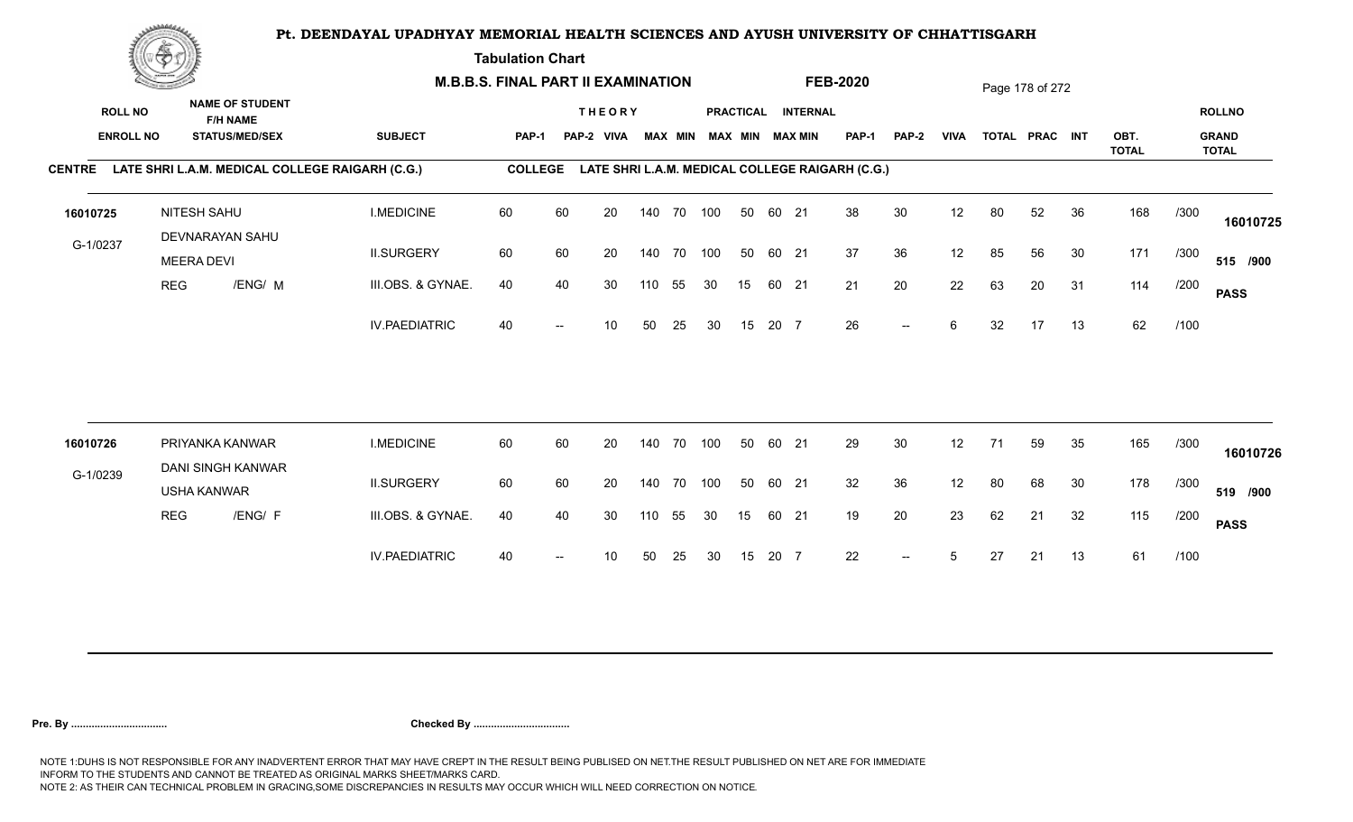# Pt. DEENDAYAL UPADHYAY MEMORIAL HEALTH SCIENCES AND AYUSH UNIVERSITY OF CHHATTISGARH

**Tabulation Chart**

**M.B.B.S. FINAL PART II EXAMINATION** **FEB-2020**

**CENTRE** LATE SHRI L.A.M. MEDICAL COLLEGE RAIGARH (C.G.) **COLLEGE** LATE SHRI L.A.M. MEDICAL COLLEGE RAIGARH (C.G.)

| ROLL NO / ENROLL NO | NAME OF STUDENT / F/H NAME / STATUS/MEDI/SEX | SUBJECT | THEORY PAP-1 | THEORY PAP-2 | THEORY VIVA | THEORY MAX | THEORY MIN | PRACTICAL MAX | PRACTICAL MIN | INTERNAL MAX | INTERNAL MIN | PAP-1 | PAP-2 | VIVA | TOTAL | PRAC | INT | OBT. TOTAL | | ROLLNO / GRAND TOTAL |
|---|---|---|---|---|---|---|---|---|---|---|---|---|---|---|---|---|---|---|---|---|
| 16010725 | NITESH SAHU | I.MEDICINE | 60 | 60 | 20 | 140 | 70 | 100 | 50 | 60 | 21 | 38 | 30 | 12 | 80 | 52 | 36 | 168 | /300 | 16010725 |
| G-1/0237 | DEVNARAYAN SAHU | II.SURGERY | 60 | 60 | 20 | 140 | 70 | 100 | 50 | 60 | 21 | 37 | 36 | 12 | 85 | 56 | 30 | 171 | /300 | 515 /900 |
| | MEERA DEVI | III.OBS. & GYNAE. | 40 | 40 | 30 | 110 | 55 | 30 | 15 | 60 | 21 | 21 | 20 | 22 | 63 | 20 | 31 | 114 | /200 | PASS |
| | REG /ENG/ M | IV.PAEDIATRIC | 40 | -- | 10 | 50 | 25 | 30 | 15 | 20 | 7 | 26 | -- | 6 | 32 | 17 | 13 | 62 | /100 | |
| 16010726 | PRIYANKA KANWAR | I.MEDICINE | 60 | 60 | 20 | 140 | 70 | 100 | 50 | 60 | 21 | 29 | 30 | 12 | 71 | 59 | 35 | 165 | /300 | 16010726 |
| G-1/0239 | DANI SINGH KANWAR | II.SURGERY | 60 | 60 | 20 | 140 | 70 | 100 | 50 | 60 | 21 | 32 | 36 | 12 | 80 | 68 | 30 | 178 | /300 | 519 /900 |
| | USHA KANWAR | III.OBS. & GYNAE. | 40 | 40 | 30 | 110 | 55 | 30 | 15 | 60 | 21 | 19 | 20 | 23 | 62 | 21 | 32 | 115 | /200 | PASS |
| | REG /ENG/ F | IV.PAEDIATRIC | 40 | -- | 10 | 50 | 25 | 30 | 15 | 20 | 7 | 22 | -- | 5 | 27 | 21 | 13 | 61 | /100 | |

**Pre. By .................................** **Checked By .................................**

NOTE 1:DUHS IS NOT RESPONSIBLE FOR ANY INADVERTENT ERROR THAT MAY HAVE CREPT IN THE RESULT BEING PUBLISED ON NET.THE RESULT PUBLISHED ON NET ARE FOR IMMEDIATE INFORM TO THE STUDENTS AND CANNOT BE TREATED AS ORIGINAL MARKS SHEET/MARKS CARD.
NOTE 2: AS THEIR CAN TECHNICAL PROBLEM IN GRACING,SOME DISCREPANCIES IN RESULTS MAY OCCUR WHICH WILL NEED CORRECTION ON NOTICE.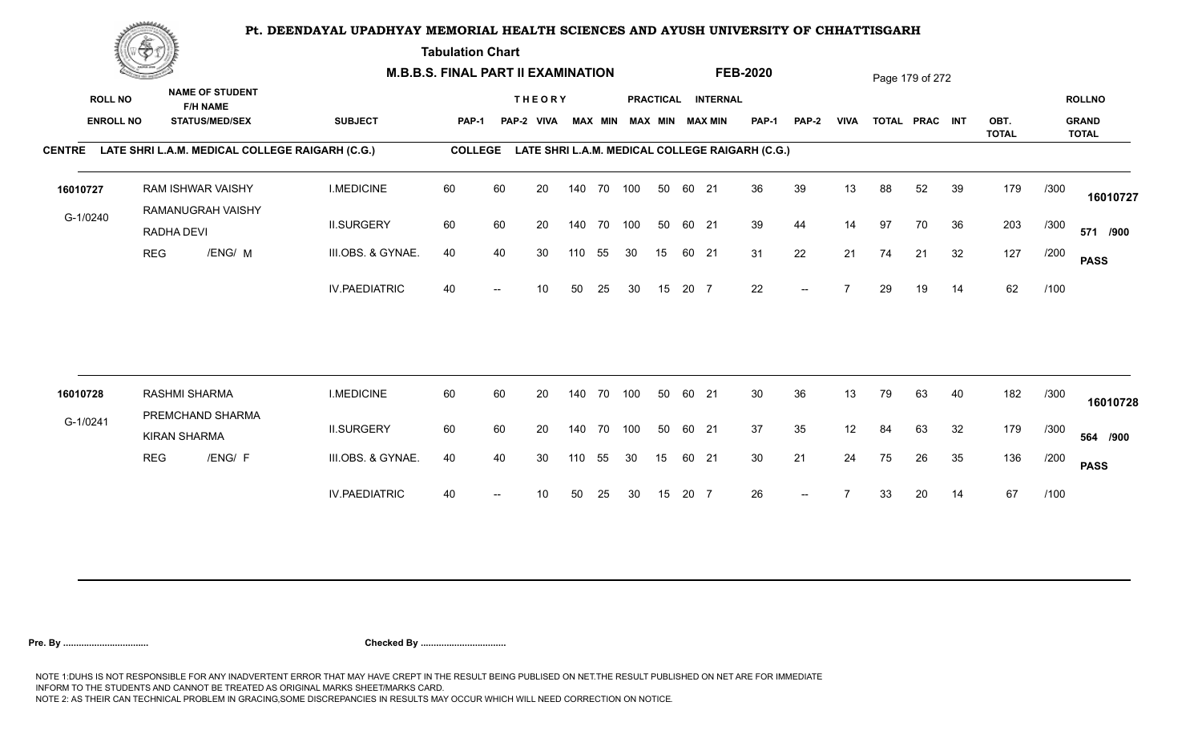# Pt. DEENDAYAL UPADHYAY MEMORIAL HEALTH SCIENCES AND AYUSH UNIVERSITY OF CHHATTISGARH

**Tabulation Chart**

**M.B.B.S. FINAL PART II EXAMINATION** **FEB-2020**

**CENTRE** LATE SHRI L.A.M. MEDICAL COLLEGE RAIGARH (C.G.) **COLLEGE** LATE SHRI L.A.M. MEDICAL COLLEGE RAIGARH (C.G.)

| ROLL NO / ENROLL NO | NAME OF STUDENT / F/H NAME / STATUS/MED/SEX | SUBJECT | THEORY PAP-1 | PAP-2 | VIVA | MAX | MIN | PRACTICAL MAX | MIN | INTERNAL MAX | MIN | PAP-1 | PAP-2 | VIVA | TOTAL | PRAC | INT | OBT. TOTAL | | ROLLNO / GRAND TOTAL |
|---|---|---|---|---|---|---|---|---|---|---|---|---|---|---|---|---|---|---|---|---|
| 16010727 | RAM ISHWAR VAISHY | I.MEDICINE | 60 | 60 | 20 | 140 | 70 | 100 | 50 | 60 | 21 | 36 | 39 | 13 | 88 | 52 | 39 | 179 | /300 | 16010727 |
| G-1/0240 | RAMANUGRAH VAISHY | II.SURGERY | 60 | 60 | 20 | 140 | 70 | 100 | 50 | 60 | 21 | 39 | 44 | 14 | 97 | 70 | 36 | 203 | /300 | 571 /900 |
| | RADHA DEVI | III.OBS. & GYNAE. | 40 | 40 | 30 | 110 | 55 | 30 | 15 | 60 | 21 | 31 | 22 | 21 | 74 | 21 | 32 | 127 | /200 | PASS |
| | REG /ENG/ M | IV.PAEDIATRIC | 40 | -- | 10 | 50 | 25 | 30 | 15 | 20 | 7 | 22 | -- | 7 | 29 | 19 | 14 | 62 | /100 | |
| 16010728 | RASHMI SHARMA | I.MEDICINE | 60 | 60 | 20 | 140 | 70 | 100 | 50 | 60 | 21 | 30 | 36 | 13 | 79 | 63 | 40 | 182 | /300 | 16010728 |
| G-1/0241 | PREMCHAND SHARMA | II.SURGERY | 60 | 60 | 20 | 140 | 70 | 100 | 50 | 60 | 21 | 37 | 35 | 12 | 84 | 63 | 32 | 179 | /300 | 564 /900 |
| | KIRAN SHARMA | III.OBS. & GYNAE. | 40 | 40 | 30 | 110 | 55 | 30 | 15 | 60 | 21 | 30 | 21 | 24 | 75 | 26 | 35 | 136 | /200 | PASS |
| | REG /ENG/ F | IV.PAEDIATRIC | 40 | -- | 10 | 50 | 25 | 30 | 15 | 20 | 7 | 26 | -- | 7 | 33 | 20 | 14 | 67 | /100 | |

**Pre. By .................................** **Checked By .................................**

NOTE 1:DUHS IS NOT RESPONSIBLE FOR ANY INADVERTENT ERROR THAT MAY HAVE CREPT IN THE RESULT BEING PUBLISED ON NET.THE RESULT PUBLISHED ON NET ARE FOR IMMEDIATE INFORM TO THE STUDENTS AND CANNOT BE TREATED AS ORIGINAL MARKS SHEET/MARKS CARD.
NOTE 2: AS THEIR CAN TECHNICAL PROBLEM IN GRACING,SOME DISCREPANCIES IN RESULTS MAY OCCUR WHICH WILL NEED CORRECTION ON NOTICE.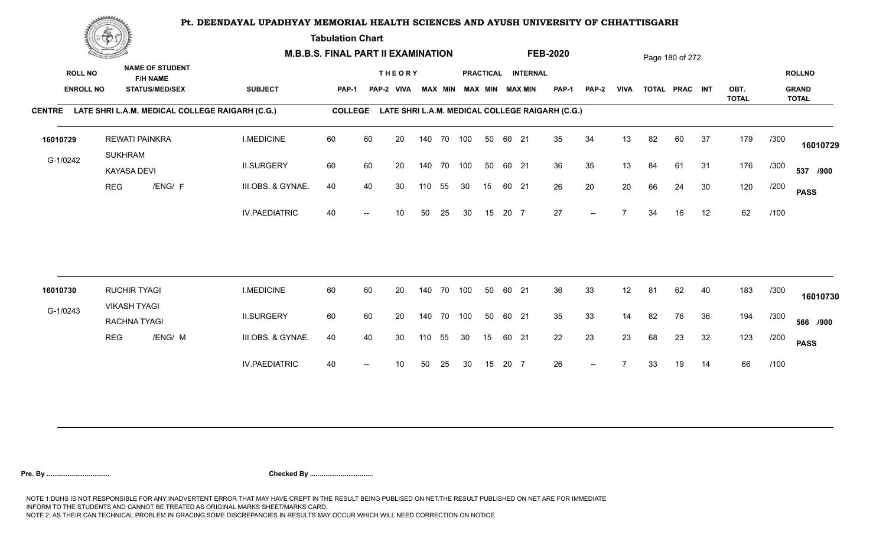# Pt. DEENDAYAL UPADHYAY MEMORIAL HEALTH SCIENCES AND AYUSH UNIVERSITY OF CHHATTISGARH

**Tabulation Chart**

**M.B.B.S. FINAL PART II EXAMINATION** **FEB-2020**

**CENTRE** LATE SHRI L.A.M. MEDICAL COLLEGE RAIGARH (C.G.) **COLLEGE** LATE SHRI L.A.M. MEDICAL COLLEGE RAIGARH (C.G.)

| ROLL NO / ENROLL NO | NAME OF STUDENT / F/H NAME / STATUS/MED/SEX | SUBJECT | THEORY PAP-1 | PAP-2 | VIVA | MAX | MIN | PRACTICAL MAX | MIN | INTERNAL MAX | MIN | PAP-1 | PAP-2 | VIVA | TOTAL | PRAC | INT | OBT. TOTAL | | ROLLNO / GRAND TOTAL |
|---|---|---|---|---|---|---|---|---|---|---|---|---|---|---|---|---|---|---|---|---|
| 16010729 | REWATI PAINKRA | I.MEDICINE | 60 | 60 | 20 | 140 | 70 | 100 | 50 | 60 | 21 | 35 | 34 | 13 | 82 | 60 | 37 | 179 | /300 | 16010729 |
| G-1/0242 | SUKHRAM / KAYASA DEVI | II.SURGERY | 60 | 60 | 20 | 140 | 70 | 100 | 50 | 60 | 21 | 36 | 35 | 13 | 84 | 61 | 31 | 176 | /300 | 537 /900 |
| | REG /ENG/ F | III.OBS. & GYNAE. | 40 | 40 | 30 | 110 | 55 | 30 | 15 | 60 | 21 | 26 | 20 | 20 | 66 | 24 | 30 | 120 | /200 | PASS |
| | | IV.PAEDIATRIC | 40 | -- | 10 | 50 | 25 | 30 | 15 | 20 | 7 | 27 | -- | 7 | 34 | 16 | 12 | 62 | /100 | |
| 16010730 | RUCHIR TYAGI | I.MEDICINE | 60 | 60 | 20 | 140 | 70 | 100 | 50 | 60 | 21 | 36 | 33 | 12 | 81 | 62 | 40 | 183 | /300 | 16010730 |
| G-1/0243 | VIKASH TYAGI / RACHNA TYAGI | II.SURGERY | 60 | 60 | 20 | 140 | 70 | 100 | 50 | 60 | 21 | 35 | 33 | 14 | 82 | 76 | 36 | 194 | /300 | 566 /900 |
| | REG /ENG/ M | III.OBS. & GYNAE. | 40 | 40 | 30 | 110 | 55 | 30 | 15 | 60 | 21 | 22 | 23 | 23 | 68 | 23 | 32 | 123 | /200 | PASS |
| | | IV.PAEDIATRIC | 40 | -- | 10 | 50 | 25 | 30 | 15 | 20 | 7 | 26 | -- | 7 | 33 | 19 | 14 | 66 | /100 | |

**Pre. By ................................** **Checked By ................................**

NOTE 1:DUHS IS NOT RESPONSIBLE FOR ANY INADVERTENT ERROR THAT MAY HAVE CREPT IN THE RESULT BEING PUBLISED ON NET.THE RESULT PUBLISHED ON NET ARE FOR IMMEDIATE INFORM TO THE STUDENTS AND CANNOT BE TREATED AS ORIGINAL MARKS SHEET/MARKS CARD.
NOTE 2: AS THEIR CAN TECHNICAL PROBLEM IN GRACING,SOME DISCREPANCIES IN RESULTS MAY OCCUR WHICH WILL NEED CORRECTION ON NOTICE.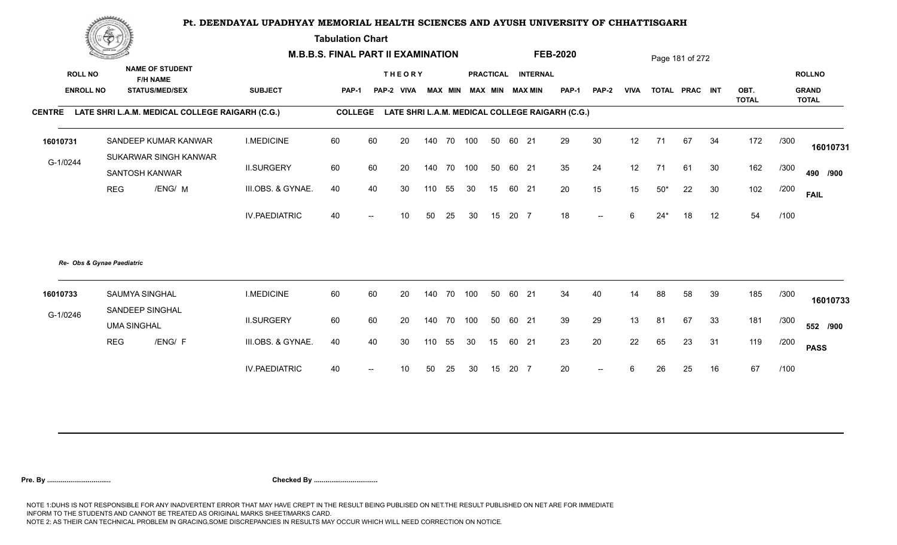# Pt. DEENDAYAL UPADHYAY MEMORIAL HEALTH SCIENCES AND AYUSH UNIVERSITY OF CHHATTISGARH

**Tabulation Chart**

**M.B.B.S. FINAL PART II EXAMINATION** **FEB-2020**

**CENTRE** LATE SHRI L.A.M. MEDICAL COLLEGE RAIGARH (C.G.) **COLLEGE** LATE SHRI L.A.M. MEDICAL COLLEGE RAIGARH (C.G.)

| ROLL NO / ENROLL NO | NAME OF STUDENT / F/H NAME / STATUS/MED/SEX | SUBJECT | THEORY PAP-1 | PAP-2 | VIVA | MAX | MIN | PRACTICAL MAX | MIN | INTERNAL MAX | MIN | PAP-1 | PAP-2 | VIVA | TOTAL | PRAC | INT | OBT. TOTAL | | ROLLNO / GRAND TOTAL |
|---|---|---|---|---|---|---|---|---|---|---|---|---|---|---|---|---|---|---|---|---|
| 16010731 | SANDEEP KUMAR KANWAR | I.MEDICINE | 60 | 60 | 20 | 140 | 70 | 100 | 50 | 60 | 21 | 29 | 30 | 12 | 71 | 67 | 34 | 172 | /300 | 16010731 |
| G-1/0244 | SUKARWAR SINGH KANWAR / SANTOSH KANWAR | II.SURGERY | 60 | 60 | 20 | 140 | 70 | 100 | 50 | 60 | 21 | 35 | 24 | 12 | 71 | 61 | 30 | 162 | /300 | 490 /900 |
| | REG /ENG/ M | III.OBS. & GYNAE. | 40 | 40 | 30 | 110 | 55 | 30 | 15 | 60 | 21 | 20 | 15 | 15 | 50* | 22 | 30 | 102 | /200 | FAIL |
| | | IV.PAEDIATRIC | 40 | -- | 10 | 50 | 25 | 30 | 15 | 20 | 7 | 18 | -- | 6 | 24* | 18 | 12 | 54 | /100 | |

*Re- Obs & Gynae Paediatric*

| ROLL NO / ENROLL NO | NAME OF STUDENT / F/H NAME / STATUS/MED/SEX | SUBJECT | THEORY PAP-1 | PAP-2 | VIVA | MAX | MIN | PRACTICAL MAX | MIN | INTERNAL MAX | MIN | PAP-1 | PAP-2 | VIVA | TOTAL | PRAC | INT | OBT. TOTAL | | ROLLNO / GRAND TOTAL |
|---|---|---|---|---|---|---|---|---|---|---|---|---|---|---|---|---|---|---|---|---|
| 16010733 | SAUMYA SINGHAL | I.MEDICINE | 60 | 60 | 20 | 140 | 70 | 100 | 50 | 60 | 21 | 34 | 40 | 14 | 88 | 58 | 39 | 185 | /300 | 16010733 |
| G-1/0246 | SANDEEP SINGHAL / UMA SINGHAL | II.SURGERY | 60 | 60 | 20 | 140 | 70 | 100 | 50 | 60 | 21 | 39 | 29 | 13 | 81 | 67 | 33 | 181 | /300 | 552 /900 |
| | REG /ENG/ F | III.OBS. & GYNAE. | 40 | 40 | 30 | 110 | 55 | 30 | 15 | 60 | 21 | 23 | 20 | 22 | 65 | 23 | 31 | 119 | /200 | PASS |
| | | IV.PAEDIATRIC | 40 | -- | 10 | 50 | 25 | 30 | 15 | 20 | 7 | 20 | -- | 6 | 26 | 25 | 16 | 67 | /100 | |

**Pre. By .................................** **Checked By .................................**

NOTE 1:DUHS IS NOT RESPONSIBLE FOR ANY INADVERTENT ERROR THAT MAY HAVE CREPT IN THE RESULT BEING PUBLISED ON NET.THE RESULT PUBLISHED ON NET ARE FOR IMMEDIATE INFORM TO THE STUDENTS AND CANNOT BE TREATED AS ORIGINAL MARKS SHEET/MARKS CARD.
NOTE 2: AS THEIR CAN TECHNICAL PROBLEM IN GRACING,SOME DISCREPANCIES IN RESULTS MAY OCCUR WHICH WILL NEED CORRECTION ON NOTICE.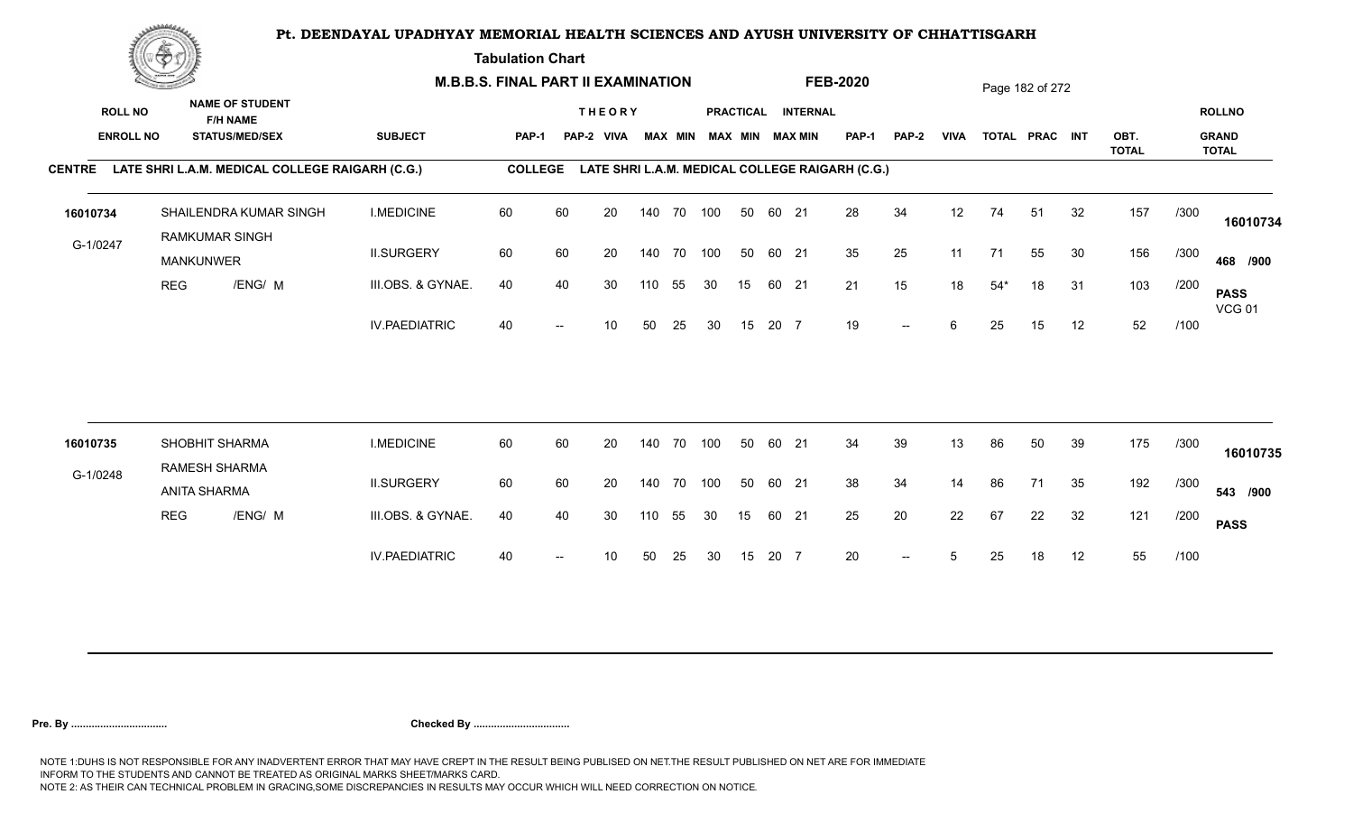# Pt. DEENDAYAL UPADHYAY MEMORIAL HEALTH SCIENCES AND AYUSH UNIVERSITY OF CHHATTISGARH

**Tabulation Chart**

**M.B.B.S. FINAL PART II EXAMINATION** **FEB-2020**

**CENTRE** LATE SHRI L.A.M. MEDICAL COLLEGE RAIGARH (C.G.) **COLLEGE** LATE SHRI L.A.M. MEDICAL COLLEGE RAIGARH (C.G.)

| ROLL NO / ENROLL NO | NAME OF STUDENT / F/H NAME / STATUS/MED/SEX | SUBJECT | THEORY PAP-1 | PAP-2 | VIVA | MAX | MIN | PRACTICAL MAX | MIN | INTERNAL MAX | MIN | PAP-1 | PAP-2 | VIVA | TOTAL | PRAC | INT | OBT. TOTAL | | ROLLNO / GRAND TOTAL |
|---|---|---|---|---|---|---|---|---|---|---|---|---|---|---|---|---|---|---|---|---|
| 16010734 | SHAILENDRA KUMAR SINGH | I.MEDICINE | 60 | 60 | 20 | 140 | 70 | 100 | 50 | 60 | 21 | 28 | 34 | 12 | 74 | 51 | 32 | 157 | /300 | 16010734 |
| G-1/0247 | RAMKUMAR SINGH / MANKUNWER | II.SURGERY | 60 | 60 | 20 | 140 | 70 | 100 | 50 | 60 | 21 | 35 | 25 | 11 | 71 | 55 | 30 | 156 | /300 | 468 /900 |
| | REG /ENG/ M | III.OBS. & GYNAE. | 40 | 40 | 30 | 110 | 55 | 30 | 15 | 60 | 21 | 21 | 15 | 18 | 54* | 18 | 31 | 103 | /200 | PASS VCG 01 |
| | | IV.PAEDIATRIC | 40 | -- | 10 | 50 | 25 | 30 | 15 | 20 | 7 | 19 | -- | 6 | 25 | 15 | 12 | 52 | /100 | |
| 16010735 | SHOBHIT SHARMA | I.MEDICINE | 60 | 60 | 20 | 140 | 70 | 100 | 50 | 60 | 21 | 34 | 39 | 13 | 86 | 50 | 39 | 175 | /300 | 16010735 |
| G-1/0248 | RAMESH SHARMA / ANITA SHARMA | II.SURGERY | 60 | 60 | 20 | 140 | 70 | 100 | 50 | 60 | 21 | 38 | 34 | 14 | 86 | 71 | 35 | 192 | /300 | 543 /900 |
| | REG /ENG/ M | III.OBS. & GYNAE. | 40 | 40 | 30 | 110 | 55 | 30 | 15 | 60 | 21 | 25 | 20 | 22 | 67 | 22 | 32 | 121 | /200 | PASS |
| | | IV.PAEDIATRIC | 40 | -- | 10 | 50 | 25 | 30 | 15 | 20 | 7 | 20 | -- | 5 | 25 | 18 | 12 | 55 | /100 | |

**Pre. By .................................** **Checked By .................................**

NOTE 1:DUHS IS NOT RESPONSIBLE FOR ANY INADVERTENT ERROR THAT MAY HAVE CREPT IN THE RESULT BEING PUBLISED ON NET.THE RESULT PUBLISHED ON NET ARE FOR IMMEDIATE INFORM TO THE STUDENTS AND CANNOT BE TREATED AS ORIGINAL MARKS SHEET/MARKS CARD.
NOTE 2: AS THEIR CAN TECHNICAL PROBLEM IN GRACING,SOME DISCREPANCIES IN RESULTS MAY OCCUR WHICH WILL NEED CORRECTION ON NOTICE.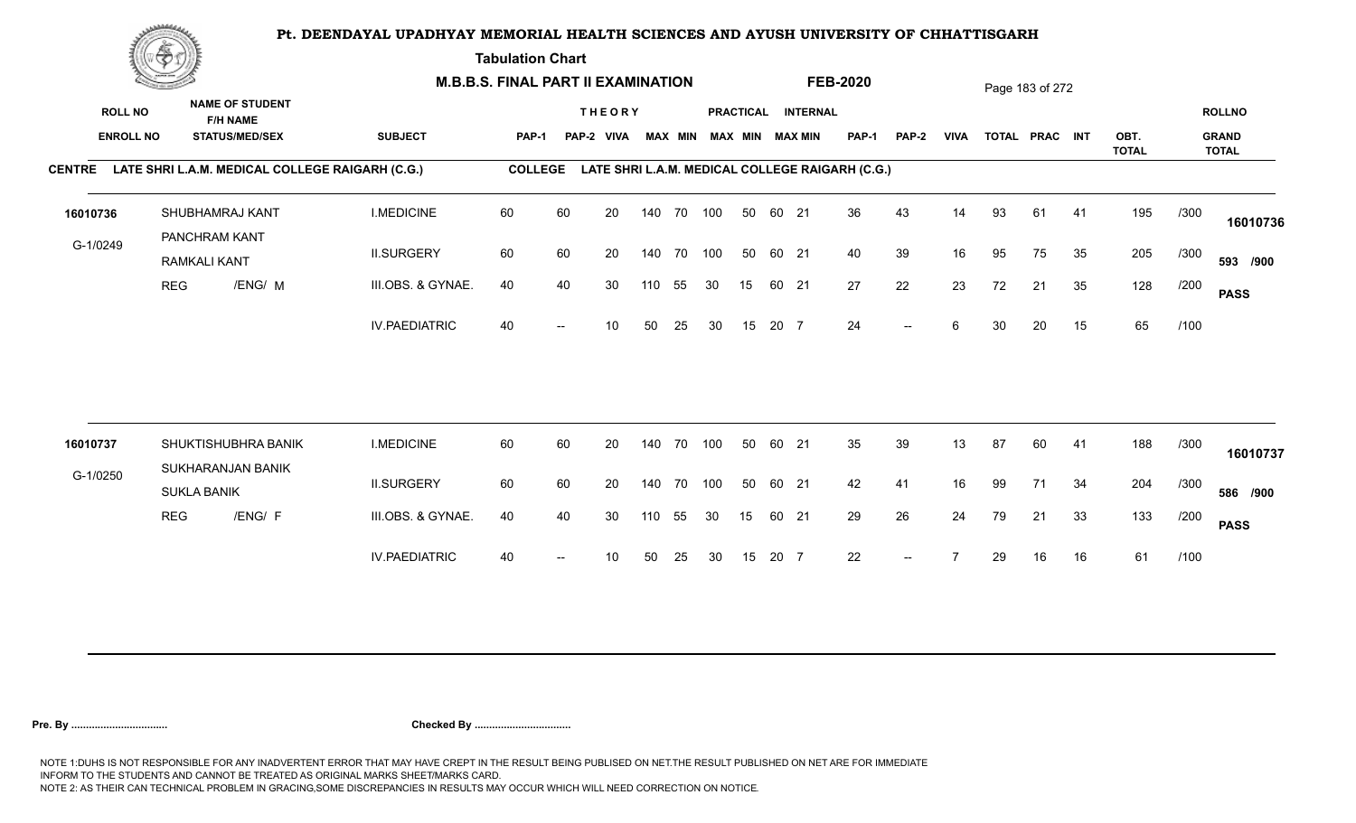# Pt. DEENDAYAL UPADHYAY MEMORIAL HEALTH SCIENCES AND AYUSH UNIVERSITY OF CHHATTISGARH

**Tabulation Chart**

**M.B.B.S. FINAL PART II EXAMINATION** **FEB-2020**

**CENTRE** LATE SHRI L.A.M. MEDICAL COLLEGE RAIGARH (C.G.) **COLLEGE** LATE SHRI L.A.M. MEDICAL COLLEGE RAIGARH (C.G.)

| ROLL NO / ENROLL NO | NAME OF STUDENT / F/H NAME / STATUS/MED/SEX | SUBJECT | THEORY PAP-1 | PAP-2 | VIVA | MAX | MIN | PRACTICAL MAX | MIN | INTERNAL MAX | MIN | PAP-1 | PAP-2 | VIVA | TOTAL | PRAC | INT | OBT. TOTAL | | ROLLNO / GRAND TOTAL |
|---|---|---|---|---|---|---|---|---|---|---|---|---|---|---|---|---|---|---|---|---|
| 16010736 | SHUBHAMRAJ KANT | I.MEDICINE | 60 | 60 | 20 | 140 | 70 | 100 | 50 | 60 | 21 | 36 | 43 | 14 | 93 | 61 | 41 | 195 | /300 | 16010736 |
| G-1/0249 | PANCHRAM KANT / RAMKALI KANT | II.SURGERY | 60 | 60 | 20 | 140 | 70 | 100 | 50 | 60 | 21 | 40 | 39 | 16 | 95 | 75 | 35 | 205 | /300 | 593 /900 |
| | REG /ENG/ M | III.OBS. & GYNAE. | 40 | 40 | 30 | 110 | 55 | 30 | 15 | 60 | 21 | 27 | 22 | 23 | 72 | 21 | 35 | 128 | /200 | PASS |
| | | IV.PAEDIATRIC | 40 | -- | 10 | 50 | 25 | 30 | 15 | 20 | 7 | 24 | -- | 6 | 30 | 20 | 15 | 65 | /100 | |
| 16010737 | SHUKTISHUBHRA BANIK | I.MEDICINE | 60 | 60 | 20 | 140 | 70 | 100 | 50 | 60 | 21 | 35 | 39 | 13 | 87 | 60 | 41 | 188 | /300 | 16010737 |
| G-1/0250 | SUKHARANJAN BANIK / SUKLA BANIK | II.SURGERY | 60 | 60 | 20 | 140 | 70 | 100 | 50 | 60 | 21 | 42 | 41 | 16 | 99 | 71 | 34 | 204 | /300 | 586 /900 |
| | REG /ENG/ F | III.OBS. & GYNAE. | 40 | 40 | 30 | 110 | 55 | 30 | 15 | 60 | 21 | 29 | 26 | 24 | 79 | 21 | 33 | 133 | /200 | PASS |
| | | IV.PAEDIATRIC | 40 | -- | 10 | 50 | 25 | 30 | 15 | 20 | 7 | 22 | -- | 7 | 29 | 16 | 16 | 61 | /100 | |

**Pre. By .................................** **Checked By .................................**

NOTE 1:DUHS IS NOT RESPONSIBLE FOR ANY INADVERTENT ERROR THAT MAY HAVE CREPT IN THE RESULT BEING PUBLISED ON NET.THE RESULT PUBLISHED ON NET ARE FOR IMMEDIATE INFORM TO THE STUDENTS AND CANNOT BE TREATED AS ORIGINAL MARKS SHEET/MARKS CARD.
NOTE 2: AS THEIR CAN TECHNICAL PROBLEM IN GRACING,SOME DISCREPANCIES IN RESULTS MAY OCCUR WHICH WILL NEED CORRECTION ON NOTICE.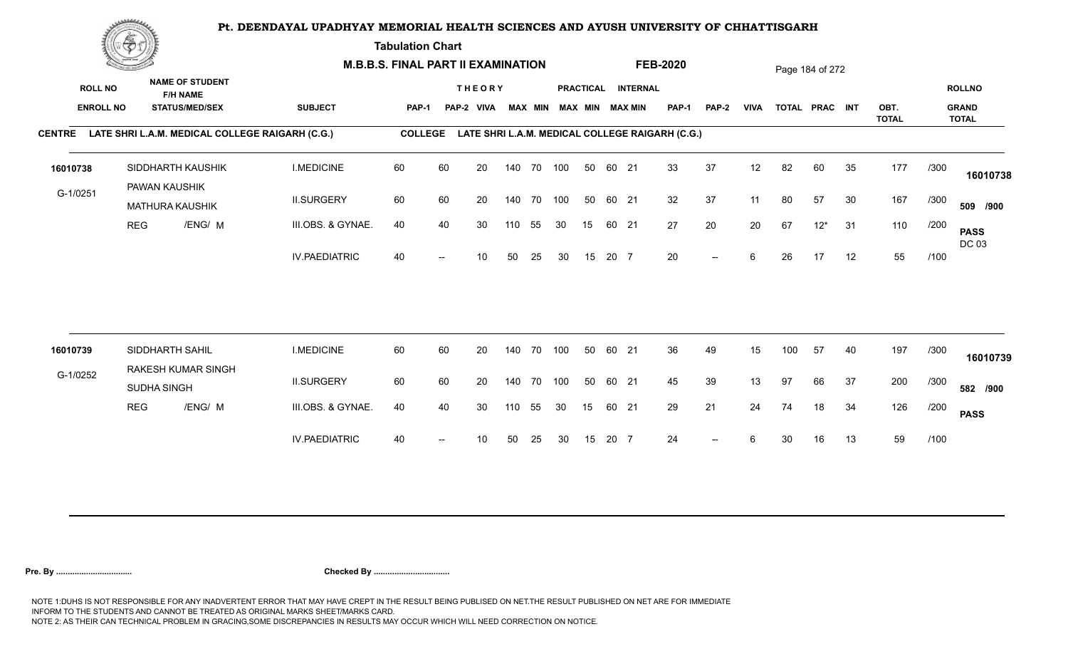# Pt. DEENDAYAL UPADHYAY MEMORIAL HEALTH SCIENCES AND AYUSH UNIVERSITY OF CHHATTISGARH

**Tabulation Chart**

**M.B.B.S. FINAL PART II EXAMINATION** **FEB-2020**

**CENTRE** LATE SHRI L.A.M. MEDICAL COLLEGE RAIGARH (C.G.) **COLLEGE** LATE SHRI L.A.M. MEDICAL COLLEGE RAIGARH (C.G.)

| ROLL NO / ENROLL NO | NAME OF STUDENT / F/H NAME / STATUS/MED/SEX | SUBJECT | THEORY PAP-1 | THEORY PAP-2 | VIVA | MAX | MIN | PRACTICAL MAX | PRACTICAL MIN | INTERNAL MAX | INTERNAL MIN | PAP-1 | PAP-2 | VIVA | TOTAL | PRAC | INT | OBT. TOTAL | | ROLLNO / GRAND TOTAL |
|---|---|---|---|---|---|---|---|---|---|---|---|---|---|---|---|---|---|---|---|---|
| 16010738 | SIDDHARTH KAUSHIK | I.MEDICINE | 60 | 60 | 20 | 140 | 70 | 100 | 50 | 60 | 21 | 33 | 37 | 12 | 82 | 60 | 35 | 177 | /300 | 16010738 |
| G-1/0251 | PAWAN KAUSHIK / MATHURA KAUSHIK | II.SURGERY | 60 | 60 | 20 | 140 | 70 | 100 | 50 | 60 | 21 | 32 | 37 | 11 | 80 | 57 | 30 | 167 | /300 | 509 /900 |
| | REG /ENG/ M | III.OBS. & GYNAE. | 40 | 40 | 30 | 110 | 55 | 30 | 15 | 60 | 21 | 27 | 20 | 20 | 67 | 12* | 31 | 110 | /200 | PASS DC 03 |
| | | IV.PAEDIATRIC | 40 | -- | 10 | 50 | 25 | 30 | 15 | 20 | 7 | 20 | -- | 6 | 26 | 17 | 12 | 55 | /100 | |
| 16010739 | SIDDHARTH SAHIL | I.MEDICINE | 60 | 60 | 20 | 140 | 70 | 100 | 50 | 60 | 21 | 36 | 49 | 15 | 100 | 57 | 40 | 197 | /300 | 16010739 |
| G-1/0252 | RAKESH KUMAR SINGH / SUDHA SINGH | II.SURGERY | 60 | 60 | 20 | 140 | 70 | 100 | 50 | 60 | 21 | 45 | 39 | 13 | 97 | 66 | 37 | 200 | /300 | 582 /900 |
| | REG /ENG/ M | III.OBS. & GYNAE. | 40 | 40 | 30 | 110 | 55 | 30 | 15 | 60 | 21 | 29 | 21 | 24 | 74 | 18 | 34 | 126 | /200 | PASS |
| | | IV.PAEDIATRIC | 40 | -- | 10 | 50 | 25 | 30 | 15 | 20 | 7 | 24 | -- | 6 | 30 | 16 | 13 | 59 | /100 | |

**Pre. By .................................** **Checked By .................................**

NOTE 1:DUHS IS NOT RESPONSIBLE FOR ANY INADVERTENT ERROR THAT MAY HAVE CREPT IN THE RESULT BEING PUBLISED ON NET.THE RESULT PUBLISHED ON NET ARE FOR IMMEDIATE INFORM TO THE STUDENTS AND CANNOT BE TREATED AS ORIGINAL MARKS SHEET/MARKS CARD.
NOTE 2: AS THEIR CAN TECHNICAL PROBLEM IN GRACING,SOME DISCREPANCIES IN RESULTS MAY OCCUR WHICH WILL NEED CORRECTION ON NOTICE.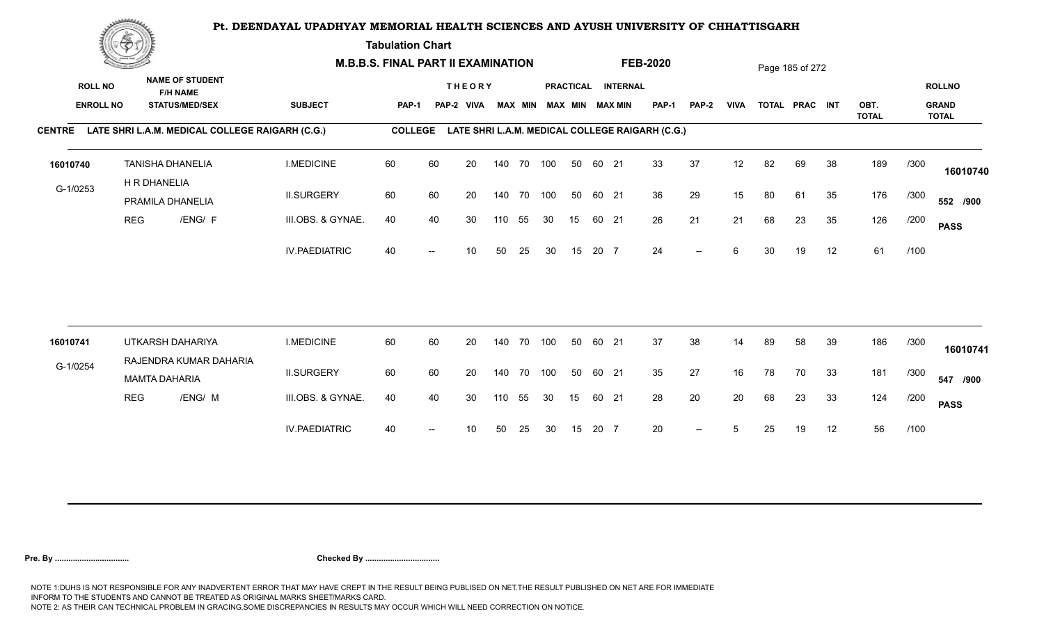# Pt. DEENDAYAL UPADHYAY MEMORIAL HEALTH SCIENCES AND AYUSH UNIVERSITY OF CHHATTISGARH

**Tabulation Chart**

**M.B.B.S. FINAL PART II EXAMINATION** **FEB-2020**

**CENTRE** LATE SHRI L.A.M. MEDICAL COLLEGE RAIGARH (C.G.) **COLLEGE** LATE SHRI L.A.M. MEDICAL COLLEGE RAIGARH (C.G.)

| ROLL NO / ENROLL NO | NAME OF STUDENT / F/H NAME / STATUS/MED/SEX | SUBJECT | THEORY PAP-1 | PAP-2 | VIVA | MAX | MIN | PRACTICAL MAX | MIN | INTERNAL MAX | MIN | PAP-1 | PAP-2 | VIVA | TOTAL | PRAC | INT | OBT. TOTAL | | ROLLNO / GRAND TOTAL |
|---|---|---|---|---|---|---|---|---|---|---|---|---|---|---|---|---|---|---|---|---|
| 16010740 | TANISHA DHANELIA | I.MEDICINE | 60 | 60 | 20 | 140 | 70 | 100 | 50 | 60 | 21 | 33 | 37 | 12 | 82 | 69 | 38 | 189 | /300 | 16010740 |
| G-1/0253 | H R DHANELIA | II.SURGERY | 60 | 60 | 20 | 140 | 70 | 100 | 50 | 60 | 21 | 36 | 29 | 15 | 80 | 61 | 35 | 176 | /300 | 552 /900 |
| | PRAMILA DHANELIA | III.OBS. & GYNAE. | 40 | 40 | 30 | 110 | 55 | 30 | 15 | 60 | 21 | 26 | 21 | 21 | 68 | 23 | 35 | 126 | /200 | PASS |
| | REG /ENG/ F | IV.PAEDIATRIC | 40 | -- | 10 | 50 | 25 | 30 | 15 | 20 | 7 | 24 | -- | 6 | 30 | 19 | 12 | 61 | /100 | |
| 16010741 | UTKARSH DAHARIYA | I.MEDICINE | 60 | 60 | 20 | 140 | 70 | 100 | 50 | 60 | 21 | 37 | 38 | 14 | 89 | 58 | 39 | 186 | /300 | 16010741 |
| G-1/0254 | RAJENDRA KUMAR DAHARIA | II.SURGERY | 60 | 60 | 20 | 140 | 70 | 100 | 50 | 60 | 21 | 35 | 27 | 16 | 78 | 70 | 33 | 181 | /300 | 547 /900 |
| | MAMTA DAHARIA | III.OBS. & GYNAE. | 40 | 40 | 30 | 110 | 55 | 30 | 15 | 60 | 21 | 28 | 20 | 20 | 68 | 23 | 33 | 124 | /200 | PASS |
| | REG /ENG/ M | IV.PAEDIATRIC | 40 | -- | 10 | 50 | 25 | 30 | 15 | 20 | 7 | 20 | -- | 5 | 25 | 19 | 12 | 56 | /100 | |

**Pre. By .................................** **Checked By .................................**

NOTE 1:DUHS IS NOT RESPONSIBLE FOR ANY INADVERTENT ERROR THAT MAY HAVE CREPT IN THE RESULT BEING PUBLISED ON NET.THE RESULT PUBLISHED ON NET ARE FOR IMMEDIATE INFORM TO THE STUDENTS AND CANNOT BE TREATED AS ORIGINAL MARKS SHEET/MARKS CARD.
NOTE 2: AS THEIR CAN TECHNICAL PROBLEM IN GRACING,SOME DISCREPANCIES IN RESULTS MAY OCCUR WHICH WILL NEED CORRECTION ON NOTICE.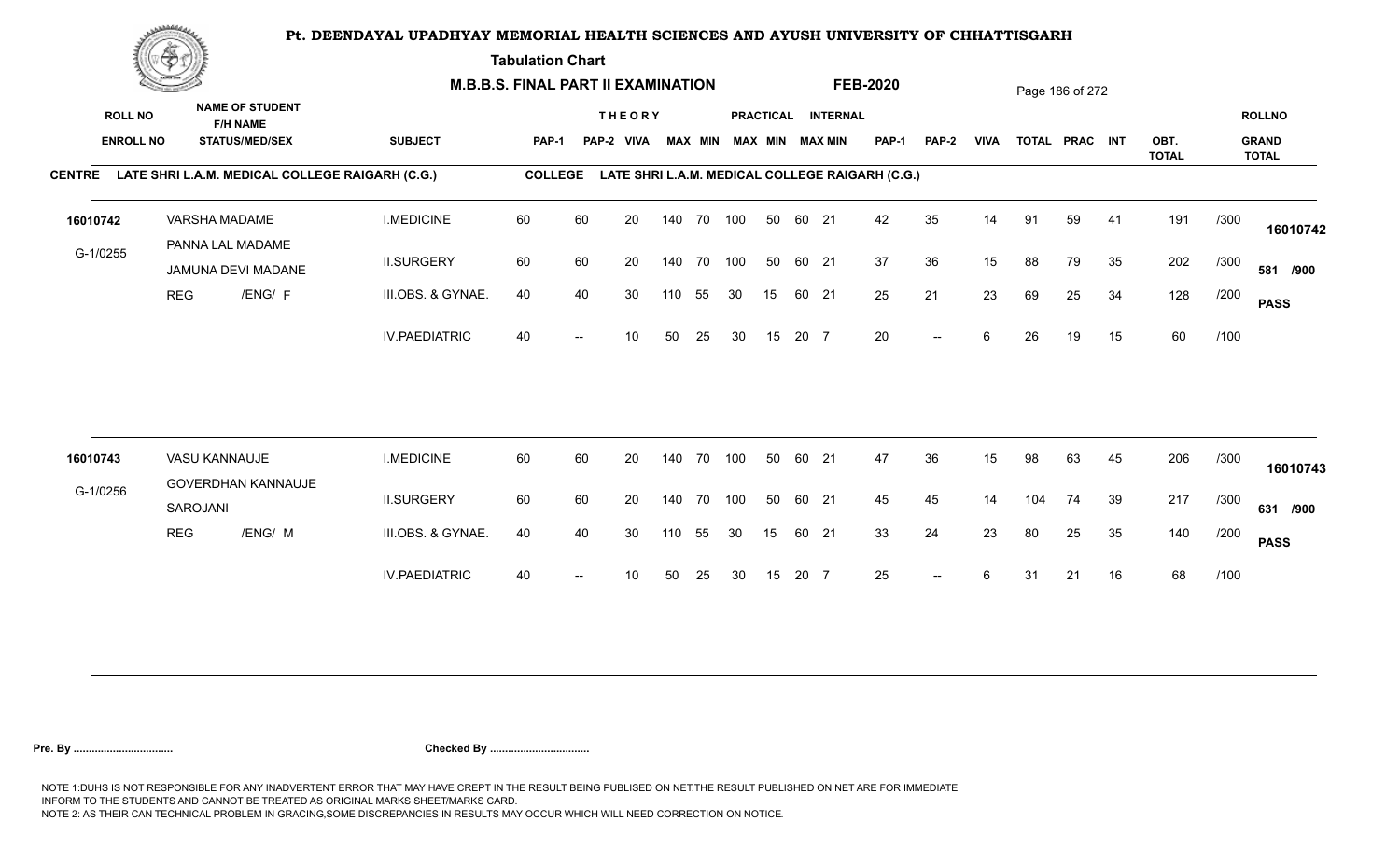# Pt. DEENDAYAL UPADHYAY MEMORIAL HEALTH SCIENCES AND AYUSH UNIVERSITY OF CHHATTISGARH

**Tabulation Chart**

**M.B.B.S. FINAL PART II EXAMINATION** **FEB-2020**

**CENTRE** LATE SHRI L.A.M. MEDICAL COLLEGE RAIGARH (C.G.) **COLLEGE** LATE SHRI L.A.M. MEDICAL COLLEGE RAIGARH (C.G.)

| ROLL NO / ENROLL NO | NAME OF STUDENT / F/H NAME / STATUS/MED/SEX | SUBJECT | THEORY PAP-1 | PAP-2 | VIVA | MAX | MIN | PRACTICAL MAX | MIN | INTERNAL MAX | MIN | PAP-1 | PAP-2 | VIVA | TOTAL | PRAC | INT | OBT. TOTAL | | ROLLNO / GRAND TOTAL |
|---|---|---|---|---|---|---|---|---|---|---|---|---|---|---|---|---|---|---|---|---|
| 16010742 | VARSHA MADAME | I.MEDICINE | 60 | 60 | 20 | 140 | 70 | 100 | 50 | 60 | 21 | 42 | 35 | 14 | 91 | 59 | 41 | 191 | /300 | 16010742 |
| G-1/0255 | PANNA LAL MADAME / JAMUNA DEVI MADANE | II.SURGERY | 60 | 60 | 20 | 140 | 70 | 100 | 50 | 60 | 21 | 37 | 36 | 15 | 88 | 79 | 35 | 202 | /300 | 581 /900 |
| | REG /ENG/ F | III.OBS. & GYNAE. | 40 | 40 | 30 | 110 | 55 | 30 | 15 | 60 | 21 | 25 | 21 | 23 | 69 | 25 | 34 | 128 | /200 | PASS |
| | | IV.PAEDIATRIC | 40 | -- | 10 | 50 | 25 | 30 | 15 | 20 | 7 | 20 | -- | 6 | 26 | 19 | 15 | 60 | /100 | |
| 16010743 | VASU KANNAUJE | I.MEDICINE | 60 | 60 | 20 | 140 | 70 | 100 | 50 | 60 | 21 | 47 | 36 | 15 | 98 | 63 | 45 | 206 | /300 | 16010743 |
| G-1/0256 | GOVERDHAN KANNAUJE / SAROJANI | II.SURGERY | 60 | 60 | 20 | 140 | 70 | 100 | 50 | 60 | 21 | 45 | 45 | 14 | 104 | 74 | 39 | 217 | /300 | 631 /900 |
| | REG /ENG/ M | III.OBS. & GYNAE. | 40 | 40 | 30 | 110 | 55 | 30 | 15 | 60 | 21 | 33 | 24 | 23 | 80 | 25 | 35 | 140 | /200 | PASS |
| | | IV.PAEDIATRIC | 40 | -- | 10 | 50 | 25 | 30 | 15 | 20 | 7 | 25 | -- | 6 | 31 | 21 | 16 | 68 | /100 | |

**Pre. By .................................** **Checked By .................................**

NOTE 1:DUHS IS NOT RESPONSIBLE FOR ANY INADVERTENT ERROR THAT MAY HAVE CREPT IN THE RESULT BEING PUBLISED ON NET.THE RESULT PUBLISHED ON NET ARE FOR IMMEDIATE INFORM TO THE STUDENTS AND CANNOT BE TREATED AS ORIGINAL MARKS SHEET/MARKS CARD.
NOTE 2: AS THEIR CAN TECHNICAL PROBLEM IN GRACING,SOME DISCREPANCIES IN RESULTS MAY OCCUR WHICH WILL NEED CORRECTION ON NOTICE.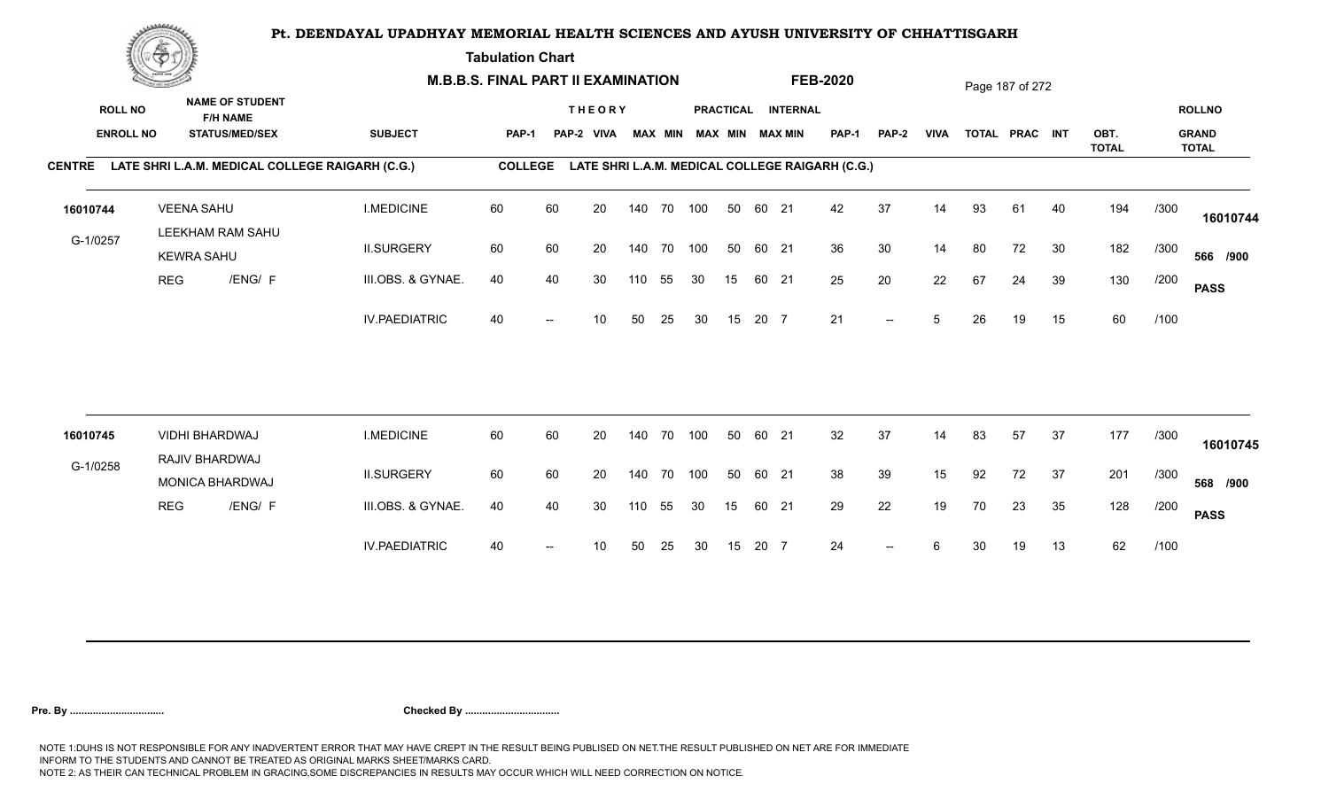# Pt. DEENDAYAL UPADHYAY MEMORIAL HEALTH SCIENCES AND AYUSH UNIVERSITY OF CHHATTISGARH

**Tabulation Chart**

**M.B.B.S. FINAL PART II EXAMINATION** **FEB-2020**

**CENTRE** LATE SHRI L.A.M. MEDICAL COLLEGE RAIGARH (C.G.) **COLLEGE** LATE SHRI L.A.M. MEDICAL COLLEGE RAIGARH (C.G.)

| ROLL NO / ENROLL NO | NAME OF STUDENT / F/H NAME / STATUS/MED/SEX | SUBJECT | THEORY PAP-1 | THEORY PAP-2 | VIVA | MAX | MIN | PRACTICAL MAX | PRACTICAL MIN | INTERNAL MAX | INTERNAL MIN | PAP-1 | PAP-2 | VIVA | TOTAL | PRAC | INT | OBT. TOTAL | | ROLLNO / GRAND TOTAL |
|---|---|---|---|---|---|---|---|---|---|---|---|---|---|---|---|---|---|---|---|---|
| 16010744 | VEENA SAHU | I.MEDICINE | 60 | 60 | 20 | 140 | 70 | 100 | 50 | 60 | 21 | 42 | 37 | 14 | 93 | 61 | 40 | 194 | /300 | 16010744 |
| G-1/0257 | LEEKHAM RAM SAHU / KEWRA SAHU | II.SURGERY | 60 | 60 | 20 | 140 | 70 | 100 | 50 | 60 | 21 | 36 | 30 | 14 | 80 | 72 | 30 | 182 | /300 | 566 /900 |
| | REG /ENG/ F | III.OBS. & GYNAE. | 40 | 40 | 30 | 110 | 55 | 30 | 15 | 60 | 21 | 25 | 20 | 22 | 67 | 24 | 39 | 130 | /200 | PASS |
| | | IV.PAEDIATRIC | 40 | -- | 10 | 50 | 25 | 30 | 15 | 20 | 7 | 21 | -- | 5 | 26 | 19 | 15 | 60 | /100 | |
| 16010745 | VIDHI BHARDWAJ | I.MEDICINE | 60 | 60 | 20 | 140 | 70 | 100 | 50 | 60 | 21 | 32 | 37 | 14 | 83 | 57 | 37 | 177 | /300 | 16010745 |
| G-1/0258 | RAJIV BHARDWAJ / MONICA BHARDWAJ | II.SURGERY | 60 | 60 | 20 | 140 | 70 | 100 | 50 | 60 | 21 | 38 | 39 | 15 | 92 | 72 | 37 | 201 | /300 | 568 /900 |
| | REG /ENG/ F | III.OBS. & GYNAE. | 40 | 40 | 30 | 110 | 55 | 30 | 15 | 60 | 21 | 29 | 22 | 19 | 70 | 23 | 35 | 128 | /200 | PASS |
| | | IV.PAEDIATRIC | 40 | -- | 10 | 50 | 25 | 30 | 15 | 20 | 7 | 24 | -- | 6 | 30 | 19 | 13 | 62 | /100 | |

**Pre. By ................................** **Checked By ................................**

NOTE 1:DUHS IS NOT RESPONSIBLE FOR ANY INADVERTENT ERROR THAT MAY HAVE CREPT IN THE RESULT BEING PUBLISED ON NET.THE RESULT PUBLISHED ON NET ARE FOR IMMEDIATE INFORM TO THE STUDENTS AND CANNOT BE TREATED AS ORIGINAL MARKS SHEET/MARKS CARD.
NOTE 2: AS THEIR CAN TECHNICAL PROBLEM IN GRACING,SOME DISCREPANCIES IN RESULTS MAY OCCUR WHICH WILL NEED CORRECTION ON NOTICE.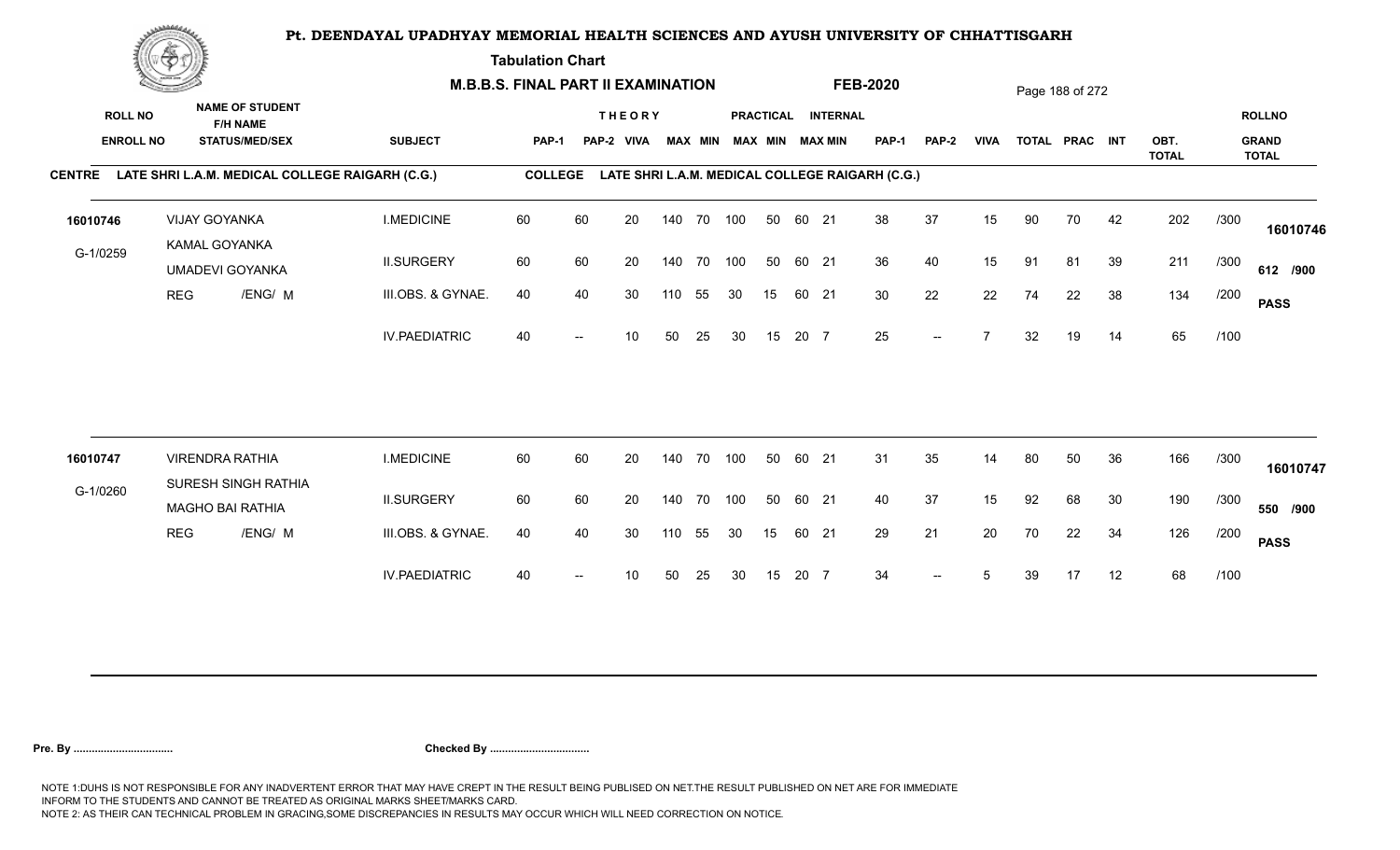# Pt. DEENDAYAL UPADHYAY MEMORIAL HEALTH SCIENCES AND AYUSH UNIVERSITY OF CHHATTISGARH

**Tabulation Chart**

**M.B.B.S. FINAL PART II EXAMINATION** **FEB-2020**

**CENTRE** LATE SHRI L.A.M. MEDICAL COLLEGE RAIGARH (C.G.) **COLLEGE** LATE SHRI L.A.M. MEDICAL COLLEGE RAIGARH (C.G.)

| ROLL NO / ENROLL NO | NAME OF STUDENT / F/H NAME / STATUS/MED/SEX | SUBJECT | THEORY PAP-1 | THEORY PAP-2 | THEORY VIVA | THEORY MAX | THEORY MIN | PRACTICAL MAX | PRACTICAL MIN | INTERNAL MAX | INTERNAL MIN | PAP-1 | PAP-2 | VIVA | TOTAL | PRAC | INT | OBT. TOTAL | | ROLLNO / GRAND TOTAL |
|---|---|---|---|---|---|---|---|---|---|---|---|---|---|---|---|---|---|---|---|---|
| 16010746 | VIJAY GOYANKA | I.MEDICINE | 60 | 60 | 20 | 140 | 70 | 100 | 50 | 60 | 21 | 38 | 37 | 15 | 90 | 70 | 42 | 202 | /300 | 16010746 |
| G-1/0259 | KAMAL GOYANKA | II.SURGERY | 60 | 60 | 20 | 140 | 70 | 100 | 50 | 60 | 21 | 36 | 40 | 15 | 91 | 81 | 39 | 211 | /300 | 612 /900 |
| | UMADEVI GOYANKA | III.OBS. & GYNAE. | 40 | 40 | 30 | 110 | 55 | 30 | 15 | 60 | 21 | 30 | 22 | 22 | 74 | 22 | 38 | 134 | /200 | PASS |
| | REG /ENG/ M | IV.PAEDIATRIC | 40 | -- | 10 | 50 | 25 | 30 | 15 | 20 | 7 | 25 | -- | 7 | 32 | 19 | 14 | 65 | /100 | |
| 16010747 | VIRENDRA RATHIA | I.MEDICINE | 60 | 60 | 20 | 140 | 70 | 100 | 50 | 60 | 21 | 31 | 35 | 14 | 80 | 50 | 36 | 166 | /300 | 16010747 |
| G-1/0260 | SURESH SINGH RATHIA | II.SURGERY | 60 | 60 | 20 | 140 | 70 | 100 | 50 | 60 | 21 | 40 | 37 | 15 | 92 | 68 | 30 | 190 | /300 | 550 /900 |
| | MAGHO BAI RATHIA | III.OBS. & GYNAE. | 40 | 40 | 30 | 110 | 55 | 30 | 15 | 60 | 21 | 29 | 21 | 20 | 70 | 22 | 34 | 126 | /200 | PASS |
| | REG /ENG/ M | IV.PAEDIATRIC | 40 | -- | 10 | 50 | 25 | 30 | 15 | 20 | 7 | 34 | -- | 5 | 39 | 17 | 12 | 68 | /100 | |

**Pre. By .................................** **Checked By .................................**

NOTE 1:DUHS IS NOT RESPONSIBLE FOR ANY INADVERTENT ERROR THAT MAY HAVE CREPT IN THE RESULT BEING PUBLISED ON NET.THE RESULT PUBLISHED ON NET ARE FOR IMMEDIATE INFORM TO THE STUDENTS AND CANNOT BE TREATED AS ORIGINAL MARKS SHEET/MARKS CARD.
NOTE 2: AS THEIR CAN TECHNICAL PROBLEM IN GRACING,SOME DISCREPANCIES IN RESULTS MAY OCCUR WHICH WILL NEED CORRECTION ON NOTICE.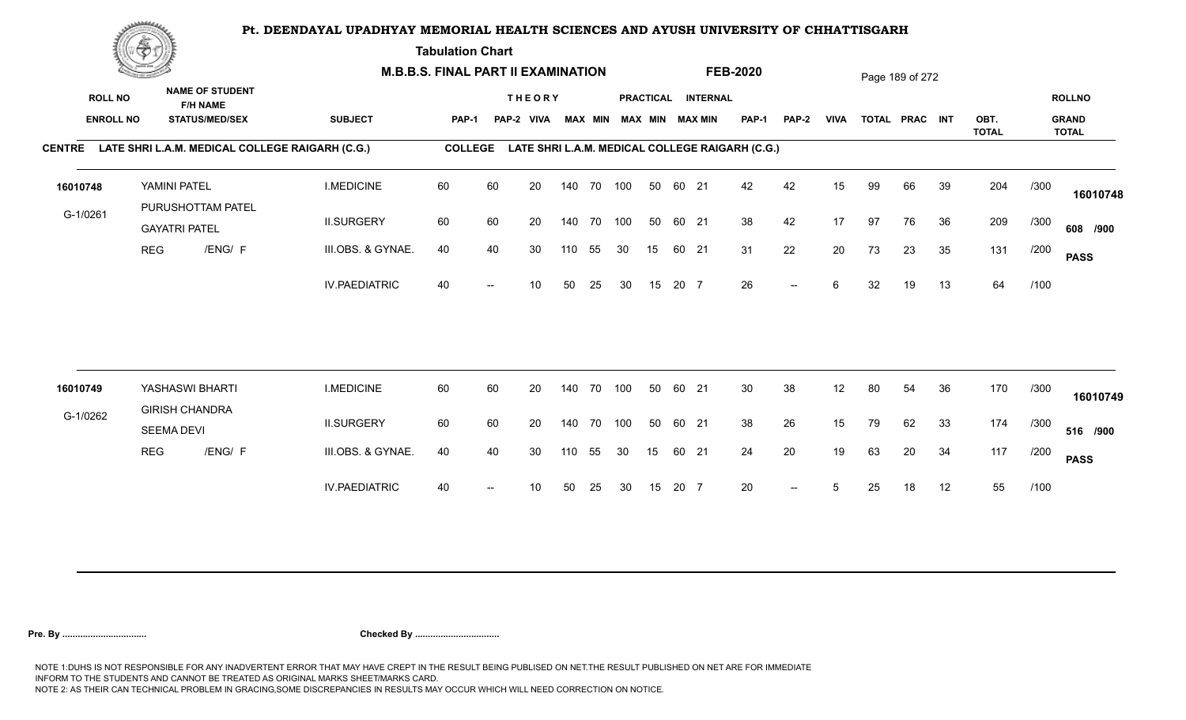# Pt. DEENDAYAL UPADHYAY MEMORIAL HEALTH SCIENCES AND AYUSH UNIVERSITY OF CHHATTISGARH

**Tabulation Chart**

**M.B.B.S. FINAL PART II EXAMINATION** **FEB-2020**

**CENTRE** LATE SHRI L.A.M. MEDICAL COLLEGE RAIGARH (C.G.) **COLLEGE** LATE SHRI L.A.M. MEDICAL COLLEGE RAIGARH (C.G.)

| ROLL NO / ENROLL NO | NAME OF STUDENT / F/H NAME / STATUS/MED/SEX | SUBJECT | THEORY PAP-1 | THEORY PAP-2 | THEORY VIVA | THEORY MAX | THEORY MIN | PRACTICAL MAX | PRACTICAL MIN | INTERNAL MAX | INTERNAL MIN | PAP-1 | PAP-2 | VIVA | TOTAL | PRAC | INT | OBT. TOTAL | | ROLLNO / GRAND TOTAL |
|---|---|---|---|---|---|---|---|---|---|---|---|---|---|---|---|---|---|---|---|---|
| 16010748 | YAMINI PATEL | I.MEDICINE | 60 | 60 | 20 | 140 | 70 | 100 | 50 | 60 | 21 | 42 | 42 | 15 | 99 | 66 | 39 | 204 | /300 | 16010748 |
| G-1/0261 | PURUSHOTTAM PATEL / GAYATRI PATEL | II.SURGERY | 60 | 60 | 20 | 140 | 70 | 100 | 50 | 60 | 21 | 38 | 42 | 17 | 97 | 76 | 36 | 209 | /300 | 608 /900 |
| | REG /ENG/ F | III.OBS. & GYNAE. | 40 | 40 | 30 | 110 | 55 | 30 | 15 | 60 | 21 | 31 | 22 | 20 | 73 | 23 | 35 | 131 | /200 | PASS |
| | | IV.PAEDIATRIC | 40 | -- | 10 | 50 | 25 | 30 | 15 | 20 | 7 | 26 | -- | 6 | 32 | 19 | 13 | 64 | /100 | |
| 16010749 | YASHASWI BHARTI | I.MEDICINE | 60 | 60 | 20 | 140 | 70 | 100 | 50 | 60 | 21 | 30 | 38 | 12 | 80 | 54 | 36 | 170 | /300 | 16010749 |
| G-1/0262 | GIRISH CHANDRA / SEEMA DEVI | II.SURGERY | 60 | 60 | 20 | 140 | 70 | 100 | 50 | 60 | 21 | 38 | 26 | 15 | 79 | 62 | 33 | 174 | /300 | 516 /900 |
| | REG /ENG/ F | III.OBS. & GYNAE. | 40 | 40 | 30 | 110 | 55 | 30 | 15 | 60 | 21 | 24 | 20 | 19 | 63 | 20 | 34 | 117 | /200 | PASS |
| | | IV.PAEDIATRIC | 40 | -- | 10 | 50 | 25 | 30 | 15 | 20 | 7 | 20 | -- | 5 | 25 | 18 | 12 | 55 | /100 | |

**Pre. By .................................** **Checked By .................................**

NOTE 1:DUHS IS NOT RESPONSIBLE FOR ANY INADVERTENT ERROR THAT MAY HAVE CREPT IN THE RESULT BEING PUBLISED ON NET.THE RESULT PUBLISHED ON NET ARE FOR IMMEDIATE INFORM TO THE STUDENTS AND CANNOT BE TREATED AS ORIGINAL MARKS SHEET/MARKS CARD.
NOTE 2: AS THEIR CAN TECHNICAL PROBLEM IN GRACING,SOME DISCREPANCIES IN RESULTS MAY OCCUR WHICH WILL NEED CORRECTION ON NOTICE.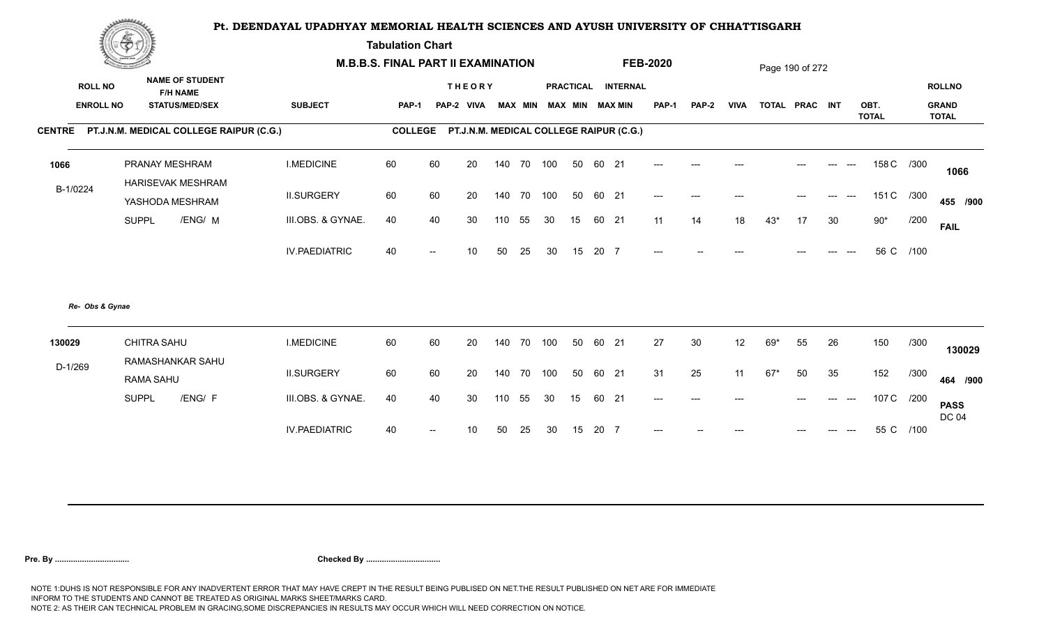# Pt. DEENDAYAL UPADHYAY MEMORIAL HEALTH SCIENCES AND AYUSH UNIVERSITY OF CHHATTISGARH

**Tabulation Chart**

**M.B.B.S. FINAL PART II EXAMINATION** **FEB-2020**

**CENTRE** PT.J.N.M. MEDICAL COLLEGE RAIPUR (C.G.) **COLLEGE** PT.J.N.M. MEDICAL COLLEGE RAIPUR (C.G.)

| ROLL NO / ENROLL NO | NAME OF STUDENT / F/H NAME / STATUS/MED/SEX | SUBJECT | THEORY PAP-1 | PAP-2 | VIVA | MAX | MIN | PRACTICAL MAX | MIN | INTERNAL MAX | MIN | PAP-1 | PAP-2 | VIVA | TOTAL | PRAC | INT | OBT. TOTAL | | ROLLNO / GRAND TOTAL |
|---|---|---|---|---|---|---|---|---|---|---|---|---|---|---|---|---|---|---|---|---|
| 1066 | PRANAY MESHRAM | I.MEDICINE | 60 | 60 | 20 | 140 | 70 | 100 | 50 | 60 | 21 | --- | --- | --- | | --- | --- --- | 158 C | /300 | 1066 |
| B-1/0224 | HARISEVAK MESHRAM / YASHODA MESHRAM | II.SURGERY | 60 | 60 | 20 | 140 | 70 | 100 | 50 | 60 | 21 | --- | --- | --- | | --- | --- --- | 151 C | /300 | 455 /900 |
| | SUPPL /ENG/ M | III.OBS. & GYNAE. | 40 | 40 | 30 | 110 | 55 | 30 | 15 | 60 | 21 | 11 | 14 | 18 | 43* | 17 | 30 | 90* | /200 | FAIL |
| | | IV.PAEDIATRIC | 40 | -- | 10 | 50 | 25 | 30 | 15 | 20 | 7 | --- | -- | --- | | --- | --- --- | 56 C | /100 | |

*Re- Obs & Gynae*

| ROLL NO / ENROLL NO | NAME OF STUDENT / F/H NAME / STATUS/MED/SEX | SUBJECT | THEORY PAP-1 | PAP-2 | VIVA | MAX | MIN | PRACTICAL MAX | MIN | INTERNAL MAX | MIN | PAP-1 | PAP-2 | VIVA | TOTAL | PRAC | INT | OBT. TOTAL | | ROLLNO / GRAND TOTAL |
|---|---|---|---|---|---|---|---|---|---|---|---|---|---|---|---|---|---|---|---|---|
| 130029 | CHITRA SAHU | I.MEDICINE | 60 | 60 | 20 | 140 | 70 | 100 | 50 | 60 | 21 | 27 | 30 | 12 | 69* | 55 | 26 | 150 | /300 | 130029 |
| D-1/269 | RAMASHANKAR SAHU / RAMA SAHU | II.SURGERY | 60 | 60 | 20 | 140 | 70 | 100 | 50 | 60 | 21 | 31 | 25 | 11 | 67* | 50 | 35 | 152 | /300 | 464 /900 |
| | SUPPL /ENG/ F | III.OBS. & GYNAE. | 40 | 40 | 30 | 110 | 55 | 30 | 15 | 60 | 21 | --- | --- | --- | | --- | --- --- | 107 C | /200 | PASS DC 04 |
| | | IV.PAEDIATRIC | 40 | -- | 10 | 50 | 25 | 30 | 15 | 20 | 7 | --- | -- | --- | | --- | --- --- | 55 C | /100 | |

**Pre. By ................................** **Checked By ................................**

NOTE 1:DUHS IS NOT RESPONSIBLE FOR ANY INADVERTENT ERROR THAT MAY HAVE CREPT IN THE RESULT BEING PUBLISED ON NET.THE RESULT PUBLISHED ON NET ARE FOR IMMEDIATE INFORM TO THE STUDENTS AND CANNOT BE TREATED AS ORIGINAL MARKS SHEET/MARKS CARD.
NOTE 2: AS THEIR CAN TECHNICAL PROBLEM IN GRACING,SOME DISCREPANCIES IN RESULTS MAY OCCUR WHICH WILL NEED CORRECTION ON NOTICE.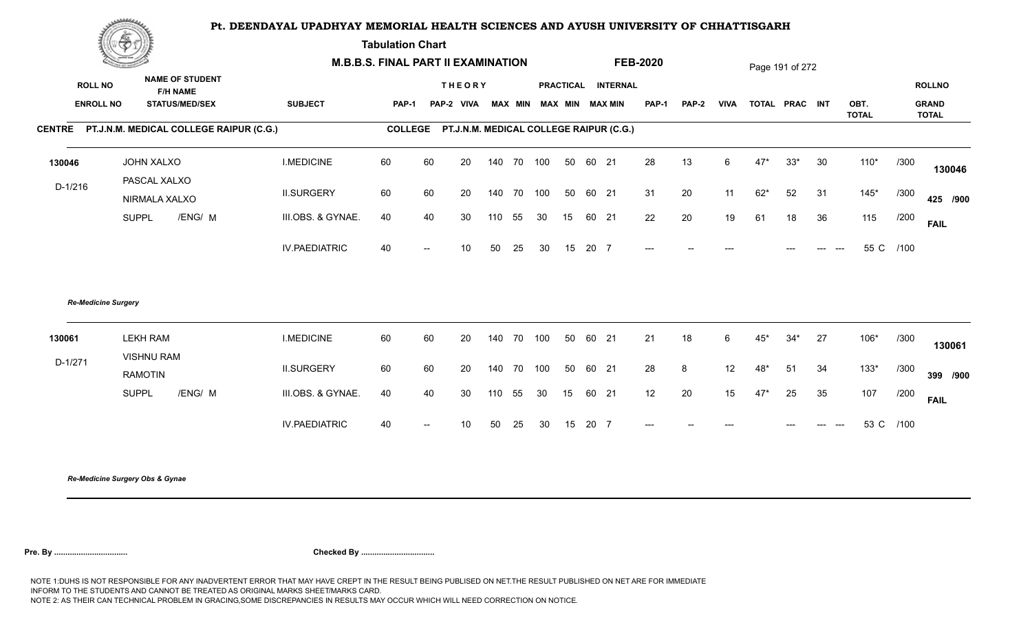# Pt. DEENDAYAL UPADHYAY MEMORIAL HEALTH SCIENCES AND AYUSH UNIVERSITY OF CHHATTISGARH

## Tabulation Chart

**M.B.B.S. FINAL PART II EXAMINATION** **FEB-2020**

| ROLL NO / ENROLL NO | NAME OF STUDENT / F/H NAME / STATUS/MED/SEX | SUBJECT | THEORY PAP-1 | THEORY PAP-2 | VIVA | MAX | MIN | PRACTICAL MAX | PRACTICAL MIN | INTERNAL MAX | INTERNAL MIN | PAP-1 | PAP-2 | VIVA | TOTAL | PRAC | INT | OBT. TOTAL | | ROLLNO / GRAND TOTAL |
|---|---|---|---|---|---|---|---|---|---|---|---|---|---|---|---|---|---|---|---|---|
| **CENTRE PT.J.N.M. MEDICAL COLLEGE RAIPUR (C.G.)** | | **COLLEGE PT.J.N.M. MEDICAL COLLEGE RAIPUR (C.G.)** | | | | | | | | | | | | | | | | | | |
| 130046 | JOHN XALXO | I.MEDICINE | 60 | 60 | 20 | 140 | 70 | 100 | 50 | 60 | 21 | 28 | 13 | 6 | 47* | 33* | 30 | 110* | /300 | 130046 |
| D-1/216 | PASCAL XALXO / NIRMALA XALXO | II.SURGERY | 60 | 60 | 20 | 140 | 70 | 100 | 50 | 60 | 21 | 31 | 20 | 11 | 62* | 52 | 31 | 145* | /300 | 425 /900 |
| | SUPPL /ENG/ M | III.OBS. & GYNAE. | 40 | 40 | 30 | 110 | 55 | 30 | 15 | 60 | 21 | 22 | 20 | 19 | 61 | 18 | 36 | 115 | /200 | FAIL |
| | | IV.PAEDIATRIC | 40 | -- | 10 | 50 | 25 | 30 | 15 | 20 | 7 | --- | -- | --- | | --- | --- --- | 55 C | /100 | |

*Re-Medicine Surgery*

| ROLL NO / ENROLL NO | NAME OF STUDENT / F/H NAME / STATUS/MED/SEX | SUBJECT | THEORY PAP-1 | THEORY PAP-2 | VIVA | MAX | MIN | PRACTICAL MAX | PRACTICAL MIN | INTERNAL MAX | INTERNAL MIN | PAP-1 | PAP-2 | VIVA | TOTAL | PRAC | INT | OBT. TOTAL | | ROLLNO / GRAND TOTAL |
|---|---|---|---|---|---|---|---|---|---|---|---|---|---|---|---|---|---|---|---|---|
| 130061 | LEKH RAM | I.MEDICINE | 60 | 60 | 20 | 140 | 70 | 100 | 50 | 60 | 21 | 21 | 18 | 6 | 45* | 34* | 27 | 106* | /300 | 130061 |
| D-1/271 | VISHNU RAM / RAMOTIN | II.SURGERY | 60 | 60 | 20 | 140 | 70 | 100 | 50 | 60 | 21 | 28 | 8 | 12 | 48* | 51 | 34 | 133* | /300 | 399 /900 |
| | SUPPL /ENG/ M | III.OBS. & GYNAE. | 40 | 40 | 30 | 110 | 55 | 30 | 15 | 60 | 21 | 12 | 20 | 15 | 47* | 25 | 35 | 107 | /200 | FAIL |
| | | IV.PAEDIATRIC | 40 | -- | 10 | 50 | 25 | 30 | 15 | 20 | 7 | --- | -- | --- | | --- | --- --- | 53 C | /100 | |

*Re-Medicine Surgery Obs & Gynae*

**Pre. By .................................** **Checked By .................................**

NOTE 1:DUHS IS NOT RESPONSIBLE FOR ANY INADVERTENT ERROR THAT MAY HAVE CREPT IN THE RESULT BEING PUBLISED ON NET.THE RESULT PUBLISHED ON NET ARE FOR IMMEDIATE INFORM TO THE STUDENTS AND CANNOT BE TREATED AS ORIGINAL MARKS SHEET/MARKS CARD.
NOTE 2: AS THEIR CAN TECHNICAL PROBLEM IN GRACING,SOME DISCREPANCIES IN RESULTS MAY OCCUR WHICH WILL NEED CORRECTION ON NOTICE.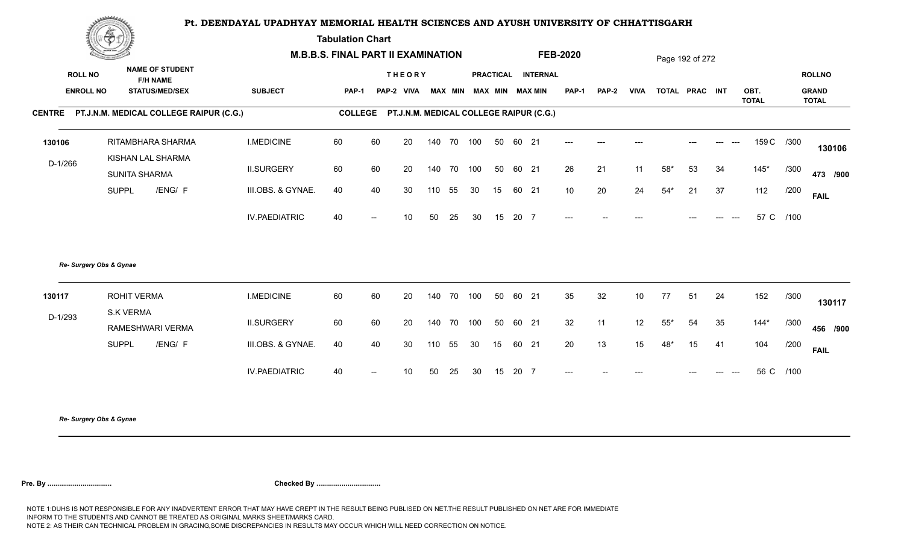# Pt. DEENDAYAL UPADHYAY MEMORIAL HEALTH SCIENCES AND AYUSH UNIVERSITY OF CHHATTISGARH

**Tabulation Chart**

**M.B.B.S. FINAL PART II EXAMINATION** **FEB-2020**

**CENTRE** PT.J.N.M. MEDICAL COLLEGE RAIPUR (C.G.) **COLLEGE** PT.J.N.M. MEDICAL COLLEGE RAIPUR (C.G.)

| ROLL NO / ENROLL NO | NAME OF STUDENT / F/H NAME / STATUS/MED/SEX | SUBJECT | THEORY PAP-1 | PAP-2 | VIVA | MAX | MIN | PRACTICAL MAX | MIN | INTERNAL MAX | MIN | PAP-1 | PAP-2 | VIVA | TOTAL | PRAC | INT | OBT. TOTAL | | ROLLNO / GRAND TOTAL |
|---|---|---|---|---|---|---|---|---|---|---|---|---|---|---|---|---|---|---|---|---|
| 130106 | RITAMBHARA SHARMA | I.MEDICINE | 60 | 60 | 20 | 140 | 70 | 100 | 50 | 60 | 21 | --- | --- | --- | | --- | --- --- | 159 C | /300 | 130106 |
| D-1/266 | KISHAN LAL SHARMA / SUNITA SHARMA | II.SURGERY | 60 | 60 | 20 | 140 | 70 | 100 | 50 | 60 | 21 | 26 | 21 | 11 | 58* | 53 | 34 | 145* | /300 | 473 /900 |
| | SUPPL /ENG/ F | III.OBS. & GYNAE. | 40 | 40 | 30 | 110 | 55 | 30 | 15 | 60 | 21 | 10 | 20 | 24 | 54* | 21 | 37 | 112 | /200 | FAIL |
| | | IV.PAEDIATRIC | 40 | -- | 10 | 50 | 25 | 30 | 15 | 20 | 7 | --- | -- | --- | | --- | --- --- | 57 C | /100 | |

*Re- Surgery Obs & Gynae*

| ROLL NO / ENROLL NO | NAME OF STUDENT / F/H NAME / STATUS/MED/SEX | SUBJECT | THEORY PAP-1 | PAP-2 | VIVA | MAX | MIN | PRACTICAL MAX | MIN | INTERNAL MAX | MIN | PAP-1 | PAP-2 | VIVA | TOTAL | PRAC | INT | OBT. TOTAL | | ROLLNO / GRAND TOTAL |
|---|---|---|---|---|---|---|---|---|---|---|---|---|---|---|---|---|---|---|---|---|
| 130117 | ROHIT VERMA | I.MEDICINE | 60 | 60 | 20 | 140 | 70 | 100 | 50 | 60 | 21 | 35 | 32 | 10 | 77 | 51 | 24 | 152 | /300 | 130117 |
| D-1/293 | S.K VERMA / RAMESHWARI VERMA | II.SURGERY | 60 | 60 | 20 | 140 | 70 | 100 | 50 | 60 | 21 | 32 | 11 | 12 | 55* | 54 | 35 | 144* | /300 | 456 /900 |
| | SUPPL /ENG/ F | III.OBS. & GYNAE. | 40 | 40 | 30 | 110 | 55 | 30 | 15 | 60 | 21 | 20 | 13 | 15 | 48* | 15 | 41 | 104 | /200 | FAIL |
| | | IV.PAEDIATRIC | 40 | -- | 10 | 50 | 25 | 30 | 15 | 20 | 7 | --- | -- | --- | | --- | --- --- | 56 C | /100 | |

*Re- Surgery Obs & Gynae*

**Pre. By ................................** **Checked By ................................**

NOTE 1:DUHS IS NOT RESPONSIBLE FOR ANY INADVERTENT ERROR THAT MAY HAVE CREPT IN THE RESULT BEING PUBLISED ON NET.THE RESULT PUBLISHED ON NET ARE FOR IMMEDIATE INFORM TO THE STUDENTS AND CANNOT BE TREATED AS ORIGINAL MARKS SHEET/MARKS CARD.
NOTE 2: AS THEIR CAN TECHNICAL PROBLEM IN GRACING,SOME DISCREPANCIES IN RESULTS MAY OCCUR WHICH WILL NEED CORRECTION ON NOTICE.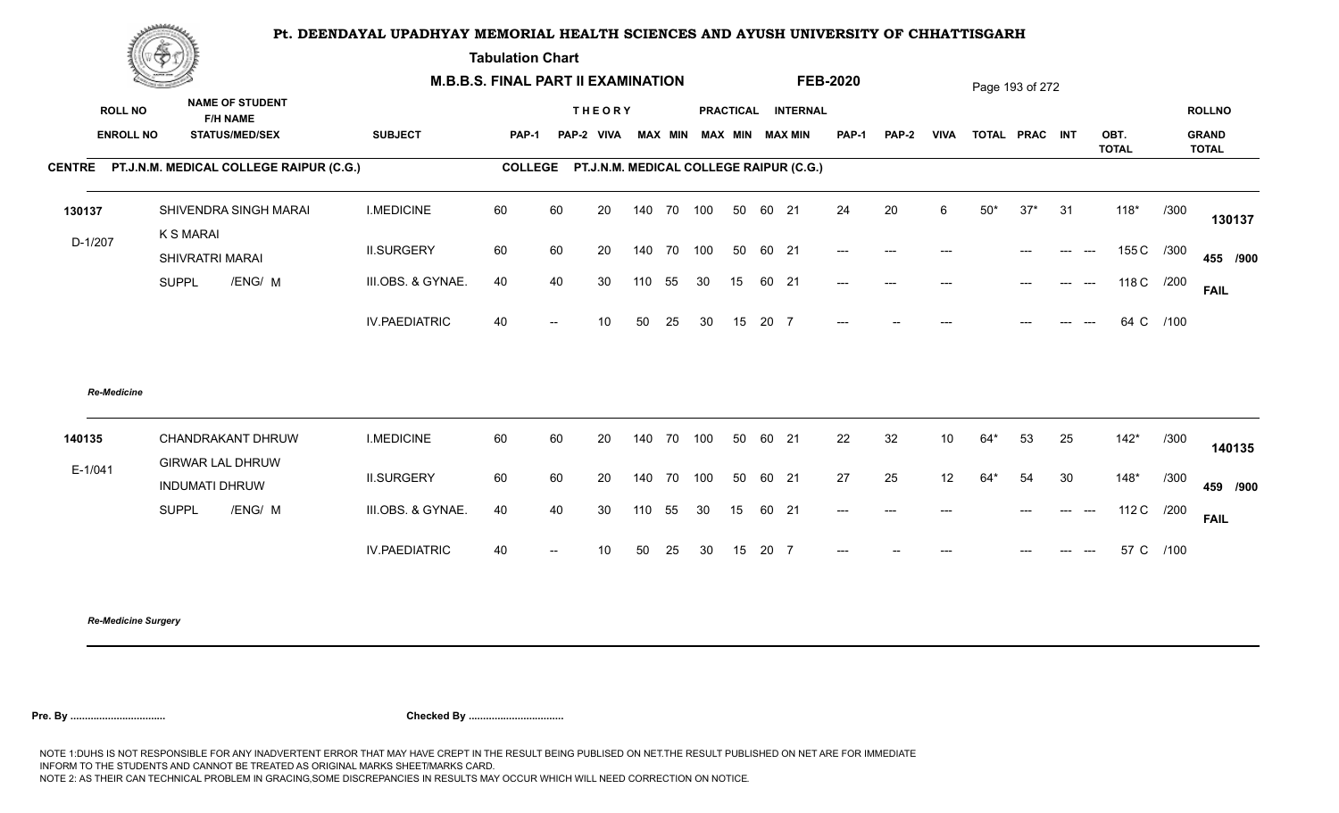# Pt. DEENDAYAL UPADHYAY MEMORIAL HEALTH SCIENCES AND AYUSH UNIVERSITY OF CHHATTISGARH

**Tabulation Chart**

**M.B.B.S. FINAL PART II EXAMINATION** **FEB-2020**

**CENTRE** PT.J.N.M. MEDICAL COLLEGE RAIPUR (C.G.) **COLLEGE** PT.J.N.M. MEDICAL COLLEGE RAIPUR (C.G.)

| ROLL NO / ENROLL NO | NAME OF STUDENT / F/H NAME / STATUS/MED/SEX | SUBJECT | THEORY PAP-1 | PAP-2 | VIVA | MAX | MIN | PRACTICAL MAX | MIN | INTERNAL MAX | MIN | PAP-1 | PAP-2 | VIVA | TOTAL | PRAC | INT | OBT. TOTAL | | ROLLNO / GRAND TOTAL |
|---|---|---|---|---|---|---|---|---|---|---|---|---|---|---|---|---|---|---|---|---|
| 130137 | SHIVENDRA SINGH MARAI | I.MEDICINE | 60 | 60 | 20 | 140 | 70 | 100 | 50 | 60 | 21 | 24 | 20 | 6 | 50* | 37* | 31 | 118* | /300 | 130137 |
| D-1/207 | K S MARAI / SHIVRATRI MARAI | II.SURGERY | 60 | 60 | 20 | 140 | 70 | 100 | 50 | 60 | 21 | --- | --- | --- | | --- | --- | 155 C | /300 | 455 /900 |
| | SUPPL /ENG/ M | III.OBS. & GYNAE. | 40 | 40 | 30 | 110 | 55 | 30 | 15 | 60 | 21 | --- | --- | --- | | --- | --- | 118 C | /200 | FAIL |
| | | IV.PAEDIATRIC | 40 | -- | 10 | 50 | 25 | 30 | 15 | 20 | 7 | --- | -- | --- | | --- | --- | 64 C | /100 | |

*Re-Medicine*

| ROLL NO / ENROLL NO | NAME OF STUDENT / F/H NAME / STATUS/MED/SEX | SUBJECT | THEORY PAP-1 | PAP-2 | VIVA | MAX | MIN | PRACTICAL MAX | MIN | INTERNAL MAX | MIN | PAP-1 | PAP-2 | VIVA | TOTAL | PRAC | INT | OBT. TOTAL | | ROLLNO / GRAND TOTAL |
|---|---|---|---|---|---|---|---|---|---|---|---|---|---|---|---|---|---|---|---|---|
| 140135 | CHANDRAKANT DHRUW | I.MEDICINE | 60 | 60 | 20 | 140 | 70 | 100 | 50 | 60 | 21 | 22 | 32 | 10 | 64* | 53 | 25 | 142* | /300 | 140135 |
| E-1/041 | GIRWAR LAL DHRUW / INDUMATI DHRUW | II.SURGERY | 60 | 60 | 20 | 140 | 70 | 100 | 50 | 60 | 21 | 27 | 25 | 12 | 64* | 54 | 30 | 148* | /300 | 459 /900 |
| | SUPPL /ENG/ M | III.OBS. & GYNAE. | 40 | 40 | 30 | 110 | 55 | 30 | 15 | 60 | 21 | --- | --- | --- | | --- | --- | 112 C | /200 | FAIL |
| | | IV.PAEDIATRIC | 40 | -- | 10 | 50 | 25 | 30 | 15 | 20 | 7 | --- | -- | --- | | --- | --- | 57 C | /100 | |

*Re-Medicine Surgery*

**Pre. By ................................** **Checked By ................................**

NOTE 1:DUHS IS NOT RESPONSIBLE FOR ANY INADVERTENT ERROR THAT MAY HAVE CREPT IN THE RESULT BEING PUBLISED ON NET.THE RESULT PUBLISHED ON NET ARE FOR IMMEDIATE INFORM TO THE STUDENTS AND CANNOT BE TREATED AS ORIGINAL MARKS SHEET/MARKS CARD.
NOTE 2: AS THEIR CAN TECHNICAL PROBLEM IN GRACING,SOME DISCREPANCIES IN RESULTS MAY OCCUR WHICH WILL NEED CORRECTION ON NOTICE.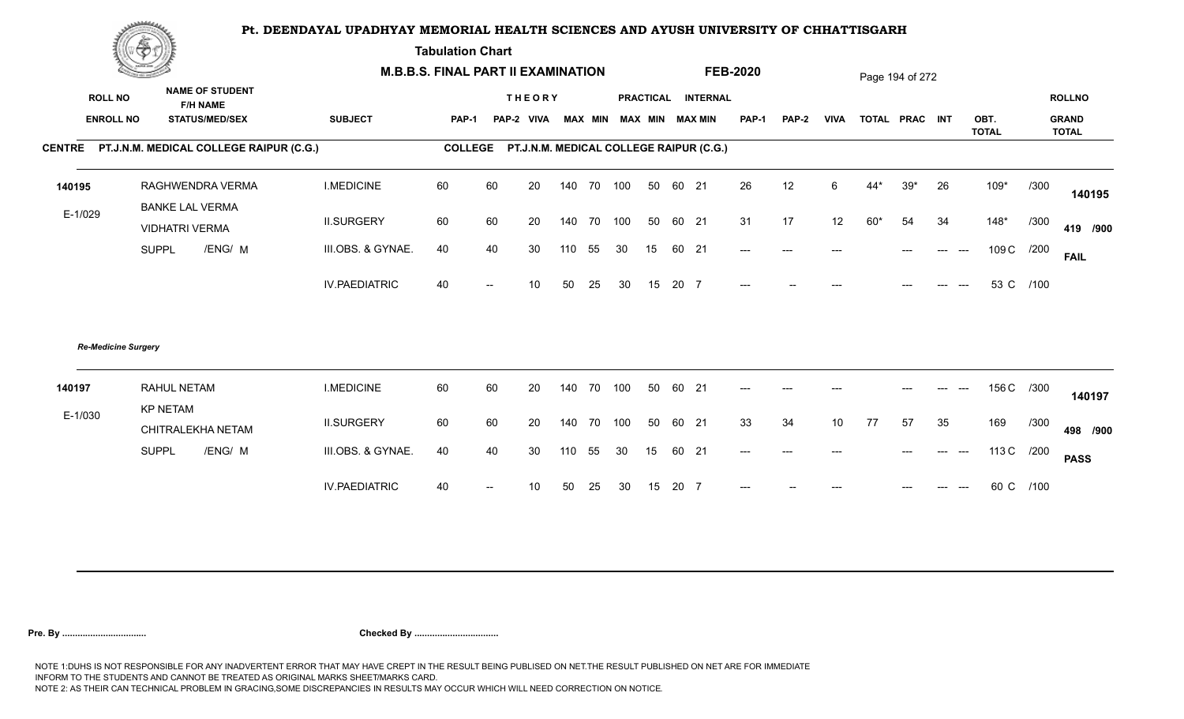# Pt. DEENDAYAL UPADHYAY MEMORIAL HEALTH SCIENCES AND AYUSH UNIVERSITY OF CHHATTISGARH

**Tabulation Chart**

**M.B.B.S. FINAL PART II EXAMINATION** **FEB-2020**

| ROLL NO / ENROLL NO | NAME OF STUDENT / F/H NAME / STATUS/MED/SEX | SUBJECT | THEORY PAP-1 | THEORY PAP-2 | THEORY VIVA | THEORY MAX | THEORY MIN | PRACTICAL MAX | PRACTICAL MIN | INTERNAL MAX | INTERNAL MIN | PAP-1 | PAP-2 | VIVA | TOTAL | PRAC | INT | OBT. TOTAL | | ROLLNO / GRAND TOTAL |
|---|---|---|---|---|---|---|---|---|---|---|---|---|---|---|---|---|---|---|---|---|

**CENTRE PT.J.N.M. MEDICAL COLLEGE RAIPUR (C.G.)** **COLLEGE PT.J.N.M. MEDICAL COLLEGE RAIPUR (C.G.)**

| ROLL NO / ENROLL NO | NAME OF STUDENT / F/H NAME / STATUS/MED/SEX | SUBJECT | PAP-1 | PAP-2 | VIVA | MAX | MIN | MAX | MIN | MAX | MIN | PAP-1 | PAP-2 | VIVA | TOTAL | PRAC | INT | OBT. TOTAL | | ROLLNO / GRAND TOTAL |
|---|---|---|---|---|---|---|---|---|---|---|---|---|---|---|---|---|---|---|---|---|
| 140195 | RAGHWENDRA VERMA | I.MEDICINE | 60 | 60 | 20 | 140 | 70 | 100 | 50 | 60 | 21 | 26 | 12 | 6 | 44* | 39* | 26 | 109* | /300 | 140195 |
| E-1/029 | BANKE LAL VERMA / VIDHATRI VERMA | II.SURGERY | 60 | 60 | 20 | 140 | 70 | 100 | 50 | 60 | 21 | 31 | 17 | 12 | 60* | 54 | 34 | 148* | /300 | 419 /900 |
| | SUPPL /ENG/ M | III.OBS. & GYNAE. | 40 | 40 | 30 | 110 | 55 | 30 | 15 | 60 | 21 | --- | --- | --- | | --- | --- --- | 109 C | /200 | FAIL |
| | | IV.PAEDIATRIC | 40 | -- | 10 | 50 | 25 | 30 | 15 | 20 | 7 | --- | -- | --- | | --- | --- --- | 53 C | /100 | |

*Re-Medicine Surgery*

| ROLL NO / ENROLL NO | NAME OF STUDENT / F/H NAME / STATUS/MED/SEX | SUBJECT | PAP-1 | PAP-2 | VIVA | MAX | MIN | MAX | MIN | MAX | MIN | PAP-1 | PAP-2 | VIVA | TOTAL | PRAC | INT | OBT. TOTAL | | ROLLNO / GRAND TOTAL |
|---|---|---|---|---|---|---|---|---|---|---|---|---|---|---|---|---|---|---|---|---|
| 140197 | RAHUL NETAM | I.MEDICINE | 60 | 60 | 20 | 140 | 70 | 100 | 50 | 60 | 21 | --- | --- | --- | | --- | --- --- | 156 C | /300 | 140197 |
| E-1/030 | KP NETAM / CHITRALEKHA NETAM | II.SURGERY | 60 | 60 | 20 | 140 | 70 | 100 | 50 | 60 | 21 | 33 | 34 | 10 | 77 | 57 | 35 | 169 | /300 | 498 /900 |
| | SUPPL /ENG/ M | III.OBS. & GYNAE. | 40 | 40 | 30 | 110 | 55 | 30 | 15 | 60 | 21 | --- | --- | --- | | --- | --- --- | 113 C | /200 | PASS |
| | | IV.PAEDIATRIC | 40 | -- | 10 | 50 | 25 | 30 | 15 | 20 | 7 | --- | -- | --- | | --- | --- --- | 60 C | /100 | |

**Pre. By .................................** **Checked By .................................**

NOTE 1:DUHS IS NOT RESPONSIBLE FOR ANY INADVERTENT ERROR THAT MAY HAVE CREPT IN THE RESULT BEING PUBLISED ON NET.THE RESULT PUBLISHED ON NET ARE FOR IMMEDIATE INFORM TO THE STUDENTS AND CANNOT BE TREATED AS ORIGINAL MARKS SHEET/MARKS CARD.
NOTE 2: AS THEIR CAN TECHNICAL PROBLEM IN GRACING,SOME DISCREPANCIES IN RESULTS MAY OCCUR WHICH WILL NEED CORRECTION ON NOTICE.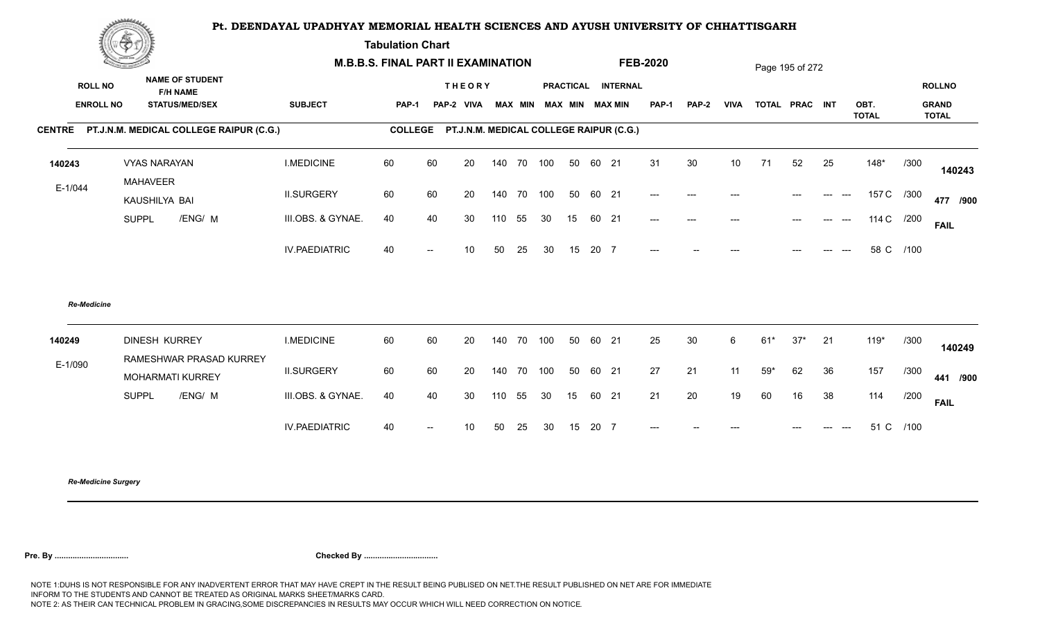# Pt. DEENDAYAL UPADHYAY MEMORIAL HEALTH SCIENCES AND AYUSH UNIVERSITY OF CHHATTISGARH

**Tabulation Chart**

**M.B.B.S. FINAL PART II EXAMINATION** **FEB-2020**

**CENTRE** PT.J.N.M. MEDICAL COLLEGE RAIPUR (C.G.) **COLLEGE** PT.J.N.M. MEDICAL COLLEGE RAIPUR (C.G.)

| ROLL NO / ENROLL NO | NAME OF STUDENT / F/H NAME / STATUS/MED/SEX | SUBJECT | THEORY PAP-1 | PAP-2 | VIVA | MAX | MIN | PRACTICAL MAX | MIN | INTERNAL MAX | MIN | PAP-1 | PAP-2 | VIVA | TOTAL | PRAC | INT | OBT. TOTAL | | ROLLNO / GRAND TOTAL |
|---|---|---|---|---|---|---|---|---|---|---|---|---|---|---|---|---|---|---|---|---|
| 140243 | VYAS NARAYAN | I.MEDICINE | 60 | 60 | 20 | 140 | 70 | 100 | 50 | 60 | 21 | 31 | 30 | 10 | 71 | 52 | 25 | 148* | /300 | 140243 |
| E-1/044 | MAHAVEER / KAUSHILYA BAI | II.SURGERY | 60 | 60 | 20 | 140 | 70 | 100 | 50 | 60 | 21 | --- | --- | --- | | --- | --- --- | 157 C | /300 | 477 /900 |
| | SUPPL /ENG/ M | III.OBS. & GYNAE. | 40 | 40 | 30 | 110 | 55 | 30 | 15 | 60 | 21 | --- | --- | --- | | --- | --- --- | 114 C | /200 | FAIL |
| | | IV.PAEDIATRIC | 40 | -- | 10 | 50 | 25 | 30 | 15 | 20 | 7 | --- | -- | --- | | --- | --- --- | 58 C | /100 | |

*Re-Medicine*

| ROLL NO / ENROLL NO | NAME OF STUDENT / F/H NAME / STATUS/MED/SEX | SUBJECT | THEORY PAP-1 | PAP-2 | VIVA | MAX | MIN | PRACTICAL MAX | MIN | INTERNAL MAX | MIN | PAP-1 | PAP-2 | VIVA | TOTAL | PRAC | INT | OBT. TOTAL | | ROLLNO / GRAND TOTAL |
|---|---|---|---|---|---|---|---|---|---|---|---|---|---|---|---|---|---|---|---|---|
| 140249 | DINESH KURREY | I.MEDICINE | 60 | 60 | 20 | 140 | 70 | 100 | 50 | 60 | 21 | 25 | 30 | 6 | 61* | 37* | 21 | 119* | /300 | 140249 |
| E-1/090 | RAMESHWAR PRASAD KURREY / MOHARMATI KURREY | II.SURGERY | 60 | 60 | 20 | 140 | 70 | 100 | 50 | 60 | 21 | 27 | 21 | 11 | 59* | 62 | 36 | 157 | /300 | 441 /900 |
| | SUPPL /ENG/ M | III.OBS. & GYNAE. | 40 | 40 | 30 | 110 | 55 | 30 | 15 | 60 | 21 | 21 | 20 | 19 | 60 | 16 | 38 | 114 | /200 | FAIL |
| | | IV.PAEDIATRIC | 40 | -- | 10 | 50 | 25 | 30 | 15 | 20 | 7 | --- | -- | --- | | --- | --- --- | 51 C | /100 | |

*Re-Medicine Surgery*

**Pre. By ................................** **Checked By ................................**

NOTE 1:DUHS IS NOT RESPONSIBLE FOR ANY INADVERTENT ERROR THAT MAY HAVE CREPT IN THE RESULT BEING PUBLISED ON NET.THE RESULT PUBLISHED ON NET ARE FOR IMMEDIATE INFORM TO THE STUDENTS AND CANNOT BE TREATED AS ORIGINAL MARKS SHEET/MARKS CARD.
NOTE 2: AS THEIR CAN TECHNICAL PROBLEM IN GRACING,SOME DISCREPANCIES IN RESULTS MAY OCCUR WHICH WILL NEED CORRECTION ON NOTICE.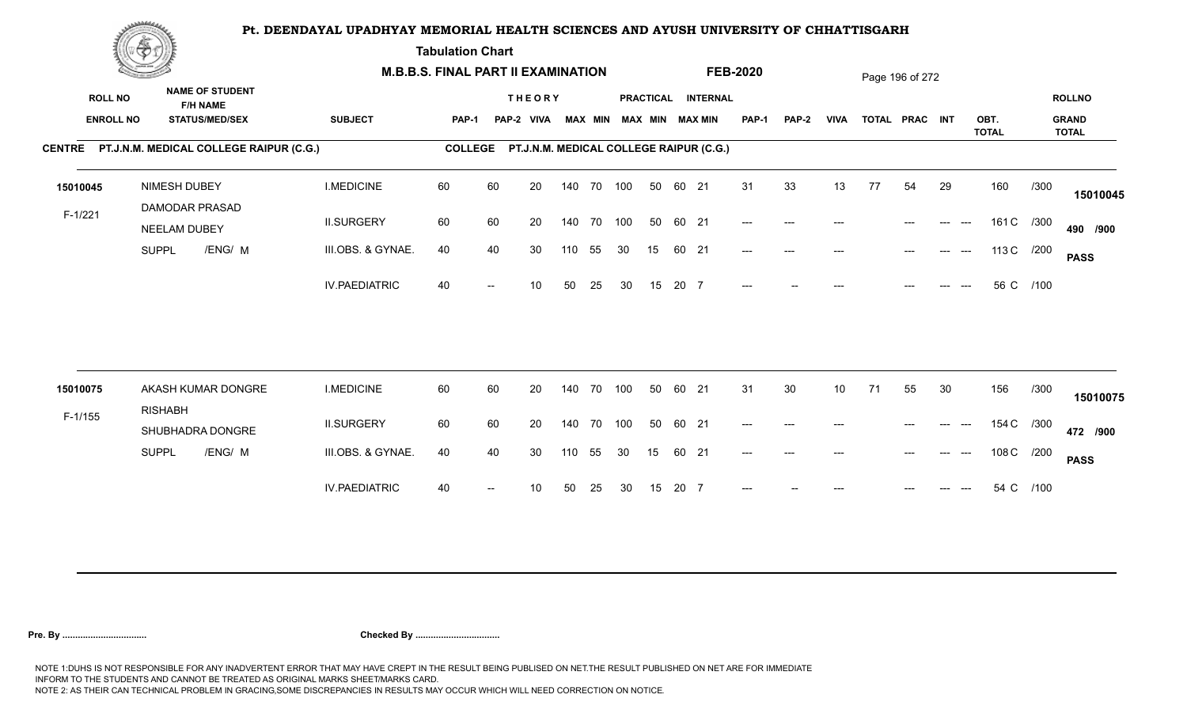# Pt. DEENDAYAL UPADHYAY MEMORIAL HEALTH SCIENCES AND AYUSH UNIVERSITY OF CHHATTISGARH

**Tabulation Chart**

**M.B.B.S. FINAL PART II EXAMINATION** **FEB-2020**

**CENTRE** PT.J.N.M. MEDICAL COLLEGE RAIPUR (C.G.) **COLLEGE** PT.J.N.M. MEDICAL COLLEGE RAIPUR (C.G.)

| ROLL NO / ENROLL NO | NAME OF STUDENT / F/H NAME / STATUS/MED/SEX | SUBJECT | THEORY PAP-1 | PAP-2 | VIVA | MAX | MIN | PRACTICAL MAX | MIN | INTERNAL MAX | MIN | PAP-1 | PAP-2 | VIVA | TOTAL | PRAC | INT | OBT. TOTAL | | ROLLNO / GRAND TOTAL |
|---|---|---|---|---|---|---|---|---|---|---|---|---|---|---|---|---|---|---|---|---|
| 15010045 | NIMESH DUBEY | I.MEDICINE | 60 | 60 | 20 | 140 | 70 | 100 | 50 | 60 | 21 | 31 | 33 | 13 | 77 | 54 | 29 | 160 | /300 | 15010045 |
| F-1/221 | DAMODAR PRASAD / NEELAM DUBEY | II.SURGERY | 60 | 60 | 20 | 140 | 70 | 100 | 50 | 60 | 21 | --- | --- | --- | | --- | --- --- | 161 C | /300 | 490 /900 |
| | SUPPL /ENG/ M | III.OBS. & GYNAE. | 40 | 40 | 30 | 110 | 55 | 30 | 15 | 60 | 21 | --- | --- | --- | | --- | --- --- | 113 C | /200 | PASS |
| | | IV.PAEDIATRIC | 40 | -- | 10 | 50 | 25 | 30 | 15 | 20 | 7 | --- | -- | --- | | --- | --- --- | 56 C | /100 | |
| 15010075 | AKASH KUMAR DONGRE | I.MEDICINE | 60 | 60 | 20 | 140 | 70 | 100 | 50 | 60 | 21 | 31 | 30 | 10 | 71 | 55 | 30 | 156 | /300 | 15010075 |
| F-1/155 | RISHABH / SHUBHADRA DONGRE | II.SURGERY | 60 | 60 | 20 | 140 | 70 | 100 | 50 | 60 | 21 | --- | --- | --- | | --- | --- --- | 154 C | /300 | 472 /900 |
| | SUPPL /ENG/ M | III.OBS. & GYNAE. | 40 | 40 | 30 | 110 | 55 | 30 | 15 | 60 | 21 | --- | --- | --- | | --- | --- --- | 108 C | /200 | PASS |
| | | IV.PAEDIATRIC | 40 | -- | 10 | 50 | 25 | 30 | 15 | 20 | 7 | --- | -- | --- | | --- | --- --- | 54 C | /100 | |

**Pre. By .................................** **Checked By .................................**

NOTE 1:DUHS IS NOT RESPONSIBLE FOR ANY INADVERTENT ERROR THAT MAY HAVE CREPT IN THE RESULT BEING PUBLISED ON NET.THE RESULT PUBLISHED ON NET ARE FOR IMMEDIATE INFORM TO THE STUDENTS AND CANNOT BE TREATED AS ORIGINAL MARKS SHEET/MARKS CARD.
NOTE 2: AS THEIR CAN TECHNICAL PROBLEM IN GRACING,SOME DISCREPANCIES IN RESULTS MAY OCCUR WHICH WILL NEED CORRECTION ON NOTICE.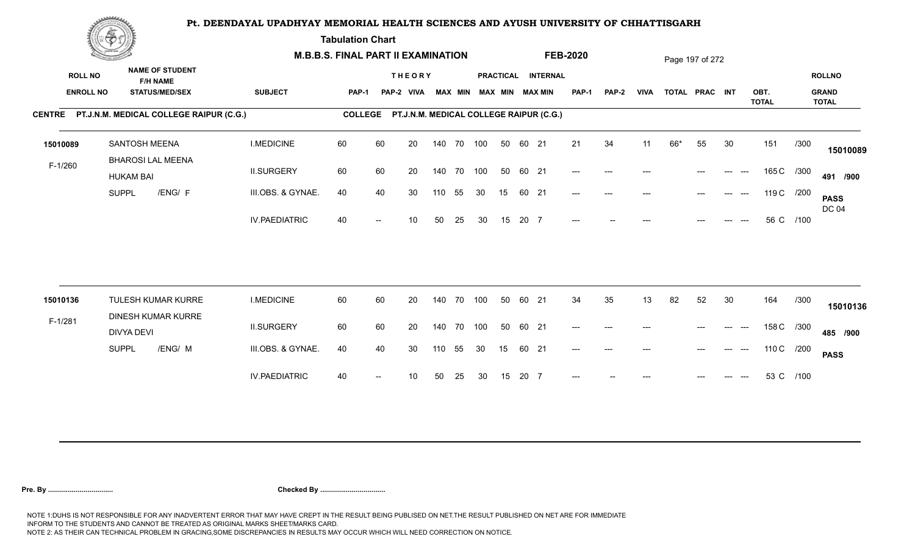# Pt. DEENDAYAL UPADHYAY MEMORIAL HEALTH SCIENCES AND AYUSH UNIVERSITY OF CHHATTISGARH

**Tabulation Chart**

**M.B.B.S. FINAL PART II EXAMINATION** **FEB-2020**

**CENTRE** PT.J.N.M. MEDICAL COLLEGE RAIPUR (C.G.) **COLLEGE** PT.J.N.M. MEDICAL COLLEGE RAIPUR (C.G.)

| ROLL NO / ENROLL NO | NAME OF STUDENT / F/H NAME / STATUS/MED/SEX | SUBJECT | THEORY PAP-1 | THEORY PAP-2 | THEORY VIVA | MAX | MIN | PRACTICAL MAX | PRACTICAL MIN | INTERNAL MAX | INTERNAL MIN | PAP-1 | PAP-2 | VIVA | TOTAL | PRAC | INT | OBT. TOTAL | | ROLLNO / GRAND TOTAL |
|---|---|---|---|---|---|---|---|---|---|---|---|---|---|---|---|---|---|---|---|---|
| 15010089 | SANTOSH MEENA | I.MEDICINE | 60 | 60 | 20 | 140 | 70 | 100 | 50 | 60 | 21 | 21 | 34 | 11 | 66* | 55 | 30 | 151 | /300 | 15010089 |
| F-1/260 | BHAROSI LAL MEENA / HUKAM BAI | II.SURGERY | 60 | 60 | 20 | 140 | 70 | 100 | 50 | 60 | 21 | --- | --- | --- | | --- | --- --- | 165 C | /300 | 491 /900 |
| | SUPPL /ENG/ F | III.OBS. & GYNAE. | 40 | 40 | 30 | 110 | 55 | 30 | 15 | 60 | 21 | --- | --- | --- | | --- | --- --- | 119 C | /200 | PASS DC 04 |
| | | IV.PAEDIATRIC | 40 | -- | 10 | 50 | 25 | 30 | 15 | 20 | 7 | --- | -- | --- | | --- | --- --- | 56 C | /100 | |
| 15010136 | TULESH KUMAR KURRE | I.MEDICINE | 60 | 60 | 20 | 140 | 70 | 100 | 50 | 60 | 21 | 34 | 35 | 13 | 82 | 52 | 30 | 164 | /300 | 15010136 |
| F-1/281 | DINESH KUMAR KURRE / DIVYA DEVI | II.SURGERY | 60 | 60 | 20 | 140 | 70 | 100 | 50 | 60 | 21 | --- | --- | --- | | --- | --- --- | 158 C | /300 | 485 /900 |
| | SUPPL /ENG/ M | III.OBS. & GYNAE. | 40 | 40 | 30 | 110 | 55 | 30 | 15 | 60 | 21 | --- | --- | --- | | --- | --- --- | 110 C | /200 | PASS |
| | | IV.PAEDIATRIC | 40 | -- | 10 | 50 | 25 | 30 | 15 | 20 | 7 | --- | -- | --- | | --- | --- --- | 53 C | /100 | |

**Pre. By ................................** **Checked By ................................**

NOTE 1:DUHS IS NOT RESPONSIBLE FOR ANY INADVERTENT ERROR THAT MAY HAVE CREPT IN THE RESULT BEING PUBLISED ON NET.THE RESULT PUBLISHED ON NET ARE FOR IMMEDIATE INFORM TO THE STUDENTS AND CANNOT BE TREATED AS ORIGINAL MARKS SHEET/MARKS CARD.
NOTE 2: AS THEIR CAN TECHNICAL PROBLEM IN GRACING,SOME DISCREPANCIES IN RESULTS MAY OCCUR WHICH WILL NEED CORRECTION ON NOTICE.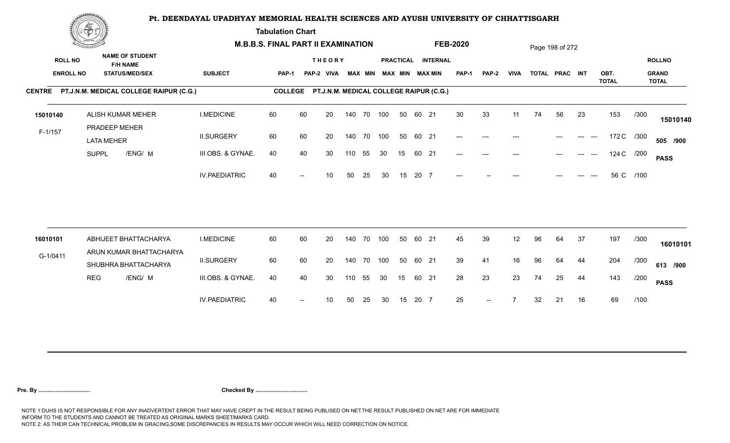# Pt. DEENDAYAL UPADHYAY MEMORIAL HEALTH SCIENCES AND AYUSH UNIVERSITY OF CHHATTISGARH

**Tabulation Chart**

**M.B.B.S. FINAL PART II EXAMINATION** **FEB-2020**

| ROLL NO / ENROLL NO | NAME OF STUDENT / F/H NAME / STATUS/MED/SEX | SUBJECT | THEORY PAP-1 | THEORY PAP-2 | VIVA | THEORY MAX | THEORY MIN | PRACTICAL MAX | PRACTICAL MIN | INTERNAL MAX | INTERNAL MIN | PAP-1 | PAP-2 | VIVA | TOTAL | PRAC | INT | OBT. TOTAL | | ROLLNO / GRAND TOTAL |
|---|---|---|---|---|---|---|---|---|---|---|---|---|---|---|---|---|---|---|---|---|

**CENTRE PT.J.N.M. MEDICAL COLLEGE RAIPUR (C.G.)** **COLLEGE PT.J.N.M. MEDICAL COLLEGE RAIPUR (C.G.)**

| ROLL NO / ENROLL NO | NAME OF STUDENT / F/H NAME / STATUS/MED/SEX | SUBJECT | THEORY PAP-1 | THEORY PAP-2 | VIVA | THEORY MAX | THEORY MIN | PRACTICAL MAX | PRACTICAL MIN | INTERNAL MAX | INTERNAL MIN | PAP-1 | PAP-2 | VIVA | TOTAL | PRAC | INT | OBT. TOTAL | | ROLLNO / GRAND TOTAL |
|---|---|---|---|---|---|---|---|---|---|---|---|---|---|---|---|---|---|---|---|---|
| 15010140 | ALISH KUMAR MEHER | I.MEDICINE | 60 | 60 | 20 | 140 | 70 | 100 | 50 | 60 | 21 | 30 | 33 | 11 | 74 | 56 | 23 | 153 | /300 | 15010140 |
| F-1/157 | PRADEEP MEHER / LATA MEHER | II.SURGERY | 60 | 60 | 20 | 140 | 70 | 100 | 50 | 60 | 21 | --- | --- | --- | | --- | --- --- | 172 C | /300 | 505 /900 |
| | SUPPL /ENG/ M | III.OBS. & GYNAE. | 40 | 40 | 30 | 110 | 55 | 30 | 15 | 60 | 21 | --- | --- | --- | | --- | --- --- | 124 C | /200 | PASS |
| | | IV.PAEDIATRIC | 40 | -- | 10 | 50 | 25 | 30 | 15 | 20 | 7 | --- | -- | --- | | --- | --- --- | 56 C | /100 | |
| 16010101 | ABHIJEET BHATTACHARYA | I.MEDICINE | 60 | 60 | 20 | 140 | 70 | 100 | 50 | 60 | 21 | 45 | 39 | 12 | 96 | 64 | 37 | 197 | /300 | 16010101 |
| G-1/0411 | ARUN KUMAR BHATTACHARYA / SHUBHRA BHATTACHARYA | II.SURGERY | 60 | 60 | 20 | 140 | 70 | 100 | 50 | 60 | 21 | 39 | 41 | 16 | 96 | 64 | 44 | 204 | /300 | 613 /900 |
| | REG /ENG/ M | III.OBS. & GYNAE. | 40 | 40 | 30 | 110 | 55 | 30 | 15 | 60 | 21 | 28 | 23 | 23 | 74 | 25 | 44 | 143 | /200 | PASS |
| | | IV.PAEDIATRIC | 40 | -- | 10 | 50 | 25 | 30 | 15 | 20 | 7 | 25 | -- | 7 | 32 | 21 | 16 | 69 | /100 | |

**Pre. By .................................** **Checked By .................................**

NOTE 1:DUHS IS NOT RESPONSIBLE FOR ANY INADVERTENT ERROR THAT MAY HAVE CREPT IN THE RESULT BEING PUBLISED ON NET.THE RESULT PUBLISHED ON NET ARE FOR IMMEDIATE INFORM TO THE STUDENTS AND CANNOT BE TREATED AS ORIGINAL MARKS SHEET/MARKS CARD.
NOTE 2: AS THEIR CAN TECHNICAL PROBLEM IN GRACING,SOME DISCREPANCIES IN RESULTS MAY OCCUR WHICH WILL NEED CORRECTION ON NOTICE.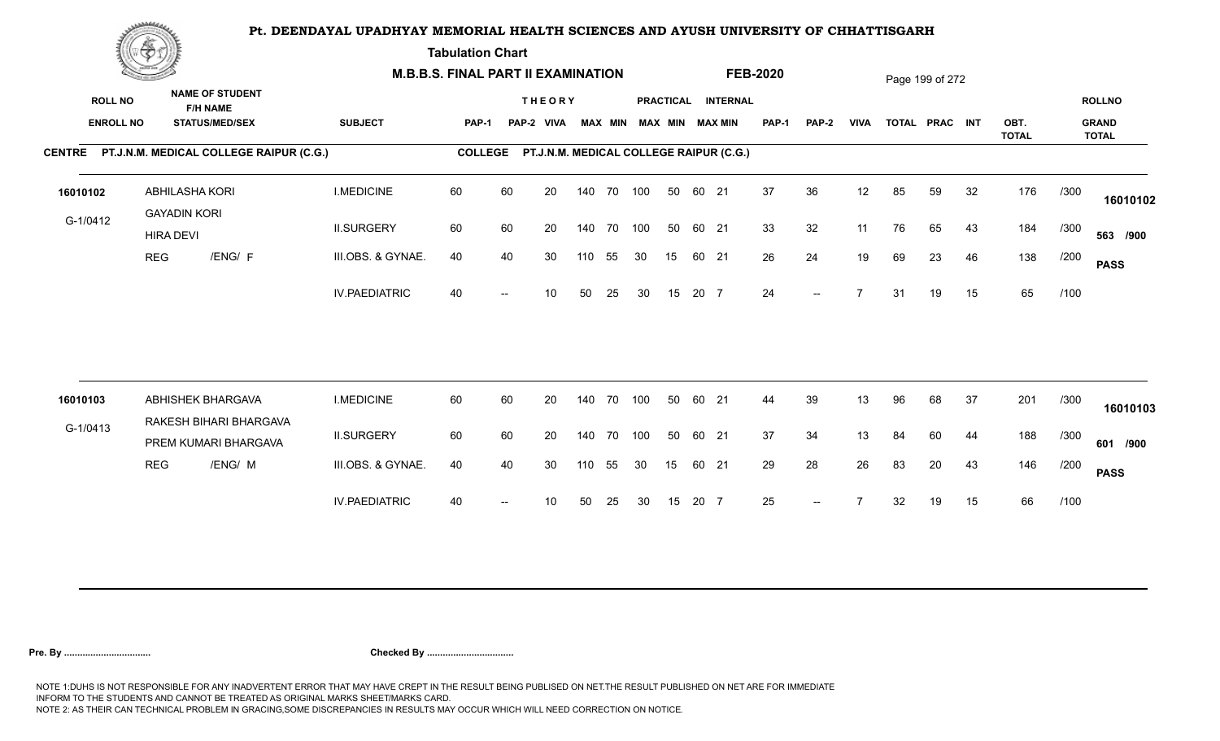# Pt. DEENDAYAL UPADHYAY MEMORIAL HEALTH SCIENCES AND AYUSH UNIVERSITY OF CHHATTISGARH

**Tabulation Chart**

**M.B.B.S. FINAL PART II EXAMINATION — FEB-2020**

**CENTRE:** PT.J.N.M. MEDICAL COLLEGE RAIPUR (C.G.) — **COLLEGE:** PT.J.N.M. MEDICAL COLLEGE RAIPUR (C.G.)

| ROLL NO / ENROLL NO | NAME OF STUDENT / F/H NAME / STATUS/MED/SEX | SUBJECT | THEORY PAP-1 | THEORY PAP-2 | VIVA | THEORY MAX | THEORY MIN | PRACTICAL MAX | PRACTICAL MIN | INTERNAL MAX | INTERNAL MIN | PAP-1 | PAP-2 | VIVA | TOTAL | PRAC | INT | OBT. TOTAL | | ROLLNO / GRAND TOTAL |
|---|---|---|---|---|---|---|---|---|---|---|---|---|---|---|---|---|---|---|---|---|
| 16010102 | ABHILASHA KORI | I.MEDICINE | 60 | 60 | 20 | 140 | 70 | 100 | 50 | 60 | 21 | 37 | 36 | 12 | 85 | 59 | 32 | 176 | /300 | 16010102 |
| G-1/0412 | GAYADIN KORI | II.SURGERY | 60 | 60 | 20 | 140 | 70 | 100 | 50 | 60 | 21 | 33 | 32 | 11 | 76 | 65 | 43 | 184 | /300 | 563 /900 |
| | HIRA DEVI | III.OBS. & GYNAE. | 40 | 40 | 30 | 110 | 55 | 30 | 15 | 60 | 21 | 26 | 24 | 19 | 69 | 23 | 46 | 138 | /200 | PASS |
| | REG /ENG/ F | IV.PAEDIATRIC | 40 | -- | 10 | 50 | 25 | 30 | 15 | 20 | 7 | 24 | -- | 7 | 31 | 19 | 15 | 65 | /100 | |
| 16010103 | ABHISHEK BHARGAVA | I.MEDICINE | 60 | 60 | 20 | 140 | 70 | 100 | 50 | 60 | 21 | 44 | 39 | 13 | 96 | 68 | 37 | 201 | /300 | 16010103 |
| G-1/0413 | RAKESH BIHARI BHARGAVA | II.SURGERY | 60 | 60 | 20 | 140 | 70 | 100 | 50 | 60 | 21 | 37 | 34 | 13 | 84 | 60 | 44 | 188 | /300 | 601 /900 |
| | PREM KUMARI BHARGAVA | III.OBS. & GYNAE. | 40 | 40 | 30 | 110 | 55 | 30 | 15 | 60 | 21 | 29 | 28 | 26 | 83 | 20 | 43 | 146 | /200 | PASS |
| | REG /ENG/ M | IV.PAEDIATRIC | 40 | -- | 10 | 50 | 25 | 30 | 15 | 20 | 7 | 25 | -- | 7 | 32 | 19 | 15 | 66 | /100 | |

**Pre. By .................................** **Checked By .................................**

NOTE 1:DUHS IS NOT RESPONSIBLE FOR ANY INADVERTENT ERROR THAT MAY HAVE CREPT IN THE RESULT BEING PUBLISED ON NET.THE RESULT PUBLISHED ON NET ARE FOR IMMEDIATE INFORM TO THE STUDENTS AND CANNOT BE TREATED AS ORIGINAL MARKS SHEET/MARKS CARD.
NOTE 2: AS THEIR CAN TECHNICAL PROBLEM IN GRACING,SOME DISCREPANCIES IN RESULTS MAY OCCUR WHICH WILL NEED CORRECTION ON NOTICE.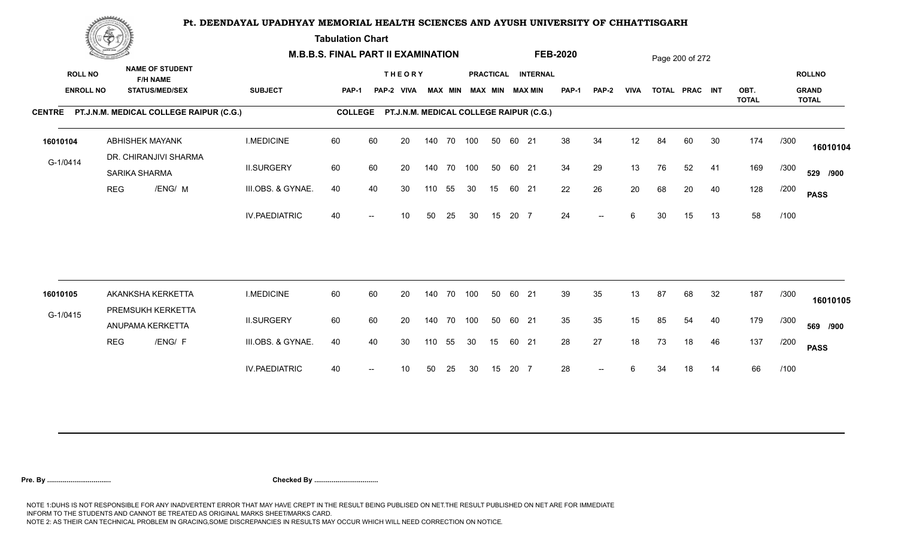# Pt. DEENDAYAL UPADHYAY MEMORIAL HEALTH SCIENCES AND AYUSH UNIVERSITY OF CHHATTISGARH

**Tabulation Chart**

**M.B.B.S. FINAL PART II EXAMINATION** **FEB-2020**

**CENTRE** PT.J.N.M. MEDICAL COLLEGE RAIPUR (C.G.) **COLLEGE** PT.J.N.M. MEDICAL COLLEGE RAIPUR (C.G.)

| ROLL NO / ENROLL NO | NAME OF STUDENT / F/H NAME / STATUS/MED/SEX | SUBJECT | THEORY PAP-1 | PAP-2 | VIVA | MAX | MIN | PRACTICAL MAX | MIN | INTERNAL MAX | MIN | PAP-1 | PAP-2 | VIVA | TOTAL | PRAC | INT | OBT. TOTAL | | ROLLNO / GRAND TOTAL |
|---|---|---|---|---|---|---|---|---|---|---|---|---|---|---|---|---|---|---|---|---|
| 16010104 | ABHISHEK MAYANK | I.MEDICINE | 60 | 60 | 20 | 140 | 70 | 100 | 50 | 60 | 21 | 38 | 34 | 12 | 84 | 60 | 30 | 174 | /300 | 16010104 |
| G-1/0414 | DR. CHIRANJIVI SHARMA / SARIKA SHARMA | II.SURGERY | 60 | 60 | 20 | 140 | 70 | 100 | 50 | 60 | 21 | 34 | 29 | 13 | 76 | 52 | 41 | 169 | /300 | 529 /900 |
| | REG /ENG/ M | III.OBS. & GYNAE. | 40 | 40 | 30 | 110 | 55 | 30 | 15 | 60 | 21 | 22 | 26 | 20 | 68 | 20 | 40 | 128 | /200 | PASS |
| | | IV.PAEDIATRIC | 40 | -- | 10 | 50 | 25 | 30 | 15 | 20 | 7 | 24 | -- | 6 | 30 | 15 | 13 | 58 | /100 | |
| 16010105 | AKANKSHA KERKETTA | I.MEDICINE | 60 | 60 | 20 | 140 | 70 | 100 | 50 | 60 | 21 | 39 | 35 | 13 | 87 | 68 | 32 | 187 | /300 | 16010105 |
| G-1/0415 | PREMSUKH KERKETTA / ANUPAMA KERKETTA | II.SURGERY | 60 | 60 | 20 | 140 | 70 | 100 | 50 | 60 | 21 | 35 | 35 | 15 | 85 | 54 | 40 | 179 | /300 | 569 /900 |
| | REG /ENG/ F | III.OBS. & GYNAE. | 40 | 40 | 30 | 110 | 55 | 30 | 15 | 60 | 21 | 28 | 27 | 18 | 73 | 18 | 46 | 137 | /200 | PASS |
| | | IV.PAEDIATRIC | 40 | -- | 10 | 50 | 25 | 30 | 15 | 20 | 7 | 28 | -- | 6 | 34 | 18 | 14 | 66 | /100 | |

**Pre. By .................................** **Checked By .................................**

NOTE 1:DUHS IS NOT RESPONSIBLE FOR ANY INADVERTENT ERROR THAT MAY HAVE CREPT IN THE RESULT BEING PUBLISED ON NET.THE RESULT PUBLISHED ON NET ARE FOR IMMEDIATE INFORM TO THE STUDENTS AND CANNOT BE TREATED AS ORIGINAL MARKS SHEET/MARKS CARD.
NOTE 2: AS THEIR CAN TECHNICAL PROBLEM IN GRACING,SOME DISCREPANCIES IN RESULTS MAY OCCUR WHICH WILL NEED CORRECTION ON NOTICE.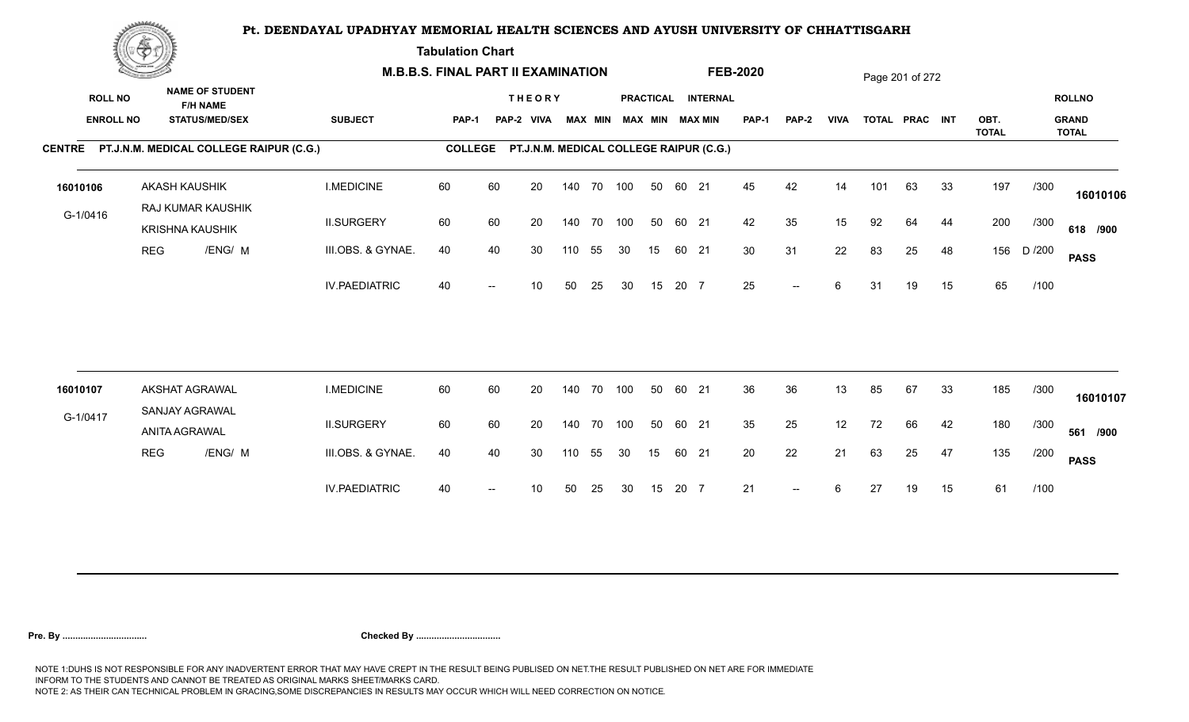# Pt. DEENDAYAL UPADHYAY MEMORIAL HEALTH SCIENCES AND AYUSH UNIVERSITY OF CHHATTISGARH

**Tabulation Chart**

**M.B.B.S. FINAL PART II EXAMINATION** **FEB-2020**

| ROLL NO / ENROLL NO | NAME OF STUDENT / F/H NAME / STATUS/MED/SEX | SUBJECT | THEORY PAP-1 | THEORY PAP-2 | THEORY VIVA | THEORY MAX | THEORY MIN | PRACTICAL MAX | PRACTICAL MIN | INTERNAL MAX | INTERNAL MIN | PAP-1 | PAP-2 | VIVA | TOTAL | PRAC | INT | OBT. TOTAL | | ROLLNO / GRAND TOTAL |
|---|---|---|---|---|---|---|---|---|---|---|---|---|---|---|---|---|---|---|---|---|
| **CENTRE** PT.J.N.M. MEDICAL COLLEGE RAIPUR (C.G.) | | **COLLEGE** PT.J.N.M. MEDICAL COLLEGE RAIPUR (C.G.) | | | | | | | | | | | | | | | | | | |
| 16010106 | AKASH KAUSHIK | I.MEDICINE | 60 | 60 | 20 | 140 | 70 | 100 | 50 | 60 | 21 | 45 | 42 | 14 | 101 | 63 | 33 | 197 | /300 | 16010106 |
| G-1/0416 | RAJ KUMAR KAUSHIK / KRISHNA KAUSHIK | II.SURGERY | 60 | 60 | 20 | 140 | 70 | 100 | 50 | 60 | 21 | 42 | 35 | 15 | 92 | 64 | 44 | 200 | /300 | 618 /900 |
| | REG /ENG/ M | III.OBS. & GYNAE. | 40 | 40 | 30 | 110 | 55 | 30 | 15 | 60 | 21 | 30 | 31 | 22 | 83 | 25 | 48 | 156 | D /200 | PASS |
| | | IV.PAEDIATRIC | 40 | -- | 10 | 50 | 25 | 30 | 15 | 20 | 7 | 25 | -- | 6 | 31 | 19 | 15 | 65 | /100 | |
| 16010107 | AKSHAT AGRAWAL | I.MEDICINE | 60 | 60 | 20 | 140 | 70 | 100 | 50 | 60 | 21 | 36 | 36 | 13 | 85 | 67 | 33 | 185 | /300 | 16010107 |
| G-1/0417 | SANJAY AGRAWAL / ANITA AGRAWAL | II.SURGERY | 60 | 60 | 20 | 140 | 70 | 100 | 50 | 60 | 21 | 35 | 25 | 12 | 72 | 66 | 42 | 180 | /300 | 561 /900 |
| | REG /ENG/ M | III.OBS. & GYNAE. | 40 | 40 | 30 | 110 | 55 | 30 | 15 | 60 | 21 | 20 | 22 | 21 | 63 | 25 | 47 | 135 | /200 | PASS |
| | | IV.PAEDIATRIC | 40 | -- | 10 | 50 | 25 | 30 | 15 | 20 | 7 | 21 | -- | 6 | 27 | 19 | 15 | 61 | /100 | |

**Pre. By .................................** **Checked By .................................**

NOTE 1:DUHS IS NOT RESPONSIBLE FOR ANY INADVERTENT ERROR THAT MAY HAVE CREPT IN THE RESULT BEING PUBLISED ON NET.THE RESULT PUBLISHED ON NET ARE FOR IMMEDIATE INFORM TO THE STUDENTS AND CANNOT BE TREATED AS ORIGINAL MARKS SHEET/MARKS CARD.
NOTE 2: AS THEIR CAN TECHNICAL PROBLEM IN GRACING,SOME DISCREPANCIES IN RESULTS MAY OCCUR WHICH WILL NEED CORRECTION ON NOTICE.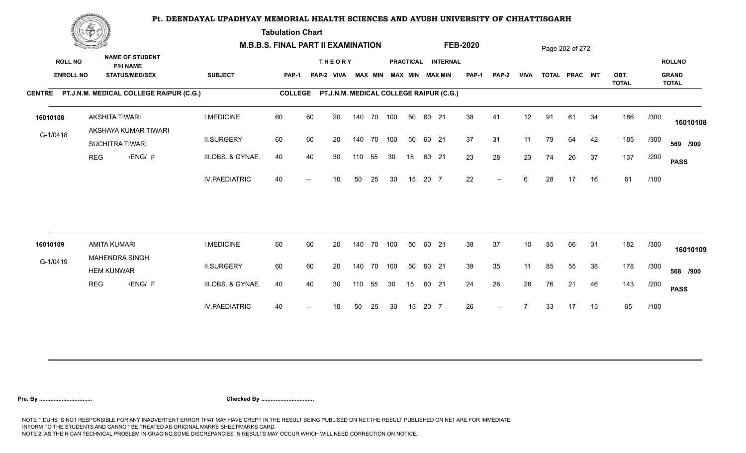# Pt. DEENDAYAL UPADHYAY MEMORIAL HEALTH SCIENCES AND AYUSH UNIVERSITY OF CHHATTISGARH

**Tabulation Chart**

**M.B.B.S. FINAL PART II EXAMINATION** **FEB-2020**

**CENTRE** PT.J.N.M. MEDICAL COLLEGE RAIPUR (C.G.) **COLLEGE** PT.J.N.M. MEDICAL COLLEGE RAIPUR (C.G.)

| ROLL NO / ENROLL NO | NAME OF STUDENT / F/H NAME / STATUS/MED/SEX | SUBJECT | THEORY PAP-1 | THEORY PAP-2 | THEORY VIVA | THEORY MAX | THEORY MIN | PRACTICAL MAX | PRACTICAL MIN | INTERNAL MAX | INTERNAL MIN | PAP-1 | PAP-2 | VIVA | TOTAL | PRAC | INT | OBT. TOTAL | | ROLLNO / GRAND TOTAL |
|---|---|---|---|---|---|---|---|---|---|---|---|---|---|---|---|---|---|---|---|---|
| 16010108 | AKSHITA TIWARI | I.MEDICINE | 60 | 60 | 20 | 140 | 70 | 100 | 50 | 60 | 21 | 38 | 41 | 12 | 91 | 61 | 34 | 186 | /300 | 16010108 |
| G-1/0418 | AKSHAYA KUMAR TIWARI / SUCHITRA TIWARI | II.SURGERY | 60 | 60 | 20 | 140 | 70 | 100 | 50 | 60 | 21 | 37 | 31 | 11 | 79 | 64 | 42 | 185 | /300 | 569 /900 |
| | REG /ENG/ F | III.OBS. & GYNAE. | 40 | 40 | 30 | 110 | 55 | 30 | 15 | 60 | 21 | 23 | 28 | 23 | 74 | 26 | 37 | 137 | /200 | PASS |
| | | IV.PAEDIATRIC | 40 | -- | 10 | 50 | 25 | 30 | 15 | 20 | 7 | 22 | -- | 6 | 28 | 17 | 16 | 61 | /100 | |
| 16010109 | AMITA KUMARI | I.MEDICINE | 60 | 60 | 20 | 140 | 70 | 100 | 50 | 60 | 21 | 38 | 37 | 10 | 85 | 66 | 31 | 182 | /300 | 16010109 |
| G-1/0419 | MAHENDRA SINGH / HEM KUNWAR | II.SURGERY | 60 | 60 | 20 | 140 | 70 | 100 | 50 | 60 | 21 | 39 | 35 | 11 | 85 | 55 | 38 | 178 | /300 | 568 /900 |
| | REG /ENG/ F | III.OBS. & GYNAE. | 40 | 40 | 30 | 110 | 55 | 30 | 15 | 60 | 21 | 24 | 26 | 26 | 76 | 21 | 46 | 143 | /200 | PASS |
| | | IV.PAEDIATRIC | 40 | -- | 10 | 50 | 25 | 30 | 15 | 20 | 7 | 26 | -- | 7 | 33 | 17 | 15 | 65 | /100 | |

**Pre. By ................................** **Checked By ................................**

NOTE 1:DUHS IS NOT RESPONSIBLE FOR ANY INADVERTENT ERROR THAT MAY HAVE CREPT IN THE RESULT BEING PUBLISED ON NET.THE RESULT PUBLISHED ON NET ARE FOR IMMEDIATE INFORM TO THE STUDENTS AND CANNOT BE TREATED AS ORIGINAL MARKS SHEET/MARKS CARD.
NOTE 2: AS THEIR CAN TECHNICAL PROBLEM IN GRACING,SOME DISCREPANCIES IN RESULTS MAY OCCUR WHICH WILL NEED CORRECTION ON NOTICE.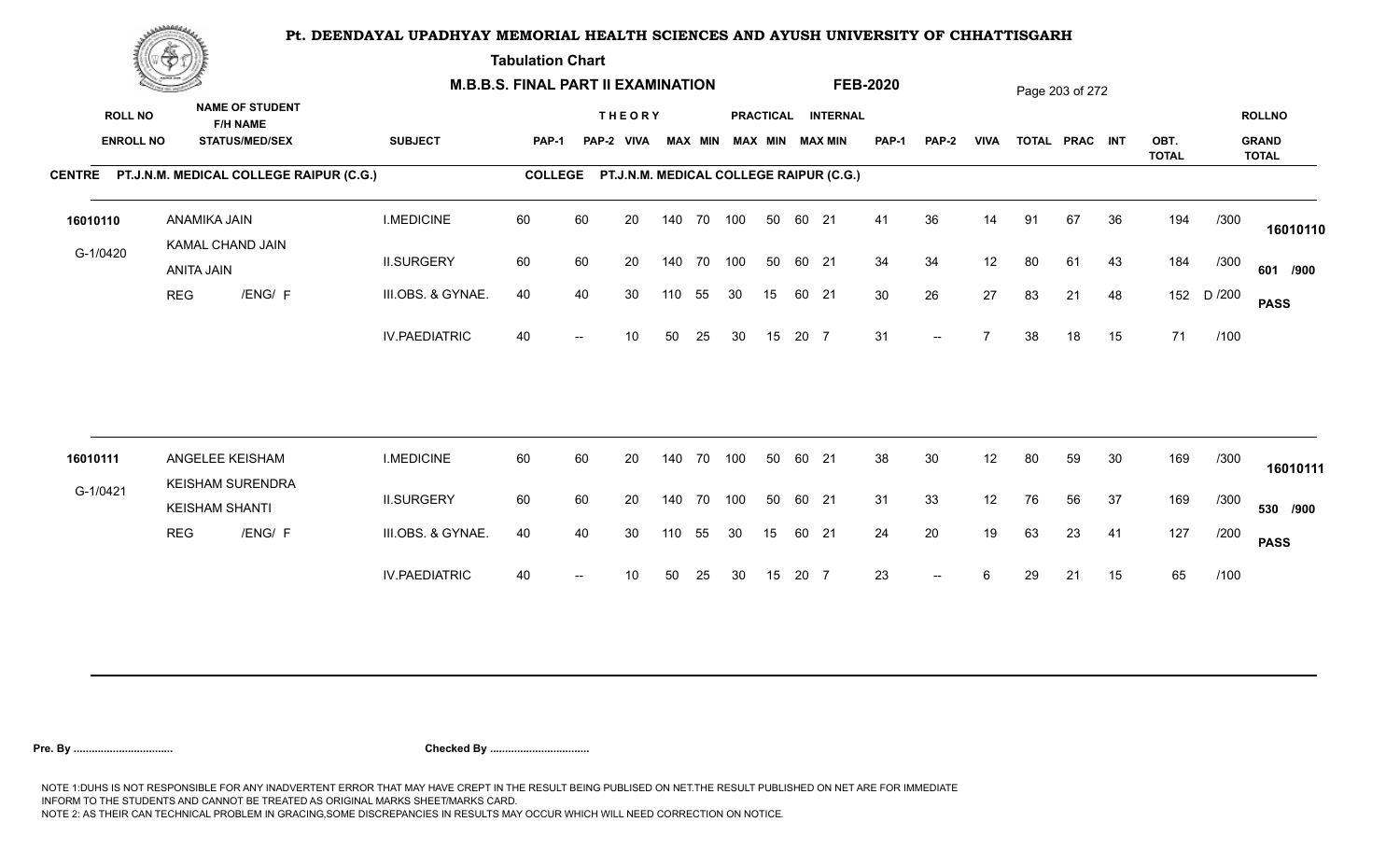# Pt. DEENDAYAL UPADHYAY MEMORIAL HEALTH SCIENCES AND AYUSH UNIVERSITY OF CHHATTISGARH

**Tabulation Chart**

**M.B.B.S. FINAL PART II EXAMINATION** **FEB-2020**

**CENTRE PT.J.N.M. MEDICAL COLLEGE RAIPUR (C.G.)** **COLLEGE PT.J.N.M. MEDICAL COLLEGE RAIPUR (C.G.)**

| ROLL NO / ENROLL NO | NAME OF STUDENT / F/H NAME / STATUS/MED/SEX | SUBJECT | THEORY PAP-1 | THEORY PAP-2 | THEORY VIVA | MAX | MIN | PRACTICAL MAX | PRACTICAL MIN | INTERNAL MAX | INTERNAL MIN | PAP-1 | PAP-2 | VIVA | TOTAL | PRAC | INT | OBT. TOTAL | | ROLLNO / GRAND TOTAL |
|---|---|---|---|---|---|---|---|---|---|---|---|---|---|---|---|---|---|---|---|---|
| 16010110 | ANAMIKA JAIN | I.MEDICINE | 60 | 60 | 20 | 140 | 70 | 100 | 50 | 60 | 21 | 41 | 36 | 14 | 91 | 67 | 36 | 194 | /300 | 16010110 |
| G-1/0420 | KAMAL CHAND JAIN / ANITA JAIN | II.SURGERY | 60 | 60 | 20 | 140 | 70 | 100 | 50 | 60 | 21 | 34 | 34 | 12 | 80 | 61 | 43 | 184 | /300 | 601 /900 |
| | REG /ENG/ F | III.OBS. & GYNAE. | 40 | 40 | 30 | 110 | 55 | 30 | 15 | 60 | 21 | 30 | 26 | 27 | 83 | 21 | 48 | 152 | D /200 | PASS |
| | | IV.PAEDIATRIC | 40 | -- | 10 | 50 | 25 | 30 | 15 | 20 | 7 | 31 | -- | 7 | 38 | 18 | 15 | 71 | /100 | |
| 16010111 | ANGELEE KEISHAM | I.MEDICINE | 60 | 60 | 20 | 140 | 70 | 100 | 50 | 60 | 21 | 38 | 30 | 12 | 80 | 59 | 30 | 169 | /300 | 16010111 |
| G-1/0421 | KEISHAM SURENDRA / KEISHAM SHANTI | II.SURGERY | 60 | 60 | 20 | 140 | 70 | 100 | 50 | 60 | 21 | 31 | 33 | 12 | 76 | 56 | 37 | 169 | /300 | 530 /900 |
| | REG /ENG/ F | III.OBS. & GYNAE. | 40 | 40 | 30 | 110 | 55 | 30 | 15 | 60 | 21 | 24 | 20 | 19 | 63 | 23 | 41 | 127 | /200 | PASS |
| | | IV.PAEDIATRIC | 40 | -- | 10 | 50 | 25 | 30 | 15 | 20 | 7 | 23 | -- | 6 | 29 | 21 | 15 | 65 | /100 | |

**Pre. By .................................** **Checked By .................................**

NOTE 1:DUHS IS NOT RESPONSIBLE FOR ANY INADVERTENT ERROR THAT MAY HAVE CREPT IN THE RESULT BEING PUBLISED ON NET.THE RESULT PUBLISHED ON NET ARE FOR IMMEDIATE INFORM TO THE STUDENTS AND CANNOT BE TREATED AS ORIGINAL MARKS SHEET/MARKS CARD.
NOTE 2: AS THEIR CAN TECHNICAL PROBLEM IN GRACING,SOME DISCREPANCIES IN RESULTS MAY OCCUR WHICH WILL NEED CORRECTION ON NOTICE.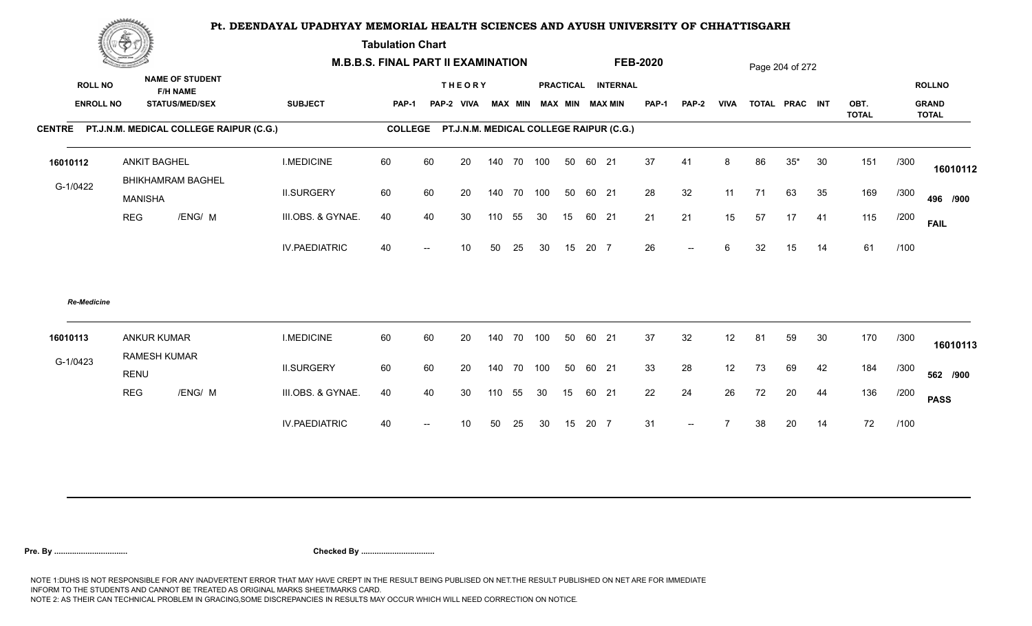# Pt. DEENDAYAL UPADHYAY MEMORIAL HEALTH SCIENCES AND AYUSH UNIVERSITY OF CHHATTISGARH

**Tabulation Chart**

**M.B.B.S. FINAL PART II EXAMINATION** **FEB-2020**

**CENTRE** PT.J.N.M. MEDICAL COLLEGE RAIPUR (C.G.) **COLLEGE** PT.J.N.M. MEDICAL COLLEGE RAIPUR (C.G.)

| ROLL NO / ENROLL NO | NAME OF STUDENT / F/H NAME / STATUS/MED/SEX | SUBJECT | THEORY PAP-1 | PAP-2 | VIVA | MAX | MIN | PRACTICAL MAX | MIN | INTERNAL MAX | MIN | PAP-1 | PAP-2 | VIVA | TOTAL | PRAC | INT | OBT. TOTAL | | ROLLNO / GRAND TOTAL |
|---|---|---|---|---|---|---|---|---|---|---|---|---|---|---|---|---|---|---|---|---|
| 16010112 | ANKIT BAGHEL | I.MEDICINE | 60 | 60 | 20 | 140 | 70 | 100 | 50 | 60 | 21 | 37 | 41 | 8 | 86 | 35* | 30 | 151 | /300 | 16010112 |
| G-1/0422 | BHIKHAMRAM BAGHEL / MANISHA | II.SURGERY | 60 | 60 | 20 | 140 | 70 | 100 | 50 | 60 | 21 | 28 | 32 | 11 | 71 | 63 | 35 | 169 | /300 | 496 /900 |
| | REG /ENG/ M | III.OBS. & GYNAE. | 40 | 40 | 30 | 110 | 55 | 30 | 15 | 60 | 21 | 21 | 21 | 15 | 57 | 17 | 41 | 115 | /200 | FAIL |
| | | IV.PAEDIATRIC | 40 | -- | 10 | 50 | 25 | 30 | 15 | 20 | 7 | 26 | -- | 6 | 32 | 15 | 14 | 61 | /100 | |

*Re-Medicine*

| ROLL NO / ENROLL NO | NAME OF STUDENT / F/H NAME / STATUS/MED/SEX | SUBJECT | THEORY PAP-1 | PAP-2 | VIVA | MAX | MIN | PRACTICAL MAX | MIN | INTERNAL MAX | MIN | PAP-1 | PAP-2 | VIVA | TOTAL | PRAC | INT | OBT. TOTAL | | ROLLNO / GRAND TOTAL |
|---|---|---|---|---|---|---|---|---|---|---|---|---|---|---|---|---|---|---|---|---|
| 16010113 | ANKUR KUMAR | I.MEDICINE | 60 | 60 | 20 | 140 | 70 | 100 | 50 | 60 | 21 | 37 | 32 | 12 | 81 | 59 | 30 | 170 | /300 | 16010113 |
| G-1/0423 | RAMESH KUMAR / RENU | II.SURGERY | 60 | 60 | 20 | 140 | 70 | 100 | 50 | 60 | 21 | 33 | 28 | 12 | 73 | 69 | 42 | 184 | /300 | 562 /900 |
| | REG /ENG/ M | III.OBS. & GYNAE. | 40 | 40 | 30 | 110 | 55 | 30 | 15 | 60 | 21 | 22 | 24 | 26 | 72 | 20 | 44 | 136 | /200 | PASS |
| | | IV.PAEDIATRIC | 40 | -- | 10 | 50 | 25 | 30 | 15 | 20 | 7 | 31 | -- | 7 | 38 | 20 | 14 | 72 | /100 | |

**Pre. By ................................** **Checked By ................................**

NOTE 1:DUHS IS NOT RESPONSIBLE FOR ANY INADVERTENT ERROR THAT MAY HAVE CREPT IN THE RESULT BEING PUBLISED ON NET.THE RESULT PUBLISHED ON NET ARE FOR IMMEDIATE INFORM TO THE STUDENTS AND CANNOT BE TREATED AS ORIGINAL MARKS SHEET/MARKS CARD.
NOTE 2: AS THEIR CAN TECHNICAL PROBLEM IN GRACING,SOME DISCREPANCIES IN RESULTS MAY OCCUR WHICH WILL NEED CORRECTION ON NOTICE.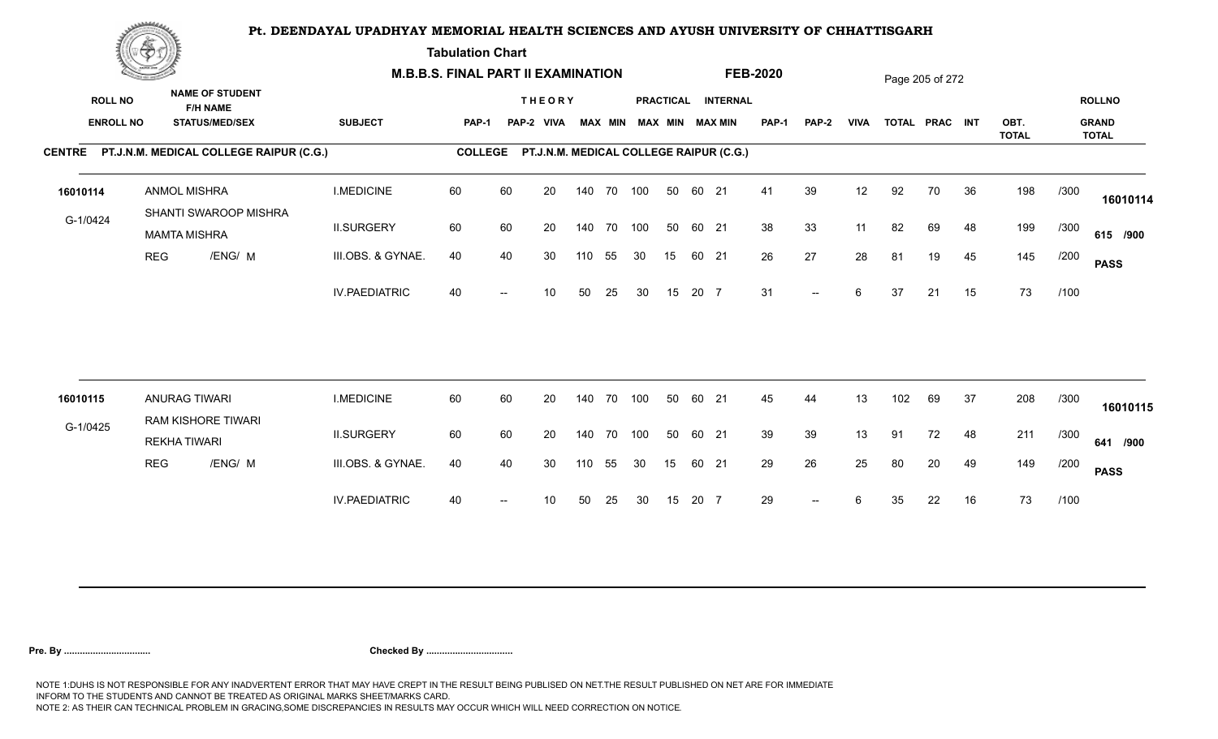# Pt. DEENDAYAL UPADHYAY MEMORIAL HEALTH SCIENCES AND AYUSH UNIVERSITY OF CHHATTISGARH

**Tabulation Chart**

**M.B.B.S. FINAL PART II EXAMINATION** **FEB-2020**

**CENTRE** PT.J.N.M. MEDICAL COLLEGE RAIPUR (C.G.) **COLLEGE** PT.J.N.M. MEDICAL COLLEGE RAIPUR (C.G.)

| ROLL NO / ENROLL NO | NAME OF STUDENT / F/H NAME / STATUS/MED/SEX | SUBJECT | THEORY PAP-1 | PAP-2 | VIVA | MAX | MIN | PRACTICAL MAX | MIN | INTERNAL MAX | MIN | PAP-1 | PAP-2 | VIVA | TOTAL | PRAC | INT | OBT. TOTAL | | ROLLNO / GRAND TOTAL |
|---|---|---|---|---|---|---|---|---|---|---|---|---|---|---|---|---|---|---|---|---|
| 16010114 | ANMOL MISHRA | I.MEDICINE | 60 | 60 | 20 | 140 | 70 | 100 | 50 | 60 | 21 | 41 | 39 | 12 | 92 | 70 | 36 | 198 | /300 | 16010114 |
| G-1/0424 | SHANTI SWAROOP MISHRA / MAMTA MISHRA | II.SURGERY | 60 | 60 | 20 | 140 | 70 | 100 | 50 | 60 | 21 | 38 | 33 | 11 | 82 | 69 | 48 | 199 | /300 | 615 /900 |
| | REG /ENG/ M | III.OBS. & GYNAE. | 40 | 40 | 30 | 110 | 55 | 30 | 15 | 60 | 21 | 26 | 27 | 28 | 81 | 19 | 45 | 145 | /200 | PASS |
| | | IV.PAEDIATRIC | 40 | -- | 10 | 50 | 25 | 30 | 15 | 20 | 7 | 31 | -- | 6 | 37 | 21 | 15 | 73 | /100 | |
| 16010115 | ANURAG TIWARI | I.MEDICINE | 60 | 60 | 20 | 140 | 70 | 100 | 50 | 60 | 21 | 45 | 44 | 13 | 102 | 69 | 37 | 208 | /300 | 16010115 |
| G-1/0425 | RAM KISHORE TIWARI / REKHA TIWARI | II.SURGERY | 60 | 60 | 20 | 140 | 70 | 100 | 50 | 60 | 21 | 39 | 39 | 13 | 91 | 72 | 48 | 211 | /300 | 641 /900 |
| | REG /ENG/ M | III.OBS. & GYNAE. | 40 | 40 | 30 | 110 | 55 | 30 | 15 | 60 | 21 | 29 | 26 | 25 | 80 | 20 | 49 | 149 | /200 | PASS |
| | | IV.PAEDIATRIC | 40 | -- | 10 | 50 | 25 | 30 | 15 | 20 | 7 | 29 | -- | 6 | 35 | 22 | 16 | 73 | /100 | |

**Pre. By ................................** **Checked By ................................**

NOTE 1:DUHS IS NOT RESPONSIBLE FOR ANY INADVERTENT ERROR THAT MAY HAVE CREPT IN THE RESULT BEING PUBLISED ON NET.THE RESULT PUBLISHED ON NET ARE FOR IMMEDIATE INFORM TO THE STUDENTS AND CANNOT BE TREATED AS ORIGINAL MARKS SHEET/MARKS CARD.
NOTE 2: AS THEIR CAN TECHNICAL PROBLEM IN GRACING,SOME DISCREPANCIES IN RESULTS MAY OCCUR WHICH WILL NEED CORRECTION ON NOTICE.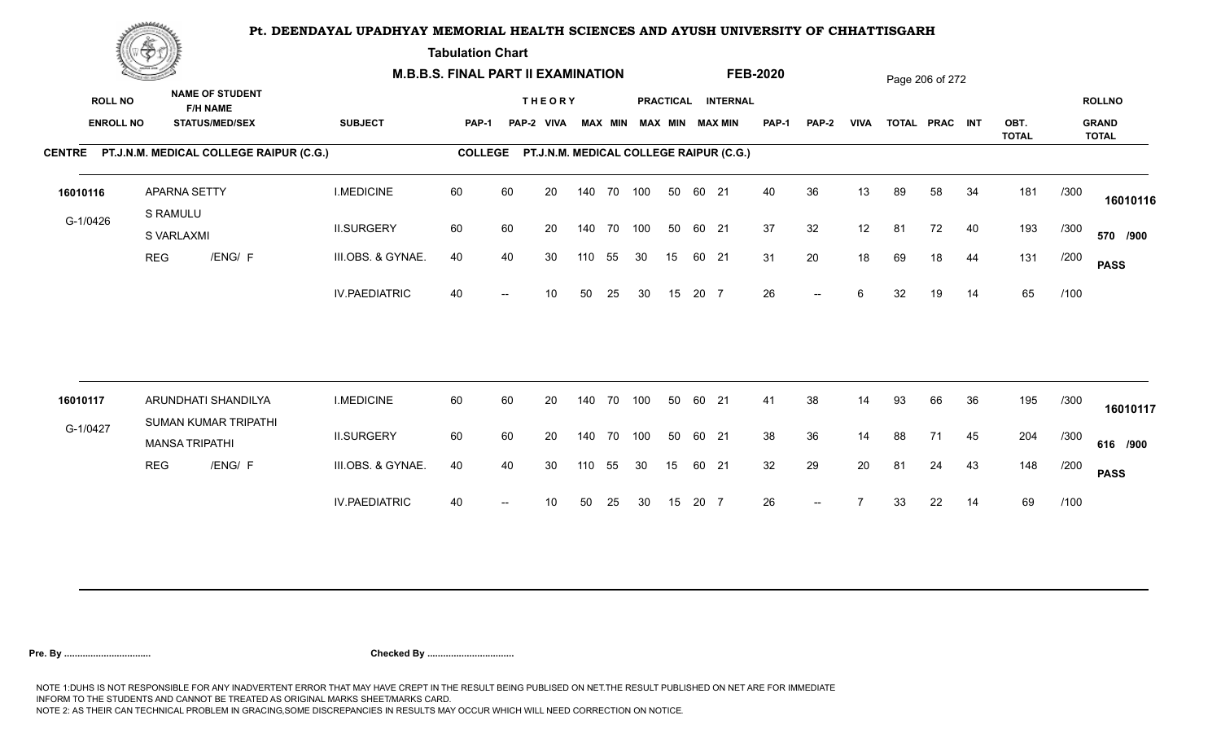# Pt. DEENDAYAL UPADHYAY MEMORIAL HEALTH SCIENCES AND AYUSH UNIVERSITY OF CHHATTISGARH

**Tabulation Chart**

**M.B.B.S. FINAL PART II EXAMINATION** **FEB-2020**

**CENTRE** PT.J.N.M. MEDICAL COLLEGE RAIPUR (C.G.) **COLLEGE** PT.J.N.M. MEDICAL COLLEGE RAIPUR (C.G.)

| ROLL NO / ENROLL NO | NAME OF STUDENT / F/H NAME / STATUS/MED/SEX | SUBJECT | THEORY PAP-1 | PAP-2 | VIVA | MAX | MIN | PRACTICAL MAX | MIN | INTERNAL MAX | MIN | PAP-1 | PAP-2 | VIVA | TOTAL | PRAC | INT | OBT. TOTAL | | ROLLNO / GRAND TOTAL |
|---|---|---|---|---|---|---|---|---|---|---|---|---|---|---|---|---|---|---|---|---|
| 16010116 | APARNA SETTY | I.MEDICINE | 60 | 60 | 20 | 140 | 70 | 100 | 50 | 60 | 21 | 40 | 36 | 13 | 89 | 58 | 34 | 181 | /300 | 16010116 |
| G-1/0426 | S RAMULU | II.SURGERY | 60 | 60 | 20 | 140 | 70 | 100 | 50 | 60 | 21 | 37 | 32 | 12 | 81 | 72 | 40 | 193 | /300 | 570 /900 |
| | S VARLAXMI | III.OBS. & GYNAE. | 40 | 40 | 30 | 110 | 55 | 30 | 15 | 60 | 21 | 31 | 20 | 18 | 69 | 18 | 44 | 131 | /200 | PASS |
| | REG /ENG/ F | IV.PAEDIATRIC | 40 | -- | 10 | 50 | 25 | 30 | 15 | 20 | 7 | 26 | -- | 6 | 32 | 19 | 14 | 65 | /100 | |
| 16010117 | ARUNDHATI SHANDILYA | I.MEDICINE | 60 | 60 | 20 | 140 | 70 | 100 | 50 | 60 | 21 | 41 | 38 | 14 | 93 | 66 | 36 | 195 | /300 | 16010117 |
| G-1/0427 | SUMAN KUMAR TRIPATHI | II.SURGERY | 60 | 60 | 20 | 140 | 70 | 100 | 50 | 60 | 21 | 38 | 36 | 14 | 88 | 71 | 45 | 204 | /300 | 616 /900 |
| | MANSA TRIPATHI | III.OBS. & GYNAE. | 40 | 40 | 30 | 110 | 55 | 30 | 15 | 60 | 21 | 32 | 29 | 20 | 81 | 24 | 43 | 148 | /200 | PASS |
| | REG /ENG/ F | IV.PAEDIATRIC | 40 | -- | 10 | 50 | 25 | 30 | 15 | 20 | 7 | 26 | -- | 7 | 33 | 22 | 14 | 69 | /100 | |

**Pre. By .................................** **Checked By .................................**

NOTE 1:DUHS IS NOT RESPONSIBLE FOR ANY INADVERTENT ERROR THAT MAY HAVE CREPT IN THE RESULT BEING PUBLISED ON NET.THE RESULT PUBLISHED ON NET ARE FOR IMMEDIATE INFORM TO THE STUDENTS AND CANNOT BE TREATED AS ORIGINAL MARKS SHEET/MARKS CARD.
NOTE 2: AS THEIR CAN TECHNICAL PROBLEM IN GRACING,SOME DISCREPANCIES IN RESULTS MAY OCCUR WHICH WILL NEED CORRECTION ON NOTICE.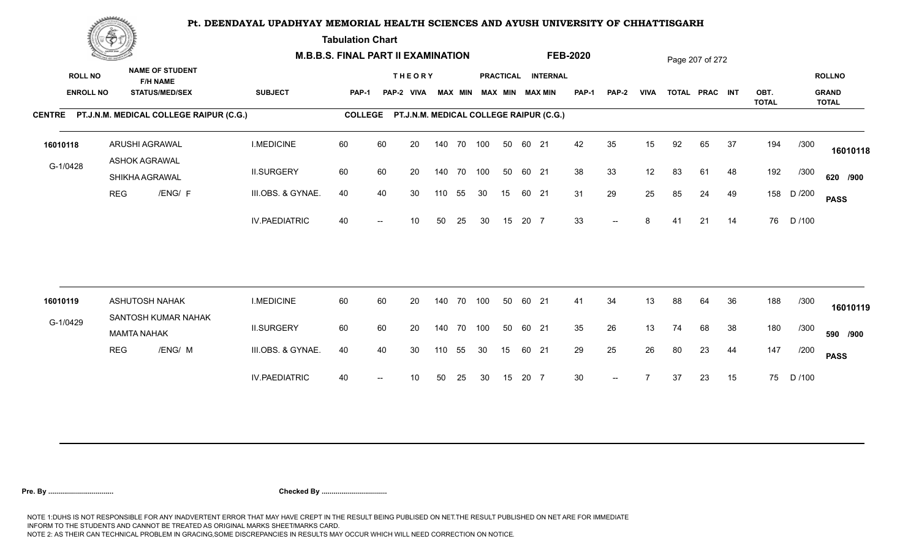# Pt. DEENDAYAL UPADHYAY MEMORIAL HEALTH SCIENCES AND AYUSH UNIVERSITY OF CHHATTISGARH

**Tabulation Chart**

**M.B.B.S. FINAL PART II EXAMINATION** **FEB-2020**

| ROLL NO / ENROLL NO | NAME OF STUDENT / F/H NAME / STATUS/MED/SEX | SUBJECT | THEORY PAP-1 | PAP-2 | VIVA | MAX | MIN | PRACTICAL MAX | MIN | INTERNAL MAX | MIN | PAP-1 | PAP-2 | VIVA | TOTAL | PRAC | INT | OBT. TOTAL | | ROLLNO / GRAND TOTAL |
|---|---|---|---|---|---|---|---|---|---|---|---|---|---|---|---|---|---|---|---|---|
| **CENTRE PT.J.N.M. MEDICAL COLLEGE RAIPUR (C.G.)** | | **COLLEGE PT.J.N.M. MEDICAL COLLEGE RAIPUR (C.G.)** | | | | | | | | | | | | | | | | | | |
| 16010118 | ARUSHI AGRAWAL | I.MEDICINE | 60 | 60 | 20 | 140 | 70 | 100 | 50 | 60 | 21 | 42 | 35 | 15 | 92 | 65 | 37 | 194 | /300 | 16010118 |
| G-1/0428 | ASHOK AGRAWAL / SHIKHA AGRAWAL | II.SURGERY | 60 | 60 | 20 | 140 | 70 | 100 | 50 | 60 | 21 | 38 | 33 | 12 | 83 | 61 | 48 | 192 | /300 | 620 /900 |
| | REG /ENG/ F | III.OBS. & GYNAE. | 40 | 40 | 30 | 110 | 55 | 30 | 15 | 60 | 21 | 31 | 29 | 25 | 85 | 24 | 49 | 158 | D /200 | PASS |
| | | IV.PAEDIATRIC | 40 | -- | 10 | 50 | 25 | 30 | 15 | 20 | 7 | 33 | -- | 8 | 41 | 21 | 14 | 76 | D /100 | |
| 16010119 | ASHUTOSH NAHAK | I.MEDICINE | 60 | 60 | 20 | 140 | 70 | 100 | 50 | 60 | 21 | 41 | 34 | 13 | 88 | 64 | 36 | 188 | /300 | 16010119 |
| G-1/0429 | SANTOSH KUMAR NAHAK / MAMTA NAHAK | II.SURGERY | 60 | 60 | 20 | 140 | 70 | 100 | 50 | 60 | 21 | 35 | 26 | 13 | 74 | 68 | 38 | 180 | /300 | 590 /900 |
| | REG /ENG/ M | III.OBS. & GYNAE. | 40 | 40 | 30 | 110 | 55 | 30 | 15 | 60 | 21 | 29 | 25 | 26 | 80 | 23 | 44 | 147 | /200 | PASS |
| | | IV.PAEDIATRIC | 40 | -- | 10 | 50 | 25 | 30 | 15 | 20 | 7 | 30 | -- | 7 | 37 | 23 | 15 | 75 | D /100 | |

**Pre. By .................................** **Checked By .................................**

NOTE 1:DUHS IS NOT RESPONSIBLE FOR ANY INADVERTENT ERROR THAT MAY HAVE CREPT IN THE RESULT BEING PUBLISED ON NET.THE RESULT PUBLISHED ON NET ARE FOR IMMEDIATE INFORM TO THE STUDENTS AND CANNOT BE TREATED AS ORIGINAL MARKS SHEET/MARKS CARD.
NOTE 2: AS THEIR CAN TECHNICAL PROBLEM IN GRACING,SOME DISCREPANCIES IN RESULTS MAY OCCUR WHICH WILL NEED CORRECTION ON NOTICE.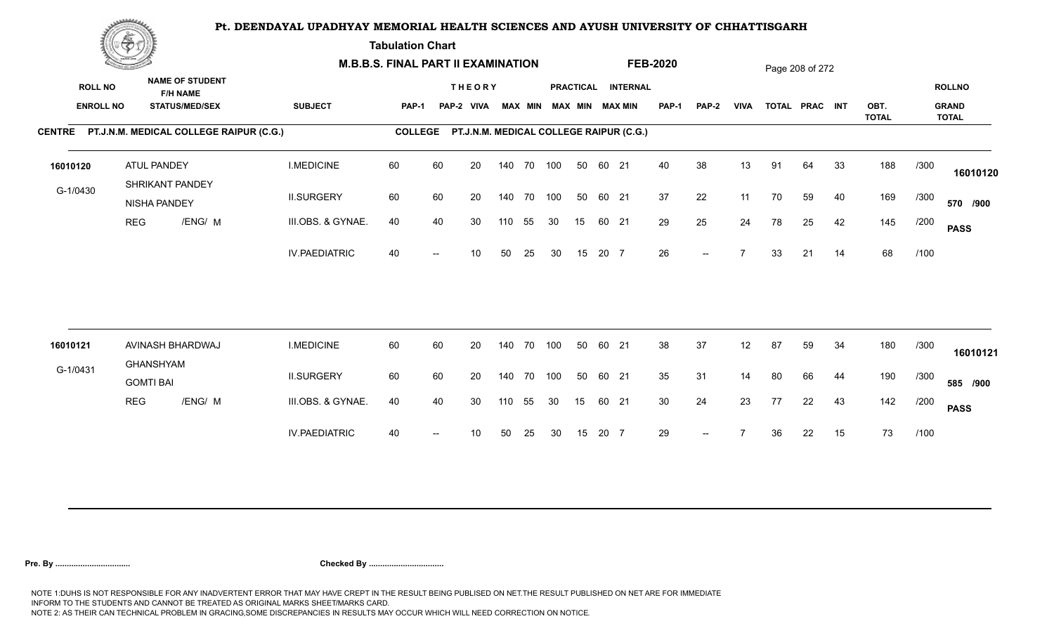# Pt. DEENDAYAL UPADHYAY MEMORIAL HEALTH SCIENCES AND AYUSH UNIVERSITY OF CHHATTISGARH

**Tabulation Chart**

**M.B.B.S. FINAL PART II EXAMINATION** **FEB-2020**

| ROLL NO / ENROLL NO | NAME OF STUDENT / F/H NAME / STATUS/MED/SEX | SUBJECT | THEORY PAP-1 | THEORY PAP-2 | VIVA | MAX | MIN | PRACTICAL MAX | PRACTICAL MIN | INTERNAL MAX | INTERNAL MIN | PAP-1 | PAP-2 | VIVA | TOTAL | PRAC | INT | OBT. TOTAL | | ROLLNO / GRAND TOTAL |
|---|---|---|---|---|---|---|---|---|---|---|---|---|---|---|---|---|---|---|---|---|

**CENTRE** PT.J.N.M. MEDICAL COLLEGE RAIPUR (C.G.) **COLLEGE** PT.J.N.M. MEDICAL COLLEGE RAIPUR (C.G.)

| ROLL NO / ENROLL NO | NAME OF STUDENT / F/H NAME / STATUS/MED/SEX | SUBJECT | THEORY PAP-1 | THEORY PAP-2 | VIVA | MAX | MIN | PRACTICAL MAX | PRACTICAL MIN | INTERNAL MAX | INTERNAL MIN | PAP-1 | PAP-2 | VIVA | TOTAL | PRAC | INT | OBT. TOTAL | | ROLLNO / GRAND TOTAL |
|---|---|---|---|---|---|---|---|---|---|---|---|---|---|---|---|---|---|---|---|---|
| 16010120 | ATUL PANDEY | I.MEDICINE | 60 | 60 | 20 | 140 | 70 | 100 | 50 | 60 | 21 | 40 | 38 | 13 | 91 | 64 | 33 | 188 | /300 | 16010120 |
| G-1/0430 | SHRIKANT PANDEY / NISHA PANDEY | II.SURGERY | 60 | 60 | 20 | 140 | 70 | 100 | 50 | 60 | 21 | 37 | 22 | 11 | 70 | 59 | 40 | 169 | /300 | 570 /900 |
| | REG /ENG/ M | III.OBS. & GYNAE. | 40 | 40 | 30 | 110 | 55 | 30 | 15 | 60 | 21 | 29 | 25 | 24 | 78 | 25 | 42 | 145 | /200 | PASS |
| | | IV.PAEDIATRIC | 40 | -- | 10 | 50 | 25 | 30 | 15 | 20 | 7 | 26 | -- | 7 | 33 | 21 | 14 | 68 | /100 | |
| 16010121 | AVINASH BHARDWAJ | I.MEDICINE | 60 | 60 | 20 | 140 | 70 | 100 | 50 | 60 | 21 | 38 | 37 | 12 | 87 | 59 | 34 | 180 | /300 | 16010121 |
| G-1/0431 | GHANSHYAM / GOMTI BAI | II.SURGERY | 60 | 60 | 20 | 140 | 70 | 100 | 50 | 60 | 21 | 35 | 31 | 14 | 80 | 66 | 44 | 190 | /300 | 585 /900 |
| | REG /ENG/ M | III.OBS. & GYNAE. | 40 | 40 | 30 | 110 | 55 | 30 | 15 | 60 | 21 | 30 | 24 | 23 | 77 | 22 | 43 | 142 | /200 | PASS |
| | | IV.PAEDIATRIC | 40 | -- | 10 | 50 | 25 | 30 | 15 | 20 | 7 | 29 | -- | 7 | 36 | 22 | 15 | 73 | /100 | |

**Pre. By ................................** **Checked By ................................**

NOTE 1:DUHS IS NOT RESPONSIBLE FOR ANY INADVERTENT ERROR THAT MAY HAVE CREPT IN THE RESULT BEING PUBLISED ON NET.THE RESULT PUBLISHED ON NET ARE FOR IMMEDIATE INFORM TO THE STUDENTS AND CANNOT BE TREATED AS ORIGINAL MARKS SHEET/MARKS CARD.
NOTE 2: AS THEIR CAN TECHNICAL PROBLEM IN GRACING,SOME DISCREPANCIES IN RESULTS MAY OCCUR WHICH WILL NEED CORRECTION ON NOTICE.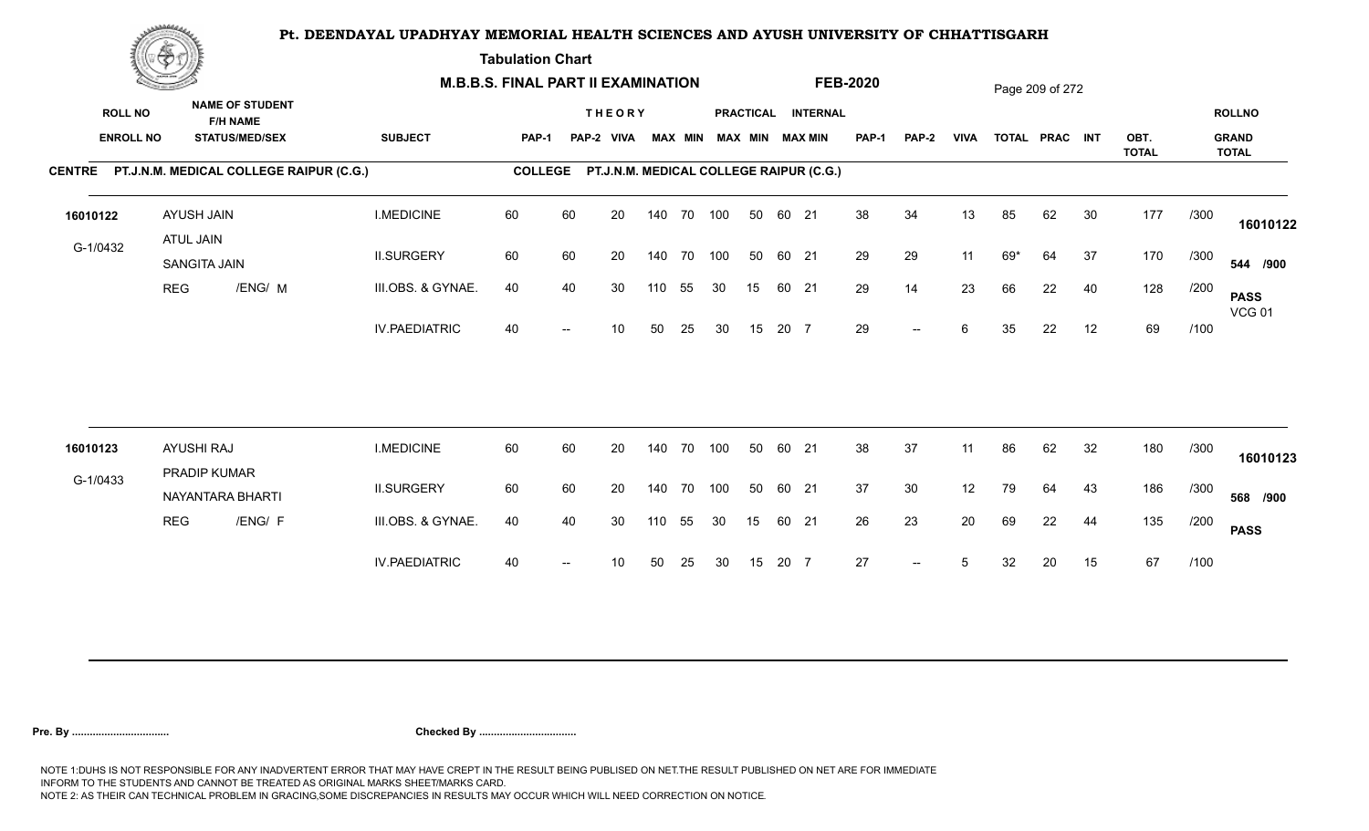# Pt. DEENDAYAL UPADHYAY MEMORIAL HEALTH SCIENCES AND AYUSH UNIVERSITY OF CHHATTISGARH

**Tabulation Chart**

**M.B.B.S. FINAL PART II EXAMINATION** **FEB-2020**

**CENTRE** PT.J.N.M. MEDICAL COLLEGE RAIPUR (C.G.) **COLLEGE** PT.J.N.M. MEDICAL COLLEGE RAIPUR (C.G.)

| ROLL NO / ENROLL NO | NAME OF STUDENT / F/H NAME / STATUS/MED/SEX | SUBJECT | THEORY PAP-1 | PAP-2 | VIVA | MAX | MIN | PRACTICAL MAX | MIN | INTERNAL MAX | MIN | PAP-1 | PAP-2 | VIVA | TOTAL | PRAC | INT | OBT. TOTAL | | ROLLNO / GRAND TOTAL |
|---|---|---|---|---|---|---|---|---|---|---|---|---|---|---|---|---|---|---|---|---|
| 16010122 | AYUSH JAIN | I.MEDICINE | 60 | 60 | 20 | 140 | 70 | 100 | 50 | 60 | 21 | 38 | 34 | 13 | 85 | 62 | 30 | 177 | /300 | 16010122 |
| G-1/0432 | ATUL JAIN / SANGITA JAIN | II.SURGERY | 60 | 60 | 20 | 140 | 70 | 100 | 50 | 60 | 21 | 29 | 29 | 11 | 69* | 64 | 37 | 170 | /300 | 544 /900 |
| | REG /ENG/ M | III.OBS. & GYNAE. | 40 | 40 | 30 | 110 | 55 | 30 | 15 | 60 | 21 | 29 | 14 | 23 | 66 | 22 | 40 | 128 | /200 | PASS VCG 01 |
| | | IV.PAEDIATRIC | 40 | -- | 10 | 50 | 25 | 30 | 15 | 20 | 7 | 29 | -- | 6 | 35 | 22 | 12 | 69 | /100 | |
| 16010123 | AYUSHI RAJ | I.MEDICINE | 60 | 60 | 20 | 140 | 70 | 100 | 50 | 60 | 21 | 38 | 37 | 11 | 86 | 62 | 32 | 180 | /300 | 16010123 |
| G-1/0433 | PRADIP KUMAR / NAYANTARA BHARTI | II.SURGERY | 60 | 60 | 20 | 140 | 70 | 100 | 50 | 60 | 21 | 37 | 30 | 12 | 79 | 64 | 43 | 186 | /300 | 568 /900 |
| | REG /ENG/ F | III.OBS. & GYNAE. | 40 | 40 | 30 | 110 | 55 | 30 | 15 | 60 | 21 | 26 | 23 | 20 | 69 | 22 | 44 | 135 | /200 | PASS |
| | | IV.PAEDIATRIC | 40 | -- | 10 | 50 | 25 | 30 | 15 | 20 | 7 | 27 | -- | 5 | 32 | 20 | 15 | 67 | /100 | |

**Pre. By ................................** **Checked By ................................**

NOTE 1:DUHS IS NOT RESPONSIBLE FOR ANY INADVERTENT ERROR THAT MAY HAVE CREPT IN THE RESULT BEING PUBLISED ON NET.THE RESULT PUBLISHED ON NET ARE FOR IMMEDIATE INFORM TO THE STUDENTS AND CANNOT BE TREATED AS ORIGINAL MARKS SHEET/MARKS CARD.
NOTE 2: AS THEIR CAN TECHNICAL PROBLEM IN GRACING,SOME DISCREPANCIES IN RESULTS MAY OCCUR WHICH WILL NEED CORRECTION ON NOTICE.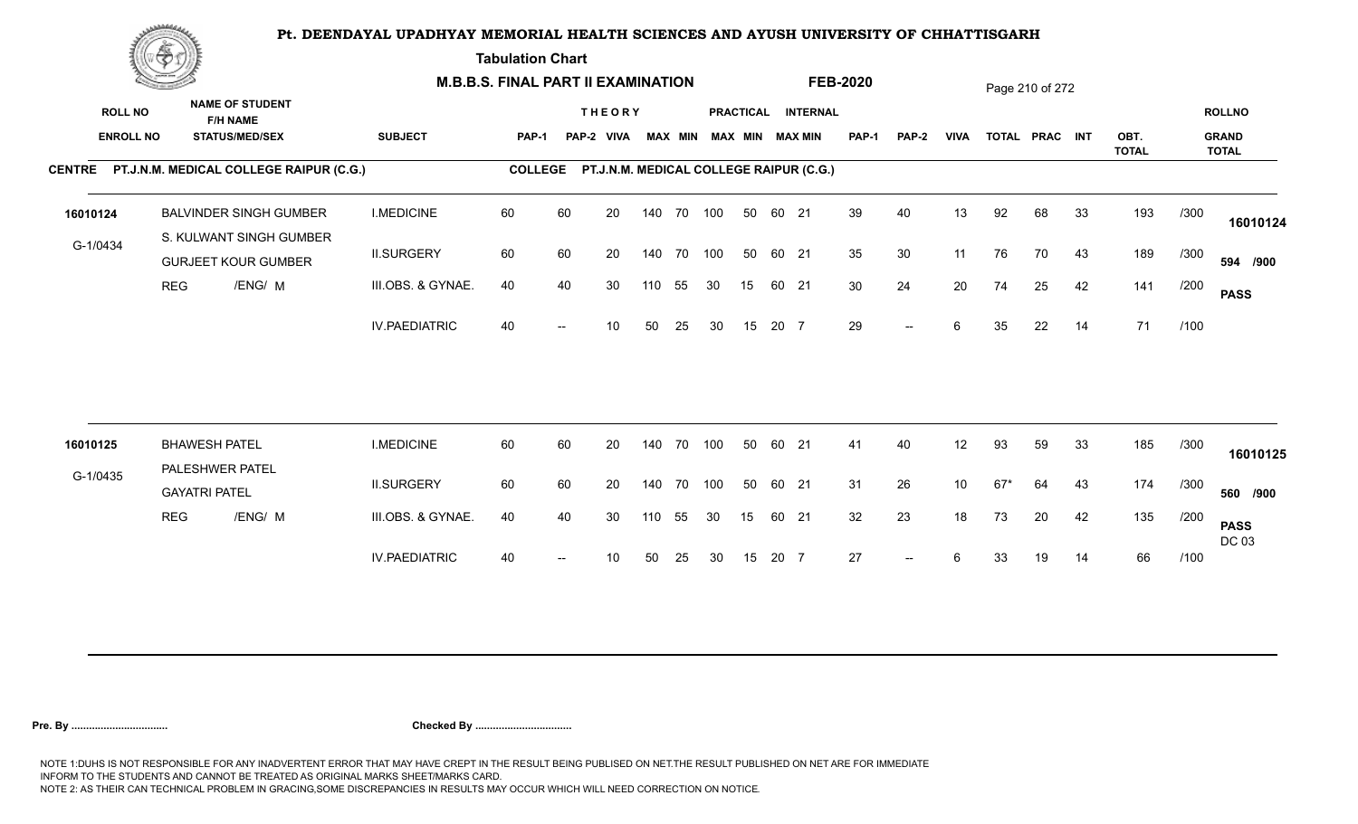# Pt. DEENDAYAL UPADHYAY MEMORIAL HEALTH SCIENCES AND AYUSH UNIVERSITY OF CHHATTISGARH

**Tabulation Chart**

**M.B.B.S. FINAL PART II EXAMINATION** — **FEB-2020**

**CENTRE** PT.J.N.M. MEDICAL COLLEGE RAIPUR (C.G.) — **COLLEGE** PT.J.N.M. MEDICAL COLLEGE RAIPUR (C.G.)

| ROLL NO / ENROLL NO | NAME OF STUDENT / F/H NAME / STATUS/MED/SEX | SUBJECT | THEORY PAP-1 | THEORY PAP-2 | THEORY VIVA | MAX | MIN | PRACTICAL MAX | PRACTICAL MIN | INTERNAL MAX | INTERNAL MIN | PAP-1 | PAP-2 | VIVA | TOTAL | PRAC | INT | OBT. TOTAL | | ROLLNO / GRAND TOTAL |
|---|---|---|---|---|---|---|---|---|---|---|---|---|---|---|---|---|---|---|---|---|
| 16010124 | BALVINDER SINGH GUMBER | I.MEDICINE | 60 | 60 | 20 | 140 | 70 | 100 | 50 | 60 | 21 | 39 | 40 | 13 | 92 | 68 | 33 | 193 | /300 | 16010124 |
| G-1/0434 | S. KULWANT SINGH GUMBER / GURJEET KOUR GUMBER | II.SURGERY | 60 | 60 | 20 | 140 | 70 | 100 | 50 | 60 | 21 | 35 | 30 | 11 | 76 | 70 | 43 | 189 | /300 | 594 /900 |
| | REG /ENG/ M | III.OBS. & GYNAE. | 40 | 40 | 30 | 110 | 55 | 30 | 15 | 60 | 21 | 30 | 24 | 20 | 74 | 25 | 42 | 141 | /200 | PASS |
| | | IV.PAEDIATRIC | 40 | -- | 10 | 50 | 25 | 30 | 15 | 20 | 7 | 29 | -- | 6 | 35 | 22 | 14 | 71 | /100 | |
| 16010125 | BHAWESH PATEL | I.MEDICINE | 60 | 60 | 20 | 140 | 70 | 100 | 50 | 60 | 21 | 41 | 40 | 12 | 93 | 59 | 33 | 185 | /300 | 16010125 |
| G-1/0435 | PALESHWER PATEL / GAYATRI PATEL | II.SURGERY | 60 | 60 | 20 | 140 | 70 | 100 | 50 | 60 | 21 | 31 | 26 | 10 | 67* | 64 | 43 | 174 | /300 | 560 /900 |
| | REG /ENG/ M | III.OBS. & GYNAE. | 40 | 40 | 30 | 110 | 55 | 30 | 15 | 60 | 21 | 32 | 23 | 18 | 73 | 20 | 42 | 135 | /200 | PASS DC 03 |
| | | IV.PAEDIATRIC | 40 | -- | 10 | 50 | 25 | 30 | 15 | 20 | 7 | 27 | -- | 6 | 33 | 19 | 14 | 66 | /100 | |

**Pre. By ................................** **Checked By ................................**

NOTE 1:DUHS IS NOT RESPONSIBLE FOR ANY INADVERTENT ERROR THAT MAY HAVE CREPT IN THE RESULT BEING PUBLISED ON NET.THE RESULT PUBLISHED ON NET ARE FOR IMMEDIATE INFORM TO THE STUDENTS AND CANNOT BE TREATED AS ORIGINAL MARKS SHEET/MARKS CARD.
NOTE 2: AS THEIR CAN TECHNICAL PROBLEM IN GRACING,SOME DISCREPANCIES IN RESULTS MAY OCCUR WHICH WILL NEED CORRECTION ON NOTICE.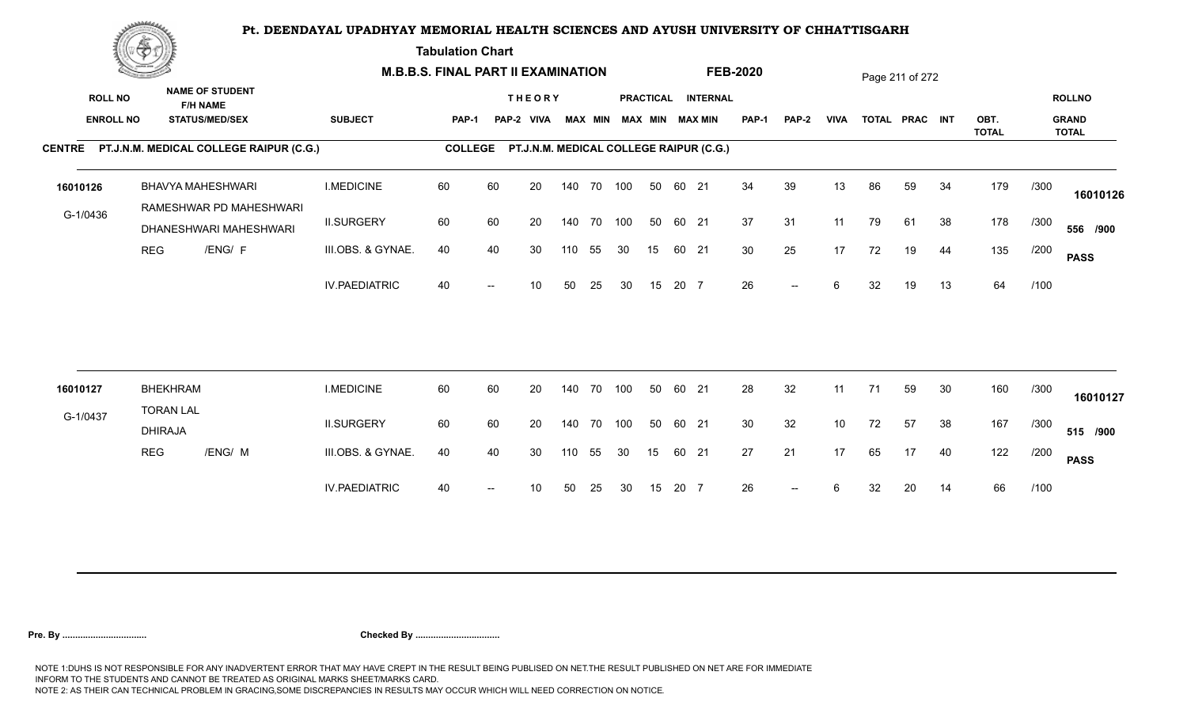# Pt. DEENDAYAL UPADHYAY MEMORIAL HEALTH SCIENCES AND AYUSH UNIVERSITY OF CHHATTISGARH

**Tabulation Chart**

**M.B.B.S. FINAL PART II EXAMINATION** **FEB-2020**

| ROLL NO / ENROLL NO | NAME OF STUDENT / F/H NAME / STATUS/MED/SEX | SUBJECT | THEORY PAP-1 | THEORY PAP-2 | VIVA | MAX | MIN | PRACTICAL MAX | PRACTICAL MIN | INTERNAL MAX | INTERNAL MIN | PAP-1 | PAP-2 | VIVA | TOTAL | PRAC | INT | OBT. TOTAL | | ROLLNO / GRAND TOTAL |
|---|---|---|---|---|---|---|---|---|---|---|---|---|---|---|---|---|---|---|---|---|
| **CENTRE PT.J.N.M. MEDICAL COLLEGE RAIPUR (C.G.)** | | **COLLEGE PT.J.N.M. MEDICAL COLLEGE RAIPUR (C.G.)** | | | | | | | | | | | | | | | | | | |
| 16010126 | BHAVYA MAHESHWARI | I.MEDICINE | 60 | 60 | 20 | 140 | 70 | 100 | 50 | 60 | 21 | 34 | 39 | 13 | 86 | 59 | 34 | 179 | /300 | 16010126 |
| G-1/0436 | RAMESHWAR PD MAHESHWARI / DHANESHWARI MAHESHWARI | II.SURGERY | 60 | 60 | 20 | 140 | 70 | 100 | 50 | 60 | 21 | 37 | 31 | 11 | 79 | 61 | 38 | 178 | /300 | 556 /900 |
| | REG /ENG/ F | III.OBS. & GYNAE. | 40 | 40 | 30 | 110 | 55 | 30 | 15 | 60 | 21 | 30 | 25 | 17 | 72 | 19 | 44 | 135 | /200 | PASS |
| | | IV.PAEDIATRIC | 40 | -- | 10 | 50 | 25 | 30 | 15 | 20 | 7 | 26 | -- | 6 | 32 | 19 | 13 | 64 | /100 | |
| 16010127 | BHEKHRAM | I.MEDICINE | 60 | 60 | 20 | 140 | 70 | 100 | 50 | 60 | 21 | 28 | 32 | 11 | 71 | 59 | 30 | 160 | /300 | 16010127 |
| G-1/0437 | TORAN LAL / DHIRAJA | II.SURGERY | 60 | 60 | 20 | 140 | 70 | 100 | 50 | 60 | 21 | 30 | 32 | 10 | 72 | 57 | 38 | 167 | /300 | 515 /900 |
| | REG /ENG/ M | III.OBS. & GYNAE. | 40 | 40 | 30 | 110 | 55 | 30 | 15 | 60 | 21 | 27 | 21 | 17 | 65 | 17 | 40 | 122 | /200 | PASS |
| | | IV.PAEDIATRIC | 40 | -- | 10 | 50 | 25 | 30 | 15 | 20 | 7 | 26 | -- | 6 | 32 | 20 | 14 | 66 | /100 | |

**Pre. By .................................** **Checked By .................................**

NOTE 1:DUHS IS NOT RESPONSIBLE FOR ANY INADVERTENT ERROR THAT MAY HAVE CREPT IN THE RESULT BEING PUBLISED ON NET.THE RESULT PUBLISHED ON NET ARE FOR IMMEDIATE INFORM TO THE STUDENTS AND CANNOT BE TREATED AS ORIGINAL MARKS SHEET/MARKS CARD.
NOTE 2: AS THEIR CAN TECHNICAL PROBLEM IN GRACING,SOME DISCREPANCIES IN RESULTS MAY OCCUR WHICH WILL NEED CORRECTION ON NOTICE.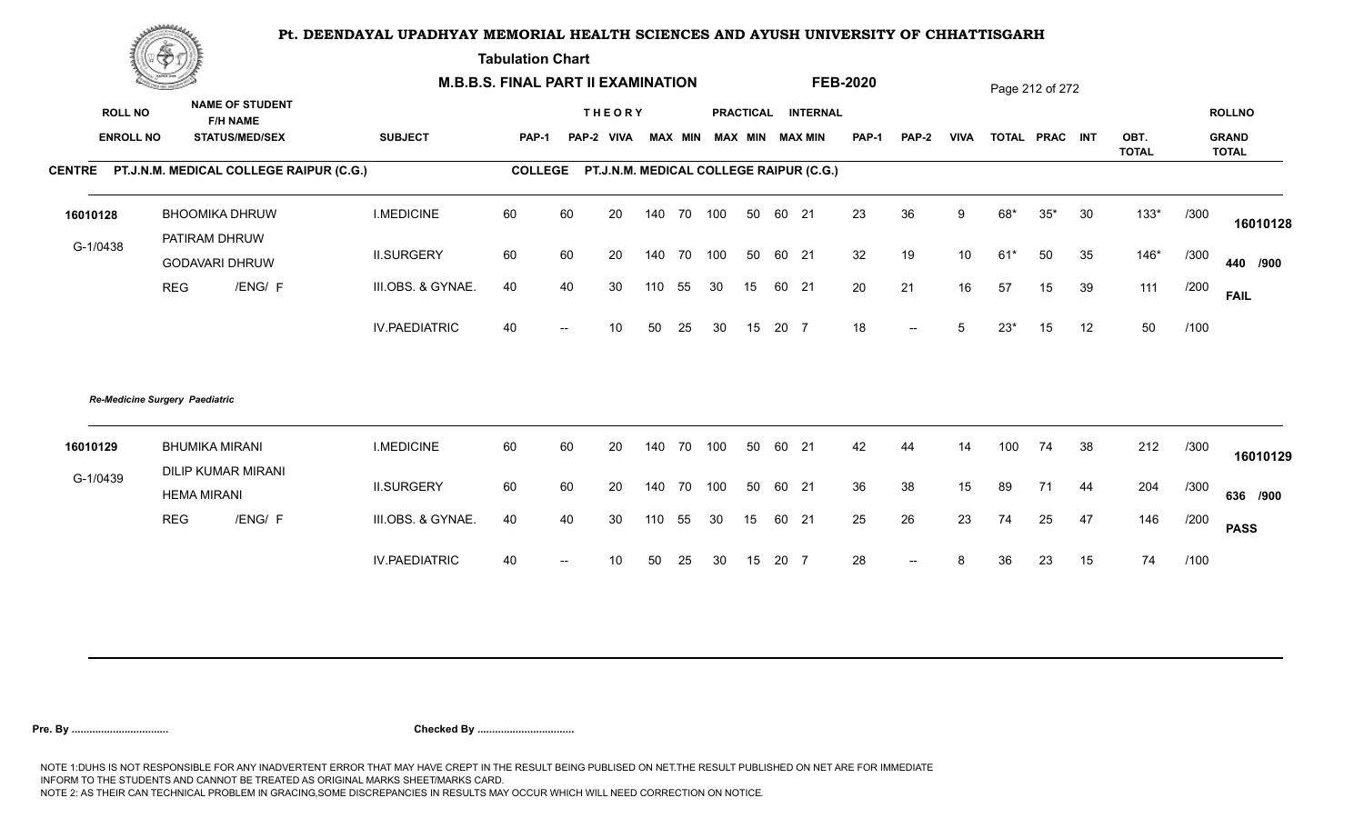# Pt. DEENDAYAL UPADHYAY MEMORIAL HEALTH SCIENCES AND AYUSH UNIVERSITY OF CHHATTISGARH

**Tabulation Chart**

**M.B.B.S. FINAL PART II EXAMINATION** **FEB-2020**

Page 212 of 272

**CENTRE PT.J.N.M. MEDICAL COLLEGE RAIPUR (C.G.)** **COLLEGE PT.J.N.M. MEDICAL COLLEGE RAIPUR (C.G.)**

| ROLL NO / ENROLL NO | NAME OF STUDENT / F/H NAME / STATUS/MED/SEX | SUBJECT | THEORY PAP-1 | PAP-2 | VIVA | MAX | MIN | PRACTICAL MAX | MIN | INTERNAL MAX | MIN | PAP-1 | PAP-2 | VIVA | TOTAL | PRAC | INT | OBT. TOTAL | | ROLLNO / GRAND TOTAL |
|---|---|---|---|---|---|---|---|---|---|---|---|---|---|---|---|---|---|---|---|---|
| 16010128 | BHOOMIKA DHRUW | I.MEDICINE | 60 | 60 | 20 | 140 | 70 | 100 | 50 | 60 | 21 | 23 | 36 | 9 | 68* | 35* | 30 | 133* | /300 | 16010128 |
| G-1/0438 | PATIRAM DHRUW / GODAVARI DHRUW | II.SURGERY | 60 | 60 | 20 | 140 | 70 | 100 | 50 | 60 | 21 | 32 | 19 | 10 | 61* | 50 | 35 | 146* | /300 | 440 /900 |
| | REG /ENG/ F | III.OBS. & GYNAE. | 40 | 40 | 30 | 110 | 55 | 30 | 15 | 60 | 21 | 20 | 21 | 16 | 57 | 15 | 39 | 111 | /200 | FAIL |
| | | IV.PAEDIATRIC | 40 | -- | 10 | 50 | 25 | 30 | 15 | 20 | 7 | 18 | -- | 5 | 23* | 15 | 12 | 50 | /100 | |

*Re-Medicine Surgery Paediatric*

| ROLL NO / ENROLL NO | NAME OF STUDENT / F/H NAME / STATUS/MED/SEX | SUBJECT | THEORY PAP-1 | PAP-2 | VIVA | MAX | MIN | PRACTICAL MAX | MIN | INTERNAL MAX | MIN | PAP-1 | PAP-2 | VIVA | TOTAL | PRAC | INT | OBT. TOTAL | | ROLLNO / GRAND TOTAL |
|---|---|---|---|---|---|---|---|---|---|---|---|---|---|---|---|---|---|---|---|---|
| 16010129 | BHUMIKA MIRANI | I.MEDICINE | 60 | 60 | 20 | 140 | 70 | 100 | 50 | 60 | 21 | 42 | 44 | 14 | 100 | 74 | 38 | 212 | /300 | 16010129 |
| G-1/0439 | DILIP KUMAR MIRANI / HEMA MIRANI | II.SURGERY | 60 | 60 | 20 | 140 | 70 | 100 | 50 | 60 | 21 | 36 | 38 | 15 | 89 | 71 | 44 | 204 | /300 | 636 /900 |
| | REG /ENG/ F | III.OBS. & GYNAE. | 40 | 40 | 30 | 110 | 55 | 30 | 15 | 60 | 21 | 25 | 26 | 23 | 74 | 25 | 47 | 146 | /200 | PASS |
| | | IV.PAEDIATRIC | 40 | -- | 10 | 50 | 25 | 30 | 15 | 20 | 7 | 28 | -- | 8 | 36 | 23 | 15 | 74 | /100 | |

**Pre. By .................................** **Checked By .................................**

NOTE 1:DUHS IS NOT RESPONSIBLE FOR ANY INADVERTENT ERROR THAT MAY HAVE CREPT IN THE RESULT BEING PUBLISED ON NET.THE RESULT PUBLISHED ON NET ARE FOR IMMEDIATE INFORM TO THE STUDENTS AND CANNOT BE TREATED AS ORIGINAL MARKS SHEET/MARKS CARD.
NOTE 2: AS THEIR CAN TECHNICAL PROBLEM IN GRACING,SOME DISCREPANCIES IN RESULTS MAY OCCUR WHICH WILL NEED CORRECTION ON NOTICE.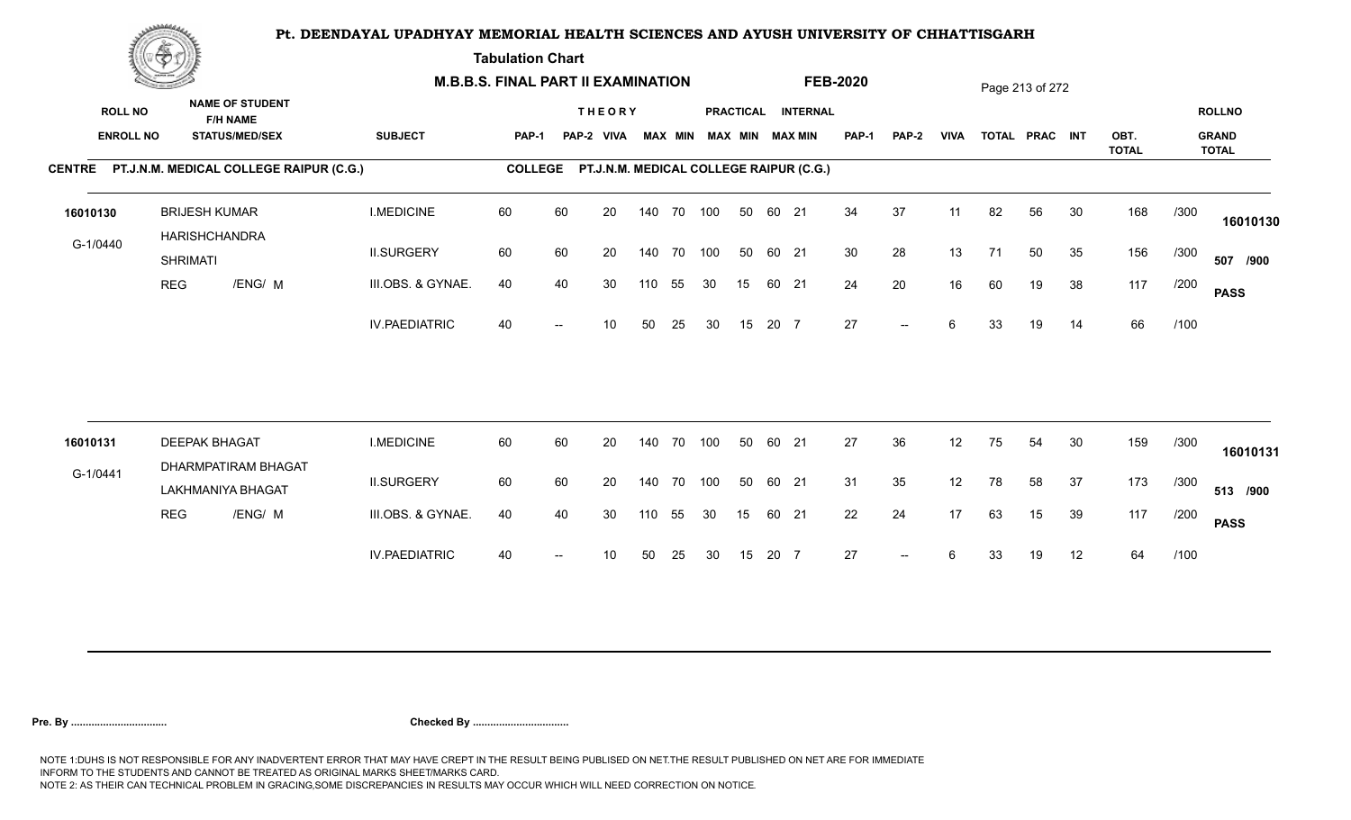# Pt. DEENDAYAL UPADHYAY MEMORIAL HEALTH SCIENCES AND AYUSH UNIVERSITY OF CHHATTISGARH

**Tabulation Chart**

**M.B.B.S. FINAL PART II EXAMINATION** **FEB-2020**

**CENTRE** PT.J.N.M. MEDICAL COLLEGE RAIPUR (C.G.) **COLLEGE** PT.J.N.M. MEDICAL COLLEGE RAIPUR (C.G.)

| ROLL NO / ENROLL NO | NAME OF STUDENT / F/H NAME / STATUS/MED/SEX | SUBJECT | THEORY PAP-1 | PAP-2 | VIVA | MAX | MIN | PRACTICAL MAX | MIN | INTERNAL MAX | MIN | PAP-1 | PAP-2 | VIVA | TOTAL | PRAC | INT | OBT. TOTAL | | ROLLNO / GRAND TOTAL |
|---|---|---|---|---|---|---|---|---|---|---|---|---|---|---|---|---|---|---|---|---|
| 16010130 | BRIJESH KUMAR | I.MEDICINE | 60 | 60 | 20 | 140 | 70 | 100 | 50 | 60 | 21 | 34 | 37 | 11 | 82 | 56 | 30 | 168 | /300 | 16010130 |
| G-1/0440 | HARISHCHANDRA / SHRIMATI | II.SURGERY | 60 | 60 | 20 | 140 | 70 | 100 | 50 | 60 | 21 | 30 | 28 | 13 | 71 | 50 | 35 | 156 | /300 | 507 /900 |
| | REG /ENG/ M | III.OBS. & GYNAE. | 40 | 40 | 30 | 110 | 55 | 30 | 15 | 60 | 21 | 24 | 20 | 16 | 60 | 19 | 38 | 117 | /200 | PASS |
| | | IV.PAEDIATRIC | 40 | -- | 10 | 50 | 25 | 30 | 15 | 20 | 7 | 27 | -- | 6 | 33 | 19 | 14 | 66 | /100 | |
| 16010131 | DEEPAK BHAGAT | I.MEDICINE | 60 | 60 | 20 | 140 | 70 | 100 | 50 | 60 | 21 | 27 | 36 | 12 | 75 | 54 | 30 | 159 | /300 | 16010131 |
| G-1/0441 | DHARMPATIRAM BHAGAT / LAKHMANIYA BHAGAT | II.SURGERY | 60 | 60 | 20 | 140 | 70 | 100 | 50 | 60 | 21 | 31 | 35 | 12 | 78 | 58 | 37 | 173 | /300 | 513 /900 |
| | REG /ENG/ M | III.OBS. & GYNAE. | 40 | 40 | 30 | 110 | 55 | 30 | 15 | 60 | 21 | 22 | 24 | 17 | 63 | 15 | 39 | 117 | /200 | PASS |
| | | IV.PAEDIATRIC | 40 | -- | 10 | 50 | 25 | 30 | 15 | 20 | 7 | 27 | -- | 6 | 33 | 19 | 12 | 64 | /100 | |

**Pre. By ................................** **Checked By ................................**

NOTE 1:DUHS IS NOT RESPONSIBLE FOR ANY INADVERTENT ERROR THAT MAY HAVE CREPT IN THE RESULT BEING PUBLISED ON NET.THE RESULT PUBLISHED ON NET ARE FOR IMMEDIATE INFORM TO THE STUDENTS AND CANNOT BE TREATED AS ORIGINAL MARKS SHEET/MARKS CARD.
NOTE 2: AS THEIR CAN TECHNICAL PROBLEM IN GRACING,SOME DISCREPANCIES IN RESULTS MAY OCCUR WHICH WILL NEED CORRECTION ON NOTICE.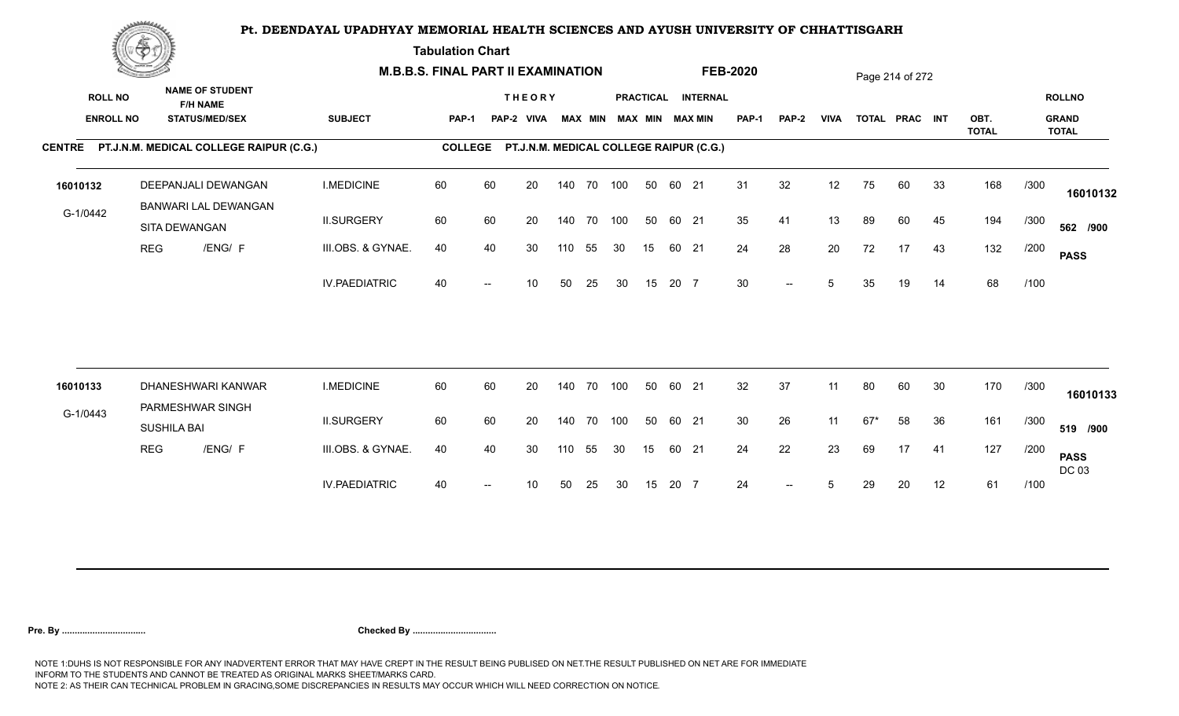# Pt. DEENDAYAL UPADHYAY MEMORIAL HEALTH SCIENCES AND AYUSH UNIVERSITY OF CHHATTISGARH

**Tabulation Chart**

**M.B.B.S. FINAL PART II EXAMINATION** **FEB-2020**

**CENTRE** PT.J.N.M. MEDICAL COLLEGE RAIPUR (C.G.) **COLLEGE** PT.J.N.M. MEDICAL COLLEGE RAIPUR (C.G.)

| ROLL NO / ENROLL NO | NAME OF STUDENT / F/H NAME / STATUS/MED/SEX | SUBJECT | THEORY PAP-1 | PAP-2 | VIVA | MAX | MIN | PRACTICAL MAX | MIN | INTERNAL MAX | MIN | PAP-1 | PAP-2 | VIVA | TOTAL | PRAC | INT | OBT. TOTAL | | ROLLNO / GRAND TOTAL |
|---|---|---|---|---|---|---|---|---|---|---|---|---|---|---|---|---|---|---|---|---|
| 16010132 | DEEPANJALI DEWANGAN | I.MEDICINE | 60 | 60 | 20 | 140 | 70 | 100 | 50 | 60 | 21 | 31 | 32 | 12 | 75 | 60 | 33 | 168 | /300 | 16010132 |
| G-1/0442 | BANWARI LAL DEWANGAN | II.SURGERY | 60 | 60 | 20 | 140 | 70 | 100 | 50 | 60 | 21 | 35 | 41 | 13 | 89 | 60 | 45 | 194 | /300 | 562 /900 |
| | SITA DEWANGAN | | | | | | | | | | | | | | | | | | | |
| | REG /ENG/ F | III.OBS. & GYNAE. | 40 | 40 | 30 | 110 | 55 | 30 | 15 | 60 | 21 | 24 | 28 | 20 | 72 | 17 | 43 | 132 | /200 | PASS |
| | | IV.PAEDIATRIC | 40 | -- | 10 | 50 | 25 | 30 | 15 | 20 | 7 | 30 | -- | 5 | 35 | 19 | 14 | 68 | /100 | |
| 16010133 | DHANESHWARI KANWAR | I.MEDICINE | 60 | 60 | 20 | 140 | 70 | 100 | 50 | 60 | 21 | 32 | 37 | 11 | 80 | 60 | 30 | 170 | /300 | 16010133 |
| G-1/0443 | PARMESHWAR SINGH | II.SURGERY | 60 | 60 | 20 | 140 | 70 | 100 | 50 | 60 | 21 | 30 | 26 | 11 | 67* | 58 | 36 | 161 | /300 | 519 /900 |
| | SUSHILA BAI | | | | | | | | | | | | | | | | | | | |
| | REG /ENG/ F | III.OBS. & GYNAE. | 40 | 40 | 30 | 110 | 55 | 30 | 15 | 60 | 21 | 24 | 22 | 23 | 69 | 17 | 41 | 127 | /200 | PASS DC 03 |
| | | IV.PAEDIATRIC | 40 | -- | 10 | 50 | 25 | 30 | 15 | 20 | 7 | 24 | -- | 5 | 29 | 20 | 12 | 61 | /100 | |

**Pre. By .................................** **Checked By .................................**

NOTE 1:DUHS IS NOT RESPONSIBLE FOR ANY INADVERTENT ERROR THAT MAY HAVE CREPT IN THE RESULT BEING PUBLISED ON NET.THE RESULT PUBLISHED ON NET ARE FOR IMMEDIATE INFORM TO THE STUDENTS AND CANNOT BE TREATED AS ORIGINAL MARKS SHEET/MARKS CARD.
NOTE 2: AS THEIR CAN TECHNICAL PROBLEM IN GRACING,SOME DISCREPANCIES IN RESULTS MAY OCCUR WHICH WILL NEED CORRECTION ON NOTICE.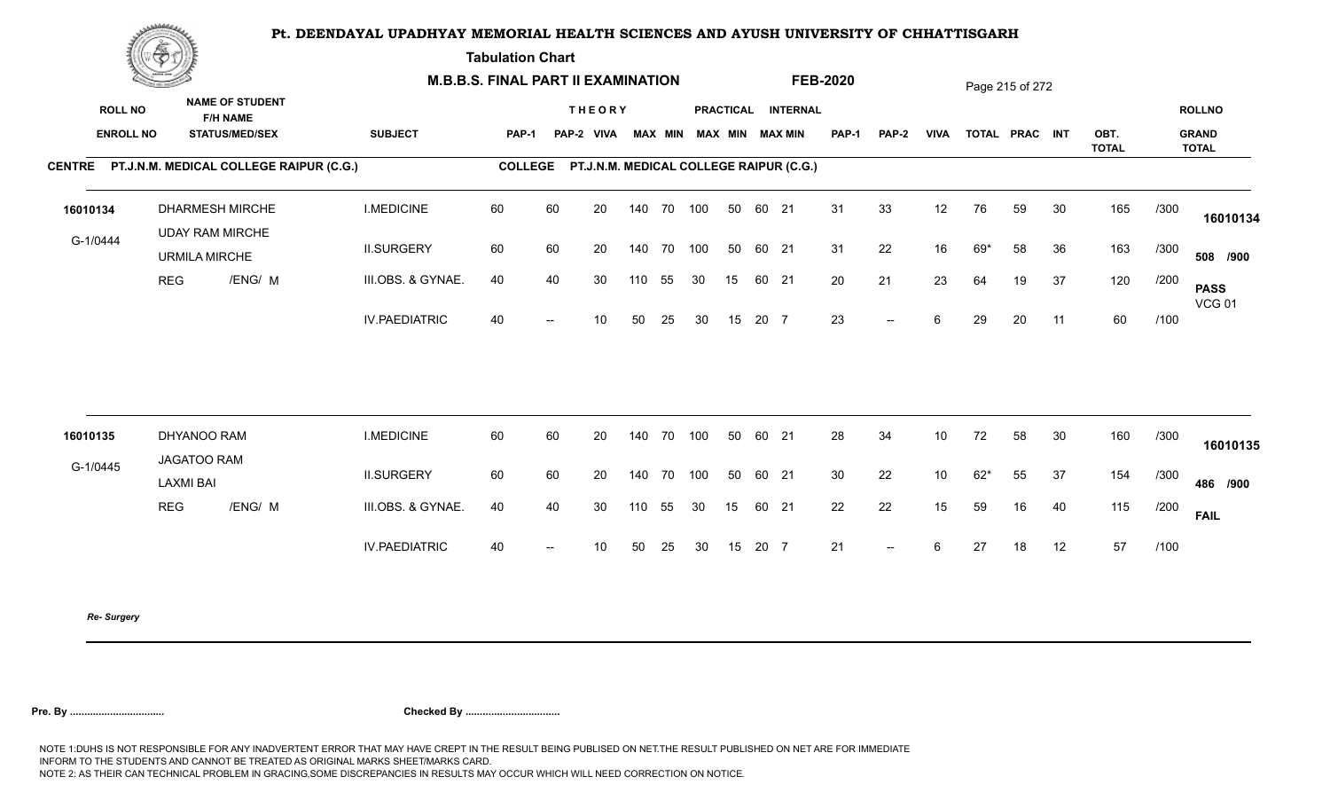# Pt. DEENDAYAL UPADHYAY MEMORIAL HEALTH SCIENCES AND AYUSH UNIVERSITY OF CHHATTISGARH

**Tabulation Chart**

**M.B.B.S. FINAL PART II EXAMINATION** **FEB-2020**

**CENTRE** PT.J.N.M. MEDICAL COLLEGE RAIPUR (C.G.) **COLLEGE** PT.J.N.M. MEDICAL COLLEGE RAIPUR (C.G.)

| ROLL NO / ENROLL NO | NAME OF STUDENT / F/H NAME / STATUS/MED/SEX | SUBJECT | THEORY PAP-1 | THEORY PAP-2 | THEORY VIVA | THEORY MAX | THEORY MIN | PRACTICAL MAX | PRACTICAL MIN | INTERNAL MAX | INTERNAL MIN | PAP-1 | PAP-2 | VIVA | TOTAL | PRAC | INT | OBT. TOTAL | | ROLLNO / GRAND TOTAL |
|---|---|---|---|---|---|---|---|---|---|---|---|---|---|---|---|---|---|---|---|---|
| 16010134 | DHARMESH MIRCHE | I.MEDICINE | 60 | 60 | 20 | 140 | 70 | 100 | 50 | 60 | 21 | 31 | 33 | 12 | 76 | 59 | 30 | 165 | /300 | 16010134 |
| G-1/0444 | UDAY RAM MIRCHE | II.SURGERY | 60 | 60 | 20 | 140 | 70 | 100 | 50 | 60 | 21 | 31 | 22 | 16 | 69* | 58 | 36 | 163 | /300 | 508 /900 |
| | URMILA MIRCHE | | | | | | | | | | | | | | | | | | | |
| | REG /ENG/ M | III.OBS. & GYNAE. | 40 | 40 | 30 | 110 | 55 | 30 | 15 | 60 | 21 | 20 | 21 | 23 | 64 | 19 | 37 | 120 | /200 | PASS VCG 01 |
| | | IV.PAEDIATRIC | 40 | -- | 10 | 50 | 25 | 30 | 15 | 20 | 7 | 23 | -- | 6 | 29 | 20 | 11 | 60 | /100 | |
| 16010135 | DHYANOO RAM | I.MEDICINE | 60 | 60 | 20 | 140 | 70 | 100 | 50 | 60 | 21 | 28 | 34 | 10 | 72 | 58 | 30 | 160 | /300 | 16010135 |
| G-1/0445 | JAGATOO RAM | II.SURGERY | 60 | 60 | 20 | 140 | 70 | 100 | 50 | 60 | 21 | 30 | 22 | 10 | 62* | 55 | 37 | 154 | /300 | 486 /900 |
| | LAXMI BAI | | | | | | | | | | | | | | | | | | | |
| | REG /ENG/ M | III.OBS. & GYNAE. | 40 | 40 | 30 | 110 | 55 | 30 | 15 | 60 | 21 | 22 | 22 | 15 | 59 | 16 | 40 | 115 | /200 | FAIL |
| | | IV.PAEDIATRIC | 40 | -- | 10 | 50 | 25 | 30 | 15 | 20 | 7 | 21 | -- | 6 | 27 | 18 | 12 | 57 | /100 | |

*Re- Surgery*

**Pre. By .................................** **Checked By .................................**

NOTE 1:DUHS IS NOT RESPONSIBLE FOR ANY INADVERTENT ERROR THAT MAY HAVE CREPT IN THE RESULT BEING PUBLISED ON NET.THE RESULT PUBLISHED ON NET ARE FOR IMMEDIATE INFORM TO THE STUDENTS AND CANNOT BE TREATED AS ORIGINAL MARKS SHEET/MARKS CARD.
NOTE 2: AS THEIR CAN TECHNICAL PROBLEM IN GRACING,SOME DISCREPANCIES IN RESULTS MAY OCCUR WHICH WILL NEED CORRECTION ON NOTICE.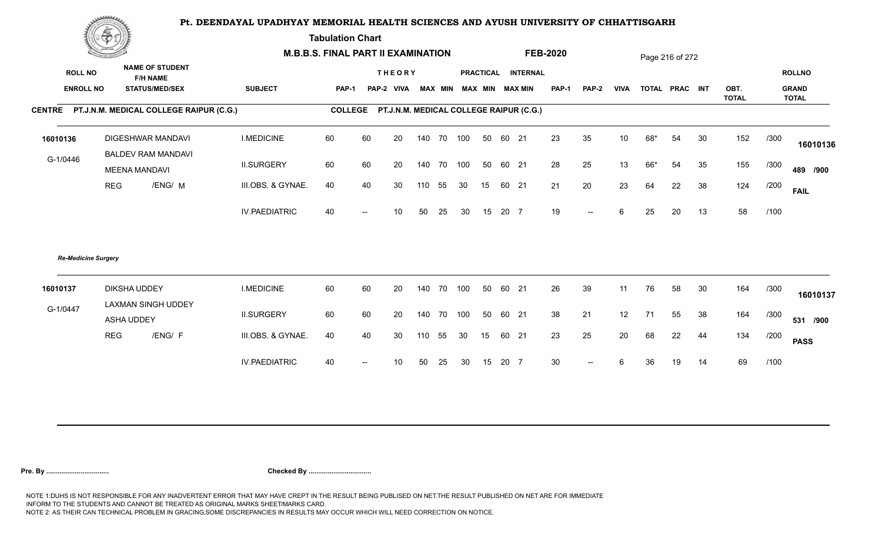# Pt. DEENDAYAL UPADHYAY MEMORIAL HEALTH SCIENCES AND AYUSH UNIVERSITY OF CHHATTISGARH

**Tabulation Chart**

**M.B.B.S. FINAL PART II EXAMINATION** **FEB-2020**

**CENTRE** PT.J.N.M. MEDICAL COLLEGE RAIPUR (C.G.) **COLLEGE** PT.J.N.M. MEDICAL COLLEGE RAIPUR (C.G.)

| ROLL NO / ENROLL NO | NAME OF STUDENT / F/H NAME / STATUS/MED/SEX | SUBJECT | THEORY PAP-1 | THEORY PAP-2 | VIVA | MAX | MIN | PRACTICAL MAX | PRACTICAL MIN | INTERNAL MAX | INTERNAL MIN | PAP-1 | PAP-2 | VIVA | TOTAL | PRAC | INT | OBT. TOTAL | | ROLLNO / GRAND TOTAL |
|---|---|---|---|---|---|---|---|---|---|---|---|---|---|---|---|---|---|---|---|---|
| 16010136 | DIGESHWAR MANDAVI | I.MEDICINE | 60 | 60 | 20 | 140 | 70 | 100 | 50 | 60 | 21 | 23 | 35 | 10 | 68* | 54 | 30 | 152 | /300 | 16010136 |
| G-1/0446 | BALDEV RAM MANDAVI / MEENA MANDAVI | II.SURGERY | 60 | 60 | 20 | 140 | 70 | 100 | 50 | 60 | 21 | 28 | 25 | 13 | 66* | 54 | 35 | 155 | /300 | 489 /900 |
| | REG /ENG/ M | III.OBS. & GYNAE. | 40 | 40 | 30 | 110 | 55 | 30 | 15 | 60 | 21 | 21 | 20 | 23 | 64 | 22 | 38 | 124 | /200 | FAIL |
| | | IV.PAEDIATRIC | 40 | -- | 10 | 50 | 25 | 30 | 15 | 20 | 7 | 19 | -- | 6 | 25 | 20 | 13 | 58 | /100 | |

*Re-Medicine Surgery*

| ROLL NO / ENROLL NO | NAME OF STUDENT / F/H NAME / STATUS/MED/SEX | SUBJECT | THEORY PAP-1 | THEORY PAP-2 | VIVA | MAX | MIN | PRACTICAL MAX | PRACTICAL MIN | INTERNAL MAX | INTERNAL MIN | PAP-1 | PAP-2 | VIVA | TOTAL | PRAC | INT | OBT. TOTAL | | ROLLNO / GRAND TOTAL |
|---|---|---|---|---|---|---|---|---|---|---|---|---|---|---|---|---|---|---|---|---|
| 16010137 | DIKSHA UDDEY | I.MEDICINE | 60 | 60 | 20 | 140 | 70 | 100 | 50 | 60 | 21 | 26 | 39 | 11 | 76 | 58 | 30 | 164 | /300 | 16010137 |
| G-1/0447 | LAXMAN SINGH UDDEY / ASHA UDDEY | II.SURGERY | 60 | 60 | 20 | 140 | 70 | 100 | 50 | 60 | 21 | 38 | 21 | 12 | 71 | 55 | 38 | 164 | /300 | 531 /900 |
| | REG /ENG/ F | III.OBS. & GYNAE. | 40 | 40 | 30 | 110 | 55 | 30 | 15 | 60 | 21 | 23 | 25 | 20 | 68 | 22 | 44 | 134 | /200 | PASS |
| | | IV.PAEDIATRIC | 40 | -- | 10 | 50 | 25 | 30 | 15 | 20 | 7 | 30 | -- | 6 | 36 | 19 | 14 | 69 | /100 | |

**Pre. By .................................** **Checked By .................................**

NOTE 1:DUHS IS NOT RESPONSIBLE FOR ANY INADVERTENT ERROR THAT MAY HAVE CREPT IN THE RESULT BEING PUBLISED ON NET.THE RESULT PUBLISHED ON NET ARE FOR IMMEDIATE INFORM TO THE STUDENTS AND CANNOT BE TREATED AS ORIGINAL MARKS SHEET/MARKS CARD.
NOTE 2: AS THEIR CAN TECHNICAL PROBLEM IN GRACING,SOME DISCREPANCIES IN RESULTS MAY OCCUR WHICH WILL NEED CORRECTION ON NOTICE.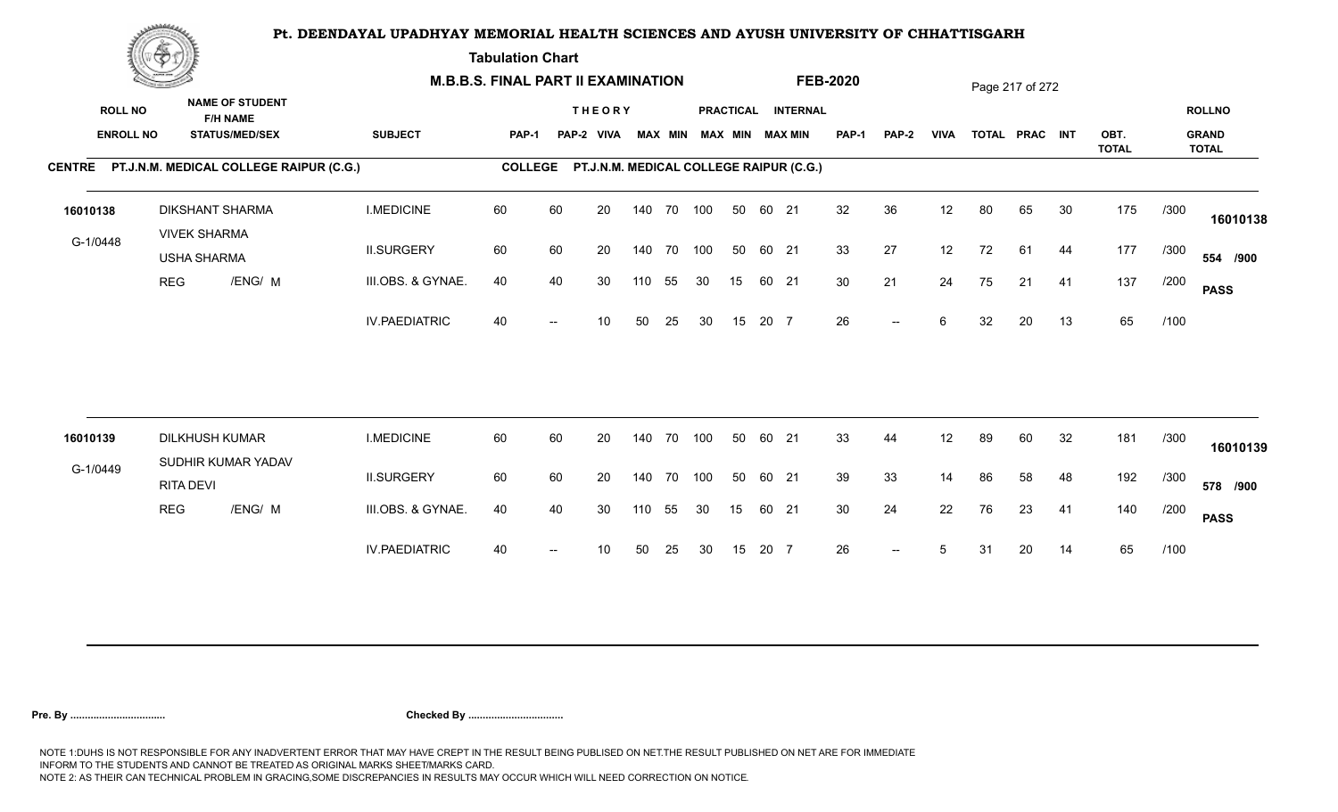# Pt. DEENDAYAL UPADHYAY MEMORIAL HEALTH SCIENCES AND AYUSH UNIVERSITY OF CHHATTISGARH

**Tabulation Chart**

**M.B.B.S. FINAL PART II EXAMINATION — FEB-2020**

**CENTRE** PT.J.N.M. MEDICAL COLLEGE RAIPUR (C.G.) — **COLLEGE** PT.J.N.M. MEDICAL COLLEGE RAIPUR (C.G.)

| ROLL NO / ENROLL NO | NAME OF STUDENT / F/H NAME / STATUS/MED/SEX | SUBJECT | THEORY PAP-1 | THEORY PAP-2 | THEORY VIVA | THEORY MAX | THEORY MIN | PRACTICAL MAX | PRACTICAL MIN | INTERNAL MAX | INTERNAL MIN | PAP-1 | PAP-2 | VIVA | TOTAL | PRAC | INT | OBT. TOTAL | | ROLLNO / GRAND TOTAL |
|---|---|---|---|---|---|---|---|---|---|---|---|---|---|---|---|---|---|---|---|---|
| 16010138 | DIKSHANT SHARMA | I.MEDICINE | 60 | 60 | 20 | 140 | 70 | 100 | 50 | 60 | 21 | 32 | 36 | 12 | 80 | 65 | 30 | 175 | /300 | 16010138 |
| G-1/0448 | VIVEK SHARMA / USHA SHARMA | II.SURGERY | 60 | 60 | 20 | 140 | 70 | 100 | 50 | 60 | 21 | 33 | 27 | 12 | 72 | 61 | 44 | 177 | /300 | 554 /900 |
| | REG /ENG/ M | III.OBS. & GYNAE. | 40 | 40 | 30 | 110 | 55 | 30 | 15 | 60 | 21 | 30 | 21 | 24 | 75 | 21 | 41 | 137 | /200 | PASS |
| | | IV.PAEDIATRIC | 40 | -- | 10 | 50 | 25 | 30 | 15 | 20 | 7 | 26 | -- | 6 | 32 | 20 | 13 | 65 | /100 | |
| 16010139 | DILKHUSH KUMAR | I.MEDICINE | 60 | 60 | 20 | 140 | 70 | 100 | 50 | 60 | 21 | 33 | 44 | 12 | 89 | 60 | 32 | 181 | /300 | 16010139 |
| G-1/0449 | SUDHIR KUMAR YADAV / RITA DEVI | II.SURGERY | 60 | 60 | 20 | 140 | 70 | 100 | 50 | 60 | 21 | 39 | 33 | 14 | 86 | 58 | 48 | 192 | /300 | 578 /900 |
| | REG /ENG/ M | III.OBS. & GYNAE. | 40 | 40 | 30 | 110 | 55 | 30 | 15 | 60 | 21 | 30 | 24 | 22 | 76 | 23 | 41 | 140 | /200 | PASS |
| | | IV.PAEDIATRIC | 40 | -- | 10 | 50 | 25 | 30 | 15 | 20 | 7 | 26 | -- | 5 | 31 | 20 | 14 | 65 | /100 | |

**Pre. By ................................** **Checked By ................................**

NOTE 1:DUHS IS NOT RESPONSIBLE FOR ANY INADVERTENT ERROR THAT MAY HAVE CREPT IN THE RESULT BEING PUBLISED ON NET.THE RESULT PUBLISHED ON NET ARE FOR IMMEDIATE INFORM TO THE STUDENTS AND CANNOT BE TREATED AS ORIGINAL MARKS SHEET/MARKS CARD.
NOTE 2: AS THEIR CAN TECHNICAL PROBLEM IN GRACING,SOME DISCREPANCIES IN RESULTS MAY OCCUR WHICH WILL NEED CORRECTION ON NOTICE.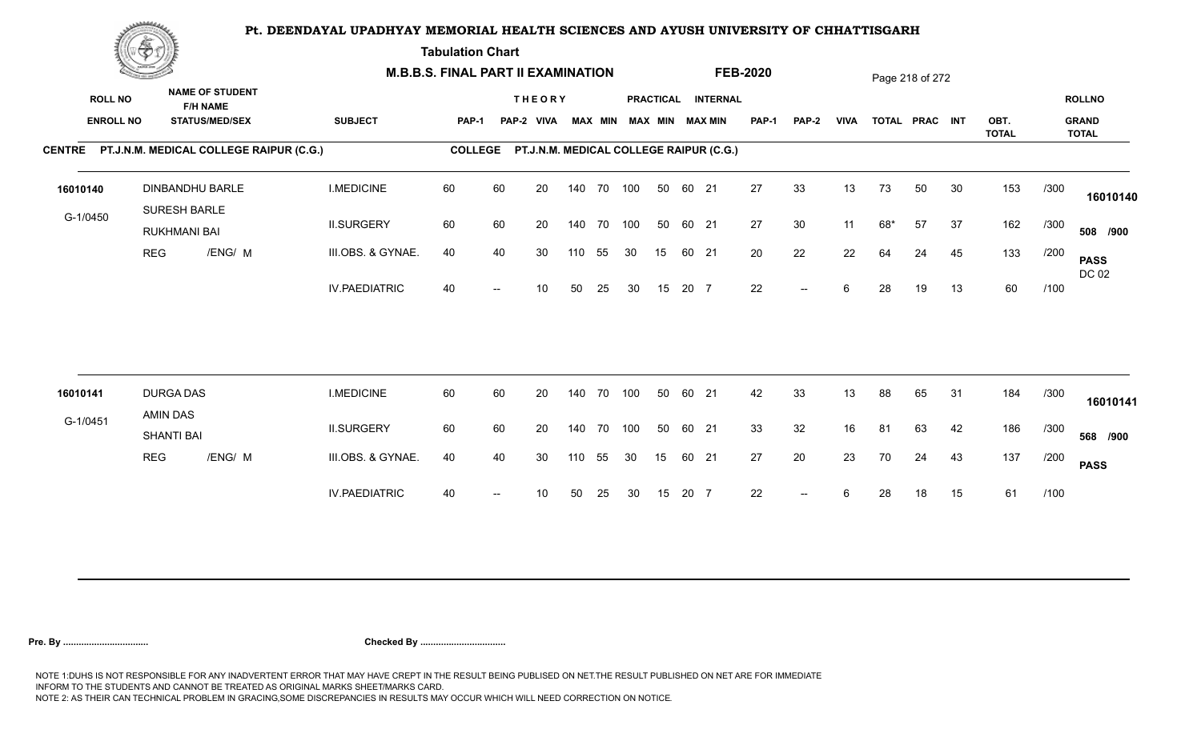# Pt. DEENDAYAL UPADHYAY MEMORIAL HEALTH SCIENCES AND AYUSH UNIVERSITY OF CHHATTISGARH

**Tabulation Chart**

**M.B.B.S. FINAL PART II EXAMINATION** — **FEB-2020**

**CENTRE** PT.J.N.M. MEDICAL COLLEGE RAIPUR (C.G.) — **COLLEGE** PT.J.N.M. MEDICAL COLLEGE RAIPUR (C.G.)

| ROLL NO / ENROLL NO | NAME OF STUDENT / F/H NAME / STATUS/MED/SEX | SUBJECT | THEORY PAP-1 | THEORY PAP-2 | THEORY VIVA | THEORY MAX | THEORY MIN | PRACTICAL MAX | PRACTICAL MIN | INTERNAL MAX | INTERNAL MIN | PAP-1 | PAP-2 | VIVA | TOTAL | PRAC | INT | OBT. TOTAL | | ROLLNO / GRAND TOTAL |
|---|---|---|---|---|---|---|---|---|---|---|---|---|---|---|---|---|---|---|---|---|
| 16010140 | DINBANDHU BARLE | I.MEDICINE | 60 | 60 | 20 | 140 | 70 | 100 | 50 | 60 | 21 | 27 | 33 | 13 | 73 | 50 | 30 | 153 | /300 | 16010140 |
| G-1/0450 | SURESH BARLE | II.SURGERY | 60 | 60 | 20 | 140 | 70 | 100 | 50 | 60 | 21 | 27 | 30 | 11 | 68* | 57 | 37 | 162 | /300 | 508 /900 |
| | RUKHMANI BAI | III.OBS. & GYNAE. | 40 | 40 | 30 | 110 | 55 | 30 | 15 | 60 | 21 | 20 | 22 | 22 | 64 | 24 | 45 | 133 | /200 | PASS DC 02 |
| | REG /ENG/ M | IV.PAEDIATRIC | 40 | -- | 10 | 50 | 25 | 30 | 15 | 20 | 7 | 22 | -- | 6 | 28 | 19 | 13 | 60 | /100 | |
| 16010141 | DURGA DAS | I.MEDICINE | 60 | 60 | 20 | 140 | 70 | 100 | 50 | 60 | 21 | 42 | 33 | 13 | 88 | 65 | 31 | 184 | /300 | 16010141 |
| G-1/0451 | AMIN DAS | II.SURGERY | 60 | 60 | 20 | 140 | 70 | 100 | 50 | 60 | 21 | 33 | 32 | 16 | 81 | 63 | 42 | 186 | /300 | 568 /900 |
| | SHANTI BAI | III.OBS. & GYNAE. | 40 | 40 | 30 | 110 | 55 | 30 | 15 | 60 | 21 | 27 | 20 | 23 | 70 | 24 | 43 | 137 | /200 | PASS |
| | REG /ENG/ M | IV.PAEDIATRIC | 40 | -- | 10 | 50 | 25 | 30 | 15 | 20 | 7 | 22 | -- | 6 | 28 | 18 | 15 | 61 | /100 | |

**Pre. By .................................** **Checked By .................................**

NOTE 1:DUHS IS NOT RESPONSIBLE FOR ANY INADVERTENT ERROR THAT MAY HAVE CREPT IN THE RESULT BEING PUBLISED ON NET.THE RESULT PUBLISHED ON NET ARE FOR IMMEDIATE INFORM TO THE STUDENTS AND CANNOT BE TREATED AS ORIGINAL MARKS SHEET/MARKS CARD.
NOTE 2: AS THEIR CAN TECHNICAL PROBLEM IN GRACING,SOME DISCREPANCIES IN RESULTS MAY OCCUR WHICH WILL NEED CORRECTION ON NOTICE.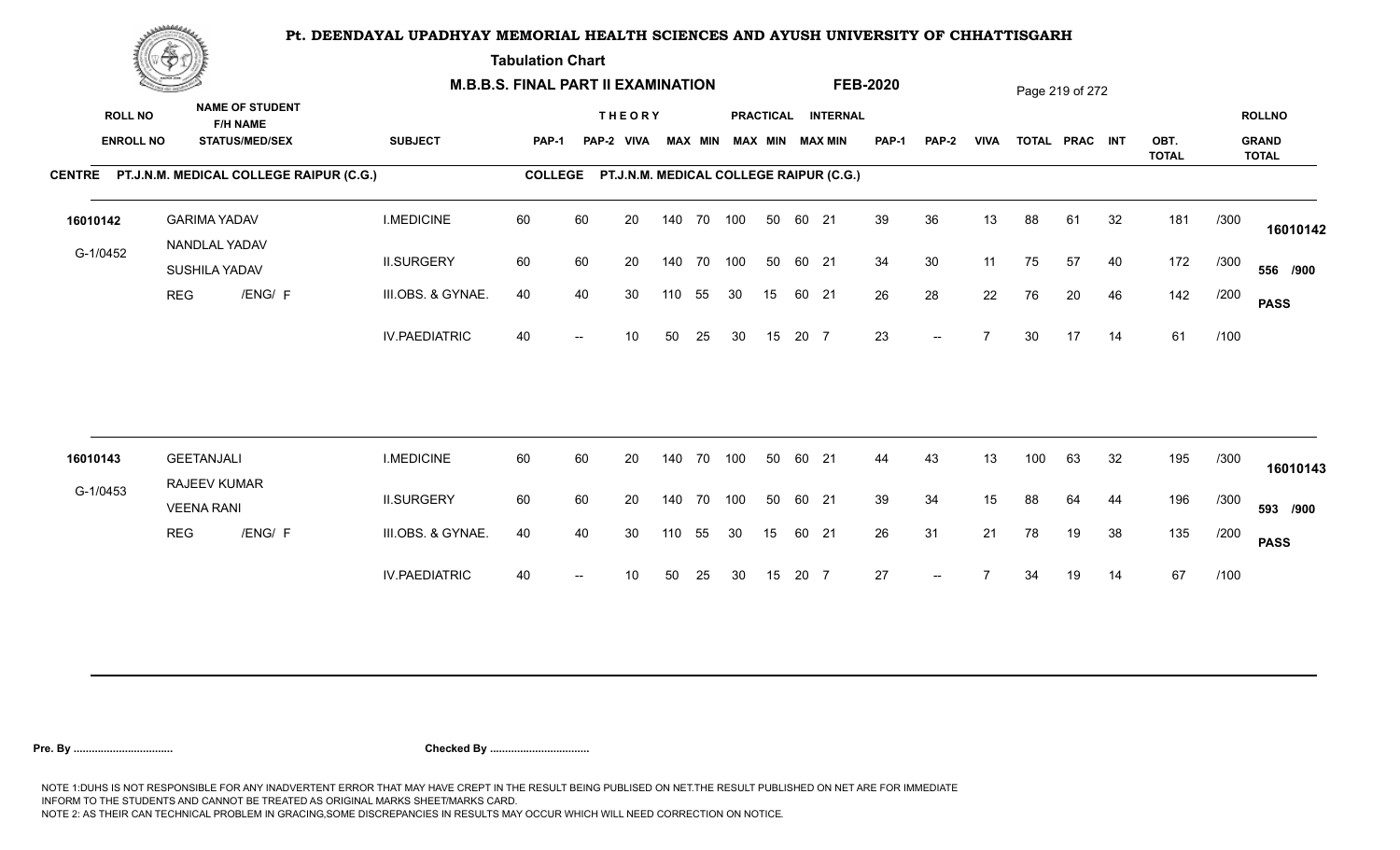# Pt. DEENDAYAL UPADHYAY MEMORIAL HEALTH SCIENCES AND AYUSH UNIVERSITY OF CHHATTISGARH

**Tabulation Chart**

**M.B.B.S. FINAL PART II EXAMINATION** **FEB-2020**

**CENTRE** PT.J.N.M. MEDICAL COLLEGE RAIPUR (C.G.) **COLLEGE** PT.J.N.M. MEDICAL COLLEGE RAIPUR (C.G.)

| ROLL NO / ENROLL NO | NAME OF STUDENT / F/H NAME / STATUS/MED/SEX | SUBJECT | THEORY PAP-1 | PAP-2 | VIVA | MAX | MIN | PRACTICAL MAX | MIN | INTERNAL MAX | MIN | PAP-1 | PAP-2 | VIVA | TOTAL | PRAC | INT | OBT. TOTAL | | ROLLNO / GRAND TOTAL |
|---|---|---|---|---|---|---|---|---|---|---|---|---|---|---|---|---|---|---|---|---|
| 16010142 | GARIMA YADAV | I.MEDICINE | 60 | 60 | 20 | 140 | 70 | 100 | 50 | 60 | 21 | 39 | 36 | 13 | 88 | 61 | 32 | 181 | /300 | 16010142 |
| G-1/0452 | NANDLAL YADAV / SUSHILA YADAV | II.SURGERY | 60 | 60 | 20 | 140 | 70 | 100 | 50 | 60 | 21 | 34 | 30 | 11 | 75 | 57 | 40 | 172 | /300 | 556 /900 |
| | REG /ENG/ F | III.OBS. & GYNAE. | 40 | 40 | 30 | 110 | 55 | 30 | 15 | 60 | 21 | 26 | 28 | 22 | 76 | 20 | 46 | 142 | /200 | PASS |
| | | IV.PAEDIATRIC | 40 | -- | 10 | 50 | 25 | 30 | 15 | 20 | 7 | 23 | -- | 7 | 30 | 17 | 14 | 61 | /100 | |
| 16010143 | GEETANJALI | I.MEDICINE | 60 | 60 | 20 | 140 | 70 | 100 | 50 | 60 | 21 | 44 | 43 | 13 | 100 | 63 | 32 | 195 | /300 | 16010143 |
| G-1/0453 | RAJEEV KUMAR / VEENA RANI | II.SURGERY | 60 | 60 | 20 | 140 | 70 | 100 | 50 | 60 | 21 | 39 | 34 | 15 | 88 | 64 | 44 | 196 | /300 | 593 /900 |
| | REG /ENG/ F | III.OBS. & GYNAE. | 40 | 40 | 30 | 110 | 55 | 30 | 15 | 60 | 21 | 26 | 31 | 21 | 78 | 19 | 38 | 135 | /200 | PASS |
| | | IV.PAEDIATRIC | 40 | -- | 10 | 50 | 25 | 30 | 15 | 20 | 7 | 27 | -- | 7 | 34 | 19 | 14 | 67 | /100 | |

**Pre. By ................................** **Checked By ................................**

NOTE 1:DUHS IS NOT RESPONSIBLE FOR ANY INADVERTENT ERROR THAT MAY HAVE CREPT IN THE RESULT BEING PUBLISED ON NET.THE RESULT PUBLISHED ON NET ARE FOR IMMEDIATE INFORM TO THE STUDENTS AND CANNOT BE TREATED AS ORIGINAL MARKS SHEET/MARKS CARD.
NOTE 2: AS THEIR CAN TECHNICAL PROBLEM IN GRACING,SOME DISCREPANCIES IN RESULTS MAY OCCUR WHICH WILL NEED CORRECTION ON NOTICE.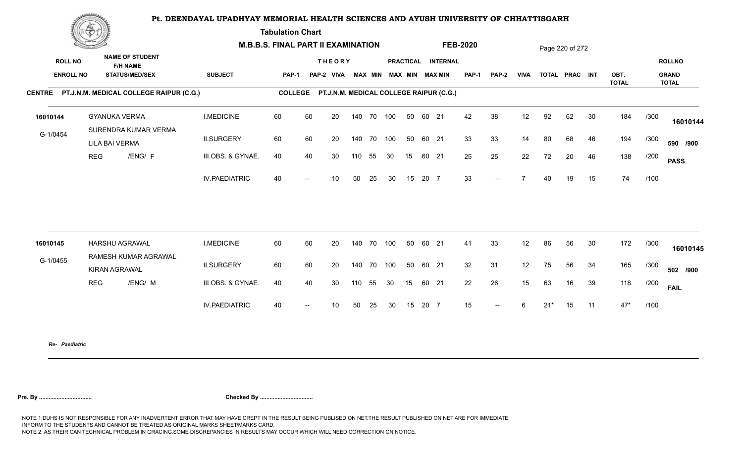# Pt. DEENDAYAL UPADHYAY MEMORIAL HEALTH SCIENCES AND AYUSH UNIVERSITY OF CHHATTISGARH

**Tabulation Chart**

**M.B.B.S. FINAL PART II EXAMINATION** &nbsp;&nbsp;&nbsp; **FEB-2020**

**CENTRE** PT.J.N.M. MEDICAL COLLEGE RAIPUR (C.G.) &nbsp;&nbsp;&nbsp; **COLLEGE** PT.J.N.M. MEDICAL COLLEGE RAIPUR (C.G.)

| ROLL NO / ENROLL NO | NAME OF STUDENT / F/H NAME / STATUS/MED/SEX | SUBJECT | THEORY PAP-1 | PAP-2 | VIVA | MAX | MIN | PRACTICAL MAX | MIN | INTERNAL MAX | MIN | PAP-1 | PAP-2 | VIVA | TOTAL | PRAC | INT | OBT. TOTAL | | ROLLNO / GRAND TOTAL |
|---|---|---|---|---|---|---|---|---|---|---|---|---|---|---|---|---|---|---|---|---|
| 16010144 | GYANUKA VERMA | I.MEDICINE | 60 | 60 | 20 | 140 | 70 | 100 | 50 | 60 | 21 | 42 | 38 | 12 | 92 | 62 | 30 | 184 | /300 | 16010144 |
| G-1/0454 | SURENDRA KUMAR VERMA / LILA BAI VERMA | II.SURGERY | 60 | 60 | 20 | 140 | 70 | 100 | 50 | 60 | 21 | 33 | 33 | 14 | 80 | 68 | 46 | 194 | /300 | 590 /900 |
| | REG /ENG/ F | III.OBS. & GYNAE. | 40 | 40 | 30 | 110 | 55 | 30 | 15 | 60 | 21 | 25 | 25 | 22 | 72 | 20 | 46 | 138 | /200 | PASS |
| | | IV.PAEDIATRIC | 40 | -- | 10 | 50 | 25 | 30 | 15 | 20 | 7 | 33 | -- | 7 | 40 | 19 | 15 | 74 | /100 | |
| 16010145 | HARSHU AGRAWAL | I.MEDICINE | 60 | 60 | 20 | 140 | 70 | 100 | 50 | 60 | 21 | 41 | 33 | 12 | 86 | 56 | 30 | 172 | /300 | 16010145 |
| G-1/0455 | RAMESH KUMAR AGRAWAL / KIRAN AGRAWAL | II.SURGERY | 60 | 60 | 20 | 140 | 70 | 100 | 50 | 60 | 21 | 32 | 31 | 12 | 75 | 56 | 34 | 165 | /300 | 502 /900 |
| | REG /ENG/ M | III.OBS. & GYNAE. | 40 | 40 | 30 | 110 | 55 | 30 | 15 | 60 | 21 | 22 | 26 | 15 | 63 | 16 | 39 | 118 | /200 | FAIL |
| | | IV.PAEDIATRIC | 40 | -- | 10 | 50 | 25 | 30 | 15 | 20 | 7 | 15 | -- | 6 | 21* | 15 | 11 | 47* | /100 | |

*Re- Paediatric*

**Pre. By ................................** &nbsp;&nbsp;&nbsp; **Checked By ................................**

NOTE 1:DUHS IS NOT RESPONSIBLE FOR ANY INADVERTENT ERROR THAT MAY HAVE CREPT IN THE RESULT BEING PUBLISED ON NET.THE RESULT PUBLISHED ON NET ARE FOR IMMEDIATE INFORM TO THE STUDENTS AND CANNOT BE TREATED AS ORIGINAL MARKS SHEET/MARKS CARD.
NOTE 2: AS THEIR CAN TECHNICAL PROBLEM IN GRACING,SOME DISCREPANCIES IN RESULTS MAY OCCUR WHICH WILL NEED CORRECTION ON NOTICE.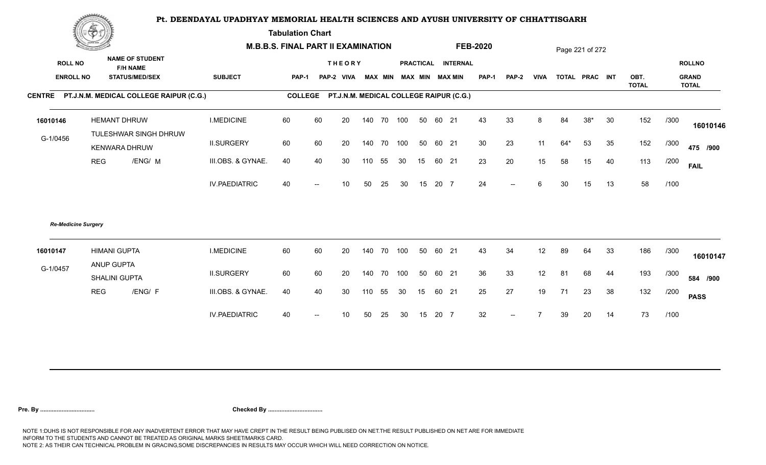# Pt. DEENDAYAL UPADHYAY MEMORIAL HEALTH SCIENCES AND AYUSH UNIVERSITY OF CHHATTISGARH

**Tabulation Chart**

**M.B.B.S. FINAL PART II EXAMINATION** **FEB-2020**

**CENTRE** PT.J.N.M. MEDICAL COLLEGE RAIPUR (C.G.) **COLLEGE** PT.J.N.M. MEDICAL COLLEGE RAIPUR (C.G.)

| ROLL NO / ENROLL NO | NAME OF STUDENT / F/H NAME / STATUS/MEDI/SEX | SUBJECT | THEORY PAP-1 | PAP-2 | VIVA | MAX | MIN | PRACTICAL MAX | MIN | INTERNAL MAX | MIN | PAP-1 | PAP-2 | VIVA | TOTAL | PRAC | INT | OBT. TOTAL | | ROLLNO / GRAND TOTAL |
|---|---|---|---|---|---|---|---|---|---|---|---|---|---|---|---|---|---|---|---|---|
| 16010146 | HEMANT DHRUW | I.MEDICINE | 60 | 60 | 20 | 140 | 70 | 100 | 50 | 60 | 21 | 43 | 33 | 8 | 84 | 38* | 30 | 152 | /300 | 16010146 |
| G-1/0456 | TULESHWAR SINGH DHRUW / KENWARA DHRUW | II.SURGERY | 60 | 60 | 20 | 140 | 70 | 100 | 50 | 60 | 21 | 30 | 23 | 11 | 64* | 53 | 35 | 152 | /300 | 475 /900 |
| | REG /ENG/ M | III.OBS. & GYNAE. | 40 | 40 | 30 | 110 | 55 | 30 | 15 | 60 | 21 | 23 | 20 | 15 | 58 | 15 | 40 | 113 | /200 | FAIL |
| | | IV.PAEDIATRIC | 40 | -- | 10 | 50 | 25 | 30 | 15 | 20 | 7 | 24 | -- | 6 | 30 | 15 | 13 | 58 | /100 | |

*Re-Medicine Surgery*

| ROLL NO / ENROLL NO | NAME OF STUDENT / F/H NAME / STATUS/MEDI/SEX | SUBJECT | THEORY PAP-1 | PAP-2 | VIVA | MAX | MIN | PRACTICAL MAX | MIN | INTERNAL MAX | MIN | PAP-1 | PAP-2 | VIVA | TOTAL | PRAC | INT | OBT. TOTAL | | ROLLNO / GRAND TOTAL |
|---|---|---|---|---|---|---|---|---|---|---|---|---|---|---|---|---|---|---|---|---|
| 16010147 | HIMANI GUPTA | I.MEDICINE | 60 | 60 | 20 | 140 | 70 | 100 | 50 | 60 | 21 | 43 | 34 | 12 | 89 | 64 | 33 | 186 | /300 | 16010147 |
| G-1/0457 | ANUP GUPTA / SHALINI GUPTA | II.SURGERY | 60 | 60 | 20 | 140 | 70 | 100 | 50 | 60 | 21 | 36 | 33 | 12 | 81 | 68 | 44 | 193 | /300 | 584 /900 |
| | REG /ENG/ F | III.OBS. & GYNAE. | 40 | 40 | 30 | 110 | 55 | 30 | 15 | 60 | 21 | 25 | 27 | 19 | 71 | 23 | 38 | 132 | /200 | PASS |
| | | IV.PAEDIATRIC | 40 | -- | 10 | 50 | 25 | 30 | 15 | 20 | 7 | 32 | -- | 7 | 39 | 20 | 14 | 73 | /100 | |

**Pre. By ................................** **Checked By ................................**

NOTE 1:DUHS IS NOT RESPONSIBLE FOR ANY INADVERTENT ERROR THAT MAY HAVE CREPT IN THE RESULT BEING PUBLISED ON NET.THE RESULT PUBLISHED ON NET ARE FOR IMMEDIATE INFORM TO THE STUDENTS AND CANNOT BE TREATED AS ORIGINAL MARKS SHEET/MARKS CARD.
NOTE 2: AS THEIR CAN TECHNICAL PROBLEM IN GRACING,SOME DISCREPANCIES IN RESULTS MAY OCCUR WHICH WILL NEED CORRECTION ON NOTICE.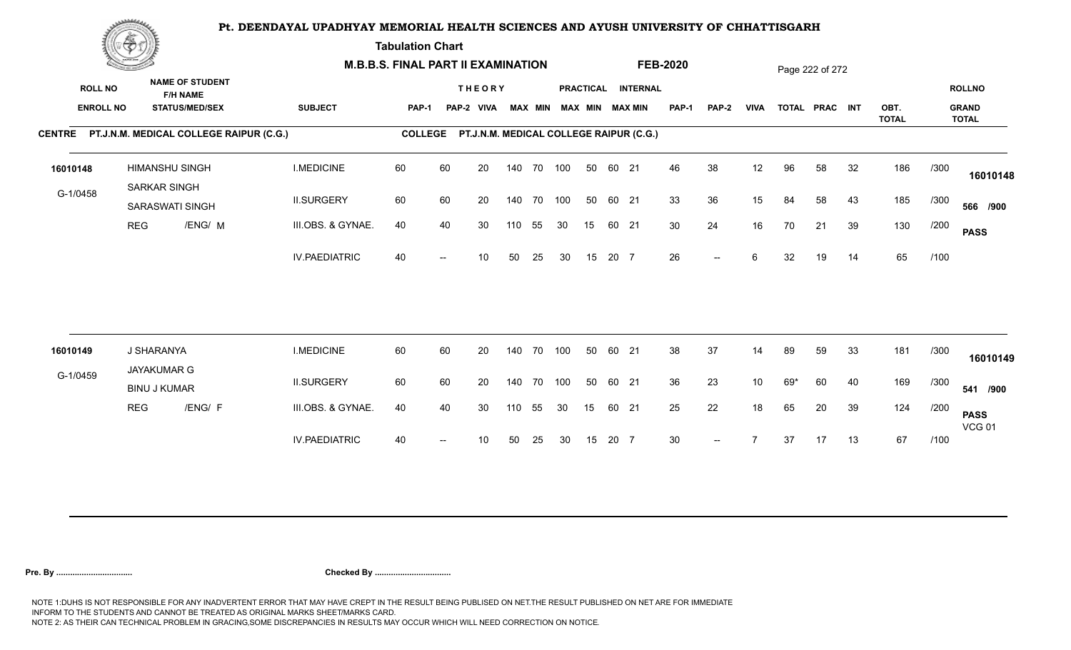# Pt. DEENDAYAL UPADHYAY MEMORIAL HEALTH SCIENCES AND AYUSH UNIVERSITY OF CHHATTISGARH

**Tabulation Chart**

**M.B.B.S. FINAL PART II EXAMINATION** **FEB-2020**

**CENTRE** PT.J.N.M. MEDICAL COLLEGE RAIPUR (C.G.) **COLLEGE** PT.J.N.M. MEDICAL COLLEGE RAIPUR (C.G.)

| ROLL NO / ENROLL NO | NAME OF STUDENT / F/H NAME / STATUS/MED/SEX | SUBJECT | THEORY PAP-1 | THEORY PAP-2 | THEORY VIVA | THEORY MAX | THEORY MIN | PRACTICAL MAX | PRACTICAL MIN | INTERNAL MAX | INTERNAL MIN | PAP-1 | PAP-2 | VIVA | TOTAL | PRAC | INT | OBT. TOTAL | | ROLLNO / GRAND TOTAL |
|---|---|---|---|---|---|---|---|---|---|---|---|---|---|---|---|---|---|---|---|---|
| 16010148 | HIMANSHU SINGH | I.MEDICINE | 60 | 60 | 20 | 140 | 70 | 100 | 50 | 60 | 21 | 46 | 38 | 12 | 96 | 58 | 32 | 186 | /300 | 16010148 |
| G-1/0458 | SARKAR SINGH / SARASWATI SINGH | II.SURGERY | 60 | 60 | 20 | 140 | 70 | 100 | 50 | 60 | 21 | 33 | 36 | 15 | 84 | 58 | 43 | 185 | /300 | 566 /900 |
| | REG /ENG/ M | III.OBS. & GYNAE. | 40 | 40 | 30 | 110 | 55 | 30 | 15 | 60 | 21 | 30 | 24 | 16 | 70 | 21 | 39 | 130 | /200 | PASS |
| | | IV.PAEDIATRIC | 40 | -- | 10 | 50 | 25 | 30 | 15 | 20 | 7 | 26 | -- | 6 | 32 | 19 | 14 | 65 | /100 | |
| 16010149 | J SHARANYA | I.MEDICINE | 60 | 60 | 20 | 140 | 70 | 100 | 50 | 60 | 21 | 38 | 37 | 14 | 89 | 59 | 33 | 181 | /300 | 16010149 |
| G-1/0459 | JAYAKUMAR G / BINU J KUMAR | II.SURGERY | 60 | 60 | 20 | 140 | 70 | 100 | 50 | 60 | 21 | 36 | 23 | 10 | 69* | 60 | 40 | 169 | /300 | 541 /900 |
| | REG /ENG/ F | III.OBS. & GYNAE. | 40 | 40 | 30 | 110 | 55 | 30 | 15 | 60 | 21 | 25 | 22 | 18 | 65 | 20 | 39 | 124 | /200 | PASS VCG 01 |
| | | IV.PAEDIATRIC | 40 | -- | 10 | 50 | 25 | 30 | 15 | 20 | 7 | 30 | -- | 7 | 37 | 17 | 13 | 67 | /100 | |

**Pre. By .................................** **Checked By .................................**

NOTE 1:DUHS IS NOT RESPONSIBLE FOR ANY INADVERTENT ERROR THAT MAY HAVE CREPT IN THE RESULT BEING PUBLISED ON NET.THE RESULT PUBLISHED ON NET ARE FOR IMMEDIATE INFORM TO THE STUDENTS AND CANNOT BE TREATED AS ORIGINAL MARKS SHEET/MARKS CARD.
NOTE 2: AS THEIR CAN TECHNICAL PROBLEM IN GRACING,SOME DISCREPANCIES IN RESULTS MAY OCCUR WHICH WILL NEED CORRECTION ON NOTICE.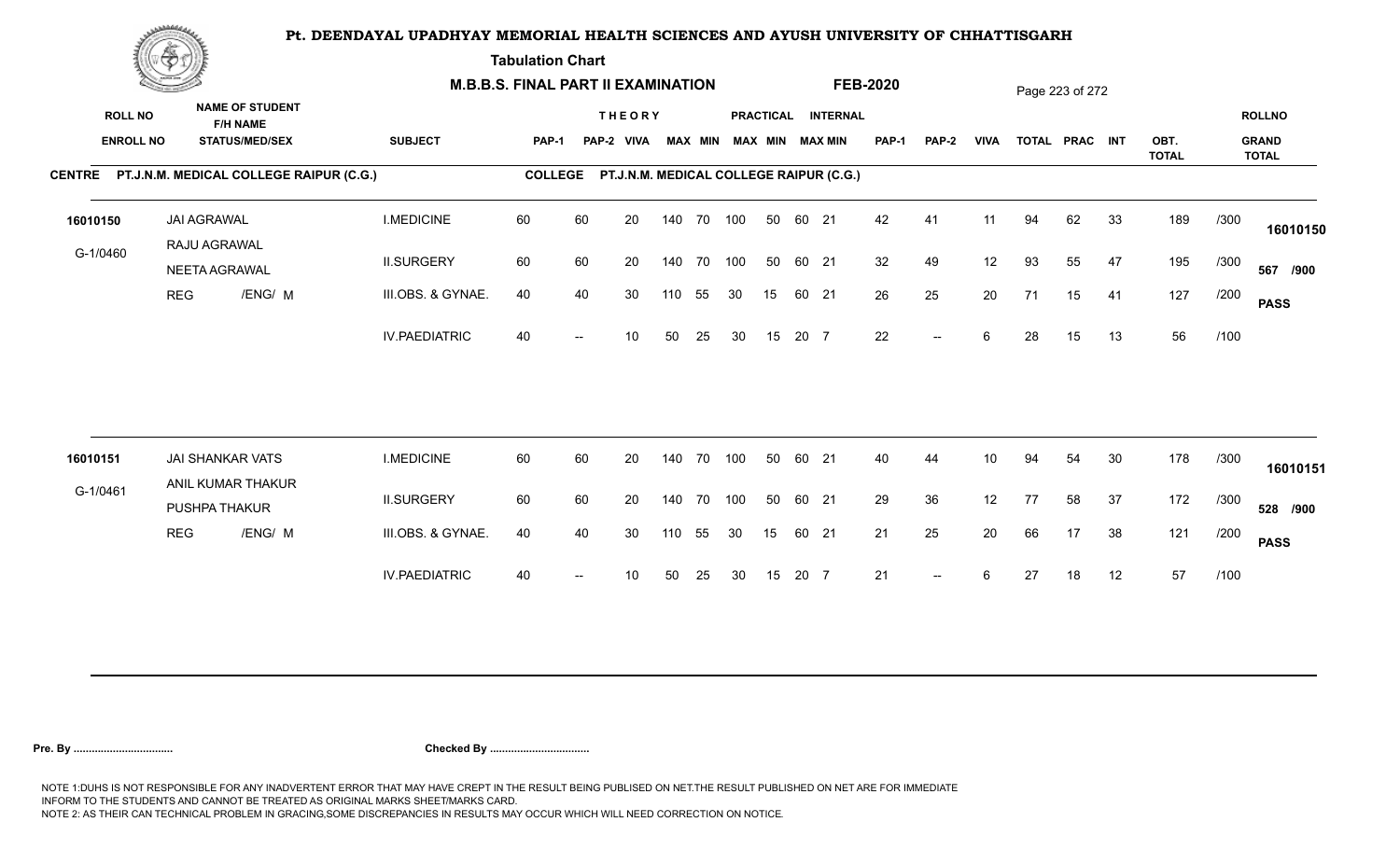# Pt. DEENDAYAL UPADHYAY MEMORIAL HEALTH SCIENCES AND AYUSH UNIVERSITY OF CHHATTISGARH

## Tabulation Chart

**M.B.B.S. FINAL PART II EXAMINATION** **FEB-2020**

**CENTRE** PT.J.N.M. MEDICAL COLLEGE RAIPUR (C.G.) **COLLEGE** PT.J.N.M. MEDICAL COLLEGE RAIPUR (C.G.)

| ROLL NO / ENROLL NO | NAME OF STUDENT / F/H NAME / STATUS/MED/SEX | SUBJECT | THEORY PAP-1 | PAP-2 | VIVA | MAX | MIN | PRACTICAL MAX | MIN | INTERNAL MAX | MIN | PAP-1 | PAP-2 | VIVA | TOTAL | PRAC | INT | OBT. TOTAL | | ROLLNO / GRAND TOTAL |
|---|---|---|---|---|---|---|---|---|---|---|---|---|---|---|---|---|---|---|---|---|
| 16010150 | JAI AGRAWAL | I.MEDICINE | 60 | 60 | 20 | 140 | 70 | 100 | 50 | 60 | 21 | 42 | 41 | 11 | 94 | 62 | 33 | 189 | /300 | 16010150 |
| G-1/0460 | RAJU AGRAWAL / NEETA AGRAWAL | II.SURGERY | 60 | 60 | 20 | 140 | 70 | 100 | 50 | 60 | 21 | 32 | 49 | 12 | 93 | 55 | 47 | 195 | /300 | 567 /900 |
| | REG /ENG/ M | III.OBS. & GYNAE. | 40 | 40 | 30 | 110 | 55 | 30 | 15 | 60 | 21 | 26 | 25 | 20 | 71 | 15 | 41 | 127 | /200 | PASS |
| | | IV.PAEDIATRIC | 40 | -- | 10 | 50 | 25 | 30 | 15 | 20 | 7 | 22 | -- | 6 | 28 | 15 | 13 | 56 | /100 | |
| 16010151 | JAI SHANKAR VATS | I.MEDICINE | 60 | 60 | 20 | 140 | 70 | 100 | 50 | 60 | 21 | 40 | 44 | 10 | 94 | 54 | 30 | 178 | /300 | 16010151 |
| G-1/0461 | ANIL KUMAR THAKUR / PUSHPA THAKUR | II.SURGERY | 60 | 60 | 20 | 140 | 70 | 100 | 50 | 60 | 21 | 29 | 36 | 12 | 77 | 58 | 37 | 172 | /300 | 528 /900 |
| | REG /ENG/ M | III.OBS. & GYNAE. | 40 | 40 | 30 | 110 | 55 | 30 | 15 | 60 | 21 | 21 | 25 | 20 | 66 | 17 | 38 | 121 | /200 | PASS |
| | | IV.PAEDIATRIC | 40 | -- | 10 | 50 | 25 | 30 | 15 | 20 | 7 | 21 | -- | 6 | 27 | 18 | 12 | 57 | /100 | |

**Pre. By .................................** **Checked By .................................**

NOTE 1:DUHS IS NOT RESPONSIBLE FOR ANY INADVERTENT ERROR THAT MAY HAVE CREPT IN THE RESULT BEING PUBLISED ON NET.THE RESULT PUBLISHED ON NET ARE FOR IMMEDIATE INFORM TO THE STUDENTS AND CANNOT BE TREATED AS ORIGINAL MARKS SHEET/MARKS CARD.
NOTE 2: AS THEIR CAN TECHNICAL PROBLEM IN GRACING,SOME DISCREPANCIES IN RESULTS MAY OCCUR WHICH WILL NEED CORRECTION ON NOTICE.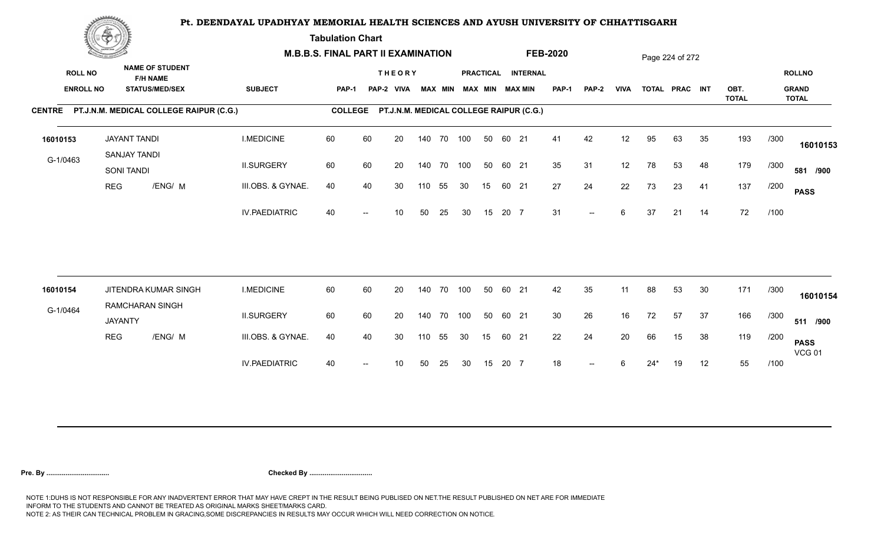# Pt. DEENDAYAL UPADHYAY MEMORIAL HEALTH SCIENCES AND AYUSH UNIVERSITY OF CHHATTISGARH

**Tabulation Chart**

**M.B.B.S. FINAL PART II EXAMINATION** **FEB-2020**

**CENTRE** PT.J.N.M. MEDICAL COLLEGE RAIPUR (C.G.) **COLLEGE** PT.J.N.M. MEDICAL COLLEGE RAIPUR (C.G.)

| ROLL NO / ENROLL NO | NAME OF STUDENT / F/H NAME / STATUS/MED/SEX | SUBJECT | THEORY PAP-1 | PAP-2 | VIVA | MAX | MIN | PRACTICAL MAX | MIN | INTERNAL MAX | MIN | PAP-1 | PAP-2 | VIVA | TOTAL | PRAC | INT | OBT. TOTAL | | ROLLNO / GRAND TOTAL |
|---|---|---|---|---|---|---|---|---|---|---|---|---|---|---|---|---|---|---|---|---|
| 16010153 | JAYANT TANDI | I.MEDICINE | 60 | 60 | 20 | 140 | 70 | 100 | 50 | 60 | 21 | 41 | 42 | 12 | 95 | 63 | 35 | 193 | /300 | 16010153 |
| G-1/0463 | SANJAY TANDI / SONI TANDI | II.SURGERY | 60 | 60 | 20 | 140 | 70 | 100 | 50 | 60 | 21 | 35 | 31 | 12 | 78 | 53 | 48 | 179 | /300 | 581 /900 |
| | REG /ENG/ M | III.OBS. & GYNAE. | 40 | 40 | 30 | 110 | 55 | 30 | 15 | 60 | 21 | 27 | 24 | 22 | 73 | 23 | 41 | 137 | /200 | PASS |
| | | IV.PAEDIATRIC | 40 | -- | 10 | 50 | 25 | 30 | 15 | 20 | 7 | 31 | -- | 6 | 37 | 21 | 14 | 72 | /100 | |
| 16010154 | JITENDRA KUMAR SINGH | I.MEDICINE | 60 | 60 | 20 | 140 | 70 | 100 | 50 | 60 | 21 | 42 | 35 | 11 | 88 | 53 | 30 | 171 | /300 | 16010154 |
| G-1/0464 | RAMCHARAN SINGH / JAYANTY | II.SURGERY | 60 | 60 | 20 | 140 | 70 | 100 | 50 | 60 | 21 | 30 | 26 | 16 | 72 | 57 | 37 | 166 | /300 | 511 /900 |
| | REG /ENG/ M | III.OBS. & GYNAE. | 40 | 40 | 30 | 110 | 55 | 30 | 15 | 60 | 21 | 22 | 24 | 20 | 66 | 15 | 38 | 119 | /200 | PASS VCG 01 |
| | | IV.PAEDIATRIC | 40 | -- | 10 | 50 | 25 | 30 | 15 | 20 | 7 | 18 | -- | 6 | 24* | 19 | 12 | 55 | /100 | |

**Pre. By ................................** **Checked By ................................**

NOTE 1:DUHS IS NOT RESPONSIBLE FOR ANY INADVERTENT ERROR THAT MAY HAVE CREPT IN THE RESULT BEING PUBLISED ON NET.THE RESULT PUBLISHED ON NET ARE FOR IMMEDIATE INFORM TO THE STUDENTS AND CANNOT BE TREATED AS ORIGINAL MARKS SHEET/MARKS CARD.
NOTE 2: AS THEIR CAN TECHNICAL PROBLEM IN GRACING,SOME DISCREPANCIES IN RESULTS MAY OCCUR WHICH WILL NEED CORRECTION ON NOTICE.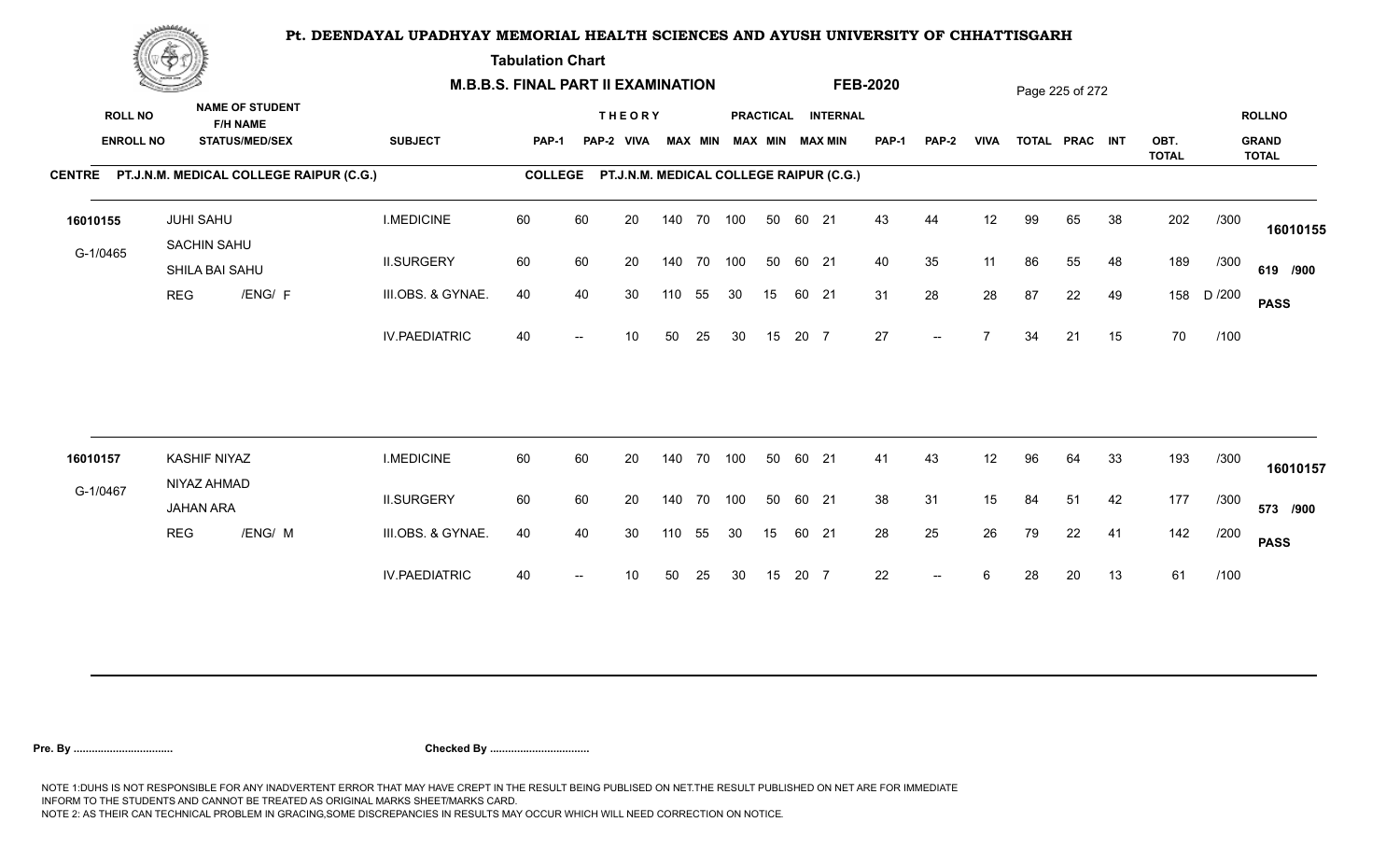# Pt. DEENDAYAL UPADHYAY MEMORIAL HEALTH SCIENCES AND AYUSH UNIVERSITY OF CHHATTISGARH

**Tabulation Chart**

**M.B.B.S. FINAL PART II EXAMINATION** **FEB-2020**

**CENTRE** PT.J.N.M. MEDICAL COLLEGE RAIPUR (C.G.) **COLLEGE** PT.J.N.M. MEDICAL COLLEGE RAIPUR (C.G.)

| ROLL NO / ENROLL NO | NAME OF STUDENT / F/H NAME / STATUS/MED/SEX | SUBJECT | THEORY PAP-1 | PAP-2 | VIVA | MAX | MIN | PRACTICAL MAX | MIN | INTERNAL MAX | MIN | PAP-1 | PAP-2 | VIVA | TOTAL | PRAC | INT | OBT. TOTAL | | ROLLNO / GRAND TOTAL |
|---|---|---|---|---|---|---|---|---|---|---|---|---|---|---|---|---|---|---|---|---|
| 16010155 | JUHI SAHU | I.MEDICINE | 60 | 60 | 20 | 140 | 70 | 100 | 50 | 60 | 21 | 43 | 44 | 12 | 99 | 65 | 38 | 202 | /300 | 16010155 |
| G-1/0465 | SACHIN SAHU / SHILA BAI SAHU | II.SURGERY | 60 | 60 | 20 | 140 | 70 | 100 | 50 | 60 | 21 | 40 | 35 | 11 | 86 | 55 | 48 | 189 | /300 | 619 /900 |
| | REG /ENG/ F | III.OBS. & GYNAE. | 40 | 40 | 30 | 110 | 55 | 30 | 15 | 60 | 21 | 31 | 28 | 28 | 87 | 22 | 49 | 158 | D /200 | PASS |
| | | IV.PAEDIATRIC | 40 | -- | 10 | 50 | 25 | 30 | 15 | 20 | 7 | 27 | -- | 7 | 34 | 21 | 15 | 70 | /100 | |
| 16010157 | KASHIF NIYAZ | I.MEDICINE | 60 | 60 | 20 | 140 | 70 | 100 | 50 | 60 | 21 | 41 | 43 | 12 | 96 | 64 | 33 | 193 | /300 | 16010157 |
| G-1/0467 | NIYAZ AHMAD / JAHAN ARA | II.SURGERY | 60 | 60 | 20 | 140 | 70 | 100 | 50 | 60 | 21 | 38 | 31 | 15 | 84 | 51 | 42 | 177 | /300 | 573 /900 |
| | REG /ENG/ M | III.OBS. & GYNAE. | 40 | 40 | 30 | 110 | 55 | 30 | 15 | 60 | 21 | 28 | 25 | 26 | 79 | 22 | 41 | 142 | /200 | PASS |
| | | IV.PAEDIATRIC | 40 | -- | 10 | 50 | 25 | 30 | 15 | 20 | 7 | 22 | -- | 6 | 28 | 20 | 13 | 61 | /100 | |

**Pre. By ................................** **Checked By ................................**

NOTE 1:DUHS IS NOT RESPONSIBLE FOR ANY INADVERTENT ERROR THAT MAY HAVE CREPT IN THE RESULT BEING PUBLISED ON NET.THE RESULT PUBLISHED ON NET ARE FOR IMMEDIATE INFORM TO THE STUDENTS AND CANNOT BE TREATED AS ORIGINAL MARKS SHEET/MARKS CARD.
NOTE 2: AS THEIR CAN TECHNICAL PROBLEM IN GRACING,SOME DISCREPANCIES IN RESULTS MAY OCCUR WHICH WILL NEED CORRECTION ON NOTICE.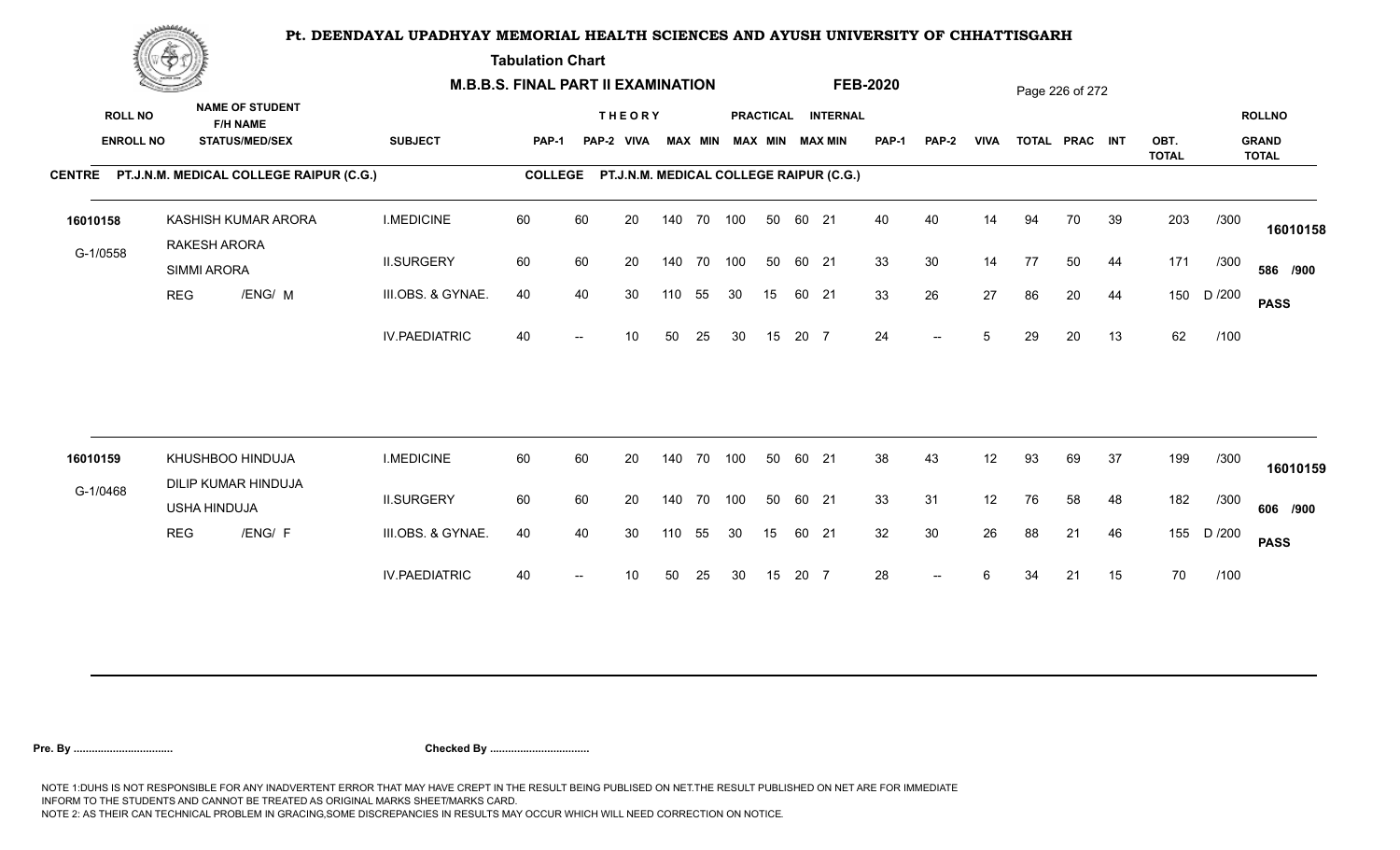# Pt. DEENDAYAL UPADHYAY MEMORIAL HEALTH SCIENCES AND AYUSH UNIVERSITY OF CHHATTISGARH

**Tabulation Chart**

**M.B.B.S. FINAL PART II EXAMINATION** **FEB-2020**

**CENTRE** PT.J.N.M. MEDICAL COLLEGE RAIPUR (C.G.) **COLLEGE** PT.J.N.M. MEDICAL COLLEGE RAIPUR (C.G.)

| ROLL NO / ENROLL NO | NAME OF STUDENT / F/H NAME / STATUS/MED/SEX | SUBJECT | THEORY PAP-1 | PAP-2 | VIVA | MAX | MIN | PRACTICAL MAX | MIN | INTERNAL MAX | MIN | PAP-1 | PAP-2 | VIVA | TOTAL | PRAC | INT | OBT. TOTAL | | ROLLNO / GRAND TOTAL |
|---|---|---|---|---|---|---|---|---|---|---|---|---|---|---|---|---|---|---|---|---|
| 16010158 | KASHISH KUMAR ARORA | I.MEDICINE | 60 | 60 | 20 | 140 | 70 | 100 | 50 | 60 | 21 | 40 | 40 | 14 | 94 | 70 | 39 | 203 | /300 | 16010158 |
| G-1/0558 | RAKESH ARORA | II.SURGERY | 60 | 60 | 20 | 140 | 70 | 100 | 50 | 60 | 21 | 33 | 30 | 14 | 77 | 50 | 44 | 171 | /300 | 586 /900 |
| | SIMMI ARORA | III.OBS. & GYNAE. | 40 | 40 | 30 | 110 | 55 | 30 | 15 | 60 | 21 | 33 | 26 | 27 | 86 | 20 | 44 | 150 | D /200 | PASS |
| | REG /ENG/ M | IV.PAEDIATRIC | 40 | -- | 10 | 50 | 25 | 30 | 15 | 20 | 7 | 24 | -- | 5 | 29 | 20 | 13 | 62 | /100 | |
| 16010159 | KHUSHBOO HINDUJA | I.MEDICINE | 60 | 60 | 20 | 140 | 70 | 100 | 50 | 60 | 21 | 38 | 43 | 12 | 93 | 69 | 37 | 199 | /300 | 16010159 |
| G-1/0468 | DILIP KUMAR HINDUJA | II.SURGERY | 60 | 60 | 20 | 140 | 70 | 100 | 50 | 60 | 21 | 33 | 31 | 12 | 76 | 58 | 48 | 182 | /300 | 606 /900 |
| | USHA HINDUJA | III.OBS. & GYNAE. | 40 | 40 | 30 | 110 | 55 | 30 | 15 | 60 | 21 | 32 | 30 | 26 | 88 | 21 | 46 | 155 | D /200 | PASS |
| | REG /ENG/ F | IV.PAEDIATRIC | 40 | -- | 10 | 50 | 25 | 30 | 15 | 20 | 7 | 28 | -- | 6 | 34 | 21 | 15 | 70 | /100 | |

**Pre. By ................................** **Checked By ................................**

NOTE 1:DUHS IS NOT RESPONSIBLE FOR ANY INADVERTENT ERROR THAT MAY HAVE CREPT IN THE RESULT BEING PUBLISED ON NET.THE RESULT PUBLISHED ON NET ARE FOR IMMEDIATE INFORM TO THE STUDENTS AND CANNOT BE TREATED AS ORIGINAL MARKS SHEET/MARKS CARD.
NOTE 2: AS THEIR CAN TECHNICAL PROBLEM IN GRACING,SOME DISCREPANCIES IN RESULTS MAY OCCUR WHICH WILL NEED CORRECTION ON NOTICE.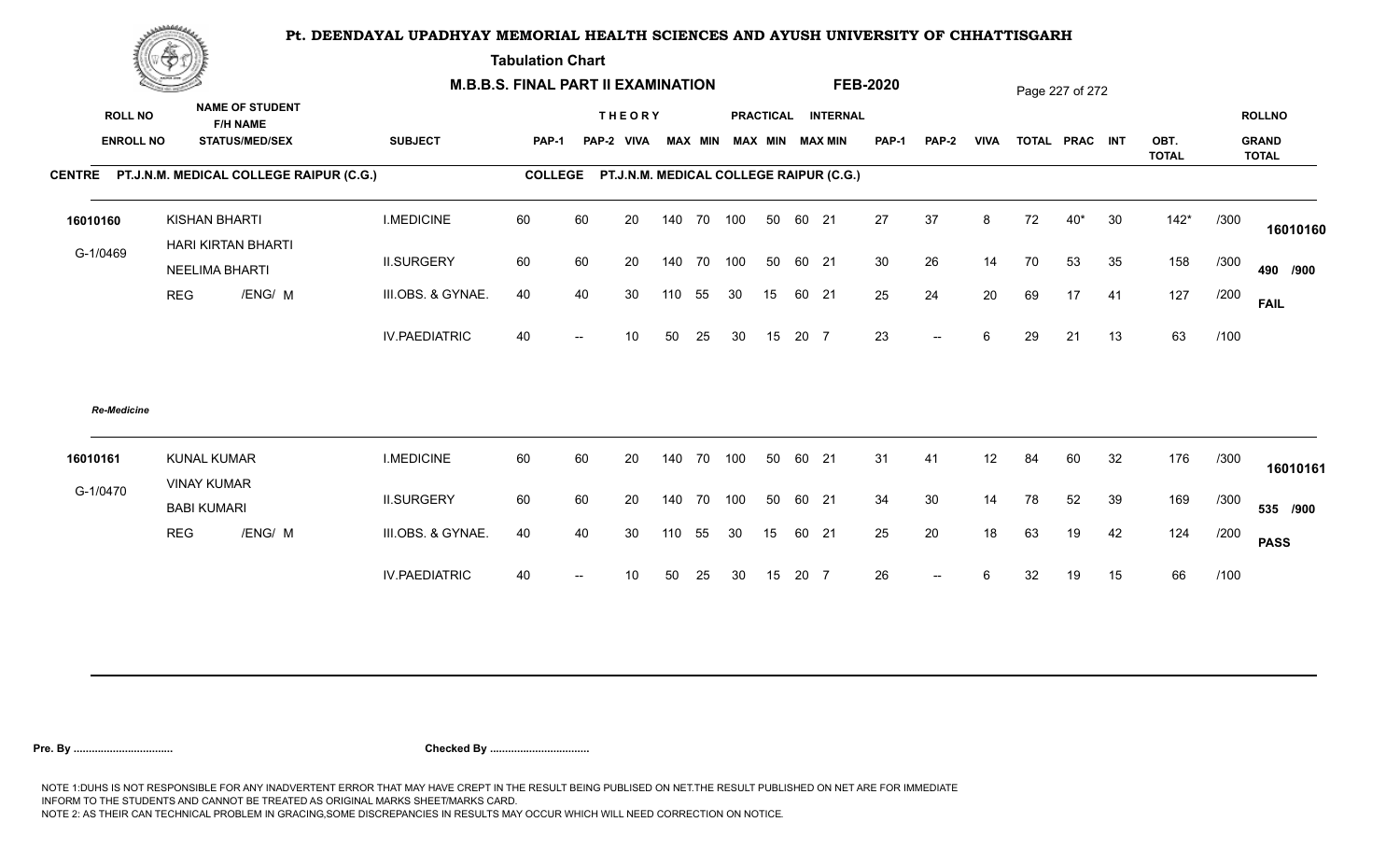# Pt. DEENDAYAL UPADHYAY MEMORIAL HEALTH SCIENCES AND AYUSH UNIVERSITY OF CHHATTISGARH

**Tabulation Chart**

**M.B.B.S. FINAL PART II EXAMINATION** — **FEB-2020**

**CENTRE** PT.J.N.M. MEDICAL COLLEGE RAIPUR (C.G.) — **COLLEGE** PT.J.N.M. MEDICAL COLLEGE RAIPUR (C.G.)

| ROLL NO / ENROLL NO | NAME OF STUDENT / F/H NAME / STATUS/MED/SEX | SUBJECT | THEORY PAP-1 | THEORY PAP-2 | THEORY VIVA | THEORY MAX | THEORY MIN | PRACTICAL MAX | PRACTICAL MIN | INTERNAL MAX | INTERNAL MIN | PAP-1 | PAP-2 | VIVA | TOTAL | PRAC | INT | OBT. TOTAL | | ROLLNO / GRAND TOTAL |
|---|---|---|---|---|---|---|---|---|---|---|---|---|---|---|---|---|---|---|---|---|
| **16010160** | KISHAN BHARTI | I.MEDICINE | 60 | 60 | 20 | 140 | 70 | 100 | 50 | 60 | 21 | 27 | 37 | 8 | 72 | 40* | 30 | 142* | /300 | 16010160 |
| G-1/0469 | HARI KIRTAN BHARTI | II.SURGERY | 60 | 60 | 20 | 140 | 70 | 100 | 50 | 60 | 21 | 30 | 26 | 14 | 70 | 53 | 35 | 158 | /300 | 490 /900 |
| | NEELIMA BHARTI | III.OBS. & GYNAE. | 40 | 40 | 30 | 110 | 55 | 30 | 15 | 60 | 21 | 25 | 24 | 20 | 69 | 17 | 41 | 127 | /200 | FAIL |
| | REG /ENG/ M | IV.PAEDIATRIC | 40 | -- | 10 | 50 | 25 | 30 | 15 | 20 | 7 | 23 | -- | 6 | 29 | 21 | 13 | 63 | /100 | |
| *Re-Medicine* | | | | | | | | | | | | | | | | | | | | |
| **16010161** | KUNAL KUMAR | I.MEDICINE | 60 | 60 | 20 | 140 | 70 | 100 | 50 | 60 | 21 | 31 | 41 | 12 | 84 | 60 | 32 | 176 | /300 | 16010161 |
| G-1/0470 | VINAY KUMAR | II.SURGERY | 60 | 60 | 20 | 140 | 70 | 100 | 50 | 60 | 21 | 34 | 30 | 14 | 78 | 52 | 39 | 169 | /300 | 535 /900 |
| | BABI KUMARI | III.OBS. & GYNAE. | 40 | 40 | 30 | 110 | 55 | 30 | 15 | 60 | 21 | 25 | 20 | 18 | 63 | 19 | 42 | 124 | /200 | PASS |
| | REG /ENG/ M | IV.PAEDIATRIC | 40 | -- | 10 | 50 | 25 | 30 | 15 | 20 | 7 | 26 | -- | 6 | 32 | 19 | 15 | 66 | /100 | |

**Pre. By .................................** **Checked By .................................**

NOTE 1:DUHS IS NOT RESPONSIBLE FOR ANY INADVERTENT ERROR THAT MAY HAVE CREPT IN THE RESULT BEING PUBLISED ON NET.THE RESULT PUBLISHED ON NET ARE FOR IMMEDIATE INFORM TO THE STUDENTS AND CANNOT BE TREATED AS ORIGINAL MARKS SHEET/MARKS CARD.
NOTE 2: AS THEIR CAN TECHNICAL PROBLEM IN GRACING,SOME DISCREPANCIES IN RESULTS MAY OCCUR WHICH WILL NEED CORRECTION ON NOTICE.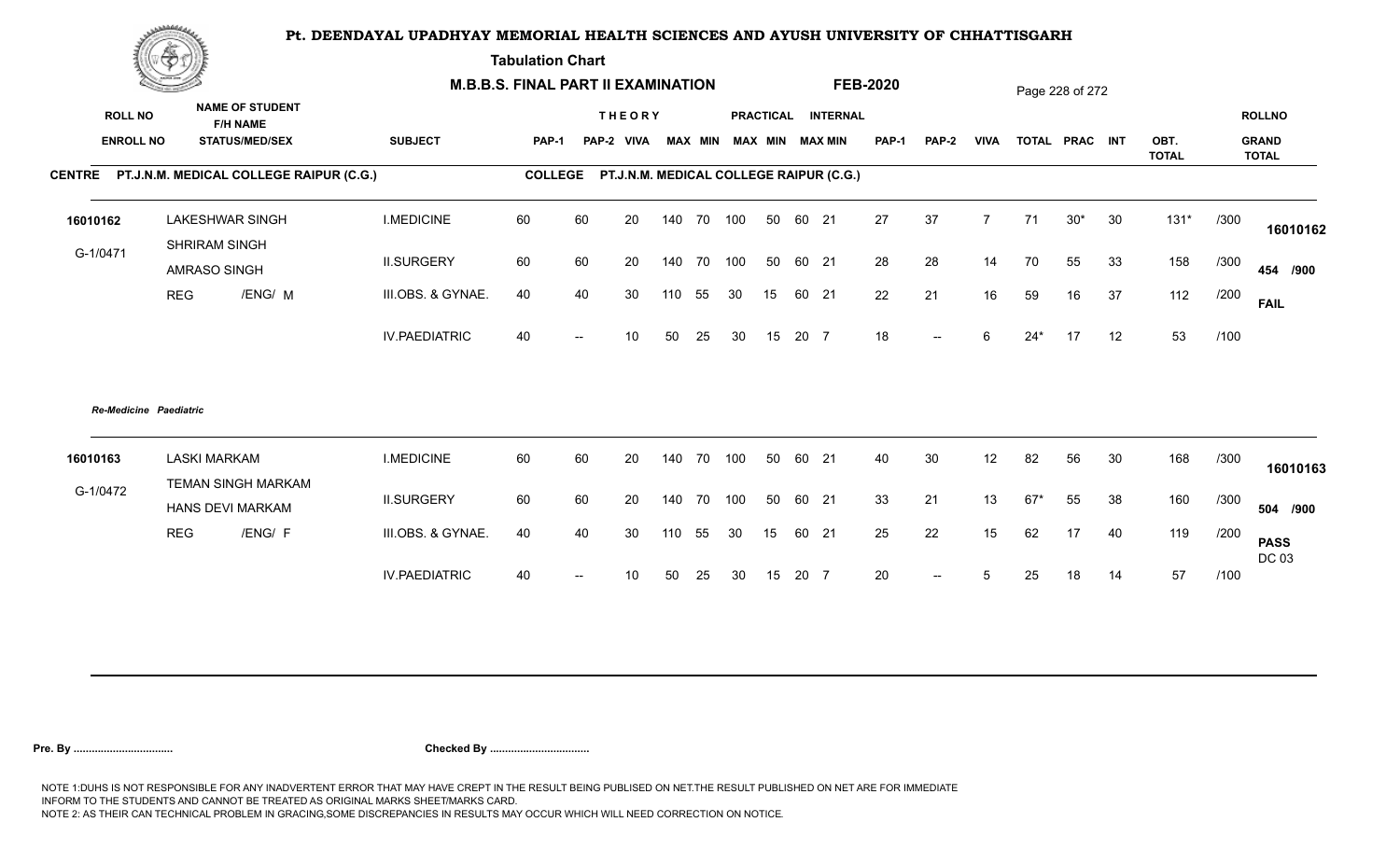# Pt. DEENDAYAL UPADHYAY MEMORIAL HEALTH SCIENCES AND AYUSH UNIVERSITY OF CHHATTISGARH

**Tabulation Chart**

**M.B.B.S. FINAL PART II EXAMINATION** **FEB-2020**

**CENTRE** PT.J.N.M. MEDICAL COLLEGE RAIPUR (C.G.) **COLLEGE** PT.J.N.M. MEDICAL COLLEGE RAIPUR (C.G.)

| ROLL NO / ENROLL NO | NAME OF STUDENT / F/H NAME / STATUS/MED/SEX | SUBJECT | THEORY PAP-1 | PAP-2 | VIVA | MAX | MIN | PRACTICAL MAX | MIN | INTERNAL MAX | MIN | PAP-1 | PAP-2 | VIVA | TOTAL | PRAC | INT | OBT. TOTAL | | ROLLNO / GRAND TOTAL |
|---|---|---|---|---|---|---|---|---|---|---|---|---|---|---|---|---|---|---|---|---|
| 16010162 | LAKESHWAR SINGH | I.MEDICINE | 60 | 60 | 20 | 140 | 70 | 100 | 50 | 60 | 21 | 27 | 37 | 7 | 71 | 30* | 30 | 131* | /300 | 16010162 |
| G-1/0471 | SHRIRAM SINGH / AMRASO SINGH | II.SURGERY | 60 | 60 | 20 | 140 | 70 | 100 | 50 | 60 | 21 | 28 | 28 | 14 | 70 | 55 | 33 | 158 | /300 | 454 /900 |
| | REG /ENG/ M | III.OBS. & GYNAE. | 40 | 40 | 30 | 110 | 55 | 30 | 15 | 60 | 21 | 22 | 21 | 16 | 59 | 16 | 37 | 112 | /200 | FAIL |
| | | IV.PAEDIATRIC | 40 | -- | 10 | 50 | 25 | 30 | 15 | 20 | 7 | 18 | -- | 6 | 24* | 17 | 12 | 53 | /100 | |

*Re-Medicine Paediatric*

| ROLL NO / ENROLL NO | NAME OF STUDENT / F/H NAME / STATUS/MED/SEX | SUBJECT | THEORY PAP-1 | PAP-2 | VIVA | MAX | MIN | PRACTICAL MAX | MIN | INTERNAL MAX | MIN | PAP-1 | PAP-2 | VIVA | TOTAL | PRAC | INT | OBT. TOTAL | | ROLLNO / GRAND TOTAL |
|---|---|---|---|---|---|---|---|---|---|---|---|---|---|---|---|---|---|---|---|---|
| 16010163 | LASKI MARKAM | I.MEDICINE | 60 | 60 | 20 | 140 | 70 | 100 | 50 | 60 | 21 | 40 | 30 | 12 | 82 | 56 | 30 | 168 | /300 | 16010163 |
| G-1/0472 | TEMAN SINGH MARKAM / HANS DEVI MARKAM | II.SURGERY | 60 | 60 | 20 | 140 | 70 | 100 | 50 | 60 | 21 | 33 | 21 | 13 | 67* | 55 | 38 | 160 | /300 | 504 /900 |
| | REG /ENG/ F | III.OBS. & GYNAE. | 40 | 40 | 30 | 110 | 55 | 30 | 15 | 60 | 21 | 25 | 22 | 15 | 62 | 17 | 40 | 119 | /200 | PASS DC 03 |
| | | IV.PAEDIATRIC | 40 | -- | 10 | 50 | 25 | 30 | 15 | 20 | 7 | 20 | -- | 5 | 25 | 18 | 14 | 57 | /100 | |

**Pre. By .................................** **Checked By .................................**

NOTE 1:DUHS IS NOT RESPONSIBLE FOR ANY INADVERTENT ERROR THAT MAY HAVE CREPT IN THE RESULT BEING PUBLISED ON NET.THE RESULT PUBLISHED ON NET ARE FOR IMMEDIATE INFORM TO THE STUDENTS AND CANNOT BE TREATED AS ORIGINAL MARKS SHEET/MARKS CARD.
NOTE 2: AS THEIR CAN TECHNICAL PROBLEM IN GRACING,SOME DISCREPANCIES IN RESULTS MAY OCCUR WHICH WILL NEED CORRECTION ON NOTICE.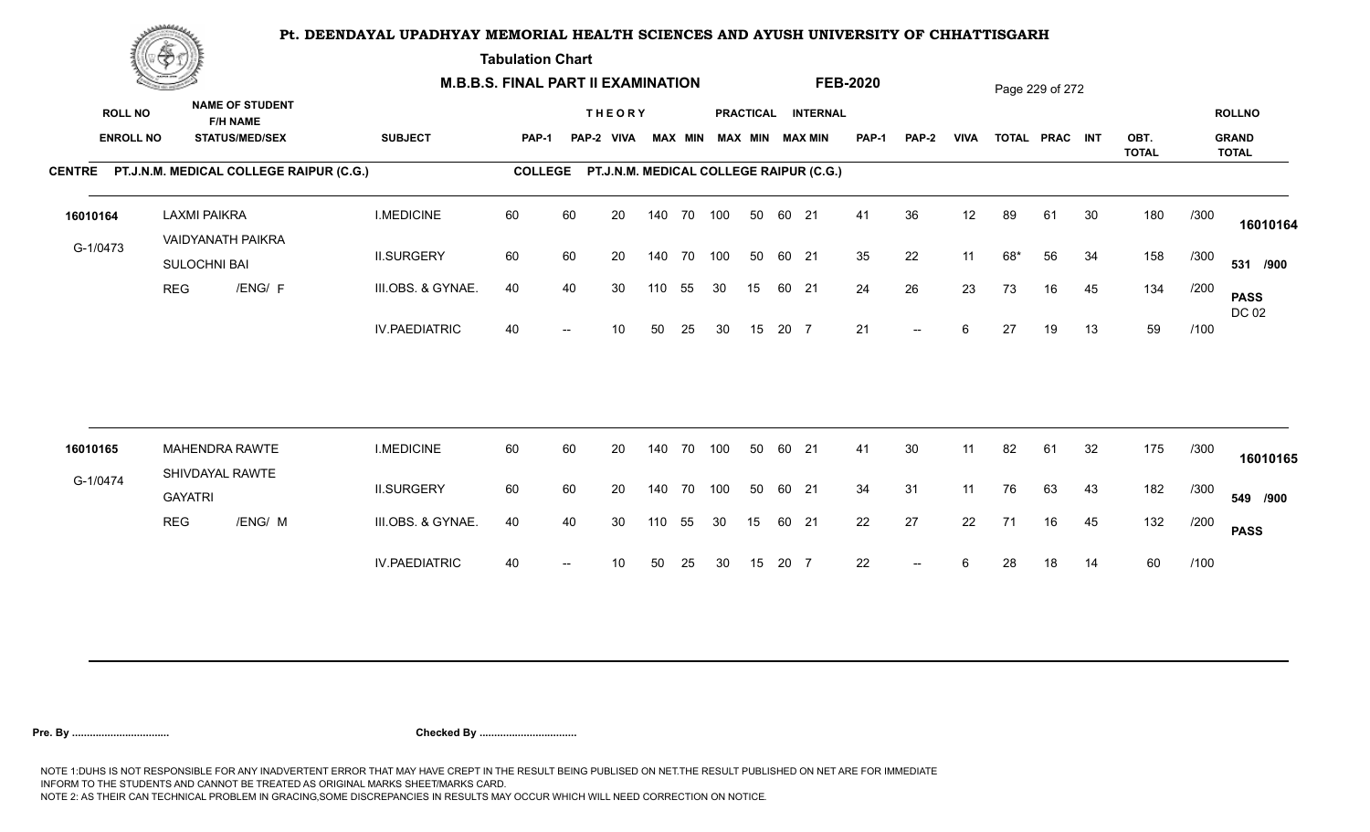# Pt. DEENDAYAL UPADHYAY MEMORIAL HEALTH SCIENCES AND AYUSH UNIVERSITY OF CHHATTISGARH

**Tabulation Chart**

**M.B.B.S. FINAL PART II EXAMINATION** **FEB-2020**

**CENTRE** PT.J.N.M. MEDICAL COLLEGE RAIPUR (C.G.) **COLLEGE** PT.J.N.M. MEDICAL COLLEGE RAIPUR (C.G.)

| ROLL NO / ENROLL NO | NAME OF STUDENT / F/H NAME / STATUS/MED/SEX | SUBJECT | THEORY PAP-1 | PAP-2 | VIVA | MAX | MIN | PRACTICAL MAX | MIN | INTERNAL MAX | MIN | PAP-1 | PAP-2 | VIVA | TOTAL | PRAC | INT | OBT. TOTAL | | ROLLNO / GRAND TOTAL |
|---|---|---|---|---|---|---|---|---|---|---|---|---|---|---|---|---|---|---|---|---|
| 16010164 | LAXMI PAIKRA | I.MEDICINE | 60 | 60 | 20 | 140 | 70 | 100 | 50 | 60 | 21 | 41 | 36 | 12 | 89 | 61 | 30 | 180 | /300 | 16010164 |
| G-1/0473 | VAIDYANATH PAIKRA / SULOCHNI BAI | II.SURGERY | 60 | 60 | 20 | 140 | 70 | 100 | 50 | 60 | 21 | 35 | 22 | 11 | 68* | 56 | 34 | 158 | /300 | 531 /900 |
| | REG /ENG/ F | III.OBS. & GYNAE. | 40 | 40 | 30 | 110 | 55 | 30 | 15 | 60 | 21 | 24 | 26 | 23 | 73 | 16 | 45 | 134 | /200 | PASS DC 02 |
| | | IV.PAEDIATRIC | 40 | -- | 10 | 50 | 25 | 30 | 15 | 20 | 7 | 21 | -- | 6 | 27 | 19 | 13 | 59 | /100 | |
| 16010165 | MAHENDRA RAWTE | I.MEDICINE | 60 | 60 | 20 | 140 | 70 | 100 | 50 | 60 | 21 | 41 | 30 | 11 | 82 | 61 | 32 | 175 | /300 | 16010165 |
| G-1/0474 | SHIVDAYAL RAWTE / GAYATRI | II.SURGERY | 60 | 60 | 20 | 140 | 70 | 100 | 50 | 60 | 21 | 34 | 31 | 11 | 76 | 63 | 43 | 182 | /300 | 549 /900 |
| | REG /ENG/ M | III.OBS. & GYNAE. | 40 | 40 | 30 | 110 | 55 | 30 | 15 | 60 | 21 | 22 | 27 | 22 | 71 | 16 | 45 | 132 | /200 | PASS |
| | | IV.PAEDIATRIC | 40 | -- | 10 | 50 | 25 | 30 | 15 | 20 | 7 | 22 | -- | 6 | 28 | 18 | 14 | 60 | /100 | |

**Pre. By ................................** **Checked By ................................**

NOTE 1:DUHS IS NOT RESPONSIBLE FOR ANY INADVERTENT ERROR THAT MAY HAVE CREPT IN THE RESULT BEING PUBLISED ON NET.THE RESULT PUBLISHED ON NET ARE FOR IMMEDIATE INFORM TO THE STUDENTS AND CANNOT BE TREATED AS ORIGINAL MARKS SHEET/MARKS CARD.
NOTE 2: AS THEIR CAN TECHNICAL PROBLEM IN GRACING,SOME DISCREPANCIES IN RESULTS MAY OCCUR WHICH WILL NEED CORRECTION ON NOTICE.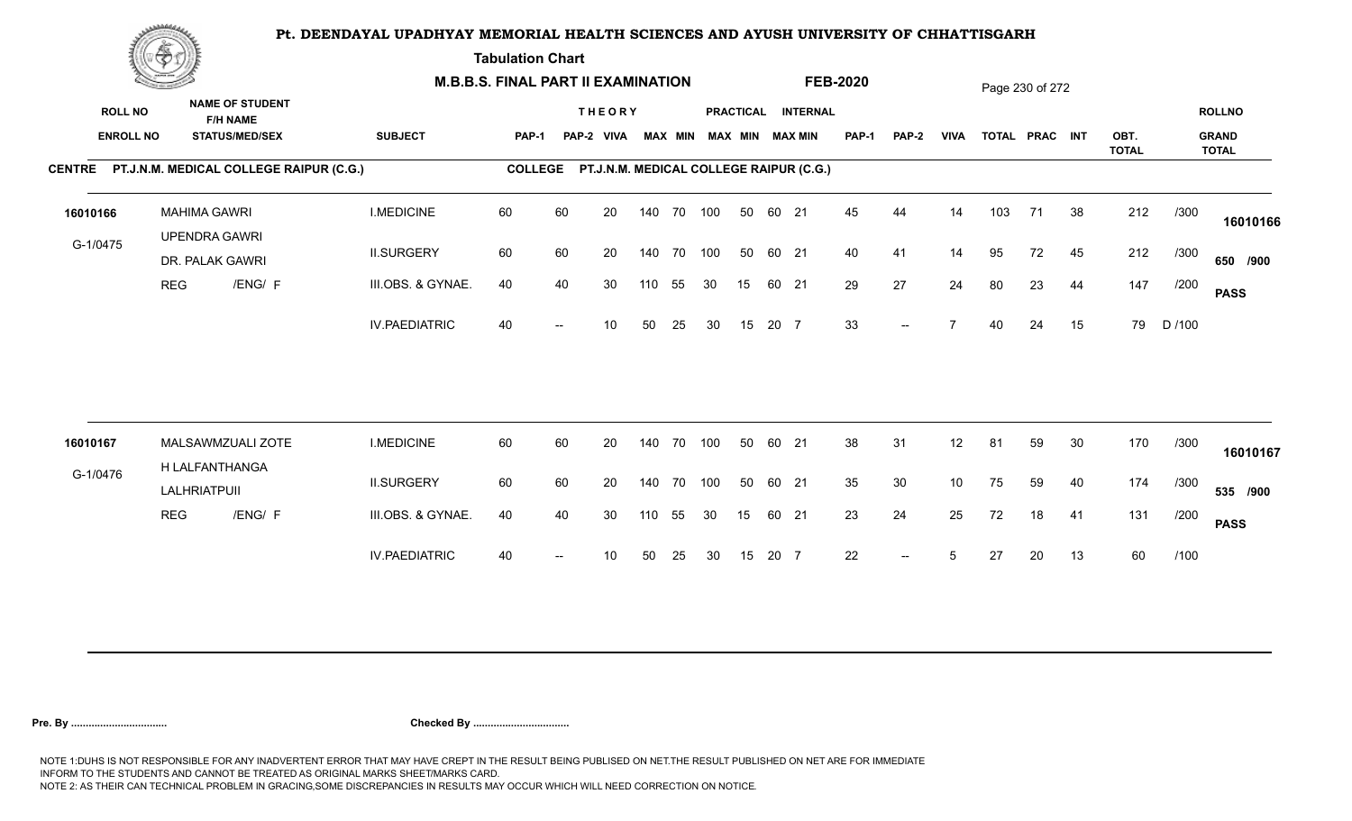# Pt. DEENDAYAL UPADHYAY MEMORIAL HEALTH SCIENCES AND AYUSH UNIVERSITY OF CHHATTISGARH

**Tabulation Chart**

**M.B.B.S. FINAL PART II EXAMINATION** **FEB-2020**

**CENTRE** PT.J.N.M. MEDICAL COLLEGE RAIPUR (C.G.) **COLLEGE** PT.J.N.M. MEDICAL COLLEGE RAIPUR (C.G.)

| ROLL NO / ENROLL NO | NAME OF STUDENT / F/H NAME / STATUS/MED/SEX | SUBJECT | THEORY PAP-1 | THEORY PAP-2 | THEORY VIVA | MAX | MIN | PRACTICAL MAX | PRACTICAL MIN | INTERNAL MAX | INTERNAL MIN | PAP-1 | PAP-2 | VIVA | TOTAL | PRAC | INT | OBT. TOTAL | | ROLLNO / GRAND TOTAL |
|---|---|---|---|---|---|---|---|---|---|---|---|---|---|---|---|---|---|---|---|---|
| 16010166 | MAHIMA GAWRI | I.MEDICINE | 60 | 60 | 20 | 140 | 70 | 100 | 50 | 60 | 21 | 45 | 44 | 14 | 103 | 71 | 38 | 212 | /300 | 16010166 |
| G-1/0475 | UPENDRA GAWRI / DR. PALAK GAWRI | II.SURGERY | 60 | 60 | 20 | 140 | 70 | 100 | 50 | 60 | 21 | 40 | 41 | 14 | 95 | 72 | 45 | 212 | /300 | 650 /900 |
| | REG /ENG/ F | III.OBS. & GYNAE. | 40 | 40 | 30 | 110 | 55 | 30 | 15 | 60 | 21 | 29 | 27 | 24 | 80 | 23 | 44 | 147 | /200 | PASS |
| | | IV.PAEDIATRIC | 40 | -- | 10 | 50 | 25 | 30 | 15 | 20 | 7 | 33 | -- | 7 | 40 | 24 | 15 | 79 | D /100 | |
| 16010167 | MALSAWMZUALI ZOTE | I.MEDICINE | 60 | 60 | 20 | 140 | 70 | 100 | 50 | 60 | 21 | 38 | 31 | 12 | 81 | 59 | 30 | 170 | /300 | 16010167 |
| G-1/0476 | H LALFANTHANGA / LALHRIATPUII | II.SURGERY | 60 | 60 | 20 | 140 | 70 | 100 | 50 | 60 | 21 | 35 | 30 | 10 | 75 | 59 | 40 | 174 | /300 | 535 /900 |
| | REG /ENG/ F | III.OBS. & GYNAE. | 40 | 40 | 30 | 110 | 55 | 30 | 15 | 60 | 21 | 23 | 24 | 25 | 72 | 18 | 41 | 131 | /200 | PASS |
| | | IV.PAEDIATRIC | 40 | -- | 10 | 50 | 25 | 30 | 15 | 20 | 7 | 22 | -- | 5 | 27 | 20 | 13 | 60 | /100 | |

**Pre. By .................................** **Checked By .................................**

NOTE 1:DUHS IS NOT RESPONSIBLE FOR ANY INADVERTENT ERROR THAT MAY HAVE CREPT IN THE RESULT BEING PUBLISED ON NET.THE RESULT PUBLISHED ON NET ARE FOR IMMEDIATE INFORM TO THE STUDENTS AND CANNOT BE TREATED AS ORIGINAL MARKS SHEET/MARKS CARD.
NOTE 2: AS THEIR CAN TECHNICAL PROBLEM IN GRACING,SOME DISCREPANCIES IN RESULTS MAY OCCUR WHICH WILL NEED CORRECTION ON NOTICE.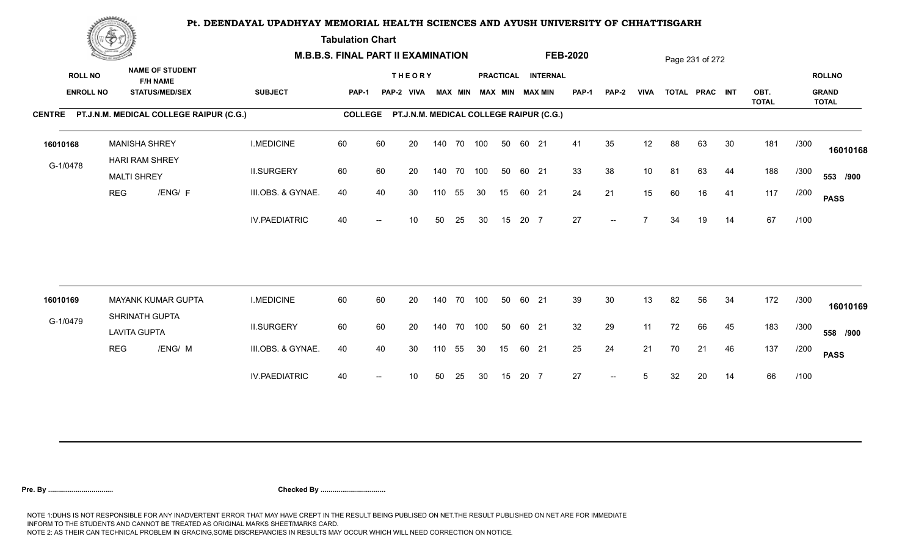# Pt. DEENDAYAL UPADHYAY MEMORIAL HEALTH SCIENCES AND AYUSH UNIVERSITY OF CHHATTISGARH

**Tabulation Chart**

**M.B.B.S. FINAL PART II EXAMINATION** **FEB-2020**

**CENTRE** PT.J.N.M. MEDICAL COLLEGE RAIPUR (C.G.) **COLLEGE** PT.J.N.M. MEDICAL COLLEGE RAIPUR (C.G.)

| ROLL NO / ENROLL NO | NAME OF STUDENT / F/H NAME / STATUS/MED/SEX | SUBJECT | THEORY PAP-1 | PAP-2 | VIVA | MAX | MIN | PRACTICAL MAX | MIN | INTERNAL MAX | MIN | PAP-1 | PAP-2 | VIVA | TOTAL | PRAC | INT | OBT. TOTAL | | ROLLNO / GRAND TOTAL |
|---|---|---|---|---|---|---|---|---|---|---|---|---|---|---|---|---|---|---|---|---|
| 16010168 | MANISHA SHREY | I.MEDICINE | 60 | 60 | 20 | 140 | 70 | 100 | 50 | 60 | 21 | 41 | 35 | 12 | 88 | 63 | 30 | 181 | /300 | 16010168 |
| G-1/0478 | HARI RAM SHREY / MALTI SHREY | II.SURGERY | 60 | 60 | 20 | 140 | 70 | 100 | 50 | 60 | 21 | 33 | 38 | 10 | 81 | 63 | 44 | 188 | /300 | 553 /900 |
| | REG /ENG/ F | III.OBS. & GYNAE. | 40 | 40 | 30 | 110 | 55 | 30 | 15 | 60 | 21 | 24 | 21 | 15 | 60 | 16 | 41 | 117 | /200 | PASS |
| | | IV.PAEDIATRIC | 40 | -- | 10 | 50 | 25 | 30 | 15 | 20 | 7 | 27 | -- | 7 | 34 | 19 | 14 | 67 | /100 | |
| 16010169 | MAYANK KUMAR GUPTA | I.MEDICINE | 60 | 60 | 20 | 140 | 70 | 100 | 50 | 60 | 21 | 39 | 30 | 13 | 82 | 56 | 34 | 172 | /300 | 16010169 |
| G-1/0479 | SHRINATH GUPTA / LAVITA GUPTA | II.SURGERY | 60 | 60 | 20 | 140 | 70 | 100 | 50 | 60 | 21 | 32 | 29 | 11 | 72 | 66 | 45 | 183 | /300 | 558 /900 |
| | REG /ENG/ M | III.OBS. & GYNAE. | 40 | 40 | 30 | 110 | 55 | 30 | 15 | 60 | 21 | 25 | 24 | 21 | 70 | 21 | 46 | 137 | /200 | PASS |
| | | IV.PAEDIATRIC | 40 | -- | 10 | 50 | 25 | 30 | 15 | 20 | 7 | 27 | -- | 5 | 32 | 20 | 14 | 66 | /100 | |

**Pre. By ................................** **Checked By ................................**

NOTE 1:DUHS IS NOT RESPONSIBLE FOR ANY INADVERTENT ERROR THAT MAY HAVE CREPT IN THE RESULT BEING PUBLISED ON NET.THE RESULT PUBLISHED ON NET ARE FOR IMMEDIATE INFORM TO THE STUDENTS AND CANNOT BE TREATED AS ORIGINAL MARKS SHEET/MARKS CARD.
NOTE 2: AS THEIR CAN TECHNICAL PROBLEM IN GRACING,SOME DISCREPANCIES IN RESULTS MAY OCCUR WHICH WILL NEED CORRECTION ON NOTICE.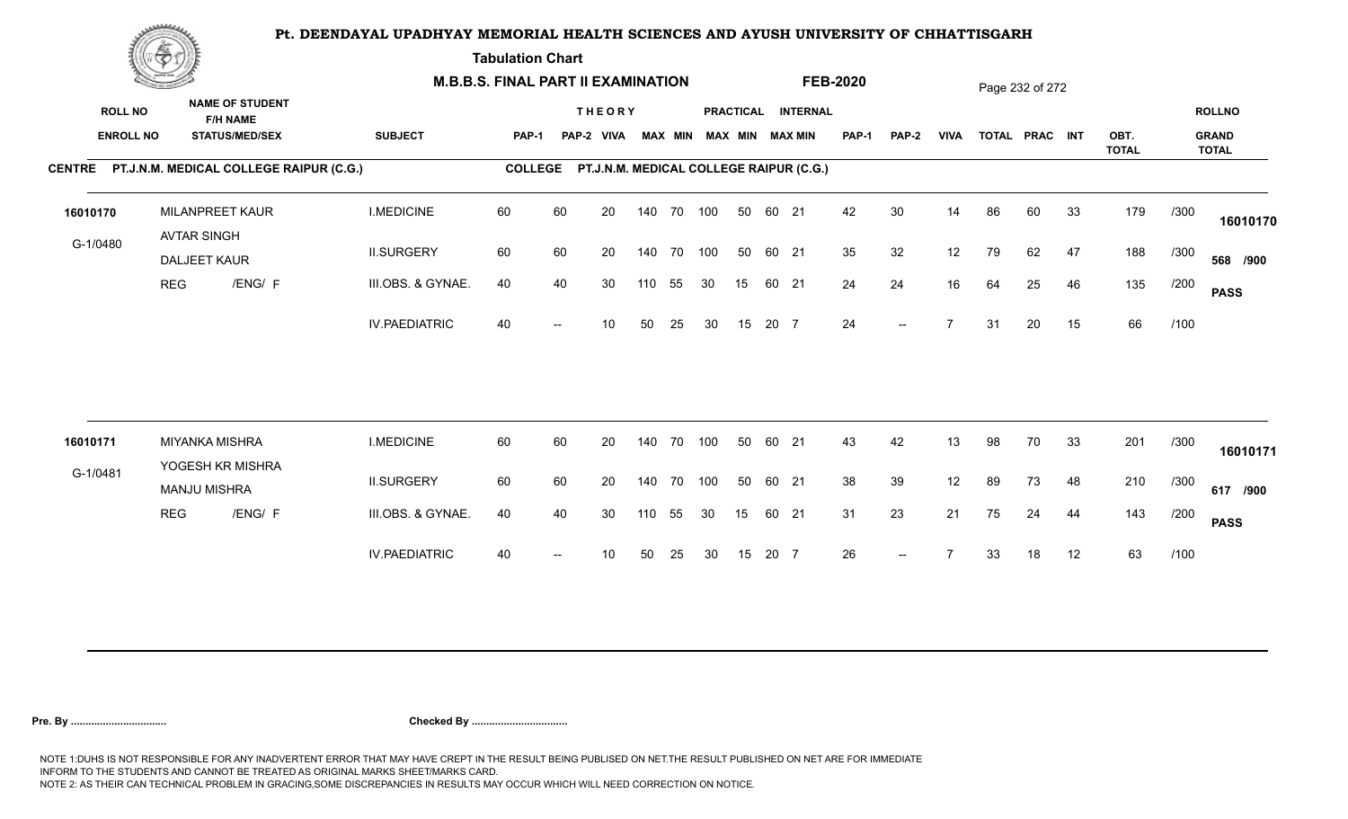# Pt. DEENDAYAL UPADHYAY MEMORIAL HEALTH SCIENCES AND AYUSH UNIVERSITY OF CHHATTISGARH

**Tabulation Chart**

**M.B.B.S. FINAL PART II EXAMINATION** **FEB-2020**

**CENTRE** PT.J.N.M. MEDICAL COLLEGE RAIPUR (C.G.) **COLLEGE** PT.J.N.M. MEDICAL COLLEGE RAIPUR (C.G.)

| ROLL NO / ENROLL NO | NAME OF STUDENT / F/H NAME / STATUS/MED/SEX | SUBJECT | THEORY PAP-1 | PAP-2 | VIVA | MAX | MIN | PRACTICAL MAX | MIN | INTERNAL MAX | MIN | PAP-1 | PAP-2 | VIVA | TOTAL | PRAC | INT | OBT. TOTAL | | ROLLNO / GRAND TOTAL |
|---|---|---|---|---|---|---|---|---|---|---|---|---|---|---|---|---|---|---|---|---|
| 16010170 | MILANPREET KAUR | I.MEDICINE | 60 | 60 | 20 | 140 | 70 | 100 | 50 | 60 | 21 | 42 | 30 | 14 | 86 | 60 | 33 | 179 | /300 | 16010170 |
| G-1/0480 | AVTAR SINGH / DALJEET KAUR | II.SURGERY | 60 | 60 | 20 | 140 | 70 | 100 | 50 | 60 | 21 | 35 | 32 | 12 | 79 | 62 | 47 | 188 | /300 | 568 /900 |
| | REG /ENG/ F | III.OBS. & GYNAE. | 40 | 40 | 30 | 110 | 55 | 30 | 15 | 60 | 21 | 24 | 24 | 16 | 64 | 25 | 46 | 135 | /200 | PASS |
| | | IV.PAEDIATRIC | 40 | -- | 10 | 50 | 25 | 30 | 15 | 20 | 7 | 24 | -- | 7 | 31 | 20 | 15 | 66 | /100 | |
| 16010171 | MIYANKA MISHRA | I.MEDICINE | 60 | 60 | 20 | 140 | 70 | 100 | 50 | 60 | 21 | 43 | 42 | 13 | 98 | 70 | 33 | 201 | /300 | 16010171 |
| G-1/0481 | YOGESH KR MISHRA / MANJU MISHRA | II.SURGERY | 60 | 60 | 20 | 140 | 70 | 100 | 50 | 60 | 21 | 38 | 39 | 12 | 89 | 73 | 48 | 210 | /300 | 617 /900 |
| | REG /ENG/ F | III.OBS. & GYNAE. | 40 | 40 | 30 | 110 | 55 | 30 | 15 | 60 | 21 | 31 | 23 | 21 | 75 | 24 | 44 | 143 | /200 | PASS |
| | | IV.PAEDIATRIC | 40 | -- | 10 | 50 | 25 | 30 | 15 | 20 | 7 | 26 | -- | 7 | 33 | 18 | 12 | 63 | /100 | |

**Pre. By ................................** **Checked By ................................**

NOTE 1:DUHS IS NOT RESPONSIBLE FOR ANY INADVERTENT ERROR THAT MAY HAVE CREPT IN THE RESULT BEING PUBLISED ON NET.THE RESULT PUBLISHED ON NET ARE FOR IMMEDIATE INFORM TO THE STUDENTS AND CANNOT BE TREATED AS ORIGINAL MARKS SHEET/MARKS CARD.
NOTE 2: AS THEIR CAN TECHNICAL PROBLEM IN GRACING,SOME DISCREPANCIES IN RESULTS MAY OCCUR WHICH WILL NEED CORRECTION ON NOTICE.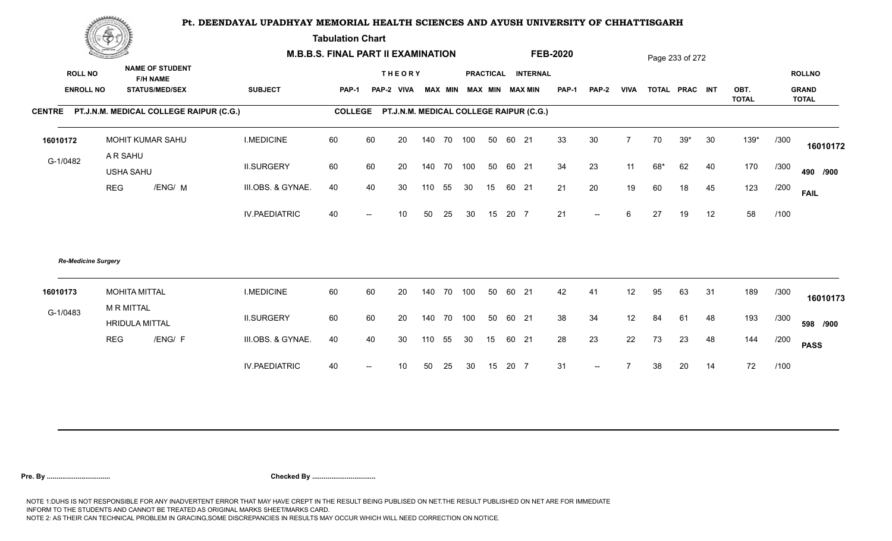# Pt. DEENDAYAL UPADHYAY MEMORIAL HEALTH SCIENCES AND AYUSH UNIVERSITY OF CHHATTISGARH

**Tabulation Chart**

**M.B.B.S. FINAL PART II EXAMINATION** **FEB-2020**

**CENTRE** PT.J.N.M. MEDICAL COLLEGE RAIPUR (C.G.) **COLLEGE** PT.J.N.M. MEDICAL COLLEGE RAIPUR (C.G.)

| ROLL NO / ENROLL NO | NAME OF STUDENT / F/H NAME / STATUS/MEDI/SEX | SUBJECT | THEORY PAP-1 | PAP-2 | VIVA | MAX | MIN | PRACTICAL MAX | MIN | INTERNAL MAX | MIN | PAP-1 | PAP-2 | VIVA | TOTAL | PRAC | INT | OBT. TOTAL | | ROLLNO / GRAND TOTAL |
|---|---|---|---|---|---|---|---|---|---|---|---|---|---|---|---|---|---|---|---|---|
| 16010172 | MOHIT KUMAR SAHU | I.MEDICINE | 60 | 60 | 20 | 140 | 70 | 100 | 50 | 60 | 21 | 33 | 30 | 7 | 70 | 39* | 30 | 139* | /300 | 16010172 |
| G-1/0482 | A R SAHU / USHA SAHU | II.SURGERY | 60 | 60 | 20 | 140 | 70 | 100 | 50 | 60 | 21 | 34 | 23 | 11 | 68* | 62 | 40 | 170 | /300 | 490 /900 |
| | REG /ENG/ M | III.OBS. & GYNAE. | 40 | 40 | 30 | 110 | 55 | 30 | 15 | 60 | 21 | 21 | 20 | 19 | 60 | 18 | 45 | 123 | /200 | FAIL |
| | | IV.PAEDIATRIC | 40 | -- | 10 | 50 | 25 | 30 | 15 | 20 | 7 | 21 | -- | 6 | 27 | 19 | 12 | 58 | /100 | |

*Re-Medicine Surgery*

| ROLL NO / ENROLL NO | NAME OF STUDENT / F/H NAME / STATUS/MEDI/SEX | SUBJECT | THEORY PAP-1 | PAP-2 | VIVA | MAX | MIN | PRACTICAL MAX | MIN | INTERNAL MAX | MIN | PAP-1 | PAP-2 | VIVA | TOTAL | PRAC | INT | OBT. TOTAL | | ROLLNO / GRAND TOTAL |
|---|---|---|---|---|---|---|---|---|---|---|---|---|---|---|---|---|---|---|---|---|
| 16010173 | MOHITA MITTAL | I.MEDICINE | 60 | 60 | 20 | 140 | 70 | 100 | 50 | 60 | 21 | 42 | 41 | 12 | 95 | 63 | 31 | 189 | /300 | 16010173 |
| G-1/0483 | M R MITTAL / HRIDULA MITTAL | II.SURGERY | 60 | 60 | 20 | 140 | 70 | 100 | 50 | 60 | 21 | 38 | 34 | 12 | 84 | 61 | 48 | 193 | /300 | 598 /900 |
| | REG /ENG/ F | III.OBS. & GYNAE. | 40 | 40 | 30 | 110 | 55 | 30 | 15 | 60 | 21 | 28 | 23 | 22 | 73 | 23 | 48 | 144 | /200 | PASS |
| | | IV.PAEDIATRIC | 40 | -- | 10 | 50 | 25 | 30 | 15 | 20 | 7 | 31 | -- | 7 | 38 | 20 | 14 | 72 | /100 | |

**Pre. By ................................** **Checked By ................................**

NOTE 1:DUHS IS NOT RESPONSIBLE FOR ANY INADVERTENT ERROR THAT MAY HAVE CREPT IN THE RESULT BEING PUBLISED ON NET.THE RESULT PUBLISHED ON NET ARE FOR IMMEDIATE INFORM TO THE STUDENTS AND CANNOT BE TREATED AS ORIGINAL MARKS SHEET/MARKS CARD.
NOTE 2: AS THEIR CAN TECHNICAL PROBLEM IN GRACING,SOME DISCREPANCIES IN RESULTS MAY OCCUR WHICH WILL NEED CORRECTION ON NOTICE.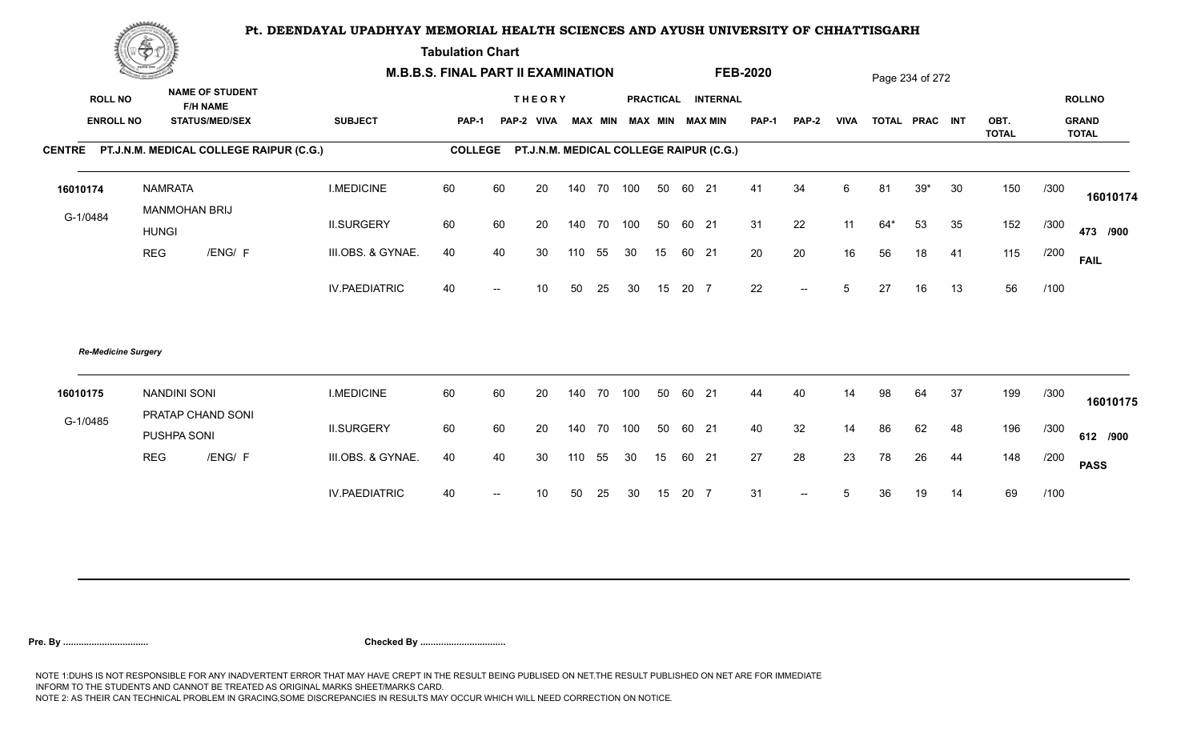# Pt. DEENDAYAL UPADHYAY MEMORIAL HEALTH SCIENCES AND AYUSH UNIVERSITY OF CHHATTISGARH

**Tabulation Chart**

**M.B.B.S. FINAL PART II EXAMINATION** **FEB-2020**

| ROLL NO / ENROLL NO | NAME OF STUDENT / F/H NAME / STATUS/MED/SEX | SUBJECT | THEORY PAP-1 | PAP-2 | VIVA | MAX | MIN | PRACTICAL MAX | MIN | INTERNAL MAX | MIN | PAP-1 | PAP-2 | VIVA | TOTAL | PRAC | INT | OBT. TOTAL | | ROLLNO / GRAND TOTAL |
|---|---|---|---|---|---|---|---|---|---|---|---|---|---|---|---|---|---|---|---|---|

**CENTRE** PT.J.N.M. MEDICAL COLLEGE RAIPUR (C.G.) **COLLEGE** PT.J.N.M. MEDICAL COLLEGE RAIPUR (C.G.)

| ROLL NO / ENROLL NO | NAME OF STUDENT / F/H NAME / STATUS/MED/SEX | SUBJECT | PAP-1 | PAP-2 | VIVA | MAX | MIN | MAX | MIN | MAX | MIN | PAP-1 | PAP-2 | VIVA | TOTAL | PRAC | INT | OBT. TOTAL | | ROLLNO / GRAND TOTAL |
|---|---|---|---|---|---|---|---|---|---|---|---|---|---|---|---|---|---|---|---|---|
| 16010174 | NAMRATA | I.MEDICINE | 60 | 60 | 20 | 140 | 70 | 100 | 50 | 60 | 21 | 41 | 34 | 6 | 81 | 39* | 30 | 150 | /300 | 16010174 |
| G-1/0484 | MANMOHAN BRIJ HUNGI | II.SURGERY | 60 | 60 | 20 | 140 | 70 | 100 | 50 | 60 | 21 | 31 | 22 | 11 | 64* | 53 | 35 | 152 | /300 | 473 /900 |
| | REG /ENG/ F | III.OBS. & GYNAE. | 40 | 40 | 30 | 110 | 55 | 30 | 15 | 60 | 21 | 20 | 20 | 16 | 56 | 18 | 41 | 115 | /200 | FAIL |
| | | IV.PAEDIATRIC | 40 | -- | 10 | 50 | 25 | 30 | 15 | 20 | 7 | 22 | -- | 5 | 27 | 16 | 13 | 56 | /100 | |

*Re-Medicine Surgery*

| ROLL NO / ENROLL NO | NAME OF STUDENT / F/H NAME / STATUS/MED/SEX | SUBJECT | PAP-1 | PAP-2 | VIVA | MAX | MIN | MAX | MIN | MAX | MIN | PAP-1 | PAP-2 | VIVA | TOTAL | PRAC | INT | OBT. TOTAL | | ROLLNO / GRAND TOTAL |
|---|---|---|---|---|---|---|---|---|---|---|---|---|---|---|---|---|---|---|---|---|
| 16010175 | NANDINI SONI | I.MEDICINE | 60 | 60 | 20 | 140 | 70 | 100 | 50 | 60 | 21 | 44 | 40 | 14 | 98 | 64 | 37 | 199 | /300 | 16010175 |
| G-1/0485 | PRATAP CHAND SONI PUSHPA SONI | II.SURGERY | 60 | 60 | 20 | 140 | 70 | 100 | 50 | 60 | 21 | 40 | 32 | 14 | 86 | 62 | 48 | 196 | /300 | 612 /900 |
| | REG /ENG/ F | III.OBS. & GYNAE. | 40 | 40 | 30 | 110 | 55 | 30 | 15 | 60 | 21 | 27 | 28 | 23 | 78 | 26 | 44 | 148 | /200 | PASS |
| | | IV.PAEDIATRIC | 40 | -- | 10 | 50 | 25 | 30 | 15 | 20 | 7 | 31 | -- | 5 | 36 | 19 | 14 | 69 | /100 | |

**Pre. By .................................** **Checked By .................................**

NOTE 1:DUHS IS NOT RESPONSIBLE FOR ANY INADVERTENT ERROR THAT MAY HAVE CREPT IN THE RESULT BEING PUBLISED ON NET.THE RESULT PUBLISHED ON NET ARE FOR IMMEDIATE INFORM TO THE STUDENTS AND CANNOT BE TREATED AS ORIGINAL MARKS SHEET/MARKS CARD.
NOTE 2: AS THEIR CAN TECHNICAL PROBLEM IN GRACING,SOME DISCREPANCIES IN RESULTS MAY OCCUR WHICH WILL NEED CORRECTION ON NOTICE.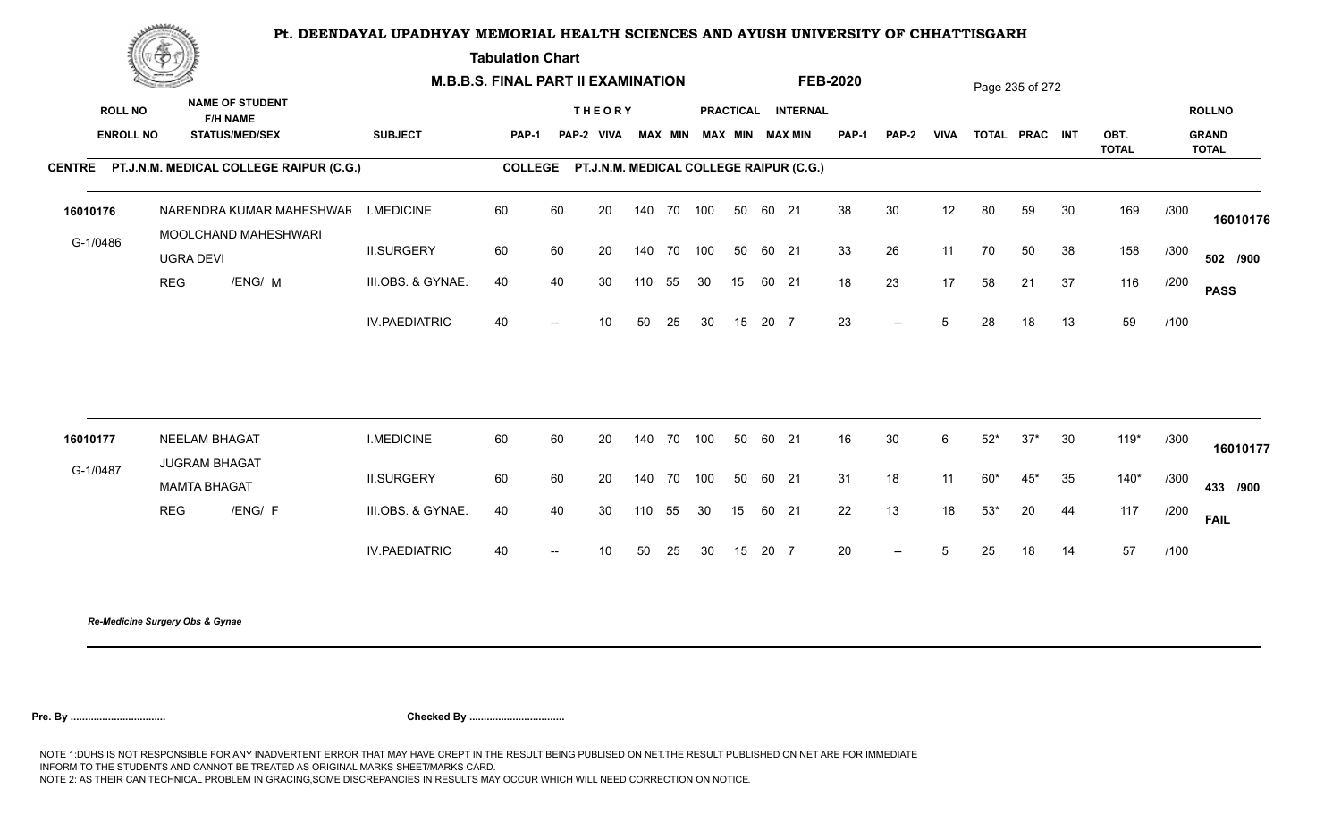# Pt. DEENDAYAL UPADHYAY MEMORIAL HEALTH SCIENCES AND AYUSH UNIVERSITY OF CHHATTISGARH

**Tabulation Chart**

**M.B.B.S. FINAL PART II EXAMINATION** **FEB-2020**

**CENTRE** PT.J.N.M. MEDICAL COLLEGE RAIPUR (C.G.) **COLLEGE** PT.J.N.M. MEDICAL COLLEGE RAIPUR (C.G.)

| ROLL NO / ENROLL NO | NAME OF STUDENT / F/H NAME / STATUS/MED/SEX | SUBJECT | THEORY PAP-1 | PAP-2 | VIVA | MAX | MIN | PRACTICAL MAX | MIN | INTERNAL MAX | MIN | PAP-1 | PAP-2 | VIVA | TOTAL | PRAC | INT | OBT. TOTAL | | ROLLNO / GRAND TOTAL |
|---|---|---|---|---|---|---|---|---|---|---|---|---|---|---|---|---|---|---|---|---|
| 16010176 | NARENDRA KUMAR MAHESHWAR | I.MEDICINE | 60 | 60 | 20 | 140 | 70 | 100 | 50 | 60 | 21 | 38 | 30 | 12 | 80 | 59 | 30 | 169 | /300 | 16010176 |
| G-1/0486 | MOOLCHAND MAHESHWARI / UGRA DEVI | II.SURGERY | 60 | 60 | 20 | 140 | 70 | 100 | 50 | 60 | 21 | 33 | 26 | 11 | 70 | 50 | 38 | 158 | /300 | 502 /900 |
| | REG /ENG/ M | III.OBS. & GYNAE. | 40 | 40 | 30 | 110 | 55 | 30 | 15 | 60 | 21 | 18 | 23 | 17 | 58 | 21 | 37 | 116 | /200 | PASS |
| | | IV.PAEDIATRIC | 40 | -- | 10 | 50 | 25 | 30 | 15 | 20 | 7 | 23 | -- | 5 | 28 | 18 | 13 | 59 | /100 | |
| 16010177 | NEELAM BHAGAT | I.MEDICINE | 60 | 60 | 20 | 140 | 70 | 100 | 50 | 60 | 21 | 16 | 30 | 6 | 52* | 37* | 30 | 119* | /300 | 16010177 |
| G-1/0487 | JUGRAM BHAGAT / MAMTA BHAGAT | II.SURGERY | 60 | 60 | 20 | 140 | 70 | 100 | 50 | 60 | 21 | 31 | 18 | 11 | 60* | 45* | 35 | 140* | /300 | 433 /900 |
| | REG /ENG/ F | III.OBS. & GYNAE. | 40 | 40 | 30 | 110 | 55 | 30 | 15 | 60 | 21 | 22 | 13 | 18 | 53* | 20 | 44 | 117 | /200 | FAIL |
| | | IV.PAEDIATRIC | 40 | -- | 10 | 50 | 25 | 30 | 15 | 20 | 7 | 20 | -- | 5 | 25 | 18 | 14 | 57 | /100 | |

*Re-Medicine Surgery Obs & Gynae*

**Pre. By .................................** **Checked By .................................**

NOTE 1:DUHS IS NOT RESPONSIBLE FOR ANY INADVERTENT ERROR THAT MAY HAVE CREPT IN THE RESULT BEING PUBLISED ON NET.THE RESULT PUBLISHED ON NET ARE FOR IMMEDIATE INFORM TO THE STUDENTS AND CANNOT BE TREATED AS ORIGINAL MARKS SHEET/MARKS CARD.
NOTE 2: AS THEIR CAN TECHNICAL PROBLEM IN GRACING,SOME DISCREPANCIES IN RESULTS MAY OCCUR WHICH WILL NEED CORRECTION ON NOTICE.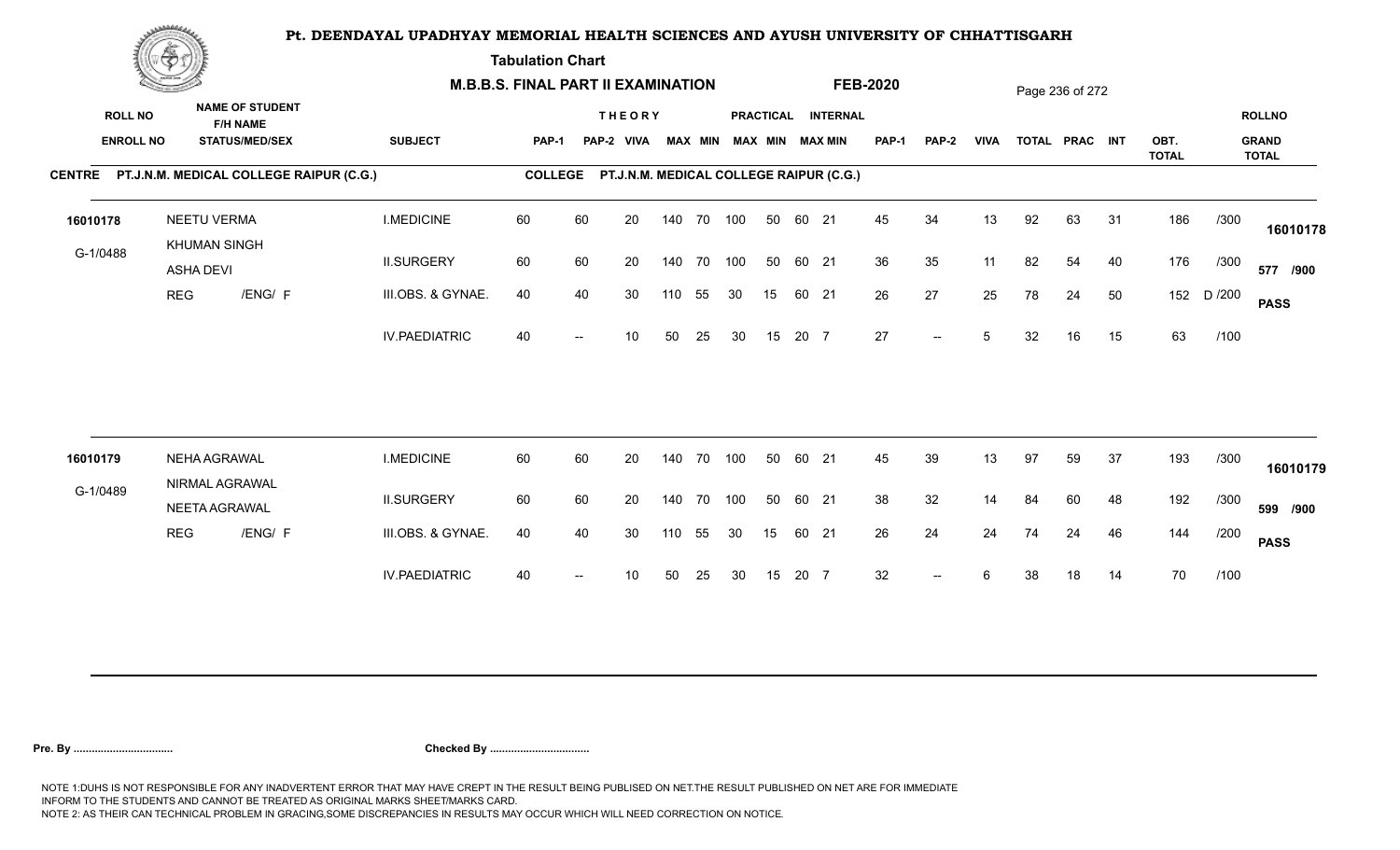# Pt. DEENDAYAL UPADHYAY MEMORIAL HEALTH SCIENCES AND AYUSH UNIVERSITY OF CHHATTISGARH

**Tabulation Chart**

**M.B.B.S. FINAL PART II EXAMINATION — FEB-2020**

**CENTRE: PT.J.N.M. MEDICAL COLLEGE RAIPUR (C.G.)** — **COLLEGE: PT.J.N.M. MEDICAL COLLEGE RAIPUR (C.G.)**

| ROLL NO / ENROLL NO | NAME OF STUDENT / F/H NAME / STATUS/MEDI/SEX | SUBJECT | THEORY PAP-1 | THEORY PAP-2 | THEORY VIVA | THEORY MAX | THEORY MIN | PRACTICAL MAX | PRACTICAL MIN | INTERNAL MAX | INTERNAL MIN | PAP-1 | PAP-2 | VIVA | TOTAL | PRAC | INT | OBT. TOTAL | | ROLLNO / GRAND TOTAL |
|---|---|---|---|---|---|---|---|---|---|---|---|---|---|---|---|---|---|---|---|---|
| 16010178 | NEETU VERMA | I.MEDICINE | 60 | 60 | 20 | 140 | 70 | 100 | 50 | 60 | 21 | 45 | 34 | 13 | 92 | 63 | 31 | 186 | /300 | 16010178 |
| G-1/0488 | KHUMAN SINGH / ASHA DEVI | II.SURGERY | 60 | 60 | 20 | 140 | 70 | 100 | 50 | 60 | 21 | 36 | 35 | 11 | 82 | 54 | 40 | 176 | /300 | 577 /900 |
| | REG /ENG/ F | III.OBS. & GYNAE. | 40 | 40 | 30 | 110 | 55 | 30 | 15 | 60 | 21 | 26 | 27 | 25 | 78 | 24 | 50 | 152 | D /200 | PASS |
| | | IV.PAEDIATRIC | 40 | -- | 10 | 50 | 25 | 30 | 15 | 20 | 7 | 27 | -- | 5 | 32 | 16 | 15 | 63 | /100 | |
| 16010179 | NEHA AGRAWAL | I.MEDICINE | 60 | 60 | 20 | 140 | 70 | 100 | 50 | 60 | 21 | 45 | 39 | 13 | 97 | 59 | 37 | 193 | /300 | 16010179 |
| G-1/0489 | NIRMAL AGRAWAL / NEETA AGRAWAL | II.SURGERY | 60 | 60 | 20 | 140 | 70 | 100 | 50 | 60 | 21 | 38 | 32 | 14 | 84 | 60 | 48 | 192 | /300 | 599 /900 |
| | REG /ENG/ F | III.OBS. & GYNAE. | 40 | 40 | 30 | 110 | 55 | 30 | 15 | 60 | 21 | 26 | 24 | 24 | 74 | 24 | 46 | 144 | /200 | PASS |
| | | IV.PAEDIATRIC | 40 | -- | 10 | 50 | 25 | 30 | 15 | 20 | 7 | 32 | -- | 6 | 38 | 18 | 14 | 70 | /100 | |

**Pre. By .................................** **Checked By .................................**

NOTE 1:DUHS IS NOT RESPONSIBLE FOR ANY INADVERTENT ERROR THAT MAY HAVE CREPT IN THE RESULT BEING PUBLISED ON NET.THE RESULT PUBLISHED ON NET ARE FOR IMMEDIATE INFORM TO THE STUDENTS AND CANNOT BE TREATED AS ORIGINAL MARKS SHEET/MARKS CARD.
NOTE 2: AS THEIR CAN TECHNICAL PROBLEM IN GRACING,SOME DISCREPANCIES IN RESULTS MAY OCCUR WHICH WILL NEED CORRECTION ON NOTICE.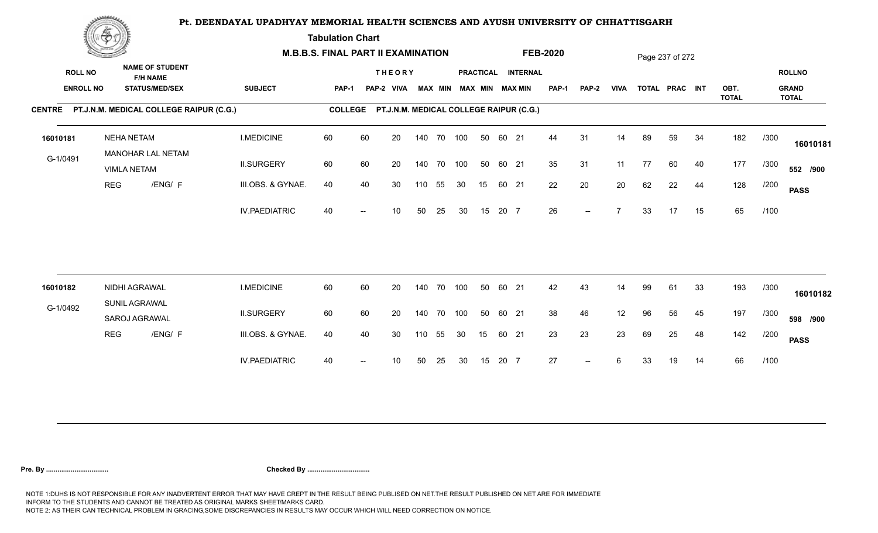# Pt. DEENDAYAL UPADHYAY MEMORIAL HEALTH SCIENCES AND AYUSH UNIVERSITY OF CHHATTISGARH

**Tabulation Chart**

**M.B.B.S. FINAL PART II EXAMINATION** **FEB-2020**

**CENTRE** PT.J.N.M. MEDICAL COLLEGE RAIPUR (C.G.) **COLLEGE** PT.J.N.M. MEDICAL COLLEGE RAIPUR (C.G.)

| ROLL NO / ENROLL NO | NAME OF STUDENT / F/H NAME / STATUS/MED/SEX | SUBJECT | THEORY PAP-1 | PAP-2 | VIVA | MAX | MIN | PRACTICAL MAX | MIN | INTERNAL MAX | MIN | PAP-1 | PAP-2 | VIVA | TOTAL | PRAC | INT | OBT. TOTAL | | ROLLNO / GRAND TOTAL |
|---|---|---|---|---|---|---|---|---|---|---|---|---|---|---|---|---|---|---|---|---|
| 16010181 | NEHA NETAM | I.MEDICINE | 60 | 60 | 20 | 140 | 70 | 100 | 50 | 60 | 21 | 44 | 31 | 14 | 89 | 59 | 34 | 182 | /300 | 16010181 |
| G-1/0491 | MANOHAR LAL NETAM / VIMLA NETAM | II.SURGERY | 60 | 60 | 20 | 140 | 70 | 100 | 50 | 60 | 21 | 35 | 31 | 11 | 77 | 60 | 40 | 177 | /300 | 552 /900 |
| | REG /ENG/ F | III.OBS. & GYNAE. | 40 | 40 | 30 | 110 | 55 | 30 | 15 | 60 | 21 | 22 | 20 | 20 | 62 | 22 | 44 | 128 | /200 | PASS |
| | | IV.PAEDIATRIC | 40 | -- | 10 | 50 | 25 | 30 | 15 | 20 | 7 | 26 | -- | 7 | 33 | 17 | 15 | 65 | /100 | |
| 16010182 | NIDHI AGRAWAL | I.MEDICINE | 60 | 60 | 20 | 140 | 70 | 100 | 50 | 60 | 21 | 42 | 43 | 14 | 99 | 61 | 33 | 193 | /300 | 16010182 |
| G-1/0492 | SUNIL AGRAWAL / SAROJ AGRAWAL | II.SURGERY | 60 | 60 | 20 | 140 | 70 | 100 | 50 | 60 | 21 | 38 | 46 | 12 | 96 | 56 | 45 | 197 | /300 | 598 /900 |
| | REG /ENG/ F | III.OBS. & GYNAE. | 40 | 40 | 30 | 110 | 55 | 30 | 15 | 60 | 21 | 23 | 23 | 23 | 69 | 25 | 48 | 142 | /200 | PASS |
| | | IV.PAEDIATRIC | 40 | -- | 10 | 50 | 25 | 30 | 15 | 20 | 7 | 27 | -- | 6 | 33 | 19 | 14 | 66 | /100 | |

**Pre. By ................................** **Checked By ................................**

NOTE 1:DUHS IS NOT RESPONSIBLE FOR ANY INADVERTENT ERROR THAT MAY HAVE CREPT IN THE RESULT BEING PUBLISED ON NET.THE RESULT PUBLISHED ON NET ARE FOR IMMEDIATE INFORM TO THE STUDENTS AND CANNOT BE TREATED AS ORIGINAL MARKS SHEET/MARKS CARD.
NOTE 2: AS THEIR CAN TECHNICAL PROBLEM IN GRACING,SOME DISCREPANCIES IN RESULTS MAY OCCUR WHICH WILL NEED CORRECTION ON NOTICE.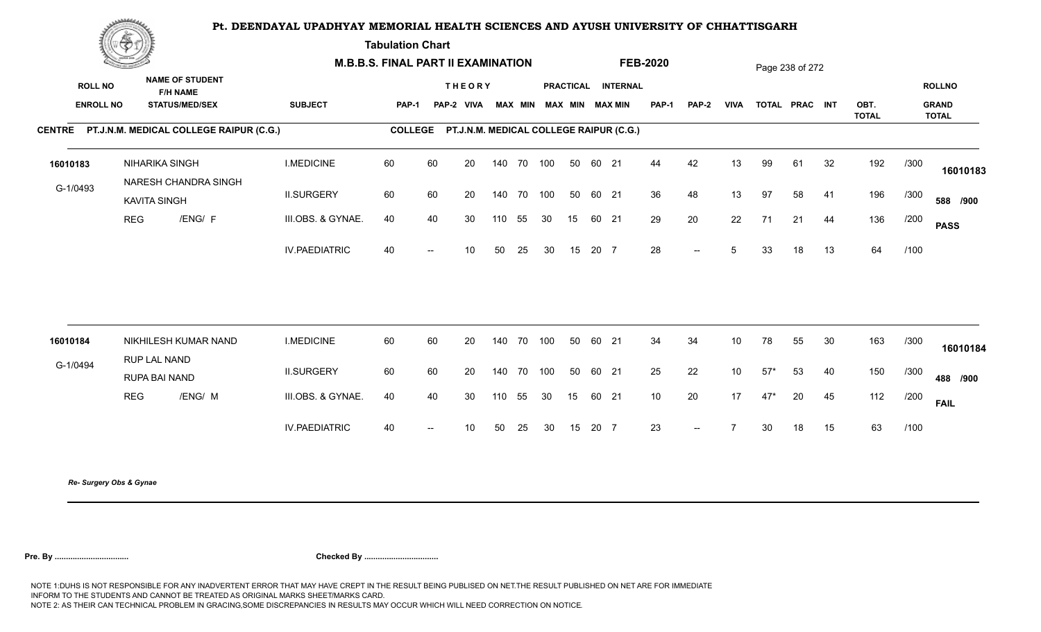# Pt. DEENDAYAL UPADHYAY MEMORIAL HEALTH SCIENCES AND AYUSH UNIVERSITY OF CHHATTISGARH

**Tabulation Chart**

**M.B.B.S. FINAL PART II EXAMINATION** **FEB-2020**

| ROLL NO / ENROLL NO | NAME OF STUDENT / F/H NAME / STATUS/MED/SEX | SUBJECT | THEORY PAP-1 | THEORY PAP-2 | VIVA | MAX | MIN | PRACTICAL MAX | PRACTICAL MIN | INTERNAL MAX | INTERNAL MIN | PAP-1 | PAP-2 | VIVA | TOTAL | PRAC | INT | OBT. TOTAL | | ROLLNO / GRAND TOTAL |
|---|---|---|---|---|---|---|---|---|---|---|---|---|---|---|---|---|---|---|---|---|

**CENTRE PT.J.N.M. MEDICAL COLLEGE RAIPUR (C.G.)** **COLLEGE PT.J.N.M. MEDICAL COLLEGE RAIPUR (C.G.)**

| ROLL NO / ENROLL NO | NAME OF STUDENT / F/H NAME / STATUS/MED/SEX | SUBJECT | PAP-1 | PAP-2 | VIVA | MAX | MIN | PRAC MAX | PRAC MIN | INT MAX | INT MIN | PAP-1 | PAP-2 | VIVA | TOTAL | PRAC | INT | OBT. TOTAL | | ROLLNO / GRAND TOTAL |
|---|---|---|---|---|---|---|---|---|---|---|---|---|---|---|---|---|---|---|---|---|
| 16010183 | NIHARIKA SINGH | I.MEDICINE | 60 | 60 | 20 | 140 | 70 | 100 | 50 | 60 | 21 | 44 | 42 | 13 | 99 | 61 | 32 | 192 | /300 | 16010183 |
| G-1/0493 | NARESH CHANDRA SINGH / KAVITA SINGH | II.SURGERY | 60 | 60 | 20 | 140 | 70 | 100 | 50 | 60 | 21 | 36 | 48 | 13 | 97 | 58 | 41 | 196 | /300 | 588 /900 |
| | REG /ENG/ F | III.OBS. & GYNAE. | 40 | 40 | 30 | 110 | 55 | 30 | 15 | 60 | 21 | 29 | 20 | 22 | 71 | 21 | 44 | 136 | /200 | PASS |
| | | IV.PAEDIATRIC | 40 | -- | 10 | 50 | 25 | 30 | 15 | 20 | 7 | 28 | -- | 5 | 33 | 18 | 13 | 64 | /100 | |
| 16010184 | NIKHILESH KUMAR NAND | I.MEDICINE | 60 | 60 | 20 | 140 | 70 | 100 | 50 | 60 | 21 | 34 | 34 | 10 | 78 | 55 | 30 | 163 | /300 | 16010184 |
| G-1/0494 | RUP LAL NAND / RUPA BAI NAND | II.SURGERY | 60 | 60 | 20 | 140 | 70 | 100 | 50 | 60 | 21 | 25 | 22 | 10 | 57* | 53 | 40 | 150 | /300 | 488 /900 |
| | REG /ENG/ M | III.OBS. & GYNAE. | 40 | 40 | 30 | 110 | 55 | 30 | 15 | 60 | 21 | 10 | 20 | 17 | 47* | 20 | 45 | 112 | /200 | FAIL |
| | | IV.PAEDIATRIC | 40 | -- | 10 | 50 | 25 | 30 | 15 | 20 | 7 | 23 | -- | 7 | 30 | 18 | 15 | 63 | /100 | |

*Re- Surgery Obs & Gynae*

**Pre. By .................................** **Checked By .................................**

NOTE 1:DUHS IS NOT RESPONSIBLE FOR ANY INADVERTENT ERROR THAT MAY HAVE CREPT IN THE RESULT BEING PUBLISED ON NET.THE RESULT PUBLISHED ON NET ARE FOR IMMEDIATE INFORM TO THE STUDENTS AND CANNOT BE TREATED AS ORIGINAL MARKS SHEET/MARKS CARD.
NOTE 2: AS THEIR CAN TECHNICAL PROBLEM IN GRACING,SOME DISCREPANCIES IN RESULTS MAY OCCUR WHICH WILL NEED CORRECTION ON NOTICE.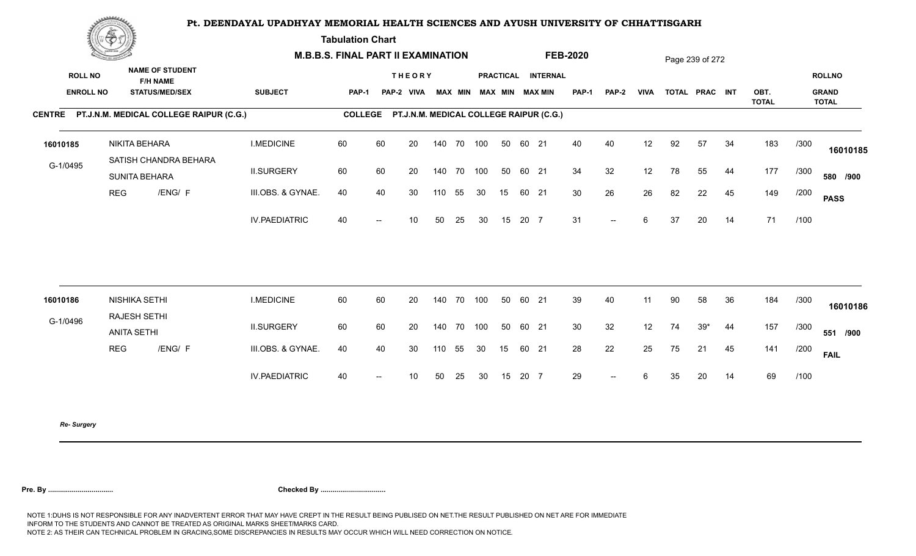# Pt. DEENDAYAL UPADHYAY MEMORIAL HEALTH SCIENCES AND AYUSH UNIVERSITY OF CHHATTISGARH

**Tabulation Chart**

**M.B.B.S. FINAL PART II EXAMINATION** **FEB-2020**

**CENTRE** PT.J.N.M. MEDICAL COLLEGE RAIPUR (C.G.) **COLLEGE** PT.J.N.M. MEDICAL COLLEGE RAIPUR (C.G.)

| ROLL NO / ENROLL NO | NAME OF STUDENT / F/H NAME / STATUS/MED/SEX | SUBJECT | THEORY PAP-1 | PAP-2 | VIVA | MAX | MIN | PRACTICAL MAX | MIN | INTERNAL MAX | MIN | PAP-1 | PAP-2 | VIVA | TOTAL | PRAC | INT | OBT. TOTAL | | ROLLNO / GRAND TOTAL |
|---|---|---|---|---|---|---|---|---|---|---|---|---|---|---|---|---|---|---|---|---|
| 16010185 | NIKITA BEHARA | I.MEDICINE | 60 | 60 | 20 | 140 | 70 | 100 | 50 | 60 | 21 | 40 | 40 | 12 | 92 | 57 | 34 | 183 | /300 | 16010185 |
| G-1/0495 | SATISH CHANDRA BEHARA / SUNITA BEHARA | II.SURGERY | 60 | 60 | 20 | 140 | 70 | 100 | 50 | 60 | 21 | 34 | 32 | 12 | 78 | 55 | 44 | 177 | /300 | 580 /900 |
| | REG /ENG/ F | III.OBS. & GYNAE. | 40 | 40 | 30 | 110 | 55 | 30 | 15 | 60 | 21 | 30 | 26 | 26 | 82 | 22 | 45 | 149 | /200 | PASS |
| | | IV.PAEDIATRIC | 40 | -- | 10 | 50 | 25 | 30 | 15 | 20 | 7 | 31 | -- | 6 | 37 | 20 | 14 | 71 | /100 | |
| 16010186 | NISHIKA SETHI | I.MEDICINE | 60 | 60 | 20 | 140 | 70 | 100 | 50 | 60 | 21 | 39 | 40 | 11 | 90 | 58 | 36 | 184 | /300 | 16010186 |
| G-1/0496 | RAJESH SETHI / ANITA SETHI | II.SURGERY | 60 | 60 | 20 | 140 | 70 | 100 | 50 | 60 | 21 | 30 | 32 | 12 | 74 | 39* | 44 | 157 | /300 | 551 /900 |
| | REG /ENG/ F | III.OBS. & GYNAE. | 40 | 40 | 30 | 110 | 55 | 30 | 15 | 60 | 21 | 28 | 22 | 25 | 75 | 21 | 45 | 141 | /200 | FAIL |
| | | IV.PAEDIATRIC | 40 | -- | 10 | 50 | 25 | 30 | 15 | 20 | 7 | 29 | -- | 6 | 35 | 20 | 14 | 69 | /100 | |

*Re- Surgery*

**Pre. By .................................** **Checked By .................................**

NOTE 1:DUHS IS NOT RESPONSIBLE FOR ANY INADVERTENT ERROR THAT MAY HAVE CREPT IN THE RESULT BEING PUBLISED ON NET.THE RESULT PUBLISHED ON NET ARE FOR IMMEDIATE INFORM TO THE STUDENTS AND CANNOT BE TREATED AS ORIGINAL MARKS SHEET/MARKS CARD.
NOTE 2: AS THEIR CAN TECHNICAL PROBLEM IN GRACING,SOME DISCREPANCIES IN RESULTS MAY OCCUR WHICH WILL NEED CORRECTION ON NOTICE.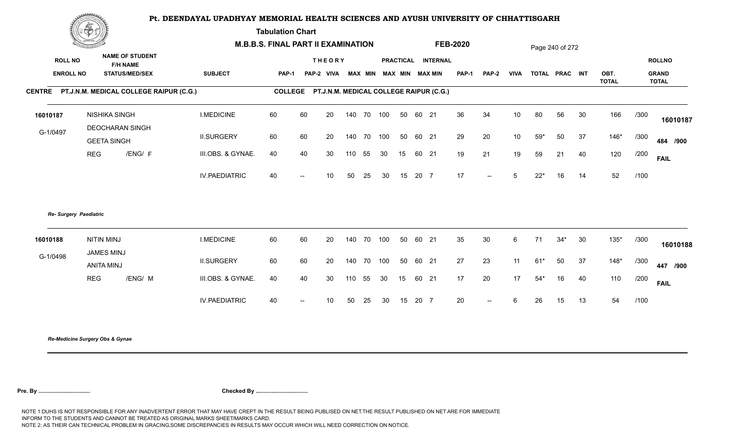# Pt. DEENDAYAL UPADHYAY MEMORIAL HEALTH SCIENCES AND AYUSH UNIVERSITY OF CHHATTISGARH

**Tabulation Chart**

**M.B.B.S. FINAL PART II EXAMINATION** **FEB-2020**

Page 240 of 272

**CENTRE** PT.J.N.M. MEDICAL COLLEGE RAIPUR (C.G.) **COLLEGE** PT.J.N.M. MEDICAL COLLEGE RAIPUR (C.G.)

| ROLL NO / ENROLL NO | NAME OF STUDENT / F/H NAME / STATUS/MED/SEX | SUBJECT | THEORY PAP-1 | PAP-2 | VIVA | MAX | MIN | PRACTICAL MAX | MIN | INTERNAL MAX | MIN | PAP-1 | PAP-2 | VIVA | TOTAL | PRAC | INT | OBT. TOTAL | | ROLLNO / GRAND TOTAL |
|---|---|---|---|---|---|---|---|---|---|---|---|---|---|---|---|---|---|---|---|---|
| 16010187 | NISHIKA SINGH | I.MEDICINE | 60 | 60 | 20 | 140 | 70 | 100 | 50 | 60 | 21 | 36 | 34 | 10 | 80 | 56 | 30 | 166 | /300 | 16010187 |
| G-1/0497 | DEOCHARAN SINGH / GEETA SINGH | II.SURGERY | 60 | 60 | 20 | 140 | 70 | 100 | 50 | 60 | 21 | 29 | 20 | 10 | 59* | 50 | 37 | 146* | /300 | 484 /900 |
| | REG /ENG/ F | III.OBS. & GYNAE. | 40 | 40 | 30 | 110 | 55 | 30 | 15 | 60 | 21 | 19 | 21 | 19 | 59 | 21 | 40 | 120 | /200 | FAIL |
| | | IV.PAEDIATRIC | 40 | -- | 10 | 50 | 25 | 30 | 15 | 20 | 7 | 17 | -- | 5 | 22* | 16 | 14 | 52 | /100 | |

*Re- Surgery Paediatric*

| ROLL NO / ENROLL NO | NAME OF STUDENT / F/H NAME / STATUS/MED/SEX | SUBJECT | THEORY PAP-1 | PAP-2 | VIVA | MAX | MIN | PRACTICAL MAX | MIN | INTERNAL MAX | MIN | PAP-1 | PAP-2 | VIVA | TOTAL | PRAC | INT | OBT. TOTAL | | ROLLNO / GRAND TOTAL |
|---|---|---|---|---|---|---|---|---|---|---|---|---|---|---|---|---|---|---|---|---|
| 16010188 | NITIN MINJ | I.MEDICINE | 60 | 60 | 20 | 140 | 70 | 100 | 50 | 60 | 21 | 35 | 30 | 6 | 71 | 34* | 30 | 135* | /300 | 16010188 |
| G-1/0498 | JAMES MINJ / ANITA MINJ | II.SURGERY | 60 | 60 | 20 | 140 | 70 | 100 | 50 | 60 | 21 | 27 | 23 | 11 | 61* | 50 | 37 | 148* | /300 | 447 /900 |
| | REG /ENG/ M | III.OBS. & GYNAE. | 40 | 40 | 30 | 110 | 55 | 30 | 15 | 60 | 21 | 17 | 20 | 17 | 54* | 16 | 40 | 110 | /200 | FAIL |
| | | IV.PAEDIATRIC | 40 | -- | 10 | 50 | 25 | 30 | 15 | 20 | 7 | 20 | -- | 6 | 26 | 15 | 13 | 54 | /100 | |

*Re-Medicine Surgery Obs & Gynae*

**Pre. By ................................** **Checked By ................................**

NOTE 1:DUHS IS NOT RESPONSIBLE FOR ANY INADVERTENT ERROR THAT MAY HAVE CREPT IN THE RESULT BEING PUBLISED ON NET.THE RESULT PUBLISHED ON NET ARE FOR IMMEDIATE INFORM TO THE STUDENTS AND CANNOT BE TREATED AS ORIGINAL MARKS SHEET/MARKS CARD.
NOTE 2: AS THEIR CAN TECHNICAL PROBLEM IN GRACING,SOME DISCREPANCIES IN RESULTS MAY OCCUR WHICH WILL NEED CORRECTION ON NOTICE.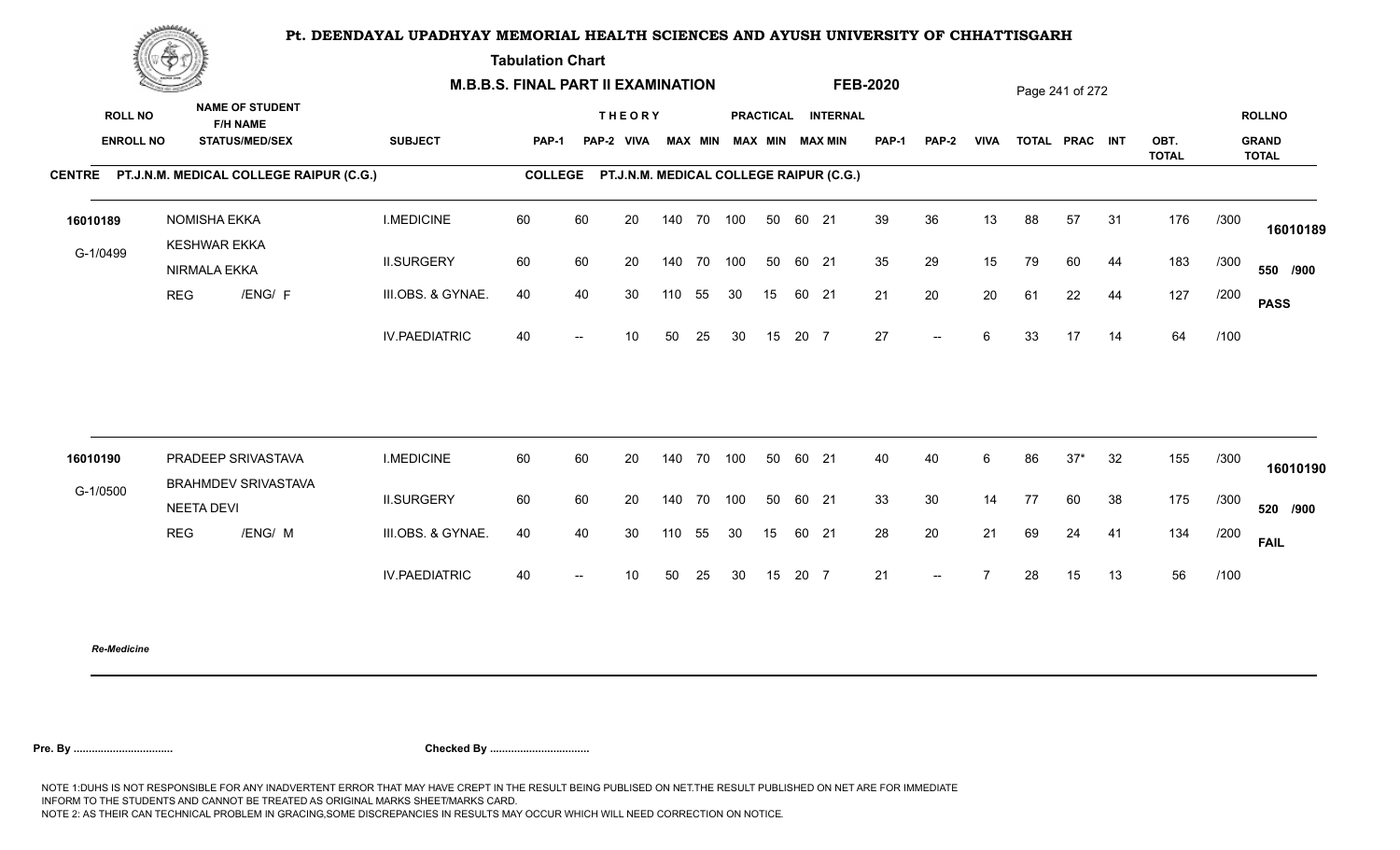# Pt. DEENDAYAL UPADHYAY MEMORIAL HEALTH SCIENCES AND AYUSH UNIVERSITY OF CHHATTISGARH

**Tabulation Chart**

**M.B.B.S. FINAL PART II EXAMINATION** **FEB-2020**

**CENTRE** PT.J.N.M. MEDICAL COLLEGE RAIPUR (C.G.) **COLLEGE** PT.J.N.M. MEDICAL COLLEGE RAIPUR (C.G.)

| ROLL NO / ENROLL NO | NAME OF STUDENT / F/H NAME / STATUS/MED/SEX | SUBJECT | THEORY PAP-1 | PAP-2 | VIVA | PRACTICAL MAX | MIN | INTERNAL MAX | MIN | MAX | MIN | PAP-1 | PAP-2 | VIVA | TOTAL | PRAC | INT | OBT. TOTAL | | ROLLNO / GRAND TOTAL |
|---|---|---|---|---|---|---|---|---|---|---|---|---|---|---|---|---|---|---|---|---|
| 16010189 | NOMISHA EKKA | I.MEDICINE | 60 | 60 | 20 | 140 | 70 | 100 | 50 | 60 | 21 | 39 | 36 | 13 | 88 | 57 | 31 | 176 | /300 | 16010189 |
| G-1/0499 | KESHWAR EKKA / NIRMALA EKKA | II.SURGERY | 60 | 60 | 20 | 140 | 70 | 100 | 50 | 60 | 21 | 35 | 29 | 15 | 79 | 60 | 44 | 183 | /300 | 550 /900 |
| | REG /ENG/ F | III.OBS. & GYNAE. | 40 | 40 | 30 | 110 | 55 | 30 | 15 | 60 | 21 | 21 | 20 | 20 | 61 | 22 | 44 | 127 | /200 | PASS |
| | | IV.PAEDIATRIC | 40 | -- | 10 | 50 | 25 | 30 | 15 | 20 | 7 | 27 | -- | 6 | 33 | 17 | 14 | 64 | /100 | |
| 16010190 | PRADEEP SRIVASTAVA | I.MEDICINE | 60 | 60 | 20 | 140 | 70 | 100 | 50 | 60 | 21 | 40 | 40 | 6 | 86 | 37* | 32 | 155 | /300 | 16010190 |
| G-1/0500 | BRAHMDEV SRIVASTAVA / NEETA DEVI | II.SURGERY | 60 | 60 | 20 | 140 | 70 | 100 | 50 | 60 | 21 | 33 | 30 | 14 | 77 | 60 | 38 | 175 | /300 | 520 /900 |
| | REG /ENG/ M | III.OBS. & GYNAE. | 40 | 40 | 30 | 110 | 55 | 30 | 15 | 60 | 21 | 28 | 20 | 21 | 69 | 24 | 41 | 134 | /200 | FAIL |
| | | IV.PAEDIATRIC | 40 | -- | 10 | 50 | 25 | 30 | 15 | 20 | 7 | 21 | -- | 7 | 28 | 15 | 13 | 56 | /100 | |

*Re-Medicine*

**Pre. By .................................** **Checked By .................................**

NOTE 1:DUHS IS NOT RESPONSIBLE FOR ANY INADVERTENT ERROR THAT MAY HAVE CREPT IN THE RESULT BEING PUBLISED ON NET.THE RESULT PUBLISHED ON NET ARE FOR IMMEDIATE INFORM TO THE STUDENTS AND CANNOT BE TREATED AS ORIGINAL MARKS SHEET/MARKS CARD.
NOTE 2: AS THEIR CAN TECHNICAL PROBLEM IN GRACING,SOME DISCREPANCIES IN RESULTS MAY OCCUR WHICH WILL NEED CORRECTION ON NOTICE.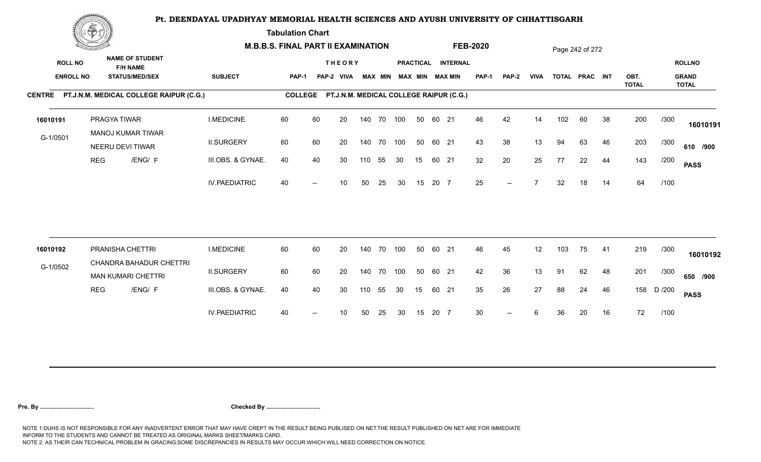# Pt. DEENDAYAL UPADHYAY MEMORIAL HEALTH SCIENCES AND AYUSH UNIVERSITY OF CHHATTISGARH

**Tabulation Chart**

**M.B.B.S. FINAL PART II EXAMINATION** **FEB-2020**

**CENTRE** PT.J.N.M. MEDICAL COLLEGE RAIPUR (C.G.) **COLLEGE** PT.J.N.M. MEDICAL COLLEGE RAIPUR (C.G.)

| ROLL NO / ENROLL NO | NAME OF STUDENT / F/H NAME / STATUS/MED/SEX | SUBJECT | THEORY PAP-1 | THEORY PAP-2 | VIVA | MAX | MIN | PRACTICAL MAX | PRACTICAL MIN | INTERNAL MAX | INTERNAL MIN | PAP-1 | PAP-2 | VIVA | TOTAL | PRAC | INT | OBT. TOTAL | | ROLLNO / GRAND TOTAL |
|---|---|---|---|---|---|---|---|---|---|---|---|---|---|---|---|---|---|---|---|---|
| 16010191 | PRAGYA TIWAR | I.MEDICINE | 60 | 60 | 20 | 140 | 70 | 100 | 50 | 60 | 21 | 46 | 42 | 14 | 102 | 60 | 38 | 200 | /300 | 16010191 |
| G-1/0501 | MANOJ KUMAR TIWAR / NEERU DEVI TIWAR | II.SURGERY | 60 | 60 | 20 | 140 | 70 | 100 | 50 | 60 | 21 | 43 | 38 | 13 | 94 | 63 | 46 | 203 | /300 | 610 /900 |
| | REG /ENG/ F | III.OBS. & GYNAE. | 40 | 40 | 30 | 110 | 55 | 30 | 15 | 60 | 21 | 32 | 20 | 25 | 77 | 22 | 44 | 143 | /200 | PASS |
| | | IV.PAEDIATRIC | 40 | -- | 10 | 50 | 25 | 30 | 15 | 20 | 7 | 25 | -- | 7 | 32 | 18 | 14 | 64 | /100 | |
| 16010192 | PRANISHA CHETTRI | I.MEDICINE | 60 | 60 | 20 | 140 | 70 | 100 | 50 | 60 | 21 | 46 | 45 | 12 | 103 | 75 | 41 | 219 | /300 | 16010192 |
| G-1/0502 | CHANDRA BAHADUR CHETTRI / MAN KUMARI CHETTRI | II.SURGERY | 60 | 60 | 20 | 140 | 70 | 100 | 50 | 60 | 21 | 42 | 36 | 13 | 91 | 62 | 48 | 201 | /300 | 650 /900 |
| | REG /ENG/ F | III.OBS. & GYNAE. | 40 | 40 | 30 | 110 | 55 | 30 | 15 | 60 | 21 | 35 | 26 | 27 | 88 | 24 | 46 | 158 | D /200 | PASS |
| | | IV.PAEDIATRIC | 40 | -- | 10 | 50 | 25 | 30 | 15 | 20 | 7 | 30 | -- | 6 | 36 | 20 | 16 | 72 | /100 | |

**Pre. By .................................** **Checked By .................................**

NOTE 1:DUHS IS NOT RESPONSIBLE FOR ANY INADVERTENT ERROR THAT MAY HAVE CREPT IN THE RESULT BEING PUBLISED ON NET.THE RESULT PUBLISHED ON NET ARE FOR IMMEDIATE INFORM TO THE STUDENTS AND CANNOT BE TREATED AS ORIGINAL MARKS SHEET/MARKS CARD.
NOTE 2: AS THEIR CAN TECHNICAL PROBLEM IN GRACING,SOME DISCREPANCIES IN RESULTS MAY OCCUR WHICH WILL NEED CORRECTION ON NOTICE.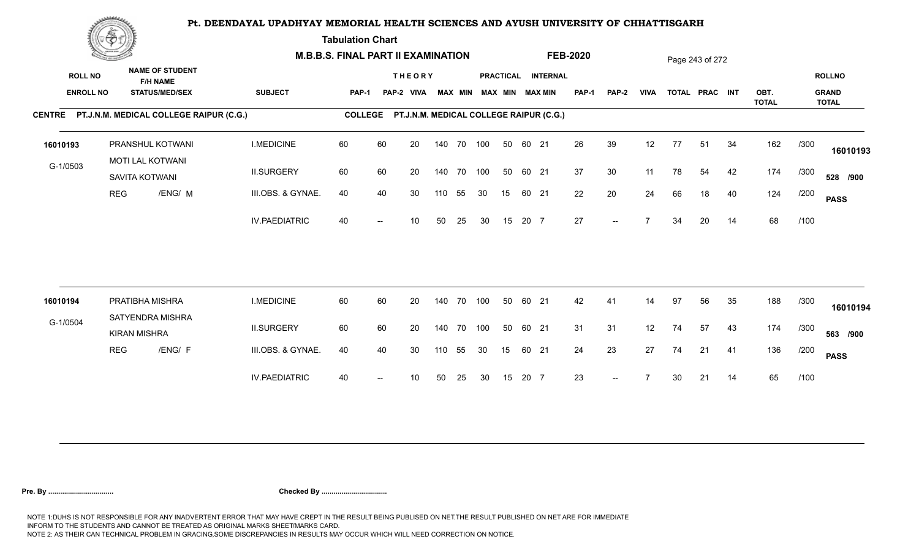# Pt. DEENDAYAL UPADHYAY MEMORIAL HEALTH SCIENCES AND AYUSH UNIVERSITY OF CHHATTISGARH

**Tabulation Chart**

**M.B.B.S. FINAL PART II EXAMINATION** **FEB-2020**

**CENTRE PT.J.N.M. MEDICAL COLLEGE RAIPUR (C.G.)** **COLLEGE PT.J.N.M. MEDICAL COLLEGE RAIPUR (C.G.)**

| ROLL NO / ENROLL NO | NAME OF STUDENT / F/H NAME / STATUS/MED/SEX | SUBJECT | THEORY PAP-1 | PAP-2 | VIVA | MAX | MIN | PRACTICAL MAX | MIN | INTERNAL MAX | MIN | PAP-1 | PAP-2 | VIVA | TOTAL | PRAC | INT | OBT. TOTAL | | ROLLNO / GRAND TOTAL |
|---|---|---|---|---|---|---|---|---|---|---|---|---|---|---|---|---|---|---|---|---|
| 16010193 | PRANSHUL KOTWANI | I.MEDICINE | 60 | 60 | 20 | 140 | 70 | 100 | 50 | 60 | 21 | 26 | 39 | 12 | 77 | 51 | 34 | 162 | /300 | 16010193 |
| G-1/0503 | MOTI LAL KOTWANI / SAVITA KOTWANI | II.SURGERY | 60 | 60 | 20 | 140 | 70 | 100 | 50 | 60 | 21 | 37 | 30 | 11 | 78 | 54 | 42 | 174 | /300 | 528 /900 |
| | REG /ENG/ M | III.OBS. & GYNAE. | 40 | 40 | 30 | 110 | 55 | 30 | 15 | 60 | 21 | 22 | 20 | 24 | 66 | 18 | 40 | 124 | /200 | PASS |
| | | IV.PAEDIATRIC | 40 | -- | 10 | 50 | 25 | 30 | 15 | 20 | 7 | 27 | -- | 7 | 34 | 20 | 14 | 68 | /100 | |
| 16010194 | PRATIBHA MISHRA | I.MEDICINE | 60 | 60 | 20 | 140 | 70 | 100 | 50 | 60 | 21 | 42 | 41 | 14 | 97 | 56 | 35 | 188 | /300 | 16010194 |
| G-1/0504 | SATYENDRA MISHRA / KIRAN MISHRA | II.SURGERY | 60 | 60 | 20 | 140 | 70 | 100 | 50 | 60 | 21 | 31 | 31 | 12 | 74 | 57 | 43 | 174 | /300 | 563 /900 |
| | REG /ENG/ F | III.OBS. & GYNAE. | 40 | 40 | 30 | 110 | 55 | 30 | 15 | 60 | 21 | 24 | 23 | 27 | 74 | 21 | 41 | 136 | /200 | PASS |
| | | IV.PAEDIATRIC | 40 | -- | 10 | 50 | 25 | 30 | 15 | 20 | 7 | 23 | -- | 7 | 30 | 21 | 14 | 65 | /100 | |

**Pre. By ................................** **Checked By ................................**

NOTE 1:DUHS IS NOT RESPONSIBLE FOR ANY INADVERTENT ERROR THAT MAY HAVE CREPT IN THE RESULT BEING PUBLISED ON NET.THE RESULT PUBLISHED ON NET ARE FOR IMMEDIATE INFORM TO THE STUDENTS AND CANNOT BE TREATED AS ORIGINAL MARKS SHEET/MARKS CARD.
NOTE 2: AS THEIR CAN TECHNICAL PROBLEM IN GRACING,SOME DISCREPANCIES IN RESULTS MAY OCCUR WHICH WILL NEED CORRECTION ON NOTICE.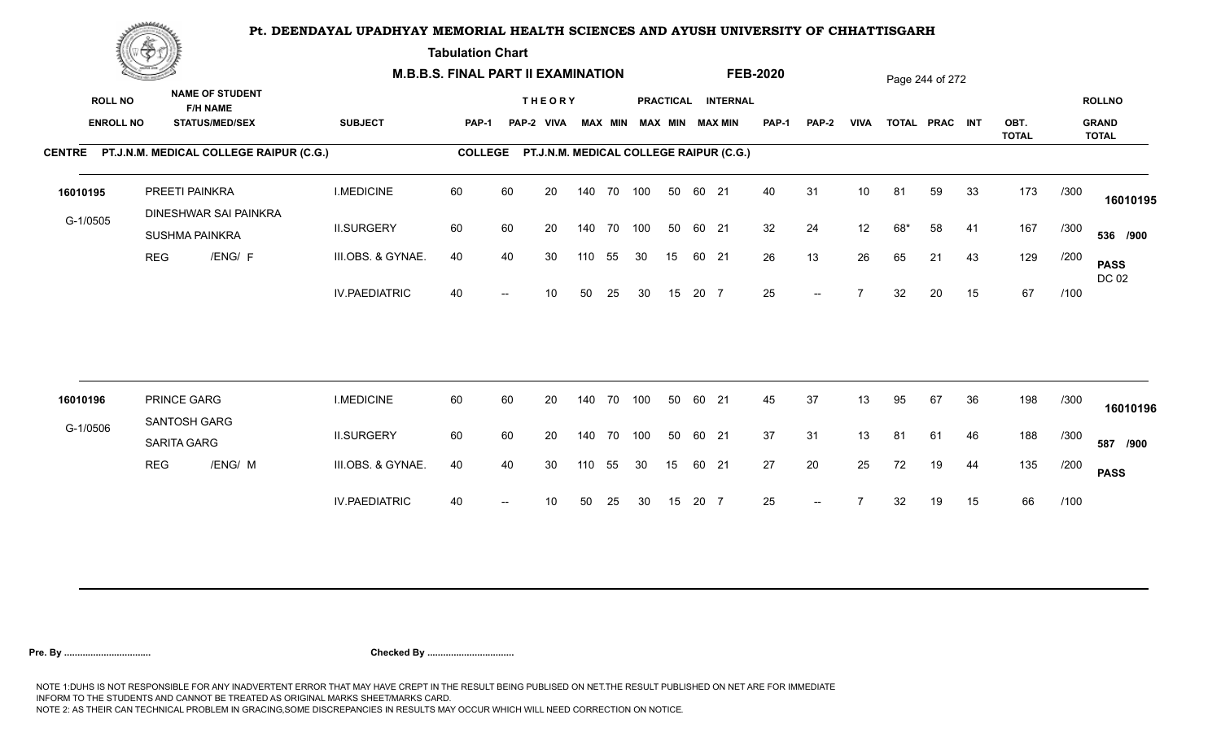# Pt. DEENDAYAL UPADHYAY MEMORIAL HEALTH SCIENCES AND AYUSH UNIVERSITY OF CHHATTISGARH

**Tabulation Chart**

**M.B.B.S. FINAL PART II EXAMINATION** **FEB-2020**

**CENTRE** PT.J.N.M. MEDICAL COLLEGE RAIPUR (C.G.) **COLLEGE** PT.J.N.M. MEDICAL COLLEGE RAIPUR (C.G.)

| ROLL NO / ENROLL NO | NAME OF STUDENT / F/H NAME / STATUS/MED/SEX | SUBJECT | THEORY PAP-1 | THEORY PAP-2 | THEORY VIVA | MAX | MIN | PRACTICAL MAX | PRACTICAL MIN | INTERNAL MAX | INTERNAL MIN | PAP-1 | PAP-2 | VIVA | TOTAL | PRAC | INT | OBT. TOTAL | | ROLLNO / GRAND TOTAL |
|---|---|---|---|---|---|---|---|---|---|---|---|---|---|---|---|---|---|---|---|---|
| 16010195 | PREETI PAINKRA | I.MEDICINE | 60 | 60 | 20 | 140 | 70 | 100 | 50 | 60 | 21 | 40 | 31 | 10 | 81 | 59 | 33 | 173 | /300 | 16010195 |
| G-1/0505 | DINESHWAR SAI PAINKRA / SUSHMA PAINKRA | II.SURGERY | 60 | 60 | 20 | 140 | 70 | 100 | 50 | 60 | 21 | 32 | 24 | 12 | 68* | 58 | 41 | 167 | /300 | 536 /900 |
| | REG /ENG/ F | III.OBS. & GYNAE. | 40 | 40 | 30 | 110 | 55 | 30 | 15 | 60 | 21 | 26 | 13 | 26 | 65 | 21 | 43 | 129 | /200 | PASS DC 02 |
| | | IV.PAEDIATRIC | 40 | -- | 10 | 50 | 25 | 30 | 15 | 20 | 7 | 25 | -- | 7 | 32 | 20 | 15 | 67 | /100 | |
| 16010196 | PRINCE GARG | I.MEDICINE | 60 | 60 | 20 | 140 | 70 | 100 | 50 | 60 | 21 | 45 | 37 | 13 | 95 | 67 | 36 | 198 | /300 | 16010196 |
| G-1/0506 | SANTOSH GARG / SARITA GARG | II.SURGERY | 60 | 60 | 20 | 140 | 70 | 100 | 50 | 60 | 21 | 37 | 31 | 13 | 81 | 61 | 46 | 188 | /300 | 587 /900 |
| | REG /ENG/ M | III.OBS. & GYNAE. | 40 | 40 | 30 | 110 | 55 | 30 | 15 | 60 | 21 | 27 | 20 | 25 | 72 | 19 | 44 | 135 | /200 | PASS |
| | | IV.PAEDIATRIC | 40 | -- | 10 | 50 | 25 | 30 | 15 | 20 | 7 | 25 | -- | 7 | 32 | 19 | 15 | 66 | /100 | |

**Pre. By ................................** **Checked By ................................**

NOTE 1:DUHS IS NOT RESPONSIBLE FOR ANY INADVERTENT ERROR THAT MAY HAVE CREPT IN THE RESULT BEING PUBLISED ON NET.THE RESULT PUBLISHED ON NET ARE FOR IMMEDIATE INFORM TO THE STUDENTS AND CANNOT BE TREATED AS ORIGINAL MARKS SHEET/MARKS CARD.
NOTE 2: AS THEIR CAN TECHNICAL PROBLEM IN GRACING,SOME DISCREPANCIES IN RESULTS MAY OCCUR WHICH WILL NEED CORRECTION ON NOTICE.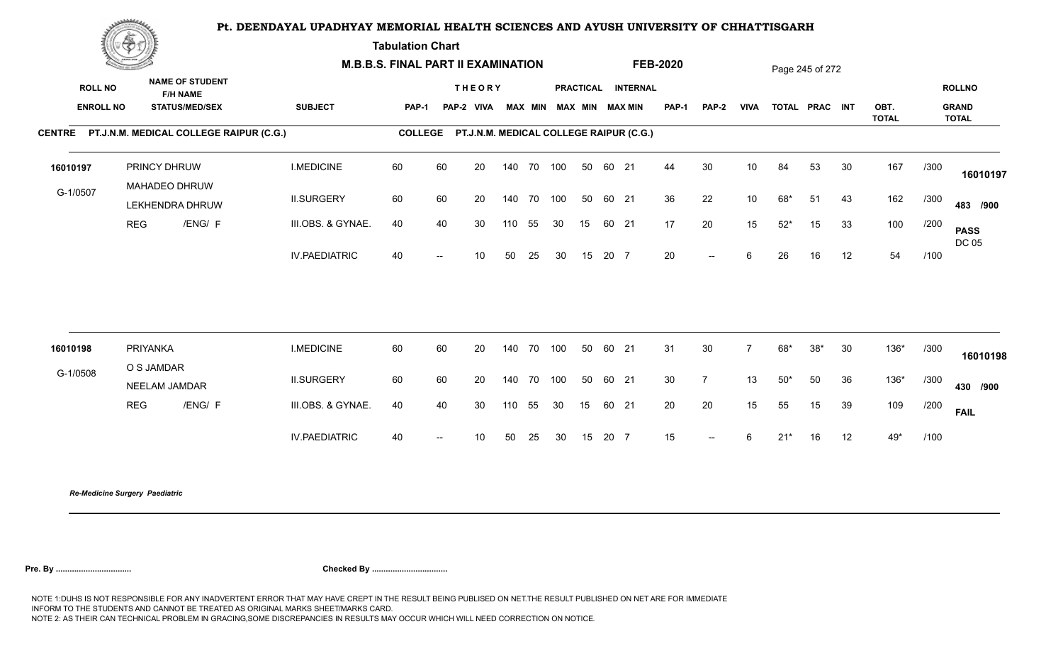# Pt. DEENDAYAL UPADHYAY MEMORIAL HEALTH SCIENCES AND AYUSH UNIVERSITY OF CHHATTISGARH

**Tabulation Chart**

**M.B.B.S. FINAL PART II EXAMINATION** **FEB-2020**

**CENTRE** PT.J.N.M. MEDICAL COLLEGE RAIPUR (C.G.) **COLLEGE** PT.J.N.M. MEDICAL COLLEGE RAIPUR (C.G.)

| ROLL NO / ENROLL NO | NAME OF STUDENT / F/H NAME / STATUS/MEDI/SEX | SUBJECT | THEORY PAP-1 | PAP-2 | VIVA | MAX | MIN | PRACTICAL MAX | MIN | INTERNAL MAX | MIN | PAP-1 | PAP-2 | VIVA | TOTAL | PRAC | INT | OBT. TOTAL | | ROLLNO / GRAND TOTAL |
|---|---|---|---|---|---|---|---|---|---|---|---|---|---|---|---|---|---|---|---|---|
| 16010197 | PRINCY DHRUW | I.MEDICINE | 60 | 60 | 20 | 140 | 70 | 100 | 50 | 60 | 21 | 44 | 30 | 10 | 84 | 53 | 30 | 167 | /300 | 16010197 |
| G-1/0507 | MAHADEO DHRUW / LEKHENDRA DHRUW | II.SURGERY | 60 | 60 | 20 | 140 | 70 | 100 | 50 | 60 | 21 | 36 | 22 | 10 | 68* | 51 | 43 | 162 | /300 | 483 /900 |
| | REG /ENG/ F | III.OBS. & GYNAE. | 40 | 40 | 30 | 110 | 55 | 30 | 15 | 60 | 21 | 17 | 20 | 15 | 52* | 15 | 33 | 100 | /200 | PASS DC 05 |
| | | IV.PAEDIATRIC | 40 | -- | 10 | 50 | 25 | 30 | 15 | 20 | 7 | 20 | -- | 6 | 26 | 16 | 12 | 54 | /100 | |
| 16010198 | PRIYANKA | I.MEDICINE | 60 | 60 | 20 | 140 | 70 | 100 | 50 | 60 | 21 | 31 | 30 | 7 | 68* | 38* | 30 | 136* | /300 | 16010198 |
| G-1/0508 | O S JAMDAR / NEELAM JAMDAR | II.SURGERY | 60 | 60 | 20 | 140 | 70 | 100 | 50 | 60 | 21 | 30 | 7 | 13 | 50* | 50 | 36 | 136* | /300 | 430 /900 |
| | REG /ENG/ F | III.OBS. & GYNAE. | 40 | 40 | 30 | 110 | 55 | 30 | 15 | 60 | 21 | 20 | 20 | 15 | 55 | 15 | 39 | 109 | /200 | FAIL |
| | | IV.PAEDIATRIC | 40 | -- | 10 | 50 | 25 | 30 | 15 | 20 | 7 | 15 | -- | 6 | 21* | 16 | 12 | 49* | /100 | |

*Re-Medicine Surgery Paediatric*

**Pre. By .................................** **Checked By .................................**

NOTE 1:DUHS IS NOT RESPONSIBLE FOR ANY INADVERTENT ERROR THAT MAY HAVE CREPT IN THE RESULT BEING PUBLISED ON NET.THE RESULT PUBLISHED ON NET ARE FOR IMMEDIATE INFORM TO THE STUDENTS AND CANNOT BE TREATED AS ORIGINAL MARKS SHEET/MARKS CARD.
NOTE 2: AS THEIR CAN TECHNICAL PROBLEM IN GRACING,SOME DISCREPANCIES IN RESULTS MAY OCCUR WHICH WILL NEED CORRECTION ON NOTICE.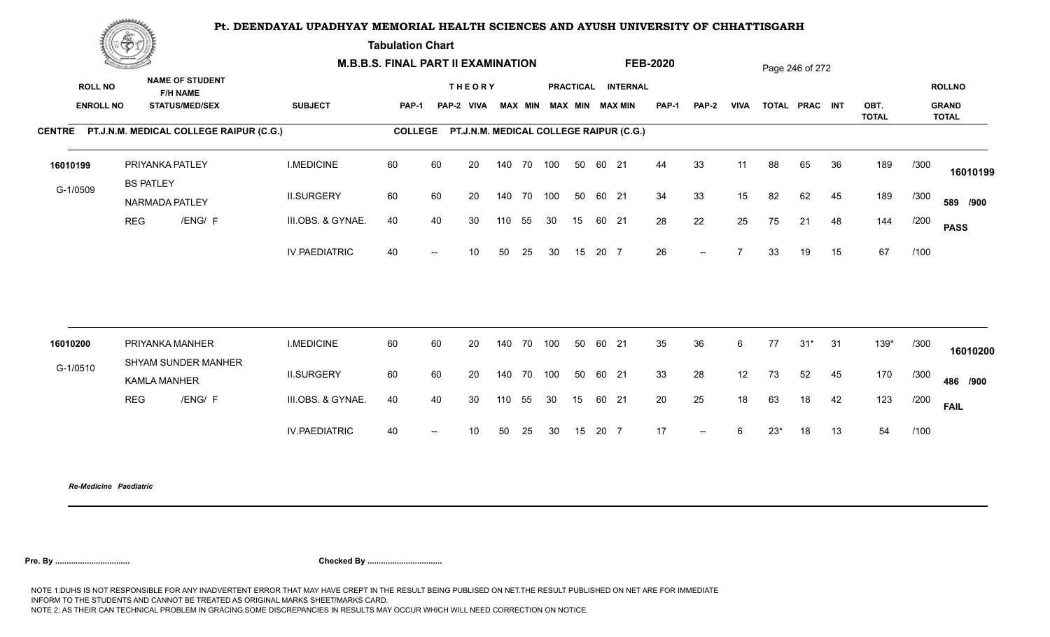# Pt. DEENDAYAL UPADHYAY MEMORIAL HEALTH SCIENCES AND AYUSH UNIVERSITY OF CHHATTISGARH

**Tabulation Chart**

**M.B.B.S. FINAL PART II EXAMINATION** **FEB-2020**

| ROLL NO / ENROLL NO | NAME OF STUDENT / F/H NAME / STATUS/MED/SEX | SUBJECT | THEORY PAP-1 | PAP-2 | VIVA | MAX | MIN | PRACTICAL MAX | MIN | INTERNAL MAX | MIN | PAP-1 | PAP-2 | VIVA | TOTAL | PRAC | INT | OBT. TOTAL | | ROLLNO / GRAND TOTAL |
|---|---|---|---|---|---|---|---|---|---|---|---|---|---|---|---|---|---|---|---|---|
| **CENTRE PT.J.N.M. MEDICAL COLLEGE RAIPUR (C.G.)** | | **COLLEGE PT.J.N.M. MEDICAL COLLEGE RAIPUR (C.G.)** | | | | | | | | | | | | | | | | | | |
| 16010199 | PRIYANKA PATLEY | I.MEDICINE | 60 | 60 | 20 | 140 | 70 | 100 | 50 | 60 | 21 | 44 | 33 | 11 | 88 | 65 | 36 | 189 | /300 | 16010199 |
| G-1/0509 | BS PATLEY | II.SURGERY | 60 | 60 | 20 | 140 | 70 | 100 | 50 | 60 | 21 | 34 | 33 | 15 | 82 | 62 | 45 | 189 | /300 | 589 /900 |
| | NARMADA PATLEY | III.OBS. & GYNAE. | 40 | 40 | 30 | 110 | 55 | 30 | 15 | 60 | 21 | 28 | 22 | 25 | 75 | 21 | 48 | 144 | /200 | PASS |
| | REG /ENG/ F | IV.PAEDIATRIC | 40 | -- | 10 | 50 | 25 | 30 | 15 | 20 | 7 | 26 | -- | 7 | 33 | 19 | 15 | 67 | /100 | |
| 16010200 | PRIYANKA MANHER | I.MEDICINE | 60 | 60 | 20 | 140 | 70 | 100 | 50 | 60 | 21 | 35 | 36 | 6 | 77 | 31* | 31 | 139* | /300 | 16010200 |
| G-1/0510 | SHYAM SUNDER MANHER | II.SURGERY | 60 | 60 | 20 | 140 | 70 | 100 | 50 | 60 | 21 | 33 | 28 | 12 | 73 | 52 | 45 | 170 | /300 | 486 /900 |
| | KAMLA MANHER | III.OBS. & GYNAE. | 40 | 40 | 30 | 110 | 55 | 30 | 15 | 60 | 21 | 20 | 25 | 18 | 63 | 18 | 42 | 123 | /200 | FAIL |
| | REG /ENG/ F | IV.PAEDIATRIC | 40 | -- | 10 | 50 | 25 | 30 | 15 | 20 | 7 | 17 | -- | 6 | 23* | 18 | 13 | 54 | /100 | |

*Re-Medicine Paediatric*

**Pre. By .................................** **Checked By .................................**

NOTE 1:DUHS IS NOT RESPONSIBLE FOR ANY INADVERTENT ERROR THAT MAY HAVE CREPT IN THE RESULT BEING PUBLISED ON NET.THE RESULT PUBLISHED ON NET ARE FOR IMMEDIATE INFORM TO THE STUDENTS AND CANNOT BE TREATED AS ORIGINAL MARKS SHEET/MARKS CARD.
NOTE 2: AS THEIR CAN TECHNICAL PROBLEM IN GRACING,SOME DISCREPANCIES IN RESULTS MAY OCCUR WHICH WILL NEED CORRECTION ON NOTICE.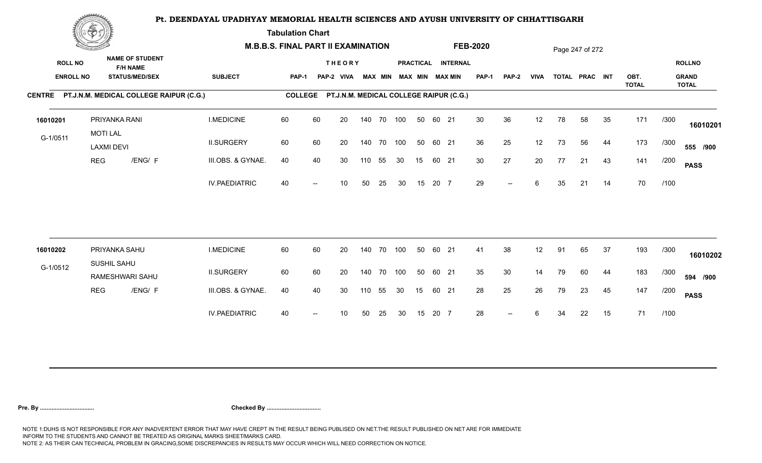# Pt. DEENDAYAL UPADHYAY MEMORIAL HEALTH SCIENCES AND AYUSH UNIVERSITY OF CHHATTISGARH

**Tabulation Chart**

**M.B.B.S. FINAL PART II EXAMINATION** **FEB-2020**

**CENTRE** PT.J.N.M. MEDICAL COLLEGE RAIPUR (C.G.) **COLLEGE** PT.J.N.M. MEDICAL COLLEGE RAIPUR (C.G.)

| ROLL NO / ENROLL NO | NAME OF STUDENT / F/H NAME / STATUS/MED/SEX | SUBJECT | THEORY PAP-1 | PAP-2 | VIVA | MAX | MIN | PRACTICAL MAX | MIN | INTERNAL MAX | MIN | PAP-1 | PAP-2 | VIVA | TOTAL | PRAC | INT | OBT. TOTAL | | ROLLNO / GRAND TOTAL |
|---|---|---|---|---|---|---|---|---|---|---|---|---|---|---|---|---|---|---|---|---|
| 16010201 | PRIYANKA RANI | I.MEDICINE | 60 | 60 | 20 | 140 | 70 | 100 | 50 | 60 | 21 | 30 | 36 | 12 | 78 | 58 | 35 | 171 | /300 | 16010201 |
| G-1/0511 | MOTI LAL / LAXMI DEVI | II.SURGERY | 60 | 60 | 20 | 140 | 70 | 100 | 50 | 60 | 21 | 36 | 25 | 12 | 73 | 56 | 44 | 173 | /300 | 555 /900 |
| | REG /ENG/ F | III.OBS. & GYNAE. | 40 | 40 | 30 | 110 | 55 | 30 | 15 | 60 | 21 | 30 | 27 | 20 | 77 | 21 | 43 | 141 | /200 | PASS |
| | | IV.PAEDIATRIC | 40 | -- | 10 | 50 | 25 | 30 | 15 | 20 | 7 | 29 | -- | 6 | 35 | 21 | 14 | 70 | /100 | |
| 16010202 | PRIYANKA SAHU | I.MEDICINE | 60 | 60 | 20 | 140 | 70 | 100 | 50 | 60 | 21 | 41 | 38 | 12 | 91 | 65 | 37 | 193 | /300 | 16010202 |
| G-1/0512 | SUSHIL SAHU / RAMESHWARI SAHU | II.SURGERY | 60 | 60 | 20 | 140 | 70 | 100 | 50 | 60 | 21 | 35 | 30 | 14 | 79 | 60 | 44 | 183 | /300 | 594 /900 |
| | REG /ENG/ F | III.OBS. & GYNAE. | 40 | 40 | 30 | 110 | 55 | 30 | 15 | 60 | 21 | 28 | 25 | 26 | 79 | 23 | 45 | 147 | /200 | PASS |
| | | IV.PAEDIATRIC | 40 | -- | 10 | 50 | 25 | 30 | 15 | 20 | 7 | 28 | -- | 6 | 34 | 22 | 15 | 71 | /100 | |

**Pre. By .................................** **Checked By .................................**

NOTE 1:DUHS IS NOT RESPONSIBLE FOR ANY INADVERTENT ERROR THAT MAY HAVE CREPT IN THE RESULT BEING PUBLISED ON NET.THE RESULT PUBLISHED ON NET ARE FOR IMMEDIATE INFORM TO THE STUDENTS AND CANNOT BE TREATED AS ORIGINAL MARKS SHEET/MARKS CARD.
NOTE 2: AS THEIR CAN TECHNICAL PROBLEM IN GRACING,SOME DISCREPANCIES IN RESULTS MAY OCCUR WHICH WILL NEED CORRECTION ON NOTICE.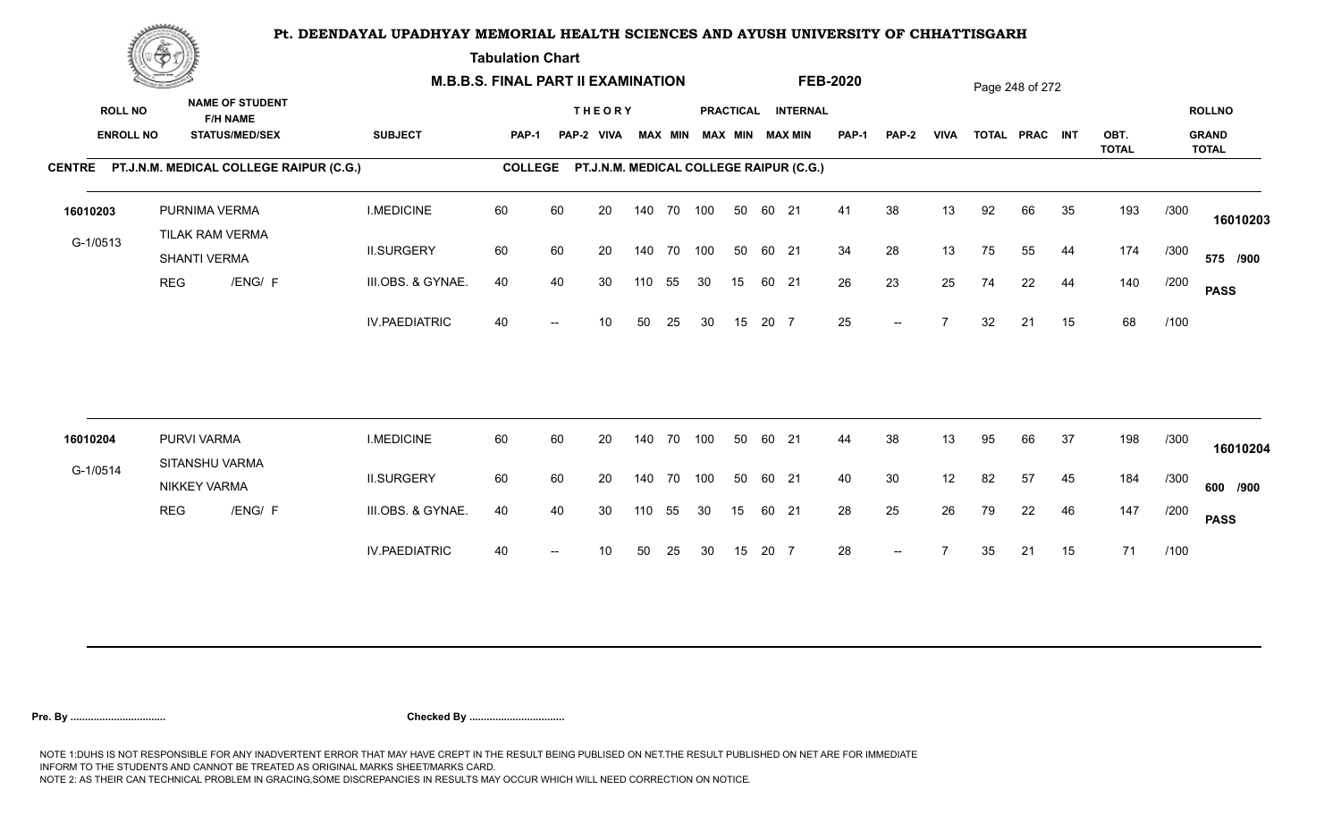# Pt. DEENDAYAL UPADHYAY MEMORIAL HEALTH SCIENCES AND AYUSH UNIVERSITY OF CHHATTISGARH

## Tabulation Chart

**M.B.B.S. FINAL PART II EXAMINATION** **FEB-2020**

| ROLL NO / ENROLL NO | NAME OF STUDENT / F/H NAME / STATUS/MED/SEX | SUBJECT | THEORY PAP-1 | THEORY PAP-2 | THEORY VIVA | THEORY MAX | THEORY MIN | PRACTICAL MAX | PRACTICAL MIN | INTERNAL MAX | INTERNAL MIN | PAP-1 | PAP-2 | VIVA | TOTAL | PRAC | INT | OBT. TOTAL | | ROLLNO / GRAND TOTAL |
|---|---|---|---|---|---|---|---|---|---|---|---|---|---|---|---|---|---|---|---|---|
| **CENTRE PT.J.N.M. MEDICAL COLLEGE RAIPUR (C.G.)** | | **COLLEGE PT.J.N.M. MEDICAL COLLEGE RAIPUR (C.G.)** | | | | | | | | | | | | | | | | | | |
| 16010203 | PURNIMA VERMA | I.MEDICINE | 60 | 60 | 20 | 140 | 70 | 100 | 50 | 60 | 21 | 41 | 38 | 13 | 92 | 66 | 35 | 193 | /300 | 16010203 |
| G-1/0513 | TILAK RAM VERMA / SHANTI VERMA | II.SURGERY | 60 | 60 | 20 | 140 | 70 | 100 | 50 | 60 | 21 | 34 | 28 | 13 | 75 | 55 | 44 | 174 | /300 | 575 /900 |
| | REG /ENG/ F | III.OBS. & GYNAE. | 40 | 40 | 30 | 110 | 55 | 30 | 15 | 60 | 21 | 26 | 23 | 25 | 74 | 22 | 44 | 140 | /200 | PASS |
| | | IV.PAEDIATRIC | 40 | -- | 10 | 50 | 25 | 30 | 15 | 20 | 7 | 25 | -- | 7 | 32 | 21 | 15 | 68 | /100 | |
| 16010204 | PURVI VARMA | I.MEDICINE | 60 | 60 | 20 | 140 | 70 | 100 | 50 | 60 | 21 | 44 | 38 | 13 | 95 | 66 | 37 | 198 | /300 | 16010204 |
| G-1/0514 | SITANSHU VARMA / NIKKEY VARMA | II.SURGERY | 60 | 60 | 20 | 140 | 70 | 100 | 50 | 60 | 21 | 40 | 30 | 12 | 82 | 57 | 45 | 184 | /300 | 600 /900 |
| | REG /ENG/ F | III.OBS. & GYNAE. | 40 | 40 | 30 | 110 | 55 | 30 | 15 | 60 | 21 | 28 | 25 | 26 | 79 | 22 | 46 | 147 | /200 | PASS |
| | | IV.PAEDIATRIC | 40 | -- | 10 | 50 | 25 | 30 | 15 | 20 | 7 | 28 | -- | 7 | 35 | 21 | 15 | 71 | /100 | |

**Pre. By ................................** **Checked By ................................**

NOTE 1:DUHS IS NOT RESPONSIBLE FOR ANY INADVERTENT ERROR THAT MAY HAVE CREPT IN THE RESULT BEING PUBLISED ON NET.THE RESULT PUBLISHED ON NET ARE FOR IMMEDIATE INFORM TO THE STUDENTS AND CANNOT BE TREATED AS ORIGINAL MARKS SHEET/MARKS CARD.
NOTE 2: AS THEIR CAN TECHNICAL PROBLEM IN GRACING,SOME DISCREPANCIES IN RESULTS MAY OCCUR WHICH WILL NEED CORRECTION ON NOTICE.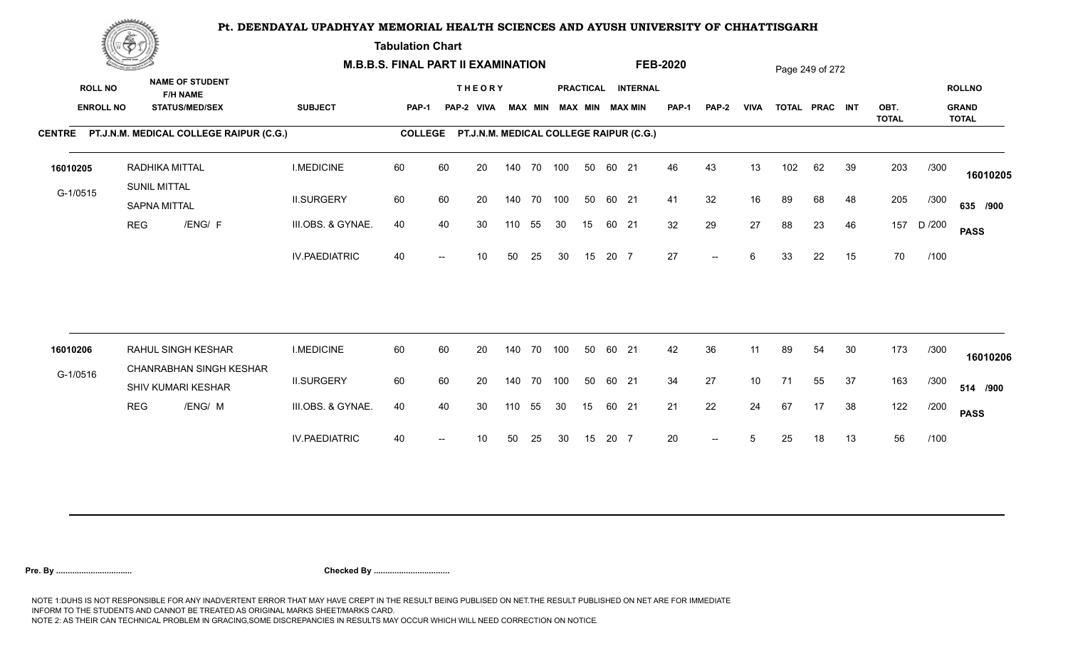# Pt. DEENDAYAL UPADHYAY MEMORIAL HEALTH SCIENCES AND AYUSH UNIVERSITY OF CHHATTISGARH

**Tabulation Chart**

**M.B.B.S. FINAL PART II EXAMINATION** **FEB-2020**

**CENTRE** PT.J.N.M. MEDICAL COLLEGE RAIPUR (C.G.) **COLLEGE** PT.J.N.M. MEDICAL COLLEGE RAIPUR (C.G.)

| ROLL NO / ENROLL NO | NAME OF STUDENT / F/H NAME / STATUS/MED/SEX | SUBJECT | THEORY PAP-1 | THEORY PAP-2 | THEORY VIVA | THEORY MAX | THEORY MIN | PRACTICAL MAX | PRACTICAL MIN | INTERNAL MAX | INTERNAL MIN | PAP-1 | PAP-2 | VIVA | TOTAL | PRAC | INT | OBT. TOTAL | | ROLLNO / GRAND TOTAL |
|---|---|---|---|---|---|---|---|---|---|---|---|---|---|---|---|---|---|---|---|---|
| 16010205 | RADHIKA MITTAL | I.MEDICINE | 60 | 60 | 20 | 140 | 70 | 100 | 50 | 60 | 21 | 46 | 43 | 13 | 102 | 62 | 39 | 203 | /300 | 16010205 |
| G-1/0515 | SUNIL MITTAL / SAPNA MITTAL | II.SURGERY | 60 | 60 | 20 | 140 | 70 | 100 | 50 | 60 | 21 | 41 | 32 | 16 | 89 | 68 | 48 | 205 | /300 | 635 /900 |
| | REG /ENG/ F | III.OBS. & GYNAE. | 40 | 40 | 30 | 110 | 55 | 30 | 15 | 60 | 21 | 32 | 29 | 27 | 88 | 23 | 46 | 157 | D /200 | PASS |
| | | IV.PAEDIATRIC | 40 | -- | 10 | 50 | 25 | 30 | 15 | 20 | 7 | 27 | -- | 6 | 33 | 22 | 15 | 70 | /100 | |
| 16010206 | RAHUL SINGH KESHAR | I.MEDICINE | 60 | 60 | 20 | 140 | 70 | 100 | 50 | 60 | 21 | 42 | 36 | 11 | 89 | 54 | 30 | 173 | /300 | 16010206 |
| G-1/0516 | CHANRABHAN SINGH KESHAR / SHIV KUMARI KESHAR | II.SURGERY | 60 | 60 | 20 | 140 | 70 | 100 | 50 | 60 | 21 | 34 | 27 | 10 | 71 | 55 | 37 | 163 | /300 | 514 /900 |
| | REG /ENG/ M | III.OBS. & GYNAE. | 40 | 40 | 30 | 110 | 55 | 30 | 15 | 60 | 21 | 21 | 22 | 24 | 67 | 17 | 38 | 122 | /200 | PASS |
| | | IV.PAEDIATRIC | 40 | -- | 10 | 50 | 25 | 30 | 15 | 20 | 7 | 20 | -- | 5 | 25 | 18 | 13 | 56 | /100 | |

**Pre. By ................................** **Checked By ................................**

NOTE 1:DUHS IS NOT RESPONSIBLE FOR ANY INADVERTENT ERROR THAT MAY HAVE CREPT IN THE RESULT BEING PUBLISED ON NET.THE RESULT PUBLISHED ON NET ARE FOR IMMEDIATE INFORM TO THE STUDENTS AND CANNOT BE TREATED AS ORIGINAL MARKS SHEET/MARKS CARD.
NOTE 2: AS THEIR CAN TECHNICAL PROBLEM IN GRACING,SOME DISCREPANCIES IN RESULTS MAY OCCUR WHICH WILL NEED CORRECTION ON NOTICE.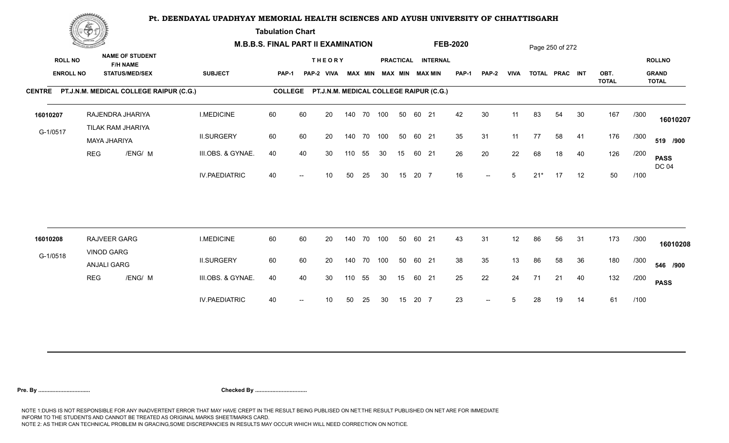# Pt. DEENDAYAL UPADHYAY MEMORIAL HEALTH SCIENCES AND AYUSH UNIVERSITY OF CHHATTISGARH

**Tabulation Chart**

**M.B.B.S. FINAL PART II EXAMINATION** **FEB-2020**

**CENTRE** PT.J.N.M. MEDICAL COLLEGE RAIPUR (C.G.) **COLLEGE** PT.J.N.M. MEDICAL COLLEGE RAIPUR (C.G.)

| ROLL NO / ENROLL NO | NAME OF STUDENT / F/H NAME / STATUS/MED/SEX | SUBJECT | THEORY PAP-1 | PAP-2 | VIVA | MAX | MIN | PRACTICAL MAX | MIN | INTERNAL MAX | MIN | PAP-1 | PAP-2 | VIVA | TOTAL | PRAC | INT | OBT. TOTAL | | ROLLNO / GRAND TOTAL |
|---|---|---|---|---|---|---|---|---|---|---|---|---|---|---|---|---|---|---|---|---|
| 16010207 | RAJENDRA JHARIYA | I.MEDICINE | 60 | 60 | 20 | 140 | 70 | 100 | 50 | 60 | 21 | 42 | 30 | 11 | 83 | 54 | 30 | 167 | /300 | 16010207 |
| G-1/0517 | TILAK RAM JHARIYA / MAYA JHARIYA | II.SURGERY | 60 | 60 | 20 | 140 | 70 | 100 | 50 | 60 | 21 | 35 | 31 | 11 | 77 | 58 | 41 | 176 | /300 | 519 /900 |
| | REG /ENG/ M | III.OBS. & GYNAE. | 40 | 40 | 30 | 110 | 55 | 30 | 15 | 60 | 21 | 26 | 20 | 22 | 68 | 18 | 40 | 126 | /200 | PASS DC 04 |
| | | IV.PAEDIATRIC | 40 | -- | 10 | 50 | 25 | 30 | 15 | 20 | 7 | 16 | -- | 5 | 21* | 17 | 12 | 50 | /100 | |
| 16010208 | RAJVEER GARG | I.MEDICINE | 60 | 60 | 20 | 140 | 70 | 100 | 50 | 60 | 21 | 43 | 31 | 12 | 86 | 56 | 31 | 173 | /300 | 16010208 |
| G-1/0518 | VINOD GARG / ANJALI GARG | II.SURGERY | 60 | 60 | 20 | 140 | 70 | 100 | 50 | 60 | 21 | 38 | 35 | 13 | 86 | 58 | 36 | 180 | /300 | 546 /900 |
| | REG /ENG/ M | III.OBS. & GYNAE. | 40 | 40 | 30 | 110 | 55 | 30 | 15 | 60 | 21 | 25 | 22 | 24 | 71 | 21 | 40 | 132 | /200 | PASS |
| | | IV.PAEDIATRIC | 40 | -- | 10 | 50 | 25 | 30 | 15 | 20 | 7 | 23 | -- | 5 | 28 | 19 | 14 | 61 | /100 | |

**Pre. By .................................** **Checked By .................................**

NOTE 1:DUHS IS NOT RESPONSIBLE FOR ANY INADVERTENT ERROR THAT MAY HAVE CREPT IN THE RESULT BEING PUBLISED ON NET.THE RESULT PUBLISHED ON NET ARE FOR IMMEDIATE INFORM TO THE STUDENTS AND CANNOT BE TREATED AS ORIGINAL MARKS SHEET/MARKS CARD.
NOTE 2: AS THEIR CAN TECHNICAL PROBLEM IN GRACING,SOME DISCREPANCIES IN RESULTS MAY OCCUR WHICH WILL NEED CORRECTION ON NOTICE.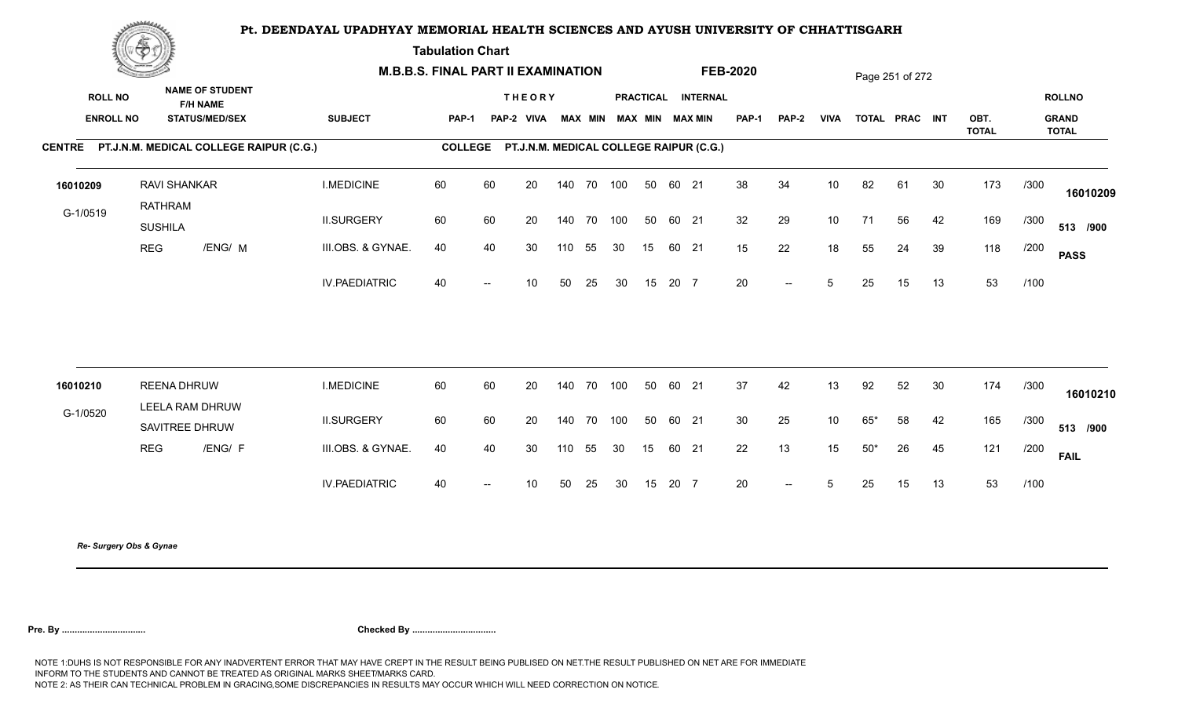# Pt. DEENDAYAL UPADHYAY MEMORIAL HEALTH SCIENCES AND AYUSH UNIVERSITY OF CHHATTISGARH

**Tabulation Chart**

**M.B.B.S. FINAL PART II EXAMINATION** **FEB-2020**

**CENTRE** PT.J.N.M. MEDICAL COLLEGE RAIPUR (C.G.) **COLLEGE** PT.J.N.M. MEDICAL COLLEGE RAIPUR (C.G.)

| ROLL NO / ENROLL NO | NAME OF STUDENT / F/H NAME / STATUS/MED/SEX | SUBJECT | THEORY PAP-1 | PAP-2 | VIVA | MAX | MIN | PRACTICAL MAX | MIN | INTERNAL MAX | MIN | PAP-1 | PAP-2 | VIVA | TOTAL | PRAC | INT | OBT. TOTAL | | ROLLNO / GRAND TOTAL |
|---|---|---|---|---|---|---|---|---|---|---|---|---|---|---|---|---|---|---|---|---|
| 16010209 | RAVI SHANKAR | I.MEDICINE | 60 | 60 | 20 | 140 | 70 | 100 | 50 | 60 | 21 | 38 | 34 | 10 | 82 | 61 | 30 | 173 | /300 | 16010209 |
| G-1/0519 | RATHRAM / SUSHILA | II.SURGERY | 60 | 60 | 20 | 140 | 70 | 100 | 50 | 60 | 21 | 32 | 29 | 10 | 71 | 56 | 42 | 169 | /300 | 513 /900 |
| | REG /ENG/ M | III.OBS. & GYNAE. | 40 | 40 | 30 | 110 | 55 | 30 | 15 | 60 | 21 | 15 | 22 | 18 | 55 | 24 | 39 | 118 | /200 | PASS |
| | | IV.PAEDIATRIC | 40 | -- | 10 | 50 | 25 | 30 | 15 | 20 | 7 | 20 | -- | 5 | 25 | 15 | 13 | 53 | /100 | |
| 16010210 | REENA DHRUW | I.MEDICINE | 60 | 60 | 20 | 140 | 70 | 100 | 50 | 60 | 21 | 37 | 42 | 13 | 92 | 52 | 30 | 174 | /300 | 16010210 |
| G-1/0520 | LEELA RAM DHRUW / SAVITREE DHRUW | II.SURGERY | 60 | 60 | 20 | 140 | 70 | 100 | 50 | 60 | 21 | 30 | 25 | 10 | 65* | 58 | 42 | 165 | /300 | 513 /900 |
| | REG /ENG/ F | III.OBS. & GYNAE. | 40 | 40 | 30 | 110 | 55 | 30 | 15 | 60 | 21 | 22 | 13 | 15 | 50* | 26 | 45 | 121 | /200 | FAIL |
| | | IV.PAEDIATRIC | 40 | -- | 10 | 50 | 25 | 30 | 15 | 20 | 7 | 20 | -- | 5 | 25 | 15 | 13 | 53 | /100 | |

*Re- Surgery Obs & Gynae*

**Pre. By .................................** **Checked By .................................**

NOTE 1:DUHS IS NOT RESPONSIBLE FOR ANY INADVERTENT ERROR THAT MAY HAVE CREPT IN THE RESULT BEING PUBLISED ON NET.THE RESULT PUBLISHED ON NET ARE FOR IMMEDIATE INFORM TO THE STUDENTS AND CANNOT BE TREATED AS ORIGINAL MARKS SHEET/MARKS CARD.
NOTE 2: AS THEIR CAN TECHNICAL PROBLEM IN GRACING,SOME DISCREPANCIES IN RESULTS MAY OCCUR WHICH WILL NEED CORRECTION ON NOTICE.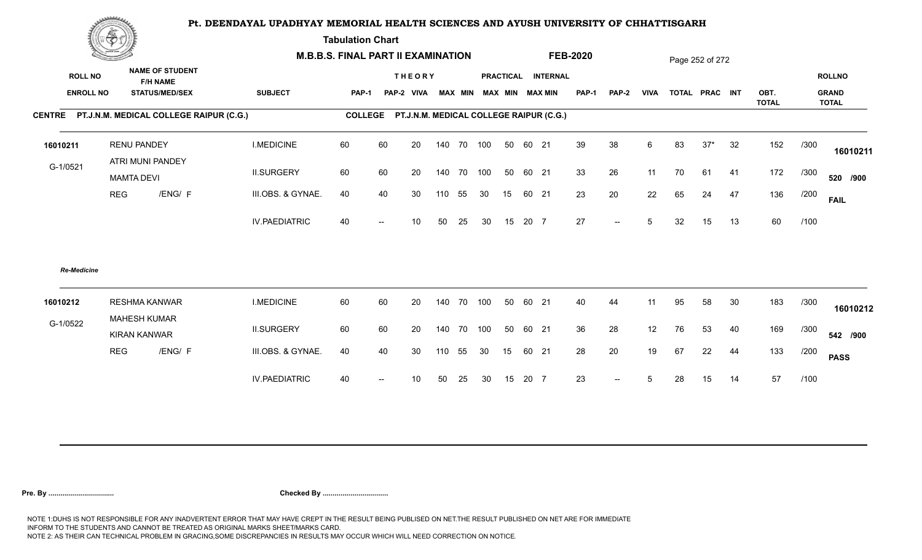# Pt. DEENDAYAL UPADHYAY MEMORIAL HEALTH SCIENCES AND AYUSH UNIVERSITY OF CHHATTISGARH

**Tabulation Chart**

**M.B.B.S. FINAL PART II EXAMINATION** **FEB-2020**

**CENTRE** PT.J.N.M. MEDICAL COLLEGE RAIPUR (C.G.) **COLLEGE** PT.J.N.M. MEDICAL COLLEGE RAIPUR (C.G.)

| ROLL NO / ENROLL NO | NAME OF STUDENT / F/H NAME / STATUS/MED/SEX | SUBJECT | THEORY PAP-1 | THEORY PAP-2 | THEORY VIVA | THEORY MAX | THEORY MIN | PRACTICAL MAX | PRACTICAL MIN | INTERNAL MAX | INTERNAL MIN | PAP-1 | PAP-2 | VIVA | TOTAL | PRAC | INT | OBT. TOTAL | | ROLLNO / GRAND TOTAL |
|---|---|---|---|---|---|---|---|---|---|---|---|---|---|---|---|---|---|---|---|---|
| 16010211 | RENU PANDEY | I.MEDICINE | 60 | 60 | 20 | 140 | 70 | 100 | 50 | 60 | 21 | 39 | 38 | 6 | 83 | 37* | 32 | 152 | /300 | 16010211 |
| G-1/0521 | ATRI MUNI PANDEY / MAMTA DEVI | II.SURGERY | 60 | 60 | 20 | 140 | 70 | 100 | 50 | 60 | 21 | 33 | 26 | 11 | 70 | 61 | 41 | 172 | /300 | 520 /900 |
| | REG /ENG/ F | III.OBS. & GYNAE. | 40 | 40 | 30 | 110 | 55 | 30 | 15 | 60 | 21 | 23 | 20 | 22 | 65 | 24 | 47 | 136 | /200 | FAIL |
| | | IV.PAEDIATRIC | 40 | -- | 10 | 50 | 25 | 30 | 15 | 20 | 7 | 27 | -- | 5 | 32 | 15 | 13 | 60 | /100 | |

*Re-Medicine*

| ROLL NO / ENROLL NO | NAME OF STUDENT / F/H NAME / STATUS/MED/SEX | SUBJECT | THEORY PAP-1 | THEORY PAP-2 | THEORY VIVA | THEORY MAX | THEORY MIN | PRACTICAL MAX | PRACTICAL MIN | INTERNAL MAX | INTERNAL MIN | PAP-1 | PAP-2 | VIVA | TOTAL | PRAC | INT | OBT. TOTAL | | ROLLNO / GRAND TOTAL |
|---|---|---|---|---|---|---|---|---|---|---|---|---|---|---|---|---|---|---|---|---|
| 16010212 | RESHMA KANWAR | I.MEDICINE | 60 | 60 | 20 | 140 | 70 | 100 | 50 | 60 | 21 | 40 | 44 | 11 | 95 | 58 | 30 | 183 | /300 | 16010212 |
| G-1/0522 | MAHESH KUMAR / KIRAN KANWAR | II.SURGERY | 60 | 60 | 20 | 140 | 70 | 100 | 50 | 60 | 21 | 36 | 28 | 12 | 76 | 53 | 40 | 169 | /300 | 542 /900 |
| | REG /ENG/ F | III.OBS. & GYNAE. | 40 | 40 | 30 | 110 | 55 | 30 | 15 | 60 | 21 | 28 | 20 | 19 | 67 | 22 | 44 | 133 | /200 | PASS |
| | | IV.PAEDIATRIC | 40 | -- | 10 | 50 | 25 | 30 | 15 | 20 | 7 | 23 | -- | 5 | 28 | 15 | 14 | 57 | /100 | |

**Pre. By .................................** **Checked By .................................**

NOTE 1:DUHS IS NOT RESPONSIBLE FOR ANY INADVERTENT ERROR THAT MAY HAVE CREPT IN THE RESULT BEING PUBLISED ON NET.THE RESULT PUBLISHED ON NET ARE FOR IMMEDIATE INFORM TO THE STUDENTS AND CANNOT BE TREATED AS ORIGINAL MARKS SHEET/MARKS CARD.
NOTE 2: AS THEIR CAN TECHNICAL PROBLEM IN GRACING,SOME DISCREPANCIES IN RESULTS MAY OCCUR WHICH WILL NEED CORRECTION ON NOTICE.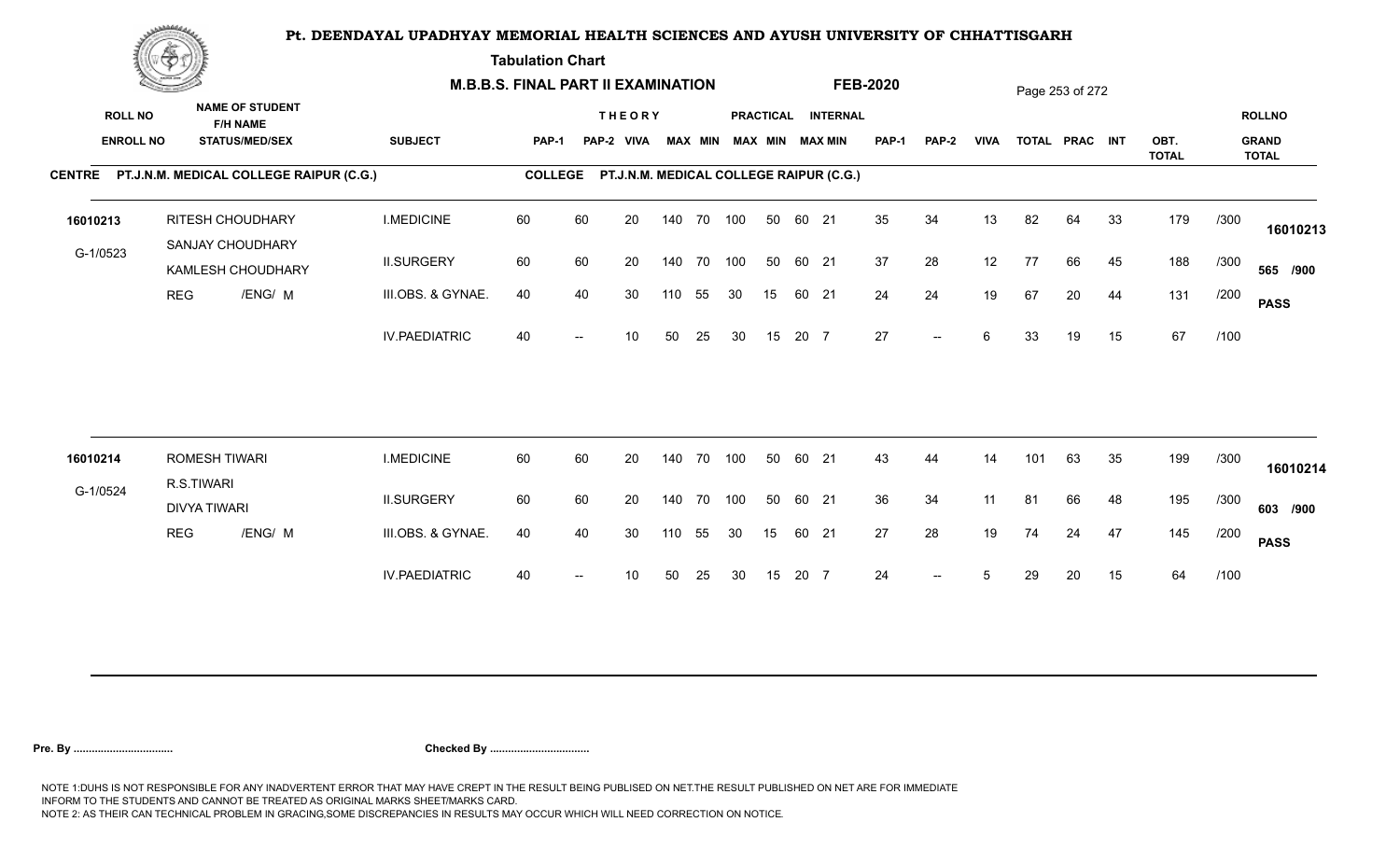# Pt. DEENDAYAL UPADHYAY MEMORIAL HEALTH SCIENCES AND AYUSH UNIVERSITY OF CHHATTISGARH

**Tabulation Chart**

**M.B.B.S. FINAL PART II EXAMINATION** **FEB-2020**

**CENTRE** PT.J.N.M. MEDICAL COLLEGE RAIPUR (C.G.) **COLLEGE** PT.J.N.M. MEDICAL COLLEGE RAIPUR (C.G.)

| ROLL NO / ENROLL NO | NAME OF STUDENT / F/H NAME / STATUS/MED/SEX | SUBJECT | THEORY PAP-1 | PAP-2 | VIVA | MAX | MIN | PRACTICAL MAX | MIN | INTERNAL MAX | MIN | PAP-1 | PAP-2 | VIVA | TOTAL | PRAC | INT | OBT. TOTAL | | ROLLNO / GRAND TOTAL |
|---|---|---|---|---|---|---|---|---|---|---|---|---|---|---|---|---|---|---|---|---|
| 16010213 | RITESH CHOUDHARY | I.MEDICINE | 60 | 60 | 20 | 140 | 70 | 100 | 50 | 60 | 21 | 35 | 34 | 13 | 82 | 64 | 33 | 179 | /300 | 16010213 |
| G-1/0523 | SANJAY CHOUDHARY | II.SURGERY | 60 | 60 | 20 | 140 | 70 | 100 | 50 | 60 | 21 | 37 | 28 | 12 | 77 | 66 | 45 | 188 | /300 | 565 /900 |
| | KAMLESH CHOUDHARY | III.OBS. & GYNAE. | 40 | 40 | 30 | 110 | 55 | 30 | 15 | 60 | 21 | 24 | 24 | 19 | 67 | 20 | 44 | 131 | /200 | PASS |
| | REG /ENG/ M | IV.PAEDIATRIC | 40 | -- | 10 | 50 | 25 | 30 | 15 | 20 | 7 | 27 | -- | 6 | 33 | 19 | 15 | 67 | /100 | |
| 16010214 | ROMESH TIWARI | I.MEDICINE | 60 | 60 | 20 | 140 | 70 | 100 | 50 | 60 | 21 | 43 | 44 | 14 | 101 | 63 | 35 | 199 | /300 | 16010214 |
| G-1/0524 | R.S.TIWARI | II.SURGERY | 60 | 60 | 20 | 140 | 70 | 100 | 50 | 60 | 21 | 36 | 34 | 11 | 81 | 66 | 48 | 195 | /300 | 603 /900 |
| | DIVYA TIWARI | III.OBS. & GYNAE. | 40 | 40 | 30 | 110 | 55 | 30 | 15 | 60 | 21 | 27 | 28 | 19 | 74 | 24 | 47 | 145 | /200 | PASS |
| | REG /ENG/ M | IV.PAEDIATRIC | 40 | -- | 10 | 50 | 25 | 30 | 15 | 20 | 7 | 24 | -- | 5 | 29 | 20 | 15 | 64 | /100 | |

**Pre. By .................................** **Checked By .................................**

NOTE 1:DUHS IS NOT RESPONSIBLE FOR ANY INADVERTENT ERROR THAT MAY HAVE CREPT IN THE RESULT BEING PUBLISED ON NET.THE RESULT PUBLISHED ON NET ARE FOR IMMEDIATE INFORM TO THE STUDENTS AND CANNOT BE TREATED AS ORIGINAL MARKS SHEET/MARKS CARD.
NOTE 2: AS THEIR CAN TECHNICAL PROBLEM IN GRACING,SOME DISCREPANCIES IN RESULTS MAY OCCUR WHICH WILL NEED CORRECTION ON NOTICE.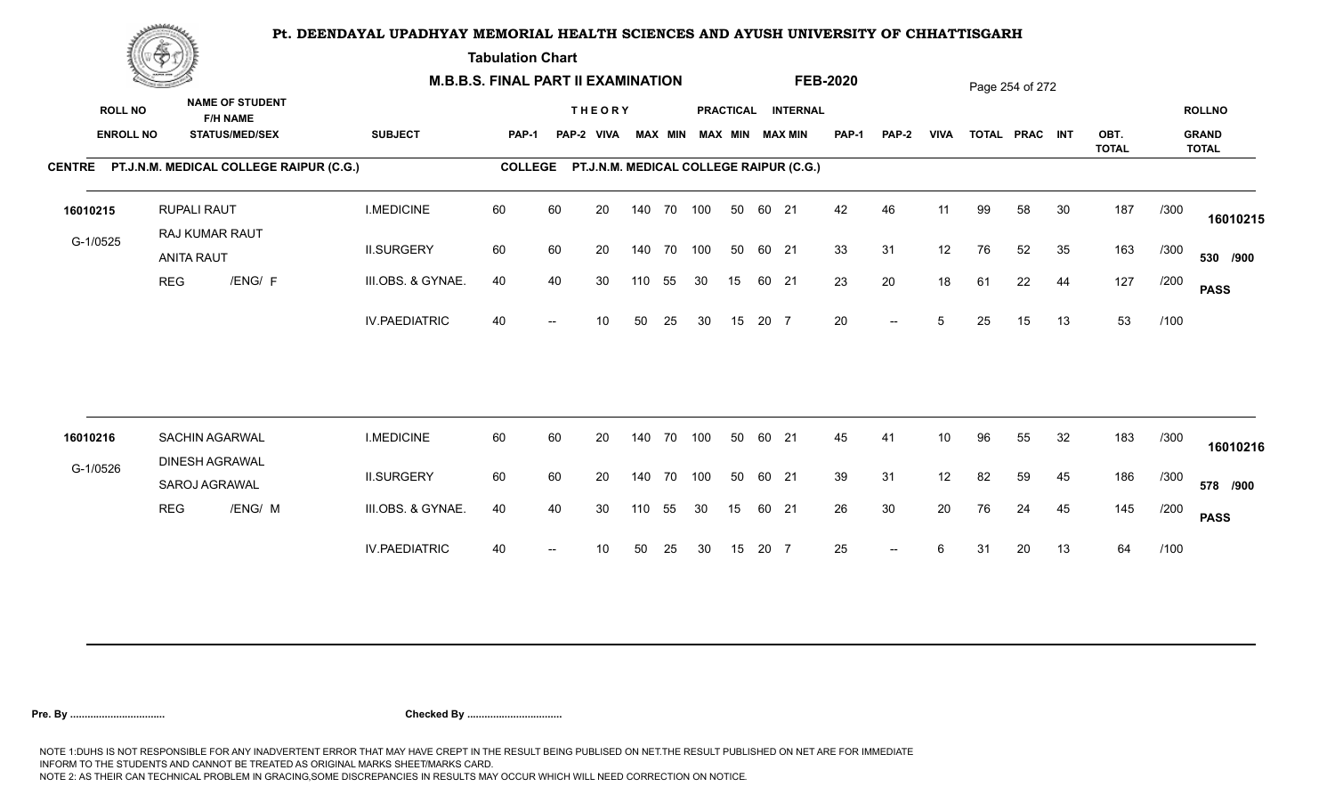# Pt. DEENDAYAL UPADHYAY MEMORIAL HEALTH SCIENCES AND AYUSH UNIVERSITY OF CHHATTISGARH

**Tabulation Chart**

**M.B.B.S. FINAL PART II EXAMINATION** **FEB-2020**

| ROLL NO / ENROLL NO | NAME OF STUDENT / F/H NAME / STATUS/MED/SEX | SUBJECT | THEORY PAP-1 | THEORY PAP-2 | THEORY VIVA | THEORY MAX | THEORY MIN | PRACTICAL MAX | PRACTICAL MIN | INTERNAL MAX | INTERNAL MIN | PAP-1 | PAP-2 | VIVA | TOTAL | PRAC | INT | OBT. TOTAL | | ROLLNO / GRAND TOTAL |
|---|---|---|---|---|---|---|---|---|---|---|---|---|---|---|---|---|---|---|---|---|
| **CENTRE PT.J.N.M. MEDICAL COLLEGE RAIPUR (C.G.)** | | **COLLEGE PT.J.N.M. MEDICAL COLLEGE RAIPUR (C.G.)** | | | | | | | | | | | | | | | | | | |
| 16010215 | RUPALI RAUT | I.MEDICINE | 60 | 60 | 20 | 140 | 70 | 100 | 50 | 60 | 21 | 42 | 46 | 11 | 99 | 58 | 30 | 187 | /300 | 16010215 |
| G-1/0525 | RAJ KUMAR RAUT / ANITA RAUT | II.SURGERY | 60 | 60 | 20 | 140 | 70 | 100 | 50 | 60 | 21 | 33 | 31 | 12 | 76 | 52 | 35 | 163 | /300 | 530 /900 |
| | REG /ENG/ F | III.OBS. & GYNAE. | 40 | 40 | 30 | 110 | 55 | 30 | 15 | 60 | 21 | 23 | 20 | 18 | 61 | 22 | 44 | 127 | /200 | PASS |
| | | IV.PAEDIATRIC | 40 | -- | 10 | 50 | 25 | 30 | 15 | 20 | 7 | 20 | -- | 5 | 25 | 15 | 13 | 53 | /100 | |
| 16010216 | SACHIN AGARWAL | I.MEDICINE | 60 | 60 | 20 | 140 | 70 | 100 | 50 | 60 | 21 | 45 | 41 | 10 | 96 | 55 | 32 | 183 | /300 | 16010216 |
| G-1/0526 | DINESH AGRAWAL / SAROJ AGRAWAL | II.SURGERY | 60 | 60 | 20 | 140 | 70 | 100 | 50 | 60 | 21 | 39 | 31 | 12 | 82 | 59 | 45 | 186 | /300 | 578 /900 |
| | REG /ENG/ M | III.OBS. & GYNAE. | 40 | 40 | 30 | 110 | 55 | 30 | 15 | 60 | 21 | 26 | 30 | 20 | 76 | 24 | 45 | 145 | /200 | PASS |
| | | IV.PAEDIATRIC | 40 | -- | 10 | 50 | 25 | 30 | 15 | 20 | 7 | 25 | -- | 6 | 31 | 20 | 13 | 64 | /100 | |

**Pre. By ................................** **Checked By ................................**

NOTE 1:DUHS IS NOT RESPONSIBLE FOR ANY INADVERTENT ERROR THAT MAY HAVE CREPT IN THE RESULT BEING PUBLISED ON NET.THE RESULT PUBLISHED ON NET ARE FOR IMMEDIATE INFORM TO THE STUDENTS AND CANNOT BE TREATED AS ORIGINAL MARKS SHEET/MARKS CARD.
NOTE 2: AS THEIR CAN TECHNICAL PROBLEM IN GRACING,SOME DISCREPANCIES IN RESULTS MAY OCCUR WHICH WILL NEED CORRECTION ON NOTICE.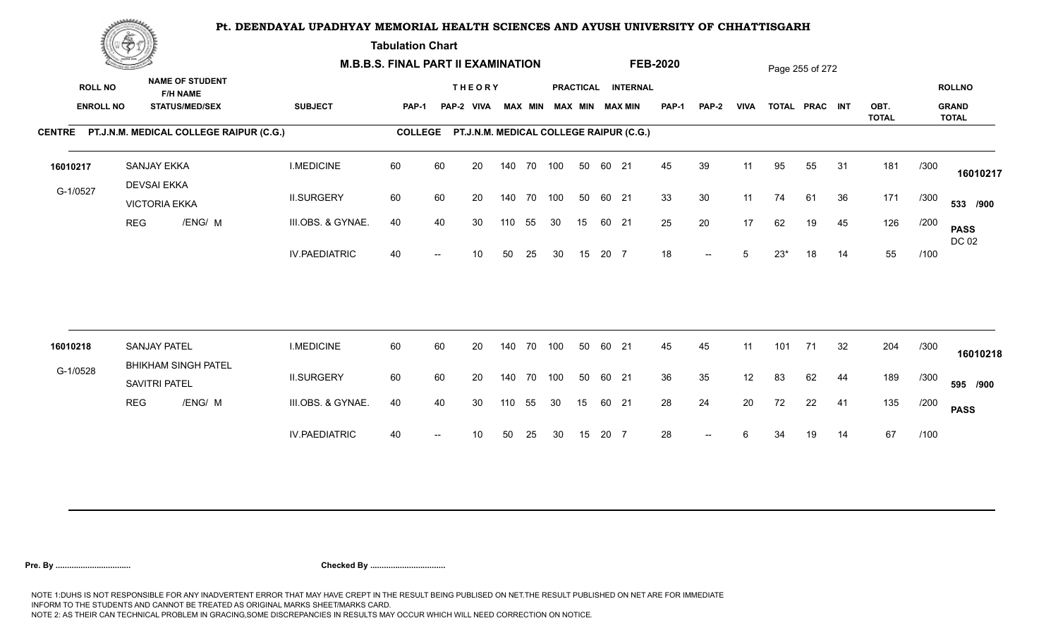# Pt. DEENDAYAL UPADHYAY MEMORIAL HEALTH SCIENCES AND AYUSH UNIVERSITY OF CHHATTISGARH

**Tabulation Chart**

**M.B.B.S. FINAL PART II EXAMINATION** **FEB-2020**

**CENTRE** PT.J.N.M. MEDICAL COLLEGE RAIPUR (C.G.) **COLLEGE** PT.J.N.M. MEDICAL COLLEGE RAIPUR (C.G.)

| ROLL NO / ENROLL NO | NAME OF STUDENT / F/H NAME / STATUS/MEDI/SEX | SUBJECT | THEORY PAP-1 | PAP-2 | VIVA | MAX | MIN | PRACTICAL MAX | MIN | INTERNAL MAX | MIN | PAP-1 | PAP-2 | VIVA | TOTAL | PRAC | INT | OBT. TOTAL | | ROLLNO / GRAND TOTAL |
|---|---|---|---|---|---|---|---|---|---|---|---|---|---|---|---|---|---|---|---|---|
| 16010217 | SANJAY EKKA | I.MEDICINE | 60 | 60 | 20 | 140 | 70 | 100 | 50 | 60 | 21 | 45 | 39 | 11 | 95 | 55 | 31 | 181 | /300 | 16010217 |
| G-1/0527 | DEVSAI EKKA / VICTORIA EKKA | II.SURGERY | 60 | 60 | 20 | 140 | 70 | 100 | 50 | 60 | 21 | 33 | 30 | 11 | 74 | 61 | 36 | 171 | /300 | 533 /900 |
| | REG /ENG/ M | III.OBS. & GYNAE. | 40 | 40 | 30 | 110 | 55 | 30 | 15 | 60 | 21 | 25 | 20 | 17 | 62 | 19 | 45 | 126 | /200 | PASS DC 02 |
| | | IV.PAEDIATRIC | 40 | -- | 10 | 50 | 25 | 30 | 15 | 20 | 7 | 18 | -- | 5 | 23* | 18 | 14 | 55 | /100 | |
| 16010218 | SANJAY PATEL | I.MEDICINE | 60 | 60 | 20 | 140 | 70 | 100 | 50 | 60 | 21 | 45 | 45 | 11 | 101 | 71 | 32 | 204 | /300 | 16010218 |
| G-1/0528 | BHIKHAM SINGH PATEL / SAVITRI PATEL | II.SURGERY | 60 | 60 | 20 | 140 | 70 | 100 | 50 | 60 | 21 | 36 | 35 | 12 | 83 | 62 | 44 | 189 | /300 | 595 /900 |
| | REG /ENG/ M | III.OBS. & GYNAE. | 40 | 40 | 30 | 110 | 55 | 30 | 15 | 60 | 21 | 28 | 24 | 20 | 72 | 22 | 41 | 135 | /200 | PASS |
| | | IV.PAEDIATRIC | 40 | -- | 10 | 50 | 25 | 30 | 15 | 20 | 7 | 28 | -- | 6 | 34 | 19 | 14 | 67 | /100 | |

**Pre. By .................................** **Checked By .................................**

NOTE 1:DUHS IS NOT RESPONSIBLE FOR ANY INADVERTENT ERROR THAT MAY HAVE CREPT IN THE RESULT BEING PUBLISED ON NET.THE RESULT PUBLISHED ON NET ARE FOR IMMEDIATE INFORM TO THE STUDENTS AND CANNOT BE TREATED AS ORIGINAL MARKS SHEET/MARKS CARD.
NOTE 2: AS THEIR CAN TECHNICAL PROBLEM IN GRACING,SOME DISCREPANCIES IN RESULTS MAY OCCUR WHICH WILL NEED CORRECTION ON NOTICE.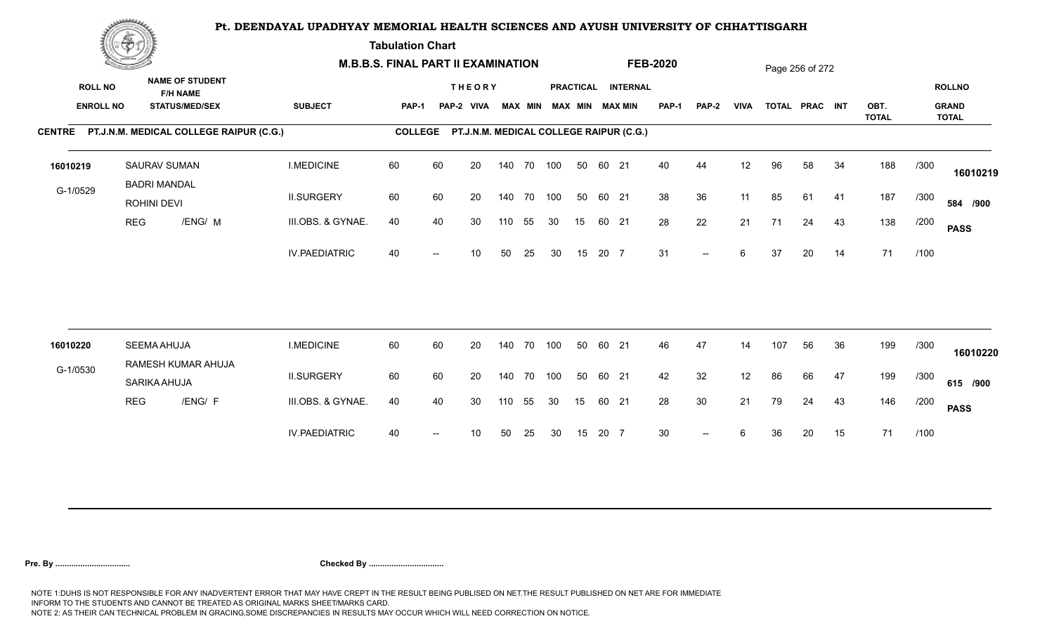# Pt. DEENDAYAL UPADHYAY MEMORIAL HEALTH SCIENCES AND AYUSH UNIVERSITY OF CHHATTISGARH

**Tabulation Chart**

**M.B.B.S. FINAL PART II EXAMINATION** **FEB-2020**

**CENTRE** PT.J.N.M. MEDICAL COLLEGE RAIPUR (C.G.) **COLLEGE** PT.J.N.M. MEDICAL COLLEGE RAIPUR (C.G.)

| ROLL NO / ENROLL NO | NAME OF STUDENT / F/H NAME / STATUS/MEDI/SEX | SUBJECT | THEORY PAP-1 | THEORY PAP-2 | THEORY VIVA | THEORY MAX | THEORY MIN | PRACTICAL MAX | PRACTICAL MIN | INTERNAL MAX | INTERNAL MIN | PAP-1 | PAP-2 | VIVA | TOTAL | PRAC | INT | OBT. TOTAL | | ROLLNO / GRAND TOTAL |
|---|---|---|---|---|---|---|---|---|---|---|---|---|---|---|---|---|---|---|---|---|
| 16010219 | SAURAV SUMAN | I.MEDICINE | 60 | 60 | 20 | 140 | 70 | 100 | 50 | 60 | 21 | 40 | 44 | 12 | 96 | 58 | 34 | 188 | /300 | 16010219 |
| G-1/0529 | BADRI MANDAL / ROHINI DEVI | II.SURGERY | 60 | 60 | 20 | 140 | 70 | 100 | 50 | 60 | 21 | 38 | 36 | 11 | 85 | 61 | 41 | 187 | /300 | 584 /900 |
| | REG /ENG/ M | III.OBS. & GYNAE. | 40 | 40 | 30 | 110 | 55 | 30 | 15 | 60 | 21 | 28 | 22 | 21 | 71 | 24 | 43 | 138 | /200 | PASS |
| | | IV.PAEDIATRIC | 40 | -- | 10 | 50 | 25 | 30 | 15 | 20 | 7 | 31 | -- | 6 | 37 | 20 | 14 | 71 | /100 | |
| 16010220 | SEEMA AHUJA | I.MEDICINE | 60 | 60 | 20 | 140 | 70 | 100 | 50 | 60 | 21 | 46 | 47 | 14 | 107 | 56 | 36 | 199 | /300 | 16010220 |
| G-1/0530 | RAMESH KUMAR AHUJA / SARIKA AHUJA | II.SURGERY | 60 | 60 | 20 | 140 | 70 | 100 | 50 | 60 | 21 | 42 | 32 | 12 | 86 | 66 | 47 | 199 | /300 | 615 /900 |
| | REG /ENG/ F | III.OBS. & GYNAE. | 40 | 40 | 30 | 110 | 55 | 30 | 15 | 60 | 21 | 28 | 30 | 21 | 79 | 24 | 43 | 146 | /200 | PASS |
| | | IV.PAEDIATRIC | 40 | -- | 10 | 50 | 25 | 30 | 15 | 20 | 7 | 30 | -- | 6 | 36 | 20 | 15 | 71 | /100 | |

**Pre. By .................................** **Checked By .................................**

NOTE 1:DUHS IS NOT RESPONSIBLE FOR ANY INADVERTENT ERROR THAT MAY HAVE CREPT IN THE RESULT BEING PUBLISED ON NET.THE RESULT PUBLISHED ON NET ARE FOR IMMEDIATE INFORM TO THE STUDENTS AND CANNOT BE TREATED AS ORIGINAL MARKS SHEET/MARKS CARD.
NOTE 2: AS THEIR CAN TECHNICAL PROBLEM IN GRACING,SOME DISCREPANCIES IN RESULTS MAY OCCUR WHICH WILL NEED CORRECTION ON NOTICE.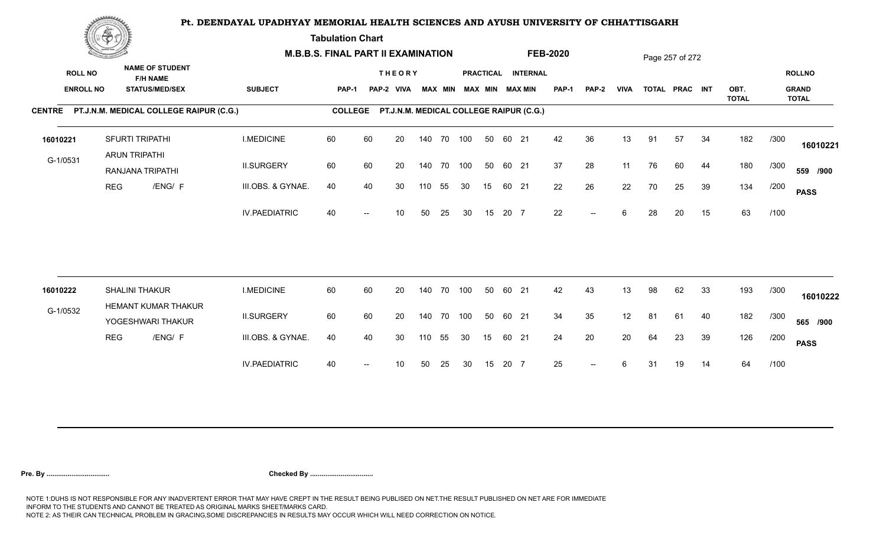# Pt. DEENDAYAL UPADHYAY MEMORIAL HEALTH SCIENCES AND AYUSH UNIVERSITY OF CHHATTISGARH

**Tabulation Chart**

**M.B.B.S. FINAL PART II EXAMINATION** **FEB-2020**

**CENTRE** PT.J.N.M. MEDICAL COLLEGE RAIPUR (C.G.) **COLLEGE** PT.J.N.M. MEDICAL COLLEGE RAIPUR (C.G.)

| ROLL NO / ENROLL NO | NAME OF STUDENT / F/H NAME / STATUS/MED/SEX | SUBJECT | THEORY PAP-1 | PAP-2 | VIVA | MAX | MIN | PRACTICAL MAX | MIN | INTERNAL MAX | MIN | PAP-1 | PAP-2 | VIVA | TOTAL | PRAC | INT | OBT. TOTAL | | ROLLNO / GRAND TOTAL |
|---|---|---|---|---|---|---|---|---|---|---|---|---|---|---|---|---|---|---|---|---|
| 16010221 | SFURTI TRIPATHI | I.MEDICINE | 60 | 60 | 20 | 140 | 70 | 100 | 50 | 60 | 21 | 42 | 36 | 13 | 91 | 57 | 34 | 182 | /300 | 16010221 |
| G-1/0531 | ARUN TRIPATHI / RANJANA TRIPATHI | II.SURGERY | 60 | 60 | 20 | 140 | 70 | 100 | 50 | 60 | 21 | 37 | 28 | 11 | 76 | 60 | 44 | 180 | /300 | 559 /900 |
| | REG /ENG/ F | III.OBS. & GYNAE. | 40 | 40 | 30 | 110 | 55 | 30 | 15 | 60 | 21 | 22 | 26 | 22 | 70 | 25 | 39 | 134 | /200 | PASS |
| | | IV.PAEDIATRIC | 40 | -- | 10 | 50 | 25 | 30 | 15 | 20 | 7 | 22 | -- | 6 | 28 | 20 | 15 | 63 | /100 | |
| 16010222 | SHALINI THAKUR | I.MEDICINE | 60 | 60 | 20 | 140 | 70 | 100 | 50 | 60 | 21 | 42 | 43 | 13 | 98 | 62 | 33 | 193 | /300 | 16010222 |
| G-1/0532 | HEMANT KUMAR THAKUR / YOGESHWARI THAKUR | II.SURGERY | 60 | 60 | 20 | 140 | 70 | 100 | 50 | 60 | 21 | 34 | 35 | 12 | 81 | 61 | 40 | 182 | /300 | 565 /900 |
| | REG /ENG/ F | III.OBS. & GYNAE. | 40 | 40 | 30 | 110 | 55 | 30 | 15 | 60 | 21 | 24 | 20 | 20 | 64 | 23 | 39 | 126 | /200 | PASS |
| | | IV.PAEDIATRIC | 40 | -- | 10 | 50 | 25 | 30 | 15 | 20 | 7 | 25 | -- | 6 | 31 | 19 | 14 | 64 | /100 | |

**Pre. By ................................** **Checked By ................................**

NOTE 1:DUHS IS NOT RESPONSIBLE FOR ANY INADVERTENT ERROR THAT MAY HAVE CREPT IN THE RESULT BEING PUBLISED ON NET.THE RESULT PUBLISHED ON NET ARE FOR IMMEDIATE INFORM TO THE STUDENTS AND CANNOT BE TREATED AS ORIGINAL MARKS SHEET/MARKS CARD.
NOTE 2: AS THEIR CAN TECHNICAL PROBLEM IN GRACING,SOME DISCREPANCIES IN RESULTS MAY OCCUR WHICH WILL NEED CORRECTION ON NOTICE.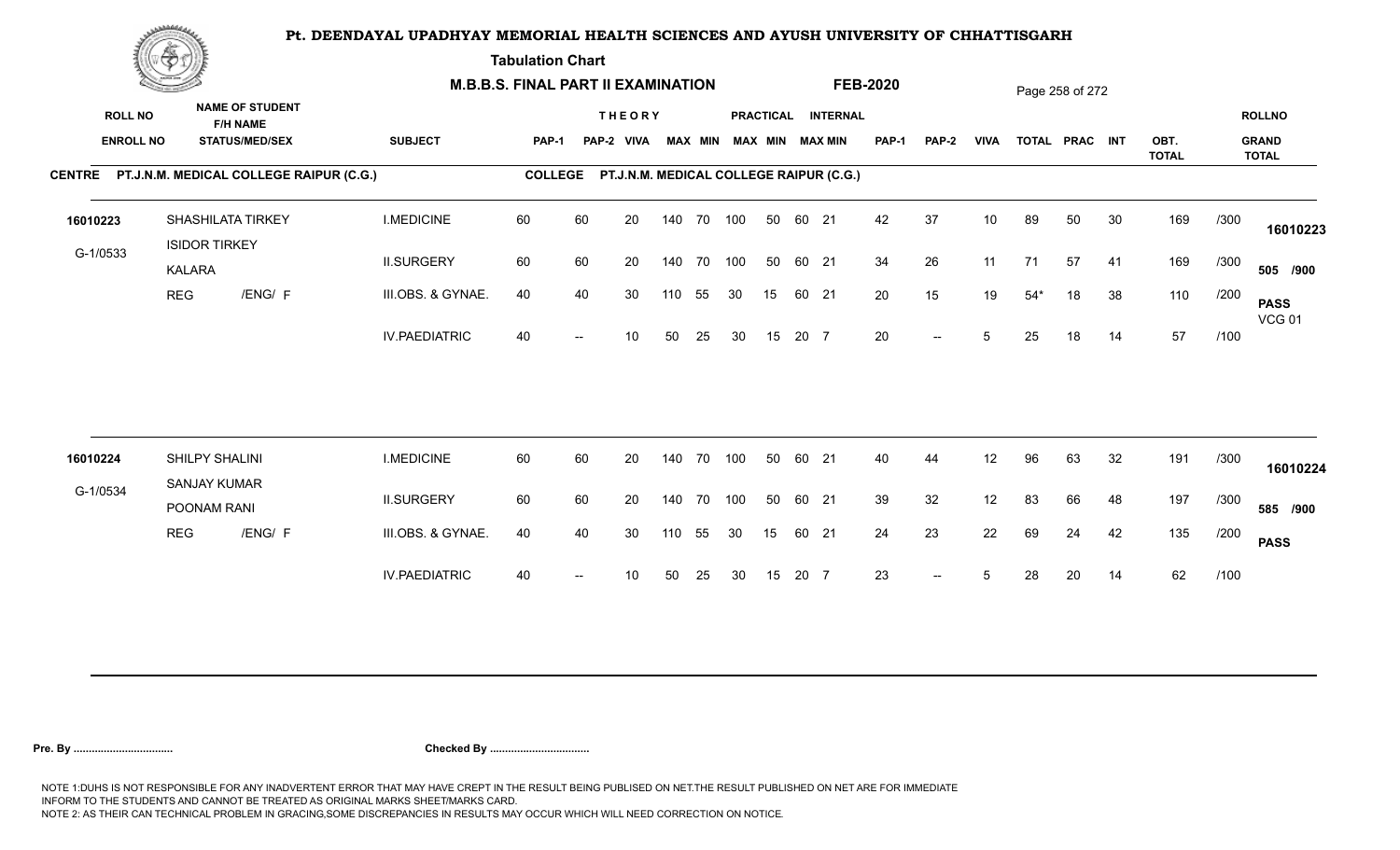# Pt. DEENDAYAL UPADHYAY MEMORIAL HEALTH SCIENCES AND AYUSH UNIVERSITY OF CHHATTISGARH

**Tabulation Chart**

**M.B.B.S. FINAL PART II EXAMINATION** **FEB-2020**

**CENTRE** PT.J.N.M. MEDICAL COLLEGE RAIPUR (C.G.) **COLLEGE** PT.J.N.M. MEDICAL COLLEGE RAIPUR (C.G.)

| ROLL NO / ENROLL NO | NAME OF STUDENT / F/H NAME / STATUS/MED/SEX | SUBJECT | THEORY PAP-1 | PAP-2 | VIVA | MAX | MIN | PRACTICAL MAX | MIN | INTERNAL MAX | MIN | PAP-1 | PAP-2 | VIVA | TOTAL | PRAC | INT | OBT. TOTAL | | ROLLNO / GRAND TOTAL |
|---|---|---|---|---|---|---|---|---|---|---|---|---|---|---|---|---|---|---|---|---|
| 16010223 | SHASHILATA TIRKEY | I.MEDICINE | 60 | 60 | 20 | 140 | 70 | 100 | 50 | 60 | 21 | 42 | 37 | 10 | 89 | 50 | 30 | 169 | /300 | 16010223 |
| G-1/0533 | ISIDOR TIRKEY / KALARA | II.SURGERY | 60 | 60 | 20 | 140 | 70 | 100 | 50 | 60 | 21 | 34 | 26 | 11 | 71 | 57 | 41 | 169 | /300 | 505 /900 |
| | REG /ENG/ F | III.OBS. & GYNAE. | 40 | 40 | 30 | 110 | 55 | 30 | 15 | 60 | 21 | 20 | 15 | 19 | 54* | 18 | 38 | 110 | /200 | PASS VCG 01 |
| | | IV.PAEDIATRIC | 40 | -- | 10 | 50 | 25 | 30 | 15 | 20 | 7 | 20 | -- | 5 | 25 | 18 | 14 | 57 | /100 | |
| 16010224 | SHILPY SHALINI | I.MEDICINE | 60 | 60 | 20 | 140 | 70 | 100 | 50 | 60 | 21 | 40 | 44 | 12 | 96 | 63 | 32 | 191 | /300 | 16010224 |
| G-1/0534 | SANJAY KUMAR / POONAM RANI | II.SURGERY | 60 | 60 | 20 | 140 | 70 | 100 | 50 | 60 | 21 | 39 | 32 | 12 | 83 | 66 | 48 | 197 | /300 | 585 /900 |
| | REG /ENG/ F | III.OBS. & GYNAE. | 40 | 40 | 30 | 110 | 55 | 30 | 15 | 60 | 21 | 24 | 23 | 22 | 69 | 24 | 42 | 135 | /200 | PASS |
| | | IV.PAEDIATRIC | 40 | -- | 10 | 50 | 25 | 30 | 15 | 20 | 7 | 23 | -- | 5 | 28 | 20 | 14 | 62 | /100 | |

**Pre. By ................................** **Checked By ................................**

NOTE 1:DUHS IS NOT RESPONSIBLE FOR ANY INADVERTENT ERROR THAT MAY HAVE CREPT IN THE RESULT BEING PUBLISED ON NET.THE RESULT PUBLISHED ON NET ARE FOR IMMEDIATE INFORM TO THE STUDENTS AND CANNOT BE TREATED AS ORIGINAL MARKS SHEET/MARKS CARD.
NOTE 2: AS THEIR CAN TECHNICAL PROBLEM IN GRACING,SOME DISCREPANCIES IN RESULTS MAY OCCUR WHICH WILL NEED CORRECTION ON NOTICE.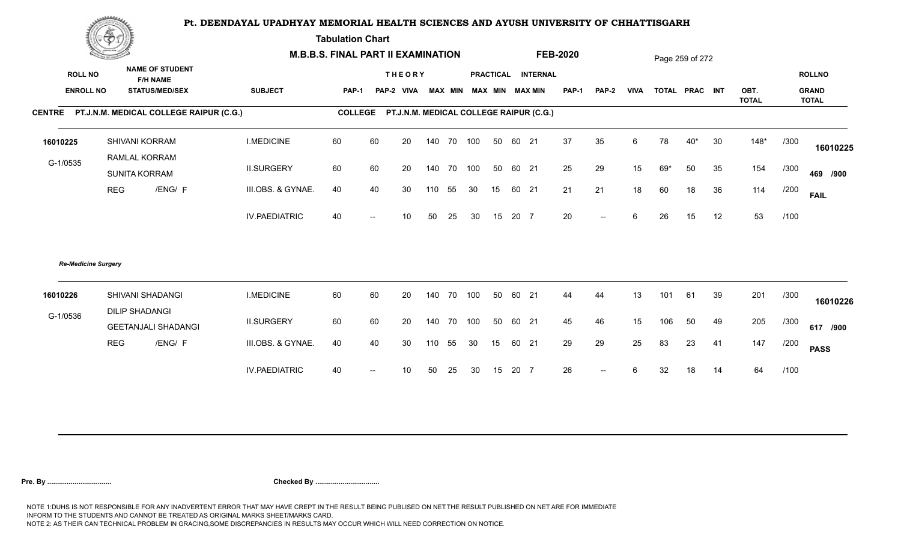# Pt. DEENDAYAL UPADHYAY MEMORIAL HEALTH SCIENCES AND AYUSH UNIVERSITY OF CHHATTISGARH

**Tabulation Chart**

**M.B.B.S. FINAL PART II EXAMINATION** **FEB-2020**

**CENTRE** PT.J.N.M. MEDICAL COLLEGE RAIPUR (C.G.) **COLLEGE** PT.J.N.M. MEDICAL COLLEGE RAIPUR (C.G.)

| ROLL NO / ENROLL NO | NAME OF STUDENT / F/H NAME / STATUS/MED/SEX | SUBJECT | THEORY PAP-1 | PAP-2 | VIVA | MAX | MIN | PRACTICAL MAX | MIN | INTERNAL MAX | MIN | PAP-1 | PAP-2 | VIVA | TOTAL | PRAC | INT | OBT. TOTAL | | ROLLNO / GRAND TOTAL |
|---|---|---|---|---|---|---|---|---|---|---|---|---|---|---|---|---|---|---|---|---|
| 16010225 | SHIVANI KORRAM | I.MEDICINE | 60 | 60 | 20 | 140 | 70 | 100 | 50 | 60 | 21 | 37 | 35 | 6 | 78 | 40* | 30 | 148* | /300 | 16010225 |
| G-1/0535 | RAMLAL KORRAM / SUNITA KORRAM | II.SURGERY | 60 | 60 | 20 | 140 | 70 | 100 | 50 | 60 | 21 | 25 | 29 | 15 | 69* | 50 | 35 | 154 | /300 | 469 /900 |
| | REG /ENG/ F | III.OBS. & GYNAE. | 40 | 40 | 30 | 110 | 55 | 30 | 15 | 60 | 21 | 21 | 21 | 18 | 60 | 18 | 36 | 114 | /200 | FAIL |
| | | IV.PAEDIATRIC | 40 | -- | 10 | 50 | 25 | 30 | 15 | 20 | 7 | 20 | -- | 6 | 26 | 15 | 12 | 53 | /100 | |

*Re-Medicine Surgery*

| ROLL NO / ENROLL NO | NAME OF STUDENT / F/H NAME / STATUS/MED/SEX | SUBJECT | THEORY PAP-1 | PAP-2 | VIVA | MAX | MIN | PRACTICAL MAX | MIN | INTERNAL MAX | MIN | PAP-1 | PAP-2 | VIVA | TOTAL | PRAC | INT | OBT. TOTAL | | ROLLNO / GRAND TOTAL |
|---|---|---|---|---|---|---|---|---|---|---|---|---|---|---|---|---|---|---|---|---|
| 16010226 | SHIVANI SHADANGI | I.MEDICINE | 60 | 60 | 20 | 140 | 70 | 100 | 50 | 60 | 21 | 44 | 44 | 13 | 101 | 61 | 39 | 201 | /300 | 16010226 |
| G-1/0536 | DILIP SHADANGI / GEETANJALI SHADANGI | II.SURGERY | 60 | 60 | 20 | 140 | 70 | 100 | 50 | 60 | 21 | 45 | 46 | 15 | 106 | 50 | 49 | 205 | /300 | 617 /900 |
| | REG /ENG/ F | III.OBS. & GYNAE. | 40 | 40 | 30 | 110 | 55 | 30 | 15 | 60 | 21 | 29 | 29 | 25 | 83 | 23 | 41 | 147 | /200 | PASS |
| | | IV.PAEDIATRIC | 40 | -- | 10 | 50 | 25 | 30 | 15 | 20 | 7 | 26 | -- | 6 | 32 | 18 | 14 | 64 | /100 | |

**Pre. By .................................** **Checked By .................................**

NOTE 1:DUHS IS NOT RESPONSIBLE FOR ANY INADVERTENT ERROR THAT MAY HAVE CREPT IN THE RESULT BEING PUBLISED ON NET.THE RESULT PUBLISHED ON NET ARE FOR IMMEDIATE INFORM TO THE STUDENTS AND CANNOT BE TREATED AS ORIGINAL MARKS SHEET/MARKS CARD.
NOTE 2: AS THEIR CAN TECHNICAL PROBLEM IN GRACING,SOME DISCREPANCIES IN RESULTS MAY OCCUR WHICH WILL NEED CORRECTION ON NOTICE.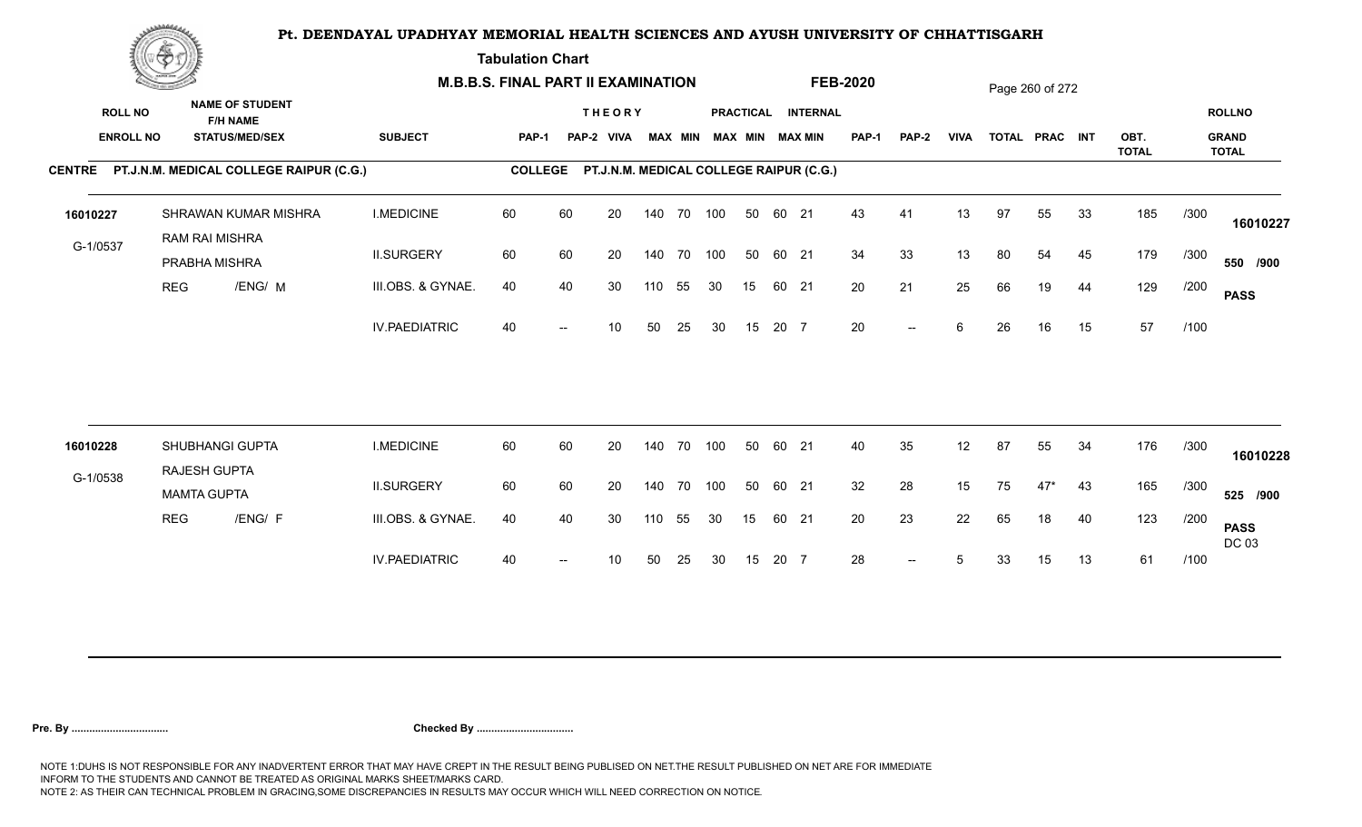# Pt. DEENDAYAL UPADHYAY MEMORIAL HEALTH SCIENCES AND AYUSH UNIVERSITY OF CHHATTISGARH

**Tabulation Chart**

**M.B.B.S. FINAL PART II EXAMINATION** **FEB-2020**

**CENTRE** PT.J.N.M. MEDICAL COLLEGE RAIPUR (C.G.) **COLLEGE** PT.J.N.M. MEDICAL COLLEGE RAIPUR (C.G.)

| ROLL NO / ENROLL NO | NAME OF STUDENT / F/H NAME / STATUS/MED/SEX | SUBJECT | THEORY PAP-1 | THEORY PAP-2 | THEORY VIVA | THEORY MAX | THEORY MIN | PRACTICAL MAX | PRACTICAL MIN | INTERNAL MAX | INTERNAL MIN | PAP-1 | PAP-2 | VIVA | TOTAL | PRAC | INT | OBT. TOTAL | | ROLLNO / GRAND TOTAL |
|---|---|---|---|---|---|---|---|---|---|---|---|---|---|---|---|---|---|---|---|---|
| 16010227 | SHRAWAN KUMAR MISHRA | I.MEDICINE | 60 | 60 | 20 | 140 | 70 | 100 | 50 | 60 | 21 | 43 | 41 | 13 | 97 | 55 | 33 | 185 | /300 | 16010227 |
| G-1/0537 | RAM RAI MISHRA | II.SURGERY | 60 | 60 | 20 | 140 | 70 | 100 | 50 | 60 | 21 | 34 | 33 | 13 | 80 | 54 | 45 | 179 | /300 | 550 /900 |
| | PRABHA MISHRA | III.OBS. & GYNAE. | 40 | 40 | 30 | 110 | 55 | 30 | 15 | 60 | 21 | 20 | 21 | 25 | 66 | 19 | 44 | 129 | /200 | PASS |
| | REG /ENG/ M | IV.PAEDIATRIC | 40 | -- | 10 | 50 | 25 | 30 | 15 | 20 | 7 | 20 | -- | 6 | 26 | 16 | 15 | 57 | /100 | |
| 16010228 | SHUBHANGI GUPTA | I.MEDICINE | 60 | 60 | 20 | 140 | 70 | 100 | 50 | 60 | 21 | 40 | 35 | 12 | 87 | 55 | 34 | 176 | /300 | 16010228 |
| G-1/0538 | RAJESH GUPTA | II.SURGERY | 60 | 60 | 20 | 140 | 70 | 100 | 50 | 60 | 21 | 32 | 28 | 15 | 75 | 47* | 43 | 165 | /300 | 525 /900 |
| | MAMTA GUPTA | III.OBS. & GYNAE. | 40 | 40 | 30 | 110 | 55 | 30 | 15 | 60 | 21 | 20 | 23 | 22 | 65 | 18 | 40 | 123 | /200 | PASS DC 03 |
| | REG /ENG/ F | IV.PAEDIATRIC | 40 | -- | 10 | 50 | 25 | 30 | 15 | 20 | 7 | 28 | -- | 5 | 33 | 15 | 13 | 61 | /100 | |

**Pre. By .................................** **Checked By .................................**

NOTE 1:DUHS IS NOT RESPONSIBLE FOR ANY INADVERTENT ERROR THAT MAY HAVE CREPT IN THE RESULT BEING PUBLISED ON NET.THE RESULT PUBLISHED ON NET ARE FOR IMMEDIATE INFORM TO THE STUDENTS AND CANNOT BE TREATED AS ORIGINAL MARKS SHEET/MARKS CARD.
NOTE 2: AS THEIR CAN TECHNICAL PROBLEM IN GRACING,SOME DISCREPANCIES IN RESULTS MAY OCCUR WHICH WILL NEED CORRECTION ON NOTICE.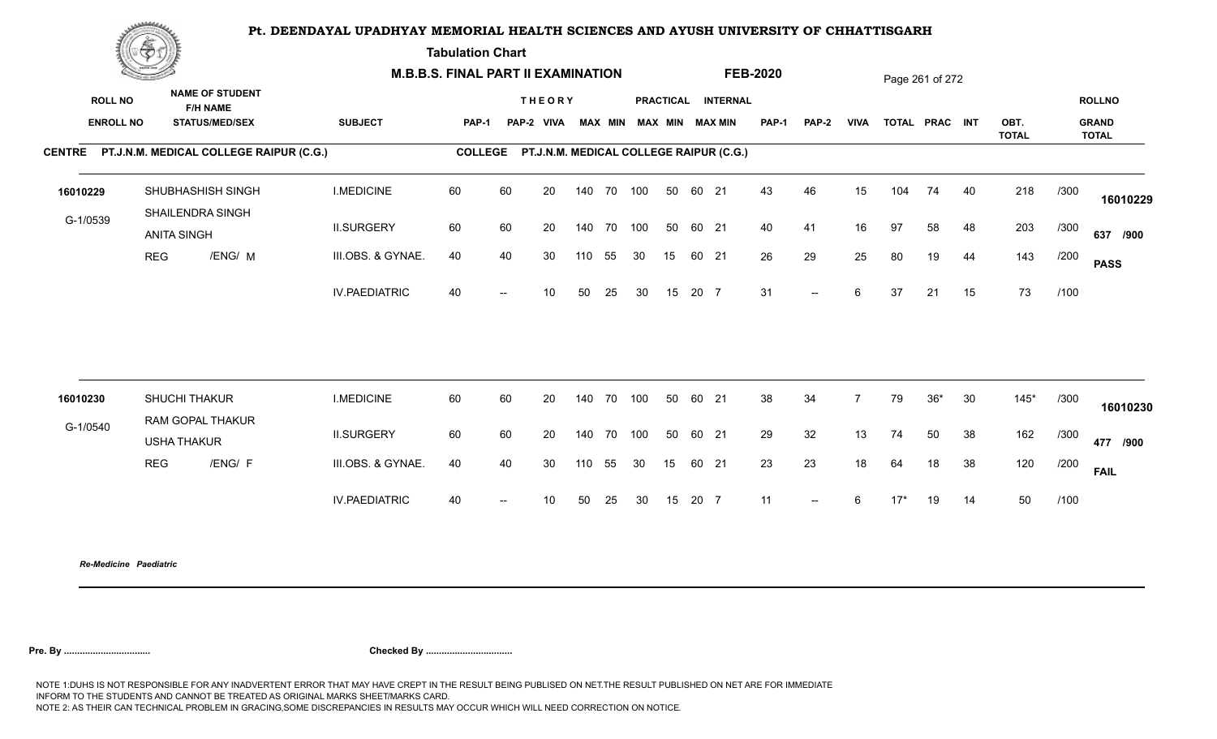# Pt. DEENDAYAL UPADHYAY MEMORIAL HEALTH SCIENCES AND AYUSH UNIVERSITY OF CHHATTISGARH

**Tabulation Chart**

**M.B.B.S. FINAL PART II EXAMINATION** **FEB-2020**

| ROLL NO / ENROLL NO | NAME OF STUDENT / F/H NAME / STATUS/MED/SEX | SUBJECT | THEORY PAP-1 | THEORY PAP-2 | VIVA | THEORY MAX | THEORY MIN | PRACTICAL MAX | PRACTICAL MIN | INTERNAL MAX | INTERNAL MIN | PAP-1 | PAP-2 | VIVA | TOTAL | PRAC | INT | OBT. TOTAL | | ROLLNO / GRAND TOTAL |
|---|---|---|---|---|---|---|---|---|---|---|---|---|---|---|---|---|---|---|---|---|

**CENTRE PT.J.N.M. MEDICAL COLLEGE RAIPUR (C.G.)** **COLLEGE PT.J.N.M. MEDICAL COLLEGE RAIPUR (C.G.)**

| ROLL NO / ENROLL NO | NAME OF STUDENT / F/H NAME / STATUS/MED/SEX | SUBJECT | PAP-1 | PAP-2 | VIVA | MAX | MIN | MAX | MIN | MAX | MIN | PAP-1 | PAP-2 | VIVA | TOTAL | PRAC | INT | OBT. TOTAL | | ROLLNO / GRAND TOTAL |
|---|---|---|---|---|---|---|---|---|---|---|---|---|---|---|---|---|---|---|---|---|
| 16010229 | SHUBHASHISH SINGH | I.MEDICINE | 60 | 60 | 20 | 140 | 70 | 100 | 50 | 60 | 21 | 43 | 46 | 15 | 104 | 74 | 40 | 218 | /300 | 16010229 |
| G-1/0539 | SHAILENDRA SINGH / ANITA SINGH | II.SURGERY | 60 | 60 | 20 | 140 | 70 | 100 | 50 | 60 | 21 | 40 | 41 | 16 | 97 | 58 | 48 | 203 | /300 | 637 /900 |
| | REG /ENG/ M | III.OBS. & GYNAE. | 40 | 40 | 30 | 110 | 55 | 30 | 15 | 60 | 21 | 26 | 29 | 25 | 80 | 19 | 44 | 143 | /200 | PASS |
| | | IV.PAEDIATRIC | 40 | -- | 10 | 50 | 25 | 30 | 15 | 20 | 7 | 31 | -- | 6 | 37 | 21 | 15 | 73 | /100 | |
| 16010230 | SHUCHI THAKUR | I.MEDICINE | 60 | 60 | 20 | 140 | 70 | 100 | 50 | 60 | 21 | 38 | 34 | 7 | 79 | 36* | 30 | 145* | /300 | 16010230 |
| G-1/0540 | RAM GOPAL THAKUR / USHA THAKUR | II.SURGERY | 60 | 60 | 20 | 140 | 70 | 100 | 50 | 60 | 21 | 29 | 32 | 13 | 74 | 50 | 38 | 162 | /300 | 477 /900 |
| | REG /ENG/ F | III.OBS. & GYNAE. | 40 | 40 | 30 | 110 | 55 | 30 | 15 | 60 | 21 | 23 | 23 | 18 | 64 | 18 | 38 | 120 | /200 | FAIL |
| | | IV.PAEDIATRIC | 40 | -- | 10 | 50 | 25 | 30 | 15 | 20 | 7 | 11 | -- | 6 | 17* | 19 | 14 | 50 | /100 | |

*Re-Medicine Paediatric*

**Pre. By .................................** **Checked By .................................**

NOTE 1:DUHS IS NOT RESPONSIBLE FOR ANY INADVERTENT ERROR THAT MAY HAVE CREPT IN THE RESULT BEING PUBLISED ON NET.THE RESULT PUBLISHED ON NET ARE FOR IMMEDIATE INFORM TO THE STUDENTS AND CANNOT BE TREATED AS ORIGINAL MARKS SHEET/MARKS CARD.
NOTE 2: AS THEIR CAN TECHNICAL PROBLEM IN GRACING,SOME DISCREPANCIES IN RESULTS MAY OCCUR WHICH WILL NEED CORRECTION ON NOTICE.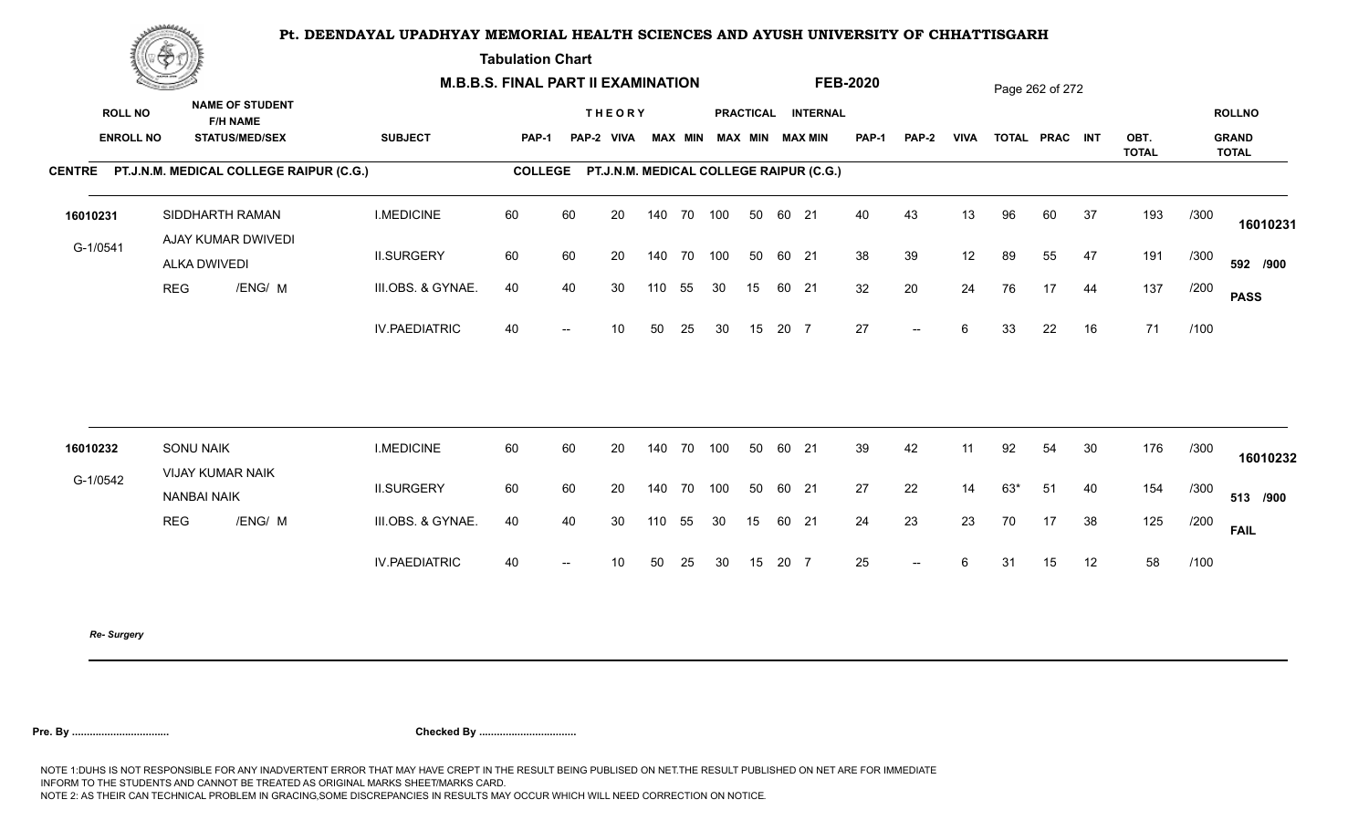# Pt. DEENDAYAL UPADHYAY MEMORIAL HEALTH SCIENCES AND AYUSH UNIVERSITY OF CHHATTISGARH

**Tabulation Chart**

**M.B.B.S. FINAL PART II EXAMINATION** **FEB-2020**

**CENTRE** PT.J.N.M. MEDICAL COLLEGE RAIPUR (C.G.) **COLLEGE** PT.J.N.M. MEDICAL COLLEGE RAIPUR (C.G.)

| ROLL NO / ENROLL NO | NAME OF STUDENT / F/H NAME / STATUS/MED/SEX | SUBJECT | THEORY PAP-1 | PAP-2 | VIVA | MAX | MIN | PRACTICAL MAX | MIN | INTERNAL MAX | MIN | PAP-1 | PAP-2 | VIVA | TOTAL | PRAC | INT | OBT. TOTAL | | ROLLNO / GRAND TOTAL |
|---|---|---|---|---|---|---|---|---|---|---|---|---|---|---|---|---|---|---|---|---|
| 16010231 | SIDDHARTH RAMAN | I.MEDICINE | 60 | 60 | 20 | 140 | 70 | 100 | 50 | 60 | 21 | 40 | 43 | 13 | 96 | 60 | 37 | 193 | /300 | 16010231 |
| G-1/0541 | AJAY KUMAR DWIVEDI / ALKA DWIVEDI | II.SURGERY | 60 | 60 | 20 | 140 | 70 | 100 | 50 | 60 | 21 | 38 | 39 | 12 | 89 | 55 | 47 | 191 | /300 | 592 /900 |
| | REG /ENG/ M | III.OBS. & GYNAE. | 40 | 40 | 30 | 110 | 55 | 30 | 15 | 60 | 21 | 32 | 20 | 24 | 76 | 17 | 44 | 137 | /200 | PASS |
| | | IV.PAEDIATRIC | 40 | -- | 10 | 50 | 25 | 30 | 15 | 20 | 7 | 27 | -- | 6 | 33 | 22 | 16 | 71 | /100 | |
| 16010232 | SONU NAIK | I.MEDICINE | 60 | 60 | 20 | 140 | 70 | 100 | 50 | 60 | 21 | 39 | 42 | 11 | 92 | 54 | 30 | 176 | /300 | 16010232 |
| G-1/0542 | VIJAY KUMAR NAIK / NANBAI NAIK | II.SURGERY | 60 | 60 | 20 | 140 | 70 | 100 | 50 | 60 | 21 | 27 | 22 | 14 | 63* | 51 | 40 | 154 | /300 | 513 /900 |
| | REG /ENG/ M | III.OBS. & GYNAE. | 40 | 40 | 30 | 110 | 55 | 30 | 15 | 60 | 21 | 24 | 23 | 23 | 70 | 17 | 38 | 125 | /200 | FAIL |
| | | IV.PAEDIATRIC | 40 | -- | 10 | 50 | 25 | 30 | 15 | 20 | 7 | 25 | -- | 6 | 31 | 15 | 12 | 58 | /100 | |

*Re- Surgery*

**Pre. By .................................** **Checked By .................................**

NOTE 1:DUHS IS NOT RESPONSIBLE FOR ANY INADVERTENT ERROR THAT MAY HAVE CREPT IN THE RESULT BEING PUBLISED ON NET.THE RESULT PUBLISHED ON NET ARE FOR IMMEDIATE INFORM TO THE STUDENTS AND CANNOT BE TREATED AS ORIGINAL MARKS SHEET/MARKS CARD.
NOTE 2: AS THEIR CAN TECHNICAL PROBLEM IN GRACING,SOME DISCREPANCIES IN RESULTS MAY OCCUR WHICH WILL NEED CORRECTION ON NOTICE.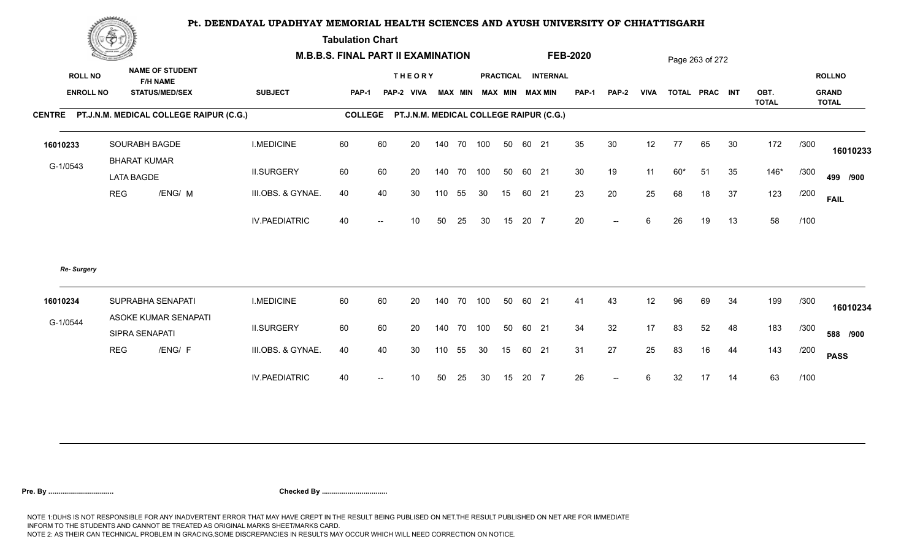# Pt. DEENDAYAL UPADHYAY MEMORIAL HEALTH SCIENCES AND AYUSH UNIVERSITY OF CHHATTISGARH

**Tabulation Chart**

**M.B.B.S. FINAL PART II EXAMINATION** **FEB-2020**

| ROLL NO / ENROLL NO | NAME OF STUDENT / F/H NAME / STATUS/MED/SEX | SUBJECT | THEORY PAP-1 | PAP-2 | VIVA | MAX | MIN | PRACTICAL MAX | MIN | INTERNAL MAX | MIN | PAP-1 | PAP-2 | VIVA | TOTAL | PRAC | INT | OBT. TOTAL | | ROLLNO / GRAND TOTAL |
|---|---|---|---|---|---|---|---|---|---|---|---|---|---|---|---|---|---|---|---|---|

**CENTRE PT.J.N.M. MEDICAL COLLEGE RAIPUR (C.G.)** **COLLEGE PT.J.N.M. MEDICAL COLLEGE RAIPUR (C.G.)**

| ROLL NO / ENROLL NO | NAME OF STUDENT / F/H NAME / STATUS/MED/SEX | SUBJECT | PAP-1 | PAP-2 | VIVA | MAX | MIN | MAX | MIN | MAX | MIN | PAP-1 | PAP-2 | VIVA | TOTAL | PRAC | INT | OBT. TOTAL | | ROLLNO / GRAND TOTAL |
|---|---|---|---|---|---|---|---|---|---|---|---|---|---|---|---|---|---|---|---|---|
| 16010233 | SOURABH BAGDE | I.MEDICINE | 60 | 60 | 20 | 140 | 70 | 100 | 50 | 60 | 21 | 35 | 30 | 12 | 77 | 65 | 30 | 172 | /300 | 16010233 |
| G-1/0543 | BHARAT KUMAR / LATA BAGDE | II.SURGERY | 60 | 60 | 20 | 140 | 70 | 100 | 50 | 60 | 21 | 30 | 19 | 11 | 60* | 51 | 35 | 146* | /300 | 499 /900 |
| | REG /ENG/ M | III.OBS. & GYNAE. | 40 | 40 | 30 | 110 | 55 | 30 | 15 | 60 | 21 | 23 | 20 | 25 | 68 | 18 | 37 | 123 | /200 | FAIL |
| | | IV.PAEDIATRIC | 40 | -- | 10 | 50 | 25 | 30 | 15 | 20 | 7 | 20 | -- | 6 | 26 | 19 | 13 | 58 | /100 | |

*Re- Surgery*

| ROLL NO / ENROLL NO | NAME OF STUDENT / F/H NAME / STATUS/MED/SEX | SUBJECT | PAP-1 | PAP-2 | VIVA | MAX | MIN | MAX | MIN | MAX | MIN | PAP-1 | PAP-2 | VIVA | TOTAL | PRAC | INT | OBT. TOTAL | | ROLLNO / GRAND TOTAL |
|---|---|---|---|---|---|---|---|---|---|---|---|---|---|---|---|---|---|---|---|---|
| 16010234 | SUPRABHA SENAPATI | I.MEDICINE | 60 | 60 | 20 | 140 | 70 | 100 | 50 | 60 | 21 | 41 | 43 | 12 | 96 | 69 | 34 | 199 | /300 | 16010234 |
| G-1/0544 | ASOKE KUMAR SENAPATI / SIPRA SENAPATI | II.SURGERY | 60 | 60 | 20 | 140 | 70 | 100 | 50 | 60 | 21 | 34 | 32 | 17 | 83 | 52 | 48 | 183 | /300 | 588 /900 |
| | REG /ENG/ F | III.OBS. & GYNAE. | 40 | 40 | 30 | 110 | 55 | 30 | 15 | 60 | 21 | 31 | 27 | 25 | 83 | 16 | 44 | 143 | /200 | PASS |
| | | IV.PAEDIATRIC | 40 | -- | 10 | 50 | 25 | 30 | 15 | 20 | 7 | 26 | -- | 6 | 32 | 17 | 14 | 63 | /100 | |

**Pre. By .................................** **Checked By .................................**

NOTE 1:DUHS IS NOT RESPONSIBLE FOR ANY INADVERTENT ERROR THAT MAY HAVE CREPT IN THE RESULT BEING PUBLISED ON NET.THE RESULT PUBLISHED ON NET ARE FOR IMMEDIATE INFORM TO THE STUDENTS AND CANNOT BE TREATED AS ORIGINAL MARKS SHEET/MARKS CARD.
NOTE 2: AS THEIR CAN TECHNICAL PROBLEM IN GRACING,SOME DISCREPANCIES IN RESULTS MAY OCCUR WHICH WILL NEED CORRECTION ON NOTICE.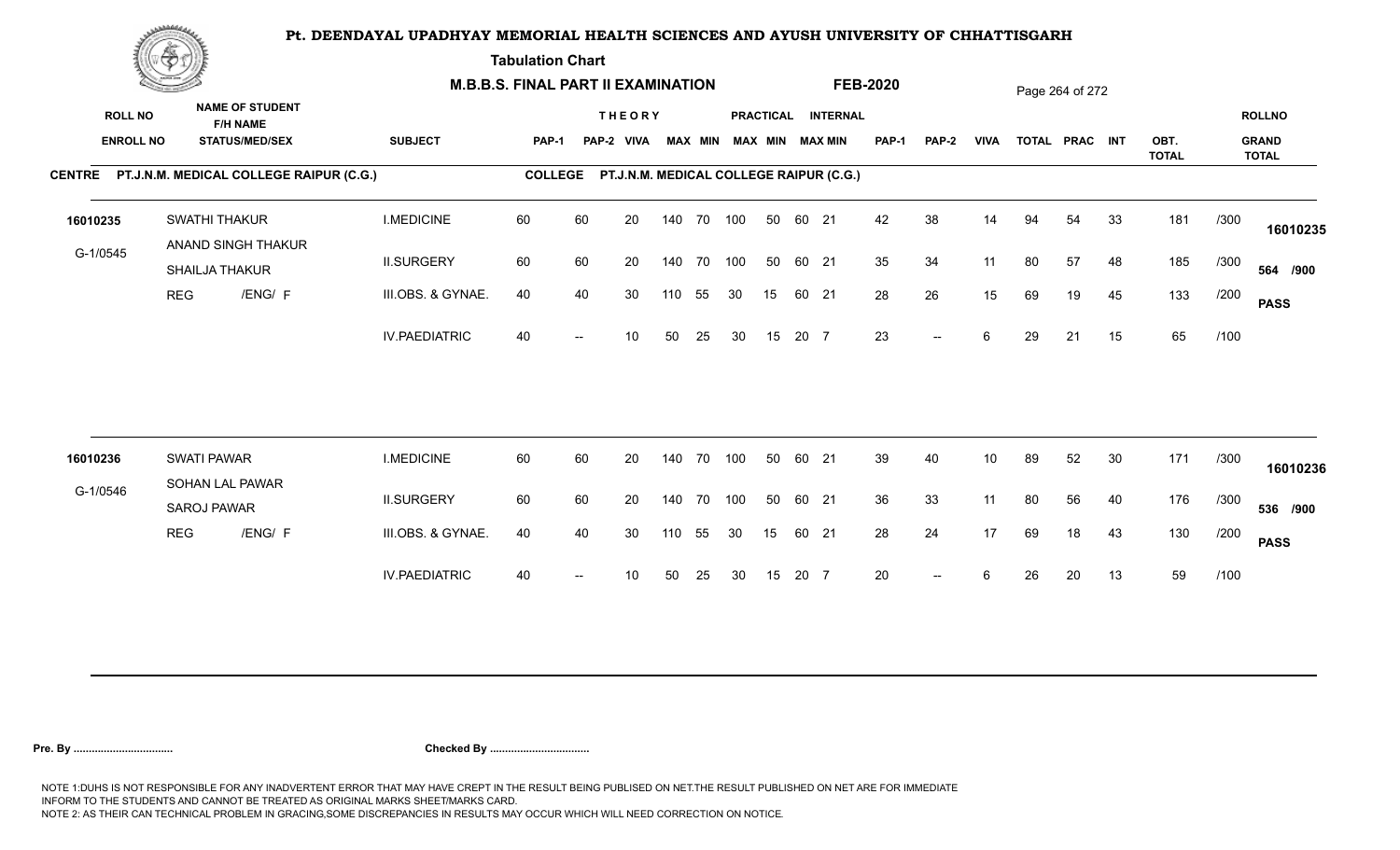# Pt. DEENDAYAL UPADHYAY MEMORIAL HEALTH SCIENCES AND AYUSH UNIVERSITY OF CHHATTISGARH

**Tabulation Chart**

**M.B.B.S. FINAL PART II EXAMINATION** **FEB-2020**

**CENTRE** PT.J.N.M. MEDICAL COLLEGE RAIPUR (C.G.) **COLLEGE** PT.J.N.M. MEDICAL COLLEGE RAIPUR (C.G.)

| ROLL NO / ENROLL NO | NAME OF STUDENT / F/H NAME / STATUS/MED/SEX | SUBJECT | THEORY PAP-1 | PAP-2 | VIVA | MAX | MIN | PRACTICAL MAX | MIN | INTERNAL MAX | MIN | PAP-1 | PAP-2 | VIVA | TOTAL | PRAC | INT | OBT. TOTAL | | ROLLNO / GRAND TOTAL |
|---|---|---|---|---|---|---|---|---|---|---|---|---|---|---|---|---|---|---|---|---|
| 16010235 | SWATHI THAKUR | I.MEDICINE | 60 | 60 | 20 | 140 | 70 | 100 | 50 | 60 | 21 | 42 | 38 | 14 | 94 | 54 | 33 | 181 | /300 | 16010235 |
| G-1/0545 | ANAND SINGH THAKUR / SHAILJA THAKUR | II.SURGERY | 60 | 60 | 20 | 140 | 70 | 100 | 50 | 60 | 21 | 35 | 34 | 11 | 80 | 57 | 48 | 185 | /300 | 564 /900 |
| | REG /ENG/ F | III.OBS. & GYNAE. | 40 | 40 | 30 | 110 | 55 | 30 | 15 | 60 | 21 | 28 | 26 | 15 | 69 | 19 | 45 | 133 | /200 | PASS |
| | | IV.PAEDIATRIC | 40 | -- | 10 | 50 | 25 | 30 | 15 | 20 | 7 | 23 | -- | 6 | 29 | 21 | 15 | 65 | /100 | |
| 16010236 | SWATI PAWAR | I.MEDICINE | 60 | 60 | 20 | 140 | 70 | 100 | 50 | 60 | 21 | 39 | 40 | 10 | 89 | 52 | 30 | 171 | /300 | 16010236 |
| G-1/0546 | SOHAN LAL PAWAR / SAROJ PAWAR | II.SURGERY | 60 | 60 | 20 | 140 | 70 | 100 | 50 | 60 | 21 | 36 | 33 | 11 | 80 | 56 | 40 | 176 | /300 | 536 /900 |
| | REG /ENG/ F | III.OBS. & GYNAE. | 40 | 40 | 30 | 110 | 55 | 30 | 15 | 60 | 21 | 28 | 24 | 17 | 69 | 18 | 43 | 130 | /200 | PASS |
| | | IV.PAEDIATRIC | 40 | -- | 10 | 50 | 25 | 30 | 15 | 20 | 7 | 20 | -- | 6 | 26 | 20 | 13 | 59 | /100 | |

**Pre. By ................................** **Checked By ................................**

NOTE 1:DUHS IS NOT RESPONSIBLE FOR ANY INADVERTENT ERROR THAT MAY HAVE CREPT IN THE RESULT BEING PUBLISED ON NET.THE RESULT PUBLISHED ON NET ARE FOR IMMEDIATE INFORM TO THE STUDENTS AND CANNOT BE TREATED AS ORIGINAL MARKS SHEET/MARKS CARD.
NOTE 2: AS THEIR CAN TECHNICAL PROBLEM IN GRACING,SOME DISCREPANCIES IN RESULTS MAY OCCUR WHICH WILL NEED CORRECTION ON NOTICE.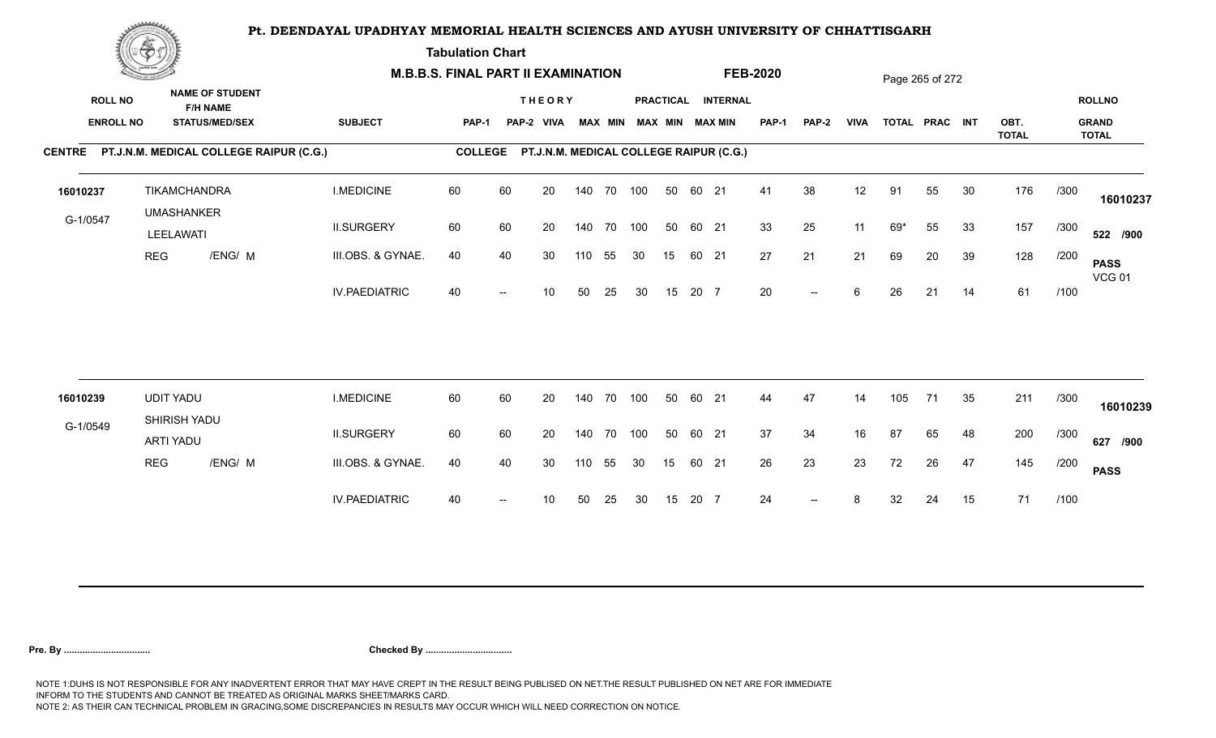# Pt. DEENDAYAL UPADHYAY MEMORIAL HEALTH SCIENCES AND AYUSH UNIVERSITY OF CHHATTISGARH

**Tabulation Chart**

**M.B.B.S. FINAL PART II EXAMINATION** **FEB-2020**

**CENTRE** PT.J.N.M. MEDICAL COLLEGE RAIPUR (C.G.) **COLLEGE** PT.J.N.M. MEDICAL COLLEGE RAIPUR (C.G.)

| ROLL NO / ENROLL NO | NAME OF STUDENT / F/H NAME / STATUS/MED/SEX | SUBJECT | THEORY PAP-1 | PAP-2 | VIVA | MAX | MIN | PRACTICAL MAX | MIN | INTERNAL MAX | MIN | PAP-1 | PAP-2 | VIVA | TOTAL | PRAC | INT | OBT. TOTAL | | ROLLNO / GRAND TOTAL |
|---|---|---|---|---|---|---|---|---|---|---|---|---|---|---|---|---|---|---|---|---|
| 16010237 | TIKAMCHANDRA | I.MEDICINE | 60 | 60 | 20 | 140 | 70 | 100 | 50 | 60 | 21 | 41 | 38 | 12 | 91 | 55 | 30 | 176 | /300 | 16010237 |
| G-1/0547 | UMASHANKER | II.SURGERY | 60 | 60 | 20 | 140 | 70 | 100 | 50 | 60 | 21 | 33 | 25 | 11 | 69* | 55 | 33 | 157 | /300 | 522 /900 |
| | LEELAWATI | III.OBS. & GYNAE. | 40 | 40 | 30 | 110 | 55 | 30 | 15 | 60 | 21 | 27 | 21 | 21 | 69 | 20 | 39 | 128 | /200 | PASS VCG 01 |
| | REG /ENG/ M | IV.PAEDIATRIC | 40 | -- | 10 | 50 | 25 | 30 | 15 | 20 | 7 | 20 | -- | 6 | 26 | 21 | 14 | 61 | /100 | |
| 16010239 | UDIT YADU | I.MEDICINE | 60 | 60 | 20 | 140 | 70 | 100 | 50 | 60 | 21 | 44 | 47 | 14 | 105 | 71 | 35 | 211 | /300 | 16010239 |
| G-1/0549 | SHIRISH YADU | II.SURGERY | 60 | 60 | 20 | 140 | 70 | 100 | 50 | 60 | 21 | 37 | 34 | 16 | 87 | 65 | 48 | 200 | /300 | 627 /900 |
| | ARTI YADU | III.OBS. & GYNAE. | 40 | 40 | 30 | 110 | 55 | 30 | 15 | 60 | 21 | 26 | 23 | 23 | 72 | 26 | 47 | 145 | /200 | PASS |
| | REG /ENG/ M | IV.PAEDIATRIC | 40 | -- | 10 | 50 | 25 | 30 | 15 | 20 | 7 | 24 | -- | 8 | 32 | 24 | 15 | 71 | /100 | |

**Pre. By .................................** **Checked By .................................**

NOTE 1:DUHS IS NOT RESPONSIBLE FOR ANY INADVERTENT ERROR THAT MAY HAVE CREPT IN THE RESULT BEING PUBLISED ON NET.THE RESULT PUBLISHED ON NET ARE FOR IMMEDIATE INFORM TO THE STUDENTS AND CANNOT BE TREATED AS ORIGINAL MARKS SHEET/MARKS CARD.
NOTE 2: AS THEIR CAN TECHNICAL PROBLEM IN GRACING,SOME DISCREPANCIES IN RESULTS MAY OCCUR WHICH WILL NEED CORRECTION ON NOTICE.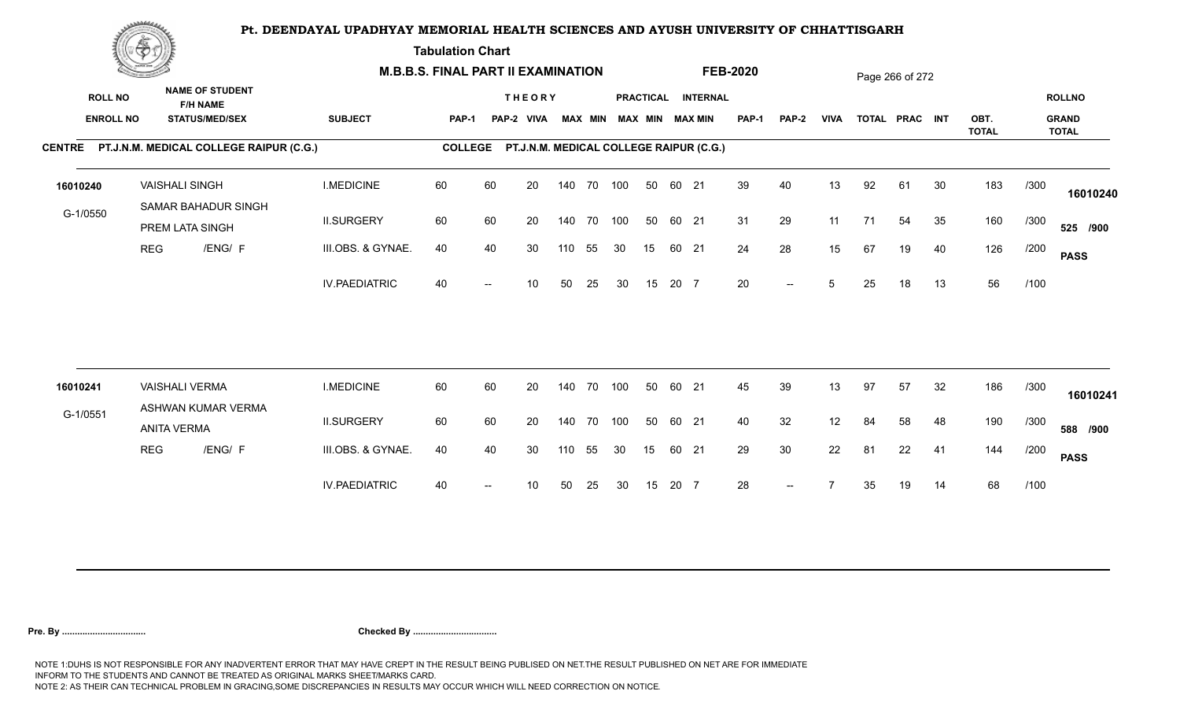# Pt. DEENDAYAL UPADHYAY MEMORIAL HEALTH SCIENCES AND AYUSH UNIVERSITY OF CHHATTISGARH

**Tabulation Chart**

**M.B.B.S. FINAL PART II EXAMINATION** **FEB-2020**

**CENTRE** PT.J.N.M. MEDICAL COLLEGE RAIPUR (C.G.) **COLLEGE** PT.J.N.M. MEDICAL COLLEGE RAIPUR (C.G.)

| ROLL NO / ENROLL NO | NAME OF STUDENT / F/H NAME / STATUS/MED/SEX | SUBJECT | THEORY PAP-1 | PAP-2 | VIVA | MAX | MIN | PRACTICAL MAX | MIN | INTERNAL MAX | MIN | PAP-1 | PAP-2 | VIVA | TOTAL | PRAC | INT | OBT. TOTAL | | ROLLNO / GRAND TOTAL |
|---|---|---|---|---|---|---|---|---|---|---|---|---|---|---|---|---|---|---|---|---|
| 16010240 | VAISHALI SINGH | I.MEDICINE | 60 | 60 | 20 | 140 | 70 | 100 | 50 | 60 | 21 | 39 | 40 | 13 | 92 | 61 | 30 | 183 | /300 | 16010240 |
| G-1/0550 | SAMAR BAHADUR SINGH / PREM LATA SINGH | II.SURGERY | 60 | 60 | 20 | 140 | 70 | 100 | 50 | 60 | 21 | 31 | 29 | 11 | 71 | 54 | 35 | 160 | /300 | 525 /900 |
| | REG /ENG/ F | III.OBS. & GYNAE. | 40 | 40 | 30 | 110 | 55 | 30 | 15 | 60 | 21 | 24 | 28 | 15 | 67 | 19 | 40 | 126 | /200 | PASS |
| | | IV.PAEDIATRIC | 40 | -- | 10 | 50 | 25 | 30 | 15 | 20 | 7 | 20 | -- | 5 | 25 | 18 | 13 | 56 | /100 | |
| 16010241 | VAISHALI VERMA | I.MEDICINE | 60 | 60 | 20 | 140 | 70 | 100 | 50 | 60 | 21 | 45 | 39 | 13 | 97 | 57 | 32 | 186 | /300 | 16010241 |
| G-1/0551 | ASHWAN KUMAR VERMA / ANITA VERMA | II.SURGERY | 60 | 60 | 20 | 140 | 70 | 100 | 50 | 60 | 21 | 40 | 32 | 12 | 84 | 58 | 48 | 190 | /300 | 588 /900 |
| | REG /ENG/ F | III.OBS. & GYNAE. | 40 | 40 | 30 | 110 | 55 | 30 | 15 | 60 | 21 | 29 | 30 | 22 | 81 | 22 | 41 | 144 | /200 | PASS |
| | | IV.PAEDIATRIC | 40 | -- | 10 | 50 | 25 | 30 | 15 | 20 | 7 | 28 | -- | 7 | 35 | 19 | 14 | 68 | /100 | |

**Pre. By .................................** **Checked By .................................**

NOTE 1:DUHS IS NOT RESPONSIBLE FOR ANY INADVERTENT ERROR THAT MAY HAVE CREPT IN THE RESULT BEING PUBLISED ON NET.THE RESULT PUBLISHED ON NET ARE FOR IMMEDIATE INFORM TO THE STUDENTS AND CANNOT BE TREATED AS ORIGINAL MARKS SHEET/MARKS CARD.
NOTE 2: AS THEIR CAN TECHNICAL PROBLEM IN GRACING,SOME DISCREPANCIES IN RESULTS MAY OCCUR WHICH WILL NEED CORRECTION ON NOTICE.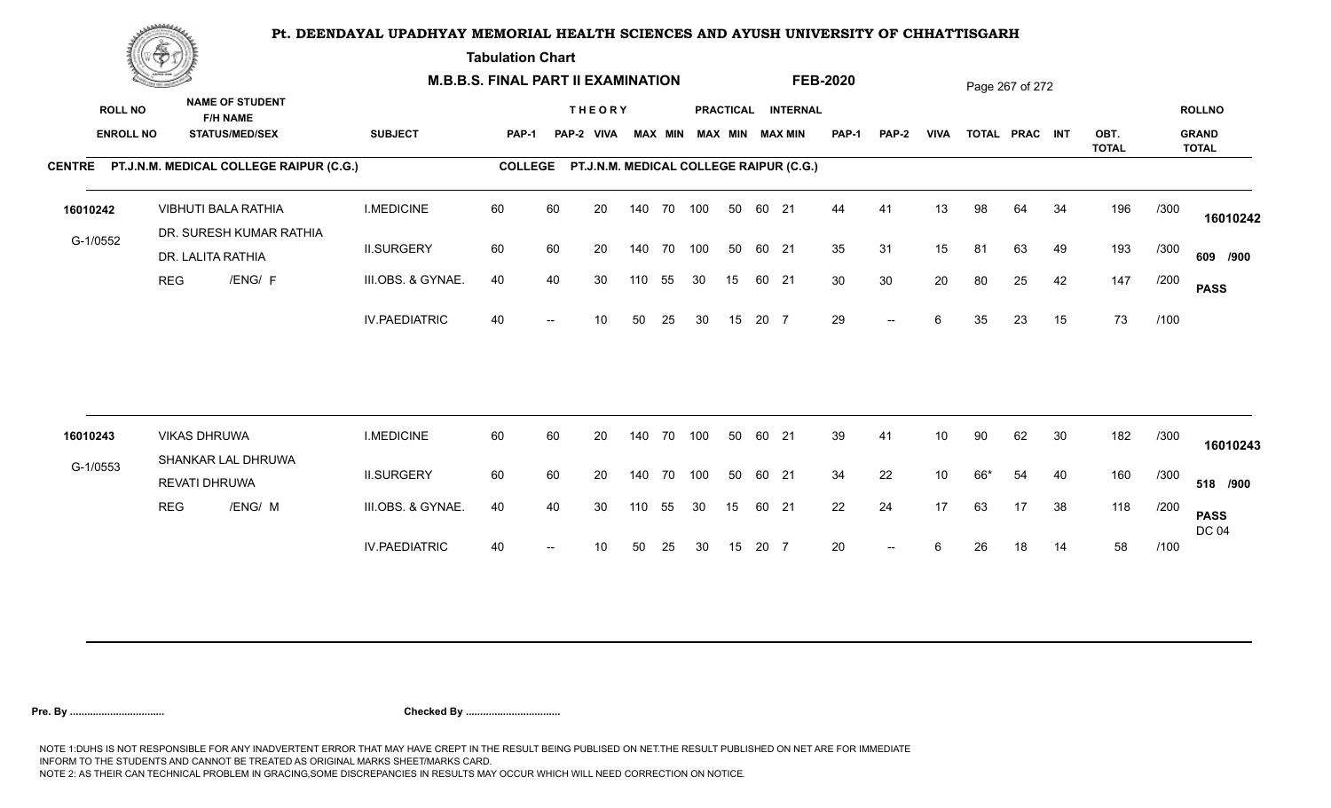# Pt. DEENDAYAL UPADHYAY MEMORIAL HEALTH SCIENCES AND AYUSH UNIVERSITY OF CHHATTISGARH

**Tabulation Chart**

**M.B.B.S. FINAL PART II EXAMINATION** **FEB-2020**

**CENTRE** PT.J.N.M. MEDICAL COLLEGE RAIPUR (C.G.) **COLLEGE** PT.J.N.M. MEDICAL COLLEGE RAIPUR (C.G.)

| ROLL NO / ENROLL NO | NAME OF STUDENT / F/H NAME / STATUS/MED/SEX | SUBJECT | THEORY PAP-1 | THEORY PAP-2 | THEORY VIVA | THEORY MAX | THEORY MIN | PRACTICAL MAX | PRACTICAL MIN | INTERNAL MAX | INTERNAL MIN | PAP-1 | PAP-2 | VIVA | TOTAL | PRAC | INT | OBT. TOTAL | | ROLLNO / GRAND TOTAL |
|---|---|---|---|---|---|---|---|---|---|---|---|---|---|---|---|---|---|---|---|---|
| 16010242 | VIBHUTI BALA RATHIA | I.MEDICINE | 60 | 60 | 20 | 140 | 70 | 100 | 50 | 60 | 21 | 44 | 41 | 13 | 98 | 64 | 34 | 196 | /300 | 16010242 |
| G-1/0552 | DR. SURESH KUMAR RATHIA / DR. LALITA RATHIA | II.SURGERY | 60 | 60 | 20 | 140 | 70 | 100 | 50 | 60 | 21 | 35 | 31 | 15 | 81 | 63 | 49 | 193 | /300 | 609 /900 |
| | REG /ENG/ F | III.OBS. & GYNAE. | 40 | 40 | 30 | 110 | 55 | 30 | 15 | 60 | 21 | 30 | 30 | 20 | 80 | 25 | 42 | 147 | /200 | PASS |
| | | IV.PAEDIATRIC | 40 | -- | 10 | 50 | 25 | 30 | 15 | 20 | 7 | 29 | -- | 6 | 35 | 23 | 15 | 73 | /100 | |
| 16010243 | VIKAS DHRUWA | I.MEDICINE | 60 | 60 | 20 | 140 | 70 | 100 | 50 | 60 | 21 | 39 | 41 | 10 | 90 | 62 | 30 | 182 | /300 | 16010243 |
| G-1/0553 | SHANKAR LAL DHRUWA / REVATI DHRUWA | II.SURGERY | 60 | 60 | 20 | 140 | 70 | 100 | 50 | 60 | 21 | 34 | 22 | 10 | 66* | 54 | 40 | 160 | /300 | 518 /900 |
| | REG /ENG/ M | III.OBS. & GYNAE. | 40 | 40 | 30 | 110 | 55 | 30 | 15 | 60 | 21 | 22 | 24 | 17 | 63 | 17 | 38 | 118 | /200 | PASS DC 04 |
| | | IV.PAEDIATRIC | 40 | -- | 10 | 50 | 25 | 30 | 15 | 20 | 7 | 20 | -- | 6 | 26 | 18 | 14 | 58 | /100 | |

**Pre. By ................................** **Checked By ................................**

NOTE 1:DUHS IS NOT RESPONSIBLE FOR ANY INADVERTENT ERROR THAT MAY HAVE CREPT IN THE RESULT BEING PUBLISED ON NET.THE RESULT PUBLISHED ON NET ARE FOR IMMEDIATE INFORM TO THE STUDENTS AND CANNOT BE TREATED AS ORIGINAL MARKS SHEET/MARKS CARD.
NOTE 2: AS THEIR CAN TECHNICAL PROBLEM IN GRACING,SOME DISCREPANCIES IN RESULTS MAY OCCUR WHICH WILL NEED CORRECTION ON NOTICE.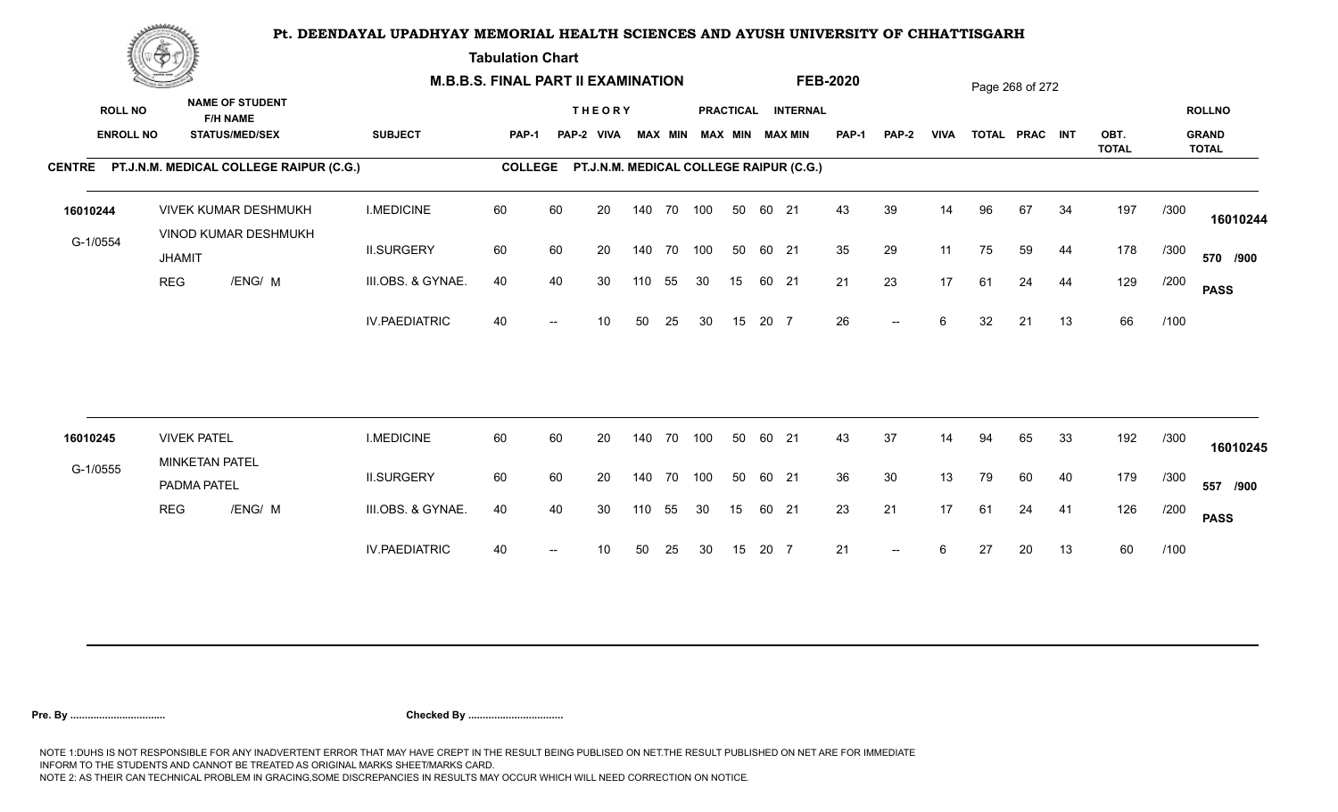# Pt. DEENDAYAL UPADHYAY MEMORIAL HEALTH SCIENCES AND AYUSH UNIVERSITY OF CHHATTISGARH

**Tabulation Chart**

**M.B.B.S. FINAL PART II EXAMINATION** **FEB-2020**

**CENTRE** PT.J.N.M. MEDICAL COLLEGE RAIPUR (C.G.) **COLLEGE** PT.J.N.M. MEDICAL COLLEGE RAIPUR (C.G.)

| ROLL NO / ENROLL NO | NAME OF STUDENT / F/H NAME / STATUS/MED/SEX | SUBJECT | THEORY PAP-1 | PAP-2 | VIVA | MAX | MIN | PRACTICAL MAX | MIN | INTERNAL MAX | MIN | PAP-1 | PAP-2 | VIVA | TOTAL | PRAC | INT | OBT. TOTAL | | ROLLNO / GRAND TOTAL |
|---|---|---|---|---|---|---|---|---|---|---|---|---|---|---|---|---|---|---|---|---|
| 16010244 | VIVEK KUMAR DESHMUKH | I.MEDICINE | 60 | 60 | 20 | 140 | 70 | 100 | 50 | 60 | 21 | 43 | 39 | 14 | 96 | 67 | 34 | 197 | /300 | 16010244 |
| G-1/0554 | VINOD KUMAR DESHMUKH / JHAMIT | II.SURGERY | 60 | 60 | 20 | 140 | 70 | 100 | 50 | 60 | 21 | 35 | 29 | 11 | 75 | 59 | 44 | 178 | /300 | 570 /900 |
| | REG /ENG/ M | III.OBS. & GYNAE. | 40 | 40 | 30 | 110 | 55 | 30 | 15 | 60 | 21 | 21 | 23 | 17 | 61 | 24 | 44 | 129 | /200 | PASS |
| | | IV.PAEDIATRIC | 40 | -- | 10 | 50 | 25 | 30 | 15 | 20 | 7 | 26 | -- | 6 | 32 | 21 | 13 | 66 | /100 | |
| 16010245 | VIVEK PATEL | I.MEDICINE | 60 | 60 | 20 | 140 | 70 | 100 | 50 | 60 | 21 | 43 | 37 | 14 | 94 | 65 | 33 | 192 | /300 | 16010245 |
| G-1/0555 | MINKETAN PATEL / PADMA PATEL | II.SURGERY | 60 | 60 | 20 | 140 | 70 | 100 | 50 | 60 | 21 | 36 | 30 | 13 | 79 | 60 | 40 | 179 | /300 | 557 /900 |
| | REG /ENG/ M | III.OBS. & GYNAE. | 40 | 40 | 30 | 110 | 55 | 30 | 15 | 60 | 21 | 23 | 21 | 17 | 61 | 24 | 41 | 126 | /200 | PASS |
| | | IV.PAEDIATRIC | 40 | -- | 10 | 50 | 25 | 30 | 15 | 20 | 7 | 21 | -- | 6 | 27 | 20 | 13 | 60 | /100 | |

**Pre. By .................................** **Checked By .................................**

NOTE 1:DUHS IS NOT RESPONSIBLE FOR ANY INADVERTENT ERROR THAT MAY HAVE CREPT IN THE RESULT BEING PUBLISED ON NET.THE RESULT PUBLISHED ON NET ARE FOR IMMEDIATE INFORM TO THE STUDENTS AND CANNOT BE TREATED AS ORIGINAL MARKS SHEET/MARKS CARD.
NOTE 2: AS THEIR CAN TECHNICAL PROBLEM IN GRACING,SOME DISCREPANCIES IN RESULTS MAY OCCUR WHICH WILL NEED CORRECTION ON NOTICE.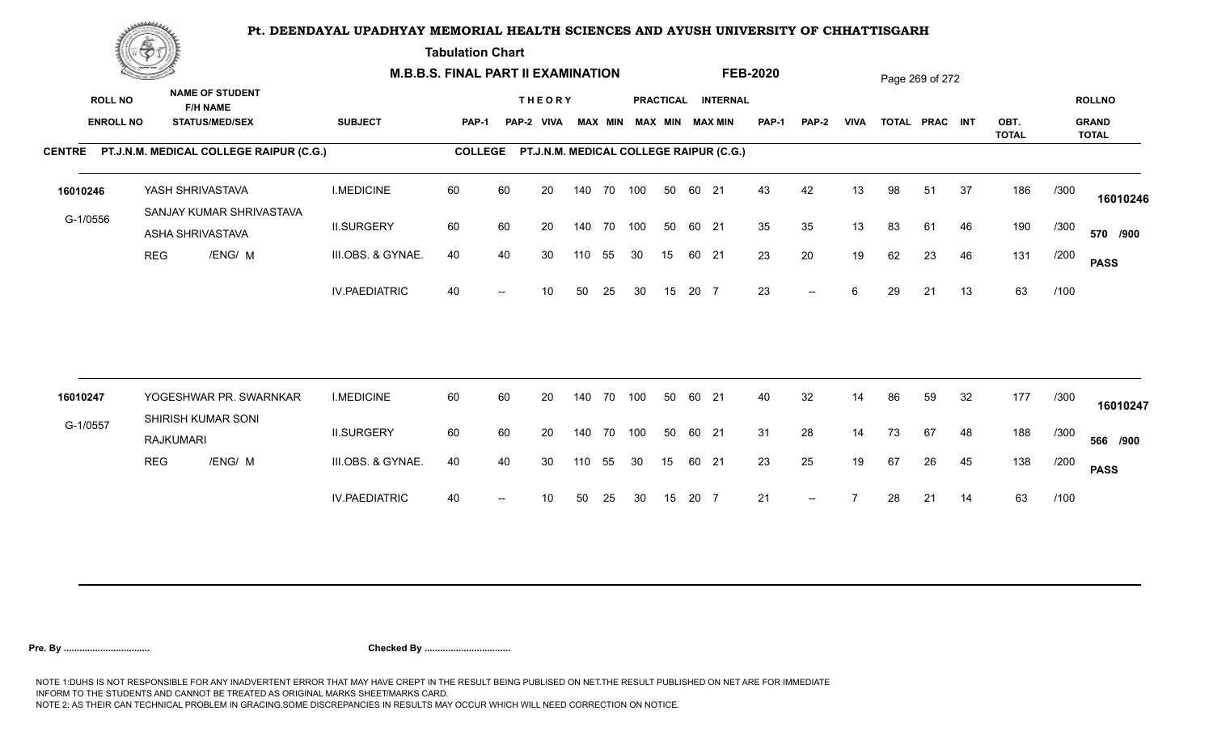# Pt. DEENDAYAL UPADHYAY MEMORIAL HEALTH SCIENCES AND AYUSH UNIVERSITY OF CHHATTISGARH

**Tabulation Chart**

**M.B.B.S. FINAL PART II EXAMINATION** **FEB-2020**

| ROLL NO / ENROLL NO | NAME OF STUDENT / F/H NAME / STATUS/MED/SEX | SUBJECT | THEORY PAP-1 | PAP-2 | VIVA | MAX | MIN | PRACTICAL MAX | MIN | INTERNAL MAX | MIN | PAP-1 | PAP-2 | VIVA | TOTAL | PRAC | INT | OBT. TOTAL | | ROLLNO / GRAND TOTAL |
|---|---|---|---|---|---|---|---|---|---|---|---|---|---|---|---|---|---|---|---|---|
| **CENTRE PT.J.N.M. MEDICAL COLLEGE RAIPUR (C.G.)** | | **COLLEGE PT.J.N.M. MEDICAL COLLEGE RAIPUR (C.G.)** | | | | | | | | | | | | | | | | | | |
| 16010246 | YASH SHRIVASTAVA | I.MEDICINE | 60 | 60 | 20 | 140 | 70 | 100 | 50 | 60 | 21 | 43 | 42 | 13 | 98 | 51 | 37 | 186 | /300 | 16010246 |
| G-1/0556 | SANJAY KUMAR SHRIVASTAVA / ASHA SHRIVASTAVA | II.SURGERY | 60 | 60 | 20 | 140 | 70 | 100 | 50 | 60 | 21 | 35 | 35 | 13 | 83 | 61 | 46 | 190 | /300 | 570 /900 |
| | REG /ENG/ M | III.OBS. & GYNAE. | 40 | 40 | 30 | 110 | 55 | 30 | 15 | 60 | 21 | 23 | 20 | 19 | 62 | 23 | 46 | 131 | /200 | PASS |
| | | IV.PAEDIATRIC | 40 | -- | 10 | 50 | 25 | 30 | 15 | 20 | 7 | 23 | -- | 6 | 29 | 21 | 13 | 63 | /100 | |
| 16010247 | YOGESHWAR PR. SWARNKAR | I.MEDICINE | 60 | 60 | 20 | 140 | 70 | 100 | 50 | 60 | 21 | 40 | 32 | 14 | 86 | 59 | 32 | 177 | /300 | 16010247 |
| G-1/0557 | SHIRISH KUMAR SONI / RAJKUMARI | II.SURGERY | 60 | 60 | 20 | 140 | 70 | 100 | 50 | 60 | 21 | 31 | 28 | 14 | 73 | 67 | 48 | 188 | /300 | 566 /900 |
| | REG /ENG/ M | III.OBS. & GYNAE. | 40 | 40 | 30 | 110 | 55 | 30 | 15 | 60 | 21 | 23 | 25 | 19 | 67 | 26 | 45 | 138 | /200 | PASS |
| | | IV.PAEDIATRIC | 40 | -- | 10 | 50 | 25 | 30 | 15 | 20 | 7 | 21 | -- | 7 | 28 | 21 | 14 | 63 | /100 | |

**Pre. By .................................** **Checked By .................................**

NOTE 1:DUHS IS NOT RESPONSIBLE FOR ANY INADVERTENT ERROR THAT MAY HAVE CREPT IN THE RESULT BEING PUBLISED ON NET.THE RESULT PUBLISHED ON NET ARE FOR IMMEDIATE INFORM TO THE STUDENTS AND CANNOT BE TREATED AS ORIGINAL MARKS SHEET/MARKS CARD.
NOTE 2: AS THEIR CAN TECHNICAL PROBLEM IN GRACING,SOME DISCREPANCIES IN RESULTS MAY OCCUR WHICH WILL NEED CORRECTION ON NOTICE.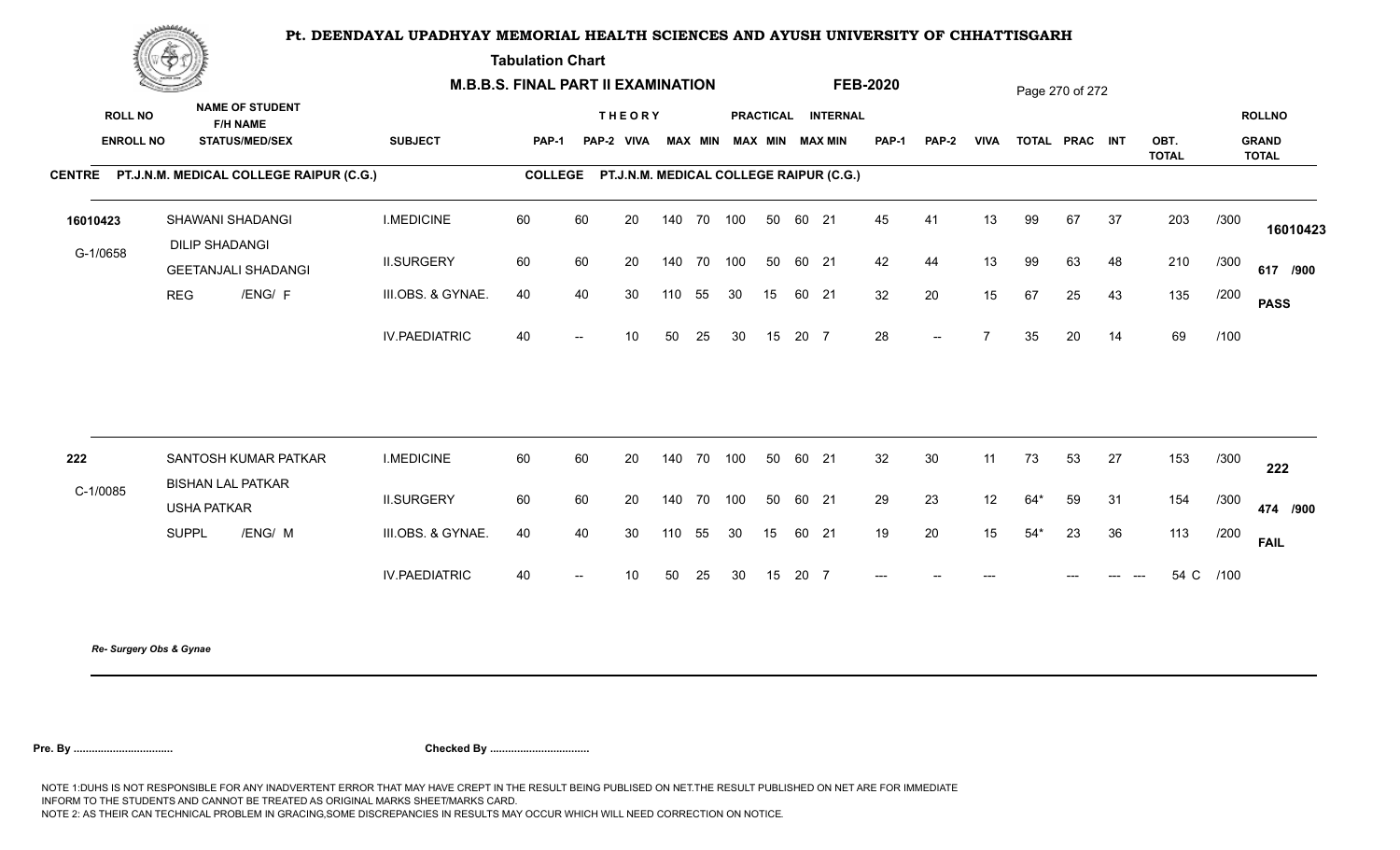# Pt. DEENDAYAL UPADHYAY MEMORIAL HEALTH SCIENCES AND AYUSH UNIVERSITY OF CHHATTISGARH

**Tabulation Chart**

**M.B.B.S. FINAL PART II EXAMINATION** **FEB-2020**

| ROLL NO / ENROLL NO | NAME OF STUDENT / F/H NAME / STATUS/MED/SEX | SUBJECT | THEORY PAP-1 | THEORY PAP-2 | VIVA | MAX | MIN | PRACTICAL MAX | PRACTICAL MIN | INTERNAL MAX | INTERNAL MIN | PAP-1 | PAP-2 | VIVA | TOTAL | PRAC | INT | OBT. TOTAL | | ROLLNO / GRAND TOTAL |
|---|---|---|---|---|---|---|---|---|---|---|---|---|---|---|---|---|---|---|---|---|

**CENTRE PT.J.N.M. MEDICAL COLLEGE RAIPUR (C.G.)** — **COLLEGE PT.J.N.M. MEDICAL COLLEGE RAIPUR (C.G.)**

| ROLL NO / ENROLL NO | NAME OF STUDENT / F/H NAME / STATUS/MED/SEX | SUBJECT | PAP-1 | PAP-2 | VIVA | MAX | MIN | MAX | MIN | MAX | MIN | PAP-1 | PAP-2 | VIVA | TOTAL | PRAC | INT | OBT. TOTAL | | ROLLNO / GRAND TOTAL |
|---|---|---|---|---|---|---|---|---|---|---|---|---|---|---|---|---|---|---|---|---|
| 16010423 | SHAWANI SHADANGI | I.MEDICINE | 60 | 60 | 20 | 140 | 70 | 100 | 50 | 60 | 21 | 45 | 41 | 13 | 99 | 67 | 37 | 203 | /300 | 16010423 |
| G-1/0658 | DILIP SHADANGI | II.SURGERY | 60 | 60 | 20 | 140 | 70 | 100 | 50 | 60 | 21 | 42 | 44 | 13 | 99 | 63 | 48 | 210 | /300 | 617 /900 |
| | GEETANJALI SHADANGI | III.OBS. & GYNAE. | 40 | 40 | 30 | 110 | 55 | 30 | 15 | 60 | 21 | 32 | 20 | 15 | 67 | 25 | 43 | 135 | /200 | PASS |
| | REG /ENG/ F | IV.PAEDIATRIC | 40 | -- | 10 | 50 | 25 | 30 | 15 | 20 | 7 | 28 | -- | 7 | 35 | 20 | 14 | 69 | /100 | |
| 222 | SANTOSH KUMAR PATKAR | I.MEDICINE | 60 | 60 | 20 | 140 | 70 | 100 | 50 | 60 | 21 | 32 | 30 | 11 | 73 | 53 | 27 | 153 | /300 | 222 |
| C-1/0085 | BISHAN LAL PATKAR | II.SURGERY | 60 | 60 | 20 | 140 | 70 | 100 | 50 | 60 | 21 | 29 | 23 | 12 | 64* | 59 | 31 | 154 | /300 | 474 /900 |
| | USHA PATKAR | III.OBS. & GYNAE. | 40 | 40 | 30 | 110 | 55 | 30 | 15 | 60 | 21 | 19 | 20 | 15 | 54* | 23 | 36 | 113 | /200 | FAIL |
| | SUPPL /ENG/ M | IV.PAEDIATRIC | 40 | -- | 10 | 50 | 25 | 30 | 15 | 20 | 7 | --- | -- | --- | | --- | --- --- | 54 C | /100 | |

*Re- Surgery Obs & Gynae*

**Pre. By ................................** **Checked By ................................**

NOTE 1:DUHS IS NOT RESPONSIBLE FOR ANY INADVERTENT ERROR THAT MAY HAVE CREPT IN THE RESULT BEING PUBLISED ON NET.THE RESULT PUBLISHED ON NET ARE FOR IMMEDIATE INFORM TO THE STUDENTS AND CANNOT BE TREATED AS ORIGINAL MARKS SHEET/MARKS CARD.
NOTE 2: AS THEIR CAN TECHNICAL PROBLEM IN GRACING,SOME DISCREPANCIES IN RESULTS MAY OCCUR WHICH WILL NEED CORRECTION ON NOTICE.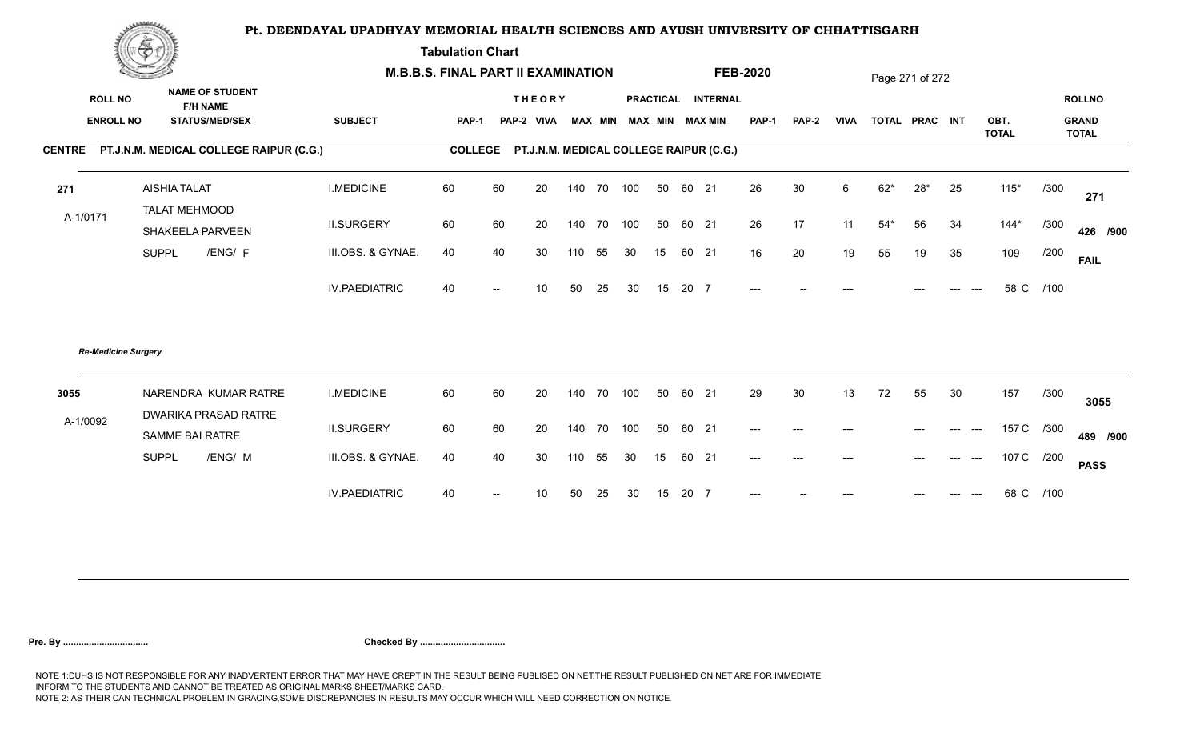# Pt. DEENDAYAL UPADHYAY MEMORIAL HEALTH SCIENCES AND AYUSH UNIVERSITY OF CHHATTISGARH

**Tabulation Chart**

**M.B.B.S. FINAL PART II EXAMINATION** **FEB-2020**

**CENTRE PT.J.N.M. MEDICAL COLLEGE RAIPUR (C.G.)** **COLLEGE PT.J.N.M. MEDICAL COLLEGE RAIPUR (C.G.)**

| ROLL NO / ENROLL NO | NAME OF STUDENT / F/H NAME / STATUS/MED/SEX | SUBJECT | THEORY PAP-1 | THEORY PAP-2 | THEORY VIVA | THEORY MAX | THEORY MIN | PRACTICAL MAX | PRACTICAL MIN | INTERNAL MAX | INTERNAL MIN | PAP-1 | PAP-2 | VIVA | TOTAL | PRAC | INT | OBT. TOTAL | | ROLLNO / GRAND TOTAL |
|---|---|---|---|---|---|---|---|---|---|---|---|---|---|---|---|---|---|---|---|---|
| 271 | AISHIA TALAT | I.MEDICINE | 60 | 60 | 20 | 140 | 70 | 100 | 50 | 60 | 21 | 26 | 30 | 6 | 62* | 28* | 25 | 115* | /300 | 271 |
| A-1/0171 | TALAT MEHMOOD / SHAKEELA PARVEEN | II.SURGERY | 60 | 60 | 20 | 140 | 70 | 100 | 50 | 60 | 21 | 26 | 17 | 11 | 54* | 56 | 34 | 144* | /300 | 426 /900 |
| | SUPPL /ENG/ F | III.OBS. & GYNAE. | 40 | 40 | 30 | 110 | 55 | 30 | 15 | 60 | 21 | 16 | 20 | 19 | 55 | 19 | 35 | 109 | /200 | FAIL |
| | | IV.PAEDIATRIC | 40 | -- | 10 | 50 | 25 | 30 | 15 | 20 | 7 | --- | -- | --- | | --- | --- --- | 58 C | /100 | |

*Re-Medicine Surgery*

| ROLL NO / ENROLL NO | NAME OF STUDENT / F/H NAME / STATUS/MED/SEX | SUBJECT | THEORY PAP-1 | THEORY PAP-2 | THEORY VIVA | THEORY MAX | THEORY MIN | PRACTICAL MAX | PRACTICAL MIN | INTERNAL MAX | INTERNAL MIN | PAP-1 | PAP-2 | VIVA | TOTAL | PRAC | INT | OBT. TOTAL | | ROLLNO / GRAND TOTAL |
|---|---|---|---|---|---|---|---|---|---|---|---|---|---|---|---|---|---|---|---|---|
| 3055 | NARENDRA KUMAR RATRE | I.MEDICINE | 60 | 60 | 20 | 140 | 70 | 100 | 50 | 60 | 21 | 29 | 30 | 13 | 72 | 55 | 30 | 157 | /300 | 3055 |
| A-1/0092 | DWARIKA PRASAD RATRE / SAMME BAI RATRE | II.SURGERY | 60 | 60 | 20 | 140 | 70 | 100 | 50 | 60 | 21 | --- | --- | --- | | --- | --- --- | 157 C | /300 | 489 /900 |
| | SUPPL /ENG/ M | III.OBS. & GYNAE. | 40 | 40 | 30 | 110 | 55 | 30 | 15 | 60 | 21 | --- | --- | --- | | --- | --- --- | 107 C | /200 | PASS |
| | | IV.PAEDIATRIC | 40 | -- | 10 | 50 | 25 | 30 | 15 | 20 | 7 | --- | -- | --- | | --- | --- --- | 68 C | /100 | |

**Pre. By .................................** **Checked By .................................**

NOTE 1:DUHS IS NOT RESPONSIBLE FOR ANY INADVERTENT ERROR THAT MAY HAVE CREPT IN THE RESULT BEING PUBLISED ON NET.THE RESULT PUBLISHED ON NET ARE FOR IMMEDIATE INFORM TO THE STUDENTS AND CANNOT BE TREATED AS ORIGINAL MARKS SHEET/MARKS CARD.
NOTE 2: AS THEIR CAN TECHNICAL PROBLEM IN GRACING,SOME DISCREPANCIES IN RESULTS MAY OCCUR WHICH WILL NEED CORRECTION ON NOTICE.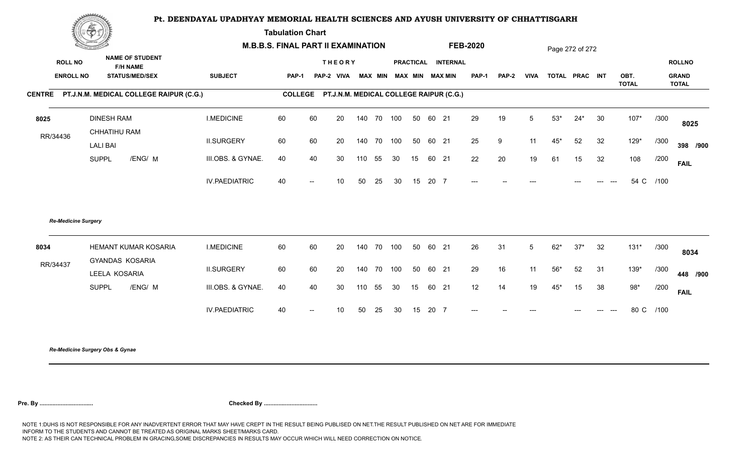# Pt. DEENDAYAL UPADHYAY MEMORIAL HEALTH SCIENCES AND AYUSH UNIVERSITY OF CHHATTISGARH

**Tabulation Chart**

**M.B.B.S. FINAL PART II EXAMINATION** **FEB-2020**

| ROLL NO / ENROLL NO | NAME OF STUDENT / F/H NAME / STATUS/MED/SEX | SUBJECT | THEORY PAP-1 | PAP-2 | VIVA | MAX | MIN | PRACTICAL MAX | MIN | INTERNAL MAX | MIN | PAP-1 | PAP-2 | VIVA | TOTAL | PRAC | INT | OBT. TOTAL | | ROLLNO / GRAND TOTAL |
|---|---|---|---|---|---|---|---|---|---|---|---|---|---|---|---|---|---|---|---|---|
| **CENTRE PT.J.N.M. MEDICAL COLLEGE RAIPUR (C.G.)** | | **COLLEGE PT.J.N.M. MEDICAL COLLEGE RAIPUR (C.G.)** | | | | | | | | | | | | | | | | | | |
| 8025 | DINESH RAM | I.MEDICINE | 60 | 60 | 20 | 140 | 70 | 100 | 50 | 60 | 21 | 29 | 19 | 5 | 53* | 24* | 30 | 107* | /300 | 8025 |
| RR/34436 | CHHATIHU RAM / LALI BAI | II.SURGERY | 60 | 60 | 20 | 140 | 70 | 100 | 50 | 60 | 21 | 25 | 9 | 11 | 45* | 52 | 32 | 129* | /300 | 398 /900 |
| | SUPPL /ENG/ M | III.OBS. & GYNAE. | 40 | 40 | 30 | 110 | 55 | 30 | 15 | 60 | 21 | 22 | 20 | 19 | 61 | 15 | 32 | 108 | /200 | FAIL |
| | | IV.PAEDIATRIC | 40 | -- | 10 | 50 | 25 | 30 | 15 | 20 | 7 | --- | -- | --- | | --- | --- --- | 54 C | /100 | |

*Re-Medicine Surgery*

| ROLL NO / ENROLL NO | NAME OF STUDENT / F/H NAME / STATUS/MED/SEX | SUBJECT | THEORY PAP-1 | PAP-2 | VIVA | MAX | MIN | PRACTICAL MAX | MIN | INTERNAL MAX | MIN | PAP-1 | PAP-2 | VIVA | TOTAL | PRAC | INT | OBT. TOTAL | | ROLLNO / GRAND TOTAL |
|---|---|---|---|---|---|---|---|---|---|---|---|---|---|---|---|---|---|---|---|---|
| 8034 | HEMANT KUMAR KOSARIA | I.MEDICINE | 60 | 60 | 20 | 140 | 70 | 100 | 50 | 60 | 21 | 26 | 31 | 5 | 62* | 37* | 32 | 131* | /300 | 8034 |
| RR/34437 | GYANDAS KOSARIA / LEELA KOSARIA | II.SURGERY | 60 | 60 | 20 | 140 | 70 | 100 | 50 | 60 | 21 | 29 | 16 | 11 | 56* | 52 | 31 | 139* | /300 | 448 /900 |
| | SUPPL /ENG/ M | III.OBS. & GYNAE. | 40 | 40 | 30 | 110 | 55 | 30 | 15 | 60 | 21 | 12 | 14 | 19 | 45* | 15 | 38 | 98* | /200 | FAIL |
| | | IV.PAEDIATRIC | 40 | -- | 10 | 50 | 25 | 30 | 15 | 20 | 7 | --- | -- | --- | | --- | --- --- | 80 C | /100 | |

*Re-Medicine Surgery Obs & Gynae*

**Pre. By ................................** **Checked By ................................**

NOTE 1:DUHS IS NOT RESPONSIBLE FOR ANY INADVERTENT ERROR THAT MAY HAVE CREPT IN THE RESULT BEING PUBLISED ON NET.THE RESULT PUBLISHED ON NET ARE FOR IMMEDIATE INFORM TO THE STUDENTS AND CANNOT BE TREATED AS ORIGINAL MARKS SHEET/MARKS CARD.
NOTE 2: AS THEIR CAN TECHNICAL PROBLEM IN GRACING,SOME DISCREPANCIES IN RESULTS MAY OCCUR WHICH WILL NEED CORRECTION ON NOTICE.